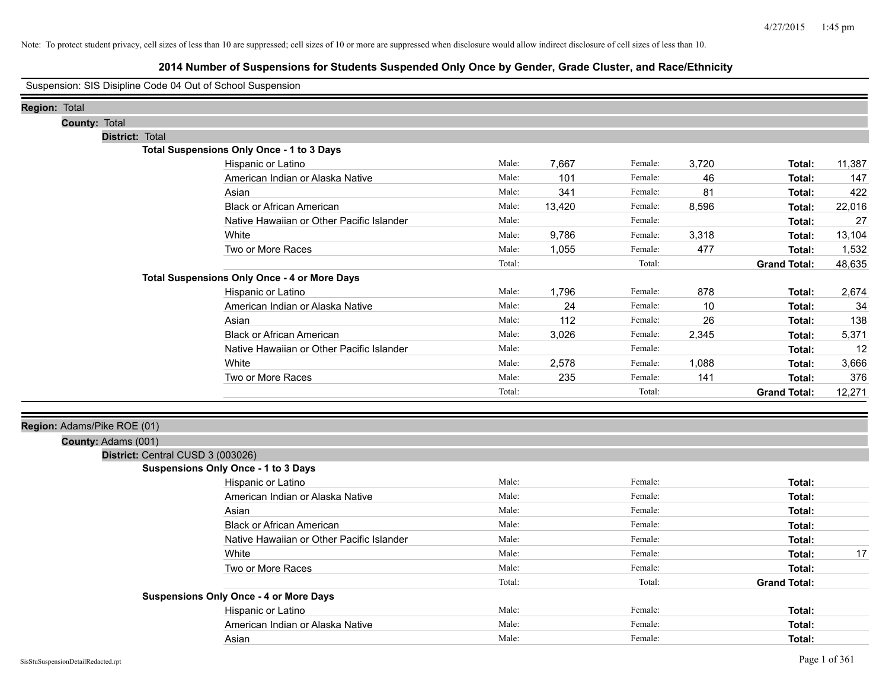Note: To protect student privacy, cell sizes of less than 10 are suppressed; cell sizes of 10 or more are suppressed when disclosure would allow indirect disclosure of cell sizes of less than 10.

# 2014 Number of Suspensions for Students Suspended Only Once by Gender, Grade Cluster, and Race/Ethnicity

Suspension: SIS Disipline Code 04 Out of School Suspension

**Region:** Total

**County:** Total

**District:** Total

**Total Suspensions Only Once - 1 to 3 Days**

| Race/Ethnicity | | Male | | Female | | Total |
|---|---|---|---|---|---|---|
| Hispanic or Latino | Male: | 7,667 | Female: | 3,720 | **Total:** | 11,387 |
| American Indian or Alaska Native | Male: | 101 | Female: | 46 | **Total:** | 147 |
| Asian | Male: | 341 | Female: | 81 | **Total:** | 422 |
| Black or African American | Male: | 13,420 | Female: | 8,596 | **Total:** | 22,016 |
| Native Hawaiian or Other Pacific Islander | Male: | | Female: | | **Total:** | 27 |
| White | Male: | 9,786 | Female: | 3,318 | **Total:** | 13,104 |
| Two or More Races | Male: | 1,055 | Female: | 477 | **Total:** | 1,532 |
| | Total: | | Total: | | **Grand Total:** | 48,635 |

**Total Suspensions Only Once - 4 or More Days**

| Race/Ethnicity | | Male | | Female | | Total |
|---|---|---|---|---|---|---|
| Hispanic or Latino | Male: | 1,796 | Female: | 878 | **Total:** | 2,674 |
| American Indian or Alaska Native | Male: | 24 | Female: | 10 | **Total:** | 34 |
| Asian | Male: | 112 | Female: | 26 | **Total:** | 138 |
| Black or African American | Male: | 3,026 | Female: | 2,345 | **Total:** | 5,371 |
| Native Hawaiian or Other Pacific Islander | Male: | | Female: | | **Total:** | 12 |
| White | Male: | 2,578 | Female: | 1,088 | **Total:** | 3,666 |
| Two or More Races | Male: | 235 | Female: | 141 | **Total:** | 376 |
| | Total: | | Total: | | **Grand Total:** | 12,271 |

**Region:** Adams/Pike ROE (01)

**County:** Adams (001)

**District:** Central CUSD 3 (003026)

**Suspensions Only Once - 1 to 3 Days**

| Race/Ethnicity | | Male | | Female | | Total |
|---|---|---|---|---|---|---|
| Hispanic or Latino | Male: | | Female: | | **Total:** | |
| American Indian or Alaska Native | Male: | | Female: | | **Total:** | |
| Asian | Male: | | Female: | | **Total:** | |
| Black or African American | Male: | | Female: | | **Total:** | |
| Native Hawaiian or Other Pacific Islander | Male: | | Female: | | **Total:** | |
| White | Male: | | Female: | | **Total:** | 17 |
| Two or More Races | Male: | | Female: | | **Total:** | |
| | Total: | | Total: | | **Grand Total:** | |

**Suspensions Only Once - 4 or More Days**

| Race/Ethnicity | | Male | | Female | | Total |
|---|---|---|---|---|---|---|
| Hispanic or Latino | Male: | | Female: | | **Total:** | |
| American Indian or Alaska Native | Male: | | Female: | | **Total:** | |
| Asian | Male: | | Female: | | **Total:** | |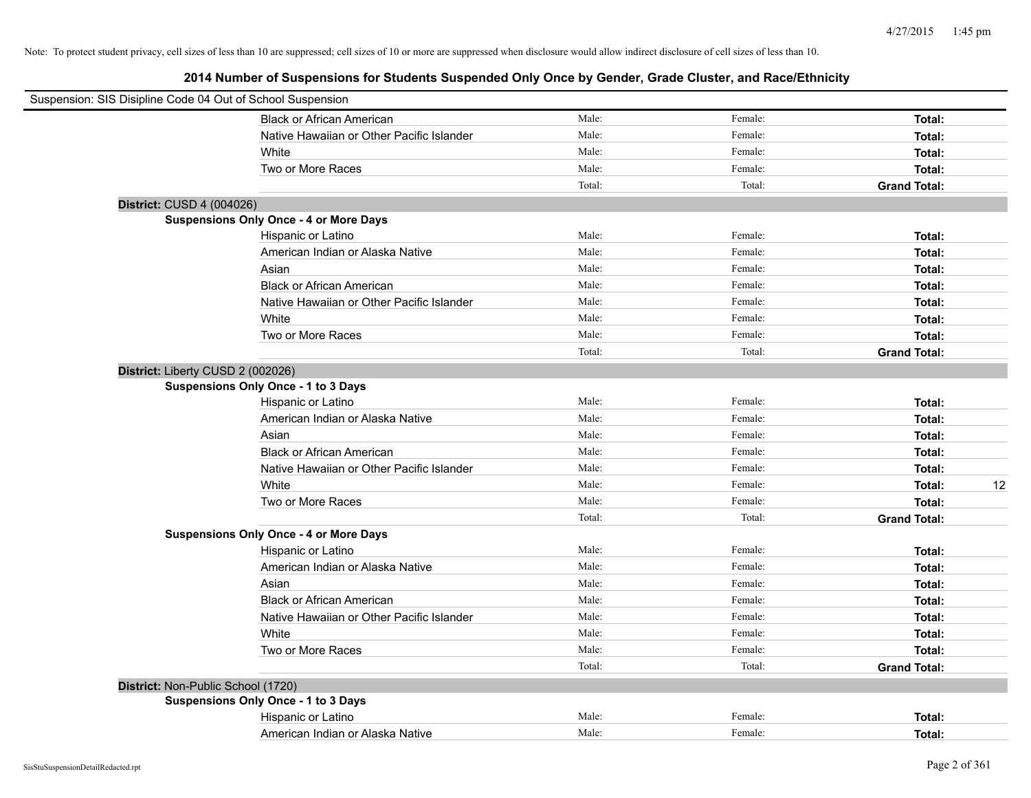Note: To protect student privacy, cell sizes of less than 10 are suppressed; cell sizes of 10 or more are suppressed when disclosure would allow indirect disclosure of cell sizes of less than 10.

## 2014 Number of Suspensions for Students Suspended Only Once by Gender, Grade Cluster, and Race/Ethnicity

Suspension: SIS Disipline Code 04 Out of School Suspension

| | | | | |
|---|---|---|---|---|
| Black or African American | Male: | Female: | **Total:** | |
| Native Hawaiian or Other Pacific Islander | Male: | Female: | **Total:** | |
| White | Male: | Female: | **Total:** | |
| Two or More Races | Male: | Female: | **Total:** | |
| | Total: | Total: | **Grand Total:** | |

**District:** CUSD 4 (004026)

**Suspensions Only Once - 4 or More Days**

| | | | | |
|---|---|---|---|---|
| Hispanic or Latino | Male: | Female: | **Total:** | |
| American Indian or Alaska Native | Male: | Female: | **Total:** | |
| Asian | Male: | Female: | **Total:** | |
| Black or African American | Male: | Female: | **Total:** | |
| Native Hawaiian or Other Pacific Islander | Male: | Female: | **Total:** | |
| White | Male: | Female: | **Total:** | |
| Two or More Races | Male: | Female: | **Total:** | |
| | Total: | Total: | **Grand Total:** | |

**District:** Liberty CUSD 2 (002026)

**Suspensions Only Once - 1 to 3 Days**

| | | | | |
|---|---|---|---|---|
| Hispanic or Latino | Male: | Female: | **Total:** | |
| American Indian or Alaska Native | Male: | Female: | **Total:** | |
| Asian | Male: | Female: | **Total:** | |
| Black or African American | Male: | Female: | **Total:** | |
| Native Hawaiian or Other Pacific Islander | Male: | Female: | **Total:** | |
| White | Male: | Female: | **Total:** | 12 |
| Two or More Races | Male: | Female: | **Total:** | |
| | Total: | Total: | **Grand Total:** | |

**Suspensions Only Once - 4 or More Days**

| | | | | |
|---|---|---|---|---|
| Hispanic or Latino | Male: | Female: | **Total:** | |
| American Indian or Alaska Native | Male: | Female: | **Total:** | |
| Asian | Male: | Female: | **Total:** | |
| Black or African American | Male: | Female: | **Total:** | |
| Native Hawaiian or Other Pacific Islander | Male: | Female: | **Total:** | |
| White | Male: | Female: | **Total:** | |
| Two or More Races | Male: | Female: | **Total:** | |
| | Total: | Total: | **Grand Total:** | |

**District:** Non-Public School (1720)

**Suspensions Only Once - 1 to 3 Days**

| | | | | |
|---|---|---|---|---|
| Hispanic or Latino | Male: | Female: | **Total:** | |
| American Indian or Alaska Native | Male: | Female: | **Total:** | |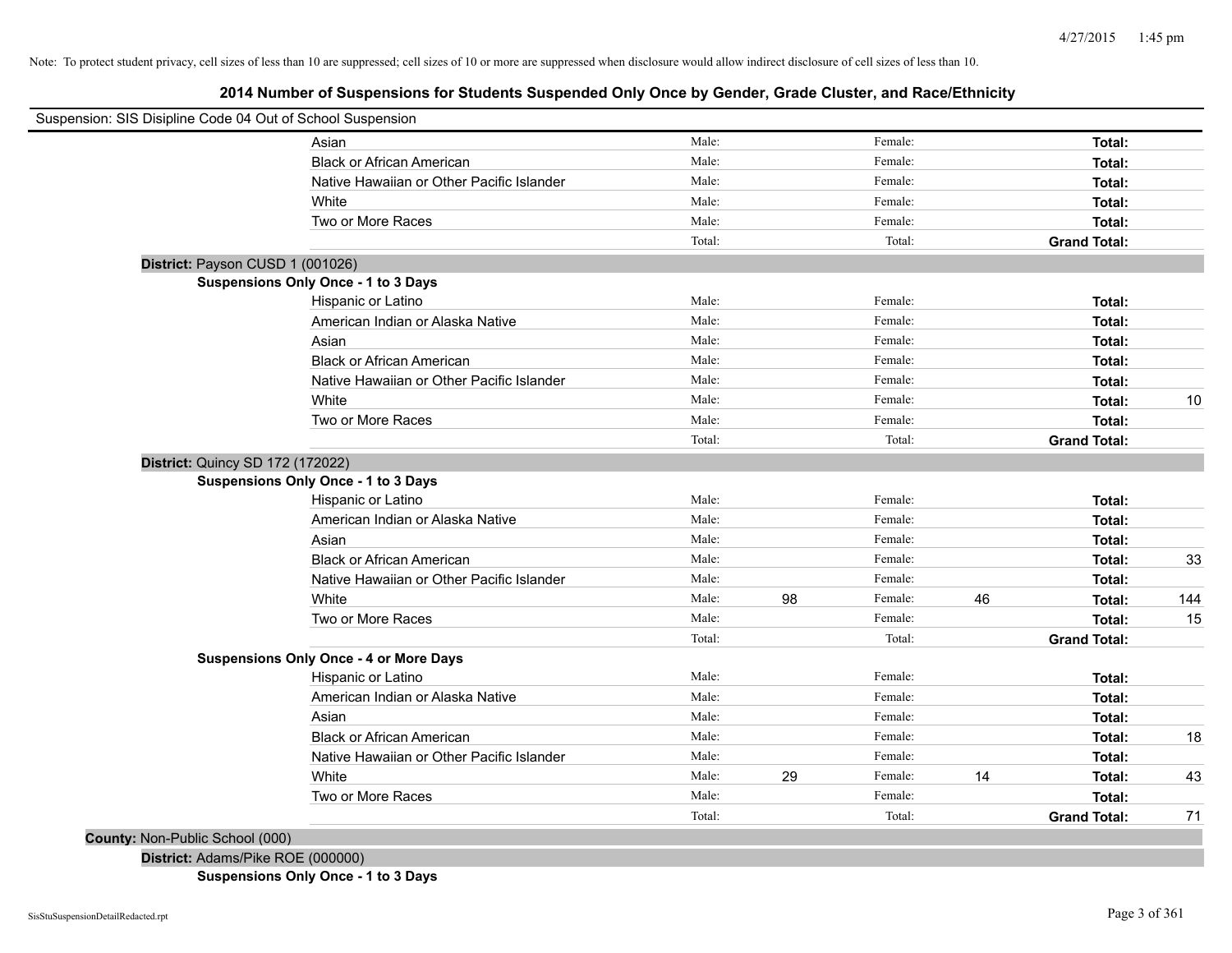Note: To protect student privacy, cell sizes of less than 10 are suppressed; cell sizes of 10 or more are suppressed when disclosure would allow indirect disclosure of cell sizes of less than 10.

# 2014 Number of Suspensions for Students Suspended Only Once by Gender, Grade Cluster, and Race/Ethnicity

Suspension: SIS Disipline Code 04 Out of School Suspension

| | | | | | |
|---|---|---|---|---|---|
| Asian | Male: | | Female: | | **Total:** | |
| Black or African American | Male: | | Female: | | **Total:** | |
| Native Hawaiian or Other Pacific Islander | Male: | | Female: | | **Total:** | |
| White | Male: | | Female: | | **Total:** | |
| Two or More Races | Male: | | Female: | | **Total:** | |
| | Total: | | Total: | | **Grand Total:** | |

**District:** Payson CUSD 1 (001026)

**Suspensions Only Once - 1 to 3 Days**

| | | | | | | |
|---|---|---|---|---|---|---|
| Hispanic or Latino | Male: | | Female: | | **Total:** | |
| American Indian or Alaska Native | Male: | | Female: | | **Total:** | |
| Asian | Male: | | Female: | | **Total:** | |
| Black or African American | Male: | | Female: | | **Total:** | |
| Native Hawaiian or Other Pacific Islander | Male: | | Female: | | **Total:** | |
| White | Male: | | Female: | | **Total:** | 10 |
| Two or More Races | Male: | | Female: | | **Total:** | |
| | Total: | | Total: | | **Grand Total:** | |

**District:** Quincy SD 172 (172022)

**Suspensions Only Once - 1 to 3 Days**

| | | | | | | |
|---|---|---|---|---|---|---|
| Hispanic or Latino | Male: | | Female: | | **Total:** | |
| American Indian or Alaska Native | Male: | | Female: | | **Total:** | |
| Asian | Male: | | Female: | | **Total:** | |
| Black or African American | Male: | | Female: | | **Total:** | 33 |
| Native Hawaiian or Other Pacific Islander | Male: | | Female: | | **Total:** | |
| White | Male: | 98 | Female: | 46 | **Total:** | 144 |
| Two or More Races | Male: | | Female: | | **Total:** | 15 |
| | Total: | | Total: | | **Grand Total:** | |

**Suspensions Only Once - 4 or More Days**

| | | | | | | |
|---|---|---|---|---|---|---|
| Hispanic or Latino | Male: | | Female: | | **Total:** | |
| American Indian or Alaska Native | Male: | | Female: | | **Total:** | |
| Asian | Male: | | Female: | | **Total:** | |
| Black or African American | Male: | | Female: | | **Total:** | 18 |
| Native Hawaiian or Other Pacific Islander | Male: | | Female: | | **Total:** | |
| White | Male: | 29 | Female: | 14 | **Total:** | 43 |
| Two or More Races | Male: | | Female: | | **Total:** | |
| | Total: | | Total: | | **Grand Total:** | 71 |

**County:** Non-Public School (000)

**District:** Adams/Pike ROE (000000)

**Suspensions Only Once - 1 to 3 Days**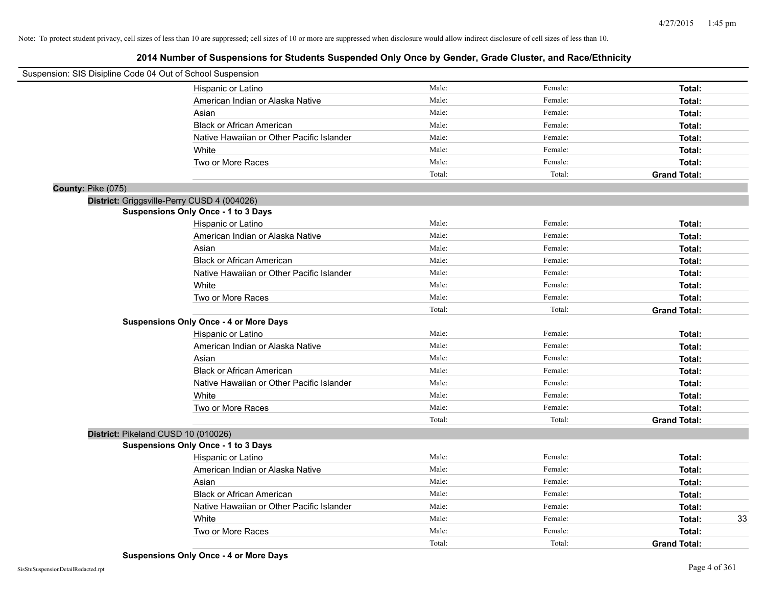Note: To protect student privacy, cell sizes of less than 10 are suppressed; cell sizes of 10 or more are suppressed when disclosure would allow indirect disclosure of cell sizes of less than 10.

## 2014 Number of Suspensions for Students Suspended Only Once by Gender, Grade Cluster, and Race/Ethnicity

Suspension: SIS Disipline Code 04 Out of School Suspension

| | Male: | Female: | Total: |
|---|---|---|---|
| Hispanic or Latino | Male: | Female: | Total: |
| American Indian or Alaska Native | Male: | Female: | Total: |
| Asian | Male: | Female: | Total: |
| Black or African American | Male: | Female: | Total: |
| Native Hawaiian or Other Pacific Islander | Male: | Female: | Total: |
| White | Male: | Female: | Total: |
| Two or More Races | Male: | Female: | Total: |
| | Total: | Total: | Grand Total: |

**County:** Pike (075)

**District:** Griggsville-Perry CUSD 4 (004026)

**Suspensions Only Once - 1 to 3 Days**

| | | | |
|---|---|---|---|
| Hispanic or Latino | Male: | Female: | Total: |
| American Indian or Alaska Native | Male: | Female: | Total: |
| Asian | Male: | Female: | Total: |
| Black or African American | Male: | Female: | Total: |
| Native Hawaiian or Other Pacific Islander | Male: | Female: | Total: |
| White | Male: | Female: | Total: |
| Two or More Races | Male: | Female: | Total: |
| | Total: | Total: | Grand Total: |

**Suspensions Only Once - 4 or More Days**

| | | | |
|---|---|---|---|
| Hispanic or Latino | Male: | Female: | Total: |
| American Indian or Alaska Native | Male: | Female: | Total: |
| Asian | Male: | Female: | Total: |
| Black or African American | Male: | Female: | Total: |
| Native Hawaiian or Other Pacific Islander | Male: | Female: | Total: |
| White | Male: | Female: | Total: |
| Two or More Races | Male: | Female: | Total: |
| | Total: | Total: | Grand Total: |

**District:** Pikeland CUSD 10 (010026)

**Suspensions Only Once - 1 to 3 Days**

| | | | |
|---|---|---|---|
| Hispanic or Latino | Male: | Female: | Total: |
| American Indian or Alaska Native | Male: | Female: | Total: |
| Asian | Male: | Female: | Total: |
| Black or African American | Male: | Female: | Total: |
| Native Hawaiian or Other Pacific Islander | Male: | Female: | Total: |
| White | Male: | Female: | Total: 33 |
| Two or More Races | Male: | Female: | Total: |
| | Total: | Total: | Grand Total: |

**Suspensions Only Once - 4 or More Days**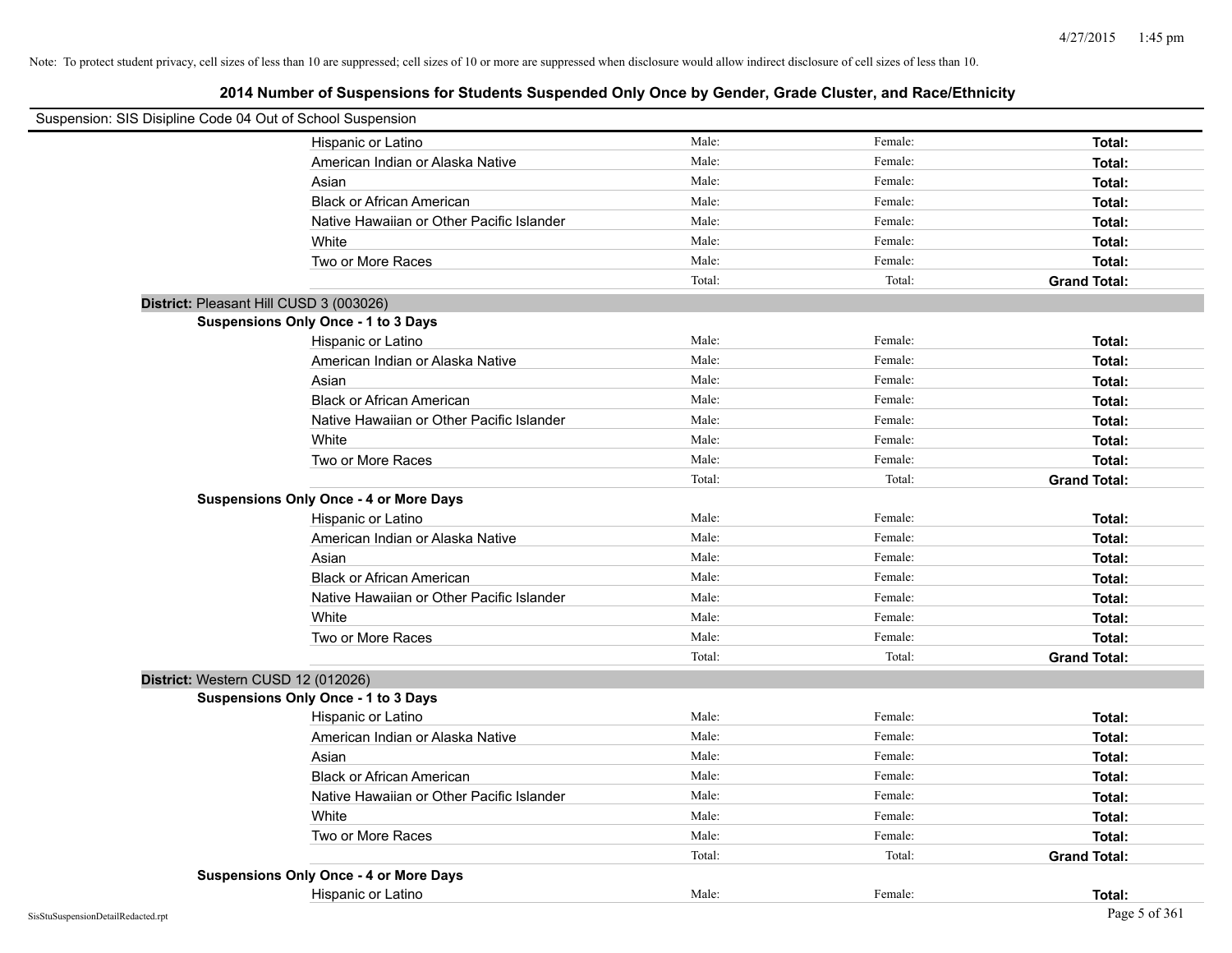Note: To protect student privacy, cell sizes of less than 10 are suppressed; cell sizes of 10 or more are suppressed when disclosure would allow indirect disclosure of cell sizes of less than 10.

## 2014 Number of Suspensions for Students Suspended Only Once by Gender, Grade Cluster, and Race/Ethnicity

Suspension: SIS Disipline Code 04 Out of School Suspension

| | Male | Female | Total |
|---|---|---|---|
| Hispanic or Latino | Male: | Female: | **Total:** |
| American Indian or Alaska Native | Male: | Female: | **Total:** |
| Asian | Male: | Female: | **Total:** |
| Black or African American | Male: | Female: | **Total:** |
| Native Hawaiian or Other Pacific Islander | Male: | Female: | **Total:** |
| White | Male: | Female: | **Total:** |
| Two or More Races | Male: | Female: | **Total:** |
| | Total: | Total: | **Grand Total:** |

**District:** Pleasant Hill CUSD 3 (003026)

**Suspensions Only Once - 1 to 3 Days**

| | Male | Female | Total |
|---|---|---|---|
| Hispanic or Latino | Male: | Female: | **Total:** |
| American Indian or Alaska Native | Male: | Female: | **Total:** |
| Asian | Male: | Female: | **Total:** |
| Black or African American | Male: | Female: | **Total:** |
| Native Hawaiian or Other Pacific Islander | Male: | Female: | **Total:** |
| White | Male: | Female: | **Total:** |
| Two or More Races | Male: | Female: | **Total:** |
| | Total: | Total: | **Grand Total:** |

**Suspensions Only Once - 4 or More Days**

| | Male | Female | Total |
|---|---|---|---|
| Hispanic or Latino | Male: | Female: | **Total:** |
| American Indian or Alaska Native | Male: | Female: | **Total:** |
| Asian | Male: | Female: | **Total:** |
| Black or African American | Male: | Female: | **Total:** |
| Native Hawaiian or Other Pacific Islander | Male: | Female: | **Total:** |
| White | Male: | Female: | **Total:** |
| Two or More Races | Male: | Female: | **Total:** |
| | Total: | Total: | **Grand Total:** |

**District:** Western CUSD 12 (012026)

**Suspensions Only Once - 1 to 3 Days**

| | Male | Female | Total |
|---|---|---|---|
| Hispanic or Latino | Male: | Female: | **Total:** |
| American Indian or Alaska Native | Male: | Female: | **Total:** |
| Asian | Male: | Female: | **Total:** |
| Black or African American | Male: | Female: | **Total:** |
| Native Hawaiian or Other Pacific Islander | Male: | Female: | **Total:** |
| White | Male: | Female: | **Total:** |
| Two or More Races | Male: | Female: | **Total:** |
| | Total: | Total: | **Grand Total:** |

**Suspensions Only Once - 4 or More Days**

| | Male | Female | Total |
|---|---|---|---|
| Hispanic or Latino | Male: | Female: | **Total:** |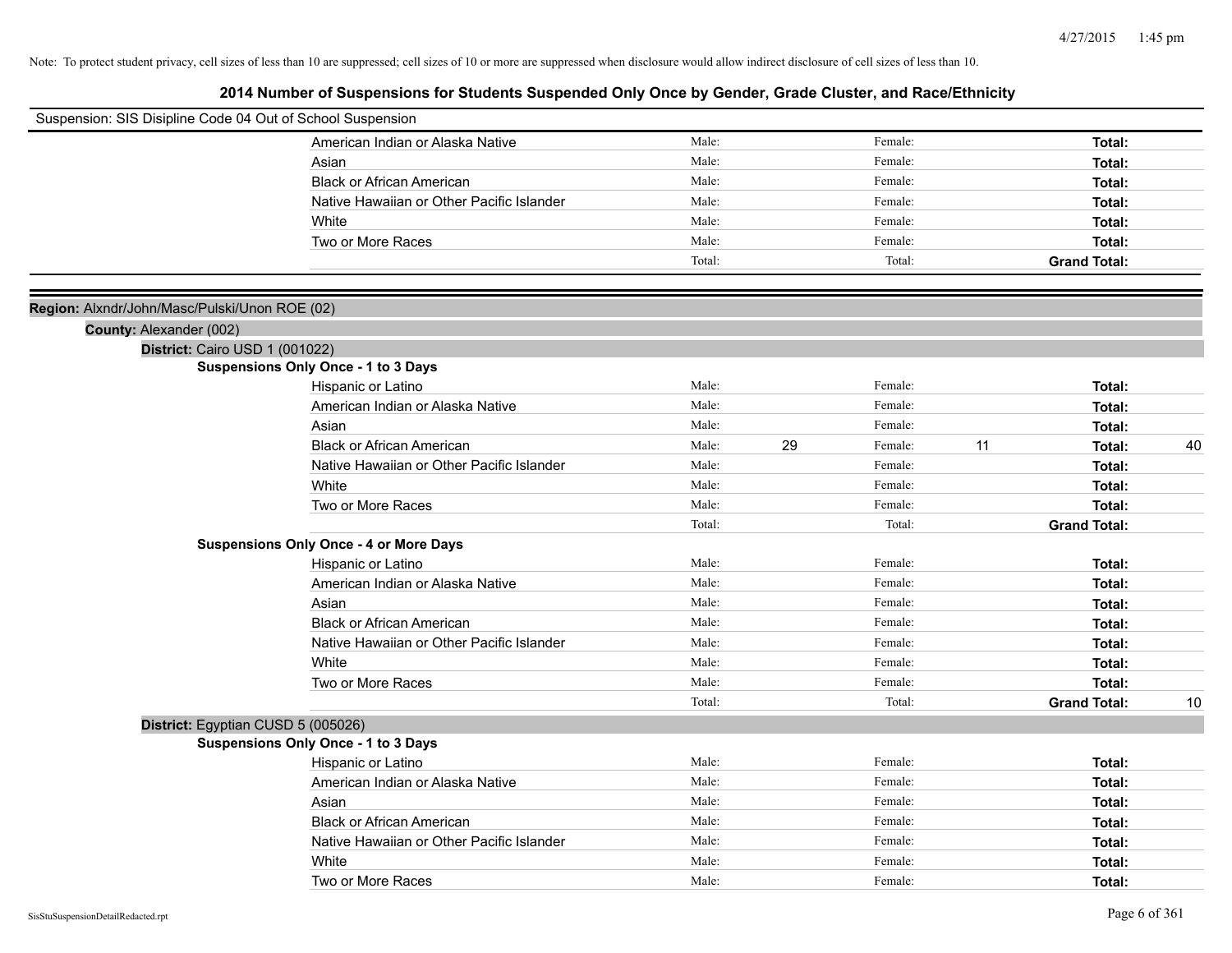Note: To protect student privacy, cell sizes of less than 10 are suppressed; cell sizes of 10 or more are suppressed when disclosure would allow indirect disclosure of cell sizes of less than 10.

# 2014 Number of Suspensions for Students Suspended Only Once by Gender, Grade Cluster, and Race/Ethnicity

Suspension: SIS Disipline Code 04 Out of School Suspension

| | | | | | | |
|---|---|---|---|---|---|---|
| American Indian or Alaska Native | Male: | | Female: | | **Total:** | |
| Asian | Male: | | Female: | | **Total:** | |
| Black or African American | Male: | | Female: | | **Total:** | |
| Native Hawaiian or Other Pacific Islander | Male: | | Female: | | **Total:** | |
| White | Male: | | Female: | | **Total:** | |
| Two or More Races | Male: | | Female: | | **Total:** | |
| | Total: | | Total: | | **Grand Total:** | |

**Region:** Alxndr/John/Masc/Pulski/Unon ROE (02)

**County:** Alexander (002)

**District:** Cairo USD 1 (001022)

**Suspensions Only Once - 1 to 3 Days**

| | | | | | | |
|---|---|---|---|---|---|---|
| Hispanic or Latino | Male: | | Female: | | **Total:** | |
| American Indian or Alaska Native | Male: | | Female: | | **Total:** | |
| Asian | Male: | | Female: | | **Total:** | |
| Black or African American | Male: | 29 | Female: | 11 | **Total:** | 40 |
| Native Hawaiian or Other Pacific Islander | Male: | | Female: | | **Total:** | |
| White | Male: | | Female: | | **Total:** | |
| Two or More Races | Male: | | Female: | | **Total:** | |
| | Total: | | Total: | | **Grand Total:** | |

**Suspensions Only Once - 4 or More Days**

| | | | | | | |
|---|---|---|---|---|---|---|
| Hispanic or Latino | Male: | | Female: | | **Total:** | |
| American Indian or Alaska Native | Male: | | Female: | | **Total:** | |
| Asian | Male: | | Female: | | **Total:** | |
| Black or African American | Male: | | Female: | | **Total:** | |
| Native Hawaiian or Other Pacific Islander | Male: | | Female: | | **Total:** | |
| White | Male: | | Female: | | **Total:** | |
| Two or More Races | Male: | | Female: | | **Total:** | |
| | Total: | | Total: | | **Grand Total:** | 10 |

**District:** Egyptian CUSD 5 (005026)

**Suspensions Only Once - 1 to 3 Days**

| | | | | | | |
|---|---|---|---|---|---|---|
| Hispanic or Latino | Male: | | Female: | | **Total:** | |
| American Indian or Alaska Native | Male: | | Female: | | **Total:** | |
| Asian | Male: | | Female: | | **Total:** | |
| Black or African American | Male: | | Female: | | **Total:** | |
| Native Hawaiian or Other Pacific Islander | Male: | | Female: | | **Total:** | |
| White | Male: | | Female: | | **Total:** | |
| Two or More Races | Male: | | Female: | | **Total:** | |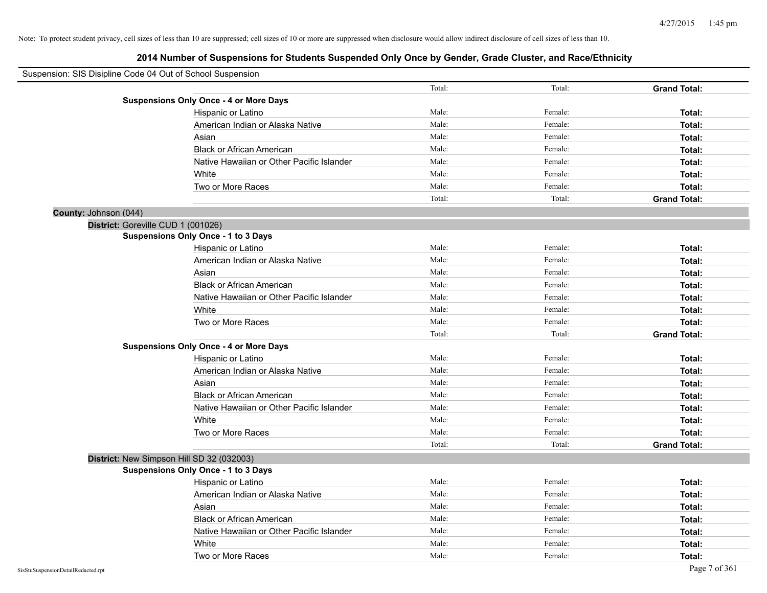Note: To protect student privacy, cell sizes of less than 10 are suppressed; cell sizes of 10 or more are suppressed when disclosure would allow indirect disclosure of cell sizes of less than 10.

## 2014 Number of Suspensions for Students Suspended Only Once by Gender, Grade Cluster, and Race/Ethnicity

Suspension: SIS Disipline Code 04 Out of School Suspension

| | | | | |
|---|---|---|---|---|
| | | Total: | Total: | **Grand Total:** |
| **Suspensions Only Once - 4 or More Days** | | | | |
| | Hispanic or Latino | Male: | Female: | **Total:** |
| | American Indian or Alaska Native | Male: | Female: | **Total:** |
| | Asian | Male: | Female: | **Total:** |
| | Black or African American | Male: | Female: | **Total:** |
| | Native Hawaiian or Other Pacific Islander | Male: | Female: | **Total:** |
| | White | Male: | Female: | **Total:** |
| | Two or More Races | Male: | Female: | **Total:** |
| | | Total: | Total: | **Grand Total:** |
| **County:** Johnson (044) | | | | |
| **District:** Goreville CUD 1 (001026) | | | | |
| **Suspensions Only Once - 1 to 3 Days** | | | | |
| | Hispanic or Latino | Male: | Female: | **Total:** |
| | American Indian or Alaska Native | Male: | Female: | **Total:** |
| | Asian | Male: | Female: | **Total:** |
| | Black or African American | Male: | Female: | **Total:** |
| | Native Hawaiian or Other Pacific Islander | Male: | Female: | **Total:** |
| | White | Male: | Female: | **Total:** |
| | Two or More Races | Male: | Female: | **Total:** |
| | | Total: | Total: | **Grand Total:** |
| **Suspensions Only Once - 4 or More Days** | | | | |
| | Hispanic or Latino | Male: | Female: | **Total:** |
| | American Indian or Alaska Native | Male: | Female: | **Total:** |
| | Asian | Male: | Female: | **Total:** |
| | Black or African American | Male: | Female: | **Total:** |
| | Native Hawaiian or Other Pacific Islander | Male: | Female: | **Total:** |
| | White | Male: | Female: | **Total:** |
| | Two or More Races | Male: | Female: | **Total:** |
| | | Total: | Total: | **Grand Total:** |
| **District:** New Simpson Hill SD 32 (032003) | | | | |
| **Suspensions Only Once - 1 to 3 Days** | | | | |
| | Hispanic or Latino | Male: | Female: | **Total:** |
| | American Indian or Alaska Native | Male: | Female: | **Total:** |
| | Asian | Male: | Female: | **Total:** |
| | Black or African American | Male: | Female: | **Total:** |
| | Native Hawaiian or Other Pacific Islander | Male: | Female: | **Total:** |
| | White | Male: | Female: | **Total:** |
| | Two or More Races | Male: | Female: | **Total:** |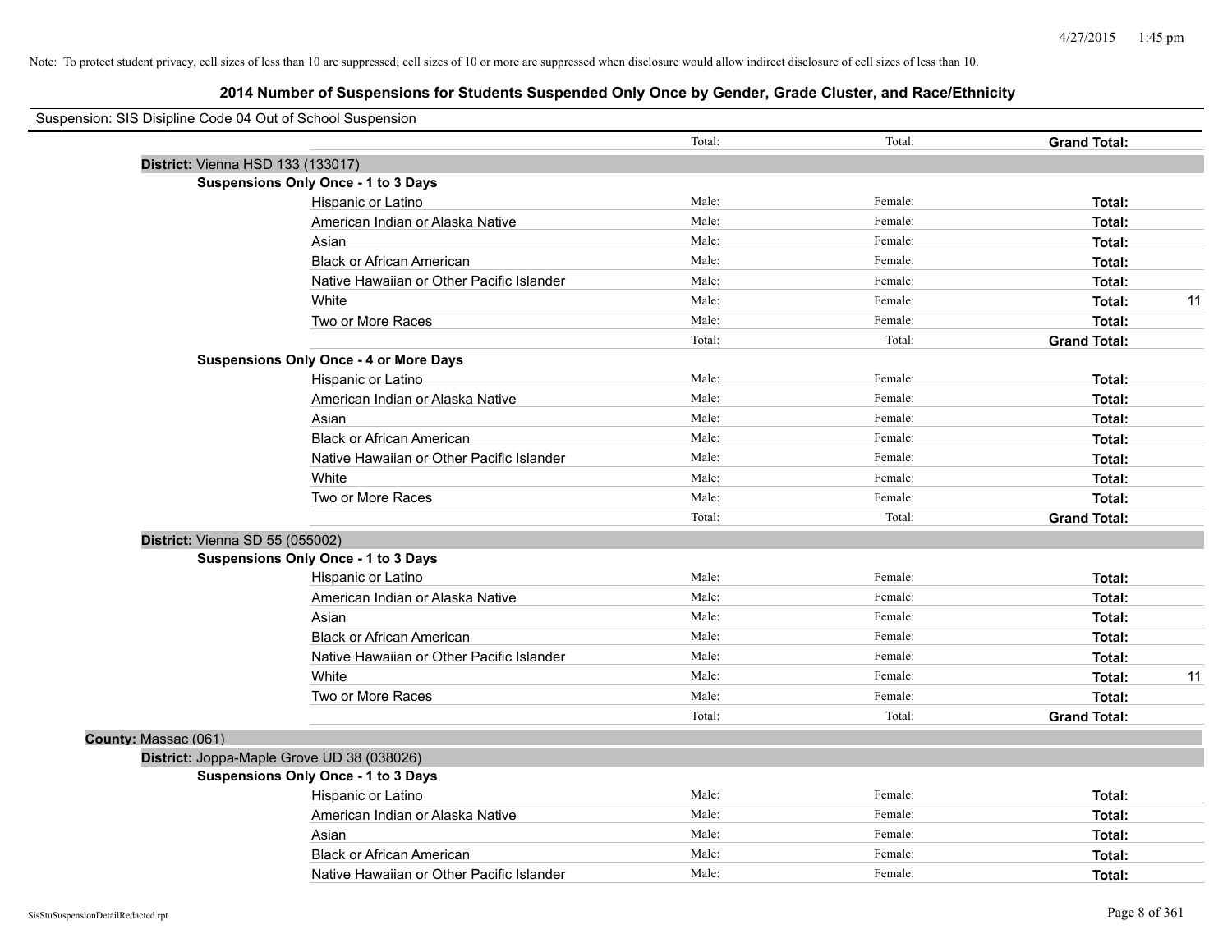Note: To protect student privacy, cell sizes of less than 10 are suppressed; cell sizes of 10 or more are suppressed when disclosure would allow indirect disclosure of cell sizes of less than 10.

# 2014 Number of Suspensions for Students Suspended Only Once by Gender, Grade Cluster, and Race/Ethnicity

Suspension: SIS Disipline Code 04 Out of School Suspension

| | | | | | |
|---|---|---|---|---|---|
| | | Total: | Total: | **Grand Total:** | |
| **District:** Vienna HSD 133 (133017) | | | | | |
| **Suspensions Only Once - 1 to 3 Days** | | | | | |
| | Hispanic or Latino | Male: | Female: | **Total:** | |
| | American Indian or Alaska Native | Male: | Female: | **Total:** | |
| | Asian | Male: | Female: | **Total:** | |
| | Black or African American | Male: | Female: | **Total:** | |
| | Native Hawaiian or Other Pacific Islander | Male: | Female: | **Total:** | |
| | White | Male: | Female: | **Total:** | 11 |
| | Two or More Races | Male: | Female: | **Total:** | |
| | | Total: | Total: | **Grand Total:** | |
| **Suspensions Only Once - 4 or More Days** | | | | | |
| | Hispanic or Latino | Male: | Female: | **Total:** | |
| | American Indian or Alaska Native | Male: | Female: | **Total:** | |
| | Asian | Male: | Female: | **Total:** | |
| | Black or African American | Male: | Female: | **Total:** | |
| | Native Hawaiian or Other Pacific Islander | Male: | Female: | **Total:** | |
| | White | Male: | Female: | **Total:** | |
| | Two or More Races | Male: | Female: | **Total:** | |
| | | Total: | Total: | **Grand Total:** | |
| **District:** Vienna SD 55 (055002) | | | | | |
| **Suspensions Only Once - 1 to 3 Days** | | | | | |
| | Hispanic or Latino | Male: | Female: | **Total:** | |
| | American Indian or Alaska Native | Male: | Female: | **Total:** | |
| | Asian | Male: | Female: | **Total:** | |
| | Black or African American | Male: | Female: | **Total:** | |
| | Native Hawaiian or Other Pacific Islander | Male: | Female: | **Total:** | |
| | White | Male: | Female: | **Total:** | 11 |
| | Two or More Races | Male: | Female: | **Total:** | |
| | | Total: | Total: | **Grand Total:** | |
| **County:** Massac (061) | | | | | |
| **District:** Joppa-Maple Grove UD 38 (038026) | | | | | |
| **Suspensions Only Once - 1 to 3 Days** | | | | | |
| | Hispanic or Latino | Male: | Female: | **Total:** | |
| | American Indian or Alaska Native | Male: | Female: | **Total:** | |
| | Asian | Male: | Female: | **Total:** | |
| | Black or African American | Male: | Female: | **Total:** | |
| | Native Hawaiian or Other Pacific Islander | Male: | Female: | **Total:** | |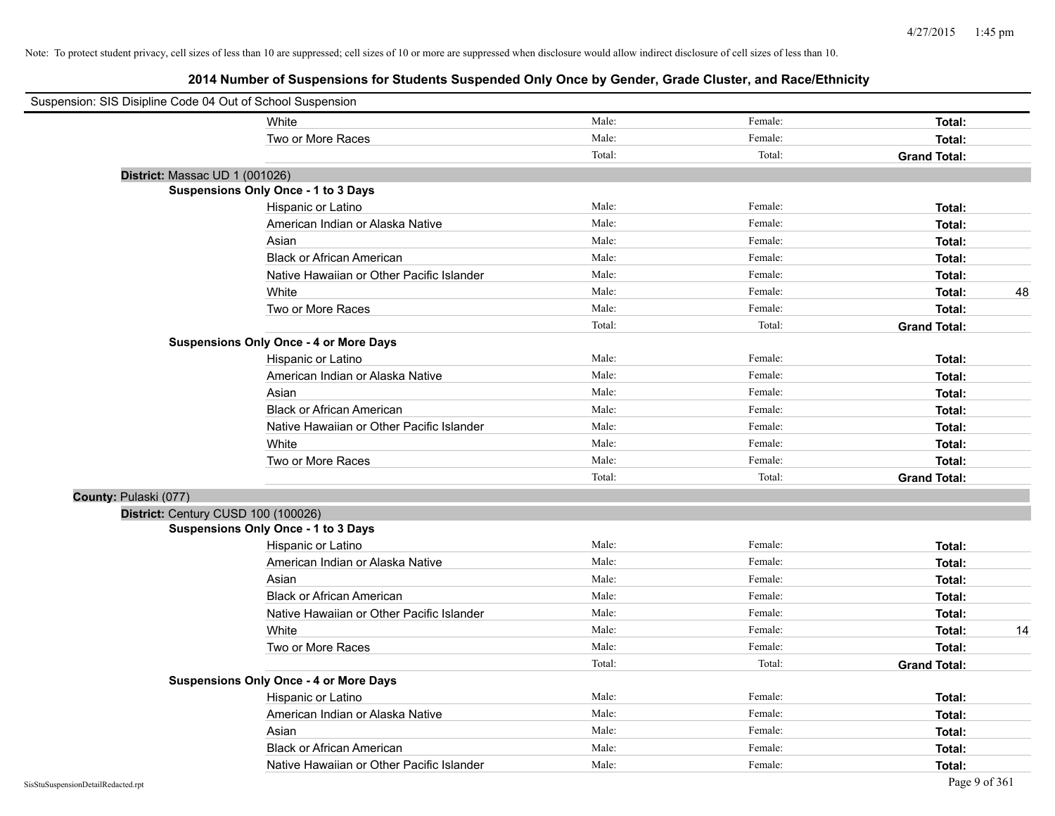Note: To protect student privacy, cell sizes of less than 10 are suppressed; cell sizes of 10 or more are suppressed when disclosure would allow indirect disclosure of cell sizes of less than 10.

# 2014 Number of Suspensions for Students Suspended Only Once by Gender, Grade Cluster, and Race/Ethnicity

Suspension: SIS Disipline Code 04 Out of School Suspension

| | | | | |
|---|---|---|---|---|
| White | Male: | Female: | **Total:** | |
| Two or More Races | Male: | Female: | **Total:** | |
| | Total: | Total: | **Grand Total:** | |

**District:** Massac UD 1 (001026)

**Suspensions Only Once - 1 to 3 Days**

| | | | | |
|---|---|---|---|---|
| Hispanic or Latino | Male: | Female: | **Total:** | |
| American Indian or Alaska Native | Male: | Female: | **Total:** | |
| Asian | Male: | Female: | **Total:** | |
| Black or African American | Male: | Female: | **Total:** | |
| Native Hawaiian or Other Pacific Islander | Male: | Female: | **Total:** | |
| White | Male: | Female: | **Total:** | 48 |
| Two or More Races | Male: | Female: | **Total:** | |
| | Total: | Total: | **Grand Total:** | |

**Suspensions Only Once - 4 or More Days**

| | | | | |
|---|---|---|---|---|
| Hispanic or Latino | Male: | Female: | **Total:** | |
| American Indian or Alaska Native | Male: | Female: | **Total:** | |
| Asian | Male: | Female: | **Total:** | |
| Black or African American | Male: | Female: | **Total:** | |
| Native Hawaiian or Other Pacific Islander | Male: | Female: | **Total:** | |
| White | Male: | Female: | **Total:** | |
| Two or More Races | Male: | Female: | **Total:** | |
| | Total: | Total: | **Grand Total:** | |

**County:** Pulaski (077)

**District:** Century CUSD 100 (100026)

**Suspensions Only Once - 1 to 3 Days**

| | | | | |
|---|---|---|---|---|
| Hispanic or Latino | Male: | Female: | **Total:** | |
| American Indian or Alaska Native | Male: | Female: | **Total:** | |
| Asian | Male: | Female: | **Total:** | |
| Black or African American | Male: | Female: | **Total:** | |
| Native Hawaiian or Other Pacific Islander | Male: | Female: | **Total:** | |
| White | Male: | Female: | **Total:** | 14 |
| Two or More Races | Male: | Female: | **Total:** | |
| | Total: | Total: | **Grand Total:** | |

**Suspensions Only Once - 4 or More Days**

| | | | | |
|---|---|---|---|---|
| Hispanic or Latino | Male: | Female: | **Total:** | |
| American Indian or Alaska Native | Male: | Female: | **Total:** | |
| Asian | Male: | Female: | **Total:** | |
| Black or African American | Male: | Female: | **Total:** | |
| Native Hawaiian or Other Pacific Islander | Male: | Female: | **Total:** | |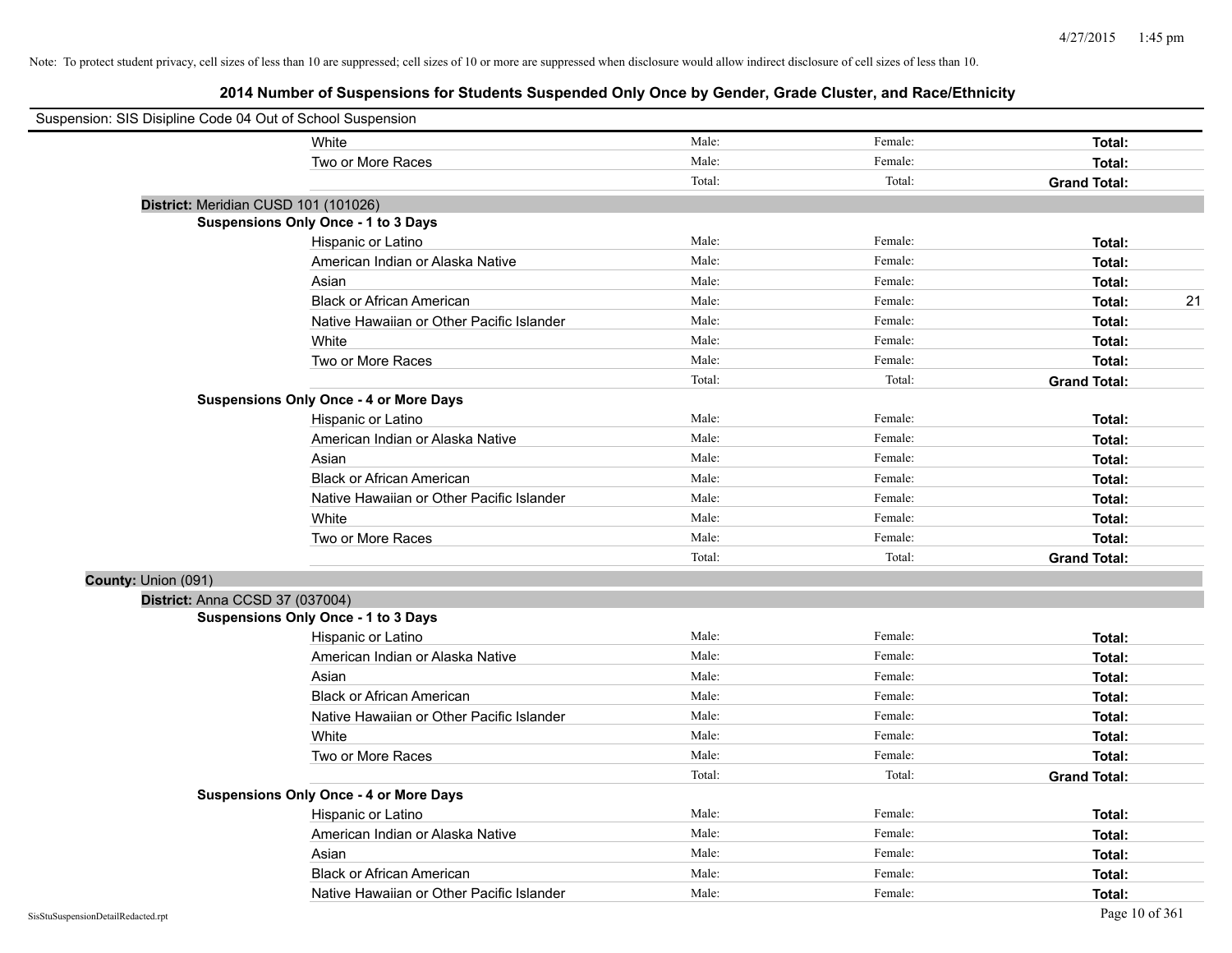Note: To protect student privacy, cell sizes of less than 10 are suppressed; cell sizes of 10 or more are suppressed when disclosure would allow indirect disclosure of cell sizes of less than 10.

## 2014 Number of Suspensions for Students Suspended Only Once by Gender, Grade Cluster, and Race/Ethnicity

Suspension: SIS Disipline Code 04 Out of School Suspension

| | Male | Female | Total |
|---|---|---|---|
| White | Male: | Female: | Total: |
| Two or More Races | Male: | Female: | Total: |
| | Total: | Total: | Grand Total: |

**District:** Meridian CUSD 101 (101026)

**Suspensions Only Once - 1 to 3 Days**

| | Male | Female | Total |
|---|---|---|---|
| Hispanic or Latino | Male: | Female: | Total: |
| American Indian or Alaska Native | Male: | Female: | Total: |
| Asian | Male: | Female: | Total: |
| Black or African American | Male: | Female: | Total: 21 |
| Native Hawaiian or Other Pacific Islander | Male: | Female: | Total: |
| White | Male: | Female: | Total: |
| Two or More Races | Male: | Female: | Total: |
| | Total: | Total: | Grand Total: |

**Suspensions Only Once - 4 or More Days**

| | Male | Female | Total |
|---|---|---|---|
| Hispanic or Latino | Male: | Female: | Total: |
| American Indian or Alaska Native | Male: | Female: | Total: |
| Asian | Male: | Female: | Total: |
| Black or African American | Male: | Female: | Total: |
| Native Hawaiian or Other Pacific Islander | Male: | Female: | Total: |
| White | Male: | Female: | Total: |
| Two or More Races | Male: | Female: | Total: |
| | Total: | Total: | Grand Total: |

**County:** Union (091)

**District:** Anna CCSD 37 (037004)

**Suspensions Only Once - 1 to 3 Days**

| | Male | Female | Total |
|---|---|---|---|
| Hispanic or Latino | Male: | Female: | Total: |
| American Indian or Alaska Native | Male: | Female: | Total: |
| Asian | Male: | Female: | Total: |
| Black or African American | Male: | Female: | Total: |
| Native Hawaiian or Other Pacific Islander | Male: | Female: | Total: |
| White | Male: | Female: | Total: |
| Two or More Races | Male: | Female: | Total: |
| | Total: | Total: | Grand Total: |

**Suspensions Only Once - 4 or More Days**

| | Male | Female | Total |
|---|---|---|---|
| Hispanic or Latino | Male: | Female: | Total: |
| American Indian or Alaska Native | Male: | Female: | Total: |
| Asian | Male: | Female: | Total: |
| Black or African American | Male: | Female: | Total: |
| Native Hawaiian or Other Pacific Islander | Male: | Female: | Total: |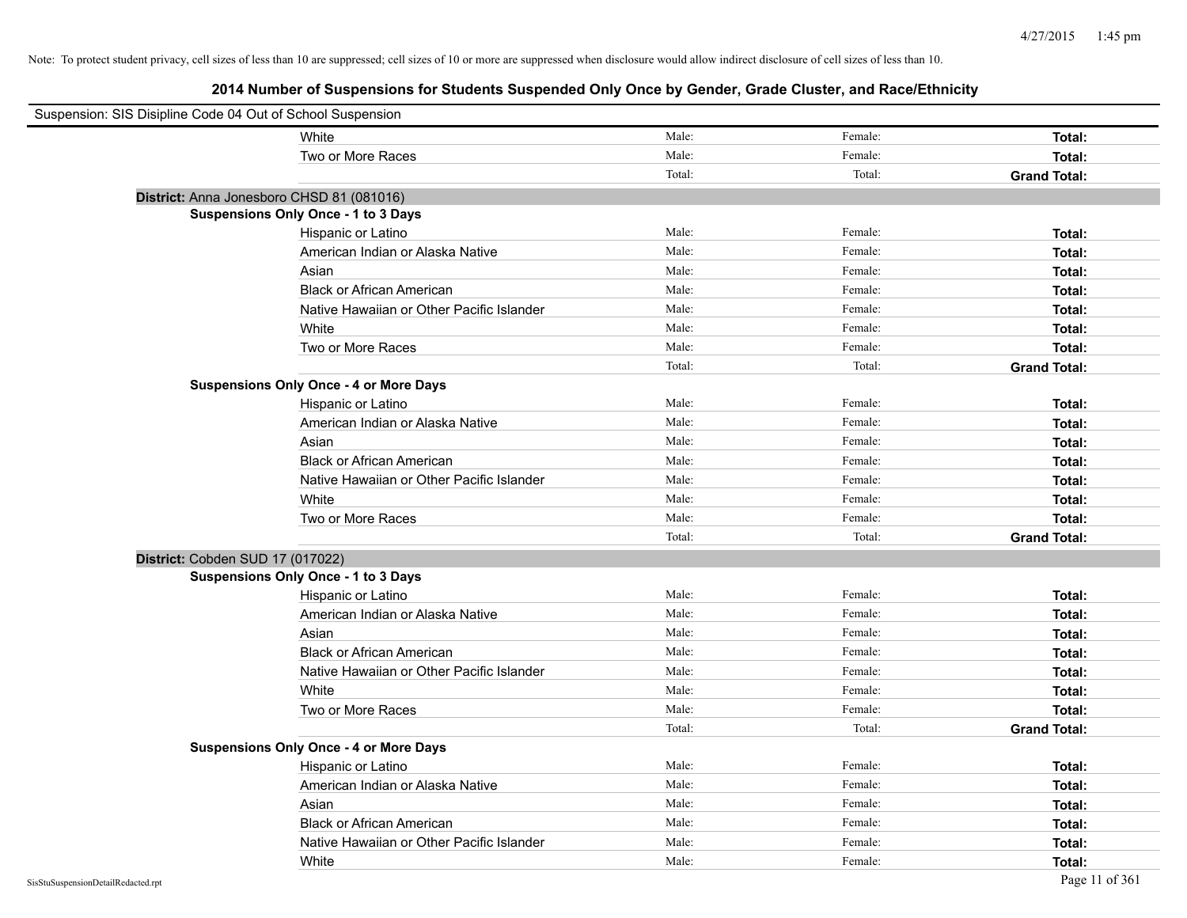Note: To protect student privacy, cell sizes of less than 10 are suppressed; cell sizes of 10 or more are suppressed when disclosure would allow indirect disclosure of cell sizes of less than 10.

## 2014 Number of Suspensions for Students Suspended Only Once by Gender, Grade Cluster, and Race/Ethnicity

Suspension: SIS Disipline Code 04 Out of School Suspension

| | | | |
|---|---|---|---|
| White | Male: | Female: | **Total:** |
| Two or More Races | Male: | Female: | **Total:** |
| | Total: | Total: | **Grand Total:** |

**District:** Anna Jonesboro CHSD 81 (081016)

**Suspensions Only Once - 1 to 3 Days**

| | | | |
|---|---|---|---|
| Hispanic or Latino | Male: | Female: | **Total:** |
| American Indian or Alaska Native | Male: | Female: | **Total:** |
| Asian | Male: | Female: | **Total:** |
| Black or African American | Male: | Female: | **Total:** |
| Native Hawaiian or Other Pacific Islander | Male: | Female: | **Total:** |
| White | Male: | Female: | **Total:** |
| Two or More Races | Male: | Female: | **Total:** |
| | Total: | Total: | **Grand Total:** |

**Suspensions Only Once - 4 or More Days**

| | | | |
|---|---|---|---|
| Hispanic or Latino | Male: | Female: | **Total:** |
| American Indian or Alaska Native | Male: | Female: | **Total:** |
| Asian | Male: | Female: | **Total:** |
| Black or African American | Male: | Female: | **Total:** |
| Native Hawaiian or Other Pacific Islander | Male: | Female: | **Total:** |
| White | Male: | Female: | **Total:** |
| Two or More Races | Male: | Female: | **Total:** |
| | Total: | Total: | **Grand Total:** |

**District:** Cobden SUD 17 (017022)

**Suspensions Only Once - 1 to 3 Days**

| | | | |
|---|---|---|---|
| Hispanic or Latino | Male: | Female: | **Total:** |
| American Indian or Alaska Native | Male: | Female: | **Total:** |
| Asian | Male: | Female: | **Total:** |
| Black or African American | Male: | Female: | **Total:** |
| Native Hawaiian or Other Pacific Islander | Male: | Female: | **Total:** |
| White | Male: | Female: | **Total:** |
| Two or More Races | Male: | Female: | **Total:** |
| | Total: | Total: | **Grand Total:** |

**Suspensions Only Once - 4 or More Days**

| | | | |
|---|---|---|---|
| Hispanic or Latino | Male: | Female: | **Total:** |
| American Indian or Alaska Native | Male: | Female: | **Total:** |
| Asian | Male: | Female: | **Total:** |
| Black or African American | Male: | Female: | **Total:** |
| Native Hawaiian or Other Pacific Islander | Male: | Female: | **Total:** |
| White | Male: | Female: | **Total:** |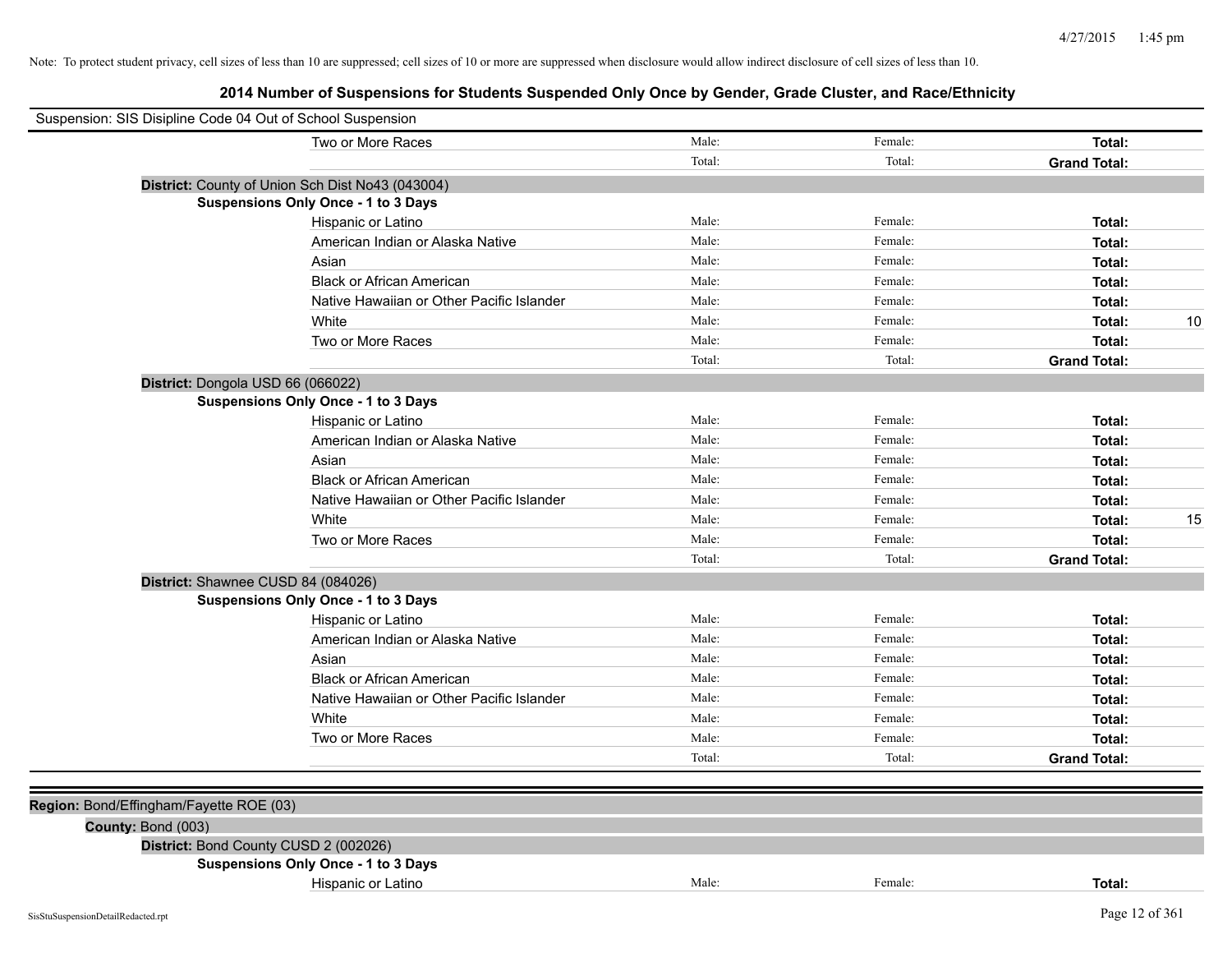Note: To protect student privacy, cell sizes of less than 10 are suppressed; cell sizes of 10 or more are suppressed when disclosure would allow indirect disclosure of cell sizes of less than 10.

## 2014 Number of Suspensions for Students Suspended Only Once by Gender, Grade Cluster, and Race/Ethnicity

Suspension: SIS Disipline Code 04 Out of School Suspension

| | Male: | Female: | Total: | |
|---|---|---|---|---|
| Two or More Races | Male: | Female: | **Total:** | |
| | Total: | Total: | **Grand Total:** | |

**District:** County of Union Sch Dist No43 (043004)

**Suspensions Only Once - 1 to 3 Days**

| Race/Ethnicity | Male | Female | Total | |
|---|---|---|---|---|
| Hispanic or Latino | Male: | Female: | **Total:** | |
| American Indian or Alaska Native | Male: | Female: | **Total:** | |
| Asian | Male: | Female: | **Total:** | |
| Black or African American | Male: | Female: | **Total:** | |
| Native Hawaiian or Other Pacific Islander | Male: | Female: | **Total:** | |
| White | Male: | Female: | **Total:** | 10 |
| Two or More Races | Male: | Female: | **Total:** | |
| | Total: | Total: | **Grand Total:** | |

**District:** Dongola USD 66 (066022)

**Suspensions Only Once - 1 to 3 Days**

| Race/Ethnicity | Male | Female | Total | |
|---|---|---|---|---|
| Hispanic or Latino | Male: | Female: | **Total:** | |
| American Indian or Alaska Native | Male: | Female: | **Total:** | |
| Asian | Male: | Female: | **Total:** | |
| Black or African American | Male: | Female: | **Total:** | |
| Native Hawaiian or Other Pacific Islander | Male: | Female: | **Total:** | |
| White | Male: | Female: | **Total:** | 15 |
| Two or More Races | Male: | Female: | **Total:** | |
| | Total: | Total: | **Grand Total:** | |

**District:** Shawnee CUSD 84 (084026)

**Suspensions Only Once - 1 to 3 Days**

| Race/Ethnicity | Male | Female | Total | |
|---|---|---|---|---|
| Hispanic or Latino | Male: | Female: | **Total:** | |
| American Indian or Alaska Native | Male: | Female: | **Total:** | |
| Asian | Male: | Female: | **Total:** | |
| Black or African American | Male: | Female: | **Total:** | |
| Native Hawaiian or Other Pacific Islander | Male: | Female: | **Total:** | |
| White | Male: | Female: | **Total:** | |
| Two or More Races | Male: | Female: | **Total:** | |
| | Total: | Total: | **Grand Total:** | |

**Region:** Bond/Effingham/Fayette ROE (03)

**County:** Bond (003)

**District:** Bond County CUSD 2 (002026)

**Suspensions Only Once - 1 to 3 Days**

| Race/Ethnicity | Male | Female | Total | |
|---|---|---|---|---|
| Hispanic or Latino | Male: | Female: | **Total:** | |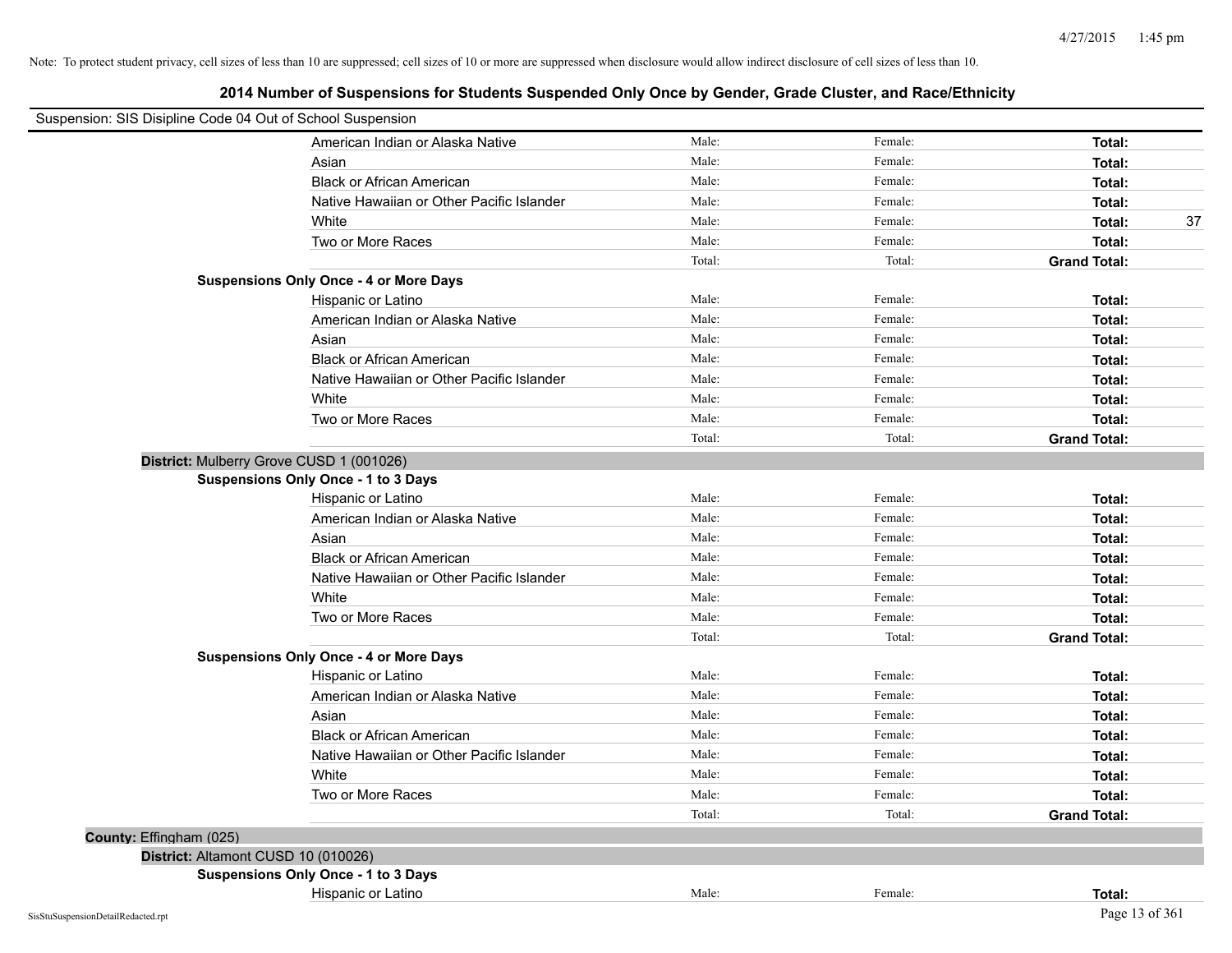Note: To protect student privacy, cell sizes of less than 10 are suppressed; cell sizes of 10 or more are suppressed when disclosure would allow indirect disclosure of cell sizes of less than 10.

## 2014 Number of Suspensions for Students Suspended Only Once by Gender, Grade Cluster, and Race/Ethnicity

Suspension: SIS Disipline Code 04 Out of School Suspension

| | | | |
|---|---|---|---|
| American Indian or Alaska Native | Male: | Female: | **Total:** |
| Asian | Male: | Female: | **Total:** |
| Black or African American | Male: | Female: | **Total:** |
| Native Hawaiian or Other Pacific Islander | Male: | Female: | **Total:** |
| White | Male: | Female: | **Total:** 37 |
| Two or More Races | Male: | Female: | **Total:** |
| | Total: | Total: | **Grand Total:** |

**Suspensions Only Once - 4 or More Days**

| | | | |
|---|---|---|---|
| Hispanic or Latino | Male: | Female: | **Total:** |
| American Indian or Alaska Native | Male: | Female: | **Total:** |
| Asian | Male: | Female: | **Total:** |
| Black or African American | Male: | Female: | **Total:** |
| Native Hawaiian or Other Pacific Islander | Male: | Female: | **Total:** |
| White | Male: | Female: | **Total:** |
| Two or More Races | Male: | Female: | **Total:** |
| | Total: | Total: | **Grand Total:** |

**District:** Mulberry Grove CUSD 1 (001026)

**Suspensions Only Once - 1 to 3 Days**

| | | | |
|---|---|---|---|
| Hispanic or Latino | Male: | Female: | **Total:** |
| American Indian or Alaska Native | Male: | Female: | **Total:** |
| Asian | Male: | Female: | **Total:** |
| Black or African American | Male: | Female: | **Total:** |
| Native Hawaiian or Other Pacific Islander | Male: | Female: | **Total:** |
| White | Male: | Female: | **Total:** |
| Two or More Races | Male: | Female: | **Total:** |
| | Total: | Total: | **Grand Total:** |

**Suspensions Only Once - 4 or More Days**

| | | | |
|---|---|---|---|
| Hispanic or Latino | Male: | Female: | **Total:** |
| American Indian or Alaska Native | Male: | Female: | **Total:** |
| Asian | Male: | Female: | **Total:** |
| Black or African American | Male: | Female: | **Total:** |
| Native Hawaiian or Other Pacific Islander | Male: | Female: | **Total:** |
| White | Male: | Female: | **Total:** |
| Two or More Races | Male: | Female: | **Total:** |
| | Total: | Total: | **Grand Total:** |

**County:** Effingham (025)

**District:** Altamont CUSD 10 (010026)

**Suspensions Only Once - 1 to 3 Days**

| | | | |
|---|---|---|---|
| Hispanic or Latino | Male: | Female: | **Total:** |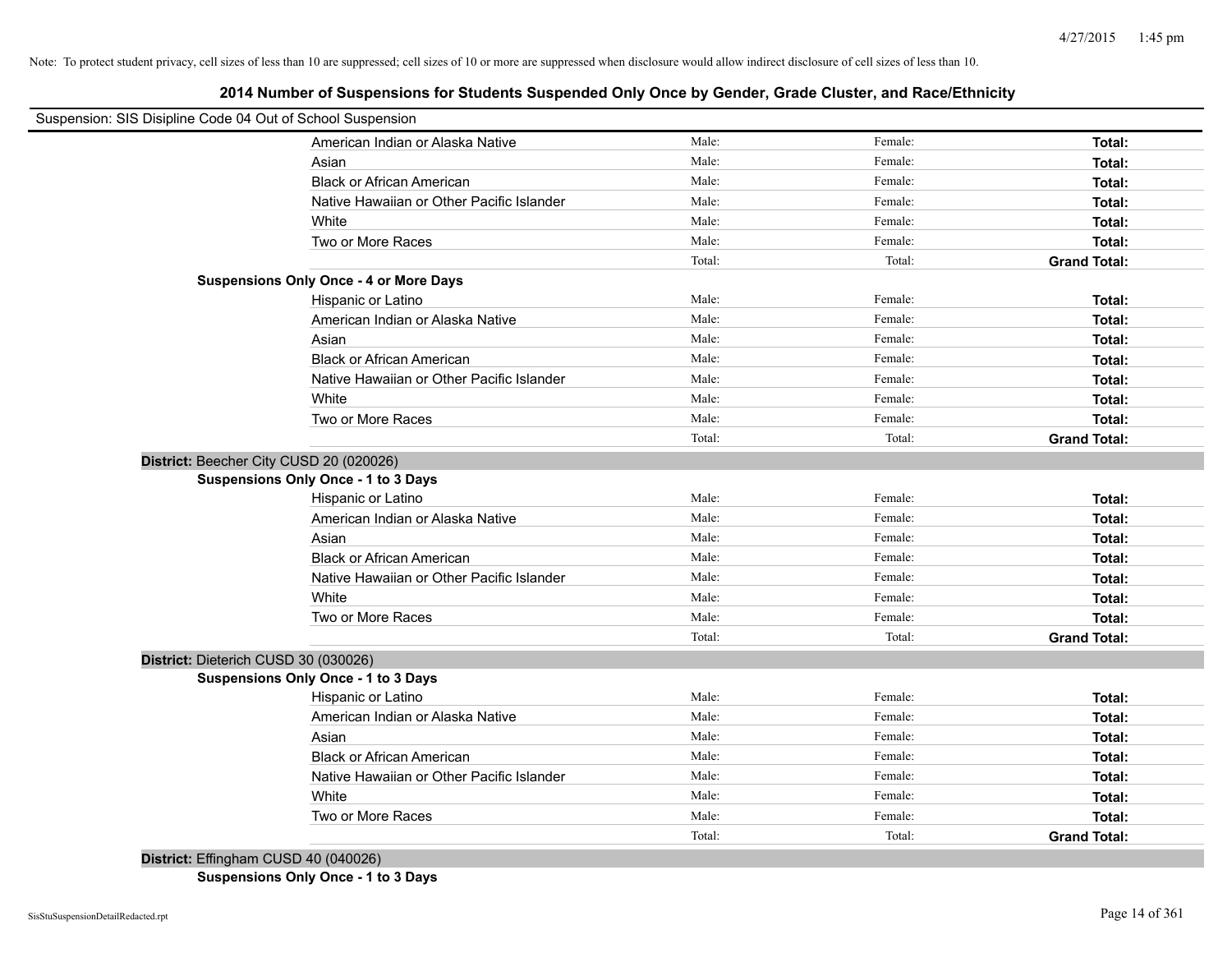Note: To protect student privacy, cell sizes of less than 10 are suppressed; cell sizes of 10 or more are suppressed when disclosure would allow indirect disclosure of cell sizes of less than 10.

## 2014 Number of Suspensions for Students Suspended Only Once by Gender, Grade Cluster, and Race/Ethnicity

Suspension: SIS Disipline Code 04 Out of School Suspension

| | | | |
|---|---|---|---|
| American Indian or Alaska Native | Male: | Female: | **Total:** |
| Asian | Male: | Female: | **Total:** |
| Black or African American | Male: | Female: | **Total:** |
| Native Hawaiian or Other Pacific Islander | Male: | Female: | **Total:** |
| White | Male: | Female: | **Total:** |
| Two or More Races | Male: | Female: | **Total:** |
| | Total: | Total: | **Grand Total:** |

**Suspensions Only Once - 4 or More Days**

| | | | |
|---|---|---|---|
| Hispanic or Latino | Male: | Female: | **Total:** |
| American Indian or Alaska Native | Male: | Female: | **Total:** |
| Asian | Male: | Female: | **Total:** |
| Black or African American | Male: | Female: | **Total:** |
| Native Hawaiian or Other Pacific Islander | Male: | Female: | **Total:** |
| White | Male: | Female: | **Total:** |
| Two or More Races | Male: | Female: | **Total:** |
| | Total: | Total: | **Grand Total:** |

**District:** Beecher City CUSD 20 (020026)

**Suspensions Only Once - 1 to 3 Days**

| | | | |
|---|---|---|---|
| Hispanic or Latino | Male: | Female: | **Total:** |
| American Indian or Alaska Native | Male: | Female: | **Total:** |
| Asian | Male: | Female: | **Total:** |
| Black or African American | Male: | Female: | **Total:** |
| Native Hawaiian or Other Pacific Islander | Male: | Female: | **Total:** |
| White | Male: | Female: | **Total:** |
| Two or More Races | Male: | Female: | **Total:** |
| | Total: | Total: | **Grand Total:** |

**District:** Dieterich CUSD 30 (030026)

**Suspensions Only Once - 1 to 3 Days**

| | | | |
|---|---|---|---|
| Hispanic or Latino | Male: | Female: | **Total:** |
| American Indian or Alaska Native | Male: | Female: | **Total:** |
| Asian | Male: | Female: | **Total:** |
| Black or African American | Male: | Female: | **Total:** |
| Native Hawaiian or Other Pacific Islander | Male: | Female: | **Total:** |
| White | Male: | Female: | **Total:** |
| Two or More Races | Male: | Female: | **Total:** |
| | Total: | Total: | **Grand Total:** |

**District:** Effingham CUSD 40 (040026)

**Suspensions Only Once - 1 to 3 Days**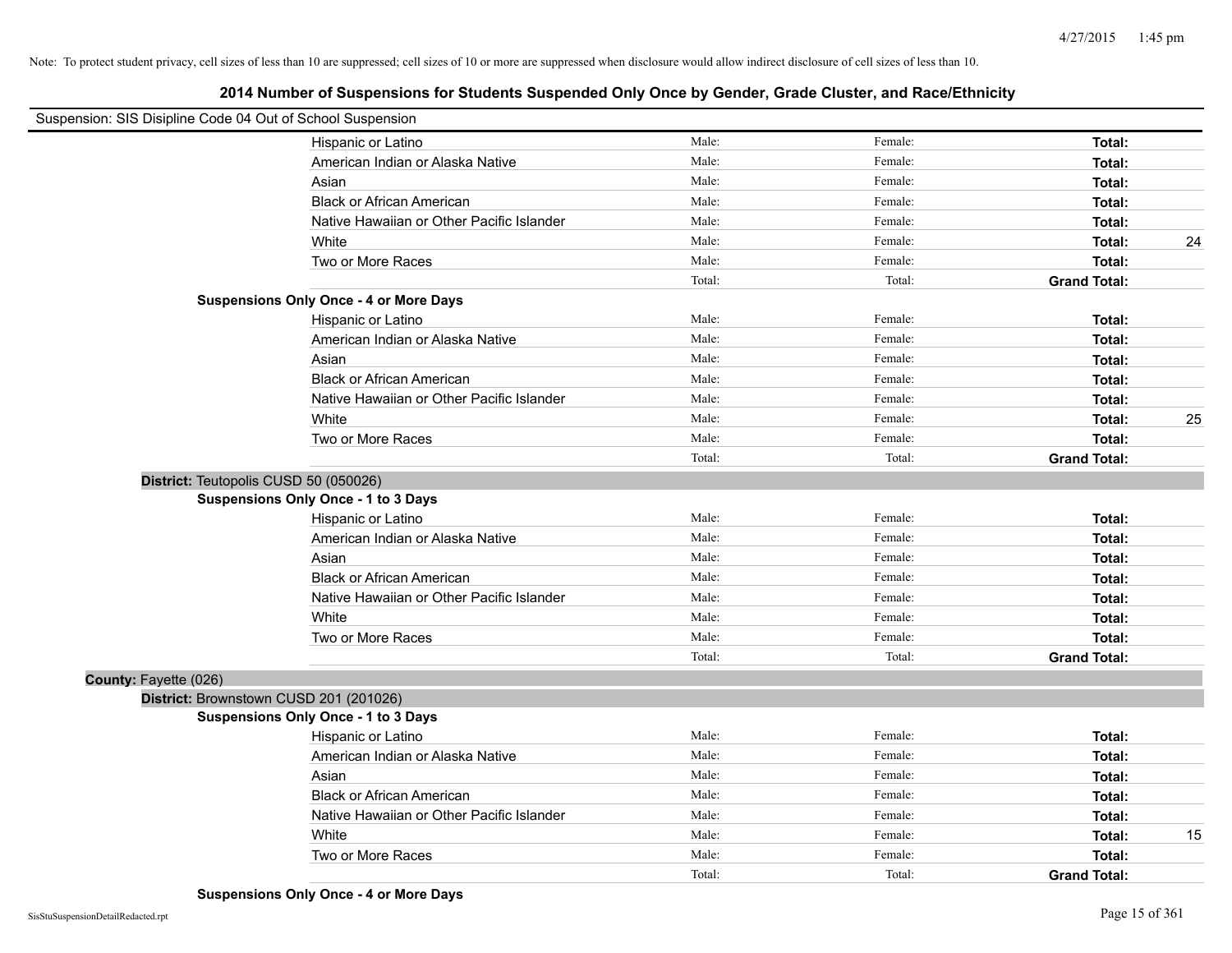Note: To protect student privacy, cell sizes of less than 10 are suppressed; cell sizes of 10 or more are suppressed when disclosure would allow indirect disclosure of cell sizes of less than 10.

## 2014 Number of Suspensions for Students Suspended Only Once by Gender, Grade Cluster, and Race/Ethnicity

Suspension: SIS Disipline Code 04 Out of School Suspension

| | Male: | Female: | Total: | |
|---|---|---|---|---|
| Hispanic or Latino | Male: | Female: | **Total:** | |
| American Indian or Alaska Native | Male: | Female: | **Total:** | |
| Asian | Male: | Female: | **Total:** | |
| Black or African American | Male: | Female: | **Total:** | |
| Native Hawaiian or Other Pacific Islander | Male: | Female: | **Total:** | |
| White | Male: | Female: | **Total:** | 24 |
| Two or More Races | Male: | Female: | **Total:** | |
| | Total: | Total: | **Grand Total:** | |

**Suspensions Only Once - 4 or More Days**

| | | | | |
|---|---|---|---|---|
| Hispanic or Latino | Male: | Female: | **Total:** | |
| American Indian or Alaska Native | Male: | Female: | **Total:** | |
| Asian | Male: | Female: | **Total:** | |
| Black or African American | Male: | Female: | **Total:** | |
| Native Hawaiian or Other Pacific Islander | Male: | Female: | **Total:** | |
| White | Male: | Female: | **Total:** | 25 |
| Two or More Races | Male: | Female: | **Total:** | |
| | Total: | Total: | **Grand Total:** | |

**District:** Teutopolis CUSD 50 (050026)

**Suspensions Only Once - 1 to 3 Days**

| | | | | |
|---|---|---|---|---|
| Hispanic or Latino | Male: | Female: | **Total:** | |
| American Indian or Alaska Native | Male: | Female: | **Total:** | |
| Asian | Male: | Female: | **Total:** | |
| Black or African American | Male: | Female: | **Total:** | |
| Native Hawaiian or Other Pacific Islander | Male: | Female: | **Total:** | |
| White | Male: | Female: | **Total:** | |
| Two or More Races | Male: | Female: | **Total:** | |
| | Total: | Total: | **Grand Total:** | |

**County:** Fayette (026)

**District:** Brownstown CUSD 201 (201026)

**Suspensions Only Once - 1 to 3 Days**

| | | | | |
|---|---|---|---|---|
| Hispanic or Latino | Male: | Female: | **Total:** | |
| American Indian or Alaska Native | Male: | Female: | **Total:** | |
| Asian | Male: | Female: | **Total:** | |
| Black or African American | Male: | Female: | **Total:** | |
| Native Hawaiian or Other Pacific Islander | Male: | Female: | **Total:** | |
| White | Male: | Female: | **Total:** | 15 |
| Two or More Races | Male: | Female: | **Total:** | |
| | Total: | Total: | **Grand Total:** | |

**Suspensions Only Once - 4 or More Days**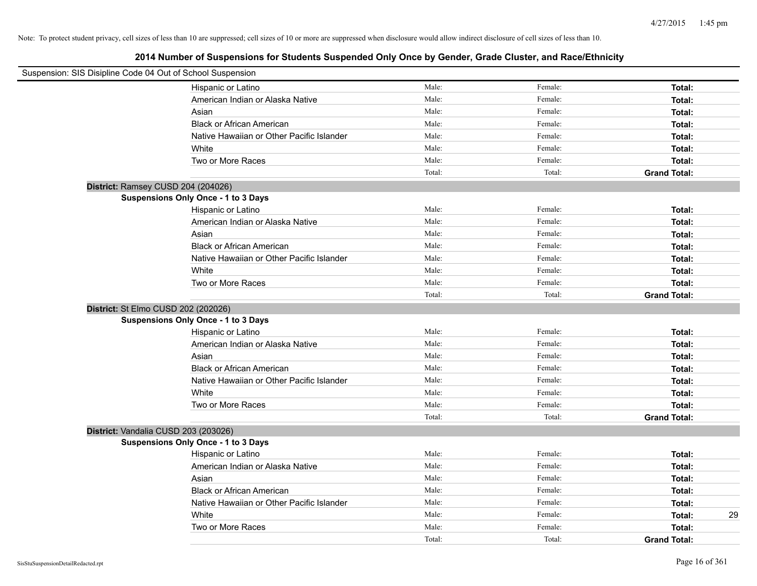Note: To protect student privacy, cell sizes of less than 10 are suppressed; cell sizes of 10 or more are suppressed when disclosure would allow indirect disclosure of cell sizes of less than 10.

# 2014 Number of Suspensions for Students Suspended Only Once by Gender, Grade Cluster, and Race/Ethnicity

Suspension: SIS Disipline Code 04 Out of School Suspension

| | | | | |
|---|---|---|---|---|
| Hispanic or Latino | Male: | Female: | **Total:** | |
| American Indian or Alaska Native | Male: | Female: | **Total:** | |
| Asian | Male: | Female: | **Total:** | |
| Black or African American | Male: | Female: | **Total:** | |
| Native Hawaiian or Other Pacific Islander | Male: | Female: | **Total:** | |
| White | Male: | Female: | **Total:** | |
| Two or More Races | Male: | Female: | **Total:** | |
| | Total: | Total: | **Grand Total:** | |

**District:** Ramsey CUSD 204 (204026)

**Suspensions Only Once - 1 to 3 Days**

| | | | | |
|---|---|---|---|---|
| Hispanic or Latino | Male: | Female: | **Total:** | |
| American Indian or Alaska Native | Male: | Female: | **Total:** | |
| Asian | Male: | Female: | **Total:** | |
| Black or African American | Male: | Female: | **Total:** | |
| Native Hawaiian or Other Pacific Islander | Male: | Female: | **Total:** | |
| White | Male: | Female: | **Total:** | |
| Two or More Races | Male: | Female: | **Total:** | |
| | Total: | Total: | **Grand Total:** | |

**District:** St Elmo CUSD 202 (202026)

**Suspensions Only Once - 1 to 3 Days**

| | | | | |
|---|---|---|---|---|
| Hispanic or Latino | Male: | Female: | **Total:** | |
| American Indian or Alaska Native | Male: | Female: | **Total:** | |
| Asian | Male: | Female: | **Total:** | |
| Black or African American | Male: | Female: | **Total:** | |
| Native Hawaiian or Other Pacific Islander | Male: | Female: | **Total:** | |
| White | Male: | Female: | **Total:** | |
| Two or More Races | Male: | Female: | **Total:** | |
| | Total: | Total: | **Grand Total:** | |

**District:** Vandalia CUSD 203 (203026)

**Suspensions Only Once - 1 to 3 Days**

| | | | | |
|---|---|---|---|---|
| Hispanic or Latino | Male: | Female: | **Total:** | |
| American Indian or Alaska Native | Male: | Female: | **Total:** | |
| Asian | Male: | Female: | **Total:** | |
| Black or African American | Male: | Female: | **Total:** | |
| Native Hawaiian or Other Pacific Islander | Male: | Female: | **Total:** | |
| White | Male: | Female: | **Total:** | 29 |
| Two or More Races | Male: | Female: | **Total:** | |
| | Total: | Total: | **Grand Total:** | |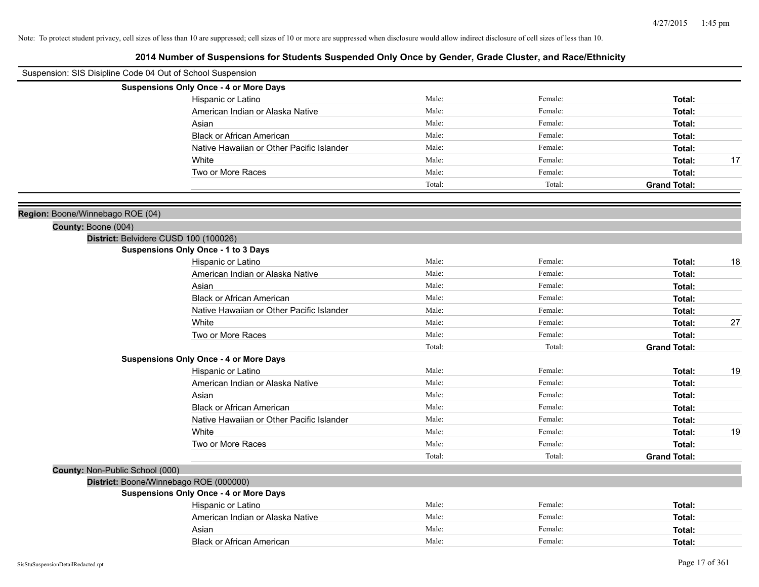Note: To protect student privacy, cell sizes of less than 10 are suppressed; cell sizes of 10 or more are suppressed when disclosure would allow indirect disclosure of cell sizes of less than 10.

## 2014 Number of Suspensions for Students Suspended Only Once by Gender, Grade Cluster, and Race/Ethnicity

Suspension: SIS Disipline Code 04 Out of School Suspension

**Suspensions Only Once - 4 or More Days**

| | Male | Female | Total |
|---|---|---|---|
| Hispanic or Latino | Male: | Female: | **Total:** |
| American Indian or Alaska Native | Male: | Female: | **Total:** |
| Asian | Male: | Female: | **Total:** |
| Black or African American | Male: | Female: | **Total:** |
| Native Hawaiian or Other Pacific Islander | Male: | Female: | **Total:** |
| White | Male: | Female: | **Total:** 17 |
| Two or More Races | Male: | Female: | **Total:** |
| | Total: | Total: | **Grand Total:** |

**Region:** Boone/Winnebago ROE (04)

**County:** Boone (004)

**District:** Belvidere CUSD 100 (100026)

**Suspensions Only Once - 1 to 3 Days**

| | Male | Female | Total |
|---|---|---|---|
| Hispanic or Latino | Male: | Female: | **Total:** 18 |
| American Indian or Alaska Native | Male: | Female: | **Total:** |
| Asian | Male: | Female: | **Total:** |
| Black or African American | Male: | Female: | **Total:** |
| Native Hawaiian or Other Pacific Islander | Male: | Female: | **Total:** |
| White | Male: | Female: | **Total:** 27 |
| Two or More Races | Male: | Female: | **Total:** |
| | Total: | Total: | **Grand Total:** |

**Suspensions Only Once - 4 or More Days**

| | Male | Female | Total |
|---|---|---|---|
| Hispanic or Latino | Male: | Female: | **Total:** 19 |
| American Indian or Alaska Native | Male: | Female: | **Total:** |
| Asian | Male: | Female: | **Total:** |
| Black or African American | Male: | Female: | **Total:** |
| Native Hawaiian or Other Pacific Islander | Male: | Female: | **Total:** |
| White | Male: | Female: | **Total:** 19 |
| Two or More Races | Male: | Female: | **Total:** |
| | Total: | Total: | **Grand Total:** |

**County:** Non-Public School (000)

**District:** Boone/Winnebago ROE (000000)

**Suspensions Only Once - 4 or More Days**

| | Male | Female | Total |
|---|---|---|---|
| Hispanic or Latino | Male: | Female: | **Total:** |
| American Indian or Alaska Native | Male: | Female: | **Total:** |
| Asian | Male: | Female: | **Total:** |
| Black or African American | Male: | Female: | **Total:** |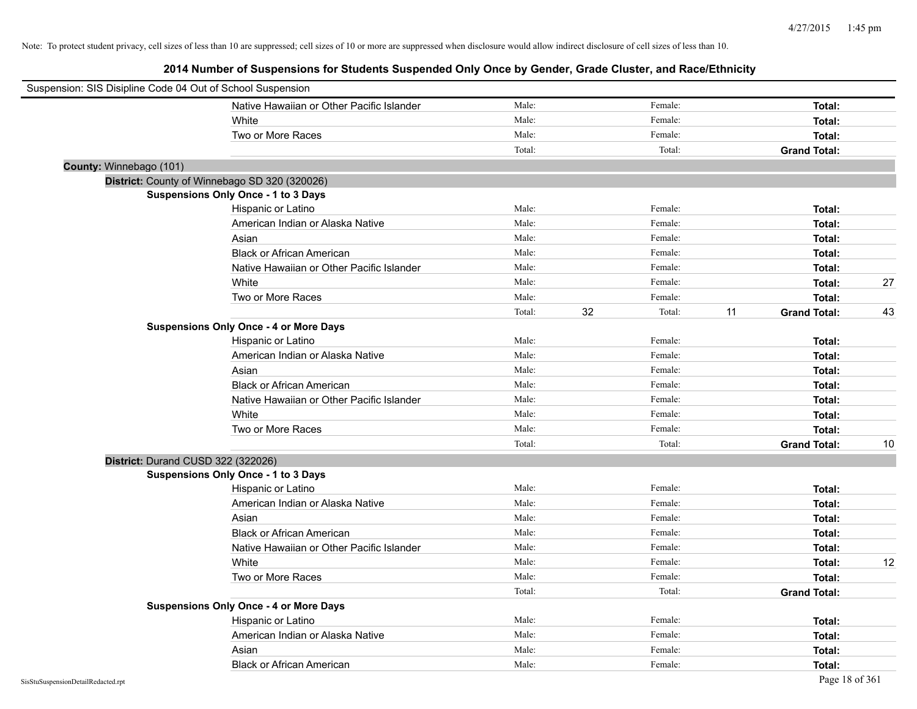Note: To protect student privacy, cell sizes of less than 10 are suppressed; cell sizes of 10 or more are suppressed when disclosure would allow indirect disclosure of cell sizes of less than 10.

## 2014 Number of Suspensions for Students Suspended Only Once by Gender, Grade Cluster, and Race/Ethnicity

Suspension: SIS Disipline Code 04 Out of School Suspension

| | | | | | | | |
|---|---|---|---|---|---|---|---|
| Native Hawaiian or Other Pacific Islander | Male: | | Female: | | **Total:** | |
| White | Male: | | Female: | | **Total:** | |
| Two or More Races | Male: | | Female: | | **Total:** | |
| | Total: | | Total: | | **Grand Total:** | |

**County:** Winnebago (101)

**District:** County of Winnebago SD 320 (320026)

**Suspensions Only Once - 1 to 3 Days**

| | | | | | | |
|---|---|---|---|---|---|---|
| Hispanic or Latino | Male: | | Female: | | **Total:** | |
| American Indian or Alaska Native | Male: | | Female: | | **Total:** | |
| Asian | Male: | | Female: | | **Total:** | |
| Black or African American | Male: | | Female: | | **Total:** | |
| Native Hawaiian or Other Pacific Islander | Male: | | Female: | | **Total:** | |
| White | Male: | | Female: | | **Total:** | 27 |
| Two or More Races | Male: | | Female: | | **Total:** | |
| | Total: | 32 | Total: | 11 | **Grand Total:** | 43 |

**Suspensions Only Once - 4 or More Days**

| | | | | | | |
|---|---|---|---|---|---|---|
| Hispanic or Latino | Male: | | Female: | | **Total:** | |
| American Indian or Alaska Native | Male: | | Female: | | **Total:** | |
| Asian | Male: | | Female: | | **Total:** | |
| Black or African American | Male: | | Female: | | **Total:** | |
| Native Hawaiian or Other Pacific Islander | Male: | | Female: | | **Total:** | |
| White | Male: | | Female: | | **Total:** | |
| Two or More Races | Male: | | Female: | | **Total:** | |
| | Total: | | Total: | | **Grand Total:** | 10 |

**District:** Durand CUSD 322 (322026)

**Suspensions Only Once - 1 to 3 Days**

| | | | | | | |
|---|---|---|---|---|---|---|
| Hispanic or Latino | Male: | | Female: | | **Total:** | |
| American Indian or Alaska Native | Male: | | Female: | | **Total:** | |
| Asian | Male: | | Female: | | **Total:** | |
| Black or African American | Male: | | Female: | | **Total:** | |
| Native Hawaiian or Other Pacific Islander | Male: | | Female: | | **Total:** | |
| White | Male: | | Female: | | **Total:** | 12 |
| Two or More Races | Male: | | Female: | | **Total:** | |
| | Total: | | Total: | | **Grand Total:** | |

**Suspensions Only Once - 4 or More Days**

| | | | | | | |
|---|---|---|---|---|---|---|
| Hispanic or Latino | Male: | | Female: | | **Total:** | |
| American Indian or Alaska Native | Male: | | Female: | | **Total:** | |
| Asian | Male: | | Female: | | **Total:** | |
| Black or African American | Male: | | Female: | | **Total:** | |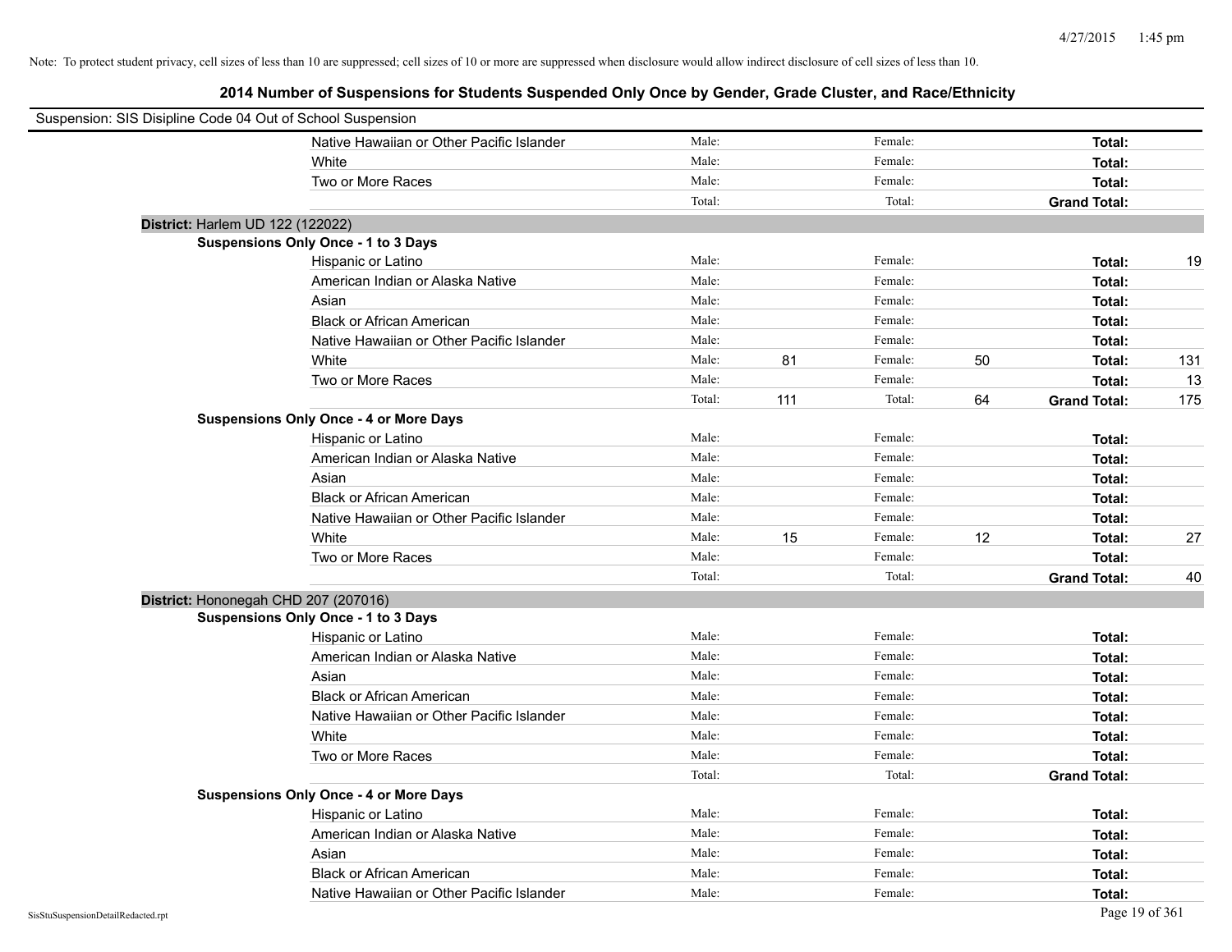Note: To protect student privacy, cell sizes of less than 10 are suppressed; cell sizes of 10 or more are suppressed when disclosure would allow indirect disclosure of cell sizes of less than 10.

# 2014 Number of Suspensions for Students Suspended Only Once by Gender, Grade Cluster, and Race/Ethnicity

Suspension: SIS Disipline Code 04 Out of School Suspension

| | | | | | | |
|---|---|---|---|---|---|---|
| Native Hawaiian or Other Pacific Islander | Male: | | Female: | | Total: | |
| White | Male: | | Female: | | Total: | |
| Two or More Races | Male: | | Female: | | Total: | |
| | Total: | | Total: | | Grand Total: | |

**District:** Harlem UD 122 (122022)

**Suspensions Only Once - 1 to 3 Days**

| | | | | | | |
|---|---|---|---|---|---|---|
| Hispanic or Latino | Male: | | Female: | | Total: | 19 |
| American Indian or Alaska Native | Male: | | Female: | | Total: | |
| Asian | Male: | | Female: | | Total: | |
| Black or African American | Male: | | Female: | | Total: | |
| Native Hawaiian or Other Pacific Islander | Male: | | Female: | | Total: | |
| White | Male: | 81 | Female: | 50 | Total: | 131 |
| Two or More Races | Male: | | Female: | | Total: | 13 |
| | Total: | 111 | Total: | 64 | Grand Total: | 175 |

**Suspensions Only Once - 4 or More Days**

| | | | | | | |
|---|---|---|---|---|---|---|
| Hispanic or Latino | Male: | | Female: | | Total: | |
| American Indian or Alaska Native | Male: | | Female: | | Total: | |
| Asian | Male: | | Female: | | Total: | |
| Black or African American | Male: | | Female: | | Total: | |
| Native Hawaiian or Other Pacific Islander | Male: | | Female: | | Total: | |
| White | Male: | 15 | Female: | 12 | Total: | 27 |
| Two or More Races | Male: | | Female: | | Total: | |
| | Total: | | Total: | | Grand Total: | 40 |

**District:** Hononegah CHD 207 (207016)

**Suspensions Only Once - 1 to 3 Days**

| | | | | | | |
|---|---|---|---|---|---|---|
| Hispanic or Latino | Male: | | Female: | | Total: | |
| American Indian or Alaska Native | Male: | | Female: | | Total: | |
| Asian | Male: | | Female: | | Total: | |
| Black or African American | Male: | | Female: | | Total: | |
| Native Hawaiian or Other Pacific Islander | Male: | | Female: | | Total: | |
| White | Male: | | Female: | | Total: | |
| Two or More Races | Male: | | Female: | | Total: | |
| | Total: | | Total: | | Grand Total: | |

**Suspensions Only Once - 4 or More Days**

| | | | | | | |
|---|---|---|---|---|---|---|
| Hispanic or Latino | Male: | | Female: | | Total: | |
| American Indian or Alaska Native | Male: | | Female: | | Total: | |
| Asian | Male: | | Female: | | Total: | |
| Black or African American | Male: | | Female: | | Total: | |
| Native Hawaiian or Other Pacific Islander | Male: | | Female: | | Total: | |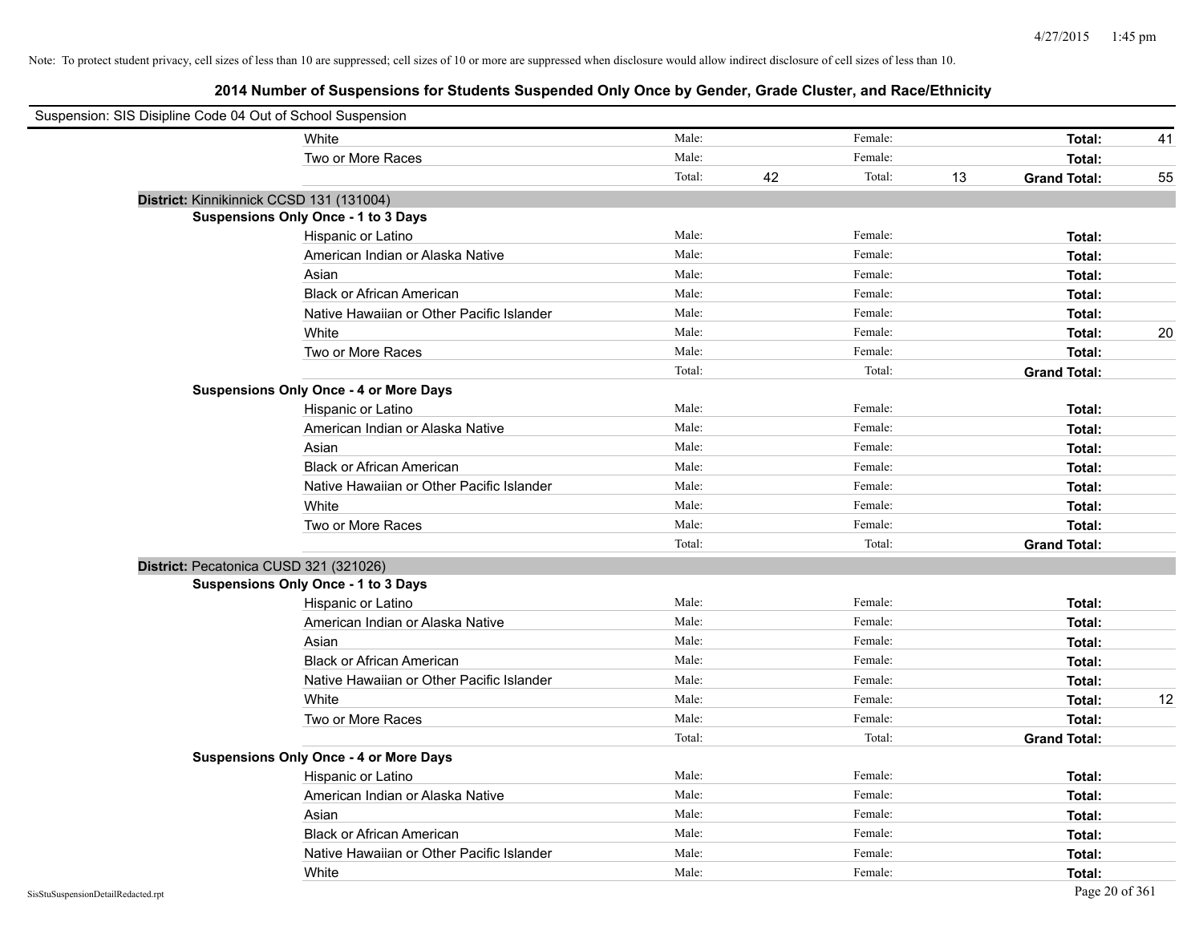Note: To protect student privacy, cell sizes of less than 10 are suppressed; cell sizes of 10 or more are suppressed when disclosure would allow indirect disclosure of cell sizes of less than 10.

## 2014 Number of Suspensions for Students Suspended Only Once by Gender, Grade Cluster, and Race/Ethnicity

Suspension: SIS Disipline Code 04 Out of School Suspension

| | Male: | | Female: | | | |
|---|---|---|---|---|---|---|
| White | Male: | | Female: | | **Total:** | 41 |
| Two or More Races | Male: | | Female: | | **Total:** | |
| | Total: | 42 | Total: | 13 | **Grand Total:** | 55 |

**District:** Kinnikinnick CCSD 131 (131004)

**Suspensions Only Once - 1 to 3 Days**

| | | | | | | |
|---|---|---|---|---|---|---|
| Hispanic or Latino | Male: | | Female: | | **Total:** | |
| American Indian or Alaska Native | Male: | | Female: | | **Total:** | |
| Asian | Male: | | Female: | | **Total:** | |
| Black or African American | Male: | | Female: | | **Total:** | |
| Native Hawaiian or Other Pacific Islander | Male: | | Female: | | **Total:** | |
| White | Male: | | Female: | | **Total:** | 20 |
| Two or More Races | Male: | | Female: | | **Total:** | |
| | Total: | | Total: | | **Grand Total:** | |

**Suspensions Only Once - 4 or More Days**

| | | | | | | |
|---|---|---|---|---|---|---|
| Hispanic or Latino | Male: | | Female: | | **Total:** | |
| American Indian or Alaska Native | Male: | | Female: | | **Total:** | |
| Asian | Male: | | Female: | | **Total:** | |
| Black or African American | Male: | | Female: | | **Total:** | |
| Native Hawaiian or Other Pacific Islander | Male: | | Female: | | **Total:** | |
| White | Male: | | Female: | | **Total:** | |
| Two or More Races | Male: | | Female: | | **Total:** | |
| | Total: | | Total: | | **Grand Total:** | |

**District:** Pecatonica CUSD 321 (321026)

**Suspensions Only Once - 1 to 3 Days**

| | | | | | | |
|---|---|---|---|---|---|---|
| Hispanic or Latino | Male: | | Female: | | **Total:** | |
| American Indian or Alaska Native | Male: | | Female: | | **Total:** | |
| Asian | Male: | | Female: | | **Total:** | |
| Black or African American | Male: | | Female: | | **Total:** | |
| Native Hawaiian or Other Pacific Islander | Male: | | Female: | | **Total:** | |
| White | Male: | | Female: | | **Total:** | 12 |
| Two or More Races | Male: | | Female: | | **Total:** | |
| | Total: | | Total: | | **Grand Total:** | |

**Suspensions Only Once - 4 or More Days**

| | | | | | | |
|---|---|---|---|---|---|---|
| Hispanic or Latino | Male: | | Female: | | **Total:** | |
| American Indian or Alaska Native | Male: | | Female: | | **Total:** | |
| Asian | Male: | | Female: | | **Total:** | |
| Black or African American | Male: | | Female: | | **Total:** | |
| Native Hawaiian or Other Pacific Islander | Male: | | Female: | | **Total:** | |
| White | Male: | | Female: | | **Total:** | |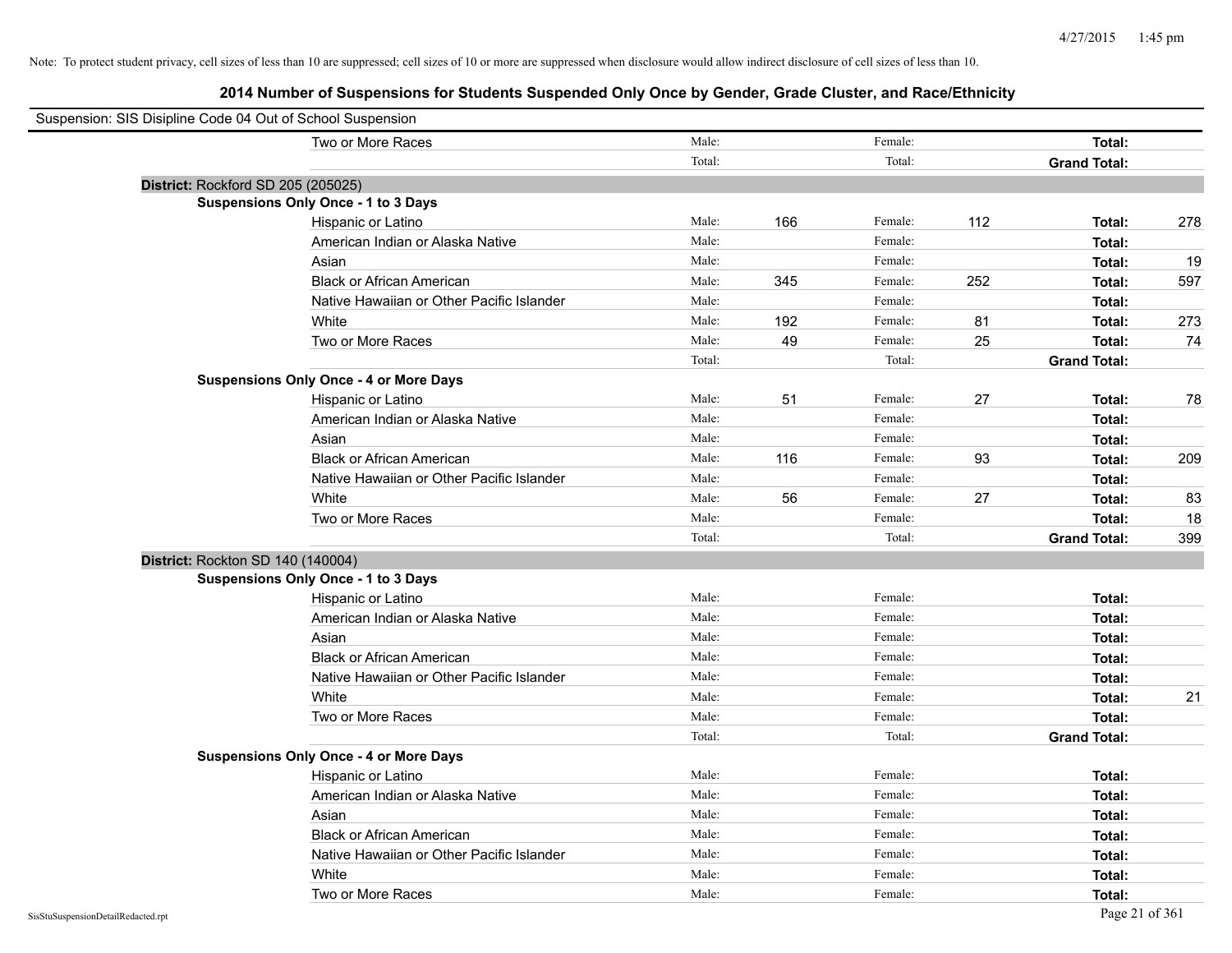Note: To protect student privacy, cell sizes of less than 10 are suppressed; cell sizes of 10 or more are suppressed when disclosure would allow indirect disclosure of cell sizes of less than 10.

## 2014 Number of Suspensions for Students Suspended Only Once by Gender, Grade Cluster, and Race/Ethnicity

Suspension: SIS Disipline Code 04 Out of School Suspension

| | | | | | | |
|---|---|---|---|---|---|---|
| Two or More Races | Male: | | Female: | | **Total:** | |
| | Total: | | Total: | | **Grand Total:** | |

**District:** Rockford SD 205 (205025)

**Suspensions Only Once - 1 to 3 Days**

| | | | | | | |
|---|---|---|---|---|---|---|
| Hispanic or Latino | Male: | 166 | Female: | 112 | **Total:** | 278 |
| American Indian or Alaska Native | Male: | | Female: | | **Total:** | |
| Asian | Male: | | Female: | | **Total:** | 19 |
| Black or African American | Male: | 345 | Female: | 252 | **Total:** | 597 |
| Native Hawaiian or Other Pacific Islander | Male: | | Female: | | **Total:** | |
| White | Male: | 192 | Female: | 81 | **Total:** | 273 |
| Two or More Races | Male: | 49 | Female: | 25 | **Total:** | 74 |
| | Total: | | Total: | | **Grand Total:** | |

**Suspensions Only Once - 4 or More Days**

| | | | | | | |
|---|---|---|---|---|---|---|
| Hispanic or Latino | Male: | 51 | Female: | 27 | **Total:** | 78 |
| American Indian or Alaska Native | Male: | | Female: | | **Total:** | |
| Asian | Male: | | Female: | | **Total:** | |
| Black or African American | Male: | 116 | Female: | 93 | **Total:** | 209 |
| Native Hawaiian or Other Pacific Islander | Male: | | Female: | | **Total:** | |
| White | Male: | 56 | Female: | 27 | **Total:** | 83 |
| Two or More Races | Male: | | Female: | | **Total:** | 18 |
| | Total: | | Total: | | **Grand Total:** | 399 |

**District:** Rockton SD 140 (140004)

**Suspensions Only Once - 1 to 3 Days**

| | | | | | | |
|---|---|---|---|---|---|---|
| Hispanic or Latino | Male: | | Female: | | **Total:** | |
| American Indian or Alaska Native | Male: | | Female: | | **Total:** | |
| Asian | Male: | | Female: | | **Total:** | |
| Black or African American | Male: | | Female: | | **Total:** | |
| Native Hawaiian or Other Pacific Islander | Male: | | Female: | | **Total:** | |
| White | Male: | | Female: | | **Total:** | 21 |
| Two or More Races | Male: | | Female: | | **Total:** | |
| | Total: | | Total: | | **Grand Total:** | |

**Suspensions Only Once - 4 or More Days**

| | | | | | | |
|---|---|---|---|---|---|---|
| Hispanic or Latino | Male: | | Female: | | **Total:** | |
| American Indian or Alaska Native | Male: | | Female: | | **Total:** | |
| Asian | Male: | | Female: | | **Total:** | |
| Black or African American | Male: | | Female: | | **Total:** | |
| Native Hawaiian or Other Pacific Islander | Male: | | Female: | | **Total:** | |
| White | Male: | | Female: | | **Total:** | |
| Two or More Races | Male: | | Female: | | **Total:** | |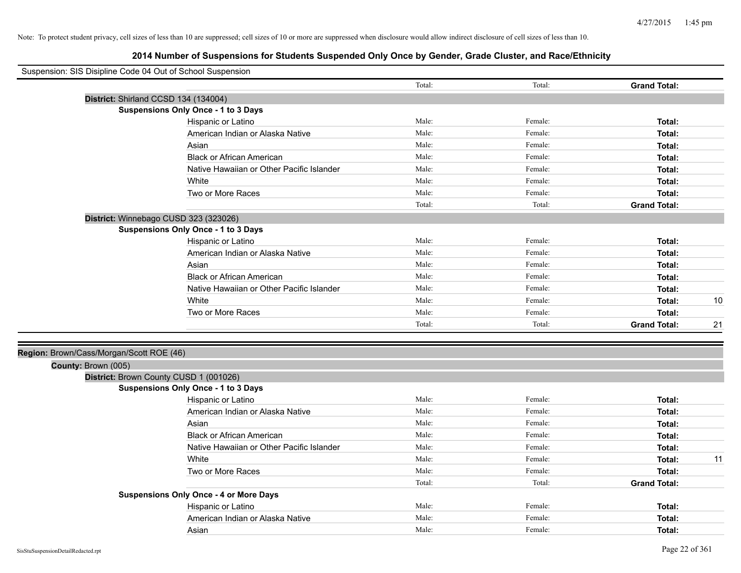Note: To protect student privacy, cell sizes of less than 10 are suppressed; cell sizes of 10 or more are suppressed when disclosure would allow indirect disclosure of cell sizes of less than 10.

## 2014 Number of Suspensions for Students Suspended Only Once by Gender, Grade Cluster, and Race/Ethnicity

Suspension: SIS Disipline Code 04 Out of School Suspension

| | Male | Female | Total |
|---|---|---|---|
| | Total: | Total: | **Grand Total:** |

**District:** Shirland CCSD 134 (134004)

**Suspensions Only Once - 1 to 3 Days**

| Race/Ethnicity | Male | Female | Total |
|---|---|---|---|
| Hispanic or Latino | Male: | Female: | **Total:** |
| American Indian or Alaska Native | Male: | Female: | **Total:** |
| Asian | Male: | Female: | **Total:** |
| Black or African American | Male: | Female: | **Total:** |
| Native Hawaiian or Other Pacific Islander | Male: | Female: | **Total:** |
| White | Male: | Female: | **Total:** |
| Two or More Races | Male: | Female: | **Total:** |
| | Total: | Total: | **Grand Total:** |

**District:** Winnebago CUSD 323 (323026)

**Suspensions Only Once - 1 to 3 Days**

| Race/Ethnicity | Male | Female | Total |
|---|---|---|---|
| Hispanic or Latino | Male: | Female: | **Total:** |
| American Indian or Alaska Native | Male: | Female: | **Total:** |
| Asian | Male: | Female: | **Total:** |
| Black or African American | Male: | Female: | **Total:** |
| Native Hawaiian or Other Pacific Islander | Male: | Female: | **Total:** |
| White | Male: | Female: | **Total:** 10 |
| Two or More Races | Male: | Female: | **Total:** |
| | Total: | Total: | **Grand Total:** 21 |

**Region:** Brown/Cass/Morgan/Scott ROE (46)

**County:** Brown (005)

**District:** Brown County CUSD 1 (001026)

**Suspensions Only Once - 1 to 3 Days**

| Race/Ethnicity | Male | Female | Total |
|---|---|---|---|
| Hispanic or Latino | Male: | Female: | **Total:** |
| American Indian or Alaska Native | Male: | Female: | **Total:** |
| Asian | Male: | Female: | **Total:** |
| Black or African American | Male: | Female: | **Total:** |
| Native Hawaiian or Other Pacific Islander | Male: | Female: | **Total:** |
| White | Male: | Female: | **Total:** 11 |
| Two or More Races | Male: | Female: | **Total:** |
| | Total: | Total: | **Grand Total:** |

**Suspensions Only Once - 4 or More Days**

| Race/Ethnicity | Male | Female | Total |
|---|---|---|---|
| Hispanic or Latino | Male: | Female: | **Total:** |
| American Indian or Alaska Native | Male: | Female: | **Total:** |
| Asian | Male: | Female: | **Total:** |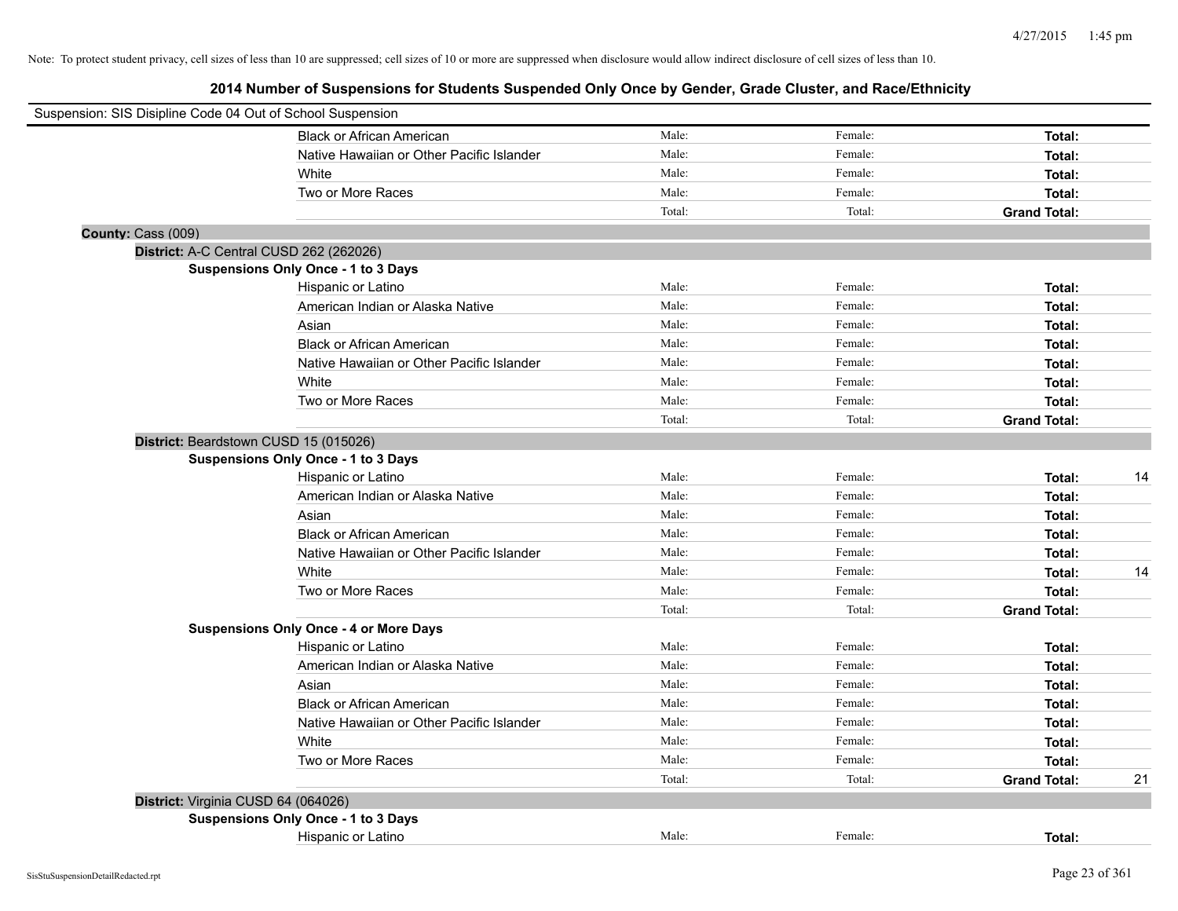Note: To protect student privacy, cell sizes of less than 10 are suppressed; cell sizes of 10 or more are suppressed when disclosure would allow indirect disclosure of cell sizes of less than 10.

## 2014 Number of Suspensions for Students Suspended Only Once by Gender, Grade Cluster, and Race/Ethnicity

Suspension: SIS Disipline Code 04 Out of School Suspension

| | | | | |
|---|---|---|---|---|
| Black or African American | Male: | Female: | **Total:** | |
| Native Hawaiian or Other Pacific Islander | Male: | Female: | **Total:** | |
| White | Male: | Female: | **Total:** | |
| Two or More Races | Male: | Female: | **Total:** | |
| | Total: | Total: | **Grand Total:** | |

**County:** Cass (009)

**District:** A-C Central CUSD 262 (262026)

**Suspensions Only Once - 1 to 3 Days**

| | | | | |
|---|---|---|---|---|
| Hispanic or Latino | Male: | Female: | **Total:** | |
| American Indian or Alaska Native | Male: | Female: | **Total:** | |
| Asian | Male: | Female: | **Total:** | |
| Black or African American | Male: | Female: | **Total:** | |
| Native Hawaiian or Other Pacific Islander | Male: | Female: | **Total:** | |
| White | Male: | Female: | **Total:** | |
| Two or More Races | Male: | Female: | **Total:** | |
| | Total: | Total: | **Grand Total:** | |

**District:** Beardstown CUSD 15 (015026)

**Suspensions Only Once - 1 to 3 Days**

| | | | | |
|---|---|---|---|---|
| Hispanic or Latino | Male: | Female: | **Total:** | 14 |
| American Indian or Alaska Native | Male: | Female: | **Total:** | |
| Asian | Male: | Female: | **Total:** | |
| Black or African American | Male: | Female: | **Total:** | |
| Native Hawaiian or Other Pacific Islander | Male: | Female: | **Total:** | |
| White | Male: | Female: | **Total:** | 14 |
| Two or More Races | Male: | Female: | **Total:** | |
| | Total: | Total: | **Grand Total:** | |

**Suspensions Only Once - 4 or More Days**

| | | | | |
|---|---|---|---|---|
| Hispanic or Latino | Male: | Female: | **Total:** | |
| American Indian or Alaska Native | Male: | Female: | **Total:** | |
| Asian | Male: | Female: | **Total:** | |
| Black or African American | Male: | Female: | **Total:** | |
| Native Hawaiian or Other Pacific Islander | Male: | Female: | **Total:** | |
| White | Male: | Female: | **Total:** | |
| Two or More Races | Male: | Female: | **Total:** | |
| | Total: | Total: | **Grand Total:** | 21 |

**District:** Virginia CUSD 64 (064026)

**Suspensions Only Once - 1 to 3 Days**

| | | | | |
|---|---|---|---|---|
| Hispanic or Latino | Male: | Female: | **Total:** | |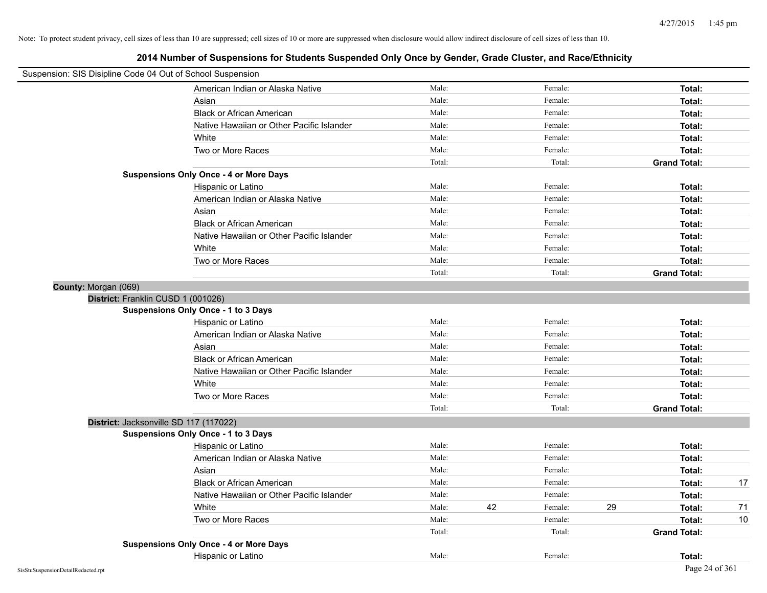Note: To protect student privacy, cell sizes of less than 10 are suppressed; cell sizes of 10 or more are suppressed when disclosure would allow indirect disclosure of cell sizes of less than 10.

## 2014 Number of Suspensions for Students Suspended Only Once by Gender, Grade Cluster, and Race/Ethnicity

Suspension: SIS Disipline Code 04 Out of School Suspension

| | | | | | | |
|---|---|---|---|---|---|---|
| American Indian or Alaska Native | Male: | | Female: | | **Total:** | |
| Asian | Male: | | Female: | | **Total:** | |
| Black or African American | Male: | | Female: | | **Total:** | |
| Native Hawaiian or Other Pacific Islander | Male: | | Female: | | **Total:** | |
| White | Male: | | Female: | | **Total:** | |
| Two or More Races | Male: | | Female: | | **Total:** | |
| | Total: | | Total: | | **Grand Total:** | |

**Suspensions Only Once - 4 or More Days**

| | | | | | | |
|---|---|---|---|---|---|---|
| Hispanic or Latino | Male: | | Female: | | **Total:** | |
| American Indian or Alaska Native | Male: | | Female: | | **Total:** | |
| Asian | Male: | | Female: | | **Total:** | |
| Black or African American | Male: | | Female: | | **Total:** | |
| Native Hawaiian or Other Pacific Islander | Male: | | Female: | | **Total:** | |
| White | Male: | | Female: | | **Total:** | |
| Two or More Races | Male: | | Female: | | **Total:** | |
| | Total: | | Total: | | **Grand Total:** | |

**County:** Morgan (069)

**District:** Franklin CUSD 1 (001026)

**Suspensions Only Once - 1 to 3 Days**

| | | | | | | |
|---|---|---|---|---|---|---|
| Hispanic or Latino | Male: | | Female: | | **Total:** | |
| American Indian or Alaska Native | Male: | | Female: | | **Total:** | |
| Asian | Male: | | Female: | | **Total:** | |
| Black or African American | Male: | | Female: | | **Total:** | |
| Native Hawaiian or Other Pacific Islander | Male: | | Female: | | **Total:** | |
| White | Male: | | Female: | | **Total:** | |
| Two or More Races | Male: | | Female: | | **Total:** | |
| | Total: | | Total: | | **Grand Total:** | |

**District:** Jacksonville SD 117 (117022)

**Suspensions Only Once - 1 to 3 Days**

| | | | | | | |
|---|---|---|---|---|---|---|
| Hispanic or Latino | Male: | | Female: | | **Total:** | |
| American Indian or Alaska Native | Male: | | Female: | | **Total:** | |
| Asian | Male: | | Female: | | **Total:** | |
| Black or African American | Male: | | Female: | | **Total:** | 17 |
| Native Hawaiian or Other Pacific Islander | Male: | | Female: | | **Total:** | |
| White | Male: | 42 | Female: | 29 | **Total:** | 71 |
| Two or More Races | Male: | | Female: | | **Total:** | 10 |
| | Total: | | Total: | | **Grand Total:** | |

**Suspensions Only Once - 4 or More Days**

| | | | | | | |
|---|---|---|---|---|---|---|
| Hispanic or Latino | Male: | | Female: | | **Total:** | |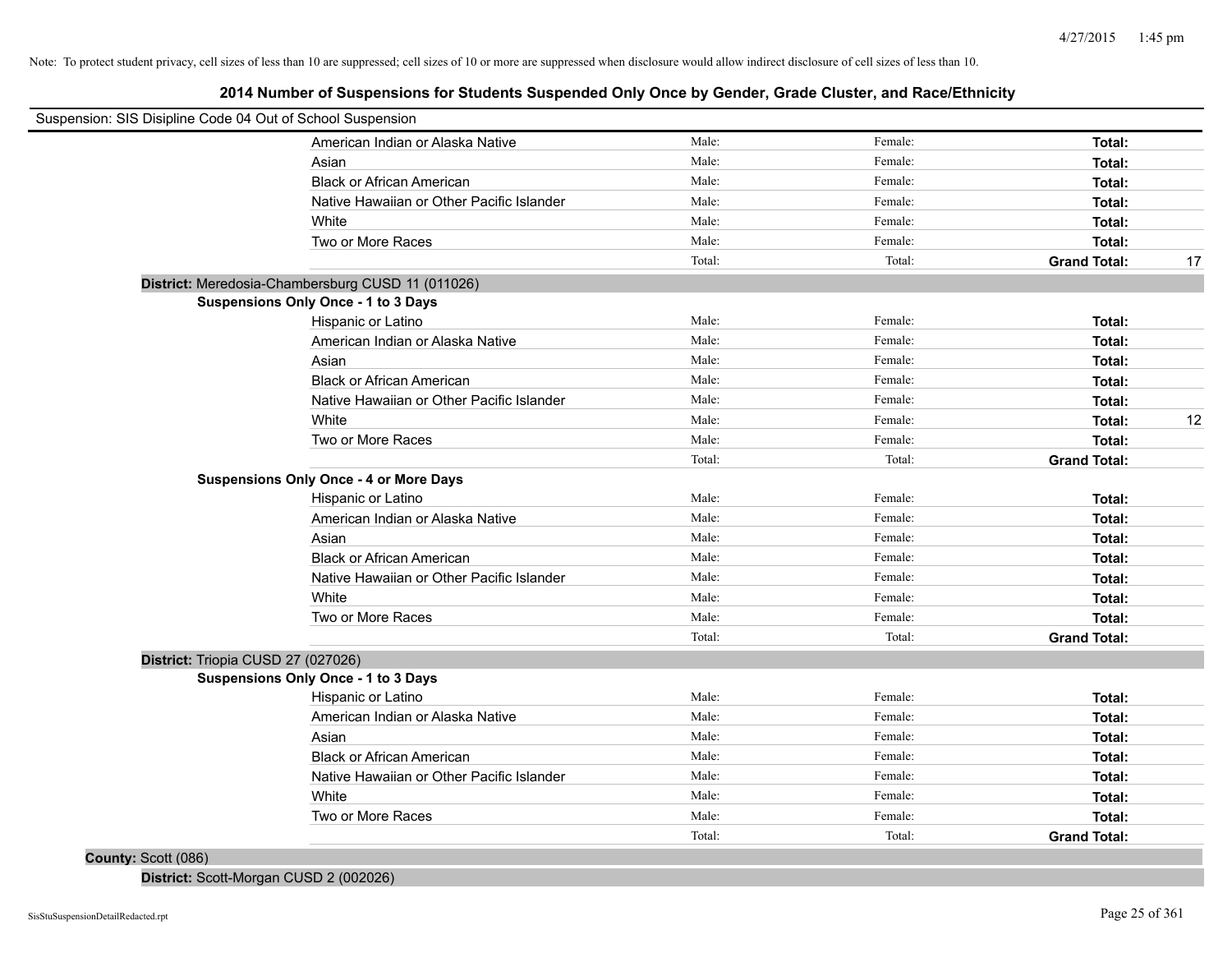Note: To protect student privacy, cell sizes of less than 10 are suppressed; cell sizes of 10 or more are suppressed when disclosure would allow indirect disclosure of cell sizes of less than 10.

## 2014 Number of Suspensions for Students Suspended Only Once by Gender, Grade Cluster, and Race/Ethnicity

Suspension: SIS Disipline Code 04 Out of School Suspension

| | Male: | Female: | Total: | |
|---|---|---|---|---|
| American Indian or Alaska Native | Male: | Female: | **Total:** | |
| Asian | Male: | Female: | **Total:** | |
| Black or African American | Male: | Female: | **Total:** | |
| Native Hawaiian or Other Pacific Islander | Male: | Female: | **Total:** | |
| White | Male: | Female: | **Total:** | |
| Two or More Races | Male: | Female: | **Total:** | |
| | Total: | Total: | **Grand Total:** | 17 |

**District:** Meredosia-Chambersburg CUSD 11 (011026)

**Suspensions Only Once - 1 to 3 Days**

| | | | | |
|---|---|---|---|---|
| Hispanic or Latino | Male: | Female: | **Total:** | |
| American Indian or Alaska Native | Male: | Female: | **Total:** | |
| Asian | Male: | Female: | **Total:** | |
| Black or African American | Male: | Female: | **Total:** | |
| Native Hawaiian or Other Pacific Islander | Male: | Female: | **Total:** | |
| White | Male: | Female: | **Total:** | 12 |
| Two or More Races | Male: | Female: | **Total:** | |
| | Total: | Total: | **Grand Total:** | |

**Suspensions Only Once - 4 or More Days**

| | | | | |
|---|---|---|---|---|
| Hispanic or Latino | Male: | Female: | **Total:** | |
| American Indian or Alaska Native | Male: | Female: | **Total:** | |
| Asian | Male: | Female: | **Total:** | |
| Black or African American | Male: | Female: | **Total:** | |
| Native Hawaiian or Other Pacific Islander | Male: | Female: | **Total:** | |
| White | Male: | Female: | **Total:** | |
| Two or More Races | Male: | Female: | **Total:** | |
| | Total: | Total: | **Grand Total:** | |

**District:** Triopia CUSD 27 (027026)

**Suspensions Only Once - 1 to 3 Days**

| | | | | |
|---|---|---|---|---|
| Hispanic or Latino | Male: | Female: | **Total:** | |
| American Indian or Alaska Native | Male: | Female: | **Total:** | |
| Asian | Male: | Female: | **Total:** | |
| Black or African American | Male: | Female: | **Total:** | |
| Native Hawaiian or Other Pacific Islander | Male: | Female: | **Total:** | |
| White | Male: | Female: | **Total:** | |
| Two or More Races | Male: | Female: | **Total:** | |
| | Total: | Total: | **Grand Total:** | |

**County:** Scott (086)

**District:** Scott-Morgan CUSD 2 (002026)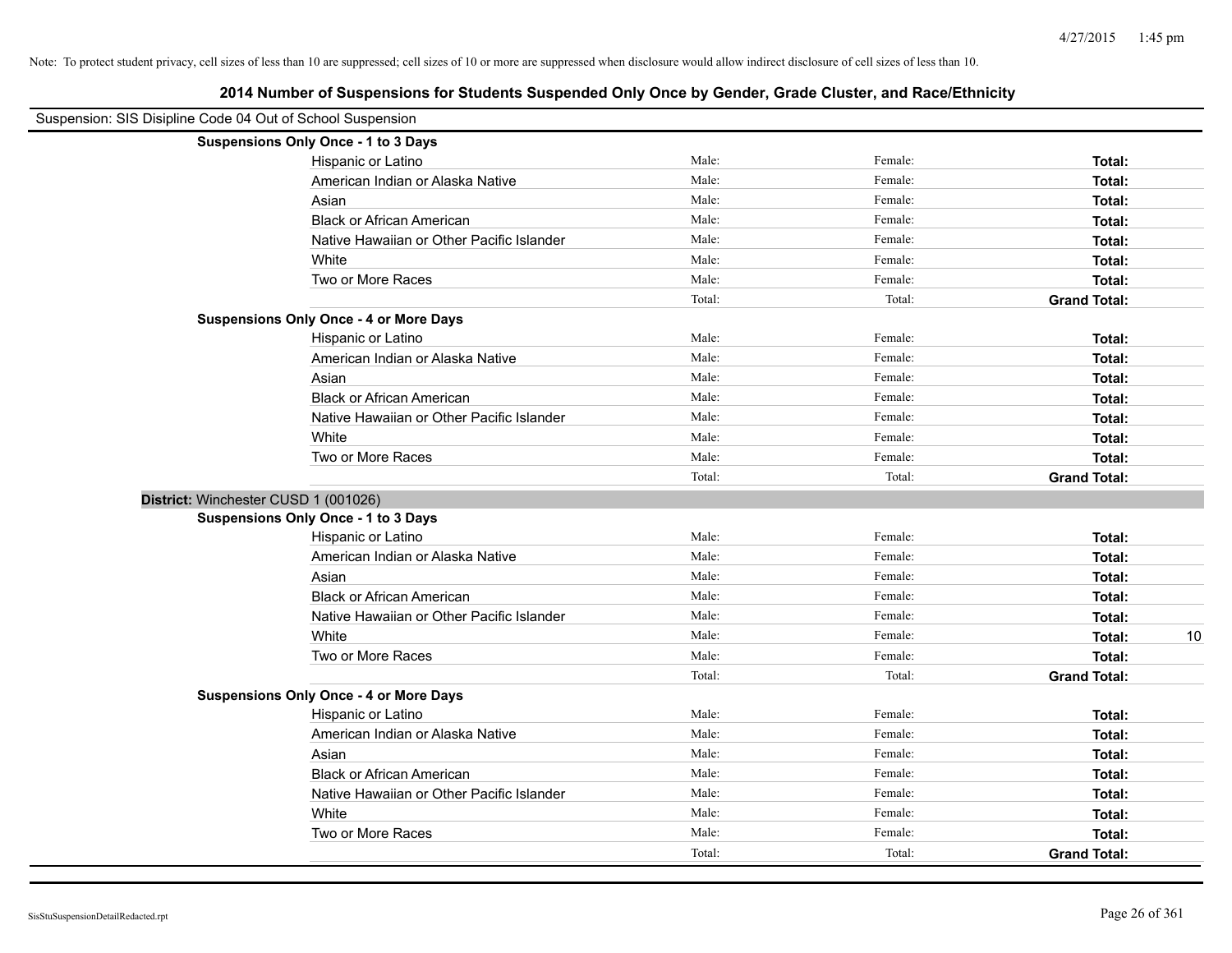Note: To protect student privacy, cell sizes of less than 10 are suppressed; cell sizes of 10 or more are suppressed when disclosure would allow indirect disclosure of cell sizes of less than 10.

## 2014 Number of Suspensions for Students Suspended Only Once by Gender, Grade Cluster, and Race/Ethnicity

Suspension: SIS Disipline Code 04 Out of School Suspension

**Suspensions Only Once - 1 to 3 Days**

| | | | | |
|---|---|---|---|---|
| Hispanic or Latino | Male: | Female: | **Total:** | |
| American Indian or Alaska Native | Male: | Female: | **Total:** | |
| Asian | Male: | Female: | **Total:** | |
| Black or African American | Male: | Female: | **Total:** | |
| Native Hawaiian or Other Pacific Islander | Male: | Female: | **Total:** | |
| White | Male: | Female: | **Total:** | |
| Two or More Races | Male: | Female: | **Total:** | |
| | Total: | Total: | **Grand Total:** | |

**Suspensions Only Once - 4 or More Days**

| | | | | |
|---|---|---|---|---|
| Hispanic or Latino | Male: | Female: | **Total:** | |
| American Indian or Alaska Native | Male: | Female: | **Total:** | |
| Asian | Male: | Female: | **Total:** | |
| Black or African American | Male: | Female: | **Total:** | |
| Native Hawaiian or Other Pacific Islander | Male: | Female: | **Total:** | |
| White | Male: | Female: | **Total:** | |
| Two or More Races | Male: | Female: | **Total:** | |
| | Total: | Total: | **Grand Total:** | |

**District:** Winchester CUSD 1 (001026)

**Suspensions Only Once - 1 to 3 Days**

| | | | | |
|---|---|---|---|---|
| Hispanic or Latino | Male: | Female: | **Total:** | |
| American Indian or Alaska Native | Male: | Female: | **Total:** | |
| Asian | Male: | Female: | **Total:** | |
| Black or African American | Male: | Female: | **Total:** | |
| Native Hawaiian or Other Pacific Islander | Male: | Female: | **Total:** | |
| White | Male: | Female: | **Total:** | 10 |
| Two or More Races | Male: | Female: | **Total:** | |
| | Total: | Total: | **Grand Total:** | |

**Suspensions Only Once - 4 or More Days**

| | | | | |
|---|---|---|---|---|
| Hispanic or Latino | Male: | Female: | **Total:** | |
| American Indian or Alaska Native | Male: | Female: | **Total:** | |
| Asian | Male: | Female: | **Total:** | |
| Black or African American | Male: | Female: | **Total:** | |
| Native Hawaiian or Other Pacific Islander | Male: | Female: | **Total:** | |
| White | Male: | Female: | **Total:** | |
| Two or More Races | Male: | Female: | **Total:** | |
| | Total: | Total: | **Grand Total:** | |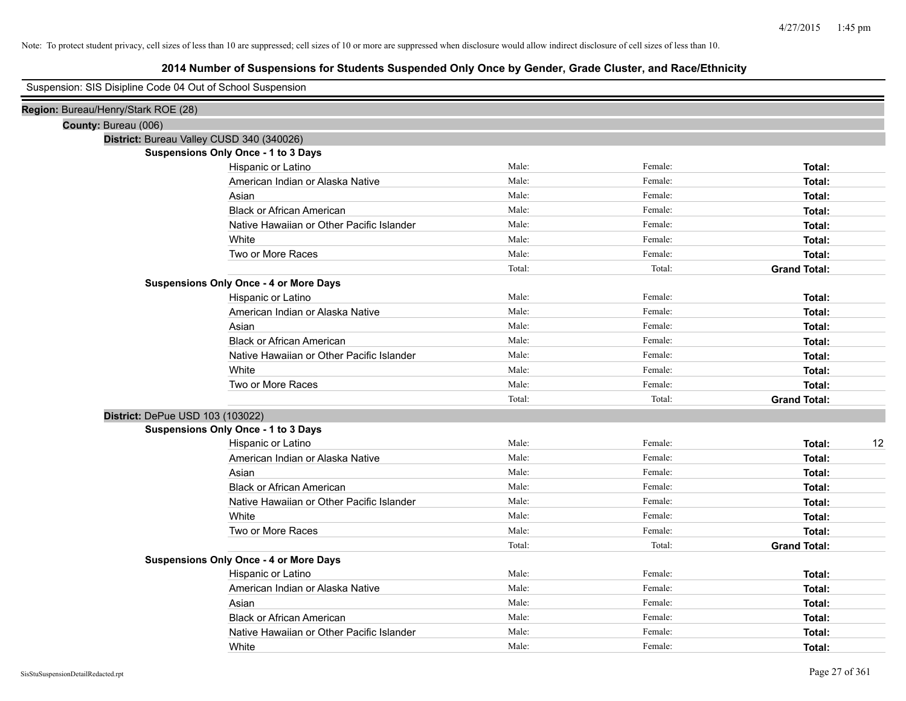Note: To protect student privacy, cell sizes of less than 10 are suppressed; cell sizes of 10 or more are suppressed when disclosure would allow indirect disclosure of cell sizes of less than 10.

## 2014 Number of Suspensions for Students Suspended Only Once by Gender, Grade Cluster, and Race/Ethnicity

Suspension: SIS Disipline Code 04 Out of School Suspension

**Region:** Bureau/Henry/Stark ROE (28)

**County:** Bureau (006)

**District:** Bureau Valley CUSD 340 (340026)

**Suspensions Only Once - 1 to 3 Days**

| | | | | |
|---|---|---|---|---|
| Hispanic or Latino | Male: | Female: | **Total:** | |
| American Indian or Alaska Native | Male: | Female: | **Total:** | |
| Asian | Male: | Female: | **Total:** | |
| Black or African American | Male: | Female: | **Total:** | |
| Native Hawaiian or Other Pacific Islander | Male: | Female: | **Total:** | |
| White | Male: | Female: | **Total:** | |
| Two or More Races | Male: | Female: | **Total:** | |
| | Total: | Total: | **Grand Total:** | |

**Suspensions Only Once - 4 or More Days**

| | | | | |
|---|---|---|---|---|
| Hispanic or Latino | Male: | Female: | **Total:** | |
| American Indian or Alaska Native | Male: | Female: | **Total:** | |
| Asian | Male: | Female: | **Total:** | |
| Black or African American | Male: | Female: | **Total:** | |
| Native Hawaiian or Other Pacific Islander | Male: | Female: | **Total:** | |
| White | Male: | Female: | **Total:** | |
| Two or More Races | Male: | Female: | **Total:** | |
| | Total: | Total: | **Grand Total:** | |

**District:** DePue USD 103 (103022)

**Suspensions Only Once - 1 to 3 Days**

| | | | | |
|---|---|---|---|---|
| Hispanic or Latino | Male: | Female: | **Total:** | 12 |
| American Indian or Alaska Native | Male: | Female: | **Total:** | |
| Asian | Male: | Female: | **Total:** | |
| Black or African American | Male: | Female: | **Total:** | |
| Native Hawaiian or Other Pacific Islander | Male: | Female: | **Total:** | |
| White | Male: | Female: | **Total:** | |
| Two or More Races | Male: | Female: | **Total:** | |
| | Total: | Total: | **Grand Total:** | |

**Suspensions Only Once - 4 or More Days**

| | | | | |
|---|---|---|---|---|
| Hispanic or Latino | Male: | Female: | **Total:** | |
| American Indian or Alaska Native | Male: | Female: | **Total:** | |
| Asian | Male: | Female: | **Total:** | |
| Black or African American | Male: | Female: | **Total:** | |
| Native Hawaiian or Other Pacific Islander | Male: | Female: | **Total:** | |
| White | Male: | Female: | **Total:** | |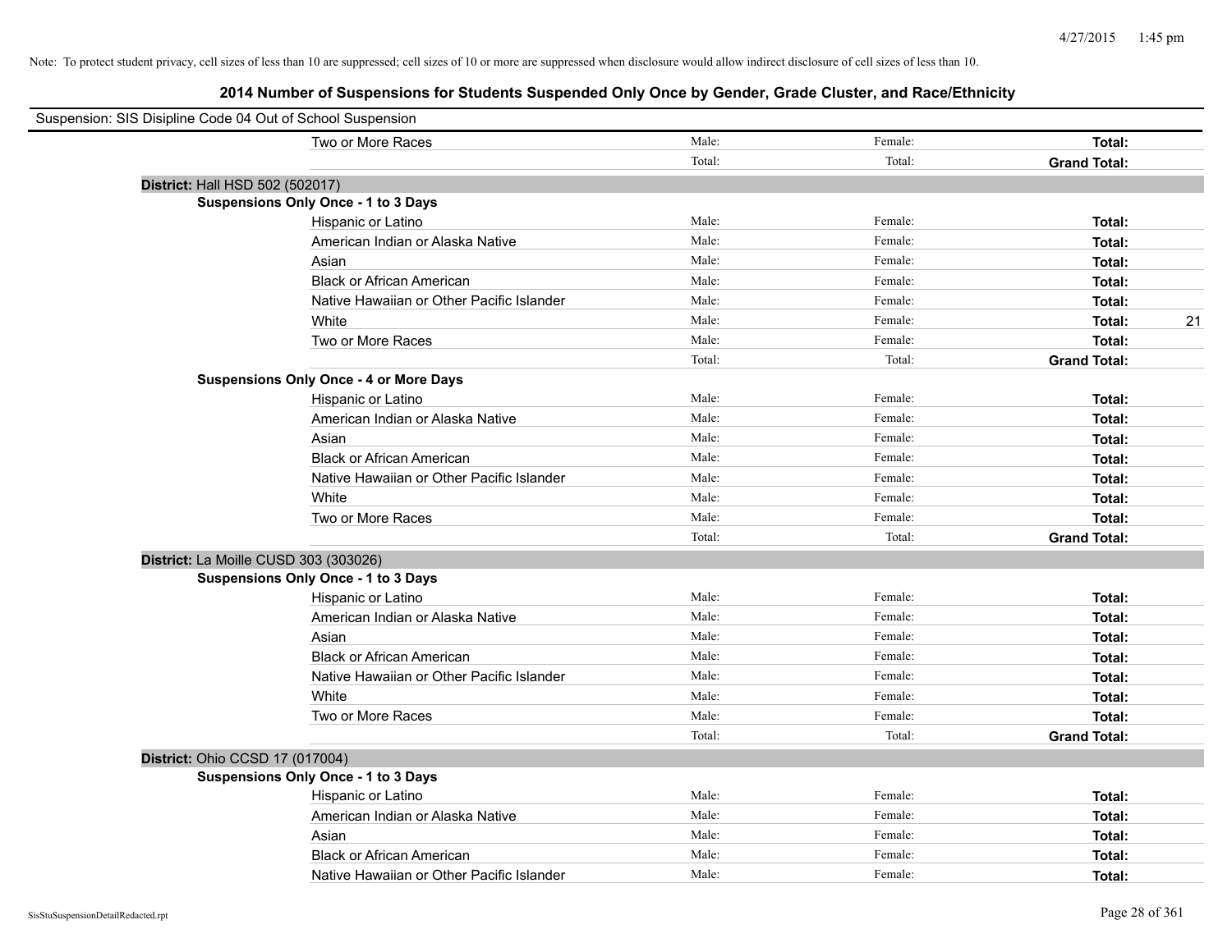Note: To protect student privacy, cell sizes of less than 10 are suppressed; cell sizes of 10 or more are suppressed when disclosure would allow indirect disclosure of cell sizes of less than 10.

# 2014 Number of Suspensions for Students Suspended Only Once by Gender, Grade Cluster, and Race/Ethnicity

Suspension: SIS Disipline Code 04 Out of School Suspension

| | | | | |
|---|---|---|---|---|
| Two or More Races | Male: | Female: | **Total:** | |
| | Total: | Total: | **Grand Total:** | |
| **District:** Hall HSD 502 (502017) | | | | |
| **Suspensions Only Once - 1 to 3 Days** | | | | |
| Hispanic or Latino | Male: | Female: | **Total:** | |
| American Indian or Alaska Native | Male: | Female: | **Total:** | |
| Asian | Male: | Female: | **Total:** | |
| Black or African American | Male: | Female: | **Total:** | |
| Native Hawaiian or Other Pacific Islander | Male: | Female: | **Total:** | |
| White | Male: | Female: | **Total:** | 21 |
| Two or More Races | Male: | Female: | **Total:** | |
| | Total: | Total: | **Grand Total:** | |
| **Suspensions Only Once - 4 or More Days** | | | | |
| Hispanic or Latino | Male: | Female: | **Total:** | |
| American Indian or Alaska Native | Male: | Female: | **Total:** | |
| Asian | Male: | Female: | **Total:** | |
| Black or African American | Male: | Female: | **Total:** | |
| Native Hawaiian or Other Pacific Islander | Male: | Female: | **Total:** | |
| White | Male: | Female: | **Total:** | |
| Two or More Races | Male: | Female: | **Total:** | |
| | Total: | Total: | **Grand Total:** | |
| **District:** La Moille CUSD 303 (303026) | | | | |
| **Suspensions Only Once - 1 to 3 Days** | | | | |
| Hispanic or Latino | Male: | Female: | **Total:** | |
| American Indian or Alaska Native | Male: | Female: | **Total:** | |
| Asian | Male: | Female: | **Total:** | |
| Black or African American | Male: | Female: | **Total:** | |
| Native Hawaiian or Other Pacific Islander | Male: | Female: | **Total:** | |
| White | Male: | Female: | **Total:** | |
| Two or More Races | Male: | Female: | **Total:** | |
| | Total: | Total: | **Grand Total:** | |
| **District:** Ohio CCSD 17 (017004) | | | | |
| **Suspensions Only Once - 1 to 3 Days** | | | | |
| Hispanic or Latino | Male: | Female: | **Total:** | |
| American Indian or Alaska Native | Male: | Female: | **Total:** | |
| Asian | Male: | Female: | **Total:** | |
| Black or African American | Male: | Female: | **Total:** | |
| Native Hawaiian or Other Pacific Islander | Male: | Female: | **Total:** | |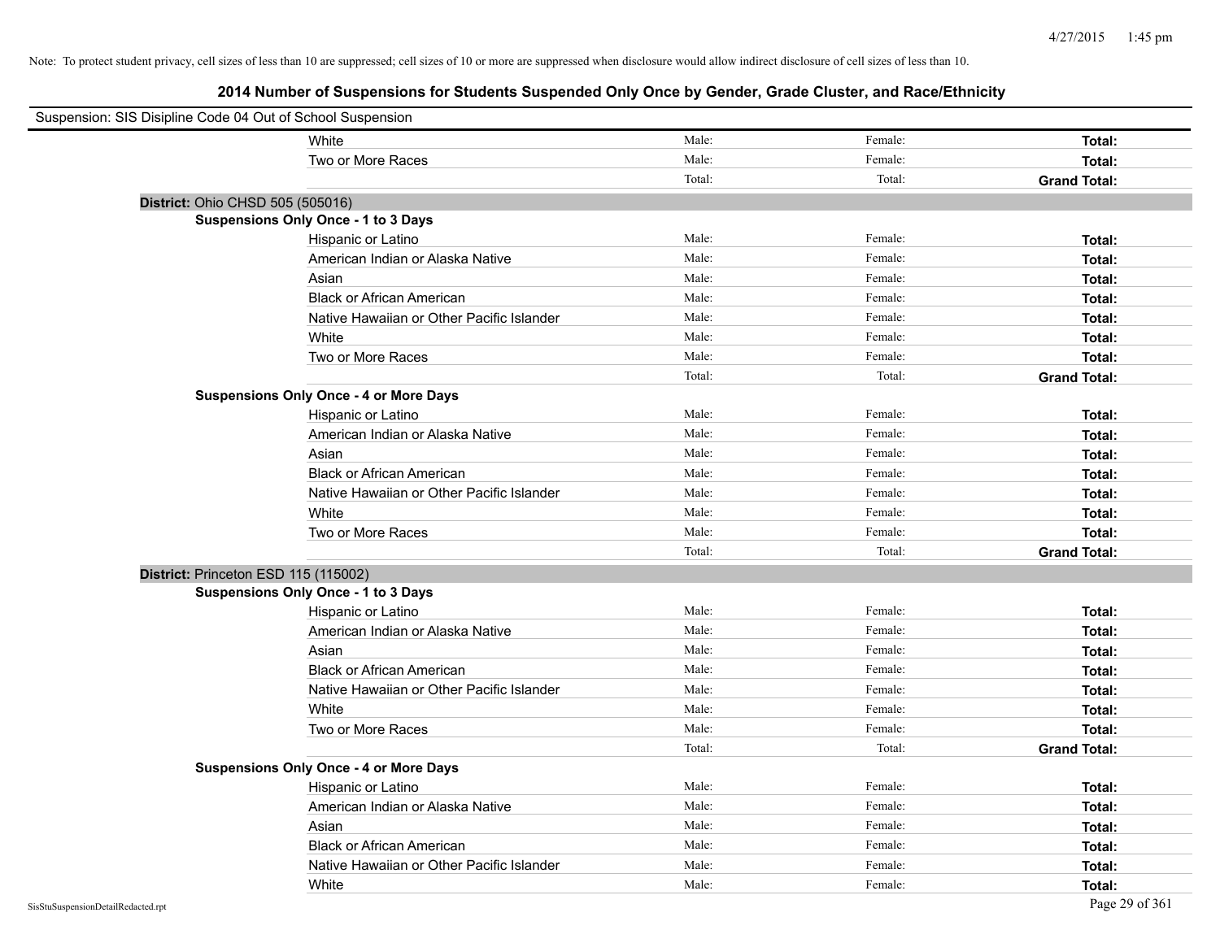Note: To protect student privacy, cell sizes of less than 10 are suppressed; cell sizes of 10 or more are suppressed when disclosure would allow indirect disclosure of cell sizes of less than 10.

## 2014 Number of Suspensions for Students Suspended Only Once by Gender, Grade Cluster, and Race/Ethnicity

Suspension: SIS Disipline Code 04 Out of School Suspension

| | | | |
|---|---|---|---|
| White | Male: | Female: | **Total:** |
| Two or More Races | Male: | Female: | **Total:** |
| | Total: | Total: | **Grand Total:** |

**District:** Ohio CHSD 505 (505016)

**Suspensions Only Once - 1 to 3 Days**

| | | | |
|---|---|---|---|
| Hispanic or Latino | Male: | Female: | **Total:** |
| American Indian or Alaska Native | Male: | Female: | **Total:** |
| Asian | Male: | Female: | **Total:** |
| Black or African American | Male: | Female: | **Total:** |
| Native Hawaiian or Other Pacific Islander | Male: | Female: | **Total:** |
| White | Male: | Female: | **Total:** |
| Two or More Races | Male: | Female: | **Total:** |
| | Total: | Total: | **Grand Total:** |

**Suspensions Only Once - 4 or More Days**

| | | | |
|---|---|---|---|
| Hispanic or Latino | Male: | Female: | **Total:** |
| American Indian or Alaska Native | Male: | Female: | **Total:** |
| Asian | Male: | Female: | **Total:** |
| Black or African American | Male: | Female: | **Total:** |
| Native Hawaiian or Other Pacific Islander | Male: | Female: | **Total:** |
| White | Male: | Female: | **Total:** |
| Two or More Races | Male: | Female: | **Total:** |
| | Total: | Total: | **Grand Total:** |

**District:** Princeton ESD 115 (115002)

**Suspensions Only Once - 1 to 3 Days**

| | | | |
|---|---|---|---|
| Hispanic or Latino | Male: | Female: | **Total:** |
| American Indian or Alaska Native | Male: | Female: | **Total:** |
| Asian | Male: | Female: | **Total:** |
| Black or African American | Male: | Female: | **Total:** |
| Native Hawaiian or Other Pacific Islander | Male: | Female: | **Total:** |
| White | Male: | Female: | **Total:** |
| Two or More Races | Male: | Female: | **Total:** |
| | Total: | Total: | **Grand Total:** |

**Suspensions Only Once - 4 or More Days**

| | | | |
|---|---|---|---|
| Hispanic or Latino | Male: | Female: | **Total:** |
| American Indian or Alaska Native | Male: | Female: | **Total:** |
| Asian | Male: | Female: | **Total:** |
| Black or African American | Male: | Female: | **Total:** |
| Native Hawaiian or Other Pacific Islander | Male: | Female: | **Total:** |
| White | Male: | Female: | **Total:** |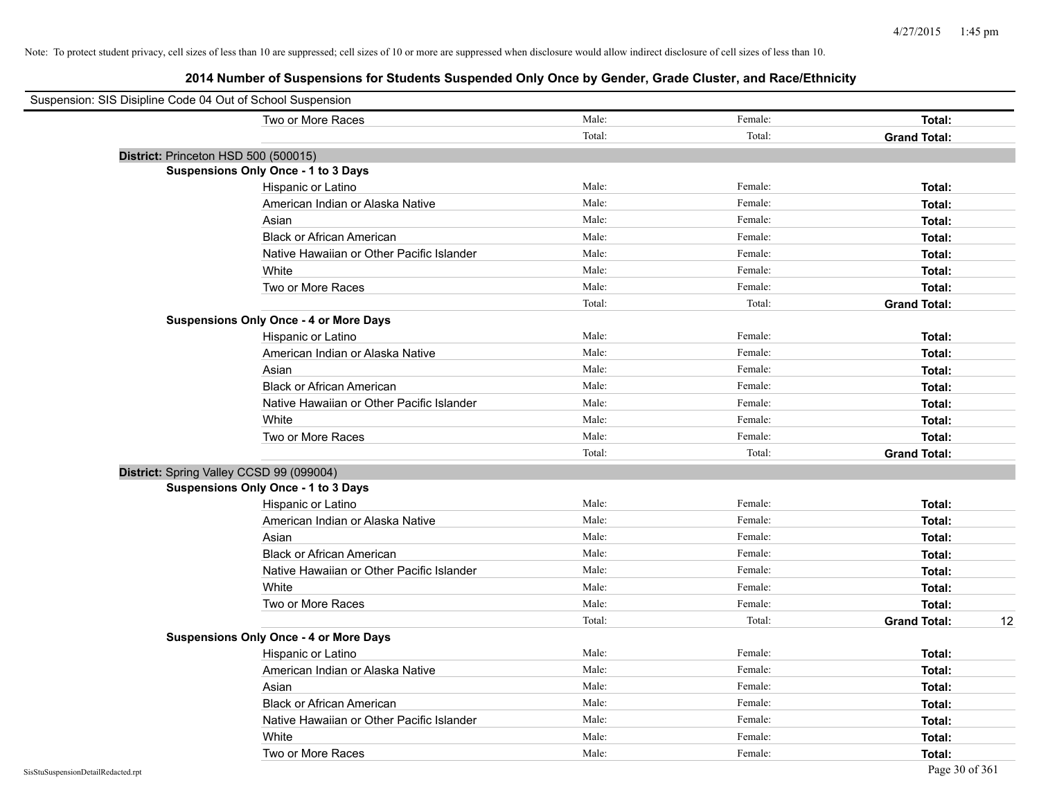Note: To protect student privacy, cell sizes of less than 10 are suppressed; cell sizes of 10 or more are suppressed when disclosure would allow indirect disclosure of cell sizes of less than 10.

# 2014 Number of Suspensions for Students Suspended Only Once by Gender, Grade Cluster, and Race/Ethnicity

Suspension: SIS Disipline Code 04 Out of School Suspension

| | | | | |
|---|---|---|---|---|
| Two or More Races | Male: | Female: | **Total:** | |
| | Total: | Total: | **Grand Total:** | |

**District:** Princeton HSD 500 (500015)

**Suspensions Only Once - 1 to 3 Days**

| | | | | |
|---|---|---|---|---|
| Hispanic or Latino | Male: | Female: | **Total:** | |
| American Indian or Alaska Native | Male: | Female: | **Total:** | |
| Asian | Male: | Female: | **Total:** | |
| Black or African American | Male: | Female: | **Total:** | |
| Native Hawaiian or Other Pacific Islander | Male: | Female: | **Total:** | |
| White | Male: | Female: | **Total:** | |
| Two or More Races | Male: | Female: | **Total:** | |
| | Total: | Total: | **Grand Total:** | |

**Suspensions Only Once - 4 or More Days**

| | | | | |
|---|---|---|---|---|
| Hispanic or Latino | Male: | Female: | **Total:** | |
| American Indian or Alaska Native | Male: | Female: | **Total:** | |
| Asian | Male: | Female: | **Total:** | |
| Black or African American | Male: | Female: | **Total:** | |
| Native Hawaiian or Other Pacific Islander | Male: | Female: | **Total:** | |
| White | Male: | Female: | **Total:** | |
| Two or More Races | Male: | Female: | **Total:** | |
| | Total: | Total: | **Grand Total:** | |

**District:** Spring Valley CCSD 99 (099004)

**Suspensions Only Once - 1 to 3 Days**

| | | | | |
|---|---|---|---|---|
| Hispanic or Latino | Male: | Female: | **Total:** | |
| American Indian or Alaska Native | Male: | Female: | **Total:** | |
| Asian | Male: | Female: | **Total:** | |
| Black or African American | Male: | Female: | **Total:** | |
| Native Hawaiian or Other Pacific Islander | Male: | Female: | **Total:** | |
| White | Male: | Female: | **Total:** | |
| Two or More Races | Male: | Female: | **Total:** | |
| | Total: | Total: | **Grand Total:** | 12 |

**Suspensions Only Once - 4 or More Days**

| | | | | |
|---|---|---|---|---|
| Hispanic or Latino | Male: | Female: | **Total:** | |
| American Indian or Alaska Native | Male: | Female: | **Total:** | |
| Asian | Male: | Female: | **Total:** | |
| Black or African American | Male: | Female: | **Total:** | |
| Native Hawaiian or Other Pacific Islander | Male: | Female: | **Total:** | |
| White | Male: | Female: | **Total:** | |
| Two or More Races | Male: | Female: | **Total:** | |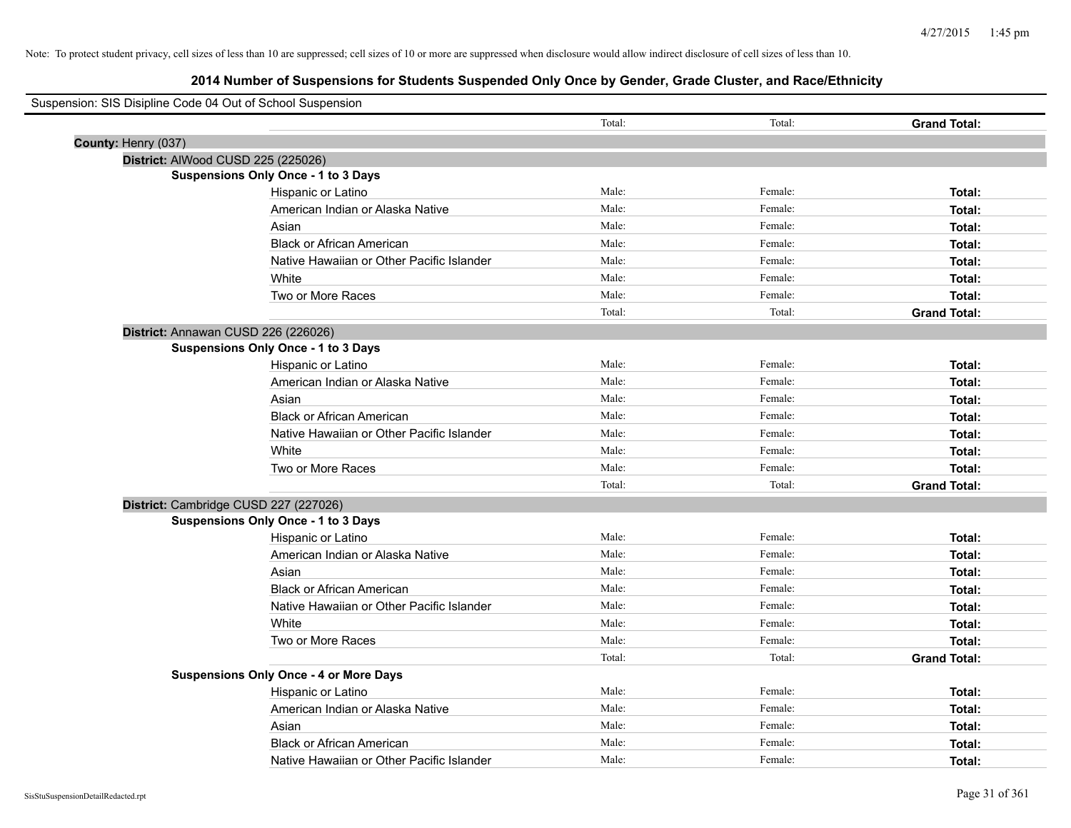Note: To protect student privacy, cell sizes of less than 10 are suppressed; cell sizes of 10 or more are suppressed when disclosure would allow indirect disclosure of cell sizes of less than 10.

## 2014 Number of Suspensions for Students Suspended Only Once by Gender, Grade Cluster, and Race/Ethnicity

Suspension: SIS Disipline Code 04 Out of School Suspension

| | | Total: | Total: | **Grand Total:** |
|---|---|---|---|---|
| **County:** Henry (037) | | | | |
| **District:** AlWood CUSD 225 (225026) | | | | |
| **Suspensions Only Once - 1 to 3 Days** | | | | |
| | Hispanic or Latino | Male: | Female: | **Total:** |
| | American Indian or Alaska Native | Male: | Female: | **Total:** |
| | Asian | Male: | Female: | **Total:** |
| | Black or African American | Male: | Female: | **Total:** |
| | Native Hawaiian or Other Pacific Islander | Male: | Female: | **Total:** |
| | White | Male: | Female: | **Total:** |
| | Two or More Races | Male: | Female: | **Total:** |
| | | Total: | Total: | **Grand Total:** |
| **District:** Annawan CUSD 226 (226026) | | | | |
| **Suspensions Only Once - 1 to 3 Days** | | | | |
| | Hispanic or Latino | Male: | Female: | **Total:** |
| | American Indian or Alaska Native | Male: | Female: | **Total:** |
| | Asian | Male: | Female: | **Total:** |
| | Black or African American | Male: | Female: | **Total:** |
| | Native Hawaiian or Other Pacific Islander | Male: | Female: | **Total:** |
| | White | Male: | Female: | **Total:** |
| | Two or More Races | Male: | Female: | **Total:** |
| | | Total: | Total: | **Grand Total:** |
| **District:** Cambridge CUSD 227 (227026) | | | | |
| **Suspensions Only Once - 1 to 3 Days** | | | | |
| | Hispanic or Latino | Male: | Female: | **Total:** |
| | American Indian or Alaska Native | Male: | Female: | **Total:** |
| | Asian | Male: | Female: | **Total:** |
| | Black or African American | Male: | Female: | **Total:** |
| | Native Hawaiian or Other Pacific Islander | Male: | Female: | **Total:** |
| | White | Male: | Female: | **Total:** |
| | Two or More Races | Male: | Female: | **Total:** |
| | | Total: | Total: | **Grand Total:** |
| **Suspensions Only Once - 4 or More Days** | | | | |
| | Hispanic or Latino | Male: | Female: | **Total:** |
| | American Indian or Alaska Native | Male: | Female: | **Total:** |
| | Asian | Male: | Female: | **Total:** |
| | Black or African American | Male: | Female: | **Total:** |
| | Native Hawaiian or Other Pacific Islander | Male: | Female: | **Total:** |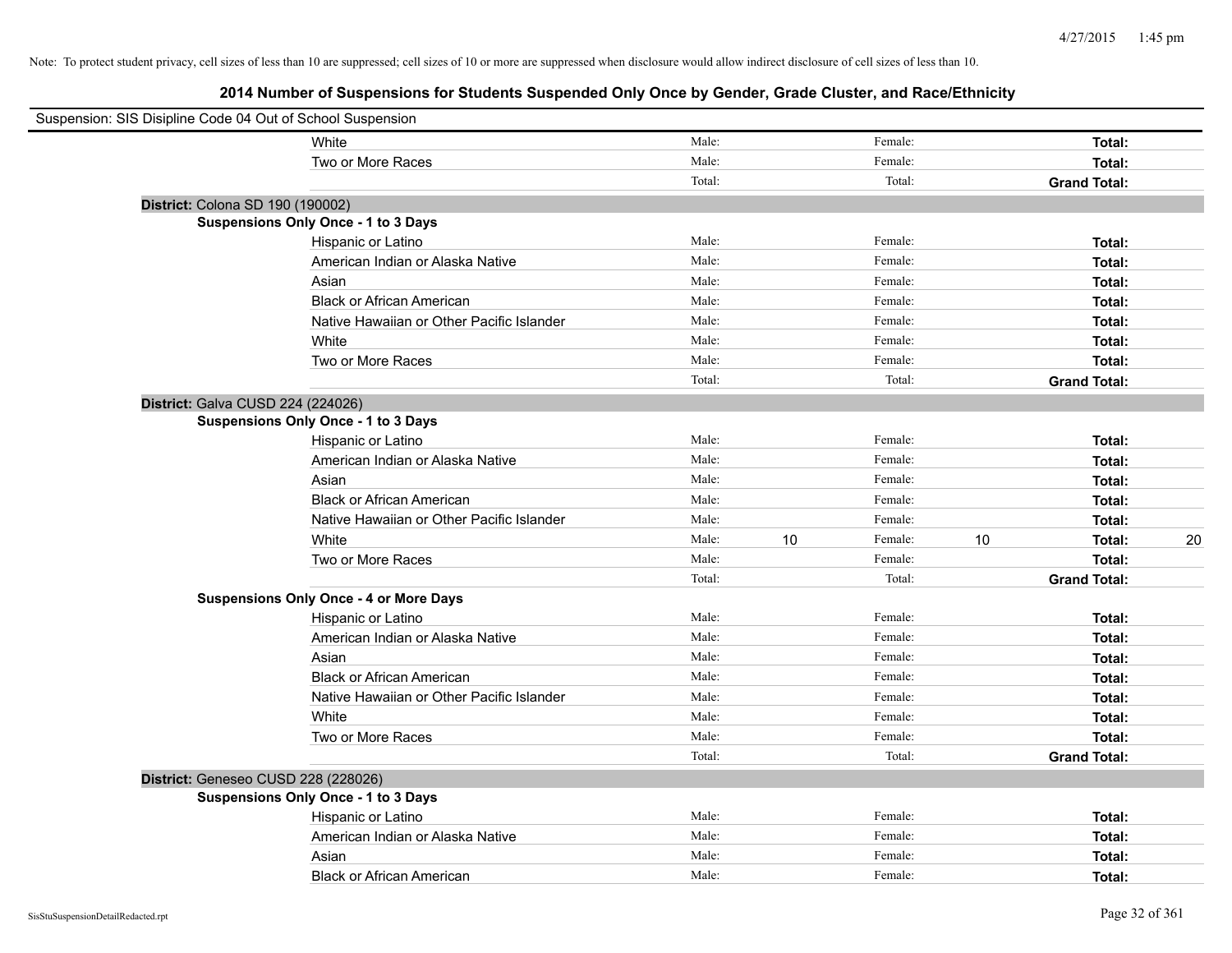Note: To protect student privacy, cell sizes of less than 10 are suppressed; cell sizes of 10 or more are suppressed when disclosure would allow indirect disclosure of cell sizes of less than 10.

## 2014 Number of Suspensions for Students Suspended Only Once by Gender, Grade Cluster, and Race/Ethnicity

Suspension: SIS Disipline Code 04 Out of School Suspension

| | | | | | | |
|---|---|---|---|---|---|---|
| White | Male: | | Female: | | **Total:** | |
| Two or More Races | Male: | | Female: | | **Total:** | |
| | Total: | | Total: | | **Grand Total:** | |

**District:** Colona SD 190 (190002)

**Suspensions Only Once - 1 to 3 Days**

| | | | | | | |
|---|---|---|---|---|---|---|
| Hispanic or Latino | Male: | | Female: | | **Total:** | |
| American Indian or Alaska Native | Male: | | Female: | | **Total:** | |
| Asian | Male: | | Female: | | **Total:** | |
| Black or African American | Male: | | Female: | | **Total:** | |
| Native Hawaiian or Other Pacific Islander | Male: | | Female: | | **Total:** | |
| White | Male: | | Female: | | **Total:** | |
| Two or More Races | Male: | | Female: | | **Total:** | |
| | Total: | | Total: | | **Grand Total:** | |

**District:** Galva CUSD 224 (224026)

**Suspensions Only Once - 1 to 3 Days**

| | | | | | | |
|---|---|---|---|---|---|---|
| Hispanic or Latino | Male: | | Female: | | **Total:** | |
| American Indian or Alaska Native | Male: | | Female: | | **Total:** | |
| Asian | Male: | | Female: | | **Total:** | |
| Black or African American | Male: | | Female: | | **Total:** | |
| Native Hawaiian or Other Pacific Islander | Male: | | Female: | | **Total:** | |
| White | Male: | 10 | Female: | 10 | **Total:** | 20 |
| Two or More Races | Male: | | Female: | | **Total:** | |
| | Total: | | Total: | | **Grand Total:** | |

**Suspensions Only Once - 4 or More Days**

| | | | | | | |
|---|---|---|---|---|---|---|
| Hispanic or Latino | Male: | | Female: | | **Total:** | |
| American Indian or Alaska Native | Male: | | Female: | | **Total:** | |
| Asian | Male: | | Female: | | **Total:** | |
| Black or African American | Male: | | Female: | | **Total:** | |
| Native Hawaiian or Other Pacific Islander | Male: | | Female: | | **Total:** | |
| White | Male: | | Female: | | **Total:** | |
| Two or More Races | Male: | | Female: | | **Total:** | |
| | Total: | | Total: | | **Grand Total:** | |

**District:** Geneseo CUSD 228 (228026)

**Suspensions Only Once - 1 to 3 Days**

| | | | | | | |
|---|---|---|---|---|---|---|
| Hispanic or Latino | Male: | | Female: | | **Total:** | |
| American Indian or Alaska Native | Male: | | Female: | | **Total:** | |
| Asian | Male: | | Female: | | **Total:** | |
| Black or African American | Male: | | Female: | | **Total:** | |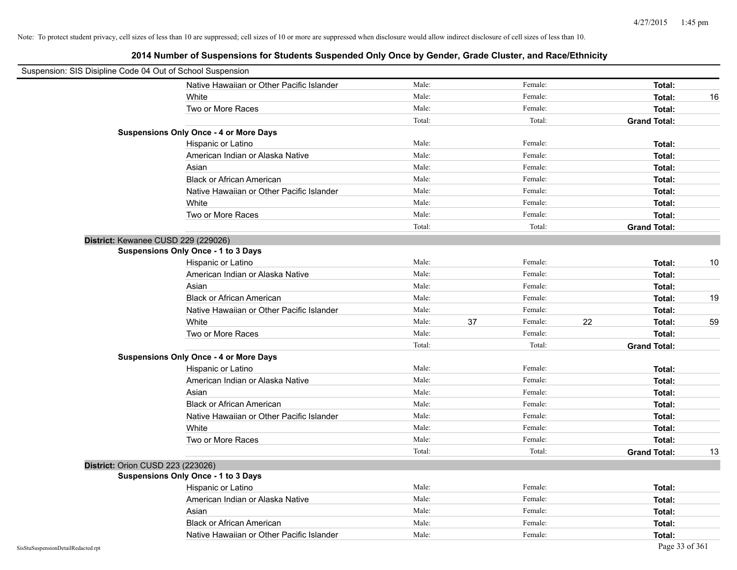Note: To protect student privacy, cell sizes of less than 10 are suppressed; cell sizes of 10 or more are suppressed when disclosure would allow indirect disclosure of cell sizes of less than 10.

## 2014 Number of Suspensions for Students Suspended Only Once by Gender, Grade Cluster, and Race/Ethnicity

Suspension: SIS Disipline Code 04 Out of School Suspension

| | | | | | | |
|---|---|---|---|---|---|---|
| Native Hawaiian or Other Pacific Islander | Male: | | Female: | | **Total:** | |
| White | Male: | | Female: | | **Total:** | 16 |
| Two or More Races | Male: | | Female: | | **Total:** | |
| | Total: | | Total: | | **Grand Total:** | |
| **Suspensions Only Once - 4 or More Days** | | | | | | |
| Hispanic or Latino | Male: | | Female: | | **Total:** | |
| American Indian or Alaska Native | Male: | | Female: | | **Total:** | |
| Asian | Male: | | Female: | | **Total:** | |
| Black or African American | Male: | | Female: | | **Total:** | |
| Native Hawaiian or Other Pacific Islander | Male: | | Female: | | **Total:** | |
| White | Male: | | Female: | | **Total:** | |
| Two or More Races | Male: | | Female: | | **Total:** | |
| | Total: | | Total: | | **Grand Total:** | |

**District:** Kewanee CUSD 229 (229026)

| | | | | | | |
|---|---|---|---|---|---|---|
| **Suspensions Only Once - 1 to 3 Days** | | | | | | |
| Hispanic or Latino | Male: | | Female: | | **Total:** | 10 |
| American Indian or Alaska Native | Male: | | Female: | | **Total:** | |
| Asian | Male: | | Female: | | **Total:** | |
| Black or African American | Male: | | Female: | | **Total:** | 19 |
| Native Hawaiian or Other Pacific Islander | Male: | | Female: | | **Total:** | |
| White | Male: | 37 | Female: | 22 | **Total:** | 59 |
| Two or More Races | Male: | | Female: | | **Total:** | |
| | Total: | | Total: | | **Grand Total:** | |
| **Suspensions Only Once - 4 or More Days** | | | | | | |
| Hispanic or Latino | Male: | | Female: | | **Total:** | |
| American Indian or Alaska Native | Male: | | Female: | | **Total:** | |
| Asian | Male: | | Female: | | **Total:** | |
| Black or African American | Male: | | Female: | | **Total:** | |
| Native Hawaiian or Other Pacific Islander | Male: | | Female: | | **Total:** | |
| White | Male: | | Female: | | **Total:** | |
| Two or More Races | Male: | | Female: | | **Total:** | |
| | Total: | | Total: | | **Grand Total:** | 13 |

**District:** Orion CUSD 223 (223026)

| | | | | | | |
|---|---|---|---|---|---|---|
| **Suspensions Only Once - 1 to 3 Days** | | | | | | |
| Hispanic or Latino | Male: | | Female: | | **Total:** | |
| American Indian or Alaska Native | Male: | | Female: | | **Total:** | |
| Asian | Male: | | Female: | | **Total:** | |
| Black or African American | Male: | | Female: | | **Total:** | |
| Native Hawaiian or Other Pacific Islander | Male: | | Female: | | **Total:** | |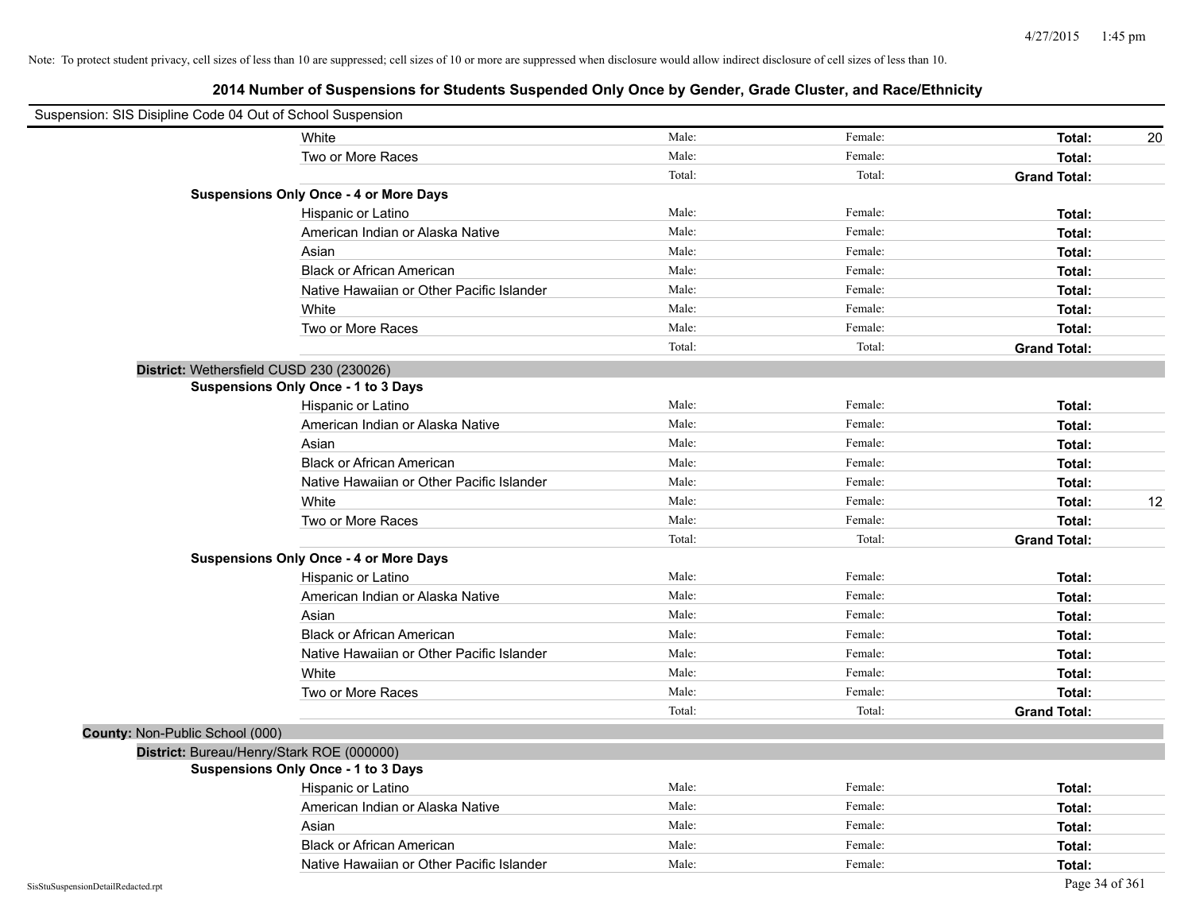Note: To protect student privacy, cell sizes of less than 10 are suppressed; cell sizes of 10 or more are suppressed when disclosure would allow indirect disclosure of cell sizes of less than 10.

## 2014 Number of Suspensions for Students Suspended Only Once by Gender, Grade Cluster, and Race/Ethnicity

Suspension: SIS Disipline Code 04 Out of School Suspension

| | | | | |
|---|---|---|---|---|
| White | Male: | Female: | **Total:** | 20 |
| Two or More Races | Male: | Female: | **Total:** | |
| | Total: | Total: | **Grand Total:** | |
| **Suspensions Only Once - 4 or More Days** | | | | |
| Hispanic or Latino | Male: | Female: | **Total:** | |
| American Indian or Alaska Native | Male: | Female: | **Total:** | |
| Asian | Male: | Female: | **Total:** | |
| Black or African American | Male: | Female: | **Total:** | |
| Native Hawaiian or Other Pacific Islander | Male: | Female: | **Total:** | |
| White | Male: | Female: | **Total:** | |
| Two or More Races | Male: | Female: | **Total:** | |
| | Total: | Total: | **Grand Total:** | |
| **District:** Wethersfield CUSD 230 (230026) | | | | |
| **Suspensions Only Once - 1 to 3 Days** | | | | |
| Hispanic or Latino | Male: | Female: | **Total:** | |
| American Indian or Alaska Native | Male: | Female: | **Total:** | |
| Asian | Male: | Female: | **Total:** | |
| Black or African American | Male: | Female: | **Total:** | |
| Native Hawaiian or Other Pacific Islander | Male: | Female: | **Total:** | |
| White | Male: | Female: | **Total:** | 12 |
| Two or More Races | Male: | Female: | **Total:** | |
| | Total: | Total: | **Grand Total:** | |
| **Suspensions Only Once - 4 or More Days** | | | | |
| Hispanic or Latino | Male: | Female: | **Total:** | |
| American Indian or Alaska Native | Male: | Female: | **Total:** | |
| Asian | Male: | Female: | **Total:** | |
| Black or African American | Male: | Female: | **Total:** | |
| Native Hawaiian or Other Pacific Islander | Male: | Female: | **Total:** | |
| White | Male: | Female: | **Total:** | |
| Two or More Races | Male: | Female: | **Total:** | |
| | Total: | Total: | **Grand Total:** | |
| **County:** Non-Public School (000) | | | | |
| **District:** Bureau/Henry/Stark ROE (000000) | | | | |
| **Suspensions Only Once - 1 to 3 Days** | | | | |
| Hispanic or Latino | Male: | Female: | **Total:** | |
| American Indian or Alaska Native | Male: | Female: | **Total:** | |
| Asian | Male: | Female: | **Total:** | |
| Black or African American | Male: | Female: | **Total:** | |
| Native Hawaiian or Other Pacific Islander | Male: | Female: | **Total:** | |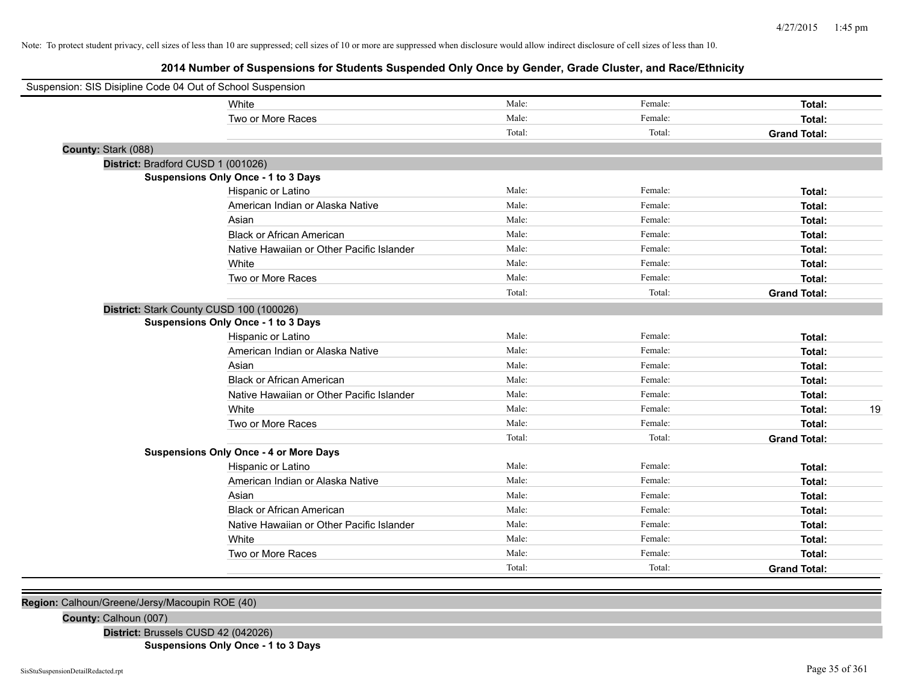Note: To protect student privacy, cell sizes of less than 10 are suppressed; cell sizes of 10 or more are suppressed when disclosure would allow indirect disclosure of cell sizes of less than 10.

## 2014 Number of Suspensions for Students Suspended Only Once by Gender, Grade Cluster, and Race/Ethnicity

Suspension: SIS Disipline Code 04 Out of School Suspension

| | | | | |
|---|---|---|---|---|
| White | Male: | Female: | **Total:** | |
| Two or More Races | Male: | Female: | **Total:** | |
| | Total: | Total: | **Grand Total:** | |

**County:** Stark (088)

**District:** Bradford CUSD 1 (001026)

**Suspensions Only Once - 1 to 3 Days**

| | | | | |
|---|---|---|---|---|
| Hispanic or Latino | Male: | Female: | **Total:** | |
| American Indian or Alaska Native | Male: | Female: | **Total:** | |
| Asian | Male: | Female: | **Total:** | |
| Black or African American | Male: | Female: | **Total:** | |
| Native Hawaiian or Other Pacific Islander | Male: | Female: | **Total:** | |
| White | Male: | Female: | **Total:** | |
| Two or More Races | Male: | Female: | **Total:** | |
| | Total: | Total: | **Grand Total:** | |

**District:** Stark County CUSD 100 (100026)

**Suspensions Only Once - 1 to 3 Days**

| | | | | |
|---|---|---|---|---|
| Hispanic or Latino | Male: | Female: | **Total:** | |
| American Indian or Alaska Native | Male: | Female: | **Total:** | |
| Asian | Male: | Female: | **Total:** | |
| Black or African American | Male: | Female: | **Total:** | |
| Native Hawaiian or Other Pacific Islander | Male: | Female: | **Total:** | |
| White | Male: | Female: | **Total:** | 19 |
| Two or More Races | Male: | Female: | **Total:** | |
| | Total: | Total: | **Grand Total:** | |

**Suspensions Only Once - 4 or More Days**

| | | | | |
|---|---|---|---|---|
| Hispanic or Latino | Male: | Female: | **Total:** | |
| American Indian or Alaska Native | Male: | Female: | **Total:** | |
| Asian | Male: | Female: | **Total:** | |
| Black or African American | Male: | Female: | **Total:** | |
| Native Hawaiian or Other Pacific Islander | Male: | Female: | **Total:** | |
| White | Male: | Female: | **Total:** | |
| Two or More Races | Male: | Female: | **Total:** | |
| | Total: | Total: | **Grand Total:** | |

**Region:** Calhoun/Greene/Jersy/Macoupin ROE (40)

**County:** Calhoun (007)

**District:** Brussels CUSD 42 (042026)

**Suspensions Only Once - 1 to 3 Days**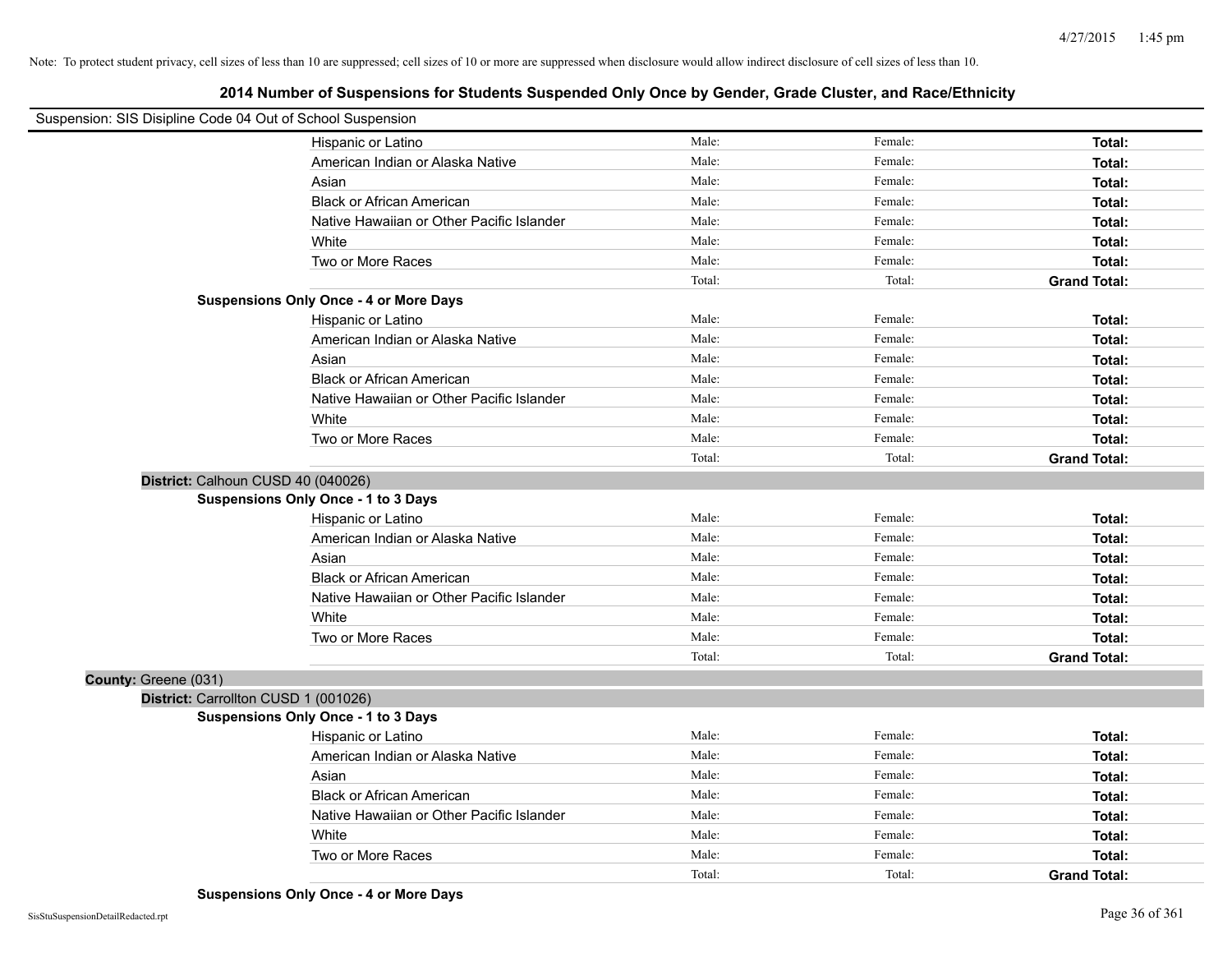Note: To protect student privacy, cell sizes of less than 10 are suppressed; cell sizes of 10 or more are suppressed when disclosure would allow indirect disclosure of cell sizes of less than 10.

# 2014 Number of Suspensions for Students Suspended Only Once by Gender, Grade Cluster, and Race/Ethnicity

Suspension: SIS Disipline Code 04 Out of School Suspension

| | | | |
|---|---|---|---|
| Hispanic or Latino | Male: | Female: | **Total:** |
| American Indian or Alaska Native | Male: | Female: | **Total:** |
| Asian | Male: | Female: | **Total:** |
| Black or African American | Male: | Female: | **Total:** |
| Native Hawaiian or Other Pacific Islander | Male: | Female: | **Total:** |
| White | Male: | Female: | **Total:** |
| Two or More Races | Male: | Female: | **Total:** |
| | Total: | Total: | **Grand Total:** |

**Suspensions Only Once - 4 or More Days**

| | | | |
|---|---|---|---|
| Hispanic or Latino | Male: | Female: | **Total:** |
| American Indian or Alaska Native | Male: | Female: | **Total:** |
| Asian | Male: | Female: | **Total:** |
| Black or African American | Male: | Female: | **Total:** |
| Native Hawaiian or Other Pacific Islander | Male: | Female: | **Total:** |
| White | Male: | Female: | **Total:** |
| Two or More Races | Male: | Female: | **Total:** |
| | Total: | Total: | **Grand Total:** |

**District:** Calhoun CUSD 40 (040026)

**Suspensions Only Once - 1 to 3 Days**

| | | | |
|---|---|---|---|
| Hispanic or Latino | Male: | Female: | **Total:** |
| American Indian or Alaska Native | Male: | Female: | **Total:** |
| Asian | Male: | Female: | **Total:** |
| Black or African American | Male: | Female: | **Total:** |
| Native Hawaiian or Other Pacific Islander | Male: | Female: | **Total:** |
| White | Male: | Female: | **Total:** |
| Two or More Races | Male: | Female: | **Total:** |
| | Total: | Total: | **Grand Total:** |

**County:** Greene (031)

**District:** Carrollton CUSD 1 (001026)

**Suspensions Only Once - 1 to 3 Days**

| | | | |
|---|---|---|---|
| Hispanic or Latino | Male: | Female: | **Total:** |
| American Indian or Alaska Native | Male: | Female: | **Total:** |
| Asian | Male: | Female: | **Total:** |
| Black or African American | Male: | Female: | **Total:** |
| Native Hawaiian or Other Pacific Islander | Male: | Female: | **Total:** |
| White | Male: | Female: | **Total:** |
| Two or More Races | Male: | Female: | **Total:** |
| | Total: | Total: | **Grand Total:** |

**Suspensions Only Once - 4 or More Days**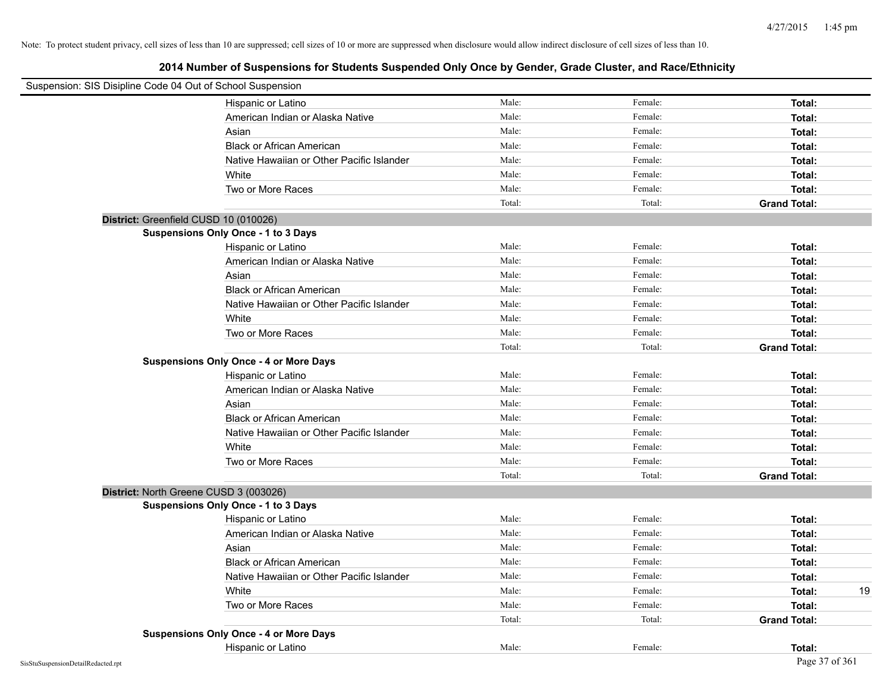Note: To protect student privacy, cell sizes of less than 10 are suppressed; cell sizes of 10 or more are suppressed when disclosure would allow indirect disclosure of cell sizes of less than 10.

## 2014 Number of Suspensions for Students Suspended Only Once by Gender, Grade Cluster, and Race/Ethnicity

Suspension: SIS Disipline Code 04 Out of School Suspension

| | Male | Female | Total |
|---|---|---|---|
| Hispanic or Latino | Male: | Female: | **Total:** |
| American Indian or Alaska Native | Male: | Female: | **Total:** |
| Asian | Male: | Female: | **Total:** |
| Black or African American | Male: | Female: | **Total:** |
| Native Hawaiian or Other Pacific Islander | Male: | Female: | **Total:** |
| White | Male: | Female: | **Total:** |
| Two or More Races | Male: | Female: | **Total:** |
| | Total: | Total: | **Grand Total:** |

**District:** Greenfield CUSD 10 (010026)

**Suspensions Only Once - 1 to 3 Days**

| | Male | Female | Total |
|---|---|---|---|
| Hispanic or Latino | Male: | Female: | **Total:** |
| American Indian or Alaska Native | Male: | Female: | **Total:** |
| Asian | Male: | Female: | **Total:** |
| Black or African American | Male: | Female: | **Total:** |
| Native Hawaiian or Other Pacific Islander | Male: | Female: | **Total:** |
| White | Male: | Female: | **Total:** |
| Two or More Races | Male: | Female: | **Total:** |
| | Total: | Total: | **Grand Total:** |

**Suspensions Only Once - 4 or More Days**

| | Male | Female | Total |
|---|---|---|---|
| Hispanic or Latino | Male: | Female: | **Total:** |
| American Indian or Alaska Native | Male: | Female: | **Total:** |
| Asian | Male: | Female: | **Total:** |
| Black or African American | Male: | Female: | **Total:** |
| Native Hawaiian or Other Pacific Islander | Male: | Female: | **Total:** |
| White | Male: | Female: | **Total:** |
| Two or More Races | Male: | Female: | **Total:** |
| | Total: | Total: | **Grand Total:** |

**District:** North Greene CUSD 3 (003026)

**Suspensions Only Once - 1 to 3 Days**

| | Male | Female | Total |
|---|---|---|---|
| Hispanic or Latino | Male: | Female: | **Total:** |
| American Indian or Alaska Native | Male: | Female: | **Total:** |
| Asian | Male: | Female: | **Total:** |
| Black or African American | Male: | Female: | **Total:** |
| Native Hawaiian or Other Pacific Islander | Male: | Female: | **Total:** |
| White | Male: | Female: | **Total:** 19 |
| Two or More Races | Male: | Female: | **Total:** |
| | Total: | Total: | **Grand Total:** |

**Suspensions Only Once - 4 or More Days**

| | Male | Female | Total |
|---|---|---|---|
| Hispanic or Latino | Male: | Female: | **Total:** |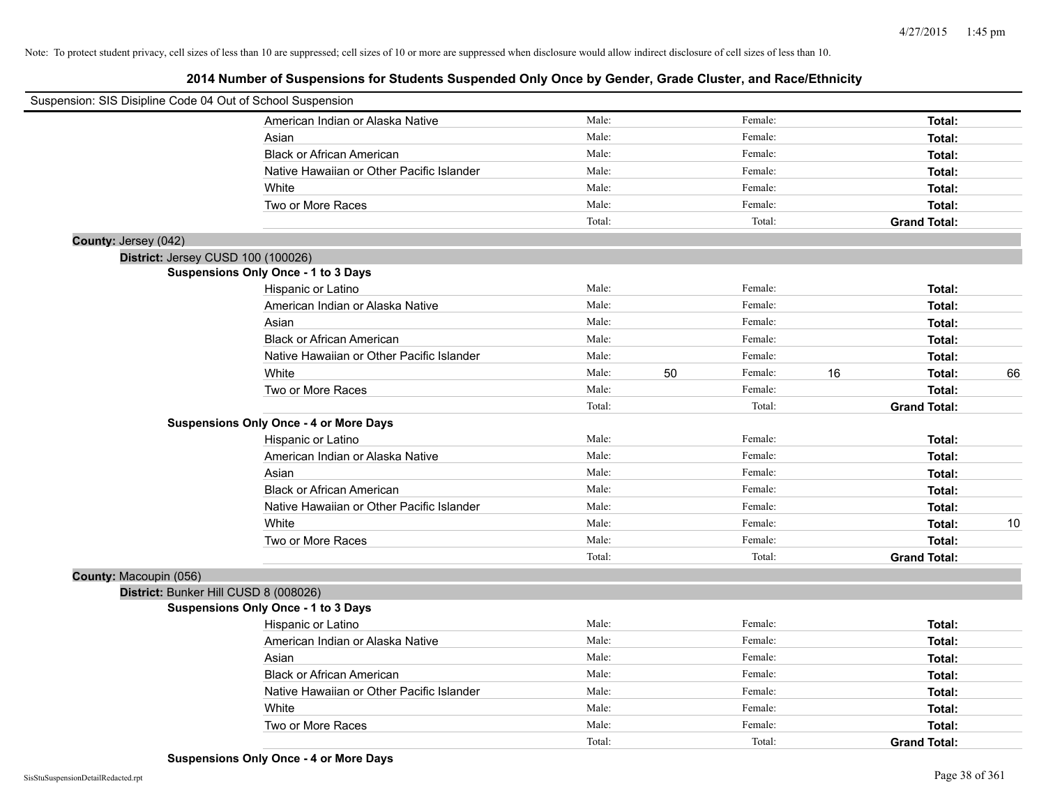Note: To protect student privacy, cell sizes of less than 10 are suppressed; cell sizes of 10 or more are suppressed when disclosure would allow indirect disclosure of cell sizes of less than 10.

## 2014 Number of Suspensions for Students Suspended Only Once by Gender, Grade Cluster, and Race/Ethnicity

Suspension: SIS Disipline Code 04 Out of School Suspension

| | Male: | | Female: | | | |
|---|---|---|---|---|---|---|
| American Indian or Alaska Native | Male: | | Female: | | **Total:** | |
| Asian | Male: | | Female: | | **Total:** | |
| Black or African American | Male: | | Female: | | **Total:** | |
| Native Hawaiian or Other Pacific Islander | Male: | | Female: | | **Total:** | |
| White | Male: | | Female: | | **Total:** | |
| Two or More Races | Male: | | Female: | | **Total:** | |
| | Total: | | Total: | | **Grand Total:** | |

**County:** Jersey (042)

**District:** Jersey CUSD 100 (100026)

**Suspensions Only Once - 1 to 3 Days**

| | | | | | | |
|---|---|---|---|---|---|---|
| Hispanic or Latino | Male: | | Female: | | **Total:** | |
| American Indian or Alaska Native | Male: | | Female: | | **Total:** | |
| Asian | Male: | | Female: | | **Total:** | |
| Black or African American | Male: | | Female: | | **Total:** | |
| Native Hawaiian or Other Pacific Islander | Male: | | Female: | | **Total:** | |
| White | Male: | 50 | Female: | 16 | **Total:** | 66 |
| Two or More Races | Male: | | Female: | | **Total:** | |
| | Total: | | Total: | | **Grand Total:** | |

**Suspensions Only Once - 4 or More Days**

| | | | | | | |
|---|---|---|---|---|---|---|
| Hispanic or Latino | Male: | | Female: | | **Total:** | |
| American Indian or Alaska Native | Male: | | Female: | | **Total:** | |
| Asian | Male: | | Female: | | **Total:** | |
| Black or African American | Male: | | Female: | | **Total:** | |
| Native Hawaiian or Other Pacific Islander | Male: | | Female: | | **Total:** | |
| White | Male: | | Female: | | **Total:** | 10 |
| Two or More Races | Male: | | Female: | | **Total:** | |
| | Total: | | Total: | | **Grand Total:** | |

**County:** Macoupin (056)

**District:** Bunker Hill CUSD 8 (008026)

**Suspensions Only Once - 1 to 3 Days**

| | | | | | | |
|---|---|---|---|---|---|---|
| Hispanic or Latino | Male: | | Female: | | **Total:** | |
| American Indian or Alaska Native | Male: | | Female: | | **Total:** | |
| Asian | Male: | | Female: | | **Total:** | |
| Black or African American | Male: | | Female: | | **Total:** | |
| Native Hawaiian or Other Pacific Islander | Male: | | Female: | | **Total:** | |
| White | Male: | | Female: | | **Total:** | |
| Two or More Races | Male: | | Female: | | **Total:** | |
| | Total: | | Total: | | **Grand Total:** | |

**Suspensions Only Once - 4 or More Days**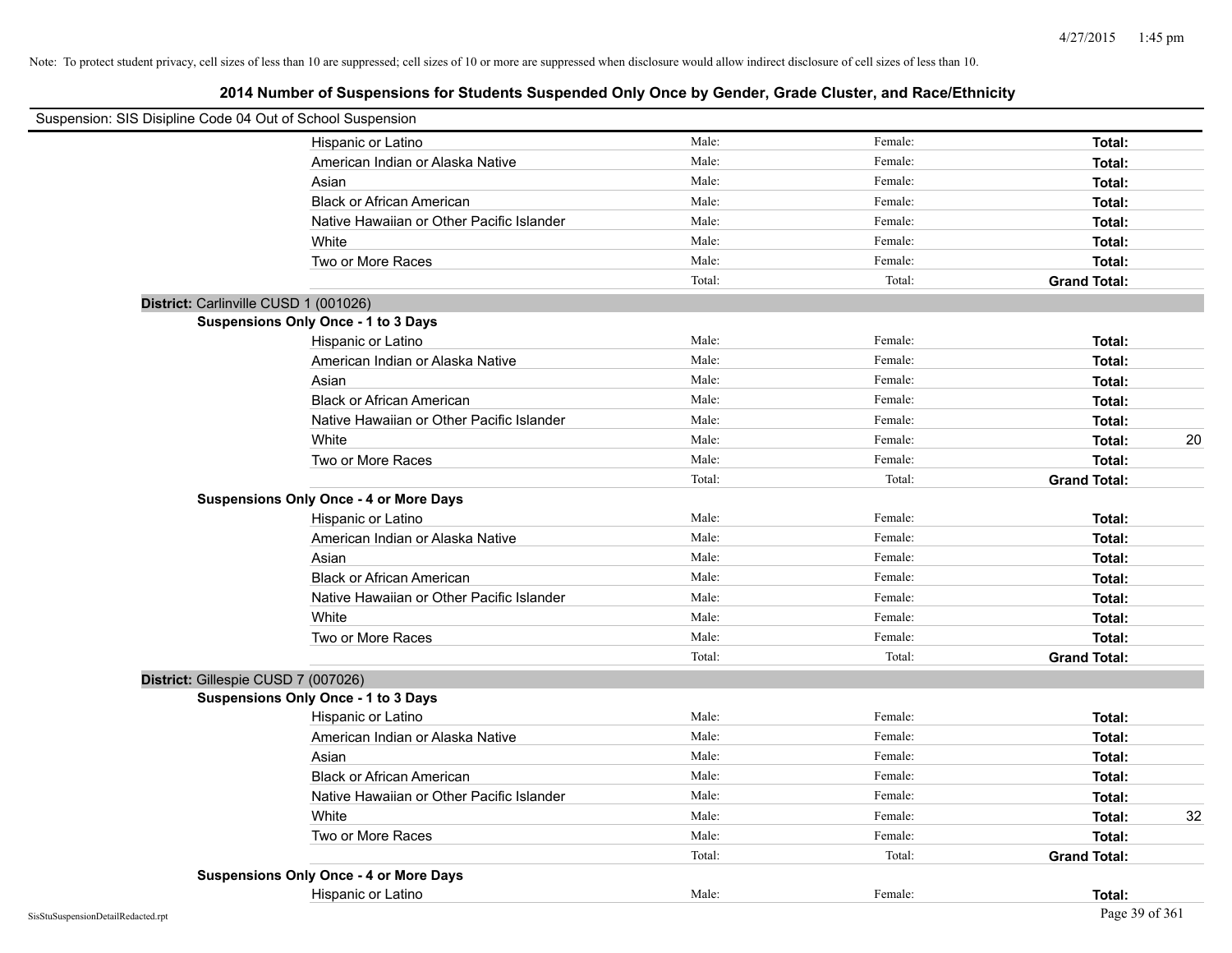Note: To protect student privacy, cell sizes of less than 10 are suppressed; cell sizes of 10 or more are suppressed when disclosure would allow indirect disclosure of cell sizes of less than 10.

## 2014 Number of Suspensions for Students Suspended Only Once by Gender, Grade Cluster, and Race/Ethnicity

Suspension: SIS Disipline Code 04 Out of School Suspension

| | | | | |
|---|---|---|---|---|
| Hispanic or Latino | Male: | Female: | **Total:** | |
| American Indian or Alaska Native | Male: | Female: | **Total:** | |
| Asian | Male: | Female: | **Total:** | |
| Black or African American | Male: | Female: | **Total:** | |
| Native Hawaiian or Other Pacific Islander | Male: | Female: | **Total:** | |
| White | Male: | Female: | **Total:** | |
| Two or More Races | Male: | Female: | **Total:** | |
| | Total: | Total: | **Grand Total:** | |

**District:** Carlinville CUSD 1 (001026)

**Suspensions Only Once - 1 to 3 Days**

| | | | | |
|---|---|---|---|---|
| Hispanic or Latino | Male: | Female: | **Total:** | |
| American Indian or Alaska Native | Male: | Female: | **Total:** | |
| Asian | Male: | Female: | **Total:** | |
| Black or African American | Male: | Female: | **Total:** | |
| Native Hawaiian or Other Pacific Islander | Male: | Female: | **Total:** | |
| White | Male: | Female: | **Total:** | 20 |
| Two or More Races | Male: | Female: | **Total:** | |
| | Total: | Total: | **Grand Total:** | |

**Suspensions Only Once - 4 or More Days**

| | | | | |
|---|---|---|---|---|
| Hispanic or Latino | Male: | Female: | **Total:** | |
| American Indian or Alaska Native | Male: | Female: | **Total:** | |
| Asian | Male: | Female: | **Total:** | |
| Black or African American | Male: | Female: | **Total:** | |
| Native Hawaiian or Other Pacific Islander | Male: | Female: | **Total:** | |
| White | Male: | Female: | **Total:** | |
| Two or More Races | Male: | Female: | **Total:** | |
| | Total: | Total: | **Grand Total:** | |

**District:** Gillespie CUSD 7 (007026)

**Suspensions Only Once - 1 to 3 Days**

| | | | | |
|---|---|---|---|---|
| Hispanic or Latino | Male: | Female: | **Total:** | |
| American Indian or Alaska Native | Male: | Female: | **Total:** | |
| Asian | Male: | Female: | **Total:** | |
| Black or African American | Male: | Female: | **Total:** | |
| Native Hawaiian or Other Pacific Islander | Male: | Female: | **Total:** | |
| White | Male: | Female: | **Total:** | 32 |
| Two or More Races | Male: | Female: | **Total:** | |
| | Total: | Total: | **Grand Total:** | |

**Suspensions Only Once - 4 or More Days**

| | | | | |
|---|---|---|---|---|
| Hispanic or Latino | Male: | Female: | **Total:** | |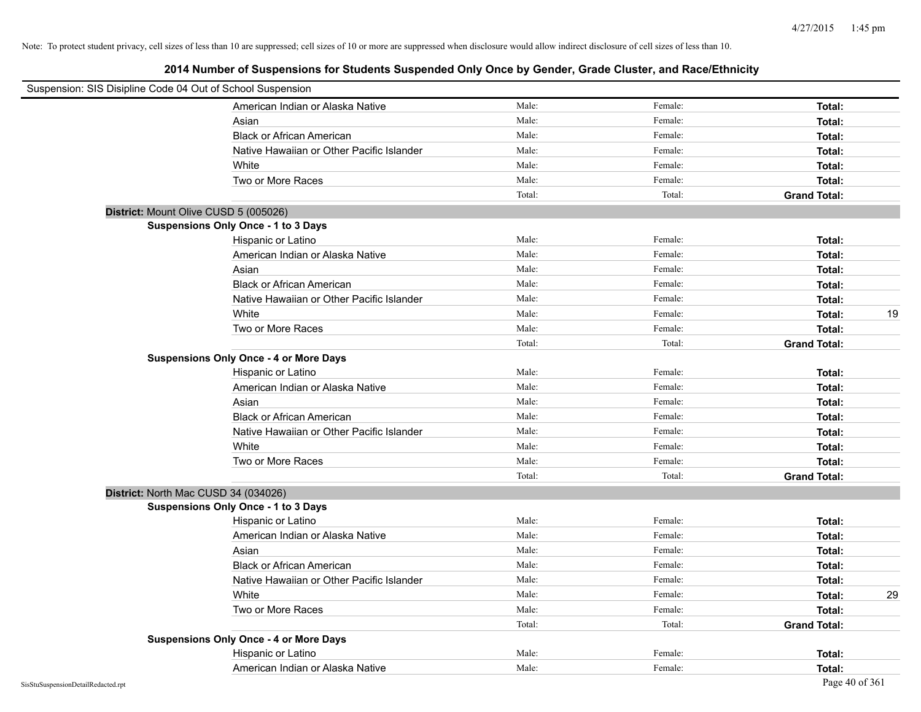Note: To protect student privacy, cell sizes of less than 10 are suppressed; cell sizes of 10 or more are suppressed when disclosure would allow indirect disclosure of cell sizes of less than 10.

## 2014 Number of Suspensions for Students Suspended Only Once by Gender, Grade Cluster, and Race/Ethnicity

Suspension: SIS Disipline Code 04 Out of School Suspension

| | Male | Female | Total | |
|---|---|---|---|---|
| American Indian or Alaska Native | Male: | Female: | Total: | |
| Asian | Male: | Female: | Total: | |
| Black or African American | Male: | Female: | Total: | |
| Native Hawaiian or Other Pacific Islander | Male: | Female: | Total: | |
| White | Male: | Female: | Total: | |
| Two or More Races | Male: | Female: | Total: | |
| | Total: | Total: | Grand Total: | |

**District:** Mount Olive CUSD 5 (005026)

**Suspensions Only Once - 1 to 3 Days**

| | Male | Female | Total | |
|---|---|---|---|---|
| Hispanic or Latino | Male: | Female: | Total: | |
| American Indian or Alaska Native | Male: | Female: | Total: | |
| Asian | Male: | Female: | Total: | |
| Black or African American | Male: | Female: | Total: | |
| Native Hawaiian or Other Pacific Islander | Male: | Female: | Total: | |
| White | Male: | Female: | Total: | 19 |
| Two or More Races | Male: | Female: | Total: | |
| | Total: | Total: | Grand Total: | |

**Suspensions Only Once - 4 or More Days**

| | Male | Female | Total | |
|---|---|---|---|---|
| Hispanic or Latino | Male: | Female: | Total: | |
| American Indian or Alaska Native | Male: | Female: | Total: | |
| Asian | Male: | Female: | Total: | |
| Black or African American | Male: | Female: | Total: | |
| Native Hawaiian or Other Pacific Islander | Male: | Female: | Total: | |
| White | Male: | Female: | Total: | |
| Two or More Races | Male: | Female: | Total: | |
| | Total: | Total: | Grand Total: | |

**District:** North Mac CUSD 34 (034026)

**Suspensions Only Once - 1 to 3 Days**

| | Male | Female | Total | |
|---|---|---|---|---|
| Hispanic or Latino | Male: | Female: | Total: | |
| American Indian or Alaska Native | Male: | Female: | Total: | |
| Asian | Male: | Female: | Total: | |
| Black or African American | Male: | Female: | Total: | |
| Native Hawaiian or Other Pacific Islander | Male: | Female: | Total: | |
| White | Male: | Female: | Total: | 29 |
| Two or More Races | Male: | Female: | Total: | |
| | Total: | Total: | Grand Total: | |

**Suspensions Only Once - 4 or More Days**

| | Male | Female | Total | |
|---|---|---|---|---|
| Hispanic or Latino | Male: | Female: | Total: | |
| American Indian or Alaska Native | Male: | Female: | Total: | |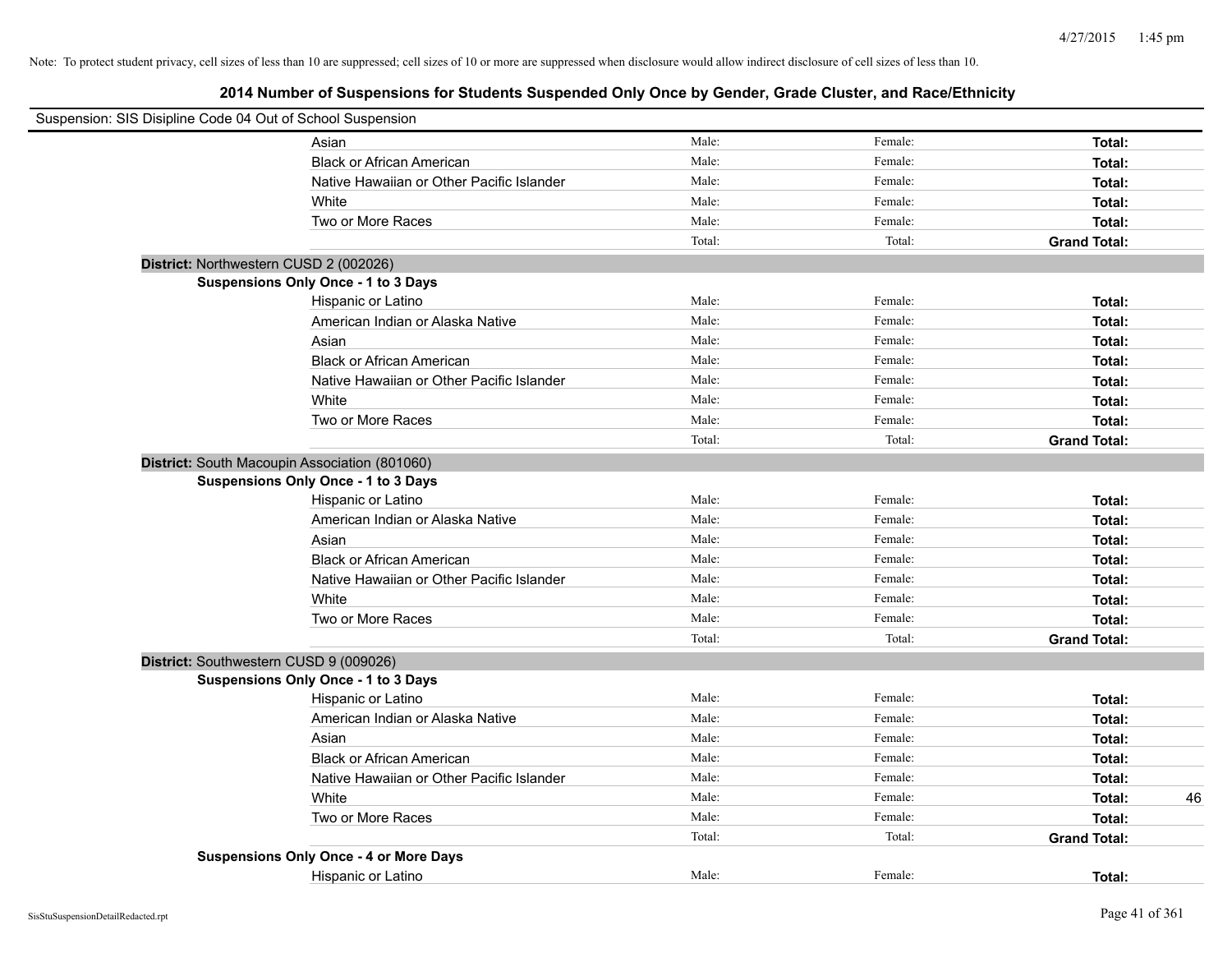Note: To protect student privacy, cell sizes of less than 10 are suppressed; cell sizes of 10 or more are suppressed when disclosure would allow indirect disclosure of cell sizes of less than 10.

## 2014 Number of Suspensions for Students Suspended Only Once by Gender, Grade Cluster, and Race/Ethnicity

Suspension: SIS Disipline Code 04 Out of School Suspension

| | | | | |
|---|---|---|---|---|
| Asian | Male: | Female: | **Total:** | |
| Black or African American | Male: | Female: | **Total:** | |
| Native Hawaiian or Other Pacific Islander | Male: | Female: | **Total:** | |
| White | Male: | Female: | **Total:** | |
| Two or More Races | Male: | Female: | **Total:** | |
| | Total: | Total: | **Grand Total:** | |

**District:** Northwestern CUSD 2 (002026)

**Suspensions Only Once - 1 to 3 Days**

| | | | | |
|---|---|---|---|---|
| Hispanic or Latino | Male: | Female: | **Total:** | |
| American Indian or Alaska Native | Male: | Female: | **Total:** | |
| Asian | Male: | Female: | **Total:** | |
| Black or African American | Male: | Female: | **Total:** | |
| Native Hawaiian or Other Pacific Islander | Male: | Female: | **Total:** | |
| White | Male: | Female: | **Total:** | |
| Two or More Races | Male: | Female: | **Total:** | |
| | Total: | Total: | **Grand Total:** | |

**District:** South Macoupin Association (801060)

**Suspensions Only Once - 1 to 3 Days**

| | | | | |
|---|---|---|---|---|
| Hispanic or Latino | Male: | Female: | **Total:** | |
| American Indian or Alaska Native | Male: | Female: | **Total:** | |
| Asian | Male: | Female: | **Total:** | |
| Black or African American | Male: | Female: | **Total:** | |
| Native Hawaiian or Other Pacific Islander | Male: | Female: | **Total:** | |
| White | Male: | Female: | **Total:** | |
| Two or More Races | Male: | Female: | **Total:** | |
| | Total: | Total: | **Grand Total:** | |

**District:** Southwestern CUSD 9 (009026)

**Suspensions Only Once - 1 to 3 Days**

| | | | | |
|---|---|---|---|---|
| Hispanic or Latino | Male: | Female: | **Total:** | |
| American Indian or Alaska Native | Male: | Female: | **Total:** | |
| Asian | Male: | Female: | **Total:** | |
| Black or African American | Male: | Female: | **Total:** | |
| Native Hawaiian or Other Pacific Islander | Male: | Female: | **Total:** | |
| White | Male: | Female: | **Total:** | 46 |
| Two or More Races | Male: | Female: | **Total:** | |
| | Total: | Total: | **Grand Total:** | |

**Suspensions Only Once - 4 or More Days**

| | | | | |
|---|---|---|---|---|
| Hispanic or Latino | Male: | Female: | **Total:** | |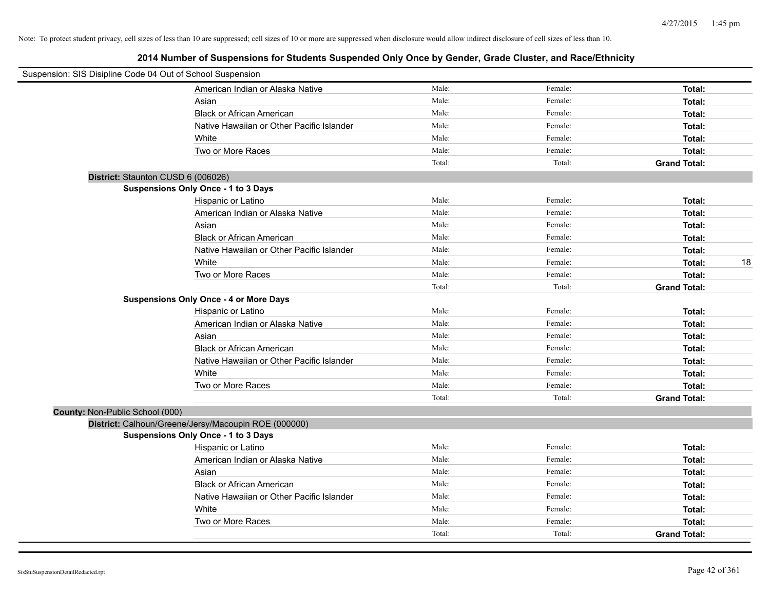Note: To protect student privacy, cell sizes of less than 10 are suppressed; cell sizes of 10 or more are suppressed when disclosure would allow indirect disclosure of cell sizes of less than 10.

# 2014 Number of Suspensions for Students Suspended Only Once by Gender, Grade Cluster, and Race/Ethnicity

Suspension: SIS Disipline Code 04 Out of School Suspension

| | | | | |
|---|---|---|---|---|
| American Indian or Alaska Native | Male: | Female: | **Total:** | |
| Asian | Male: | Female: | **Total:** | |
| Black or African American | Male: | Female: | **Total:** | |
| Native Hawaiian or Other Pacific Islander | Male: | Female: | **Total:** | |
| White | Male: | Female: | **Total:** | |
| Two or More Races | Male: | Female: | **Total:** | |
| | Total: | Total: | **Grand Total:** | |

**District:** Staunton CUSD 6 (006026)

**Suspensions Only Once - 1 to 3 Days**

| | | | | |
|---|---|---|---|---|
| Hispanic or Latino | Male: | Female: | **Total:** | |
| American Indian or Alaska Native | Male: | Female: | **Total:** | |
| Asian | Male: | Female: | **Total:** | |
| Black or African American | Male: | Female: | **Total:** | |
| Native Hawaiian or Other Pacific Islander | Male: | Female: | **Total:** | |
| White | Male: | Female: | **Total:** | 18 |
| Two or More Races | Male: | Female: | **Total:** | |
| | Total: | Total: | **Grand Total:** | |

**Suspensions Only Once - 4 or More Days**

| | | | | |
|---|---|---|---|---|
| Hispanic or Latino | Male: | Female: | **Total:** | |
| American Indian or Alaska Native | Male: | Female: | **Total:** | |
| Asian | Male: | Female: | **Total:** | |
| Black or African American | Male: | Female: | **Total:** | |
| Native Hawaiian or Other Pacific Islander | Male: | Female: | **Total:** | |
| White | Male: | Female: | **Total:** | |
| Two or More Races | Male: | Female: | **Total:** | |
| | Total: | Total: | **Grand Total:** | |

**County:** Non-Public School (000)

**District:** Calhoun/Greene/Jersy/Macoupin ROE (000000)

**Suspensions Only Once - 1 to 3 Days**

| | | | | |
|---|---|---|---|---|
| Hispanic or Latino | Male: | Female: | **Total:** | |
| American Indian or Alaska Native | Male: | Female: | **Total:** | |
| Asian | Male: | Female: | **Total:** | |
| Black or African American | Male: | Female: | **Total:** | |
| Native Hawaiian or Other Pacific Islander | Male: | Female: | **Total:** | |
| White | Male: | Female: | **Total:** | |
| Two or More Races | Male: | Female: | **Total:** | |
| | Total: | Total: | **Grand Total:** | |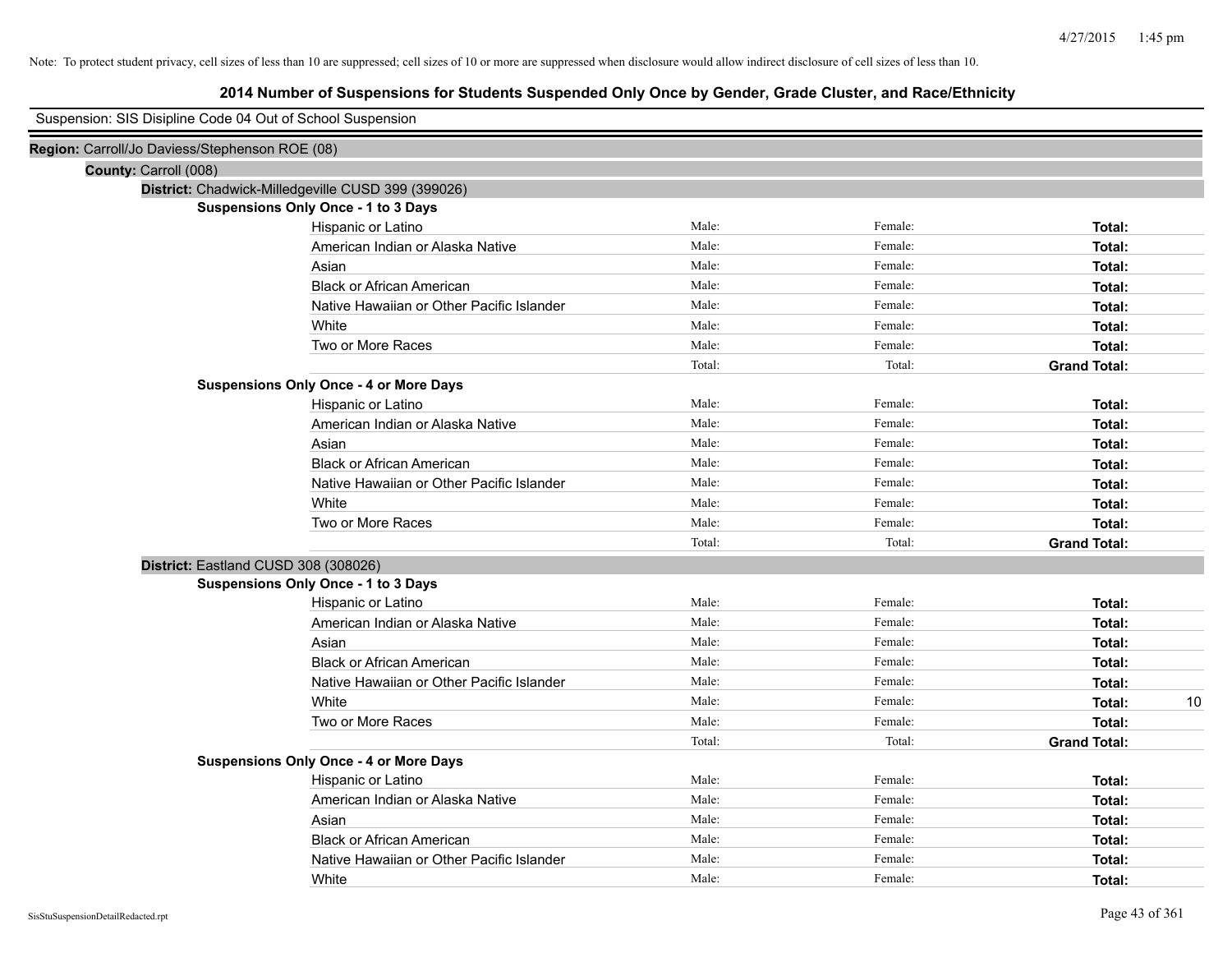Note: To protect student privacy, cell sizes of less than 10 are suppressed; cell sizes of 10 or more are suppressed when disclosure would allow indirect disclosure of cell sizes of less than 10.

# 2014 Number of Suspensions for Students Suspended Only Once by Gender, Grade Cluster, and Race/Ethnicity

Suspension: SIS Disipline Code 04 Out of School Suspension

**Region:** Carroll/Jo Daviess/Stephenson ROE (08)

**County:** Carroll (008)

**District:** Chadwick-Milledgeville CUSD 399 (399026)

**Suspensions Only Once - 1 to 3 Days**

| | | | | |
|---|---|---|---|---|
| Hispanic or Latino | Male: | Female: | **Total:** | |
| American Indian or Alaska Native | Male: | Female: | **Total:** | |
| Asian | Male: | Female: | **Total:** | |
| Black or African American | Male: | Female: | **Total:** | |
| Native Hawaiian or Other Pacific Islander | Male: | Female: | **Total:** | |
| White | Male: | Female: | **Total:** | |
| Two or More Races | Male: | Female: | **Total:** | |
| | Total: | Total: | **Grand Total:** | |

**Suspensions Only Once - 4 or More Days**

| | | | | |
|---|---|---|---|---|
| Hispanic or Latino | Male: | Female: | **Total:** | |
| American Indian or Alaska Native | Male: | Female: | **Total:** | |
| Asian | Male: | Female: | **Total:** | |
| Black or African American | Male: | Female: | **Total:** | |
| Native Hawaiian or Other Pacific Islander | Male: | Female: | **Total:** | |
| White | Male: | Female: | **Total:** | |
| Two or More Races | Male: | Female: | **Total:** | |
| | Total: | Total: | **Grand Total:** | |

**District:** Eastland CUSD 308 (308026)

**Suspensions Only Once - 1 to 3 Days**

| | | | | |
|---|---|---|---|---|
| Hispanic or Latino | Male: | Female: | **Total:** | |
| American Indian or Alaska Native | Male: | Female: | **Total:** | |
| Asian | Male: | Female: | **Total:** | |
| Black or African American | Male: | Female: | **Total:** | |
| Native Hawaiian or Other Pacific Islander | Male: | Female: | **Total:** | |
| White | Male: | Female: | **Total:** | 10 |
| Two or More Races | Male: | Female: | **Total:** | |
| | Total: | Total: | **Grand Total:** | |

**Suspensions Only Once - 4 or More Days**

| | | | | |
|---|---|---|---|---|
| Hispanic or Latino | Male: | Female: | **Total:** | |
| American Indian or Alaska Native | Male: | Female: | **Total:** | |
| Asian | Male: | Female: | **Total:** | |
| Black or African American | Male: | Female: | **Total:** | |
| Native Hawaiian or Other Pacific Islander | Male: | Female: | **Total:** | |
| White | Male: | Female: | **Total:** | |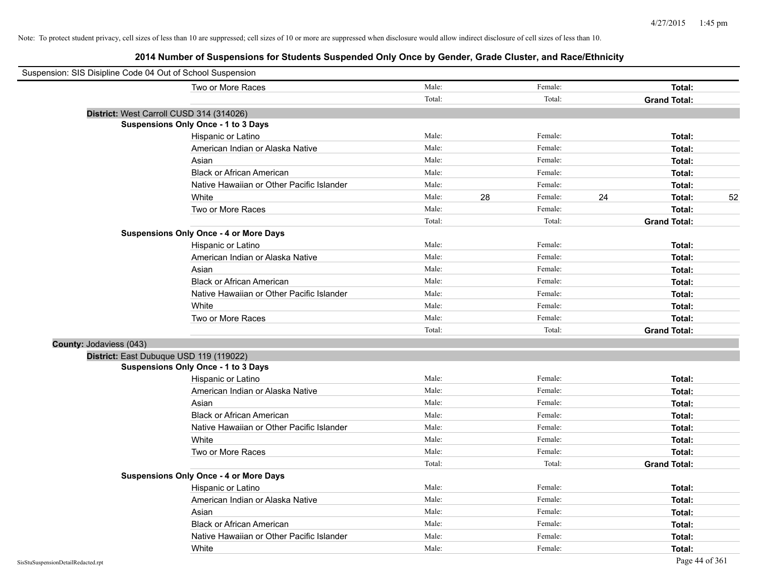Note: To protect student privacy, cell sizes of less than 10 are suppressed; cell sizes of 10 or more are suppressed when disclosure would allow indirect disclosure of cell sizes of less than 10.

# 2014 Number of Suspensions for Students Suspended Only Once by Gender, Grade Cluster, and Race/Ethnicity

Suspension: SIS Disipline Code 04 Out of School Suspension

| | | | | | |
|---|---|---|---|---|---|
| Two or More Races | Male: | | Female: | | **Total:** | |
| | Total: | | Total: | | **Grand Total:** | |

**District:** West Carroll CUSD 314 (314026)

**Suspensions Only Once - 1 to 3 Days**

| | | | | | | |
|---|---|---|---|---|---|---|
| Hispanic or Latino | Male: | | Female: | | **Total:** | |
| American Indian or Alaska Native | Male: | | Female: | | **Total:** | |
| Asian | Male: | | Female: | | **Total:** | |
| Black or African American | Male: | | Female: | | **Total:** | |
| Native Hawaiian or Other Pacific Islander | Male: | | Female: | | **Total:** | |
| White | Male: | 28 | Female: | 24 | **Total:** | 52 |
| Two or More Races | Male: | | Female: | | **Total:** | |
| | Total: | | Total: | | **Grand Total:** | |

**Suspensions Only Once - 4 or More Days**

| | | | | | | |
|---|---|---|---|---|---|---|
| Hispanic or Latino | Male: | | Female: | | **Total:** | |
| American Indian or Alaska Native | Male: | | Female: | | **Total:** | |
| Asian | Male: | | Female: | | **Total:** | |
| Black or African American | Male: | | Female: | | **Total:** | |
| Native Hawaiian or Other Pacific Islander | Male: | | Female: | | **Total:** | |
| White | Male: | | Female: | | **Total:** | |
| Two or More Races | Male: | | Female: | | **Total:** | |
| | Total: | | Total: | | **Grand Total:** | |

**County:** Jodaviess (043)

**District:** East Dubuque USD 119 (119022)

**Suspensions Only Once - 1 to 3 Days**

| | | | | | | |
|---|---|---|---|---|---|---|
| Hispanic or Latino | Male: | | Female: | | **Total:** | |
| American Indian or Alaska Native | Male: | | Female: | | **Total:** | |
| Asian | Male: | | Female: | | **Total:** | |
| Black or African American | Male: | | Female: | | **Total:** | |
| Native Hawaiian or Other Pacific Islander | Male: | | Female: | | **Total:** | |
| White | Male: | | Female: | | **Total:** | |
| Two or More Races | Male: | | Female: | | **Total:** | |
| | Total: | | Total: | | **Grand Total:** | |

**Suspensions Only Once - 4 or More Days**

| | | | | | | |
|---|---|---|---|---|---|---|
| Hispanic or Latino | Male: | | Female: | | **Total:** | |
| American Indian or Alaska Native | Male: | | Female: | | **Total:** | |
| Asian | Male: | | Female: | | **Total:** | |
| Black or African American | Male: | | Female: | | **Total:** | |
| Native Hawaiian or Other Pacific Islander | Male: | | Female: | | **Total:** | |
| White | Male: | | Female: | | **Total:** | |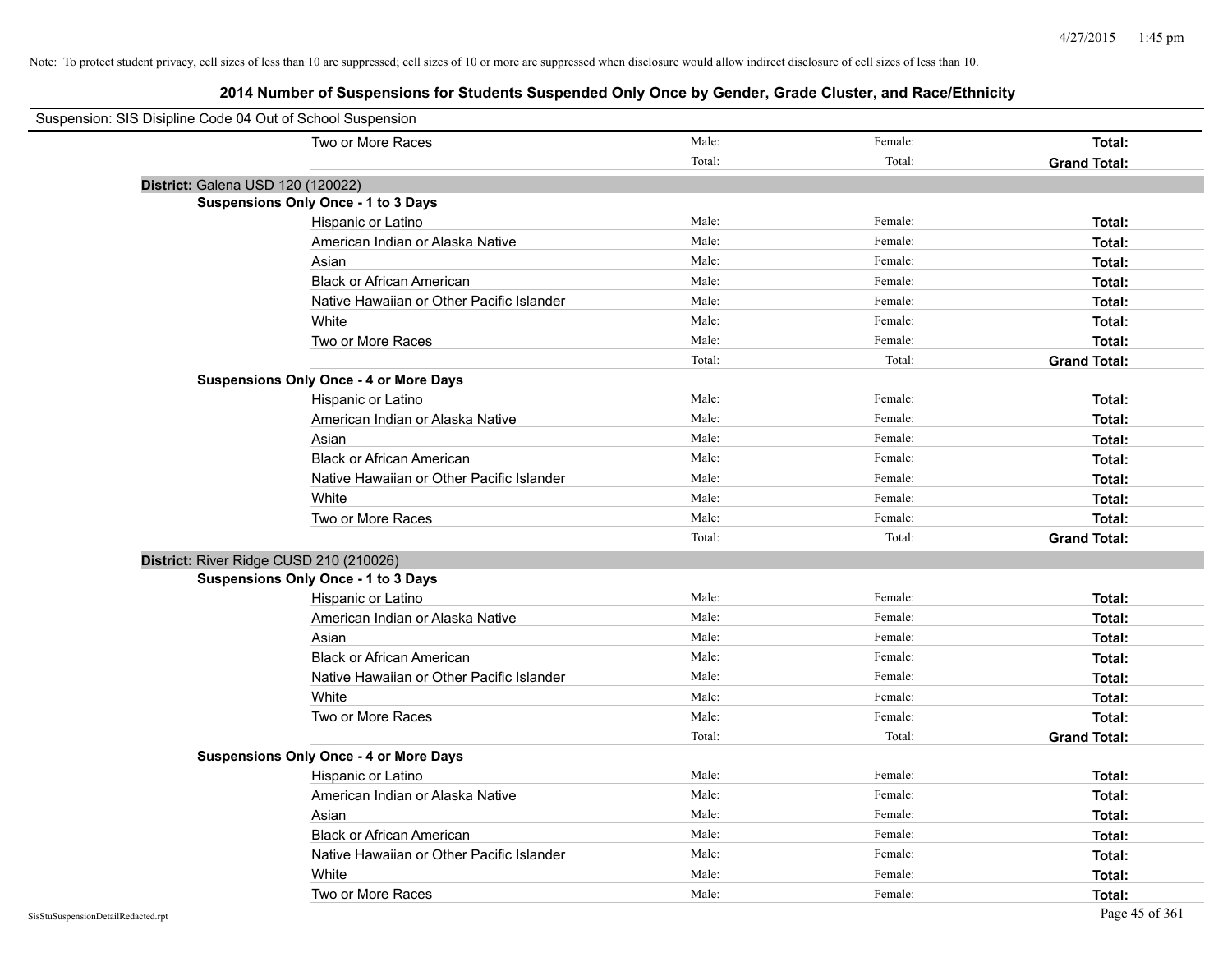Note: To protect student privacy, cell sizes of less than 10 are suppressed; cell sizes of 10 or more are suppressed when disclosure would allow indirect disclosure of cell sizes of less than 10.

# 2014 Number of Suspensions for Students Suspended Only Once by Gender, Grade Cluster, and Race/Ethnicity

Suspension: SIS Disipline Code 04 Out of School Suspension

| | | | |
|---|---|---|---|
| Two or More Races | Male: | Female: | **Total:** |
| | Total: | Total: | **Grand Total:** |

**District:** Galena USD 120 (120022)

**Suspensions Only Once - 1 to 3 Days**

| | | | |
|---|---|---|---|
| Hispanic or Latino | Male: | Female: | **Total:** |
| American Indian or Alaska Native | Male: | Female: | **Total:** |
| Asian | Male: | Female: | **Total:** |
| Black or African American | Male: | Female: | **Total:** |
| Native Hawaiian or Other Pacific Islander | Male: | Female: | **Total:** |
| White | Male: | Female: | **Total:** |
| Two or More Races | Male: | Female: | **Total:** |
| | Total: | Total: | **Grand Total:** |

**Suspensions Only Once - 4 or More Days**

| | | | |
|---|---|---|---|
| Hispanic or Latino | Male: | Female: | **Total:** |
| American Indian or Alaska Native | Male: | Female: | **Total:** |
| Asian | Male: | Female: | **Total:** |
| Black or African American | Male: | Female: | **Total:** |
| Native Hawaiian or Other Pacific Islander | Male: | Female: | **Total:** |
| White | Male: | Female: | **Total:** |
| Two or More Races | Male: | Female: | **Total:** |
| | Total: | Total: | **Grand Total:** |

**District:** River Ridge CUSD 210 (210026)

**Suspensions Only Once - 1 to 3 Days**

| | | | |
|---|---|---|---|
| Hispanic or Latino | Male: | Female: | **Total:** |
| American Indian or Alaska Native | Male: | Female: | **Total:** |
| Asian | Male: | Female: | **Total:** |
| Black or African American | Male: | Female: | **Total:** |
| Native Hawaiian or Other Pacific Islander | Male: | Female: | **Total:** |
| White | Male: | Female: | **Total:** |
| Two or More Races | Male: | Female: | **Total:** |
| | Total: | Total: | **Grand Total:** |

**Suspensions Only Once - 4 or More Days**

| | | | |
|---|---|---|---|
| Hispanic or Latino | Male: | Female: | **Total:** |
| American Indian or Alaska Native | Male: | Female: | **Total:** |
| Asian | Male: | Female: | **Total:** |
| Black or African American | Male: | Female: | **Total:** |
| Native Hawaiian or Other Pacific Islander | Male: | Female: | **Total:** |
| White | Male: | Female: | **Total:** |
| Two or More Races | Male: | Female: | **Total:** |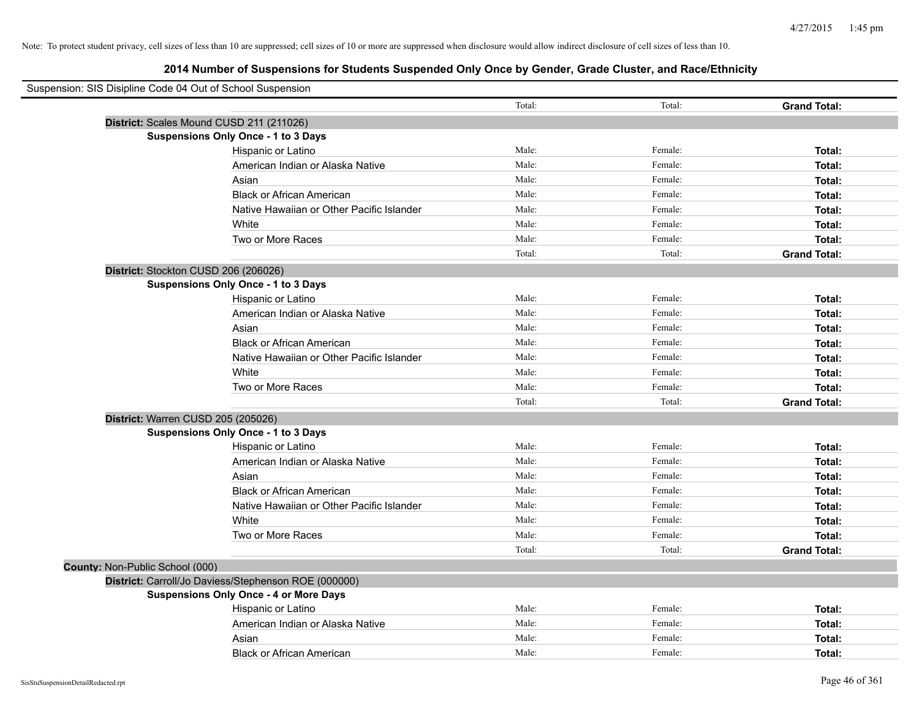Note: To protect student privacy, cell sizes of less than 10 are suppressed; cell sizes of 10 or more are suppressed when disclosure would allow indirect disclosure of cell sizes of less than 10.

## 2014 Number of Suspensions for Students Suspended Only Once by Gender, Grade Cluster, and Race/Ethnicity

Suspension: SIS Disipline Code 04 Out of School Suspension

| | | | | |
|---|---|---|---|---|
| | | Total: | Total: | **Grand Total:** |
| **District:** Scales Mound CUSD 211 (211026) | | | | |
| **Suspensions Only Once - 1 to 3 Days** | | | | |
| | Hispanic or Latino | Male: | Female: | **Total:** |
| | American Indian or Alaska Native | Male: | Female: | **Total:** |
| | Asian | Male: | Female: | **Total:** |
| | Black or African American | Male: | Female: | **Total:** |
| | Native Hawaiian or Other Pacific Islander | Male: | Female: | **Total:** |
| | White | Male: | Female: | **Total:** |
| | Two or More Races | Male: | Female: | **Total:** |
| | | Total: | Total: | **Grand Total:** |
| **District:** Stockton CUSD 206 (206026) | | | | |
| **Suspensions Only Once - 1 to 3 Days** | | | | |
| | Hispanic or Latino | Male: | Female: | **Total:** |
| | American Indian or Alaska Native | Male: | Female: | **Total:** |
| | Asian | Male: | Female: | **Total:** |
| | Black or African American | Male: | Female: | **Total:** |
| | Native Hawaiian or Other Pacific Islander | Male: | Female: | **Total:** |
| | White | Male: | Female: | **Total:** |
| | Two or More Races | Male: | Female: | **Total:** |
| | | Total: | Total: | **Grand Total:** |
| **District:** Warren CUSD 205 (205026) | | | | |
| **Suspensions Only Once - 1 to 3 Days** | | | | |
| | Hispanic or Latino | Male: | Female: | **Total:** |
| | American Indian or Alaska Native | Male: | Female: | **Total:** |
| | Asian | Male: | Female: | **Total:** |
| | Black or African American | Male: | Female: | **Total:** |
| | Native Hawaiian or Other Pacific Islander | Male: | Female: | **Total:** |
| | White | Male: | Female: | **Total:** |
| | Two or More Races | Male: | Female: | **Total:** |
| | | Total: | Total: | **Grand Total:** |
| **County:** Non-Public School (000) | | | | |
| **District:** Carroll/Jo Daviess/Stephenson ROE (000000) | | | | |
| **Suspensions Only Once - 4 or More Days** | | | | |
| | Hispanic or Latino | Male: | Female: | **Total:** |
| | American Indian or Alaska Native | Male: | Female: | **Total:** |
| | Asian | Male: | Female: | **Total:** |
| | Black or African American | Male: | Female: | **Total:** |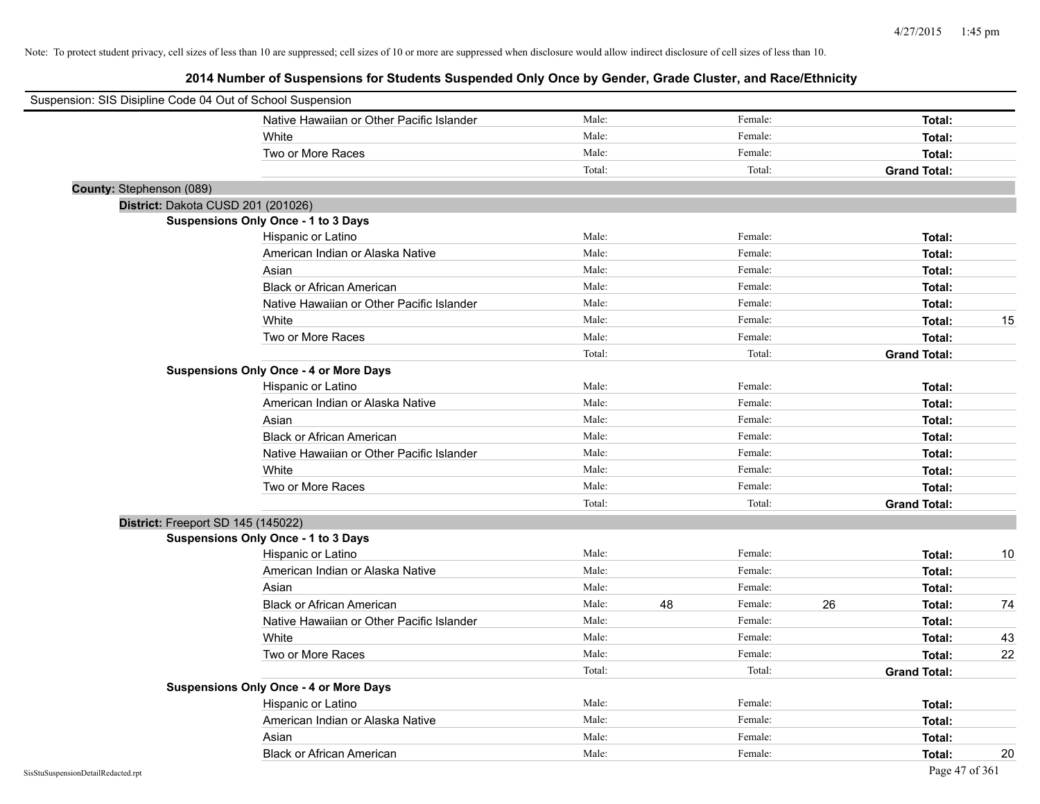Note: To protect student privacy, cell sizes of less than 10 are suppressed; cell sizes of 10 or more are suppressed when disclosure would allow indirect disclosure of cell sizes of less than 10.

## 2014 Number of Suspensions for Students Suspended Only Once by Gender, Grade Cluster, and Race/Ethnicity

Suspension: SIS Disipline Code 04 Out of School Suspension

| | | | | | | |
|---|---|---|---|---|---|---|
| Native Hawaiian or Other Pacific Islander | Male: | | Female: | | **Total:** | |
| White | Male: | | Female: | | **Total:** | |
| Two or More Races | Male: | | Female: | | **Total:** | |
| | Total: | | Total: | | **Grand Total:** | |

**County:** Stephenson (089)

**District:** Dakota CUSD 201 (201026)

**Suspensions Only Once - 1 to 3 Days**

| | | | | | | |
|---|---|---|---|---|---|---|
| Hispanic or Latino | Male: | | Female: | | **Total:** | |
| American Indian or Alaska Native | Male: | | Female: | | **Total:** | |
| Asian | Male: | | Female: | | **Total:** | |
| Black or African American | Male: | | Female: | | **Total:** | |
| Native Hawaiian or Other Pacific Islander | Male: | | Female: | | **Total:** | |
| White | Male: | | Female: | | **Total:** | 15 |
| Two or More Races | Male: | | Female: | | **Total:** | |
| | Total: | | Total: | | **Grand Total:** | |

**Suspensions Only Once - 4 or More Days**

| | | | | | | |
|---|---|---|---|---|---|---|
| Hispanic or Latino | Male: | | Female: | | **Total:** | |
| American Indian or Alaska Native | Male: | | Female: | | **Total:** | |
| Asian | Male: | | Female: | | **Total:** | |
| Black or African American | Male: | | Female: | | **Total:** | |
| Native Hawaiian or Other Pacific Islander | Male: | | Female: | | **Total:** | |
| White | Male: | | Female: | | **Total:** | |
| Two or More Races | Male: | | Female: | | **Total:** | |
| | Total: | | Total: | | **Grand Total:** | |

**District:** Freeport SD 145 (145022)

**Suspensions Only Once - 1 to 3 Days**

| | | | | | | |
|---|---|---|---|---|---|---|
| Hispanic or Latino | Male: | | Female: | | **Total:** | 10 |
| American Indian or Alaska Native | Male: | | Female: | | **Total:** | |
| Asian | Male: | | Female: | | **Total:** | |
| Black or African American | Male: | 48 | Female: | 26 | **Total:** | 74 |
| Native Hawaiian or Other Pacific Islander | Male: | | Female: | | **Total:** | |
| White | Male: | | Female: | | **Total:** | 43 |
| Two or More Races | Male: | | Female: | | **Total:** | 22 |
| | Total: | | Total: | | **Grand Total:** | |

**Suspensions Only Once - 4 or More Days**

| | | | | | | |
|---|---|---|---|---|---|---|
| Hispanic or Latino | Male: | | Female: | | **Total:** | |
| American Indian or Alaska Native | Male: | | Female: | | **Total:** | |
| Asian | Male: | | Female: | | **Total:** | |
| Black or African American | Male: | | Female: | | **Total:** | 20 |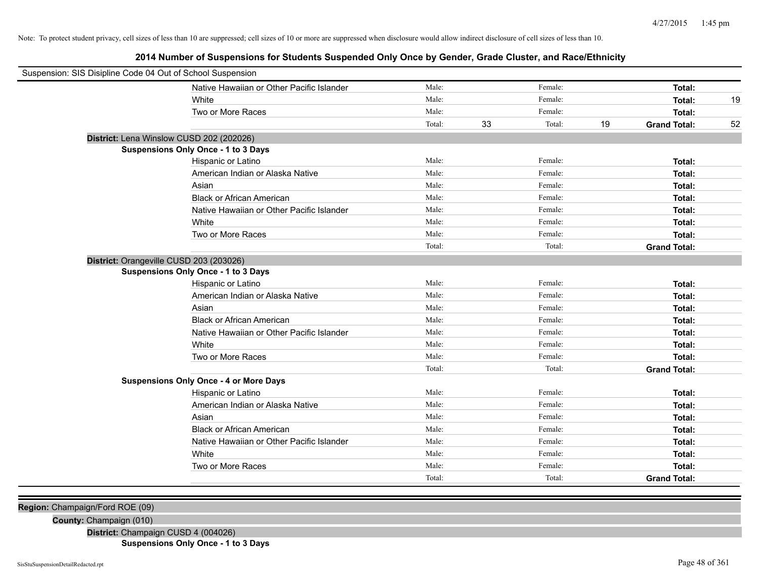Note: To protect student privacy, cell sizes of less than 10 are suppressed; cell sizes of 10 or more are suppressed when disclosure would allow indirect disclosure of cell sizes of less than 10.

## 2014 Number of Suspensions for Students Suspended Only Once by Gender, Grade Cluster, and Race/Ethnicity

Suspension: SIS Disipline Code 04 Out of School Suspension

| | | | | | |
|---|---|---|---|---|---|
| Native Hawaiian or Other Pacific Islander | Male: | | Female: | | **Total:** | |
| White | Male: | | Female: | | **Total:** 19 |
| Two or More Races | Male: | | Female: | | **Total:** |
| | Total: 33 | | Total: 19 | | **Grand Total:** 52 |

**District:** Lena Winslow CUSD 202 (202026)

**Suspensions Only Once - 1 to 3 Days**

| Race/Ethnicity | Male | Female | Total |
|---|---|---|---|
| Hispanic or Latino | Male: | Female: | **Total:** |
| American Indian or Alaska Native | Male: | Female: | **Total:** |
| Asian | Male: | Female: | **Total:** |
| Black or African American | Male: | Female: | **Total:** |
| Native Hawaiian or Other Pacific Islander | Male: | Female: | **Total:** |
| White | Male: | Female: | **Total:** |
| Two or More Races | Male: | Female: | **Total:** |
| | Total: | Total: | **Grand Total:** |

**District:** Orangeville CUSD 203 (203026)

**Suspensions Only Once - 1 to 3 Days**

| Race/Ethnicity | Male | Female | Total |
|---|---|---|---|
| Hispanic or Latino | Male: | Female: | **Total:** |
| American Indian or Alaska Native | Male: | Female: | **Total:** |
| Asian | Male: | Female: | **Total:** |
| Black or African American | Male: | Female: | **Total:** |
| Native Hawaiian or Other Pacific Islander | Male: | Female: | **Total:** |
| White | Male: | Female: | **Total:** |
| Two or More Races | Male: | Female: | **Total:** |
| | Total: | Total: | **Grand Total:** |

**Suspensions Only Once - 4 or More Days**

| Race/Ethnicity | Male | Female | Total |
|---|---|---|---|
| Hispanic or Latino | Male: | Female: | **Total:** |
| American Indian or Alaska Native | Male: | Female: | **Total:** |
| Asian | Male: | Female: | **Total:** |
| Black or African American | Male: | Female: | **Total:** |
| Native Hawaiian or Other Pacific Islander | Male: | Female: | **Total:** |
| White | Male: | Female: | **Total:** |
| Two or More Races | Male: | Female: | **Total:** |
| | Total: | Total: | **Grand Total:** |

**Region:** Champaign/Ford ROE (09)

**County:** Champaign (010)

**District:** Champaign CUSD 4 (004026)

**Suspensions Only Once - 1 to 3 Days**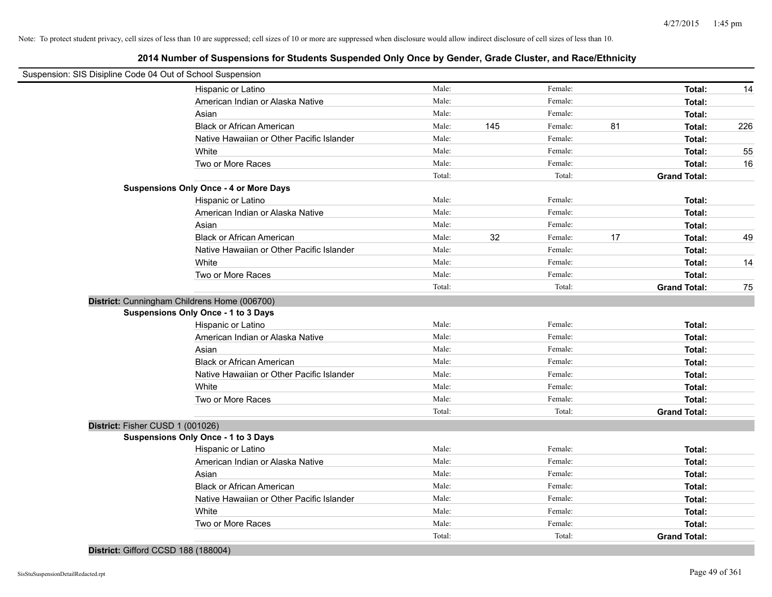Note: To protect student privacy, cell sizes of less than 10 are suppressed; cell sizes of 10 or more are suppressed when disclosure would allow indirect disclosure of cell sizes of less than 10.

## 2014 Number of Suspensions for Students Suspended Only Once by Gender, Grade Cluster, and Race/Ethnicity

Suspension: SIS Disipline Code 04 Out of School Suspension

| | | | | | | |
|---|---|---|---|---|---|---|
| Hispanic or Latino | Male: | | Female: | | Total: | 14 |
| American Indian or Alaska Native | Male: | | Female: | | Total: | |
| Asian | Male: | | Female: | | Total: | |
| Black or African American | Male: | 145 | Female: | 81 | Total: | 226 |
| Native Hawaiian or Other Pacific Islander | Male: | | Female: | | Total: | |
| White | Male: | | Female: | | Total: | 55 |
| Two or More Races | Male: | | Female: | | Total: | 16 |
| | Total: | | Total: | | Grand Total: | |

**Suspensions Only Once - 4 or More Days**

| | | | | | | |
|---|---|---|---|---|---|---|
| Hispanic or Latino | Male: | | Female: | | Total: | |
| American Indian or Alaska Native | Male: | | Female: | | Total: | |
| Asian | Male: | | Female: | | Total: | |
| Black or African American | Male: | 32 | Female: | 17 | Total: | 49 |
| Native Hawaiian or Other Pacific Islander | Male: | | Female: | | Total: | |
| White | Male: | | Female: | | Total: | 14 |
| Two or More Races | Male: | | Female: | | Total: | |
| | Total: | | Total: | | Grand Total: | 75 |

**District:** Cunningham Childrens Home (006700)

**Suspensions Only Once - 1 to 3 Days**

| | | | | | | |
|---|---|---|---|---|---|---|
| Hispanic or Latino | Male: | | Female: | | Total: | |
| American Indian or Alaska Native | Male: | | Female: | | Total: | |
| Asian | Male: | | Female: | | Total: | |
| Black or African American | Male: | | Female: | | Total: | |
| Native Hawaiian or Other Pacific Islander | Male: | | Female: | | Total: | |
| White | Male: | | Female: | | Total: | |
| Two or More Races | Male: | | Female: | | Total: | |
| | Total: | | Total: | | Grand Total: | |

**District:** Fisher CUSD 1 (001026)

**Suspensions Only Once - 1 to 3 Days**

| | | | | | | |
|---|---|---|---|---|---|---|
| Hispanic or Latino | Male: | | Female: | | Total: | |
| American Indian or Alaska Native | Male: | | Female: | | Total: | |
| Asian | Male: | | Female: | | Total: | |
| Black or African American | Male: | | Female: | | Total: | |
| Native Hawaiian or Other Pacific Islander | Male: | | Female: | | Total: | |
| White | Male: | | Female: | | Total: | |
| Two or More Races | Male: | | Female: | | Total: | |
| | Total: | | Total: | | Grand Total: | |

**District:** Gifford CCSD 188 (188004)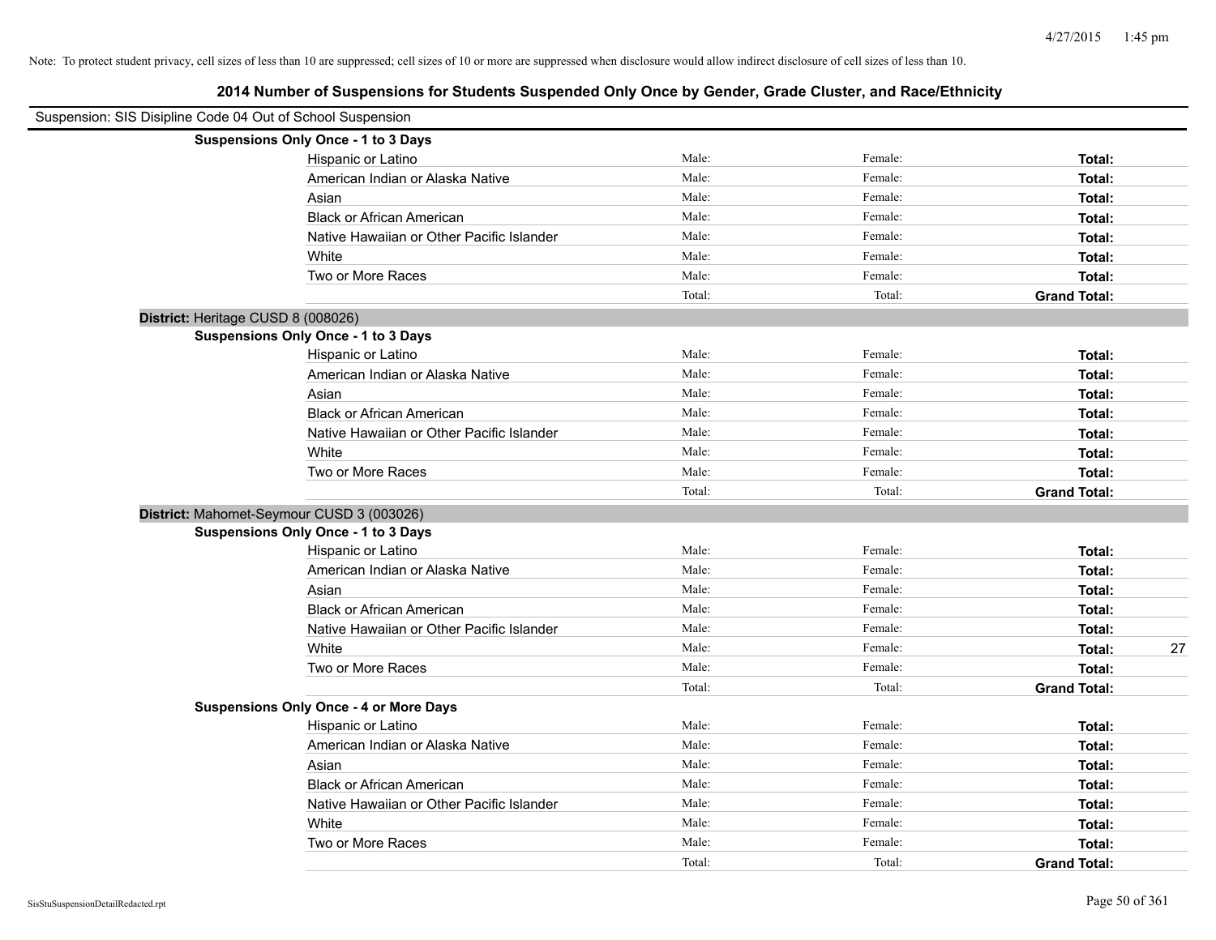Note: To protect student privacy, cell sizes of less than 10 are suppressed; cell sizes of 10 or more are suppressed when disclosure would allow indirect disclosure of cell sizes of less than 10.

## 2014 Number of Suspensions for Students Suspended Only Once by Gender, Grade Cluster, and Race/Ethnicity

Suspension: SIS Disipline Code 04 Out of School Suspension

| | | | | |
|---|---|---|---|---|
| **Suspensions Only Once - 1 to 3 Days** | | | | |
| Hispanic or Latino | Male: | Female: | **Total:** | |
| American Indian or Alaska Native | Male: | Female: | **Total:** | |
| Asian | Male: | Female: | **Total:** | |
| Black or African American | Male: | Female: | **Total:** | |
| Native Hawaiian or Other Pacific Islander | Male: | Female: | **Total:** | |
| White | Male: | Female: | **Total:** | |
| Two or More Races | Male: | Female: | **Total:** | |
| | Total: | Total: | **Grand Total:** | |

**District:** Heritage CUSD 8 (008026)

| | | | | |
|---|---|---|---|---|
| **Suspensions Only Once - 1 to 3 Days** | | | | |
| Hispanic or Latino | Male: | Female: | **Total:** | |
| American Indian or Alaska Native | Male: | Female: | **Total:** | |
| Asian | Male: | Female: | **Total:** | |
| Black or African American | Male: | Female: | **Total:** | |
| Native Hawaiian or Other Pacific Islander | Male: | Female: | **Total:** | |
| White | Male: | Female: | **Total:** | |
| Two or More Races | Male: | Female: | **Total:** | |
| | Total: | Total: | **Grand Total:** | |

**District:** Mahomet-Seymour CUSD 3 (003026)

| | | | | |
|---|---|---|---|---|
| **Suspensions Only Once - 1 to 3 Days** | | | | |
| Hispanic or Latino | Male: | Female: | **Total:** | |
| American Indian or Alaska Native | Male: | Female: | **Total:** | |
| Asian | Male: | Female: | **Total:** | |
| Black or African American | Male: | Female: | **Total:** | |
| Native Hawaiian or Other Pacific Islander | Male: | Female: | **Total:** | |
| White | Male: | Female: | **Total:** | 27 |
| Two or More Races | Male: | Female: | **Total:** | |
| | Total: | Total: | **Grand Total:** | |
| **Suspensions Only Once - 4 or More Days** | | | | |
| Hispanic or Latino | Male: | Female: | **Total:** | |
| American Indian or Alaska Native | Male: | Female: | **Total:** | |
| Asian | Male: | Female: | **Total:** | |
| Black or African American | Male: | Female: | **Total:** | |
| Native Hawaiian or Other Pacific Islander | Male: | Female: | **Total:** | |
| White | Male: | Female: | **Total:** | |
| Two or More Races | Male: | Female: | **Total:** | |
| | Total: | Total: | **Grand Total:** | |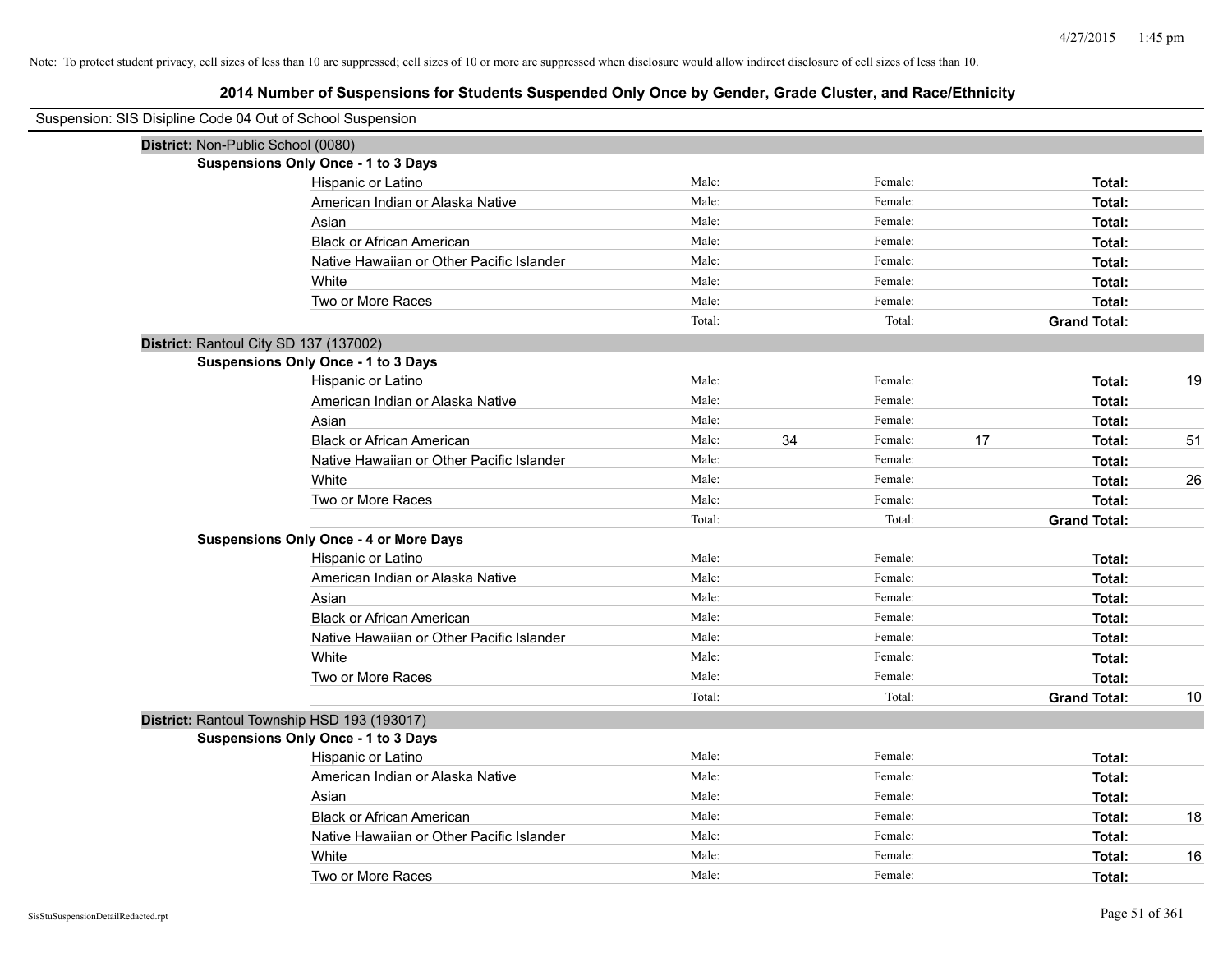Note: To protect student privacy, cell sizes of less than 10 are suppressed; cell sizes of 10 or more are suppressed when disclosure would allow indirect disclosure of cell sizes of less than 10.

## 2014 Number of Suspensions for Students Suspended Only Once by Gender, Grade Cluster, and Race/Ethnicity

Suspension: SIS Disipline Code 04 Out of School Suspension

**District:** Non-Public School (0080)

**Suspensions Only Once - 1 to 3 Days**

| | | | | | | |
|---|---|---|---|---|---|---|
| Hispanic or Latino | Male: | | Female: | | **Total:** | |
| American Indian or Alaska Native | Male: | | Female: | | **Total:** | |
| Asian | Male: | | Female: | | **Total:** | |
| Black or African American | Male: | | Female: | | **Total:** | |
| Native Hawaiian or Other Pacific Islander | Male: | | Female: | | **Total:** | |
| White | Male: | | Female: | | **Total:** | |
| Two or More Races | Male: | | Female: | | **Total:** | |
| | Total: | | Total: | | **Grand Total:** | |

**District:** Rantoul City SD 137 (137002)

**Suspensions Only Once - 1 to 3 Days**

| | | | | | | |
|---|---|---|---|---|---|---|
| Hispanic or Latino | Male: | | Female: | | **Total:** | 19 |
| American Indian or Alaska Native | Male: | | Female: | | **Total:** | |
| Asian | Male: | | Female: | | **Total:** | |
| Black or African American | Male: | 34 | Female: | 17 | **Total:** | 51 |
| Native Hawaiian or Other Pacific Islander | Male: | | Female: | | **Total:** | |
| White | Male: | | Female: | | **Total:** | 26 |
| Two or More Races | Male: | | Female: | | **Total:** | |
| | Total: | | Total: | | **Grand Total:** | |

**Suspensions Only Once - 4 or More Days**

| | | | | | | |
|---|---|---|---|---|---|---|
| Hispanic or Latino | Male: | | Female: | | **Total:** | |
| American Indian or Alaska Native | Male: | | Female: | | **Total:** | |
| Asian | Male: | | Female: | | **Total:** | |
| Black or African American | Male: | | Female: | | **Total:** | |
| Native Hawaiian or Other Pacific Islander | Male: | | Female: | | **Total:** | |
| White | Male: | | Female: | | **Total:** | |
| Two or More Races | Male: | | Female: | | **Total:** | |
| | Total: | | Total: | | **Grand Total:** | 10 |

**District:** Rantoul Township HSD 193 (193017)

**Suspensions Only Once - 1 to 3 Days**

| | | | | | | |
|---|---|---|---|---|---|---|
| Hispanic or Latino | Male: | | Female: | | **Total:** | |
| American Indian or Alaska Native | Male: | | Female: | | **Total:** | |
| Asian | Male: | | Female: | | **Total:** | |
| Black or African American | Male: | | Female: | | **Total:** | 18 |
| Native Hawaiian or Other Pacific Islander | Male: | | Female: | | **Total:** | |
| White | Male: | | Female: | | **Total:** | 16 |
| Two or More Races | Male: | | Female: | | **Total:** | |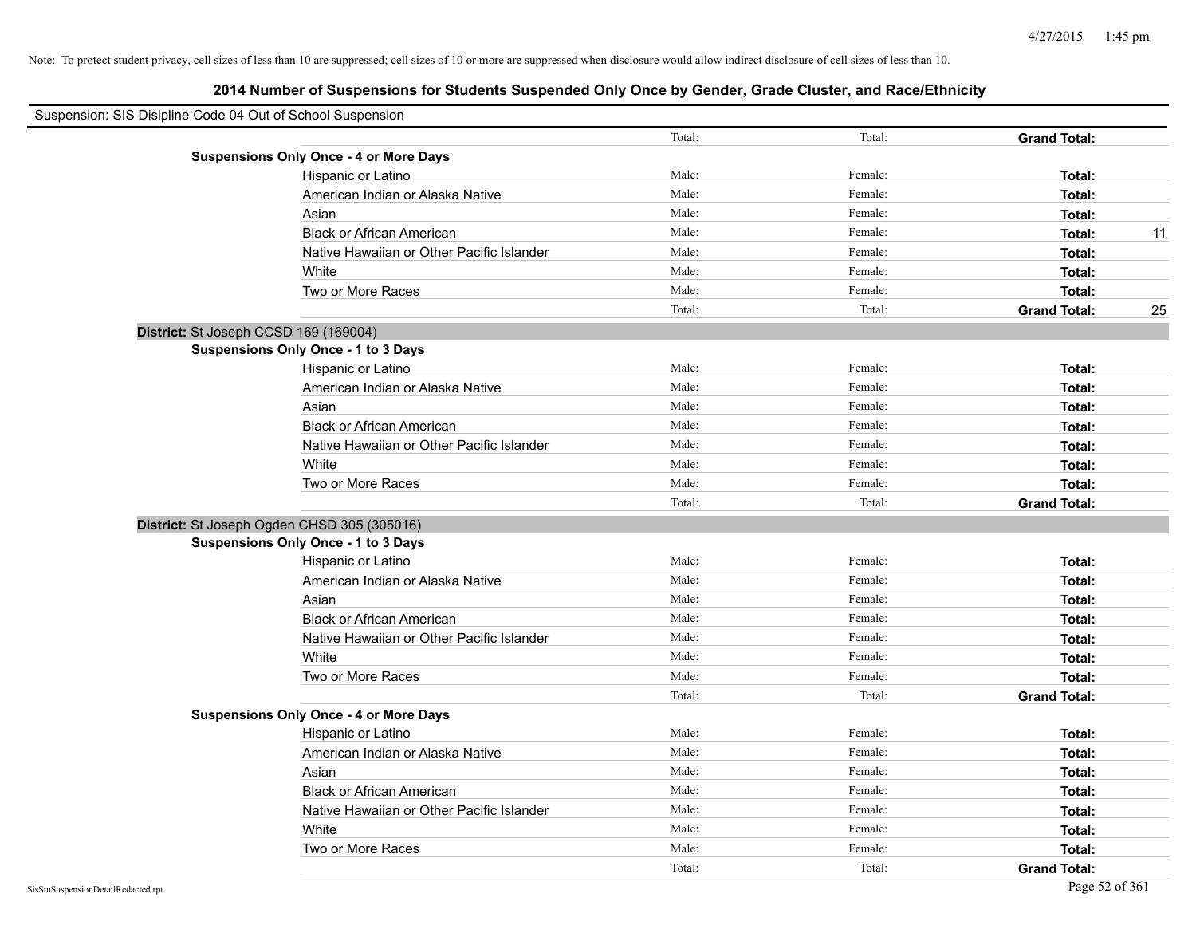Note: To protect student privacy, cell sizes of less than 10 are suppressed; cell sizes of 10 or more are suppressed when disclosure would allow indirect disclosure of cell sizes of less than 10.

## 2014 Number of Suspensions for Students Suspended Only Once by Gender, Grade Cluster, and Race/Ethnicity

Suspension: SIS Disipline Code 04 Out of School Suspension

| | | | | |
|---|---|---|---|---|
| | Total: | Total: | **Grand Total:** | |
| **Suspensions Only Once - 4 or More Days** | | | | |
| Hispanic or Latino | Male: | Female: | **Total:** | |
| American Indian or Alaska Native | Male: | Female: | **Total:** | |
| Asian | Male: | Female: | **Total:** | |
| Black or African American | Male: | Female: | **Total:** | 11 |
| Native Hawaiian or Other Pacific Islander | Male: | Female: | **Total:** | |
| White | Male: | Female: | **Total:** | |
| Two or More Races | Male: | Female: | **Total:** | |
| | Total: | Total: | **Grand Total:** | 25 |
| **District:** St Joseph CCSD 169 (169004) | | | | |
| **Suspensions Only Once - 1 to 3 Days** | | | | |
| Hispanic or Latino | Male: | Female: | **Total:** | |
| American Indian or Alaska Native | Male: | Female: | **Total:** | |
| Asian | Male: | Female: | **Total:** | |
| Black or African American | Male: | Female: | **Total:** | |
| Native Hawaiian or Other Pacific Islander | Male: | Female: | **Total:** | |
| White | Male: | Female: | **Total:** | |
| Two or More Races | Male: | Female: | **Total:** | |
| | Total: | Total: | **Grand Total:** | |
| **District:** St Joseph Ogden CHSD 305 (305016) | | | | |
| **Suspensions Only Once - 1 to 3 Days** | | | | |
| Hispanic or Latino | Male: | Female: | **Total:** | |
| American Indian or Alaska Native | Male: | Female: | **Total:** | |
| Asian | Male: | Female: | **Total:** | |
| Black or African American | Male: | Female: | **Total:** | |
| Native Hawaiian or Other Pacific Islander | Male: | Female: | **Total:** | |
| White | Male: | Female: | **Total:** | |
| Two or More Races | Male: | Female: | **Total:** | |
| | Total: | Total: | **Grand Total:** | |
| **Suspensions Only Once - 4 or More Days** | | | | |
| Hispanic or Latino | Male: | Female: | **Total:** | |
| American Indian or Alaska Native | Male: | Female: | **Total:** | |
| Asian | Male: | Female: | **Total:** | |
| Black or African American | Male: | Female: | **Total:** | |
| Native Hawaiian or Other Pacific Islander | Male: | Female: | **Total:** | |
| White | Male: | Female: | **Total:** | |
| Two or More Races | Male: | Female: | **Total:** | |
| | Total: | Total: | **Grand Total:** | |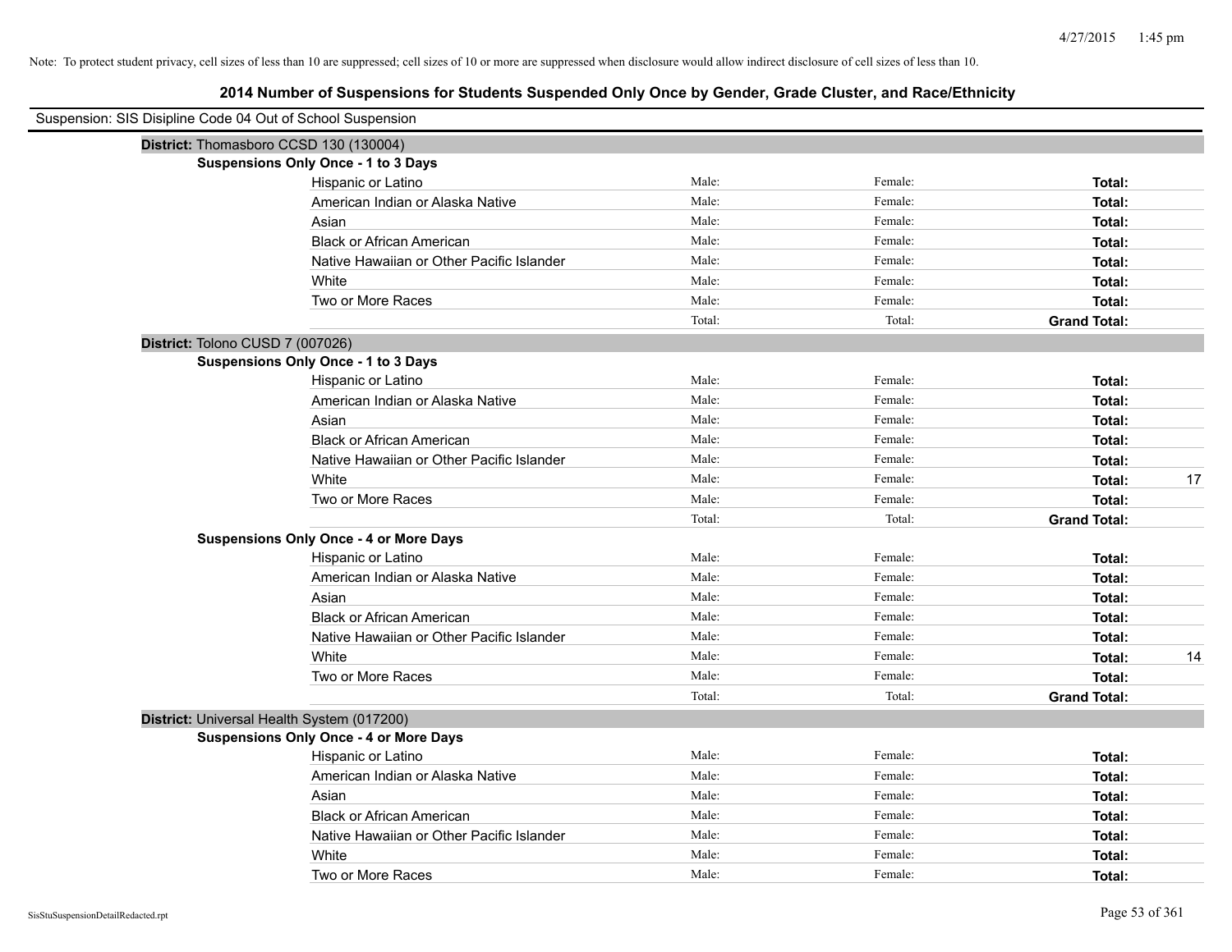Note: To protect student privacy, cell sizes of less than 10 are suppressed; cell sizes of 10 or more are suppressed when disclosure would allow indirect disclosure of cell sizes of less than 10.

## 2014 Number of Suspensions for Students Suspended Only Once by Gender, Grade Cluster, and Race/Ethnicity

Suspension: SIS Disipline Code 04 Out of School Suspension

**District:** Thomasboro CCSD 130 (130004)

**Suspensions Only Once - 1 to 3 Days**

| | | | | |
|---|---|---|---|---|
| Hispanic or Latino | Male: | Female: | **Total:** | |
| American Indian or Alaska Native | Male: | Female: | **Total:** | |
| Asian | Male: | Female: | **Total:** | |
| Black or African American | Male: | Female: | **Total:** | |
| Native Hawaiian or Other Pacific Islander | Male: | Female: | **Total:** | |
| White | Male: | Female: | **Total:** | |
| Two or More Races | Male: | Female: | **Total:** | |
| | Total: | Total: | **Grand Total:** | |

**District:** Tolono CUSD 7 (007026)

**Suspensions Only Once - 1 to 3 Days**

| | | | | |
|---|---|---|---|---|
| Hispanic or Latino | Male: | Female: | **Total:** | |
| American Indian or Alaska Native | Male: | Female: | **Total:** | |
| Asian | Male: | Female: | **Total:** | |
| Black or African American | Male: | Female: | **Total:** | |
| Native Hawaiian or Other Pacific Islander | Male: | Female: | **Total:** | |
| White | Male: | Female: | **Total:** | 17 |
| Two or More Races | Male: | Female: | **Total:** | |
| | Total: | Total: | **Grand Total:** | |

**Suspensions Only Once - 4 or More Days**

| | | | | |
|---|---|---|---|---|
| Hispanic or Latino | Male: | Female: | **Total:** | |
| American Indian or Alaska Native | Male: | Female: | **Total:** | |
| Asian | Male: | Female: | **Total:** | |
| Black or African American | Male: | Female: | **Total:** | |
| Native Hawaiian or Other Pacific Islander | Male: | Female: | **Total:** | |
| White | Male: | Female: | **Total:** | 14 |
| Two or More Races | Male: | Female: | **Total:** | |
| | Total: | Total: | **Grand Total:** | |

**District:** Universal Health System (017200)

**Suspensions Only Once - 4 or More Days**

| | | | | |
|---|---|---|---|---|
| Hispanic or Latino | Male: | Female: | **Total:** | |
| American Indian or Alaska Native | Male: | Female: | **Total:** | |
| Asian | Male: | Female: | **Total:** | |
| Black or African American | Male: | Female: | **Total:** | |
| Native Hawaiian or Other Pacific Islander | Male: | Female: | **Total:** | |
| White | Male: | Female: | **Total:** | |
| Two or More Races | Male: | Female: | **Total:** | |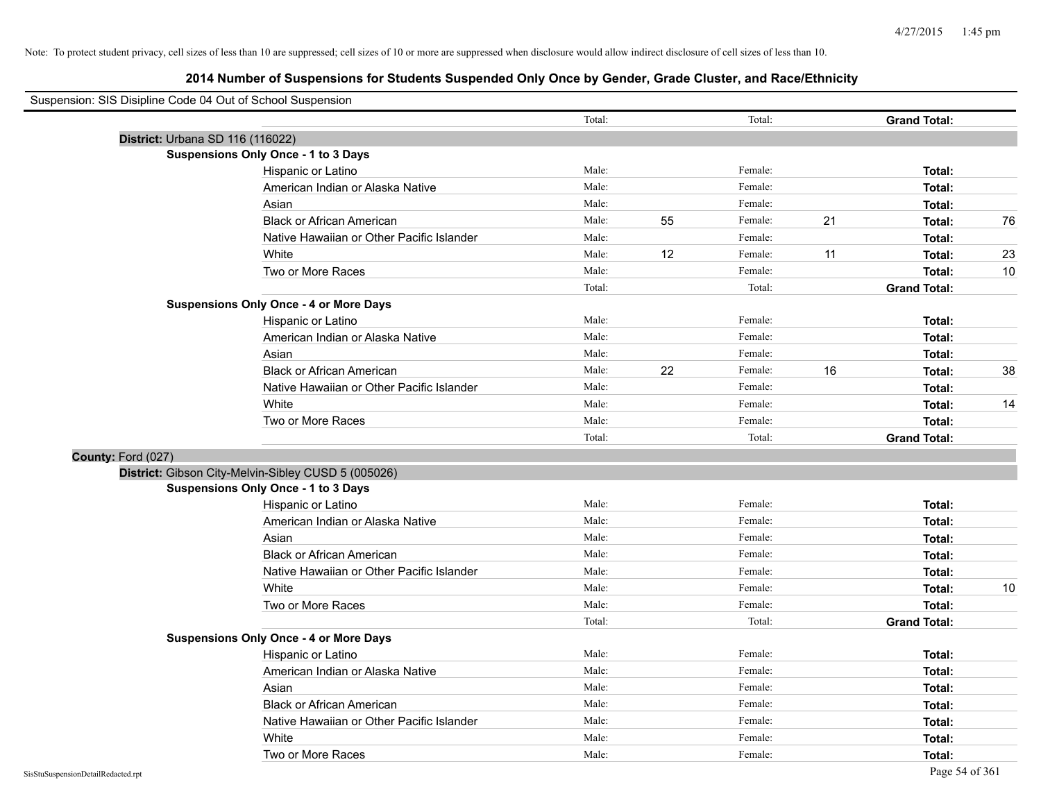Note: To protect student privacy, cell sizes of less than 10 are suppressed; cell sizes of 10 or more are suppressed when disclosure would allow indirect disclosure of cell sizes of less than 10.

## 2014 Number of Suspensions for Students Suspended Only Once by Gender, Grade Cluster, and Race/Ethnicity

Suspension: SIS Disipline Code 04 Out of School Suspension

| | | | | | | |
|---|---|---|---|---|---|---|
| | Total: | | Total: | | **Grand Total:** | |
| **District:** Urbana SD 116 (116022) | | | | | | |
| **Suspensions Only Once - 1 to 3 Days** | | | | | | |
| Hispanic or Latino | Male: | | Female: | | **Total:** | |
| American Indian or Alaska Native | Male: | | Female: | | **Total:** | |
| Asian | Male: | | Female: | | **Total:** | |
| Black or African American | Male: | 55 | Female: | 21 | **Total:** | 76 |
| Native Hawaiian or Other Pacific Islander | Male: | | Female: | | **Total:** | |
| White | Male: | 12 | Female: | 11 | **Total:** | 23 |
| Two or More Races | Male: | | Female: | | **Total:** | 10 |
| | Total: | | Total: | | **Grand Total:** | |
| **Suspensions Only Once - 4 or More Days** | | | | | | |
| Hispanic or Latino | Male: | | Female: | | **Total:** | |
| American Indian or Alaska Native | Male: | | Female: | | **Total:** | |
| Asian | Male: | | Female: | | **Total:** | |
| Black or African American | Male: | 22 | Female: | 16 | **Total:** | 38 |
| Native Hawaiian or Other Pacific Islander | Male: | | Female: | | **Total:** | |
| White | Male: | | Female: | | **Total:** | 14 |
| Two or More Races | Male: | | Female: | | **Total:** | |
| | Total: | | Total: | | **Grand Total:** | |
| **County:** Ford (027) | | | | | | |
| **District:** Gibson City-Melvin-Sibley CUSD 5 (005026) | | | | | | |
| **Suspensions Only Once - 1 to 3 Days** | | | | | | |
| Hispanic or Latino | Male: | | Female: | | **Total:** | |
| American Indian or Alaska Native | Male: | | Female: | | **Total:** | |
| Asian | Male: | | Female: | | **Total:** | |
| Black or African American | Male: | | Female: | | **Total:** | |
| Native Hawaiian or Other Pacific Islander | Male: | | Female: | | **Total:** | |
| White | Male: | | Female: | | **Total:** | 10 |
| Two or More Races | Male: | | Female: | | **Total:** | |
| | Total: | | Total: | | **Grand Total:** | |
| **Suspensions Only Once - 4 or More Days** | | | | | | |
| Hispanic or Latino | Male: | | Female: | | **Total:** | |
| American Indian or Alaska Native | Male: | | Female: | | **Total:** | |
| Asian | Male: | | Female: | | **Total:** | |
| Black or African American | Male: | | Female: | | **Total:** | |
| Native Hawaiian or Other Pacific Islander | Male: | | Female: | | **Total:** | |
| White | Male: | | Female: | | **Total:** | |
| Two or More Races | Male: | | Female: | | **Total:** | |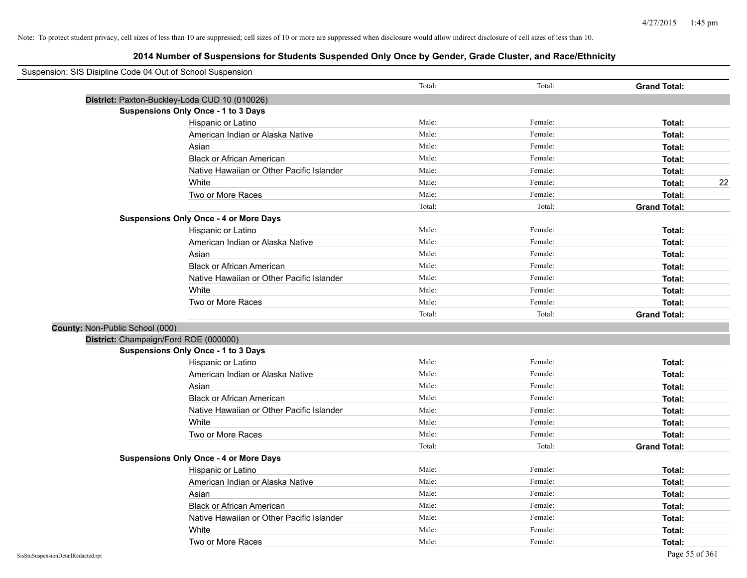Note: To protect student privacy, cell sizes of less than 10 are suppressed; cell sizes of 10 or more are suppressed when disclosure would allow indirect disclosure of cell sizes of less than 10.

# 2014 Number of Suspensions for Students Suspended Only Once by Gender, Grade Cluster, and Race/Ethnicity

Suspension: SIS Disipline Code 04 Out of School Suspension

| | | | | |
|---|---|---|---|---|
| | Total: | Total: | **Grand Total:** | |
| **District:** Paxton-Buckley-Loda CUD 10 (010026) | | | | |
| **Suspensions Only Once - 1 to 3 Days** | | | | |
| Hispanic or Latino | Male: | Female: | **Total:** | |
| American Indian or Alaska Native | Male: | Female: | **Total:** | |
| Asian | Male: | Female: | **Total:** | |
| Black or African American | Male: | Female: | **Total:** | |
| Native Hawaiian or Other Pacific Islander | Male: | Female: | **Total:** | |
| White | Male: | Female: | **Total:** | 22 |
| Two or More Races | Male: | Female: | **Total:** | |
| | Total: | Total: | **Grand Total:** | |
| **Suspensions Only Once - 4 or More Days** | | | | |
| Hispanic or Latino | Male: | Female: | **Total:** | |
| American Indian or Alaska Native | Male: | Female: | **Total:** | |
| Asian | Male: | Female: | **Total:** | |
| Black or African American | Male: | Female: | **Total:** | |
| Native Hawaiian or Other Pacific Islander | Male: | Female: | **Total:** | |
| White | Male: | Female: | **Total:** | |
| Two or More Races | Male: | Female: | **Total:** | |
| | Total: | Total: | **Grand Total:** | |
| **County:** Non-Public School (000) | | | | |
| **District:** Champaign/Ford ROE (000000) | | | | |
| **Suspensions Only Once - 1 to 3 Days** | | | | |
| Hispanic or Latino | Male: | Female: | **Total:** | |
| American Indian or Alaska Native | Male: | Female: | **Total:** | |
| Asian | Male: | Female: | **Total:** | |
| Black or African American | Male: | Female: | **Total:** | |
| Native Hawaiian or Other Pacific Islander | Male: | Female: | **Total:** | |
| White | Male: | Female: | **Total:** | |
| Two or More Races | Male: | Female: | **Total:** | |
| | Total: | Total: | **Grand Total:** | |
| **Suspensions Only Once - 4 or More Days** | | | | |
| Hispanic or Latino | Male: | Female: | **Total:** | |
| American Indian or Alaska Native | Male: | Female: | **Total:** | |
| Asian | Male: | Female: | **Total:** | |
| Black or African American | Male: | Female: | **Total:** | |
| Native Hawaiian or Other Pacific Islander | Male: | Female: | **Total:** | |
| White | Male: | Female: | **Total:** | |
| Two or More Races | Male: | Female: | **Total:** | |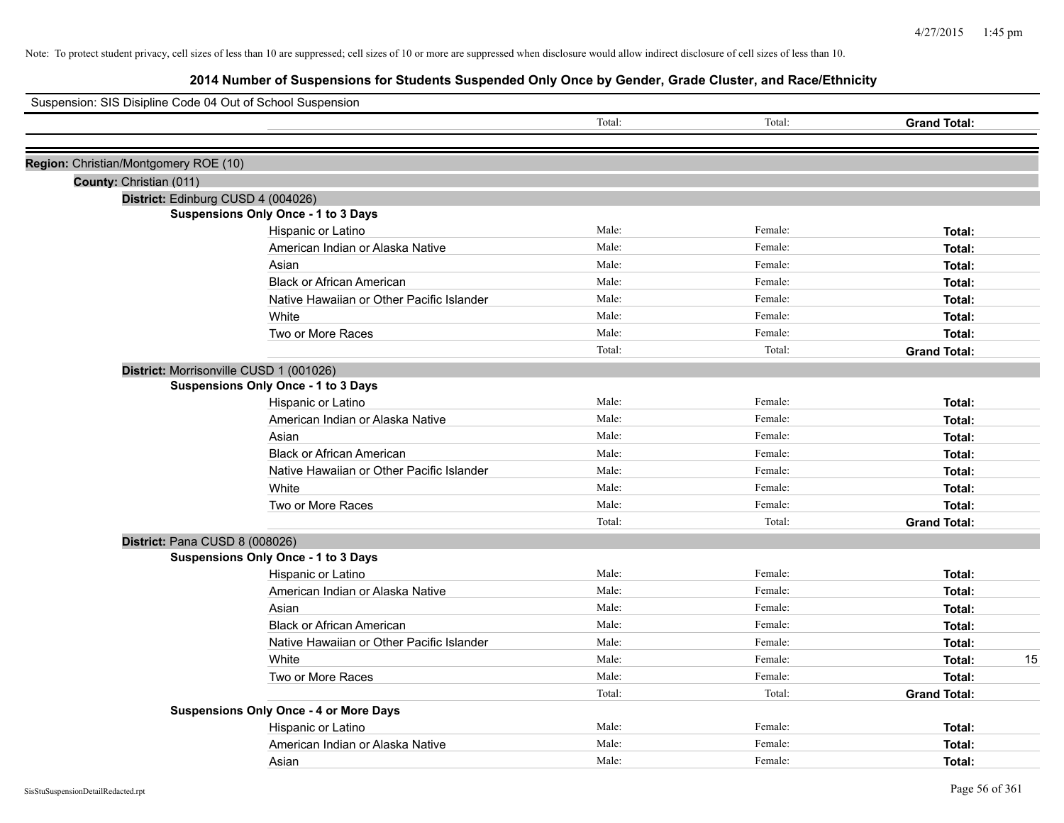Note: To protect student privacy, cell sizes of less than 10 are suppressed; cell sizes of 10 or more are suppressed when disclosure would allow indirect disclosure of cell sizes of less than 10.

# 2014 Number of Suspensions for Students Suspended Only Once by Gender, Grade Cluster, and Race/Ethnicity

Suspension: SIS Disipline Code 04 Out of School Suspension

| | Total: | Total: | Grand Total: | |
|---|---|---|---|---|

**Region:** Christian/Montgomery ROE (10)

**County:** Christian (011)

**District:** Edinburg CUSD 4 (004026)

**Suspensions Only Once - 1 to 3 Days**

| | | | | |
|---|---|---|---|---|
| Hispanic or Latino | Male: | Female: | Total: | |
| American Indian or Alaska Native | Male: | Female: | Total: | |
| Asian | Male: | Female: | Total: | |
| Black or African American | Male: | Female: | Total: | |
| Native Hawaiian or Other Pacific Islander | Male: | Female: | Total: | |
| White | Male: | Female: | Total: | |
| Two or More Races | Male: | Female: | Total: | |
| | Total: | Total: | Grand Total: | |

**District:** Morrisonville CUSD 1 (001026)

**Suspensions Only Once - 1 to 3 Days**

| | | | | |
|---|---|---|---|---|
| Hispanic or Latino | Male: | Female: | Total: | |
| American Indian or Alaska Native | Male: | Female: | Total: | |
| Asian | Male: | Female: | Total: | |
| Black or African American | Male: | Female: | Total: | |
| Native Hawaiian or Other Pacific Islander | Male: | Female: | Total: | |
| White | Male: | Female: | Total: | |
| Two or More Races | Male: | Female: | Total: | |
| | Total: | Total: | Grand Total: | |

**District:** Pana CUSD 8 (008026)

**Suspensions Only Once - 1 to 3 Days**

| | | | | |
|---|---|---|---|---|
| Hispanic or Latino | Male: | Female: | Total: | |
| American Indian or Alaska Native | Male: | Female: | Total: | |
| Asian | Male: | Female: | Total: | |
| Black or African American | Male: | Female: | Total: | |
| Native Hawaiian or Other Pacific Islander | Male: | Female: | Total: | |
| White | Male: | Female: | Total: | 15 |
| Two or More Races | Male: | Female: | Total: | |
| | Total: | Total: | Grand Total: | |

**Suspensions Only Once - 4 or More Days**

| | | | | |
|---|---|---|---|---|
| Hispanic or Latino | Male: | Female: | Total: | |
| American Indian or Alaska Native | Male: | Female: | Total: | |
| Asian | Male: | Female: | Total: | |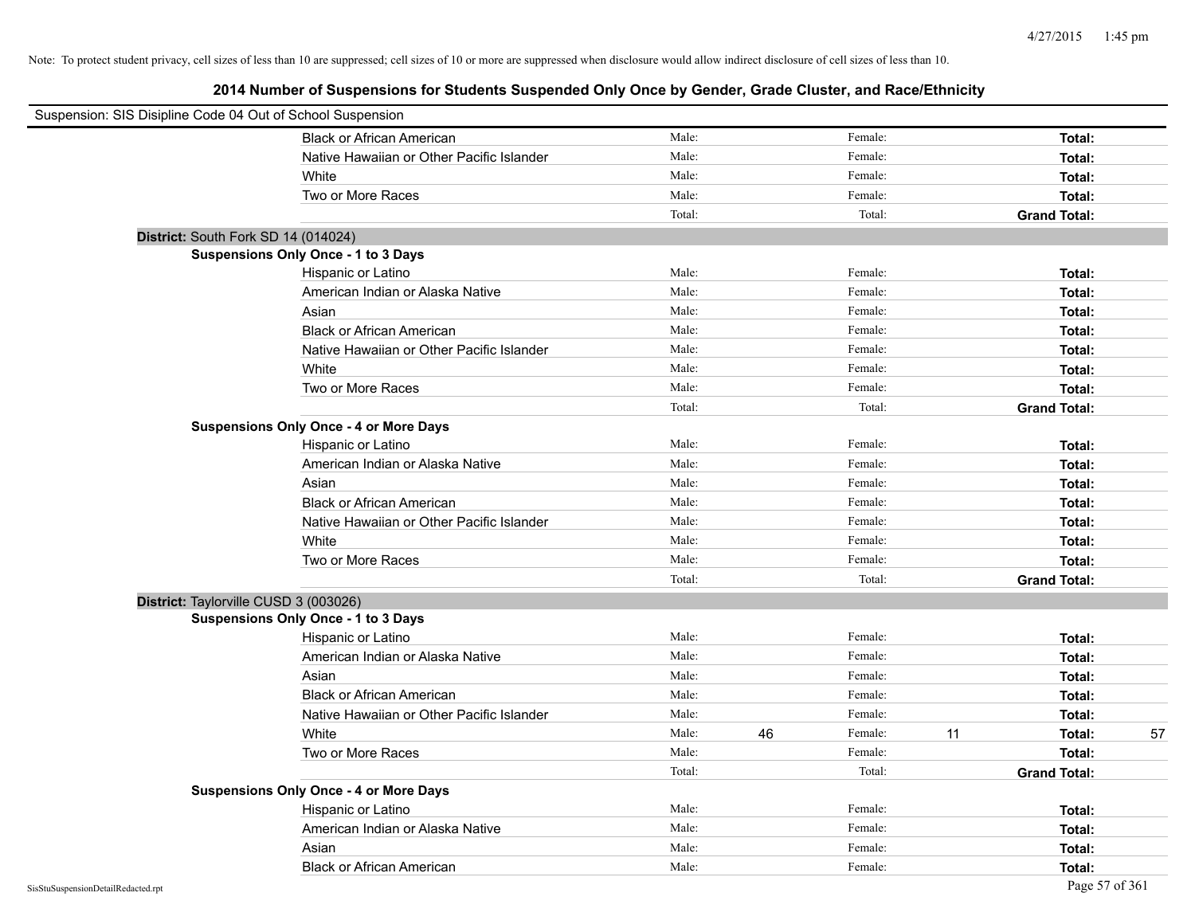Note: To protect student privacy, cell sizes of less than 10 are suppressed; cell sizes of 10 or more are suppressed when disclosure would allow indirect disclosure of cell sizes of less than 10.

# 2014 Number of Suspensions for Students Suspended Only Once by Gender, Grade Cluster, and Race/Ethnicity

Suspension: SIS Disipline Code 04 Out of School Suspension

| | | | | | | |
|---|---|---|---|---|---|---|
| Black or African American | Male: | | Female: | | **Total:** | |
| Native Hawaiian or Other Pacific Islander | Male: | | Female: | | **Total:** | |
| White | Male: | | Female: | | **Total:** | |
| Two or More Races | Male: | | Female: | | **Total:** | |
| | Total: | | Total: | | **Grand Total:** | |

**District:** South Fork SD 14 (014024)

**Suspensions Only Once - 1 to 3 Days**

| | | | | | | |
|---|---|---|---|---|---|---|
| Hispanic or Latino | Male: | | Female: | | **Total:** | |
| American Indian or Alaska Native | Male: | | Female: | | **Total:** | |
| Asian | Male: | | Female: | | **Total:** | |
| Black or African American | Male: | | Female: | | **Total:** | |
| Native Hawaiian or Other Pacific Islander | Male: | | Female: | | **Total:** | |
| White | Male: | | Female: | | **Total:** | |
| Two or More Races | Male: | | Female: | | **Total:** | |
| | Total: | | Total: | | **Grand Total:** | |

**Suspensions Only Once - 4 or More Days**

| | | | | | | |
|---|---|---|---|---|---|---|
| Hispanic or Latino | Male: | | Female: | | **Total:** | |
| American Indian or Alaska Native | Male: | | Female: | | **Total:** | |
| Asian | Male: | | Female: | | **Total:** | |
| Black or African American | Male: | | Female: | | **Total:** | |
| Native Hawaiian or Other Pacific Islander | Male: | | Female: | | **Total:** | |
| White | Male: | | Female: | | **Total:** | |
| Two or More Races | Male: | | Female: | | **Total:** | |
| | Total: | | Total: | | **Grand Total:** | |

**District:** Taylorville CUSD 3 (003026)

**Suspensions Only Once - 1 to 3 Days**

| | | | | | | |
|---|---|---|---|---|---|---|
| Hispanic or Latino | Male: | | Female: | | **Total:** | |
| American Indian or Alaska Native | Male: | | Female: | | **Total:** | |
| Asian | Male: | | Female: | | **Total:** | |
| Black or African American | Male: | | Female: | | **Total:** | |
| Native Hawaiian or Other Pacific Islander | Male: | | Female: | | **Total:** | |
| White | Male: | 46 | Female: | 11 | **Total:** | 57 |
| Two or More Races | Male: | | Female: | | **Total:** | |
| | Total: | | Total: | | **Grand Total:** | |

**Suspensions Only Once - 4 or More Days**

| | | | | | | |
|---|---|---|---|---|---|---|
| Hispanic or Latino | Male: | | Female: | | **Total:** | |
| American Indian or Alaska Native | Male: | | Female: | | **Total:** | |
| Asian | Male: | | Female: | | **Total:** | |
| Black or African American | Male: | | Female: | | **Total:** | |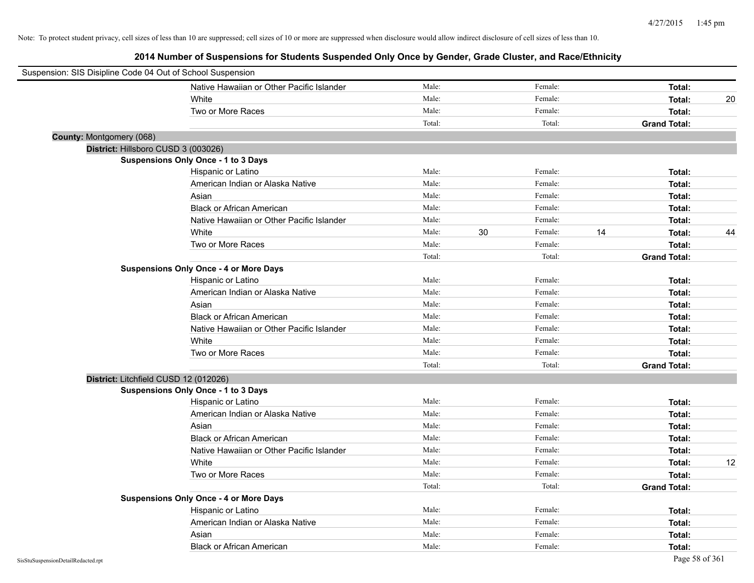Note: To protect student privacy, cell sizes of less than 10 are suppressed; cell sizes of 10 or more are suppressed when disclosure would allow indirect disclosure of cell sizes of less than 10.

## 2014 Number of Suspensions for Students Suspended Only Once by Gender, Grade Cluster, and Race/Ethnicity

Suspension: SIS Disipline Code 04 Out of School Suspension

| | | | | | | |
|---|---|---|---|---|---|---|
| Native Hawaiian or Other Pacific Islander | Male: | | Female: | | **Total:** | |
| White | Male: | | Female: | | **Total:** | 20 |
| Two or More Races | Male: | | Female: | | **Total:** | |
| | Total: | | Total: | | **Grand Total:** | |

**County:** Montgomery (068)

**District:** Hillsboro CUSD 3 (003026)

**Suspensions Only Once - 1 to 3 Days**

| | | | | | | |
|---|---|---|---|---|---|---|
| Hispanic or Latino | Male: | | Female: | | **Total:** | |
| American Indian or Alaska Native | Male: | | Female: | | **Total:** | |
| Asian | Male: | | Female: | | **Total:** | |
| Black or African American | Male: | | Female: | | **Total:** | |
| Native Hawaiian or Other Pacific Islander | Male: | | Female: | | **Total:** | |
| White | Male: | 30 | Female: | 14 | **Total:** | 44 |
| Two or More Races | Male: | | Female: | | **Total:** | |
| | Total: | | Total: | | **Grand Total:** | |

**Suspensions Only Once - 4 or More Days**

| | | | | | | |
|---|---|---|---|---|---|---|
| Hispanic or Latino | Male: | | Female: | | **Total:** | |
| American Indian or Alaska Native | Male: | | Female: | | **Total:** | |
| Asian | Male: | | Female: | | **Total:** | |
| Black or African American | Male: | | Female: | | **Total:** | |
| Native Hawaiian or Other Pacific Islander | Male: | | Female: | | **Total:** | |
| White | Male: | | Female: | | **Total:** | |
| Two or More Races | Male: | | Female: | | **Total:** | |
| | Total: | | Total: | | **Grand Total:** | |

**District:** Litchfield CUSD 12 (012026)

**Suspensions Only Once - 1 to 3 Days**

| | | | | | | |
|---|---|---|---|---|---|---|
| Hispanic or Latino | Male: | | Female: | | **Total:** | |
| American Indian or Alaska Native | Male: | | Female: | | **Total:** | |
| Asian | Male: | | Female: | | **Total:** | |
| Black or African American | Male: | | Female: | | **Total:** | |
| Native Hawaiian or Other Pacific Islander | Male: | | Female: | | **Total:** | |
| White | Male: | | Female: | | **Total:** | 12 |
| Two or More Races | Male: | | Female: | | **Total:** | |
| | Total: | | Total: | | **Grand Total:** | |

**Suspensions Only Once - 4 or More Days**

| | | | | | | |
|---|---|---|---|---|---|---|
| Hispanic or Latino | Male: | | Female: | | **Total:** | |
| American Indian or Alaska Native | Male: | | Female: | | **Total:** | |
| Asian | Male: | | Female: | | **Total:** | |
| Black or African American | Male: | | Female: | | **Total:** | |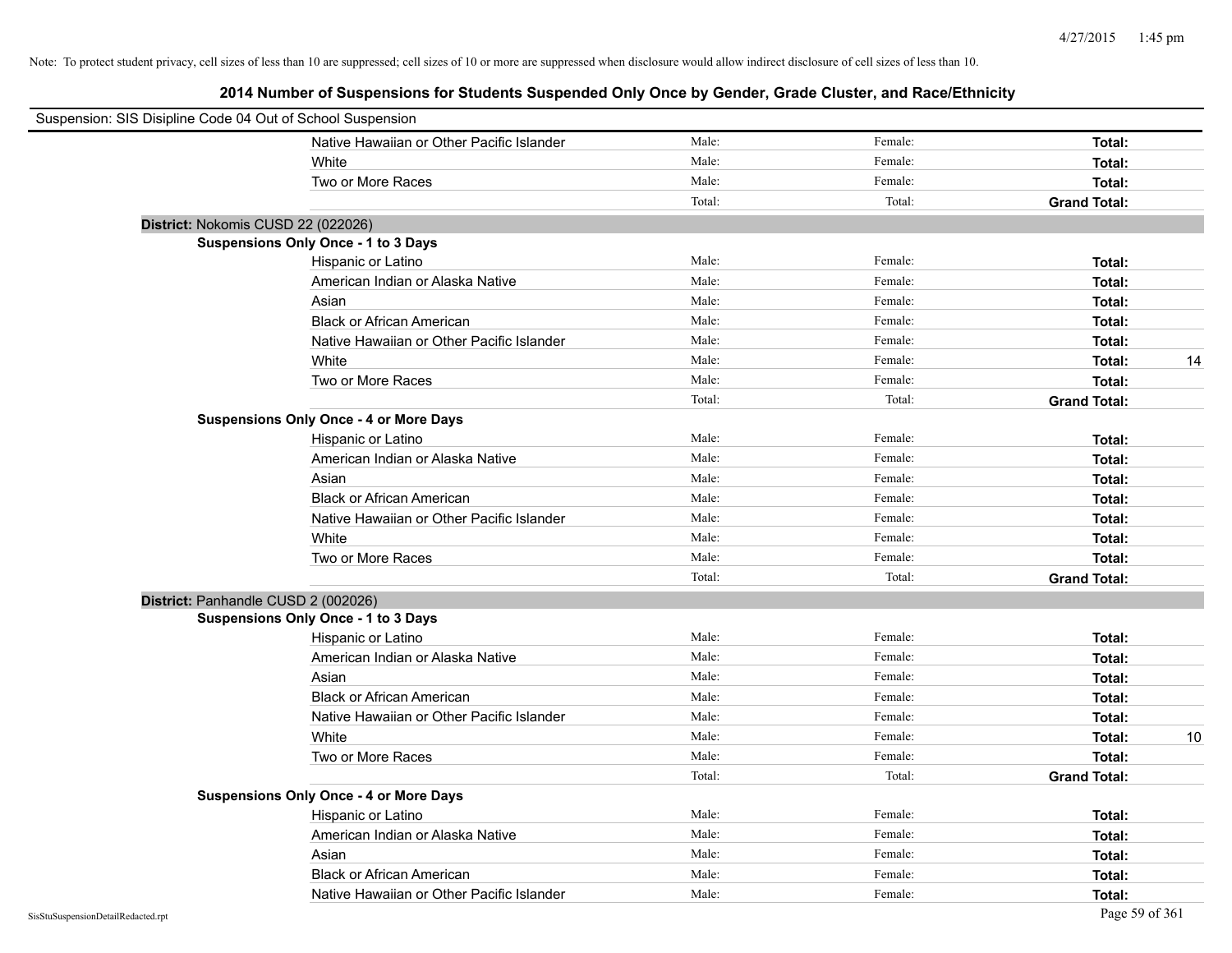Note: To protect student privacy, cell sizes of less than 10 are suppressed; cell sizes of 10 or more are suppressed when disclosure would allow indirect disclosure of cell sizes of less than 10.

## 2014 Number of Suspensions for Students Suspended Only Once by Gender, Grade Cluster, and Race/Ethnicity

Suspension: SIS Disipline Code 04 Out of School Suspension

| | | | | |
|---|---|---|---|---|
| Native Hawaiian or Other Pacific Islander | Male: | Female: | **Total:** | |
| White | Male: | Female: | **Total:** | |
| Two or More Races | Male: | Female: | **Total:** | |
| | Total: | Total: | **Grand Total:** | |

**District:** Nokomis CUSD 22 (022026)

**Suspensions Only Once - 1 to 3 Days**

| | | | | |
|---|---|---|---|---|
| Hispanic or Latino | Male: | Female: | **Total:** | |
| American Indian or Alaska Native | Male: | Female: | **Total:** | |
| Asian | Male: | Female: | **Total:** | |
| Black or African American | Male: | Female: | **Total:** | |
| Native Hawaiian or Other Pacific Islander | Male: | Female: | **Total:** | |
| White | Male: | Female: | **Total:** | 14 |
| Two or More Races | Male: | Female: | **Total:** | |
| | Total: | Total: | **Grand Total:** | |

**Suspensions Only Once - 4 or More Days**

| | | | | |
|---|---|---|---|---|
| Hispanic or Latino | Male: | Female: | **Total:** | |
| American Indian or Alaska Native | Male: | Female: | **Total:** | |
| Asian | Male: | Female: | **Total:** | |
| Black or African American | Male: | Female: | **Total:** | |
| Native Hawaiian or Other Pacific Islander | Male: | Female: | **Total:** | |
| White | Male: | Female: | **Total:** | |
| Two or More Races | Male: | Female: | **Total:** | |
| | Total: | Total: | **Grand Total:** | |

**District:** Panhandle CUSD 2 (002026)

**Suspensions Only Once - 1 to 3 Days**

| | | | | |
|---|---|---|---|---|
| Hispanic or Latino | Male: | Female: | **Total:** | |
| American Indian or Alaska Native | Male: | Female: | **Total:** | |
| Asian | Male: | Female: | **Total:** | |
| Black or African American | Male: | Female: | **Total:** | |
| Native Hawaiian or Other Pacific Islander | Male: | Female: | **Total:** | |
| White | Male: | Female: | **Total:** | 10 |
| Two or More Races | Male: | Female: | **Total:** | |
| | Total: | Total: | **Grand Total:** | |

**Suspensions Only Once - 4 or More Days**

| | | | | |
|---|---|---|---|---|
| Hispanic or Latino | Male: | Female: | **Total:** | |
| American Indian or Alaska Native | Male: | Female: | **Total:** | |
| Asian | Male: | Female: | **Total:** | |
| Black or African American | Male: | Female: | **Total:** | |
| Native Hawaiian or Other Pacific Islander | Male: | Female: | **Total:** | |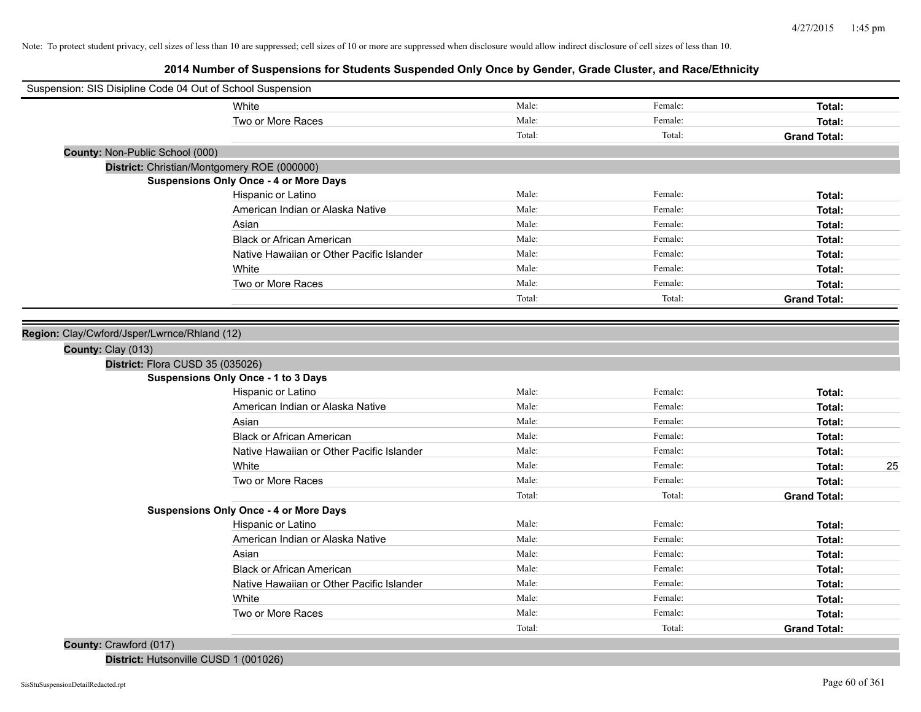Note: To protect student privacy, cell sizes of less than 10 are suppressed; cell sizes of 10 or more are suppressed when disclosure would allow indirect disclosure of cell sizes of less than 10.

# 2014 Number of Suspensions for Students Suspended Only Once by Gender, Grade Cluster, and Race/Ethnicity

Suspension: SIS Disipline Code 04 Out of School Suspension

| | Male: | Female: | Total: |
|---|---|---|---|
| White | Male: | Female: | Total: |
| Two or More Races | Male: | Female: | Total: |
| | Total: | Total: | Grand Total: |

**County:** Non-Public School (000)

**District:** Christian/Montgomery ROE (000000)

**Suspensions Only Once - 4 or More Days**

| | | | |
|---|---|---|---|
| Hispanic or Latino | Male: | Female: | Total: |
| American Indian or Alaska Native | Male: | Female: | Total: |
| Asian | Male: | Female: | Total: |
| Black or African American | Male: | Female: | Total: |
| Native Hawaiian or Other Pacific Islander | Male: | Female: | Total: |
| White | Male: | Female: | Total: |
| Two or More Races | Male: | Female: | Total: |
| | Total: | Total: | Grand Total: |

**Region:** Clay/Cwford/Jsper/Lwrnce/Rhland (12)

**County:** Clay (013)

**District:** Flora CUSD 35 (035026)

**Suspensions Only Once - 1 to 3 Days**

| | | | |
|---|---|---|---|
| Hispanic or Latino | Male: | Female: | Total: |
| American Indian or Alaska Native | Male: | Female: | Total: |
| Asian | Male: | Female: | Total: |
| Black or African American | Male: | Female: | Total: |
| Native Hawaiian or Other Pacific Islander | Male: | Female: | Total: |
| White | Male: | Female: | Total: 25 |
| Two or More Races | Male: | Female: | Total: |
| | Total: | Total: | Grand Total: |

**Suspensions Only Once - 4 or More Days**

| | | | |
|---|---|---|---|
| Hispanic or Latino | Male: | Female: | Total: |
| American Indian or Alaska Native | Male: | Female: | Total: |
| Asian | Male: | Female: | Total: |
| Black or African American | Male: | Female: | Total: |
| Native Hawaiian or Other Pacific Islander | Male: | Female: | Total: |
| White | Male: | Female: | Total: |
| Two or More Races | Male: | Female: | Total: |
| | Total: | Total: | Grand Total: |

**County:** Crawford (017)

**District:** Hutsonville CUSD 1 (001026)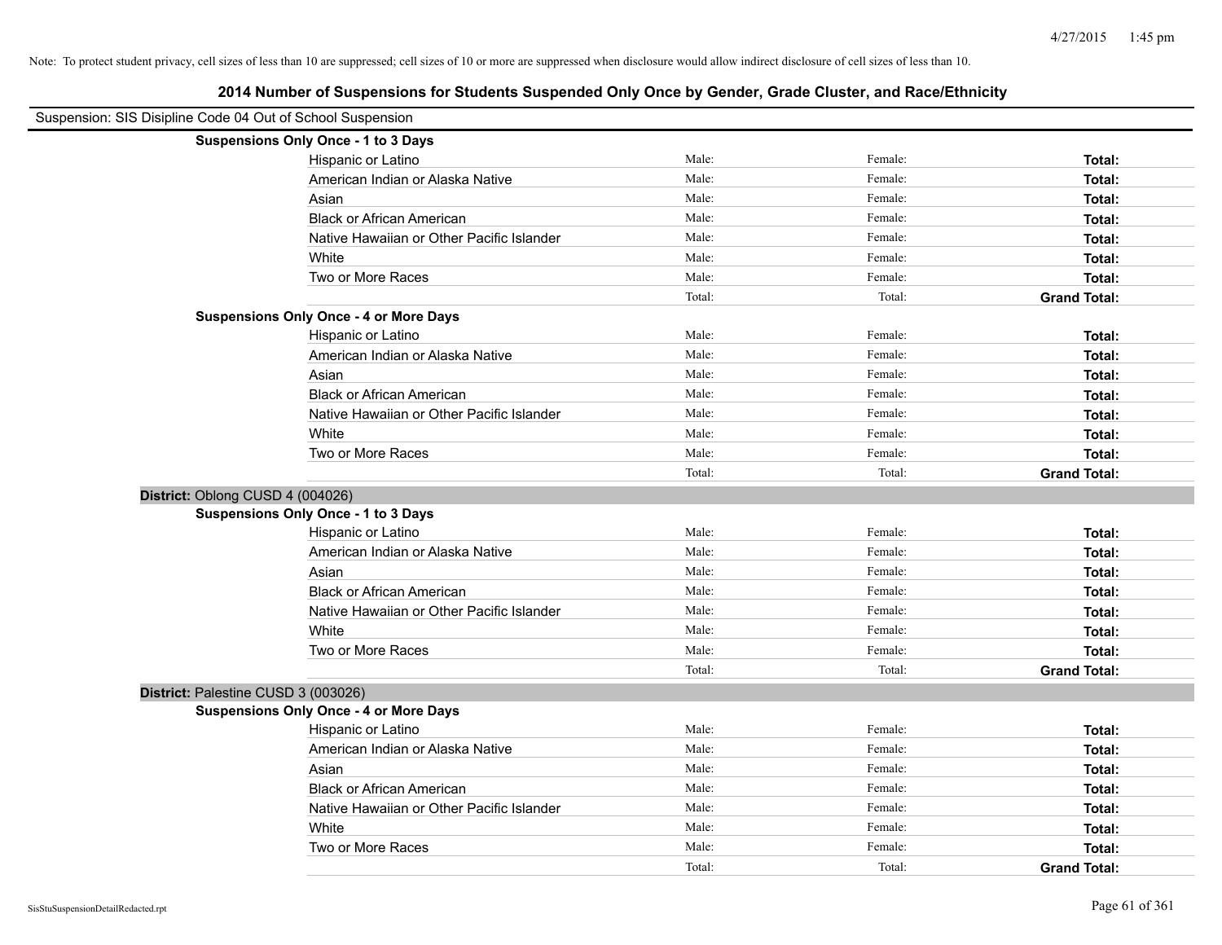Note: To protect student privacy, cell sizes of less than 10 are suppressed; cell sizes of 10 or more are suppressed when disclosure would allow indirect disclosure of cell sizes of less than 10.

## 2014 Number of Suspensions for Students Suspended Only Once by Gender, Grade Cluster, and Race/Ethnicity

Suspension: SIS Disipline Code 04 Out of School Suspension

**Suspensions Only Once - 1 to 3 Days**

| | | | |
|---|---|---|---|
| Hispanic or Latino | Male: | Female: | **Total:** |
| American Indian or Alaska Native | Male: | Female: | **Total:** |
| Asian | Male: | Female: | **Total:** |
| Black or African American | Male: | Female: | **Total:** |
| Native Hawaiian or Other Pacific Islander | Male: | Female: | **Total:** |
| White | Male: | Female: | **Total:** |
| Two or More Races | Male: | Female: | **Total:** |
| | Total: | Total: | **Grand Total:** |

**Suspensions Only Once - 4 or More Days**

| | | | |
|---|---|---|---|
| Hispanic or Latino | Male: | Female: | **Total:** |
| American Indian or Alaska Native | Male: | Female: | **Total:** |
| Asian | Male: | Female: | **Total:** |
| Black or African American | Male: | Female: | **Total:** |
| Native Hawaiian or Other Pacific Islander | Male: | Female: | **Total:** |
| White | Male: | Female: | **Total:** |
| Two or More Races | Male: | Female: | **Total:** |
| | Total: | Total: | **Grand Total:** |

**District:** Oblong CUSD 4 (004026)

**Suspensions Only Once - 1 to 3 Days**

| | | | |
|---|---|---|---|
| Hispanic or Latino | Male: | Female: | **Total:** |
| American Indian or Alaska Native | Male: | Female: | **Total:** |
| Asian | Male: | Female: | **Total:** |
| Black or African American | Male: | Female: | **Total:** |
| Native Hawaiian or Other Pacific Islander | Male: | Female: | **Total:** |
| White | Male: | Female: | **Total:** |
| Two or More Races | Male: | Female: | **Total:** |
| | Total: | Total: | **Grand Total:** |

**District:** Palestine CUSD 3 (003026)

**Suspensions Only Once - 4 or More Days**

| | | | |
|---|---|---|---|
| Hispanic or Latino | Male: | Female: | **Total:** |
| American Indian or Alaska Native | Male: | Female: | **Total:** |
| Asian | Male: | Female: | **Total:** |
| Black or African American | Male: | Female: | **Total:** |
| Native Hawaiian or Other Pacific Islander | Male: | Female: | **Total:** |
| White | Male: | Female: | **Total:** |
| Two or More Races | Male: | Female: | **Total:** |
| | Total: | Total: | **Grand Total:** |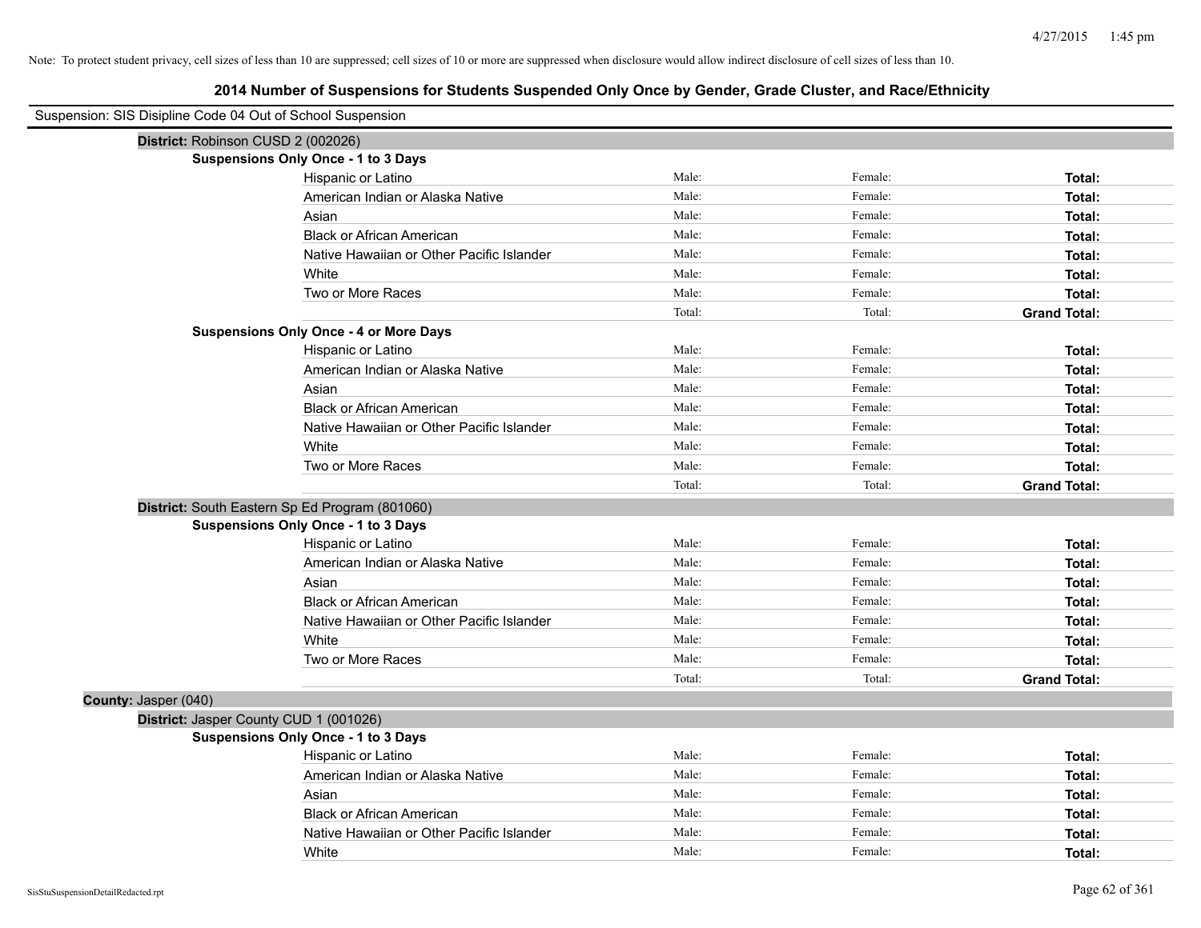Note: To protect student privacy, cell sizes of less than 10 are suppressed; cell sizes of 10 or more are suppressed when disclosure would allow indirect disclosure of cell sizes of less than 10.

# 2014 Number of Suspensions for Students Suspended Only Once by Gender, Grade Cluster, and Race/Ethnicity

Suspension: SIS Disipline Code 04 Out of School Suspension

**District:** Robinson CUSD 2 (002026)

**Suspensions Only Once - 1 to 3 Days**

| | | | |
|---|---|---|---|
| Hispanic or Latino | Male: | Female: | **Total:** |
| American Indian or Alaska Native | Male: | Female: | **Total:** |
| Asian | Male: | Female: | **Total:** |
| Black or African American | Male: | Female: | **Total:** |
| Native Hawaiian or Other Pacific Islander | Male: | Female: | **Total:** |
| White | Male: | Female: | **Total:** |
| Two or More Races | Male: | Female: | **Total:** |
| | Total: | Total: | **Grand Total:** |

**Suspensions Only Once - 4 or More Days**

| | | | |
|---|---|---|---|
| Hispanic or Latino | Male: | Female: | **Total:** |
| American Indian or Alaska Native | Male: | Female: | **Total:** |
| Asian | Male: | Female: | **Total:** |
| Black or African American | Male: | Female: | **Total:** |
| Native Hawaiian or Other Pacific Islander | Male: | Female: | **Total:** |
| White | Male: | Female: | **Total:** |
| Two or More Races | Male: | Female: | **Total:** |
| | Total: | Total: | **Grand Total:** |

**District:** South Eastern Sp Ed Program (801060)

**Suspensions Only Once - 1 to 3 Days**

| | | | |
|---|---|---|---|
| Hispanic or Latino | Male: | Female: | **Total:** |
| American Indian or Alaska Native | Male: | Female: | **Total:** |
| Asian | Male: | Female: | **Total:** |
| Black or African American | Male: | Female: | **Total:** |
| Native Hawaiian or Other Pacific Islander | Male: | Female: | **Total:** |
| White | Male: | Female: | **Total:** |
| Two or More Races | Male: | Female: | **Total:** |
| | Total: | Total: | **Grand Total:** |

**County:** Jasper (040)

**District:** Jasper County CUD 1 (001026)

**Suspensions Only Once - 1 to 3 Days**

| | | | |
|---|---|---|---|
| Hispanic or Latino | Male: | Female: | **Total:** |
| American Indian or Alaska Native | Male: | Female: | **Total:** |
| Asian | Male: | Female: | **Total:** |
| Black or African American | Male: | Female: | **Total:** |
| Native Hawaiian or Other Pacific Islander | Male: | Female: | **Total:** |
| White | Male: | Female: | **Total:** |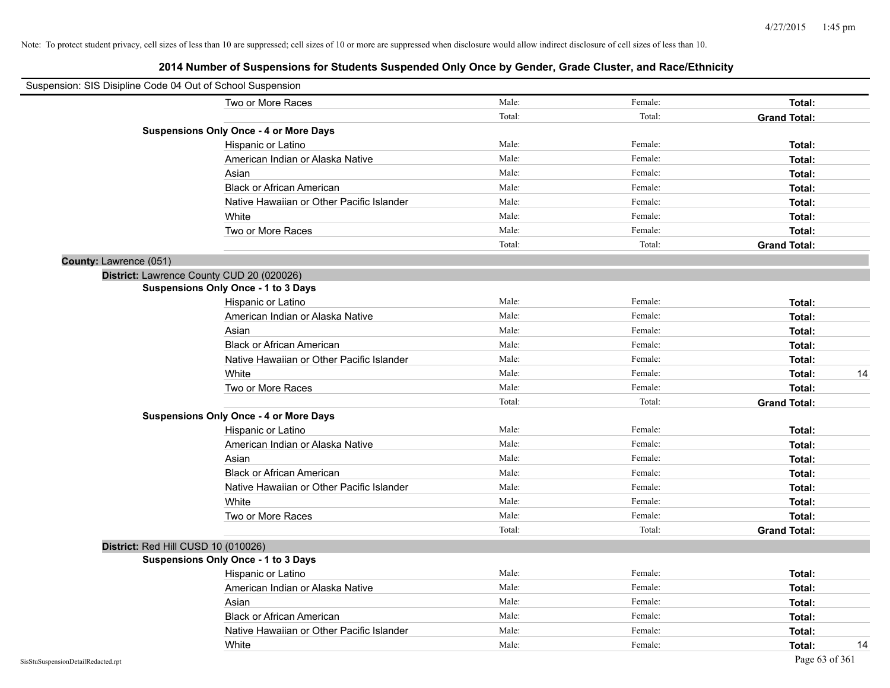Note: To protect student privacy, cell sizes of less than 10 are suppressed; cell sizes of 10 or more are suppressed when disclosure would allow indirect disclosure of cell sizes of less than 10.

# 2014 Number of Suspensions for Students Suspended Only Once by Gender, Grade Cluster, and Race/Ethnicity

Suspension: SIS Disipline Code 04 Out of School Suspension

| | Male | Female | Total | |
|---|---|---|---|---|
| Two or More Races | Male: | Female: | **Total:** | |
| | Total: | Total: | **Grand Total:** | |

**Suspensions Only Once - 4 or More Days**

| | Male | Female | Total | |
|---|---|---|---|---|
| Hispanic or Latino | Male: | Female: | **Total:** | |
| American Indian or Alaska Native | Male: | Female: | **Total:** | |
| Asian | Male: | Female: | **Total:** | |
| Black or African American | Male: | Female: | **Total:** | |
| Native Hawaiian or Other Pacific Islander | Male: | Female: | **Total:** | |
| White | Male: | Female: | **Total:** | |
| Two or More Races | Male: | Female: | **Total:** | |
| | Total: | Total: | **Grand Total:** | |

## County: Lawrence (051)

### District: Lawrence County CUD 20 (020026)

**Suspensions Only Once - 1 to 3 Days**

| | Male | Female | Total | |
|---|---|---|---|---|
| Hispanic or Latino | Male: | Female: | **Total:** | |
| American Indian or Alaska Native | Male: | Female: | **Total:** | |
| Asian | Male: | Female: | **Total:** | |
| Black or African American | Male: | Female: | **Total:** | |
| Native Hawaiian or Other Pacific Islander | Male: | Female: | **Total:** | |
| White | Male: | Female: | **Total:** | 14 |
| Two or More Races | Male: | Female: | **Total:** | |
| | Total: | Total: | **Grand Total:** | |

**Suspensions Only Once - 4 or More Days**

| | Male | Female | Total | |
|---|---|---|---|---|
| Hispanic or Latino | Male: | Female: | **Total:** | |
| American Indian or Alaska Native | Male: | Female: | **Total:** | |
| Asian | Male: | Female: | **Total:** | |
| Black or African American | Male: | Female: | **Total:** | |
| Native Hawaiian or Other Pacific Islander | Male: | Female: | **Total:** | |
| White | Male: | Female: | **Total:** | |
| Two or More Races | Male: | Female: | **Total:** | |
| | Total: | Total: | **Grand Total:** | |

### District: Red Hill CUSD 10 (010026)

**Suspensions Only Once - 1 to 3 Days**

| | Male | Female | Total | |
|---|---|---|---|---|
| Hispanic or Latino | Male: | Female: | **Total:** | |
| American Indian or Alaska Native | Male: | Female: | **Total:** | |
| Asian | Male: | Female: | **Total:** | |
| Black or African American | Male: | Female: | **Total:** | |
| Native Hawaiian or Other Pacific Islander | Male: | Female: | **Total:** | |
| White | Male: | Female: | **Total:** | 14 |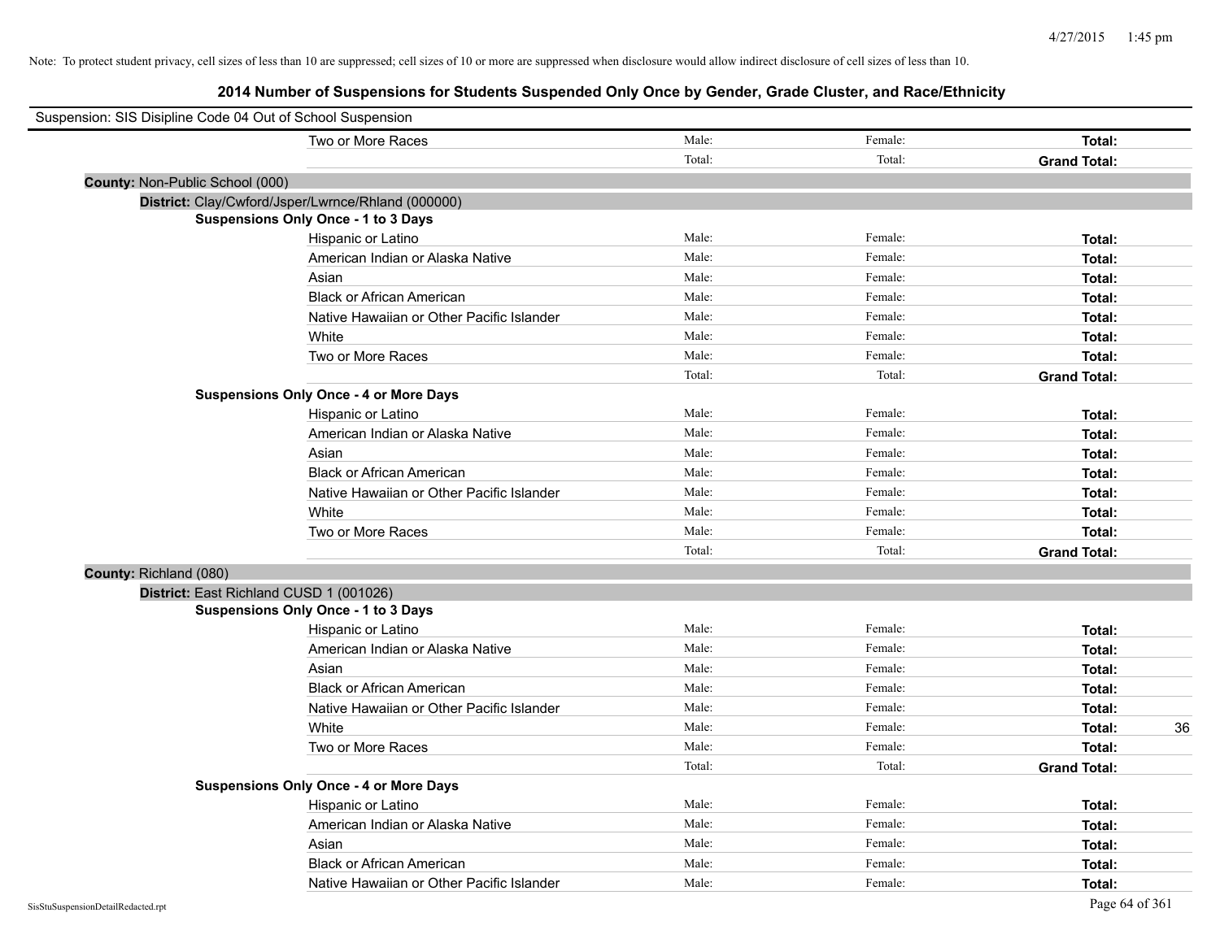Note: To protect student privacy, cell sizes of less than 10 are suppressed; cell sizes of 10 or more are suppressed when disclosure would allow indirect disclosure of cell sizes of less than 10.

# 2014 Number of Suspensions for Students Suspended Only Once by Gender, Grade Cluster, and Race/Ethnicity

Suspension: SIS Disipline Code 04 Out of School Suspension

| | Male: | Female: | Total: | |
|---|---|---|---|---|
| Two or More Races | Male: | Female: | **Total:** | |
| | Total: | Total: | **Grand Total:** | |

**County:** Non-Public School (000)

**District:** Clay/Cwford/Jsper/Lwrnce/Rhland (000000)

**Suspensions Only Once - 1 to 3 Days**

| | | | | |
|---|---|---|---|---|
| Hispanic or Latino | Male: | Female: | **Total:** | |
| American Indian or Alaska Native | Male: | Female: | **Total:** | |
| Asian | Male: | Female: | **Total:** | |
| Black or African American | Male: | Female: | **Total:** | |
| Native Hawaiian or Other Pacific Islander | Male: | Female: | **Total:** | |
| White | Male: | Female: | **Total:** | |
| Two or More Races | Male: | Female: | **Total:** | |
| | Total: | Total: | **Grand Total:** | |

**Suspensions Only Once - 4 or More Days**

| | | | | |
|---|---|---|---|---|
| Hispanic or Latino | Male: | Female: | **Total:** | |
| American Indian or Alaska Native | Male: | Female: | **Total:** | |
| Asian | Male: | Female: | **Total:** | |
| Black or African American | Male: | Female: | **Total:** | |
| Native Hawaiian or Other Pacific Islander | Male: | Female: | **Total:** | |
| White | Male: | Female: | **Total:** | |
| Two or More Races | Male: | Female: | **Total:** | |
| | Total: | Total: | **Grand Total:** | |

**County:** Richland (080)

**District:** East Richland CUSD 1 (001026)

**Suspensions Only Once - 1 to 3 Days**

| | | | | |
|---|---|---|---|---|
| Hispanic or Latino | Male: | Female: | **Total:** | |
| American Indian or Alaska Native | Male: | Female: | **Total:** | |
| Asian | Male: | Female: | **Total:** | |
| Black or African American | Male: | Female: | **Total:** | |
| Native Hawaiian or Other Pacific Islander | Male: | Female: | **Total:** | |
| White | Male: | Female: | **Total:** | 36 |
| Two or More Races | Male: | Female: | **Total:** | |
| | Total: | Total: | **Grand Total:** | |

**Suspensions Only Once - 4 or More Days**

| | | | | |
|---|---|---|---|---|
| Hispanic or Latino | Male: | Female: | **Total:** | |
| American Indian or Alaska Native | Male: | Female: | **Total:** | |
| Asian | Male: | Female: | **Total:** | |
| Black or African American | Male: | Female: | **Total:** | |
| Native Hawaiian or Other Pacific Islander | Male: | Female: | **Total:** | |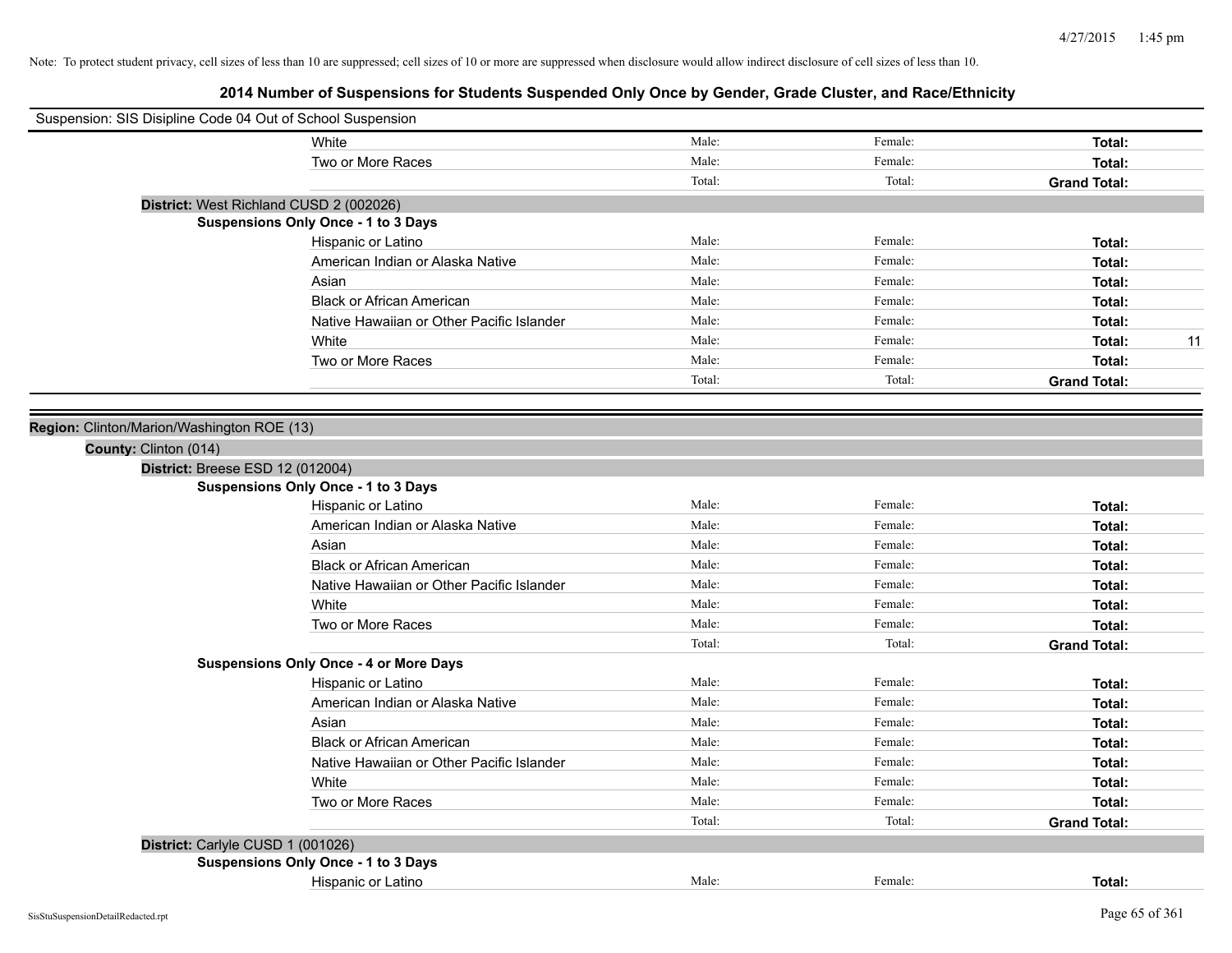Note: To protect student privacy, cell sizes of less than 10 are suppressed; cell sizes of 10 or more are suppressed when disclosure would allow indirect disclosure of cell sizes of less than 10.

## 2014 Number of Suspensions for Students Suspended Only Once by Gender, Grade Cluster, and Race/Ethnicity

Suspension: SIS Disipline Code 04 Out of School Suspension

| | | | | |
|---|---|---|---|---|
| White | Male: | Female: | **Total:** | |
| Two or More Races | Male: | Female: | **Total:** | |
| | Total: | Total: | **Grand Total:** | |

**District:** West Richland CUSD 2 (002026)

**Suspensions Only Once - 1 to 3 Days**

| | | | | |
|---|---|---|---|---|
| Hispanic or Latino | Male: | Female: | **Total:** | |
| American Indian or Alaska Native | Male: | Female: | **Total:** | |
| Asian | Male: | Female: | **Total:** | |
| Black or African American | Male: | Female: | **Total:** | |
| Native Hawaiian or Other Pacific Islander | Male: | Female: | **Total:** | |
| White | Male: | Female: | **Total:** | 11 |
| Two or More Races | Male: | Female: | **Total:** | |
| | Total: | Total: | **Grand Total:** | |

**Region:** Clinton/Marion/Washington ROE (13)

**County:** Clinton (014)

**District:** Breese ESD 12 (012004)

**Suspensions Only Once - 1 to 3 Days**

| | | | | |
|---|---|---|---|---|
| Hispanic or Latino | Male: | Female: | **Total:** | |
| American Indian or Alaska Native | Male: | Female: | **Total:** | |
| Asian | Male: | Female: | **Total:** | |
| Black or African American | Male: | Female: | **Total:** | |
| Native Hawaiian or Other Pacific Islander | Male: | Female: | **Total:** | |
| White | Male: | Female: | **Total:** | |
| Two or More Races | Male: | Female: | **Total:** | |
| | Total: | Total: | **Grand Total:** | |

**Suspensions Only Once - 4 or More Days**

| | | | | |
|---|---|---|---|---|
| Hispanic or Latino | Male: | Female: | **Total:** | |
| American Indian or Alaska Native | Male: | Female: | **Total:** | |
| Asian | Male: | Female: | **Total:** | |
| Black or African American | Male: | Female: | **Total:** | |
| Native Hawaiian or Other Pacific Islander | Male: | Female: | **Total:** | |
| White | Male: | Female: | **Total:** | |
| Two or More Races | Male: | Female: | **Total:** | |
| | Total: | Total: | **Grand Total:** | |

**District:** Carlyle CUSD 1 (001026)

**Suspensions Only Once - 1 to 3 Days**

| | | | | |
|---|---|---|---|---|
| Hispanic or Latino | Male: | Female: | **Total:** | |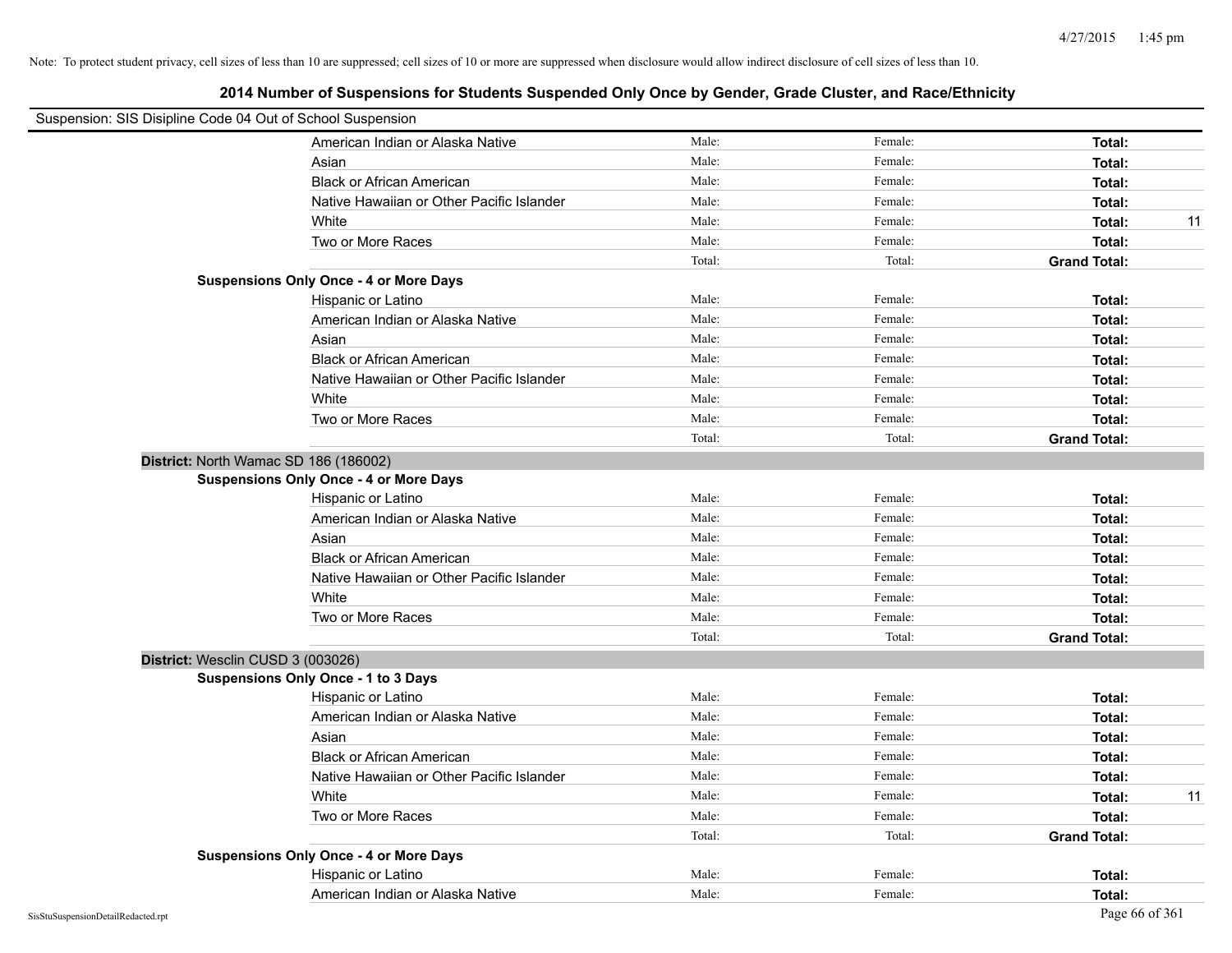Note: To protect student privacy, cell sizes of less than 10 are suppressed; cell sizes of 10 or more are suppressed when disclosure would allow indirect disclosure of cell sizes of less than 10.

## 2014 Number of Suspensions for Students Suspended Only Once by Gender, Grade Cluster, and Race/Ethnicity

Suspension: SIS Disipline Code 04 Out of School Suspension

| | Male: | Female: | Total: |
|---|---|---|---|
| American Indian or Alaska Native | Male: | Female: | Total: |
| Asian | Male: | Female: | Total: |
| Black or African American | Male: | Female: | Total: |
| Native Hawaiian or Other Pacific Islander | Male: | Female: | Total: |
| White | Male: | Female: | Total: 11 |
| Two or More Races | Male: | Female: | Total: |
| | Total: | Total: | Grand Total: |

**Suspensions Only Once - 4 or More Days**

| | | | |
|---|---|---|---|
| Hispanic or Latino | Male: | Female: | Total: |
| American Indian or Alaska Native | Male: | Female: | Total: |
| Asian | Male: | Female: | Total: |
| Black or African American | Male: | Female: | Total: |
| Native Hawaiian or Other Pacific Islander | Male: | Female: | Total: |
| White | Male: | Female: | Total: |
| Two or More Races | Male: | Female: | Total: |
| | Total: | Total: | Grand Total: |

**District:** North Wamac SD 186 (186002)

**Suspensions Only Once - 4 or More Days**

| | | | |
|---|---|---|---|
| Hispanic or Latino | Male: | Female: | Total: |
| American Indian or Alaska Native | Male: | Female: | Total: |
| Asian | Male: | Female: | Total: |
| Black or African American | Male: | Female: | Total: |
| Native Hawaiian or Other Pacific Islander | Male: | Female: | Total: |
| White | Male: | Female: | Total: |
| Two or More Races | Male: | Female: | Total: |
| | Total: | Total: | Grand Total: |

**District:** Wesclin CUSD 3 (003026)

**Suspensions Only Once - 1 to 3 Days**

| | | | |
|---|---|---|---|
| Hispanic or Latino | Male: | Female: | Total: |
| American Indian or Alaska Native | Male: | Female: | Total: |
| Asian | Male: | Female: | Total: |
| Black or African American | Male: | Female: | Total: |
| Native Hawaiian or Other Pacific Islander | Male: | Female: | Total: |
| White | Male: | Female: | Total: 11 |
| Two or More Races | Male: | Female: | Total: |
| | Total: | Total: | Grand Total: |

**Suspensions Only Once - 4 or More Days**

| | | | |
|---|---|---|---|
| Hispanic or Latino | Male: | Female: | Total: |
| American Indian or Alaska Native | Male: | Female: | Total: |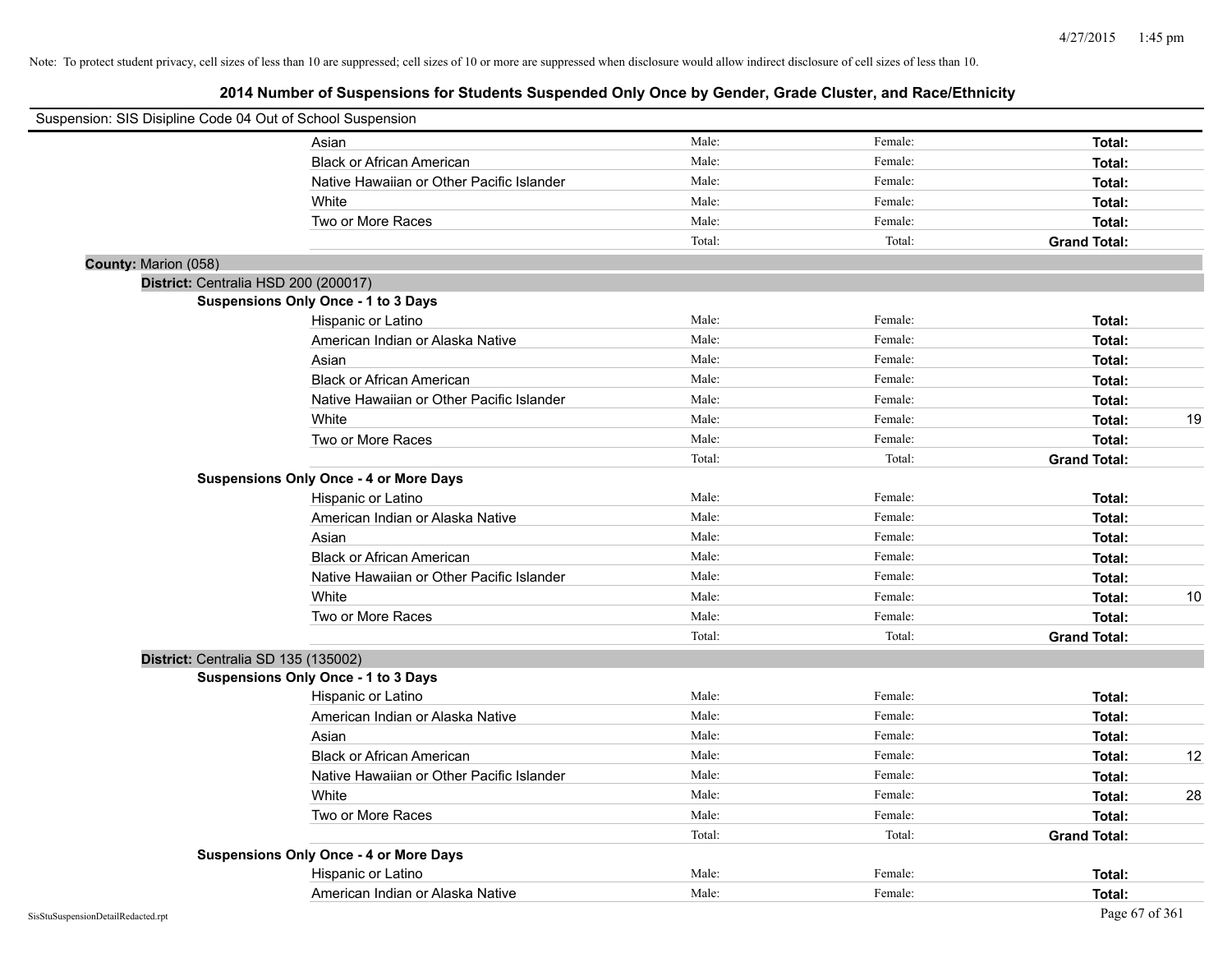Note: To protect student privacy, cell sizes of less than 10 are suppressed; cell sizes of 10 or more are suppressed when disclosure would allow indirect disclosure of cell sizes of less than 10.

## 2014 Number of Suspensions for Students Suspended Only Once by Gender, Grade Cluster, and Race/Ethnicity

Suspension: SIS Disipline Code 04 Out of School Suspension

| | | | | |
|---|---|---|---|---|
| Asian | Male: | Female: | **Total:** | |
| Black or African American | Male: | Female: | **Total:** | |
| Native Hawaiian or Other Pacific Islander | Male: | Female: | **Total:** | |
| White | Male: | Female: | **Total:** | |
| Two or More Races | Male: | Female: | **Total:** | |
| | Total: | Total: | **Grand Total:** | |

**County:** Marion (058)

**District:** Centralia HSD 200 (200017)

**Suspensions Only Once - 1 to 3 Days**

| | | | | |
|---|---|---|---|---|
| Hispanic or Latino | Male: | Female: | **Total:** | |
| American Indian or Alaska Native | Male: | Female: | **Total:** | |
| Asian | Male: | Female: | **Total:** | |
| Black or African American | Male: | Female: | **Total:** | |
| Native Hawaiian or Other Pacific Islander | Male: | Female: | **Total:** | |
| White | Male: | Female: | **Total:** | 19 |
| Two or More Races | Male: | Female: | **Total:** | |
| | Total: | Total: | **Grand Total:** | |

**Suspensions Only Once - 4 or More Days**

| | | | | |
|---|---|---|---|---|
| Hispanic or Latino | Male: | Female: | **Total:** | |
| American Indian or Alaska Native | Male: | Female: | **Total:** | |
| Asian | Male: | Female: | **Total:** | |
| Black or African American | Male: | Female: | **Total:** | |
| Native Hawaiian or Other Pacific Islander | Male: | Female: | **Total:** | |
| White | Male: | Female: | **Total:** | 10 |
| Two or More Races | Male: | Female: | **Total:** | |
| | Total: | Total: | **Grand Total:** | |

**District:** Centralia SD 135 (135002)

**Suspensions Only Once - 1 to 3 Days**

| | | | | |
|---|---|---|---|---|
| Hispanic or Latino | Male: | Female: | **Total:** | |
| American Indian or Alaska Native | Male: | Female: | **Total:** | |
| Asian | Male: | Female: | **Total:** | |
| Black or African American | Male: | Female: | **Total:** | 12 |
| Native Hawaiian or Other Pacific Islander | Male: | Female: | **Total:** | |
| White | Male: | Female: | **Total:** | 28 |
| Two or More Races | Male: | Female: | **Total:** | |
| | Total: | Total: | **Grand Total:** | |

**Suspensions Only Once - 4 or More Days**

| | | | | |
|---|---|---|---|---|
| Hispanic or Latino | Male: | Female: | **Total:** | |
| American Indian or Alaska Native | Male: | Female: | **Total:** | |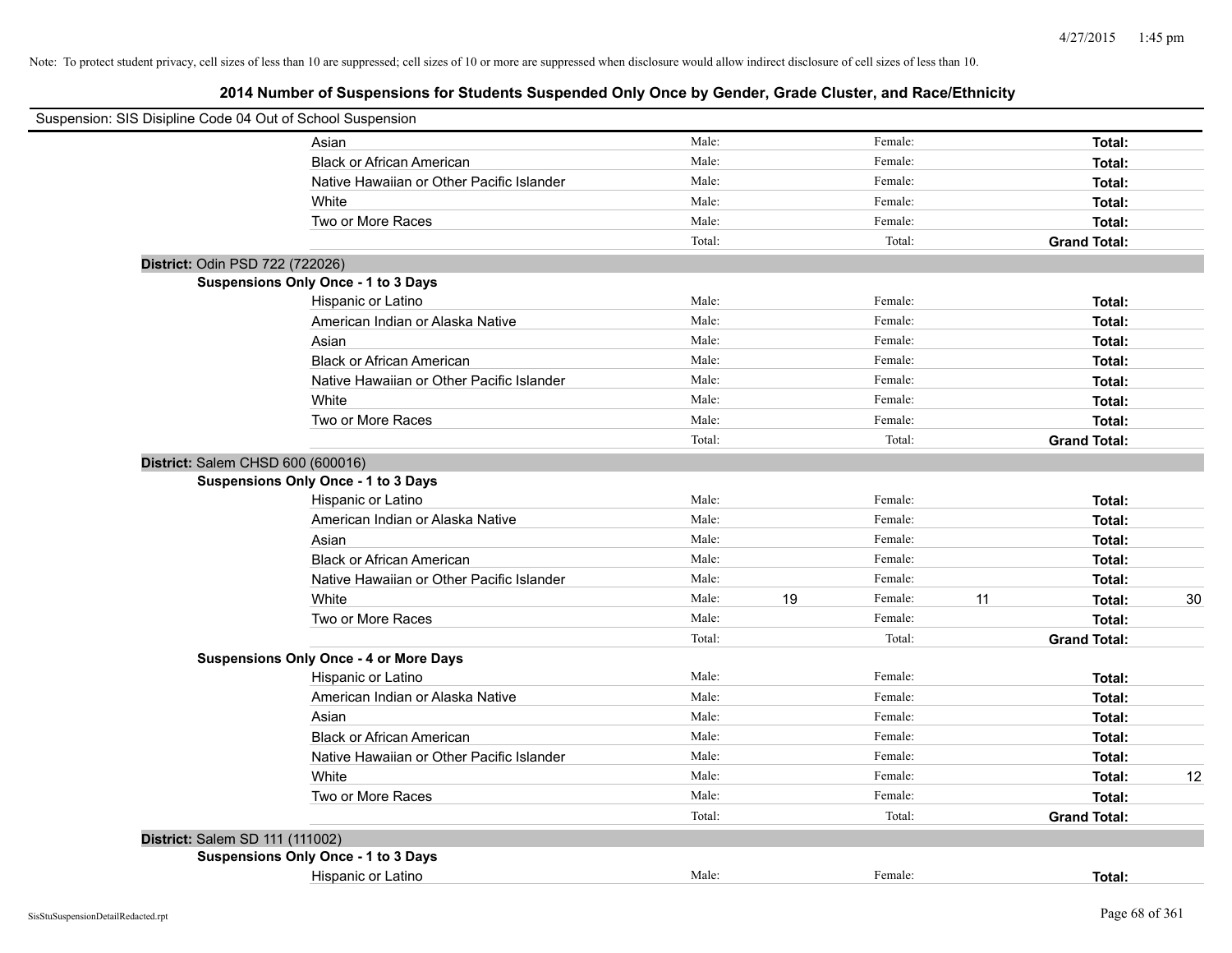Note: To protect student privacy, cell sizes of less than 10 are suppressed; cell sizes of 10 or more are suppressed when disclosure would allow indirect disclosure of cell sizes of less than 10.

## 2014 Number of Suspensions for Students Suspended Only Once by Gender, Grade Cluster, and Race/Ethnicity

Suspension: SIS Disipline Code 04 Out of School Suspension

| | | | | | | |
|---|---|---|---|---|---|---|
| Asian | Male: | | Female: | | **Total:** | |
| Black or African American | Male: | | Female: | | **Total:** | |
| Native Hawaiian or Other Pacific Islander | Male: | | Female: | | **Total:** | |
| White | Male: | | Female: | | **Total:** | |
| Two or More Races | Male: | | Female: | | **Total:** | |
| | Total: | | Total: | | **Grand Total:** | |

**District:** Odin PSD 722 (722026)

**Suspensions Only Once - 1 to 3 Days**

| | | | | | | |
|---|---|---|---|---|---|---|
| Hispanic or Latino | Male: | | Female: | | **Total:** | |
| American Indian or Alaska Native | Male: | | Female: | | **Total:** | |
| Asian | Male: | | Female: | | **Total:** | |
| Black or African American | Male: | | Female: | | **Total:** | |
| Native Hawaiian or Other Pacific Islander | Male: | | Female: | | **Total:** | |
| White | Male: | | Female: | | **Total:** | |
| Two or More Races | Male: | | Female: | | **Total:** | |
| | Total: | | Total: | | **Grand Total:** | |

**District:** Salem CHSD 600 (600016)

**Suspensions Only Once - 1 to 3 Days**

| | | | | | | |
|---|---|---|---|---|---|---|
| Hispanic or Latino | Male: | | Female: | | **Total:** | |
| American Indian or Alaska Native | Male: | | Female: | | **Total:** | |
| Asian | Male: | | Female: | | **Total:** | |
| Black or African American | Male: | | Female: | | **Total:** | |
| Native Hawaiian or Other Pacific Islander | Male: | | Female: | | **Total:** | |
| White | Male: | 19 | Female: | 11 | **Total:** | 30 |
| Two or More Races | Male: | | Female: | | **Total:** | |
| | Total: | | Total: | | **Grand Total:** | |

**Suspensions Only Once - 4 or More Days**

| | | | | | | |
|---|---|---|---|---|---|---|
| Hispanic or Latino | Male: | | Female: | | **Total:** | |
| American Indian or Alaska Native | Male: | | Female: | | **Total:** | |
| Asian | Male: | | Female: | | **Total:** | |
| Black or African American | Male: | | Female: | | **Total:** | |
| Native Hawaiian or Other Pacific Islander | Male: | | Female: | | **Total:** | |
| White | Male: | | Female: | | **Total:** | 12 |
| Two or More Races | Male: | | Female: | | **Total:** | |
| | Total: | | Total: | | **Grand Total:** | |

**District:** Salem SD 111 (111002)

**Suspensions Only Once - 1 to 3 Days**

| | | | | | | |
|---|---|---|---|---|---|---|
| Hispanic or Latino | Male: | | Female: | | **Total:** | |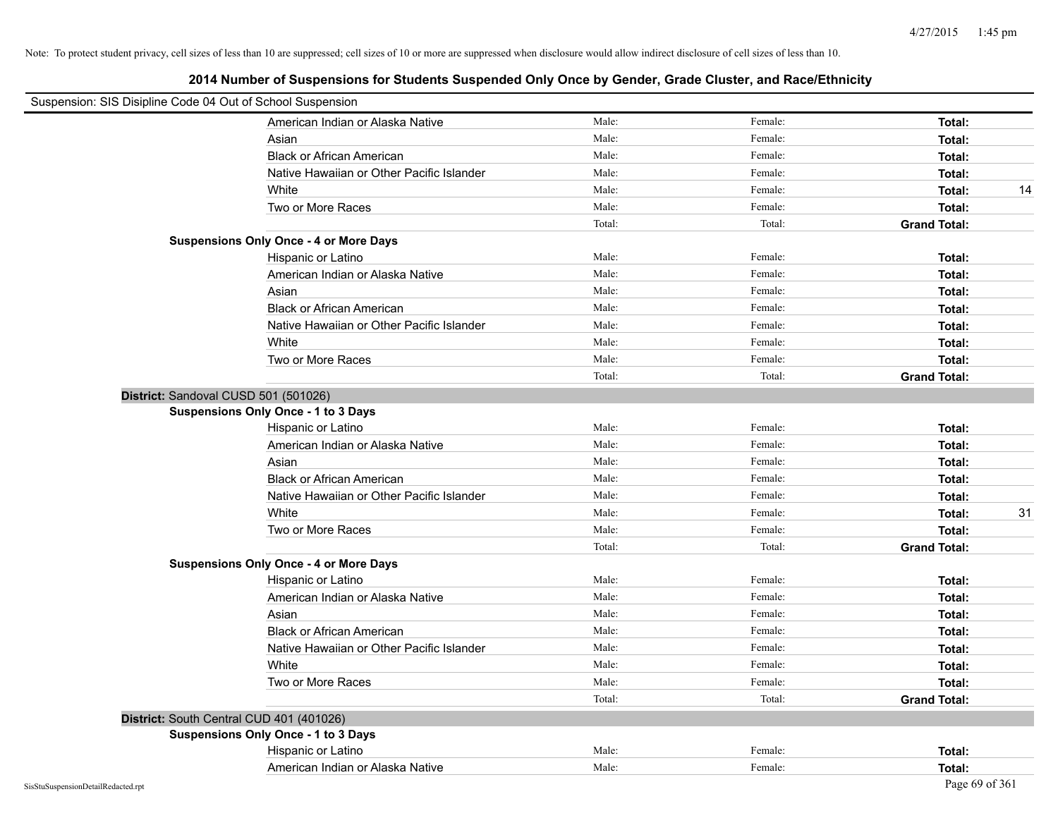Note: To protect student privacy, cell sizes of less than 10 are suppressed; cell sizes of 10 or more are suppressed when disclosure would allow indirect disclosure of cell sizes of less than 10.

## 2014 Number of Suspensions for Students Suspended Only Once by Gender, Grade Cluster, and Race/Ethnicity

Suspension: SIS Disipline Code 04 Out of School Suspension

| | | | | |
|---|---|---|---|---|
| American Indian or Alaska Native | Male: | Female: | **Total:** | |
| Asian | Male: | Female: | **Total:** | |
| Black or African American | Male: | Female: | **Total:** | |
| Native Hawaiian or Other Pacific Islander | Male: | Female: | **Total:** | |
| White | Male: | Female: | **Total:** | 14 |
| Two or More Races | Male: | Female: | **Total:** | |
| | Total: | Total: | **Grand Total:** | |

**Suspensions Only Once - 4 or More Days**

| | | | | |
|---|---|---|---|---|
| Hispanic or Latino | Male: | Female: | **Total:** | |
| American Indian or Alaska Native | Male: | Female: | **Total:** | |
| Asian | Male: | Female: | **Total:** | |
| Black or African American | Male: | Female: | **Total:** | |
| Native Hawaiian or Other Pacific Islander | Male: | Female: | **Total:** | |
| White | Male: | Female: | **Total:** | |
| Two or More Races | Male: | Female: | **Total:** | |
| | Total: | Total: | **Grand Total:** | |

**District:** Sandoval CUSD 501 (501026)

**Suspensions Only Once - 1 to 3 Days**

| | | | | |
|---|---|---|---|---|
| Hispanic or Latino | Male: | Female: | **Total:** | |
| American Indian or Alaska Native | Male: | Female: | **Total:** | |
| Asian | Male: | Female: | **Total:** | |
| Black or African American | Male: | Female: | **Total:** | |
| Native Hawaiian or Other Pacific Islander | Male: | Female: | **Total:** | |
| White | Male: | Female: | **Total:** | 31 |
| Two or More Races | Male: | Female: | **Total:** | |
| | Total: | Total: | **Grand Total:** | |

**Suspensions Only Once - 4 or More Days**

| | | | | |
|---|---|---|---|---|
| Hispanic or Latino | Male: | Female: | **Total:** | |
| American Indian or Alaska Native | Male: | Female: | **Total:** | |
| Asian | Male: | Female: | **Total:** | |
| Black or African American | Male: | Female: | **Total:** | |
| Native Hawaiian or Other Pacific Islander | Male: | Female: | **Total:** | |
| White | Male: | Female: | **Total:** | |
| Two or More Races | Male: | Female: | **Total:** | |
| | Total: | Total: | **Grand Total:** | |

**District:** South Central CUD 401 (401026)

**Suspensions Only Once - 1 to 3 Days**

| | | | | |
|---|---|---|---|---|
| Hispanic or Latino | Male: | Female: | **Total:** | |
| American Indian or Alaska Native | Male: | Female: | **Total:** | |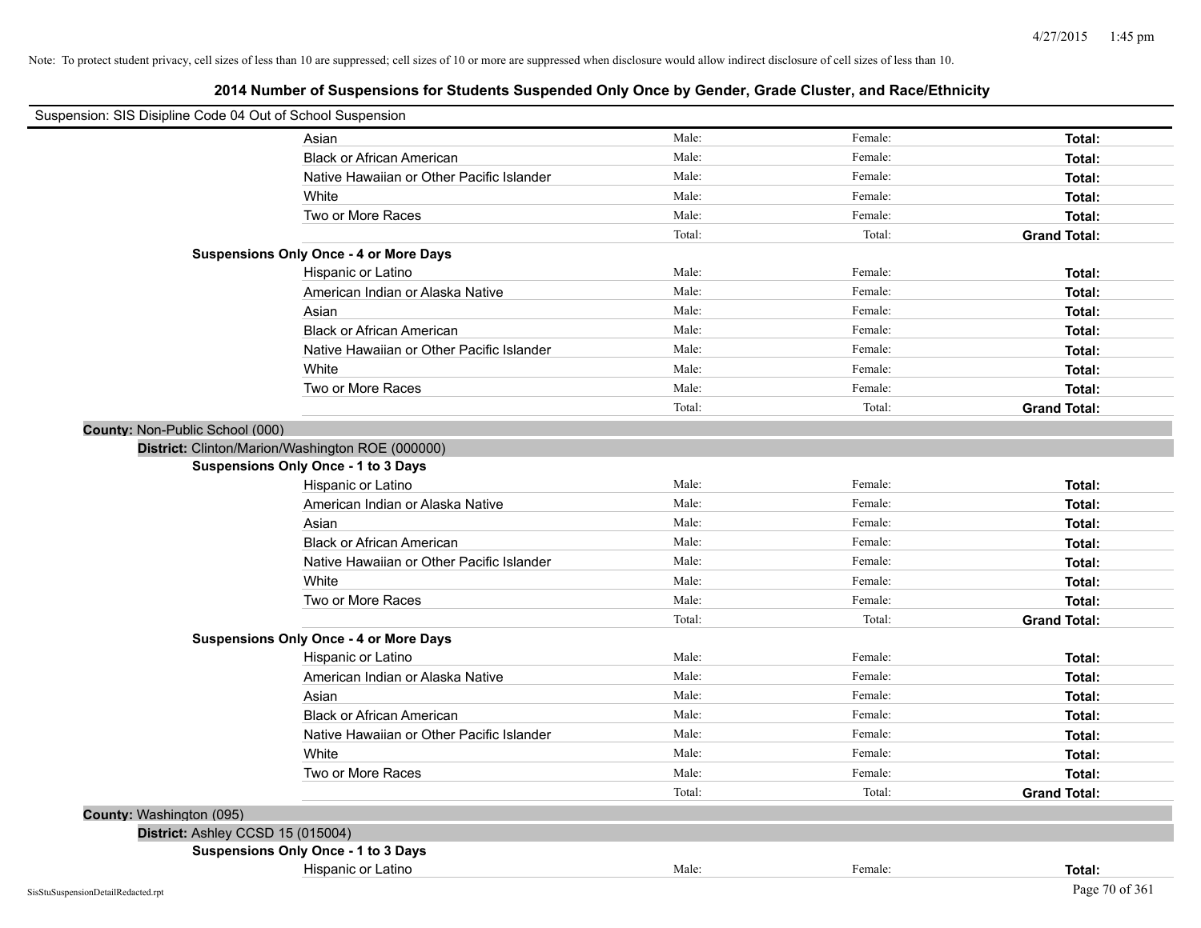Note: To protect student privacy, cell sizes of less than 10 are suppressed; cell sizes of 10 or more are suppressed when disclosure would allow indirect disclosure of cell sizes of less than 10.

# 2014 Number of Suspensions for Students Suspended Only Once by Gender, Grade Cluster, and Race/Ethnicity

Suspension: SIS Disipline Code 04 Out of School Suspension

| | | | |
|---|---|---|---|
| Asian | Male: | Female: | **Total:** |
| Black or African American | Male: | Female: | **Total:** |
| Native Hawaiian or Other Pacific Islander | Male: | Female: | **Total:** |
| White | Male: | Female: | **Total:** |
| Two or More Races | Male: | Female: | **Total:** |
| | Total: | Total: | **Grand Total:** |

**Suspensions Only Once - 4 or More Days**

| | | | |
|---|---|---|---|
| Hispanic or Latino | Male: | Female: | **Total:** |
| American Indian or Alaska Native | Male: | Female: | **Total:** |
| Asian | Male: | Female: | **Total:** |
| Black or African American | Male: | Female: | **Total:** |
| Native Hawaiian or Other Pacific Islander | Male: | Female: | **Total:** |
| White | Male: | Female: | **Total:** |
| Two or More Races | Male: | Female: | **Total:** |
| | Total: | Total: | **Grand Total:** |

**County:** Non-Public School (000)

**District:** Clinton/Marion/Washington ROE (000000)

**Suspensions Only Once - 1 to 3 Days**

| | | | |
|---|---|---|---|
| Hispanic or Latino | Male: | Female: | **Total:** |
| American Indian or Alaska Native | Male: | Female: | **Total:** |
| Asian | Male: | Female: | **Total:** |
| Black or African American | Male: | Female: | **Total:** |
| Native Hawaiian or Other Pacific Islander | Male: | Female: | **Total:** |
| White | Male: | Female: | **Total:** |
| Two or More Races | Male: | Female: | **Total:** |
| | Total: | Total: | **Grand Total:** |

**Suspensions Only Once - 4 or More Days**

| | | | |
|---|---|---|---|
| Hispanic or Latino | Male: | Female: | **Total:** |
| American Indian or Alaska Native | Male: | Female: | **Total:** |
| Asian | Male: | Female: | **Total:** |
| Black or African American | Male: | Female: | **Total:** |
| Native Hawaiian or Other Pacific Islander | Male: | Female: | **Total:** |
| White | Male: | Female: | **Total:** |
| Two or More Races | Male: | Female: | **Total:** |
| | Total: | Total: | **Grand Total:** |

**County:** Washington (095)

**District:** Ashley CCSD 15 (015004)

**Suspensions Only Once - 1 to 3 Days**

| | | | |
|---|---|---|---|
| Hispanic or Latino | Male: | Female: | **Total:** |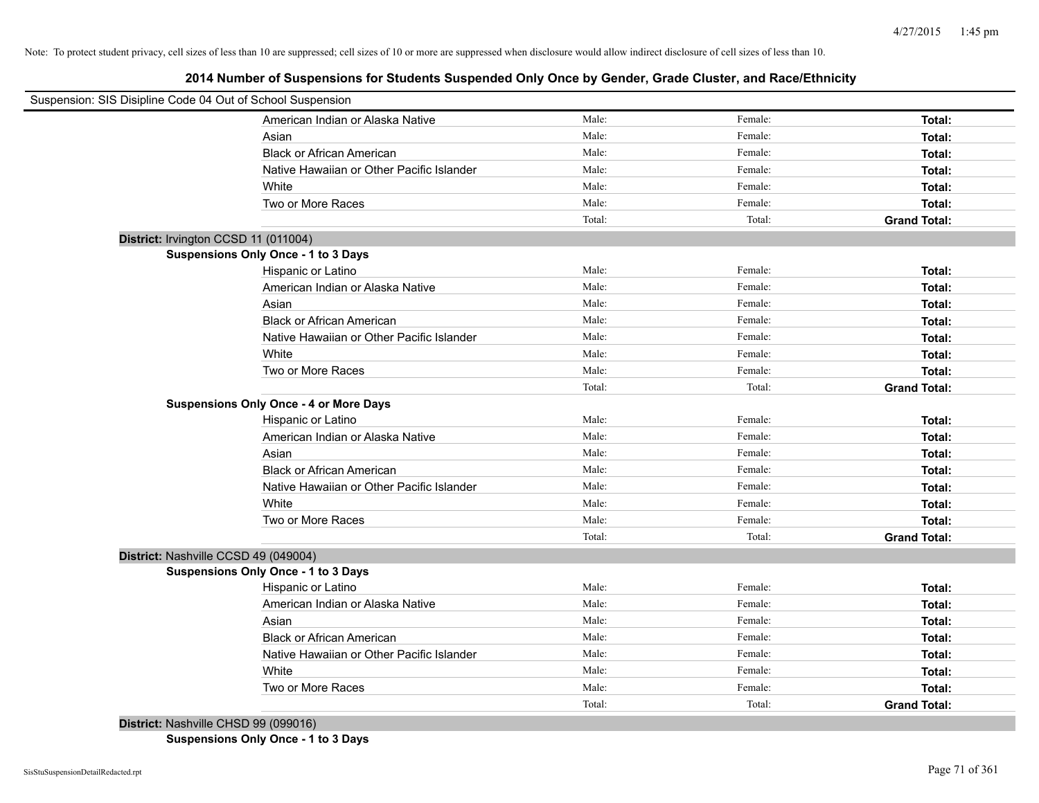Note: To protect student privacy, cell sizes of less than 10 are suppressed; cell sizes of 10 or more are suppressed when disclosure would allow indirect disclosure of cell sizes of less than 10.

# 2014 Number of Suspensions for Students Suspended Only Once by Gender, Grade Cluster, and Race/Ethnicity

Suspension: SIS Disipline Code 04 Out of School Suspension

| | | | |
|---|---|---|---|
| American Indian or Alaska Native | Male: | Female: | **Total:** |
| Asian | Male: | Female: | **Total:** |
| Black or African American | Male: | Female: | **Total:** |
| Native Hawaiian or Other Pacific Islander | Male: | Female: | **Total:** |
| White | Male: | Female: | **Total:** |
| Two or More Races | Male: | Female: | **Total:** |
| | Total: | Total: | **Grand Total:** |

**District:** Irvington CCSD 11 (011004)

**Suspensions Only Once - 1 to 3 Days**

| | | | |
|---|---|---|---|
| Hispanic or Latino | Male: | Female: | **Total:** |
| American Indian or Alaska Native | Male: | Female: | **Total:** |
| Asian | Male: | Female: | **Total:** |
| Black or African American | Male: | Female: | **Total:** |
| Native Hawaiian or Other Pacific Islander | Male: | Female: | **Total:** |
| White | Male: | Female: | **Total:** |
| Two or More Races | Male: | Female: | **Total:** |
| | Total: | Total: | **Grand Total:** |

**Suspensions Only Once - 4 or More Days**

| | | | |
|---|---|---|---|
| Hispanic or Latino | Male: | Female: | **Total:** |
| American Indian or Alaska Native | Male: | Female: | **Total:** |
| Asian | Male: | Female: | **Total:** |
| Black or African American | Male: | Female: | **Total:** |
| Native Hawaiian or Other Pacific Islander | Male: | Female: | **Total:** |
| White | Male: | Female: | **Total:** |
| Two or More Races | Male: | Female: | **Total:** |
| | Total: | Total: | **Grand Total:** |

**District:** Nashville CCSD 49 (049004)

**Suspensions Only Once - 1 to 3 Days**

| | | | |
|---|---|---|---|
| Hispanic or Latino | Male: | Female: | **Total:** |
| American Indian or Alaska Native | Male: | Female: | **Total:** |
| Asian | Male: | Female: | **Total:** |
| Black or African American | Male: | Female: | **Total:** |
| Native Hawaiian or Other Pacific Islander | Male: | Female: | **Total:** |
| White | Male: | Female: | **Total:** |
| Two or More Races | Male: | Female: | **Total:** |
| | Total: | Total: | **Grand Total:** |

**District:** Nashville CHSD 99 (099016)

**Suspensions Only Once - 1 to 3 Days**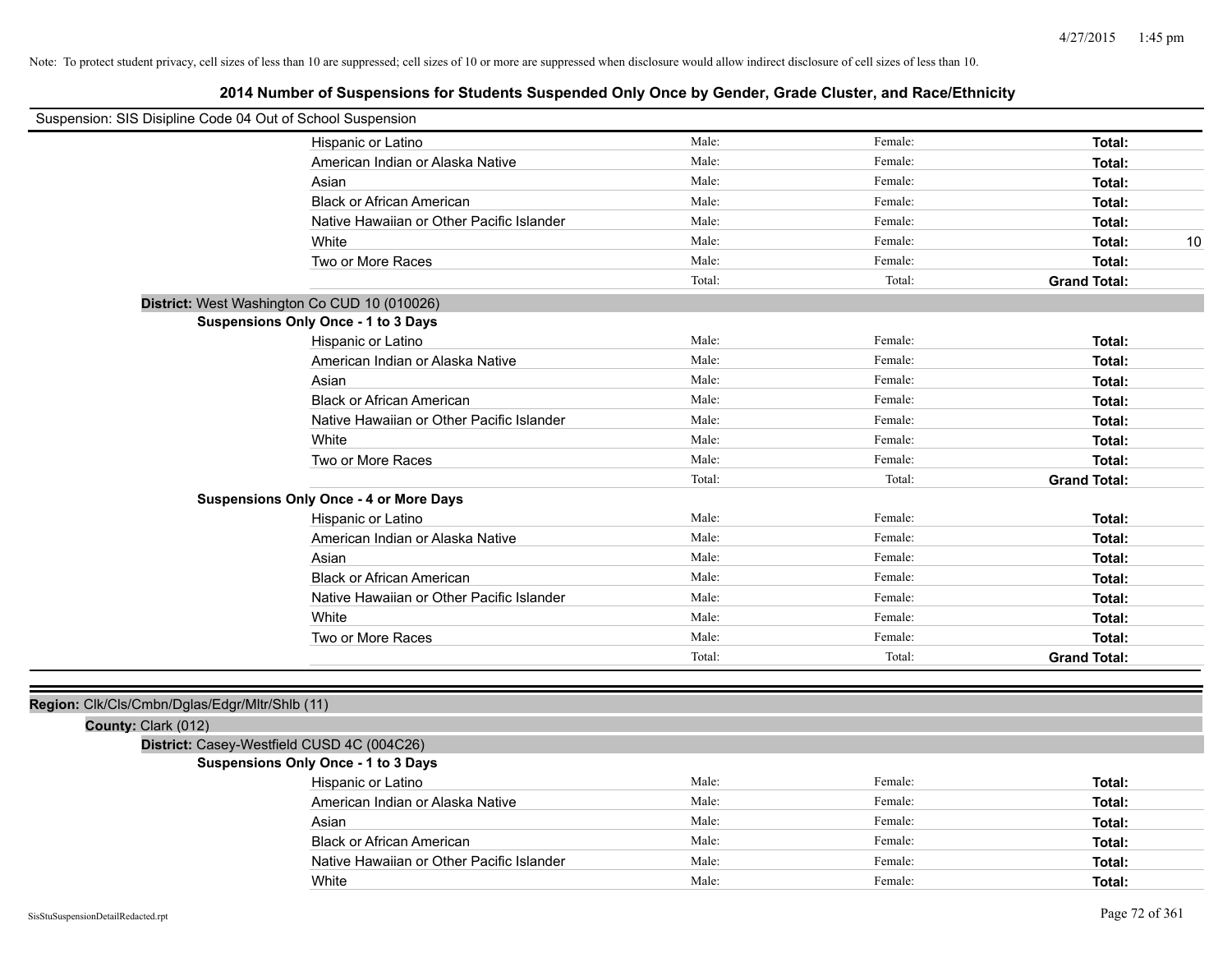Note: To protect student privacy, cell sizes of less than 10 are suppressed; cell sizes of 10 or more are suppressed when disclosure would allow indirect disclosure of cell sizes of less than 10.

# 2014 Number of Suspensions for Students Suspended Only Once by Gender, Grade Cluster, and Race/Ethnicity

Suspension: SIS Disipline Code 04 Out of School Suspension

| | Male: | Female: | Total: | |
|---|---|---|---|---|
| Hispanic or Latino | Male: | Female: | **Total:** | |
| American Indian or Alaska Native | Male: | Female: | **Total:** | |
| Asian | Male: | Female: | **Total:** | |
| Black or African American | Male: | Female: | **Total:** | |
| Native Hawaiian or Other Pacific Islander | Male: | Female: | **Total:** | |
| White | Male: | Female: | **Total:** | 10 |
| Two or More Races | Male: | Female: | **Total:** | |
| | Total: | Total: | **Grand Total:** | |

**District:** West Washington Co CUD 10 (010026)

**Suspensions Only Once - 1 to 3 Days**

| | | | | |
|---|---|---|---|---|
| Hispanic or Latino | Male: | Female: | **Total:** | |
| American Indian or Alaska Native | Male: | Female: | **Total:** | |
| Asian | Male: | Female: | **Total:** | |
| Black or African American | Male: | Female: | **Total:** | |
| Native Hawaiian or Other Pacific Islander | Male: | Female: | **Total:** | |
| White | Male: | Female: | **Total:** | |
| Two or More Races | Male: | Female: | **Total:** | |
| | Total: | Total: | **Grand Total:** | |

**Suspensions Only Once - 4 or More Days**

| | | | | |
|---|---|---|---|---|
| Hispanic or Latino | Male: | Female: | **Total:** | |
| American Indian or Alaska Native | Male: | Female: | **Total:** | |
| Asian | Male: | Female: | **Total:** | |
| Black or African American | Male: | Female: | **Total:** | |
| Native Hawaiian or Other Pacific Islander | Male: | Female: | **Total:** | |
| White | Male: | Female: | **Total:** | |
| Two or More Races | Male: | Female: | **Total:** | |
| | Total: | Total: | **Grand Total:** | |

**Region:** Clk/Cls/Cmbn/Dglas/Edgr/Mltr/Shlb (11)

**County:** Clark (012)

**District:** Casey-Westfield CUSD 4C (004C26)

**Suspensions Only Once - 1 to 3 Days**

| | | | | |
|---|---|---|---|---|
| Hispanic or Latino | Male: | Female: | **Total:** | |
| American Indian or Alaska Native | Male: | Female: | **Total:** | |
| Asian | Male: | Female: | **Total:** | |
| Black or African American | Male: | Female: | **Total:** | |
| Native Hawaiian or Other Pacific Islander | Male: | Female: | **Total:** | |
| White | Male: | Female: | **Total:** | |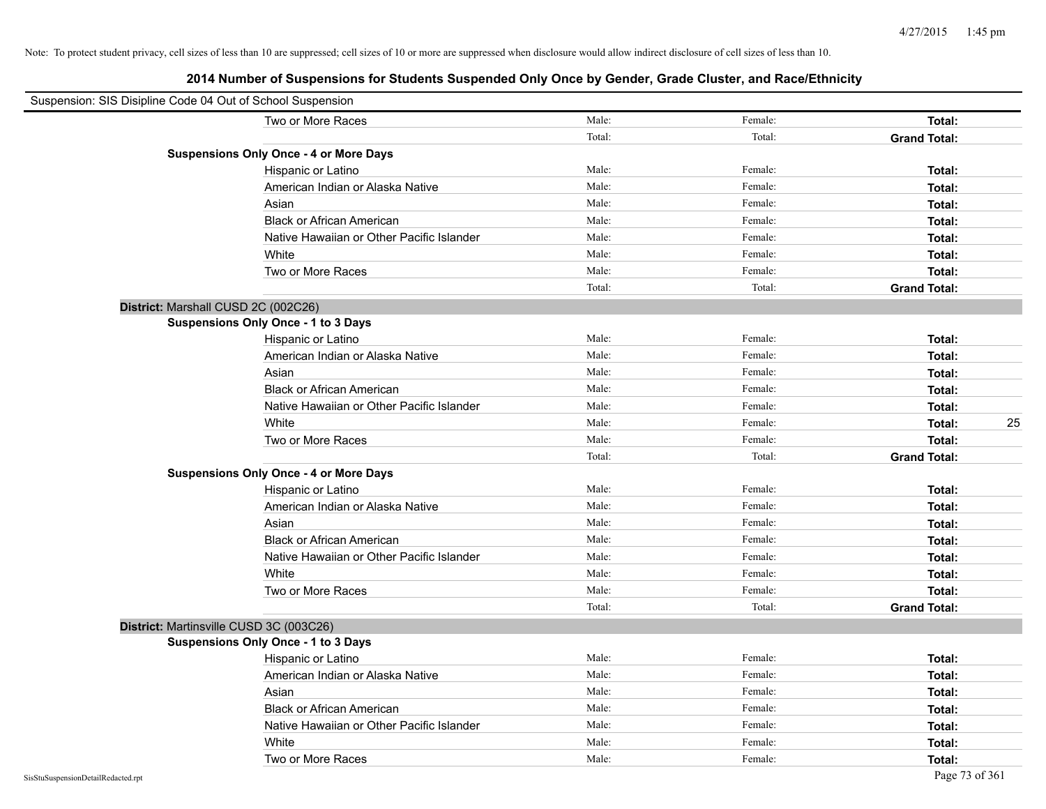Note: To protect student privacy, cell sizes of less than 10 are suppressed; cell sizes of 10 or more are suppressed when disclosure would allow indirect disclosure of cell sizes of less than 10.

## 2014 Number of Suspensions for Students Suspended Only Once by Gender, Grade Cluster, and Race/Ethnicity

Suspension: SIS Disipline Code 04 Out of School Suspension

| | | | | |
|---|---|---|---|---|
| Two or More Races | Male: | Female: | **Total:** | |
| | Total: | Total: | **Grand Total:** | |
| **Suspensions Only Once - 4 or More Days** | | | | |
| Hispanic or Latino | Male: | Female: | **Total:** | |
| American Indian or Alaska Native | Male: | Female: | **Total:** | |
| Asian | Male: | Female: | **Total:** | |
| Black or African American | Male: | Female: | **Total:** | |
| Native Hawaiian or Other Pacific Islander | Male: | Female: | **Total:** | |
| White | Male: | Female: | **Total:** | |
| Two or More Races | Male: | Female: | **Total:** | |
| | Total: | Total: | **Grand Total:** | |
| **District:** Marshall CUSD 2C (002C26) | | | | |
| **Suspensions Only Once - 1 to 3 Days** | | | | |
| Hispanic or Latino | Male: | Female: | **Total:** | |
| American Indian or Alaska Native | Male: | Female: | **Total:** | |
| Asian | Male: | Female: | **Total:** | |
| Black or African American | Male: | Female: | **Total:** | |
| Native Hawaiian or Other Pacific Islander | Male: | Female: | **Total:** | |
| White | Male: | Female: | **Total:** | 25 |
| Two or More Races | Male: | Female: | **Total:** | |
| | Total: | Total: | **Grand Total:** | |
| **Suspensions Only Once - 4 or More Days** | | | | |
| Hispanic or Latino | Male: | Female: | **Total:** | |
| American Indian or Alaska Native | Male: | Female: | **Total:** | |
| Asian | Male: | Female: | **Total:** | |
| Black or African American | Male: | Female: | **Total:** | |
| Native Hawaiian or Other Pacific Islander | Male: | Female: | **Total:** | |
| White | Male: | Female: | **Total:** | |
| Two or More Races | Male: | Female: | **Total:** | |
| | Total: | Total: | **Grand Total:** | |
| **District:** Martinsville CUSD 3C (003C26) | | | | |
| **Suspensions Only Once - 1 to 3 Days** | | | | |
| Hispanic or Latino | Male: | Female: | **Total:** | |
| American Indian or Alaska Native | Male: | Female: | **Total:** | |
| Asian | Male: | Female: | **Total:** | |
| Black or African American | Male: | Female: | **Total:** | |
| Native Hawaiian or Other Pacific Islander | Male: | Female: | **Total:** | |
| White | Male: | Female: | **Total:** | |
| Two or More Races | Male: | Female: | **Total:** | |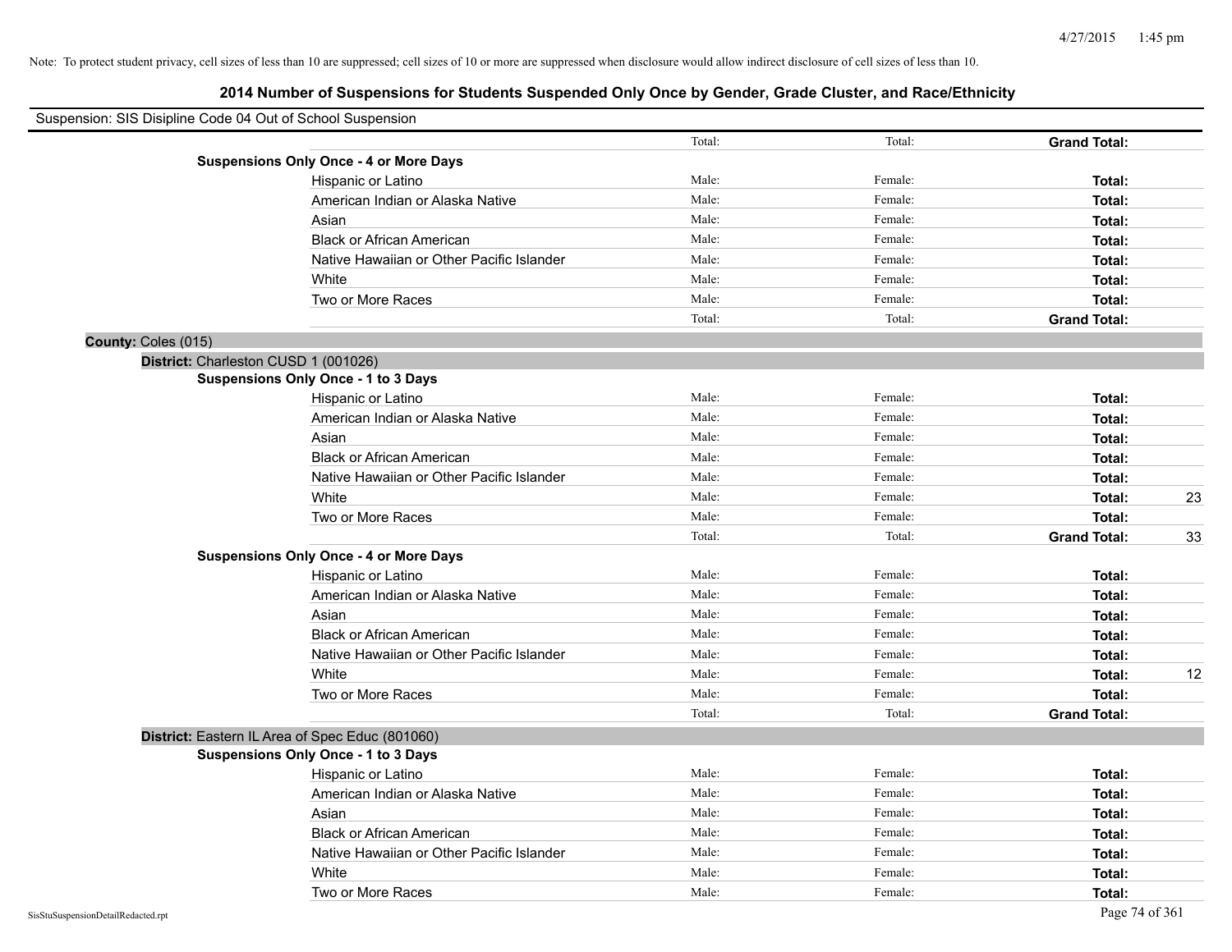Note: To protect student privacy, cell sizes of less than 10 are suppressed; cell sizes of 10 or more are suppressed when disclosure would allow indirect disclosure of cell sizes of less than 10.

## 2014 Number of Suspensions for Students Suspended Only Once by Gender, Grade Cluster, and Race/Ethnicity

Suspension: SIS Disipline Code 04 Out of School Suspension

| | | | | |
|---|---|---|---|---|
| | Total: | Total: | **Grand Total:** | |
| **Suspensions Only Once - 4 or More Days** | | | | |
| Hispanic or Latino | Male: | Female: | **Total:** | |
| American Indian or Alaska Native | Male: | Female: | **Total:** | |
| Asian | Male: | Female: | **Total:** | |
| Black or African American | Male: | Female: | **Total:** | |
| Native Hawaiian or Other Pacific Islander | Male: | Female: | **Total:** | |
| White | Male: | Female: | **Total:** | |
| Two or More Races | Male: | Female: | **Total:** | |
| | Total: | Total: | **Grand Total:** | |
| **County:** Coles (015) | | | | |
| **District:** Charleston CUSD 1 (001026) | | | | |
| **Suspensions Only Once - 1 to 3 Days** | | | | |
| Hispanic or Latino | Male: | Female: | **Total:** | |
| American Indian or Alaska Native | Male: | Female: | **Total:** | |
| Asian | Male: | Female: | **Total:** | |
| Black or African American | Male: | Female: | **Total:** | |
| Native Hawaiian or Other Pacific Islander | Male: | Female: | **Total:** | |
| White | Male: | Female: | **Total:** | 23 |
| Two or More Races | Male: | Female: | **Total:** | |
| | Total: | Total: | **Grand Total:** | 33 |
| **Suspensions Only Once - 4 or More Days** | | | | |
| Hispanic or Latino | Male: | Female: | **Total:** | |
| American Indian or Alaska Native | Male: | Female: | **Total:** | |
| Asian | Male: | Female: | **Total:** | |
| Black or African American | Male: | Female: | **Total:** | |
| Native Hawaiian or Other Pacific Islander | Male: | Female: | **Total:** | |
| White | Male: | Female: | **Total:** | 12 |
| Two or More Races | Male: | Female: | **Total:** | |
| | Total: | Total: | **Grand Total:** | |
| **District:** Eastern IL Area of Spec Educ (801060) | | | | |
| **Suspensions Only Once - 1 to 3 Days** | | | | |
| Hispanic or Latino | Male: | Female: | **Total:** | |
| American Indian or Alaska Native | Male: | Female: | **Total:** | |
| Asian | Male: | Female: | **Total:** | |
| Black or African American | Male: | Female: | **Total:** | |
| Native Hawaiian or Other Pacific Islander | Male: | Female: | **Total:** | |
| White | Male: | Female: | **Total:** | |
| Two or More Races | Male: | Female: | **Total:** | |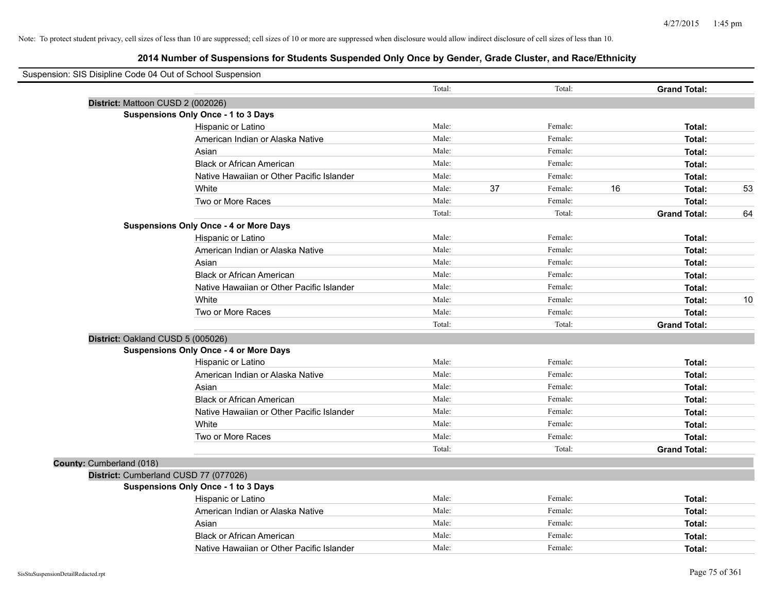Note: To protect student privacy, cell sizes of less than 10 are suppressed; cell sizes of 10 or more are suppressed when disclosure would allow indirect disclosure of cell sizes of less than 10.

# 2014 Number of Suspensions for Students Suspended Only Once by Gender, Grade Cluster, and Race/Ethnicity

Suspension: SIS Disipline Code 04 Out of School Suspension

| | | | | | | | |
|---|---|---|---|---|---|---|---|
| | Total: | | Total: | | **Grand Total:** | |
| **District:** Mattoon CUSD 2 (002026) | | | | | | |
| **Suspensions Only Once - 1 to 3 Days** | | | | | | |
| Hispanic or Latino | Male: | | Female: | | **Total:** | |
| American Indian or Alaska Native | Male: | | Female: | | **Total:** | |
| Asian | Male: | | Female: | | **Total:** | |
| Black or African American | Male: | | Female: | | **Total:** | |
| Native Hawaiian or Other Pacific Islander | Male: | | Female: | | **Total:** | |
| White | Male: | 37 | Female: | 16 | **Total:** | 53 |
| Two or More Races | Male: | | Female: | | **Total:** | |
| | Total: | | Total: | | **Grand Total:** | 64 |
| **Suspensions Only Once - 4 or More Days** | | | | | | |
| Hispanic or Latino | Male: | | Female: | | **Total:** | |
| American Indian or Alaska Native | Male: | | Female: | | **Total:** | |
| Asian | Male: | | Female: | | **Total:** | |
| Black or African American | Male: | | Female: | | **Total:** | |
| Native Hawaiian or Other Pacific Islander | Male: | | Female: | | **Total:** | |
| White | Male: | | Female: | | **Total:** | 10 |
| Two or More Races | Male: | | Female: | | **Total:** | |
| | Total: | | Total: | | **Grand Total:** | |
| **District:** Oakland CUSD 5 (005026) | | | | | | |
| **Suspensions Only Once - 4 or More Days** | | | | | | |
| Hispanic or Latino | Male: | | Female: | | **Total:** | |
| American Indian or Alaska Native | Male: | | Female: | | **Total:** | |
| Asian | Male: | | Female: | | **Total:** | |
| Black or African American | Male: | | Female: | | **Total:** | |
| Native Hawaiian or Other Pacific Islander | Male: | | Female: | | **Total:** | |
| White | Male: | | Female: | | **Total:** | |
| Two or More Races | Male: | | Female: | | **Total:** | |
| | Total: | | Total: | | **Grand Total:** | |
| **County:** Cumberland (018) | | | | | | |
| **District:** Cumberland CUSD 77 (077026) | | | | | | |
| **Suspensions Only Once - 1 to 3 Days** | | | | | | |
| Hispanic or Latino | Male: | | Female: | | **Total:** | |
| American Indian or Alaska Native | Male: | | Female: | | **Total:** | |
| Asian | Male: | | Female: | | **Total:** | |
| Black or African American | Male: | | Female: | | **Total:** | |
| Native Hawaiian or Other Pacific Islander | Male: | | Female: | | **Total:** | |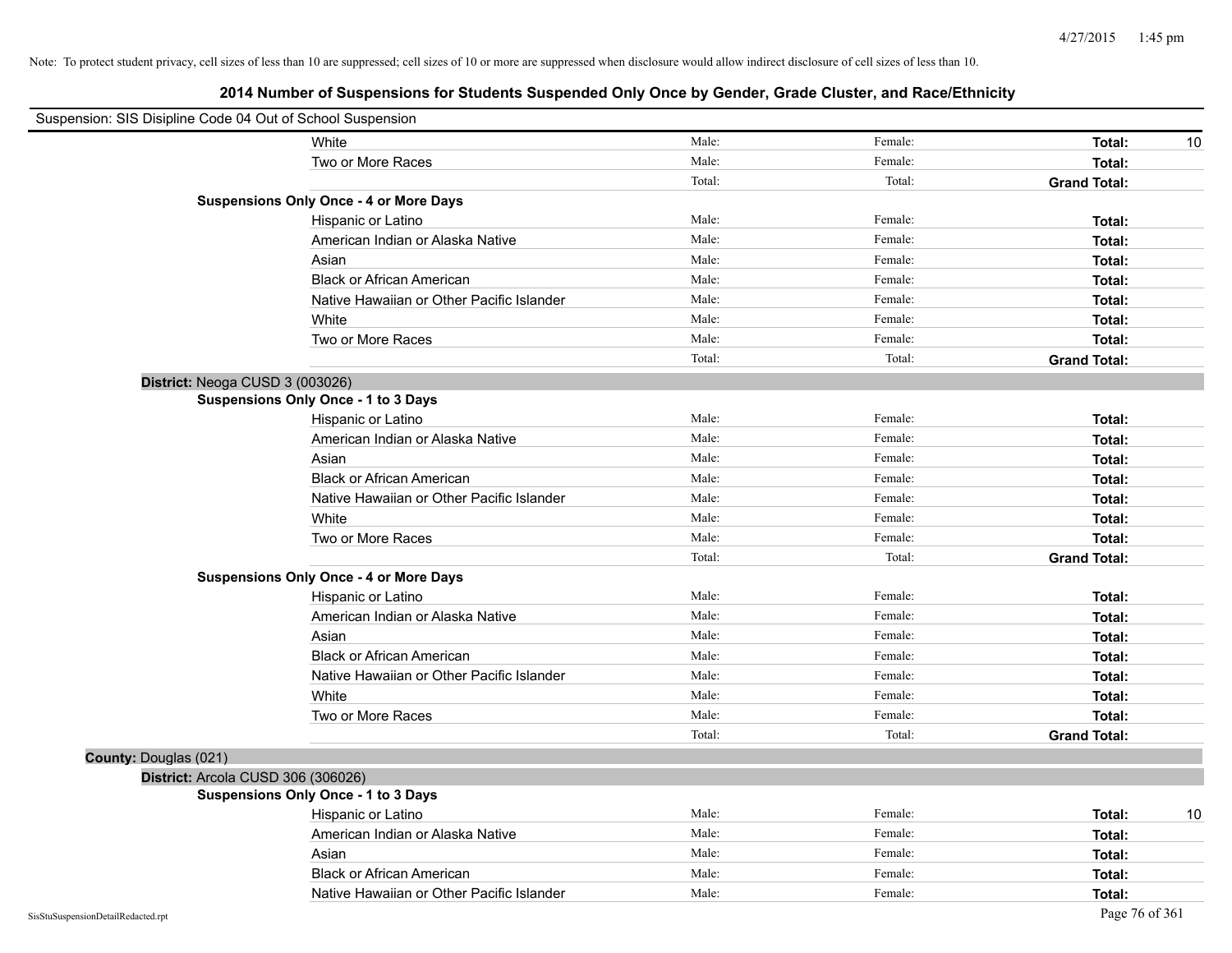Note: To protect student privacy, cell sizes of less than 10 are suppressed; cell sizes of 10 or more are suppressed when disclosure would allow indirect disclosure of cell sizes of less than 10.

# 2014 Number of Suspensions for Students Suspended Only Once by Gender, Grade Cluster, and Race/Ethnicity

Suspension: SIS Disipline Code 04 Out of School Suspension

| | | | | |
|---|---|---|---|---|
| White | Male: | Female: | **Total:** | 10 |
| Two or More Races | Male: | Female: | **Total:** | |
| | Total: | Total: | **Grand Total:** | |

**Suspensions Only Once - 4 or More Days**

| | | | | |
|---|---|---|---|---|
| Hispanic or Latino | Male: | Female: | **Total:** | |
| American Indian or Alaska Native | Male: | Female: | **Total:** | |
| Asian | Male: | Female: | **Total:** | |
| Black or African American | Male: | Female: | **Total:** | |
| Native Hawaiian or Other Pacific Islander | Male: | Female: | **Total:** | |
| White | Male: | Female: | **Total:** | |
| Two or More Races | Male: | Female: | **Total:** | |
| | Total: | Total: | **Grand Total:** | |

**District:** Neoga CUSD 3 (003026)

**Suspensions Only Once - 1 to 3 Days**

| | | | | |
|---|---|---|---|---|
| Hispanic or Latino | Male: | Female: | **Total:** | |
| American Indian or Alaska Native | Male: | Female: | **Total:** | |
| Asian | Male: | Female: | **Total:** | |
| Black or African American | Male: | Female: | **Total:** | |
| Native Hawaiian or Other Pacific Islander | Male: | Female: | **Total:** | |
| White | Male: | Female: | **Total:** | |
| Two or More Races | Male: | Female: | **Total:** | |
| | Total: | Total: | **Grand Total:** | |

**Suspensions Only Once - 4 or More Days**

| | | | | |
|---|---|---|---|---|
| Hispanic or Latino | Male: | Female: | **Total:** | |
| American Indian or Alaska Native | Male: | Female: | **Total:** | |
| Asian | Male: | Female: | **Total:** | |
| Black or African American | Male: | Female: | **Total:** | |
| Native Hawaiian or Other Pacific Islander | Male: | Female: | **Total:** | |
| White | Male: | Female: | **Total:** | |
| Two or More Races | Male: | Female: | **Total:** | |
| | Total: | Total: | **Grand Total:** | |

**County:** Douglas (021)

**District:** Arcola CUSD 306 (306026)

**Suspensions Only Once - 1 to 3 Days**

| | | | | |
|---|---|---|---|---|
| Hispanic or Latino | Male: | Female: | **Total:** | 10 |
| American Indian or Alaska Native | Male: | Female: | **Total:** | |
| Asian | Male: | Female: | **Total:** | |
| Black or African American | Male: | Female: | **Total:** | |
| Native Hawaiian or Other Pacific Islander | Male: | Female: | **Total:** | |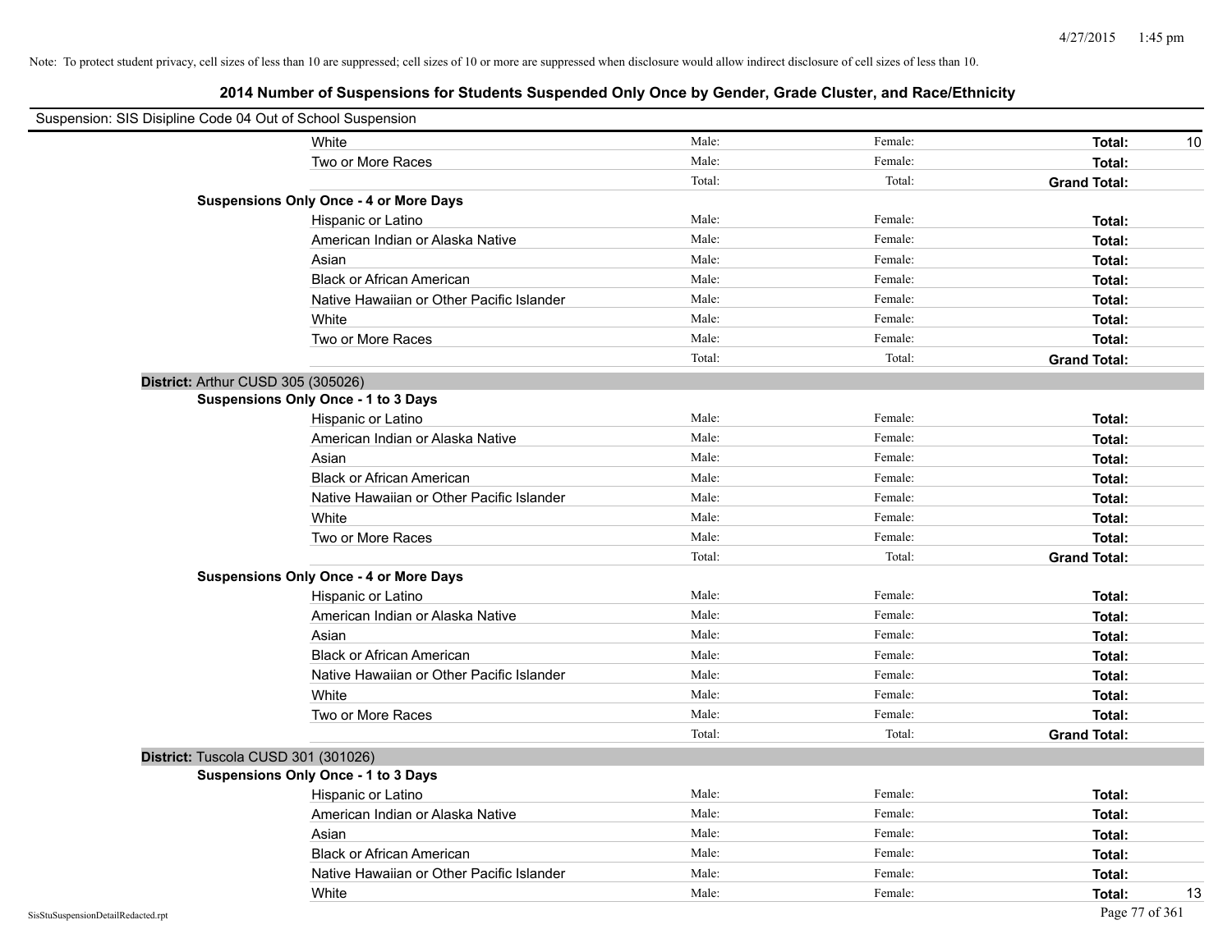Note: To protect student privacy, cell sizes of less than 10 are suppressed; cell sizes of 10 or more are suppressed when disclosure would allow indirect disclosure of cell sizes of less than 10.

## 2014 Number of Suspensions for Students Suspended Only Once by Gender, Grade Cluster, and Race/Ethnicity

Suspension: SIS Disipline Code 04 Out of School Suspension

| | | | | |
|---|---|---|---|---|
| White | Male: | Female: | **Total:** | 10 |
| Two or More Races | Male: | Female: | **Total:** | |
| | Total: | Total: | **Grand Total:** | |

**Suspensions Only Once - 4 or More Days**

| | | | | |
|---|---|---|---|---|
| Hispanic or Latino | Male: | Female: | **Total:** | |
| American Indian or Alaska Native | Male: | Female: | **Total:** | |
| Asian | Male: | Female: | **Total:** | |
| Black or African American | Male: | Female: | **Total:** | |
| Native Hawaiian or Other Pacific Islander | Male: | Female: | **Total:** | |
| White | Male: | Female: | **Total:** | |
| Two or More Races | Male: | Female: | **Total:** | |
| | Total: | Total: | **Grand Total:** | |

### District: Arthur CUSD 305 (305026)

**Suspensions Only Once - 1 to 3 Days**

| | | | | |
|---|---|---|---|---|
| Hispanic or Latino | Male: | Female: | **Total:** | |
| American Indian or Alaska Native | Male: | Female: | **Total:** | |
| Asian | Male: | Female: | **Total:** | |
| Black or African American | Male: | Female: | **Total:** | |
| Native Hawaiian or Other Pacific Islander | Male: | Female: | **Total:** | |
| White | Male: | Female: | **Total:** | |
| Two or More Races | Male: | Female: | **Total:** | |
| | Total: | Total: | **Grand Total:** | |

**Suspensions Only Once - 4 or More Days**

| | | | | |
|---|---|---|---|---|
| Hispanic or Latino | Male: | Female: | **Total:** | |
| American Indian or Alaska Native | Male: | Female: | **Total:** | |
| Asian | Male: | Female: | **Total:** | |
| Black or African American | Male: | Female: | **Total:** | |
| Native Hawaiian or Other Pacific Islander | Male: | Female: | **Total:** | |
| White | Male: | Female: | **Total:** | |
| Two or More Races | Male: | Female: | **Total:** | |
| | Total: | Total: | **Grand Total:** | |

### District: Tuscola CUSD 301 (301026)

**Suspensions Only Once - 1 to 3 Days**

| | | | | |
|---|---|---|---|---|
| Hispanic or Latino | Male: | Female: | **Total:** | |
| American Indian or Alaska Native | Male: | Female: | **Total:** | |
| Asian | Male: | Female: | **Total:** | |
| Black or African American | Male: | Female: | **Total:** | |
| Native Hawaiian or Other Pacific Islander | Male: | Female: | **Total:** | |
| White | Male: | Female: | **Total:** | 13 |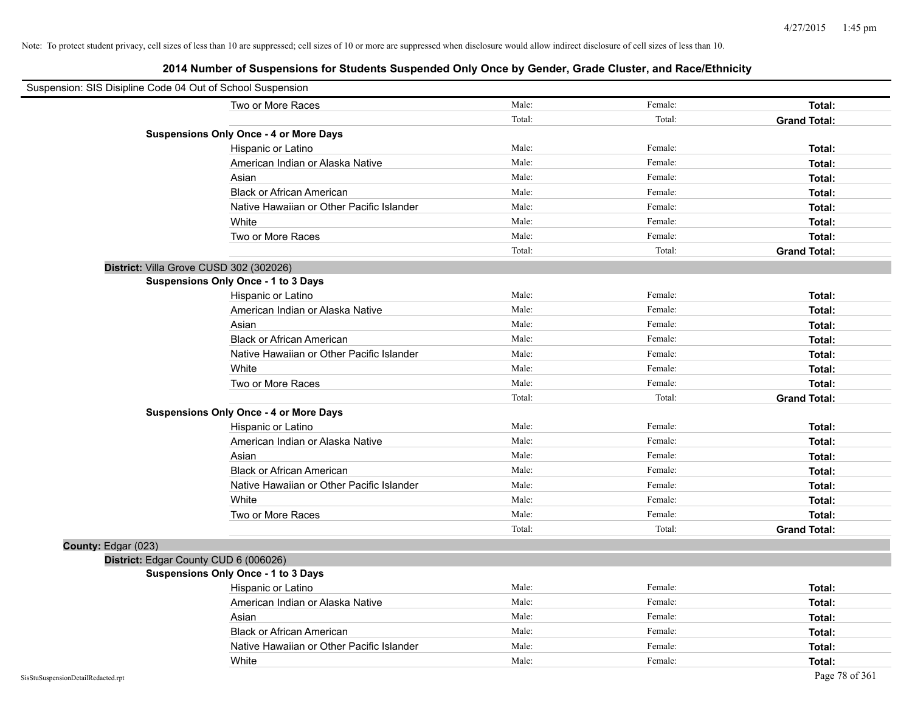Note: To protect student privacy, cell sizes of less than 10 are suppressed; cell sizes of 10 or more are suppressed when disclosure would allow indirect disclosure of cell sizes of less than 10.

## 2014 Number of Suspensions for Students Suspended Only Once by Gender, Grade Cluster, and Race/Ethnicity

Suspension: SIS Disipline Code 04 Out of School Suspension

| | | | | |
|---|---|---|---|---|
| | Two or More Races | Male: | Female: | **Total:** |
| | | Total: | Total: | **Grand Total:** |
| **Suspensions Only Once - 4 or More Days** | | | | |
| | Hispanic or Latino | Male: | Female: | **Total:** |
| | American Indian or Alaska Native | Male: | Female: | **Total:** |
| | Asian | Male: | Female: | **Total:** |
| | Black or African American | Male: | Female: | **Total:** |
| | Native Hawaiian or Other Pacific Islander | Male: | Female: | **Total:** |
| | White | Male: | Female: | **Total:** |
| | Two or More Races | Male: | Female: | **Total:** |
| | | Total: | Total: | **Grand Total:** |
| **District:** Villa Grove CUSD 302 (302026) | | | | |
| **Suspensions Only Once - 1 to 3 Days** | | | | |
| | Hispanic or Latino | Male: | Female: | **Total:** |
| | American Indian or Alaska Native | Male: | Female: | **Total:** |
| | Asian | Male: | Female: | **Total:** |
| | Black or African American | Male: | Female: | **Total:** |
| | Native Hawaiian or Other Pacific Islander | Male: | Female: | **Total:** |
| | White | Male: | Female: | **Total:** |
| | Two or More Races | Male: | Female: | **Total:** |
| | | Total: | Total: | **Grand Total:** |
| **Suspensions Only Once - 4 or More Days** | | | | |
| | Hispanic or Latino | Male: | Female: | **Total:** |
| | American Indian or Alaska Native | Male: | Female: | **Total:** |
| | Asian | Male: | Female: | **Total:** |
| | Black or African American | Male: | Female: | **Total:** |
| | Native Hawaiian or Other Pacific Islander | Male: | Female: | **Total:** |
| | White | Male: | Female: | **Total:** |
| | Two or More Races | Male: | Female: | **Total:** |
| | | Total: | Total: | **Grand Total:** |
| **County:** Edgar (023) | | | | |
| **District:** Edgar County CUD 6 (006026) | | | | |
| **Suspensions Only Once - 1 to 3 Days** | | | | |
| | Hispanic or Latino | Male: | Female: | **Total:** |
| | American Indian or Alaska Native | Male: | Female: | **Total:** |
| | Asian | Male: | Female: | **Total:** |
| | Black or African American | Male: | Female: | **Total:** |
| | Native Hawaiian or Other Pacific Islander | Male: | Female: | **Total:** |
| | White | Male: | Female: | **Total:** |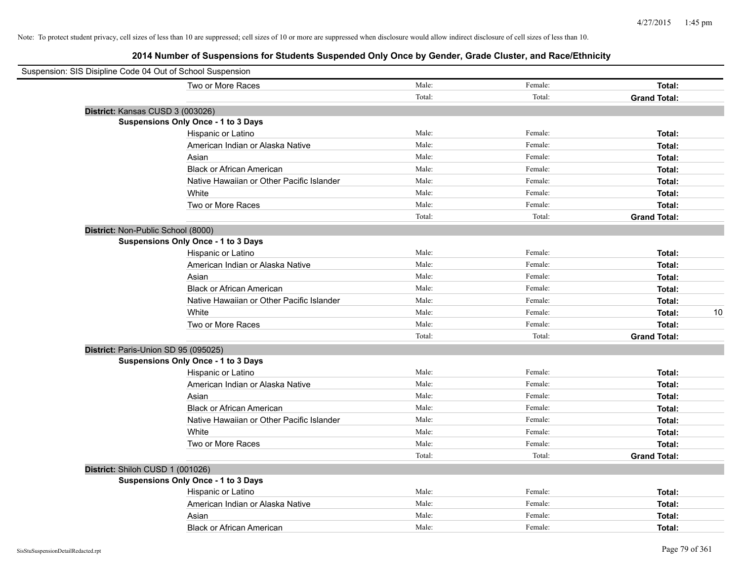Note: To protect student privacy, cell sizes of less than 10 are suppressed; cell sizes of 10 or more are suppressed when disclosure would allow indirect disclosure of cell sizes of less than 10.

## 2014 Number of Suspensions for Students Suspended Only Once by Gender, Grade Cluster, and Race/Ethnicity

Suspension: SIS Disipline Code 04 Out of School Suspension

| | | | | |
|---|---|---|---|---|
| Two or More Races | Male: | Female: | **Total:** | |
| | Total: | Total: | **Grand Total:** | |

**District:** Kansas CUSD 3 (003026)

**Suspensions Only Once - 1 to 3 Days**

| | | | | |
|---|---|---|---|---|
| Hispanic or Latino | Male: | Female: | **Total:** | |
| American Indian or Alaska Native | Male: | Female: | **Total:** | |
| Asian | Male: | Female: | **Total:** | |
| Black or African American | Male: | Female: | **Total:** | |
| Native Hawaiian or Other Pacific Islander | Male: | Female: | **Total:** | |
| White | Male: | Female: | **Total:** | |
| Two or More Races | Male: | Female: | **Total:** | |
| | Total: | Total: | **Grand Total:** | |

**District:** Non-Public School (8000)

**Suspensions Only Once - 1 to 3 Days**

| | | | | |
|---|---|---|---|---|
| Hispanic or Latino | Male: | Female: | **Total:** | |
| American Indian or Alaska Native | Male: | Female: | **Total:** | |
| Asian | Male: | Female: | **Total:** | |
| Black or African American | Male: | Female: | **Total:** | |
| Native Hawaiian or Other Pacific Islander | Male: | Female: | **Total:** | |
| White | Male: | Female: | **Total:** | 10 |
| Two or More Races | Male: | Female: | **Total:** | |
| | Total: | Total: | **Grand Total:** | |

**District:** Paris-Union SD 95 (095025)

**Suspensions Only Once - 1 to 3 Days**

| | | | | |
|---|---|---|---|---|
| Hispanic or Latino | Male: | Female: | **Total:** | |
| American Indian or Alaska Native | Male: | Female: | **Total:** | |
| Asian | Male: | Female: | **Total:** | |
| Black or African American | Male: | Female: | **Total:** | |
| Native Hawaiian or Other Pacific Islander | Male: | Female: | **Total:** | |
| White | Male: | Female: | **Total:** | |
| Two or More Races | Male: | Female: | **Total:** | |
| | Total: | Total: | **Grand Total:** | |

**District:** Shiloh CUSD 1 (001026)

**Suspensions Only Once - 1 to 3 Days**

| | | | | |
|---|---|---|---|---|
| Hispanic or Latino | Male: | Female: | **Total:** | |
| American Indian or Alaska Native | Male: | Female: | **Total:** | |
| Asian | Male: | Female: | **Total:** | |
| Black or African American | Male: | Female: | **Total:** | |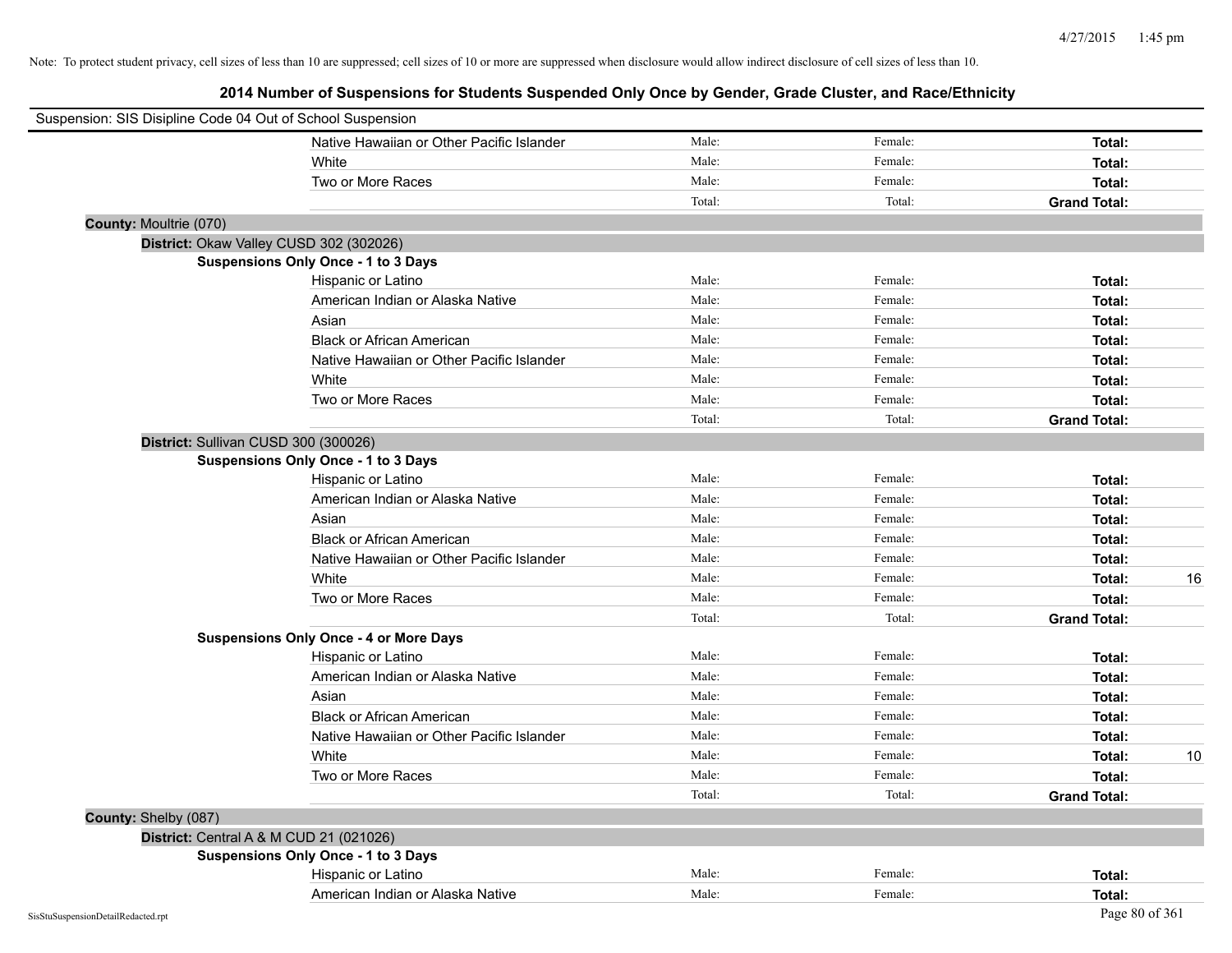Note: To protect student privacy, cell sizes of less than 10 are suppressed; cell sizes of 10 or more are suppressed when disclosure would allow indirect disclosure of cell sizes of less than 10.

# 2014 Number of Suspensions for Students Suspended Only Once by Gender, Grade Cluster, and Race/Ethnicity

Suspension: SIS Disipline Code 04 Out of School Suspension

| | | | |
|---|---|---|---|
| Native Hawaiian or Other Pacific Islander | Male: | Female: | **Total:** |
| White | Male: | Female: | **Total:** |
| Two or More Races | Male: | Female: | **Total:** |
| | Total: | Total: | **Grand Total:** |

**County:** Moultrie (070)

**District:** Okaw Valley CUSD 302 (302026)

**Suspensions Only Once - 1 to 3 Days**

| | | | | |
|---|---|---|---|---|
| Hispanic or Latino | Male: | Female: | **Total:** | |
| American Indian or Alaska Native | Male: | Female: | **Total:** | |
| Asian | Male: | Female: | **Total:** | |
| Black or African American | Male: | Female: | **Total:** | |
| Native Hawaiian or Other Pacific Islander | Male: | Female: | **Total:** | |
| White | Male: | Female: | **Total:** | |
| Two or More Races | Male: | Female: | **Total:** | |
| | Total: | Total: | **Grand Total:** | |

**District:** Sullivan CUSD 300 (300026)

**Suspensions Only Once - 1 to 3 Days**

| | | | | |
|---|---|---|---|---|
| Hispanic or Latino | Male: | Female: | **Total:** | |
| American Indian or Alaska Native | Male: | Female: | **Total:** | |
| Asian | Male: | Female: | **Total:** | |
| Black or African American | Male: | Female: | **Total:** | |
| Native Hawaiian or Other Pacific Islander | Male: | Female: | **Total:** | |
| White | Male: | Female: | **Total:** | 16 |
| Two or More Races | Male: | Female: | **Total:** | |
| | Total: | Total: | **Grand Total:** | |

**Suspensions Only Once - 4 or More Days**

| | | | | |
|---|---|---|---|---|
| Hispanic or Latino | Male: | Female: | **Total:** | |
| American Indian or Alaska Native | Male: | Female: | **Total:** | |
| Asian | Male: | Female: | **Total:** | |
| Black or African American | Male: | Female: | **Total:** | |
| Native Hawaiian or Other Pacific Islander | Male: | Female: | **Total:** | |
| White | Male: | Female: | **Total:** | 10 |
| Two or More Races | Male: | Female: | **Total:** | |
| | Total: | Total: | **Grand Total:** | |

**County:** Shelby (087)

**District:** Central A & M CUD 21 (021026)

**Suspensions Only Once - 1 to 3 Days**

| | | | |
|---|---|---|---|
| Hispanic or Latino | Male: | Female: | **Total:** |
| American Indian or Alaska Native | Male: | Female: | **Total:** |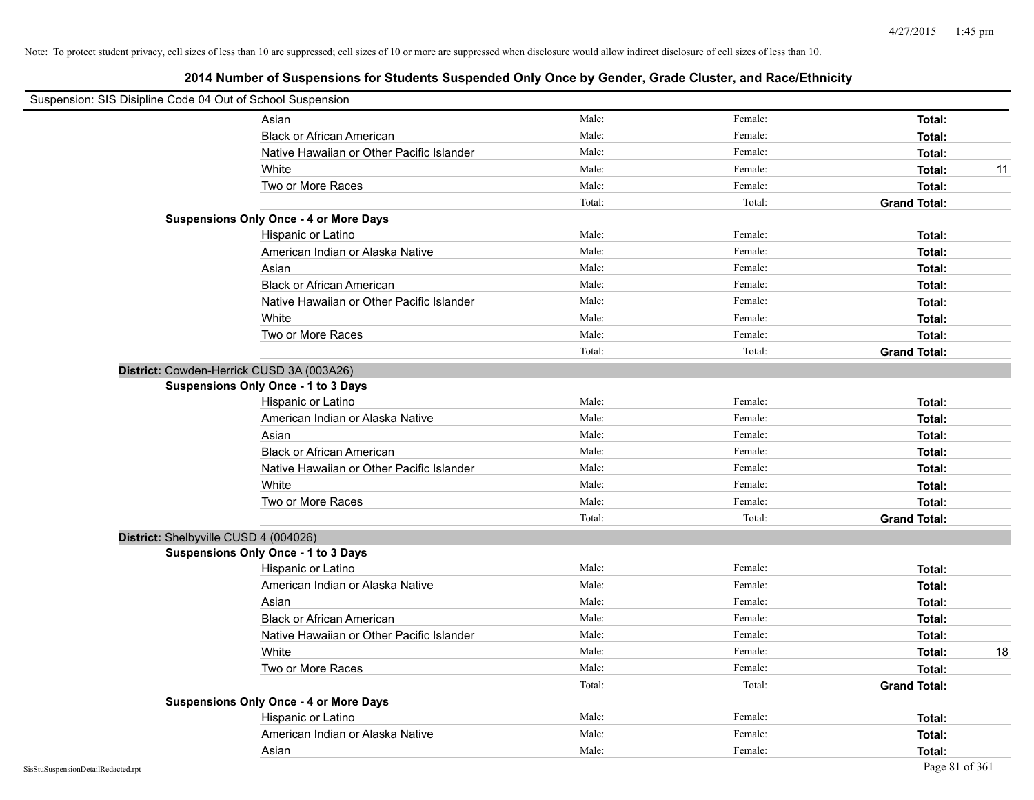Note: To protect student privacy, cell sizes of less than 10 are suppressed; cell sizes of 10 or more are suppressed when disclosure would allow indirect disclosure of cell sizes of less than 10.

## 2014 Number of Suspensions for Students Suspended Only Once by Gender, Grade Cluster, and Race/Ethnicity

Suspension: SIS Disipline Code 04 Out of School Suspension

| | | | | |
|---|---|---|---|---|
| Asian | Male: | Female: | **Total:** | |
| Black or African American | Male: | Female: | **Total:** | |
| Native Hawaiian or Other Pacific Islander | Male: | Female: | **Total:** | |
| White | Male: | Female: | **Total:** | 11 |
| Two or More Races | Male: | Female: | **Total:** | |
| | Total: | Total: | **Grand Total:** | |
| **Suspensions Only Once - 4 or More Days** | | | | |
| Hispanic or Latino | Male: | Female: | **Total:** | |
| American Indian or Alaska Native | Male: | Female: | **Total:** | |
| Asian | Male: | Female: | **Total:** | |
| Black or African American | Male: | Female: | **Total:** | |
| Native Hawaiian or Other Pacific Islander | Male: | Female: | **Total:** | |
| White | Male: | Female: | **Total:** | |
| Two or More Races | Male: | Female: | **Total:** | |
| | Total: | Total: | **Grand Total:** | |
| **District:** Cowden-Herrick CUSD 3A (003A26) | | | | |
| **Suspensions Only Once - 1 to 3 Days** | | | | |
| Hispanic or Latino | Male: | Female: | **Total:** | |
| American Indian or Alaska Native | Male: | Female: | **Total:** | |
| Asian | Male: | Female: | **Total:** | |
| Black or African American | Male: | Female: | **Total:** | |
| Native Hawaiian or Other Pacific Islander | Male: | Female: | **Total:** | |
| White | Male: | Female: | **Total:** | |
| Two or More Races | Male: | Female: | **Total:** | |
| | Total: | Total: | **Grand Total:** | |
| **District:** Shelbyville CUSD 4 (004026) | | | | |
| **Suspensions Only Once - 1 to 3 Days** | | | | |
| Hispanic or Latino | Male: | Female: | **Total:** | |
| American Indian or Alaska Native | Male: | Female: | **Total:** | |
| Asian | Male: | Female: | **Total:** | |
| Black or African American | Male: | Female: | **Total:** | |
| Native Hawaiian or Other Pacific Islander | Male: | Female: | **Total:** | |
| White | Male: | Female: | **Total:** | 18 |
| Two or More Races | Male: | Female: | **Total:** | |
| | Total: | Total: | **Grand Total:** | |
| **Suspensions Only Once - 4 or More Days** | | | | |
| Hispanic or Latino | Male: | Female: | **Total:** | |
| American Indian or Alaska Native | Male: | Female: | **Total:** | |
| Asian | Male: | Female: | **Total:** | |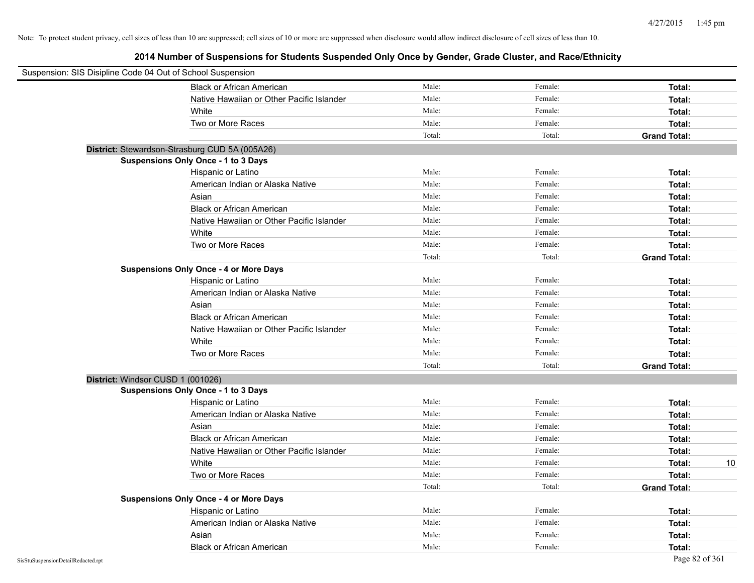Note: To protect student privacy, cell sizes of less than 10 are suppressed; cell sizes of 10 or more are suppressed when disclosure would allow indirect disclosure of cell sizes of less than 10.

## 2014 Number of Suspensions for Students Suspended Only Once by Gender, Grade Cluster, and Race/Ethnicity

Suspension: SIS Disipline Code 04 Out of School Suspension

| | Male: | Female: | Total: | |
|---|---|---|---|---|
| Black or African American | Male: | Female: | **Total:** | |
| Native Hawaiian or Other Pacific Islander | Male: | Female: | **Total:** | |
| White | Male: | Female: | **Total:** | |
| Two or More Races | Male: | Female: | **Total:** | |
| | Total: | Total: | **Grand Total:** | |

**District:** Stewardson-Strasburg CUD 5A (005A26)

**Suspensions Only Once - 1 to 3 Days**

| | | | | |
|---|---|---|---|---|
| Hispanic or Latino | Male: | Female: | **Total:** | |
| American Indian or Alaska Native | Male: | Female: | **Total:** | |
| Asian | Male: | Female: | **Total:** | |
| Black or African American | Male: | Female: | **Total:** | |
| Native Hawaiian or Other Pacific Islander | Male: | Female: | **Total:** | |
| White | Male: | Female: | **Total:** | |
| Two or More Races | Male: | Female: | **Total:** | |
| | Total: | Total: | **Grand Total:** | |

**Suspensions Only Once - 4 or More Days**

| | | | | |
|---|---|---|---|---|
| Hispanic or Latino | Male: | Female: | **Total:** | |
| American Indian or Alaska Native | Male: | Female: | **Total:** | |
| Asian | Male: | Female: | **Total:** | |
| Black or African American | Male: | Female: | **Total:** | |
| Native Hawaiian or Other Pacific Islander | Male: | Female: | **Total:** | |
| White | Male: | Female: | **Total:** | |
| Two or More Races | Male: | Female: | **Total:** | |
| | Total: | Total: | **Grand Total:** | |

**District:** Windsor CUSD 1 (001026)

**Suspensions Only Once - 1 to 3 Days**

| | | | | |
|---|---|---|---|---|
| Hispanic or Latino | Male: | Female: | **Total:** | |
| American Indian or Alaska Native | Male: | Female: | **Total:** | |
| Asian | Male: | Female: | **Total:** | |
| Black or African American | Male: | Female: | **Total:** | |
| Native Hawaiian or Other Pacific Islander | Male: | Female: | **Total:** | |
| White | Male: | Female: | **Total:** | 10 |
| Two or More Races | Male: | Female: | **Total:** | |
| | Total: | Total: | **Grand Total:** | |

**Suspensions Only Once - 4 or More Days**

| | | | | |
|---|---|---|---|---|
| Hispanic or Latino | Male: | Female: | **Total:** | |
| American Indian or Alaska Native | Male: | Female: | **Total:** | |
| Asian | Male: | Female: | **Total:** | |
| Black or African American | Male: | Female: | **Total:** | |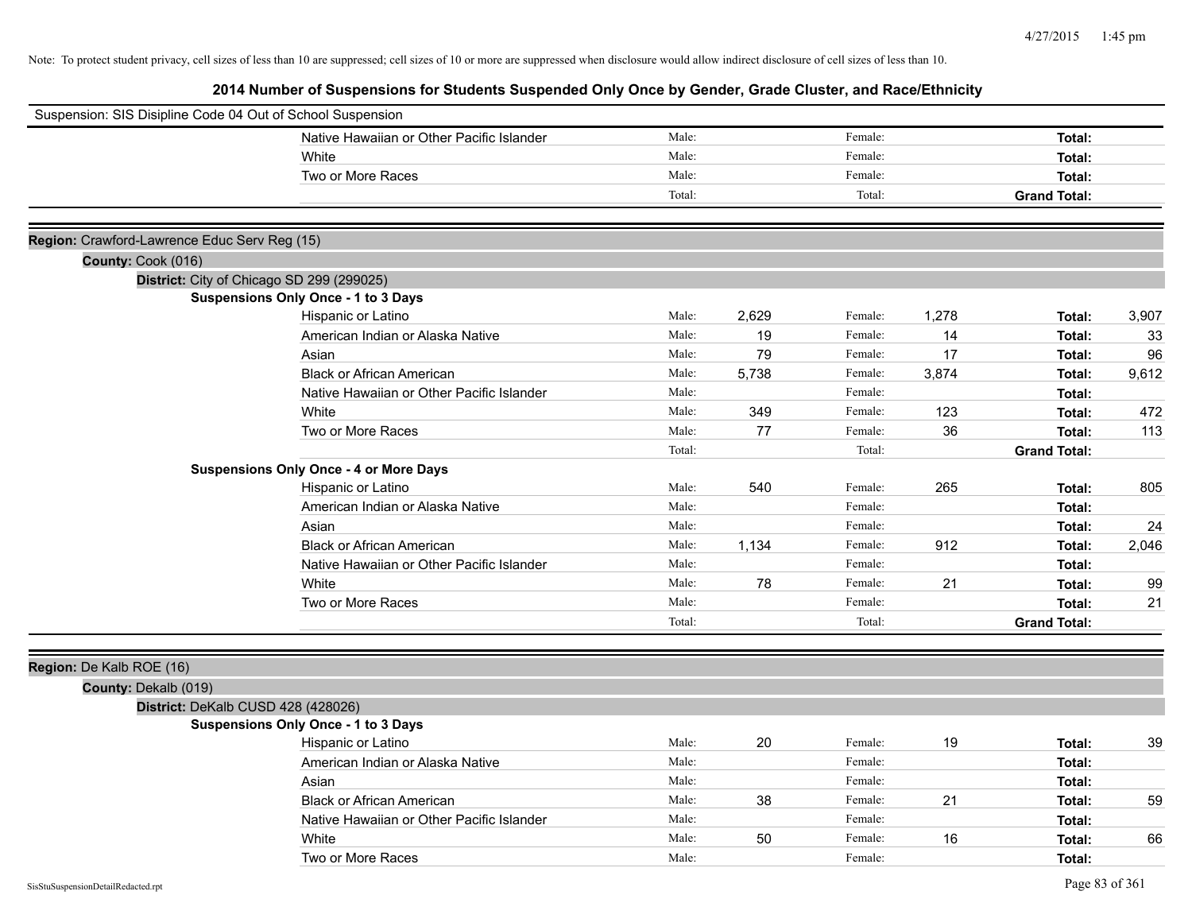Note: To protect student privacy, cell sizes of less than 10 are suppressed; cell sizes of 10 or more are suppressed when disclosure would allow indirect disclosure of cell sizes of less than 10.

## 2014 Number of Suspensions for Students Suspended Only Once by Gender, Grade Cluster, and Race/Ethnicity

Suspension: SIS Disipline Code 04 Out of School Suspension

| | Male: | | Female: | | | |
|---|---|---|---|---|---|---|
| Native Hawaiian or Other Pacific Islander | Male: | | Female: | | **Total:** | |
| White | Male: | | Female: | | **Total:** | |
| Two or More Races | Male: | | Female: | | **Total:** | |
| | Total: | | Total: | | **Grand Total:** | |

**Region:** Crawford-Lawrence Educ Serv Reg (15)

**County:** Cook (016)

**District:** City of Chicago SD 299 (299025)

**Suspensions Only Once - 1 to 3 Days**

| | | | | | | |
|---|---|---|---|---|---|---|
| Hispanic or Latino | Male: | 2,629 | Female: | 1,278 | **Total:** | 3,907 |
| American Indian or Alaska Native | Male: | 19 | Female: | 14 | **Total:** | 33 |
| Asian | Male: | 79 | Female: | 17 | **Total:** | 96 |
| Black or African American | Male: | 5,738 | Female: | 3,874 | **Total:** | 9,612 |
| Native Hawaiian or Other Pacific Islander | Male: | | Female: | | **Total:** | |
| White | Male: | 349 | Female: | 123 | **Total:** | 472 |
| Two or More Races | Male: | 77 | Female: | 36 | **Total:** | 113 |
| | Total: | | Total: | | **Grand Total:** | |

**Suspensions Only Once - 4 or More Days**

| | | | | | | |
|---|---|---|---|---|---|---|
| Hispanic or Latino | Male: | 540 | Female: | 265 | **Total:** | 805 |
| American Indian or Alaska Native | Male: | | Female: | | **Total:** | |
| Asian | Male: | | Female: | | **Total:** | 24 |
| Black or African American | Male: | 1,134 | Female: | 912 | **Total:** | 2,046 |
| Native Hawaiian or Other Pacific Islander | Male: | | Female: | | **Total:** | |
| White | Male: | 78 | Female: | 21 | **Total:** | 99 |
| Two or More Races | Male: | | Female: | | **Total:** | 21 |
| | Total: | | Total: | | **Grand Total:** | |

**Region:** De Kalb ROE (16)

**County:** Dekalb (019)

**District:** DeKalb CUSD 428 (428026)

**Suspensions Only Once - 1 to 3 Days**

| | | | | | | |
|---|---|---|---|---|---|---|
| Hispanic or Latino | Male: | 20 | Female: | 19 | **Total:** | 39 |
| American Indian or Alaska Native | Male: | | Female: | | **Total:** | |
| Asian | Male: | | Female: | | **Total:** | |
| Black or African American | Male: | 38 | Female: | 21 | **Total:** | 59 |
| Native Hawaiian or Other Pacific Islander | Male: | | Female: | | **Total:** | |
| White | Male: | 50 | Female: | 16 | **Total:** | 66 |
| Two or More Races | Male: | | Female: | | **Total:** | |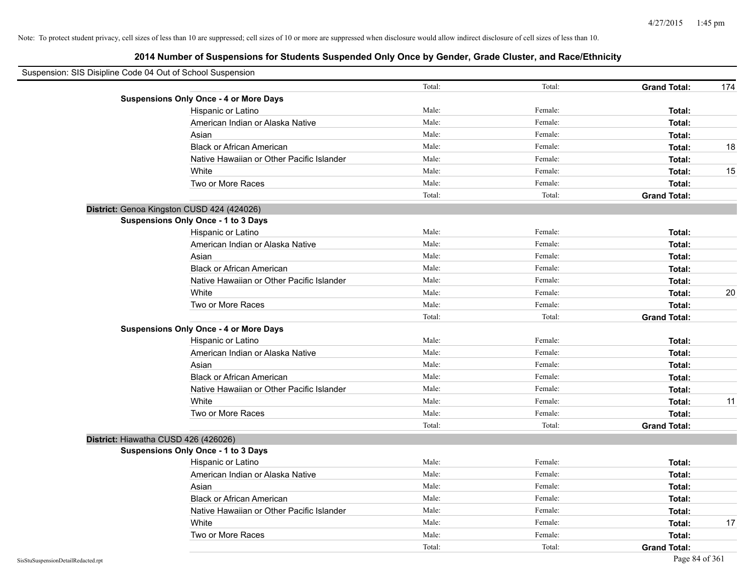Note: To protect student privacy, cell sizes of less than 10 are suppressed; cell sizes of 10 or more are suppressed when disclosure would allow indirect disclosure of cell sizes of less than 10.

## 2014 Number of Suspensions for Students Suspended Only Once by Gender, Grade Cluster, and Race/Ethnicity

Suspension: SIS Disipline Code 04 Out of School Suspension

| | Total: | Total: | Grand Total: | 174 |
|---|---|---|---|---|

**Suspensions Only Once - 4 or More Days**

| Race/Ethnicity | Male: | Female: | Total: | |
|---|---|---|---|---|
| Hispanic or Latino | Male: | Female: | Total: | |
| American Indian or Alaska Native | Male: | Female: | Total: | |
| Asian | Male: | Female: | Total: | |
| Black or African American | Male: | Female: | Total: | 18 |
| Native Hawaiian or Other Pacific Islander | Male: | Female: | Total: | |
| White | Male: | Female: | Total: | 15 |
| Two or More Races | Male: | Female: | Total: | |
| | Total: | Total: | Grand Total: | |

**District:** Genoa Kingston CUSD 424 (424026)

**Suspensions Only Once - 1 to 3 Days**

| Race/Ethnicity | Male: | Female: | Total: | |
|---|---|---|---|---|
| Hispanic or Latino | Male: | Female: | Total: | |
| American Indian or Alaska Native | Male: | Female: | Total: | |
| Asian | Male: | Female: | Total: | |
| Black or African American | Male: | Female: | Total: | |
| Native Hawaiian or Other Pacific Islander | Male: | Female: | Total: | |
| White | Male: | Female: | Total: | 20 |
| Two or More Races | Male: | Female: | Total: | |
| | Total: | Total: | Grand Total: | |

**Suspensions Only Once - 4 or More Days**

| Race/Ethnicity | Male: | Female: | Total: | |
|---|---|---|---|---|
| Hispanic or Latino | Male: | Female: | Total: | |
| American Indian or Alaska Native | Male: | Female: | Total: | |
| Asian | Male: | Female: | Total: | |
| Black or African American | Male: | Female: | Total: | |
| Native Hawaiian or Other Pacific Islander | Male: | Female: | Total: | |
| White | Male: | Female: | Total: | 11 |
| Two or More Races | Male: | Female: | Total: | |
| | Total: | Total: | Grand Total: | |

**District:** Hiawatha CUSD 426 (426026)

**Suspensions Only Once - 1 to 3 Days**

| Race/Ethnicity | Male: | Female: | Total: | |
|---|---|---|---|---|
| Hispanic or Latino | Male: | Female: | Total: | |
| American Indian or Alaska Native | Male: | Female: | Total: | |
| Asian | Male: | Female: | Total: | |
| Black or African American | Male: | Female: | Total: | |
| Native Hawaiian or Other Pacific Islander | Male: | Female: | Total: | |
| White | Male: | Female: | Total: | 17 |
| Two or More Races | Male: | Female: | Total: | |
| | Total: | Total: | Grand Total: | |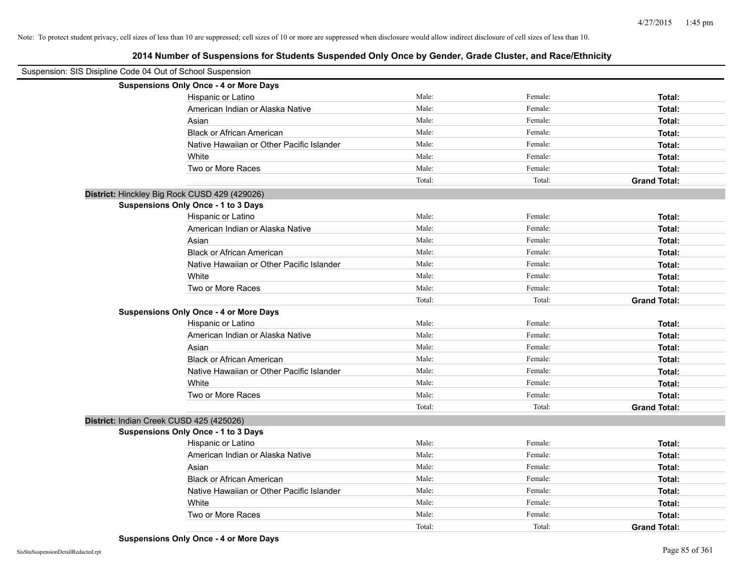Note: To protect student privacy, cell sizes of less than 10 are suppressed; cell sizes of 10 or more are suppressed when disclosure would allow indirect disclosure of cell sizes of less than 10.

## 2014 Number of Suspensions for Students Suspended Only Once by Gender, Grade Cluster, and Race/Ethnicity

Suspension: SIS Disipline Code 04 Out of School Suspension

**Suspensions Only Once - 4 or More Days**

| | Male: | Female: | Total: |
|---|---|---|---|
| Hispanic or Latino | Male: | Female: | **Total:** |
| American Indian or Alaska Native | Male: | Female: | **Total:** |
| Asian | Male: | Female: | **Total:** |
| Black or African American | Male: | Female: | **Total:** |
| Native Hawaiian or Other Pacific Islander | Male: | Female: | **Total:** |
| White | Male: | Female: | **Total:** |
| Two or More Races | Male: | Female: | **Total:** |
| | Total: | Total: | **Grand Total:** |

**District:** Hinckley Big Rock CUSD 429 (429026)

**Suspensions Only Once - 1 to 3 Days**

| | Male: | Female: | Total: |
|---|---|---|---|
| Hispanic or Latino | Male: | Female: | **Total:** |
| American Indian or Alaska Native | Male: | Female: | **Total:** |
| Asian | Male: | Female: | **Total:** |
| Black or African American | Male: | Female: | **Total:** |
| Native Hawaiian or Other Pacific Islander | Male: | Female: | **Total:** |
| White | Male: | Female: | **Total:** |
| Two or More Races | Male: | Female: | **Total:** |
| | Total: | Total: | **Grand Total:** |

**Suspensions Only Once - 4 or More Days**

| | Male: | Female: | Total: |
|---|---|---|---|
| Hispanic or Latino | Male: | Female: | **Total:** |
| American Indian or Alaska Native | Male: | Female: | **Total:** |
| Asian | Male: | Female: | **Total:** |
| Black or African American | Male: | Female: | **Total:** |
| Native Hawaiian or Other Pacific Islander | Male: | Female: | **Total:** |
| White | Male: | Female: | **Total:** |
| Two or More Races | Male: | Female: | **Total:** |
| | Total: | Total: | **Grand Total:** |

**District:** Indian Creek CUSD 425 (425026)

**Suspensions Only Once - 1 to 3 Days**

| | Male: | Female: | Total: |
|---|---|---|---|
| Hispanic or Latino | Male: | Female: | **Total:** |
| American Indian or Alaska Native | Male: | Female: | **Total:** |
| Asian | Male: | Female: | **Total:** |
| Black or African American | Male: | Female: | **Total:** |
| Native Hawaiian or Other Pacific Islander | Male: | Female: | **Total:** |
| White | Male: | Female: | **Total:** |
| Two or More Races | Male: | Female: | **Total:** |
| | Total: | Total: | **Grand Total:** |

**Suspensions Only Once - 4 or More Days**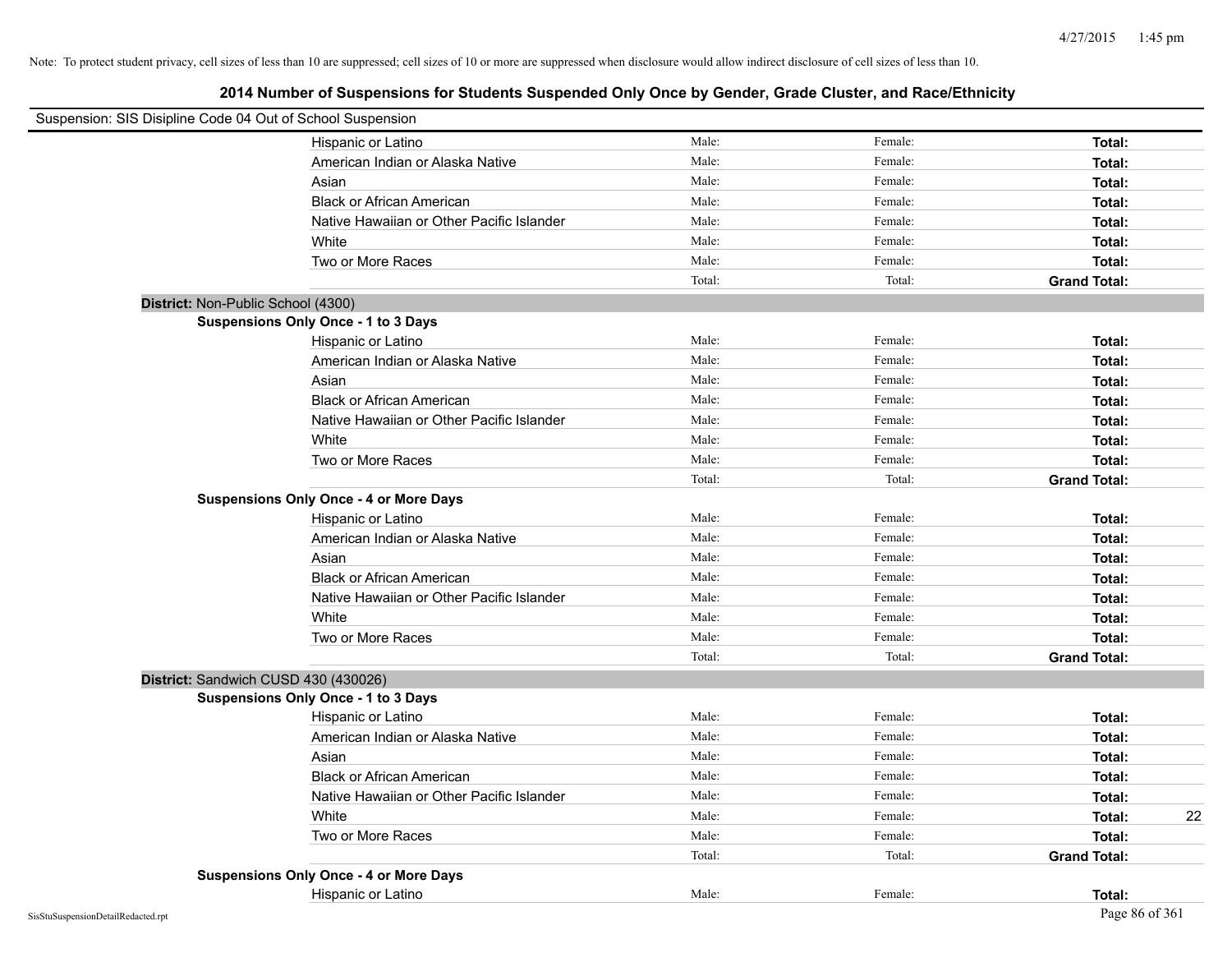Note: To protect student privacy, cell sizes of less than 10 are suppressed; cell sizes of 10 or more are suppressed when disclosure would allow indirect disclosure of cell sizes of less than 10.

## 2014 Number of Suspensions for Students Suspended Only Once by Gender, Grade Cluster, and Race/Ethnicity

Suspension: SIS Disipline Code 04 Out of School Suspension

| | | | | |
|---|---|---|---|---|
| Hispanic or Latino | Male: | Female: | **Total:** | |
| American Indian or Alaska Native | Male: | Female: | **Total:** | |
| Asian | Male: | Female: | **Total:** | |
| Black or African American | Male: | Female: | **Total:** | |
| Native Hawaiian or Other Pacific Islander | Male: | Female: | **Total:** | |
| White | Male: | Female: | **Total:** | |
| Two or More Races | Male: | Female: | **Total:** | |
| | Total: | Total: | **Grand Total:** | |

**District:** Non-Public School (4300)

**Suspensions Only Once - 1 to 3 Days**

| | | | | |
|---|---|---|---|---|
| Hispanic or Latino | Male: | Female: | **Total:** | |
| American Indian or Alaska Native | Male: | Female: | **Total:** | |
| Asian | Male: | Female: | **Total:** | |
| Black or African American | Male: | Female: | **Total:** | |
| Native Hawaiian or Other Pacific Islander | Male: | Female: | **Total:** | |
| White | Male: | Female: | **Total:** | |
| Two or More Races | Male: | Female: | **Total:** | |
| | Total: | Total: | **Grand Total:** | |

**Suspensions Only Once - 4 or More Days**

| | | | | |
|---|---|---|---|---|
| Hispanic or Latino | Male: | Female: | **Total:** | |
| American Indian or Alaska Native | Male: | Female: | **Total:** | |
| Asian | Male: | Female: | **Total:** | |
| Black or African American | Male: | Female: | **Total:** | |
| Native Hawaiian or Other Pacific Islander | Male: | Female: | **Total:** | |
| White | Male: | Female: | **Total:** | |
| Two or More Races | Male: | Female: | **Total:** | |
| | Total: | Total: | **Grand Total:** | |

**District:** Sandwich CUSD 430 (430026)

**Suspensions Only Once - 1 to 3 Days**

| | | | | |
|---|---|---|---|---|
| Hispanic or Latino | Male: | Female: | **Total:** | |
| American Indian or Alaska Native | Male: | Female: | **Total:** | |
| Asian | Male: | Female: | **Total:** | |
| Black or African American | Male: | Female: | **Total:** | |
| Native Hawaiian or Other Pacific Islander | Male: | Female: | **Total:** | |
| White | Male: | Female: | **Total:** | 22 |
| Two or More Races | Male: | Female: | **Total:** | |
| | Total: | Total: | **Grand Total:** | |

**Suspensions Only Once - 4 or More Days**

| | | | | |
|---|---|---|---|---|
| Hispanic or Latino | Male: | Female: | **Total:** | |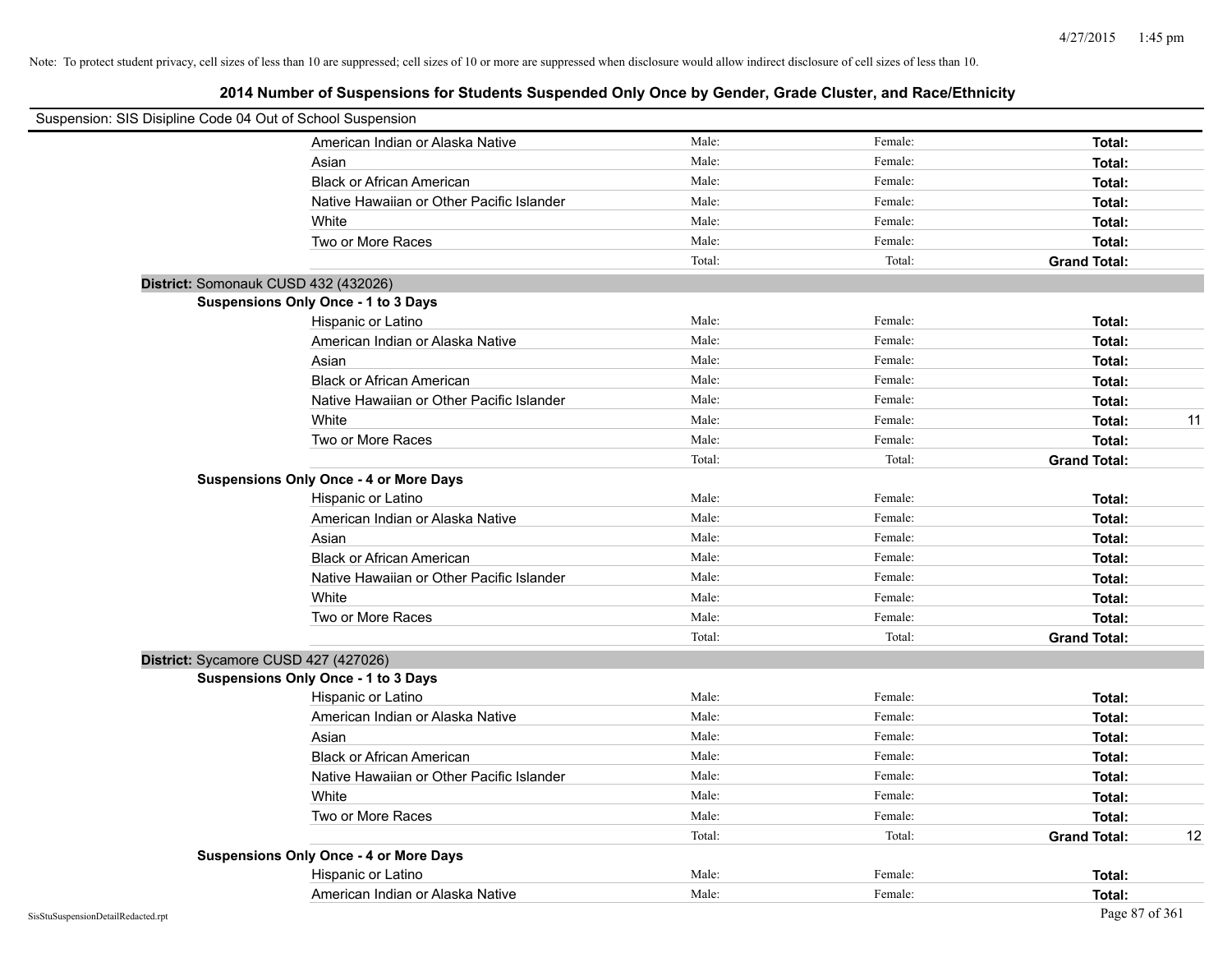Note: To protect student privacy, cell sizes of less than 10 are suppressed; cell sizes of 10 or more are suppressed when disclosure would allow indirect disclosure of cell sizes of less than 10.

## 2014 Number of Suspensions for Students Suspended Only Once by Gender, Grade Cluster, and Race/Ethnicity

Suspension: SIS Disipline Code 04 Out of School Suspension

| | Male | Female | Total | |
|---|---|---|---|---|
| American Indian or Alaska Native | Male: | Female: | Total: | |
| Asian | Male: | Female: | Total: | |
| Black or African American | Male: | Female: | Total: | |
| Native Hawaiian or Other Pacific Islander | Male: | Female: | Total: | |
| White | Male: | Female: | Total: | |
| Two or More Races | Male: | Female: | Total: | |
| | Total: | Total: | Grand Total: | |

### District: Somonauk CUSD 432 (432026)

**Suspensions Only Once - 1 to 3 Days**

| | Male | Female | Total | |
|---|---|---|---|---|
| Hispanic or Latino | Male: | Female: | Total: | |
| American Indian or Alaska Native | Male: | Female: | Total: | |
| Asian | Male: | Female: | Total: | |
| Black or African American | Male: | Female: | Total: | |
| Native Hawaiian or Other Pacific Islander | Male: | Female: | Total: | |
| White | Male: | Female: | Total: | 11 |
| Two or More Races | Male: | Female: | Total: | |
| | Total: | Total: | Grand Total: | |

**Suspensions Only Once - 4 or More Days**

| | Male | Female | Total | |
|---|---|---|---|---|
| Hispanic or Latino | Male: | Female: | Total: | |
| American Indian or Alaska Native | Male: | Female: | Total: | |
| Asian | Male: | Female: | Total: | |
| Black or African American | Male: | Female: | Total: | |
| Native Hawaiian or Other Pacific Islander | Male: | Female: | Total: | |
| White | Male: | Female: | Total: | |
| Two or More Races | Male: | Female: | Total: | |
| | Total: | Total: | Grand Total: | |

### District: Sycamore CUSD 427 (427026)

**Suspensions Only Once - 1 to 3 Days**

| | Male | Female | Total | |
|---|---|---|---|---|
| Hispanic or Latino | Male: | Female: | Total: | |
| American Indian or Alaska Native | Male: | Female: | Total: | |
| Asian | Male: | Female: | Total: | |
| Black or African American | Male: | Female: | Total: | |
| Native Hawaiian or Other Pacific Islander | Male: | Female: | Total: | |
| White | Male: | Female: | Total: | |
| Two or More Races | Male: | Female: | Total: | |
| | Total: | Total: | Grand Total: | 12 |

**Suspensions Only Once - 4 or More Days**

| | Male | Female | Total | |
|---|---|---|---|---|
| Hispanic or Latino | Male: | Female: | Total: | |
| American Indian or Alaska Native | Male: | Female: | Total: | |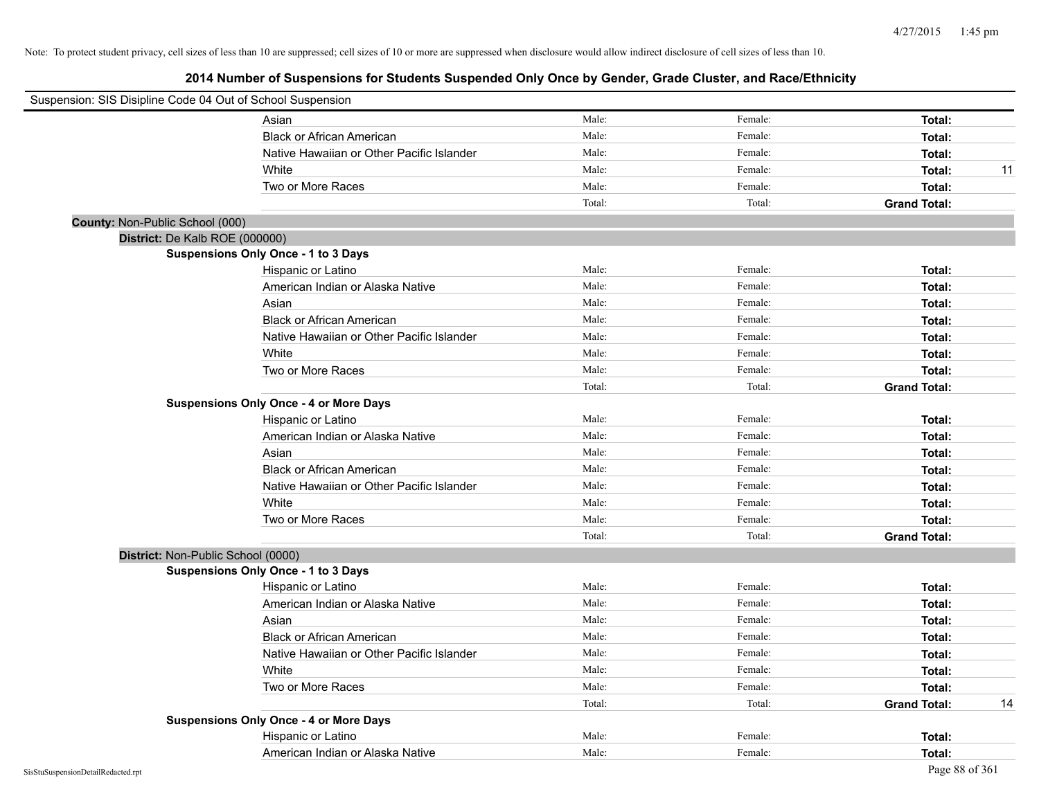Note: To protect student privacy, cell sizes of less than 10 are suppressed; cell sizes of 10 or more are suppressed when disclosure would allow indirect disclosure of cell sizes of less than 10.

## 2014 Number of Suspensions for Students Suspended Only Once by Gender, Grade Cluster, and Race/Ethnicity

Suspension: SIS Disipline Code 04 Out of School Suspension

| | Male: | Female: | Total: | |
|---|---|---|---|---|
| Asian | Male: | Female: | **Total:** | |
| Black or African American | Male: | Female: | **Total:** | |
| Native Hawaiian or Other Pacific Islander | Male: | Female: | **Total:** | |
| White | Male: | Female: | **Total:** | 11 |
| Two or More Races | Male: | Female: | **Total:** | |
| | Total: | Total: | **Grand Total:** | |

**County:** Non-Public School (000)

**District:** De Kalb ROE (000000)

**Suspensions Only Once - 1 to 3 Days**

| | | | | |
|---|---|---|---|---|
| Hispanic or Latino | Male: | Female: | **Total:** | |
| American Indian or Alaska Native | Male: | Female: | **Total:** | |
| Asian | Male: | Female: | **Total:** | |
| Black or African American | Male: | Female: | **Total:** | |
| Native Hawaiian or Other Pacific Islander | Male: | Female: | **Total:** | |
| White | Male: | Female: | **Total:** | |
| Two or More Races | Male: | Female: | **Total:** | |
| | Total: | Total: | **Grand Total:** | |

**Suspensions Only Once - 4 or More Days**

| | | | | |
|---|---|---|---|---|
| Hispanic or Latino | Male: | Female: | **Total:** | |
| American Indian or Alaska Native | Male: | Female: | **Total:** | |
| Asian | Male: | Female: | **Total:** | |
| Black or African American | Male: | Female: | **Total:** | |
| Native Hawaiian or Other Pacific Islander | Male: | Female: | **Total:** | |
| White | Male: | Female: | **Total:** | |
| Two or More Races | Male: | Female: | **Total:** | |
| | Total: | Total: | **Grand Total:** | |

**District:** Non-Public School (0000)

**Suspensions Only Once - 1 to 3 Days**

| | | | | |
|---|---|---|---|---|
| Hispanic or Latino | Male: | Female: | **Total:** | |
| American Indian or Alaska Native | Male: | Female: | **Total:** | |
| Asian | Male: | Female: | **Total:** | |
| Black or African American | Male: | Female: | **Total:** | |
| Native Hawaiian or Other Pacific Islander | Male: | Female: | **Total:** | |
| White | Male: | Female: | **Total:** | |
| Two or More Races | Male: | Female: | **Total:** | |
| | Total: | Total: | **Grand Total:** | 14 |

**Suspensions Only Once - 4 or More Days**

| | | | | |
|---|---|---|---|---|
| Hispanic or Latino | Male: | Female: | **Total:** | |
| American Indian or Alaska Native | Male: | Female: | **Total:** | |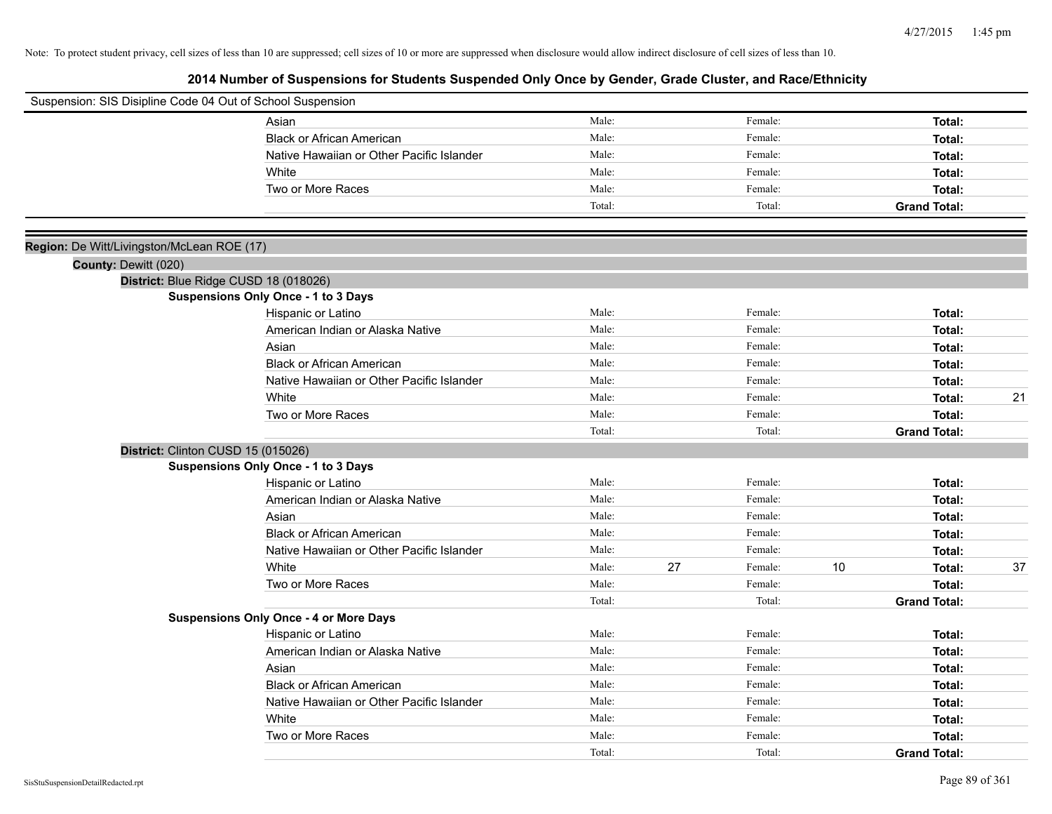Note: To protect student privacy, cell sizes of less than 10 are suppressed; cell sizes of 10 or more are suppressed when disclosure would allow indirect disclosure of cell sizes of less than 10.

## 2014 Number of Suspensions for Students Suspended Only Once by Gender, Grade Cluster, and Race/Ethnicity

Suspension: SIS Disipline Code 04 Out of School Suspension

| | | | | | | |
|---|---|---|---|---|---|---|
| Asian | Male: | | Female: | | **Total:** | |
| Black or African American | Male: | | Female: | | **Total:** | |
| Native Hawaiian or Other Pacific Islander | Male: | | Female: | | **Total:** | |
| White | Male: | | Female: | | **Total:** | |
| Two or More Races | Male: | | Female: | | **Total:** | |
| | Total: | | Total: | | **Grand Total:** | |

**Region:** De Witt/Livingston/McLean ROE (17)

**County:** Dewitt (020)

**District:** Blue Ridge CUSD 18 (018026)

**Suspensions Only Once - 1 to 3 Days**

| | | | | | | |
|---|---|---|---|---|---|---|
| Hispanic or Latino | Male: | | Female: | | **Total:** | |
| American Indian or Alaska Native | Male: | | Female: | | **Total:** | |
| Asian | Male: | | Female: | | **Total:** | |
| Black or African American | Male: | | Female: | | **Total:** | |
| Native Hawaiian or Other Pacific Islander | Male: | | Female: | | **Total:** | |
| White | Male: | | Female: | | **Total:** | 21 |
| Two or More Races | Male: | | Female: | | **Total:** | |
| | Total: | | Total: | | **Grand Total:** | |

**District:** Clinton CUSD 15 (015026)

**Suspensions Only Once - 1 to 3 Days**

| | | | | | | |
|---|---|---|---|---|---|---|
| Hispanic or Latino | Male: | | Female: | | **Total:** | |
| American Indian or Alaska Native | Male: | | Female: | | **Total:** | |
| Asian | Male: | | Female: | | **Total:** | |
| Black or African American | Male: | | Female: | | **Total:** | |
| Native Hawaiian or Other Pacific Islander | Male: | | Female: | | **Total:** | |
| White | Male: | 27 | Female: | 10 | **Total:** | 37 |
| Two or More Races | Male: | | Female: | | **Total:** | |
| | Total: | | Total: | | **Grand Total:** | |

**Suspensions Only Once - 4 or More Days**

| | | | | | | |
|---|---|---|---|---|---|---|
| Hispanic or Latino | Male: | | Female: | | **Total:** | |
| American Indian or Alaska Native | Male: | | Female: | | **Total:** | |
| Asian | Male: | | Female: | | **Total:** | |
| Black or African American | Male: | | Female: | | **Total:** | |
| Native Hawaiian or Other Pacific Islander | Male: | | Female: | | **Total:** | |
| White | Male: | | Female: | | **Total:** | |
| Two or More Races | Male: | | Female: | | **Total:** | |
| | Total: | | Total: | | **Grand Total:** | |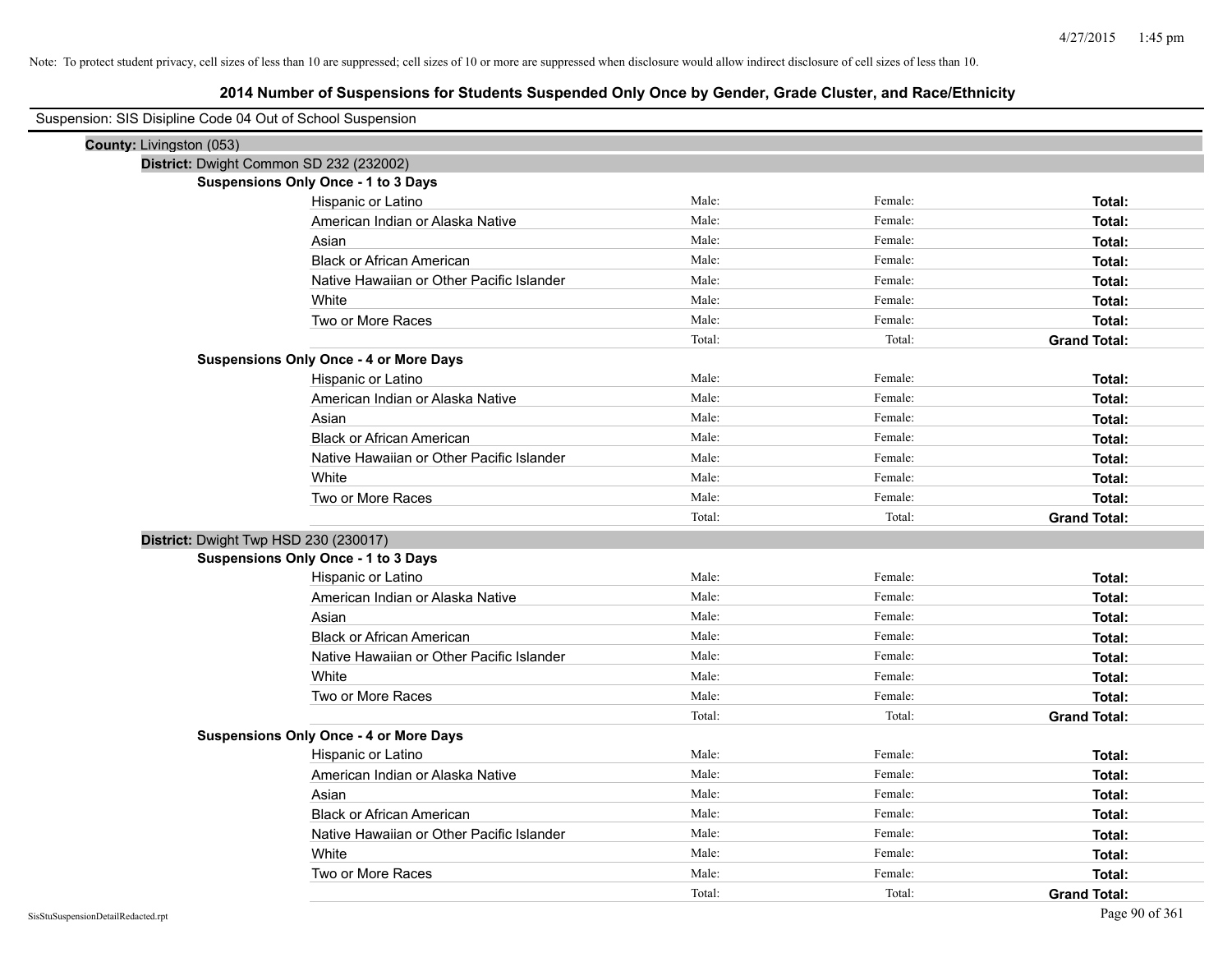Note: To protect student privacy, cell sizes of less than 10 are suppressed; cell sizes of 10 or more are suppressed when disclosure would allow indirect disclosure of cell sizes of less than 10.

## 2014 Number of Suspensions for Students Suspended Only Once by Gender, Grade Cluster, and Race/Ethnicity

Suspension: SIS Disipline Code 04 Out of School Suspension

**County:** Livingston (053)

**District:** Dwight Common SD 232 (232002)

**Suspensions Only Once - 1 to 3 Days**

| | | | |
|---|---|---|---|
| Hispanic or Latino | Male: | Female: | **Total:** |
| American Indian or Alaska Native | Male: | Female: | **Total:** |
| Asian | Male: | Female: | **Total:** |
| Black or African American | Male: | Female: | **Total:** |
| Native Hawaiian or Other Pacific Islander | Male: | Female: | **Total:** |
| White | Male: | Female: | **Total:** |
| Two or More Races | Male: | Female: | **Total:** |
| | Total: | Total: | **Grand Total:** |

**Suspensions Only Once - 4 or More Days**

| | | | |
|---|---|---|---|
| Hispanic or Latino | Male: | Female: | **Total:** |
| American Indian or Alaska Native | Male: | Female: | **Total:** |
| Asian | Male: | Female: | **Total:** |
| Black or African American | Male: | Female: | **Total:** |
| Native Hawaiian or Other Pacific Islander | Male: | Female: | **Total:** |
| White | Male: | Female: | **Total:** |
| Two or More Races | Male: | Female: | **Total:** |
| | Total: | Total: | **Grand Total:** |

**District:** Dwight Twp HSD 230 (230017)

**Suspensions Only Once - 1 to 3 Days**

| | | | |
|---|---|---|---|
| Hispanic or Latino | Male: | Female: | **Total:** |
| American Indian or Alaska Native | Male: | Female: | **Total:** |
| Asian | Male: | Female: | **Total:** |
| Black or African American | Male: | Female: | **Total:** |
| Native Hawaiian or Other Pacific Islander | Male: | Female: | **Total:** |
| White | Male: | Female: | **Total:** |
| Two or More Races | Male: | Female: | **Total:** |
| | Total: | Total: | **Grand Total:** |

**Suspensions Only Once - 4 or More Days**

| | | | |
|---|---|---|---|
| Hispanic or Latino | Male: | Female: | **Total:** |
| American Indian or Alaska Native | Male: | Female: | **Total:** |
| Asian | Male: | Female: | **Total:** |
| Black or African American | Male: | Female: | **Total:** |
| Native Hawaiian or Other Pacific Islander | Male: | Female: | **Total:** |
| White | Male: | Female: | **Total:** |
| Two or More Races | Male: | Female: | **Total:** |
| | Total: | Total: | **Grand Total:** |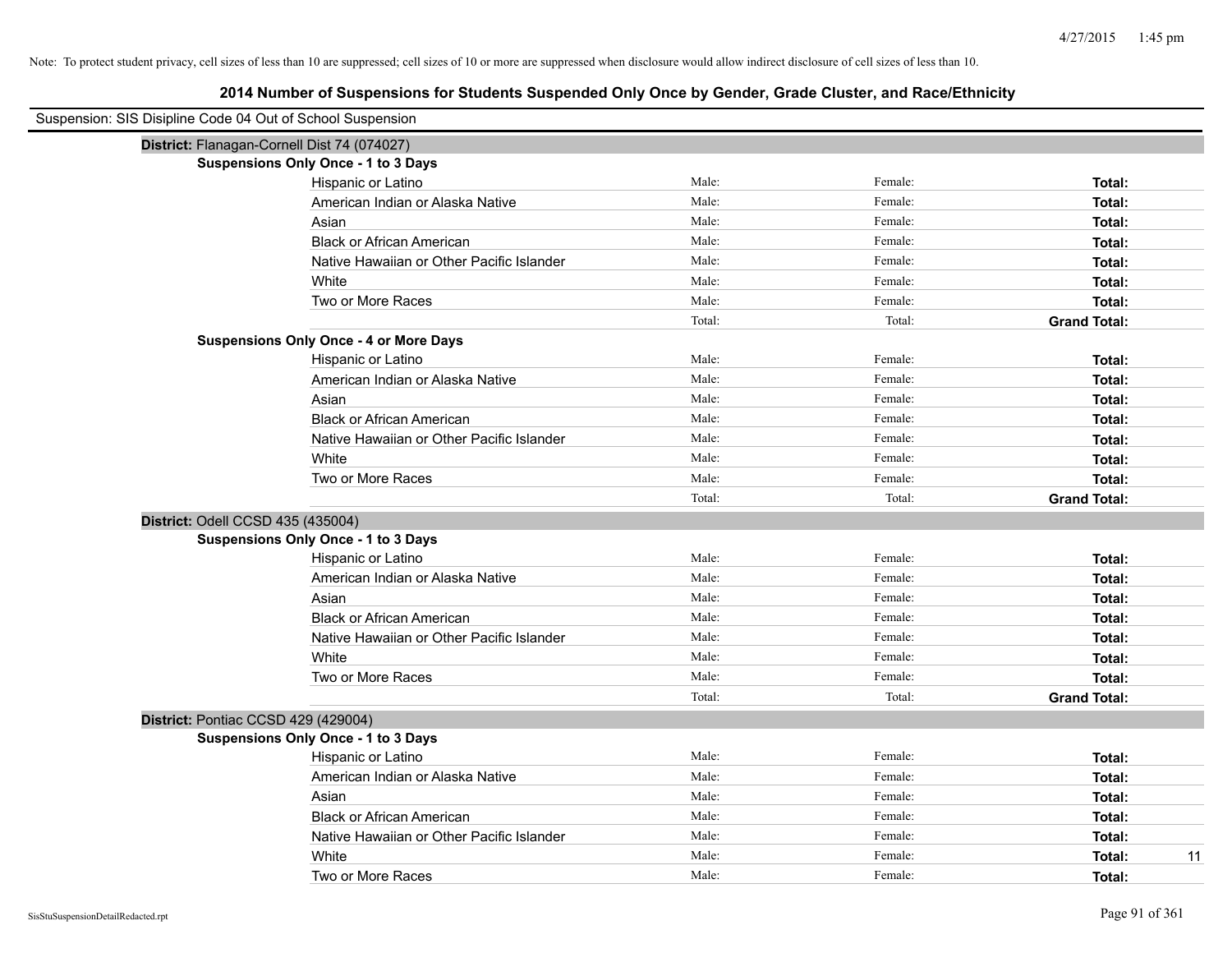Note: To protect student privacy, cell sizes of less than 10 are suppressed; cell sizes of 10 or more are suppressed when disclosure would allow indirect disclosure of cell sizes of less than 10.

# 2014 Number of Suspensions for Students Suspended Only Once by Gender, Grade Cluster, and Race/Ethnicity

Suspension: SIS Disipline Code 04 Out of School Suspension

**District:** Flanagan-Cornell Dist 74 (074027)

**Suspensions Only Once - 1 to 3 Days**

| | | | | |
|---|---|---|---|---|
| Hispanic or Latino | Male: | Female: | **Total:** | |
| American Indian or Alaska Native | Male: | Female: | **Total:** | |
| Asian | Male: | Female: | **Total:** | |
| Black or African American | Male: | Female: | **Total:** | |
| Native Hawaiian or Other Pacific Islander | Male: | Female: | **Total:** | |
| White | Male: | Female: | **Total:** | |
| Two or More Races | Male: | Female: | **Total:** | |
| | Total: | Total: | **Grand Total:** | |

**Suspensions Only Once - 4 or More Days**

| | | | | |
|---|---|---|---|---|
| Hispanic or Latino | Male: | Female: | **Total:** | |
| American Indian or Alaska Native | Male: | Female: | **Total:** | |
| Asian | Male: | Female: | **Total:** | |
| Black or African American | Male: | Female: | **Total:** | |
| Native Hawaiian or Other Pacific Islander | Male: | Female: | **Total:** | |
| White | Male: | Female: | **Total:** | |
| Two or More Races | Male: | Female: | **Total:** | |
| | Total: | Total: | **Grand Total:** | |

**District:** Odell CCSD 435 (435004)

**Suspensions Only Once - 1 to 3 Days**

| | | | | |
|---|---|---|---|---|
| Hispanic or Latino | Male: | Female: | **Total:** | |
| American Indian or Alaska Native | Male: | Female: | **Total:** | |
| Asian | Male: | Female: | **Total:** | |
| Black or African American | Male: | Female: | **Total:** | |
| Native Hawaiian or Other Pacific Islander | Male: | Female: | **Total:** | |
| White | Male: | Female: | **Total:** | |
| Two or More Races | Male: | Female: | **Total:** | |
| | Total: | Total: | **Grand Total:** | |

**District:** Pontiac CCSD 429 (429004)

**Suspensions Only Once - 1 to 3 Days**

| | | | | |
|---|---|---|---|---|
| Hispanic or Latino | Male: | Female: | **Total:** | |
| American Indian or Alaska Native | Male: | Female: | **Total:** | |
| Asian | Male: | Female: | **Total:** | |
| Black or African American | Male: | Female: | **Total:** | |
| Native Hawaiian or Other Pacific Islander | Male: | Female: | **Total:** | |
| White | Male: | Female: | **Total:** | 11 |
| Two or More Races | Male: | Female: | **Total:** | |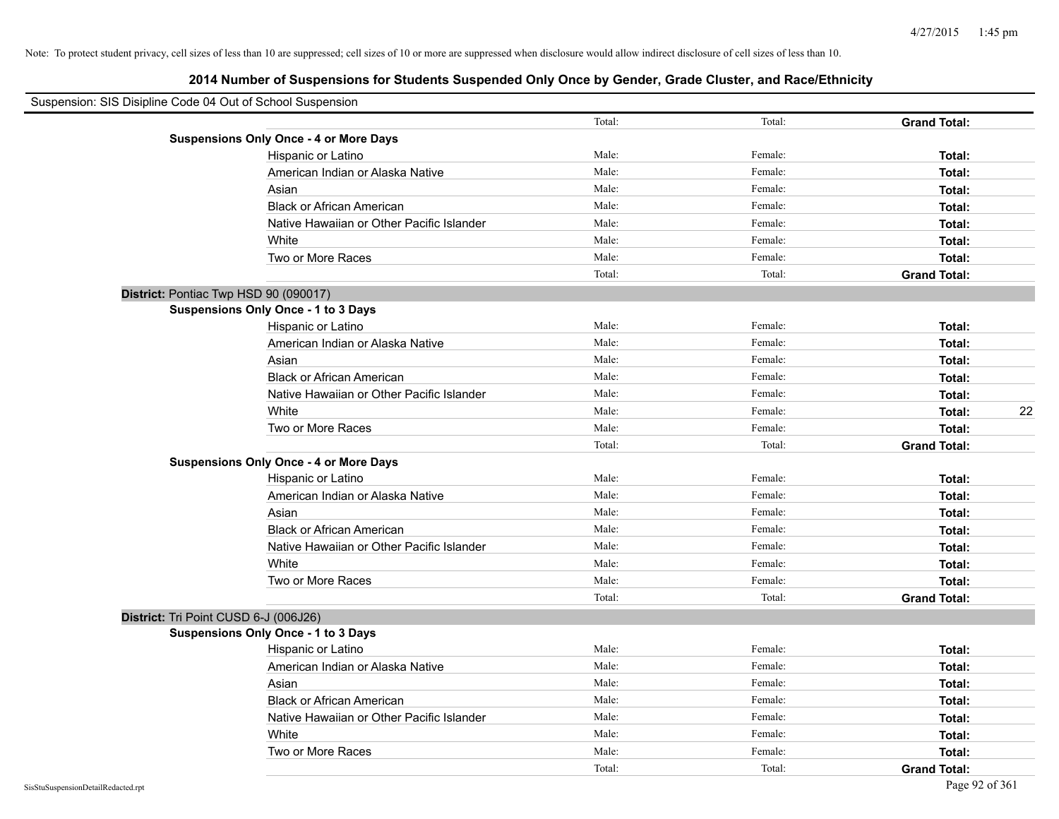Note: To protect student privacy, cell sizes of less than 10 are suppressed; cell sizes of 10 or more are suppressed when disclosure would allow indirect disclosure of cell sizes of less than 10.

## 2014 Number of Suspensions for Students Suspended Only Once by Gender, Grade Cluster, and Race/Ethnicity

Suspension: SIS Disipline Code 04 Out of School Suspension

| | Male/Total | Female/Total | Total/Grand Total | |
|---|---|---|---|---|
| | Total: | Total: | **Grand Total:** | |
| **Suspensions Only Once - 4 or More Days** | | | | |
| Hispanic or Latino | Male: | Female: | **Total:** | |
| American Indian or Alaska Native | Male: | Female: | **Total:** | |
| Asian | Male: | Female: | **Total:** | |
| Black or African American | Male: | Female: | **Total:** | |
| Native Hawaiian or Other Pacific Islander | Male: | Female: | **Total:** | |
| White | Male: | Female: | **Total:** | |
| Two or More Races | Male: | Female: | **Total:** | |
| | Total: | Total: | **Grand Total:** | |
| **District:** Pontiac Twp HSD 90 (090017) | | | | |
| **Suspensions Only Once - 1 to 3 Days** | | | | |
| Hispanic or Latino | Male: | Female: | **Total:** | |
| American Indian or Alaska Native | Male: | Female: | **Total:** | |
| Asian | Male: | Female: | **Total:** | |
| Black or African American | Male: | Female: | **Total:** | |
| Native Hawaiian or Other Pacific Islander | Male: | Female: | **Total:** | |
| White | Male: | Female: | **Total:** | 22 |
| Two or More Races | Male: | Female: | **Total:** | |
| | Total: | Total: | **Grand Total:** | |
| **Suspensions Only Once - 4 or More Days** | | | | |
| Hispanic or Latino | Male: | Female: | **Total:** | |
| American Indian or Alaska Native | Male: | Female: | **Total:** | |
| Asian | Male: | Female: | **Total:** | |
| Black or African American | Male: | Female: | **Total:** | |
| Native Hawaiian or Other Pacific Islander | Male: | Female: | **Total:** | |
| White | Male: | Female: | **Total:** | |
| Two or More Races | Male: | Female: | **Total:** | |
| | Total: | Total: | **Grand Total:** | |
| **District:** Tri Point CUSD 6-J (006J26) | | | | |
| **Suspensions Only Once - 1 to 3 Days** | | | | |
| Hispanic or Latino | Male: | Female: | **Total:** | |
| American Indian or Alaska Native | Male: | Female: | **Total:** | |
| Asian | Male: | Female: | **Total:** | |
| Black or African American | Male: | Female: | **Total:** | |
| Native Hawaiian or Other Pacific Islander | Male: | Female: | **Total:** | |
| White | Male: | Female: | **Total:** | |
| Two or More Races | Male: | Female: | **Total:** | |
| | Total: | Total: | **Grand Total:** | |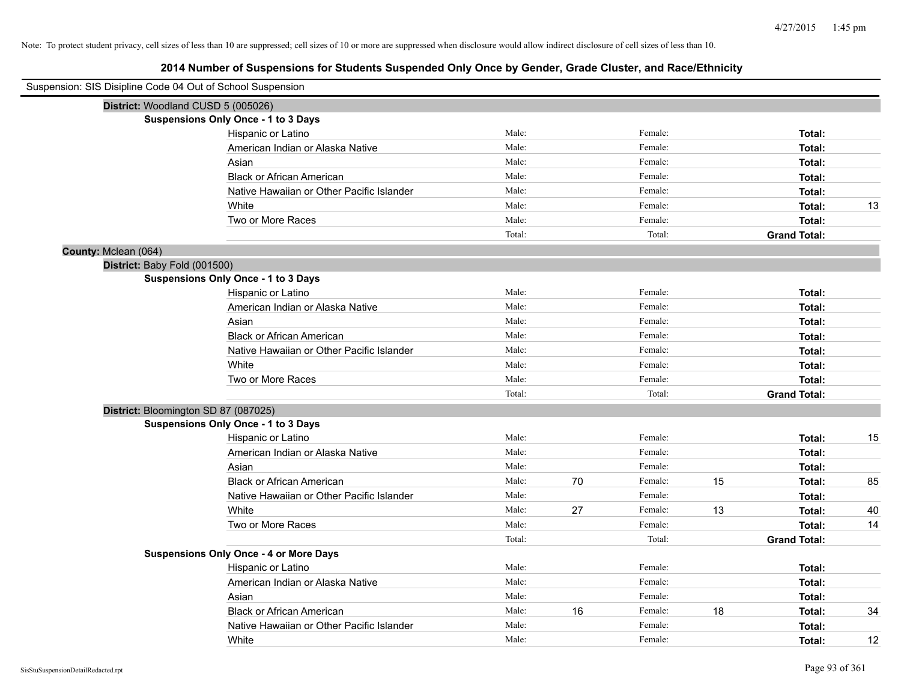Note: To protect student privacy, cell sizes of less than 10 are suppressed; cell sizes of 10 or more are suppressed when disclosure would allow indirect disclosure of cell sizes of less than 10.

# 2014 Number of Suspensions for Students Suspended Only Once by Gender, Grade Cluster, and Race/Ethnicity

Suspension: SIS Disipline Code 04 Out of School Suspension

**District:** Woodland CUSD 5 (005026)

**Suspensions Only Once - 1 to 3 Days**

| | | | | | | |
|---|---|---|---|---|---|---|
| Hispanic or Latino | Male: | | Female: | | **Total:** | |
| American Indian or Alaska Native | Male: | | Female: | | **Total:** | |
| Asian | Male: | | Female: | | **Total:** | |
| Black or African American | Male: | | Female: | | **Total:** | |
| Native Hawaiian or Other Pacific Islander | Male: | | Female: | | **Total:** | |
| White | Male: | | Female: | | **Total:** | 13 |
| Two or More Races | Male: | | Female: | | **Total:** | |
| | Total: | | Total: | | **Grand Total:** | |

**County:** Mclean (064)

**District:** Baby Fold (001500)

**Suspensions Only Once - 1 to 3 Days**

| | | | | | | |
|---|---|---|---|---|---|---|
| Hispanic or Latino | Male: | | Female: | | **Total:** | |
| American Indian or Alaska Native | Male: | | Female: | | **Total:** | |
| Asian | Male: | | Female: | | **Total:** | |
| Black or African American | Male: | | Female: | | **Total:** | |
| Native Hawaiian or Other Pacific Islander | Male: | | Female: | | **Total:** | |
| White | Male: | | Female: | | **Total:** | |
| Two or More Races | Male: | | Female: | | **Total:** | |
| | Total: | | Total: | | **Grand Total:** | |

**District:** Bloomington SD 87 (087025)

**Suspensions Only Once - 1 to 3 Days**

| | | | | | | |
|---|---|---|---|---|---|---|
| Hispanic or Latino | Male: | | Female: | | **Total:** | 15 |
| American Indian or Alaska Native | Male: | | Female: | | **Total:** | |
| Asian | Male: | | Female: | | **Total:** | |
| Black or African American | Male: | 70 | Female: | 15 | **Total:** | 85 |
| Native Hawaiian or Other Pacific Islander | Male: | | Female: | | **Total:** | |
| White | Male: | 27 | Female: | 13 | **Total:** | 40 |
| Two or More Races | Male: | | Female: | | **Total:** | 14 |
| | Total: | | Total: | | **Grand Total:** | |

**Suspensions Only Once - 4 or More Days**

| | | | | | | |
|---|---|---|---|---|---|---|
| Hispanic or Latino | Male: | | Female: | | **Total:** | |
| American Indian or Alaska Native | Male: | | Female: | | **Total:** | |
| Asian | Male: | | Female: | | **Total:** | |
| Black or African American | Male: | 16 | Female: | 18 | **Total:** | 34 |
| Native Hawaiian or Other Pacific Islander | Male: | | Female: | | **Total:** | |
| White | Male: | | Female: | | **Total:** | 12 |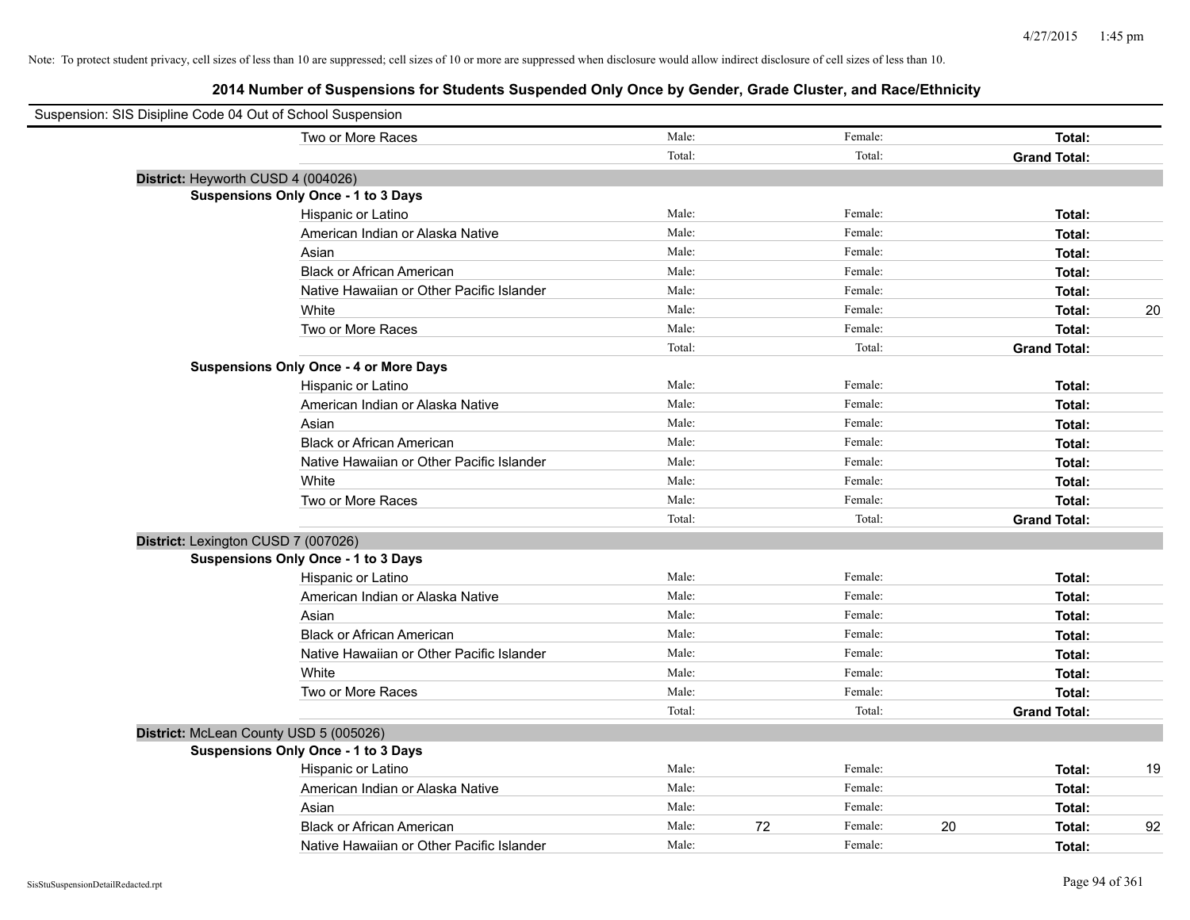Note: To protect student privacy, cell sizes of less than 10 are suppressed; cell sizes of 10 or more are suppressed when disclosure would allow indirect disclosure of cell sizes of less than 10.

# 2014 Number of Suspensions for Students Suspended Only Once by Gender, Grade Cluster, and Race/Ethnicity

Suspension: SIS Disipline Code 04 Out of School Suspension

| | Male: | | Female: | | | |
|---|---|---|---|---|---|---|
| Two or More Races | Male: | | Female: | | **Total:** | |
| | Total: | | Total: | | **Grand Total:** | |

**District:** Heyworth CUSD 4 (004026)

**Suspensions Only Once - 1 to 3 Days**

| | | | | | | |
|---|---|---|---|---|---|---|
| Hispanic or Latino | Male: | | Female: | | **Total:** | |
| American Indian or Alaska Native | Male: | | Female: | | **Total:** | |
| Asian | Male: | | Female: | | **Total:** | |
| Black or African American | Male: | | Female: | | **Total:** | |
| Native Hawaiian or Other Pacific Islander | Male: | | Female: | | **Total:** | |
| White | Male: | | Female: | | **Total:** | 20 |
| Two or More Races | Male: | | Female: | | **Total:** | |
| | Total: | | Total: | | **Grand Total:** | |

**Suspensions Only Once - 4 or More Days**

| | | | | | | |
|---|---|---|---|---|---|---|
| Hispanic or Latino | Male: | | Female: | | **Total:** | |
| American Indian or Alaska Native | Male: | | Female: | | **Total:** | |
| Asian | Male: | | Female: | | **Total:** | |
| Black or African American | Male: | | Female: | | **Total:** | |
| Native Hawaiian or Other Pacific Islander | Male: | | Female: | | **Total:** | |
| White | Male: | | Female: | | **Total:** | |
| Two or More Races | Male: | | Female: | | **Total:** | |
| | Total: | | Total: | | **Grand Total:** | |

**District:** Lexington CUSD 7 (007026)

**Suspensions Only Once - 1 to 3 Days**

| | | | | | | |
|---|---|---|---|---|---|---|
| Hispanic or Latino | Male: | | Female: | | **Total:** | |
| American Indian or Alaska Native | Male: | | Female: | | **Total:** | |
| Asian | Male: | | Female: | | **Total:** | |
| Black or African American | Male: | | Female: | | **Total:** | |
| Native Hawaiian or Other Pacific Islander | Male: | | Female: | | **Total:** | |
| White | Male: | | Female: | | **Total:** | |
| Two or More Races | Male: | | Female: | | **Total:** | |
| | Total: | | Total: | | **Grand Total:** | |

**District:** McLean County USD 5 (005026)

**Suspensions Only Once - 1 to 3 Days**

| | | | | | | |
|---|---|---|---|---|---|---|
| Hispanic or Latino | Male: | | Female: | | **Total:** | 19 |
| American Indian or Alaska Native | Male: | | Female: | | **Total:** | |
| Asian | Male: | | Female: | | **Total:** | |
| Black or African American | Male: | 72 | Female: | 20 | **Total:** | 92 |
| Native Hawaiian or Other Pacific Islander | Male: | | Female: | | **Total:** | |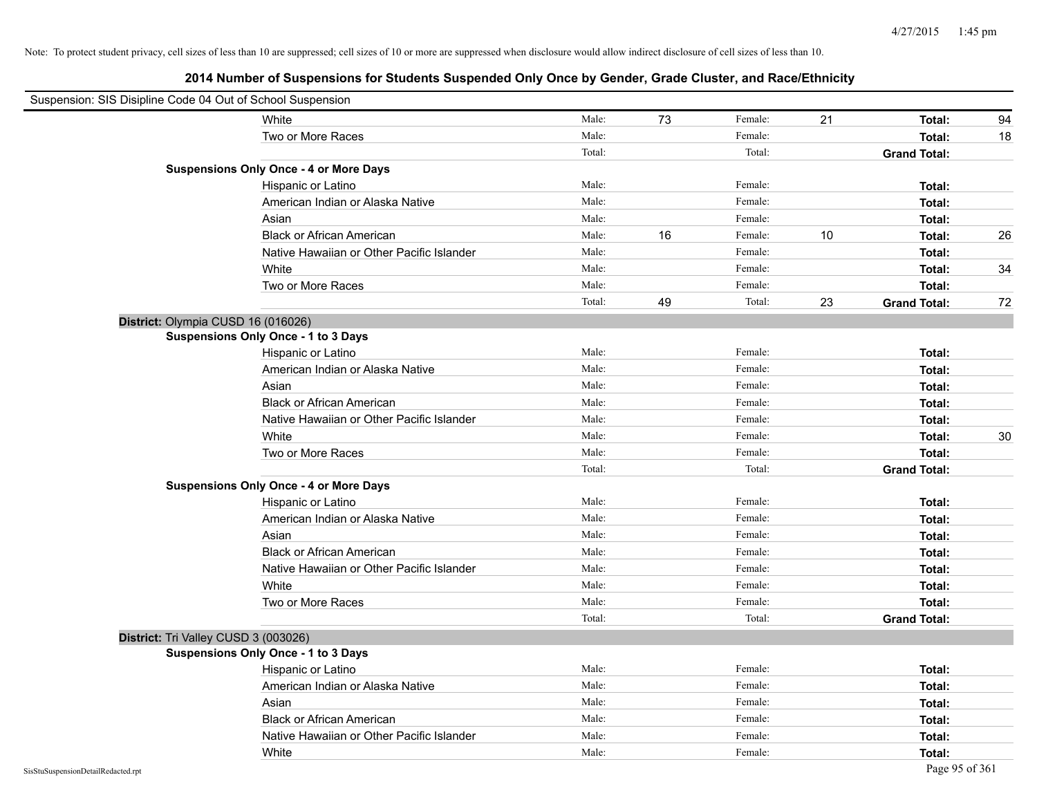Note: To protect student privacy, cell sizes of less than 10 are suppressed; cell sizes of 10 or more are suppressed when disclosure would allow indirect disclosure of cell sizes of less than 10.

## 2014 Number of Suspensions for Students Suspended Only Once by Gender, Grade Cluster, and Race/Ethnicity

Suspension: SIS Disipline Code 04 Out of School Suspension

| | | | | | | |
|---|---|---|---|---|---|---|
| White | Male: | 73 | Female: | 21 | **Total:** | 94 |
| Two or More Races | Male: | | Female: | | **Total:** | 18 |
| | Total: | | Total: | | **Grand Total:** | |
| **Suspensions Only Once - 4 or More Days** | | | | | | |
| Hispanic or Latino | Male: | | Female: | | **Total:** | |
| American Indian or Alaska Native | Male: | | Female: | | **Total:** | |
| Asian | Male: | | Female: | | **Total:** | |
| Black or African American | Male: | 16 | Female: | 10 | **Total:** | 26 |
| Native Hawaiian or Other Pacific Islander | Male: | | Female: | | **Total:** | |
| White | Male: | | Female: | | **Total:** | 34 |
| Two or More Races | Male: | | Female: | | **Total:** | |
| | Total: | 49 | Total: | 23 | **Grand Total:** | 72 |

**District:** Olympia CUSD 16 (016026)

| | | | | | | |
|---|---|---|---|---|---|---|
| **Suspensions Only Once - 1 to 3 Days** | | | | | | |
| Hispanic or Latino | Male: | | Female: | | **Total:** | |
| American Indian or Alaska Native | Male: | | Female: | | **Total:** | |
| Asian | Male: | | Female: | | **Total:** | |
| Black or African American | Male: | | Female: | | **Total:** | |
| Native Hawaiian or Other Pacific Islander | Male: | | Female: | | **Total:** | |
| White | Male: | | Female: | | **Total:** | 30 |
| Two or More Races | Male: | | Female: | | **Total:** | |
| | Total: | | Total: | | **Grand Total:** | |
| **Suspensions Only Once - 4 or More Days** | | | | | | |
| Hispanic or Latino | Male: | | Female: | | **Total:** | |
| American Indian or Alaska Native | Male: | | Female: | | **Total:** | |
| Asian | Male: | | Female: | | **Total:** | |
| Black or African American | Male: | | Female: | | **Total:** | |
| Native Hawaiian or Other Pacific Islander | Male: | | Female: | | **Total:** | |
| White | Male: | | Female: | | **Total:** | |
| Two or More Races | Male: | | Female: | | **Total:** | |
| | Total: | | Total: | | **Grand Total:** | |

**District:** Tri Valley CUSD 3 (003026)

| | | | | | | |
|---|---|---|---|---|---|---|
| **Suspensions Only Once - 1 to 3 Days** | | | | | | |
| Hispanic or Latino | Male: | | Female: | | **Total:** | |
| American Indian or Alaska Native | Male: | | Female: | | **Total:** | |
| Asian | Male: | | Female: | | **Total:** | |
| Black or African American | Male: | | Female: | | **Total:** | |
| Native Hawaiian or Other Pacific Islander | Male: | | Female: | | **Total:** | |
| White | Male: | | Female: | | **Total:** | |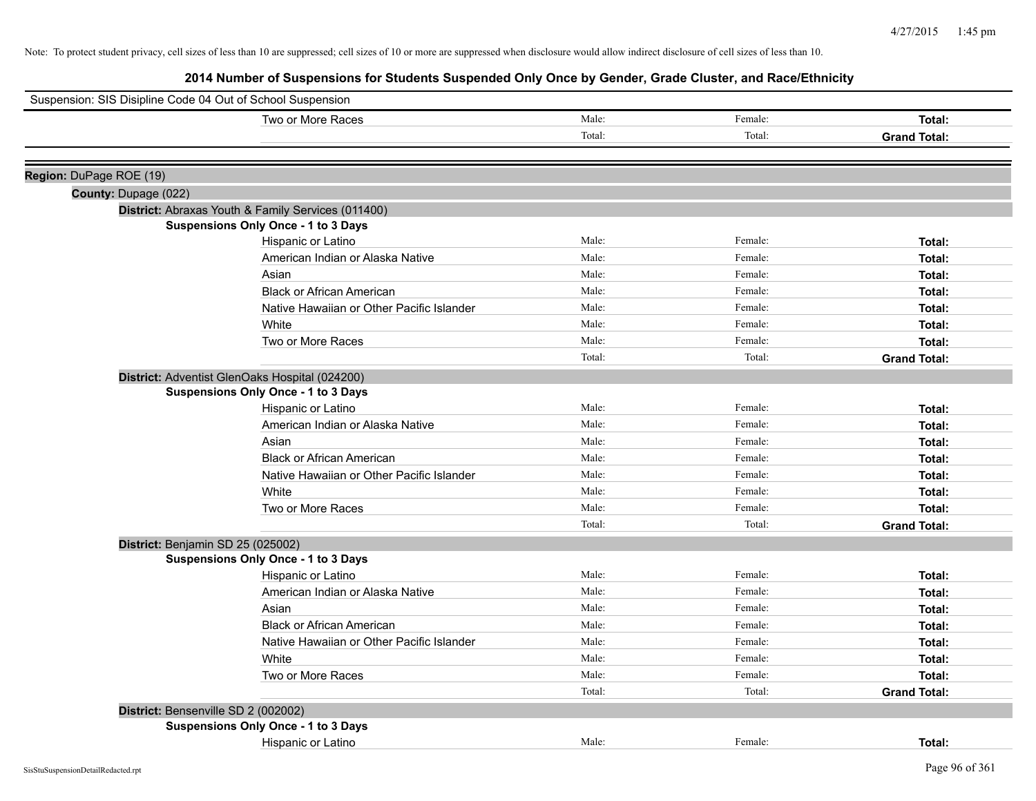Note: To protect student privacy, cell sizes of less than 10 are suppressed; cell sizes of 10 or more are suppressed when disclosure would allow indirect disclosure of cell sizes of less than 10.

# 2014 Number of Suspensions for Students Suspended Only Once by Gender, Grade Cluster, and Race/Ethnicity

Suspension: SIS Disipline Code 04 Out of School Suspension

| | | | |
|---|---|---|---|
| Two or More Races | Male: | Female: | **Total:** |
| | Total: | Total: | **Grand Total:** |

**Region:** DuPage ROE (19)

**County:** Dupage (022)

**District:** Abraxas Youth & Family Services (011400)

**Suspensions Only Once - 1 to 3 Days**

| | | | |
|---|---|---|---|
| Hispanic or Latino | Male: | Female: | **Total:** |
| American Indian or Alaska Native | Male: | Female: | **Total:** |
| Asian | Male: | Female: | **Total:** |
| Black or African American | Male: | Female: | **Total:** |
| Native Hawaiian or Other Pacific Islander | Male: | Female: | **Total:** |
| White | Male: | Female: | **Total:** |
| Two or More Races | Male: | Female: | **Total:** |
| | Total: | Total: | **Grand Total:** |

**District:** Adventist GlenOaks Hospital (024200)

**Suspensions Only Once - 1 to 3 Days**

| | | | |
|---|---|---|---|
| Hispanic or Latino | Male: | Female: | **Total:** |
| American Indian or Alaska Native | Male: | Female: | **Total:** |
| Asian | Male: | Female: | **Total:** |
| Black or African American | Male: | Female: | **Total:** |
| Native Hawaiian or Other Pacific Islander | Male: | Female: | **Total:** |
| White | Male: | Female: | **Total:** |
| Two or More Races | Male: | Female: | **Total:** |
| | Total: | Total: | **Grand Total:** |

**District:** Benjamin SD 25 (025002)

**Suspensions Only Once - 1 to 3 Days**

| | | | |
|---|---|---|---|
| Hispanic or Latino | Male: | Female: | **Total:** |
| American Indian or Alaska Native | Male: | Female: | **Total:** |
| Asian | Male: | Female: | **Total:** |
| Black or African American | Male: | Female: | **Total:** |
| Native Hawaiian or Other Pacific Islander | Male: | Female: | **Total:** |
| White | Male: | Female: | **Total:** |
| Two or More Races | Male: | Female: | **Total:** |
| | Total: | Total: | **Grand Total:** |

**District:** Bensenville SD 2 (002002)

**Suspensions Only Once - 1 to 3 Days**

| | | | |
|---|---|---|---|
| Hispanic or Latino | Male: | Female: | **Total:** |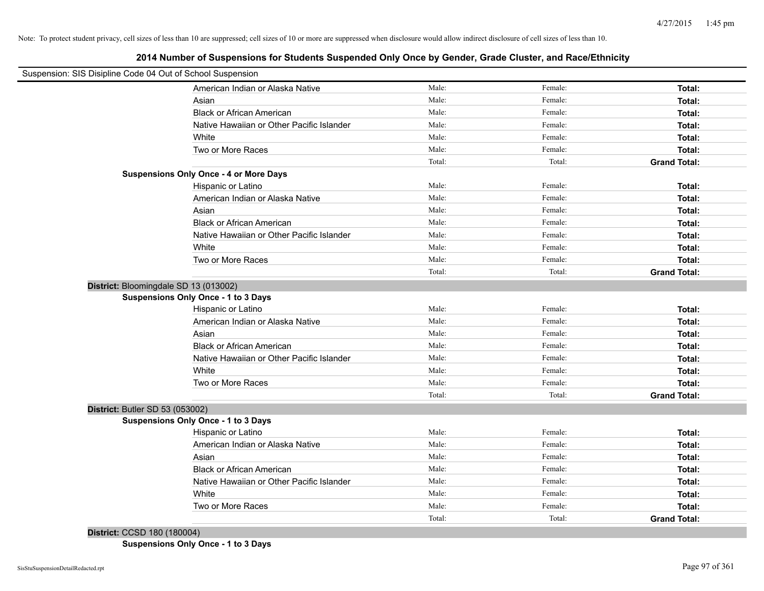Note: To protect student privacy, cell sizes of less than 10 are suppressed; cell sizes of 10 or more are suppressed when disclosure would allow indirect disclosure of cell sizes of less than 10.

## 2014 Number of Suspensions for Students Suspended Only Once by Gender, Grade Cluster, and Race/Ethnicity

Suspension: SIS Disipline Code 04 Out of School Suspension

| | | | | |
|---|---|---|---|---|
| | American Indian or Alaska Native | Male: | Female: | **Total:** |
| | Asian | Male: | Female: | **Total:** |
| | Black or African American | Male: | Female: | **Total:** |
| | Native Hawaiian or Other Pacific Islander | Male: | Female: | **Total:** |
| | White | Male: | Female: | **Total:** |
| | Two or More Races | Male: | Female: | **Total:** |
| | | Total: | Total: | **Grand Total:** |
| **Suspensions Only Once - 4 or More Days** | | | | |
| | Hispanic or Latino | Male: | Female: | **Total:** |
| | American Indian or Alaska Native | Male: | Female: | **Total:** |
| | Asian | Male: | Female: | **Total:** |
| | Black or African American | Male: | Female: | **Total:** |
| | Native Hawaiian or Other Pacific Islander | Male: | Female: | **Total:** |
| | White | Male: | Female: | **Total:** |
| | Two or More Races | Male: | Female: | **Total:** |
| | | Total: | Total: | **Grand Total:** |
| **District:** Bloomingdale SD 13 (013002) | | | | |
| **Suspensions Only Once - 1 to 3 Days** | | | | |
| | Hispanic or Latino | Male: | Female: | **Total:** |
| | American Indian or Alaska Native | Male: | Female: | **Total:** |
| | Asian | Male: | Female: | **Total:** |
| | Black or African American | Male: | Female: | **Total:** |
| | Native Hawaiian or Other Pacific Islander | Male: | Female: | **Total:** |
| | White | Male: | Female: | **Total:** |
| | Two or More Races | Male: | Female: | **Total:** |
| | | Total: | Total: | **Grand Total:** |
| **District:** Butler SD 53 (053002) | | | | |
| **Suspensions Only Once - 1 to 3 Days** | | | | |
| | Hispanic or Latino | Male: | Female: | **Total:** |
| | American Indian or Alaska Native | Male: | Female: | **Total:** |
| | Asian | Male: | Female: | **Total:** |
| | Black or African American | Male: | Female: | **Total:** |
| | Native Hawaiian or Other Pacific Islander | Male: | Female: | **Total:** |
| | White | Male: | Female: | **Total:** |
| | Two or More Races | Male: | Female: | **Total:** |
| | | Total: | Total: | **Grand Total:** |
| **District:** CCSD 180 (180004) | | | | |
| **Suspensions Only Once - 1 to 3 Days** | | | | |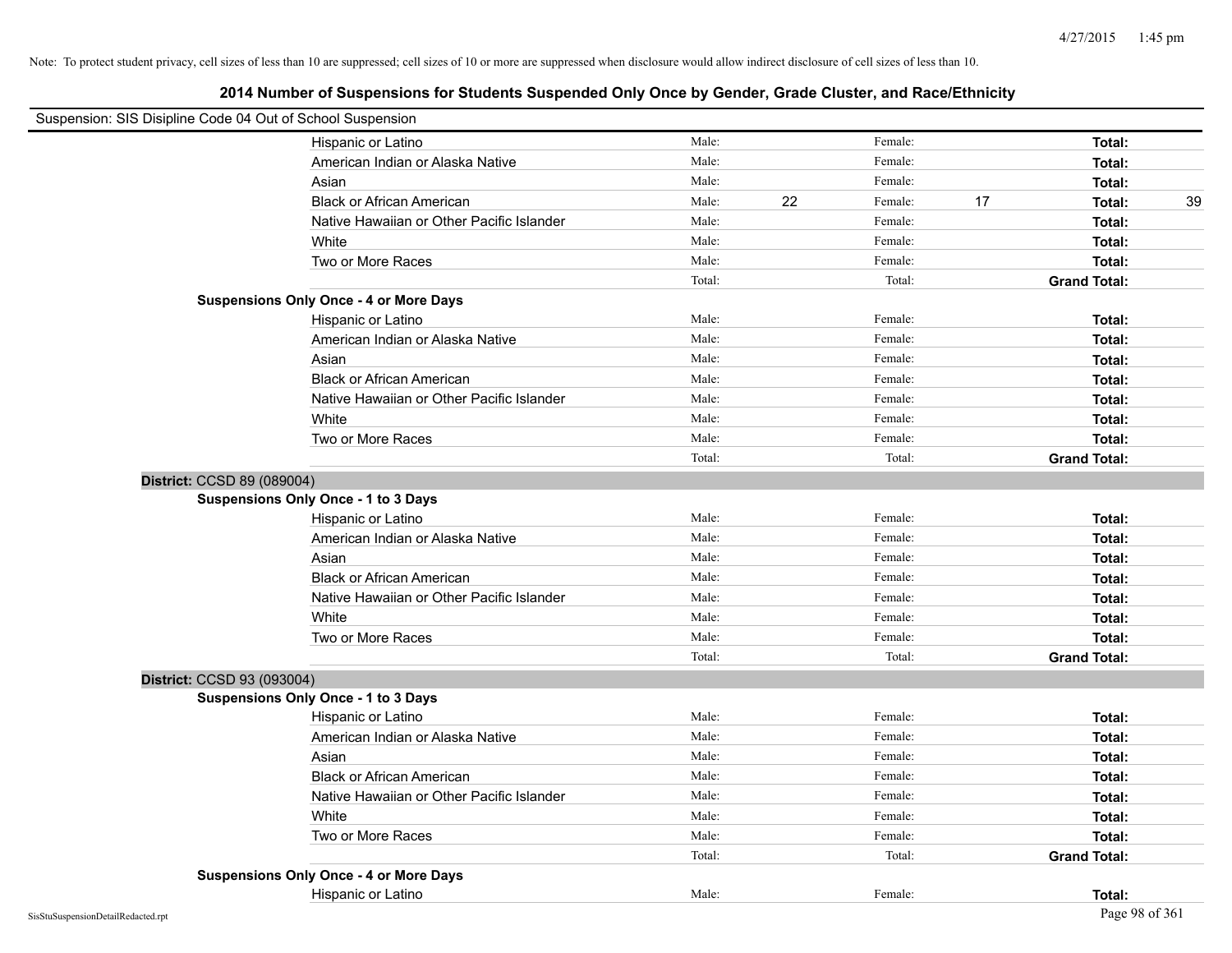Note: To protect student privacy, cell sizes of less than 10 are suppressed; cell sizes of 10 or more are suppressed when disclosure would allow indirect disclosure of cell sizes of less than 10.

## 2014 Number of Suspensions for Students Suspended Only Once by Gender, Grade Cluster, and Race/Ethnicity

Suspension: SIS Disipline Code 04 Out of School Suspension

| | | | | | | |
|---|---|---|---|---|---|---|
| Hispanic or Latino | Male: | | Female: | | **Total:** | |
| American Indian or Alaska Native | Male: | | Female: | | **Total:** | |
| Asian | Male: | | Female: | | **Total:** | |
| Black or African American | Male: | 22 | Female: | 17 | **Total:** | 39 |
| Native Hawaiian or Other Pacific Islander | Male: | | Female: | | **Total:** | |
| White | Male: | | Female: | | **Total:** | |
| Two or More Races | Male: | | Female: | | **Total:** | |
| | Total: | | Total: | | **Grand Total:** | |

**Suspensions Only Once - 4 or More Days**

| | | | | | | |
|---|---|---|---|---|---|---|
| Hispanic or Latino | Male: | | Female: | | **Total:** | |
| American Indian or Alaska Native | Male: | | Female: | | **Total:** | |
| Asian | Male: | | Female: | | **Total:** | |
| Black or African American | Male: | | Female: | | **Total:** | |
| Native Hawaiian or Other Pacific Islander | Male: | | Female: | | **Total:** | |
| White | Male: | | Female: | | **Total:** | |
| Two or More Races | Male: | | Female: | | **Total:** | |
| | Total: | | Total: | | **Grand Total:** | |

**District:** CCSD 89 (089004)

**Suspensions Only Once - 1 to 3 Days**

| | | | | | | |
|---|---|---|---|---|---|---|
| Hispanic or Latino | Male: | | Female: | | **Total:** | |
| American Indian or Alaska Native | Male: | | Female: | | **Total:** | |
| Asian | Male: | | Female: | | **Total:** | |
| Black or African American | Male: | | Female: | | **Total:** | |
| Native Hawaiian or Other Pacific Islander | Male: | | Female: | | **Total:** | |
| White | Male: | | Female: | | **Total:** | |
| Two or More Races | Male: | | Female: | | **Total:** | |
| | Total: | | Total: | | **Grand Total:** | |

**District:** CCSD 93 (093004)

**Suspensions Only Once - 1 to 3 Days**

| | | | | | | |
|---|---|---|---|---|---|---|
| Hispanic or Latino | Male: | | Female: | | **Total:** | |
| American Indian or Alaska Native | Male: | | Female: | | **Total:** | |
| Asian | Male: | | Female: | | **Total:** | |
| Black or African American | Male: | | Female: | | **Total:** | |
| Native Hawaiian or Other Pacific Islander | Male: | | Female: | | **Total:** | |
| White | Male: | | Female: | | **Total:** | |
| Two or More Races | Male: | | Female: | | **Total:** | |
| | Total: | | Total: | | **Grand Total:** | |

**Suspensions Only Once - 4 or More Days**

| | | | | | | |
|---|---|---|---|---|---|---|
| Hispanic or Latino | Male: | | Female: | | **Total:** | |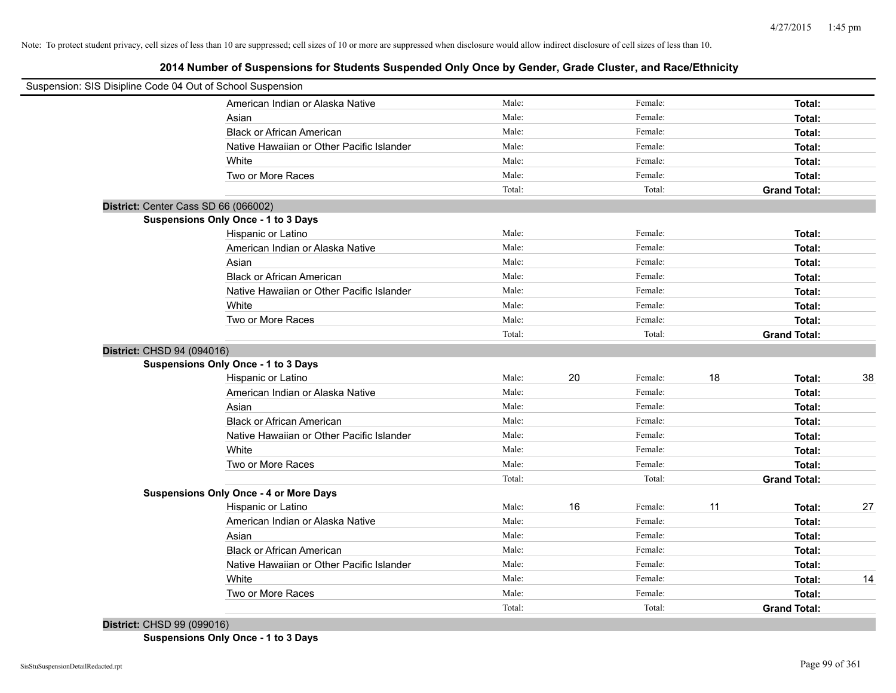Note: To protect student privacy, cell sizes of less than 10 are suppressed; cell sizes of 10 or more are suppressed when disclosure would allow indirect disclosure of cell sizes of less than 10.

## 2014 Number of Suspensions for Students Suspended Only Once by Gender, Grade Cluster, and Race/Ethnicity

Suspension: SIS Disipline Code 04 Out of School Suspension

| | | | | | | |
|---|---|---|---|---|---|---|
| American Indian or Alaska Native | Male: | | Female: | | **Total:** | |
| Asian | Male: | | Female: | | **Total:** | |
| Black or African American | Male: | | Female: | | **Total:** | |
| Native Hawaiian or Other Pacific Islander | Male: | | Female: | | **Total:** | |
| White | Male: | | Female: | | **Total:** | |
| Two or More Races | Male: | | Female: | | **Total:** | |
| | Total: | | Total: | | **Grand Total:** | |

**District:** Center Cass SD 66 (066002)

**Suspensions Only Once - 1 to 3 Days**

| | | | | | | |
|---|---|---|---|---|---|---|
| Hispanic or Latino | Male: | | Female: | | **Total:** | |
| American Indian or Alaska Native | Male: | | Female: | | **Total:** | |
| Asian | Male: | | Female: | | **Total:** | |
| Black or African American | Male: | | Female: | | **Total:** | |
| Native Hawaiian or Other Pacific Islander | Male: | | Female: | | **Total:** | |
| White | Male: | | Female: | | **Total:** | |
| Two or More Races | Male: | | Female: | | **Total:** | |
| | Total: | | Total: | | **Grand Total:** | |

**District:** CHSD 94 (094016)

**Suspensions Only Once - 1 to 3 Days**

| | | | | | | |
|---|---|---|---|---|---|---|
| Hispanic or Latino | Male: | 20 | Female: | 18 | **Total:** | 38 |
| American Indian or Alaska Native | Male: | | Female: | | **Total:** | |
| Asian | Male: | | Female: | | **Total:** | |
| Black or African American | Male: | | Female: | | **Total:** | |
| Native Hawaiian or Other Pacific Islander | Male: | | Female: | | **Total:** | |
| White | Male: | | Female: | | **Total:** | |
| Two or More Races | Male: | | Female: | | **Total:** | |
| | Total: | | Total: | | **Grand Total:** | |

**Suspensions Only Once - 4 or More Days**

| | | | | | | |
|---|---|---|---|---|---|---|
| Hispanic or Latino | Male: | 16 | Female: | 11 | **Total:** | 27 |
| American Indian or Alaska Native | Male: | | Female: | | **Total:** | |
| Asian | Male: | | Female: | | **Total:** | |
| Black or African American | Male: | | Female: | | **Total:** | |
| Native Hawaiian or Other Pacific Islander | Male: | | Female: | | **Total:** | |
| White | Male: | | Female: | | **Total:** | 14 |
| Two or More Races | Male: | | Female: | | **Total:** | |
| | Total: | | Total: | | **Grand Total:** | |

**District:** CHSD 99 (099016)

**Suspensions Only Once - 1 to 3 Days**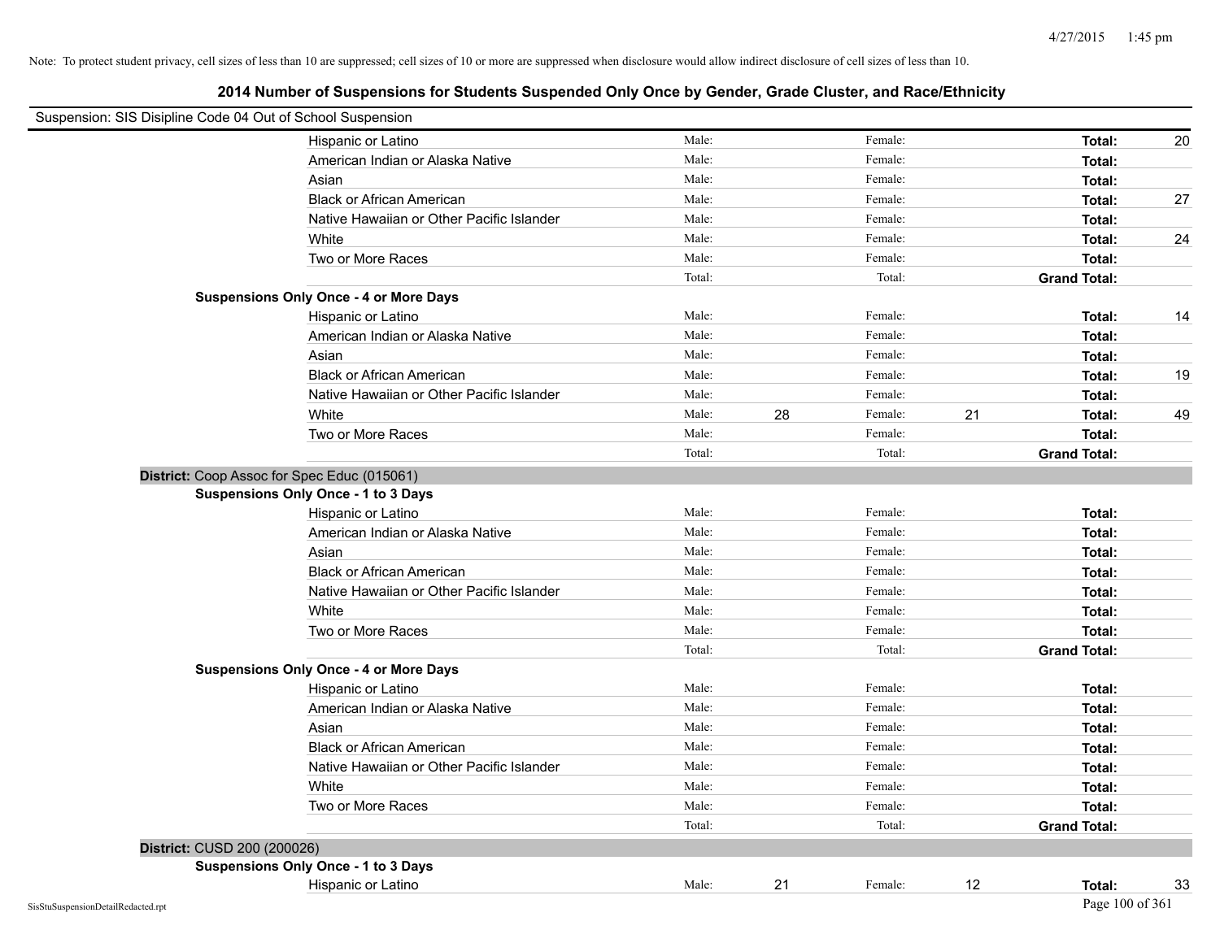Note: To protect student privacy, cell sizes of less than 10 are suppressed; cell sizes of 10 or more are suppressed when disclosure would allow indirect disclosure of cell sizes of less than 10.

## 2014 Number of Suspensions for Students Suspended Only Once by Gender, Grade Cluster, and Race/Ethnicity

Suspension: SIS Disipline Code 04 Out of School Suspension

| | | | | | | |
|---|---|---|---|---|---|---|
| Hispanic or Latino | Male: | | Female: | | **Total:** | 20 |
| American Indian or Alaska Native | Male: | | Female: | | **Total:** | |
| Asian | Male: | | Female: | | **Total:** | |
| Black or African American | Male: | | Female: | | **Total:** | 27 |
| Native Hawaiian or Other Pacific Islander | Male: | | Female: | | **Total:** | |
| White | Male: | | Female: | | **Total:** | 24 |
| Two or More Races | Male: | | Female: | | **Total:** | |
| | Total: | | Total: | | **Grand Total:** | |

**Suspensions Only Once - 4 or More Days**

| | | | | | | |
|---|---|---|---|---|---|---|
| Hispanic or Latino | Male: | | Female: | | **Total:** | 14 |
| American Indian or Alaska Native | Male: | | Female: | | **Total:** | |
| Asian | Male: | | Female: | | **Total:** | |
| Black or African American | Male: | | Female: | | **Total:** | 19 |
| Native Hawaiian or Other Pacific Islander | Male: | | Female: | | **Total:** | |
| White | Male: | 28 | Female: | 21 | **Total:** | 49 |
| Two or More Races | Male: | | Female: | | **Total:** | |
| | Total: | | Total: | | **Grand Total:** | |

**District:** Coop Assoc for Spec Educ (015061)

**Suspensions Only Once - 1 to 3 Days**

| | | | | | | |
|---|---|---|---|---|---|---|
| Hispanic or Latino | Male: | | Female: | | **Total:** | |
| American Indian or Alaska Native | Male: | | Female: | | **Total:** | |
| Asian | Male: | | Female: | | **Total:** | |
| Black or African American | Male: | | Female: | | **Total:** | |
| Native Hawaiian or Other Pacific Islander | Male: | | Female: | | **Total:** | |
| White | Male: | | Female: | | **Total:** | |
| Two or More Races | Male: | | Female: | | **Total:** | |
| | Total: | | Total: | | **Grand Total:** | |

**Suspensions Only Once - 4 or More Days**

| | | | | | | |
|---|---|---|---|---|---|---|
| Hispanic or Latino | Male: | | Female: | | **Total:** | |
| American Indian or Alaska Native | Male: | | Female: | | **Total:** | |
| Asian | Male: | | Female: | | **Total:** | |
| Black or African American | Male: | | Female: | | **Total:** | |
| Native Hawaiian or Other Pacific Islander | Male: | | Female: | | **Total:** | |
| White | Male: | | Female: | | **Total:** | |
| Two or More Races | Male: | | Female: | | **Total:** | |
| | Total: | | Total: | | **Grand Total:** | |

**District:** CUSD 200 (200026)

**Suspensions Only Once - 1 to 3 Days**

| | | | | | | |
|---|---|---|---|---|---|---|
| Hispanic or Latino | Male: | 21 | Female: | 12 | **Total:** | 33 |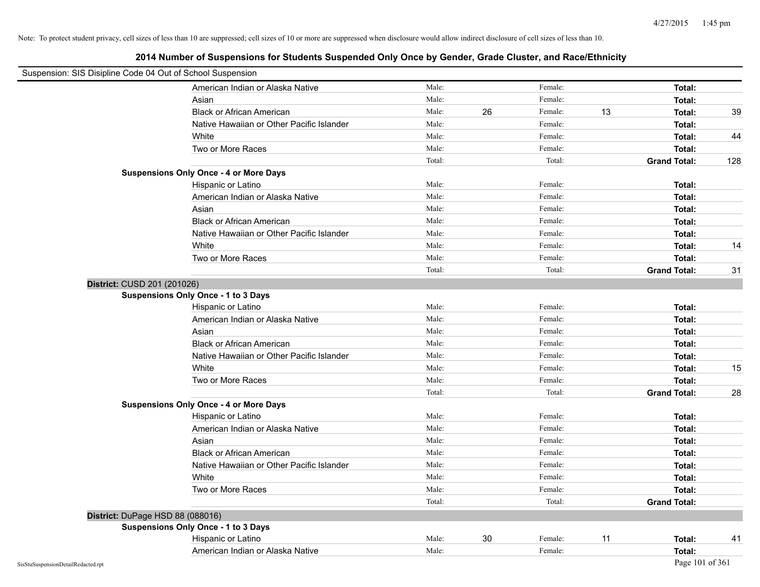Note: To protect student privacy, cell sizes of less than 10 are suppressed; cell sizes of 10 or more are suppressed when disclosure would allow indirect disclosure of cell sizes of less than 10.

## 2014 Number of Suspensions for Students Suspended Only Once by Gender, Grade Cluster, and Race/Ethnicity

Suspension: SIS Disipline Code 04 Out of School Suspension

| | | | | | | | |
|---|---|---|---|---|---|---|---|
| American Indian or Alaska Native | Male: | | Female: | | Total: | |
| Asian | Male: | | Female: | | Total: | |
| Black or African American | Male: | 26 | Female: | 13 | Total: | 39 |
| Native Hawaiian or Other Pacific Islander | Male: | | Female: | | Total: | |
| White | Male: | | Female: | | Total: | 44 |
| Two or More Races | Male: | | Female: | | Total: | |
| | Total: | | Total: | | **Grand Total:** | 128 |

**Suspensions Only Once - 4 or More Days**

| | | | | | | |
|---|---|---|---|---|---|---|
| Hispanic or Latino | Male: | | Female: | | Total: | |
| American Indian or Alaska Native | Male: | | Female: | | Total: | |
| Asian | Male: | | Female: | | Total: | |
| Black or African American | Male: | | Female: | | Total: | |
| Native Hawaiian or Other Pacific Islander | Male: | | Female: | | Total: | |
| White | Male: | | Female: | | Total: | 14 |
| Two or More Races | Male: | | Female: | | Total: | |
| | Total: | | Total: | | **Grand Total:** | 31 |

**District:** CUSD 201 (201026)

**Suspensions Only Once - 1 to 3 Days**

| | | | | | | |
|---|---|---|---|---|---|---|
| Hispanic or Latino | Male: | | Female: | | Total: | |
| American Indian or Alaska Native | Male: | | Female: | | Total: | |
| Asian | Male: | | Female: | | Total: | |
| Black or African American | Male: | | Female: | | Total: | |
| Native Hawaiian or Other Pacific Islander | Male: | | Female: | | Total: | |
| White | Male: | | Female: | | Total: | 15 |
| Two or More Races | Male: | | Female: | | Total: | |
| | Total: | | Total: | | **Grand Total:** | 28 |

**Suspensions Only Once - 4 or More Days**

| | | | | | | |
|---|---|---|---|---|---|---|
| Hispanic or Latino | Male: | | Female: | | Total: | |
| American Indian or Alaska Native | Male: | | Female: | | Total: | |
| Asian | Male: | | Female: | | Total: | |
| Black or African American | Male: | | Female: | | Total: | |
| Native Hawaiian or Other Pacific Islander | Male: | | Female: | | Total: | |
| White | Male: | | Female: | | Total: | |
| Two or More Races | Male: | | Female: | | Total: | |
| | Total: | | Total: | | **Grand Total:** | |

**District:** DuPage HSD 88 (088016)

**Suspensions Only Once - 1 to 3 Days**

| | | | | | | |
|---|---|---|---|---|---|---|
| Hispanic or Latino | Male: | 30 | Female: | 11 | Total: | 41 |
| American Indian or Alaska Native | Male: | | Female: | | Total: | |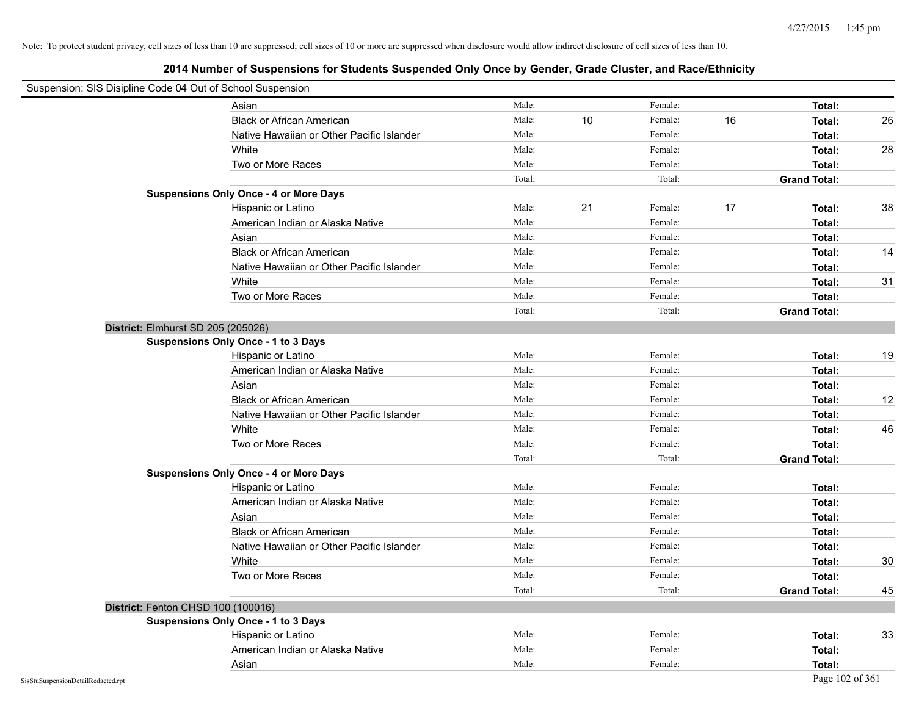Note: To protect student privacy, cell sizes of less than 10 are suppressed; cell sizes of 10 or more are suppressed when disclosure would allow indirect disclosure of cell sizes of less than 10.

## 2014 Number of Suspensions for Students Suspended Only Once by Gender, Grade Cluster, and Race/Ethnicity

Suspension: SIS Disipline Code 04 Out of School Suspension

| | | | | | | | |
|---|---|---|---|---|---|---|---|
| Asian | Male: | | Female: | | **Total:** | |
| Black or African American | Male: | 10 | Female: | 16 | **Total:** | 26 |
| Native Hawaiian or Other Pacific Islander | Male: | | Female: | | **Total:** | |
| White | Male: | | Female: | | **Total:** | 28 |
| Two or More Races | Male: | | Female: | | **Total:** | |
| | Total: | | Total: | | **Grand Total:** | |

**Suspensions Only Once - 4 or More Days**

| | | | | | | |
|---|---|---|---|---|---|---|
| Hispanic or Latino | Male: | 21 | Female: | 17 | **Total:** | 38 |
| American Indian or Alaska Native | Male: | | Female: | | **Total:** | |
| Asian | Male: | | Female: | | **Total:** | |
| Black or African American | Male: | | Female: | | **Total:** | 14 |
| Native Hawaiian or Other Pacific Islander | Male: | | Female: | | **Total:** | |
| White | Male: | | Female: | | **Total:** | 31 |
| Two or More Races | Male: | | Female: | | **Total:** | |
| | Total: | | Total: | | **Grand Total:** | |

**District:** Elmhurst SD 205 (205026)

**Suspensions Only Once - 1 to 3 Days**

| | | | | | | |
|---|---|---|---|---|---|---|
| Hispanic or Latino | Male: | | Female: | | **Total:** | 19 |
| American Indian or Alaska Native | Male: | | Female: | | **Total:** | |
| Asian | Male: | | Female: | | **Total:** | |
| Black or African American | Male: | | Female: | | **Total:** | 12 |
| Native Hawaiian or Other Pacific Islander | Male: | | Female: | | **Total:** | |
| White | Male: | | Female: | | **Total:** | 46 |
| Two or More Races | Male: | | Female: | | **Total:** | |
| | Total: | | Total: | | **Grand Total:** | |

**Suspensions Only Once - 4 or More Days**

| | | | | | | |
|---|---|---|---|---|---|---|
| Hispanic or Latino | Male: | | Female: | | **Total:** | |
| American Indian or Alaska Native | Male: | | Female: | | **Total:** | |
| Asian | Male: | | Female: | | **Total:** | |
| Black or African American | Male: | | Female: | | **Total:** | |
| Native Hawaiian or Other Pacific Islander | Male: | | Female: | | **Total:** | |
| White | Male: | | Female: | | **Total:** | 30 |
| Two or More Races | Male: | | Female: | | **Total:** | |
| | Total: | | Total: | | **Grand Total:** | 45 |

**District:** Fenton CHSD 100 (100016)

**Suspensions Only Once - 1 to 3 Days**

| | | | | | | |
|---|---|---|---|---|---|---|
| Hispanic or Latino | Male: | | Female: | | **Total:** | 33 |
| American Indian or Alaska Native | Male: | | Female: | | **Total:** | |
| Asian | Male: | | Female: | | **Total:** | |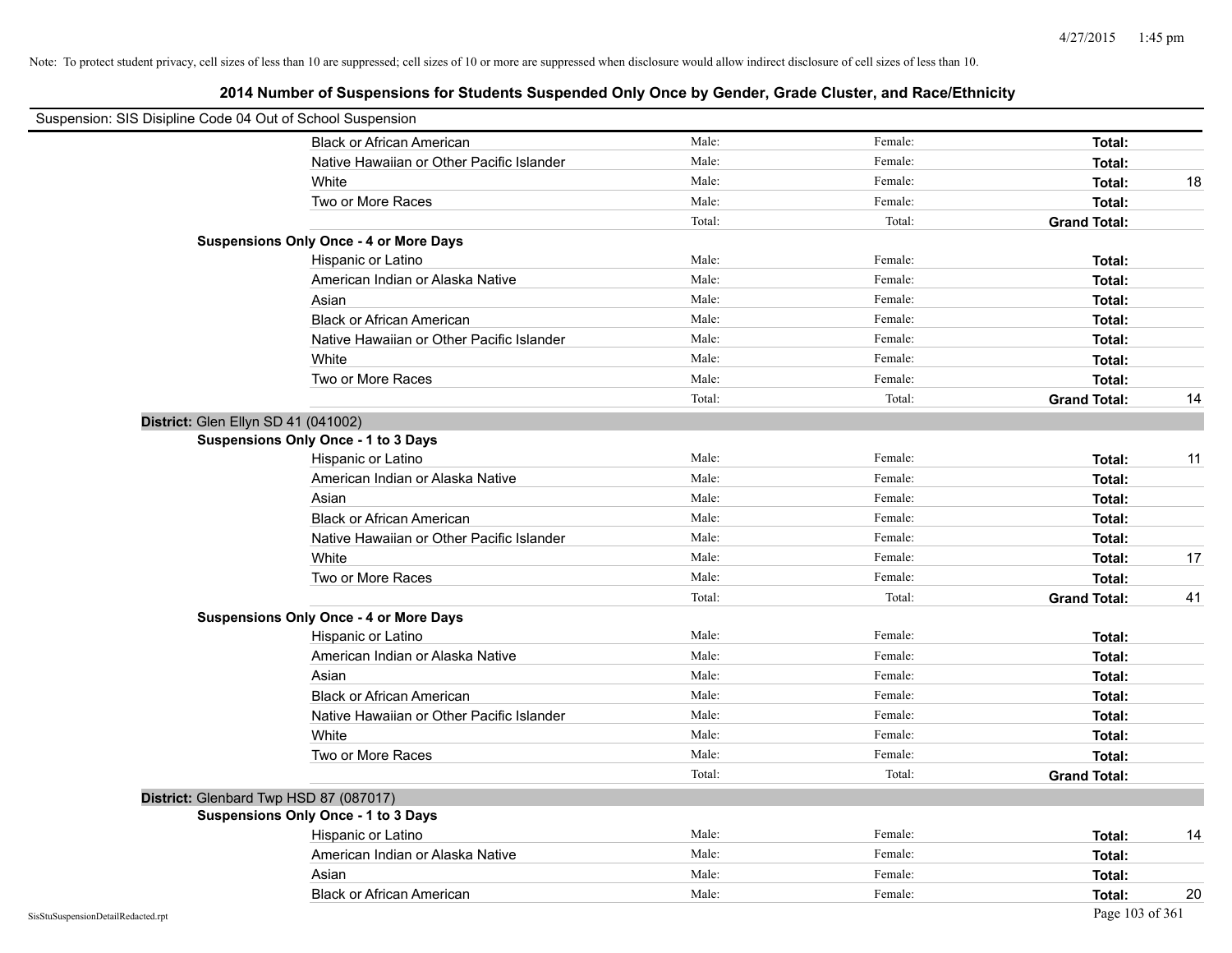Note: To protect student privacy, cell sizes of less than 10 are suppressed; cell sizes of 10 or more are suppressed when disclosure would allow indirect disclosure of cell sizes of less than 10.

## 2014 Number of Suspensions for Students Suspended Only Once by Gender, Grade Cluster, and Race/Ethnicity

Suspension: SIS Disipline Code 04 Out of School Suspension

| | | | | |
|---|---|---|---|---|
| Black or African American | Male: | Female: | **Total:** | |
| Native Hawaiian or Other Pacific Islander | Male: | Female: | **Total:** | |
| White | Male: | Female: | **Total:** | 18 |
| Two or More Races | Male: | Female: | **Total:** | |
| | Total: | Total: | **Grand Total:** | |

**Suspensions Only Once - 4 or More Days**

| | | | | |
|---|---|---|---|---|
| Hispanic or Latino | Male: | Female: | **Total:** | |
| American Indian or Alaska Native | Male: | Female: | **Total:** | |
| Asian | Male: | Female: | **Total:** | |
| Black or African American | Male: | Female: | **Total:** | |
| Native Hawaiian or Other Pacific Islander | Male: | Female: | **Total:** | |
| White | Male: | Female: | **Total:** | |
| Two or More Races | Male: | Female: | **Total:** | |
| | Total: | Total: | **Grand Total:** | 14 |

**District:** Glen Ellyn SD 41 (041002)

**Suspensions Only Once - 1 to 3 Days**

| | | | | |
|---|---|---|---|---|
| Hispanic or Latino | Male: | Female: | **Total:** | 11 |
| American Indian or Alaska Native | Male: | Female: | **Total:** | |
| Asian | Male: | Female: | **Total:** | |
| Black or African American | Male: | Female: | **Total:** | |
| Native Hawaiian or Other Pacific Islander | Male: | Female: | **Total:** | |
| White | Male: | Female: | **Total:** | 17 |
| Two or More Races | Male: | Female: | **Total:** | |
| | Total: | Total: | **Grand Total:** | 41 |

**Suspensions Only Once - 4 or More Days**

| | | | | |
|---|---|---|---|---|
| Hispanic or Latino | Male: | Female: | **Total:** | |
| American Indian or Alaska Native | Male: | Female: | **Total:** | |
| Asian | Male: | Female: | **Total:** | |
| Black or African American | Male: | Female: | **Total:** | |
| Native Hawaiian or Other Pacific Islander | Male: | Female: | **Total:** | |
| White | Male: | Female: | **Total:** | |
| Two or More Races | Male: | Female: | **Total:** | |
| | Total: | Total: | **Grand Total:** | |

**District:** Glenbard Twp HSD 87 (087017)

**Suspensions Only Once - 1 to 3 Days**

| | | | | |
|---|---|---|---|---|
| Hispanic or Latino | Male: | Female: | **Total:** | 14 |
| American Indian or Alaska Native | Male: | Female: | **Total:** | |
| Asian | Male: | Female: | **Total:** | |
| Black or African American | Male: | Female: | **Total:** | 20 |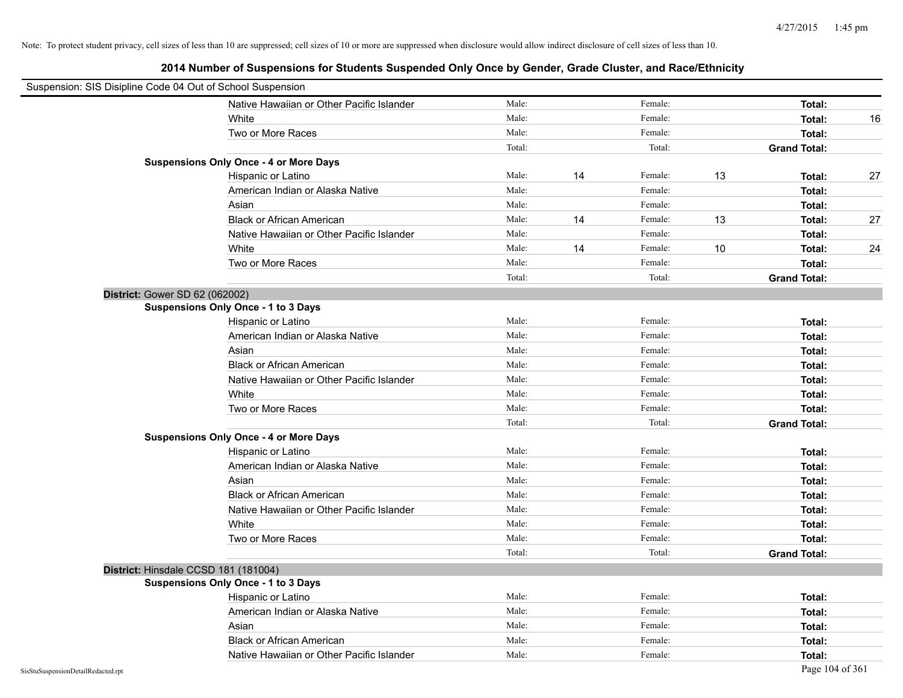Note: To protect student privacy, cell sizes of less than 10 are suppressed; cell sizes of 10 or more are suppressed when disclosure would allow indirect disclosure of cell sizes of less than 10.

## 2014 Number of Suspensions for Students Suspended Only Once by Gender, Grade Cluster, and Race/Ethnicity

Suspension: SIS Disipline Code 04 Out of School Suspension

| | | | | | | |
|---|---|---|---|---|---|---|
| Native Hawaiian or Other Pacific Islander | Male: | | Female: | | **Total:** | |
| White | Male: | | Female: | | **Total:** | 16 |
| Two or More Races | Male: | | Female: | | **Total:** | |
| | Total: | | Total: | | **Grand Total:** | |
| **Suspensions Only Once - 4 or More Days** | | | | | | |
| Hispanic or Latino | Male: | 14 | Female: | 13 | **Total:** | 27 |
| American Indian or Alaska Native | Male: | | Female: | | **Total:** | |
| Asian | Male: | | Female: | | **Total:** | |
| Black or African American | Male: | 14 | Female: | 13 | **Total:** | 27 |
| Native Hawaiian or Other Pacific Islander | Male: | | Female: | | **Total:** | |
| White | Male: | 14 | Female: | 10 | **Total:** | 24 |
| Two or More Races | Male: | | Female: | | **Total:** | |
| | Total: | | Total: | | **Grand Total:** | |

**District:** Gower SD 62 (062002)

| | | | | | | |
|---|---|---|---|---|---|---|
| **Suspensions Only Once - 1 to 3 Days** | | | | | | |
| Hispanic or Latino | Male: | | Female: | | **Total:** | |
| American Indian or Alaska Native | Male: | | Female: | | **Total:** | |
| Asian | Male: | | Female: | | **Total:** | |
| Black or African American | Male: | | Female: | | **Total:** | |
| Native Hawaiian or Other Pacific Islander | Male: | | Female: | | **Total:** | |
| White | Male: | | Female: | | **Total:** | |
| Two or More Races | Male: | | Female: | | **Total:** | |
| | Total: | | Total: | | **Grand Total:** | |
| **Suspensions Only Once - 4 or More Days** | | | | | | |
| Hispanic or Latino | Male: | | Female: | | **Total:** | |
| American Indian or Alaska Native | Male: | | Female: | | **Total:** | |
| Asian | Male: | | Female: | | **Total:** | |
| Black or African American | Male: | | Female: | | **Total:** | |
| Native Hawaiian or Other Pacific Islander | Male: | | Female: | | **Total:** | |
| White | Male: | | Female: | | **Total:** | |
| Two or More Races | Male: | | Female: | | **Total:** | |
| | Total: | | Total: | | **Grand Total:** | |

**District:** Hinsdale CCSD 181 (181004)

| | | | | | | |
|---|---|---|---|---|---|---|
| **Suspensions Only Once - 1 to 3 Days** | | | | | | |
| Hispanic or Latino | Male: | | Female: | | **Total:** | |
| American Indian or Alaska Native | Male: | | Female: | | **Total:** | |
| Asian | Male: | | Female: | | **Total:** | |
| Black or African American | Male: | | Female: | | **Total:** | |
| Native Hawaiian or Other Pacific Islander | Male: | | Female: | | **Total:** | |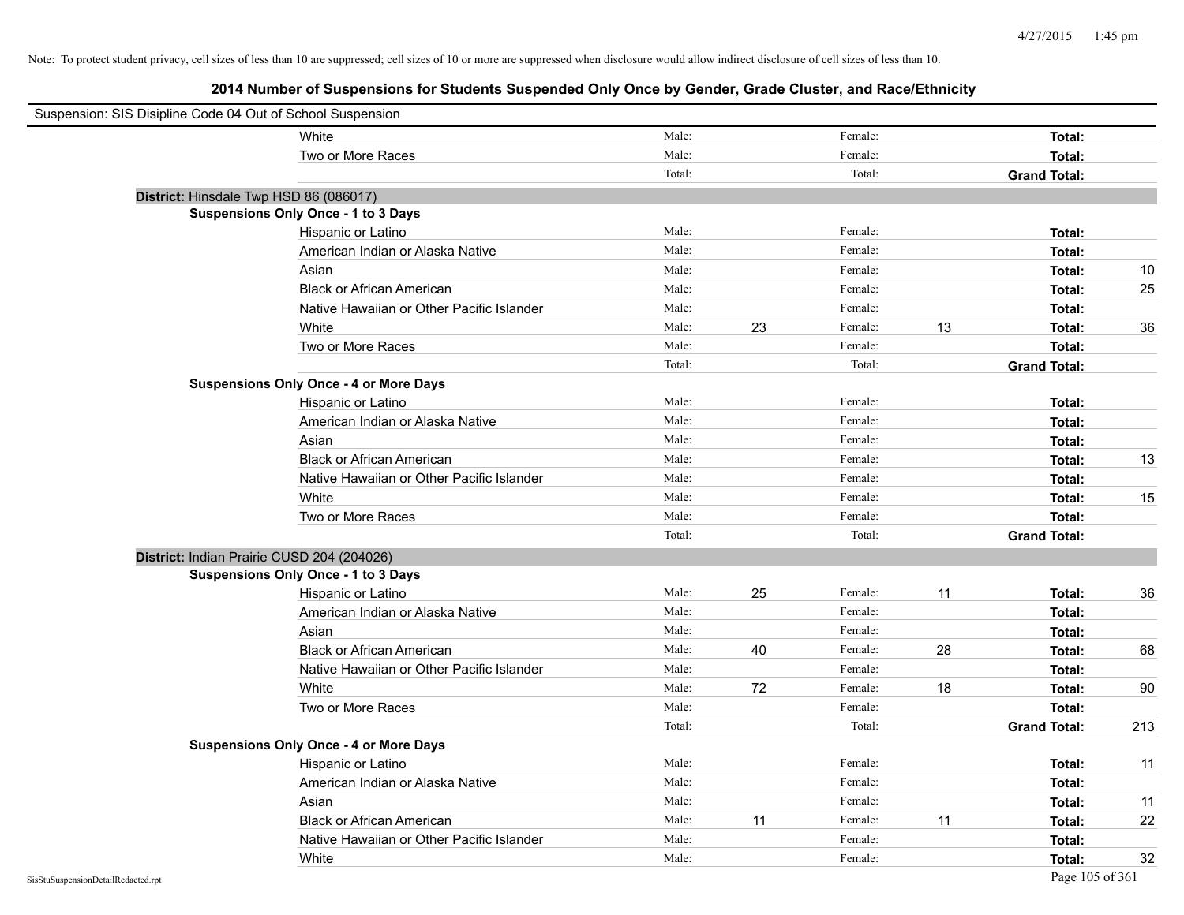Note: To protect student privacy, cell sizes of less than 10 are suppressed; cell sizes of 10 or more are suppressed when disclosure would allow indirect disclosure of cell sizes of less than 10.

## 2014 Number of Suspensions for Students Suspended Only Once by Gender, Grade Cluster, and Race/Ethnicity

Suspension: SIS Disipline Code 04 Out of School Suspension

| | | | | | | |
|---|---|---|---|---|---|---|
| White | Male: | | Female: | | **Total:** | |
| Two or More Races | Male: | | Female: | | **Total:** | |
| | Total: | | Total: | | **Grand Total:** | |

**District:** Hinsdale Twp HSD 86 (086017)

**Suspensions Only Once - 1 to 3 Days**

| | | | | | | |
|---|---|---|---|---|---|---|
| Hispanic or Latino | Male: | | Female: | | **Total:** | |
| American Indian or Alaska Native | Male: | | Female: | | **Total:** | |
| Asian | Male: | | Female: | | **Total:** | 10 |
| Black or African American | Male: | | Female: | | **Total:** | 25 |
| Native Hawaiian or Other Pacific Islander | Male: | | Female: | | **Total:** | |
| White | Male: | 23 | Female: | 13 | **Total:** | 36 |
| Two or More Races | Male: | | Female: | | **Total:** | |
| | Total: | | Total: | | **Grand Total:** | |

**Suspensions Only Once - 4 or More Days**

| | | | | | | |
|---|---|---|---|---|---|---|
| Hispanic or Latino | Male: | | Female: | | **Total:** | |
| American Indian or Alaska Native | Male: | | Female: | | **Total:** | |
| Asian | Male: | | Female: | | **Total:** | |
| Black or African American | Male: | | Female: | | **Total:** | 13 |
| Native Hawaiian or Other Pacific Islander | Male: | | Female: | | **Total:** | |
| White | Male: | | Female: | | **Total:** | 15 |
| Two or More Races | Male: | | Female: | | **Total:** | |
| | Total: | | Total: | | **Grand Total:** | |

**District:** Indian Prairie CUSD 204 (204026)

**Suspensions Only Once - 1 to 3 Days**

| | | | | | | |
|---|---|---|---|---|---|---|
| Hispanic or Latino | Male: | 25 | Female: | 11 | **Total:** | 36 |
| American Indian or Alaska Native | Male: | | Female: | | **Total:** | |
| Asian | Male: | | Female: | | **Total:** | |
| Black or African American | Male: | 40 | Female: | 28 | **Total:** | 68 |
| Native Hawaiian or Other Pacific Islander | Male: | | Female: | | **Total:** | |
| White | Male: | 72 | Female: | 18 | **Total:** | 90 |
| Two or More Races | Male: | | Female: | | **Total:** | |
| | Total: | | Total: | | **Grand Total:** | 213 |

**Suspensions Only Once - 4 or More Days**

| | | | | | | |
|---|---|---|---|---|---|---|
| Hispanic or Latino | Male: | | Female: | | **Total:** | 11 |
| American Indian or Alaska Native | Male: | | Female: | | **Total:** | |
| Asian | Male: | | Female: | | **Total:** | 11 |
| Black or African American | Male: | 11 | Female: | 11 | **Total:** | 22 |
| Native Hawaiian or Other Pacific Islander | Male: | | Female: | | **Total:** | |
| White | Male: | | Female: | | **Total:** | 32 |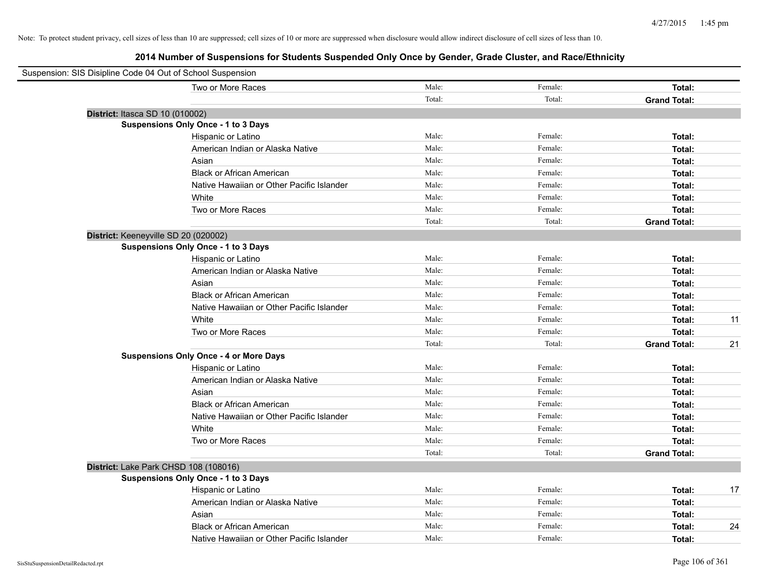Note: To protect student privacy, cell sizes of less than 10 are suppressed; cell sizes of 10 or more are suppressed when disclosure would allow indirect disclosure of cell sizes of less than 10.

## 2014 Number of Suspensions for Students Suspended Only Once by Gender, Grade Cluster, and Race/Ethnicity

Suspension: SIS Disipline Code 04 Out of School Suspension

| | | | | |
|---|---|---|---|---|
| Two or More Races | Male: | Female: | **Total:** | |
| | Total: | Total: | **Grand Total:** | |

**District:** Itasca SD 10 (010002)

**Suspensions Only Once - 1 to 3 Days**

| | | | | |
|---|---|---|---|---|
| Hispanic or Latino | Male: | Female: | **Total:** | |
| American Indian or Alaska Native | Male: | Female: | **Total:** | |
| Asian | Male: | Female: | **Total:** | |
| Black or African American | Male: | Female: | **Total:** | |
| Native Hawaiian or Other Pacific Islander | Male: | Female: | **Total:** | |
| White | Male: | Female: | **Total:** | |
| Two or More Races | Male: | Female: | **Total:** | |
| | Total: | Total: | **Grand Total:** | |

**District:** Keeneyville SD 20 (020002)

**Suspensions Only Once - 1 to 3 Days**

| | | | | |
|---|---|---|---|---|
| Hispanic or Latino | Male: | Female: | **Total:** | |
| American Indian or Alaska Native | Male: | Female: | **Total:** | |
| Asian | Male: | Female: | **Total:** | |
| Black or African American | Male: | Female: | **Total:** | |
| Native Hawaiian or Other Pacific Islander | Male: | Female: | **Total:** | |
| White | Male: | Female: | **Total:** | 11 |
| Two or More Races | Male: | Female: | **Total:** | |
| | Total: | Total: | **Grand Total:** | 21 |

**Suspensions Only Once - 4 or More Days**

| | | | | |
|---|---|---|---|---|
| Hispanic or Latino | Male: | Female: | **Total:** | |
| American Indian or Alaska Native | Male: | Female: | **Total:** | |
| Asian | Male: | Female: | **Total:** | |
| Black or African American | Male: | Female: | **Total:** | |
| Native Hawaiian or Other Pacific Islander | Male: | Female: | **Total:** | |
| White | Male: | Female: | **Total:** | |
| Two or More Races | Male: | Female: | **Total:** | |
| | Total: | Total: | **Grand Total:** | |

**District:** Lake Park CHSD 108 (108016)

**Suspensions Only Once - 1 to 3 Days**

| | | | | |
|---|---|---|---|---|
| Hispanic or Latino | Male: | Female: | **Total:** | 17 |
| American Indian or Alaska Native | Male: | Female: | **Total:** | |
| Asian | Male: | Female: | **Total:** | |
| Black or African American | Male: | Female: | **Total:** | 24 |
| Native Hawaiian or Other Pacific Islander | Male: | Female: | **Total:** | |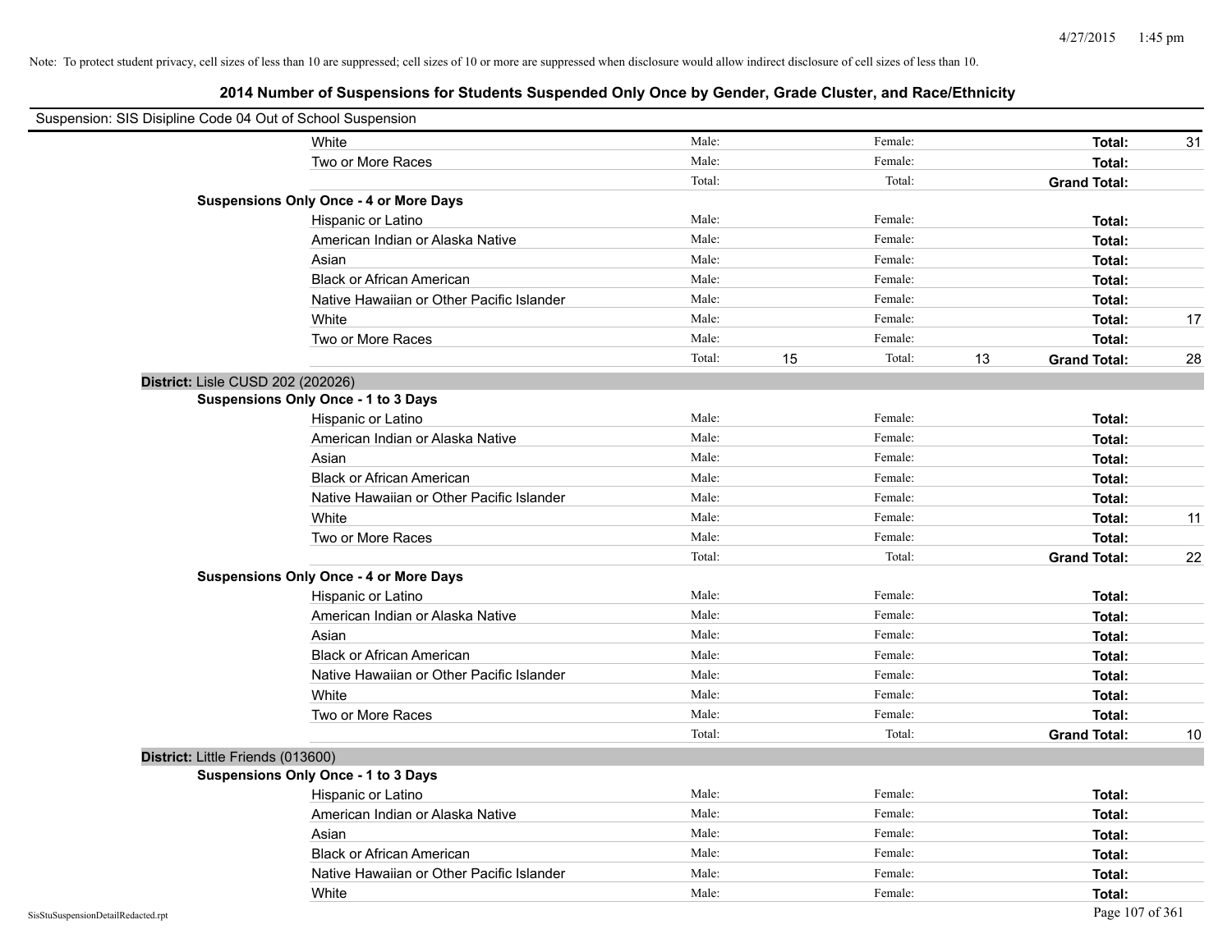Note: To protect student privacy, cell sizes of less than 10 are suppressed; cell sizes of 10 or more are suppressed when disclosure would allow indirect disclosure of cell sizes of less than 10.

# 2014 Number of Suspensions for Students Suspended Only Once by Gender, Grade Cluster, and Race/Ethnicity

Suspension: SIS Disipline Code 04 Out of School Suspension

| | | | | | | |
|---|---|---|---|---|---|---|
| White | Male: | | Female: | | **Total:** | 31 |
| Two or More Races | Male: | | Female: | | **Total:** | |
| | Total: | | Total: | | **Grand Total:** | |
| **Suspensions Only Once - 4 or More Days** | | | | | | |
| Hispanic or Latino | Male: | | Female: | | **Total:** | |
| American Indian or Alaska Native | Male: | | Female: | | **Total:** | |
| Asian | Male: | | Female: | | **Total:** | |
| Black or African American | Male: | | Female: | | **Total:** | |
| Native Hawaiian or Other Pacific Islander | Male: | | Female: | | **Total:** | |
| White | Male: | | Female: | | **Total:** | 17 |
| Two or More Races | Male: | | Female: | | **Total:** | |
| | Total: | 15 | Total: | 13 | **Grand Total:** | 28 |

**District:** Lisle CUSD 202 (202026)

| | | | | | | |
|---|---|---|---|---|---|---|
| **Suspensions Only Once - 1 to 3 Days** | | | | | | |
| Hispanic or Latino | Male: | | Female: | | **Total:** | |
| American Indian or Alaska Native | Male: | | Female: | | **Total:** | |
| Asian | Male: | | Female: | | **Total:** | |
| Black or African American | Male: | | Female: | | **Total:** | |
| Native Hawaiian or Other Pacific Islander | Male: | | Female: | | **Total:** | |
| White | Male: | | Female: | | **Total:** | 11 |
| Two or More Races | Male: | | Female: | | **Total:** | |
| | Total: | | Total: | | **Grand Total:** | 22 |
| **Suspensions Only Once - 4 or More Days** | | | | | | |
| Hispanic or Latino | Male: | | Female: | | **Total:** | |
| American Indian or Alaska Native | Male: | | Female: | | **Total:** | |
| Asian | Male: | | Female: | | **Total:** | |
| Black or African American | Male: | | Female: | | **Total:** | |
| Native Hawaiian or Other Pacific Islander | Male: | | Female: | | **Total:** | |
| White | Male: | | Female: | | **Total:** | |
| Two or More Races | Male: | | Female: | | **Total:** | |
| | Total: | | Total: | | **Grand Total:** | 10 |

**District:** Little Friends (013600)

| | | | | | | |
|---|---|---|---|---|---|---|
| **Suspensions Only Once - 1 to 3 Days** | | | | | | |
| Hispanic or Latino | Male: | | Female: | | **Total:** | |
| American Indian or Alaska Native | Male: | | Female: | | **Total:** | |
| Asian | Male: | | Female: | | **Total:** | |
| Black or African American | Male: | | Female: | | **Total:** | |
| Native Hawaiian or Other Pacific Islander | Male: | | Female: | | **Total:** | |
| White | Male: | | Female: | | **Total:** | |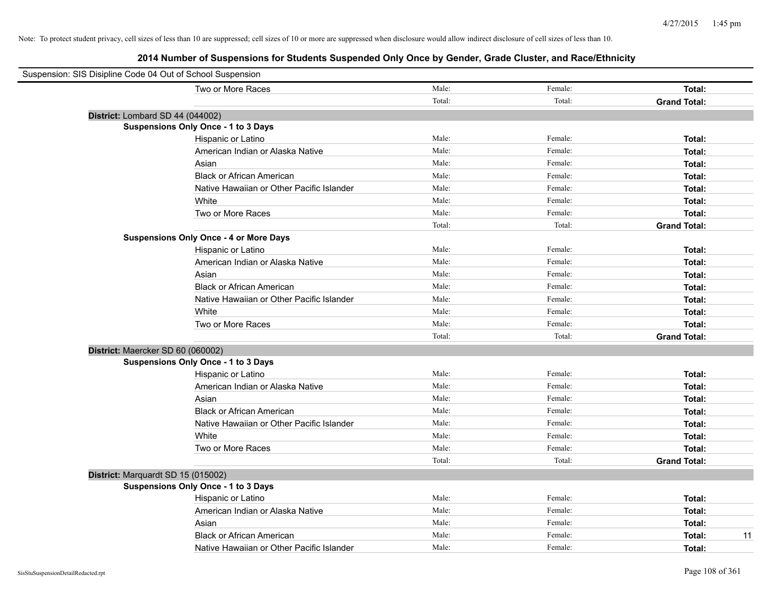Note: To protect student privacy, cell sizes of less than 10 are suppressed; cell sizes of 10 or more are suppressed when disclosure would allow indirect disclosure of cell sizes of less than 10.

## 2014 Number of Suspensions for Students Suspended Only Once by Gender, Grade Cluster, and Race/Ethnicity

Suspension: SIS Disipline Code 04 Out of School Suspension

| | Male | Female | Total |
|---|---|---|---|
| Two or More Races | Male: | Female: | **Total:** |
| | Total: | Total: | **Grand Total:** |

**District:** Lombard SD 44 (044002)

**Suspensions Only Once - 1 to 3 Days**

| | Male | Female | Total |
|---|---|---|---|
| Hispanic or Latino | Male: | Female: | **Total:** |
| American Indian or Alaska Native | Male: | Female: | **Total:** |
| Asian | Male: | Female: | **Total:** |
| Black or African American | Male: | Female: | **Total:** |
| Native Hawaiian or Other Pacific Islander | Male: | Female: | **Total:** |
| White | Male: | Female: | **Total:** |
| Two or More Races | Male: | Female: | **Total:** |
| | Total: | Total: | **Grand Total:** |

**Suspensions Only Once - 4 or More Days**

| | Male | Female | Total |
|---|---|---|---|
| Hispanic or Latino | Male: | Female: | **Total:** |
| American Indian or Alaska Native | Male: | Female: | **Total:** |
| Asian | Male: | Female: | **Total:** |
| Black or African American | Male: | Female: | **Total:** |
| Native Hawaiian or Other Pacific Islander | Male: | Female: | **Total:** |
| White | Male: | Female: | **Total:** |
| Two or More Races | Male: | Female: | **Total:** |
| | Total: | Total: | **Grand Total:** |

**District:** Maercker SD 60 (060002)

**Suspensions Only Once - 1 to 3 Days**

| | Male | Female | Total |
|---|---|---|---|
| Hispanic or Latino | Male: | Female: | **Total:** |
| American Indian or Alaska Native | Male: | Female: | **Total:** |
| Asian | Male: | Female: | **Total:** |
| Black or African American | Male: | Female: | **Total:** |
| Native Hawaiian or Other Pacific Islander | Male: | Female: | **Total:** |
| White | Male: | Female: | **Total:** |
| Two or More Races | Male: | Female: | **Total:** |
| | Total: | Total: | **Grand Total:** |

**District:** Marquardt SD 15 (015002)

**Suspensions Only Once - 1 to 3 Days**

| | Male | Female | Total |
|---|---|---|---|
| Hispanic or Latino | Male: | Female: | **Total:** |
| American Indian or Alaska Native | Male: | Female: | **Total:** |
| Asian | Male: | Female: | **Total:** |
| Black or African American | Male: | Female: | **Total:** 11 |
| Native Hawaiian or Other Pacific Islander | Male: | Female: | **Total:** |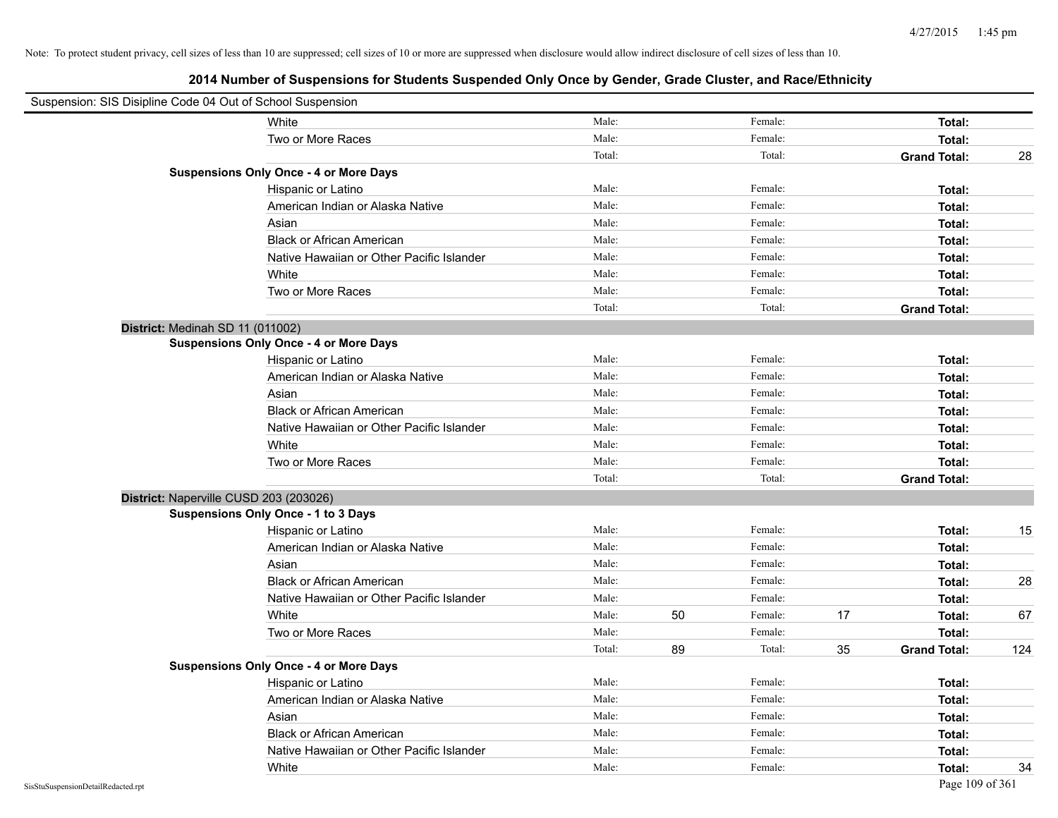Note: To protect student privacy, cell sizes of less than 10 are suppressed; cell sizes of 10 or more are suppressed when disclosure would allow indirect disclosure of cell sizes of less than 10.

## 2014 Number of Suspensions for Students Suspended Only Once by Gender, Grade Cluster, and Race/Ethnicity

Suspension: SIS Disipline Code 04 Out of School Suspension

| | | | | | | |
|---|---|---|---|---|---|---|
| White | Male: | | Female: | | **Total:** | |
| Two or More Races | Male: | | Female: | | **Total:** | |
| | Total: | | Total: | | **Grand Total:** | 28 |

**Suspensions Only Once - 4 or More Days**

| | | | | | | |
|---|---|---|---|---|---|---|
| Hispanic or Latino | Male: | | Female: | | **Total:** | |
| American Indian or Alaska Native | Male: | | Female: | | **Total:** | |
| Asian | Male: | | Female: | | **Total:** | |
| Black or African American | Male: | | Female: | | **Total:** | |
| Native Hawaiian or Other Pacific Islander | Male: | | Female: | | **Total:** | |
| White | Male: | | Female: | | **Total:** | |
| Two or More Races | Male: | | Female: | | **Total:** | |
| | Total: | | Total: | | **Grand Total:** | |

**District:** Medinah SD 11 (011002)

**Suspensions Only Once - 4 or More Days**

| | | | | | | |
|---|---|---|---|---|---|---|
| Hispanic or Latino | Male: | | Female: | | **Total:** | |
| American Indian or Alaska Native | Male: | | Female: | | **Total:** | |
| Asian | Male: | | Female: | | **Total:** | |
| Black or African American | Male: | | Female: | | **Total:** | |
| Native Hawaiian or Other Pacific Islander | Male: | | Female: | | **Total:** | |
| White | Male: | | Female: | | **Total:** | |
| Two or More Races | Male: | | Female: | | **Total:** | |
| | Total: | | Total: | | **Grand Total:** | |

**District:** Naperville CUSD 203 (203026)

**Suspensions Only Once - 1 to 3 Days**

| | | | | | | |
|---|---|---|---|---|---|---|
| Hispanic or Latino | Male: | | Female: | | **Total:** | 15 |
| American Indian or Alaska Native | Male: | | Female: | | **Total:** | |
| Asian | Male: | | Female: | | **Total:** | |
| Black or African American | Male: | | Female: | | **Total:** | 28 |
| Native Hawaiian or Other Pacific Islander | Male: | | Female: | | **Total:** | |
| White | Male: | 50 | Female: | 17 | **Total:** | 67 |
| Two or More Races | Male: | | Female: | | **Total:** | |
| | Total: | 89 | Total: | 35 | **Grand Total:** | 124 |

**Suspensions Only Once - 4 or More Days**

| | | | | | | |
|---|---|---|---|---|---|---|
| Hispanic or Latino | Male: | | Female: | | **Total:** | |
| American Indian or Alaska Native | Male: | | Female: | | **Total:** | |
| Asian | Male: | | Female: | | **Total:** | |
| Black or African American | Male: | | Female: | | **Total:** | |
| Native Hawaiian or Other Pacific Islander | Male: | | Female: | | **Total:** | |
| White | Male: | | Female: | | **Total:** | 34 |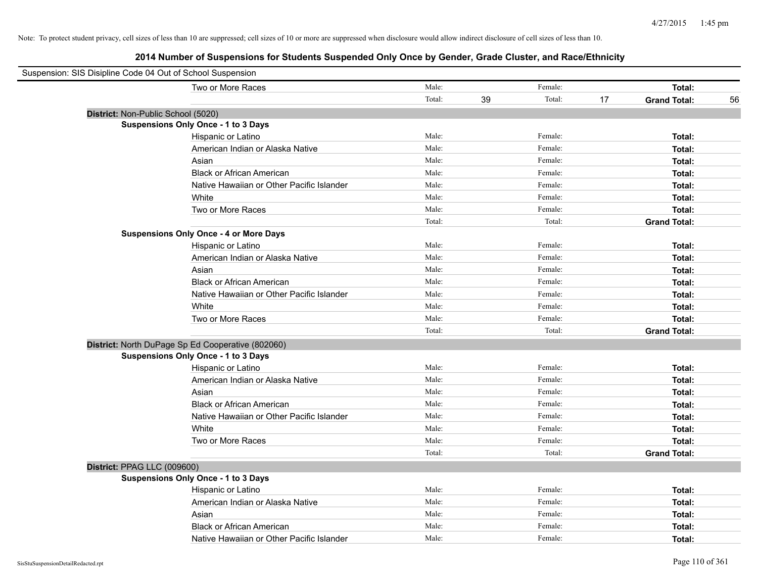Note: To protect student privacy, cell sizes of less than 10 are suppressed; cell sizes of 10 or more are suppressed when disclosure would allow indirect disclosure of cell sizes of less than 10.

## 2014 Number of Suspensions for Students Suspended Only Once by Gender, Grade Cluster, and Race/Ethnicity

Suspension: SIS Disipline Code 04 Out of School Suspension

| | | | | | |
|---|---|---|---|---|---|
| Two or More Races | Male: | | Female: | | **Total:** |
| | Total: 39 | | Total: 17 | | **Grand Total:** 56 |

**District:** Non-Public School (5020)

**Suspensions Only Once - 1 to 3 Days**

| | | | |
|---|---|---|---|
| Hispanic or Latino | Male: | Female: | **Total:** |
| American Indian or Alaska Native | Male: | Female: | **Total:** |
| Asian | Male: | Female: | **Total:** |
| Black or African American | Male: | Female: | **Total:** |
| Native Hawaiian or Other Pacific Islander | Male: | Female: | **Total:** |
| White | Male: | Female: | **Total:** |
| Two or More Races | Male: | Female: | **Total:** |
| | Total: | Total: | **Grand Total:** |

**Suspensions Only Once - 4 or More Days**

| | | | |
|---|---|---|---|
| Hispanic or Latino | Male: | Female: | **Total:** |
| American Indian or Alaska Native | Male: | Female: | **Total:** |
| Asian | Male: | Female: | **Total:** |
| Black or African American | Male: | Female: | **Total:** |
| Native Hawaiian or Other Pacific Islander | Male: | Female: | **Total:** |
| White | Male: | Female: | **Total:** |
| Two or More Races | Male: | Female: | **Total:** |
| | Total: | Total: | **Grand Total:** |

**District:** North DuPage Sp Ed Cooperative (802060)

**Suspensions Only Once - 1 to 3 Days**

| | | | |
|---|---|---|---|
| Hispanic or Latino | Male: | Female: | **Total:** |
| American Indian or Alaska Native | Male: | Female: | **Total:** |
| Asian | Male: | Female: | **Total:** |
| Black or African American | Male: | Female: | **Total:** |
| Native Hawaiian or Other Pacific Islander | Male: | Female: | **Total:** |
| White | Male: | Female: | **Total:** |
| Two or More Races | Male: | Female: | **Total:** |
| | Total: | Total: | **Grand Total:** |

**District:** PPAG LLC (009600)

**Suspensions Only Once - 1 to 3 Days**

| | | | |
|---|---|---|---|
| Hispanic or Latino | Male: | Female: | **Total:** |
| American Indian or Alaska Native | Male: | Female: | **Total:** |
| Asian | Male: | Female: | **Total:** |
| Black or African American | Male: | Female: | **Total:** |
| Native Hawaiian or Other Pacific Islander | Male: | Female: | **Total:** |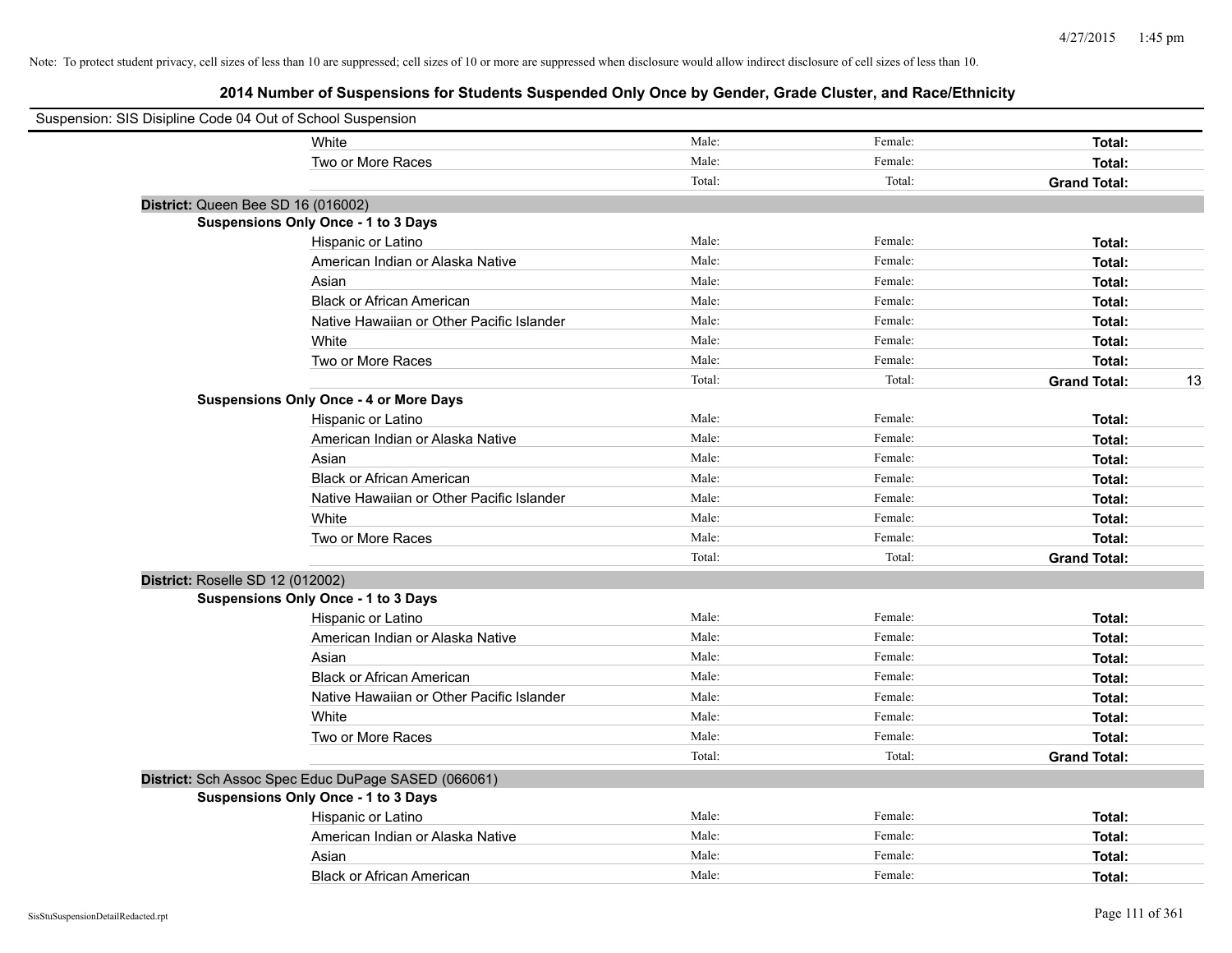Note: To protect student privacy, cell sizes of less than 10 are suppressed; cell sizes of 10 or more are suppressed when disclosure would allow indirect disclosure of cell sizes of less than 10.

## 2014 Number of Suspensions for Students Suspended Only Once by Gender, Grade Cluster, and Race/Ethnicity

Suspension: SIS Disipline Code 04 Out of School Suspension

| | | | | |
|---|---|---|---|---|
| White | Male: | Female: | **Total:** | |
| Two or More Races | Male: | Female: | **Total:** | |
| | Total: | Total: | **Grand Total:** | |

**District:** Queen Bee SD 16 (016002)

**Suspensions Only Once - 1 to 3 Days**

| | | | | |
|---|---|---|---|---|
| Hispanic or Latino | Male: | Female: | **Total:** | |
| American Indian or Alaska Native | Male: | Female: | **Total:** | |
| Asian | Male: | Female: | **Total:** | |
| Black or African American | Male: | Female: | **Total:** | |
| Native Hawaiian or Other Pacific Islander | Male: | Female: | **Total:** | |
| White | Male: | Female: | **Total:** | |
| Two or More Races | Male: | Female: | **Total:** | |
| | Total: | Total: | **Grand Total:** | 13 |

**Suspensions Only Once - 4 or More Days**

| | | | | |
|---|---|---|---|---|
| Hispanic or Latino | Male: | Female: | **Total:** | |
| American Indian or Alaska Native | Male: | Female: | **Total:** | |
| Asian | Male: | Female: | **Total:** | |
| Black or African American | Male: | Female: | **Total:** | |
| Native Hawaiian or Other Pacific Islander | Male: | Female: | **Total:** | |
| White | Male: | Female: | **Total:** | |
| Two or More Races | Male: | Female: | **Total:** | |
| | Total: | Total: | **Grand Total:** | |

**District:** Roselle SD 12 (012002)

**Suspensions Only Once - 1 to 3 Days**

| | | | | |
|---|---|---|---|---|
| Hispanic or Latino | Male: | Female: | **Total:** | |
| American Indian or Alaska Native | Male: | Female: | **Total:** | |
| Asian | Male: | Female: | **Total:** | |
| Black or African American | Male: | Female: | **Total:** | |
| Native Hawaiian or Other Pacific Islander | Male: | Female: | **Total:** | |
| White | Male: | Female: | **Total:** | |
| Two or More Races | Male: | Female: | **Total:** | |
| | Total: | Total: | **Grand Total:** | |

**District:** Sch Assoc Spec Educ DuPage SASED (066061)

**Suspensions Only Once - 1 to 3 Days**

| | | | | |
|---|---|---|---|---|
| Hispanic or Latino | Male: | Female: | **Total:** | |
| American Indian or Alaska Native | Male: | Female: | **Total:** | |
| Asian | Male: | Female: | **Total:** | |
| Black or African American | Male: | Female: | **Total:** | |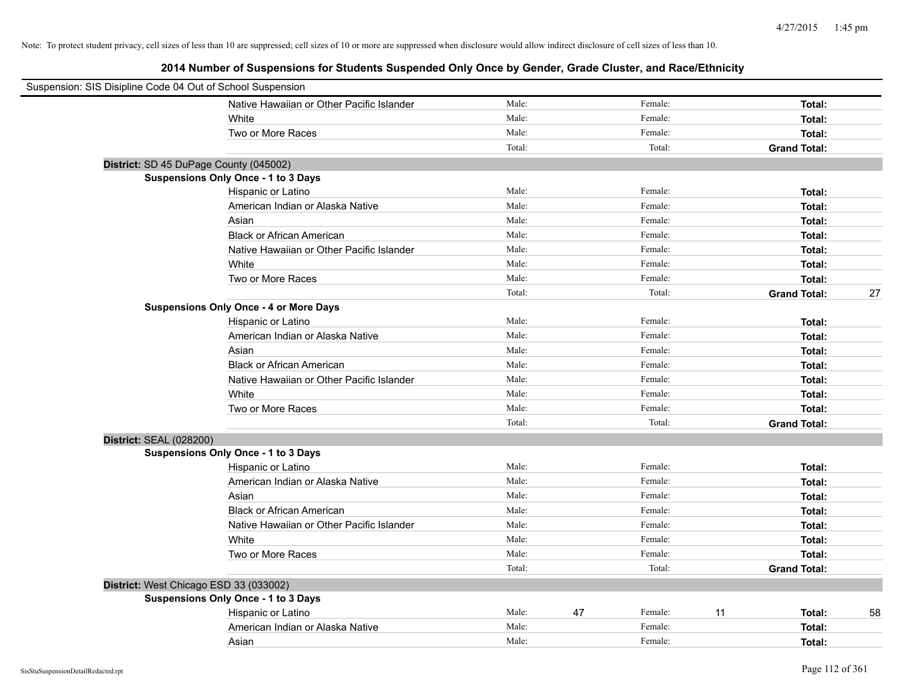Note: To protect student privacy, cell sizes of less than 10 are suppressed; cell sizes of 10 or more are suppressed when disclosure would allow indirect disclosure of cell sizes of less than 10.

## 2014 Number of Suspensions for Students Suspended Only Once by Gender, Grade Cluster, and Race/Ethnicity

Suspension: SIS Disipline Code 04 Out of School Suspension

| | | | | | | | |
|---|---|---|---|---|---|---|---|
| Native Hawaiian or Other Pacific Islander | Male: | | Female: | | **Total:** | |
| White | Male: | | Female: | | **Total:** | |
| Two or More Races | Male: | | Female: | | **Total:** | |
| | Total: | | Total: | | **Grand Total:** | |

**District:** SD 45 DuPage County (045002)

**Suspensions Only Once - 1 to 3 Days**

| | | | | | | |
|---|---|---|---|---|---|---|
| Hispanic or Latino | Male: | | Female: | | **Total:** | |
| American Indian or Alaska Native | Male: | | Female: | | **Total:** | |
| Asian | Male: | | Female: | | **Total:** | |
| Black or African American | Male: | | Female: | | **Total:** | |
| Native Hawaiian or Other Pacific Islander | Male: | | Female: | | **Total:** | |
| White | Male: | | Female: | | **Total:** | |
| Two or More Races | Male: | | Female: | | **Total:** | |
| | Total: | | Total: | | **Grand Total:** | 27 |

**Suspensions Only Once - 4 or More Days**

| | | | | | | |
|---|---|---|---|---|---|---|
| Hispanic or Latino | Male: | | Female: | | **Total:** | |
| American Indian or Alaska Native | Male: | | Female: | | **Total:** | |
| Asian | Male: | | Female: | | **Total:** | |
| Black or African American | Male: | | Female: | | **Total:** | |
| Native Hawaiian or Other Pacific Islander | Male: | | Female: | | **Total:** | |
| White | Male: | | Female: | | **Total:** | |
| Two or More Races | Male: | | Female: | | **Total:** | |
| | Total: | | Total: | | **Grand Total:** | |

**District:** SEAL (028200)

**Suspensions Only Once - 1 to 3 Days**

| | | | | | | |
|---|---|---|---|---|---|---|
| Hispanic or Latino | Male: | | Female: | | **Total:** | |
| American Indian or Alaska Native | Male: | | Female: | | **Total:** | |
| Asian | Male: | | Female: | | **Total:** | |
| Black or African American | Male: | | Female: | | **Total:** | |
| Native Hawaiian or Other Pacific Islander | Male: | | Female: | | **Total:** | |
| White | Male: | | Female: | | **Total:** | |
| Two or More Races | Male: | | Female: | | **Total:** | |
| | Total: | | Total: | | **Grand Total:** | |

**District:** West Chicago ESD 33 (033002)

**Suspensions Only Once - 1 to 3 Days**

| | | | | | | |
|---|---|---|---|---|---|---|
| Hispanic or Latino | Male: | 47 | Female: | 11 | **Total:** | 58 |
| American Indian or Alaska Native | Male: | | Female: | | **Total:** | |
| Asian | Male: | | Female: | | **Total:** | |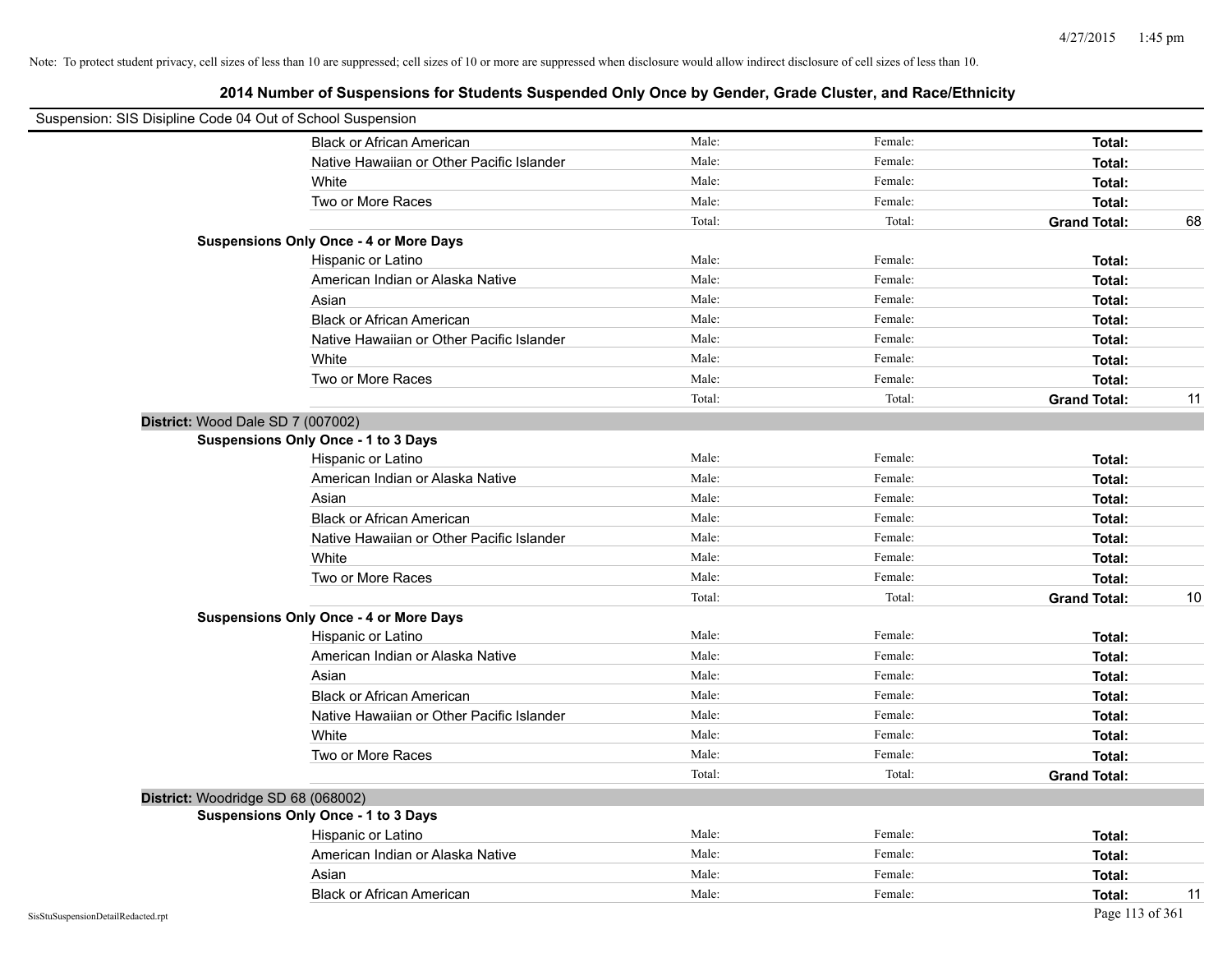Note: To protect student privacy, cell sizes of less than 10 are suppressed; cell sizes of 10 or more are suppressed when disclosure would allow indirect disclosure of cell sizes of less than 10.

## 2014 Number of Suspensions for Students Suspended Only Once by Gender, Grade Cluster, and Race/Ethnicity

Suspension: SIS Disipline Code 04 Out of School Suspension

| | | | | |
|---|---|---|---|---|
| Black or African American | Male: | Female: | **Total:** | |
| Native Hawaiian or Other Pacific Islander | Male: | Female: | **Total:** | |
| White | Male: | Female: | **Total:** | |
| Two or More Races | Male: | Female: | **Total:** | |
| | Total: | Total: | **Grand Total:** | 68 |

**Suspensions Only Once - 4 or More Days**

| | | | | |
|---|---|---|---|---|
| Hispanic or Latino | Male: | Female: | **Total:** | |
| American Indian or Alaska Native | Male: | Female: | **Total:** | |
| Asian | Male: | Female: | **Total:** | |
| Black or African American | Male: | Female: | **Total:** | |
| Native Hawaiian or Other Pacific Islander | Male: | Female: | **Total:** | |
| White | Male: | Female: | **Total:** | |
| Two or More Races | Male: | Female: | **Total:** | |
| | Total: | Total: | **Grand Total:** | 11 |

**District:** Wood Dale SD 7 (007002)

**Suspensions Only Once - 1 to 3 Days**

| | | | | |
|---|---|---|---|---|
| Hispanic or Latino | Male: | Female: | **Total:** | |
| American Indian or Alaska Native | Male: | Female: | **Total:** | |
| Asian | Male: | Female: | **Total:** | |
| Black or African American | Male: | Female: | **Total:** | |
| Native Hawaiian or Other Pacific Islander | Male: | Female: | **Total:** | |
| White | Male: | Female: | **Total:** | |
| Two or More Races | Male: | Female: | **Total:** | |
| | Total: | Total: | **Grand Total:** | 10 |

**Suspensions Only Once - 4 or More Days**

| | | | | |
|---|---|---|---|---|
| Hispanic or Latino | Male: | Female: | **Total:** | |
| American Indian or Alaska Native | Male: | Female: | **Total:** | |
| Asian | Male: | Female: | **Total:** | |
| Black or African American | Male: | Female: | **Total:** | |
| Native Hawaiian or Other Pacific Islander | Male: | Female: | **Total:** | |
| White | Male: | Female: | **Total:** | |
| Two or More Races | Male: | Female: | **Total:** | |
| | Total: | Total: | **Grand Total:** | |

**District:** Woodridge SD 68 (068002)

**Suspensions Only Once - 1 to 3 Days**

| | | | | |
|---|---|---|---|---|
| Hispanic or Latino | Male: | Female: | **Total:** | |
| American Indian or Alaska Native | Male: | Female: | **Total:** | |
| Asian | Male: | Female: | **Total:** | |
| Black or African American | Male: | Female: | **Total:** | 11 |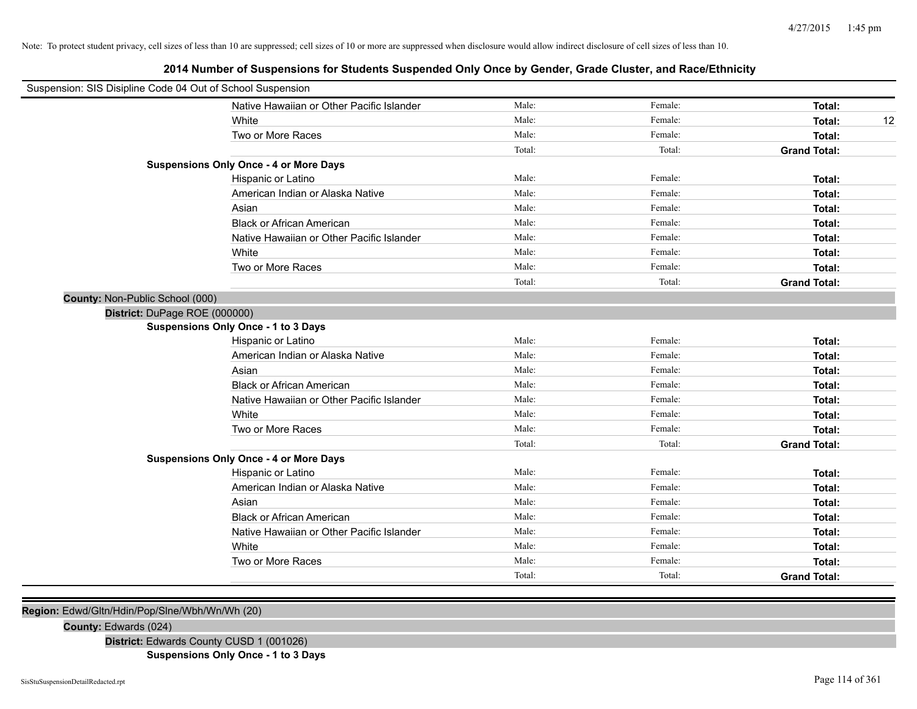Note: To protect student privacy, cell sizes of less than 10 are suppressed; cell sizes of 10 or more are suppressed when disclosure would allow indirect disclosure of cell sizes of less than 10.

# 2014 Number of Suspensions for Students Suspended Only Once by Gender, Grade Cluster, and Race/Ethnicity

Suspension: SIS Disipline Code 04 Out of School Suspension

| | | | | |
|---|---|---|---|---|
| Native Hawaiian or Other Pacific Islander | Male: | Female: | **Total:** | |
| White | Male: | Female: | **Total:** | 12 |
| Two or More Races | Male: | Female: | **Total:** | |
| | Total: | Total: | **Grand Total:** | |

**Suspensions Only Once - 4 or More Days**

| | | | | |
|---|---|---|---|---|
| Hispanic or Latino | Male: | Female: | **Total:** | |
| American Indian or Alaska Native | Male: | Female: | **Total:** | |
| Asian | Male: | Female: | **Total:** | |
| Black or African American | Male: | Female: | **Total:** | |
| Native Hawaiian or Other Pacific Islander | Male: | Female: | **Total:** | |
| White | Male: | Female: | **Total:** | |
| Two or More Races | Male: | Female: | **Total:** | |
| | Total: | Total: | **Grand Total:** | |

**County:** Non-Public School (000)

**District:** DuPage ROE (000000)

**Suspensions Only Once - 1 to 3 Days**

| | | | | |
|---|---|---|---|---|
| Hispanic or Latino | Male: | Female: | **Total:** | |
| American Indian or Alaska Native | Male: | Female: | **Total:** | |
| Asian | Male: | Female: | **Total:** | |
| Black or African American | Male: | Female: | **Total:** | |
| Native Hawaiian or Other Pacific Islander | Male: | Female: | **Total:** | |
| White | Male: | Female: | **Total:** | |
| Two or More Races | Male: | Female: | **Total:** | |
| | Total: | Total: | **Grand Total:** | |

**Suspensions Only Once - 4 or More Days**

| | | | | |
|---|---|---|---|---|
| Hispanic or Latino | Male: | Female: | **Total:** | |
| American Indian or Alaska Native | Male: | Female: | **Total:** | |
| Asian | Male: | Female: | **Total:** | |
| Black or African American | Male: | Female: | **Total:** | |
| Native Hawaiian or Other Pacific Islander | Male: | Female: | **Total:** | |
| White | Male: | Female: | **Total:** | |
| Two or More Races | Male: | Female: | **Total:** | |
| | Total: | Total: | **Grand Total:** | |

**Region:** Edwd/Gltn/Hdin/Pop/Slne/Wbh/Wn/Wh (20)

**County:** Edwards (024)

**District:** Edwards County CUSD 1 (001026)

**Suspensions Only Once - 1 to 3 Days**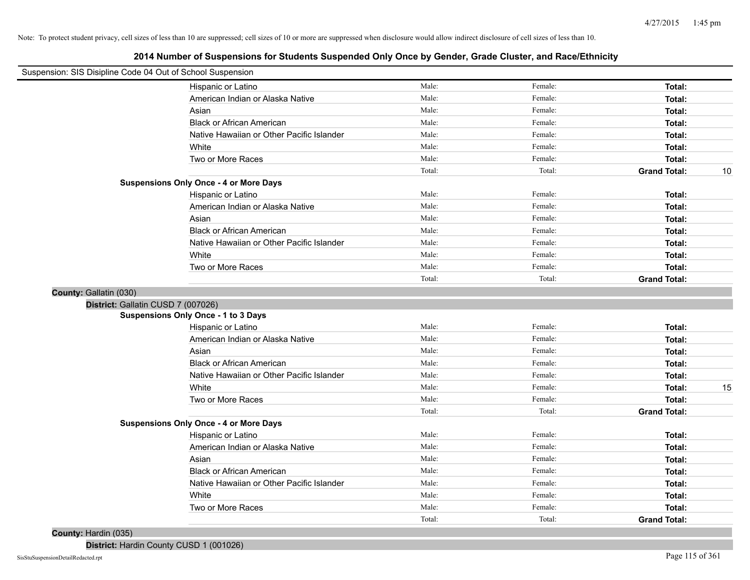Note: To protect student privacy, cell sizes of less than 10 are suppressed; cell sizes of 10 or more are suppressed when disclosure would allow indirect disclosure of cell sizes of less than 10.

## 2014 Number of Suspensions for Students Suspended Only Once by Gender, Grade Cluster, and Race/Ethnicity

Suspension: SIS Disipline Code 04 Out of School Suspension

| | | | | |
|---|---|---|---|---|
| Hispanic or Latino | Male: | Female: | **Total:** | |
| American Indian or Alaska Native | Male: | Female: | **Total:** | |
| Asian | Male: | Female: | **Total:** | |
| Black or African American | Male: | Female: | **Total:** | |
| Native Hawaiian or Other Pacific Islander | Male: | Female: | **Total:** | |
| White | Male: | Female: | **Total:** | |
| Two or More Races | Male: | Female: | **Total:** | |
| | Total: | Total: | **Grand Total:** | 10 |

**Suspensions Only Once - 4 or More Days**

| | | | | |
|---|---|---|---|---|
| Hispanic or Latino | Male: | Female: | **Total:** | |
| American Indian or Alaska Native | Male: | Female: | **Total:** | |
| Asian | Male: | Female: | **Total:** | |
| Black or African American | Male: | Female: | **Total:** | |
| Native Hawaiian or Other Pacific Islander | Male: | Female: | **Total:** | |
| White | Male: | Female: | **Total:** | |
| Two or More Races | Male: | Female: | **Total:** | |
| | Total: | Total: | **Grand Total:** | |

**County:** Gallatin (030)

**District:** Gallatin CUSD 7 (007026)

**Suspensions Only Once - 1 to 3 Days**

| | | | | |
|---|---|---|---|---|
| Hispanic or Latino | Male: | Female: | **Total:** | |
| American Indian or Alaska Native | Male: | Female: | **Total:** | |
| Asian | Male: | Female: | **Total:** | |
| Black or African American | Male: | Female: | **Total:** | |
| Native Hawaiian or Other Pacific Islander | Male: | Female: | **Total:** | |
| White | Male: | Female: | **Total:** | 15 |
| Two or More Races | Male: | Female: | **Total:** | |
| | Total: | Total: | **Grand Total:** | |

**Suspensions Only Once - 4 or More Days**

| | | | | |
|---|---|---|---|---|
| Hispanic or Latino | Male: | Female: | **Total:** | |
| American Indian or Alaska Native | Male: | Female: | **Total:** | |
| Asian | Male: | Female: | **Total:** | |
| Black or African American | Male: | Female: | **Total:** | |
| Native Hawaiian or Other Pacific Islander | Male: | Female: | **Total:** | |
| White | Male: | Female: | **Total:** | |
| Two or More Races | Male: | Female: | **Total:** | |
| | Total: | Total: | **Grand Total:** | |

**County:** Hardin (035)

**District:** Hardin County CUSD 1 (001026)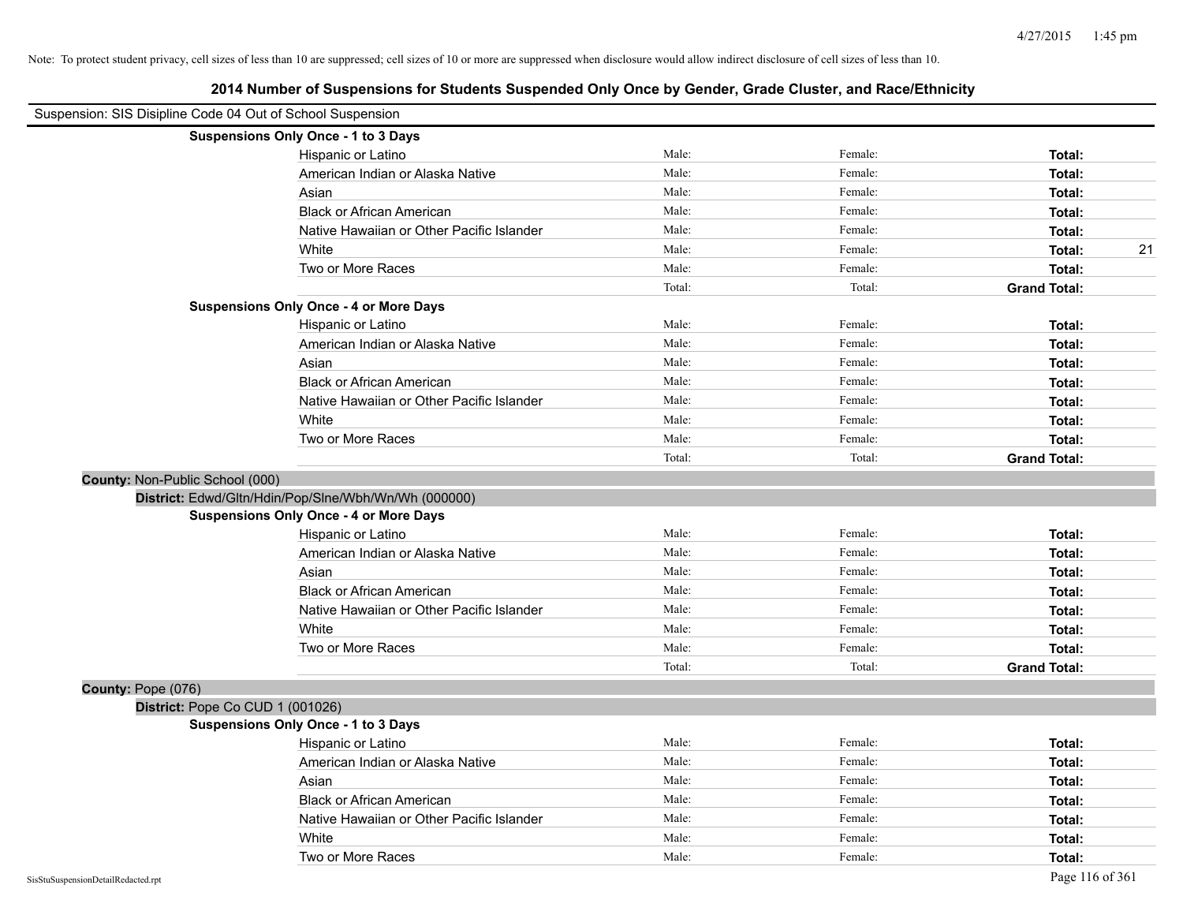Note: To protect student privacy, cell sizes of less than 10 are suppressed; cell sizes of 10 or more are suppressed when disclosure would allow indirect disclosure of cell sizes of less than 10.

## 2014 Number of Suspensions for Students Suspended Only Once by Gender, Grade Cluster, and Race/Ethnicity

Suspension: SIS Disipline Code 04 Out of School Suspension

**Suspensions Only Once - 1 to 3 Days**

| Race/Ethnicity | Male: | Female: | Total: | |
|---|---|---|---|---|
| Hispanic or Latino | Male: | Female: | **Total:** | |
| American Indian or Alaska Native | Male: | Female: | **Total:** | |
| Asian | Male: | Female: | **Total:** | |
| Black or African American | Male: | Female: | **Total:** | |
| Native Hawaiian or Other Pacific Islander | Male: | Female: | **Total:** | |
| White | Male: | Female: | **Total:** | 21 |
| Two or More Races | Male: | Female: | **Total:** | |
| | Total: | Total: | **Grand Total:** | |

**Suspensions Only Once - 4 or More Days**

| Race/Ethnicity | Male: | Female: | Total: | |
|---|---|---|---|---|
| Hispanic or Latino | Male: | Female: | **Total:** | |
| American Indian or Alaska Native | Male: | Female: | **Total:** | |
| Asian | Male: | Female: | **Total:** | |
| Black or African American | Male: | Female: | **Total:** | |
| Native Hawaiian or Other Pacific Islander | Male: | Female: | **Total:** | |
| White | Male: | Female: | **Total:** | |
| Two or More Races | Male: | Female: | **Total:** | |
| | Total: | Total: | **Grand Total:** | |

**County:** Non-Public School (000)

**District:** Edwd/Gltn/Hdin/Pop/Slne/Wbh/Wn/Wh (000000)

**Suspensions Only Once - 4 or More Days**

| Race/Ethnicity | Male: | Female: | Total: | |
|---|---|---|---|---|
| Hispanic or Latino | Male: | Female: | **Total:** | |
| American Indian or Alaska Native | Male: | Female: | **Total:** | |
| Asian | Male: | Female: | **Total:** | |
| Black or African American | Male: | Female: | **Total:** | |
| Native Hawaiian or Other Pacific Islander | Male: | Female: | **Total:** | |
| White | Male: | Female: | **Total:** | |
| Two or More Races | Male: | Female: | **Total:** | |
| | Total: | Total: | **Grand Total:** | |

**County:** Pope (076)

**District:** Pope Co CUD 1 (001026)

**Suspensions Only Once - 1 to 3 Days**

| Race/Ethnicity | Male: | Female: | Total: | |
|---|---|---|---|---|
| Hispanic or Latino | Male: | Female: | **Total:** | |
| American Indian or Alaska Native | Male: | Female: | **Total:** | |
| Asian | Male: | Female: | **Total:** | |
| Black or African American | Male: | Female: | **Total:** | |
| Native Hawaiian or Other Pacific Islander | Male: | Female: | **Total:** | |
| White | Male: | Female: | **Total:** | |
| Two or More Races | Male: | Female: | **Total:** | |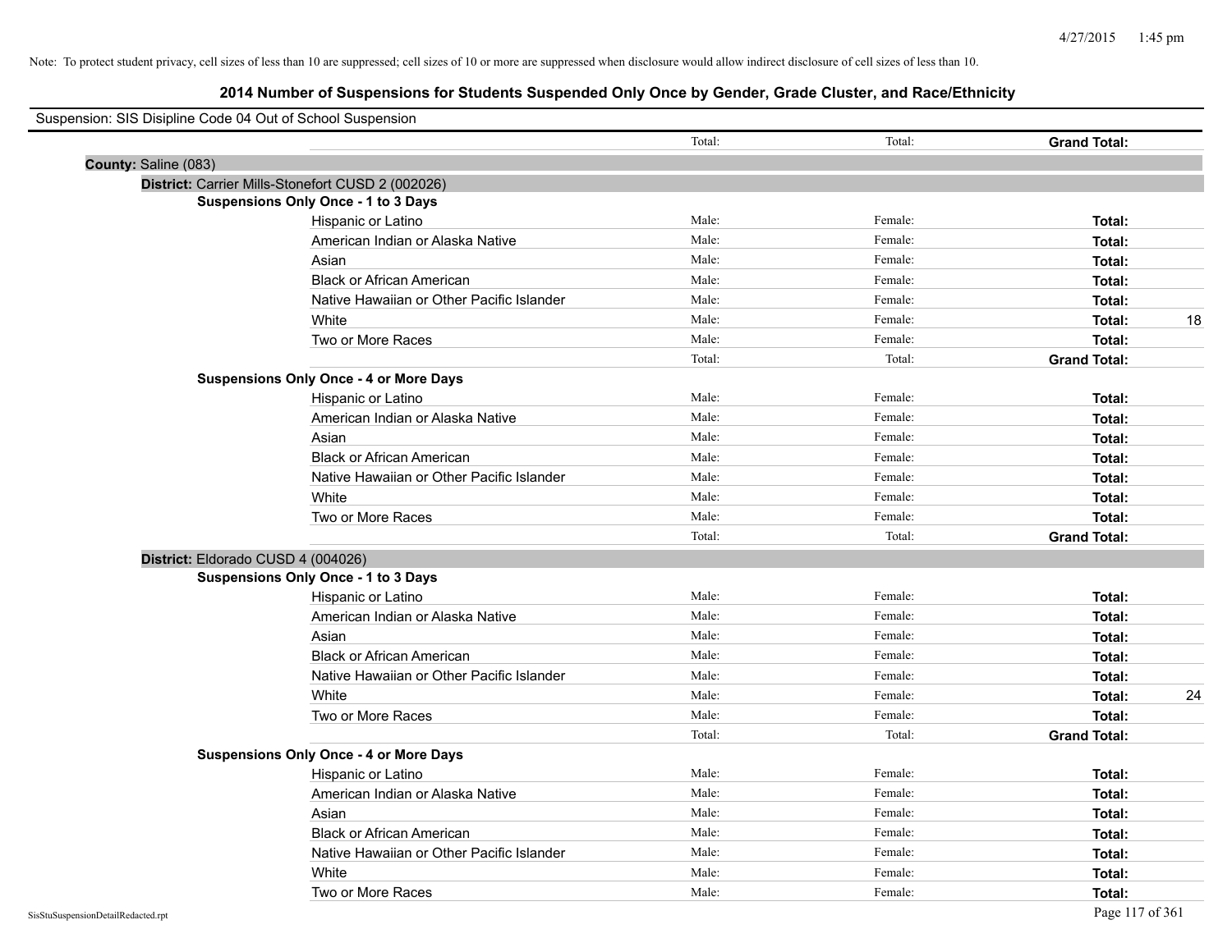Note: To protect student privacy, cell sizes of less than 10 are suppressed; cell sizes of 10 or more are suppressed when disclosure would allow indirect disclosure of cell sizes of less than 10.

## 2014 Number of Suspensions for Students Suspended Only Once by Gender, Grade Cluster, and Race/Ethnicity

Suspension: SIS Disipline Code 04 Out of School Suspension

| | | Total: | Total: | **Grand Total:** | |
|---|---|---|---|---|---|
| **County:** Saline (083) | | | | | |
| **District:** Carrier Mills-Stonefort CUSD 2 (002026) | | | | | |
| **Suspensions Only Once - 1 to 3 Days** | | | | | |
| | Hispanic or Latino | Male: | Female: | **Total:** | |
| | American Indian or Alaska Native | Male: | Female: | **Total:** | |
| | Asian | Male: | Female: | **Total:** | |
| | Black or African American | Male: | Female: | **Total:** | |
| | Native Hawaiian or Other Pacific Islander | Male: | Female: | **Total:** | |
| | White | Male: | Female: | **Total:** | 18 |
| | Two or More Races | Male: | Female: | **Total:** | |
| | | Total: | Total: | **Grand Total:** | |
| **Suspensions Only Once - 4 or More Days** | | | | | |
| | Hispanic or Latino | Male: | Female: | **Total:** | |
| | American Indian or Alaska Native | Male: | Female: | **Total:** | |
| | Asian | Male: | Female: | **Total:** | |
| | Black or African American | Male: | Female: | **Total:** | |
| | Native Hawaiian or Other Pacific Islander | Male: | Female: | **Total:** | |
| | White | Male: | Female: | **Total:** | |
| | Two or More Races | Male: | Female: | **Total:** | |
| | | Total: | Total: | **Grand Total:** | |
| **District:** Eldorado CUSD 4 (004026) | | | | | |
| **Suspensions Only Once - 1 to 3 Days** | | | | | |
| | Hispanic or Latino | Male: | Female: | **Total:** | |
| | American Indian or Alaska Native | Male: | Female: | **Total:** | |
| | Asian | Male: | Female: | **Total:** | |
| | Black or African American | Male: | Female: | **Total:** | |
| | Native Hawaiian or Other Pacific Islander | Male: | Female: | **Total:** | |
| | White | Male: | Female: | **Total:** | 24 |
| | Two or More Races | Male: | Female: | **Total:** | |
| | | Total: | Total: | **Grand Total:** | |
| **Suspensions Only Once - 4 or More Days** | | | | | |
| | Hispanic or Latino | Male: | Female: | **Total:** | |
| | American Indian or Alaska Native | Male: | Female: | **Total:** | |
| | Asian | Male: | Female: | **Total:** | |
| | Black or African American | Male: | Female: | **Total:** | |
| | Native Hawaiian or Other Pacific Islander | Male: | Female: | **Total:** | |
| | White | Male: | Female: | **Total:** | |
| | Two or More Races | Male: | Female: | **Total:** | |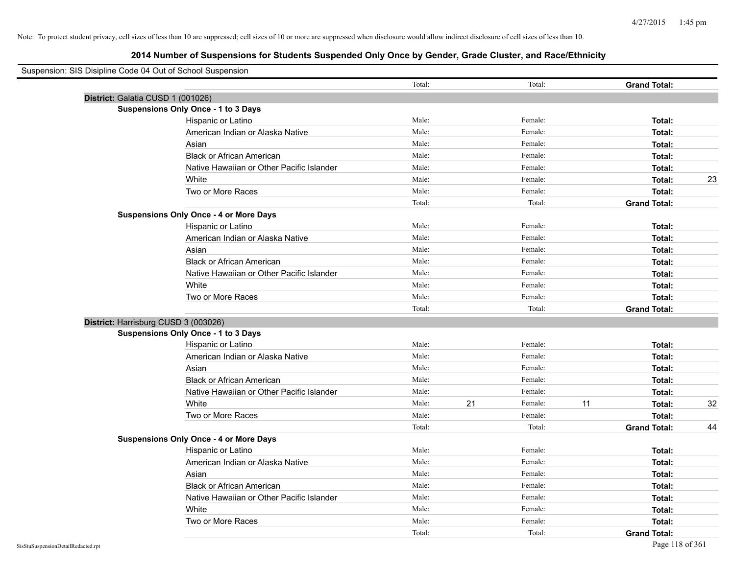Note: To protect student privacy, cell sizes of less than 10 are suppressed; cell sizes of 10 or more are suppressed when disclosure would allow indirect disclosure of cell sizes of less than 10.

## 2014 Number of Suspensions for Students Suspended Only Once by Gender, Grade Cluster, and Race/Ethnicity

Suspension: SIS Disipline Code 04 Out of School Suspension

| | | | | | | | |
|---|---|---|---|---|---|---|---|
| | Total: | | Total: | | **Grand Total:** | |

**District:** Galatia CUSD 1 (001026)

**Suspensions Only Once - 1 to 3 Days**

| Race/Ethnicity | | Male | | Female | | Total |
|---|---|---|---|---|---|---|
| Hispanic or Latino | Male: | | Female: | | **Total:** | |
| American Indian or Alaska Native | Male: | | Female: | | **Total:** | |
| Asian | Male: | | Female: | | **Total:** | |
| Black or African American | Male: | | Female: | | **Total:** | |
| Native Hawaiian or Other Pacific Islander | Male: | | Female: | | **Total:** | |
| White | Male: | | Female: | | **Total:** | 23 |
| Two or More Races | Male: | | Female: | | **Total:** | |
| | Total: | | Total: | | **Grand Total:** | |

**Suspensions Only Once - 4 or More Days**

| Race/Ethnicity | | Male | | Female | | Total |
|---|---|---|---|---|---|---|
| Hispanic or Latino | Male: | | Female: | | **Total:** | |
| American Indian or Alaska Native | Male: | | Female: | | **Total:** | |
| Asian | Male: | | Female: | | **Total:** | |
| Black or African American | Male: | | Female: | | **Total:** | |
| Native Hawaiian or Other Pacific Islander | Male: | | Female: | | **Total:** | |
| White | Male: | | Female: | | **Total:** | |
| Two or More Races | Male: | | Female: | | **Total:** | |
| | Total: | | Total: | | **Grand Total:** | |

**District:** Harrisburg CUSD 3 (003026)

**Suspensions Only Once - 1 to 3 Days**

| Race/Ethnicity | | Male | | Female | | Total |
|---|---|---|---|---|---|---|
| Hispanic or Latino | Male: | | Female: | | **Total:** | |
| American Indian or Alaska Native | Male: | | Female: | | **Total:** | |
| Asian | Male: | | Female: | | **Total:** | |
| Black or African American | Male: | | Female: | | **Total:** | |
| Native Hawaiian or Other Pacific Islander | Male: | | Female: | | **Total:** | |
| White | Male: | 21 | Female: | 11 | **Total:** | 32 |
| Two or More Races | Male: | | Female: | | **Total:** | |
| | Total: | | Total: | | **Grand Total:** | 44 |

**Suspensions Only Once - 4 or More Days**

| Race/Ethnicity | | Male | | Female | | Total |
|---|---|---|---|---|---|---|
| Hispanic or Latino | Male: | | Female: | | **Total:** | |
| American Indian or Alaska Native | Male: | | Female: | | **Total:** | |
| Asian | Male: | | Female: | | **Total:** | |
| Black or African American | Male: | | Female: | | **Total:** | |
| Native Hawaiian or Other Pacific Islander | Male: | | Female: | | **Total:** | |
| White | Male: | | Female: | | **Total:** | |
| Two or More Races | Male: | | Female: | | **Total:** | |
| | Total: | | Total: | | **Grand Total:** | |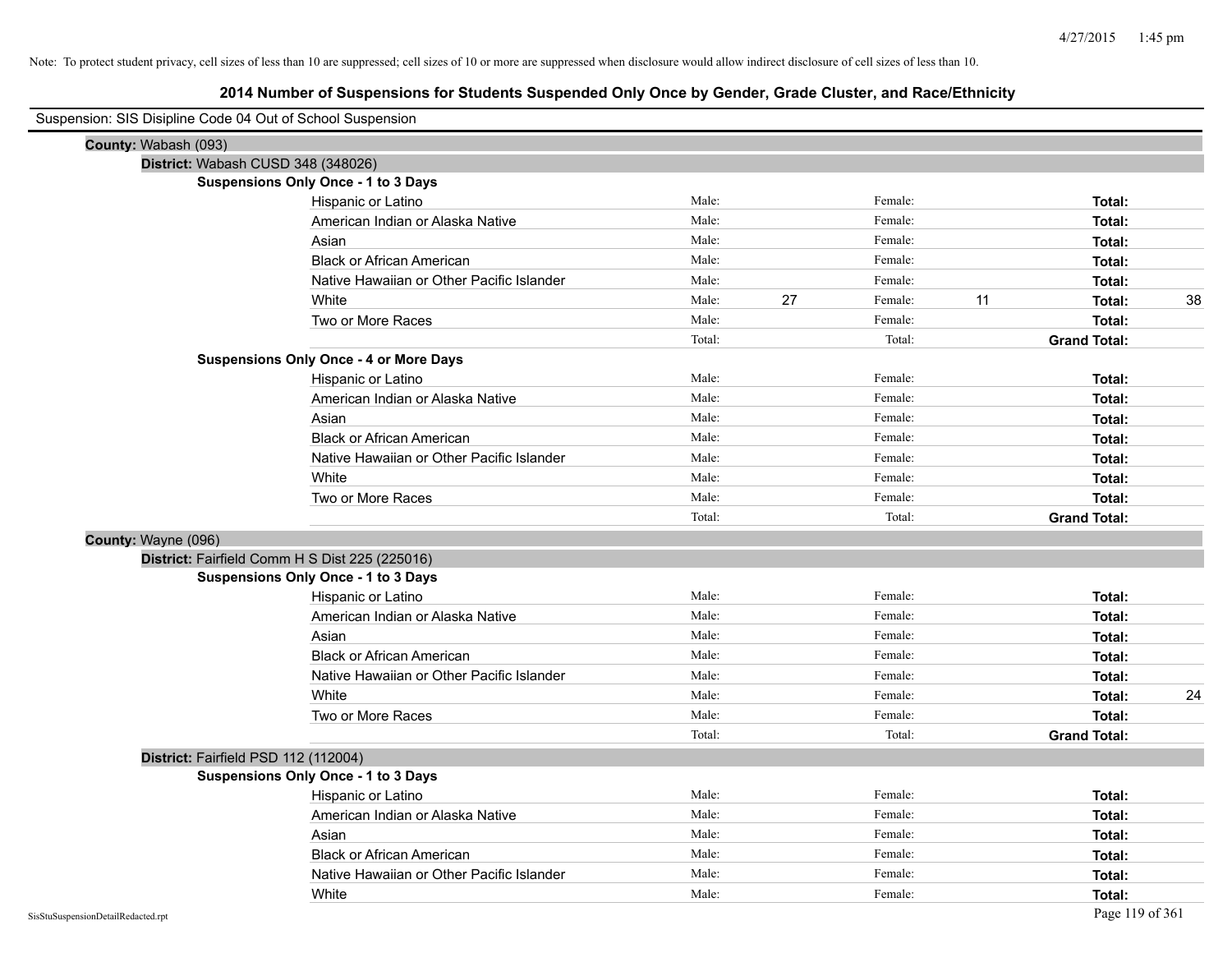Note: To protect student privacy, cell sizes of less than 10 are suppressed; cell sizes of 10 or more are suppressed when disclosure would allow indirect disclosure of cell sizes of less than 10.

# 2014 Number of Suspensions for Students Suspended Only Once by Gender, Grade Cluster, and Race/Ethnicity

Suspension: SIS Disipline Code 04 Out of School Suspension

**County:** Wabash (093)

**District:** Wabash CUSD 348 (348026)

**Suspensions Only Once - 1 to 3 Days**

| Race/Ethnicity | Male: | | Female: | | Total: | |
|---|---|---|---|---|---|---|
| Hispanic or Latino | Male: | | Female: | | **Total:** | |
| American Indian or Alaska Native | Male: | | Female: | | **Total:** | |
| Asian | Male: | | Female: | | **Total:** | |
| Black or African American | Male: | | Female: | | **Total:** | |
| Native Hawaiian or Other Pacific Islander | Male: | | Female: | | **Total:** | |
| White | Male: | 27 | Female: | 11 | **Total:** | 38 |
| Two or More Races | Male: | | Female: | | **Total:** | |
| | Total: | | Total: | | **Grand Total:** | |

**Suspensions Only Once - 4 or More Days**

| Race/Ethnicity | Male: | | Female: | | Total: | |
|---|---|---|---|---|---|---|
| Hispanic or Latino | Male: | | Female: | | **Total:** | |
| American Indian or Alaska Native | Male: | | Female: | | **Total:** | |
| Asian | Male: | | Female: | | **Total:** | |
| Black or African American | Male: | | Female: | | **Total:** | |
| Native Hawaiian or Other Pacific Islander | Male: | | Female: | | **Total:** | |
| White | Male: | | Female: | | **Total:** | |
| Two or More Races | Male: | | Female: | | **Total:** | |
| | Total: | | Total: | | **Grand Total:** | |

**County:** Wayne (096)

**District:** Fairfield Comm H S Dist 225 (225016)

**Suspensions Only Once - 1 to 3 Days**

| Race/Ethnicity | Male: | | Female: | | Total: | |
|---|---|---|---|---|---|---|
| Hispanic or Latino | Male: | | Female: | | **Total:** | |
| American Indian or Alaska Native | Male: | | Female: | | **Total:** | |
| Asian | Male: | | Female: | | **Total:** | |
| Black or African American | Male: | | Female: | | **Total:** | |
| Native Hawaiian or Other Pacific Islander | Male: | | Female: | | **Total:** | |
| White | Male: | | Female: | | **Total:** | 24 |
| Two or More Races | Male: | | Female: | | **Total:** | |
| | Total: | | Total: | | **Grand Total:** | |

**District:** Fairfield PSD 112 (112004)

**Suspensions Only Once - 1 to 3 Days**

| Race/Ethnicity | Male: | | Female: | | Total: | |
|---|---|---|---|---|---|---|
| Hispanic or Latino | Male: | | Female: | | **Total:** | |
| American Indian or Alaska Native | Male: | | Female: | | **Total:** | |
| Asian | Male: | | Female: | | **Total:** | |
| Black or African American | Male: | | Female: | | **Total:** | |
| Native Hawaiian or Other Pacific Islander | Male: | | Female: | | **Total:** | |
| White | Male: | | Female: | | **Total:** | |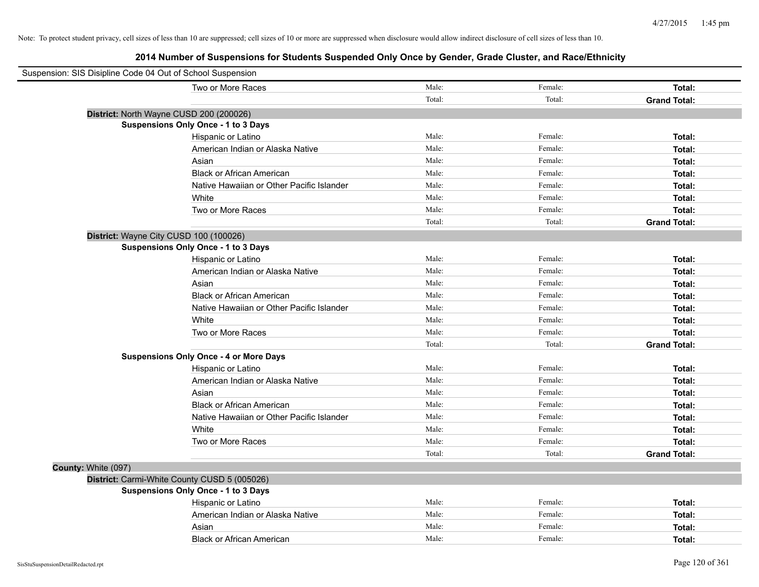Note: To protect student privacy, cell sizes of less than 10 are suppressed; cell sizes of 10 or more are suppressed when disclosure would allow indirect disclosure of cell sizes of less than 10.

# 2014 Number of Suspensions for Students Suspended Only Once by Gender, Grade Cluster, and Race/Ethnicity

Suspension: SIS Disipline Code 04 Out of School Suspension

| | | | |
|---|---|---|---|
| Two or More Races | Male: | Female: | **Total:** |
| | Total: | Total: | **Grand Total:** |

**District:** North Wayne CUSD 200 (200026)

**Suspensions Only Once - 1 to 3 Days**

| | | | |
|---|---|---|---|
| Hispanic or Latino | Male: | Female: | **Total:** |
| American Indian or Alaska Native | Male: | Female: | **Total:** |
| Asian | Male: | Female: | **Total:** |
| Black or African American | Male: | Female: | **Total:** |
| Native Hawaiian or Other Pacific Islander | Male: | Female: | **Total:** |
| White | Male: | Female: | **Total:** |
| Two or More Races | Male: | Female: | **Total:** |
| | Total: | Total: | **Grand Total:** |

**District:** Wayne City CUSD 100 (100026)

**Suspensions Only Once - 1 to 3 Days**

| | | | |
|---|---|---|---|
| Hispanic or Latino | Male: | Female: | **Total:** |
| American Indian or Alaska Native | Male: | Female: | **Total:** |
| Asian | Male: | Female: | **Total:** |
| Black or African American | Male: | Female: | **Total:** |
| Native Hawaiian or Other Pacific Islander | Male: | Female: | **Total:** |
| White | Male: | Female: | **Total:** |
| Two or More Races | Male: | Female: | **Total:** |
| | Total: | Total: | **Grand Total:** |

**Suspensions Only Once - 4 or More Days**

| | | | |
|---|---|---|---|
| Hispanic or Latino | Male: | Female: | **Total:** |
| American Indian or Alaska Native | Male: | Female: | **Total:** |
| Asian | Male: | Female: | **Total:** |
| Black or African American | Male: | Female: | **Total:** |
| Native Hawaiian or Other Pacific Islander | Male: | Female: | **Total:** |
| White | Male: | Female: | **Total:** |
| Two or More Races | Male: | Female: | **Total:** |
| | Total: | Total: | **Grand Total:** |

**County:** White (097)

**District:** Carmi-White County CUSD 5 (005026)

**Suspensions Only Once - 1 to 3 Days**

| | | | |
|---|---|---|---|
| Hispanic or Latino | Male: | Female: | **Total:** |
| American Indian or Alaska Native | Male: | Female: | **Total:** |
| Asian | Male: | Female: | **Total:** |
| Black or African American | Male: | Female: | **Total:** |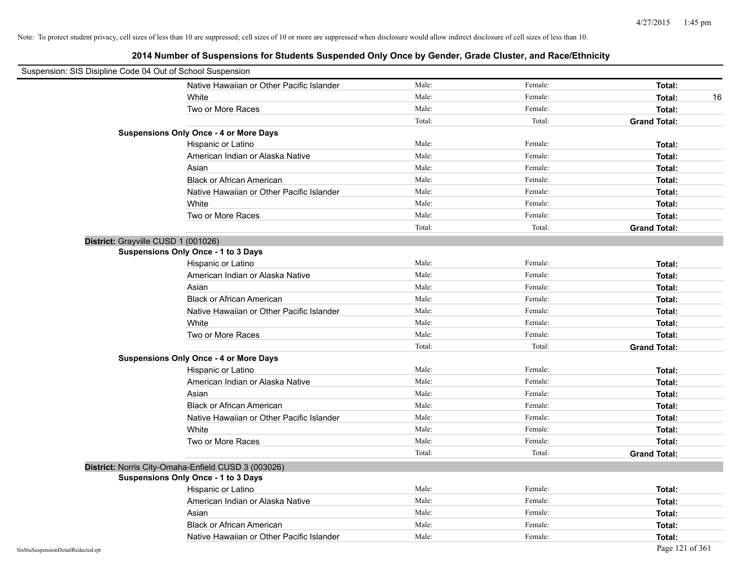Note: To protect student privacy, cell sizes of less than 10 are suppressed; cell sizes of 10 or more are suppressed when disclosure would allow indirect disclosure of cell sizes of less than 10.

## 2014 Number of Suspensions for Students Suspended Only Once by Gender, Grade Cluster, and Race/Ethnicity

Suspension: SIS Disipline Code 04 Out of School Suspension

| | | | | |
|---|---|---|---|---|
| Native Hawaiian or Other Pacific Islander | Male: | Female: | **Total:** | |
| White | Male: | Female: | **Total:** | 16 |
| Two or More Races | Male: | Female: | **Total:** | |
| | Total: | Total: | **Grand Total:** | |
| **Suspensions Only Once - 4 or More Days** | | | | |
| Hispanic or Latino | Male: | Female: | **Total:** | |
| American Indian or Alaska Native | Male: | Female: | **Total:** | |
| Asian | Male: | Female: | **Total:** | |
| Black or African American | Male: | Female: | **Total:** | |
| Native Hawaiian or Other Pacific Islander | Male: | Female: | **Total:** | |
| White | Male: | Female: | **Total:** | |
| Two or More Races | Male: | Female: | **Total:** | |
| | Total: | Total: | **Grand Total:** | |

**District:** Grayville CUSD 1 (001026)

| | | | | |
|---|---|---|---|---|
| **Suspensions Only Once - 1 to 3 Days** | | | | |
| Hispanic or Latino | Male: | Female: | **Total:** | |
| American Indian or Alaska Native | Male: | Female: | **Total:** | |
| Asian | Male: | Female: | **Total:** | |
| Black or African American | Male: | Female: | **Total:** | |
| Native Hawaiian or Other Pacific Islander | Male: | Female: | **Total:** | |
| White | Male: | Female: | **Total:** | |
| Two or More Races | Male: | Female: | **Total:** | |
| | Total: | Total: | **Grand Total:** | |
| **Suspensions Only Once - 4 or More Days** | | | | |
| Hispanic or Latino | Male: | Female: | **Total:** | |
| American Indian or Alaska Native | Male: | Female: | **Total:** | |
| Asian | Male: | Female: | **Total:** | |
| Black or African American | Male: | Female: | **Total:** | |
| Native Hawaiian or Other Pacific Islander | Male: | Female: | **Total:** | |
| White | Male: | Female: | **Total:** | |
| Two or More Races | Male: | Female: | **Total:** | |
| | Total: | Total: | **Grand Total:** | |

**District:** Norris City-Omaha-Enfield CUSD 3 (003026)

| | | | | |
|---|---|---|---|---|
| **Suspensions Only Once - 1 to 3 Days** | | | | |
| Hispanic or Latino | Male: | Female: | **Total:** | |
| American Indian or Alaska Native | Male: | Female: | **Total:** | |
| Asian | Male: | Female: | **Total:** | |
| Black or African American | Male: | Female: | **Total:** | |
| Native Hawaiian or Other Pacific Islander | Male: | Female: | **Total:** | |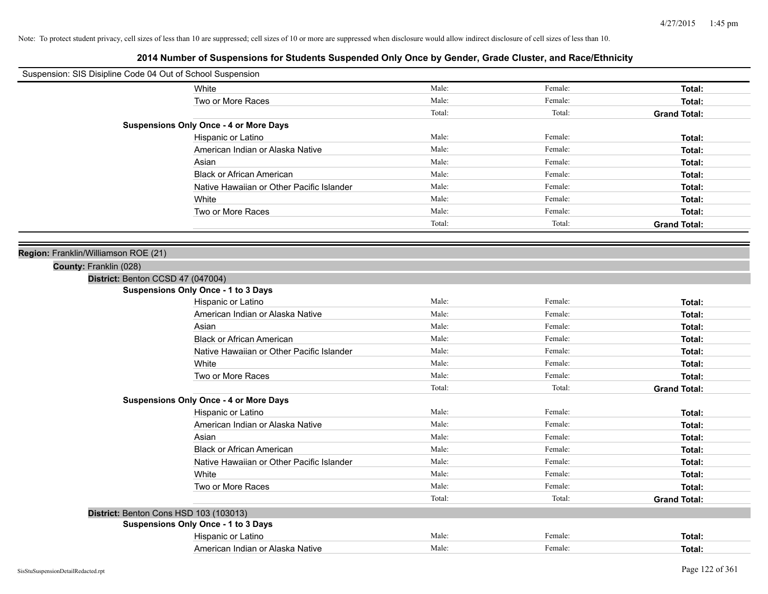Note: To protect student privacy, cell sizes of less than 10 are suppressed; cell sizes of 10 or more are suppressed when disclosure would allow indirect disclosure of cell sizes of less than 10.

## 2014 Number of Suspensions for Students Suspended Only Once by Gender, Grade Cluster, and Race/Ethnicity

Suspension: SIS Disipline Code 04 Out of School Suspension

| | | | |
|---|---|---|---|
| White | Male: | Female: | **Total:** |
| Two or More Races | Male: | Female: | **Total:** |
| | Total: | Total: | **Grand Total:** |

**Suspensions Only Once - 4 or More Days**

| | | | |
|---|---|---|---|
| Hispanic or Latino | Male: | Female: | **Total:** |
| American Indian or Alaska Native | Male: | Female: | **Total:** |
| Asian | Male: | Female: | **Total:** |
| Black or African American | Male: | Female: | **Total:** |
| Native Hawaiian or Other Pacific Islander | Male: | Female: | **Total:** |
| White | Male: | Female: | **Total:** |
| Two or More Races | Male: | Female: | **Total:** |
| | Total: | Total: | **Grand Total:** |

**Region:** Franklin/Williamson ROE (21)

**County:** Franklin (028)

**District:** Benton CCSD 47 (047004)

**Suspensions Only Once - 1 to 3 Days**

| | | | |
|---|---|---|---|
| Hispanic or Latino | Male: | Female: | **Total:** |
| American Indian or Alaska Native | Male: | Female: | **Total:** |
| Asian | Male: | Female: | **Total:** |
| Black or African American | Male: | Female: | **Total:** |
| Native Hawaiian or Other Pacific Islander | Male: | Female: | **Total:** |
| White | Male: | Female: | **Total:** |
| Two or More Races | Male: | Female: | **Total:** |
| | Total: | Total: | **Grand Total:** |

**Suspensions Only Once - 4 or More Days**

| | | | |
|---|---|---|---|
| Hispanic or Latino | Male: | Female: | **Total:** |
| American Indian or Alaska Native | Male: | Female: | **Total:** |
| Asian | Male: | Female: | **Total:** |
| Black or African American | Male: | Female: | **Total:** |
| Native Hawaiian or Other Pacific Islander | Male: | Female: | **Total:** |
| White | Male: | Female: | **Total:** |
| Two or More Races | Male: | Female: | **Total:** |
| | Total: | Total: | **Grand Total:** |

**District:** Benton Cons HSD 103 (103013)

**Suspensions Only Once - 1 to 3 Days**

| | | | |
|---|---|---|---|
| Hispanic or Latino | Male: | Female: | **Total:** |
| American Indian or Alaska Native | Male: | Female: | **Total:** |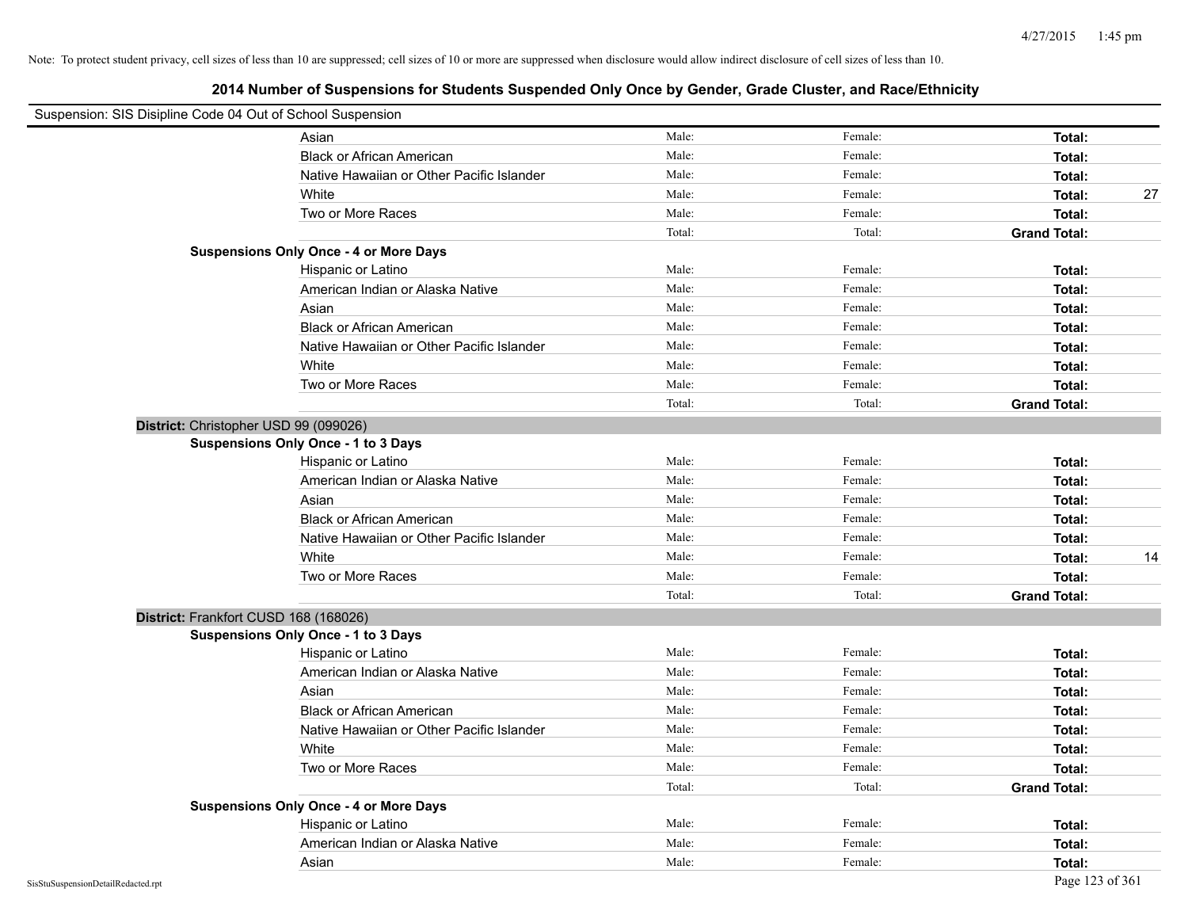Note: To protect student privacy, cell sizes of less than 10 are suppressed; cell sizes of 10 or more are suppressed when disclosure would allow indirect disclosure of cell sizes of less than 10.

## 2014 Number of Suspensions for Students Suspended Only Once by Gender, Grade Cluster, and Race/Ethnicity

Suspension: SIS Disipline Code 04 Out of School Suspension

| | | | | |
|---|---|---|---|---|
| Asian | Male: | Female: | **Total:** | |
| Black or African American | Male: | Female: | **Total:** | |
| Native Hawaiian or Other Pacific Islander | Male: | Female: | **Total:** | |
| White | Male: | Female: | **Total:** | 27 |
| Two or More Races | Male: | Female: | **Total:** | |
| | Total: | Total: | **Grand Total:** | |

**Suspensions Only Once - 4 or More Days**

| | | | | |
|---|---|---|---|---|
| Hispanic or Latino | Male: | Female: | **Total:** | |
| American Indian or Alaska Native | Male: | Female: | **Total:** | |
| Asian | Male: | Female: | **Total:** | |
| Black or African American | Male: | Female: | **Total:** | |
| Native Hawaiian or Other Pacific Islander | Male: | Female: | **Total:** | |
| White | Male: | Female: | **Total:** | |
| Two or More Races | Male: | Female: | **Total:** | |
| | Total: | Total: | **Grand Total:** | |

**District:** Christopher USD 99 (099026)

**Suspensions Only Once - 1 to 3 Days**

| | | | | |
|---|---|---|---|---|
| Hispanic or Latino | Male: | Female: | **Total:** | |
| American Indian or Alaska Native | Male: | Female: | **Total:** | |
| Asian | Male: | Female: | **Total:** | |
| Black or African American | Male: | Female: | **Total:** | |
| Native Hawaiian or Other Pacific Islander | Male: | Female: | **Total:** | |
| White | Male: | Female: | **Total:** | 14 |
| Two or More Races | Male: | Female: | **Total:** | |
| | Total: | Total: | **Grand Total:** | |

**District:** Frankfort CUSD 168 (168026)

**Suspensions Only Once - 1 to 3 Days**

| | | | | |
|---|---|---|---|---|
| Hispanic or Latino | Male: | Female: | **Total:** | |
| American Indian or Alaska Native | Male: | Female: | **Total:** | |
| Asian | Male: | Female: | **Total:** | |
| Black or African American | Male: | Female: | **Total:** | |
| Native Hawaiian or Other Pacific Islander | Male: | Female: | **Total:** | |
| White | Male: | Female: | **Total:** | |
| Two or More Races | Male: | Female: | **Total:** | |
| | Total: | Total: | **Grand Total:** | |

**Suspensions Only Once - 4 or More Days**

| | | | | |
|---|---|---|---|---|
| Hispanic or Latino | Male: | Female: | **Total:** | |
| American Indian or Alaska Native | Male: | Female: | **Total:** | |
| Asian | Male: | Female: | **Total:** | |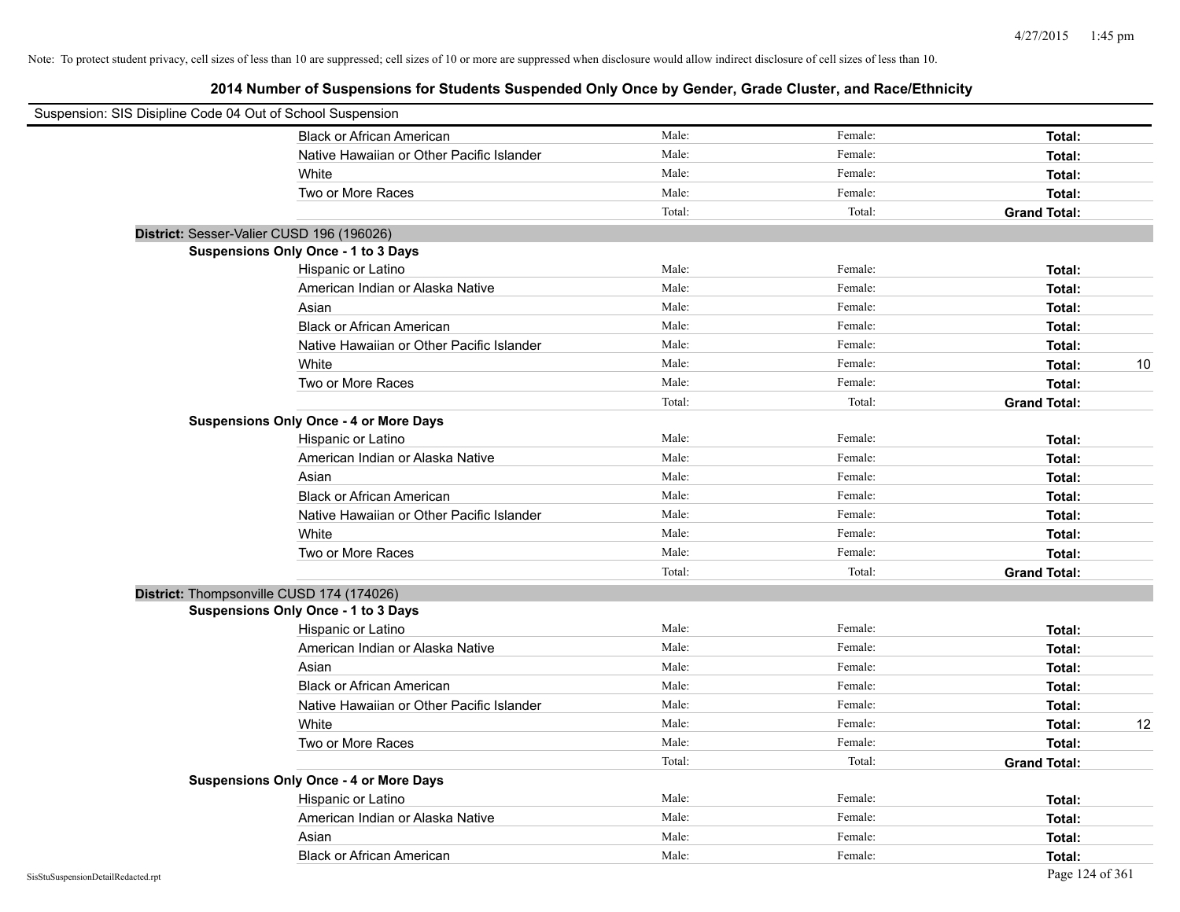Note: To protect student privacy, cell sizes of less than 10 are suppressed; cell sizes of 10 or more are suppressed when disclosure would allow indirect disclosure of cell sizes of less than 10.

# 2014 Number of Suspensions for Students Suspended Only Once by Gender, Grade Cluster, and Race/Ethnicity

Suspension: SIS Disipline Code 04 Out of School Suspension

| | | | | |
|---|---|---|---|---|
| Black or African American | Male: | Female: | **Total:** | |
| Native Hawaiian or Other Pacific Islander | Male: | Female: | **Total:** | |
| White | Male: | Female: | **Total:** | |
| Two or More Races | Male: | Female: | **Total:** | |
| | Total: | Total: | **Grand Total:** | |

**District:** Sesser-Valier CUSD 196 (196026)

**Suspensions Only Once - 1 to 3 Days**

| | | | | |
|---|---|---|---|---|
| Hispanic or Latino | Male: | Female: | **Total:** | |
| American Indian or Alaska Native | Male: | Female: | **Total:** | |
| Asian | Male: | Female: | **Total:** | |
| Black or African American | Male: | Female: | **Total:** | |
| Native Hawaiian or Other Pacific Islander | Male: | Female: | **Total:** | |
| White | Male: | Female: | **Total:** | 10 |
| Two or More Races | Male: | Female: | **Total:** | |
| | Total: | Total: | **Grand Total:** | |

**Suspensions Only Once - 4 or More Days**

| | | | | |
|---|---|---|---|---|
| Hispanic or Latino | Male: | Female: | **Total:** | |
| American Indian or Alaska Native | Male: | Female: | **Total:** | |
| Asian | Male: | Female: | **Total:** | |
| Black or African American | Male: | Female: | **Total:** | |
| Native Hawaiian or Other Pacific Islander | Male: | Female: | **Total:** | |
| White | Male: | Female: | **Total:** | |
| Two or More Races | Male: | Female: | **Total:** | |
| | Total: | Total: | **Grand Total:** | |

**District:** Thompsonville CUSD 174 (174026)

**Suspensions Only Once - 1 to 3 Days**

| | | | | |
|---|---|---|---|---|
| Hispanic or Latino | Male: | Female: | **Total:** | |
| American Indian or Alaska Native | Male: | Female: | **Total:** | |
| Asian | Male: | Female: | **Total:** | |
| Black or African American | Male: | Female: | **Total:** | |
| Native Hawaiian or Other Pacific Islander | Male: | Female: | **Total:** | |
| White | Male: | Female: | **Total:** | 12 |
| Two or More Races | Male: | Female: | **Total:** | |
| | Total: | Total: | **Grand Total:** | |

**Suspensions Only Once - 4 or More Days**

| | | | | |
|---|---|---|---|---|
| Hispanic or Latino | Male: | Female: | **Total:** | |
| American Indian or Alaska Native | Male: | Female: | **Total:** | |
| Asian | Male: | Female: | **Total:** | |
| Black or African American | Male: | Female: | **Total:** | |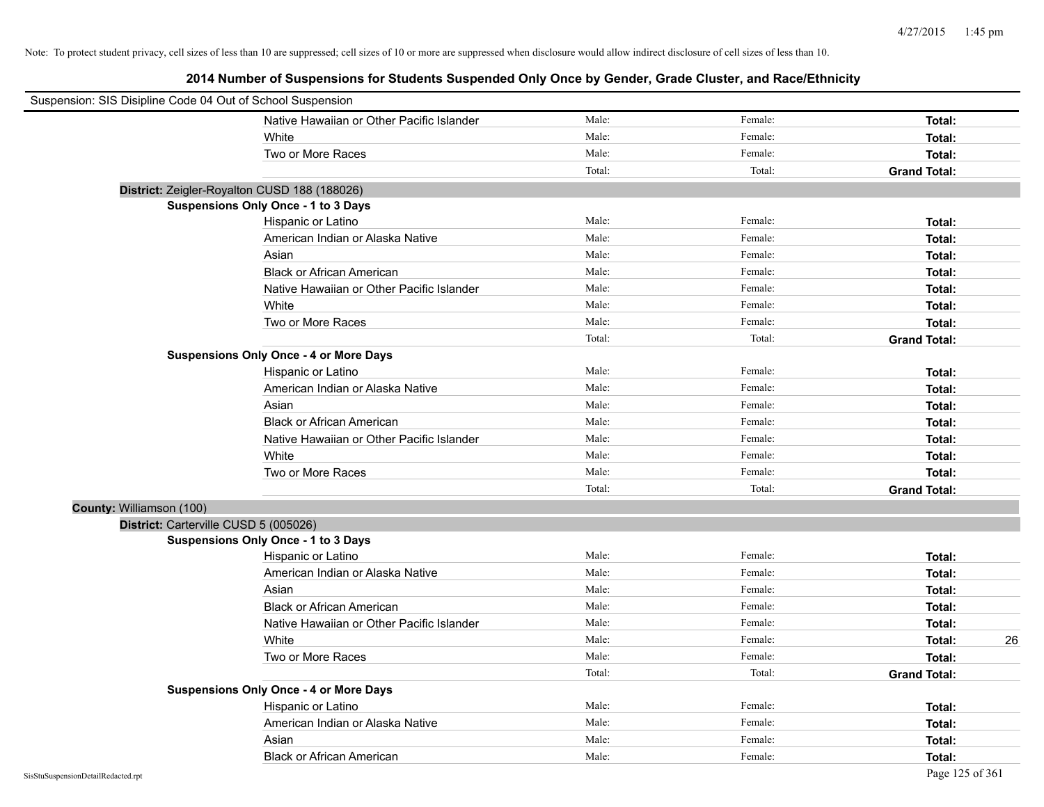Note: To protect student privacy, cell sizes of less than 10 are suppressed; cell sizes of 10 or more are suppressed when disclosure would allow indirect disclosure of cell sizes of less than 10.

# 2014 Number of Suspensions for Students Suspended Only Once by Gender, Grade Cluster, and Race/Ethnicity

Suspension: SIS Disipline Code 04 Out of School Suspension

| | | | | |
|---|---|---|---|---|
| Native Hawaiian or Other Pacific Islander | Male: | Female: | **Total:** | |
| White | Male: | Female: | **Total:** | |
| Two or More Races | Male: | Female: | **Total:** | |
| | Total: | Total: | **Grand Total:** | |

**District:** Zeigler-Royalton CUSD 188 (188026)

**Suspensions Only Once - 1 to 3 Days**

| | | | | |
|---|---|---|---|---|
| Hispanic or Latino | Male: | Female: | **Total:** | |
| American Indian or Alaska Native | Male: | Female: | **Total:** | |
| Asian | Male: | Female: | **Total:** | |
| Black or African American | Male: | Female: | **Total:** | |
| Native Hawaiian or Other Pacific Islander | Male: | Female: | **Total:** | |
| White | Male: | Female: | **Total:** | |
| Two or More Races | Male: | Female: | **Total:** | |
| | Total: | Total: | **Grand Total:** | |

**Suspensions Only Once - 4 or More Days**

| | | | | |
|---|---|---|---|---|
| Hispanic or Latino | Male: | Female: | **Total:** | |
| American Indian or Alaska Native | Male: | Female: | **Total:** | |
| Asian | Male: | Female: | **Total:** | |
| Black or African American | Male: | Female: | **Total:** | |
| Native Hawaiian or Other Pacific Islander | Male: | Female: | **Total:** | |
| White | Male: | Female: | **Total:** | |
| Two or More Races | Male: | Female: | **Total:** | |
| | Total: | Total: | **Grand Total:** | |

**County:** Williamson (100)

**District:** Carterville CUSD 5 (005026)

**Suspensions Only Once - 1 to 3 Days**

| | | | | |
|---|---|---|---|---|
| Hispanic or Latino | Male: | Female: | **Total:** | |
| American Indian or Alaska Native | Male: | Female: | **Total:** | |
| Asian | Male: | Female: | **Total:** | |
| Black or African American | Male: | Female: | **Total:** | |
| Native Hawaiian or Other Pacific Islander | Male: | Female: | **Total:** | |
| White | Male: | Female: | **Total:** | 26 |
| Two or More Races | Male: | Female: | **Total:** | |
| | Total: | Total: | **Grand Total:** | |

**Suspensions Only Once - 4 or More Days**

| | | | | |
|---|---|---|---|---|
| Hispanic or Latino | Male: | Female: | **Total:** | |
| American Indian or Alaska Native | Male: | Female: | **Total:** | |
| Asian | Male: | Female: | **Total:** | |
| Black or African American | Male: | Female: | **Total:** | |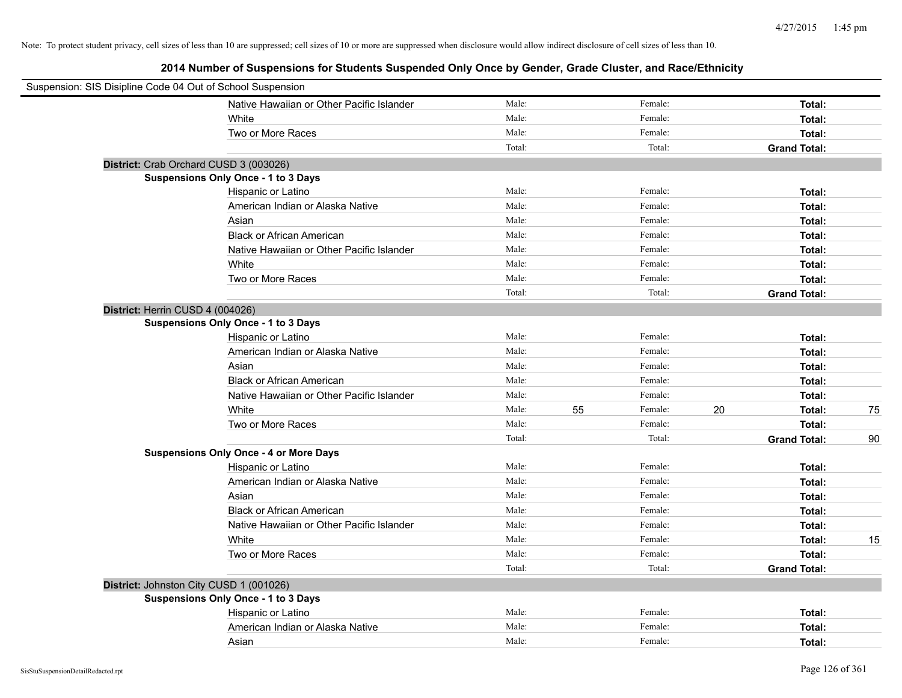Note: To protect student privacy, cell sizes of less than 10 are suppressed; cell sizes of 10 or more are suppressed when disclosure would allow indirect disclosure of cell sizes of less than 10.

## 2014 Number of Suspensions for Students Suspended Only Once by Gender, Grade Cluster, and Race/Ethnicity

Suspension: SIS Disipline Code 04 Out of School Suspension

| | | | | | | | |
|---|---|---|---|---|---|---|---|
| Native Hawaiian or Other Pacific Islander | Male: | | Female: | | **Total:** | |
| White | Male: | | Female: | | **Total:** | |
| Two or More Races | Male: | | Female: | | **Total:** | |
| | Total: | | Total: | | **Grand Total:** | |

**District:** Crab Orchard CUSD 3 (003026)

**Suspensions Only Once - 1 to 3 Days**

| | | | | | | |
|---|---|---|---|---|---|---|
| Hispanic or Latino | Male: | | Female: | | **Total:** | |
| American Indian or Alaska Native | Male: | | Female: | | **Total:** | |
| Asian | Male: | | Female: | | **Total:** | |
| Black or African American | Male: | | Female: | | **Total:** | |
| Native Hawaiian or Other Pacific Islander | Male: | | Female: | | **Total:** | |
| White | Male: | | Female: | | **Total:** | |
| Two or More Races | Male: | | Female: | | **Total:** | |
| | Total: | | Total: | | **Grand Total:** | |

**District:** Herrin CUSD 4 (004026)

**Suspensions Only Once - 1 to 3 Days**

| | | | | | | |
|---|---|---|---|---|---|---|
| Hispanic or Latino | Male: | | Female: | | **Total:** | |
| American Indian or Alaska Native | Male: | | Female: | | **Total:** | |
| Asian | Male: | | Female: | | **Total:** | |
| Black or African American | Male: | | Female: | | **Total:** | |
| Native Hawaiian or Other Pacific Islander | Male: | | Female: | | **Total:** | |
| White | Male: | 55 | Female: | 20 | **Total:** | 75 |
| Two or More Races | Male: | | Female: | | **Total:** | |
| | Total: | | Total: | | **Grand Total:** | 90 |

**Suspensions Only Once - 4 or More Days**

| | | | | | | |
|---|---|---|---|---|---|---|
| Hispanic or Latino | Male: | | Female: | | **Total:** | |
| American Indian or Alaska Native | Male: | | Female: | | **Total:** | |
| Asian | Male: | | Female: | | **Total:** | |
| Black or African American | Male: | | Female: | | **Total:** | |
| Native Hawaiian or Other Pacific Islander | Male: | | Female: | | **Total:** | |
| White | Male: | | Female: | | **Total:** | 15 |
| Two or More Races | Male: | | Female: | | **Total:** | |
| | Total: | | Total: | | **Grand Total:** | |

**District:** Johnston City CUSD 1 (001026)

**Suspensions Only Once - 1 to 3 Days**

| | | | | | | |
|---|---|---|---|---|---|---|
| Hispanic or Latino | Male: | | Female: | | **Total:** | |
| American Indian or Alaska Native | Male: | | Female: | | **Total:** | |
| Asian | Male: | | Female: | | **Total:** | |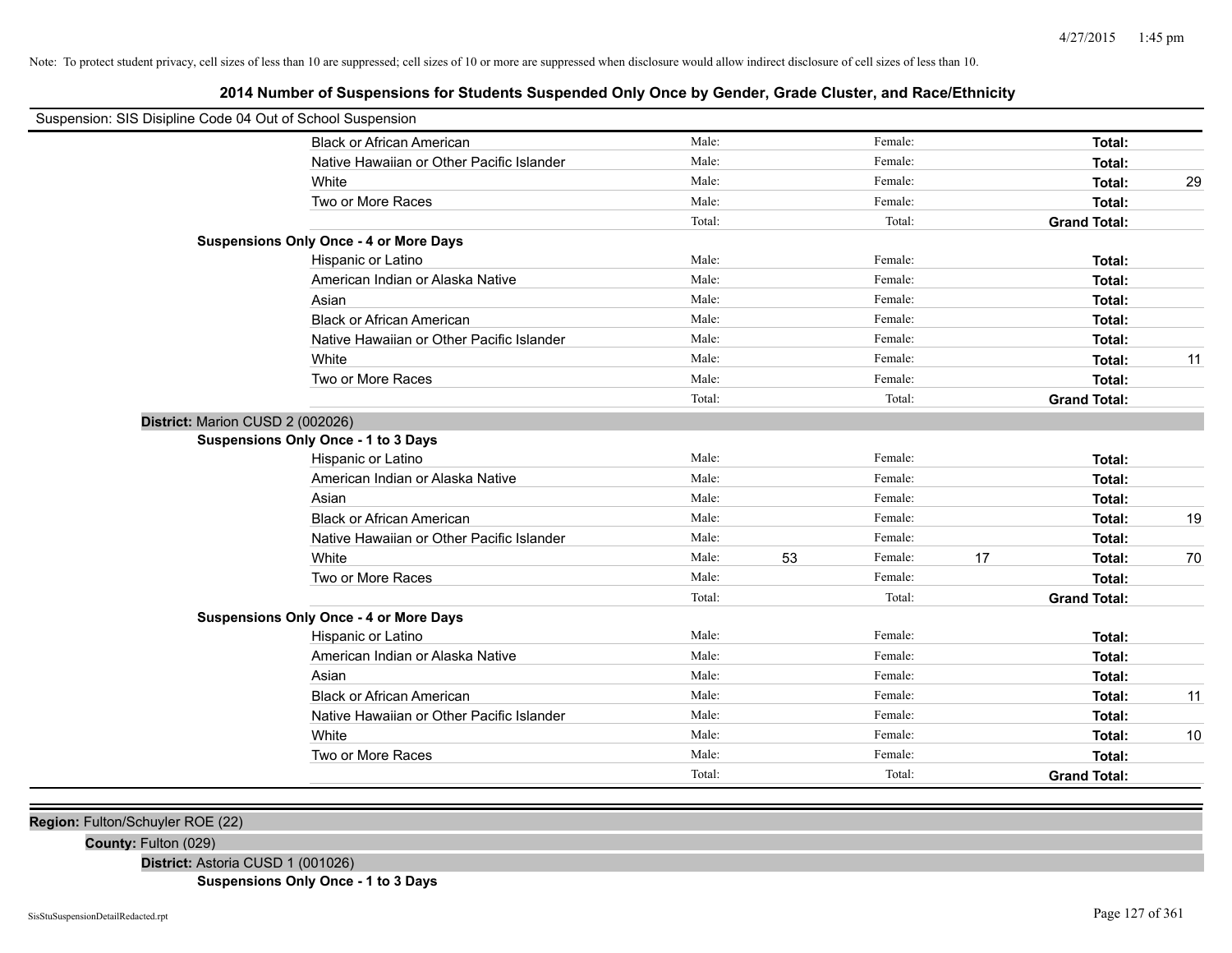Note: To protect student privacy, cell sizes of less than 10 are suppressed; cell sizes of 10 or more are suppressed when disclosure would allow indirect disclosure of cell sizes of less than 10.

## 2014 Number of Suspensions for Students Suspended Only Once by Gender, Grade Cluster, and Race/Ethnicity

Suspension: SIS Disipline Code 04 Out of School Suspension

| | | | | | | |
|---|---|---|---|---|---|---|
| Black or African American | Male: | | Female: | | Total: | |
| Native Hawaiian or Other Pacific Islander | Male: | | Female: | | Total: | |
| White | Male: | | Female: | | Total: | 29 |
| Two or More Races | Male: | | Female: | | Total: | |
| | Total: | | Total: | | Grand Total: | |

**Suspensions Only Once - 4 or More Days**

| | | | | | | |
|---|---|---|---|---|---|---|
| Hispanic or Latino | Male: | | Female: | | Total: | |
| American Indian or Alaska Native | Male: | | Female: | | Total: | |
| Asian | Male: | | Female: | | Total: | |
| Black or African American | Male: | | Female: | | Total: | |
| Native Hawaiian or Other Pacific Islander | Male: | | Female: | | Total: | |
| White | Male: | | Female: | | Total: | 11 |
| Two or More Races | Male: | | Female: | | Total: | |
| | Total: | | Total: | | Grand Total: | |

**District:** Marion CUSD 2 (002026)

**Suspensions Only Once - 1 to 3 Days**

| | | | | | | |
|---|---|---|---|---|---|---|
| Hispanic or Latino | Male: | | Female: | | Total: | |
| American Indian or Alaska Native | Male: | | Female: | | Total: | |
| Asian | Male: | | Female: | | Total: | |
| Black or African American | Male: | | Female: | | Total: | 19 |
| Native Hawaiian or Other Pacific Islander | Male: | | Female: | | Total: | |
| White | Male: | 53 | Female: | 17 | Total: | 70 |
| Two or More Races | Male: | | Female: | | Total: | |
| | Total: | | Total: | | Grand Total: | |

**Suspensions Only Once - 4 or More Days**

| | | | | | | |
|---|---|---|---|---|---|---|
| Hispanic or Latino | Male: | | Female: | | Total: | |
| American Indian or Alaska Native | Male: | | Female: | | Total: | |
| Asian | Male: | | Female: | | Total: | |
| Black or African American | Male: | | Female: | | Total: | 11 |
| Native Hawaiian or Other Pacific Islander | Male: | | Female: | | Total: | |
| White | Male: | | Female: | | Total: | 10 |
| Two or More Races | Male: | | Female: | | Total: | |
| | Total: | | Total: | | Grand Total: | |

**Region:** Fulton/Schuyler ROE (22)

**County:** Fulton (029)

**District:** Astoria CUSD 1 (001026)

**Suspensions Only Once - 1 to 3 Days**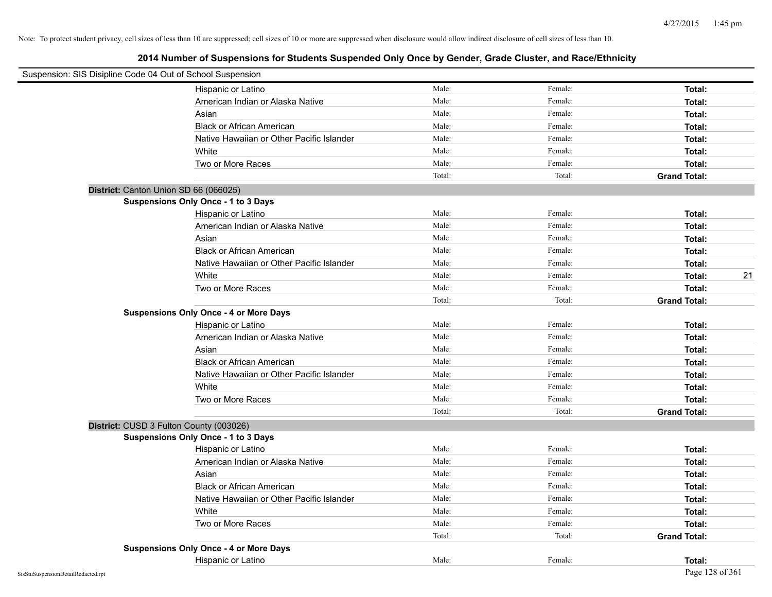Note: To protect student privacy, cell sizes of less than 10 are suppressed; cell sizes of 10 or more are suppressed when disclosure would allow indirect disclosure of cell sizes of less than 10.

## 2014 Number of Suspensions for Students Suspended Only Once by Gender, Grade Cluster, and Race/Ethnicity

Suspension: SIS Disipline Code 04 Out of School Suspension

| | Male: | Female: | Total: |
|---|---|---|---|
| Hispanic or Latino | Male: | Female: | Total: |
| American Indian or Alaska Native | Male: | Female: | Total: |
| Asian | Male: | Female: | Total: |
| Black or African American | Male: | Female: | Total: |
| Native Hawaiian or Other Pacific Islander | Male: | Female: | Total: |
| White | Male: | Female: | Total: |
| Two or More Races | Male: | Female: | Total: |
| | Total: | Total: | Grand Total: |

**District:** Canton Union SD 66 (066025)

**Suspensions Only Once - 1 to 3 Days**

| | | | |
|---|---|---|---|
| Hispanic or Latino | Male: | Female: | Total: |
| American Indian or Alaska Native | Male: | Female: | Total: |
| Asian | Male: | Female: | Total: |
| Black or African American | Male: | Female: | Total: |
| Native Hawaiian or Other Pacific Islander | Male: | Female: | Total: |
| White | Male: | Female: | Total: 21 |
| Two or More Races | Male: | Female: | Total: |
| | Total: | Total: | Grand Total: |

**Suspensions Only Once - 4 or More Days**

| | | | |
|---|---|---|---|
| Hispanic or Latino | Male: | Female: | Total: |
| American Indian or Alaska Native | Male: | Female: | Total: |
| Asian | Male: | Female: | Total: |
| Black or African American | Male: | Female: | Total: |
| Native Hawaiian or Other Pacific Islander | Male: | Female: | Total: |
| White | Male: | Female: | Total: |
| Two or More Races | Male: | Female: | Total: |
| | Total: | Total: | Grand Total: |

**District:** CUSD 3 Fulton County (003026)

**Suspensions Only Once - 1 to 3 Days**

| | | | |
|---|---|---|---|
| Hispanic or Latino | Male: | Female: | Total: |
| American Indian or Alaska Native | Male: | Female: | Total: |
| Asian | Male: | Female: | Total: |
| Black or African American | Male: | Female: | Total: |
| Native Hawaiian or Other Pacific Islander | Male: | Female: | Total: |
| White | Male: | Female: | Total: |
| Two or More Races | Male: | Female: | Total: |
| | Total: | Total: | Grand Total: |

**Suspensions Only Once - 4 or More Days**

| | | | |
|---|---|---|---|
| Hispanic or Latino | Male: | Female: | Total: |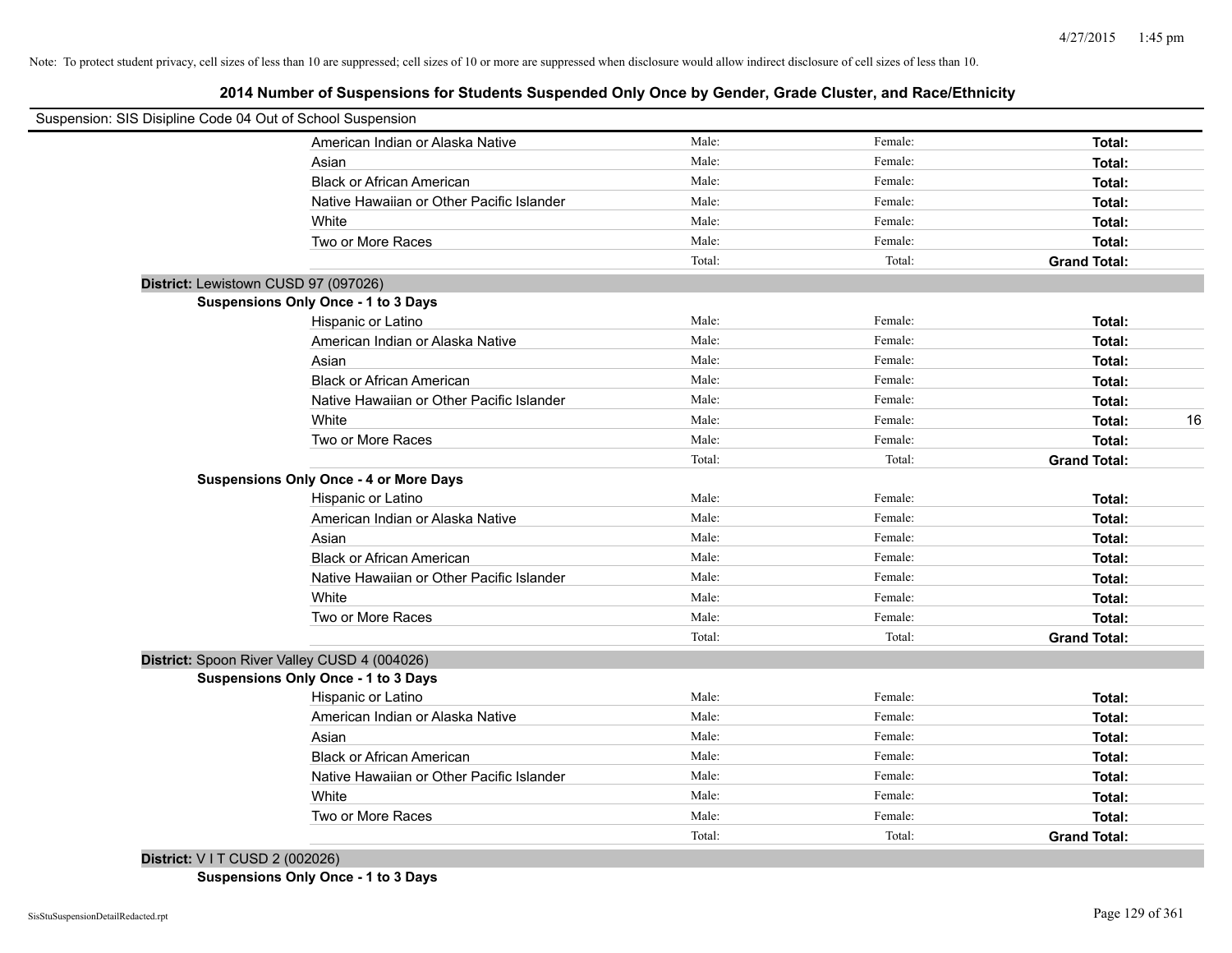Note: To protect student privacy, cell sizes of less than 10 are suppressed; cell sizes of 10 or more are suppressed when disclosure would allow indirect disclosure of cell sizes of less than 10.

## 2014 Number of Suspensions for Students Suspended Only Once by Gender, Grade Cluster, and Race/Ethnicity

Suspension: SIS Disipline Code 04 Out of School Suspension

| | Male: | Female: | Total: | |
|---|---|---|---|---|
| American Indian or Alaska Native | Male: | Female: | **Total:** | |
| Asian | Male: | Female: | **Total:** | |
| Black or African American | Male: | Female: | **Total:** | |
| Native Hawaiian or Other Pacific Islander | Male: | Female: | **Total:** | |
| White | Male: | Female: | **Total:** | |
| Two or More Races | Male: | Female: | **Total:** | |
| | Total: | Total: | **Grand Total:** | |

**District:** Lewistown CUSD 97 (097026)

**Suspensions Only Once - 1 to 3 Days**

| | | | | |
|---|---|---|---|---|
| Hispanic or Latino | Male: | Female: | **Total:** | |
| American Indian or Alaska Native | Male: | Female: | **Total:** | |
| Asian | Male: | Female: | **Total:** | |
| Black or African American | Male: | Female: | **Total:** | |
| Native Hawaiian or Other Pacific Islander | Male: | Female: | **Total:** | |
| White | Male: | Female: | **Total:** | 16 |
| Two or More Races | Male: | Female: | **Total:** | |
| | Total: | Total: | **Grand Total:** | |

**Suspensions Only Once - 4 or More Days**

| | | | | |
|---|---|---|---|---|
| Hispanic or Latino | Male: | Female: | **Total:** | |
| American Indian or Alaska Native | Male: | Female: | **Total:** | |
| Asian | Male: | Female: | **Total:** | |
| Black or African American | Male: | Female: | **Total:** | |
| Native Hawaiian or Other Pacific Islander | Male: | Female: | **Total:** | |
| White | Male: | Female: | **Total:** | |
| Two or More Races | Male: | Female: | **Total:** | |
| | Total: | Total: | **Grand Total:** | |

**District:** Spoon River Valley CUSD 4 (004026)

**Suspensions Only Once - 1 to 3 Days**

| | | | | |
|---|---|---|---|---|
| Hispanic or Latino | Male: | Female: | **Total:** | |
| American Indian or Alaska Native | Male: | Female: | **Total:** | |
| Asian | Male: | Female: | **Total:** | |
| Black or African American | Male: | Female: | **Total:** | |
| Native Hawaiian or Other Pacific Islander | Male: | Female: | **Total:** | |
| White | Male: | Female: | **Total:** | |
| Two or More Races | Male: | Female: | **Total:** | |
| | Total: | Total: | **Grand Total:** | |

**District:** V I T CUSD 2 (002026)

**Suspensions Only Once - 1 to 3 Days**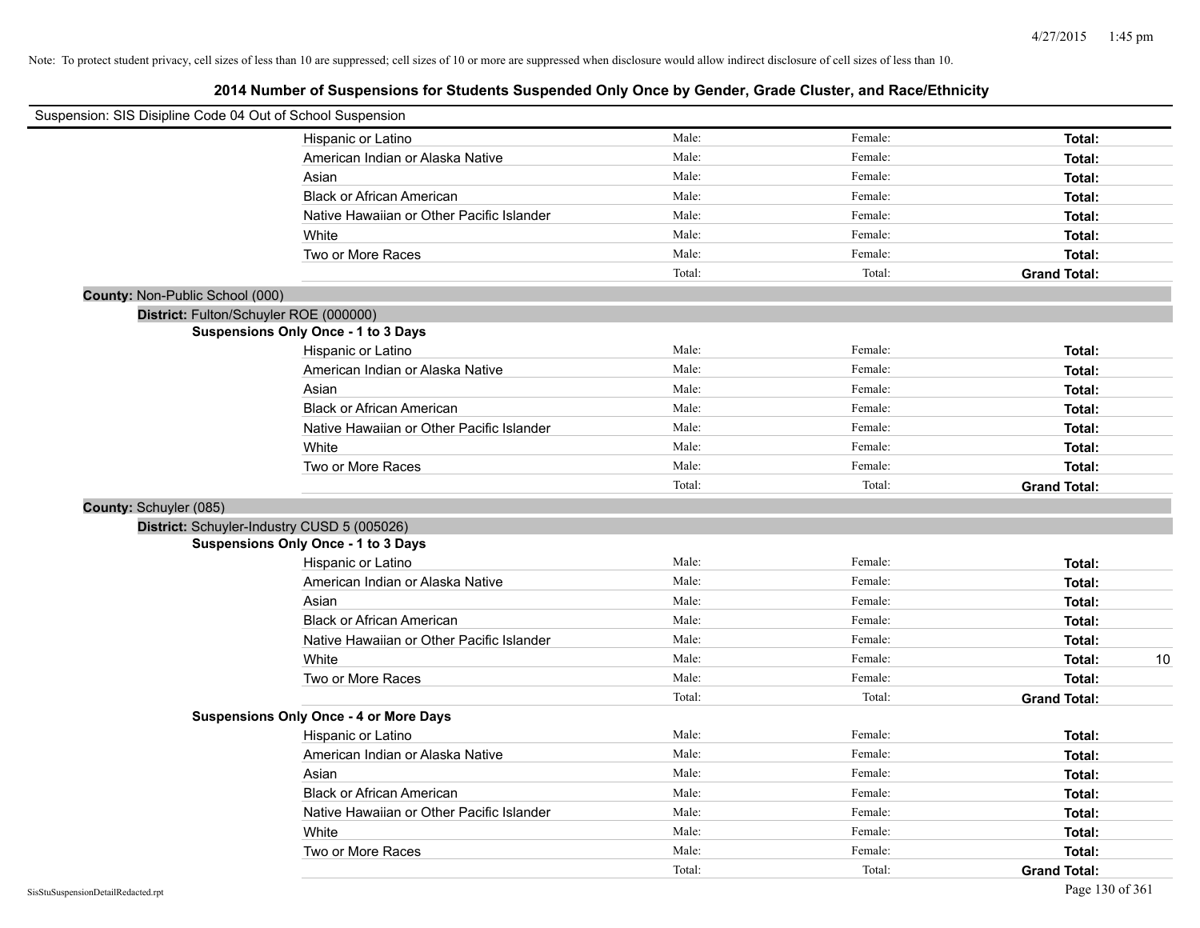Note: To protect student privacy, cell sizes of less than 10 are suppressed; cell sizes of 10 or more are suppressed when disclosure would allow indirect disclosure of cell sizes of less than 10.

## 2014 Number of Suspensions for Students Suspended Only Once by Gender, Grade Cluster, and Race/Ethnicity

Suspension: SIS Disipline Code 04 Out of School Suspension

| | | | |
|---|---|---|---|
| Hispanic or Latino | Male: | Female: | **Total:** |
| American Indian or Alaska Native | Male: | Female: | **Total:** |
| Asian | Male: | Female: | **Total:** |
| Black or African American | Male: | Female: | **Total:** |
| Native Hawaiian or Other Pacific Islander | Male: | Female: | **Total:** |
| White | Male: | Female: | **Total:** |
| Two or More Races | Male: | Female: | **Total:** |
| | Total: | Total: | **Grand Total:** |

**County:** Non-Public School (000)

**District:** Fulton/Schuyler ROE (000000)

**Suspensions Only Once - 1 to 3 Days**

| | | | |
|---|---|---|---|
| Hispanic or Latino | Male: | Female: | **Total:** |
| American Indian or Alaska Native | Male: | Female: | **Total:** |
| Asian | Male: | Female: | **Total:** |
| Black or African American | Male: | Female: | **Total:** |
| Native Hawaiian or Other Pacific Islander | Male: | Female: | **Total:** |
| White | Male: | Female: | **Total:** |
| Two or More Races | Male: | Female: | **Total:** |
| | Total: | Total: | **Grand Total:** |

**County:** Schuyler (085)

**District:** Schuyler-Industry CUSD 5 (005026)

**Suspensions Only Once - 1 to 3 Days**

| | | | | |
|---|---|---|---|---|
| Hispanic or Latino | Male: | Female: | **Total:** | |
| American Indian or Alaska Native | Male: | Female: | **Total:** | |
| Asian | Male: | Female: | **Total:** | |
| Black or African American | Male: | Female: | **Total:** | |
| Native Hawaiian or Other Pacific Islander | Male: | Female: | **Total:** | |
| White | Male: | Female: | **Total:** | 10 |
| Two or More Races | Male: | Female: | **Total:** | |
| | Total: | Total: | **Grand Total:** | |

**Suspensions Only Once - 4 or More Days**

| | | | |
|---|---|---|---|
| Hispanic or Latino | Male: | Female: | **Total:** |
| American Indian or Alaska Native | Male: | Female: | **Total:** |
| Asian | Male: | Female: | **Total:** |
| Black or African American | Male: | Female: | **Total:** |
| Native Hawaiian or Other Pacific Islander | Male: | Female: | **Total:** |
| White | Male: | Female: | **Total:** |
| Two or More Races | Male: | Female: | **Total:** |
| | Total: | Total: | **Grand Total:** |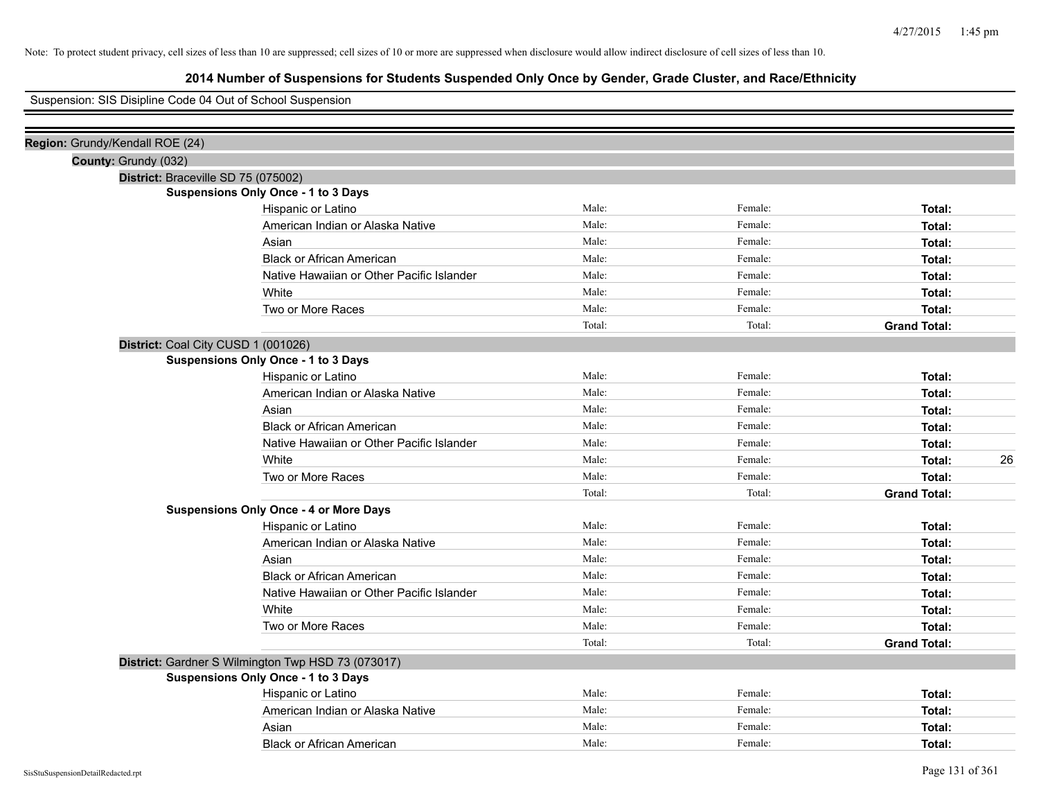Note: To protect student privacy, cell sizes of less than 10 are suppressed; cell sizes of 10 or more are suppressed when disclosure would allow indirect disclosure of cell sizes of less than 10.

## 2014 Number of Suspensions for Students Suspended Only Once by Gender, Grade Cluster, and Race/Ethnicity

Suspension: SIS Disipline Code 04 Out of School Suspension

**Region:** Grundy/Kendall ROE (24)

**County:** Grundy (032)

**District:** Braceville SD 75 (075002)

**Suspensions Only Once - 1 to 3 Days**

| Race/Ethnicity | Male | Female | Total |
|---|---|---|---|
| Hispanic or Latino | Male: | Female: | **Total:** |
| American Indian or Alaska Native | Male: | Female: | **Total:** |
| Asian | Male: | Female: | **Total:** |
| Black or African American | Male: | Female: | **Total:** |
| Native Hawaiian or Other Pacific Islander | Male: | Female: | **Total:** |
| White | Male: | Female: | **Total:** |
| Two or More Races | Male: | Female: | **Total:** |
| | Total: | Total: | **Grand Total:** |

**District:** Coal City CUSD 1 (001026)

**Suspensions Only Once - 1 to 3 Days**

| Race/Ethnicity | Male | Female | Total |
|---|---|---|---|
| Hispanic or Latino | Male: | Female: | **Total:** |
| American Indian or Alaska Native | Male: | Female: | **Total:** |
| Asian | Male: | Female: | **Total:** |
| Black or African American | Male: | Female: | **Total:** |
| Native Hawaiian or Other Pacific Islander | Male: | Female: | **Total:** |
| White | Male: | Female: | **Total:** 26 |
| Two or More Races | Male: | Female: | **Total:** |
| | Total: | Total: | **Grand Total:** |

**Suspensions Only Once - 4 or More Days**

| Race/Ethnicity | Male | Female | Total |
|---|---|---|---|
| Hispanic or Latino | Male: | Female: | **Total:** |
| American Indian or Alaska Native | Male: | Female: | **Total:** |
| Asian | Male: | Female: | **Total:** |
| Black or African American | Male: | Female: | **Total:** |
| Native Hawaiian or Other Pacific Islander | Male: | Female: | **Total:** |
| White | Male: | Female: | **Total:** |
| Two or More Races | Male: | Female: | **Total:** |
| | Total: | Total: | **Grand Total:** |

**District:** Gardner S Wilmington Twp HSD 73 (073017)

**Suspensions Only Once - 1 to 3 Days**

| Race/Ethnicity | Male | Female | Total |
|---|---|---|---|
| Hispanic or Latino | Male: | Female: | **Total:** |
| American Indian or Alaska Native | Male: | Female: | **Total:** |
| Asian | Male: | Female: | **Total:** |
| Black or African American | Male: | Female: | **Total:** |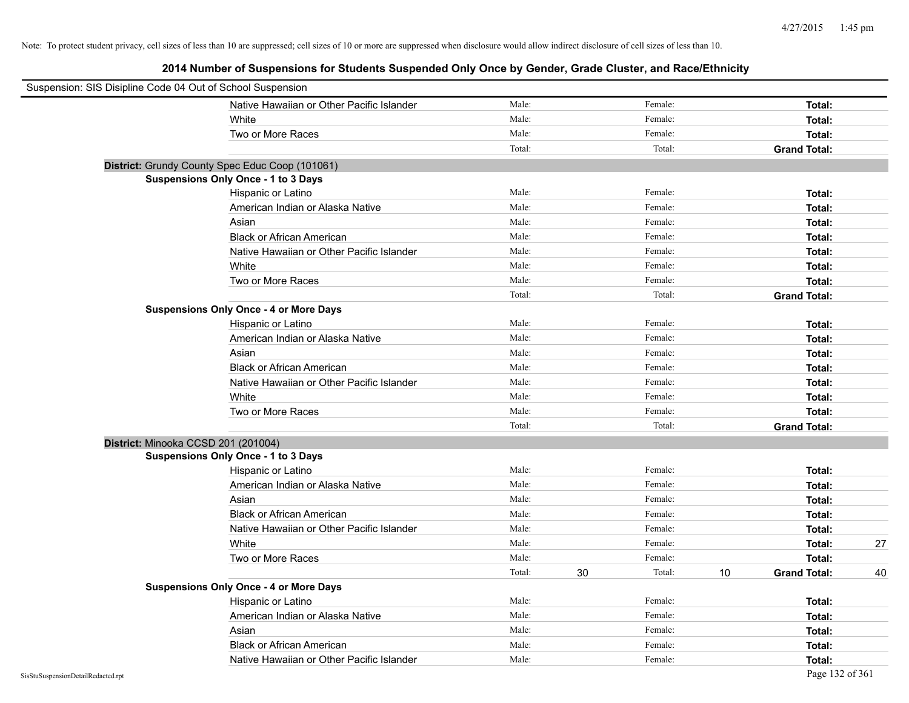Note: To protect student privacy, cell sizes of less than 10 are suppressed; cell sizes of 10 or more are suppressed when disclosure would allow indirect disclosure of cell sizes of less than 10.

## 2014 Number of Suspensions for Students Suspended Only Once by Gender, Grade Cluster, and Race/Ethnicity

Suspension: SIS Disipline Code 04 Out of School Suspension

| | | | | | | | |
|---|---|---|---|---|---|---|---|
| Native Hawaiian or Other Pacific Islander | Male: | | Female: | | **Total:** | |
| White | Male: | | Female: | | **Total:** | |
| Two or More Races | Male: | | Female: | | **Total:** | |
| | Total: | | Total: | | **Grand Total:** | |

**District:** Grundy County Spec Educ Coop (101061)

**Suspensions Only Once - 1 to 3 Days**

| | | | | | | |
|---|---|---|---|---|---|---|
| Hispanic or Latino | Male: | | Female: | | **Total:** | |
| American Indian or Alaska Native | Male: | | Female: | | **Total:** | |
| Asian | Male: | | Female: | | **Total:** | |
| Black or African American | Male: | | Female: | | **Total:** | |
| Native Hawaiian or Other Pacific Islander | Male: | | Female: | | **Total:** | |
| White | Male: | | Female: | | **Total:** | |
| Two or More Races | Male: | | Female: | | **Total:** | |
| | Total: | | Total: | | **Grand Total:** | |

**Suspensions Only Once - 4 or More Days**

| | | | | | | |
|---|---|---|---|---|---|---|
| Hispanic or Latino | Male: | | Female: | | **Total:** | |
| American Indian or Alaska Native | Male: | | Female: | | **Total:** | |
| Asian | Male: | | Female: | | **Total:** | |
| Black or African American | Male: | | Female: | | **Total:** | |
| Native Hawaiian or Other Pacific Islander | Male: | | Female: | | **Total:** | |
| White | Male: | | Female: | | **Total:** | |
| Two or More Races | Male: | | Female: | | **Total:** | |
| | Total: | | Total: | | **Grand Total:** | |

**District:** Minooka CCSD 201 (201004)

**Suspensions Only Once - 1 to 3 Days**

| | | | | | | |
|---|---|---|---|---|---|---|
| Hispanic or Latino | Male: | | Female: | | **Total:** | |
| American Indian or Alaska Native | Male: | | Female: | | **Total:** | |
| Asian | Male: | | Female: | | **Total:** | |
| Black or African American | Male: | | Female: | | **Total:** | |
| Native Hawaiian or Other Pacific Islander | Male: | | Female: | | **Total:** | |
| White | Male: | | Female: | | **Total:** | 27 |
| Two or More Races | Male: | | Female: | | **Total:** | |
| | Total: | 30 | Total: | 10 | **Grand Total:** | 40 |

**Suspensions Only Once - 4 or More Days**

| | | | | | | |
|---|---|---|---|---|---|---|
| Hispanic or Latino | Male: | | Female: | | **Total:** | |
| American Indian or Alaska Native | Male: | | Female: | | **Total:** | |
| Asian | Male: | | Female: | | **Total:** | |
| Black or African American | Male: | | Female: | | **Total:** | |
| Native Hawaiian or Other Pacific Islander | Male: | | Female: | | **Total:** | |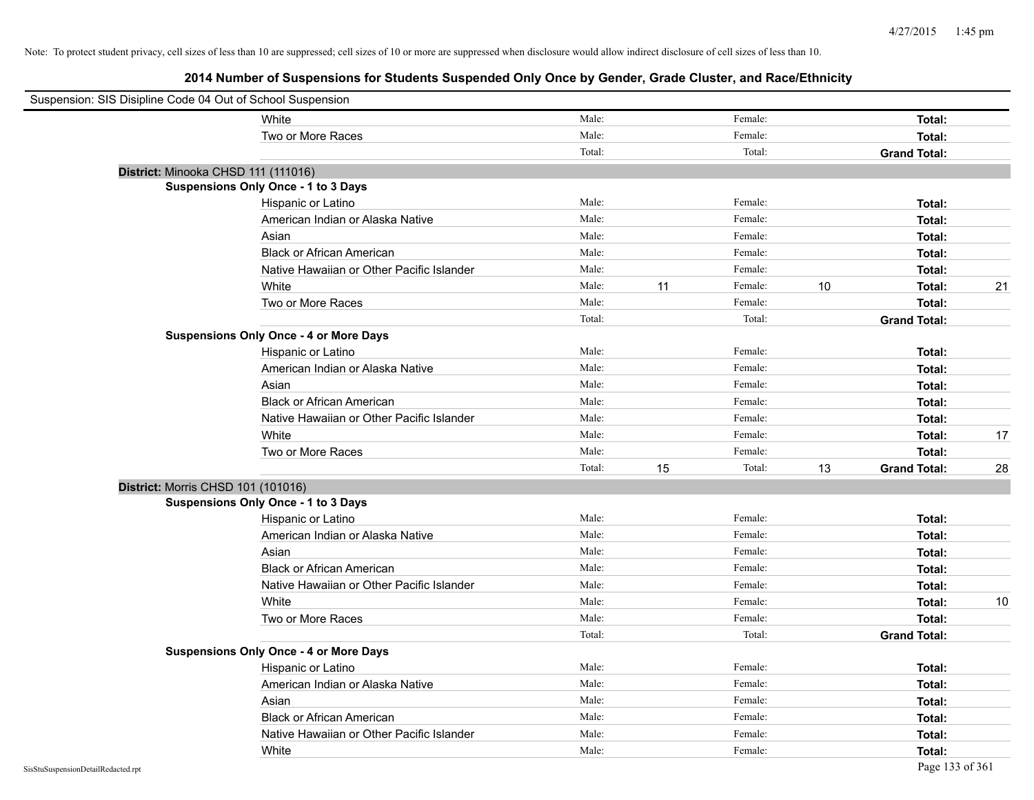Note: To protect student privacy, cell sizes of less than 10 are suppressed; cell sizes of 10 or more are suppressed when disclosure would allow indirect disclosure of cell sizes of less than 10.

## 2014 Number of Suspensions for Students Suspended Only Once by Gender, Grade Cluster, and Race/Ethnicity

Suspension: SIS Disipline Code 04 Out of School Suspension

| | | | | | | |
|---|---|---|---|---|---|---|
| White | Male: | | Female: | | **Total:** | |
| Two or More Races | Male: | | Female: | | **Total:** | |
| | Total: | | Total: | | **Grand Total:** | |

**District:** Minooka CHSD 111 (111016)

**Suspensions Only Once - 1 to 3 Days**

| | | | | | | |
|---|---|---|---|---|---|---|
| Hispanic or Latino | Male: | | Female: | | **Total:** | |
| American Indian or Alaska Native | Male: | | Female: | | **Total:** | |
| Asian | Male: | | Female: | | **Total:** | |
| Black or African American | Male: | | Female: | | **Total:** | |
| Native Hawaiian or Other Pacific Islander | Male: | | Female: | | **Total:** | |
| White | Male: | 11 | Female: | 10 | **Total:** | 21 |
| Two or More Races | Male: | | Female: | | **Total:** | |
| | Total: | | Total: | | **Grand Total:** | |

**Suspensions Only Once - 4 or More Days**

| | | | | | | |
|---|---|---|---|---|---|---|
| Hispanic or Latino | Male: | | Female: | | **Total:** | |
| American Indian or Alaska Native | Male: | | Female: | | **Total:** | |
| Asian | Male: | | Female: | | **Total:** | |
| Black or African American | Male: | | Female: | | **Total:** | |
| Native Hawaiian or Other Pacific Islander | Male: | | Female: | | **Total:** | |
| White | Male: | | Female: | | **Total:** | 17 |
| Two or More Races | Male: | | Female: | | **Total:** | |
| | Total: | 15 | Total: | 13 | **Grand Total:** | 28 |

**District:** Morris CHSD 101 (101016)

**Suspensions Only Once - 1 to 3 Days**

| | | | | | | |
|---|---|---|---|---|---|---|
| Hispanic or Latino | Male: | | Female: | | **Total:** | |
| American Indian or Alaska Native | Male: | | Female: | | **Total:** | |
| Asian | Male: | | Female: | | **Total:** | |
| Black or African American | Male: | | Female: | | **Total:** | |
| Native Hawaiian or Other Pacific Islander | Male: | | Female: | | **Total:** | |
| White | Male: | | Female: | | **Total:** | 10 |
| Two or More Races | Male: | | Female: | | **Total:** | |
| | Total: | | Total: | | **Grand Total:** | |

**Suspensions Only Once - 4 or More Days**

| | | | | | | |
|---|---|---|---|---|---|---|
| Hispanic or Latino | Male: | | Female: | | **Total:** | |
| American Indian or Alaska Native | Male: | | Female: | | **Total:** | |
| Asian | Male: | | Female: | | **Total:** | |
| Black or African American | Male: | | Female: | | **Total:** | |
| Native Hawaiian or Other Pacific Islander | Male: | | Female: | | **Total:** | |
| White | Male: | | Female: | | **Total:** | |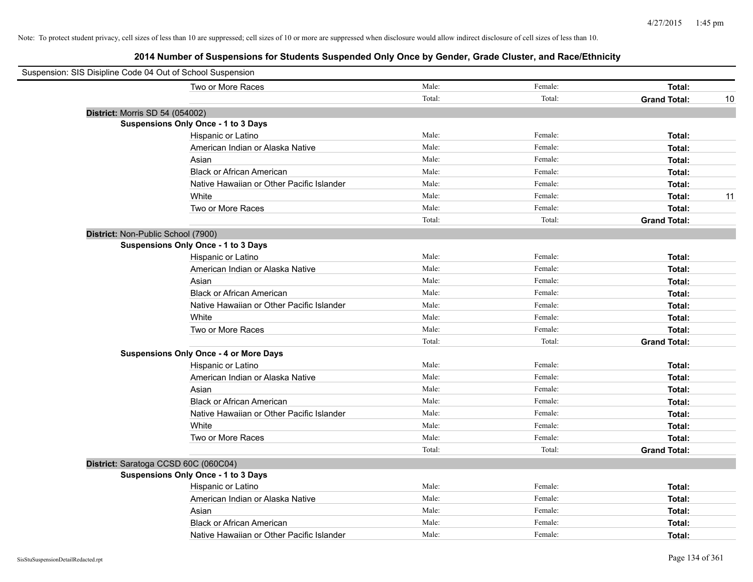Note: To protect student privacy, cell sizes of less than 10 are suppressed; cell sizes of 10 or more are suppressed when disclosure would allow indirect disclosure of cell sizes of less than 10.

## 2014 Number of Suspensions for Students Suspended Only Once by Gender, Grade Cluster, and Race/Ethnicity

Suspension: SIS Disipline Code 04 Out of School Suspension

| | | | | |
|---|---|---|---|---|
| Two or More Races | Male: | Female: | **Total:** | |
| | Total: | Total: | **Grand Total:** | 10 |

**District:** Morris SD 54 (054002)

**Suspensions Only Once - 1 to 3 Days**

| | | | | |
|---|---|---|---|---|
| Hispanic or Latino | Male: | Female: | **Total:** | |
| American Indian or Alaska Native | Male: | Female: | **Total:** | |
| Asian | Male: | Female: | **Total:** | |
| Black or African American | Male: | Female: | **Total:** | |
| Native Hawaiian or Other Pacific Islander | Male: | Female: | **Total:** | |
| White | Male: | Female: | **Total:** | 11 |
| Two or More Races | Male: | Female: | **Total:** | |
| | Total: | Total: | **Grand Total:** | |

**District:** Non-Public School (7900)

**Suspensions Only Once - 1 to 3 Days**

| | | | | |
|---|---|---|---|---|
| Hispanic or Latino | Male: | Female: | **Total:** | |
| American Indian or Alaska Native | Male: | Female: | **Total:** | |
| Asian | Male: | Female: | **Total:** | |
| Black or African American | Male: | Female: | **Total:** | |
| Native Hawaiian or Other Pacific Islander | Male: | Female: | **Total:** | |
| White | Male: | Female: | **Total:** | |
| Two or More Races | Male: | Female: | **Total:** | |
| | Total: | Total: | **Grand Total:** | |

**Suspensions Only Once - 4 or More Days**

| | | | | |
|---|---|---|---|---|
| Hispanic or Latino | Male: | Female: | **Total:** | |
| American Indian or Alaska Native | Male: | Female: | **Total:** | |
| Asian | Male: | Female: | **Total:** | |
| Black or African American | Male: | Female: | **Total:** | |
| Native Hawaiian or Other Pacific Islander | Male: | Female: | **Total:** | |
| White | Male: | Female: | **Total:** | |
| Two or More Races | Male: | Female: | **Total:** | |
| | Total: | Total: | **Grand Total:** | |

**District:** Saratoga CCSD 60C (060C04)

**Suspensions Only Once - 1 to 3 Days**

| | | | | |
|---|---|---|---|---|
| Hispanic or Latino | Male: | Female: | **Total:** | |
| American Indian or Alaska Native | Male: | Female: | **Total:** | |
| Asian | Male: | Female: | **Total:** | |
| Black or African American | Male: | Female: | **Total:** | |
| Native Hawaiian or Other Pacific Islander | Male: | Female: | **Total:** | |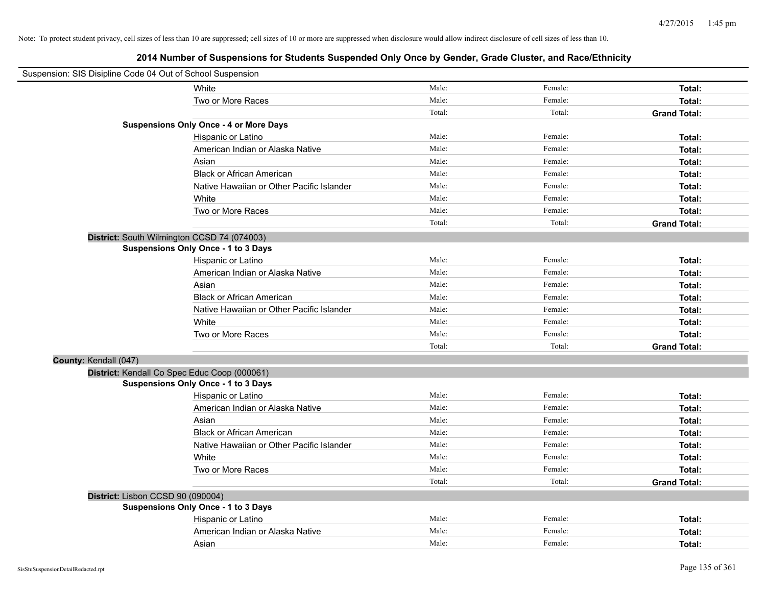Note: To protect student privacy, cell sizes of less than 10 are suppressed; cell sizes of 10 or more are suppressed when disclosure would allow indirect disclosure of cell sizes of less than 10.

## 2014 Number of Suspensions for Students Suspended Only Once by Gender, Grade Cluster, and Race/Ethnicity

Suspension: SIS Disipline Code 04 Out of School Suspension

| | | | | |
|---|---|---|---|---|
| | White | Male: | Female: | **Total:** |
| | Two or More Races | Male: | Female: | **Total:** |
| | | Total: | Total: | **Grand Total:** |
| **Suspensions Only Once - 4 or More Days** | | | | |
| | Hispanic or Latino | Male: | Female: | **Total:** |
| | American Indian or Alaska Native | Male: | Female: | **Total:** |
| | Asian | Male: | Female: | **Total:** |
| | Black or African American | Male: | Female: | **Total:** |
| | Native Hawaiian or Other Pacific Islander | Male: | Female: | **Total:** |
| | White | Male: | Female: | **Total:** |
| | Two or More Races | Male: | Female: | **Total:** |
| | | Total: | Total: | **Grand Total:** |
| **District:** South Wilmington CCSD 74 (074003) | | | | |
| **Suspensions Only Once - 1 to 3 Days** | | | | |
| | Hispanic or Latino | Male: | Female: | **Total:** |
| | American Indian or Alaska Native | Male: | Female: | **Total:** |
| | Asian | Male: | Female: | **Total:** |
| | Black or African American | Male: | Female: | **Total:** |
| | Native Hawaiian or Other Pacific Islander | Male: | Female: | **Total:** |
| | White | Male: | Female: | **Total:** |
| | Two or More Races | Male: | Female: | **Total:** |
| | | Total: | Total: | **Grand Total:** |
| **County:** Kendall (047) | | | | |
| **District:** Kendall Co Spec Educ Coop (000061) | | | | |
| **Suspensions Only Once - 1 to 3 Days** | | | | |
| | Hispanic or Latino | Male: | Female: | **Total:** |
| | American Indian or Alaska Native | Male: | Female: | **Total:** |
| | Asian | Male: | Female: | **Total:** |
| | Black or African American | Male: | Female: | **Total:** |
| | Native Hawaiian or Other Pacific Islander | Male: | Female: | **Total:** |
| | White | Male: | Female: | **Total:** |
| | Two or More Races | Male: | Female: | **Total:** |
| | | Total: | Total: | **Grand Total:** |
| **District:** Lisbon CCSD 90 (090004) | | | | |
| **Suspensions Only Once - 1 to 3 Days** | | | | |
| | Hispanic or Latino | Male: | Female: | **Total:** |
| | American Indian or Alaska Native | Male: | Female: | **Total:** |
| | Asian | Male: | Female: | **Total:** |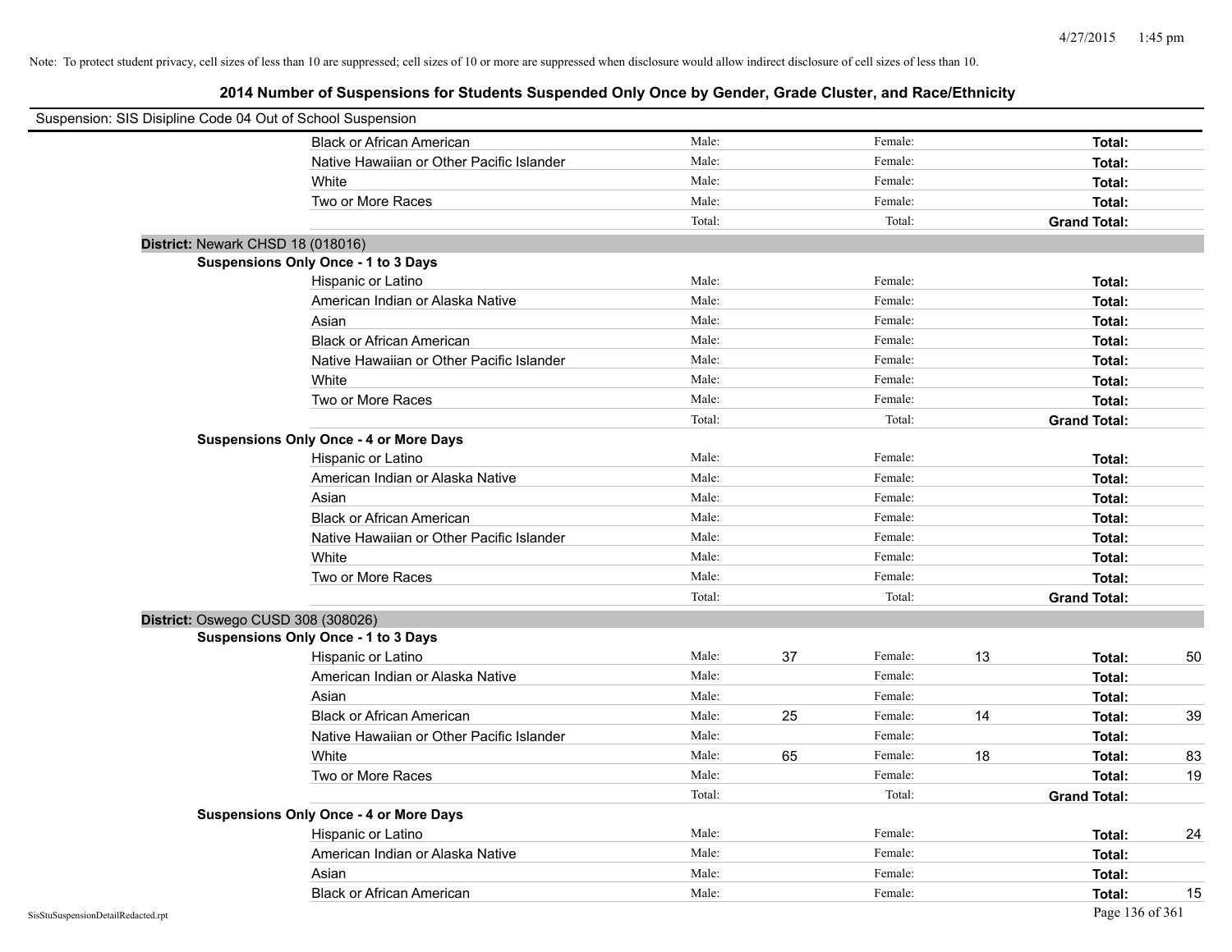Note: To protect student privacy, cell sizes of less than 10 are suppressed; cell sizes of 10 or more are suppressed when disclosure would allow indirect disclosure of cell sizes of less than 10.

## 2014 Number of Suspensions for Students Suspended Only Once by Gender, Grade Cluster, and Race/Ethnicity

Suspension: SIS Disipline Code 04 Out of School Suspension

| | Male: | | Female: | | | |
|---|---|---|---|---|---|---|
| Black or African American | Male: | | Female: | | Total: | |
| Native Hawaiian or Other Pacific Islander | Male: | | Female: | | Total: | |
| White | Male: | | Female: | | Total: | |
| Two or More Races | Male: | | Female: | | Total: | |
| | Total: | | Total: | | Grand Total: | |

**District:** Newark CHSD 18 (018016)

**Suspensions Only Once - 1 to 3 Days**

| | | | | | | |
|---|---|---|---|---|---|---|
| Hispanic or Latino | Male: | | Female: | | Total: | |
| American Indian or Alaska Native | Male: | | Female: | | Total: | |
| Asian | Male: | | Female: | | Total: | |
| Black or African American | Male: | | Female: | | Total: | |
| Native Hawaiian or Other Pacific Islander | Male: | | Female: | | Total: | |
| White | Male: | | Female: | | Total: | |
| Two or More Races | Male: | | Female: | | Total: | |
| | Total: | | Total: | | Grand Total: | |

**Suspensions Only Once - 4 or More Days**

| | | | | | | |
|---|---|---|---|---|---|---|
| Hispanic or Latino | Male: | | Female: | | Total: | |
| American Indian or Alaska Native | Male: | | Female: | | Total: | |
| Asian | Male: | | Female: | | Total: | |
| Black or African American | Male: | | Female: | | Total: | |
| Native Hawaiian or Other Pacific Islander | Male: | | Female: | | Total: | |
| White | Male: | | Female: | | Total: | |
| Two or More Races | Male: | | Female: | | Total: | |
| | Total: | | Total: | | Grand Total: | |

**District:** Oswego CUSD 308 (308026)

**Suspensions Only Once - 1 to 3 Days**

| | | | | | | |
|---|---|---|---|---|---|---|
| Hispanic or Latino | Male: | 37 | Female: | 13 | Total: | 50 |
| American Indian or Alaska Native | Male: | | Female: | | Total: | |
| Asian | Male: | | Female: | | Total: | |
| Black or African American | Male: | 25 | Female: | 14 | Total: | 39 |
| Native Hawaiian or Other Pacific Islander | Male: | | Female: | | Total: | |
| White | Male: | 65 | Female: | 18 | Total: | 83 |
| Two or More Races | Male: | | Female: | | Total: | 19 |
| | Total: | | Total: | | Grand Total: | |

**Suspensions Only Once - 4 or More Days**

| | | | | | | |
|---|---|---|---|---|---|---|
| Hispanic or Latino | Male: | | Female: | | Total: | 24 |
| American Indian or Alaska Native | Male: | | Female: | | Total: | |
| Asian | Male: | | Female: | | Total: | |
| Black or African American | Male: | | Female: | | Total: | 15 |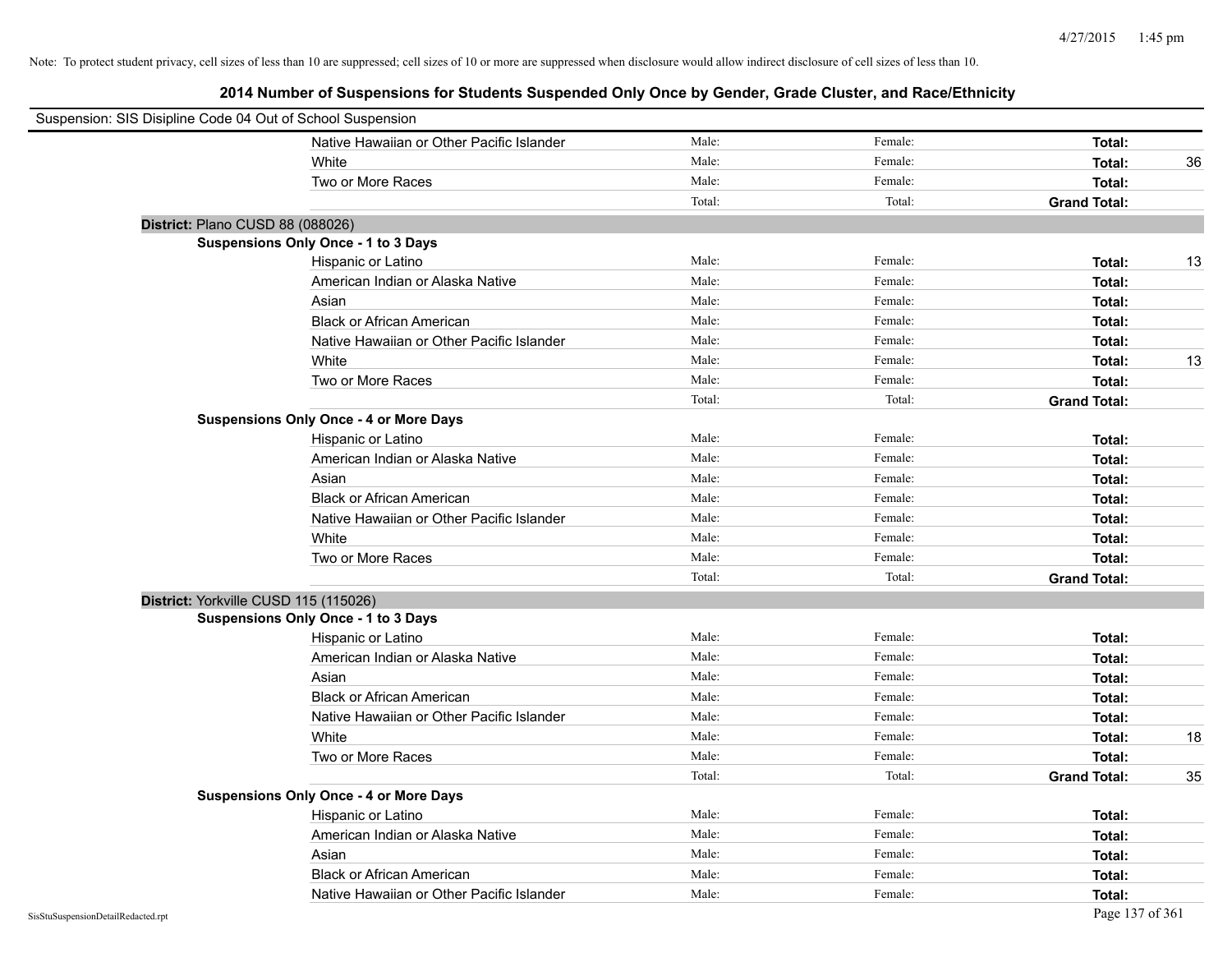Note: To protect student privacy, cell sizes of less than 10 are suppressed; cell sizes of 10 or more are suppressed when disclosure would allow indirect disclosure of cell sizes of less than 10.

## 2014 Number of Suspensions for Students Suspended Only Once by Gender, Grade Cluster, and Race/Ethnicity

Suspension: SIS Disipline Code 04 Out of School Suspension

| | | | | |
|---|---|---|---|---|
| Native Hawaiian or Other Pacific Islander | Male: | Female: | **Total:** | |
| White | Male: | Female: | **Total:** | 36 |
| Two or More Races | Male: | Female: | **Total:** | |
| | Total: | Total: | **Grand Total:** | |

**District:** Plano CUSD 88 (088026)

**Suspensions Only Once - 1 to 3 Days**

| | | | | |
|---|---|---|---|---|
| Hispanic or Latino | Male: | Female: | **Total:** | 13 |
| American Indian or Alaska Native | Male: | Female: | **Total:** | |
| Asian | Male: | Female: | **Total:** | |
| Black or African American | Male: | Female: | **Total:** | |
| Native Hawaiian or Other Pacific Islander | Male: | Female: | **Total:** | |
| White | Male: | Female: | **Total:** | 13 |
| Two or More Races | Male: | Female: | **Total:** | |
| | Total: | Total: | **Grand Total:** | |

**Suspensions Only Once - 4 or More Days**

| | | | | |
|---|---|---|---|---|
| Hispanic or Latino | Male: | Female: | **Total:** | |
| American Indian or Alaska Native | Male: | Female: | **Total:** | |
| Asian | Male: | Female: | **Total:** | |
| Black or African American | Male: | Female: | **Total:** | |
| Native Hawaiian or Other Pacific Islander | Male: | Female: | **Total:** | |
| White | Male: | Female: | **Total:** | |
| Two or More Races | Male: | Female: | **Total:** | |
| | Total: | Total: | **Grand Total:** | |

**District:** Yorkville CUSD 115 (115026)

**Suspensions Only Once - 1 to 3 Days**

| | | | | |
|---|---|---|---|---|
| Hispanic or Latino | Male: | Female: | **Total:** | |
| American Indian or Alaska Native | Male: | Female: | **Total:** | |
| Asian | Male: | Female: | **Total:** | |
| Black or African American | Male: | Female: | **Total:** | |
| Native Hawaiian or Other Pacific Islander | Male: | Female: | **Total:** | |
| White | Male: | Female: | **Total:** | 18 |
| Two or More Races | Male: | Female: | **Total:** | |
| | Total: | Total: | **Grand Total:** | 35 |

**Suspensions Only Once - 4 or More Days**

| | | | | |
|---|---|---|---|---|
| Hispanic or Latino | Male: | Female: | **Total:** | |
| American Indian or Alaska Native | Male: | Female: | **Total:** | |
| Asian | Male: | Female: | **Total:** | |
| Black or African American | Male: | Female: | **Total:** | |
| Native Hawaiian or Other Pacific Islander | Male: | Female: | **Total:** | |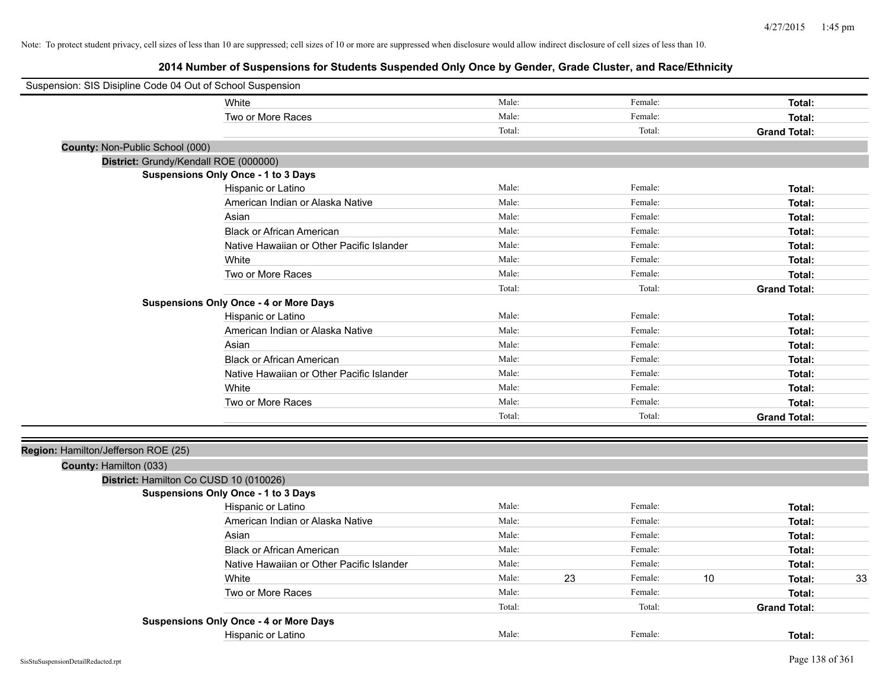Note: To protect student privacy, cell sizes of less than 10 are suppressed; cell sizes of 10 or more are suppressed when disclosure would allow indirect disclosure of cell sizes of less than 10.

## 2014 Number of Suspensions for Students Suspended Only Once by Gender, Grade Cluster, and Race/Ethnicity

Suspension: SIS Disipline Code 04 Out of School Suspension

| | Male: | | Female: | | Total: | |
|---|---|---|---|---|---|---|
| White | Male: | | Female: | | **Total:** | |
| Two or More Races | Male: | | Female: | | **Total:** | |
| | Total: | | Total: | | **Grand Total:** | |

**County:** Non-Public School (000)

**District:** Grundy/Kendall ROE (000000)

**Suspensions Only Once - 1 to 3 Days**

| | Male: | | Female: | | Total: | |
|---|---|---|---|---|---|---|
| Hispanic or Latino | Male: | | Female: | | **Total:** | |
| American Indian or Alaska Native | Male: | | Female: | | **Total:** | |
| Asian | Male: | | Female: | | **Total:** | |
| Black or African American | Male: | | Female: | | **Total:** | |
| Native Hawaiian or Other Pacific Islander | Male: | | Female: | | **Total:** | |
| White | Male: | | Female: | | **Total:** | |
| Two or More Races | Male: | | Female: | | **Total:** | |
| | Total: | | Total: | | **Grand Total:** | |

**Suspensions Only Once - 4 or More Days**

| | Male: | | Female: | | Total: | |
|---|---|---|---|---|---|---|
| Hispanic or Latino | Male: | | Female: | | **Total:** | |
| American Indian or Alaska Native | Male: | | Female: | | **Total:** | |
| Asian | Male: | | Female: | | **Total:** | |
| Black or African American | Male: | | Female: | | **Total:** | |
| Native Hawaiian or Other Pacific Islander | Male: | | Female: | | **Total:** | |
| White | Male: | | Female: | | **Total:** | |
| Two or More Races | Male: | | Female: | | **Total:** | |
| | Total: | | Total: | | **Grand Total:** | |

**Region:** Hamilton/Jefferson ROE (25)

**County:** Hamilton (033)

**District:** Hamilton Co CUSD 10 (010026)

**Suspensions Only Once - 1 to 3 Days**

| | Male: | | Female: | | Total: | |
|---|---|---|---|---|---|---|
| Hispanic or Latino | Male: | | Female: | | **Total:** | |
| American Indian or Alaska Native | Male: | | Female: | | **Total:** | |
| Asian | Male: | | Female: | | **Total:** | |
| Black or African American | Male: | | Female: | | **Total:** | |
| Native Hawaiian or Other Pacific Islander | Male: | | Female: | | **Total:** | |
| White | Male: | 23 | Female: | 10 | **Total:** | 33 |
| Two or More Races | Male: | | Female: | | **Total:** | |
| | Total: | | Total: | | **Grand Total:** | |

**Suspensions Only Once - 4 or More Days**

| | Male: | | Female: | | Total: | |
|---|---|---|---|---|---|---|
| Hispanic or Latino | Male: | | Female: | | **Total:** | |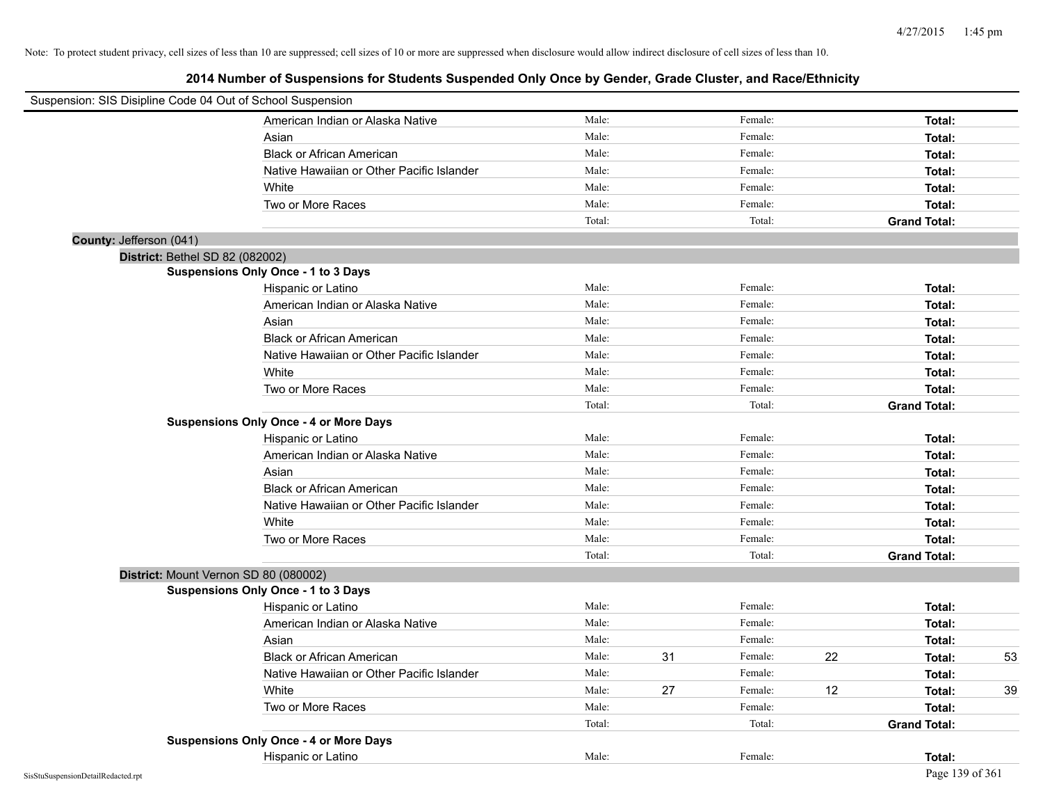Note: To protect student privacy, cell sizes of less than 10 are suppressed; cell sizes of 10 or more are suppressed when disclosure would allow indirect disclosure of cell sizes of less than 10.

## 2014 Number of Suspensions for Students Suspended Only Once by Gender, Grade Cluster, and Race/Ethnicity

Suspension: SIS Disipline Code 04 Out of School Suspension

| | Male: | | Female: | | | |
|---|---|---|---|---|---|---|
| American Indian or Alaska Native | Male: | | Female: | | Total: | |
| Asian | Male: | | Female: | | Total: | |
| Black or African American | Male: | | Female: | | Total: | |
| Native Hawaiian or Other Pacific Islander | Male: | | Female: | | Total: | |
| White | Male: | | Female: | | Total: | |
| Two or More Races | Male: | | Female: | | Total: | |
| | Total: | | Total: | | Grand Total: | |

**County:** Jefferson (041)

**District:** Bethel SD 82 (082002)

**Suspensions Only Once - 1 to 3 Days**

| | | | | | | |
|---|---|---|---|---|---|---|
| Hispanic or Latino | Male: | | Female: | | Total: | |
| American Indian or Alaska Native | Male: | | Female: | | Total: | |
| Asian | Male: | | Female: | | Total: | |
| Black or African American | Male: | | Female: | | Total: | |
| Native Hawaiian or Other Pacific Islander | Male: | | Female: | | Total: | |
| White | Male: | | Female: | | Total: | |
| Two or More Races | Male: | | Female: | | Total: | |
| | Total: | | Total: | | Grand Total: | |

**Suspensions Only Once - 4 or More Days**

| | | | | | | |
|---|---|---|---|---|---|---|
| Hispanic or Latino | Male: | | Female: | | Total: | |
| American Indian or Alaska Native | Male: | | Female: | | Total: | |
| Asian | Male: | | Female: | | Total: | |
| Black or African American | Male: | | Female: | | Total: | |
| Native Hawaiian or Other Pacific Islander | Male: | | Female: | | Total: | |
| White | Male: | | Female: | | Total: | |
| Two or More Races | Male: | | Female: | | Total: | |
| | Total: | | Total: | | Grand Total: | |

**District:** Mount Vernon SD 80 (080002)

**Suspensions Only Once - 1 to 3 Days**

| | | | | | | |
|---|---|---|---|---|---|---|
| Hispanic or Latino | Male: | | Female: | | Total: | |
| American Indian or Alaska Native | Male: | | Female: | | Total: | |
| Asian | Male: | | Female: | | Total: | |
| Black or African American | Male: | 31 | Female: | 22 | Total: | 53 |
| Native Hawaiian or Other Pacific Islander | Male: | | Female: | | Total: | |
| White | Male: | 27 | Female: | 12 | Total: | 39 |
| Two or More Races | Male: | | Female: | | Total: | |
| | Total: | | Total: | | Grand Total: | |

**Suspensions Only Once - 4 or More Days**

| | | | | | | |
|---|---|---|---|---|---|---|
| Hispanic or Latino | Male: | | Female: | | Total: | |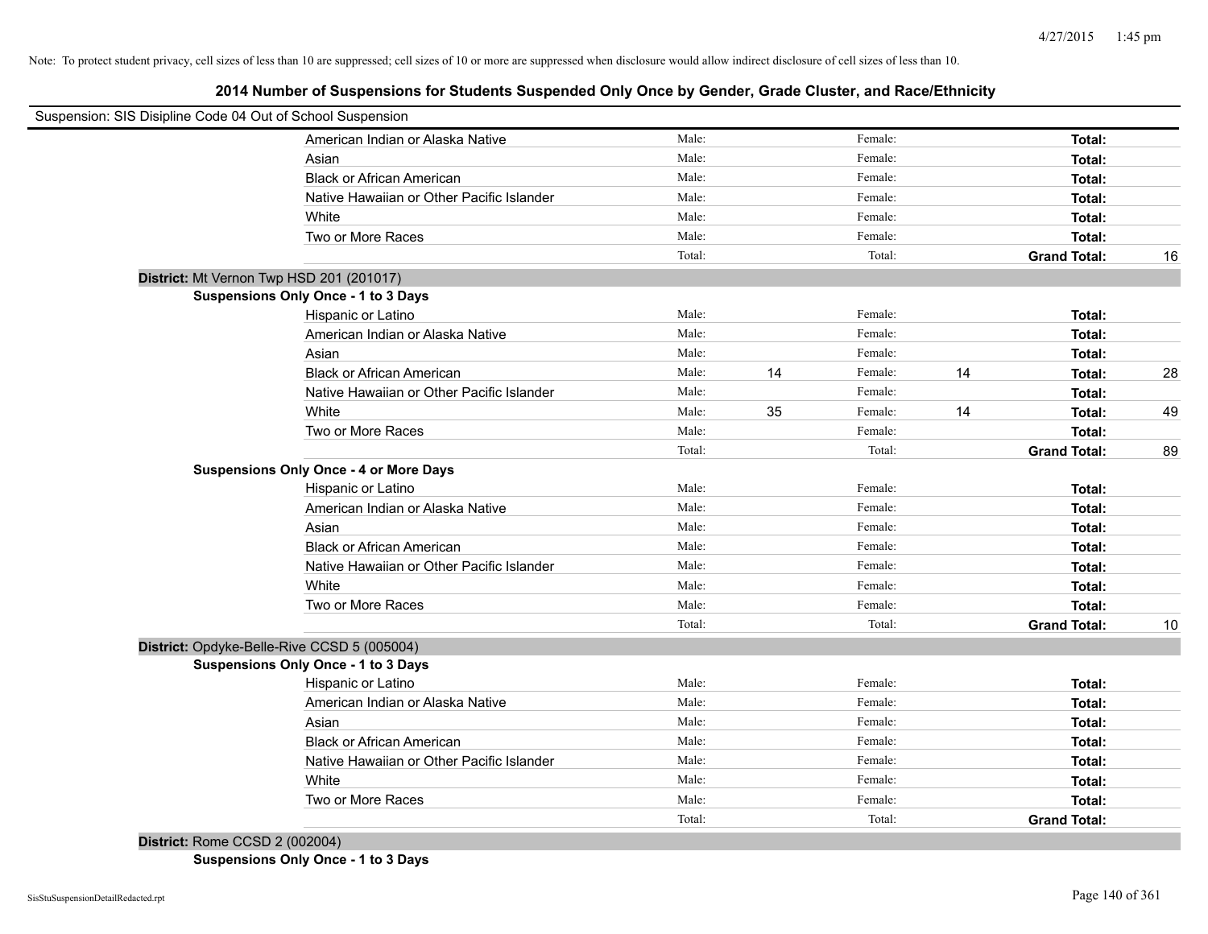Note: To protect student privacy, cell sizes of less than 10 are suppressed; cell sizes of 10 or more are suppressed when disclosure would allow indirect disclosure of cell sizes of less than 10.

# 2014 Number of Suspensions for Students Suspended Only Once by Gender, Grade Cluster, and Race/Ethnicity

Suspension: SIS Disipline Code 04 Out of School Suspension

| | Male: | | Female: | | | |
|---|---|---|---|---|---|---|
| American Indian or Alaska Native | Male: | | Female: | | **Total:** | |
| Asian | Male: | | Female: | | **Total:** | |
| Black or African American | Male: | | Female: | | **Total:** | |
| Native Hawaiian or Other Pacific Islander | Male: | | Female: | | **Total:** | |
| White | Male: | | Female: | | **Total:** | |
| Two or More Races | Male: | | Female: | | **Total:** | |
| | Total: | | Total: | | **Grand Total:** | 16 |

**District:** Mt Vernon Twp HSD 201 (201017)

**Suspensions Only Once - 1 to 3 Days**

| | | | | | | |
|---|---|---|---|---|---|---|
| Hispanic or Latino | Male: | | Female: | | **Total:** | |
| American Indian or Alaska Native | Male: | | Female: | | **Total:** | |
| Asian | Male: | | Female: | | **Total:** | |
| Black or African American | Male: | 14 | Female: | 14 | **Total:** | 28 |
| Native Hawaiian or Other Pacific Islander | Male: | | Female: | | **Total:** | |
| White | Male: | 35 | Female: | 14 | **Total:** | 49 |
| Two or More Races | Male: | | Female: | | **Total:** | |
| | Total: | | Total: | | **Grand Total:** | 89 |

**Suspensions Only Once - 4 or More Days**

| | | | | | | |
|---|---|---|---|---|---|---|
| Hispanic or Latino | Male: | | Female: | | **Total:** | |
| American Indian or Alaska Native | Male: | | Female: | | **Total:** | |
| Asian | Male: | | Female: | | **Total:** | |
| Black or African American | Male: | | Female: | | **Total:** | |
| Native Hawaiian or Other Pacific Islander | Male: | | Female: | | **Total:** | |
| White | Male: | | Female: | | **Total:** | |
| Two or More Races | Male: | | Female: | | **Total:** | |
| | Total: | | Total: | | **Grand Total:** | 10 |

**District:** Opdyke-Belle-Rive CCSD 5 (005004)

**Suspensions Only Once - 1 to 3 Days**

| | | | | | | |
|---|---|---|---|---|---|---|
| Hispanic or Latino | Male: | | Female: | | **Total:** | |
| American Indian or Alaska Native | Male: | | Female: | | **Total:** | |
| Asian | Male: | | Female: | | **Total:** | |
| Black or African American | Male: | | Female: | | **Total:** | |
| Native Hawaiian or Other Pacific Islander | Male: | | Female: | | **Total:** | |
| White | Male: | | Female: | | **Total:** | |
| Two or More Races | Male: | | Female: | | **Total:** | |
| | Total: | | Total: | | **Grand Total:** | |

**District:** Rome CCSD 2 (002004)

**Suspensions Only Once - 1 to 3 Days**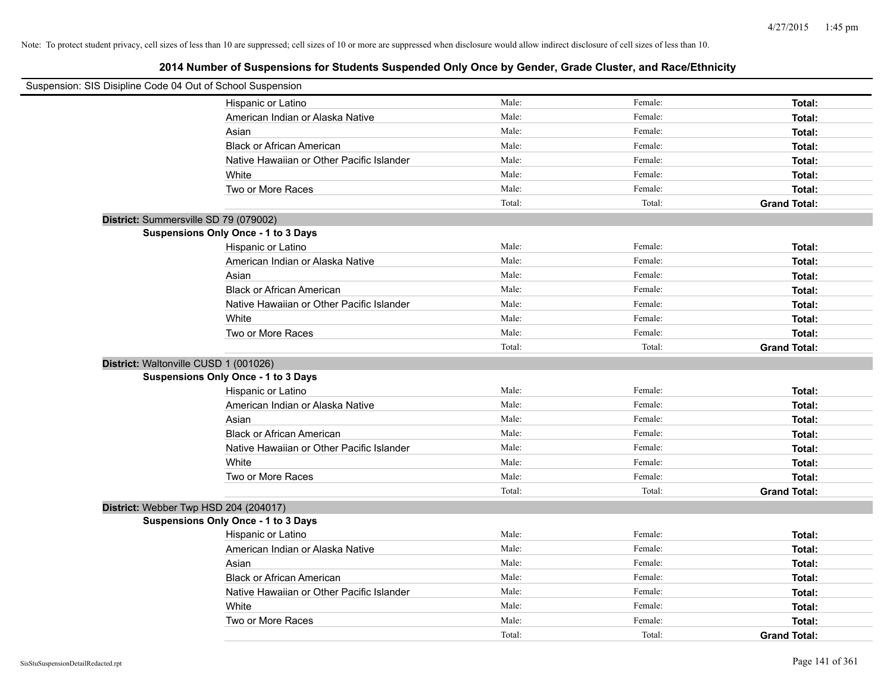Note: To protect student privacy, cell sizes of less than 10 are suppressed; cell sizes of 10 or more are suppressed when disclosure would allow indirect disclosure of cell sizes of less than 10.

# 2014 Number of Suspensions for Students Suspended Only Once by Gender, Grade Cluster, and Race/Ethnicity

Suspension: SIS Disipline Code 04 Out of School Suspension

| | | | |
|---|---|---|---|
| Hispanic or Latino | Male: | Female: | **Total:** |
| American Indian or Alaska Native | Male: | Female: | **Total:** |
| Asian | Male: | Female: | **Total:** |
| Black or African American | Male: | Female: | **Total:** |
| Native Hawaiian or Other Pacific Islander | Male: | Female: | **Total:** |
| White | Male: | Female: | **Total:** |
| Two or More Races | Male: | Female: | **Total:** |
| | Total: | Total: | **Grand Total:** |

**District:** Summersville SD 79 (079002)

**Suspensions Only Once - 1 to 3 Days**

| | | | |
|---|---|---|---|
| Hispanic or Latino | Male: | Female: | **Total:** |
| American Indian or Alaska Native | Male: | Female: | **Total:** |
| Asian | Male: | Female: | **Total:** |
| Black or African American | Male: | Female: | **Total:** |
| Native Hawaiian or Other Pacific Islander | Male: | Female: | **Total:** |
| White | Male: | Female: | **Total:** |
| Two or More Races | Male: | Female: | **Total:** |
| | Total: | Total: | **Grand Total:** |

**District:** Waltonville CUSD 1 (001026)

**Suspensions Only Once - 1 to 3 Days**

| | | | |
|---|---|---|---|
| Hispanic or Latino | Male: | Female: | **Total:** |
| American Indian or Alaska Native | Male: | Female: | **Total:** |
| Asian | Male: | Female: | **Total:** |
| Black or African American | Male: | Female: | **Total:** |
| Native Hawaiian or Other Pacific Islander | Male: | Female: | **Total:** |
| White | Male: | Female: | **Total:** |
| Two or More Races | Male: | Female: | **Total:** |
| | Total: | Total: | **Grand Total:** |

**District:** Webber Twp HSD 204 (204017)

**Suspensions Only Once - 1 to 3 Days**

| | | | |
|---|---|---|---|
| Hispanic or Latino | Male: | Female: | **Total:** |
| American Indian or Alaska Native | Male: | Female: | **Total:** |
| Asian | Male: | Female: | **Total:** |
| Black or African American | Male: | Female: | **Total:** |
| Native Hawaiian or Other Pacific Islander | Male: | Female: | **Total:** |
| White | Male: | Female: | **Total:** |
| Two or More Races | Male: | Female: | **Total:** |
| | Total: | Total: | **Grand Total:** |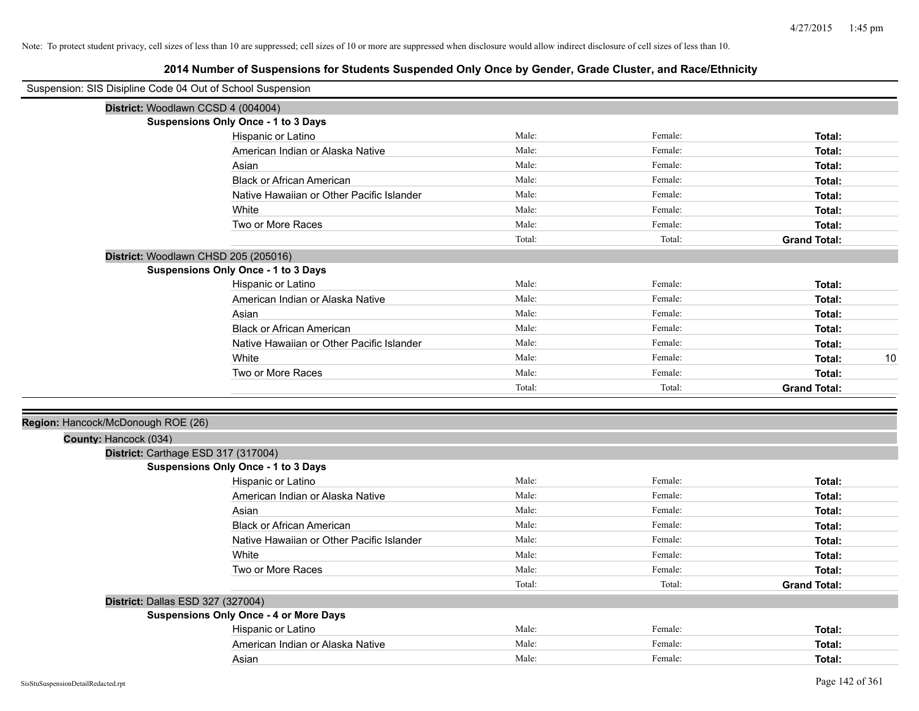Note: To protect student privacy, cell sizes of less than 10 are suppressed; cell sizes of 10 or more are suppressed when disclosure would allow indirect disclosure of cell sizes of less than 10.

# 2014 Number of Suspensions for Students Suspended Only Once by Gender, Grade Cluster, and Race/Ethnicity

Suspension: SIS Disipline Code 04 Out of School Suspension

**District:** Woodlawn CCSD 4 (004004)

**Suspensions Only Once - 1 to 3 Days**

| | | | | |
|---|---|---|---|---|
| Hispanic or Latino | Male: | Female: | **Total:** | |
| American Indian or Alaska Native | Male: | Female: | **Total:** | |
| Asian | Male: | Female: | **Total:** | |
| Black or African American | Male: | Female: | **Total:** | |
| Native Hawaiian or Other Pacific Islander | Male: | Female: | **Total:** | |
| White | Male: | Female: | **Total:** | |
| Two or More Races | Male: | Female: | **Total:** | |
| | Total: | Total: | **Grand Total:** | |

**District:** Woodlawn CHSD 205 (205016)

**Suspensions Only Once - 1 to 3 Days**

| | | | | |
|---|---|---|---|---|
| Hispanic or Latino | Male: | Female: | **Total:** | |
| American Indian or Alaska Native | Male: | Female: | **Total:** | |
| Asian | Male: | Female: | **Total:** | |
| Black or African American | Male: | Female: | **Total:** | |
| Native Hawaiian or Other Pacific Islander | Male: | Female: | **Total:** | |
| White | Male: | Female: | **Total:** | 10 |
| Two or More Races | Male: | Female: | **Total:** | |
| | Total: | Total: | **Grand Total:** | |

**Region:** Hancock/McDonough ROE (26)

**County:** Hancock (034)

**District:** Carthage ESD 317 (317004)

**Suspensions Only Once - 1 to 3 Days**

| | | | | |
|---|---|---|---|---|
| Hispanic or Latino | Male: | Female: | **Total:** | |
| American Indian or Alaska Native | Male: | Female: | **Total:** | |
| Asian | Male: | Female: | **Total:** | |
| Black or African American | Male: | Female: | **Total:** | |
| Native Hawaiian or Other Pacific Islander | Male: | Female: | **Total:** | |
| White | Male: | Female: | **Total:** | |
| Two or More Races | Male: | Female: | **Total:** | |
| | Total: | Total: | **Grand Total:** | |

**District:** Dallas ESD 327 (327004)

**Suspensions Only Once - 4 or More Days**

| | | | | |
|---|---|---|---|---|
| Hispanic or Latino | Male: | Female: | **Total:** | |
| American Indian or Alaska Native | Male: | Female: | **Total:** | |
| Asian | Male: | Female: | **Total:** | |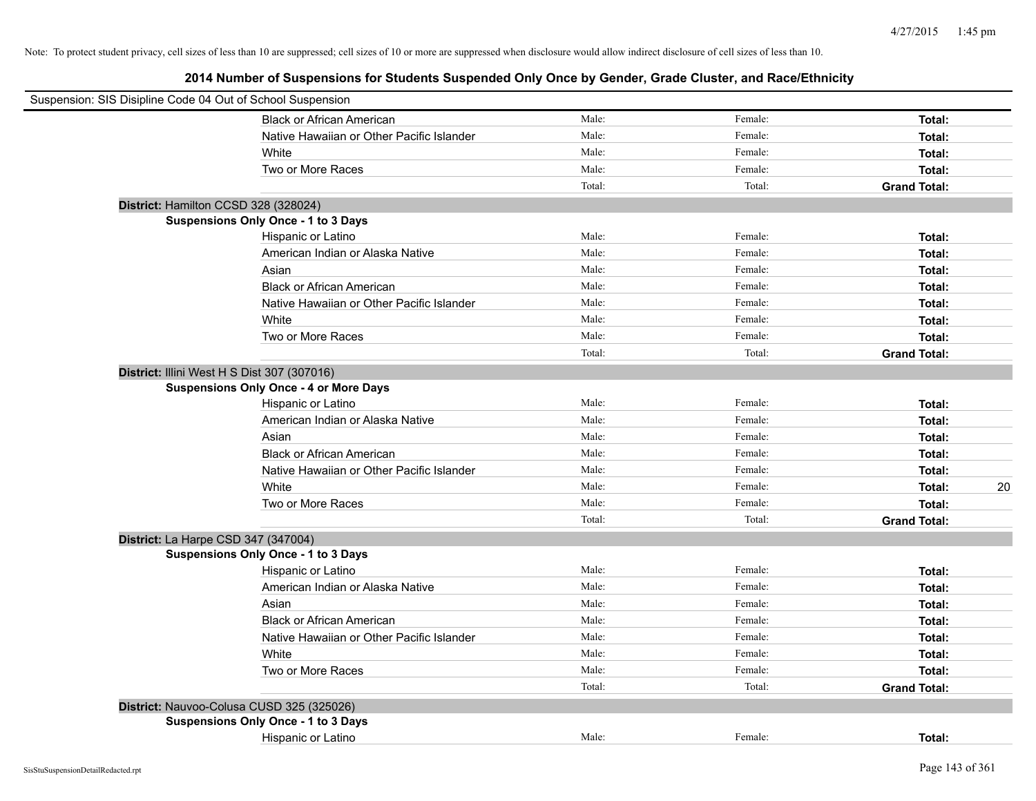Note: To protect student privacy, cell sizes of less than 10 are suppressed; cell sizes of 10 or more are suppressed when disclosure would allow indirect disclosure of cell sizes of less than 10.

## 2014 Number of Suspensions for Students Suspended Only Once by Gender, Grade Cluster, and Race/Ethnicity

Suspension: SIS Disipline Code 04 Out of School Suspension

| | | | | |
|---|---|---|---|---|
| Black or African American | Male: | Female: | **Total:** | |
| Native Hawaiian or Other Pacific Islander | Male: | Female: | **Total:** | |
| White | Male: | Female: | **Total:** | |
| Two or More Races | Male: | Female: | **Total:** | |
| | Total: | Total: | **Grand Total:** | |

**District:** Hamilton CCSD 328 (328024)

**Suspensions Only Once - 1 to 3 Days**

| | | | | |
|---|---|---|---|---|
| Hispanic or Latino | Male: | Female: | **Total:** | |
| American Indian or Alaska Native | Male: | Female: | **Total:** | |
| Asian | Male: | Female: | **Total:** | |
| Black or African American | Male: | Female: | **Total:** | |
| Native Hawaiian or Other Pacific Islander | Male: | Female: | **Total:** | |
| White | Male: | Female: | **Total:** | |
| Two or More Races | Male: | Female: | **Total:** | |
| | Total: | Total: | **Grand Total:** | |

**District:** Illini West H S Dist 307 (307016)

**Suspensions Only Once - 4 or More Days**

| | | | | |
|---|---|---|---|---|
| Hispanic or Latino | Male: | Female: | **Total:** | |
| American Indian or Alaska Native | Male: | Female: | **Total:** | |
| Asian | Male: | Female: | **Total:** | |
| Black or African American | Male: | Female: | **Total:** | |
| Native Hawaiian or Other Pacific Islander | Male: | Female: | **Total:** | |
| White | Male: | Female: | **Total:** | 20 |
| Two or More Races | Male: | Female: | **Total:** | |
| | Total: | Total: | **Grand Total:** | |

**District:** La Harpe CSD 347 (347004)

**Suspensions Only Once - 1 to 3 Days**

| | | | | |
|---|---|---|---|---|
| Hispanic or Latino | Male: | Female: | **Total:** | |
| American Indian or Alaska Native | Male: | Female: | **Total:** | |
| Asian | Male: | Female: | **Total:** | |
| Black or African American | Male: | Female: | **Total:** | |
| Native Hawaiian or Other Pacific Islander | Male: | Female: | **Total:** | |
| White | Male: | Female: | **Total:** | |
| Two or More Races | Male: | Female: | **Total:** | |
| | Total: | Total: | **Grand Total:** | |

**District:** Nauvoo-Colusa CUSD 325 (325026)

**Suspensions Only Once - 1 to 3 Days**

| | | | | |
|---|---|---|---|---|
| Hispanic or Latino | Male: | Female: | **Total:** | |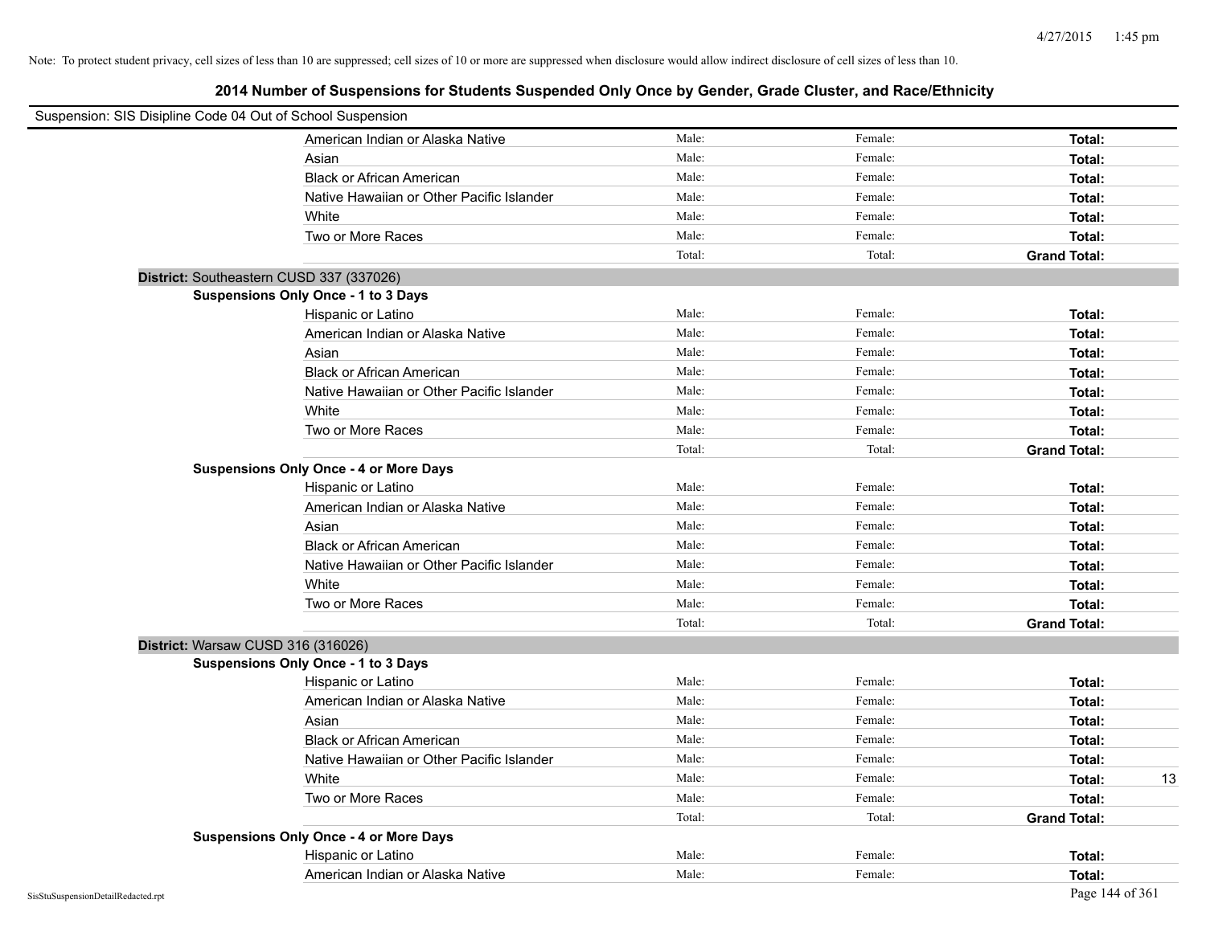Note: To protect student privacy, cell sizes of less than 10 are suppressed; cell sizes of 10 or more are suppressed when disclosure would allow indirect disclosure of cell sizes of less than 10.

## 2014 Number of Suspensions for Students Suspended Only Once by Gender, Grade Cluster, and Race/Ethnicity

Suspension: SIS Disipline Code 04 Out of School Suspension

| | | | | |
|---|---|---|---|---|
| American Indian or Alaska Native | Male: | Female: | **Total:** | |
| Asian | Male: | Female: | **Total:** | |
| Black or African American | Male: | Female: | **Total:** | |
| Native Hawaiian or Other Pacific Islander | Male: | Female: | **Total:** | |
| White | Male: | Female: | **Total:** | |
| Two or More Races | Male: | Female: | **Total:** | |
| | Total: | Total: | **Grand Total:** | |

**District:** Southeastern CUSD 337 (337026)

**Suspensions Only Once - 1 to 3 Days**

| | | | | |
|---|---|---|---|---|
| Hispanic or Latino | Male: | Female: | **Total:** | |
| American Indian or Alaska Native | Male: | Female: | **Total:** | |
| Asian | Male: | Female: | **Total:** | |
| Black or African American | Male: | Female: | **Total:** | |
| Native Hawaiian or Other Pacific Islander | Male: | Female: | **Total:** | |
| White | Male: | Female: | **Total:** | |
| Two or More Races | Male: | Female: | **Total:** | |
| | Total: | Total: | **Grand Total:** | |

**Suspensions Only Once - 4 or More Days**

| | | | | |
|---|---|---|---|---|
| Hispanic or Latino | Male: | Female: | **Total:** | |
| American Indian or Alaska Native | Male: | Female: | **Total:** | |
| Asian | Male: | Female: | **Total:** | |
| Black or African American | Male: | Female: | **Total:** | |
| Native Hawaiian or Other Pacific Islander | Male: | Female: | **Total:** | |
| White | Male: | Female: | **Total:** | |
| Two or More Races | Male: | Female: | **Total:** | |
| | Total: | Total: | **Grand Total:** | |

**District:** Warsaw CUSD 316 (316026)

**Suspensions Only Once - 1 to 3 Days**

| | | | | |
|---|---|---|---|---|
| Hispanic or Latino | Male: | Female: | **Total:** | |
| American Indian or Alaska Native | Male: | Female: | **Total:** | |
| Asian | Male: | Female: | **Total:** | |
| Black or African American | Male: | Female: | **Total:** | |
| Native Hawaiian or Other Pacific Islander | Male: | Female: | **Total:** | |
| White | Male: | Female: | **Total:** | 13 |
| Two or More Races | Male: | Female: | **Total:** | |
| | Total: | Total: | **Grand Total:** | |

**Suspensions Only Once - 4 or More Days**

| | | | | |
|---|---|---|---|---|
| Hispanic or Latino | Male: | Female: | **Total:** | |
| American Indian or Alaska Native | Male: | Female: | **Total:** | |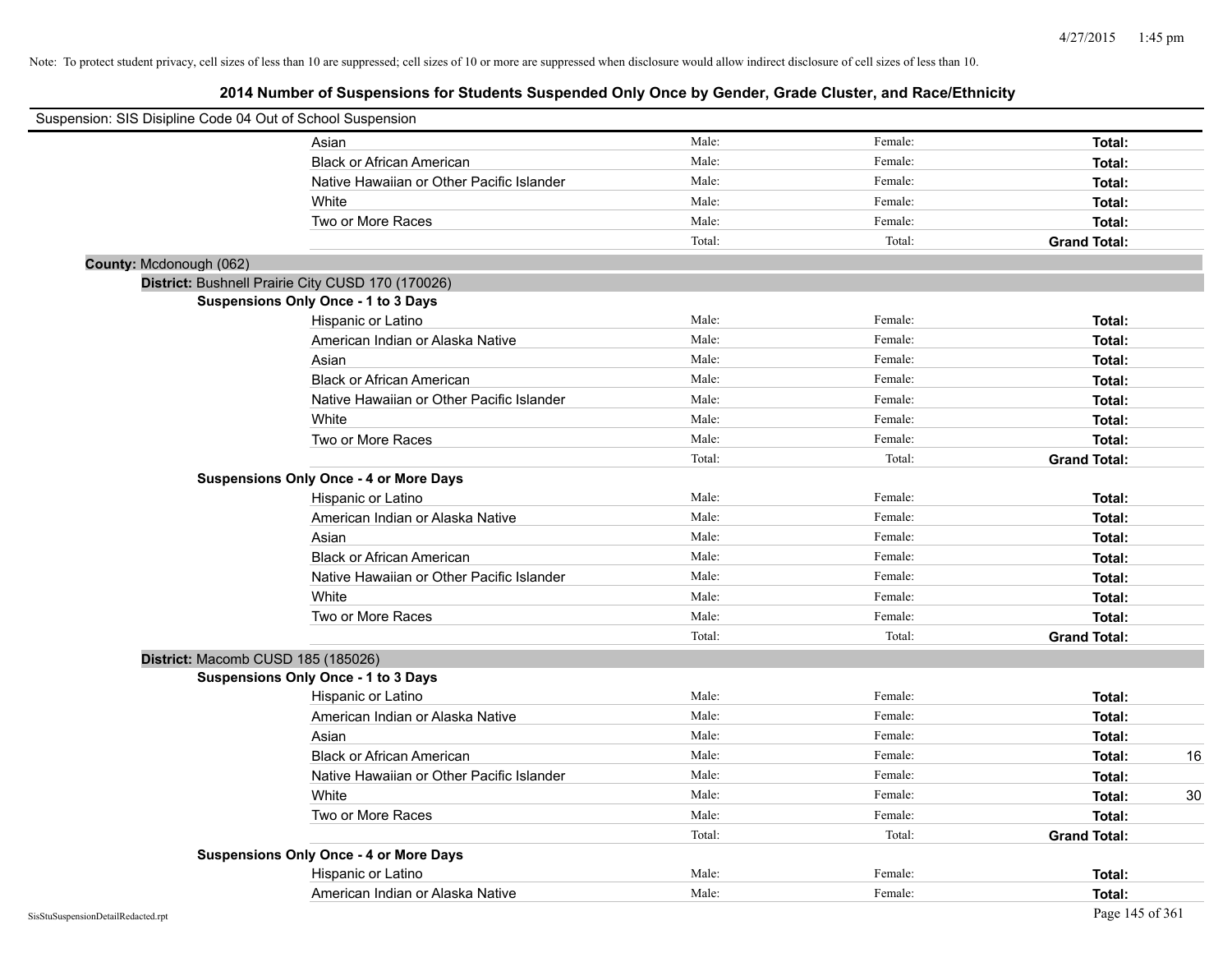Note: To protect student privacy, cell sizes of less than 10 are suppressed; cell sizes of 10 or more are suppressed when disclosure would allow indirect disclosure of cell sizes of less than 10.

## 2014 Number of Suspensions for Students Suspended Only Once by Gender, Grade Cluster, and Race/Ethnicity

Suspension: SIS Disipline Code 04 Out of School Suspension

| | | | | |
|---|---|---|---|---|
| Asian | Male: | Female: | **Total:** | |
| Black or African American | Male: | Female: | **Total:** | |
| Native Hawaiian or Other Pacific Islander | Male: | Female: | **Total:** | |
| White | Male: | Female: | **Total:** | |
| Two or More Races | Male: | Female: | **Total:** | |
| | Total: | Total: | **Grand Total:** | |

**County:** Mcdonough (062)

**District:** Bushnell Prairie City CUSD 170 (170026)

**Suspensions Only Once - 1 to 3 Days**

| | | | | |
|---|---|---|---|---|
| Hispanic or Latino | Male: | Female: | **Total:** | |
| American Indian or Alaska Native | Male: | Female: | **Total:** | |
| Asian | Male: | Female: | **Total:** | |
| Black or African American | Male: | Female: | **Total:** | |
| Native Hawaiian or Other Pacific Islander | Male: | Female: | **Total:** | |
| White | Male: | Female: | **Total:** | |
| Two or More Races | Male: | Female: | **Total:** | |
| | Total: | Total: | **Grand Total:** | |

**Suspensions Only Once - 4 or More Days**

| | | | | |
|---|---|---|---|---|
| Hispanic or Latino | Male: | Female: | **Total:** | |
| American Indian or Alaska Native | Male: | Female: | **Total:** | |
| Asian | Male: | Female: | **Total:** | |
| Black or African American | Male: | Female: | **Total:** | |
| Native Hawaiian or Other Pacific Islander | Male: | Female: | **Total:** | |
| White | Male: | Female: | **Total:** | |
| Two or More Races | Male: | Female: | **Total:** | |
| | Total: | Total: | **Grand Total:** | |

**District:** Macomb CUSD 185 (185026)

**Suspensions Only Once - 1 to 3 Days**

| | | | | |
|---|---|---|---|---|
| Hispanic or Latino | Male: | Female: | **Total:** | |
| American Indian or Alaska Native | Male: | Female: | **Total:** | |
| Asian | Male: | Female: | **Total:** | |
| Black or African American | Male: | Female: | **Total:** | 16 |
| Native Hawaiian or Other Pacific Islander | Male: | Female: | **Total:** | |
| White | Male: | Female: | **Total:** | 30 |
| Two or More Races | Male: | Female: | **Total:** | |
| | Total: | Total: | **Grand Total:** | |

**Suspensions Only Once - 4 or More Days**

| | | | | |
|---|---|---|---|---|
| Hispanic or Latino | Male: | Female: | **Total:** | |
| American Indian or Alaska Native | Male: | Female: | **Total:** | |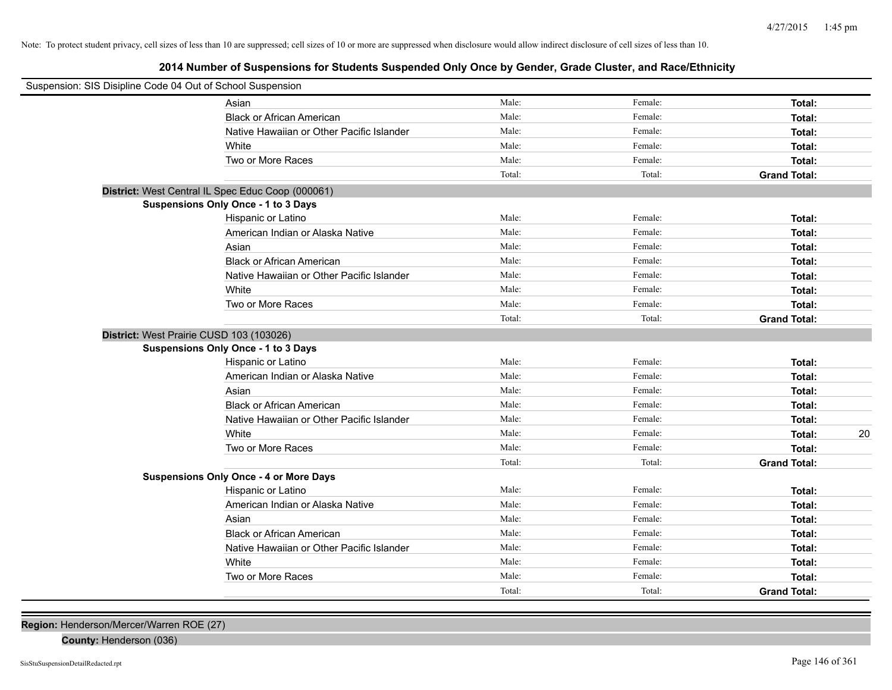Note: To protect student privacy, cell sizes of less than 10 are suppressed; cell sizes of 10 or more are suppressed when disclosure would allow indirect disclosure of cell sizes of less than 10.

## 2014 Number of Suspensions for Students Suspended Only Once by Gender, Grade Cluster, and Race/Ethnicity

Suspension: SIS Disipline Code 04 Out of School Suspension

| | | | | |
|---|---|---|---|---|
| Asian | Male: | Female: | **Total:** | |
| Black or African American | Male: | Female: | **Total:** | |
| Native Hawaiian or Other Pacific Islander | Male: | Female: | **Total:** | |
| White | Male: | Female: | **Total:** | |
| Two or More Races | Male: | Female: | **Total:** | |
| | Total: | Total: | **Grand Total:** | |

**District:** West Central IL Spec Educ Coop (000061)

**Suspensions Only Once - 1 to 3 Days**

| | | | | |
|---|---|---|---|---|
| Hispanic or Latino | Male: | Female: | **Total:** | |
| American Indian or Alaska Native | Male: | Female: | **Total:** | |
| Asian | Male: | Female: | **Total:** | |
| Black or African American | Male: | Female: | **Total:** | |
| Native Hawaiian or Other Pacific Islander | Male: | Female: | **Total:** | |
| White | Male: | Female: | **Total:** | |
| Two or More Races | Male: | Female: | **Total:** | |
| | Total: | Total: | **Grand Total:** | |

**District:** West Prairie CUSD 103 (103026)

**Suspensions Only Once - 1 to 3 Days**

| | | | | |
|---|---|---|---|---|
| Hispanic or Latino | Male: | Female: | **Total:** | |
| American Indian or Alaska Native | Male: | Female: | **Total:** | |
| Asian | Male: | Female: | **Total:** | |
| Black or African American | Male: | Female: | **Total:** | |
| Native Hawaiian or Other Pacific Islander | Male: | Female: | **Total:** | |
| White | Male: | Female: | **Total:** | 20 |
| Two or More Races | Male: | Female: | **Total:** | |
| | Total: | Total: | **Grand Total:** | |

**Suspensions Only Once - 4 or More Days**

| | | | | |
|---|---|---|---|---|
| Hispanic or Latino | Male: | Female: | **Total:** | |
| American Indian or Alaska Native | Male: | Female: | **Total:** | |
| Asian | Male: | Female: | **Total:** | |
| Black or African American | Male: | Female: | **Total:** | |
| Native Hawaiian or Other Pacific Islander | Male: | Female: | **Total:** | |
| White | Male: | Female: | **Total:** | |
| Two or More Races | Male: | Female: | **Total:** | |
| | Total: | Total: | **Grand Total:** | |

**Region:** Henderson/Mercer/Warren ROE (27)

**County:** Henderson (036)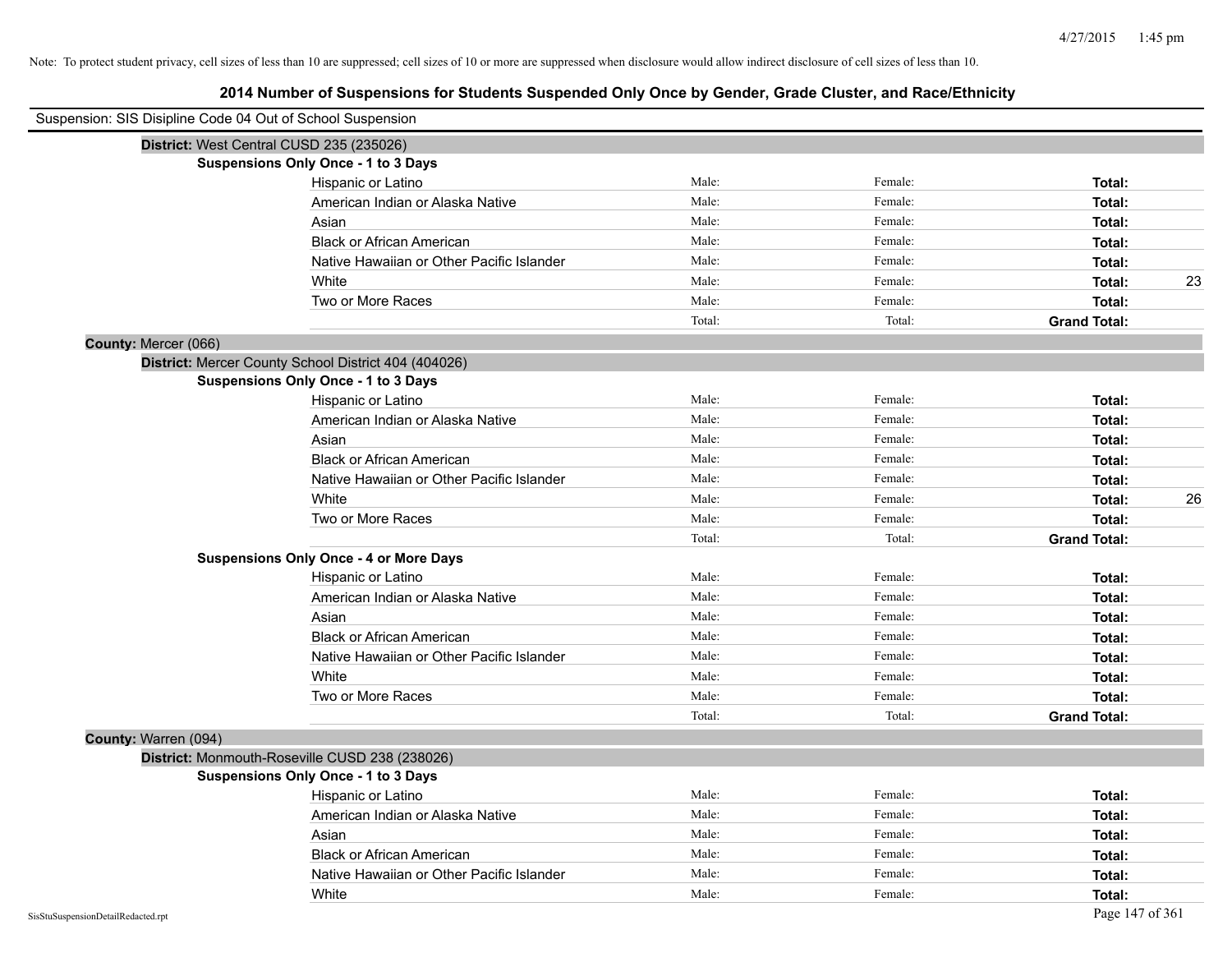Note: To protect student privacy, cell sizes of less than 10 are suppressed; cell sizes of 10 or more are suppressed when disclosure would allow indirect disclosure of cell sizes of less than 10.

## 2014 Number of Suspensions for Students Suspended Only Once by Gender, Grade Cluster, and Race/Ethnicity

Suspension: SIS Disipline Code 04 Out of School Suspension

**District:** West Central CUSD 235 (235026)

**Suspensions Only Once - 1 to 3 Days**

| | | | | |
|---|---|---|---|---|
| Hispanic or Latino | Male: | Female: | **Total:** | |
| American Indian or Alaska Native | Male: | Female: | **Total:** | |
| Asian | Male: | Female: | **Total:** | |
| Black or African American | Male: | Female: | **Total:** | |
| Native Hawaiian or Other Pacific Islander | Male: | Female: | **Total:** | |
| White | Male: | Female: | **Total:** | 23 |
| Two or More Races | Male: | Female: | **Total:** | |
| | Total: | Total: | **Grand Total:** | |

**County:** Mercer (066)

**District:** Mercer County School District 404 (404026)

**Suspensions Only Once - 1 to 3 Days**

| | | | | |
|---|---|---|---|---|
| Hispanic or Latino | Male: | Female: | **Total:** | |
| American Indian or Alaska Native | Male: | Female: | **Total:** | |
| Asian | Male: | Female: | **Total:** | |
| Black or African American | Male: | Female: | **Total:** | |
| Native Hawaiian or Other Pacific Islander | Male: | Female: | **Total:** | |
| White | Male: | Female: | **Total:** | 26 |
| Two or More Races | Male: | Female: | **Total:** | |
| | Total: | Total: | **Grand Total:** | |

**Suspensions Only Once - 4 or More Days**

| | | | | |
|---|---|---|---|---|
| Hispanic or Latino | Male: | Female: | **Total:** | |
| American Indian or Alaska Native | Male: | Female: | **Total:** | |
| Asian | Male: | Female: | **Total:** | |
| Black or African American | Male: | Female: | **Total:** | |
| Native Hawaiian or Other Pacific Islander | Male: | Female: | **Total:** | |
| White | Male: | Female: | **Total:** | |
| Two or More Races | Male: | Female: | **Total:** | |
| | Total: | Total: | **Grand Total:** | |

**County:** Warren (094)

**District:** Monmouth-Roseville CUSD 238 (238026)

**Suspensions Only Once - 1 to 3 Days**

| | | | | |
|---|---|---|---|---|
| Hispanic or Latino | Male: | Female: | **Total:** | |
| American Indian or Alaska Native | Male: | Female: | **Total:** | |
| Asian | Male: | Female: | **Total:** | |
| Black or African American | Male: | Female: | **Total:** | |
| Native Hawaiian or Other Pacific Islander | Male: | Female: | **Total:** | |
| White | Male: | Female: | **Total:** | |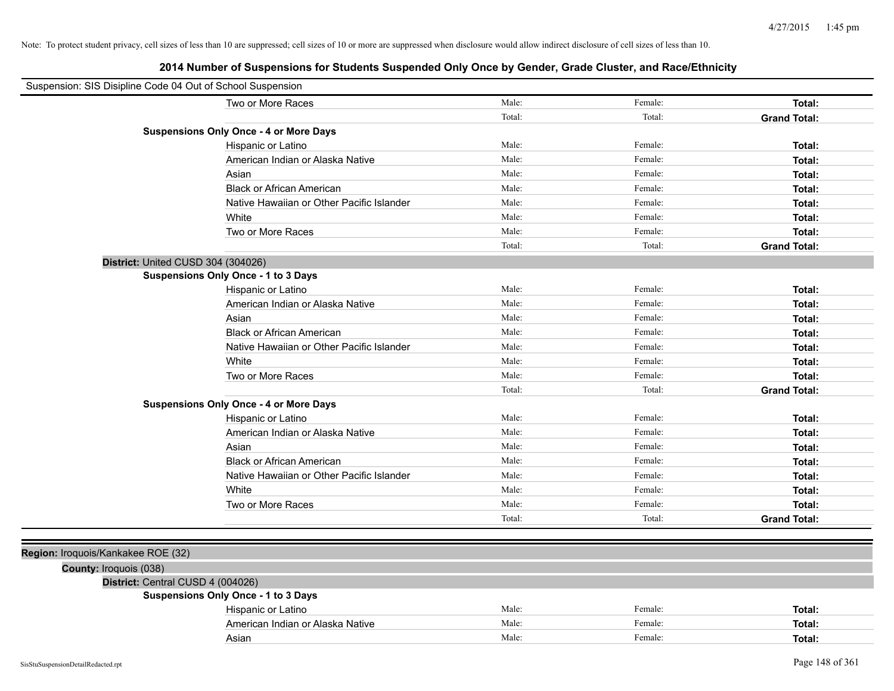Note: To protect student privacy, cell sizes of less than 10 are suppressed; cell sizes of 10 or more are suppressed when disclosure would allow indirect disclosure of cell sizes of less than 10.

## 2014 Number of Suspensions for Students Suspended Only Once by Gender, Grade Cluster, and Race/Ethnicity

Suspension: SIS Disipline Code 04 Out of School Suspension

| | Male: | Female: | Total: |
|---|---|---|---|
| Two or More Races | Male: | Female: | **Total:** |
| | Total: | Total: | **Grand Total:** |

**Suspensions Only Once - 4 or More Days**

| | | | |
|---|---|---|---|
| Hispanic or Latino | Male: | Female: | **Total:** |
| American Indian or Alaska Native | Male: | Female: | **Total:** |
| Asian | Male: | Female: | **Total:** |
| Black or African American | Male: | Female: | **Total:** |
| Native Hawaiian or Other Pacific Islander | Male: | Female: | **Total:** |
| White | Male: | Female: | **Total:** |
| Two or More Races | Male: | Female: | **Total:** |
| | Total: | Total: | **Grand Total:** |

**District:** United CUSD 304 (304026)

**Suspensions Only Once - 1 to 3 Days**

| | | | |
|---|---|---|---|
| Hispanic or Latino | Male: | Female: | **Total:** |
| American Indian or Alaska Native | Male: | Female: | **Total:** |
| Asian | Male: | Female: | **Total:** |
| Black or African American | Male: | Female: | **Total:** |
| Native Hawaiian or Other Pacific Islander | Male: | Female: | **Total:** |
| White | Male: | Female: | **Total:** |
| Two or More Races | Male: | Female: | **Total:** |
| | Total: | Total: | **Grand Total:** |

**Suspensions Only Once - 4 or More Days**

| | | | |
|---|---|---|---|
| Hispanic or Latino | Male: | Female: | **Total:** |
| American Indian or Alaska Native | Male: | Female: | **Total:** |
| Asian | Male: | Female: | **Total:** |
| Black or African American | Male: | Female: | **Total:** |
| Native Hawaiian or Other Pacific Islander | Male: | Female: | **Total:** |
| White | Male: | Female: | **Total:** |
| Two or More Races | Male: | Female: | **Total:** |
| | Total: | Total: | **Grand Total:** |

**Region:** Iroquois/Kankakee ROE (32)

**County:** Iroquois (038)

**District:** Central CUSD 4 (004026)

**Suspensions Only Once - 1 to 3 Days**

| | | | |
|---|---|---|---|
| Hispanic or Latino | Male: | Female: | **Total:** |
| American Indian or Alaska Native | Male: | Female: | **Total:** |
| Asian | Male: | Female: | **Total:** |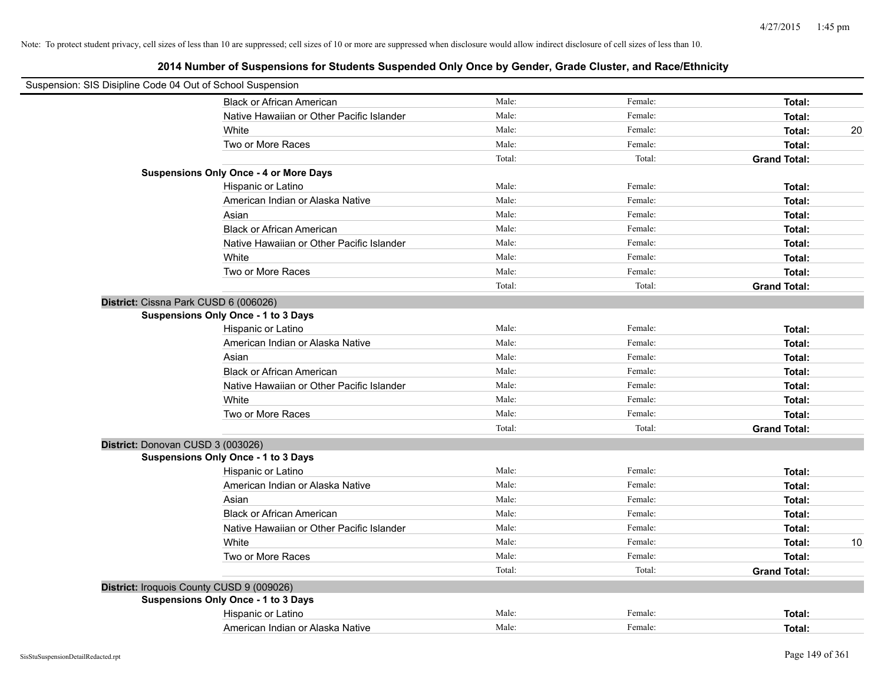Note: To protect student privacy, cell sizes of less than 10 are suppressed; cell sizes of 10 or more are suppressed when disclosure would allow indirect disclosure of cell sizes of less than 10.

## 2014 Number of Suspensions for Students Suspended Only Once by Gender, Grade Cluster, and Race/Ethnicity

Suspension: SIS Disipline Code 04 Out of School Suspension

| | | | | |
|---|---|---|---|---|
| Black or African American | Male: | Female: | **Total:** | |
| Native Hawaiian or Other Pacific Islander | Male: | Female: | **Total:** | |
| White | Male: | Female: | **Total:** | 20 |
| Two or More Races | Male: | Female: | **Total:** | |
| | Total: | Total: | **Grand Total:** | |

**Suspensions Only Once - 4 or More Days**

| | | | | |
|---|---|---|---|---|
| Hispanic or Latino | Male: | Female: | **Total:** | |
| American Indian or Alaska Native | Male: | Female: | **Total:** | |
| Asian | Male: | Female: | **Total:** | |
| Black or African American | Male: | Female: | **Total:** | |
| Native Hawaiian or Other Pacific Islander | Male: | Female: | **Total:** | |
| White | Male: | Female: | **Total:** | |
| Two or More Races | Male: | Female: | **Total:** | |
| | Total: | Total: | **Grand Total:** | |

**District:** Cissna Park CUSD 6 (006026)

**Suspensions Only Once - 1 to 3 Days**

| | | | | |
|---|---|---|---|---|
| Hispanic or Latino | Male: | Female: | **Total:** | |
| American Indian or Alaska Native | Male: | Female: | **Total:** | |
| Asian | Male: | Female: | **Total:** | |
| Black or African American | Male: | Female: | **Total:** | |
| Native Hawaiian or Other Pacific Islander | Male: | Female: | **Total:** | |
| White | Male: | Female: | **Total:** | |
| Two or More Races | Male: | Female: | **Total:** | |
| | Total: | Total: | **Grand Total:** | |

**District:** Donovan CUSD 3 (003026)

**Suspensions Only Once - 1 to 3 Days**

| | | | | |
|---|---|---|---|---|
| Hispanic or Latino | Male: | Female: | **Total:** | |
| American Indian or Alaska Native | Male: | Female: | **Total:** | |
| Asian | Male: | Female: | **Total:** | |
| Black or African American | Male: | Female: | **Total:** | |
| Native Hawaiian or Other Pacific Islander | Male: | Female: | **Total:** | |
| White | Male: | Female: | **Total:** | 10 |
| Two or More Races | Male: | Female: | **Total:** | |
| | Total: | Total: | **Grand Total:** | |

**District:** Iroquois County CUSD 9 (009026)

**Suspensions Only Once - 1 to 3 Days**

| | | | | |
|---|---|---|---|---|
| Hispanic or Latino | Male: | Female: | **Total:** | |
| American Indian or Alaska Native | Male: | Female: | **Total:** | |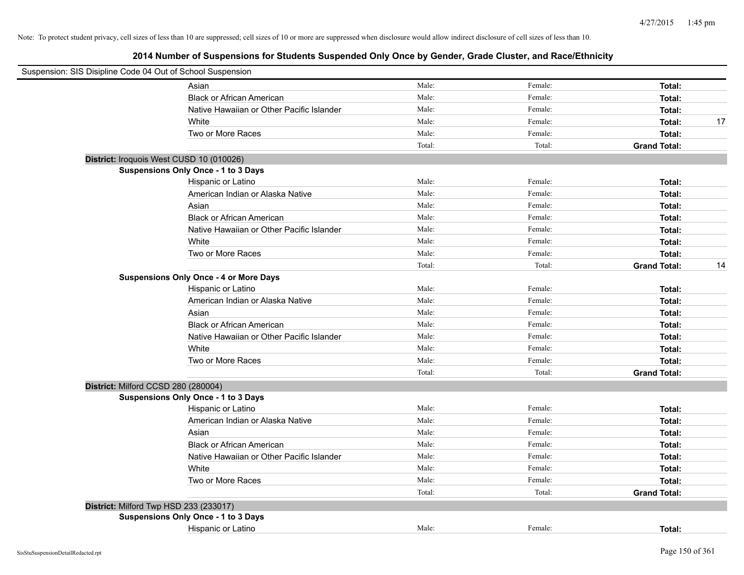Note: To protect student privacy, cell sizes of less than 10 are suppressed; cell sizes of 10 or more are suppressed when disclosure would allow indirect disclosure of cell sizes of less than 10.

# 2014 Number of Suspensions for Students Suspended Only Once by Gender, Grade Cluster, and Race/Ethnicity

Suspension: SIS Disipline Code 04 Out of School Suspension

| | | | | |
|---|---|---|---|---|
| Asian | Male: | Female: | **Total:** | |
| Black or African American | Male: | Female: | **Total:** | |
| Native Hawaiian or Other Pacific Islander | Male: | Female: | **Total:** | |
| White | Male: | Female: | **Total:** | 17 |
| Two or More Races | Male: | Female: | **Total:** | |
| | Total: | Total: | **Grand Total:** | |

**District:** Iroquois West CUSD 10 (010026)

**Suspensions Only Once - 1 to 3 Days**

| | | | | |
|---|---|---|---|---|
| Hispanic or Latino | Male: | Female: | **Total:** | |
| American Indian or Alaska Native | Male: | Female: | **Total:** | |
| Asian | Male: | Female: | **Total:** | |
| Black or African American | Male: | Female: | **Total:** | |
| Native Hawaiian or Other Pacific Islander | Male: | Female: | **Total:** | |
| White | Male: | Female: | **Total:** | |
| Two or More Races | Male: | Female: | **Total:** | |
| | Total: | Total: | **Grand Total:** | 14 |

**Suspensions Only Once - 4 or More Days**

| | | | | |
|---|---|---|---|---|
| Hispanic or Latino | Male: | Female: | **Total:** | |
| American Indian or Alaska Native | Male: | Female: | **Total:** | |
| Asian | Male: | Female: | **Total:** | |
| Black or African American | Male: | Female: | **Total:** | |
| Native Hawaiian or Other Pacific Islander | Male: | Female: | **Total:** | |
| White | Male: | Female: | **Total:** | |
| Two or More Races | Male: | Female: | **Total:** | |
| | Total: | Total: | **Grand Total:** | |

**District:** Milford CCSD 280 (280004)

**Suspensions Only Once - 1 to 3 Days**

| | | | | |
|---|---|---|---|---|
| Hispanic or Latino | Male: | Female: | **Total:** | |
| American Indian or Alaska Native | Male: | Female: | **Total:** | |
| Asian | Male: | Female: | **Total:** | |
| Black or African American | Male: | Female: | **Total:** | |
| Native Hawaiian or Other Pacific Islander | Male: | Female: | **Total:** | |
| White | Male: | Female: | **Total:** | |
| Two or More Races | Male: | Female: | **Total:** | |
| | Total: | Total: | **Grand Total:** | |

**District:** Milford Twp HSD 233 (233017)

**Suspensions Only Once - 1 to 3 Days**

| | | | | |
|---|---|---|---|---|
| Hispanic or Latino | Male: | Female: | **Total:** | |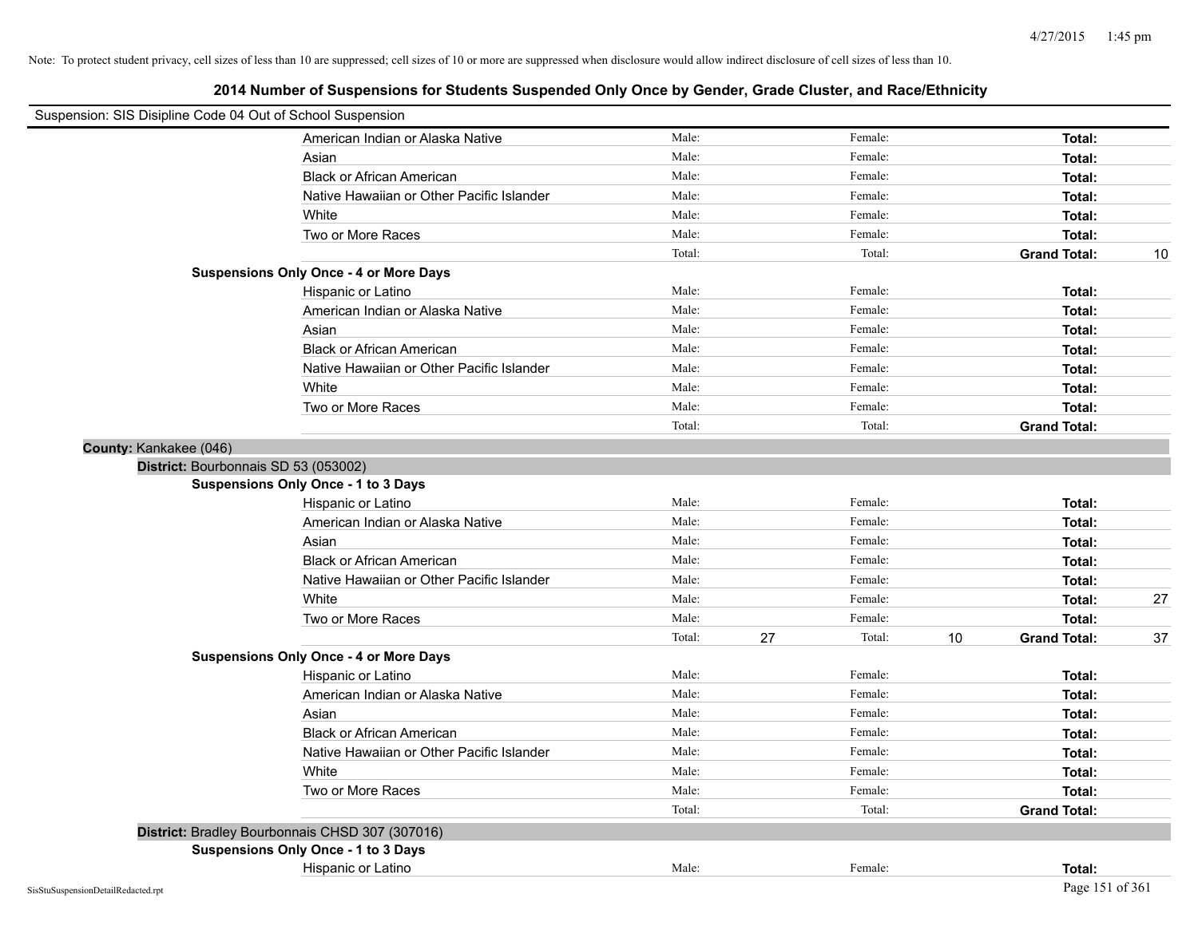Note: To protect student privacy, cell sizes of less than 10 are suppressed; cell sizes of 10 or more are suppressed when disclosure would allow indirect disclosure of cell sizes of less than 10.

## 2014 Number of Suspensions for Students Suspended Only Once by Gender, Grade Cluster, and Race/Ethnicity

Suspension: SIS Disipline Code 04 Out of School Suspension

| | Male: | | Female: | | | |
|---|---|---|---|---|---|---|
| American Indian or Alaska Native | Male: | | Female: | | **Total:** | |
| Asian | Male: | | Female: | | **Total:** | |
| Black or African American | Male: | | Female: | | **Total:** | |
| Native Hawaiian or Other Pacific Islander | Male: | | Female: | | **Total:** | |
| White | Male: | | Female: | | **Total:** | |
| Two or More Races | Male: | | Female: | | **Total:** | |
| | Total: | | Total: | | **Grand Total:** | 10 |

**Suspensions Only Once - 4 or More Days**

| | | | | | | |
|---|---|---|---|---|---|---|
| Hispanic or Latino | Male: | | Female: | | **Total:** | |
| American Indian or Alaska Native | Male: | | Female: | | **Total:** | |
| Asian | Male: | | Female: | | **Total:** | |
| Black or African American | Male: | | Female: | | **Total:** | |
| Native Hawaiian or Other Pacific Islander | Male: | | Female: | | **Total:** | |
| White | Male: | | Female: | | **Total:** | |
| Two or More Races | Male: | | Female: | | **Total:** | |
| | Total: | | Total: | | **Grand Total:** | |

**County:** Kankakee (046)

**District:** Bourbonnais SD 53 (053002)

**Suspensions Only Once - 1 to 3 Days**

| | | | | | | |
|---|---|---|---|---|---|---|
| Hispanic or Latino | Male: | | Female: | | **Total:** | |
| American Indian or Alaska Native | Male: | | Female: | | **Total:** | |
| Asian | Male: | | Female: | | **Total:** | |
| Black or African American | Male: | | Female: | | **Total:** | |
| Native Hawaiian or Other Pacific Islander | Male: | | Female: | | **Total:** | |
| White | Male: | | Female: | | **Total:** | 27 |
| Two or More Races | Male: | | Female: | | **Total:** | |
| | Total: | 27 | Total: | 10 | **Grand Total:** | 37 |

**Suspensions Only Once - 4 or More Days**

| | | | | | | |
|---|---|---|---|---|---|---|
| Hispanic or Latino | Male: | | Female: | | **Total:** | |
| American Indian or Alaska Native | Male: | | Female: | | **Total:** | |
| Asian | Male: | | Female: | | **Total:** | |
| Black or African American | Male: | | Female: | | **Total:** | |
| Native Hawaiian or Other Pacific Islander | Male: | | Female: | | **Total:** | |
| White | Male: | | Female: | | **Total:** | |
| Two or More Races | Male: | | Female: | | **Total:** | |
| | Total: | | Total: | | **Grand Total:** | |

**District:** Bradley Bourbonnais CHSD 307 (307016)

**Suspensions Only Once - 1 to 3 Days**

| | | | | | | |
|---|---|---|---|---|---|---|
| Hispanic or Latino | Male: | | Female: | | **Total:** | |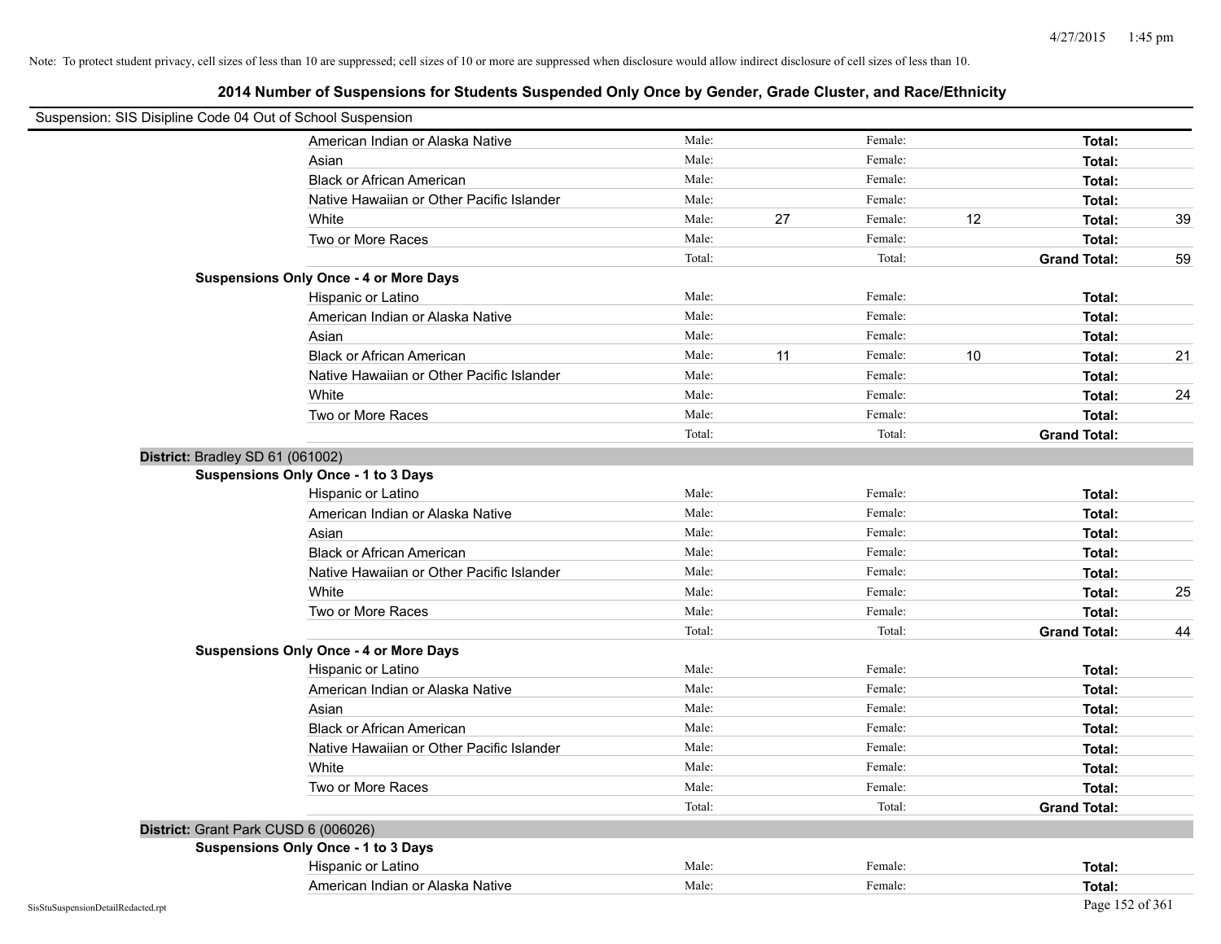Note: To protect student privacy, cell sizes of less than 10 are suppressed; cell sizes of 10 or more are suppressed when disclosure would allow indirect disclosure of cell sizes of less than 10.

## 2014 Number of Suspensions for Students Suspended Only Once by Gender, Grade Cluster, and Race/Ethnicity

Suspension: SIS Disipline Code 04 Out of School Suspension

| | | | | | | |
|---|---|---|---|---|---|---|
| American Indian or Alaska Native | Male: | | Female: | | **Total:** | |
| Asian | Male: | | Female: | | **Total:** | |
| Black or African American | Male: | | Female: | | **Total:** | |
| Native Hawaiian or Other Pacific Islander | Male: | | Female: | | **Total:** | |
| White | Male: | 27 | Female: | 12 | **Total:** | 39 |
| Two or More Races | Male: | | Female: | | **Total:** | |
| | Total: | | Total: | | **Grand Total:** | 59 |

**Suspensions Only Once - 4 or More Days**

| | | | | | | |
|---|---|---|---|---|---|---|
| Hispanic or Latino | Male: | | Female: | | **Total:** | |
| American Indian or Alaska Native | Male: | | Female: | | **Total:** | |
| Asian | Male: | | Female: | | **Total:** | |
| Black or African American | Male: | 11 | Female: | 10 | **Total:** | 21 |
| Native Hawaiian or Other Pacific Islander | Male: | | Female: | | **Total:** | |
| White | Male: | | Female: | | **Total:** | 24 |
| Two or More Races | Male: | | Female: | | **Total:** | |
| | Total: | | Total: | | **Grand Total:** | |

**District:** Bradley SD 61 (061002)

**Suspensions Only Once - 1 to 3 Days**

| | | | | | | |
|---|---|---|---|---|---|---|
| Hispanic or Latino | Male: | | Female: | | **Total:** | |
| American Indian or Alaska Native | Male: | | Female: | | **Total:** | |
| Asian | Male: | | Female: | | **Total:** | |
| Black or African American | Male: | | Female: | | **Total:** | |
| Native Hawaiian or Other Pacific Islander | Male: | | Female: | | **Total:** | |
| White | Male: | | Female: | | **Total:** | 25 |
| Two or More Races | Male: | | Female: | | **Total:** | |
| | Total: | | Total: | | **Grand Total:** | 44 |

**Suspensions Only Once - 4 or More Days**

| | | | | | | |
|---|---|---|---|---|---|---|
| Hispanic or Latino | Male: | | Female: | | **Total:** | |
| American Indian or Alaska Native | Male: | | Female: | | **Total:** | |
| Asian | Male: | | Female: | | **Total:** | |
| Black or African American | Male: | | Female: | | **Total:** | |
| Native Hawaiian or Other Pacific Islander | Male: | | Female: | | **Total:** | |
| White | Male: | | Female: | | **Total:** | |
| Two or More Races | Male: | | Female: | | **Total:** | |
| | Total: | | Total: | | **Grand Total:** | |

**District:** Grant Park CUSD 6 (006026)

**Suspensions Only Once - 1 to 3 Days**

| | | | | | | |
|---|---|---|---|---|---|---|
| Hispanic or Latino | Male: | | Female: | | **Total:** | |
| American Indian or Alaska Native | Male: | | Female: | | **Total:** | |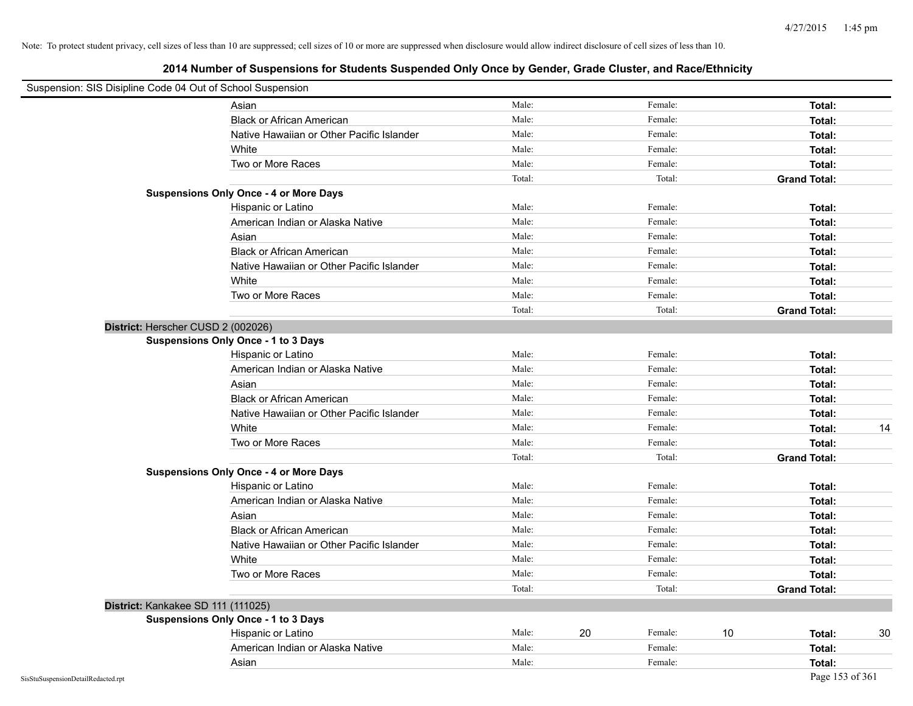Note: To protect student privacy, cell sizes of less than 10 are suppressed; cell sizes of 10 or more are suppressed when disclosure would allow indirect disclosure of cell sizes of less than 10.

## 2014 Number of Suspensions for Students Suspended Only Once by Gender, Grade Cluster, and Race/Ethnicity

Suspension: SIS Disipline Code 04 Out of School Suspension

| | | | | | | | |
|---|---|---|---|---|---|---|---|
| | Asian | Male: | | Female: | | **Total:** | |
| | Black or African American | Male: | | Female: | | **Total:** | |
| | Native Hawaiian or Other Pacific Islander | Male: | | Female: | | **Total:** | |
| | White | Male: | | Female: | | **Total:** | |
| | Two or More Races | Male: | | Female: | | **Total:** | |
| | | Total: | | Total: | | **Grand Total:** | |
| **Suspensions Only Once - 4 or More Days** | | | | | | | |
| | Hispanic or Latino | Male: | | Female: | | **Total:** | |
| | American Indian or Alaska Native | Male: | | Female: | | **Total:** | |
| | Asian | Male: | | Female: | | **Total:** | |
| | Black or African American | Male: | | Female: | | **Total:** | |
| | Native Hawaiian or Other Pacific Islander | Male: | | Female: | | **Total:** | |
| | White | Male: | | Female: | | **Total:** | |
| | Two or More Races | Male: | | Female: | | **Total:** | |
| | | Total: | | Total: | | **Grand Total:** | |
| **District:** Herscher CUSD 2 (002026) | | | | | | | |
| **Suspensions Only Once - 1 to 3 Days** | | | | | | | |
| | Hispanic or Latino | Male: | | Female: | | **Total:** | |
| | American Indian or Alaska Native | Male: | | Female: | | **Total:** | |
| | Asian | Male: | | Female: | | **Total:** | |
| | Black or African American | Male: | | Female: | | **Total:** | |
| | Native Hawaiian or Other Pacific Islander | Male: | | Female: | | **Total:** | |
| | White | Male: | | Female: | | **Total:** | 14 |
| | Two or More Races | Male: | | Female: | | **Total:** | |
| | | Total: | | Total: | | **Grand Total:** | |
| **Suspensions Only Once - 4 or More Days** | | | | | | | |
| | Hispanic or Latino | Male: | | Female: | | **Total:** | |
| | American Indian or Alaska Native | Male: | | Female: | | **Total:** | |
| | Asian | Male: | | Female: | | **Total:** | |
| | Black or African American | Male: | | Female: | | **Total:** | |
| | Native Hawaiian or Other Pacific Islander | Male: | | Female: | | **Total:** | |
| | White | Male: | | Female: | | **Total:** | |
| | Two or More Races | Male: | | Female: | | **Total:** | |
| | | Total: | | Total: | | **Grand Total:** | |
| **District:** Kankakee SD 111 (111025) | | | | | | | |
| **Suspensions Only Once - 1 to 3 Days** | | | | | | | |
| | Hispanic or Latino | Male: | 20 | Female: | 10 | **Total:** | 30 |
| | American Indian or Alaska Native | Male: | | Female: | | **Total:** | |
| | Asian | Male: | | Female: | | **Total:** | |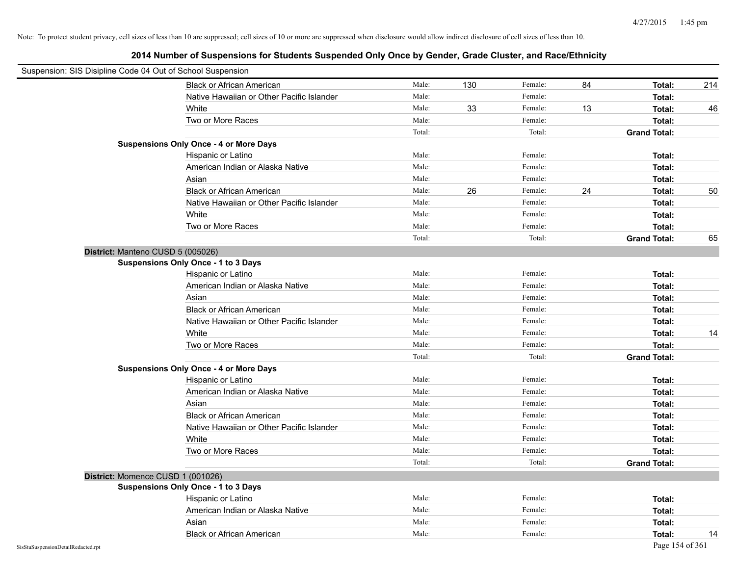Note: To protect student privacy, cell sizes of less than 10 are suppressed; cell sizes of 10 or more are suppressed when disclosure would allow indirect disclosure of cell sizes of less than 10.

## 2014 Number of Suspensions for Students Suspended Only Once by Gender, Grade Cluster, and Race/Ethnicity

Suspension: SIS Disipline Code 04 Out of School Suspension

| | | | | | | |
|---|---|---|---|---|---|---|
| Black or African American | Male: | 130 | Female: | 84 | **Total:** | 214 |
| Native Hawaiian or Other Pacific Islander | Male: | | Female: | | **Total:** | |
| White | Male: | 33 | Female: | 13 | **Total:** | 46 |
| Two or More Races | Male: | | Female: | | **Total:** | |
| | Total: | | Total: | | **Grand Total:** | |

**Suspensions Only Once - 4 or More Days**

| | | | | | | |
|---|---|---|---|---|---|---|
| Hispanic or Latino | Male: | | Female: | | **Total:** | |
| American Indian or Alaska Native | Male: | | Female: | | **Total:** | |
| Asian | Male: | | Female: | | **Total:** | |
| Black or African American | Male: | 26 | Female: | 24 | **Total:** | 50 |
| Native Hawaiian or Other Pacific Islander | Male: | | Female: | | **Total:** | |
| White | Male: | | Female: | | **Total:** | |
| Two or More Races | Male: | | Female: | | **Total:** | |
| | Total: | | Total: | | **Grand Total:** | 65 |

**District:** Manteno CUSD 5 (005026)

**Suspensions Only Once - 1 to 3 Days**

| | | | | | | |
|---|---|---|---|---|---|---|
| Hispanic or Latino | Male: | | Female: | | **Total:** | |
| American Indian or Alaska Native | Male: | | Female: | | **Total:** | |
| Asian | Male: | | Female: | | **Total:** | |
| Black or African American | Male: | | Female: | | **Total:** | |
| Native Hawaiian or Other Pacific Islander | Male: | | Female: | | **Total:** | |
| White | Male: | | Female: | | **Total:** | 14 |
| Two or More Races | Male: | | Female: | | **Total:** | |
| | Total: | | Total: | | **Grand Total:** | |

**Suspensions Only Once - 4 or More Days**

| | | | | | | |
|---|---|---|---|---|---|---|
| Hispanic or Latino | Male: | | Female: | | **Total:** | |
| American Indian or Alaska Native | Male: | | Female: | | **Total:** | |
| Asian | Male: | | Female: | | **Total:** | |
| Black or African American | Male: | | Female: | | **Total:** | |
| Native Hawaiian or Other Pacific Islander | Male: | | Female: | | **Total:** | |
| White | Male: | | Female: | | **Total:** | |
| Two or More Races | Male: | | Female: | | **Total:** | |
| | Total: | | Total: | | **Grand Total:** | |

**District:** Momence CUSD 1 (001026)

**Suspensions Only Once - 1 to 3 Days**

| | | | | | | |
|---|---|---|---|---|---|---|
| Hispanic or Latino | Male: | | Female: | | **Total:** | |
| American Indian or Alaska Native | Male: | | Female: | | **Total:** | |
| Asian | Male: | | Female: | | **Total:** | |
| Black or African American | Male: | | Female: | | **Total:** | 14 |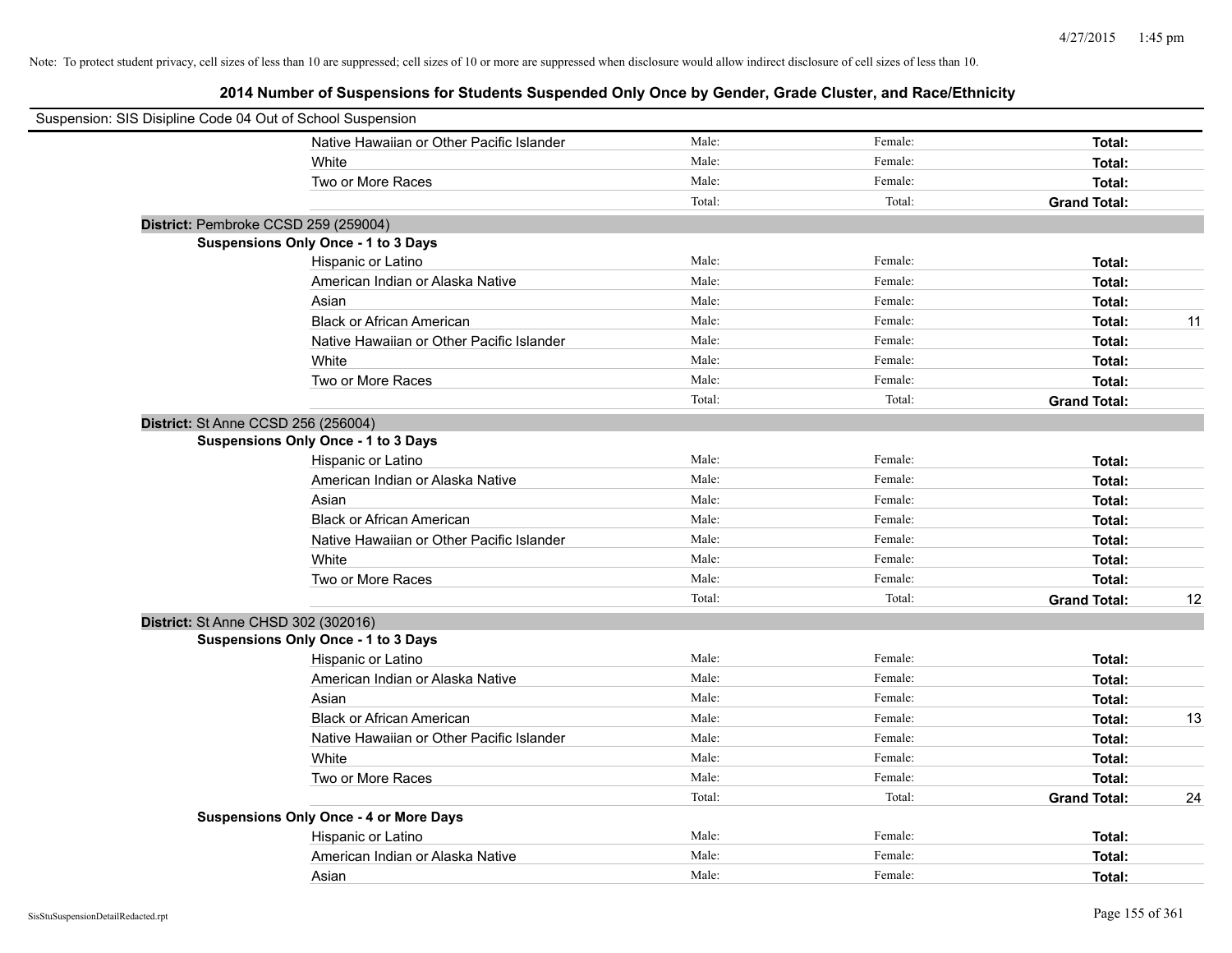Note: To protect student privacy, cell sizes of less than 10 are suppressed; cell sizes of 10 or more are suppressed when disclosure would allow indirect disclosure of cell sizes of less than 10.

## 2014 Number of Suspensions for Students Suspended Only Once by Gender, Grade Cluster, and Race/Ethnicity

Suspension: SIS Disipline Code 04 Out of School Suspension

| | | | | |
|---|---|---|---|---|
| Native Hawaiian or Other Pacific Islander | Male: | Female: | **Total:** | |
| White | Male: | Female: | **Total:** | |
| Two or More Races | Male: | Female: | **Total:** | |
| | Total: | Total: | **Grand Total:** | |

**District:** Pembroke CCSD 259 (259004)

**Suspensions Only Once - 1 to 3 Days**

| | | | | |
|---|---|---|---|---|
| Hispanic or Latino | Male: | Female: | **Total:** | |
| American Indian or Alaska Native | Male: | Female: | **Total:** | |
| Asian | Male: | Female: | **Total:** | |
| Black or African American | Male: | Female: | **Total:** | 11 |
| Native Hawaiian or Other Pacific Islander | Male: | Female: | **Total:** | |
| White | Male: | Female: | **Total:** | |
| Two or More Races | Male: | Female: | **Total:** | |
| | Total: | Total: | **Grand Total:** | |

**District:** St Anne CCSD 256 (256004)

**Suspensions Only Once - 1 to 3 Days**

| | | | | |
|---|---|---|---|---|
| Hispanic or Latino | Male: | Female: | **Total:** | |
| American Indian or Alaska Native | Male: | Female: | **Total:** | |
| Asian | Male: | Female: | **Total:** | |
| Black or African American | Male: | Female: | **Total:** | |
| Native Hawaiian or Other Pacific Islander | Male: | Female: | **Total:** | |
| White | Male: | Female: | **Total:** | |
| Two or More Races | Male: | Female: | **Total:** | |
| | Total: | Total: | **Grand Total:** | 12 |

**District:** St Anne CHSD 302 (302016)

**Suspensions Only Once - 1 to 3 Days**

| | | | | |
|---|---|---|---|---|
| Hispanic or Latino | Male: | Female: | **Total:** | |
| American Indian or Alaska Native | Male: | Female: | **Total:** | |
| Asian | Male: | Female: | **Total:** | |
| Black or African American | Male: | Female: | **Total:** | 13 |
| Native Hawaiian or Other Pacific Islander | Male: | Female: | **Total:** | |
| White | Male: | Female: | **Total:** | |
| Two or More Races | Male: | Female: | **Total:** | |
| | Total: | Total: | **Grand Total:** | 24 |

**Suspensions Only Once - 4 or More Days**

| | | | | |
|---|---|---|---|---|
| Hispanic or Latino | Male: | Female: | **Total:** | |
| American Indian or Alaska Native | Male: | Female: | **Total:** | |
| Asian | Male: | Female: | **Total:** | |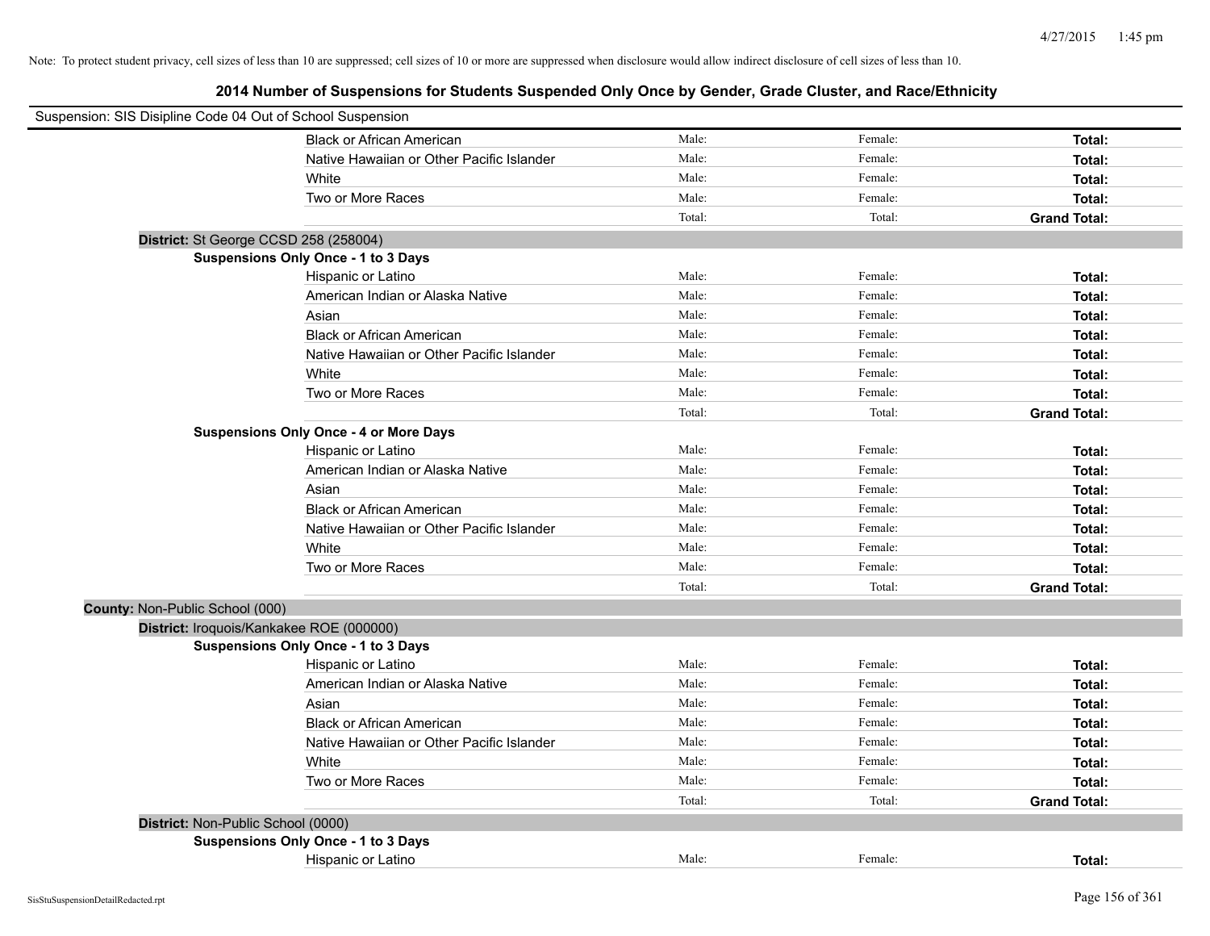Note: To protect student privacy, cell sizes of less than 10 are suppressed; cell sizes of 10 or more are suppressed when disclosure would allow indirect disclosure of cell sizes of less than 10.

## 2014 Number of Suspensions for Students Suspended Only Once by Gender, Grade Cluster, and Race/Ethnicity

Suspension: SIS Disipline Code 04 Out of School Suspension

| | | | |
|---|---|---|---|
| Black or African American | Male: | Female: | **Total:** |
| Native Hawaiian or Other Pacific Islander | Male: | Female: | **Total:** |
| White | Male: | Female: | **Total:** |
| Two or More Races | Male: | Female: | **Total:** |
| | Total: | Total: | **Grand Total:** |

**District:** St George CCSD 258 (258004)

**Suspensions Only Once - 1 to 3 Days**

| | | | |
|---|---|---|---|
| Hispanic or Latino | Male: | Female: | **Total:** |
| American Indian or Alaska Native | Male: | Female: | **Total:** |
| Asian | Male: | Female: | **Total:** |
| Black or African American | Male: | Female: | **Total:** |
| Native Hawaiian or Other Pacific Islander | Male: | Female: | **Total:** |
| White | Male: | Female: | **Total:** |
| Two or More Races | Male: | Female: | **Total:** |
| | Total: | Total: | **Grand Total:** |

**Suspensions Only Once - 4 or More Days**

| | | | |
|---|---|---|---|
| Hispanic or Latino | Male: | Female: | **Total:** |
| American Indian or Alaska Native | Male: | Female: | **Total:** |
| Asian | Male: | Female: | **Total:** |
| Black or African American | Male: | Female: | **Total:** |
| Native Hawaiian or Other Pacific Islander | Male: | Female: | **Total:** |
| White | Male: | Female: | **Total:** |
| Two or More Races | Male: | Female: | **Total:** |
| | Total: | Total: | **Grand Total:** |

**County:** Non-Public School (000)

**District:** Iroquois/Kankakee ROE (000000)

**Suspensions Only Once - 1 to 3 Days**

| | | | |
|---|---|---|---|
| Hispanic or Latino | Male: | Female: | **Total:** |
| American Indian or Alaska Native | Male: | Female: | **Total:** |
| Asian | Male: | Female: | **Total:** |
| Black or African American | Male: | Female: | **Total:** |
| Native Hawaiian or Other Pacific Islander | Male: | Female: | **Total:** |
| White | Male: | Female: | **Total:** |
| Two or More Races | Male: | Female: | **Total:** |
| | Total: | Total: | **Grand Total:** |

**District:** Non-Public School (0000)

**Suspensions Only Once - 1 to 3 Days**

| | | | |
|---|---|---|---|
| Hispanic or Latino | Male: | Female: | **Total:** |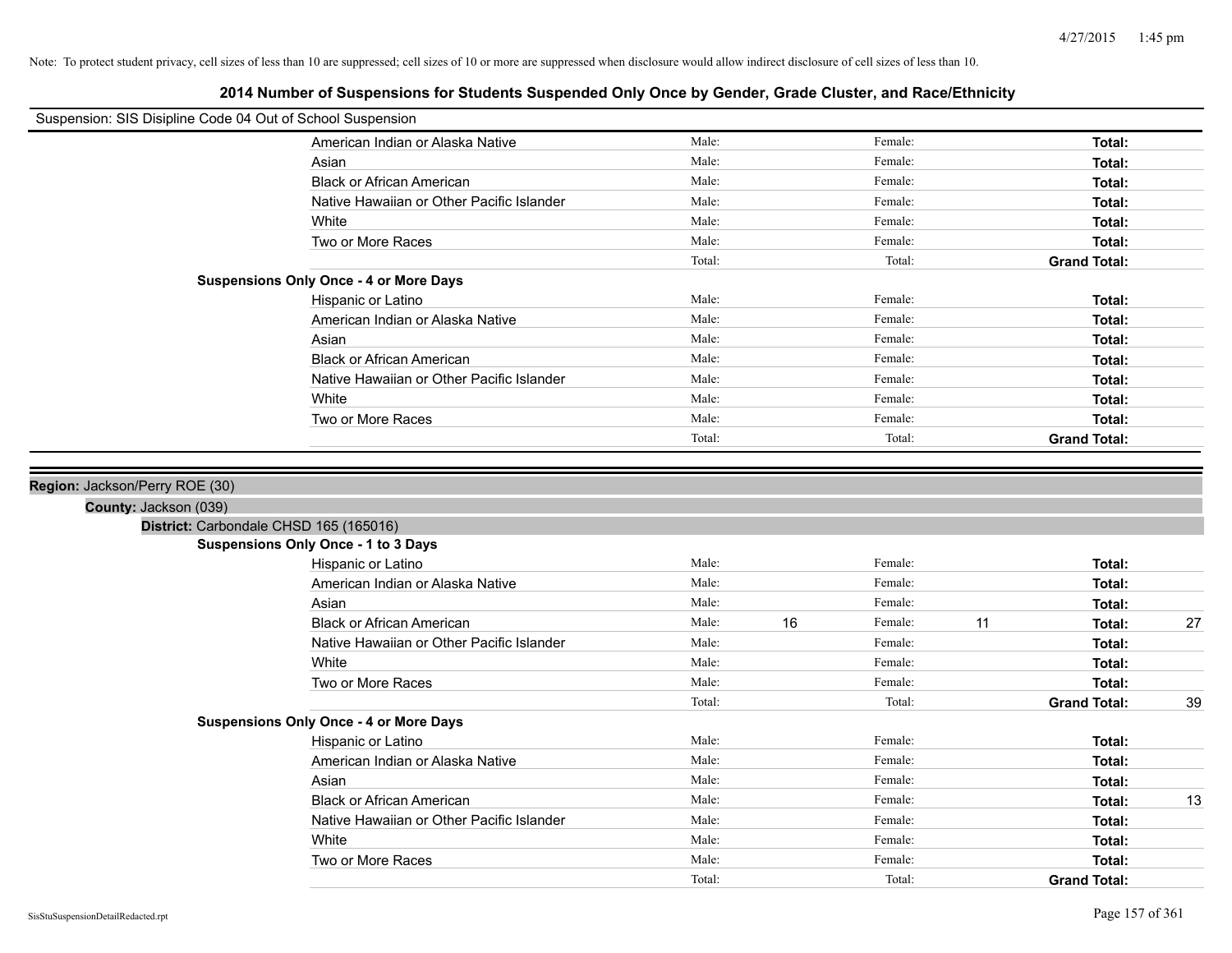Note: To protect student privacy, cell sizes of less than 10 are suppressed; cell sizes of 10 or more are suppressed when disclosure would allow indirect disclosure of cell sizes of less than 10.

## 2014 Number of Suspensions for Students Suspended Only Once by Gender, Grade Cluster, and Race/Ethnicity

Suspension: SIS Disipline Code 04 Out of School Suspension

| | | | | | | |
|---|---|---|---|---|---|---|
| American Indian or Alaska Native | Male: | | Female: | | **Total:** | |
| Asian | Male: | | Female: | | **Total:** | |
| Black or African American | Male: | | Female: | | **Total:** | |
| Native Hawaiian or Other Pacific Islander | Male: | | Female: | | **Total:** | |
| White | Male: | | Female: | | **Total:** | |
| Two or More Races | Male: | | Female: | | **Total:** | |
| | Total: | | Total: | | **Grand Total:** | |

**Suspensions Only Once - 4 or More Days**

| | | | | | | |
|---|---|---|---|---|---|---|
| Hispanic or Latino | Male: | | Female: | | **Total:** | |
| American Indian or Alaska Native | Male: | | Female: | | **Total:** | |
| Asian | Male: | | Female: | | **Total:** | |
| Black or African American | Male: | | Female: | | **Total:** | |
| Native Hawaiian or Other Pacific Islander | Male: | | Female: | | **Total:** | |
| White | Male: | | Female: | | **Total:** | |
| Two or More Races | Male: | | Female: | | **Total:** | |
| | Total: | | Total: | | **Grand Total:** | |

**Region:** Jackson/Perry ROE (30)

**County:** Jackson (039)

**District:** Carbondale CHSD 165 (165016)

**Suspensions Only Once - 1 to 3 Days**

| | | | | | | |
|---|---|---|---|---|---|---|
| Hispanic or Latino | Male: | | Female: | | **Total:** | |
| American Indian or Alaska Native | Male: | | Female: | | **Total:** | |
| Asian | Male: | | Female: | | **Total:** | |
| Black or African American | Male: | 16 | Female: | 11 | **Total:** | 27 |
| Native Hawaiian or Other Pacific Islander | Male: | | Female: | | **Total:** | |
| White | Male: | | Female: | | **Total:** | |
| Two or More Races | Male: | | Female: | | **Total:** | |
| | Total: | | Total: | | **Grand Total:** | 39 |

**Suspensions Only Once - 4 or More Days**

| | | | | | | |
|---|---|---|---|---|---|---|
| Hispanic or Latino | Male: | | Female: | | **Total:** | |
| American Indian or Alaska Native | Male: | | Female: | | **Total:** | |
| Asian | Male: | | Female: | | **Total:** | |
| Black or African American | Male: | | Female: | | **Total:** | 13 |
| Native Hawaiian or Other Pacific Islander | Male: | | Female: | | **Total:** | |
| White | Male: | | Female: | | **Total:** | |
| Two or More Races | Male: | | Female: | | **Total:** | |
| | Total: | | Total: | | **Grand Total:** | |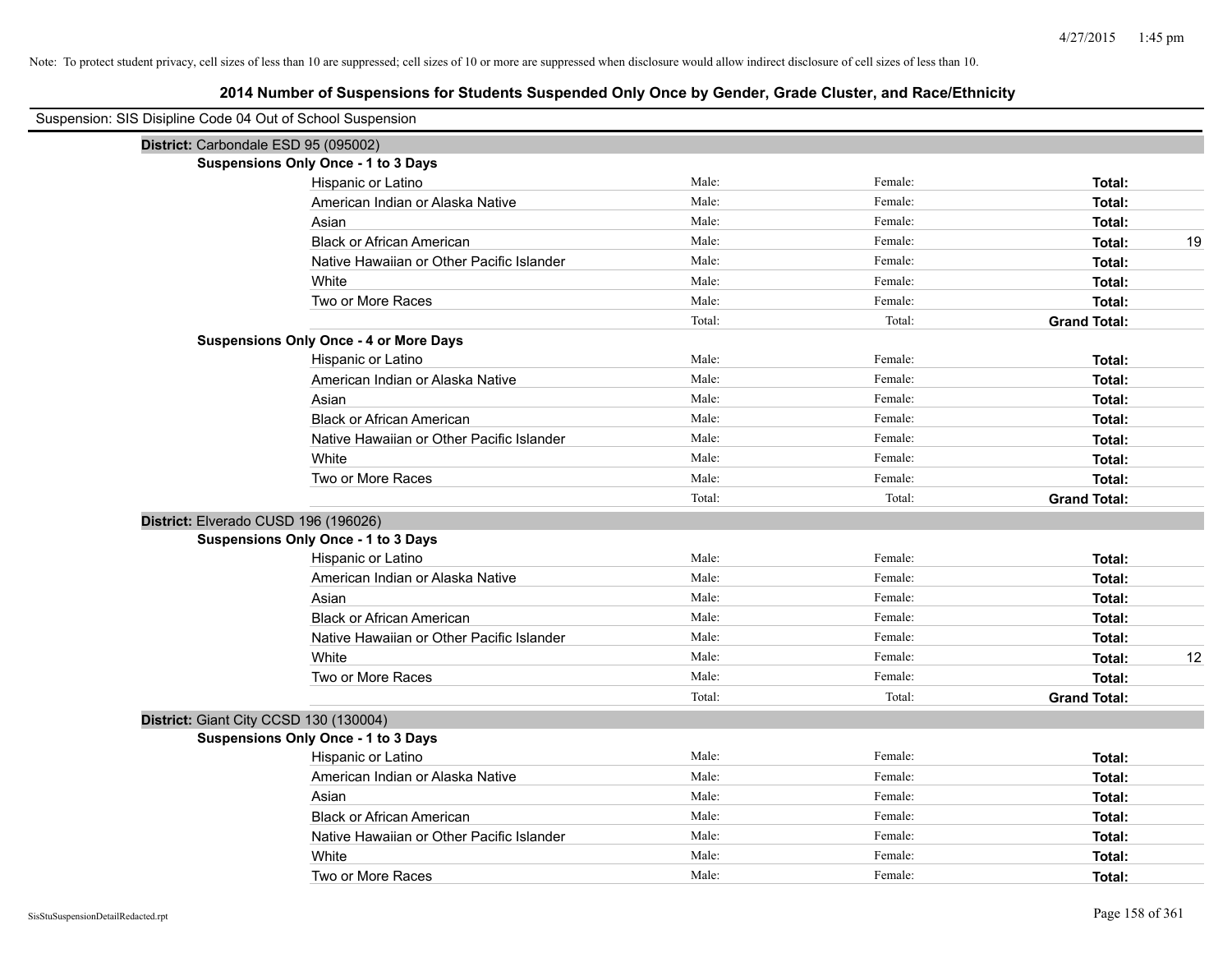Note: To protect student privacy, cell sizes of less than 10 are suppressed; cell sizes of 10 or more are suppressed when disclosure would allow indirect disclosure of cell sizes of less than 10.

# 2014 Number of Suspensions for Students Suspended Only Once by Gender, Grade Cluster, and Race/Ethnicity

Suspension: SIS Disipline Code 04 Out of School Suspension

**District:** Carbondale ESD 95 (095002)

**Suspensions Only Once - 1 to 3 Days**

| | | | | |
|---|---|---|---|---|
| Hispanic or Latino | Male: | Female: | **Total:** | |
| American Indian or Alaska Native | Male: | Female: | **Total:** | |
| Asian | Male: | Female: | **Total:** | |
| Black or African American | Male: | Female: | **Total:** | 19 |
| Native Hawaiian or Other Pacific Islander | Male: | Female: | **Total:** | |
| White | Male: | Female: | **Total:** | |
| Two or More Races | Male: | Female: | **Total:** | |
| | Total: | Total: | **Grand Total:** | |

**Suspensions Only Once - 4 or More Days**

| | | | | |
|---|---|---|---|---|
| Hispanic or Latino | Male: | Female: | **Total:** | |
| American Indian or Alaska Native | Male: | Female: | **Total:** | |
| Asian | Male: | Female: | **Total:** | |
| Black or African American | Male: | Female: | **Total:** | |
| Native Hawaiian or Other Pacific Islander | Male: | Female: | **Total:** | |
| White | Male: | Female: | **Total:** | |
| Two or More Races | Male: | Female: | **Total:** | |
| | Total: | Total: | **Grand Total:** | |

**District:** Elverado CUSD 196 (196026)

**Suspensions Only Once - 1 to 3 Days**

| | | | | |
|---|---|---|---|---|
| Hispanic or Latino | Male: | Female: | **Total:** | |
| American Indian or Alaska Native | Male: | Female: | **Total:** | |
| Asian | Male: | Female: | **Total:** | |
| Black or African American | Male: | Female: | **Total:** | |
| Native Hawaiian or Other Pacific Islander | Male: | Female: | **Total:** | |
| White | Male: | Female: | **Total:** | 12 |
| Two or More Races | Male: | Female: | **Total:** | |
| | Total: | Total: | **Grand Total:** | |

**District:** Giant City CCSD 130 (130004)

**Suspensions Only Once - 1 to 3 Days**

| | | | | |
|---|---|---|---|---|
| Hispanic or Latino | Male: | Female: | **Total:** | |
| American Indian or Alaska Native | Male: | Female: | **Total:** | |
| Asian | Male: | Female: | **Total:** | |
| Black or African American | Male: | Female: | **Total:** | |
| Native Hawaiian or Other Pacific Islander | Male: | Female: | **Total:** | |
| White | Male: | Female: | **Total:** | |
| Two or More Races | Male: | Female: | **Total:** | |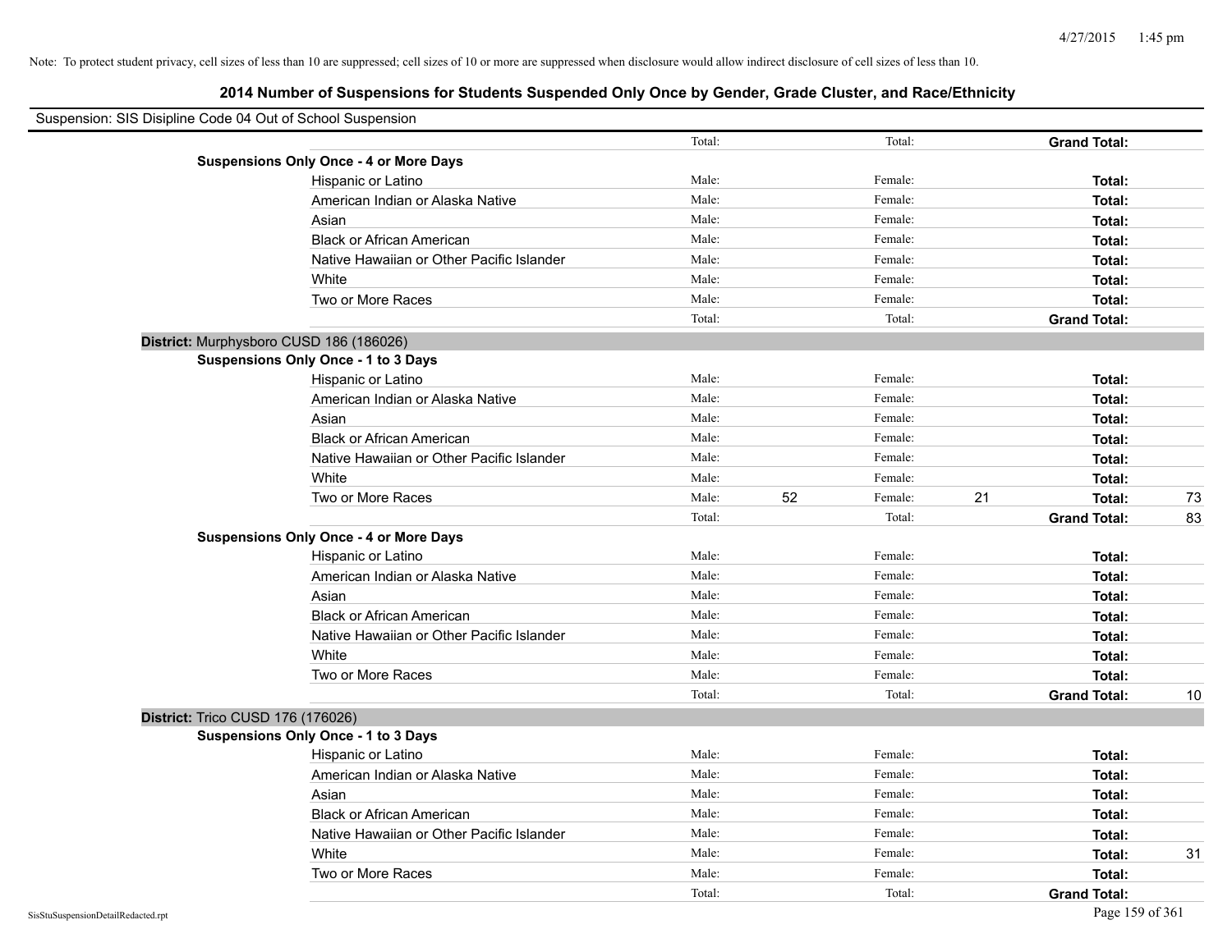Note: To protect student privacy, cell sizes of less than 10 are suppressed; cell sizes of 10 or more are suppressed when disclosure would allow indirect disclosure of cell sizes of less than 10.

## 2014 Number of Suspensions for Students Suspended Only Once by Gender, Grade Cluster, and Race/Ethnicity

Suspension: SIS Disipline Code 04 Out of School Suspension

| | | | | | | |
|---|---|---|---|---|---|---|
| | Total: | | Total: | | **Grand Total:** | |
| **Suspensions Only Once - 4 or More Days** | | | | | | |
| Hispanic or Latino | Male: | | Female: | | **Total:** | |
| American Indian or Alaska Native | Male: | | Female: | | **Total:** | |
| Asian | Male: | | Female: | | **Total:** | |
| Black or African American | Male: | | Female: | | **Total:** | |
| Native Hawaiian or Other Pacific Islander | Male: | | Female: | | **Total:** | |
| White | Male: | | Female: | | **Total:** | |
| Two or More Races | Male: | | Female: | | **Total:** | |
| | Total: | | Total: | | **Grand Total:** | |
| **District:** Murphysboro CUSD 186 (186026) | | | | | | |
| **Suspensions Only Once - 1 to 3 Days** | | | | | | |
| Hispanic or Latino | Male: | | Female: | | **Total:** | |
| American Indian or Alaska Native | Male: | | Female: | | **Total:** | |
| Asian | Male: | | Female: | | **Total:** | |
| Black or African American | Male: | | Female: | | **Total:** | |
| Native Hawaiian or Other Pacific Islander | Male: | | Female: | | **Total:** | |
| White | Male: | | Female: | | **Total:** | |
| Two or More Races | Male: | 52 | Female: | 21 | **Total:** | 73 |
| | Total: | | Total: | | **Grand Total:** | 83 |
| **Suspensions Only Once - 4 or More Days** | | | | | | |
| Hispanic or Latino | Male: | | Female: | | **Total:** | |
| American Indian or Alaska Native | Male: | | Female: | | **Total:** | |
| Asian | Male: | | Female: | | **Total:** | |
| Black or African American | Male: | | Female: | | **Total:** | |
| Native Hawaiian or Other Pacific Islander | Male: | | Female: | | **Total:** | |
| White | Male: | | Female: | | **Total:** | |
| Two or More Races | Male: | | Female: | | **Total:** | |
| | Total: | | Total: | | **Grand Total:** | 10 |
| **District:** Trico CUSD 176 (176026) | | | | | | |
| **Suspensions Only Once - 1 to 3 Days** | | | | | | |
| Hispanic or Latino | Male: | | Female: | | **Total:** | |
| American Indian or Alaska Native | Male: | | Female: | | **Total:** | |
| Asian | Male: | | Female: | | **Total:** | |
| Black or African American | Male: | | Female: | | **Total:** | |
| Native Hawaiian or Other Pacific Islander | Male: | | Female: | | **Total:** | |
| White | Male: | | Female: | | **Total:** | 31 |
| Two or More Races | Male: | | Female: | | **Total:** | |
| | Total: | | Total: | | **Grand Total:** | |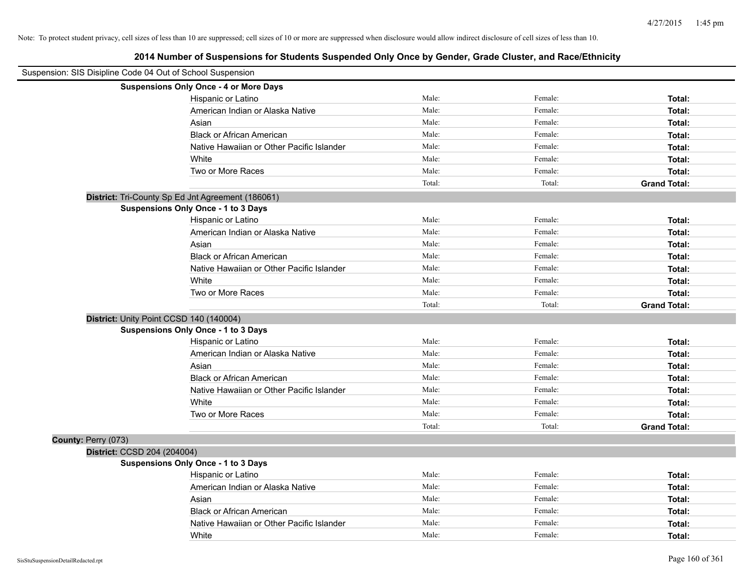Note: To protect student privacy, cell sizes of less than 10 are suppressed; cell sizes of 10 or more are suppressed when disclosure would allow indirect disclosure of cell sizes of less than 10.

## 2014 Number of Suspensions for Students Suspended Only Once by Gender, Grade Cluster, and Race/Ethnicity

Suspension: SIS Disipline Code 04 Out of School Suspension

**Suspensions Only Once - 4 or More Days**

| | | | |
|---|---|---|---|
| Hispanic or Latino | Male: | Female: | **Total:** |
| American Indian or Alaska Native | Male: | Female: | **Total:** |
| Asian | Male: | Female: | **Total:** |
| Black or African American | Male: | Female: | **Total:** |
| Native Hawaiian or Other Pacific Islander | Male: | Female: | **Total:** |
| White | Male: | Female: | **Total:** |
| Two or More Races | Male: | Female: | **Total:** |
| | Total: | Total: | **Grand Total:** |

**District:** Tri-County Sp Ed Jnt Agreement (186061)

**Suspensions Only Once - 1 to 3 Days**

| | | | |
|---|---|---|---|
| Hispanic or Latino | Male: | Female: | **Total:** |
| American Indian or Alaska Native | Male: | Female: | **Total:** |
| Asian | Male: | Female: | **Total:** |
| Black or African American | Male: | Female: | **Total:** |
| Native Hawaiian or Other Pacific Islander | Male: | Female: | **Total:** |
| White | Male: | Female: | **Total:** |
| Two or More Races | Male: | Female: | **Total:** |
| | Total: | Total: | **Grand Total:** |

**District:** Unity Point CCSD 140 (140004)

**Suspensions Only Once - 1 to 3 Days**

| | | | |
|---|---|---|---|
| Hispanic or Latino | Male: | Female: | **Total:** |
| American Indian or Alaska Native | Male: | Female: | **Total:** |
| Asian | Male: | Female: | **Total:** |
| Black or African American | Male: | Female: | **Total:** |
| Native Hawaiian or Other Pacific Islander | Male: | Female: | **Total:** |
| White | Male: | Female: | **Total:** |
| Two or More Races | Male: | Female: | **Total:** |
| | Total: | Total: | **Grand Total:** |

**County:** Perry (073)

**District:** CCSD 204 (204004)

**Suspensions Only Once - 1 to 3 Days**

| | | | |
|---|---|---|---|
| Hispanic or Latino | Male: | Female: | **Total:** |
| American Indian or Alaska Native | Male: | Female: | **Total:** |
| Asian | Male: | Female: | **Total:** |
| Black or African American | Male: | Female: | **Total:** |
| Native Hawaiian or Other Pacific Islander | Male: | Female: | **Total:** |
| White | Male: | Female: | **Total:** |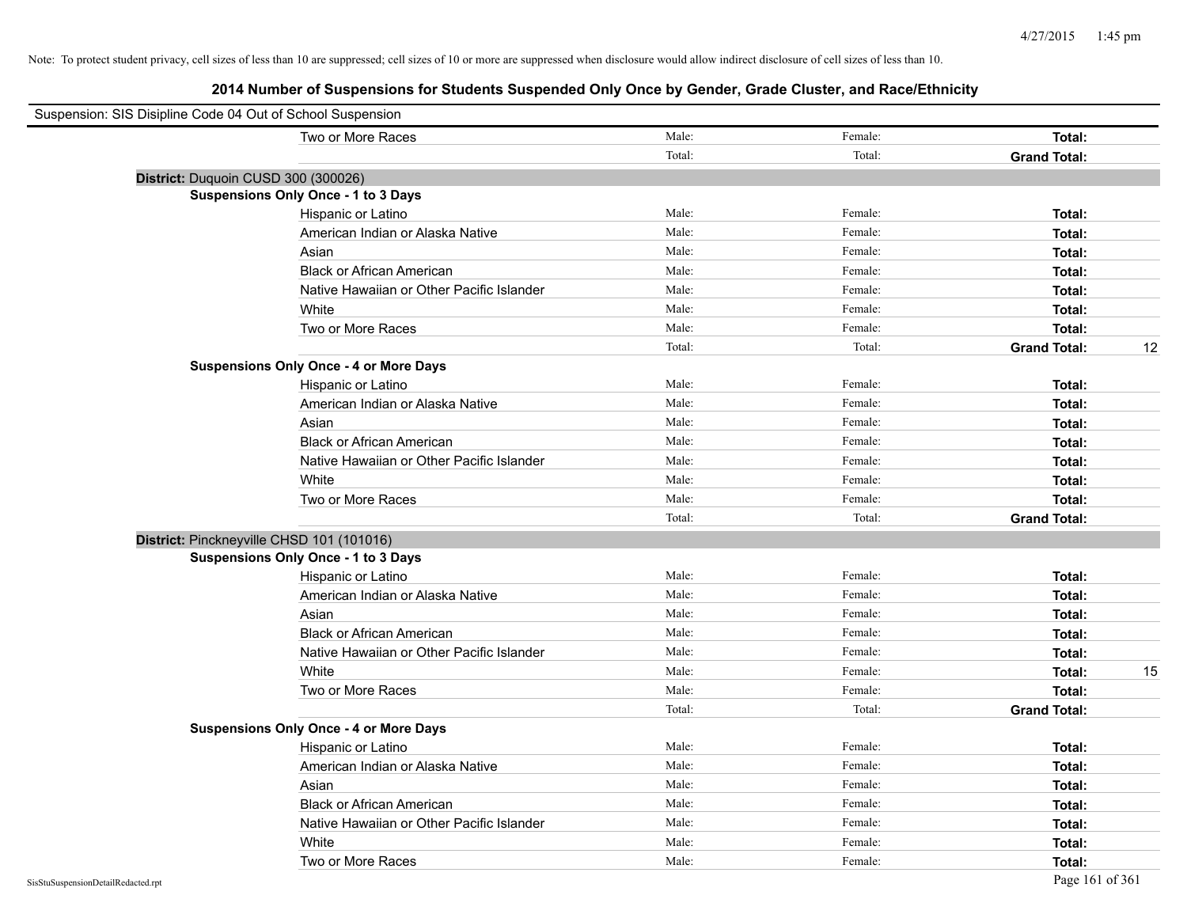Note: To protect student privacy, cell sizes of less than 10 are suppressed; cell sizes of 10 or more are suppressed when disclosure would allow indirect disclosure of cell sizes of less than 10.

# 2014 Number of Suspensions for Students Suspended Only Once by Gender, Grade Cluster, and Race/Ethnicity

Suspension: SIS Disipline Code 04 Out of School Suspension

| | Male: | Female: | Total: | |
|---|---|---|---|---|
| Two or More Races | Male: | Female: | **Total:** | |
| | Total: | Total: | **Grand Total:** | |

**District:** Duquoin CUSD 300 (300026)

**Suspensions Only Once - 1 to 3 Days**

| | | | | |
|---|---|---|---|---|
| Hispanic or Latino | Male: | Female: | **Total:** | |
| American Indian or Alaska Native | Male: | Female: | **Total:** | |
| Asian | Male: | Female: | **Total:** | |
| Black or African American | Male: | Female: | **Total:** | |
| Native Hawaiian or Other Pacific Islander | Male: | Female: | **Total:** | |
| White | Male: | Female: | **Total:** | |
| Two or More Races | Male: | Female: | **Total:** | |
| | Total: | Total: | **Grand Total:** | 12 |

**Suspensions Only Once - 4 or More Days**

| | | | | |
|---|---|---|---|---|
| Hispanic or Latino | Male: | Female: | **Total:** | |
| American Indian or Alaska Native | Male: | Female: | **Total:** | |
| Asian | Male: | Female: | **Total:** | |
| Black or African American | Male: | Female: | **Total:** | |
| Native Hawaiian or Other Pacific Islander | Male: | Female: | **Total:** | |
| White | Male: | Female: | **Total:** | |
| Two or More Races | Male: | Female: | **Total:** | |
| | Total: | Total: | **Grand Total:** | |

**District:** Pinckneyville CHSD 101 (101016)

**Suspensions Only Once - 1 to 3 Days**

| | | | | |
|---|---|---|---|---|
| Hispanic or Latino | Male: | Female: | **Total:** | |
| American Indian or Alaska Native | Male: | Female: | **Total:** | |
| Asian | Male: | Female: | **Total:** | |
| Black or African American | Male: | Female: | **Total:** | |
| Native Hawaiian or Other Pacific Islander | Male: | Female: | **Total:** | |
| White | Male: | Female: | **Total:** | 15 |
| Two or More Races | Male: | Female: | **Total:** | |
| | Total: | Total: | **Grand Total:** | |

**Suspensions Only Once - 4 or More Days**

| | | | | |
|---|---|---|---|---|
| Hispanic or Latino | Male: | Female: | **Total:** | |
| American Indian or Alaska Native | Male: | Female: | **Total:** | |
| Asian | Male: | Female: | **Total:** | |
| Black or African American | Male: | Female: | **Total:** | |
| Native Hawaiian or Other Pacific Islander | Male: | Female: | **Total:** | |
| White | Male: | Female: | **Total:** | |
| Two or More Races | Male: | Female: | **Total:** | |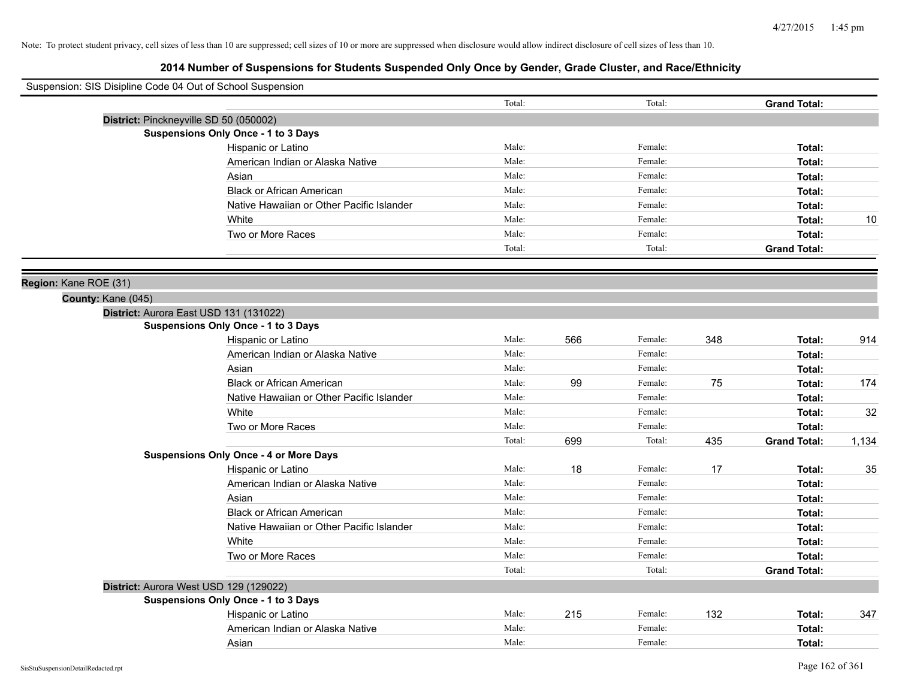Note: To protect student privacy, cell sizes of less than 10 are suppressed; cell sizes of 10 or more are suppressed when disclosure would allow indirect disclosure of cell sizes of less than 10.

# 2014 Number of Suspensions for Students Suspended Only Once by Gender, Grade Cluster, and Race/Ethnicity

Suspension: SIS Disipline Code 04 Out of School Suspension

| | | | | | | |
|---|---|---|---|---|---|---|
| | Total: | | Total: | | **Grand Total:** | |

**District:** Pinckneyville SD 50 (050002)

**Suspensions Only Once - 1 to 3 Days**

| | | | | | | |
|---|---|---|---|---|---|---|
| Hispanic or Latino | Male: | | Female: | | **Total:** | |
| American Indian or Alaska Native | Male: | | Female: | | **Total:** | |
| Asian | Male: | | Female: | | **Total:** | |
| Black or African American | Male: | | Female: | | **Total:** | |
| Native Hawaiian or Other Pacific Islander | Male: | | Female: | | **Total:** | |
| White | Male: | | Female: | | **Total:** | 10 |
| Two or More Races | Male: | | Female: | | **Total:** | |
| | Total: | | Total: | | **Grand Total:** | |

**Region:** Kane ROE (31)

**County:** Kane (045)

**District:** Aurora East USD 131 (131022)

**Suspensions Only Once - 1 to 3 Days**

| | | | | | | |
|---|---|---|---|---|---|---|
| Hispanic or Latino | Male: | 566 | Female: | 348 | **Total:** | 914 |
| American Indian or Alaska Native | Male: | | Female: | | **Total:** | |
| Asian | Male: | | Female: | | **Total:** | |
| Black or African American | Male: | 99 | Female: | 75 | **Total:** | 174 |
| Native Hawaiian or Other Pacific Islander | Male: | | Female: | | **Total:** | |
| White | Male: | | Female: | | **Total:** | 32 |
| Two or More Races | Male: | | Female: | | **Total:** | |
| | Total: | 699 | Total: | 435 | **Grand Total:** | 1,134 |

**Suspensions Only Once - 4 or More Days**

| | | | | | | |
|---|---|---|---|---|---|---|
| Hispanic or Latino | Male: | 18 | Female: | 17 | **Total:** | 35 |
| American Indian or Alaska Native | Male: | | Female: | | **Total:** | |
| Asian | Male: | | Female: | | **Total:** | |
| Black or African American | Male: | | Female: | | **Total:** | |
| Native Hawaiian or Other Pacific Islander | Male: | | Female: | | **Total:** | |
| White | Male: | | Female: | | **Total:** | |
| Two or More Races | Male: | | Female: | | **Total:** | |
| | Total: | | Total: | | **Grand Total:** | |

**District:** Aurora West USD 129 (129022)

**Suspensions Only Once - 1 to 3 Days**

| | | | | | | |
|---|---|---|---|---|---|---|
| Hispanic or Latino | Male: | 215 | Female: | 132 | **Total:** | 347 |
| American Indian or Alaska Native | Male: | | Female: | | **Total:** | |
| Asian | Male: | | Female: | | **Total:** | |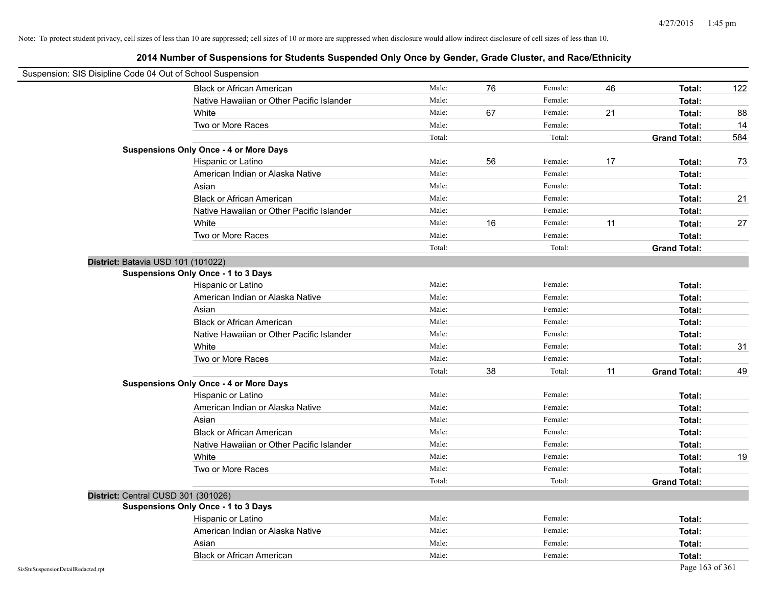Note: To protect student privacy, cell sizes of less than 10 are suppressed; cell sizes of 10 or more are suppressed when disclosure would allow indirect disclosure of cell sizes of less than 10.

# 2014 Number of Suspensions for Students Suspended Only Once by Gender, Grade Cluster, and Race/Ethnicity

Suspension: SIS Disipline Code 04 Out of School Suspension

| | | | | | | |
|---|---|---|---|---|---|---|
| Black or African American | Male: | 76 | Female: | 46 | **Total:** | 122 |
| Native Hawaiian or Other Pacific Islander | Male: | | Female: | | **Total:** | |
| White | Male: | 67 | Female: | 21 | **Total:** | 88 |
| Two or More Races | Male: | | Female: | | **Total:** | 14 |
| | Total: | | Total: | | **Grand Total:** | 584 |
| **Suspensions Only Once - 4 or More Days** | | | | | | |
| Hispanic or Latino | Male: | 56 | Female: | 17 | **Total:** | 73 |
| American Indian or Alaska Native | Male: | | Female: | | **Total:** | |
| Asian | Male: | | Female: | | **Total:** | |
| Black or African American | Male: | | Female: | | **Total:** | 21 |
| Native Hawaiian or Other Pacific Islander | Male: | | Female: | | **Total:** | |
| White | Male: | 16 | Female: | 11 | **Total:** | 27 |
| Two or More Races | Male: | | Female: | | **Total:** | |
| | Total: | | Total: | | **Grand Total:** | |

**District:** Batavia USD 101 (101022)

| | | | | | | |
|---|---|---|---|---|---|---|
| **Suspensions Only Once - 1 to 3 Days** | | | | | | |
| Hispanic or Latino | Male: | | Female: | | **Total:** | |
| American Indian or Alaska Native | Male: | | Female: | | **Total:** | |
| Asian | Male: | | Female: | | **Total:** | |
| Black or African American | Male: | | Female: | | **Total:** | |
| Native Hawaiian or Other Pacific Islander | Male: | | Female: | | **Total:** | |
| White | Male: | | Female: | | **Total:** | 31 |
| Two or More Races | Male: | | Female: | | **Total:** | |
| | Total: | 38 | Total: | 11 | **Grand Total:** | 49 |
| **Suspensions Only Once - 4 or More Days** | | | | | | |
| Hispanic or Latino | Male: | | Female: | | **Total:** | |
| American Indian or Alaska Native | Male: | | Female: | | **Total:** | |
| Asian | Male: | | Female: | | **Total:** | |
| Black or African American | Male: | | Female: | | **Total:** | |
| Native Hawaiian or Other Pacific Islander | Male: | | Female: | | **Total:** | |
| White | Male: | | Female: | | **Total:** | 19 |
| Two or More Races | Male: | | Female: | | **Total:** | |
| | Total: | | Total: | | **Grand Total:** | |

**District:** Central CUSD 301 (301026)

| | | | | | | |
|---|---|---|---|---|---|---|
| **Suspensions Only Once - 1 to 3 Days** | | | | | | |
| Hispanic or Latino | Male: | | Female: | | **Total:** | |
| American Indian or Alaska Native | Male: | | Female: | | **Total:** | |
| Asian | Male: | | Female: | | **Total:** | |
| Black or African American | Male: | | Female: | | **Total:** | |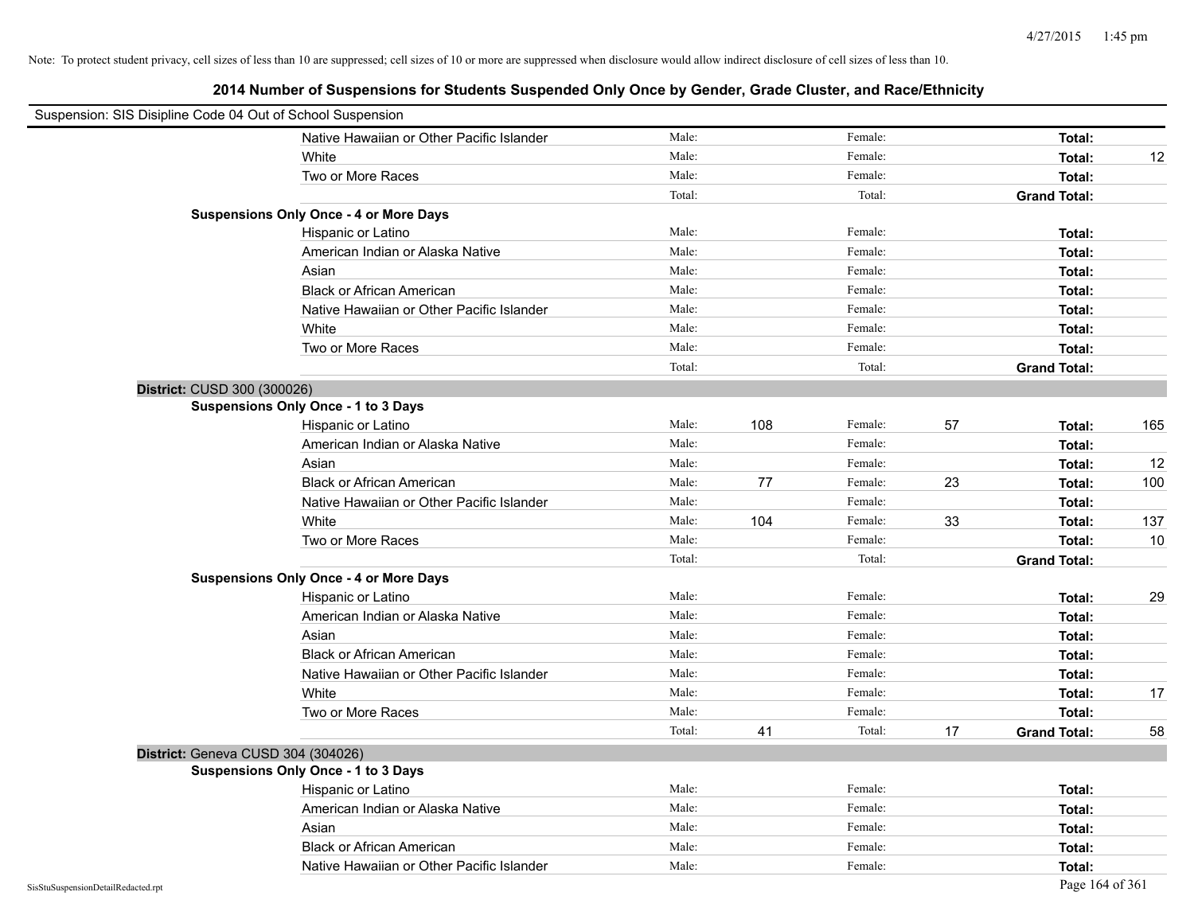Note: To protect student privacy, cell sizes of less than 10 are suppressed; cell sizes of 10 or more are suppressed when disclosure would allow indirect disclosure of cell sizes of less than 10.

# 2014 Number of Suspensions for Students Suspended Only Once by Gender, Grade Cluster, and Race/Ethnicity

Suspension: SIS Disipline Code 04 Out of School Suspension

| | | | | | |
|---|---|---|---|---|---|
| Native Hawaiian or Other Pacific Islander | Male: | | Female: | | **Total:** |
| White | Male: | | Female: | | **Total:** 12 |
| Two or More Races | Male: | | Female: | | **Total:** |
| | Total: | | Total: | | **Grand Total:** |

**Suspensions Only Once - 4 or More Days**

| | | | | | |
|---|---|---|---|---|---|
| Hispanic or Latino | Male: | | Female: | | **Total:** |
| American Indian or Alaska Native | Male: | | Female: | | **Total:** |
| Asian | Male: | | Female: | | **Total:** |
| Black or African American | Male: | | Female: | | **Total:** |
| Native Hawaiian or Other Pacific Islander | Male: | | Female: | | **Total:** |
| White | Male: | | Female: | | **Total:** |
| Two or More Races | Male: | | Female: | | **Total:** |
| | Total: | | Total: | | **Grand Total:** |

**District:** CUSD 300 (300026)

**Suspensions Only Once - 1 to 3 Days**

| | | | | | |
|---|---|---|---|---|---|
| Hispanic or Latino | Male: 108 | | Female: 57 | | **Total:** 165 |
| American Indian or Alaska Native | Male: | | Female: | | **Total:** |
| Asian | Male: | | Female: | | **Total:** 12 |
| Black or African American | Male: 77 | | Female: 23 | | **Total:** 100 |
| Native Hawaiian or Other Pacific Islander | Male: | | Female: | | **Total:** |
| White | Male: 104 | | Female: 33 | | **Total:** 137 |
| Two or More Races | Male: | | Female: | | **Total:** 10 |
| | Total: | | Total: | | **Grand Total:** |

**Suspensions Only Once - 4 or More Days**

| | | | | | |
|---|---|---|---|---|---|
| Hispanic or Latino | Male: | | Female: | | **Total:** 29 |
| American Indian or Alaska Native | Male: | | Female: | | **Total:** |
| Asian | Male: | | Female: | | **Total:** |
| Black or African American | Male: | | Female: | | **Total:** |
| Native Hawaiian or Other Pacific Islander | Male: | | Female: | | **Total:** |
| White | Male: | | Female: | | **Total:** 17 |
| Two or More Races | Male: | | Female: | | **Total:** |
| | Total: 41 | | Total: 17 | | **Grand Total:** 58 |

**District:** Geneva CUSD 304 (304026)

**Suspensions Only Once - 1 to 3 Days**

| | | | | | |
|---|---|---|---|---|---|
| Hispanic or Latino | Male: | | Female: | | **Total:** |
| American Indian or Alaska Native | Male: | | Female: | | **Total:** |
| Asian | Male: | | Female: | | **Total:** |
| Black or African American | Male: | | Female: | | **Total:** |
| Native Hawaiian or Other Pacific Islander | Male: | | Female: | | **Total:** |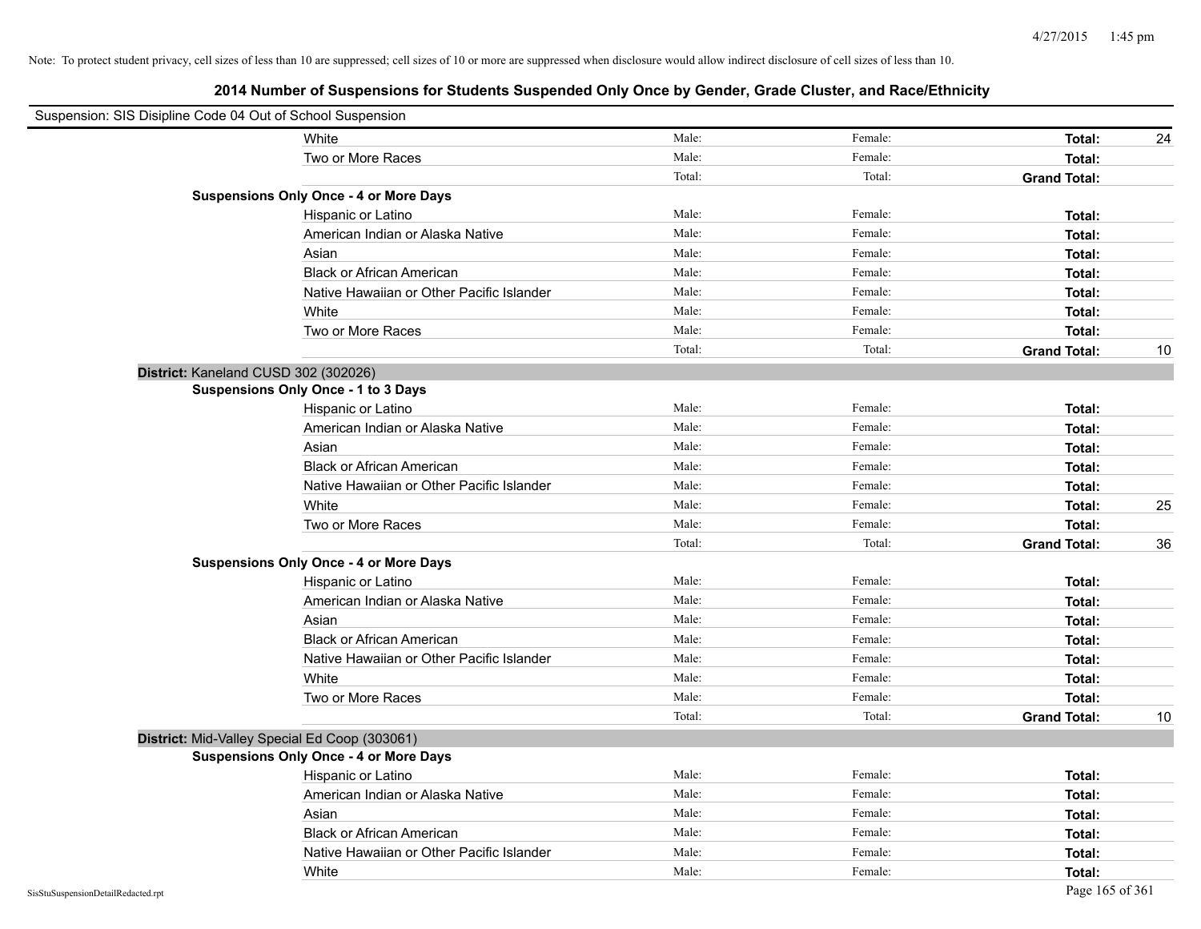Note: To protect student privacy, cell sizes of less than 10 are suppressed; cell sizes of 10 or more are suppressed when disclosure would allow indirect disclosure of cell sizes of less than 10.

## 2014 Number of Suspensions for Students Suspended Only Once by Gender, Grade Cluster, and Race/Ethnicity

Suspension: SIS Disipline Code 04 Out of School Suspension

| | | | | |
|---|---|---|---|---|
| White | Male: | Female: | **Total:** | 24 |
| Two or More Races | Male: | Female: | **Total:** | |
| | Total: | Total: | **Grand Total:** | |

**Suspensions Only Once - 4 or More Days**

| | | | | |
|---|---|---|---|---|
| Hispanic or Latino | Male: | Female: | **Total:** | |
| American Indian or Alaska Native | Male: | Female: | **Total:** | |
| Asian | Male: | Female: | **Total:** | |
| Black or African American | Male: | Female: | **Total:** | |
| Native Hawaiian or Other Pacific Islander | Male: | Female: | **Total:** | |
| White | Male: | Female: | **Total:** | |
| Two or More Races | Male: | Female: | **Total:** | |
| | Total: | Total: | **Grand Total:** | 10 |

**District:** Kaneland CUSD 302 (302026)

**Suspensions Only Once - 1 to 3 Days**

| | | | | |
|---|---|---|---|---|
| Hispanic or Latino | Male: | Female: | **Total:** | |
| American Indian or Alaska Native | Male: | Female: | **Total:** | |
| Asian | Male: | Female: | **Total:** | |
| Black or African American | Male: | Female: | **Total:** | |
| Native Hawaiian or Other Pacific Islander | Male: | Female: | **Total:** | |
| White | Male: | Female: | **Total:** | 25 |
| Two or More Races | Male: | Female: | **Total:** | |
| | Total: | Total: | **Grand Total:** | 36 |

**Suspensions Only Once - 4 or More Days**

| | | | | |
|---|---|---|---|---|
| Hispanic or Latino | Male: | Female: | **Total:** | |
| American Indian or Alaska Native | Male: | Female: | **Total:** | |
| Asian | Male: | Female: | **Total:** | |
| Black or African American | Male: | Female: | **Total:** | |
| Native Hawaiian or Other Pacific Islander | Male: | Female: | **Total:** | |
| White | Male: | Female: | **Total:** | |
| Two or More Races | Male: | Female: | **Total:** | |
| | Total: | Total: | **Grand Total:** | 10 |

**District:** Mid-Valley Special Ed Coop (303061)

**Suspensions Only Once - 4 or More Days**

| | | | | |
|---|---|---|---|---|
| Hispanic or Latino | Male: | Female: | **Total:** | |
| American Indian or Alaska Native | Male: | Female: | **Total:** | |
| Asian | Male: | Female: | **Total:** | |
| Black or African American | Male: | Female: | **Total:** | |
| Native Hawaiian or Other Pacific Islander | Male: | Female: | **Total:** | |
| White | Male: | Female: | **Total:** | |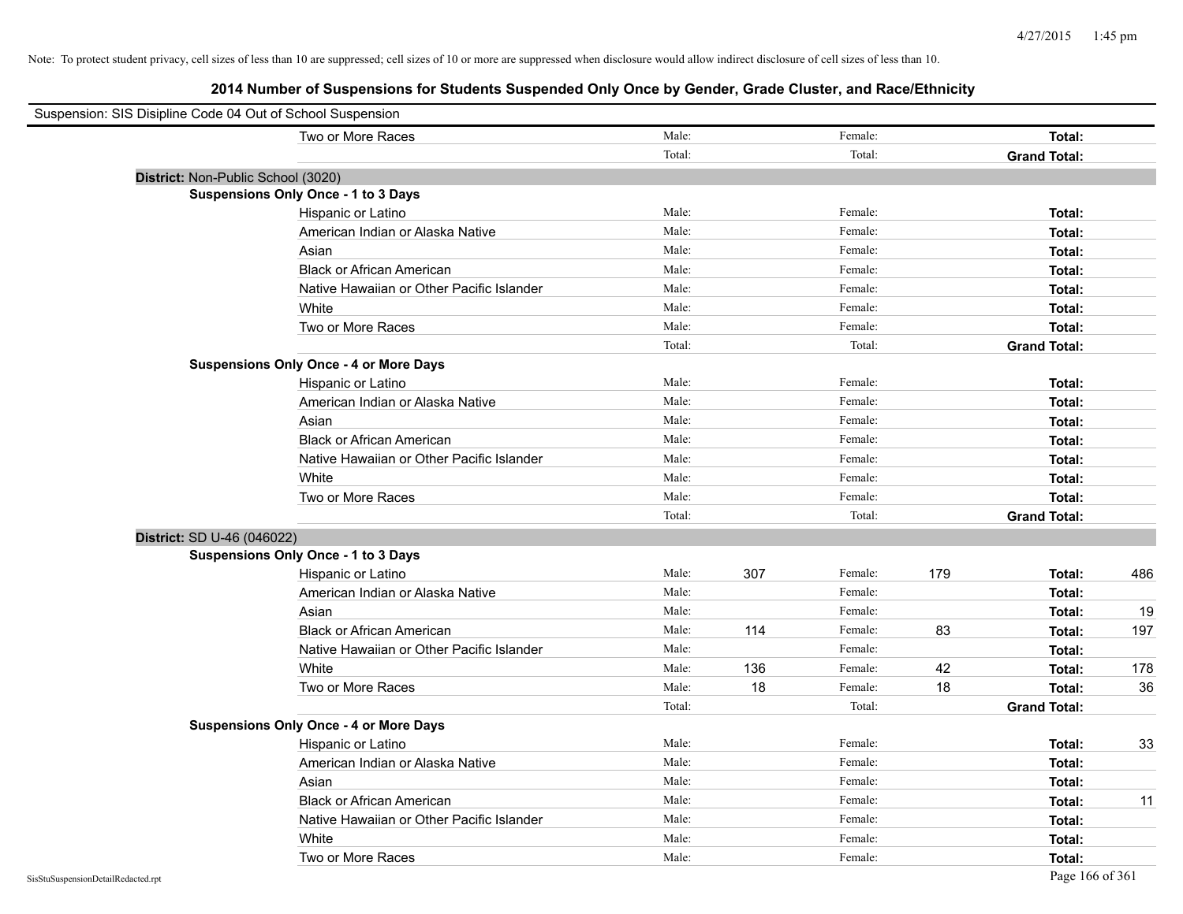Note: To protect student privacy, cell sizes of less than 10 are suppressed; cell sizes of 10 or more are suppressed when disclosure would allow indirect disclosure of cell sizes of less than 10.

## 2014 Number of Suspensions for Students Suspended Only Once by Gender, Grade Cluster, and Race/Ethnicity

Suspension: SIS Disipline Code 04 Out of School Suspension

| | | | | | | |
|---|---|---|---|---|---|---|
| Two or More Races | Male: | | Female: | | **Total:** | |
| | Total: | | Total: | | **Grand Total:** | |

**District:** Non-Public School (3020)

**Suspensions Only Once - 1 to 3 Days**

| | | | | | | |
|---|---|---|---|---|---|---|
| Hispanic or Latino | Male: | | Female: | | **Total:** | |
| American Indian or Alaska Native | Male: | | Female: | | **Total:** | |
| Asian | Male: | | Female: | | **Total:** | |
| Black or African American | Male: | | Female: | | **Total:** | |
| Native Hawaiian or Other Pacific Islander | Male: | | Female: | | **Total:** | |
| White | Male: | | Female: | | **Total:** | |
| Two or More Races | Male: | | Female: | | **Total:** | |
| | Total: | | Total: | | **Grand Total:** | |

**Suspensions Only Once - 4 or More Days**

| | | | | | | |
|---|---|---|---|---|---|---|
| Hispanic or Latino | Male: | | Female: | | **Total:** | |
| American Indian or Alaska Native | Male: | | Female: | | **Total:** | |
| Asian | Male: | | Female: | | **Total:** | |
| Black or African American | Male: | | Female: | | **Total:** | |
| Native Hawaiian or Other Pacific Islander | Male: | | Female: | | **Total:** | |
| White | Male: | | Female: | | **Total:** | |
| Two or More Races | Male: | | Female: | | **Total:** | |
| | Total: | | Total: | | **Grand Total:** | |

**District:** SD U-46 (046022)

**Suspensions Only Once - 1 to 3 Days**

| | | | | | | |
|---|---|---|---|---|---|---|
| Hispanic or Latino | Male: | 307 | Female: | 179 | **Total:** | 486 |
| American Indian or Alaska Native | Male: | | Female: | | **Total:** | |
| Asian | Male: | | Female: | | **Total:** | 19 |
| Black or African American | Male: | 114 | Female: | 83 | **Total:** | 197 |
| Native Hawaiian or Other Pacific Islander | Male: | | Female: | | **Total:** | |
| White | Male: | 136 | Female: | 42 | **Total:** | 178 |
| Two or More Races | Male: | 18 | Female: | 18 | **Total:** | 36 |
| | Total: | | Total: | | **Grand Total:** | |

**Suspensions Only Once - 4 or More Days**

| | | | | | | |
|---|---|---|---|---|---|---|
| Hispanic or Latino | Male: | | Female: | | **Total:** | 33 |
| American Indian or Alaska Native | Male: | | Female: | | **Total:** | |
| Asian | Male: | | Female: | | **Total:** | |
| Black or African American | Male: | | Female: | | **Total:** | 11 |
| Native Hawaiian or Other Pacific Islander | Male: | | Female: | | **Total:** | |
| White | Male: | | Female: | | **Total:** | |
| Two or More Races | Male: | | Female: | | **Total:** | |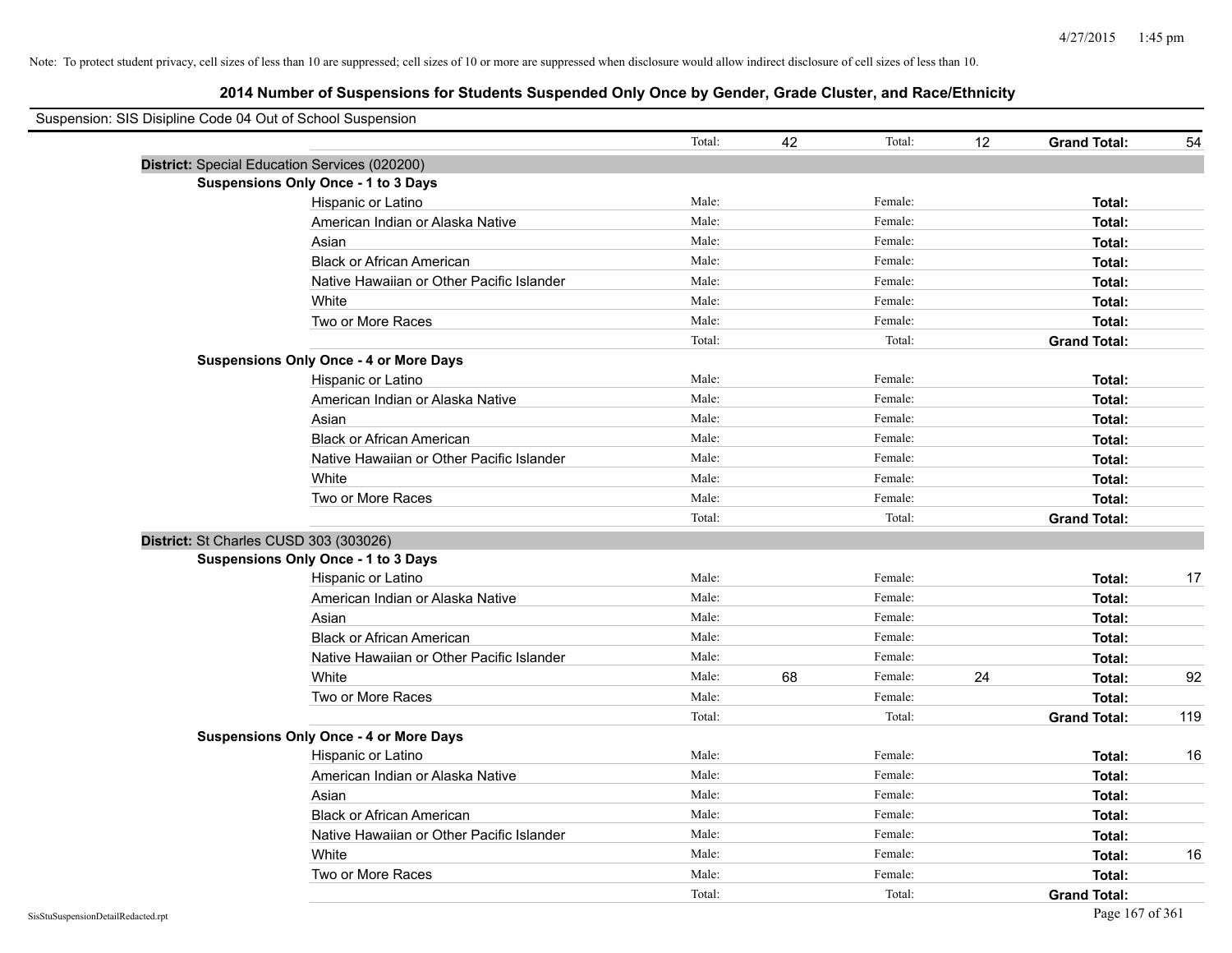Note: To protect student privacy, cell sizes of less than 10 are suppressed; cell sizes of 10 or more are suppressed when disclosure would allow indirect disclosure of cell sizes of less than 10.

## 2014 Number of Suspensions for Students Suspended Only Once by Gender, Grade Cluster, and Race/Ethnicity

Suspension: SIS Disipline Code 04 Out of School Suspension

| | | | | | | |
|---|---|---|---|---|---|---|
| | Total: | 42 | Total: | 12 | **Grand Total:** | 54 |

**District:** Special Education Services (020200)

**Suspensions Only Once - 1 to 3 Days**

| | | | | | | |
|---|---|---|---|---|---|---|
| Hispanic or Latino | Male: | | Female: | | **Total:** | |
| American Indian or Alaska Native | Male: | | Female: | | **Total:** | |
| Asian | Male: | | Female: | | **Total:** | |
| Black or African American | Male: | | Female: | | **Total:** | |
| Native Hawaiian or Other Pacific Islander | Male: | | Female: | | **Total:** | |
| White | Male: | | Female: | | **Total:** | |
| Two or More Races | Male: | | Female: | | **Total:** | |
| | Total: | | Total: | | **Grand Total:** | |

**Suspensions Only Once - 4 or More Days**

| | | | | | | |
|---|---|---|---|---|---|---|
| Hispanic or Latino | Male: | | Female: | | **Total:** | |
| American Indian or Alaska Native | Male: | | Female: | | **Total:** | |
| Asian | Male: | | Female: | | **Total:** | |
| Black or African American | Male: | | Female: | | **Total:** | |
| Native Hawaiian or Other Pacific Islander | Male: | | Female: | | **Total:** | |
| White | Male: | | Female: | | **Total:** | |
| Two or More Races | Male: | | Female: | | **Total:** | |
| | Total: | | Total: | | **Grand Total:** | |

**District:** St Charles CUSD 303 (303026)

**Suspensions Only Once - 1 to 3 Days**

| | | | | | | |
|---|---|---|---|---|---|---|
| Hispanic or Latino | Male: | | Female: | | **Total:** | 17 |
| American Indian or Alaska Native | Male: | | Female: | | **Total:** | |
| Asian | Male: | | Female: | | **Total:** | |
| Black or African American | Male: | | Female: | | **Total:** | |
| Native Hawaiian or Other Pacific Islander | Male: | | Female: | | **Total:** | |
| White | Male: | 68 | Female: | 24 | **Total:** | 92 |
| Two or More Races | Male: | | Female: | | **Total:** | |
| | Total: | | Total: | | **Grand Total:** | 119 |

**Suspensions Only Once - 4 or More Days**

| | | | | | | |
|---|---|---|---|---|---|---|
| Hispanic or Latino | Male: | | Female: | | **Total:** | 16 |
| American Indian or Alaska Native | Male: | | Female: | | **Total:** | |
| Asian | Male: | | Female: | | **Total:** | |
| Black or African American | Male: | | Female: | | **Total:** | |
| Native Hawaiian or Other Pacific Islander | Male: | | Female: | | **Total:** | |
| White | Male: | | Female: | | **Total:** | 16 |
| Two or More Races | Male: | | Female: | | **Total:** | |
| | Total: | | Total: | | **Grand Total:** | |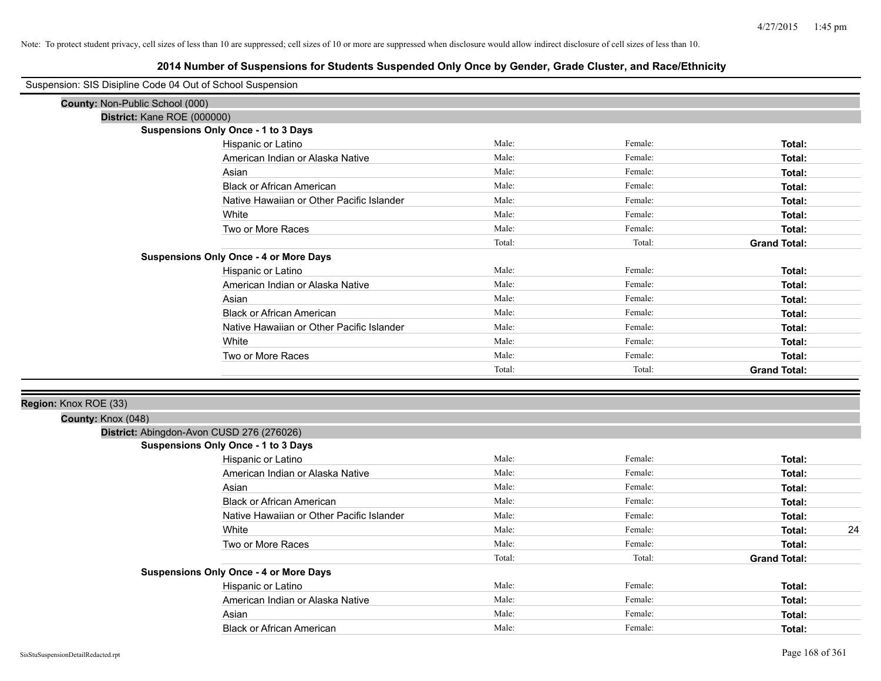Note: To protect student privacy, cell sizes of less than 10 are suppressed; cell sizes of 10 or more are suppressed when disclosure would allow indirect disclosure of cell sizes of less than 10.

## 2014 Number of Suspensions for Students Suspended Only Once by Gender, Grade Cluster, and Race/Ethnicity

Suspension: SIS Disipline Code 04 Out of School Suspension

**County:** Non-Public School (000)

**District:** Kane ROE (000000)

**Suspensions Only Once - 1 to 3 Days**

| Race/Ethnicity | Male | Female | Total |
|---|---|---|---|
| Hispanic or Latino | Male: | Female: | **Total:** |
| American Indian or Alaska Native | Male: | Female: | **Total:** |
| Asian | Male: | Female: | **Total:** |
| Black or African American | Male: | Female: | **Total:** |
| Native Hawaiian or Other Pacific Islander | Male: | Female: | **Total:** |
| White | Male: | Female: | **Total:** |
| Two or More Races | Male: | Female: | **Total:** |
| | Total: | Total: | **Grand Total:** |

**Suspensions Only Once - 4 or More Days**

| Race/Ethnicity | Male | Female | Total |
|---|---|---|---|
| Hispanic or Latino | Male: | Female: | **Total:** |
| American Indian or Alaska Native | Male: | Female: | **Total:** |
| Asian | Male: | Female: | **Total:** |
| Black or African American | Male: | Female: | **Total:** |
| Native Hawaiian or Other Pacific Islander | Male: | Female: | **Total:** |
| White | Male: | Female: | **Total:** |
| Two or More Races | Male: | Female: | **Total:** |
| | Total: | Total: | **Grand Total:** |

**Region:** Knox ROE (33)

**County:** Knox (048)

**District:** Abingdon-Avon CUSD 276 (276026)

**Suspensions Only Once - 1 to 3 Days**

| Race/Ethnicity | Male | Female | Total |
|---|---|---|---|
| Hispanic or Latino | Male: | Female: | **Total:** |
| American Indian or Alaska Native | Male: | Female: | **Total:** |
| Asian | Male: | Female: | **Total:** |
| Black or African American | Male: | Female: | **Total:** |
| Native Hawaiian or Other Pacific Islander | Male: | Female: | **Total:** |
| White | Male: | Female: | **Total:** 24 |
| Two or More Races | Male: | Female: | **Total:** |
| | Total: | Total: | **Grand Total:** |

**Suspensions Only Once - 4 or More Days**

| Race/Ethnicity | Male | Female | Total |
|---|---|---|---|
| Hispanic or Latino | Male: | Female: | **Total:** |
| American Indian or Alaska Native | Male: | Female: | **Total:** |
| Asian | Male: | Female: | **Total:** |
| Black or African American | Male: | Female: | **Total:** |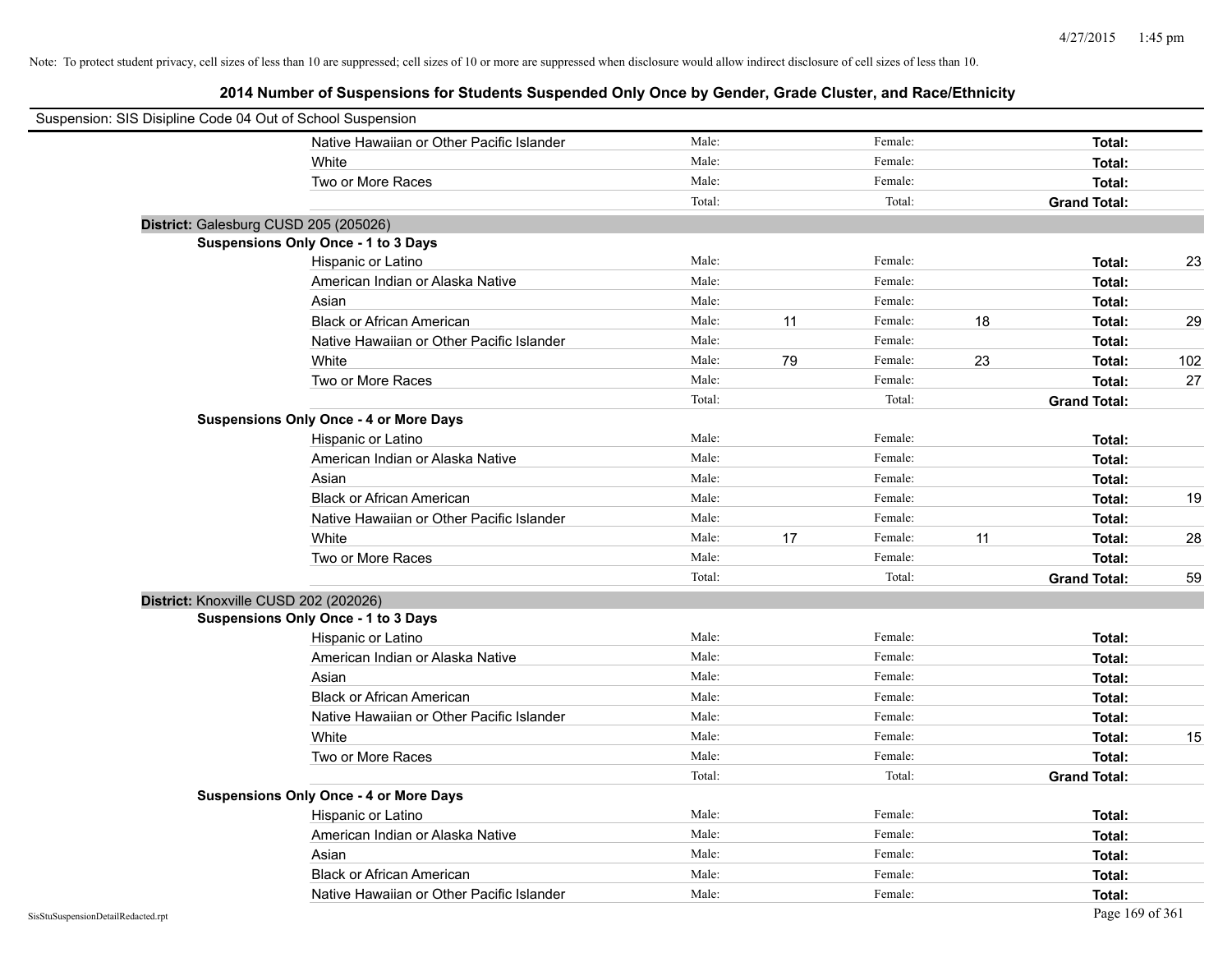Note: To protect student privacy, cell sizes of less than 10 are suppressed; cell sizes of 10 or more are suppressed when disclosure would allow indirect disclosure of cell sizes of less than 10.

## 2014 Number of Suspensions for Students Suspended Only Once by Gender, Grade Cluster, and Race/Ethnicity

Suspension: SIS Disipline Code 04 Out of School Suspension

| | | | | | | | |
|---|---|---|---|---|---|---|---|
| Native Hawaiian or Other Pacific Islander | Male: | | Female: | | Total: | |
| White | Male: | | Female: | | Total: | |
| Two or More Races | Male: | | Female: | | Total: | |
| | Total: | | Total: | | Grand Total: | |

**District:** Galesburg CUSD 205 (205026)

**Suspensions Only Once - 1 to 3 Days**

| | | | | | | |
|---|---|---|---|---|---|---|
| Hispanic or Latino | Male: | | Female: | | Total: | 23 |
| American Indian or Alaska Native | Male: | | Female: | | Total: | |
| Asian | Male: | | Female: | | Total: | |
| Black or African American | Male: | 11 | Female: | 18 | Total: | 29 |
| Native Hawaiian or Other Pacific Islander | Male: | | Female: | | Total: | |
| White | Male: | 79 | Female: | 23 | Total: | 102 |
| Two or More Races | Male: | | Female: | | Total: | 27 |
| | Total: | | Total: | | Grand Total: | |

**Suspensions Only Once - 4 or More Days**

| | | | | | | |
|---|---|---|---|---|---|---|
| Hispanic or Latino | Male: | | Female: | | Total: | |
| American Indian or Alaska Native | Male: | | Female: | | Total: | |
| Asian | Male: | | Female: | | Total: | |
| Black or African American | Male: | | Female: | | Total: | 19 |
| Native Hawaiian or Other Pacific Islander | Male: | | Female: | | Total: | |
| White | Male: | 17 | Female: | 11 | Total: | 28 |
| Two or More Races | Male: | | Female: | | Total: | |
| | Total: | | Total: | | Grand Total: | 59 |

**District:** Knoxville CUSD 202 (202026)

**Suspensions Only Once - 1 to 3 Days**

| | | | | | | |
|---|---|---|---|---|---|---|
| Hispanic or Latino | Male: | | Female: | | Total: | |
| American Indian or Alaska Native | Male: | | Female: | | Total: | |
| Asian | Male: | | Female: | | Total: | |
| Black or African American | Male: | | Female: | | Total: | |
| Native Hawaiian or Other Pacific Islander | Male: | | Female: | | Total: | |
| White | Male: | | Female: | | Total: | 15 |
| Two or More Races | Male: | | Female: | | Total: | |
| | Total: | | Total: | | Grand Total: | |

**Suspensions Only Once - 4 or More Days**

| | | | | | | |
|---|---|---|---|---|---|---|
| Hispanic or Latino | Male: | | Female: | | Total: | |
| American Indian or Alaska Native | Male: | | Female: | | Total: | |
| Asian | Male: | | Female: | | Total: | |
| Black or African American | Male: | | Female: | | Total: | |
| Native Hawaiian or Other Pacific Islander | Male: | | Female: | | Total: | |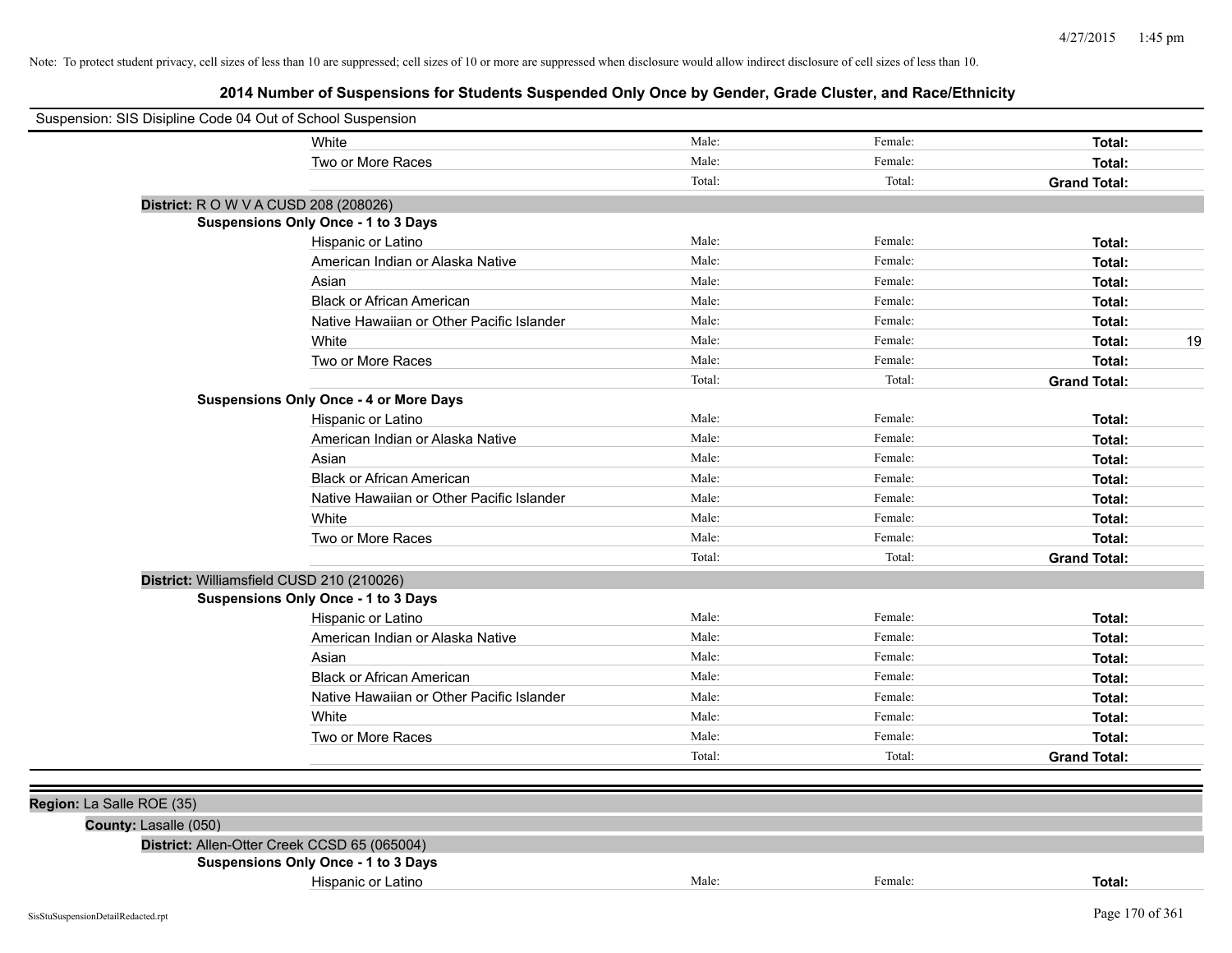Note: To protect student privacy, cell sizes of less than 10 are suppressed; cell sizes of 10 or more are suppressed when disclosure would allow indirect disclosure of cell sizes of less than 10.

## 2014 Number of Suspensions for Students Suspended Only Once by Gender, Grade Cluster, and Race/Ethnicity

Suspension: SIS Disipline Code 04 Out of School Suspension

| | | | | |
|---|---|---|---|---|
| White | Male: | Female: | **Total:** | |
| Two or More Races | Male: | Female: | **Total:** | |
| | Total: | Total: | **Grand Total:** | |

**District:** R O W V A CUSD 208 (208026)

**Suspensions Only Once - 1 to 3 Days**

| | | | | |
|---|---|---|---|---|
| Hispanic or Latino | Male: | Female: | **Total:** | |
| American Indian or Alaska Native | Male: | Female: | **Total:** | |
| Asian | Male: | Female: | **Total:** | |
| Black or African American | Male: | Female: | **Total:** | |
| Native Hawaiian or Other Pacific Islander | Male: | Female: | **Total:** | |
| White | Male: | Female: | **Total:** | 19 |
| Two or More Races | Male: | Female: | **Total:** | |
| | Total: | Total: | **Grand Total:** | |

**Suspensions Only Once - 4 or More Days**

| | | | | |
|---|---|---|---|---|
| Hispanic or Latino | Male: | Female: | **Total:** | |
| American Indian or Alaska Native | Male: | Female: | **Total:** | |
| Asian | Male: | Female: | **Total:** | |
| Black or African American | Male: | Female: | **Total:** | |
| Native Hawaiian or Other Pacific Islander | Male: | Female: | **Total:** | |
| White | Male: | Female: | **Total:** | |
| Two or More Races | Male: | Female: | **Total:** | |
| | Total: | Total: | **Grand Total:** | |

**District:** Williamsfield CUSD 210 (210026)

**Suspensions Only Once - 1 to 3 Days**

| | | | | |
|---|---|---|---|---|
| Hispanic or Latino | Male: | Female: | **Total:** | |
| American Indian or Alaska Native | Male: | Female: | **Total:** | |
| Asian | Male: | Female: | **Total:** | |
| Black or African American | Male: | Female: | **Total:** | |
| Native Hawaiian or Other Pacific Islander | Male: | Female: | **Total:** | |
| White | Male: | Female: | **Total:** | |
| Two or More Races | Male: | Female: | **Total:** | |
| | Total: | Total: | **Grand Total:** | |

**Region:** La Salle ROE (35)

**County:** Lasalle (050)

**District:** Allen-Otter Creek CCSD 65 (065004)

**Suspensions Only Once - 1 to 3 Days**

| | | | | |
|---|---|---|---|---|
| Hispanic or Latino | Male: | Female: | **Total:** | |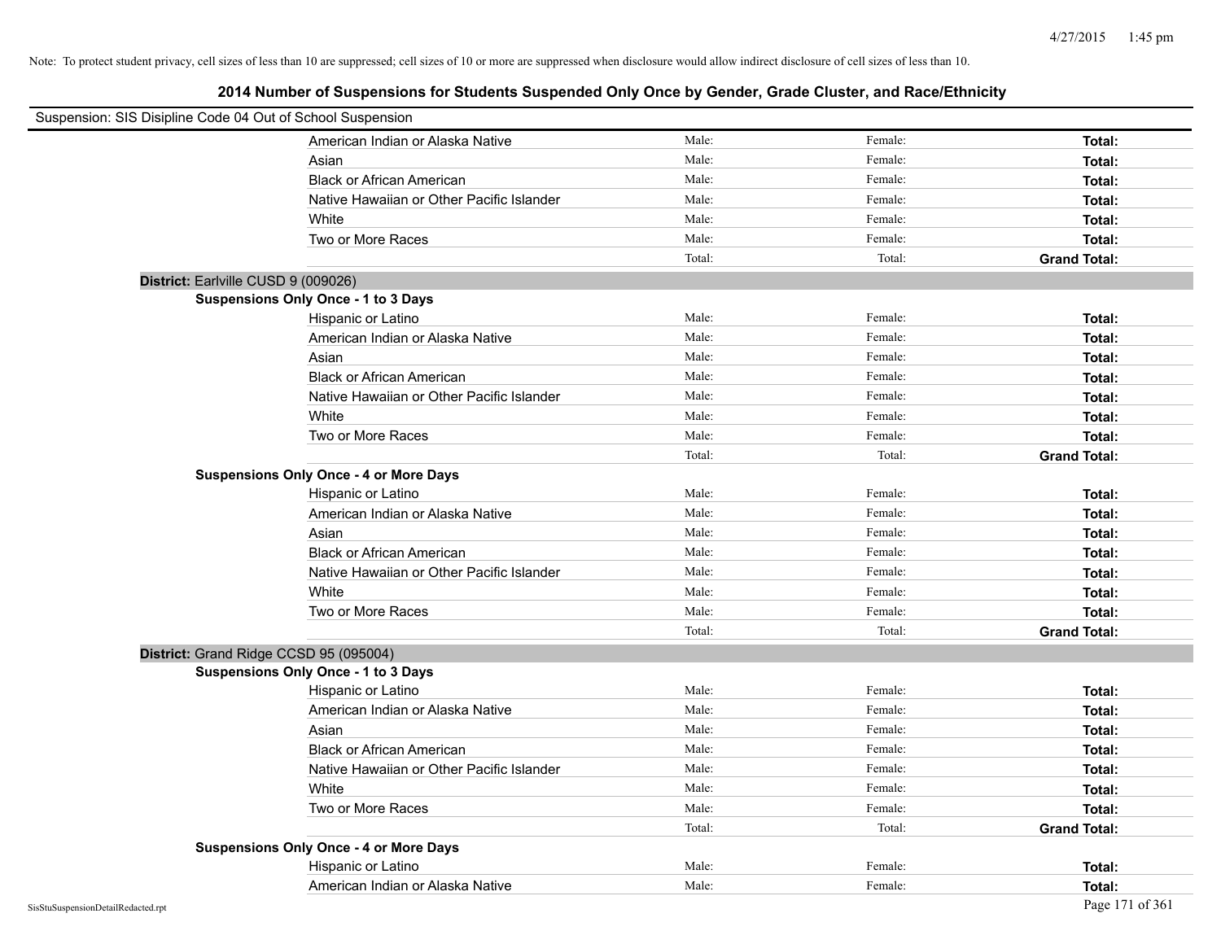Note: To protect student privacy, cell sizes of less than 10 are suppressed; cell sizes of 10 or more are suppressed when disclosure would allow indirect disclosure of cell sizes of less than 10.

## 2014 Number of Suspensions for Students Suspended Only Once by Gender, Grade Cluster, and Race/Ethnicity

Suspension: SIS Disipline Code 04 Out of School Suspension

| | | | |
|---|---|---|---|
| American Indian or Alaska Native | Male: | Female: | **Total:** |
| Asian | Male: | Female: | **Total:** |
| Black or African American | Male: | Female: | **Total:** |
| Native Hawaiian or Other Pacific Islander | Male: | Female: | **Total:** |
| White | Male: | Female: | **Total:** |
| Two or More Races | Male: | Female: | **Total:** |
| | Total: | Total: | **Grand Total:** |

**District:** Earlville CUSD 9 (009026)

**Suspensions Only Once - 1 to 3 Days**

| | | | |
|---|---|---|---|
| Hispanic or Latino | Male: | Female: | **Total:** |
| American Indian or Alaska Native | Male: | Female: | **Total:** |
| Asian | Male: | Female: | **Total:** |
| Black or African American | Male: | Female: | **Total:** |
| Native Hawaiian or Other Pacific Islander | Male: | Female: | **Total:** |
| White | Male: | Female: | **Total:** |
| Two or More Races | Male: | Female: | **Total:** |
| | Total: | Total: | **Grand Total:** |

**Suspensions Only Once - 4 or More Days**

| | | | |
|---|---|---|---|
| Hispanic or Latino | Male: | Female: | **Total:** |
| American Indian or Alaska Native | Male: | Female: | **Total:** |
| Asian | Male: | Female: | **Total:** |
| Black or African American | Male: | Female: | **Total:** |
| Native Hawaiian or Other Pacific Islander | Male: | Female: | **Total:** |
| White | Male: | Female: | **Total:** |
| Two or More Races | Male: | Female: | **Total:** |
| | Total: | Total: | **Grand Total:** |

**District:** Grand Ridge CCSD 95 (095004)

**Suspensions Only Once - 1 to 3 Days**

| | | | |
|---|---|---|---|
| Hispanic or Latino | Male: | Female: | **Total:** |
| American Indian or Alaska Native | Male: | Female: | **Total:** |
| Asian | Male: | Female: | **Total:** |
| Black or African American | Male: | Female: | **Total:** |
| Native Hawaiian or Other Pacific Islander | Male: | Female: | **Total:** |
| White | Male: | Female: | **Total:** |
| Two or More Races | Male: | Female: | **Total:** |
| | Total: | Total: | **Grand Total:** |

**Suspensions Only Once - 4 or More Days**

| | | | |
|---|---|---|---|
| Hispanic or Latino | Male: | Female: | **Total:** |
| American Indian or Alaska Native | Male: | Female: | **Total:** |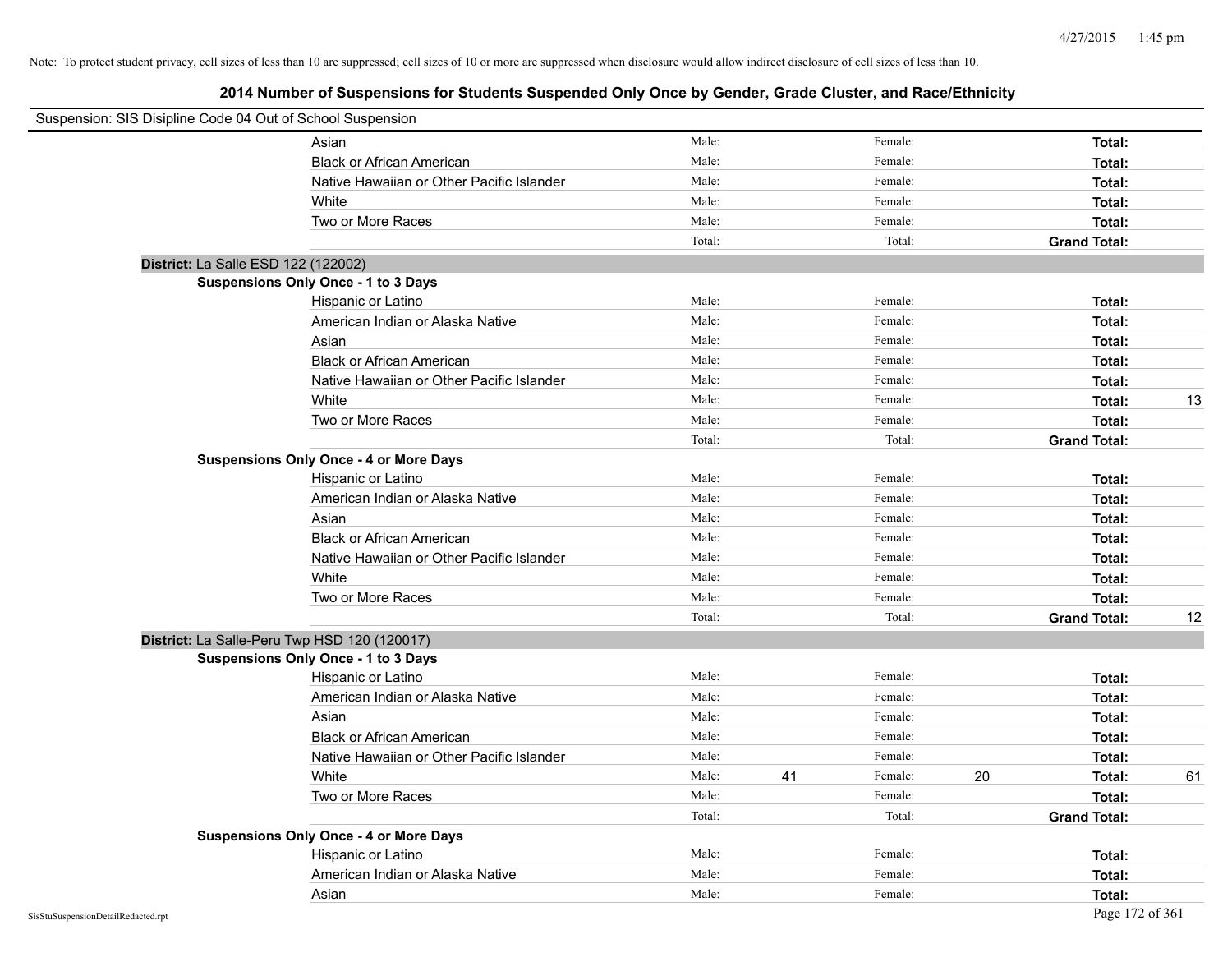Note: To protect student privacy, cell sizes of less than 10 are suppressed; cell sizes of 10 or more are suppressed when disclosure would allow indirect disclosure of cell sizes of less than 10.

# 2014 Number of Suspensions for Students Suspended Only Once by Gender, Grade Cluster, and Race/Ethnicity

Suspension: SIS Disipline Code 04 Out of School Suspension

| | Male: | | Female: | | Total: | |
|---|---|---|---|---|---|---|
| Asian | Male: | | Female: | | **Total:** | |
| Black or African American | Male: | | Female: | | **Total:** | |
| Native Hawaiian or Other Pacific Islander | Male: | | Female: | | **Total:** | |
| White | Male: | | Female: | | **Total:** | |
| Two or More Races | Male: | | Female: | | **Total:** | |
| | Total: | | Total: | | **Grand Total:** | |

**District:** La Salle ESD 122 (122002)

**Suspensions Only Once - 1 to 3 Days**

| | Male: | | Female: | | Total: | |
|---|---|---|---|---|---|---|
| Hispanic or Latino | Male: | | Female: | | **Total:** | |
| American Indian or Alaska Native | Male: | | Female: | | **Total:** | |
| Asian | Male: | | Female: | | **Total:** | |
| Black or African American | Male: | | Female: | | **Total:** | |
| Native Hawaiian or Other Pacific Islander | Male: | | Female: | | **Total:** | |
| White | Male: | | Female: | | **Total:** | 13 |
| Two or More Races | Male: | | Female: | | **Total:** | |
| | Total: | | Total: | | **Grand Total:** | |

**Suspensions Only Once - 4 or More Days**

| | Male: | | Female: | | Total: | |
|---|---|---|---|---|---|---|
| Hispanic or Latino | Male: | | Female: | | **Total:** | |
| American Indian or Alaska Native | Male: | | Female: | | **Total:** | |
| Asian | Male: | | Female: | | **Total:** | |
| Black or African American | Male: | | Female: | | **Total:** | |
| Native Hawaiian or Other Pacific Islander | Male: | | Female: | | **Total:** | |
| White | Male: | | Female: | | **Total:** | |
| Two or More Races | Male: | | Female: | | **Total:** | |
| | Total: | | Total: | | **Grand Total:** | 12 |

**District:** La Salle-Peru Twp HSD 120 (120017)

**Suspensions Only Once - 1 to 3 Days**

| | Male: | | Female: | | Total: | |
|---|---|---|---|---|---|---|
| Hispanic or Latino | Male: | | Female: | | **Total:** | |
| American Indian or Alaska Native | Male: | | Female: | | **Total:** | |
| Asian | Male: | | Female: | | **Total:** | |
| Black or African American | Male: | | Female: | | **Total:** | |
| Native Hawaiian or Other Pacific Islander | Male: | | Female: | | **Total:** | |
| White | Male: | 41 | Female: | 20 | **Total:** | 61 |
| Two or More Races | Male: | | Female: | | **Total:** | |
| | Total: | | Total: | | **Grand Total:** | |

**Suspensions Only Once - 4 or More Days**

| | Male: | | Female: | | Total: | |
|---|---|---|---|---|---|---|
| Hispanic or Latino | Male: | | Female: | | **Total:** | |
| American Indian or Alaska Native | Male: | | Female: | | **Total:** | |
| Asian | Male: | | Female: | | **Total:** | |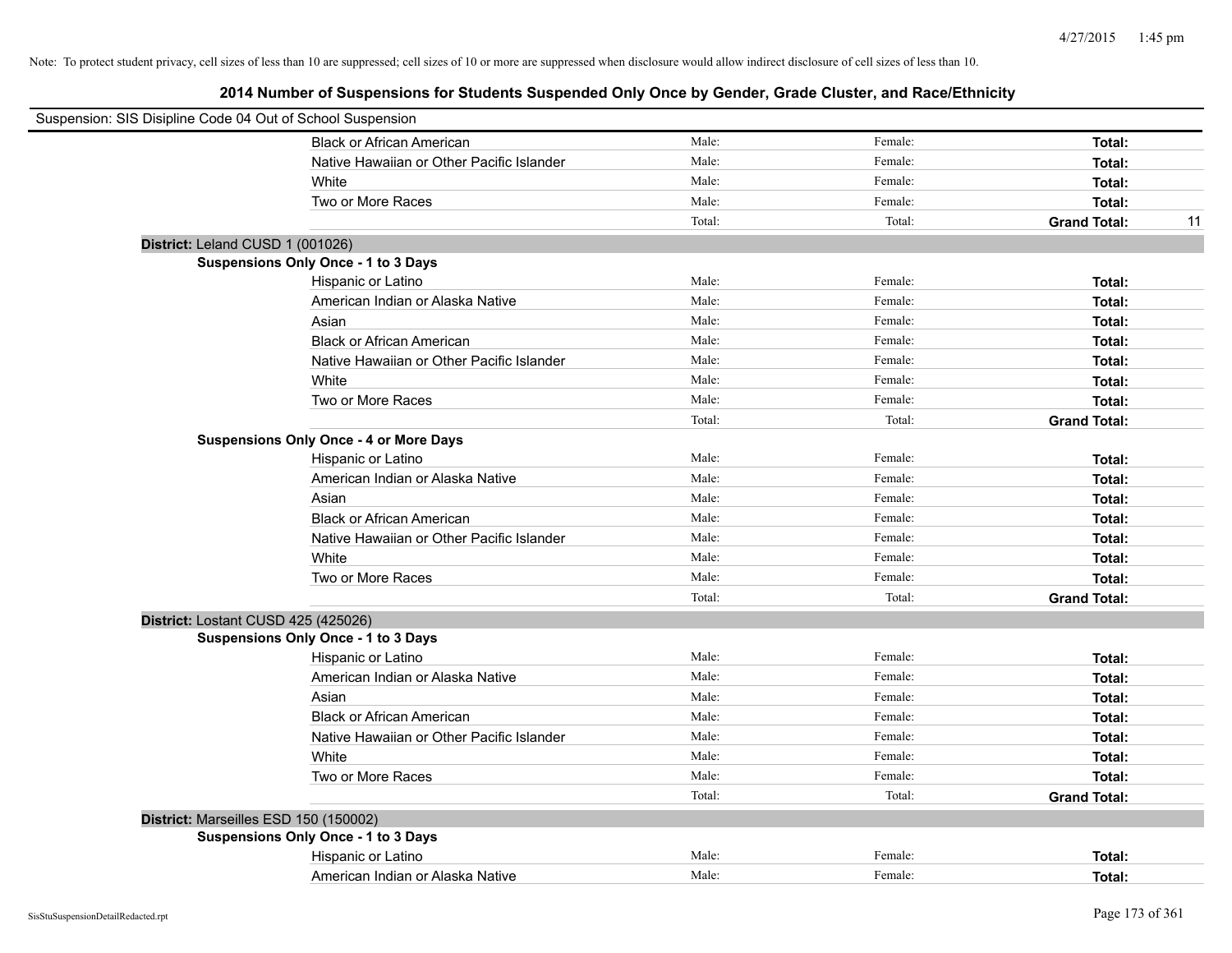Note: To protect student privacy, cell sizes of less than 10 are suppressed; cell sizes of 10 or more are suppressed when disclosure would allow indirect disclosure of cell sizes of less than 10.

## 2014 Number of Suspensions for Students Suspended Only Once by Gender, Grade Cluster, and Race/Ethnicity

Suspension: SIS Disipline Code 04 Out of School Suspension

| | | | | |
|---|---|---|---|---|
| Black or African American | Male: | Female: | **Total:** | |
| Native Hawaiian or Other Pacific Islander | Male: | Female: | **Total:** | |
| White | Male: | Female: | **Total:** | |
| Two or More Races | Male: | Female: | **Total:** | |
| | Total: | Total: | **Grand Total:** | 11 |

**District:** Leland CUSD 1 (001026)

**Suspensions Only Once - 1 to 3 Days**

| | | | | |
|---|---|---|---|---|
| Hispanic or Latino | Male: | Female: | **Total:** | |
| American Indian or Alaska Native | Male: | Female: | **Total:** | |
| Asian | Male: | Female: | **Total:** | |
| Black or African American | Male: | Female: | **Total:** | |
| Native Hawaiian or Other Pacific Islander | Male: | Female: | **Total:** | |
| White | Male: | Female: | **Total:** | |
| Two or More Races | Male: | Female: | **Total:** | |
| | Total: | Total: | **Grand Total:** | |

**Suspensions Only Once - 4 or More Days**

| | | | | |
|---|---|---|---|---|
| Hispanic or Latino | Male: | Female: | **Total:** | |
| American Indian or Alaska Native | Male: | Female: | **Total:** | |
| Asian | Male: | Female: | **Total:** | |
| Black or African American | Male: | Female: | **Total:** | |
| Native Hawaiian or Other Pacific Islander | Male: | Female: | **Total:** | |
| White | Male: | Female: | **Total:** | |
| Two or More Races | Male: | Female: | **Total:** | |
| | Total: | Total: | **Grand Total:** | |

**District:** Lostant CUSD 425 (425026)

**Suspensions Only Once - 1 to 3 Days**

| | | | | |
|---|---|---|---|---|
| Hispanic or Latino | Male: | Female: | **Total:** | |
| American Indian or Alaska Native | Male: | Female: | **Total:** | |
| Asian | Male: | Female: | **Total:** | |
| Black or African American | Male: | Female: | **Total:** | |
| Native Hawaiian or Other Pacific Islander | Male: | Female: | **Total:** | |
| White | Male: | Female: | **Total:** | |
| Two or More Races | Male: | Female: | **Total:** | |
| | Total: | Total: | **Grand Total:** | |

**District:** Marseilles ESD 150 (150002)

**Suspensions Only Once - 1 to 3 Days**

| | | | | |
|---|---|---|---|---|
| Hispanic or Latino | Male: | Female: | **Total:** | |
| American Indian or Alaska Native | Male: | Female: | **Total:** | |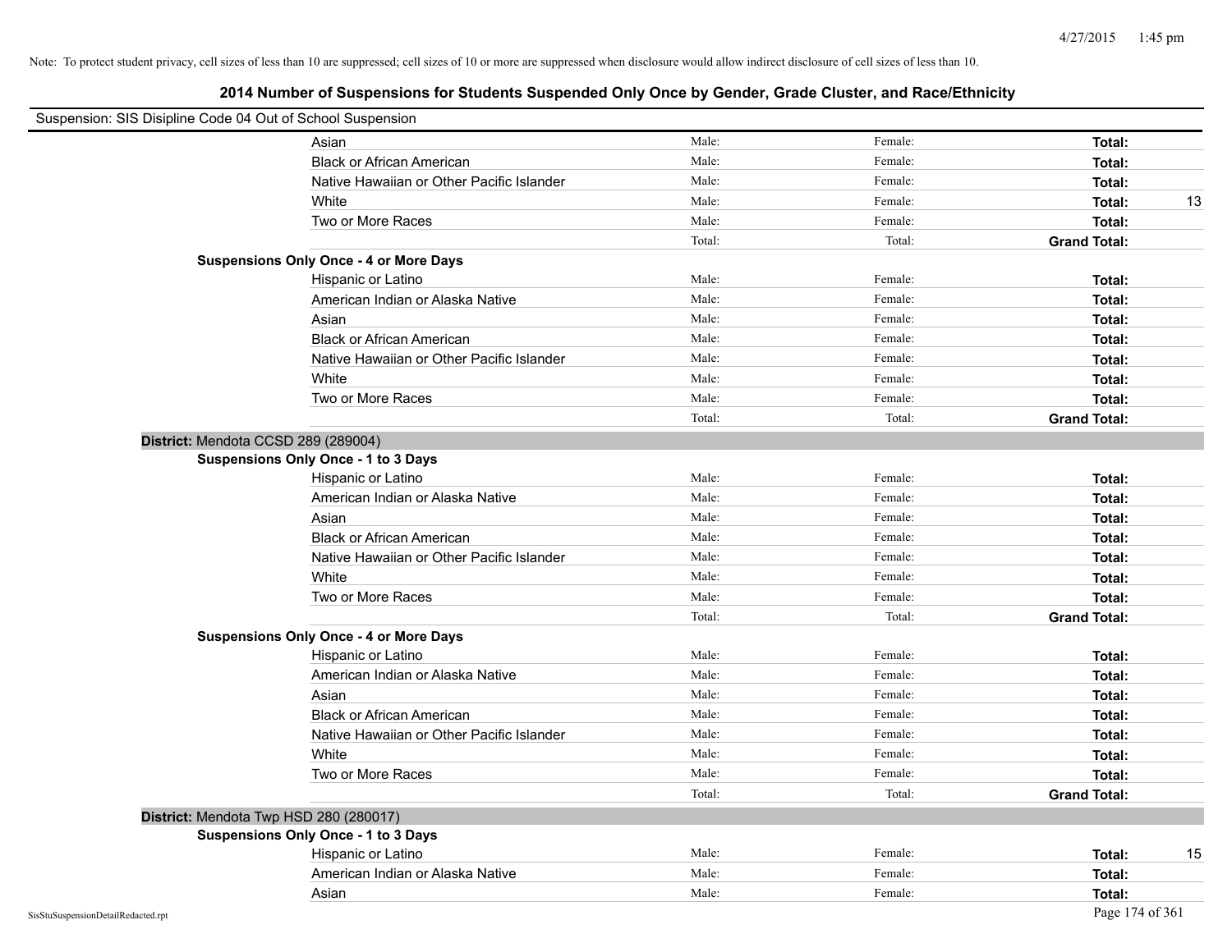Note: To protect student privacy, cell sizes of less than 10 are suppressed; cell sizes of 10 or more are suppressed when disclosure would allow indirect disclosure of cell sizes of less than 10.

## 2014 Number of Suspensions for Students Suspended Only Once by Gender, Grade Cluster, and Race/Ethnicity

Suspension: SIS Disipline Code 04 Out of School Suspension

| | | | | |
|---|---|---|---|---|
| Asian | Male: | Female: | **Total:** | |
| Black or African American | Male: | Female: | **Total:** | |
| Native Hawaiian or Other Pacific Islander | Male: | Female: | **Total:** | |
| White | Male: | Female: | **Total:** | 13 |
| Two or More Races | Male: | Female: | **Total:** | |
| | Total: | Total: | **Grand Total:** | |

**Suspensions Only Once - 4 or More Days**

| | | | | |
|---|---|---|---|---|
| Hispanic or Latino | Male: | Female: | **Total:** | |
| American Indian or Alaska Native | Male: | Female: | **Total:** | |
| Asian | Male: | Female: | **Total:** | |
| Black or African American | Male: | Female: | **Total:** | |
| Native Hawaiian or Other Pacific Islander | Male: | Female: | **Total:** | |
| White | Male: | Female: | **Total:** | |
| Two or More Races | Male: | Female: | **Total:** | |
| | Total: | Total: | **Grand Total:** | |

**District:** Mendota CCSD 289 (289004)

**Suspensions Only Once - 1 to 3 Days**

| | | | | |
|---|---|---|---|---|
| Hispanic or Latino | Male: | Female: | **Total:** | |
| American Indian or Alaska Native | Male: | Female: | **Total:** | |
| Asian | Male: | Female: | **Total:** | |
| Black or African American | Male: | Female: | **Total:** | |
| Native Hawaiian or Other Pacific Islander | Male: | Female: | **Total:** | |
| White | Male: | Female: | **Total:** | |
| Two or More Races | Male: | Female: | **Total:** | |
| | Total: | Total: | **Grand Total:** | |

**Suspensions Only Once - 4 or More Days**

| | | | | |
|---|---|---|---|---|
| Hispanic or Latino | Male: | Female: | **Total:** | |
| American Indian or Alaska Native | Male: | Female: | **Total:** | |
| Asian | Male: | Female: | **Total:** | |
| Black or African American | Male: | Female: | **Total:** | |
| Native Hawaiian or Other Pacific Islander | Male: | Female: | **Total:** | |
| White | Male: | Female: | **Total:** | |
| Two or More Races | Male: | Female: | **Total:** | |
| | Total: | Total: | **Grand Total:** | |

**District:** Mendota Twp HSD 280 (280017)

**Suspensions Only Once - 1 to 3 Days**

| | | | | |
|---|---|---|---|---|
| Hispanic or Latino | Male: | Female: | **Total:** | 15 |
| American Indian or Alaska Native | Male: | Female: | **Total:** | |
| Asian | Male: | Female: | **Total:** | |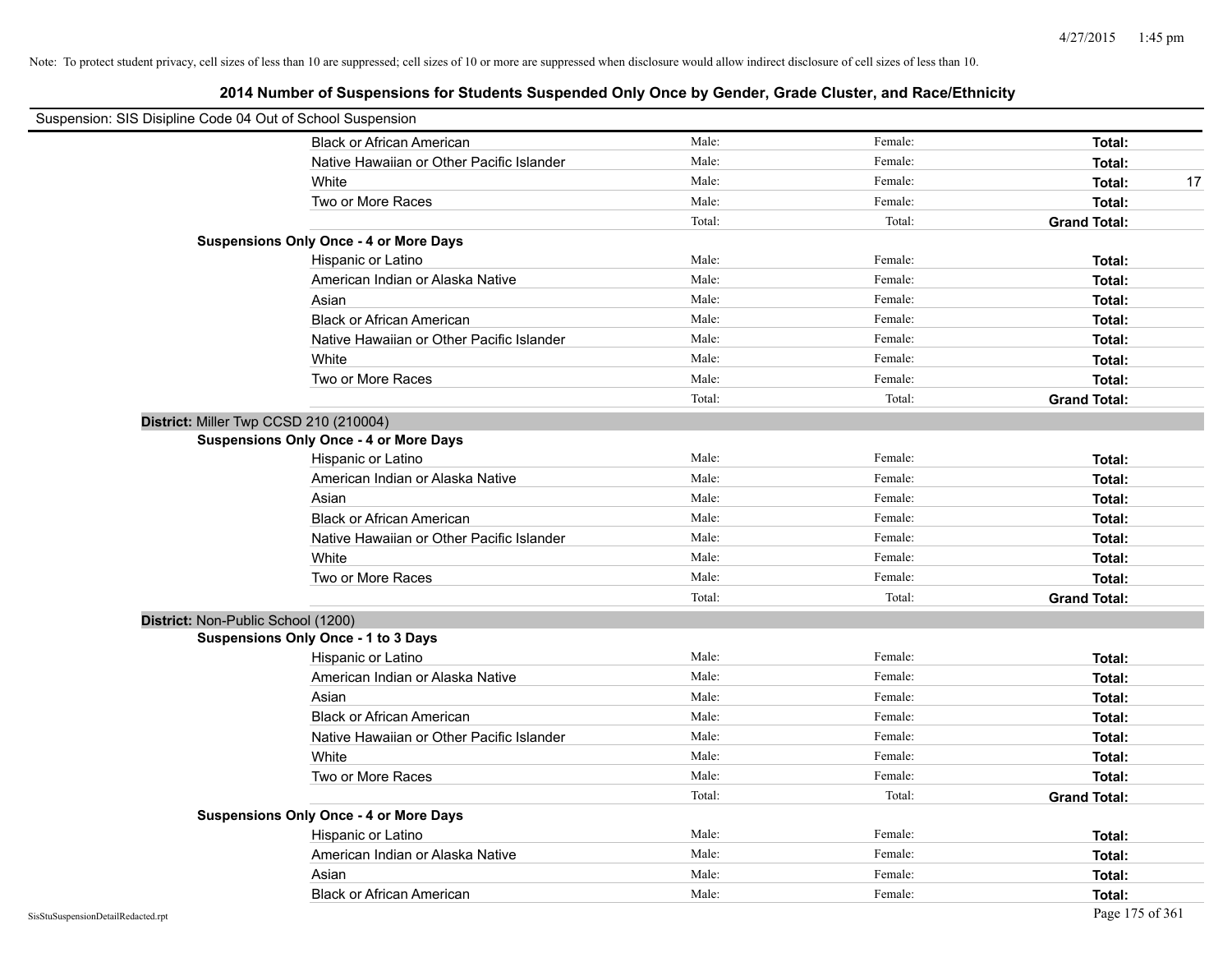Note: To protect student privacy, cell sizes of less than 10 are suppressed; cell sizes of 10 or more are suppressed when disclosure would allow indirect disclosure of cell sizes of less than 10.

# 2014 Number of Suspensions for Students Suspended Only Once by Gender, Grade Cluster, and Race/Ethnicity

Suspension: SIS Disipline Code 04 Out of School Suspension

| | | | | |
|---|---|---|---|---|
| Black or African American | Male: | Female: | **Total:** | |
| Native Hawaiian or Other Pacific Islander | Male: | Female: | **Total:** | |
| White | Male: | Female: | **Total:** | 17 |
| Two or More Races | Male: | Female: | **Total:** | |
| | Total: | Total: | **Grand Total:** | |

**Suspensions Only Once - 4 or More Days**

| | | | | |
|---|---|---|---|---|
| Hispanic or Latino | Male: | Female: | **Total:** | |
| American Indian or Alaska Native | Male: | Female: | **Total:** | |
| Asian | Male: | Female: | **Total:** | |
| Black or African American | Male: | Female: | **Total:** | |
| Native Hawaiian or Other Pacific Islander | Male: | Female: | **Total:** | |
| White | Male: | Female: | **Total:** | |
| Two or More Races | Male: | Female: | **Total:** | |
| | Total: | Total: | **Grand Total:** | |

**District:** Miller Twp CCSD 210 (210004)

**Suspensions Only Once - 4 or More Days**

| | | | | |
|---|---|---|---|---|
| Hispanic or Latino | Male: | Female: | **Total:** | |
| American Indian or Alaska Native | Male: | Female: | **Total:** | |
| Asian | Male: | Female: | **Total:** | |
| Black or African American | Male: | Female: | **Total:** | |
| Native Hawaiian or Other Pacific Islander | Male: | Female: | **Total:** | |
| White | Male: | Female: | **Total:** | |
| Two or More Races | Male: | Female: | **Total:** | |
| | Total: | Total: | **Grand Total:** | |

**District:** Non-Public School (1200)

**Suspensions Only Once - 1 to 3 Days**

| | | | | |
|---|---|---|---|---|
| Hispanic or Latino | Male: | Female: | **Total:** | |
| American Indian or Alaska Native | Male: | Female: | **Total:** | |
| Asian | Male: | Female: | **Total:** | |
| Black or African American | Male: | Female: | **Total:** | |
| Native Hawaiian or Other Pacific Islander | Male: | Female: | **Total:** | |
| White | Male: | Female: | **Total:** | |
| Two or More Races | Male: | Female: | **Total:** | |
| | Total: | Total: | **Grand Total:** | |

**Suspensions Only Once - 4 or More Days**

| | | | | |
|---|---|---|---|---|
| Hispanic or Latino | Male: | Female: | **Total:** | |
| American Indian or Alaska Native | Male: | Female: | **Total:** | |
| Asian | Male: | Female: | **Total:** | |
| Black or African American | Male: | Female: | **Total:** | |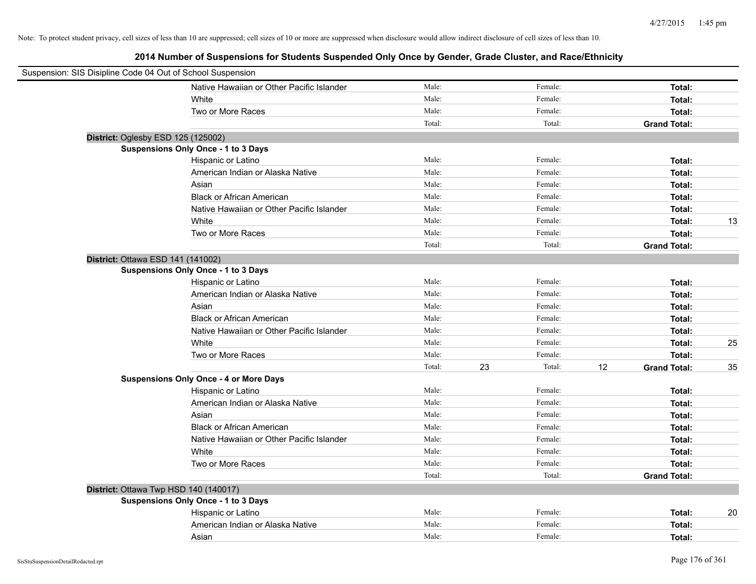Note: To protect student privacy, cell sizes of less than 10 are suppressed; cell sizes of 10 or more are suppressed when disclosure would allow indirect disclosure of cell sizes of less than 10.

## 2014 Number of Suspensions for Students Suspended Only Once by Gender, Grade Cluster, and Race/Ethnicity

Suspension: SIS Disipline Code 04 Out of School Suspension

| | Male | | Female | | | |
|---|---|---|---|---|---|---|
| Native Hawaiian or Other Pacific Islander | Male: | | Female: | | **Total:** | |
| White | Male: | | Female: | | **Total:** | |
| Two or More Races | Male: | | Female: | | **Total:** | |
| | Total: | | Total: | | **Grand Total:** | |

**District:** Oglesby ESD 125 (125002)

**Suspensions Only Once - 1 to 3 Days**

| | | | | | | |
|---|---|---|---|---|---|---|
| Hispanic or Latino | Male: | | Female: | | **Total:** | |
| American Indian or Alaska Native | Male: | | Female: | | **Total:** | |
| Asian | Male: | | Female: | | **Total:** | |
| Black or African American | Male: | | Female: | | **Total:** | |
| Native Hawaiian or Other Pacific Islander | Male: | | Female: | | **Total:** | |
| White | Male: | | Female: | | **Total:** | 13 |
| Two or More Races | Male: | | Female: | | **Total:** | |
| | Total: | | Total: | | **Grand Total:** | |

**District:** Ottawa ESD 141 (141002)

**Suspensions Only Once - 1 to 3 Days**

| | | | | | | |
|---|---|---|---|---|---|---|
| Hispanic or Latino | Male: | | Female: | | **Total:** | |
| American Indian or Alaska Native | Male: | | Female: | | **Total:** | |
| Asian | Male: | | Female: | | **Total:** | |
| Black or African American | Male: | | Female: | | **Total:** | |
| Native Hawaiian or Other Pacific Islander | Male: | | Female: | | **Total:** | |
| White | Male: | | Female: | | **Total:** | 25 |
| Two or More Races | Male: | | Female: | | **Total:** | |
| | Total: | 23 | Total: | 12 | **Grand Total:** | 35 |

**Suspensions Only Once - 4 or More Days**

| | | | | | | |
|---|---|---|---|---|---|---|
| Hispanic or Latino | Male: | | Female: | | **Total:** | |
| American Indian or Alaska Native | Male: | | Female: | | **Total:** | |
| Asian | Male: | | Female: | | **Total:** | |
| Black or African American | Male: | | Female: | | **Total:** | |
| Native Hawaiian or Other Pacific Islander | Male: | | Female: | | **Total:** | |
| White | Male: | | Female: | | **Total:** | |
| Two or More Races | Male: | | Female: | | **Total:** | |
| | Total: | | Total: | | **Grand Total:** | |

**District:** Ottawa Twp HSD 140 (140017)

**Suspensions Only Once - 1 to 3 Days**

| | | | | | | |
|---|---|---|---|---|---|---|
| Hispanic or Latino | Male: | | Female: | | **Total:** | 20 |
| American Indian or Alaska Native | Male: | | Female: | | **Total:** | |
| Asian | Male: | | Female: | | **Total:** | |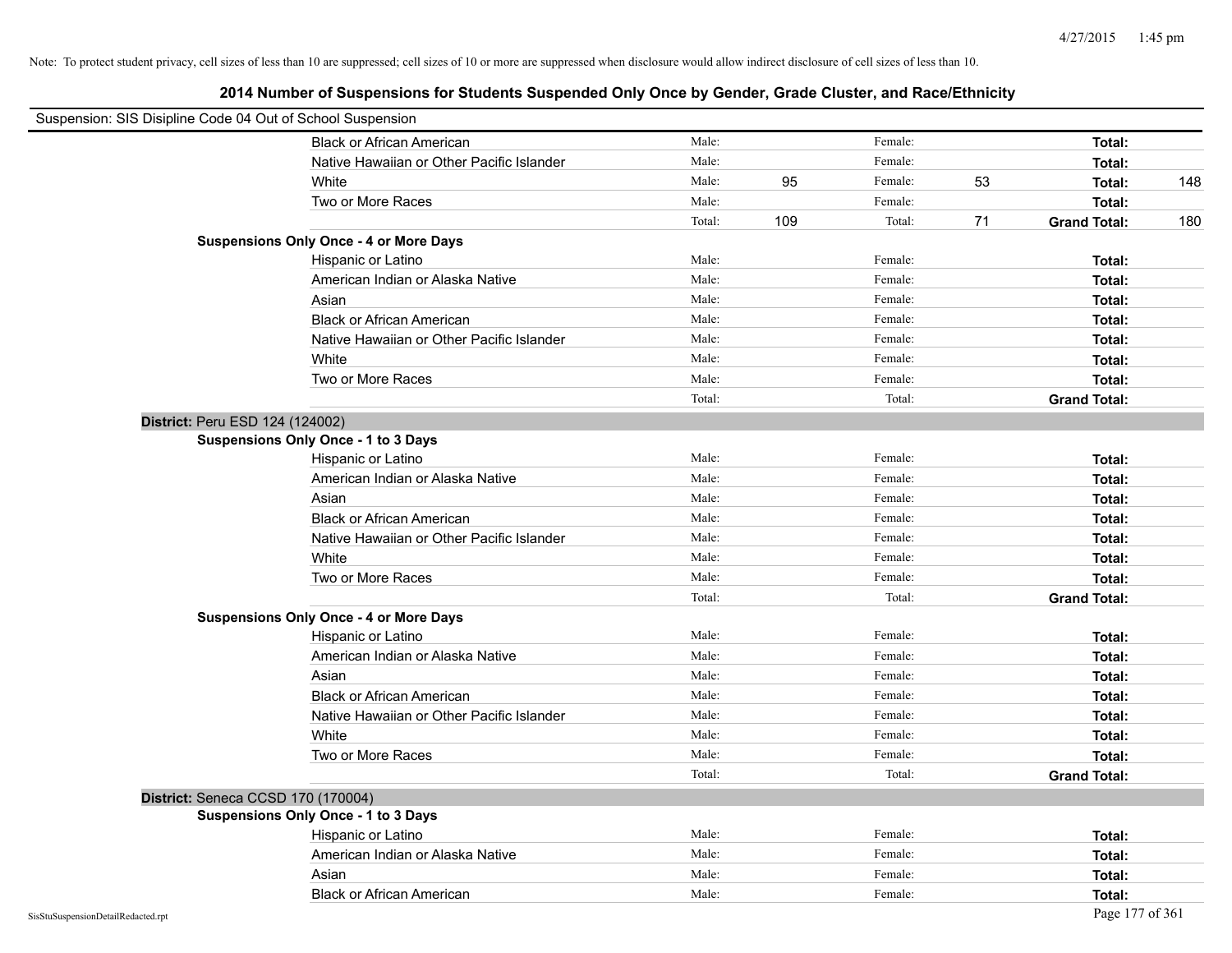Note: To protect student privacy, cell sizes of less than 10 are suppressed; cell sizes of 10 or more are suppressed when disclosure would allow indirect disclosure of cell sizes of less than 10.

## 2014 Number of Suspensions for Students Suspended Only Once by Gender, Grade Cluster, and Race/Ethnicity

Suspension: SIS Disipline Code 04 Out of School Suspension

| | | | | | | |
|---|---|---|---|---|---|---|
| Black or African American | Male: | | Female: | | **Total:** | |
| Native Hawaiian or Other Pacific Islander | Male: | | Female: | | **Total:** | |
| White | Male: | 95 | Female: | 53 | **Total:** | 148 |
| Two or More Races | Male: | | Female: | | **Total:** | |
| | Total: | 109 | Total: | 71 | **Grand Total:** | 180 |

**Suspensions Only Once - 4 or More Days**

| | | | | | | |
|---|---|---|---|---|---|---|
| Hispanic or Latino | Male: | | Female: | | **Total:** | |
| American Indian or Alaska Native | Male: | | Female: | | **Total:** | |
| Asian | Male: | | Female: | | **Total:** | |
| Black or African American | Male: | | Female: | | **Total:** | |
| Native Hawaiian or Other Pacific Islander | Male: | | Female: | | **Total:** | |
| White | Male: | | Female: | | **Total:** | |
| Two or More Races | Male: | | Female: | | **Total:** | |
| | Total: | | Total: | | **Grand Total:** | |

### District: Peru ESD 124 (124002)

**Suspensions Only Once - 1 to 3 Days**

| | | | | | | |
|---|---|---|---|---|---|---|
| Hispanic or Latino | Male: | | Female: | | **Total:** | |
| American Indian or Alaska Native | Male: | | Female: | | **Total:** | |
| Asian | Male: | | Female: | | **Total:** | |
| Black or African American | Male: | | Female: | | **Total:** | |
| Native Hawaiian or Other Pacific Islander | Male: | | Female: | | **Total:** | |
| White | Male: | | Female: | | **Total:** | |
| Two or More Races | Male: | | Female: | | **Total:** | |
| | Total: | | Total: | | **Grand Total:** | |

**Suspensions Only Once - 4 or More Days**

| | | | | | | |
|---|---|---|---|---|---|---|
| Hispanic or Latino | Male: | | Female: | | **Total:** | |
| American Indian or Alaska Native | Male: | | Female: | | **Total:** | |
| Asian | Male: | | Female: | | **Total:** | |
| Black or African American | Male: | | Female: | | **Total:** | |
| Native Hawaiian or Other Pacific Islander | Male: | | Female: | | **Total:** | |
| White | Male: | | Female: | | **Total:** | |
| Two or More Races | Male: | | Female: | | **Total:** | |
| | Total: | | Total: | | **Grand Total:** | |

### District: Seneca CCSD 170 (170004)

**Suspensions Only Once - 1 to 3 Days**

| | | | | | | |
|---|---|---|---|---|---|---|
| Hispanic or Latino | Male: | | Female: | | **Total:** | |
| American Indian or Alaska Native | Male: | | Female: | | **Total:** | |
| Asian | Male: | | Female: | | **Total:** | |
| Black or African American | Male: | | Female: | | **Total:** | |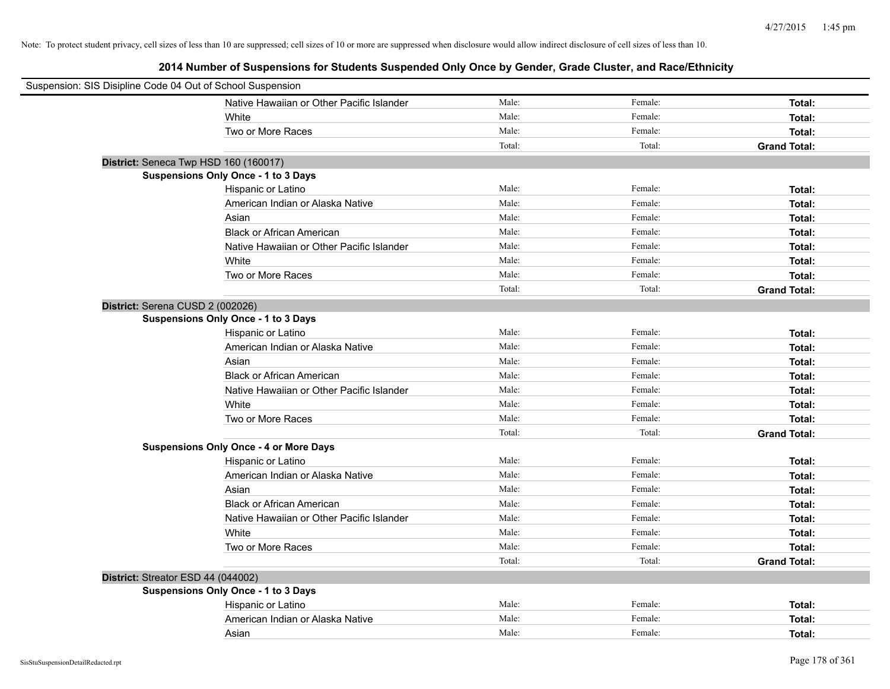Note: To protect student privacy, cell sizes of less than 10 are suppressed; cell sizes of 10 or more are suppressed when disclosure would allow indirect disclosure of cell sizes of less than 10.

## 2014 Number of Suspensions for Students Suspended Only Once by Gender, Grade Cluster, and Race/Ethnicity

Suspension: SIS Disipline Code 04 Out of School Suspension

| | | | |
|---|---|---|---|
| Native Hawaiian or Other Pacific Islander | Male: | Female: | **Total:** |
| White | Male: | Female: | **Total:** |
| Two or More Races | Male: | Female: | **Total:** |
| | Total: | Total: | **Grand Total:** |

**District:** Seneca Twp HSD 160 (160017)

**Suspensions Only Once - 1 to 3 Days**

| | | | |
|---|---|---|---|
| Hispanic or Latino | Male: | Female: | **Total:** |
| American Indian or Alaska Native | Male: | Female: | **Total:** |
| Asian | Male: | Female: | **Total:** |
| Black or African American | Male: | Female: | **Total:** |
| Native Hawaiian or Other Pacific Islander | Male: | Female: | **Total:** |
| White | Male: | Female: | **Total:** |
| Two or More Races | Male: | Female: | **Total:** |
| | Total: | Total: | **Grand Total:** |

**District:** Serena CUSD 2 (002026)

**Suspensions Only Once - 1 to 3 Days**

| | | | |
|---|---|---|---|
| Hispanic or Latino | Male: | Female: | **Total:** |
| American Indian or Alaska Native | Male: | Female: | **Total:** |
| Asian | Male: | Female: | **Total:** |
| Black or African American | Male: | Female: | **Total:** |
| Native Hawaiian or Other Pacific Islander | Male: | Female: | **Total:** |
| White | Male: | Female: | **Total:** |
| Two or More Races | Male: | Female: | **Total:** |
| | Total: | Total: | **Grand Total:** |

**Suspensions Only Once - 4 or More Days**

| | | | |
|---|---|---|---|
| Hispanic or Latino | Male: | Female: | **Total:** |
| American Indian or Alaska Native | Male: | Female: | **Total:** |
| Asian | Male: | Female: | **Total:** |
| Black or African American | Male: | Female: | **Total:** |
| Native Hawaiian or Other Pacific Islander | Male: | Female: | **Total:** |
| White | Male: | Female: | **Total:** |
| Two or More Races | Male: | Female: | **Total:** |
| | Total: | Total: | **Grand Total:** |

**District:** Streator ESD 44 (044002)

**Suspensions Only Once - 1 to 3 Days**

| | | | |
|---|---|---|---|
| Hispanic or Latino | Male: | Female: | **Total:** |
| American Indian or Alaska Native | Male: | Female: | **Total:** |
| Asian | Male: | Female: | **Total:** |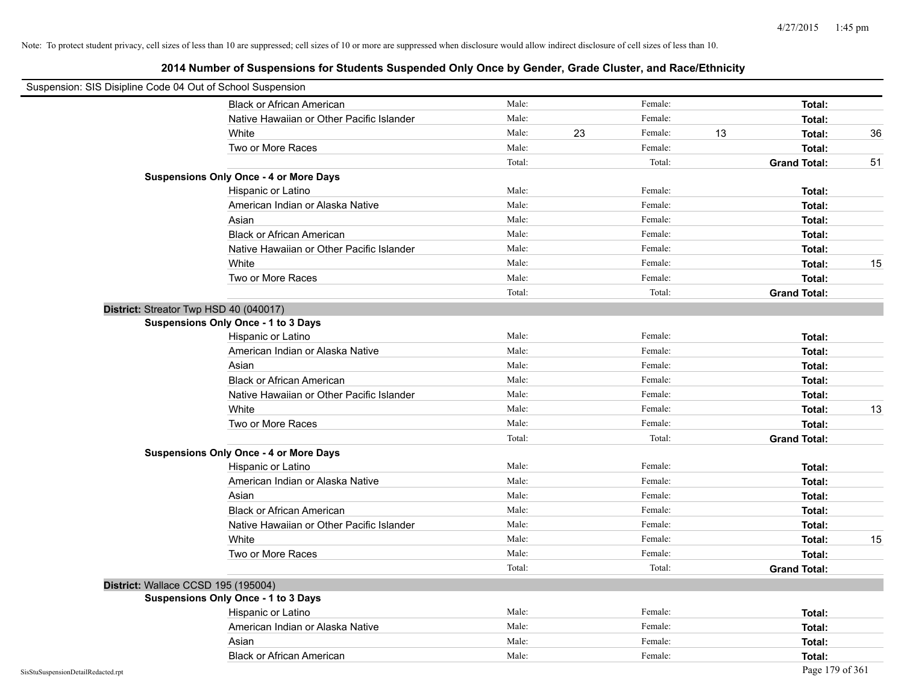Note: To protect student privacy, cell sizes of less than 10 are suppressed; cell sizes of 10 or more are suppressed when disclosure would allow indirect disclosure of cell sizes of less than 10.

## 2014 Number of Suspensions for Students Suspended Only Once by Gender, Grade Cluster, and Race/Ethnicity

Suspension: SIS Disipline Code 04 Out of School Suspension

| | | | | | | | |
|---|---|---|---|---|---|---|---|
| Black or African American | Male: | | Female: | | Total: | |
| Native Hawaiian or Other Pacific Islander | Male: | | Female: | | Total: | |
| White | Male: | 23 | Female: | 13 | Total: | 36 |
| Two or More Races | Male: | | Female: | | Total: | |
| | Total: | | Total: | | **Grand Total:** | 51 |

**Suspensions Only Once - 4 or More Days**

| | | | | | | |
|---|---|---|---|---|---|---|
| Hispanic or Latino | Male: | | Female: | | Total: | |
| American Indian or Alaska Native | Male: | | Female: | | Total: | |
| Asian | Male: | | Female: | | Total: | |
| Black or African American | Male: | | Female: | | Total: | |
| Native Hawaiian or Other Pacific Islander | Male: | | Female: | | Total: | |
| White | Male: | | Female: | | Total: | 15 |
| Two or More Races | Male: | | Female: | | Total: | |
| | Total: | | Total: | | **Grand Total:** | |

### District: Streator Twp HSD 40 (040017)

**Suspensions Only Once - 1 to 3 Days**

| | | | | | | |
|---|---|---|---|---|---|---|
| Hispanic or Latino | Male: | | Female: | | Total: | |
| American Indian or Alaska Native | Male: | | Female: | | Total: | |
| Asian | Male: | | Female: | | Total: | |
| Black or African American | Male: | | Female: | | Total: | |
| Native Hawaiian or Other Pacific Islander | Male: | | Female: | | Total: | |
| White | Male: | | Female: | | Total: | 13 |
| Two or More Races | Male: | | Female: | | Total: | |
| | Total: | | Total: | | **Grand Total:** | |

**Suspensions Only Once - 4 or More Days**

| | | | | | | |
|---|---|---|---|---|---|---|
| Hispanic or Latino | Male: | | Female: | | Total: | |
| American Indian or Alaska Native | Male: | | Female: | | Total: | |
| Asian | Male: | | Female: | | Total: | |
| Black or African American | Male: | | Female: | | Total: | |
| Native Hawaiian or Other Pacific Islander | Male: | | Female: | | Total: | |
| White | Male: | | Female: | | Total: | 15 |
| Two or More Races | Male: | | Female: | | Total: | |
| | Total: | | Total: | | **Grand Total:** | |

### District: Wallace CCSD 195 (195004)

**Suspensions Only Once - 1 to 3 Days**

| | | | | | | |
|---|---|---|---|---|---|---|
| Hispanic or Latino | Male: | | Female: | | Total: | |
| American Indian or Alaska Native | Male: | | Female: | | Total: | |
| Asian | Male: | | Female: | | Total: | |
| Black or African American | Male: | | Female: | | Total: | |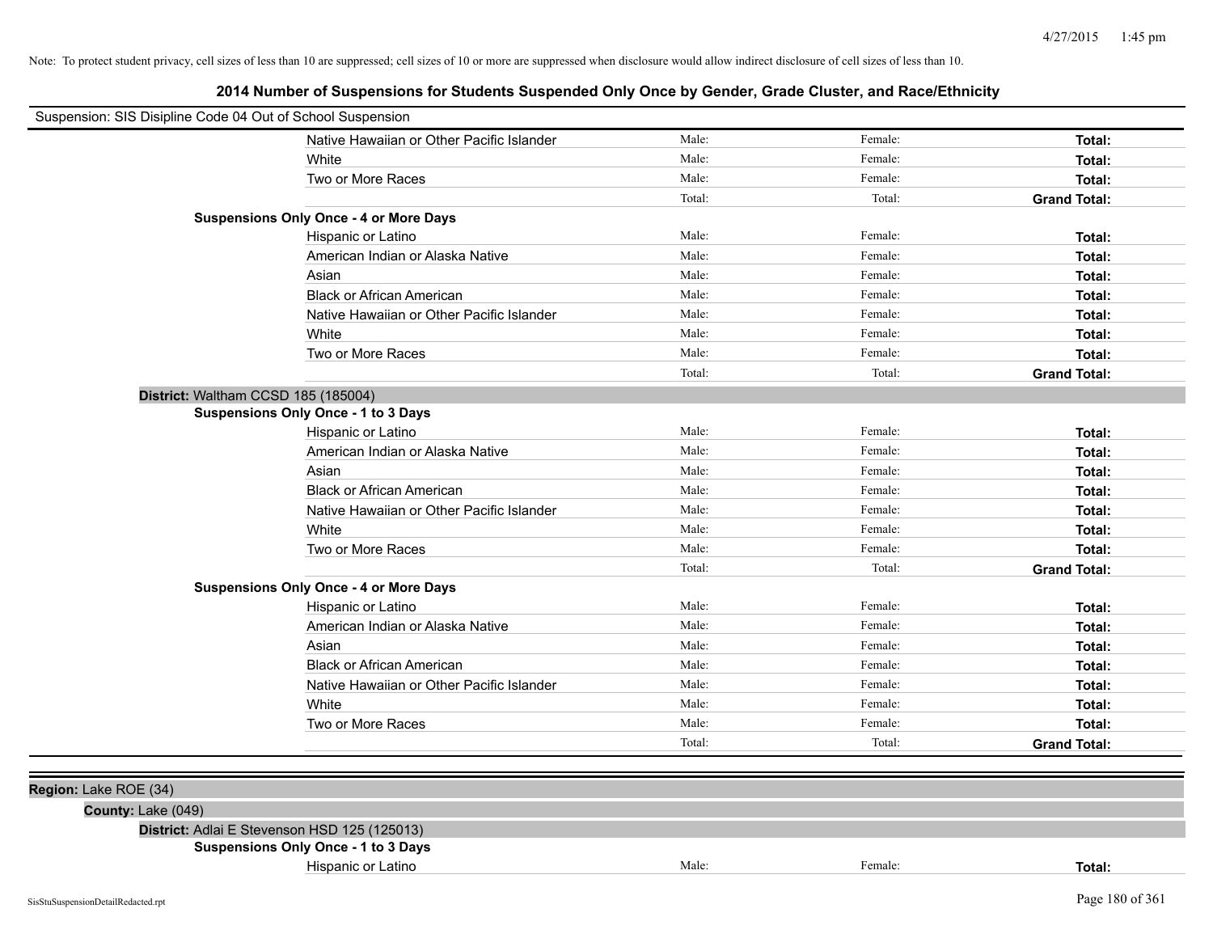Note: To protect student privacy, cell sizes of less than 10 are suppressed; cell sizes of 10 or more are suppressed when disclosure would allow indirect disclosure of cell sizes of less than 10.

## 2014 Number of Suspensions for Students Suspended Only Once by Gender, Grade Cluster, and Race/Ethnicity

Suspension: SIS Disipline Code 04 Out of School Suspension

| | | | |
|---|---|---|---|
| Native Hawaiian or Other Pacific Islander | Male: | Female: | **Total:** |
| White | Male: | Female: | **Total:** |
| Two or More Races | Male: | Female: | **Total:** |
| | Total: | Total: | **Grand Total:** |

**Suspensions Only Once - 4 or More Days**

| | | | |
|---|---|---|---|
| Hispanic or Latino | Male: | Female: | **Total:** |
| American Indian or Alaska Native | Male: | Female: | **Total:** |
| Asian | Male: | Female: | **Total:** |
| Black or African American | Male: | Female: | **Total:** |
| Native Hawaiian or Other Pacific Islander | Male: | Female: | **Total:** |
| White | Male: | Female: | **Total:** |
| Two or More Races | Male: | Female: | **Total:** |
| | Total: | Total: | **Grand Total:** |

**District:** Waltham CCSD 185 (185004)

**Suspensions Only Once - 1 to 3 Days**

| | | | |
|---|---|---|---|
| Hispanic or Latino | Male: | Female: | **Total:** |
| American Indian or Alaska Native | Male: | Female: | **Total:** |
| Asian | Male: | Female: | **Total:** |
| Black or African American | Male: | Female: | **Total:** |
| Native Hawaiian or Other Pacific Islander | Male: | Female: | **Total:** |
| White | Male: | Female: | **Total:** |
| Two or More Races | Male: | Female: | **Total:** |
| | Total: | Total: | **Grand Total:** |

**Suspensions Only Once - 4 or More Days**

| | | | |
|---|---|---|---|
| Hispanic or Latino | Male: | Female: | **Total:** |
| American Indian or Alaska Native | Male: | Female: | **Total:** |
| Asian | Male: | Female: | **Total:** |
| Black or African American | Male: | Female: | **Total:** |
| Native Hawaiian or Other Pacific Islander | Male: | Female: | **Total:** |
| White | Male: | Female: | **Total:** |
| Two or More Races | Male: | Female: | **Total:** |
| | Total: | Total: | **Grand Total:** |

**Region:** Lake ROE (34)

**County:** Lake (049)

**District:** Adlai E Stevenson HSD 125 (125013)

**Suspensions Only Once - 1 to 3 Days**

| | | | |
|---|---|---|---|
| Hispanic or Latino | Male: | Female: | **Total:** |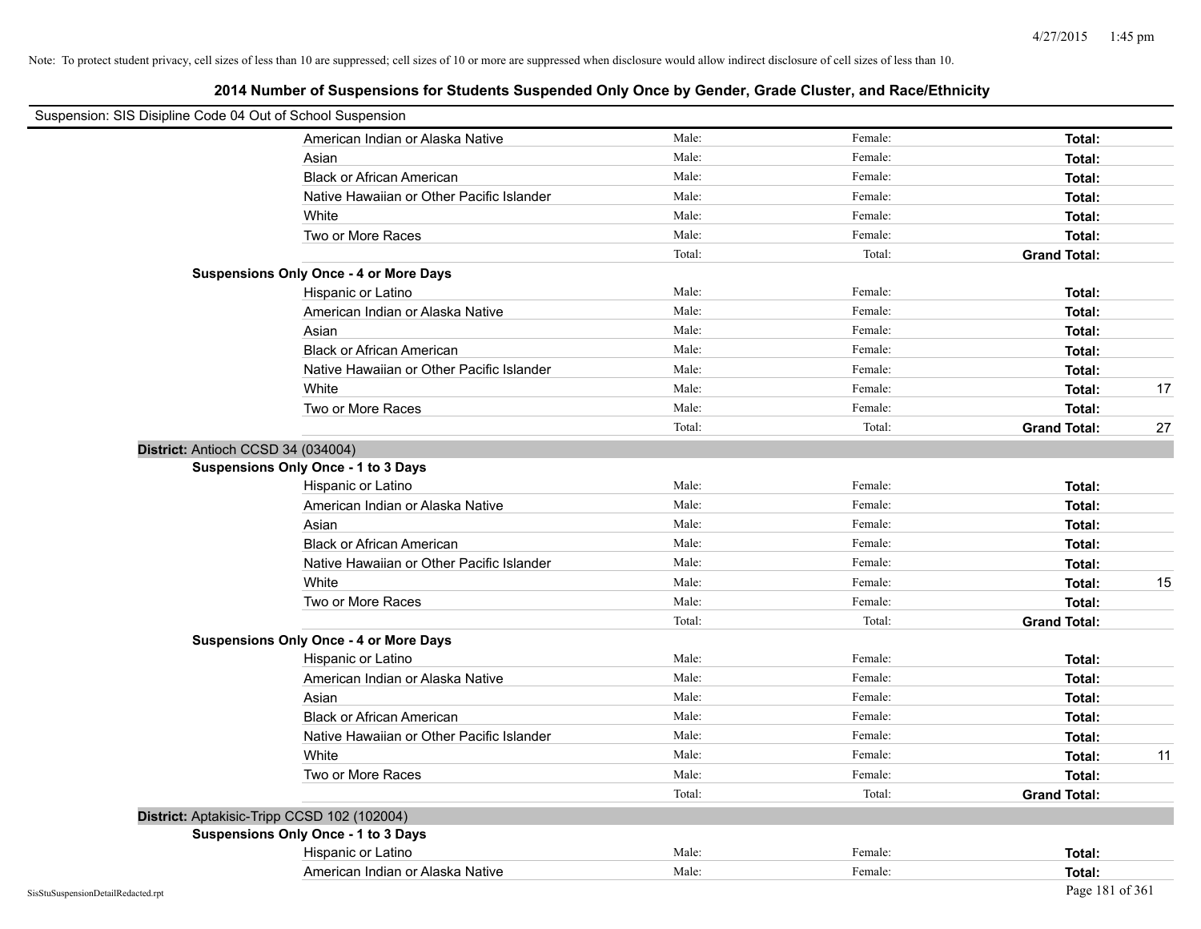Note: To protect student privacy, cell sizes of less than 10 are suppressed; cell sizes of 10 or more are suppressed when disclosure would allow indirect disclosure of cell sizes of less than 10.

## 2014 Number of Suspensions for Students Suspended Only Once by Gender, Grade Cluster, and Race/Ethnicity

Suspension: SIS Disipline Code 04 Out of School Suspension

| | Male: | Female: | Total: | |
|---|---|---|---|---|
| American Indian or Alaska Native | Male: | Female: | **Total:** | |
| Asian | Male: | Female: | **Total:** | |
| Black or African American | Male: | Female: | **Total:** | |
| Native Hawaiian or Other Pacific Islander | Male: | Female: | **Total:** | |
| White | Male: | Female: | **Total:** | |
| Two or More Races | Male: | Female: | **Total:** | |
| | Total: | Total: | **Grand Total:** | |

**Suspensions Only Once - 4 or More Days**

| | | | | |
|---|---|---|---|---|
| Hispanic or Latino | Male: | Female: | **Total:** | |
| American Indian or Alaska Native | Male: | Female: | **Total:** | |
| Asian | Male: | Female: | **Total:** | |
| Black or African American | Male: | Female: | **Total:** | |
| Native Hawaiian or Other Pacific Islander | Male: | Female: | **Total:** | |
| White | Male: | Female: | **Total:** | 17 |
| Two or More Races | Male: | Female: | **Total:** | |
| | Total: | Total: | **Grand Total:** | 27 |

**District:** Antioch CCSD 34 (034004)

**Suspensions Only Once - 1 to 3 Days**

| | | | | |
|---|---|---|---|---|
| Hispanic or Latino | Male: | Female: | **Total:** | |
| American Indian or Alaska Native | Male: | Female: | **Total:** | |
| Asian | Male: | Female: | **Total:** | |
| Black or African American | Male: | Female: | **Total:** | |
| Native Hawaiian or Other Pacific Islander | Male: | Female: | **Total:** | |
| White | Male: | Female: | **Total:** | 15 |
| Two or More Races | Male: | Female: | **Total:** | |
| | Total: | Total: | **Grand Total:** | |

**Suspensions Only Once - 4 or More Days**

| | | | | |
|---|---|---|---|---|
| Hispanic or Latino | Male: | Female: | **Total:** | |
| American Indian or Alaska Native | Male: | Female: | **Total:** | |
| Asian | Male: | Female: | **Total:** | |
| Black or African American | Male: | Female: | **Total:** | |
| Native Hawaiian or Other Pacific Islander | Male: | Female: | **Total:** | |
| White | Male: | Female: | **Total:** | 11 |
| Two or More Races | Male: | Female: | **Total:** | |
| | Total: | Total: | **Grand Total:** | |

**District:** Aptakisic-Tripp CCSD 102 (102004)

**Suspensions Only Once - 1 to 3 Days**

| | | | | |
|---|---|---|---|---|
| Hispanic or Latino | Male: | Female: | **Total:** | |
| American Indian or Alaska Native | Male: | Female: | **Total:** | |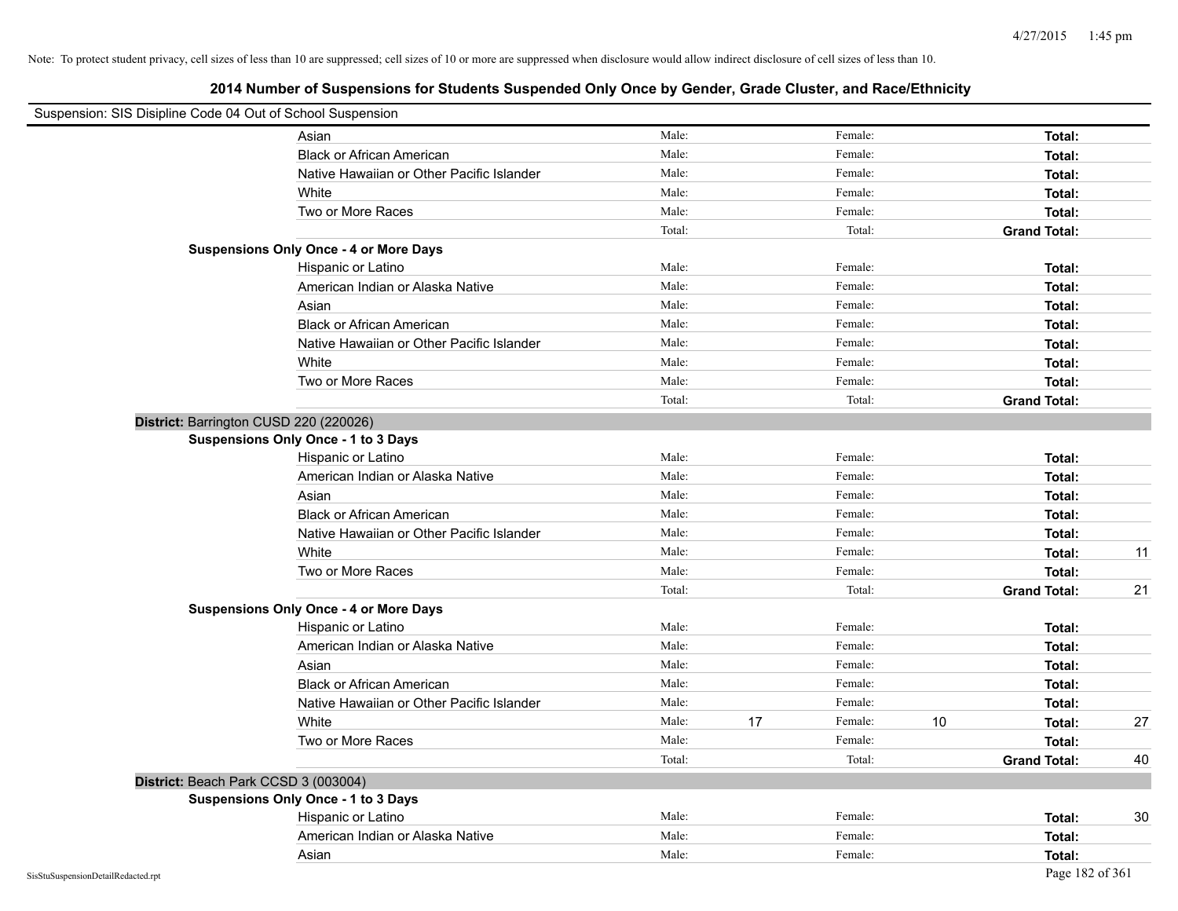Note: To protect student privacy, cell sizes of less than 10 are suppressed; cell sizes of 10 or more are suppressed when disclosure would allow indirect disclosure of cell sizes of less than 10.

## 2014 Number of Suspensions for Students Suspended Only Once by Gender, Grade Cluster, and Race/Ethnicity

Suspension: SIS Disipline Code 04 Out of School Suspension

| | | | | | | |
|---|---|---|---|---|---|---|
| Asian | Male: | | Female: | | **Total:** | |
| Black or African American | Male: | | Female: | | **Total:** | |
| Native Hawaiian or Other Pacific Islander | Male: | | Female: | | **Total:** | |
| White | Male: | | Female: | | **Total:** | |
| Two or More Races | Male: | | Female: | | **Total:** | |
| | Total: | | Total: | | **Grand Total:** | |

**Suspensions Only Once - 4 or More Days**

| | | | | | | |
|---|---|---|---|---|---|---|
| Hispanic or Latino | Male: | | Female: | | **Total:** | |
| American Indian or Alaska Native | Male: | | Female: | | **Total:** | |
| Asian | Male: | | Female: | | **Total:** | |
| Black or African American | Male: | | Female: | | **Total:** | |
| Native Hawaiian or Other Pacific Islander | Male: | | Female: | | **Total:** | |
| White | Male: | | Female: | | **Total:** | |
| Two or More Races | Male: | | Female: | | **Total:** | |
| | Total: | | Total: | | **Grand Total:** | |

**District:** Barrington CUSD 220 (220026)

**Suspensions Only Once - 1 to 3 Days**

| | | | | | | |
|---|---|---|---|---|---|---|
| Hispanic or Latino | Male: | | Female: | | **Total:** | |
| American Indian or Alaska Native | Male: | | Female: | | **Total:** | |
| Asian | Male: | | Female: | | **Total:** | |
| Black or African American | Male: | | Female: | | **Total:** | |
| Native Hawaiian or Other Pacific Islander | Male: | | Female: | | **Total:** | |
| White | Male: | | Female: | | **Total:** | 11 |
| Two or More Races | Male: | | Female: | | **Total:** | |
| | Total: | | Total: | | **Grand Total:** | 21 |

**Suspensions Only Once - 4 or More Days**

| | | | | | | |
|---|---|---|---|---|---|---|
| Hispanic or Latino | Male: | | Female: | | **Total:** | |
| American Indian or Alaska Native | Male: | | Female: | | **Total:** | |
| Asian | Male: | | Female: | | **Total:** | |
| Black or African American | Male: | | Female: | | **Total:** | |
| Native Hawaiian or Other Pacific Islander | Male: | | Female: | | **Total:** | |
| White | Male: | 17 | Female: | 10 | **Total:** | 27 |
| Two or More Races | Male: | | Female: | | **Total:** | |
| | Total: | | Total: | | **Grand Total:** | 40 |

**District:** Beach Park CCSD 3 (003004)

**Suspensions Only Once - 1 to 3 Days**

| | | | | | | |
|---|---|---|---|---|---|---|
| Hispanic or Latino | Male: | | Female: | | **Total:** | 30 |
| American Indian or Alaska Native | Male: | | Female: | | **Total:** | |
| Asian | Male: | | Female: | | **Total:** | |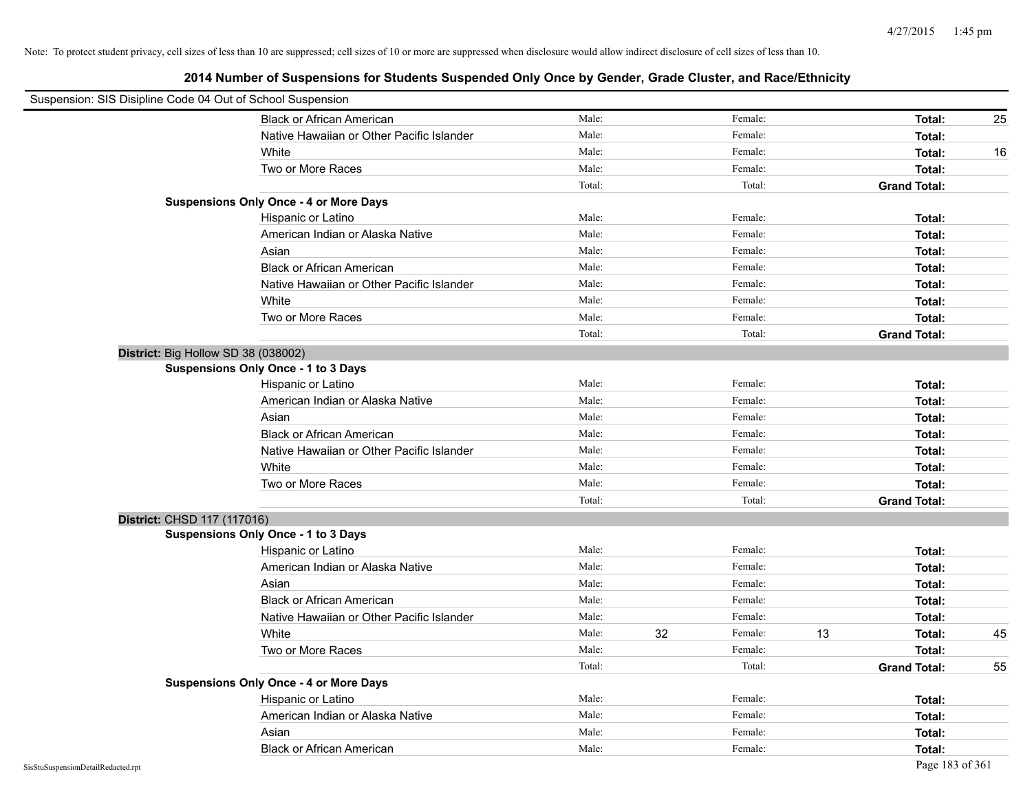Note: To protect student privacy, cell sizes of less than 10 are suppressed; cell sizes of 10 or more are suppressed when disclosure would allow indirect disclosure of cell sizes of less than 10.

# 2014 Number of Suspensions for Students Suspended Only Once by Gender, Grade Cluster, and Race/Ethnicity

Suspension: SIS Disipline Code 04 Out of School Suspension

| | | | | | | |
|---|---|---|---|---|---|---|
| Black or African American | Male: | | Female: | | Total: | 25 |
| Native Hawaiian or Other Pacific Islander | Male: | | Female: | | Total: | |
| White | Male: | | Female: | | Total: | 16 |
| Two or More Races | Male: | | Female: | | Total: | |
| | Total: | | Total: | | Grand Total: | |

**Suspensions Only Once - 4 or More Days**

| | | | | | | |
|---|---|---|---|---|---|---|
| Hispanic or Latino | Male: | | Female: | | Total: | |
| American Indian or Alaska Native | Male: | | Female: | | Total: | |
| Asian | Male: | | Female: | | Total: | |
| Black or African American | Male: | | Female: | | Total: | |
| Native Hawaiian or Other Pacific Islander | Male: | | Female: | | Total: | |
| White | Male: | | Female: | | Total: | |
| Two or More Races | Male: | | Female: | | Total: | |
| | Total: | | Total: | | Grand Total: | |

## District: Big Hollow SD 38 (038002)

**Suspensions Only Once - 1 to 3 Days**

| | | | | | | |
|---|---|---|---|---|---|---|
| Hispanic or Latino | Male: | | Female: | | Total: | |
| American Indian or Alaska Native | Male: | | Female: | | Total: | |
| Asian | Male: | | Female: | | Total: | |
| Black or African American | Male: | | Female: | | Total: | |
| Native Hawaiian or Other Pacific Islander | Male: | | Female: | | Total: | |
| White | Male: | | Female: | | Total: | |
| Two or More Races | Male: | | Female: | | Total: | |
| | Total: | | Total: | | Grand Total: | |

## District: CHSD 117 (117016)

**Suspensions Only Once - 1 to 3 Days**

| | | | | | | |
|---|---|---|---|---|---|---|
| Hispanic or Latino | Male: | | Female: | | Total: | |
| American Indian or Alaska Native | Male: | | Female: | | Total: | |
| Asian | Male: | | Female: | | Total: | |
| Black or African American | Male: | | Female: | | Total: | |
| Native Hawaiian or Other Pacific Islander | Male: | | Female: | | Total: | |
| White | Male: | 32 | Female: | 13 | Total: | 45 |
| Two or More Races | Male: | | Female: | | Total: | |
| | Total: | | Total: | | Grand Total: | 55 |

**Suspensions Only Once - 4 or More Days**

| | | | | | | |
|---|---|---|---|---|---|---|
| Hispanic or Latino | Male: | | Female: | | Total: | |
| American Indian or Alaska Native | Male: | | Female: | | Total: | |
| Asian | Male: | | Female: | | Total: | |
| Black or African American | Male: | | Female: | | Total: | |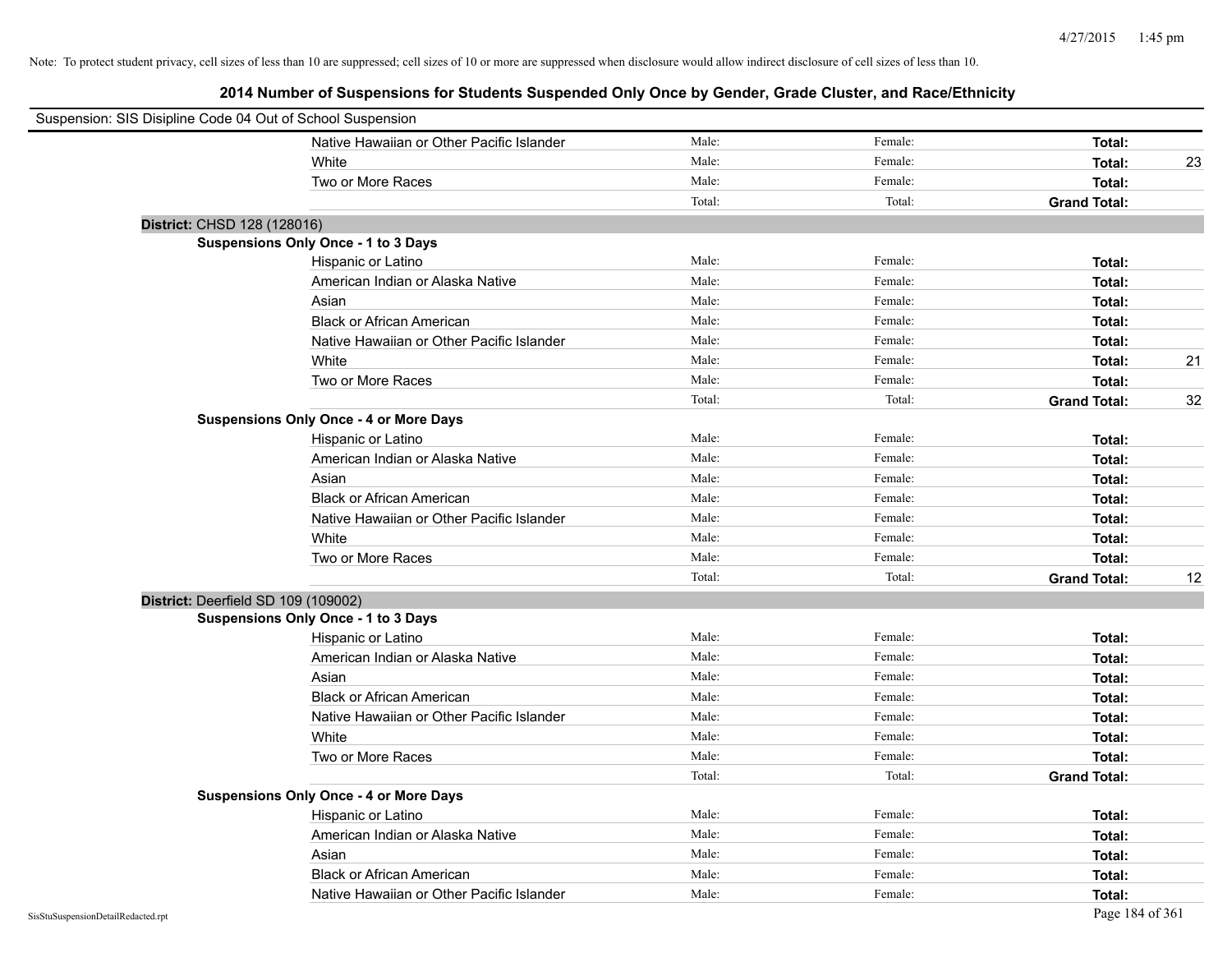Note: To protect student privacy, cell sizes of less than 10 are suppressed; cell sizes of 10 or more are suppressed when disclosure would allow indirect disclosure of cell sizes of less than 10.

## 2014 Number of Suspensions for Students Suspended Only Once by Gender, Grade Cluster, and Race/Ethnicity

Suspension: SIS Disipline Code 04 Out of School Suspension

| | | | | |
|---|---|---|---|---|
| Native Hawaiian or Other Pacific Islander | Male: | Female: | **Total:** | |
| White | Male: | Female: | **Total:** | 23 |
| Two or More Races | Male: | Female: | **Total:** | |
| | Total: | Total: | **Grand Total:** | |

**District:** CHSD 128 (128016)

**Suspensions Only Once - 1 to 3 Days**

| | | | | |
|---|---|---|---|---|
| Hispanic or Latino | Male: | Female: | **Total:** | |
| American Indian or Alaska Native | Male: | Female: | **Total:** | |
| Asian | Male: | Female: | **Total:** | |
| Black or African American | Male: | Female: | **Total:** | |
| Native Hawaiian or Other Pacific Islander | Male: | Female: | **Total:** | |
| White | Male: | Female: | **Total:** | 21 |
| Two or More Races | Male: | Female: | **Total:** | |
| | Total: | Total: | **Grand Total:** | 32 |

**Suspensions Only Once - 4 or More Days**

| | | | | |
|---|---|---|---|---|
| Hispanic or Latino | Male: | Female: | **Total:** | |
| American Indian or Alaska Native | Male: | Female: | **Total:** | |
| Asian | Male: | Female: | **Total:** | |
| Black or African American | Male: | Female: | **Total:** | |
| Native Hawaiian or Other Pacific Islander | Male: | Female: | **Total:** | |
| White | Male: | Female: | **Total:** | |
| Two or More Races | Male: | Female: | **Total:** | |
| | Total: | Total: | **Grand Total:** | 12 |

**District:** Deerfield SD 109 (109002)

**Suspensions Only Once - 1 to 3 Days**

| | | | | |
|---|---|---|---|---|
| Hispanic or Latino | Male: | Female: | **Total:** | |
| American Indian or Alaska Native | Male: | Female: | **Total:** | |
| Asian | Male: | Female: | **Total:** | |
| Black or African American | Male: | Female: | **Total:** | |
| Native Hawaiian or Other Pacific Islander | Male: | Female: | **Total:** | |
| White | Male: | Female: | **Total:** | |
| Two or More Races | Male: | Female: | **Total:** | |
| | Total: | Total: | **Grand Total:** | |

**Suspensions Only Once - 4 or More Days**

| | | | | |
|---|---|---|---|---|
| Hispanic or Latino | Male: | Female: | **Total:** | |
| American Indian or Alaska Native | Male: | Female: | **Total:** | |
| Asian | Male: | Female: | **Total:** | |
| Black or African American | Male: | Female: | **Total:** | |
| Native Hawaiian or Other Pacific Islander | Male: | Female: | **Total:** | |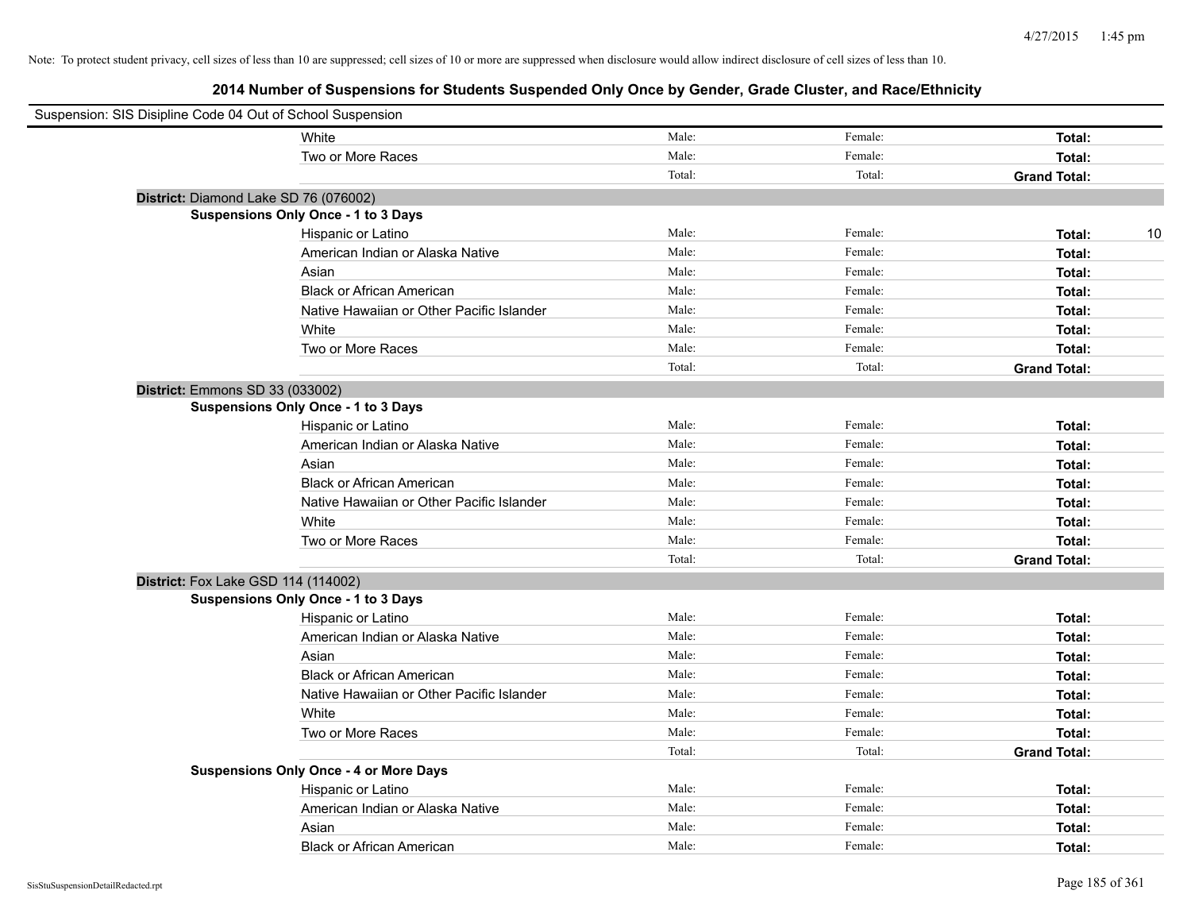Note: To protect student privacy, cell sizes of less than 10 are suppressed; cell sizes of 10 or more are suppressed when disclosure would allow indirect disclosure of cell sizes of less than 10.

## 2014 Number of Suspensions for Students Suspended Only Once by Gender, Grade Cluster, and Race/Ethnicity

Suspension: SIS Disipline Code 04 Out of School Suspension

| | | | | |
|---|---|---|---|---|
| White | Male: | Female: | **Total:** | |
| Two or More Races | Male: | Female: | **Total:** | |
| | Total: | Total: | **Grand Total:** | |

**District:** Diamond Lake SD 76 (076002)

**Suspensions Only Once - 1 to 3 Days**

| | | | | |
|---|---|---|---|---|
| Hispanic or Latino | Male: | Female: | **Total:** | 10 |
| American Indian or Alaska Native | Male: | Female: | **Total:** | |
| Asian | Male: | Female: | **Total:** | |
| Black or African American | Male: | Female: | **Total:** | |
| Native Hawaiian or Other Pacific Islander | Male: | Female: | **Total:** | |
| White | Male: | Female: | **Total:** | |
| Two or More Races | Male: | Female: | **Total:** | |
| | Total: | Total: | **Grand Total:** | |

**District:** Emmons SD 33 (033002)

**Suspensions Only Once - 1 to 3 Days**

| | | | | |
|---|---|---|---|---|
| Hispanic or Latino | Male: | Female: | **Total:** | |
| American Indian or Alaska Native | Male: | Female: | **Total:** | |
| Asian | Male: | Female: | **Total:** | |
| Black or African American | Male: | Female: | **Total:** | |
| Native Hawaiian or Other Pacific Islander | Male: | Female: | **Total:** | |
| White | Male: | Female: | **Total:** | |
| Two or More Races | Male: | Female: | **Total:** | |
| | Total: | Total: | **Grand Total:** | |

**District:** Fox Lake GSD 114 (114002)

**Suspensions Only Once - 1 to 3 Days**

| | | | | |
|---|---|---|---|---|
| Hispanic or Latino | Male: | Female: | **Total:** | |
| American Indian or Alaska Native | Male: | Female: | **Total:** | |
| Asian | Male: | Female: | **Total:** | |
| Black or African American | Male: | Female: | **Total:** | |
| Native Hawaiian or Other Pacific Islander | Male: | Female: | **Total:** | |
| White | Male: | Female: | **Total:** | |
| Two or More Races | Male: | Female: | **Total:** | |
| | Total: | Total: | **Grand Total:** | |

**Suspensions Only Once - 4 or More Days**

| | | | | |
|---|---|---|---|---|
| Hispanic or Latino | Male: | Female: | **Total:** | |
| American Indian or Alaska Native | Male: | Female: | **Total:** | |
| Asian | Male: | Female: | **Total:** | |
| Black or African American | Male: | Female: | **Total:** | |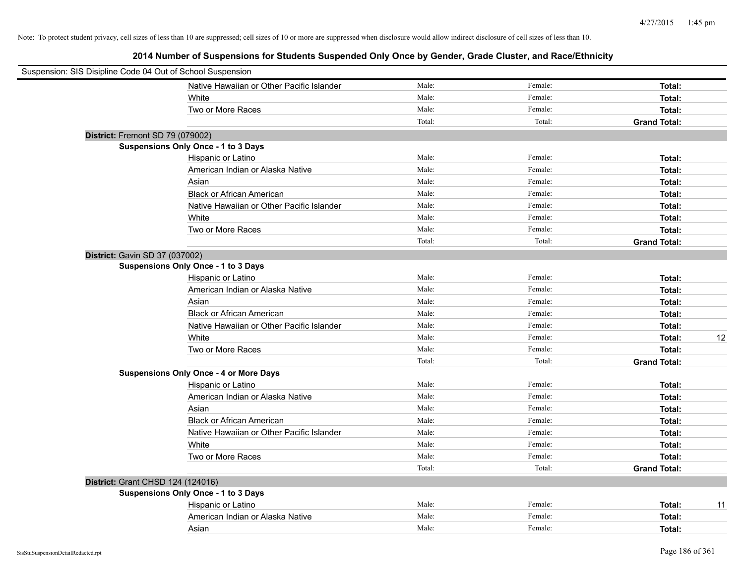Note: To protect student privacy, cell sizes of less than 10 are suppressed; cell sizes of 10 or more are suppressed when disclosure would allow indirect disclosure of cell sizes of less than 10.

## 2014 Number of Suspensions for Students Suspended Only Once by Gender, Grade Cluster, and Race/Ethnicity

Suspension: SIS Disipline Code 04 Out of School Suspension

| | | | | | |
|---|---|---|---|---|---|
| | Native Hawaiian or Other Pacific Islander | Male: | Female: | **Total:** | |
| | White | Male: | Female: | **Total:** | |
| | Two or More Races | Male: | Female: | **Total:** | |
| | | Total: | Total: | **Grand Total:** | |
| **District:** Fremont SD 79 (079002) | | | | | |
| **Suspensions Only Once - 1 to 3 Days** | | | | | |
| | Hispanic or Latino | Male: | Female: | **Total:** | |
| | American Indian or Alaska Native | Male: | Female: | **Total:** | |
| | Asian | Male: | Female: | **Total:** | |
| | Black or African American | Male: | Female: | **Total:** | |
| | Native Hawaiian or Other Pacific Islander | Male: | Female: | **Total:** | |
| | White | Male: | Female: | **Total:** | |
| | Two or More Races | Male: | Female: | **Total:** | |
| | | Total: | Total: | **Grand Total:** | |
| **District:** Gavin SD 37 (037002) | | | | | |
| **Suspensions Only Once - 1 to 3 Days** | | | | | |
| | Hispanic or Latino | Male: | Female: | **Total:** | |
| | American Indian or Alaska Native | Male: | Female: | **Total:** | |
| | Asian | Male: | Female: | **Total:** | |
| | Black or African American | Male: | Female: | **Total:** | |
| | Native Hawaiian or Other Pacific Islander | Male: | Female: | **Total:** | |
| | White | Male: | Female: | **Total:** | 12 |
| | Two or More Races | Male: | Female: | **Total:** | |
| | | Total: | Total: | **Grand Total:** | |
| **Suspensions Only Once - 4 or More Days** | | | | | |
| | Hispanic or Latino | Male: | Female: | **Total:** | |
| | American Indian or Alaska Native | Male: | Female: | **Total:** | |
| | Asian | Male: | Female: | **Total:** | |
| | Black or African American | Male: | Female: | **Total:** | |
| | Native Hawaiian or Other Pacific Islander | Male: | Female: | **Total:** | |
| | White | Male: | Female: | **Total:** | |
| | Two or More Races | Male: | Female: | **Total:** | |
| | | Total: | Total: | **Grand Total:** | |
| **District:** Grant CHSD 124 (124016) | | | | | |
| **Suspensions Only Once - 1 to 3 Days** | | | | | |
| | Hispanic or Latino | Male: | Female: | **Total:** | 11 |
| | American Indian or Alaska Native | Male: | Female: | **Total:** | |
| | Asian | Male: | Female: | **Total:** | |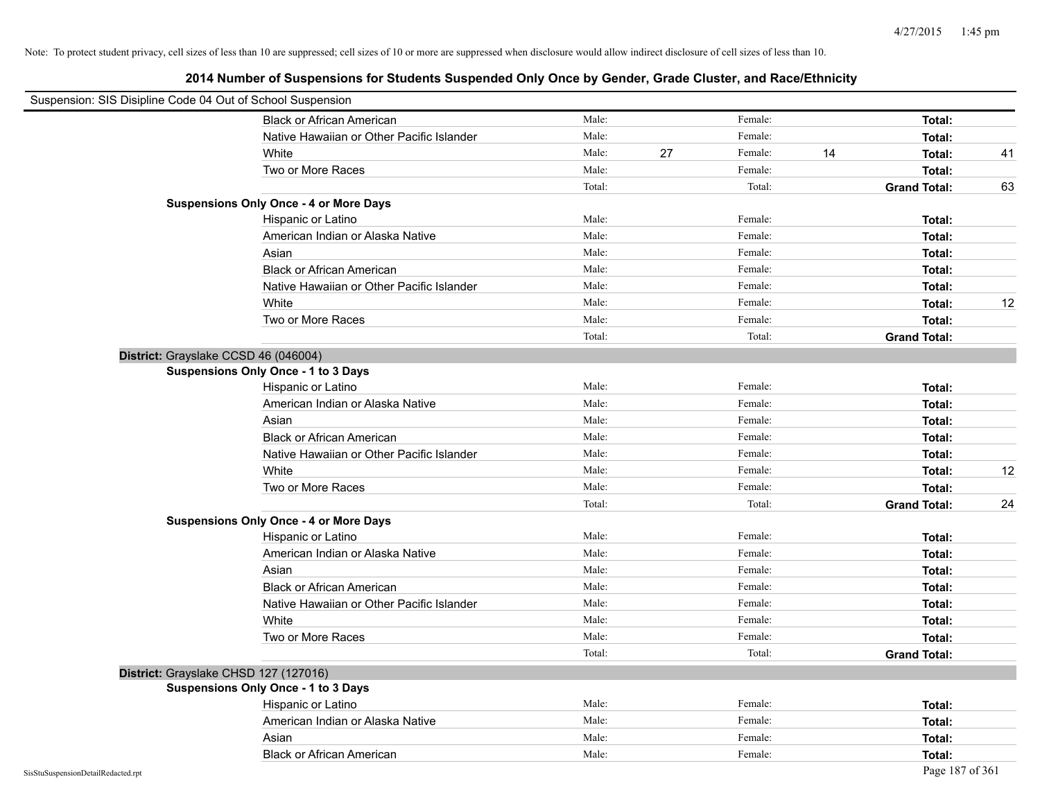Note: To protect student privacy, cell sizes of less than 10 are suppressed; cell sizes of 10 or more are suppressed when disclosure would allow indirect disclosure of cell sizes of less than 10.

# 2014 Number of Suspensions for Students Suspended Only Once by Gender, Grade Cluster, and Race/Ethnicity

Suspension: SIS Disipline Code 04 Out of School Suspension

| | | | | | |
|---|---|---|---|---|---|
| Black or African American | Male: | | Female: | | **Total:** | |
| Native Hawaiian or Other Pacific Islander | Male: | | Female: | | **Total:** | |
| White | Male: | 27 | Female: | 14 | **Total:** | 41 |
| Two or More Races | Male: | | Female: | | **Total:** | |
| | Total: | | Total: | | **Grand Total:** | 63 |

**Suspensions Only Once - 4 or More Days**

| | | | | | | |
|---|---|---|---|---|---|---|
| Hispanic or Latino | Male: | | Female: | | **Total:** | |
| American Indian or Alaska Native | Male: | | Female: | | **Total:** | |
| Asian | Male: | | Female: | | **Total:** | |
| Black or African American | Male: | | Female: | | **Total:** | |
| Native Hawaiian or Other Pacific Islander | Male: | | Female: | | **Total:** | |
| White | Male: | | Female: | | **Total:** | 12 |
| Two or More Races | Male: | | Female: | | **Total:** | |
| | Total: | | Total: | | **Grand Total:** | |

**District:** Grayslake CCSD 46 (046004)

**Suspensions Only Once - 1 to 3 Days**

| | | | | | | |
|---|---|---|---|---|---|---|
| Hispanic or Latino | Male: | | Female: | | **Total:** | |
| American Indian or Alaska Native | Male: | | Female: | | **Total:** | |
| Asian | Male: | | Female: | | **Total:** | |
| Black or African American | Male: | | Female: | | **Total:** | |
| Native Hawaiian or Other Pacific Islander | Male: | | Female: | | **Total:** | |
| White | Male: | | Female: | | **Total:** | 12 |
| Two or More Races | Male: | | Female: | | **Total:** | |
| | Total: | | Total: | | **Grand Total:** | 24 |

**Suspensions Only Once - 4 or More Days**

| | | | | | | |
|---|---|---|---|---|---|---|
| Hispanic or Latino | Male: | | Female: | | **Total:** | |
| American Indian or Alaska Native | Male: | | Female: | | **Total:** | |
| Asian | Male: | | Female: | | **Total:** | |
| Black or African American | Male: | | Female: | | **Total:** | |
| Native Hawaiian or Other Pacific Islander | Male: | | Female: | | **Total:** | |
| White | Male: | | Female: | | **Total:** | |
| Two or More Races | Male: | | Female: | | **Total:** | |
| | Total: | | Total: | | **Grand Total:** | |

**District:** Grayslake CHSD 127 (127016)

**Suspensions Only Once - 1 to 3 Days**

| | | | | | | |
|---|---|---|---|---|---|---|
| Hispanic or Latino | Male: | | Female: | | **Total:** | |
| American Indian or Alaska Native | Male: | | Female: | | **Total:** | |
| Asian | Male: | | Female: | | **Total:** | |
| Black or African American | Male: | | Female: | | **Total:** | |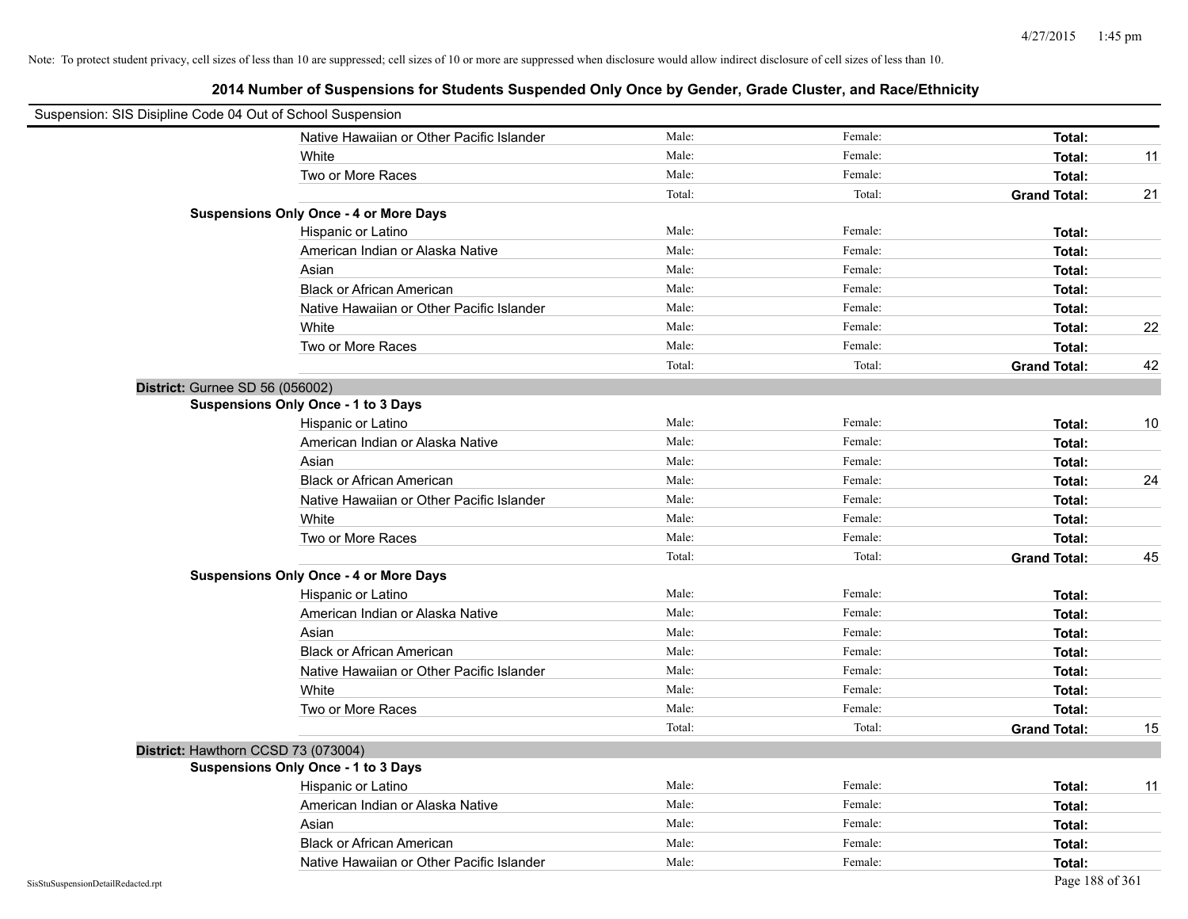Note: To protect student privacy, cell sizes of less than 10 are suppressed; cell sizes of 10 or more are suppressed when disclosure would allow indirect disclosure of cell sizes of less than 10.

## 2014 Number of Suspensions for Students Suspended Only Once by Gender, Grade Cluster, and Race/Ethnicity

Suspension: SIS Disipline Code 04 Out of School Suspension

| | | | | | |
|---|---|---|---|---|---|
| | Native Hawaiian or Other Pacific Islander | Male: | Female: | **Total:** | |
| | White | Male: | Female: | **Total:** | 11 |
| | Two or More Races | Male: | Female: | **Total:** | |
| | | Total: | Total: | **Grand Total:** | 21 |
| **Suspensions Only Once - 4 or More Days** | | | | | |
| | Hispanic or Latino | Male: | Female: | **Total:** | |
| | American Indian or Alaska Native | Male: | Female: | **Total:** | |
| | Asian | Male: | Female: | **Total:** | |
| | Black or African American | Male: | Female: | **Total:** | |
| | Native Hawaiian or Other Pacific Islander | Male: | Female: | **Total:** | |
| | White | Male: | Female: | **Total:** | 22 |
| | Two or More Races | Male: | Female: | **Total:** | |
| | | Total: | Total: | **Grand Total:** | 42 |
| **District:** Gurnee SD 56 (056002) | | | | | |
| **Suspensions Only Once - 1 to 3 Days** | | | | | |
| | Hispanic or Latino | Male: | Female: | **Total:** | 10 |
| | American Indian or Alaska Native | Male: | Female: | **Total:** | |
| | Asian | Male: | Female: | **Total:** | |
| | Black or African American | Male: | Female: | **Total:** | 24 |
| | Native Hawaiian or Other Pacific Islander | Male: | Female: | **Total:** | |
| | White | Male: | Female: | **Total:** | |
| | Two or More Races | Male: | Female: | **Total:** | |
| | | Total: | Total: | **Grand Total:** | 45 |
| **Suspensions Only Once - 4 or More Days** | | | | | |
| | Hispanic or Latino | Male: | Female: | **Total:** | |
| | American Indian or Alaska Native | Male: | Female: | **Total:** | |
| | Asian | Male: | Female: | **Total:** | |
| | Black or African American | Male: | Female: | **Total:** | |
| | Native Hawaiian or Other Pacific Islander | Male: | Female: | **Total:** | |
| | White | Male: | Female: | **Total:** | |
| | Two or More Races | Male: | Female: | **Total:** | |
| | | Total: | Total: | **Grand Total:** | 15 |
| **District:** Hawthorn CCSD 73 (073004) | | | | | |
| **Suspensions Only Once - 1 to 3 Days** | | | | | |
| | Hispanic or Latino | Male: | Female: | **Total:** | 11 |
| | American Indian or Alaska Native | Male: | Female: | **Total:** | |
| | Asian | Male: | Female: | **Total:** | |
| | Black or African American | Male: | Female: | **Total:** | |
| | Native Hawaiian or Other Pacific Islander | Male: | Female: | **Total:** | |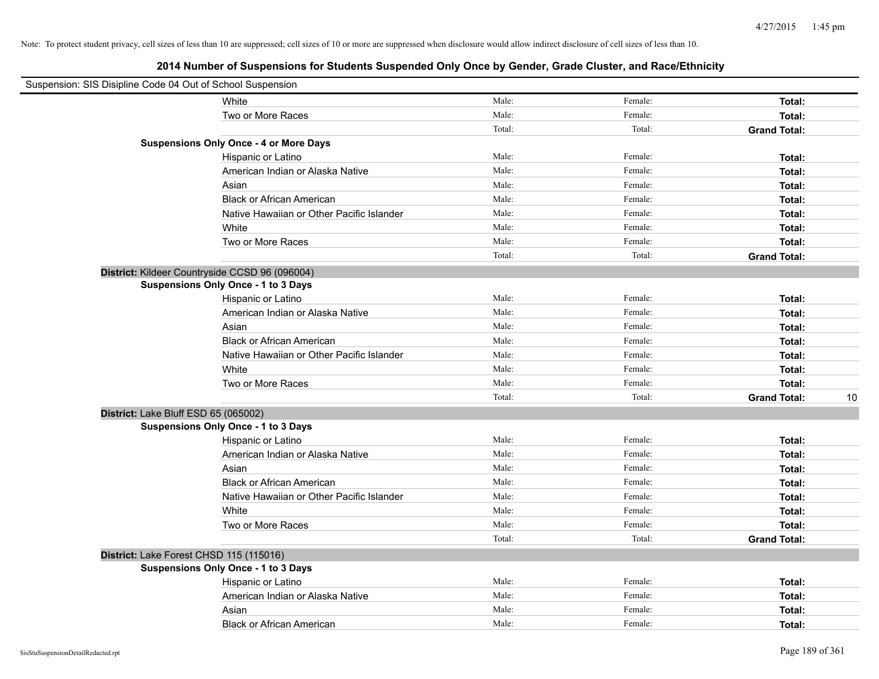Note: To protect student privacy, cell sizes of less than 10 are suppressed; cell sizes of 10 or more are suppressed when disclosure would allow indirect disclosure of cell sizes of less than 10.

## 2014 Number of Suspensions for Students Suspended Only Once by Gender, Grade Cluster, and Race/Ethnicity

Suspension: SIS Disipline Code 04 Out of School Suspension

| | | | | |
|---|---|---|---|---|
| White | Male: | Female: | **Total:** | |
| Two or More Races | Male: | Female: | **Total:** | |
| | Total: | Total: | **Grand Total:** | |
| **Suspensions Only Once - 4 or More Days** | | | | |
| Hispanic or Latino | Male: | Female: | **Total:** | |
| American Indian or Alaska Native | Male: | Female: | **Total:** | |
| Asian | Male: | Female: | **Total:** | |
| Black or African American | Male: | Female: | **Total:** | |
| Native Hawaiian or Other Pacific Islander | Male: | Female: | **Total:** | |
| White | Male: | Female: | **Total:** | |
| Two or More Races | Male: | Female: | **Total:** | |
| | Total: | Total: | **Grand Total:** | |
| **District:** Kildeer Countryside CCSD 96 (096004) | | | | |
| **Suspensions Only Once - 1 to 3 Days** | | | | |
| Hispanic or Latino | Male: | Female: | **Total:** | |
| American Indian or Alaska Native | Male: | Female: | **Total:** | |
| Asian | Male: | Female: | **Total:** | |
| Black or African American | Male: | Female: | **Total:** | |
| Native Hawaiian or Other Pacific Islander | Male: | Female: | **Total:** | |
| White | Male: | Female: | **Total:** | |
| Two or More Races | Male: | Female: | **Total:** | |
| | Total: | Total: | **Grand Total:** | 10 |
| **District:** Lake Bluff ESD 65 (065002) | | | | |
| **Suspensions Only Once - 1 to 3 Days** | | | | |
| Hispanic or Latino | Male: | Female: | **Total:** | |
| American Indian or Alaska Native | Male: | Female: | **Total:** | |
| Asian | Male: | Female: | **Total:** | |
| Black or African American | Male: | Female: | **Total:** | |
| Native Hawaiian or Other Pacific Islander | Male: | Female: | **Total:** | |
| White | Male: | Female: | **Total:** | |
| Two or More Races | Male: | Female: | **Total:** | |
| | Total: | Total: | **Grand Total:** | |
| **District:** Lake Forest CHSD 115 (115016) | | | | |
| **Suspensions Only Once - 1 to 3 Days** | | | | |
| Hispanic or Latino | Male: | Female: | **Total:** | |
| American Indian or Alaska Native | Male: | Female: | **Total:** | |
| Asian | Male: | Female: | **Total:** | |
| Black or African American | Male: | Female: | **Total:** | |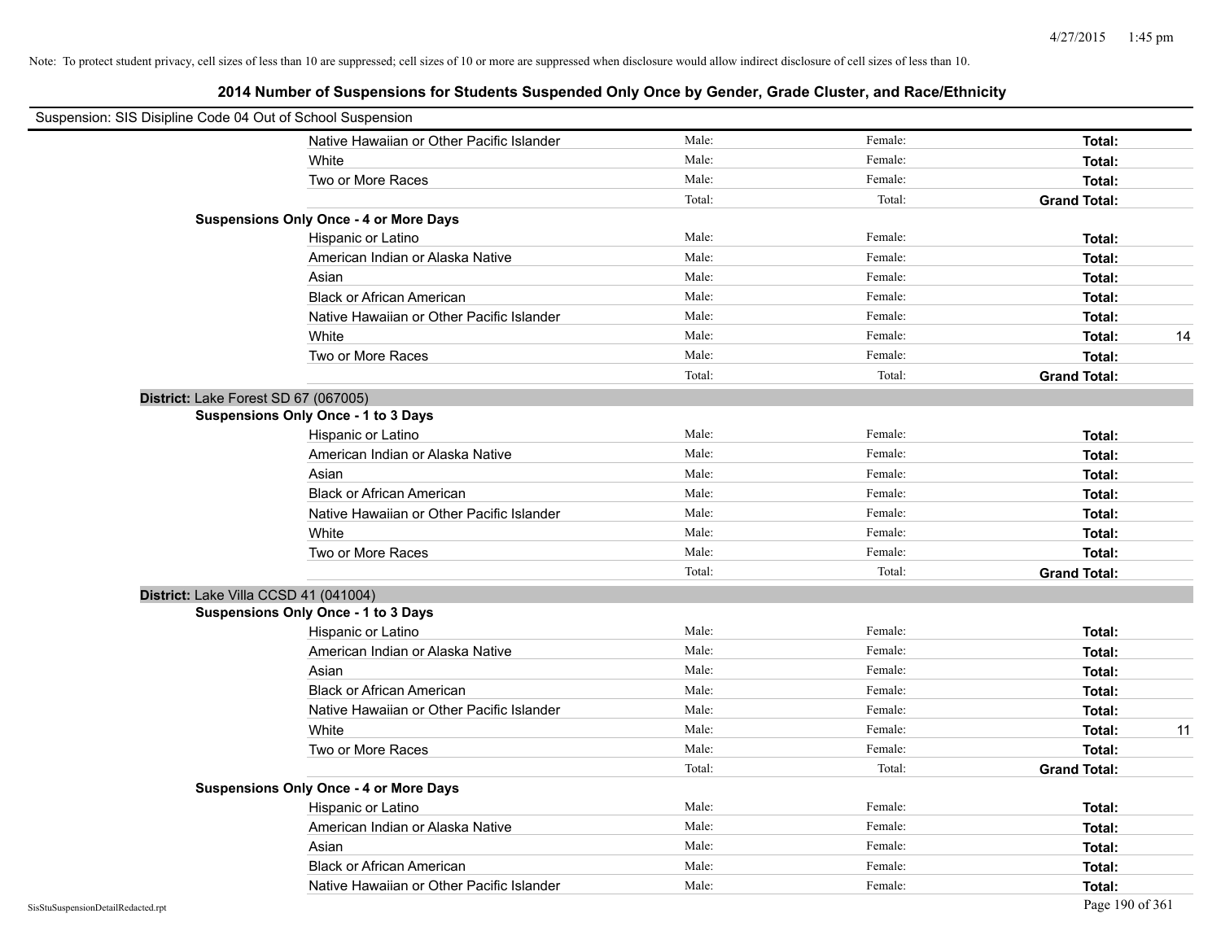Note: To protect student privacy, cell sizes of less than 10 are suppressed; cell sizes of 10 or more are suppressed when disclosure would allow indirect disclosure of cell sizes of less than 10.

## 2014 Number of Suspensions for Students Suspended Only Once by Gender, Grade Cluster, and Race/Ethnicity

Suspension: SIS Disipline Code 04 Out of School Suspension

| | | | | |
|---|---|---|---|---|
| Native Hawaiian or Other Pacific Islander | Male: | Female: | **Total:** | |
| White | Male: | Female: | **Total:** | |
| Two or More Races | Male: | Female: | **Total:** | |
| | Total: | Total: | **Grand Total:** | |
| **Suspensions Only Once - 4 or More Days** | | | | |
| Hispanic or Latino | Male: | Female: | **Total:** | |
| American Indian or Alaska Native | Male: | Female: | **Total:** | |
| Asian | Male: | Female: | **Total:** | |
| Black or African American | Male: | Female: | **Total:** | |
| Native Hawaiian or Other Pacific Islander | Male: | Female: | **Total:** | |
| White | Male: | Female: | **Total:** | 14 |
| Two or More Races | Male: | Female: | **Total:** | |
| | Total: | Total: | **Grand Total:** | |
| **District:** Lake Forest SD 67 (067005) | | | | |
| **Suspensions Only Once - 1 to 3 Days** | | | | |
| Hispanic or Latino | Male: | Female: | **Total:** | |
| American Indian or Alaska Native | Male: | Female: | **Total:** | |
| Asian | Male: | Female: | **Total:** | |
| Black or African American | Male: | Female: | **Total:** | |
| Native Hawaiian or Other Pacific Islander | Male: | Female: | **Total:** | |
| White | Male: | Female: | **Total:** | |
| Two or More Races | Male: | Female: | **Total:** | |
| | Total: | Total: | **Grand Total:** | |
| **District:** Lake Villa CCSD 41 (041004) | | | | |
| **Suspensions Only Once - 1 to 3 Days** | | | | |
| Hispanic or Latino | Male: | Female: | **Total:** | |
| American Indian or Alaska Native | Male: | Female: | **Total:** | |
| Asian | Male: | Female: | **Total:** | |
| Black or African American | Male: | Female: | **Total:** | |
| Native Hawaiian or Other Pacific Islander | Male: | Female: | **Total:** | |
| White | Male: | Female: | **Total:** | 11 |
| Two or More Races | Male: | Female: | **Total:** | |
| | Total: | Total: | **Grand Total:** | |
| **Suspensions Only Once - 4 or More Days** | | | | |
| Hispanic or Latino | Male: | Female: | **Total:** | |
| American Indian or Alaska Native | Male: | Female: | **Total:** | |
| Asian | Male: | Female: | **Total:** | |
| Black or African American | Male: | Female: | **Total:** | |
| Native Hawaiian or Other Pacific Islander | Male: | Female: | **Total:** | |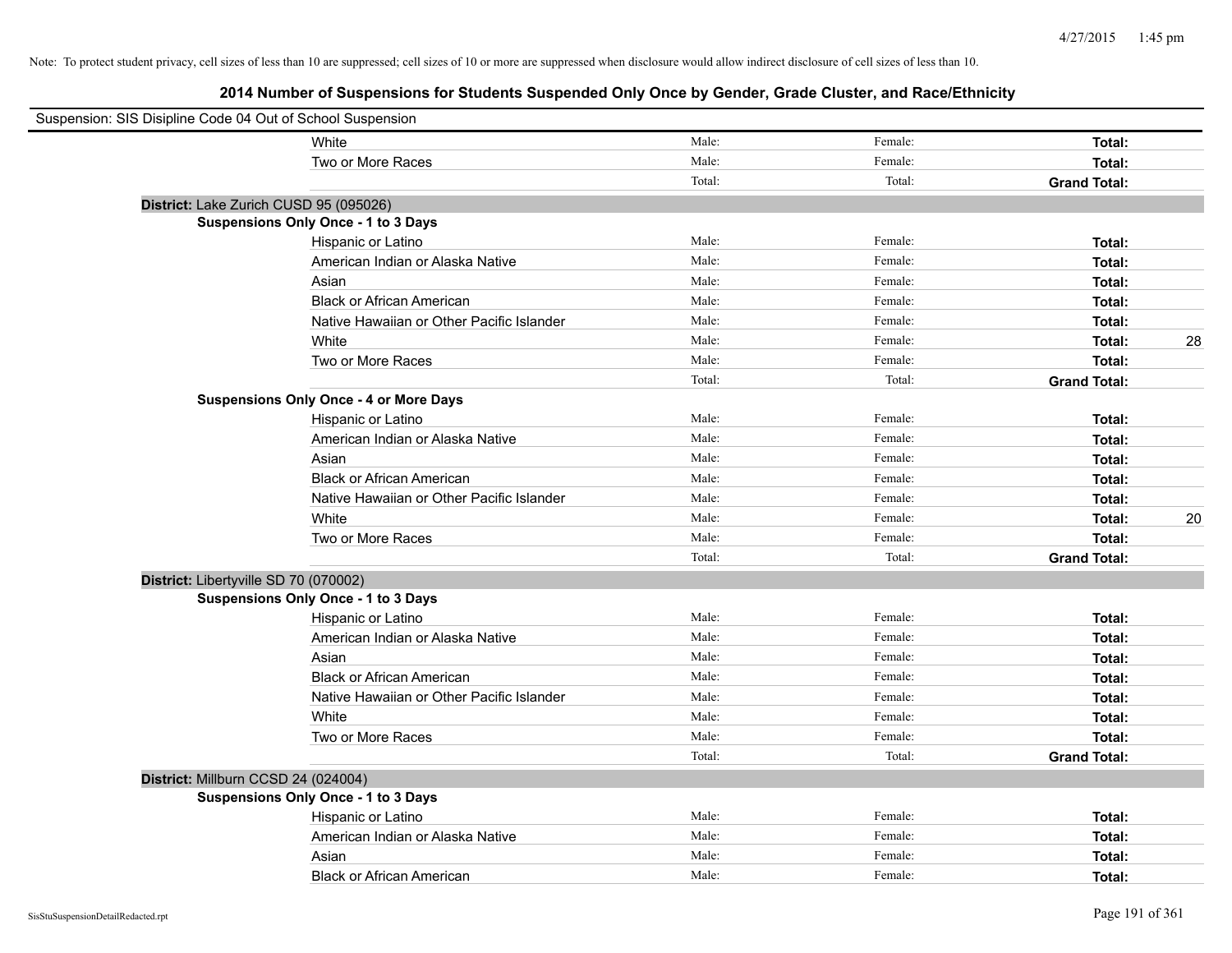Note: To protect student privacy, cell sizes of less than 10 are suppressed; cell sizes of 10 or more are suppressed when disclosure would allow indirect disclosure of cell sizes of less than 10.

## 2014 Number of Suspensions for Students Suspended Only Once by Gender, Grade Cluster, and Race/Ethnicity

Suspension: SIS Disipline Code 04 Out of School Suspension

| | | | | |
|---|---|---|---|---|
| White | Male: | Female: | **Total:** | |
| Two or More Races | Male: | Female: | **Total:** | |
| | Total: | Total: | **Grand Total:** | |

**District:** Lake Zurich CUSD 95 (095026)

**Suspensions Only Once - 1 to 3 Days**

| | | | | |
|---|---|---|---|---|
| Hispanic or Latino | Male: | Female: | **Total:** | |
| American Indian or Alaska Native | Male: | Female: | **Total:** | |
| Asian | Male: | Female: | **Total:** | |
| Black or African American | Male: | Female: | **Total:** | |
| Native Hawaiian or Other Pacific Islander | Male: | Female: | **Total:** | |
| White | Male: | Female: | **Total:** | 28 |
| Two or More Races | Male: | Female: | **Total:** | |
| | Total: | Total: | **Grand Total:** | |

**Suspensions Only Once - 4 or More Days**

| | | | | |
|---|---|---|---|---|
| Hispanic or Latino | Male: | Female: | **Total:** | |
| American Indian or Alaska Native | Male: | Female: | **Total:** | |
| Asian | Male: | Female: | **Total:** | |
| Black or African American | Male: | Female: | **Total:** | |
| Native Hawaiian or Other Pacific Islander | Male: | Female: | **Total:** | |
| White | Male: | Female: | **Total:** | 20 |
| Two or More Races | Male: | Female: | **Total:** | |
| | Total: | Total: | **Grand Total:** | |

**District:** Libertyville SD 70 (070002)

**Suspensions Only Once - 1 to 3 Days**

| | | | | |
|---|---|---|---|---|
| Hispanic or Latino | Male: | Female: | **Total:** | |
| American Indian or Alaska Native | Male: | Female: | **Total:** | |
| Asian | Male: | Female: | **Total:** | |
| Black or African American | Male: | Female: | **Total:** | |
| Native Hawaiian or Other Pacific Islander | Male: | Female: | **Total:** | |
| White | Male: | Female: | **Total:** | |
| Two or More Races | Male: | Female: | **Total:** | |
| | Total: | Total: | **Grand Total:** | |

**District:** Millburn CCSD 24 (024004)

**Suspensions Only Once - 1 to 3 Days**

| | | | | |
|---|---|---|---|---|
| Hispanic or Latino | Male: | Female: | **Total:** | |
| American Indian or Alaska Native | Male: | Female: | **Total:** | |
| Asian | Male: | Female: | **Total:** | |
| Black or African American | Male: | Female: | **Total:** | |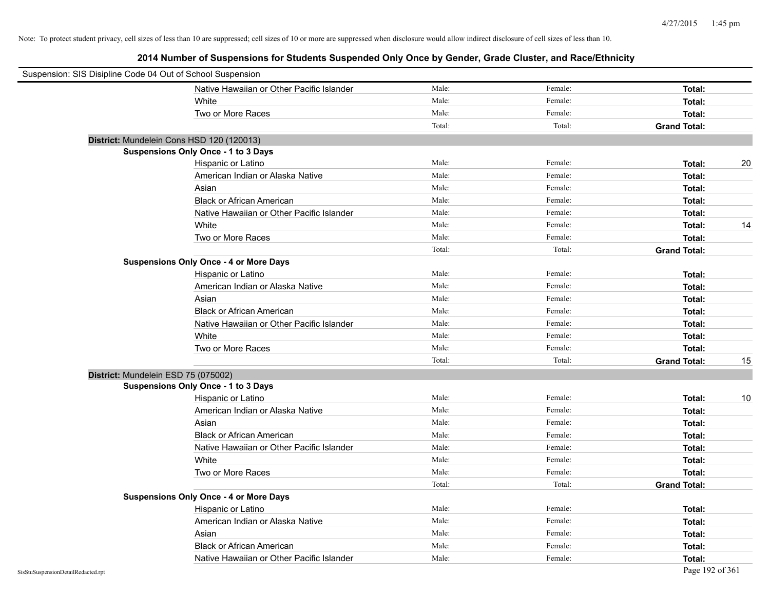Note: To protect student privacy, cell sizes of less than 10 are suppressed; cell sizes of 10 or more are suppressed when disclosure would allow indirect disclosure of cell sizes of less than 10.

## 2014 Number of Suspensions for Students Suspended Only Once by Gender, Grade Cluster, and Race/Ethnicity

Suspension: SIS Disipline Code 04 Out of School Suspension

| | Male | Female | Total | |
|---|---|---|---|---|
| Native Hawaiian or Other Pacific Islander | Male: | Female: | **Total:** | |
| White | Male: | Female: | **Total:** | |
| Two or More Races | Male: | Female: | **Total:** | |
| | Total: | Total: | **Grand Total:** | |

**District:** Mundelein Cons HSD 120 (120013)

**Suspensions Only Once - 1 to 3 Days**

| | Male | Female | Total | |
|---|---|---|---|---|
| Hispanic or Latino | Male: | Female: | **Total:** | 20 |
| American Indian or Alaska Native | Male: | Female: | **Total:** | |
| Asian | Male: | Female: | **Total:** | |
| Black or African American | Male: | Female: | **Total:** | |
| Native Hawaiian or Other Pacific Islander | Male: | Female: | **Total:** | |
| White | Male: | Female: | **Total:** | 14 |
| Two or More Races | Male: | Female: | **Total:** | |
| | Total: | Total: | **Grand Total:** | |

**Suspensions Only Once - 4 or More Days**

| | Male | Female | Total | |
|---|---|---|---|---|
| Hispanic or Latino | Male: | Female: | **Total:** | |
| American Indian or Alaska Native | Male: | Female: | **Total:** | |
| Asian | Male: | Female: | **Total:** | |
| Black or African American | Male: | Female: | **Total:** | |
| Native Hawaiian or Other Pacific Islander | Male: | Female: | **Total:** | |
| White | Male: | Female: | **Total:** | |
| Two or More Races | Male: | Female: | **Total:** | |
| | Total: | Total: | **Grand Total:** | 15 |

**District:** Mundelein ESD 75 (075002)

**Suspensions Only Once - 1 to 3 Days**

| | Male | Female | Total | |
|---|---|---|---|---|
| Hispanic or Latino | Male: | Female: | **Total:** | 10 |
| American Indian or Alaska Native | Male: | Female: | **Total:** | |
| Asian | Male: | Female: | **Total:** | |
| Black or African American | Male: | Female: | **Total:** | |
| Native Hawaiian or Other Pacific Islander | Male: | Female: | **Total:** | |
| White | Male: | Female: | **Total:** | |
| Two or More Races | Male: | Female: | **Total:** | |
| | Total: | Total: | **Grand Total:** | |

**Suspensions Only Once - 4 or More Days**

| | Male | Female | Total | |
|---|---|---|---|---|
| Hispanic or Latino | Male: | Female: | **Total:** | |
| American Indian or Alaska Native | Male: | Female: | **Total:** | |
| Asian | Male: | Female: | **Total:** | |
| Black or African American | Male: | Female: | **Total:** | |
| Native Hawaiian or Other Pacific Islander | Male: | Female: | **Total:** | |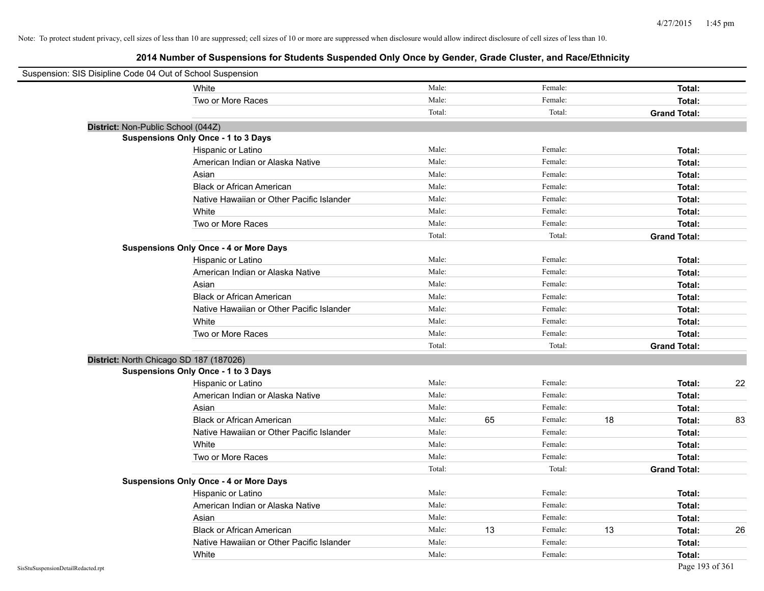Note: To protect student privacy, cell sizes of less than 10 are suppressed; cell sizes of 10 or more are suppressed when disclosure would allow indirect disclosure of cell sizes of less than 10.

# 2014 Number of Suspensions for Students Suspended Only Once by Gender, Grade Cluster, and Race/Ethnicity

Suspension: SIS Disipline Code 04 Out of School Suspension

| | | | | | | |
|---|---|---|---|---|---|---|
| White | Male: | | Female: | | **Total:** | |
| Two or More Races | Male: | | Female: | | **Total:** | |
| | Total: | | Total: | | **Grand Total:** | |

**District:** Non-Public School (044Z)

**Suspensions Only Once - 1 to 3 Days**

| | | | | | | |
|---|---|---|---|---|---|---|
| Hispanic or Latino | Male: | | Female: | | **Total:** | |
| American Indian or Alaska Native | Male: | | Female: | | **Total:** | |
| Asian | Male: | | Female: | | **Total:** | |
| Black or African American | Male: | | Female: | | **Total:** | |
| Native Hawaiian or Other Pacific Islander | Male: | | Female: | | **Total:** | |
| White | Male: | | Female: | | **Total:** | |
| Two or More Races | Male: | | Female: | | **Total:** | |
| | Total: | | Total: | | **Grand Total:** | |

**Suspensions Only Once - 4 or More Days**

| | | | | | | |
|---|---|---|---|---|---|---|
| Hispanic or Latino | Male: | | Female: | | **Total:** | |
| American Indian or Alaska Native | Male: | | Female: | | **Total:** | |
| Asian | Male: | | Female: | | **Total:** | |
| Black or African American | Male: | | Female: | | **Total:** | |
| Native Hawaiian or Other Pacific Islander | Male: | | Female: | | **Total:** | |
| White | Male: | | Female: | | **Total:** | |
| Two or More Races | Male: | | Female: | | **Total:** | |
| | Total: | | Total: | | **Grand Total:** | |

**District:** North Chicago SD 187 (187026)

**Suspensions Only Once - 1 to 3 Days**

| | | | | | | |
|---|---|---|---|---|---|---|
| Hispanic or Latino | Male: | | Female: | | **Total:** | 22 |
| American Indian or Alaska Native | Male: | | Female: | | **Total:** | |
| Asian | Male: | | Female: | | **Total:** | |
| Black or African American | Male: | 65 | Female: | 18 | **Total:** | 83 |
| Native Hawaiian or Other Pacific Islander | Male: | | Female: | | **Total:** | |
| White | Male: | | Female: | | **Total:** | |
| Two or More Races | Male: | | Female: | | **Total:** | |
| | Total: | | Total: | | **Grand Total:** | |

**Suspensions Only Once - 4 or More Days**

| | | | | | | |
|---|---|---|---|---|---|---|
| Hispanic or Latino | Male: | | Female: | | **Total:** | |
| American Indian or Alaska Native | Male: | | Female: | | **Total:** | |
| Asian | Male: | | Female: | | **Total:** | |
| Black or African American | Male: | 13 | Female: | 13 | **Total:** | 26 |
| Native Hawaiian or Other Pacific Islander | Male: | | Female: | | **Total:** | |
| White | Male: | | Female: | | **Total:** | |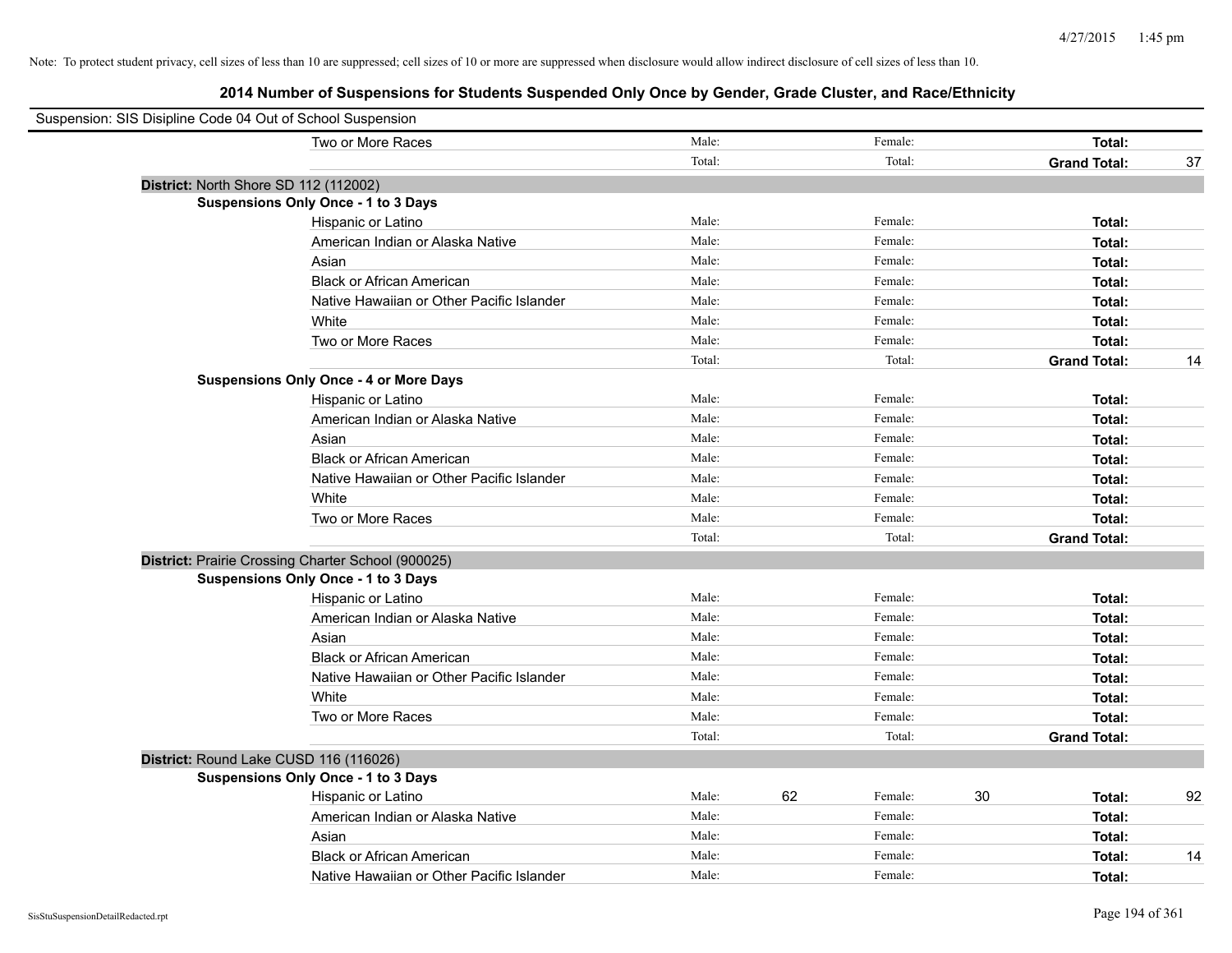Note: To protect student privacy, cell sizes of less than 10 are suppressed; cell sizes of 10 or more are suppressed when disclosure would allow indirect disclosure of cell sizes of less than 10.

## 2014 Number of Suspensions for Students Suspended Only Once by Gender, Grade Cluster, and Race/Ethnicity

Suspension: SIS Disipline Code 04 Out of School Suspension

| | | | | | | | |
|---|---|---|---|---|---|---|---|
| Two or More Races | Male: | | Female: | | **Total:** | |
| | Total: | | Total: | | **Grand Total:** | 37 |

**District:** North Shore SD 112 (112002)

**Suspensions Only Once - 1 to 3 Days**

| | | | | | | |
|---|---|---|---|---|---|---|
| Hispanic or Latino | Male: | | Female: | | **Total:** | |
| American Indian or Alaska Native | Male: | | Female: | | **Total:** | |
| Asian | Male: | | Female: | | **Total:** | |
| Black or African American | Male: | | Female: | | **Total:** | |
| Native Hawaiian or Other Pacific Islander | Male: | | Female: | | **Total:** | |
| White | Male: | | Female: | | **Total:** | |
| Two or More Races | Male: | | Female: | | **Total:** | |
| | Total: | | Total: | | **Grand Total:** | 14 |

**Suspensions Only Once - 4 or More Days**

| | | | | | | |
|---|---|---|---|---|---|---|
| Hispanic or Latino | Male: | | Female: | | **Total:** | |
| American Indian or Alaska Native | Male: | | Female: | | **Total:** | |
| Asian | Male: | | Female: | | **Total:** | |
| Black or African American | Male: | | Female: | | **Total:** | |
| Native Hawaiian or Other Pacific Islander | Male: | | Female: | | **Total:** | |
| White | Male: | | Female: | | **Total:** | |
| Two or More Races | Male: | | Female: | | **Total:** | |
| | Total: | | Total: | | **Grand Total:** | |

**District:** Prairie Crossing Charter School (900025)

**Suspensions Only Once - 1 to 3 Days**

| | | | | | | |
|---|---|---|---|---|---|---|
| Hispanic or Latino | Male: | | Female: | | **Total:** | |
| American Indian or Alaska Native | Male: | | Female: | | **Total:** | |
| Asian | Male: | | Female: | | **Total:** | |
| Black or African American | Male: | | Female: | | **Total:** | |
| Native Hawaiian or Other Pacific Islander | Male: | | Female: | | **Total:** | |
| White | Male: | | Female: | | **Total:** | |
| Two or More Races | Male: | | Female: | | **Total:** | |
| | Total: | | Total: | | **Grand Total:** | |

**District:** Round Lake CUSD 116 (116026)

**Suspensions Only Once - 1 to 3 Days**

| | | | | | | |
|---|---|---|---|---|---|---|
| Hispanic or Latino | Male: | 62 | Female: | 30 | **Total:** | 92 |
| American Indian or Alaska Native | Male: | | Female: | | **Total:** | |
| Asian | Male: | | Female: | | **Total:** | |
| Black or African American | Male: | | Female: | | **Total:** | 14 |
| Native Hawaiian or Other Pacific Islander | Male: | | Female: | | **Total:** | |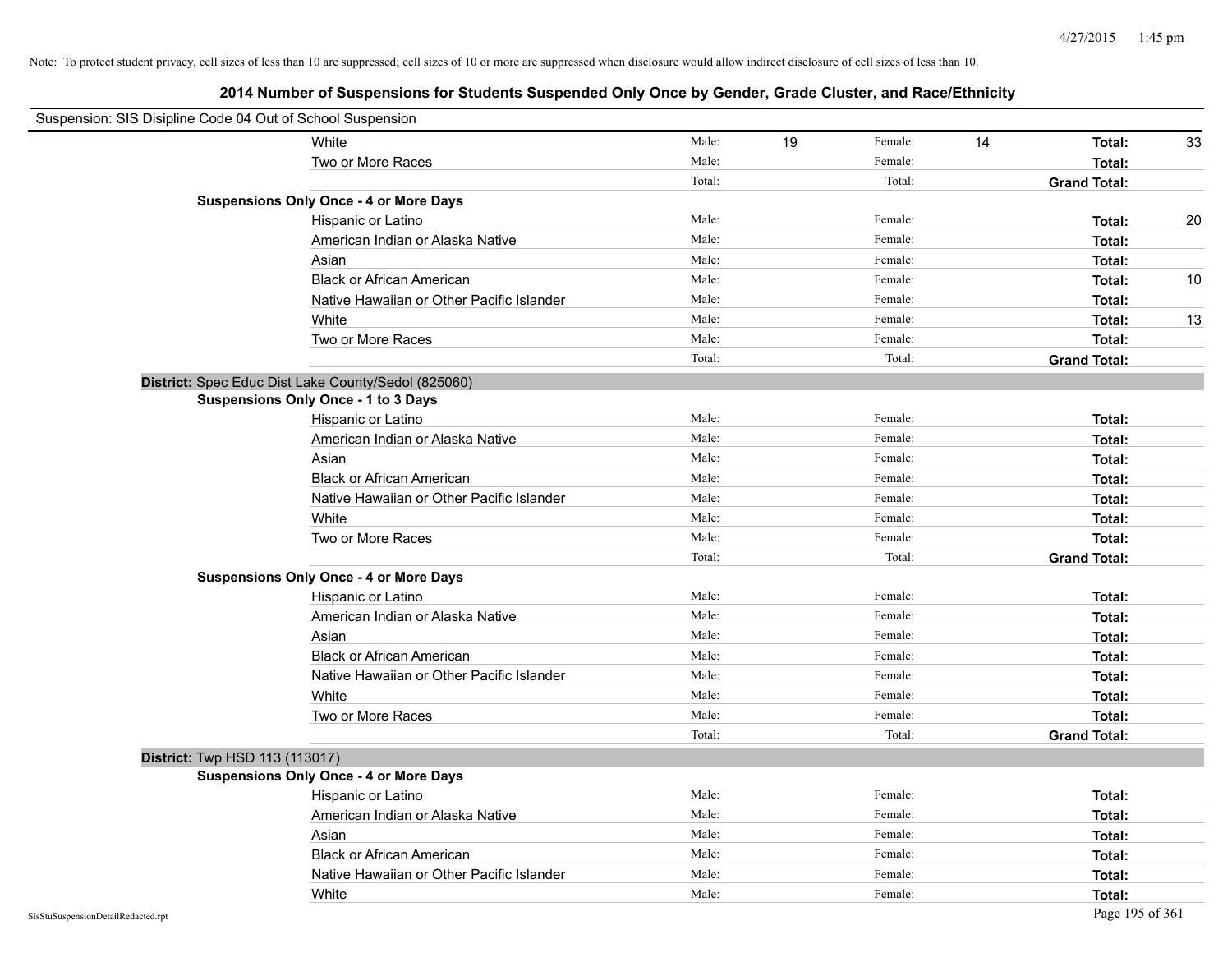Note: To protect student privacy, cell sizes of less than 10 are suppressed; cell sizes of 10 or more are suppressed when disclosure would allow indirect disclosure of cell sizes of less than 10.

## 2014 Number of Suspensions for Students Suspended Only Once by Gender, Grade Cluster, and Race/Ethnicity

Suspension: SIS Disipline Code 04 Out of School Suspension

| | | | | | | | |
|---|---|---|---|---|---|---|---|
| White | Male: | 19 | Female: | 14 | **Total:** | 33 |
| Two or More Races | Male: | | Female: | | **Total:** | |
| | Total: | | Total: | | **Grand Total:** | |

**Suspensions Only Once - 4 or More Days**

| | | | | | | |
|---|---|---|---|---|---|---|
| Hispanic or Latino | Male: | | Female: | | **Total:** | 20 |
| American Indian or Alaska Native | Male: | | Female: | | **Total:** | |
| Asian | Male: | | Female: | | **Total:** | |
| Black or African American | Male: | | Female: | | **Total:** | 10 |
| Native Hawaiian or Other Pacific Islander | Male: | | Female: | | **Total:** | |
| White | Male: | | Female: | | **Total:** | 13 |
| Two or More Races | Male: | | Female: | | **Total:** | |
| | Total: | | Total: | | **Grand Total:** | |

**District:** Spec Educ Dist Lake County/Sedol (825060)

**Suspensions Only Once - 1 to 3 Days**

| | | | | | | |
|---|---|---|---|---|---|---|
| Hispanic or Latino | Male: | | Female: | | **Total:** | |
| American Indian or Alaska Native | Male: | | Female: | | **Total:** | |
| Asian | Male: | | Female: | | **Total:** | |
| Black or African American | Male: | | Female: | | **Total:** | |
| Native Hawaiian or Other Pacific Islander | Male: | | Female: | | **Total:** | |
| White | Male: | | Female: | | **Total:** | |
| Two or More Races | Male: | | Female: | | **Total:** | |
| | Total: | | Total: | | **Grand Total:** | |

**Suspensions Only Once - 4 or More Days**

| | | | | | | |
|---|---|---|---|---|---|---|
| Hispanic or Latino | Male: | | Female: | | **Total:** | |
| American Indian or Alaska Native | Male: | | Female: | | **Total:** | |
| Asian | Male: | | Female: | | **Total:** | |
| Black or African American | Male: | | Female: | | **Total:** | |
| Native Hawaiian or Other Pacific Islander | Male: | | Female: | | **Total:** | |
| White | Male: | | Female: | | **Total:** | |
| Two or More Races | Male: | | Female: | | **Total:** | |
| | Total: | | Total: | | **Grand Total:** | |

**District:** Twp HSD 113 (113017)

**Suspensions Only Once - 4 or More Days**

| | | | | | | |
|---|---|---|---|---|---|---|
| Hispanic or Latino | Male: | | Female: | | **Total:** | |
| American Indian or Alaska Native | Male: | | Female: | | **Total:** | |
| Asian | Male: | | Female: | | **Total:** | |
| Black or African American | Male: | | Female: | | **Total:** | |
| Native Hawaiian or Other Pacific Islander | Male: | | Female: | | **Total:** | |
| White | Male: | | Female: | | **Total:** | |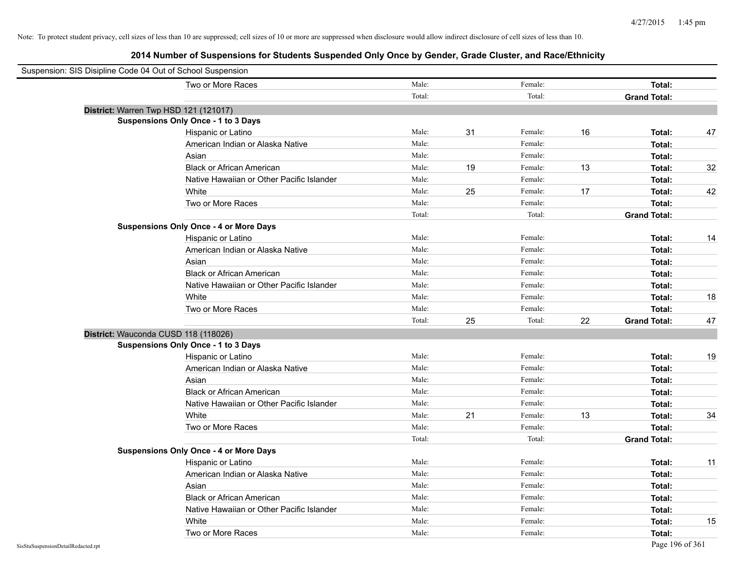Note: To protect student privacy, cell sizes of less than 10 are suppressed; cell sizes of 10 or more are suppressed when disclosure would allow indirect disclosure of cell sizes of less than 10.

## 2014 Number of Suspensions for Students Suspended Only Once by Gender, Grade Cluster, and Race/Ethnicity

Suspension: SIS Disipline Code 04 Out of School Suspension

| | Male: | | Female: | | | |
|---|---|---|---|---|---|---|
| Two or More Races | Male: | | Female: | | Total: | |
| | Total: | | Total: | | Grand Total: | |

**District:** Warren Twp HSD 121 (121017)

**Suspensions Only Once - 1 to 3 Days**

| Race/Ethnicity | | Male | | Female | | Total |
|---|---|---|---|---|---|---|
| Hispanic or Latino | Male: | 31 | Female: | 16 | Total: | 47 |
| American Indian or Alaska Native | Male: | | Female: | | Total: | |
| Asian | Male: | | Female: | | Total: | |
| Black or African American | Male: | 19 | Female: | 13 | Total: | 32 |
| Native Hawaiian or Other Pacific Islander | Male: | | Female: | | Total: | |
| White | Male: | 25 | Female: | 17 | Total: | 42 |
| Two or More Races | Male: | | Female: | | Total: | |
| | Total: | | Total: | | Grand Total: | |

**Suspensions Only Once - 4 or More Days**

| Race/Ethnicity | | Male | | Female | | Total |
|---|---|---|---|---|---|---|
| Hispanic or Latino | Male: | | Female: | | Total: | 14 |
| American Indian or Alaska Native | Male: | | Female: | | Total: | |
| Asian | Male: | | Female: | | Total: | |
| Black or African American | Male: | | Female: | | Total: | |
| Native Hawaiian or Other Pacific Islander | Male: | | Female: | | Total: | |
| White | Male: | | Female: | | Total: | 18 |
| Two or More Races | Male: | | Female: | | Total: | |
| | Total: | 25 | Total: | 22 | Grand Total: | 47 |

**District:** Wauconda CUSD 118 (118026)

**Suspensions Only Once - 1 to 3 Days**

| Race/Ethnicity | | Male | | Female | | Total |
|---|---|---|---|---|---|---|
| Hispanic or Latino | Male: | | Female: | | Total: | 19 |
| American Indian or Alaska Native | Male: | | Female: | | Total: | |
| Asian | Male: | | Female: | | Total: | |
| Black or African American | Male: | | Female: | | Total: | |
| Native Hawaiian or Other Pacific Islander | Male: | | Female: | | Total: | |
| White | Male: | 21 | Female: | 13 | Total: | 34 |
| Two or More Races | Male: | | Female: | | Total: | |
| | Total: | | Total: | | Grand Total: | |

**Suspensions Only Once - 4 or More Days**

| Race/Ethnicity | | Male | | Female | | Total |
|---|---|---|---|---|---|---|
| Hispanic or Latino | Male: | | Female: | | Total: | 11 |
| American Indian or Alaska Native | Male: | | Female: | | Total: | |
| Asian | Male: | | Female: | | Total: | |
| Black or African American | Male: | | Female: | | Total: | |
| Native Hawaiian or Other Pacific Islander | Male: | | Female: | | Total: | |
| White | Male: | | Female: | | Total: | 15 |
| Two or More Races | Male: | | Female: | | Total: | |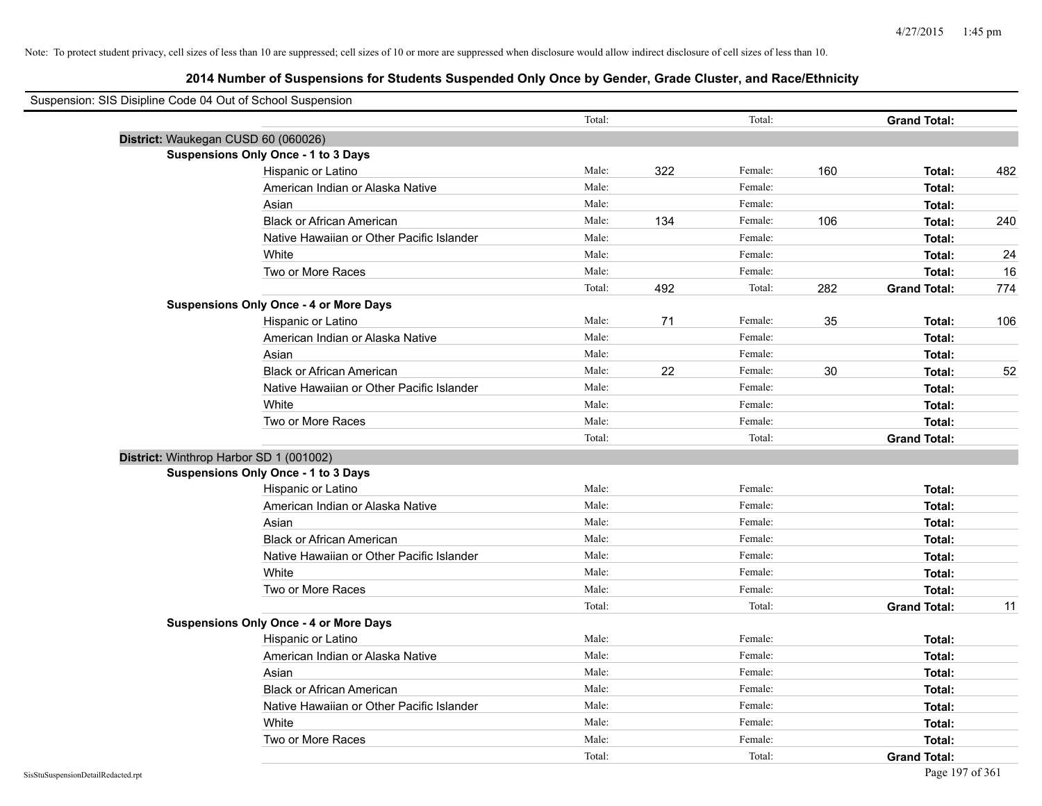Note: To protect student privacy, cell sizes of less than 10 are suppressed; cell sizes of 10 or more are suppressed when disclosure would allow indirect disclosure of cell sizes of less than 10.

## 2014 Number of Suspensions for Students Suspended Only Once by Gender, Grade Cluster, and Race/Ethnicity

Suspension: SIS Disipline Code 04 Out of School Suspension

| | | | | | | | |
|---|---|---|---|---|---|---|---|
| | Total: | | Total: | | **Grand Total:** | |
| **District:** Waukegan CUSD 60 (060026) | | | | | | |
| **Suspensions Only Once - 1 to 3 Days** | | | | | | |
| Hispanic or Latino | Male: | 322 | Female: | 160 | **Total:** | 482 |
| American Indian or Alaska Native | Male: | | Female: | | **Total:** | |
| Asian | Male: | | Female: | | **Total:** | |
| Black or African American | Male: | 134 | Female: | 106 | **Total:** | 240 |
| Native Hawaiian or Other Pacific Islander | Male: | | Female: | | **Total:** | |
| White | Male: | | Female: | | **Total:** | 24 |
| Two or More Races | Male: | | Female: | | **Total:** | 16 |
| | Total: | 492 | Total: | 282 | **Grand Total:** | 774 |
| **Suspensions Only Once - 4 or More Days** | | | | | | |
| Hispanic or Latino | Male: | 71 | Female: | 35 | **Total:** | 106 |
| American Indian or Alaska Native | Male: | | Female: | | **Total:** | |
| Asian | Male: | | Female: | | **Total:** | |
| Black or African American | Male: | 22 | Female: | 30 | **Total:** | 52 |
| Native Hawaiian or Other Pacific Islander | Male: | | Female: | | **Total:** | |
| White | Male: | | Female: | | **Total:** | |
| Two or More Races | Male: | | Female: | | **Total:** | |
| | Total: | | Total: | | **Grand Total:** | |
| **District:** Winthrop Harbor SD 1 (001002) | | | | | | |
| **Suspensions Only Once - 1 to 3 Days** | | | | | | |
| Hispanic or Latino | Male: | | Female: | | **Total:** | |
| American Indian or Alaska Native | Male: | | Female: | | **Total:** | |
| Asian | Male: | | Female: | | **Total:** | |
| Black or African American | Male: | | Female: | | **Total:** | |
| Native Hawaiian or Other Pacific Islander | Male: | | Female: | | **Total:** | |
| White | Male: | | Female: | | **Total:** | |
| Two or More Races | Male: | | Female: | | **Total:** | |
| | Total: | | Total: | | **Grand Total:** | 11 |
| **Suspensions Only Once - 4 or More Days** | | | | | | |
| Hispanic or Latino | Male: | | Female: | | **Total:** | |
| American Indian or Alaska Native | Male: | | Female: | | **Total:** | |
| Asian | Male: | | Female: | | **Total:** | |
| Black or African American | Male: | | Female: | | **Total:** | |
| Native Hawaiian or Other Pacific Islander | Male: | | Female: | | **Total:** | |
| White | Male: | | Female: | | **Total:** | |
| Two or More Races | Male: | | Female: | | **Total:** | |
| | Total: | | Total: | | **Grand Total:** | |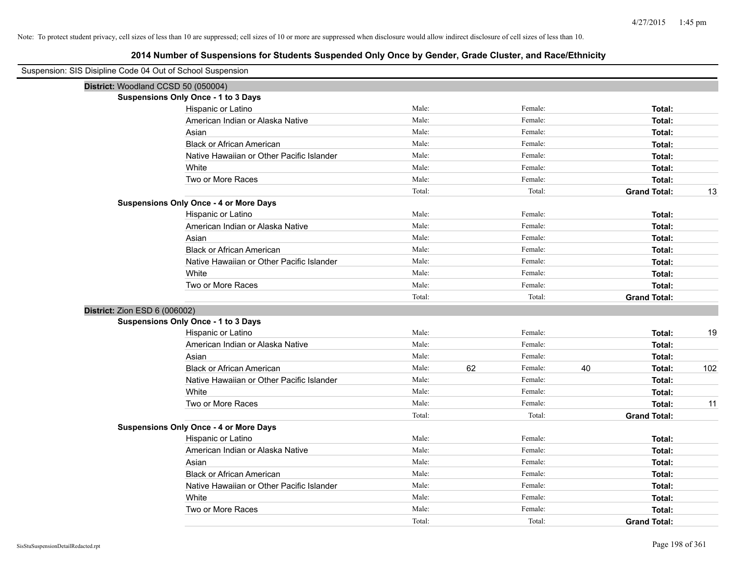Note: To protect student privacy, cell sizes of less than 10 are suppressed; cell sizes of 10 or more are suppressed when disclosure would allow indirect disclosure of cell sizes of less than 10.

## 2014 Number of Suspensions for Students Suspended Only Once by Gender, Grade Cluster, and Race/Ethnicity

Suspension: SIS Disipline Code 04 Out of School Suspension

### District: Woodland CCSD 50 (050004)

**Suspensions Only Once - 1 to 3 Days**

| | Male: | | Female: | | | |
|---|---|---|---|---|---|---|
| Hispanic or Latino | Male: | | Female: | | **Total:** | |
| American Indian or Alaska Native | Male: | | Female: | | **Total:** | |
| Asian | Male: | | Female: | | **Total:** | |
| Black or African American | Male: | | Female: | | **Total:** | |
| Native Hawaiian or Other Pacific Islander | Male: | | Female: | | **Total:** | |
| White | Male: | | Female: | | **Total:** | |
| Two or More Races | Male: | | Female: | | **Total:** | |
| | Total: | | Total: | | **Grand Total:** | 13 |

**Suspensions Only Once - 4 or More Days**

| | Male: | | Female: | | | |
|---|---|---|---|---|---|---|
| Hispanic or Latino | Male: | | Female: | | **Total:** | |
| American Indian or Alaska Native | Male: | | Female: | | **Total:** | |
| Asian | Male: | | Female: | | **Total:** | |
| Black or African American | Male: | | Female: | | **Total:** | |
| Native Hawaiian or Other Pacific Islander | Male: | | Female: | | **Total:** | |
| White | Male: | | Female: | | **Total:** | |
| Two or More Races | Male: | | Female: | | **Total:** | |
| | Total: | | Total: | | **Grand Total:** | |

### District: Zion ESD 6 (006002)

**Suspensions Only Once - 1 to 3 Days**

| | Male: | | Female: | | | |
|---|---|---|---|---|---|---|
| Hispanic or Latino | Male: | | Female: | | **Total:** | 19 |
| American Indian or Alaska Native | Male: | | Female: | | **Total:** | |
| Asian | Male: | | Female: | | **Total:** | |
| Black or African American | Male: | 62 | Female: | 40 | **Total:** | 102 |
| Native Hawaiian or Other Pacific Islander | Male: | | Female: | | **Total:** | |
| White | Male: | | Female: | | **Total:** | |
| Two or More Races | Male: | | Female: | | **Total:** | 11 |
| | Total: | | Total: | | **Grand Total:** | |

**Suspensions Only Once - 4 or More Days**

| | Male: | | Female: | | | |
|---|---|---|---|---|---|---|
| Hispanic or Latino | Male: | | Female: | | **Total:** | |
| American Indian or Alaska Native | Male: | | Female: | | **Total:** | |
| Asian | Male: | | Female: | | **Total:** | |
| Black or African American | Male: | | Female: | | **Total:** | |
| Native Hawaiian or Other Pacific Islander | Male: | | Female: | | **Total:** | |
| White | Male: | | Female: | | **Total:** | |
| Two or More Races | Male: | | Female: | | **Total:** | |
| | Total: | | Total: | | **Grand Total:** | |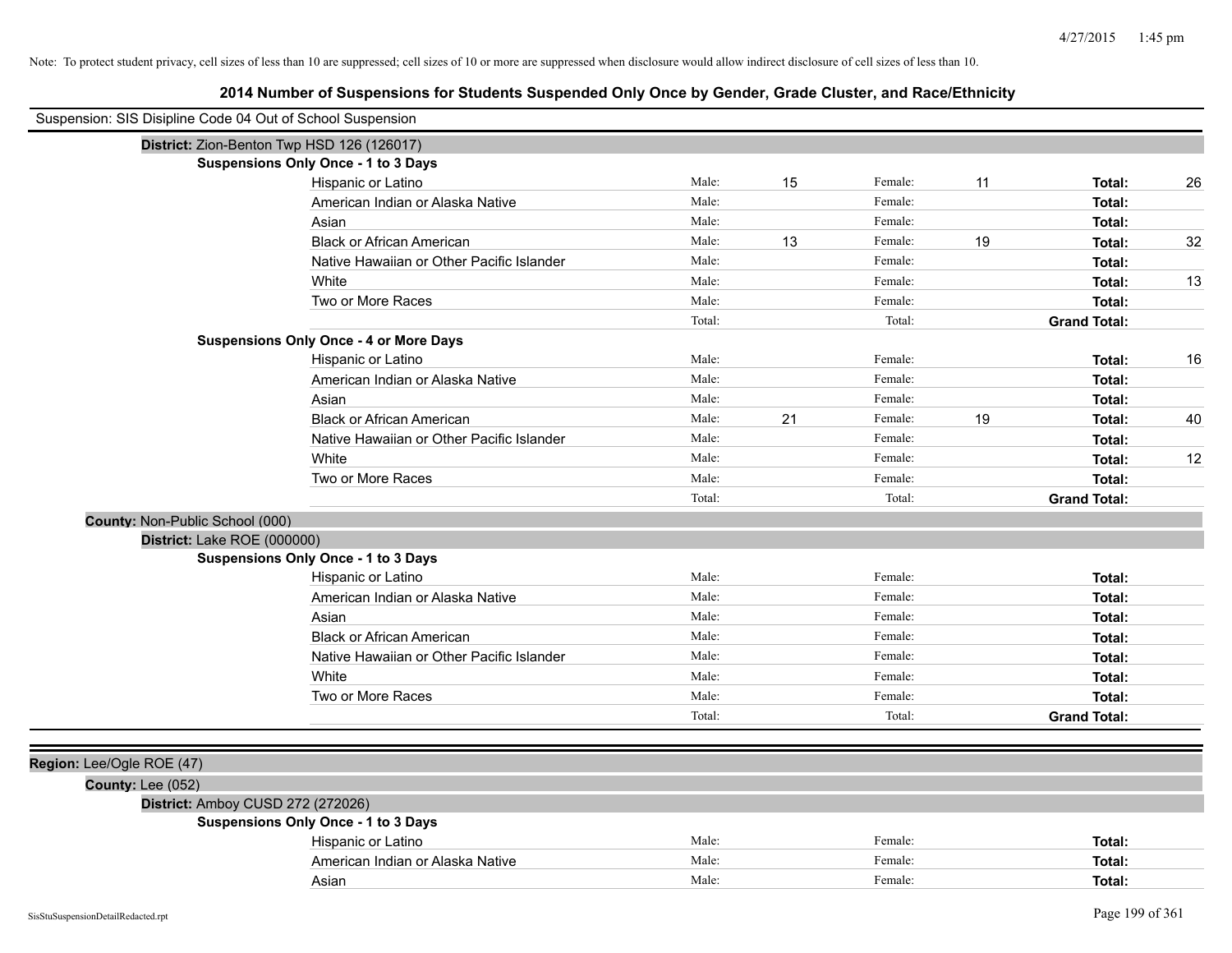Note: To protect student privacy, cell sizes of less than 10 are suppressed; cell sizes of 10 or more are suppressed when disclosure would allow indirect disclosure of cell sizes of less than 10.

## 2014 Number of Suspensions for Students Suspended Only Once by Gender, Grade Cluster, and Race/Ethnicity

Suspension: SIS Disipline Code 04 Out of School Suspension

**District:** Zion-Benton Twp HSD 126 (126017)

**Suspensions Only Once - 1 to 3 Days**

| Race/Ethnicity | Male: | | Female: | | Total: | |
|---|---|---|---|---|---|---|
| Hispanic or Latino | Male: | 15 | Female: | 11 | **Total:** | 26 |
| American Indian or Alaska Native | Male: | | Female: | | **Total:** | |
| Asian | Male: | | Female: | | **Total:** | |
| Black or African American | Male: | 13 | Female: | 19 | **Total:** | 32 |
| Native Hawaiian or Other Pacific Islander | Male: | | Female: | | **Total:** | |
| White | Male: | | Female: | | **Total:** | 13 |
| Two or More Races | Male: | | Female: | | **Total:** | |
| | Total: | | Total: | | **Grand Total:** | |

**Suspensions Only Once - 4 or More Days**

| Race/Ethnicity | Male: | | Female: | | Total: | |
|---|---|---|---|---|---|---|
| Hispanic or Latino | Male: | | Female: | | **Total:** | 16 |
| American Indian or Alaska Native | Male: | | Female: | | **Total:** | |
| Asian | Male: | | Female: | | **Total:** | |
| Black or African American | Male: | 21 | Female: | 19 | **Total:** | 40 |
| Native Hawaiian or Other Pacific Islander | Male: | | Female: | | **Total:** | |
| White | Male: | | Female: | | **Total:** | 12 |
| Two or More Races | Male: | | Female: | | **Total:** | |
| | Total: | | Total: | | **Grand Total:** | |

**County:** Non-Public School (000)

**District:** Lake ROE (000000)

**Suspensions Only Once - 1 to 3 Days**

| Race/Ethnicity | Male: | | Female: | | Total: | |
|---|---|---|---|---|---|---|
| Hispanic or Latino | Male: | | Female: | | **Total:** | |
| American Indian or Alaska Native | Male: | | Female: | | **Total:** | |
| Asian | Male: | | Female: | | **Total:** | |
| Black or African American | Male: | | Female: | | **Total:** | |
| Native Hawaiian or Other Pacific Islander | Male: | | Female: | | **Total:** | |
| White | Male: | | Female: | | **Total:** | |
| Two or More Races | Male: | | Female: | | **Total:** | |
| | Total: | | Total: | | **Grand Total:** | |

**Region:** Lee/Ogle ROE (47)

**County:** Lee (052)

**District:** Amboy CUSD 272 (272026)

**Suspensions Only Once - 1 to 3 Days**

| Race/Ethnicity | Male: | | Female: | | Total: | |
|---|---|---|---|---|---|---|
| Hispanic or Latino | Male: | | Female: | | **Total:** | |
| American Indian or Alaska Native | Male: | | Female: | | **Total:** | |
| Asian | Male: | | Female: | | **Total:** | |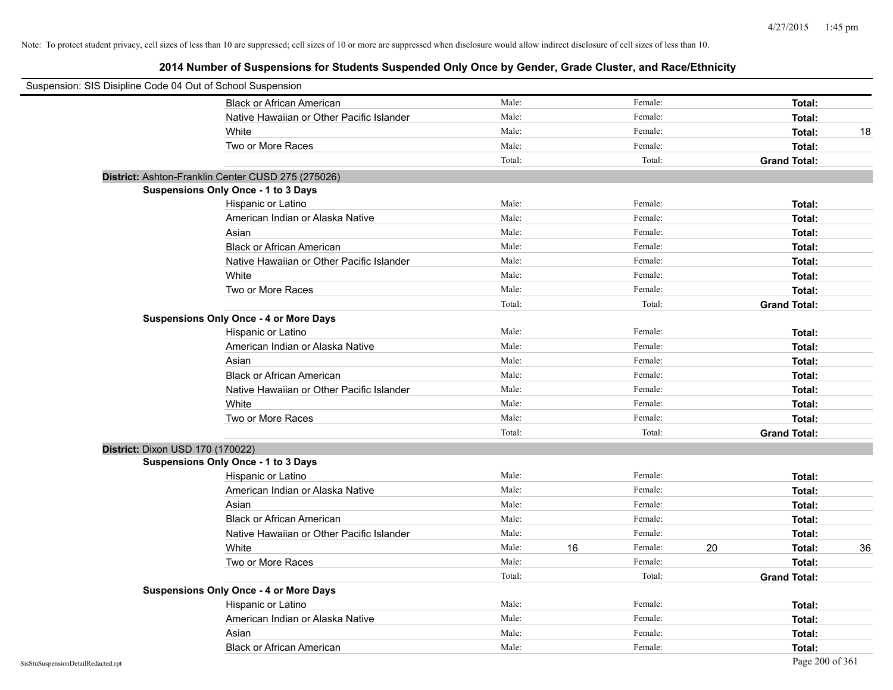Note: To protect student privacy, cell sizes of less than 10 are suppressed; cell sizes of 10 or more are suppressed when disclosure would allow indirect disclosure of cell sizes of less than 10.

## 2014 Number of Suspensions for Students Suspended Only Once by Gender, Grade Cluster, and Race/Ethnicity

Suspension: SIS Disipline Code 04 Out of School Suspension

| | | | | | | |
|---|---|---|---|---|---|---|
| Black or African American | Male: | | Female: | | **Total:** | |
| Native Hawaiian or Other Pacific Islander | Male: | | Female: | | **Total:** | |
| White | Male: | | Female: | | **Total:** | 18 |
| Two or More Races | Male: | | Female: | | **Total:** | |
| | Total: | | Total: | | **Grand Total:** | |

**District:** Ashton-Franklin Center CUSD 275 (275026)

**Suspensions Only Once - 1 to 3 Days**

| | | | | | | |
|---|---|---|---|---|---|---|
| Hispanic or Latino | Male: | | Female: | | **Total:** | |
| American Indian or Alaska Native | Male: | | Female: | | **Total:** | |
| Asian | Male: | | Female: | | **Total:** | |
| Black or African American | Male: | | Female: | | **Total:** | |
| Native Hawaiian or Other Pacific Islander | Male: | | Female: | | **Total:** | |
| White | Male: | | Female: | | **Total:** | |
| Two or More Races | Male: | | Female: | | **Total:** | |
| | Total: | | Total: | | **Grand Total:** | |

**Suspensions Only Once - 4 or More Days**

| | | | | | | |
|---|---|---|---|---|---|---|
| Hispanic or Latino | Male: | | Female: | | **Total:** | |
| American Indian or Alaska Native | Male: | | Female: | | **Total:** | |
| Asian | Male: | | Female: | | **Total:** | |
| Black or African American | Male: | | Female: | | **Total:** | |
| Native Hawaiian or Other Pacific Islander | Male: | | Female: | | **Total:** | |
| White | Male: | | Female: | | **Total:** | |
| Two or More Races | Male: | | Female: | | **Total:** | |
| | Total: | | Total: | | **Grand Total:** | |

**District:** Dixon USD 170 (170022)

**Suspensions Only Once - 1 to 3 Days**

| | | | | | | |
|---|---|---|---|---|---|---|
| Hispanic or Latino | Male: | | Female: | | **Total:** | |
| American Indian or Alaska Native | Male: | | Female: | | **Total:** | |
| Asian | Male: | | Female: | | **Total:** | |
| Black or African American | Male: | | Female: | | **Total:** | |
| Native Hawaiian or Other Pacific Islander | Male: | | Female: | | **Total:** | |
| White | Male: | 16 | Female: | 20 | **Total:** | 36 |
| Two or More Races | Male: | | Female: | | **Total:** | |
| | Total: | | Total: | | **Grand Total:** | |

**Suspensions Only Once - 4 or More Days**

| | | | | | | |
|---|---|---|---|---|---|---|
| Hispanic or Latino | Male: | | Female: | | **Total:** | |
| American Indian or Alaska Native | Male: | | Female: | | **Total:** | |
| Asian | Male: | | Female: | | **Total:** | |
| Black or African American | Male: | | Female: | | **Total:** | |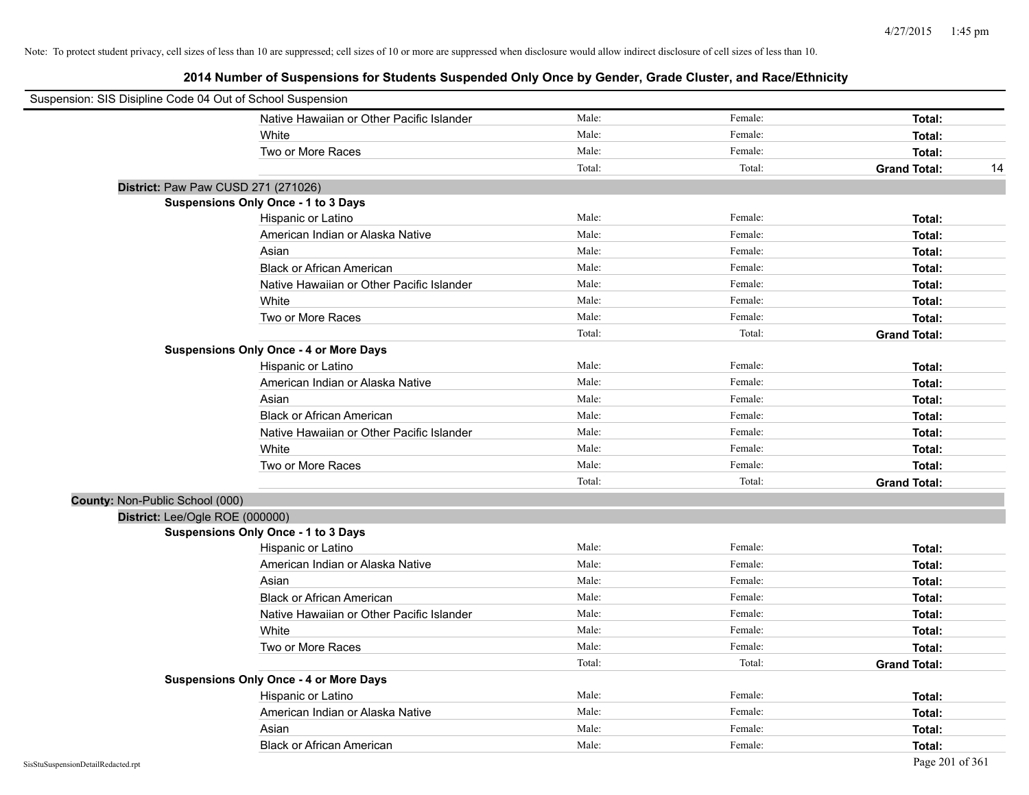Note: To protect student privacy, cell sizes of less than 10 are suppressed; cell sizes of 10 or more are suppressed when disclosure would allow indirect disclosure of cell sizes of less than 10.

## 2014 Number of Suspensions for Students Suspended Only Once by Gender, Grade Cluster, and Race/Ethnicity

Suspension: SIS Disipline Code 04 Out of School Suspension

| | | | | |
|---|---|---|---|---|
| Native Hawaiian or Other Pacific Islander | Male: | Female: | **Total:** | |
| White | Male: | Female: | **Total:** | |
| Two or More Races | Male: | Female: | **Total:** | |
| | Total: | Total: | **Grand Total:** | 14 |

**District:** Paw Paw CUSD 271 (271026)

**Suspensions Only Once - 1 to 3 Days**

| | | | | |
|---|---|---|---|---|
| Hispanic or Latino | Male: | Female: | **Total:** | |
| American Indian or Alaska Native | Male: | Female: | **Total:** | |
| Asian | Male: | Female: | **Total:** | |
| Black or African American | Male: | Female: | **Total:** | |
| Native Hawaiian or Other Pacific Islander | Male: | Female: | **Total:** | |
| White | Male: | Female: | **Total:** | |
| Two or More Races | Male: | Female: | **Total:** | |
| | Total: | Total: | **Grand Total:** | |

**Suspensions Only Once - 4 or More Days**

| | | | | |
|---|---|---|---|---|
| Hispanic or Latino | Male: | Female: | **Total:** | |
| American Indian or Alaska Native | Male: | Female: | **Total:** | |
| Asian | Male: | Female: | **Total:** | |
| Black or African American | Male: | Female: | **Total:** | |
| Native Hawaiian or Other Pacific Islander | Male: | Female: | **Total:** | |
| White | Male: | Female: | **Total:** | |
| Two or More Races | Male: | Female: | **Total:** | |
| | Total: | Total: | **Grand Total:** | |

**County:** Non-Public School (000)

**District:** Lee/Ogle ROE (000000)

**Suspensions Only Once - 1 to 3 Days**

| | | | | |
|---|---|---|---|---|
| Hispanic or Latino | Male: | Female: | **Total:** | |
| American Indian or Alaska Native | Male: | Female: | **Total:** | |
| Asian | Male: | Female: | **Total:** | |
| Black or African American | Male: | Female: | **Total:** | |
| Native Hawaiian or Other Pacific Islander | Male: | Female: | **Total:** | |
| White | Male: | Female: | **Total:** | |
| Two or More Races | Male: | Female: | **Total:** | |
| | Total: | Total: | **Grand Total:** | |

**Suspensions Only Once - 4 or More Days**

| | | | | |
|---|---|---|---|---|
| Hispanic or Latino | Male: | Female: | **Total:** | |
| American Indian or Alaska Native | Male: | Female: | **Total:** | |
| Asian | Male: | Female: | **Total:** | |
| Black or African American | Male: | Female: | **Total:** | |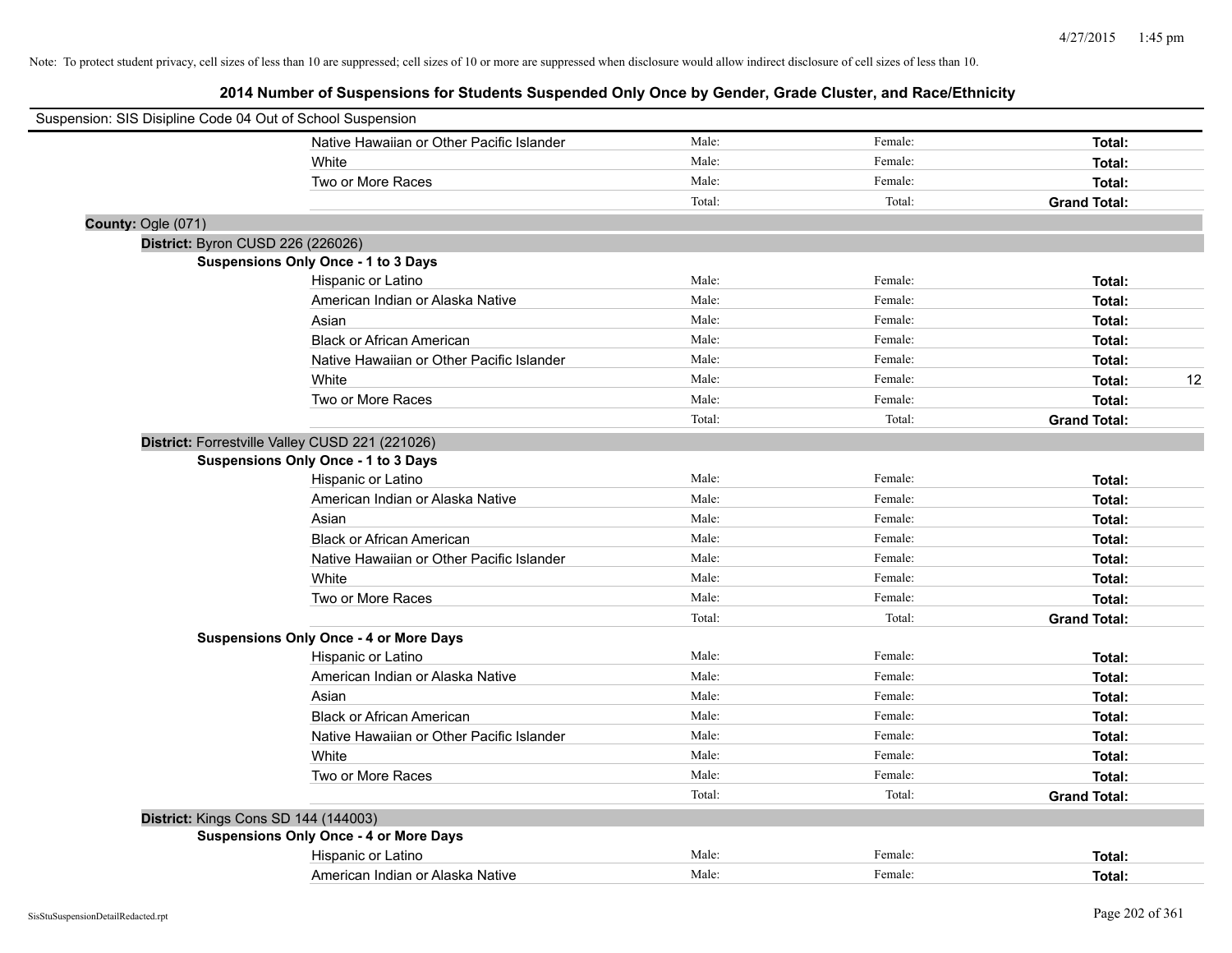Note: To protect student privacy, cell sizes of less than 10 are suppressed; cell sizes of 10 or more are suppressed when disclosure would allow indirect disclosure of cell sizes of less than 10.

## 2014 Number of Suspensions for Students Suspended Only Once by Gender, Grade Cluster, and Race/Ethnicity

Suspension: SIS Disipline Code 04 Out of School Suspension

| | | | | |
|---|---|---|---|---|
| Native Hawaiian or Other Pacific Islander | Male: | Female: | **Total:** | |
| White | Male: | Female: | **Total:** | |
| Two or More Races | Male: | Female: | **Total:** | |
| | Total: | Total: | **Grand Total:** | |

**County:** Ogle (071)

**District:** Byron CUSD 226 (226026)

**Suspensions Only Once - 1 to 3 Days**

| | | | | |
|---|---|---|---|---|
| Hispanic or Latino | Male: | Female: | **Total:** | |
| American Indian or Alaska Native | Male: | Female: | **Total:** | |
| Asian | Male: | Female: | **Total:** | |
| Black or African American | Male: | Female: | **Total:** | |
| Native Hawaiian or Other Pacific Islander | Male: | Female: | **Total:** | |
| White | Male: | Female: | **Total:** | 12 |
| Two or More Races | Male: | Female: | **Total:** | |
| | Total: | Total: | **Grand Total:** | |

**District:** Forrestville Valley CUSD 221 (221026)

**Suspensions Only Once - 1 to 3 Days**

| | | | | |
|---|---|---|---|---|
| Hispanic or Latino | Male: | Female: | **Total:** | |
| American Indian or Alaska Native | Male: | Female: | **Total:** | |
| Asian | Male: | Female: | **Total:** | |
| Black or African American | Male: | Female: | **Total:** | |
| Native Hawaiian or Other Pacific Islander | Male: | Female: | **Total:** | |
| White | Male: | Female: | **Total:** | |
| Two or More Races | Male: | Female: | **Total:** | |
| | Total: | Total: | **Grand Total:** | |

**Suspensions Only Once - 4 or More Days**

| | | | | |
|---|---|---|---|---|
| Hispanic or Latino | Male: | Female: | **Total:** | |
| American Indian or Alaska Native | Male: | Female: | **Total:** | |
| Asian | Male: | Female: | **Total:** | |
| Black or African American | Male: | Female: | **Total:** | |
| Native Hawaiian or Other Pacific Islander | Male: | Female: | **Total:** | |
| White | Male: | Female: | **Total:** | |
| Two or More Races | Male: | Female: | **Total:** | |
| | Total: | Total: | **Grand Total:** | |

**District:** Kings Cons SD 144 (144003)

**Suspensions Only Once - 4 or More Days**

| | | | | |
|---|---|---|---|---|
| Hispanic or Latino | Male: | Female: | **Total:** | |
| American Indian or Alaska Native | Male: | Female: | **Total:** | |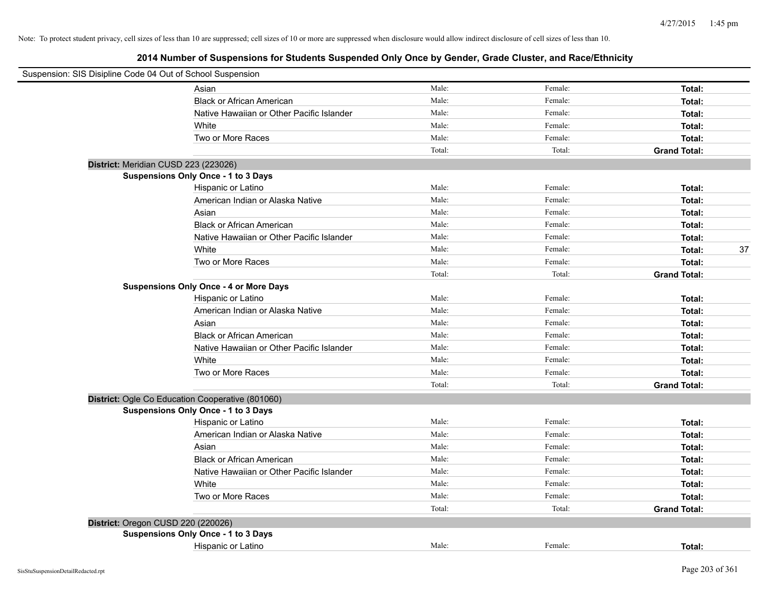Note: To protect student privacy, cell sizes of less than 10 are suppressed; cell sizes of 10 or more are suppressed when disclosure would allow indirect disclosure of cell sizes of less than 10.

## 2014 Number of Suspensions for Students Suspended Only Once by Gender, Grade Cluster, and Race/Ethnicity

Suspension: SIS Disipline Code 04 Out of School Suspension

| | Male: | Female: | Total: | |
|---|---|---|---|---|
| Asian | Male: | Female: | **Total:** | |
| Black or African American | Male: | Female: | **Total:** | |
| Native Hawaiian or Other Pacific Islander | Male: | Female: | **Total:** | |
| White | Male: | Female: | **Total:** | |
| Two or More Races | Male: | Female: | **Total:** | |
| | Total: | Total: | **Grand Total:** | |

**District:** Meridian CUSD 223 (223026)

**Suspensions Only Once - 1 to 3 Days**

| | | | | |
|---|---|---|---|---|
| Hispanic or Latino | Male: | Female: | **Total:** | |
| American Indian or Alaska Native | Male: | Female: | **Total:** | |
| Asian | Male: | Female: | **Total:** | |
| Black or African American | Male: | Female: | **Total:** | |
| Native Hawaiian or Other Pacific Islander | Male: | Female: | **Total:** | |
| White | Male: | Female: | **Total:** | 37 |
| Two or More Races | Male: | Female: | **Total:** | |
| | Total: | Total: | **Grand Total:** | |

**Suspensions Only Once - 4 or More Days**

| | | | | |
|---|---|---|---|---|
| Hispanic or Latino | Male: | Female: | **Total:** | |
| American Indian or Alaska Native | Male: | Female: | **Total:** | |
| Asian | Male: | Female: | **Total:** | |
| Black or African American | Male: | Female: | **Total:** | |
| Native Hawaiian or Other Pacific Islander | Male: | Female: | **Total:** | |
| White | Male: | Female: | **Total:** | |
| Two or More Races | Male: | Female: | **Total:** | |
| | Total: | Total: | **Grand Total:** | |

**District:** Ogle Co Education Cooperative (801060)

**Suspensions Only Once - 1 to 3 Days**

| | | | | |
|---|---|---|---|---|
| Hispanic or Latino | Male: | Female: | **Total:** | |
| American Indian or Alaska Native | Male: | Female: | **Total:** | |
| Asian | Male: | Female: | **Total:** | |
| Black or African American | Male: | Female: | **Total:** | |
| Native Hawaiian or Other Pacific Islander | Male: | Female: | **Total:** | |
| White | Male: | Female: | **Total:** | |
| Two or More Races | Male: | Female: | **Total:** | |
| | Total: | Total: | **Grand Total:** | |

**District:** Oregon CUSD 220 (220026)

**Suspensions Only Once - 1 to 3 Days**

| | | | | |
|---|---|---|---|---|
| Hispanic or Latino | Male: | Female: | **Total:** | |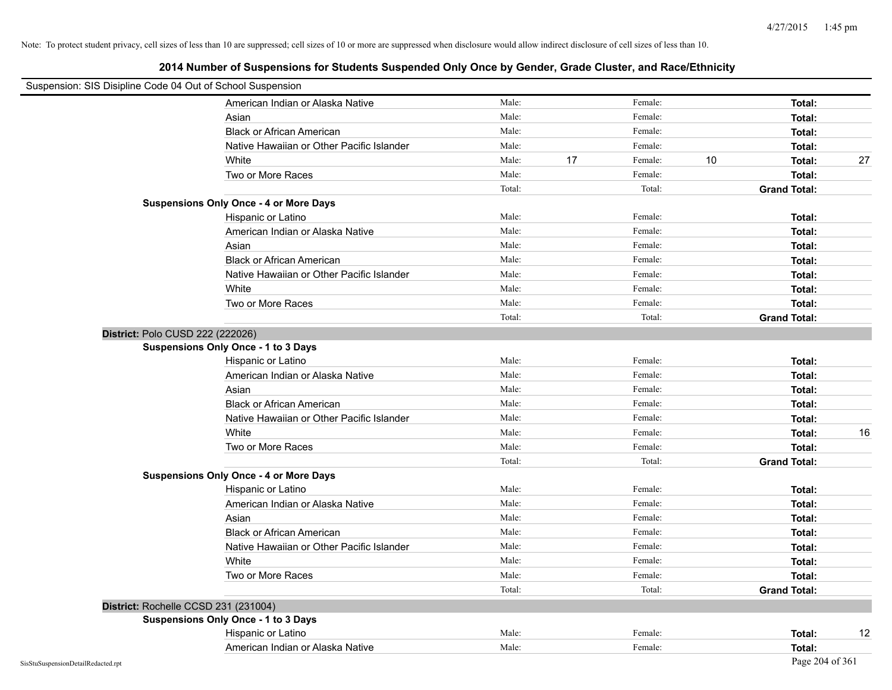Note: To protect student privacy, cell sizes of less than 10 are suppressed; cell sizes of 10 or more are suppressed when disclosure would allow indirect disclosure of cell sizes of less than 10.

## 2014 Number of Suspensions for Students Suspended Only Once by Gender, Grade Cluster, and Race/Ethnicity

Suspension: SIS Disipline Code 04 Out of School Suspension

| | Male: | | Female: | | | |
|---|---|---|---|---|---|---|
| American Indian or Alaska Native | Male: | | Female: | | Total: | |
| Asian | Male: | | Female: | | Total: | |
| Black or African American | Male: | | Female: | | Total: | |
| Native Hawaiian or Other Pacific Islander | Male: | | Female: | | Total: | |
| White | Male: | 17 | Female: | 10 | Total: | 27 |
| Two or More Races | Male: | | Female: | | Total: | |
| | Total: | | Total: | | Grand Total: | |

**Suspensions Only Once - 4 or More Days**

| | | | | | | |
|---|---|---|---|---|---|---|
| Hispanic or Latino | Male: | | Female: | | Total: | |
| American Indian or Alaska Native | Male: | | Female: | | Total: | |
| Asian | Male: | | Female: | | Total: | |
| Black or African American | Male: | | Female: | | Total: | |
| Native Hawaiian or Other Pacific Islander | Male: | | Female: | | Total: | |
| White | Male: | | Female: | | Total: | |
| Two or More Races | Male: | | Female: | | Total: | |
| | Total: | | Total: | | Grand Total: | |

### District: Polo CUSD 222 (222026)

**Suspensions Only Once - 1 to 3 Days**

| | | | | | | |
|---|---|---|---|---|---|---|
| Hispanic or Latino | Male: | | Female: | | Total: | |
| American Indian or Alaska Native | Male: | | Female: | | Total: | |
| Asian | Male: | | Female: | | Total: | |
| Black or African American | Male: | | Female: | | Total: | |
| Native Hawaiian or Other Pacific Islander | Male: | | Female: | | Total: | |
| White | Male: | | Female: | | Total: | 16 |
| Two or More Races | Male: | | Female: | | Total: | |
| | Total: | | Total: | | Grand Total: | |

**Suspensions Only Once - 4 or More Days**

| | | | | | | |
|---|---|---|---|---|---|---|
| Hispanic or Latino | Male: | | Female: | | Total: | |
| American Indian or Alaska Native | Male: | | Female: | | Total: | |
| Asian | Male: | | Female: | | Total: | |
| Black or African American | Male: | | Female: | | Total: | |
| Native Hawaiian or Other Pacific Islander | Male: | | Female: | | Total: | |
| White | Male: | | Female: | | Total: | |
| Two or More Races | Male: | | Female: | | Total: | |
| | Total: | | Total: | | Grand Total: | |

### District: Rochelle CCSD 231 (231004)

**Suspensions Only Once - 1 to 3 Days**

| | | | | | | |
|---|---|---|---|---|---|---|
| Hispanic or Latino | Male: | | Female: | | Total: | 12 |
| American Indian or Alaska Native | Male: | | Female: | | Total: | |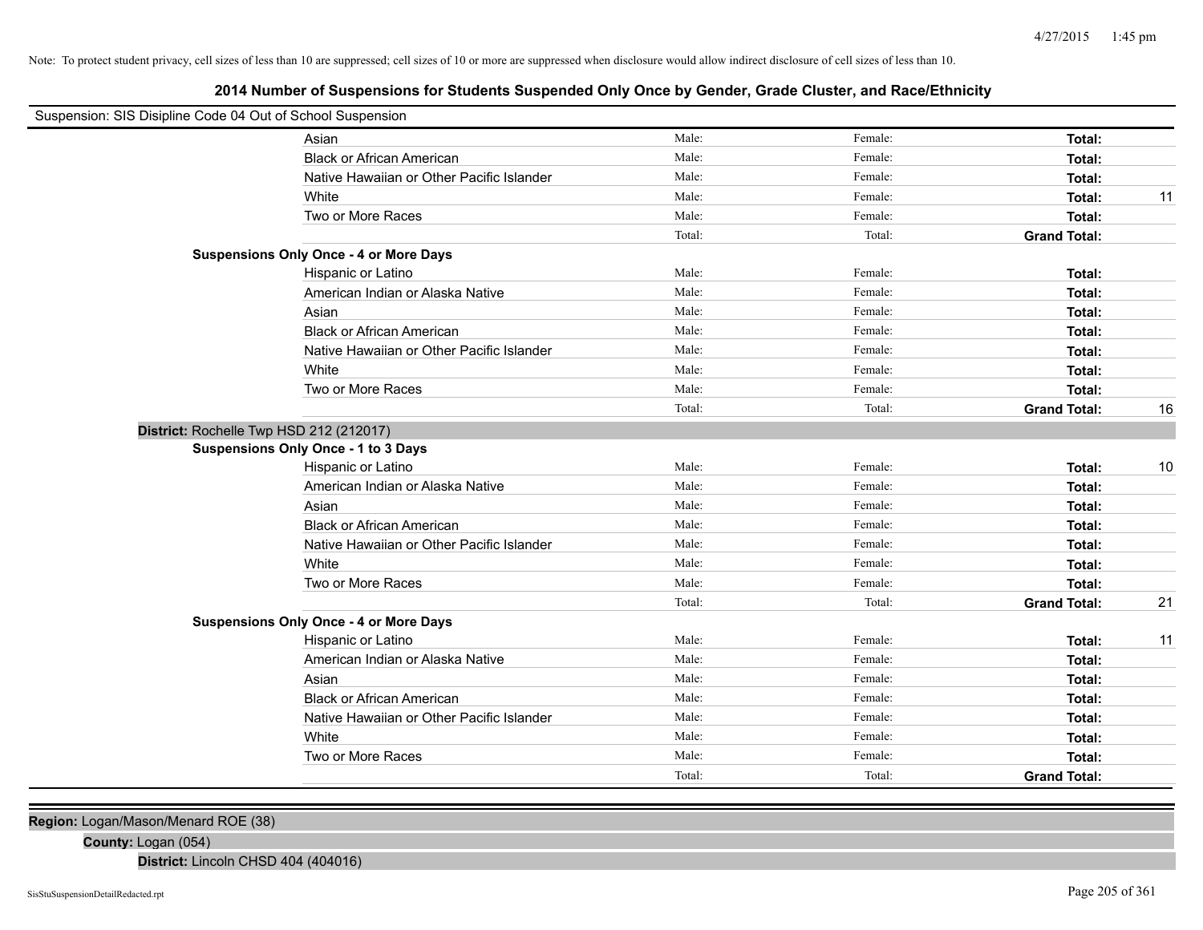Note: To protect student privacy, cell sizes of less than 10 are suppressed; cell sizes of 10 or more are suppressed when disclosure would allow indirect disclosure of cell sizes of less than 10.

## 2014 Number of Suspensions for Students Suspended Only Once by Gender, Grade Cluster, and Race/Ethnicity

Suspension: SIS Disipline Code 04 Out of School Suspension

| | | | | |
|---|---|---|---|---|
| Asian | Male: | Female: | **Total:** | |
| Black or African American | Male: | Female: | **Total:** | |
| Native Hawaiian or Other Pacific Islander | Male: | Female: | **Total:** | |
| White | Male: | Female: | **Total:** | 11 |
| Two or More Races | Male: | Female: | **Total:** | |
| | Total: | Total: | **Grand Total:** | |

**Suspensions Only Once - 4 or More Days**

| | | | | |
|---|---|---|---|---|
| Hispanic or Latino | Male: | Female: | **Total:** | |
| American Indian or Alaska Native | Male: | Female: | **Total:** | |
| Asian | Male: | Female: | **Total:** | |
| Black or African American | Male: | Female: | **Total:** | |
| Native Hawaiian or Other Pacific Islander | Male: | Female: | **Total:** | |
| White | Male: | Female: | **Total:** | |
| Two or More Races | Male: | Female: | **Total:** | |
| | Total: | Total: | **Grand Total:** | 16 |

**District:** Rochelle Twp HSD 212 (212017)

**Suspensions Only Once - 1 to 3 Days**

| | | | | |
|---|---|---|---|---|
| Hispanic or Latino | Male: | Female: | **Total:** | 10 |
| American Indian or Alaska Native | Male: | Female: | **Total:** | |
| Asian | Male: | Female: | **Total:** | |
| Black or African American | Male: | Female: | **Total:** | |
| Native Hawaiian or Other Pacific Islander | Male: | Female: | **Total:** | |
| White | Male: | Female: | **Total:** | |
| Two or More Races | Male: | Female: | **Total:** | |
| | Total: | Total: | **Grand Total:** | 21 |

**Suspensions Only Once - 4 or More Days**

| | | | | |
|---|---|---|---|---|
| Hispanic or Latino | Male: | Female: | **Total:** | 11 |
| American Indian or Alaska Native | Male: | Female: | **Total:** | |
| Asian | Male: | Female: | **Total:** | |
| Black or African American | Male: | Female: | **Total:** | |
| Native Hawaiian or Other Pacific Islander | Male: | Female: | **Total:** | |
| White | Male: | Female: | **Total:** | |
| Two or More Races | Male: | Female: | **Total:** | |
| | Total: | Total: | **Grand Total:** | |

**Region:** Logan/Mason/Menard ROE (38)

**County:** Logan (054)

**District:** Lincoln CHSD 404 (404016)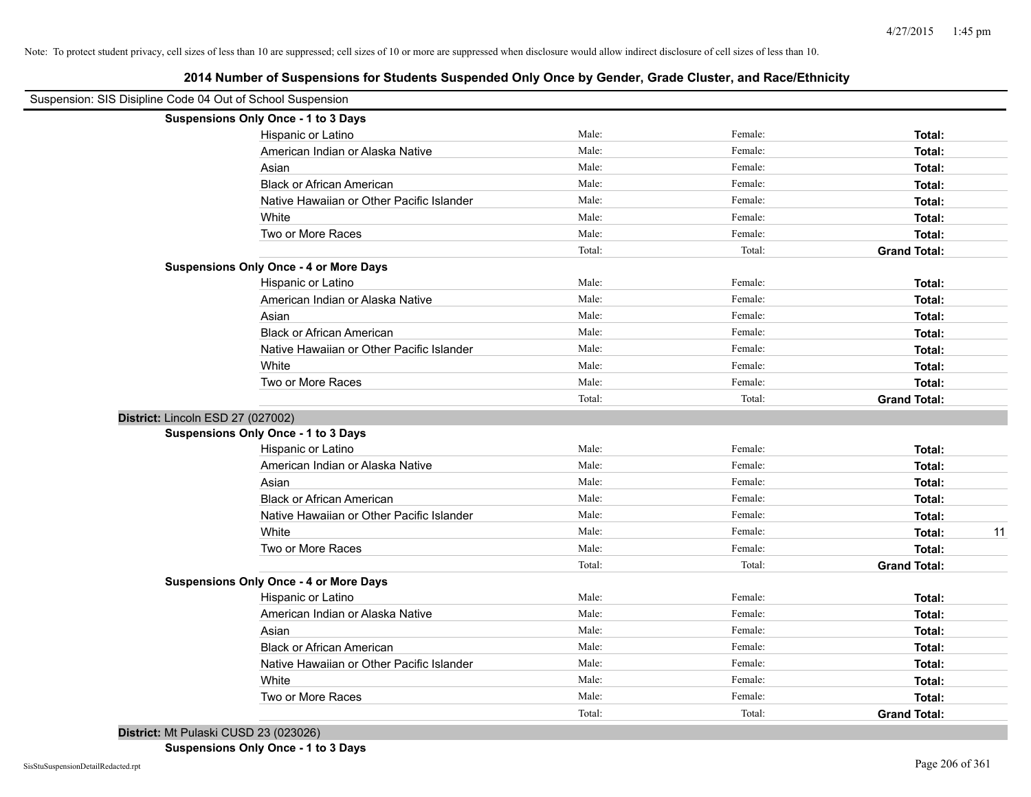Note: To protect student privacy, cell sizes of less than 10 are suppressed; cell sizes of 10 or more are suppressed when disclosure would allow indirect disclosure of cell sizes of less than 10.

## 2014 Number of Suspensions for Students Suspended Only Once by Gender, Grade Cluster, and Race/Ethnicity

Suspension: SIS Disipline Code 04 Out of School Suspension

**Suspensions Only Once - 1 to 3 Days**

| | | | | |
|---|---|---|---|---|
| Hispanic or Latino | Male: | Female: | **Total:** | |
| American Indian or Alaska Native | Male: | Female: | **Total:** | |
| Asian | Male: | Female: | **Total:** | |
| Black or African American | Male: | Female: | **Total:** | |
| Native Hawaiian or Other Pacific Islander | Male: | Female: | **Total:** | |
| White | Male: | Female: | **Total:** | |
| Two or More Races | Male: | Female: | **Total:** | |
| | Total: | Total: | **Grand Total:** | |

**Suspensions Only Once - 4 or More Days**

| | | | | |
|---|---|---|---|---|
| Hispanic or Latino | Male: | Female: | **Total:** | |
| American Indian or Alaska Native | Male: | Female: | **Total:** | |
| Asian | Male: | Female: | **Total:** | |
| Black or African American | Male: | Female: | **Total:** | |
| Native Hawaiian or Other Pacific Islander | Male: | Female: | **Total:** | |
| White | Male: | Female: | **Total:** | |
| Two or More Races | Male: | Female: | **Total:** | |
| | Total: | Total: | **Grand Total:** | |

**District:** Lincoln ESD 27 (027002)

**Suspensions Only Once - 1 to 3 Days**

| | | | | |
|---|---|---|---|---|
| Hispanic or Latino | Male: | Female: | **Total:** | |
| American Indian or Alaska Native | Male: | Female: | **Total:** | |
| Asian | Male: | Female: | **Total:** | |
| Black or African American | Male: | Female: | **Total:** | |
| Native Hawaiian or Other Pacific Islander | Male: | Female: | **Total:** | |
| White | Male: | Female: | **Total:** | 11 |
| Two or More Races | Male: | Female: | **Total:** | |
| | Total: | Total: | **Grand Total:** | |

**Suspensions Only Once - 4 or More Days**

| | | | | |
|---|---|---|---|---|
| Hispanic or Latino | Male: | Female: | **Total:** | |
| American Indian or Alaska Native | Male: | Female: | **Total:** | |
| Asian | Male: | Female: | **Total:** | |
| Black or African American | Male: | Female: | **Total:** | |
| Native Hawaiian or Other Pacific Islander | Male: | Female: | **Total:** | |
| White | Male: | Female: | **Total:** | |
| Two or More Races | Male: | Female: | **Total:** | |
| | Total: | Total: | **Grand Total:** | |

**District:** Mt Pulaski CUSD 23 (023026)

**Suspensions Only Once - 1 to 3 Days**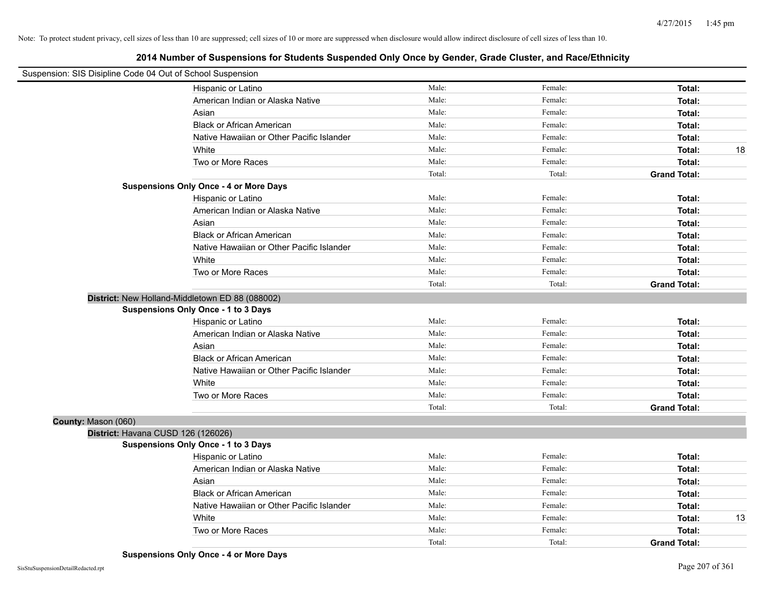Note: To protect student privacy, cell sizes of less than 10 are suppressed; cell sizes of 10 or more are suppressed when disclosure would allow indirect disclosure of cell sizes of less than 10.

## 2014 Number of Suspensions for Students Suspended Only Once by Gender, Grade Cluster, and Race/Ethnicity

Suspension: SIS Disipline Code 04 Out of School Suspension

| | Male: | Female: | Total: | |
|---|---|---|---|---|
| Hispanic or Latino | Male: | Female: | Total: | |
| American Indian or Alaska Native | Male: | Female: | Total: | |
| Asian | Male: | Female: | Total: | |
| Black or African American | Male: | Female: | Total: | |
| Native Hawaiian or Other Pacific Islander | Male: | Female: | Total: | |
| White | Male: | Female: | Total: | 18 |
| Two or More Races | Male: | Female: | Total: | |
| | Total: | Total: | Grand Total: | |

**Suspensions Only Once - 4 or More Days**

| | | | | |
|---|---|---|---|---|
| Hispanic or Latino | Male: | Female: | Total: | |
| American Indian or Alaska Native | Male: | Female: | Total: | |
| Asian | Male: | Female: | Total: | |
| Black or African American | Male: | Female: | Total: | |
| Native Hawaiian or Other Pacific Islander | Male: | Female: | Total: | |
| White | Male: | Female: | Total: | |
| Two or More Races | Male: | Female: | Total: | |
| | Total: | Total: | Grand Total: | |

**District:** New Holland-Middletown ED 88 (088002)

**Suspensions Only Once - 1 to 3 Days**

| | | | | |
|---|---|---|---|---|
| Hispanic or Latino | Male: | Female: | Total: | |
| American Indian or Alaska Native | Male: | Female: | Total: | |
| Asian | Male: | Female: | Total: | |
| Black or African American | Male: | Female: | Total: | |
| Native Hawaiian or Other Pacific Islander | Male: | Female: | Total: | |
| White | Male: | Female: | Total: | |
| Two or More Races | Male: | Female: | Total: | |
| | Total: | Total: | Grand Total: | |

**County:** Mason (060)

**District:** Havana CUSD 126 (126026)

**Suspensions Only Once - 1 to 3 Days**

| | | | | |
|---|---|---|---|---|
| Hispanic or Latino | Male: | Female: | Total: | |
| American Indian or Alaska Native | Male: | Female: | Total: | |
| Asian | Male: | Female: | Total: | |
| Black or African American | Male: | Female: | Total: | |
| Native Hawaiian or Other Pacific Islander | Male: | Female: | Total: | |
| White | Male: | Female: | Total: | 13 |
| Two or More Races | Male: | Female: | Total: | |
| | Total: | Total: | Grand Total: | |

**Suspensions Only Once - 4 or More Days**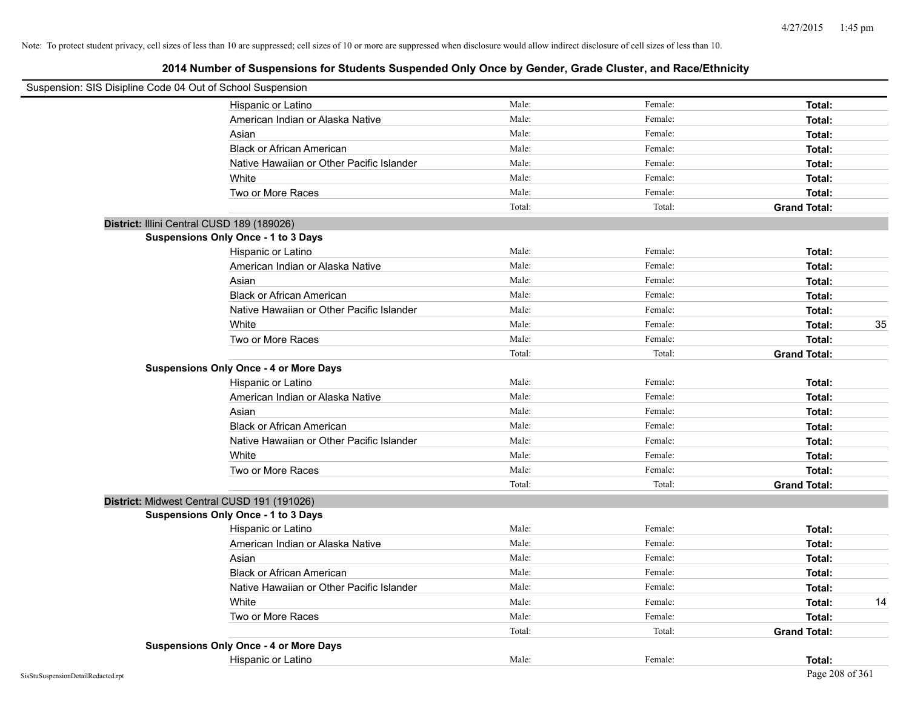Note: To protect student privacy, cell sizes of less than 10 are suppressed; cell sizes of 10 or more are suppressed when disclosure would allow indirect disclosure of cell sizes of less than 10.

## 2014 Number of Suspensions for Students Suspended Only Once by Gender, Grade Cluster, and Race/Ethnicity

Suspension: SIS Disipline Code 04 Out of School Suspension

| | Male: | Female: | Total: | |
|---|---|---|---|---|
| Hispanic or Latino | Male: | Female: | Total: | |
| American Indian or Alaska Native | Male: | Female: | Total: | |
| Asian | Male: | Female: | Total: | |
| Black or African American | Male: | Female: | Total: | |
| Native Hawaiian or Other Pacific Islander | Male: | Female: | Total: | |
| White | Male: | Female: | Total: | |
| Two or More Races | Male: | Female: | Total: | |
| | Total: | Total: | Grand Total: | |

**District:** Illini Central CUSD 189 (189026)

**Suspensions Only Once - 1 to 3 Days**

| | | | | |
|---|---|---|---|---|
| Hispanic or Latino | Male: | Female: | Total: | |
| American Indian or Alaska Native | Male: | Female: | Total: | |
| Asian | Male: | Female: | Total: | |
| Black or African American | Male: | Female: | Total: | |
| Native Hawaiian or Other Pacific Islander | Male: | Female: | Total: | |
| White | Male: | Female: | Total: | 35 |
| Two or More Races | Male: | Female: | Total: | |
| | Total: | Total: | Grand Total: | |

**Suspensions Only Once - 4 or More Days**

| | | | | |
|---|---|---|---|---|
| Hispanic or Latino | Male: | Female: | Total: | |
| American Indian or Alaska Native | Male: | Female: | Total: | |
| Asian | Male: | Female: | Total: | |
| Black or African American | Male: | Female: | Total: | |
| Native Hawaiian or Other Pacific Islander | Male: | Female: | Total: | |
| White | Male: | Female: | Total: | |
| Two or More Races | Male: | Female: | Total: | |
| | Total: | Total: | Grand Total: | |

**District:** Midwest Central CUSD 191 (191026)

**Suspensions Only Once - 1 to 3 Days**

| | | | | |
|---|---|---|---|---|
| Hispanic or Latino | Male: | Female: | Total: | |
| American Indian or Alaska Native | Male: | Female: | Total: | |
| Asian | Male: | Female: | Total: | |
| Black or African American | Male: | Female: | Total: | |
| Native Hawaiian or Other Pacific Islander | Male: | Female: | Total: | |
| White | Male: | Female: | Total: | 14 |
| Two or More Races | Male: | Female: | Total: | |
| | Total: | Total: | Grand Total: | |

**Suspensions Only Once - 4 or More Days**

| | | | | |
|---|---|---|---|---|
| Hispanic or Latino | Male: | Female: | Total: | |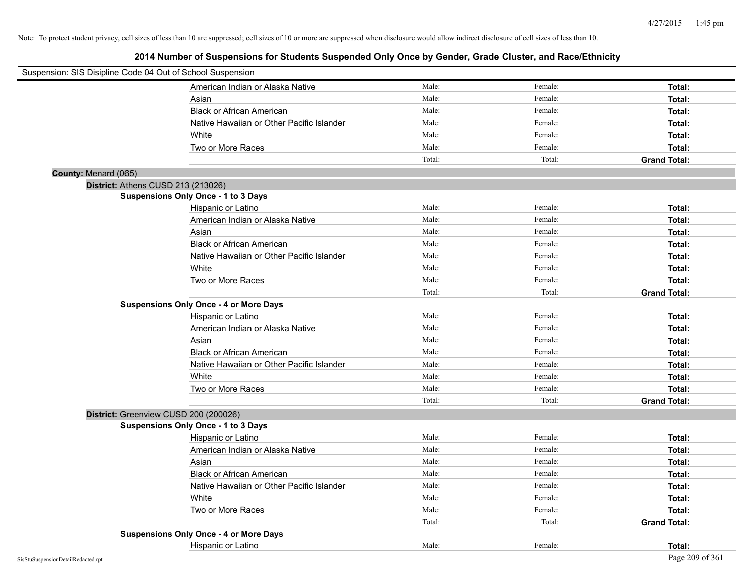Note: To protect student privacy, cell sizes of less than 10 are suppressed; cell sizes of 10 or more are suppressed when disclosure would allow indirect disclosure of cell sizes of less than 10.

## 2014 Number of Suspensions for Students Suspended Only Once by Gender, Grade Cluster, and Race/Ethnicity

Suspension: SIS Disipline Code 04 Out of School Suspension

| | | | |
|---|---|---|---|
| American Indian or Alaska Native | Male: | Female: | **Total:** |
| Asian | Male: | Female: | **Total:** |
| Black or African American | Male: | Female: | **Total:** |
| Native Hawaiian or Other Pacific Islander | Male: | Female: | **Total:** |
| White | Male: | Female: | **Total:** |
| Two or More Races | Male: | Female: | **Total:** |
| | Total: | Total: | **Grand Total:** |

**County:** Menard (065)

**District:** Athens CUSD 213 (213026)

**Suspensions Only Once - 1 to 3 Days**

| | | | |
|---|---|---|---|
| Hispanic or Latino | Male: | Female: | **Total:** |
| American Indian or Alaska Native | Male: | Female: | **Total:** |
| Asian | Male: | Female: | **Total:** |
| Black or African American | Male: | Female: | **Total:** |
| Native Hawaiian or Other Pacific Islander | Male: | Female: | **Total:** |
| White | Male: | Female: | **Total:** |
| Two or More Races | Male: | Female: | **Total:** |
| | Total: | Total: | **Grand Total:** |

**Suspensions Only Once - 4 or More Days**

| | | | |
|---|---|---|---|
| Hispanic or Latino | Male: | Female: | **Total:** |
| American Indian or Alaska Native | Male: | Female: | **Total:** |
| Asian | Male: | Female: | **Total:** |
| Black or African American | Male: | Female: | **Total:** |
| Native Hawaiian or Other Pacific Islander | Male: | Female: | **Total:** |
| White | Male: | Female: | **Total:** |
| Two or More Races | Male: | Female: | **Total:** |
| | Total: | Total: | **Grand Total:** |

**District:** Greenview CUSD 200 (200026)

**Suspensions Only Once - 1 to 3 Days**

| | | | |
|---|---|---|---|
| Hispanic or Latino | Male: | Female: | **Total:** |
| American Indian or Alaska Native | Male: | Female: | **Total:** |
| Asian | Male: | Female: | **Total:** |
| Black or African American | Male: | Female: | **Total:** |
| Native Hawaiian or Other Pacific Islander | Male: | Female: | **Total:** |
| White | Male: | Female: | **Total:** |
| Two or More Races | Male: | Female: | **Total:** |
| | Total: | Total: | **Grand Total:** |

**Suspensions Only Once - 4 or More Days**

| | | | |
|---|---|---|---|
| Hispanic or Latino | Male: | Female: | **Total:** |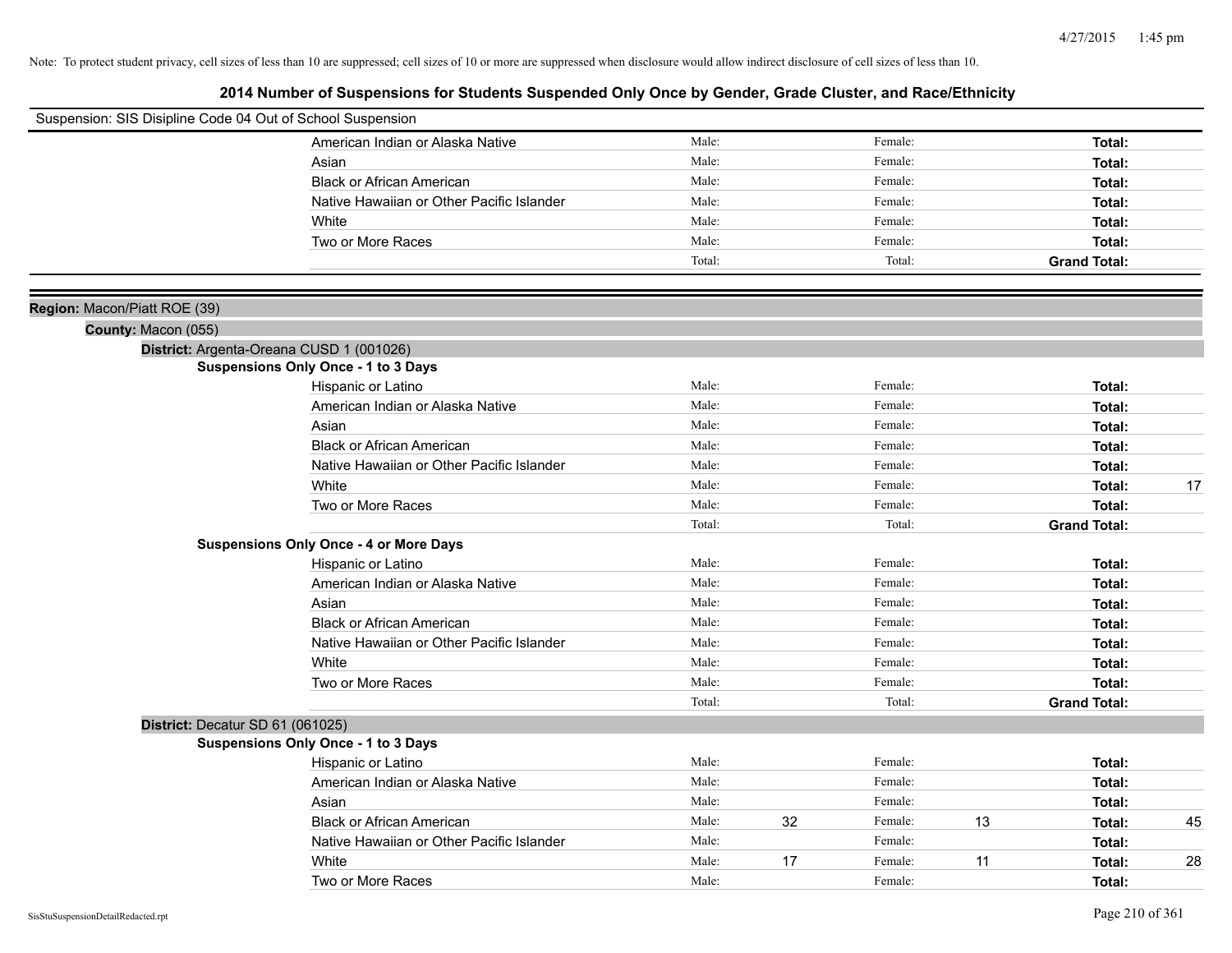Note: To protect student privacy, cell sizes of less than 10 are suppressed; cell sizes of 10 or more are suppressed when disclosure would allow indirect disclosure of cell sizes of less than 10.

# 2014 Number of Suspensions for Students Suspended Only Once by Gender, Grade Cluster, and Race/Ethnicity

Suspension: SIS Disipline Code 04 Out of School Suspension

| | Male: | | Female: | | Total: | |
|---|---|---|---|---|---|---|
| American Indian or Alaska Native | Male: | | Female: | | **Total:** | |
| Asian | Male: | | Female: | | **Total:** | |
| Black or African American | Male: | | Female: | | **Total:** | |
| Native Hawaiian or Other Pacific Islander | Male: | | Female: | | **Total:** | |
| White | Male: | | Female: | | **Total:** | |
| Two or More Races | Male: | | Female: | | **Total:** | |
| | Total: | | Total: | | **Grand Total:** | |

**Region:** Macon/Piatt ROE (39)

**County:** Macon (055)

**District:** Argenta-Oreana CUSD 1 (001026)

**Suspensions Only Once - 1 to 3 Days**

| | | | | | | |
|---|---|---|---|---|---|---|
| Hispanic or Latino | Male: | | Female: | | **Total:** | |
| American Indian or Alaska Native | Male: | | Female: | | **Total:** | |
| Asian | Male: | | Female: | | **Total:** | |
| Black or African American | Male: | | Female: | | **Total:** | |
| Native Hawaiian or Other Pacific Islander | Male: | | Female: | | **Total:** | |
| White | Male: | | Female: | | **Total:** | 17 |
| Two or More Races | Male: | | Female: | | **Total:** | |
| | Total: | | Total: | | **Grand Total:** | |

**Suspensions Only Once - 4 or More Days**

| | | | | | | |
|---|---|---|---|---|---|---|
| Hispanic or Latino | Male: | | Female: | | **Total:** | |
| American Indian or Alaska Native | Male: | | Female: | | **Total:** | |
| Asian | Male: | | Female: | | **Total:** | |
| Black or African American | Male: | | Female: | | **Total:** | |
| Native Hawaiian or Other Pacific Islander | Male: | | Female: | | **Total:** | |
| White | Male: | | Female: | | **Total:** | |
| Two or More Races | Male: | | Female: | | **Total:** | |
| | Total: | | Total: | | **Grand Total:** | |

**District:** Decatur SD 61 (061025)

**Suspensions Only Once - 1 to 3 Days**

| | | | | | | |
|---|---|---|---|---|---|---|
| Hispanic or Latino | Male: | | Female: | | **Total:** | |
| American Indian or Alaska Native | Male: | | Female: | | **Total:** | |
| Asian | Male: | | Female: | | **Total:** | |
| Black or African American | Male: | 32 | Female: | 13 | **Total:** | 45 |
| Native Hawaiian or Other Pacific Islander | Male: | | Female: | | **Total:** | |
| White | Male: | 17 | Female: | 11 | **Total:** | 28 |
| Two or More Races | Male: | | Female: | | **Total:** | |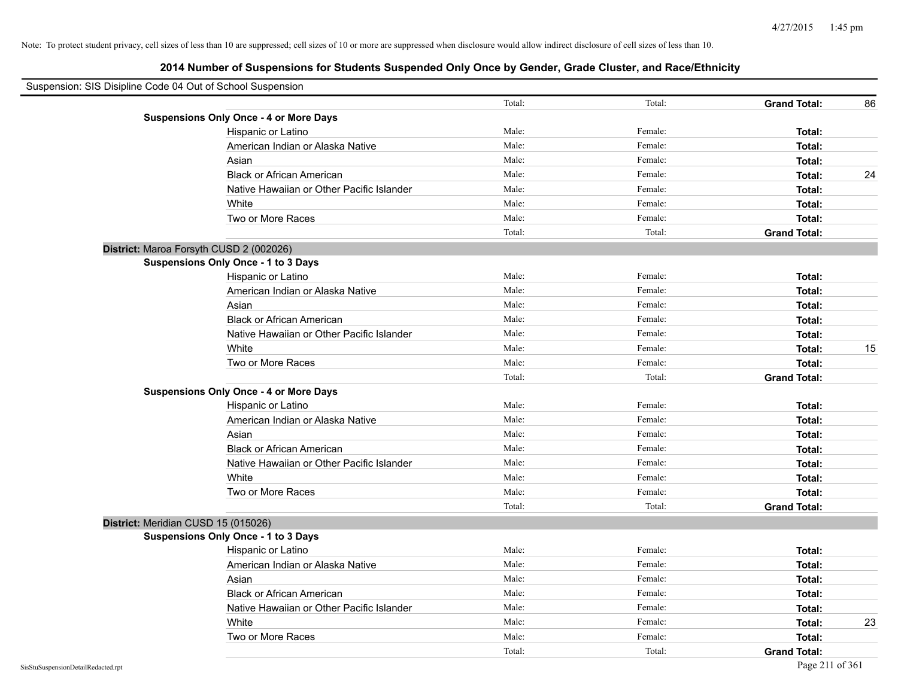Note: To protect student privacy, cell sizes of less than 10 are suppressed; cell sizes of 10 or more are suppressed when disclosure would allow indirect disclosure of cell sizes of less than 10.

## 2014 Number of Suspensions for Students Suspended Only Once by Gender, Grade Cluster, and Race/Ethnicity

Suspension: SIS Disipline Code 04 Out of School Suspension

| | | | | |
|---|---|---|---|---|
| | Total: | Total: | **Grand Total:** | 86 |
| **Suspensions Only Once - 4 or More Days** | | | | |
| Hispanic or Latino | Male: | Female: | **Total:** | |
| American Indian or Alaska Native | Male: | Female: | **Total:** | |
| Asian | Male: | Female: | **Total:** | |
| Black or African American | Male: | Female: | **Total:** | 24 |
| Native Hawaiian or Other Pacific Islander | Male: | Female: | **Total:** | |
| White | Male: | Female: | **Total:** | |
| Two or More Races | Male: | Female: | **Total:** | |
| | Total: | Total: | **Grand Total:** | |

**District:** Maroa Forsyth CUSD 2 (002026)

| | | | | |
|---|---|---|---|---|
| **Suspensions Only Once - 1 to 3 Days** | | | | |
| Hispanic or Latino | Male: | Female: | **Total:** | |
| American Indian or Alaska Native | Male: | Female: | **Total:** | |
| Asian | Male: | Female: | **Total:** | |
| Black or African American | Male: | Female: | **Total:** | |
| Native Hawaiian or Other Pacific Islander | Male: | Female: | **Total:** | |
| White | Male: | Female: | **Total:** | 15 |
| Two or More Races | Male: | Female: | **Total:** | |
| | Total: | Total: | **Grand Total:** | |
| **Suspensions Only Once - 4 or More Days** | | | | |
| Hispanic or Latino | Male: | Female: | **Total:** | |
| American Indian or Alaska Native | Male: | Female: | **Total:** | |
| Asian | Male: | Female: | **Total:** | |
| Black or African American | Male: | Female: | **Total:** | |
| Native Hawaiian or Other Pacific Islander | Male: | Female: | **Total:** | |
| White | Male: | Female: | **Total:** | |
| Two or More Races | Male: | Female: | **Total:** | |
| | Total: | Total: | **Grand Total:** | |

**District:** Meridian CUSD 15 (015026)

| | | | | |
|---|---|---|---|---|
| **Suspensions Only Once - 1 to 3 Days** | | | | |
| Hispanic or Latino | Male: | Female: | **Total:** | |
| American Indian or Alaska Native | Male: | Female: | **Total:** | |
| Asian | Male: | Female: | **Total:** | |
| Black or African American | Male: | Female: | **Total:** | |
| Native Hawaiian or Other Pacific Islander | Male: | Female: | **Total:** | |
| White | Male: | Female: | **Total:** | 23 |
| Two or More Races | Male: | Female: | **Total:** | |
| | Total: | Total: | **Grand Total:** | |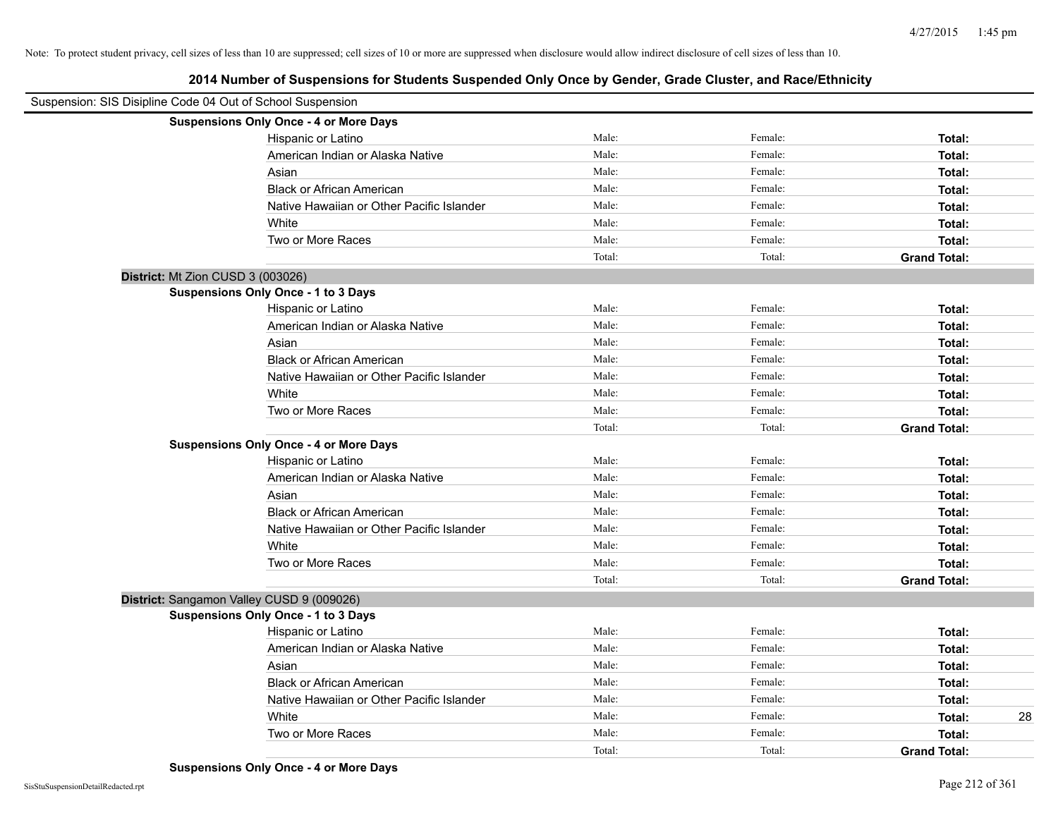Note: To protect student privacy, cell sizes of less than 10 are suppressed; cell sizes of 10 or more are suppressed when disclosure would allow indirect disclosure of cell sizes of less than 10.

## 2014 Number of Suspensions for Students Suspended Only Once by Gender, Grade Cluster, and Race/Ethnicity

Suspension: SIS Disipline Code 04 Out of School Suspension

**Suspensions Only Once - 4 or More Days**

| | Male: | Female: | Total: |
|---|---|---|---|
| Hispanic or Latino | Male: | Female: | **Total:** |
| American Indian or Alaska Native | Male: | Female: | **Total:** |
| Asian | Male: | Female: | **Total:** |
| Black or African American | Male: | Female: | **Total:** |
| Native Hawaiian or Other Pacific Islander | Male: | Female: | **Total:** |
| White | Male: | Female: | **Total:** |
| Two or More Races | Male: | Female: | **Total:** |
| | Total: | Total: | **Grand Total:** |

**District:** Mt Zion CUSD 3 (003026)

**Suspensions Only Once - 1 to 3 Days**

| | Male: | Female: | Total: |
|---|---|---|---|
| Hispanic or Latino | Male: | Female: | **Total:** |
| American Indian or Alaska Native | Male: | Female: | **Total:** |
| Asian | Male: | Female: | **Total:** |
| Black or African American | Male: | Female: | **Total:** |
| Native Hawaiian or Other Pacific Islander | Male: | Female: | **Total:** |
| White | Male: | Female: | **Total:** |
| Two or More Races | Male: | Female: | **Total:** |
| | Total: | Total: | **Grand Total:** |

**Suspensions Only Once - 4 or More Days**

| | Male: | Female: | Total: |
|---|---|---|---|
| Hispanic or Latino | Male: | Female: | **Total:** |
| American Indian or Alaska Native | Male: | Female: | **Total:** |
| Asian | Male: | Female: | **Total:** |
| Black or African American | Male: | Female: | **Total:** |
| Native Hawaiian or Other Pacific Islander | Male: | Female: | **Total:** |
| White | Male: | Female: | **Total:** |
| Two or More Races | Male: | Female: | **Total:** |
| | Total: | Total: | **Grand Total:** |

**District:** Sangamon Valley CUSD 9 (009026)

**Suspensions Only Once - 1 to 3 Days**

| | Male: | Female: | Total: |
|---|---|---|---|
| Hispanic or Latino | Male: | Female: | **Total:** |
| American Indian or Alaska Native | Male: | Female: | **Total:** |
| Asian | Male: | Female: | **Total:** |
| Black or African American | Male: | Female: | **Total:** |
| Native Hawaiian or Other Pacific Islander | Male: | Female: | **Total:** |
| White | Male: | Female: | **Total:** 28 |
| Two or More Races | Male: | Female: | **Total:** |
| | Total: | Total: | **Grand Total:** |

**Suspensions Only Once - 4 or More Days**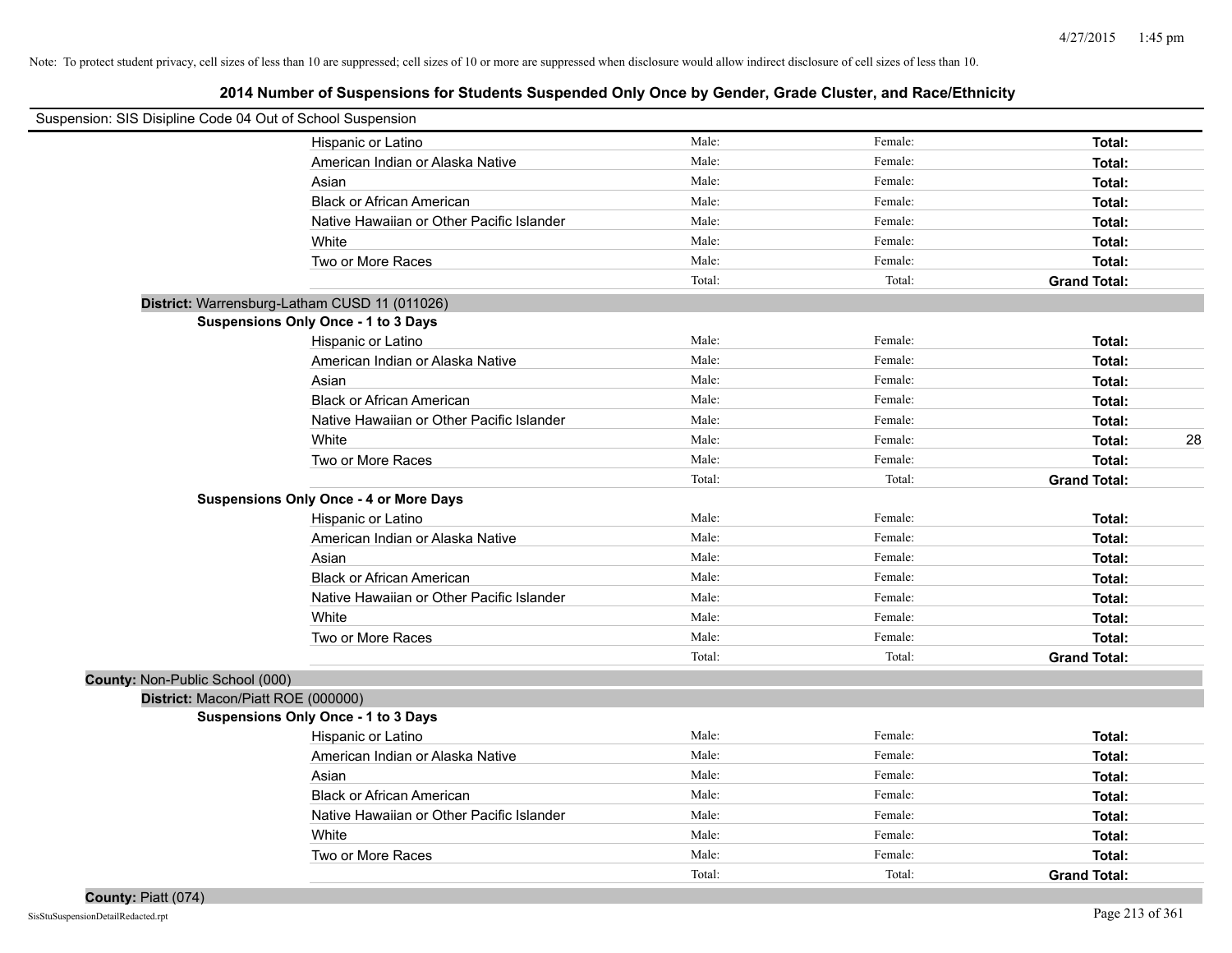Note: To protect student privacy, cell sizes of less than 10 are suppressed; cell sizes of 10 or more are suppressed when disclosure would allow indirect disclosure of cell sizes of less than 10.

# 2014 Number of Suspensions for Students Suspended Only Once by Gender, Grade Cluster, and Race/Ethnicity

Suspension: SIS Disipline Code 04 Out of School Suspension

| | Male: | Female: | Total: | |
|---|---|---|---|---|
| Hispanic or Latino | Male: | Female: | **Total:** | |
| American Indian or Alaska Native | Male: | Female: | **Total:** | |
| Asian | Male: | Female: | **Total:** | |
| Black or African American | Male: | Female: | **Total:** | |
| Native Hawaiian or Other Pacific Islander | Male: | Female: | **Total:** | |
| White | Male: | Female: | **Total:** | |
| Two or More Races | Male: | Female: | **Total:** | |
| | Total: | Total: | **Grand Total:** | |

**District:** Warrensburg-Latham CUSD 11 (011026)

**Suspensions Only Once - 1 to 3 Days**

| | | | | |
|---|---|---|---|---|
| Hispanic or Latino | Male: | Female: | **Total:** | |
| American Indian or Alaska Native | Male: | Female: | **Total:** | |
| Asian | Male: | Female: | **Total:** | |
| Black or African American | Male: | Female: | **Total:** | |
| Native Hawaiian or Other Pacific Islander | Male: | Female: | **Total:** | |
| White | Male: | Female: | **Total:** | 28 |
| Two or More Races | Male: | Female: | **Total:** | |
| | Total: | Total: | **Grand Total:** | |

**Suspensions Only Once - 4 or More Days**

| | | | | |
|---|---|---|---|---|
| Hispanic or Latino | Male: | Female: | **Total:** | |
| American Indian or Alaska Native | Male: | Female: | **Total:** | |
| Asian | Male: | Female: | **Total:** | |
| Black or African American | Male: | Female: | **Total:** | |
| Native Hawaiian or Other Pacific Islander | Male: | Female: | **Total:** | |
| White | Male: | Female: | **Total:** | |
| Two or More Races | Male: | Female: | **Total:** | |
| | Total: | Total: | **Grand Total:** | |

**County:** Non-Public School (000)

**District:** Macon/Piatt ROE (000000)

**Suspensions Only Once - 1 to 3 Days**

| | | | | |
|---|---|---|---|---|
| Hispanic or Latino | Male: | Female: | **Total:** | |
| American Indian or Alaska Native | Male: | Female: | **Total:** | |
| Asian | Male: | Female: | **Total:** | |
| Black or African American | Male: | Female: | **Total:** | |
| Native Hawaiian or Other Pacific Islander | Male: | Female: | **Total:** | |
| White | Male: | Female: | **Total:** | |
| Two or More Races | Male: | Female: | **Total:** | |
| | Total: | Total: | **Grand Total:** | |

**County:** Piatt (074)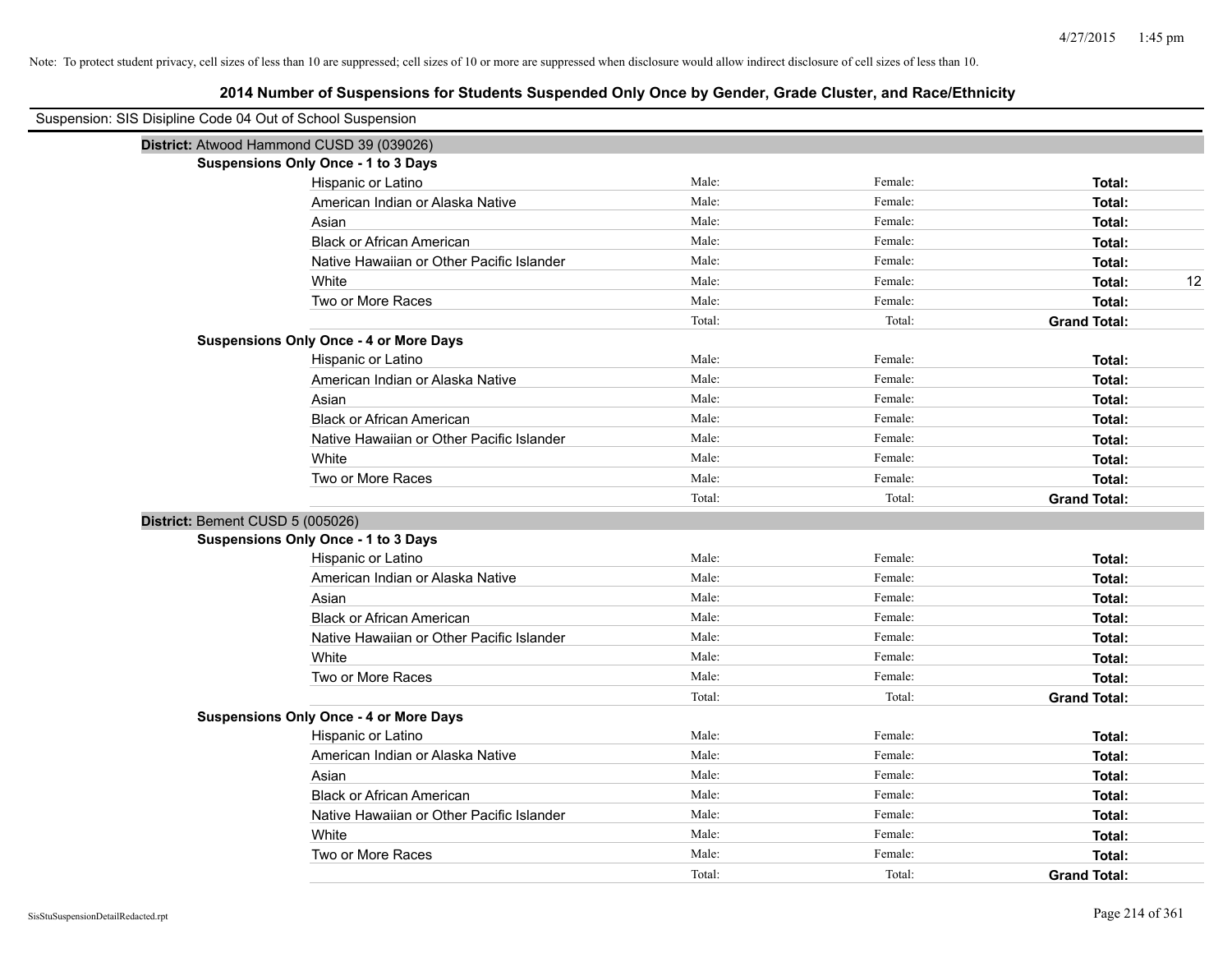Note: To protect student privacy, cell sizes of less than 10 are suppressed; cell sizes of 10 or more are suppressed when disclosure would allow indirect disclosure of cell sizes of less than 10.

## 2014 Number of Suspensions for Students Suspended Only Once by Gender, Grade Cluster, and Race/Ethnicity

Suspension: SIS Disipline Code 04 Out of School Suspension

### District: Atwood Hammond CUSD 39 (039026)

**Suspensions Only Once - 1 to 3 Days**

| | | | | |
|---|---|---|---|---|
| Hispanic or Latino | Male: | Female: | **Total:** | |
| American Indian or Alaska Native | Male: | Female: | **Total:** | |
| Asian | Male: | Female: | **Total:** | |
| Black or African American | Male: | Female: | **Total:** | |
| Native Hawaiian or Other Pacific Islander | Male: | Female: | **Total:** | |
| White | Male: | Female: | **Total:** | 12 |
| Two or More Races | Male: | Female: | **Total:** | |
| | Total: | Total: | **Grand Total:** | |

**Suspensions Only Once - 4 or More Days**

| | | | | |
|---|---|---|---|---|
| Hispanic or Latino | Male: | Female: | **Total:** | |
| American Indian or Alaska Native | Male: | Female: | **Total:** | |
| Asian | Male: | Female: | **Total:** | |
| Black or African American | Male: | Female: | **Total:** | |
| Native Hawaiian or Other Pacific Islander | Male: | Female: | **Total:** | |
| White | Male: | Female: | **Total:** | |
| Two or More Races | Male: | Female: | **Total:** | |
| | Total: | Total: | **Grand Total:** | |

### District: Bement CUSD 5 (005026)

**Suspensions Only Once - 1 to 3 Days**

| | | | | |
|---|---|---|---|---|
| Hispanic or Latino | Male: | Female: | **Total:** | |
| American Indian or Alaska Native | Male: | Female: | **Total:** | |
| Asian | Male: | Female: | **Total:** | |
| Black or African American | Male: | Female: | **Total:** | |
| Native Hawaiian or Other Pacific Islander | Male: | Female: | **Total:** | |
| White | Male: | Female: | **Total:** | |
| Two or More Races | Male: | Female: | **Total:** | |
| | Total: | Total: | **Grand Total:** | |

**Suspensions Only Once - 4 or More Days**

| | | | | |
|---|---|---|---|---|
| Hispanic or Latino | Male: | Female: | **Total:** | |
| American Indian or Alaska Native | Male: | Female: | **Total:** | |
| Asian | Male: | Female: | **Total:** | |
| Black or African American | Male: | Female: | **Total:** | |
| Native Hawaiian or Other Pacific Islander | Male: | Female: | **Total:** | |
| White | Male: | Female: | **Total:** | |
| Two or More Races | Male: | Female: | **Total:** | |
| | Total: | Total: | **Grand Total:** | |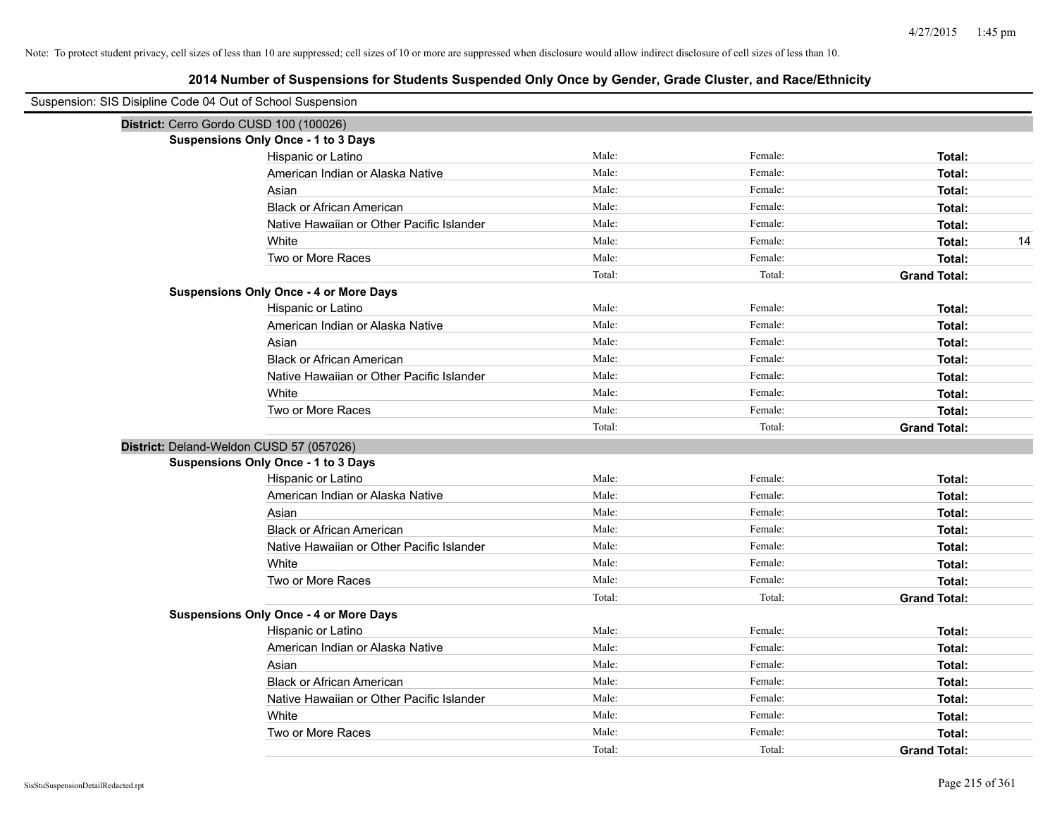Note: To protect student privacy, cell sizes of less than 10 are suppressed; cell sizes of 10 or more are suppressed when disclosure would allow indirect disclosure of cell sizes of less than 10.

## 2014 Number of Suspensions for Students Suspended Only Once by Gender, Grade Cluster, and Race/Ethnicity

Suspension: SIS Disipline Code 04 Out of School Suspension

**District:** Cerro Gordo CUSD 100 (100026)

**Suspensions Only Once - 1 to 3 Days**

| | | | | |
|---|---|---|---|---|
| Hispanic or Latino | Male: | Female: | **Total:** | |
| American Indian or Alaska Native | Male: | Female: | **Total:** | |
| Asian | Male: | Female: | **Total:** | |
| Black or African American | Male: | Female: | **Total:** | |
| Native Hawaiian or Other Pacific Islander | Male: | Female: | **Total:** | |
| White | Male: | Female: | **Total:** | 14 |
| Two or More Races | Male: | Female: | **Total:** | |
| | Total: | Total: | **Grand Total:** | |

**Suspensions Only Once - 4 or More Days**

| | | | | |
|---|---|---|---|---|
| Hispanic or Latino | Male: | Female: | **Total:** | |
| American Indian or Alaska Native | Male: | Female: | **Total:** | |
| Asian | Male: | Female: | **Total:** | |
| Black or African American | Male: | Female: | **Total:** | |
| Native Hawaiian or Other Pacific Islander | Male: | Female: | **Total:** | |
| White | Male: | Female: | **Total:** | |
| Two or More Races | Male: | Female: | **Total:** | |
| | Total: | Total: | **Grand Total:** | |

**District:** Deland-Weldon CUSD 57 (057026)

**Suspensions Only Once - 1 to 3 Days**

| | | | | |
|---|---|---|---|---|
| Hispanic or Latino | Male: | Female: | **Total:** | |
| American Indian or Alaska Native | Male: | Female: | **Total:** | |
| Asian | Male: | Female: | **Total:** | |
| Black or African American | Male: | Female: | **Total:** | |
| Native Hawaiian or Other Pacific Islander | Male: | Female: | **Total:** | |
| White | Male: | Female: | **Total:** | |
| Two or More Races | Male: | Female: | **Total:** | |
| | Total: | Total: | **Grand Total:** | |

**Suspensions Only Once - 4 or More Days**

| | | | | |
|---|---|---|---|---|
| Hispanic or Latino | Male: | Female: | **Total:** | |
| American Indian or Alaska Native | Male: | Female: | **Total:** | |
| Asian | Male: | Female: | **Total:** | |
| Black or African American | Male: | Female: | **Total:** | |
| Native Hawaiian or Other Pacific Islander | Male: | Female: | **Total:** | |
| White | Male: | Female: | **Total:** | |
| Two or More Races | Male: | Female: | **Total:** | |
| | Total: | Total: | **Grand Total:** | |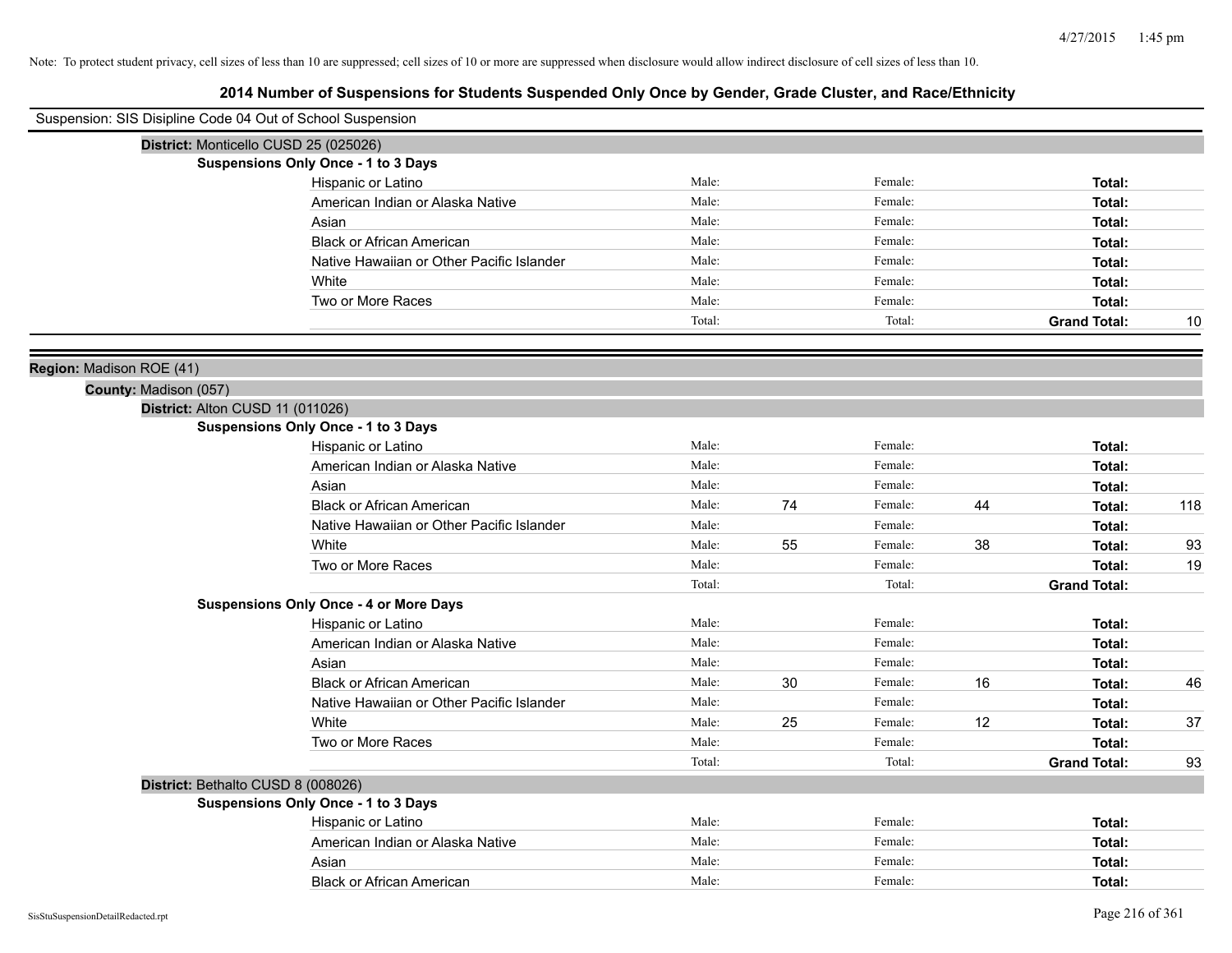Note: To protect student privacy, cell sizes of less than 10 are suppressed; cell sizes of 10 or more are suppressed when disclosure would allow indirect disclosure of cell sizes of less than 10.

## 2014 Number of Suspensions for Students Suspended Only Once by Gender, Grade Cluster, and Race/Ethnicity

Suspension: SIS Disipline Code 04 Out of School Suspension

**District:** Monticello CUSD 25 (025026)

**Suspensions Only Once - 1 to 3 Days**

| Race/Ethnicity | Male: | | Female: | | Total: | |
|---|---|---|---|---|---|---|
| Hispanic or Latino | Male: | | Female: | | **Total:** | |
| American Indian or Alaska Native | Male: | | Female: | | **Total:** | |
| Asian | Male: | | Female: | | **Total:** | |
| Black or African American | Male: | | Female: | | **Total:** | |
| Native Hawaiian or Other Pacific Islander | Male: | | Female: | | **Total:** | |
| White | Male: | | Female: | | **Total:** | |
| Two or More Races | Male: | | Female: | | **Total:** | |
| | Total: | | Total: | | **Grand Total:** | 10 |

**Region:** Madison ROE (41)

**County:** Madison (057)

**District:** Alton CUSD 11 (011026)

**Suspensions Only Once - 1 to 3 Days**

| Race/Ethnicity | Male: | | Female: | | Total: | |
|---|---|---|---|---|---|---|
| Hispanic or Latino | Male: | | Female: | | **Total:** | |
| American Indian or Alaska Native | Male: | | Female: | | **Total:** | |
| Asian | Male: | | Female: | | **Total:** | |
| Black or African American | Male: | 74 | Female: | 44 | **Total:** | 118 |
| Native Hawaiian or Other Pacific Islander | Male: | | Female: | | **Total:** | |
| White | Male: | 55 | Female: | 38 | **Total:** | 93 |
| Two or More Races | Male: | | Female: | | **Total:** | 19 |
| | Total: | | Total: | | **Grand Total:** | |

**Suspensions Only Once - 4 or More Days**

| Race/Ethnicity | Male: | | Female: | | Total: | |
|---|---|---|---|---|---|---|
| Hispanic or Latino | Male: | | Female: | | **Total:** | |
| American Indian or Alaska Native | Male: | | Female: | | **Total:** | |
| Asian | Male: | | Female: | | **Total:** | |
| Black or African American | Male: | 30 | Female: | 16 | **Total:** | 46 |
| Native Hawaiian or Other Pacific Islander | Male: | | Female: | | **Total:** | |
| White | Male: | 25 | Female: | 12 | **Total:** | 37 |
| Two or More Races | Male: | | Female: | | **Total:** | |
| | Total: | | Total: | | **Grand Total:** | 93 |

**District:** Bethalto CUSD 8 (008026)

**Suspensions Only Once - 1 to 3 Days**

| Race/Ethnicity | Male: | | Female: | | Total: | |
|---|---|---|---|---|---|---|
| Hispanic or Latino | Male: | | Female: | | **Total:** | |
| American Indian or Alaska Native | Male: | | Female: | | **Total:** | |
| Asian | Male: | | Female: | | **Total:** | |
| Black or African American | Male: | | Female: | | **Total:** | |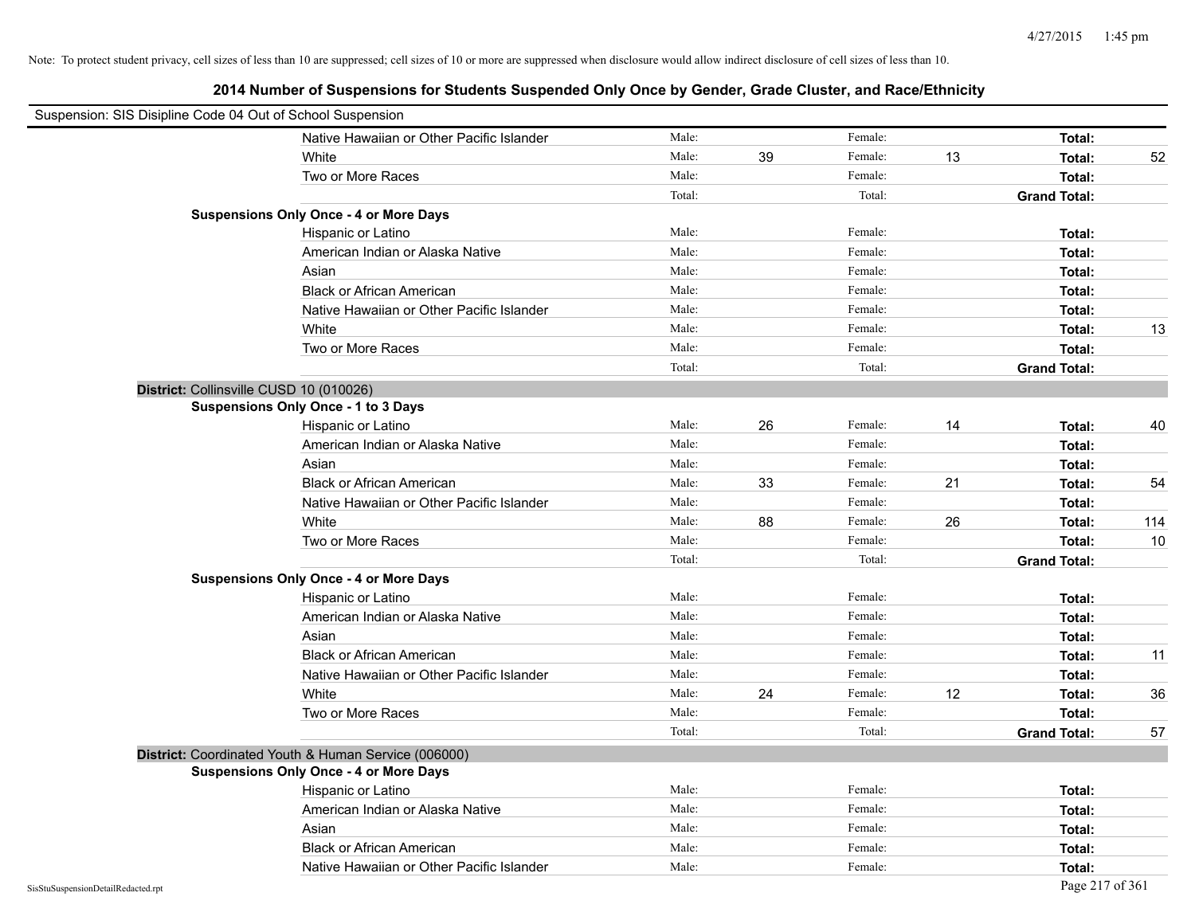Note: To protect student privacy, cell sizes of less than 10 are suppressed; cell sizes of 10 or more are suppressed when disclosure would allow indirect disclosure of cell sizes of less than 10.

## 2014 Number of Suspensions for Students Suspended Only Once by Gender, Grade Cluster, and Race/Ethnicity

Suspension: SIS Disipline Code 04 Out of School Suspension

| | | | | | | |
|---|---|---|---|---|---|---|
| Native Hawaiian or Other Pacific Islander | Male: | | Female: | | **Total:** | |
| White | Male: | 39 | Female: | 13 | **Total:** | 52 |
| Two or More Races | Male: | | Female: | | **Total:** | |
| | Total: | | Total: | | **Grand Total:** | |
| **Suspensions Only Once - 4 or More Days** | | | | | | |
| Hispanic or Latino | Male: | | Female: | | **Total:** | |
| American Indian or Alaska Native | Male: | | Female: | | **Total:** | |
| Asian | Male: | | Female: | | **Total:** | |
| Black or African American | Male: | | Female: | | **Total:** | |
| Native Hawaiian or Other Pacific Islander | Male: | | Female: | | **Total:** | |
| White | Male: | | Female: | | **Total:** | 13 |
| Two or More Races | Male: | | Female: | | **Total:** | |
| | Total: | | Total: | | **Grand Total:** | |

**District:** Collinsville CUSD 10 (010026)

| | | | | | | |
|---|---|---|---|---|---|---|
| **Suspensions Only Once - 1 to 3 Days** | | | | | | |
| Hispanic or Latino | Male: | 26 | Female: | 14 | **Total:** | 40 |
| American Indian or Alaska Native | Male: | | Female: | | **Total:** | |
| Asian | Male: | | Female: | | **Total:** | |
| Black or African American | Male: | 33 | Female: | 21 | **Total:** | 54 |
| Native Hawaiian or Other Pacific Islander | Male: | | Female: | | **Total:** | |
| White | Male: | 88 | Female: | 26 | **Total:** | 114 |
| Two or More Races | Male: | | Female: | | **Total:** | 10 |
| | Total: | | Total: | | **Grand Total:** | |
| **Suspensions Only Once - 4 or More Days** | | | | | | |
| Hispanic or Latino | Male: | | Female: | | **Total:** | |
| American Indian or Alaska Native | Male: | | Female: | | **Total:** | |
| Asian | Male: | | Female: | | **Total:** | |
| Black or African American | Male: | | Female: | | **Total:** | 11 |
| Native Hawaiian or Other Pacific Islander | Male: | | Female: | | **Total:** | |
| White | Male: | 24 | Female: | 12 | **Total:** | 36 |
| Two or More Races | Male: | | Female: | | **Total:** | |
| | Total: | | Total: | | **Grand Total:** | 57 |

**District:** Coordinated Youth & Human Service (006000)

| | | | | | | |
|---|---|---|---|---|---|---|
| **Suspensions Only Once - 4 or More Days** | | | | | | |
| Hispanic or Latino | Male: | | Female: | | **Total:** | |
| American Indian or Alaska Native | Male: | | Female: | | **Total:** | |
| Asian | Male: | | Female: | | **Total:** | |
| Black or African American | Male: | | Female: | | **Total:** | |
| Native Hawaiian or Other Pacific Islander | Male: | | Female: | | **Total:** | |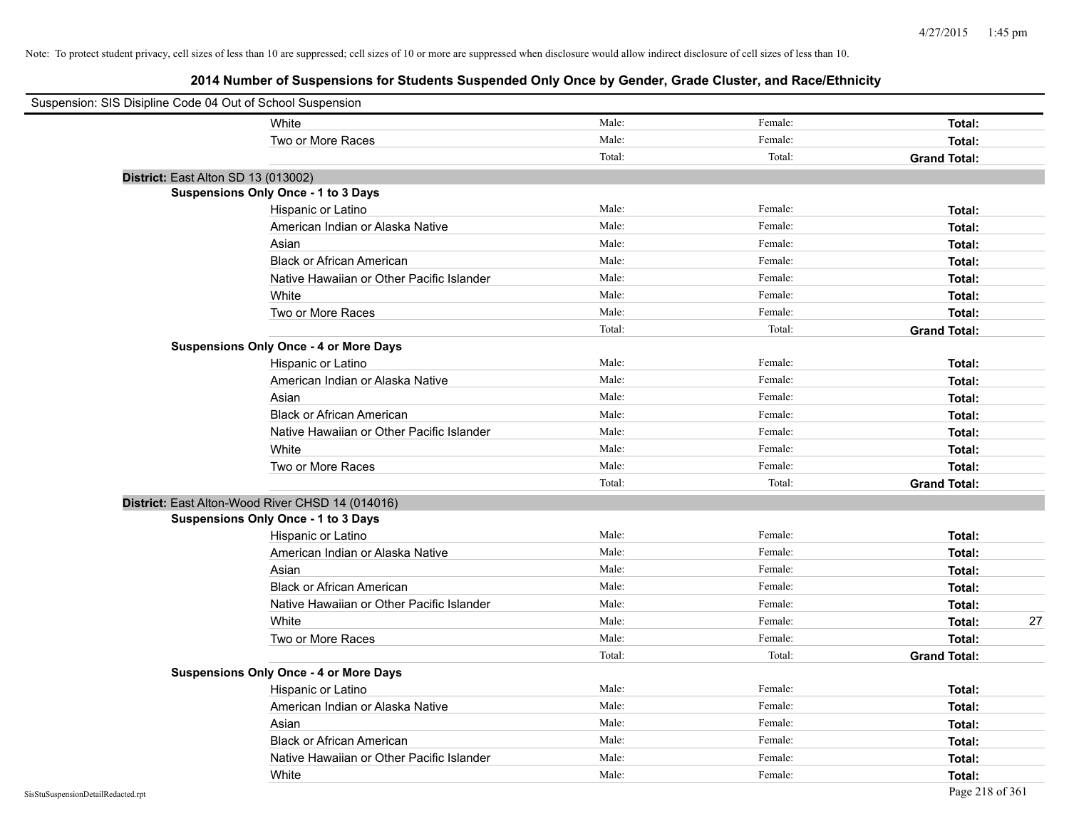Note: To protect student privacy, cell sizes of less than 10 are suppressed; cell sizes of 10 or more are suppressed when disclosure would allow indirect disclosure of cell sizes of less than 10.

## 2014 Number of Suspensions for Students Suspended Only Once by Gender, Grade Cluster, and Race/Ethnicity

Suspension: SIS Disipline Code 04 Out of School Suspension

| | | | | |
|---|---|---|---|---|
| White | Male: | Female: | **Total:** | |
| Two or More Races | Male: | Female: | **Total:** | |
| | Total: | Total: | **Grand Total:** | |

**District:** East Alton SD 13 (013002)

**Suspensions Only Once - 1 to 3 Days**

| | | | | |
|---|---|---|---|---|
| Hispanic or Latino | Male: | Female: | **Total:** | |
| American Indian or Alaska Native | Male: | Female: | **Total:** | |
| Asian | Male: | Female: | **Total:** | |
| Black or African American | Male: | Female: | **Total:** | |
| Native Hawaiian or Other Pacific Islander | Male: | Female: | **Total:** | |
| White | Male: | Female: | **Total:** | |
| Two or More Races | Male: | Female: | **Total:** | |
| | Total: | Total: | **Grand Total:** | |

**Suspensions Only Once - 4 or More Days**

| | | | | |
|---|---|---|---|---|
| Hispanic or Latino | Male: | Female: | **Total:** | |
| American Indian or Alaska Native | Male: | Female: | **Total:** | |
| Asian | Male: | Female: | **Total:** | |
| Black or African American | Male: | Female: | **Total:** | |
| Native Hawaiian or Other Pacific Islander | Male: | Female: | **Total:** | |
| White | Male: | Female: | **Total:** | |
| Two or More Races | Male: | Female: | **Total:** | |
| | Total: | Total: | **Grand Total:** | |

**District:** East Alton-Wood River CHSD 14 (014016)

**Suspensions Only Once - 1 to 3 Days**

| | | | | |
|---|---|---|---|---|
| Hispanic or Latino | Male: | Female: | **Total:** | |
| American Indian or Alaska Native | Male: | Female: | **Total:** | |
| Asian | Male: | Female: | **Total:** | |
| Black or African American | Male: | Female: | **Total:** | |
| Native Hawaiian or Other Pacific Islander | Male: | Female: | **Total:** | |
| White | Male: | Female: | **Total:** | 27 |
| Two or More Races | Male: | Female: | **Total:** | |
| | Total: | Total: | **Grand Total:** | |

**Suspensions Only Once - 4 or More Days**

| | | | | |
|---|---|---|---|---|
| Hispanic or Latino | Male: | Female: | **Total:** | |
| American Indian or Alaska Native | Male: | Female: | **Total:** | |
| Asian | Male: | Female: | **Total:** | |
| Black or African American | Male: | Female: | **Total:** | |
| Native Hawaiian or Other Pacific Islander | Male: | Female: | **Total:** | |
| White | Male: | Female: | **Total:** | |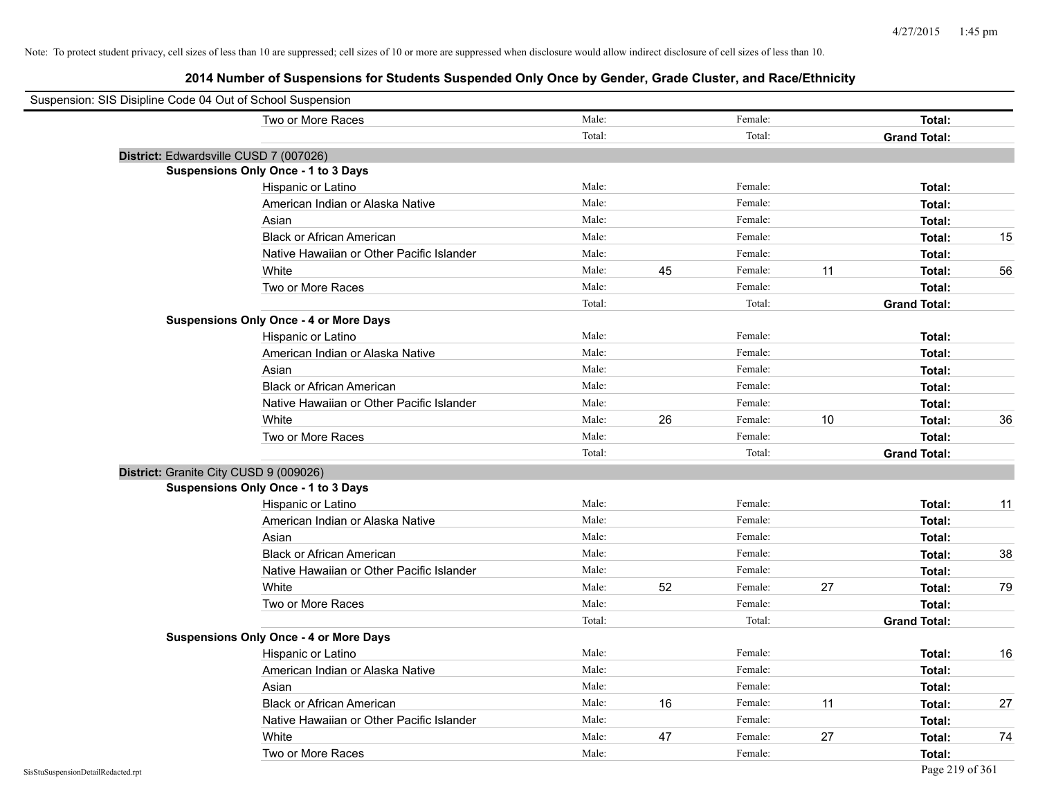Note: To protect student privacy, cell sizes of less than 10 are suppressed; cell sizes of 10 or more are suppressed when disclosure would allow indirect disclosure of cell sizes of less than 10.

## 2014 Number of Suspensions for Students Suspended Only Once by Gender, Grade Cluster, and Race/Ethnicity

Suspension: SIS Disipline Code 04 Out of School Suspension

| | | | | | | | |
|---|---|---|---|---|---|---|---|
| Two or More Races | Male: | | Female: | | **Total:** | |
| | Total: | | Total: | | **Grand Total:** | |

**District:** Edwardsville CUSD 7 (007026)

**Suspensions Only Once - 1 to 3 Days**

| | | | | | | |
|---|---|---|---|---|---|---|
| Hispanic or Latino | Male: | | Female: | | **Total:** | |
| American Indian or Alaska Native | Male: | | Female: | | **Total:** | |
| Asian | Male: | | Female: | | **Total:** | |
| Black or African American | Male: | | Female: | | **Total:** | 15 |
| Native Hawaiian or Other Pacific Islander | Male: | | Female: | | **Total:** | |
| White | Male: | 45 | Female: | 11 | **Total:** | 56 |
| Two or More Races | Male: | | Female: | | **Total:** | |
| | Total: | | Total: | | **Grand Total:** | |

**Suspensions Only Once - 4 or More Days**

| | | | | | | |
|---|---|---|---|---|---|---|
| Hispanic or Latino | Male: | | Female: | | **Total:** | |
| American Indian or Alaska Native | Male: | | Female: | | **Total:** | |
| Asian | Male: | | Female: | | **Total:** | |
| Black or African American | Male: | | Female: | | **Total:** | |
| Native Hawaiian or Other Pacific Islander | Male: | | Female: | | **Total:** | |
| White | Male: | 26 | Female: | 10 | **Total:** | 36 |
| Two or More Races | Male: | | Female: | | **Total:** | |
| | Total: | | Total: | | **Grand Total:** | |

**District:** Granite City CUSD 9 (009026)

**Suspensions Only Once - 1 to 3 Days**

| | | | | | | |
|---|---|---|---|---|---|---|
| Hispanic or Latino | Male: | | Female: | | **Total:** | 11 |
| American Indian or Alaska Native | Male: | | Female: | | **Total:** | |
| Asian | Male: | | Female: | | **Total:** | |
| Black or African American | Male: | | Female: | | **Total:** | 38 |
| Native Hawaiian or Other Pacific Islander | Male: | | Female: | | **Total:** | |
| White | Male: | 52 | Female: | 27 | **Total:** | 79 |
| Two or More Races | Male: | | Female: | | **Total:** | |
| | Total: | | Total: | | **Grand Total:** | |

**Suspensions Only Once - 4 or More Days**

| | | | | | | |
|---|---|---|---|---|---|---|
| Hispanic or Latino | Male: | | Female: | | **Total:** | 16 |
| American Indian or Alaska Native | Male: | | Female: | | **Total:** | |
| Asian | Male: | | Female: | | **Total:** | |
| Black or African American | Male: | 16 | Female: | 11 | **Total:** | 27 |
| Native Hawaiian or Other Pacific Islander | Male: | | Female: | | **Total:** | |
| White | Male: | 47 | Female: | 27 | **Total:** | 74 |
| Two or More Races | Male: | | Female: | | **Total:** | |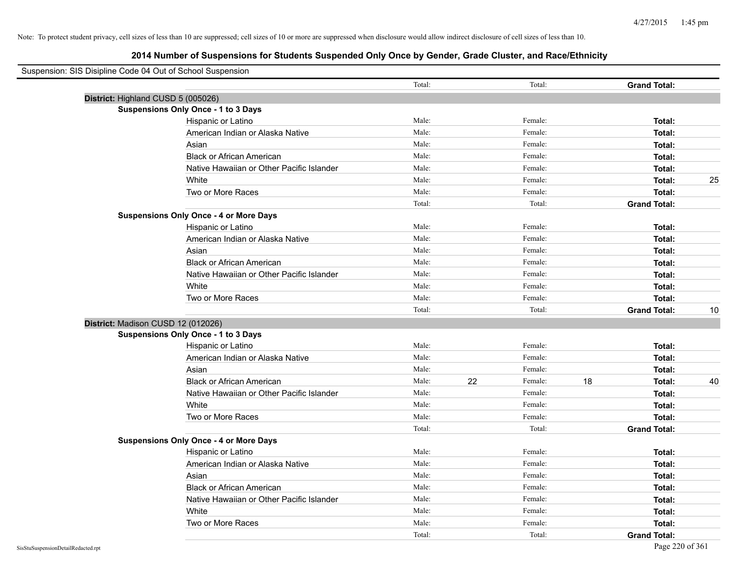Note: To protect student privacy, cell sizes of less than 10 are suppressed; cell sizes of 10 or more are suppressed when disclosure would allow indirect disclosure of cell sizes of less than 10.

## 2014 Number of Suspensions for Students Suspended Only Once by Gender, Grade Cluster, and Race/Ethnicity

Suspension: SIS Disipline Code 04 Out of School Suspension

| | | | | | | |
|---|---|---|---|---|---|---|
| | Total: | | Total: | | **Grand Total:** | |
| **District:** Highland CUSD 5 (005026) | | | | | | |
| **Suspensions Only Once - 1 to 3 Days** | | | | | | |
| Hispanic or Latino | Male: | | Female: | | **Total:** | |
| American Indian or Alaska Native | Male: | | Female: | | **Total:** | |
| Asian | Male: | | Female: | | **Total:** | |
| Black or African American | Male: | | Female: | | **Total:** | |
| Native Hawaiian or Other Pacific Islander | Male: | | Female: | | **Total:** | |
| White | Male: | | Female: | | **Total:** | 25 |
| Two or More Races | Male: | | Female: | | **Total:** | |
| | Total: | | Total: | | **Grand Total:** | |
| **Suspensions Only Once - 4 or More Days** | | | | | | |
| Hispanic or Latino | Male: | | Female: | | **Total:** | |
| American Indian or Alaska Native | Male: | | Female: | | **Total:** | |
| Asian | Male: | | Female: | | **Total:** | |
| Black or African American | Male: | | Female: | | **Total:** | |
| Native Hawaiian or Other Pacific Islander | Male: | | Female: | | **Total:** | |
| White | Male: | | Female: | | **Total:** | |
| Two or More Races | Male: | | Female: | | **Total:** | |
| | Total: | | Total: | | **Grand Total:** | 10 |
| **District:** Madison CUSD 12 (012026) | | | | | | |
| **Suspensions Only Once - 1 to 3 Days** | | | | | | |
| Hispanic or Latino | Male: | | Female: | | **Total:** | |
| American Indian or Alaska Native | Male: | | Female: | | **Total:** | |
| Asian | Male: | | Female: | | **Total:** | |
| Black or African American | Male: | 22 | Female: | 18 | **Total:** | 40 |
| Native Hawaiian or Other Pacific Islander | Male: | | Female: | | **Total:** | |
| White | Male: | | Female: | | **Total:** | |
| Two or More Races | Male: | | Female: | | **Total:** | |
| | Total: | | Total: | | **Grand Total:** | |
| **Suspensions Only Once - 4 or More Days** | | | | | | |
| Hispanic or Latino | Male: | | Female: | | **Total:** | |
| American Indian or Alaska Native | Male: | | Female: | | **Total:** | |
| Asian | Male: | | Female: | | **Total:** | |
| Black or African American | Male: | | Female: | | **Total:** | |
| Native Hawaiian or Other Pacific Islander | Male: | | Female: | | **Total:** | |
| White | Male: | | Female: | | **Total:** | |
| Two or More Races | Male: | | Female: | | **Total:** | |
| | Total: | | Total: | | **Grand Total:** | |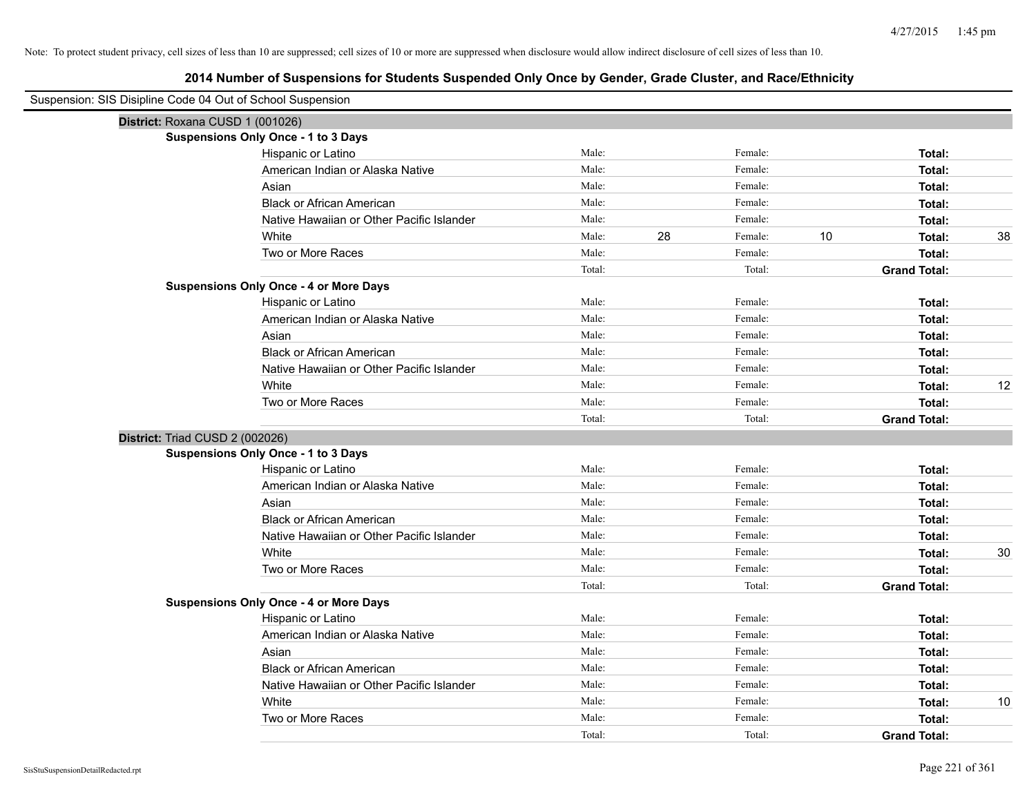Note: To protect student privacy, cell sizes of less than 10 are suppressed; cell sizes of 10 or more are suppressed when disclosure would allow indirect disclosure of cell sizes of less than 10.

# 2014 Number of Suspensions for Students Suspended Only Once by Gender, Grade Cluster, and Race/Ethnicity

Suspension: SIS Disipline Code 04 Out of School Suspension

## District: Roxana CUSD 1 (001026)

### Suspensions Only Once - 1 to 3 Days

| Race/Ethnicity | Male: | | Female: | | Total: | |
|---|---|---|---|---|---|---|
| Hispanic or Latino | Male: | | Female: | | **Total:** | |
| American Indian or Alaska Native | Male: | | Female: | | **Total:** | |
| Asian | Male: | | Female: | | **Total:** | |
| Black or African American | Male: | | Female: | | **Total:** | |
| Native Hawaiian or Other Pacific Islander | Male: | | Female: | | **Total:** | |
| White | Male: | 28 | Female: | 10 | **Total:** | 38 |
| Two or More Races | Male: | | Female: | | **Total:** | |
| | Total: | | Total: | | **Grand Total:** | |

### Suspensions Only Once - 4 or More Days

| Race/Ethnicity | Male: | | Female: | | Total: | |
|---|---|---|---|---|---|---|
| Hispanic or Latino | Male: | | Female: | | **Total:** | |
| American Indian or Alaska Native | Male: | | Female: | | **Total:** | |
| Asian | Male: | | Female: | | **Total:** | |
| Black or African American | Male: | | Female: | | **Total:** | |
| Native Hawaiian or Other Pacific Islander | Male: | | Female: | | **Total:** | |
| White | Male: | | Female: | | **Total:** | 12 |
| Two or More Races | Male: | | Female: | | **Total:** | |
| | Total: | | Total: | | **Grand Total:** | |

## District: Triad CUSD 2 (002026)

### Suspensions Only Once - 1 to 3 Days

| Race/Ethnicity | Male: | | Female: | | Total: | |
|---|---|---|---|---|---|---|
| Hispanic or Latino | Male: | | Female: | | **Total:** | |
| American Indian or Alaska Native | Male: | | Female: | | **Total:** | |
| Asian | Male: | | Female: | | **Total:** | |
| Black or African American | Male: | | Female: | | **Total:** | |
| Native Hawaiian or Other Pacific Islander | Male: | | Female: | | **Total:** | |
| White | Male: | | Female: | | **Total:** | 30 |
| Two or More Races | Male: | | Female: | | **Total:** | |
| | Total: | | Total: | | **Grand Total:** | |

### Suspensions Only Once - 4 or More Days

| Race/Ethnicity | Male: | | Female: | | Total: | |
|---|---|---|---|---|---|---|
| Hispanic or Latino | Male: | | Female: | | **Total:** | |
| American Indian or Alaska Native | Male: | | Female: | | **Total:** | |
| Asian | Male: | | Female: | | **Total:** | |
| Black or African American | Male: | | Female: | | **Total:** | |
| Native Hawaiian or Other Pacific Islander | Male: | | Female: | | **Total:** | |
| White | Male: | | Female: | | **Total:** | 10 |
| Two or More Races | Male: | | Female: | | **Total:** | |
| | Total: | | Total: | | **Grand Total:** | |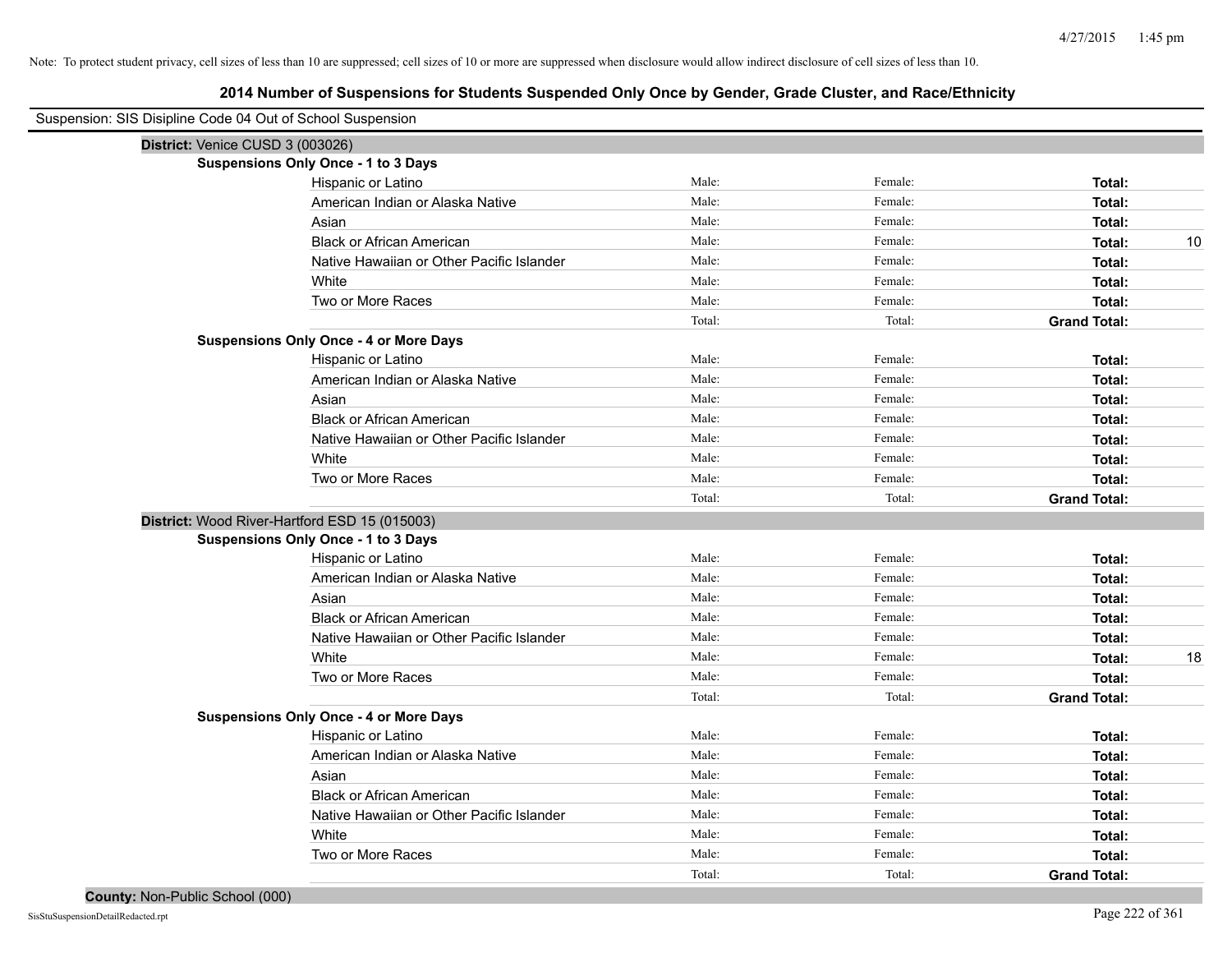Note: To protect student privacy, cell sizes of less than 10 are suppressed; cell sizes of 10 or more are suppressed when disclosure would allow indirect disclosure of cell sizes of less than 10.

## 2014 Number of Suspensions for Students Suspended Only Once by Gender, Grade Cluster, and Race/Ethnicity

Suspension: SIS Disipline Code 04 Out of School Suspension

**District:** Venice CUSD 3 (003026)

**Suspensions Only Once - 1 to 3 Days**

| | | | | |
|---|---|---|---|---|
| Hispanic or Latino | Male: | Female: | **Total:** | |
| American Indian or Alaska Native | Male: | Female: | **Total:** | |
| Asian | Male: | Female: | **Total:** | |
| Black or African American | Male: | Female: | **Total:** | 10 |
| Native Hawaiian or Other Pacific Islander | Male: | Female: | **Total:** | |
| White | Male: | Female: | **Total:** | |
| Two or More Races | Male: | Female: | **Total:** | |
| | Total: | Total: | **Grand Total:** | |

**Suspensions Only Once - 4 or More Days**

| | | | | |
|---|---|---|---|---|
| Hispanic or Latino | Male: | Female: | **Total:** | |
| American Indian or Alaska Native | Male: | Female: | **Total:** | |
| Asian | Male: | Female: | **Total:** | |
| Black or African American | Male: | Female: | **Total:** | |
| Native Hawaiian or Other Pacific Islander | Male: | Female: | **Total:** | |
| White | Male: | Female: | **Total:** | |
| Two or More Races | Male: | Female: | **Total:** | |
| | Total: | Total: | **Grand Total:** | |

**District:** Wood River-Hartford ESD 15 (015003)

**Suspensions Only Once - 1 to 3 Days**

| | | | | |
|---|---|---|---|---|
| Hispanic or Latino | Male: | Female: | **Total:** | |
| American Indian or Alaska Native | Male: | Female: | **Total:** | |
| Asian | Male: | Female: | **Total:** | |
| Black or African American | Male: | Female: | **Total:** | |
| Native Hawaiian or Other Pacific Islander | Male: | Female: | **Total:** | |
| White | Male: | Female: | **Total:** | 18 |
| Two or More Races | Male: | Female: | **Total:** | |
| | Total: | Total: | **Grand Total:** | |

**Suspensions Only Once - 4 or More Days**

| | | | | |
|---|---|---|---|---|
| Hispanic or Latino | Male: | Female: | **Total:** | |
| American Indian or Alaska Native | Male: | Female: | **Total:** | |
| Asian | Male: | Female: | **Total:** | |
| Black or African American | Male: | Female: | **Total:** | |
| Native Hawaiian or Other Pacific Islander | Male: | Female: | **Total:** | |
| White | Male: | Female: | **Total:** | |
| Two or More Races | Male: | Female: | **Total:** | |
| | Total: | Total: | **Grand Total:** | |

**County:** Non-Public School (000)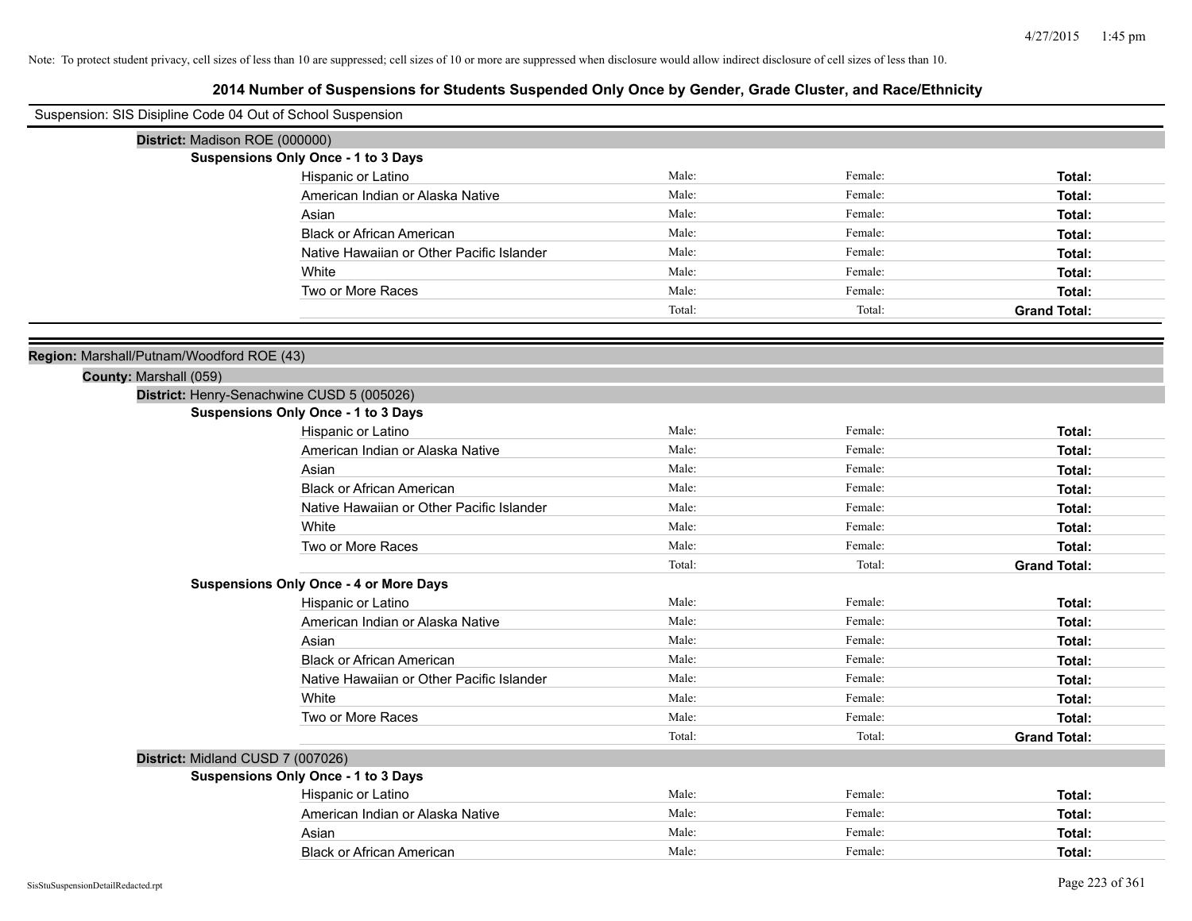Note: To protect student privacy, cell sizes of less than 10 are suppressed; cell sizes of 10 or more are suppressed when disclosure would allow indirect disclosure of cell sizes of less than 10.

# 2014 Number of Suspensions for Students Suspended Only Once by Gender, Grade Cluster, and Race/Ethnicity

Suspension: SIS Disipline Code 04 Out of School Suspension

**District:** Madison ROE (000000)

**Suspensions Only Once - 1 to 3 Days**

| | | | |
|---|---|---|---|
| Hispanic or Latino | Male: | Female: | **Total:** |
| American Indian or Alaska Native | Male: | Female: | **Total:** |
| Asian | Male: | Female: | **Total:** |
| Black or African American | Male: | Female: | **Total:** |
| Native Hawaiian or Other Pacific Islander | Male: | Female: | **Total:** |
| White | Male: | Female: | **Total:** |
| Two or More Races | Male: | Female: | **Total:** |
| | Total: | Total: | **Grand Total:** |

**Region:** Marshall/Putnam/Woodford ROE (43)

**County:** Marshall (059)

**District:** Henry-Senachwine CUSD 5 (005026)

**Suspensions Only Once - 1 to 3 Days**

| | | | |
|---|---|---|---|
| Hispanic or Latino | Male: | Female: | **Total:** |
| American Indian or Alaska Native | Male: | Female: | **Total:** |
| Asian | Male: | Female: | **Total:** |
| Black or African American | Male: | Female: | **Total:** |
| Native Hawaiian or Other Pacific Islander | Male: | Female: | **Total:** |
| White | Male: | Female: | **Total:** |
| Two or More Races | Male: | Female: | **Total:** |
| | Total: | Total: | **Grand Total:** |

**Suspensions Only Once - 4 or More Days**

| | | | |
|---|---|---|---|
| Hispanic or Latino | Male: | Female: | **Total:** |
| American Indian or Alaska Native | Male: | Female: | **Total:** |
| Asian | Male: | Female: | **Total:** |
| Black or African American | Male: | Female: | **Total:** |
| Native Hawaiian or Other Pacific Islander | Male: | Female: | **Total:** |
| White | Male: | Female: | **Total:** |
| Two or More Races | Male: | Female: | **Total:** |
| | Total: | Total: | **Grand Total:** |

**District:** Midland CUSD 7 (007026)

**Suspensions Only Once - 1 to 3 Days**

| | | | |
|---|---|---|---|
| Hispanic or Latino | Male: | Female: | **Total:** |
| American Indian or Alaska Native | Male: | Female: | **Total:** |
| Asian | Male: | Female: | **Total:** |
| Black or African American | Male: | Female: | **Total:** |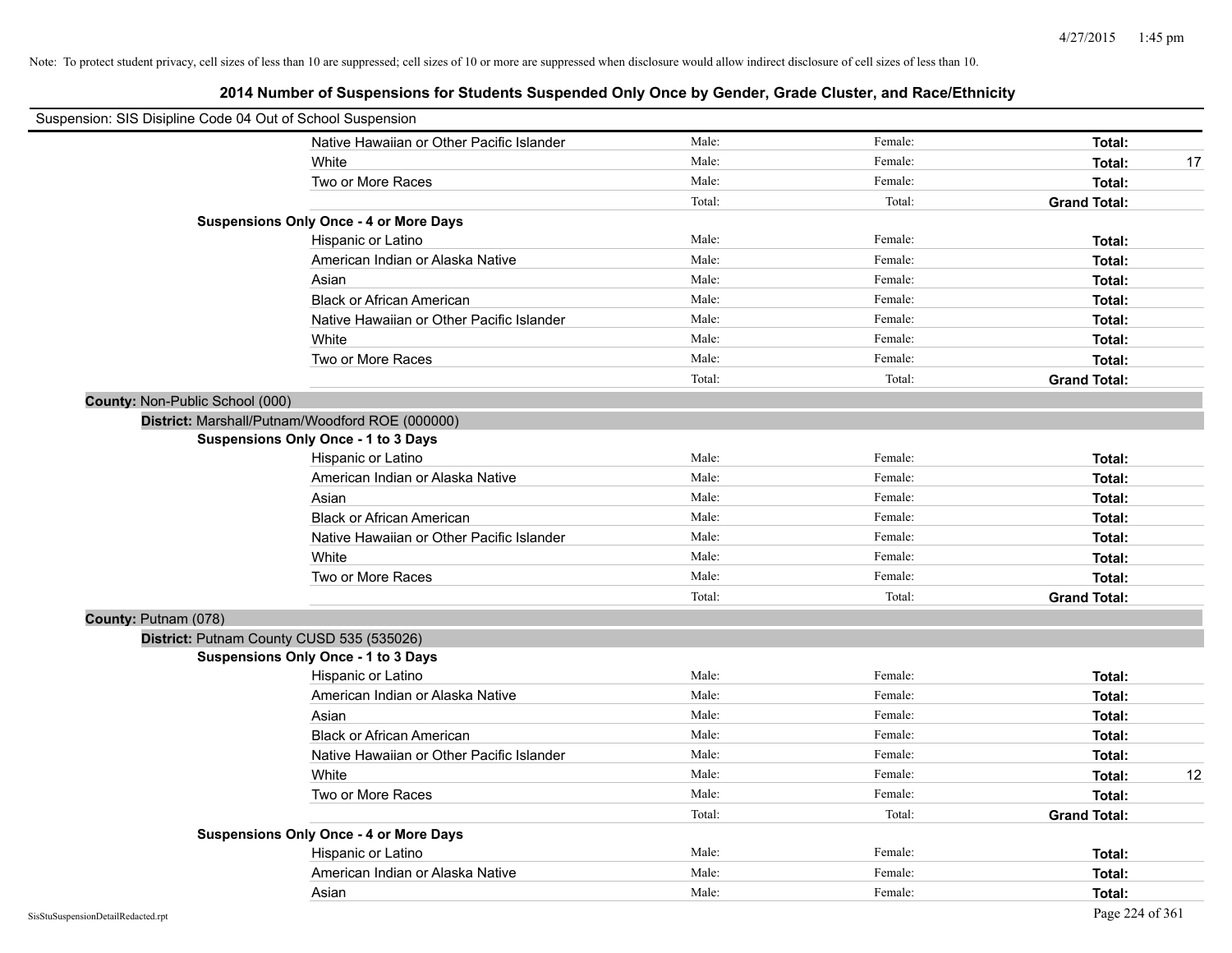Note: To protect student privacy, cell sizes of less than 10 are suppressed; cell sizes of 10 or more are suppressed when disclosure would allow indirect disclosure of cell sizes of less than 10.

# 2014 Number of Suspensions for Students Suspended Only Once by Gender, Grade Cluster, and Race/Ethnicity

Suspension: SIS Disipline Code 04 Out of School Suspension

| | | | | |
|---|---|---|---|---|
| Native Hawaiian or Other Pacific Islander | Male: | Female: | **Total:** | |
| White | Male: | Female: | **Total:** | 17 |
| Two or More Races | Male: | Female: | **Total:** | |
| | Total: | Total: | **Grand Total:** | |

**Suspensions Only Once - 4 or More Days**

| | | | | |
|---|---|---|---|---|
| Hispanic or Latino | Male: | Female: | **Total:** | |
| American Indian or Alaska Native | Male: | Female: | **Total:** | |
| Asian | Male: | Female: | **Total:** | |
| Black or African American | Male: | Female: | **Total:** | |
| Native Hawaiian or Other Pacific Islander | Male: | Female: | **Total:** | |
| White | Male: | Female: | **Total:** | |
| Two or More Races | Male: | Female: | **Total:** | |
| | Total: | Total: | **Grand Total:** | |

**County:** Non-Public School (000)

**District:** Marshall/Putnam/Woodford ROE (000000)

**Suspensions Only Once - 1 to 3 Days**

| | | | | |
|---|---|---|---|---|
| Hispanic or Latino | Male: | Female: | **Total:** | |
| American Indian or Alaska Native | Male: | Female: | **Total:** | |
| Asian | Male: | Female: | **Total:** | |
| Black or African American | Male: | Female: | **Total:** | |
| Native Hawaiian or Other Pacific Islander | Male: | Female: | **Total:** | |
| White | Male: | Female: | **Total:** | |
| Two or More Races | Male: | Female: | **Total:** | |
| | Total: | Total: | **Grand Total:** | |

**County:** Putnam (078)

**District:** Putnam County CUSD 535 (535026)

**Suspensions Only Once - 1 to 3 Days**

| | | | | |
|---|---|---|---|---|
| Hispanic or Latino | Male: | Female: | **Total:** | |
| American Indian or Alaska Native | Male: | Female: | **Total:** | |
| Asian | Male: | Female: | **Total:** | |
| Black or African American | Male: | Female: | **Total:** | |
| Native Hawaiian or Other Pacific Islander | Male: | Female: | **Total:** | |
| White | Male: | Female: | **Total:** | 12 |
| Two or More Races | Male: | Female: | **Total:** | |
| | Total: | Total: | **Grand Total:** | |

**Suspensions Only Once - 4 or More Days**

| | | | | |
|---|---|---|---|---|
| Hispanic or Latino | Male: | Female: | **Total:** | |
| American Indian or Alaska Native | Male: | Female: | **Total:** | |
| Asian | Male: | Female: | **Total:** | |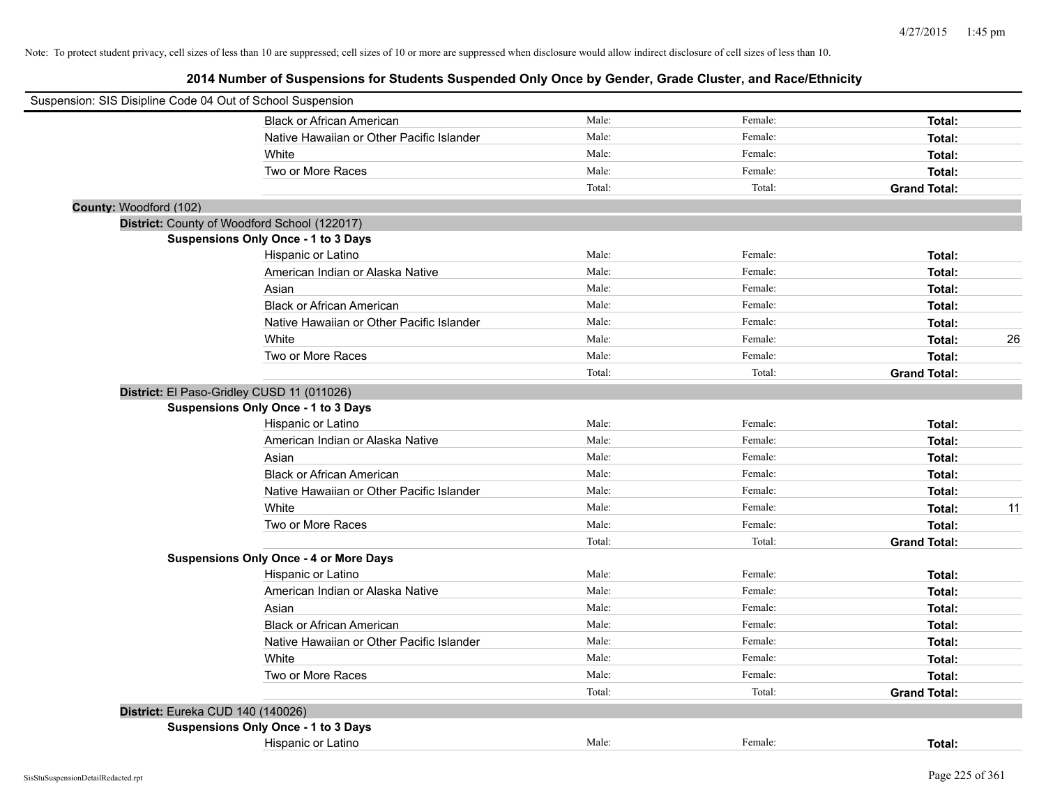Note: To protect student privacy, cell sizes of less than 10 are suppressed; cell sizes of 10 or more are suppressed when disclosure would allow indirect disclosure of cell sizes of less than 10.

## 2014 Number of Suspensions for Students Suspended Only Once by Gender, Grade Cluster, and Race/Ethnicity

Suspension: SIS Disipline Code 04 Out of School Suspension

| | | | |
|---|---|---|---|
| Black or African American | Male: | Female: | **Total:** |
| Native Hawaiian or Other Pacific Islander | Male: | Female: | **Total:** |
| White | Male: | Female: | **Total:** |
| Two or More Races | Male: | Female: | **Total:** |
| | Total: | Total: | **Grand Total:** |

**County:** Woodford (102)

**District:** County of Woodford School (122017)

**Suspensions Only Once - 1 to 3 Days**

| | | | |
|---|---|---|---|
| Hispanic or Latino | Male: | Female: | **Total:** |
| American Indian or Alaska Native | Male: | Female: | **Total:** |
| Asian | Male: | Female: | **Total:** |
| Black or African American | Male: | Female: | **Total:** |
| Native Hawaiian or Other Pacific Islander | Male: | Female: | **Total:** |
| White | Male: | Female: | **Total:** 26 |
| Two or More Races | Male: | Female: | **Total:** |
| | Total: | Total: | **Grand Total:** |

**District:** El Paso-Gridley CUSD 11 (011026)

**Suspensions Only Once - 1 to 3 Days**

| | | | |
|---|---|---|---|
| Hispanic or Latino | Male: | Female: | **Total:** |
| American Indian or Alaska Native | Male: | Female: | **Total:** |
| Asian | Male: | Female: | **Total:** |
| Black or African American | Male: | Female: | **Total:** |
| Native Hawaiian or Other Pacific Islander | Male: | Female: | **Total:** |
| White | Male: | Female: | **Total:** 11 |
| Two or More Races | Male: | Female: | **Total:** |
| | Total: | Total: | **Grand Total:** |

**Suspensions Only Once - 4 or More Days**

| | | | |
|---|---|---|---|
| Hispanic or Latino | Male: | Female: | **Total:** |
| American Indian or Alaska Native | Male: | Female: | **Total:** |
| Asian | Male: | Female: | **Total:** |
| Black or African American | Male: | Female: | **Total:** |
| Native Hawaiian or Other Pacific Islander | Male: | Female: | **Total:** |
| White | Male: | Female: | **Total:** |
| Two or More Races | Male: | Female: | **Total:** |
| | Total: | Total: | **Grand Total:** |

**District:** Eureka CUD 140 (140026)

**Suspensions Only Once - 1 to 3 Days**

| | | | |
|---|---|---|---|
| Hispanic or Latino | Male: | Female: | **Total:** |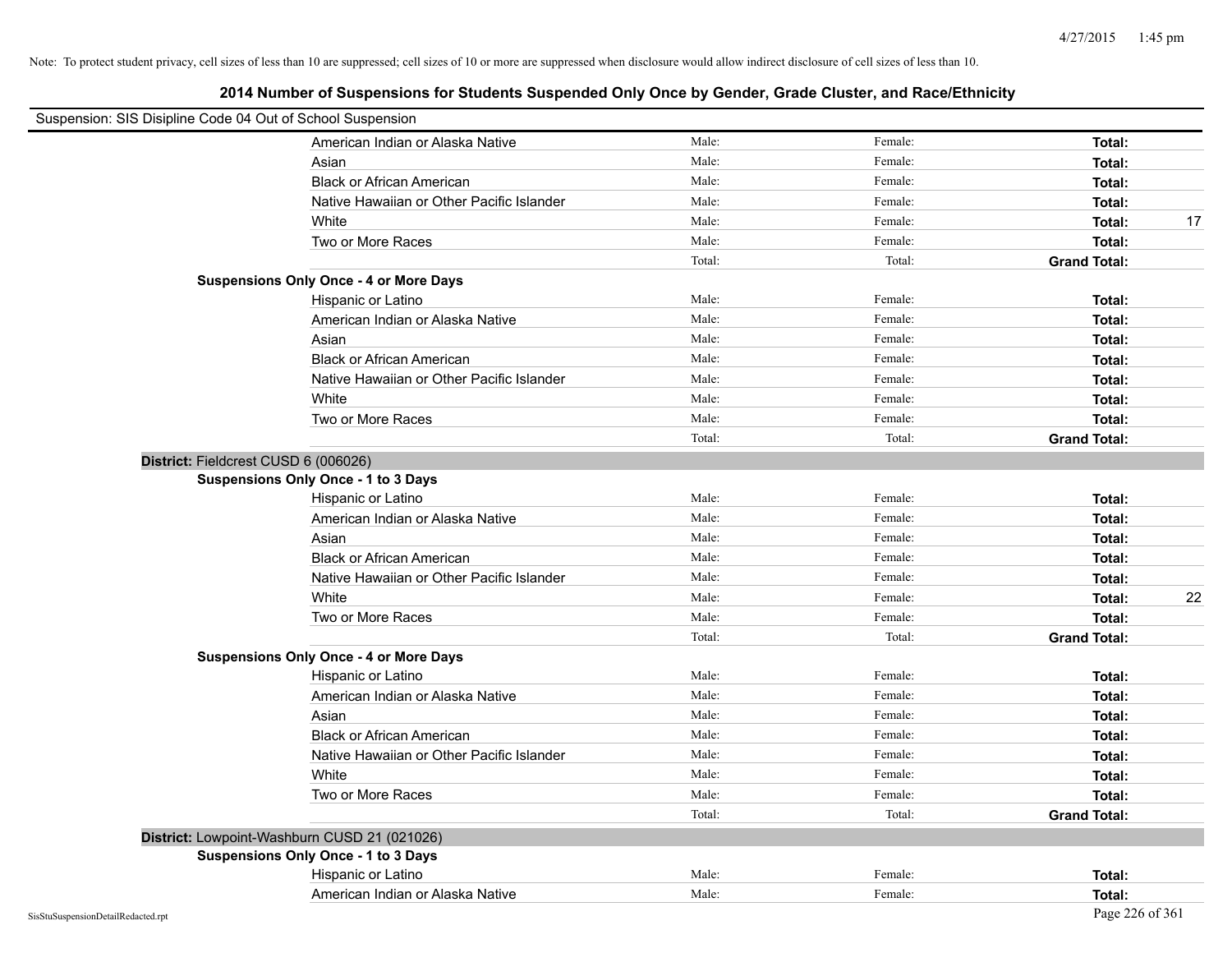Note: To protect student privacy, cell sizes of less than 10 are suppressed; cell sizes of 10 or more are suppressed when disclosure would allow indirect disclosure of cell sizes of less than 10.

## 2014 Number of Suspensions for Students Suspended Only Once by Gender, Grade Cluster, and Race/Ethnicity

Suspension: SIS Disipline Code 04 Out of School Suspension

| | Male: | Female: | Total: | |
|---|---|---|---|---|
| American Indian or Alaska Native | Male: | Female: | **Total:** | |
| Asian | Male: | Female: | **Total:** | |
| Black or African American | Male: | Female: | **Total:** | |
| Native Hawaiian or Other Pacific Islander | Male: | Female: | **Total:** | |
| White | Male: | Female: | **Total:** | 17 |
| Two or More Races | Male: | Female: | **Total:** | |
| | Total: | Total: | **Grand Total:** | |

**Suspensions Only Once - 4 or More Days**

| | | | | |
|---|---|---|---|---|
| Hispanic or Latino | Male: | Female: | **Total:** | |
| American Indian or Alaska Native | Male: | Female: | **Total:** | |
| Asian | Male: | Female: | **Total:** | |
| Black or African American | Male: | Female: | **Total:** | |
| Native Hawaiian or Other Pacific Islander | Male: | Female: | **Total:** | |
| White | Male: | Female: | **Total:** | |
| Two or More Races | Male: | Female: | **Total:** | |
| | Total: | Total: | **Grand Total:** | |

**District:** Fieldcrest CUSD 6 (006026)

**Suspensions Only Once - 1 to 3 Days**

| | | | | |
|---|---|---|---|---|
| Hispanic or Latino | Male: | Female: | **Total:** | |
| American Indian or Alaska Native | Male: | Female: | **Total:** | |
| Asian | Male: | Female: | **Total:** | |
| Black or African American | Male: | Female: | **Total:** | |
| Native Hawaiian or Other Pacific Islander | Male: | Female: | **Total:** | |
| White | Male: | Female: | **Total:** | 22 |
| Two or More Races | Male: | Female: | **Total:** | |
| | Total: | Total: | **Grand Total:** | |

**Suspensions Only Once - 4 or More Days**

| | | | | |
|---|---|---|---|---|
| Hispanic or Latino | Male: | Female: | **Total:** | |
| American Indian or Alaska Native | Male: | Female: | **Total:** | |
| Asian | Male: | Female: | **Total:** | |
| Black or African American | Male: | Female: | **Total:** | |
| Native Hawaiian or Other Pacific Islander | Male: | Female: | **Total:** | |
| White | Male: | Female: | **Total:** | |
| Two or More Races | Male: | Female: | **Total:** | |
| | Total: | Total: | **Grand Total:** | |

**District:** Lowpoint-Washburn CUSD 21 (021026)

**Suspensions Only Once - 1 to 3 Days**

| | | | | |
|---|---|---|---|---|
| Hispanic or Latino | Male: | Female: | **Total:** | |
| American Indian or Alaska Native | Male: | Female: | **Total:** | |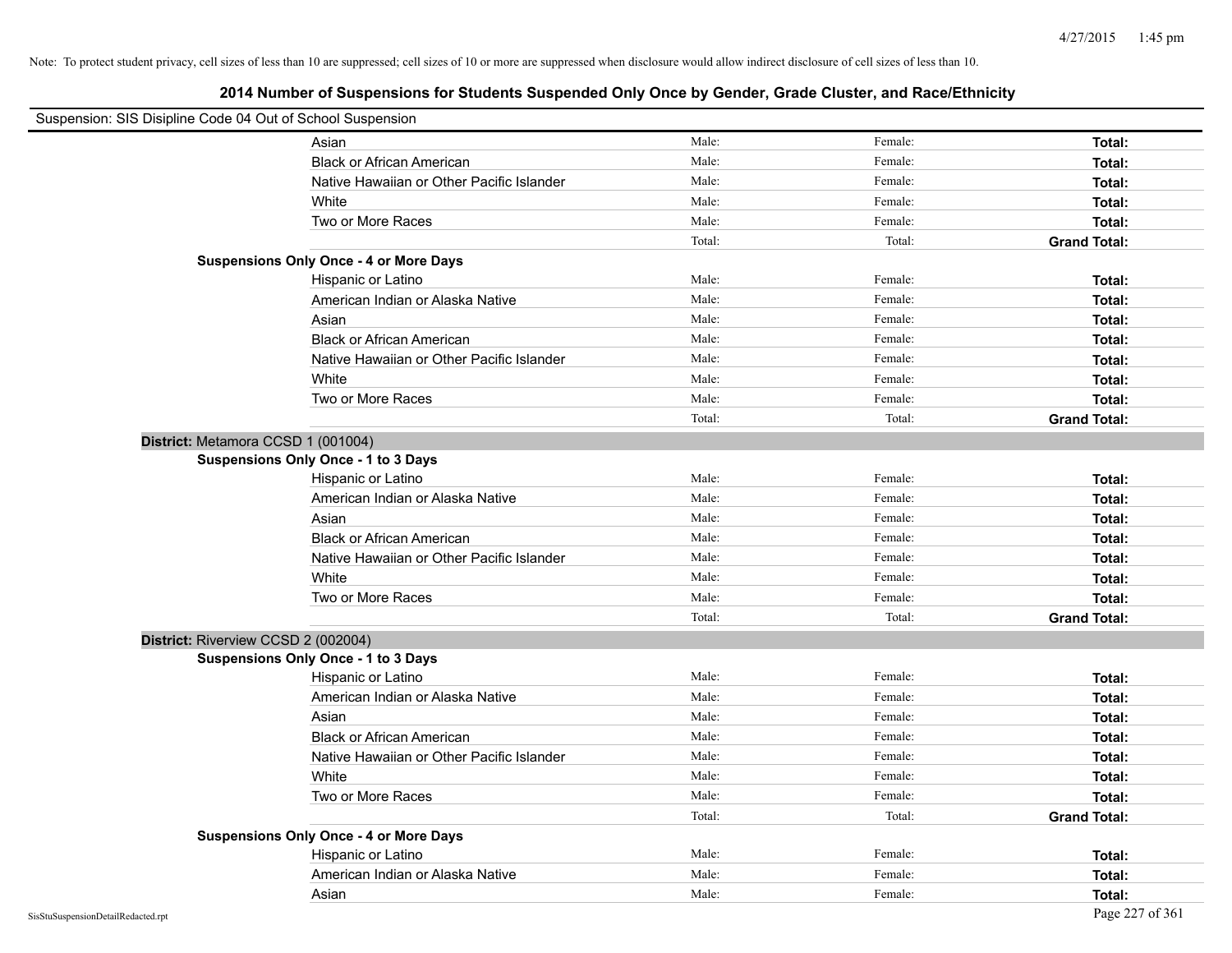Note: To protect student privacy, cell sizes of less than 10 are suppressed; cell sizes of 10 or more are suppressed when disclosure would allow indirect disclosure of cell sizes of less than 10.

## 2014 Number of Suspensions for Students Suspended Only Once by Gender, Grade Cluster, and Race/Ethnicity

Suspension: SIS Disipline Code 04 Out of School Suspension

| | | | | |
|---|---|---|---|---|
| | Asian | Male: | Female: | **Total:** |
| | Black or African American | Male: | Female: | **Total:** |
| | Native Hawaiian or Other Pacific Islander | Male: | Female: | **Total:** |
| | White | Male: | Female: | **Total:** |
| | Two or More Races | Male: | Female: | **Total:** |
| | | Total: | Total: | **Grand Total:** |
| **Suspensions Only Once - 4 or More Days** | | | | |
| | Hispanic or Latino | Male: | Female: | **Total:** |
| | American Indian or Alaska Native | Male: | Female: | **Total:** |
| | Asian | Male: | Female: | **Total:** |
| | Black or African American | Male: | Female: | **Total:** |
| | Native Hawaiian or Other Pacific Islander | Male: | Female: | **Total:** |
| | White | Male: | Female: | **Total:** |
| | Two or More Races | Male: | Female: | **Total:** |
| | | Total: | Total: | **Grand Total:** |
| **District:** Metamora CCSD 1 (001004) | | | | |
| **Suspensions Only Once - 1 to 3 Days** | | | | |
| | Hispanic or Latino | Male: | Female: | **Total:** |
| | American Indian or Alaska Native | Male: | Female: | **Total:** |
| | Asian | Male: | Female: | **Total:** |
| | Black or African American | Male: | Female: | **Total:** |
| | Native Hawaiian or Other Pacific Islander | Male: | Female: | **Total:** |
| | White | Male: | Female: | **Total:** |
| | Two or More Races | Male: | Female: | **Total:** |
| | | Total: | Total: | **Grand Total:** |
| **District:** Riverview CCSD 2 (002004) | | | | |
| **Suspensions Only Once - 1 to 3 Days** | | | | |
| | Hispanic or Latino | Male: | Female: | **Total:** |
| | American Indian or Alaska Native | Male: | Female: | **Total:** |
| | Asian | Male: | Female: | **Total:** |
| | Black or African American | Male: | Female: | **Total:** |
| | Native Hawaiian or Other Pacific Islander | Male: | Female: | **Total:** |
| | White | Male: | Female: | **Total:** |
| | Two or More Races | Male: | Female: | **Total:** |
| | | Total: | Total: | **Grand Total:** |
| **Suspensions Only Once - 4 or More Days** | | | | |
| | Hispanic or Latino | Male: | Female: | **Total:** |
| | American Indian or Alaska Native | Male: | Female: | **Total:** |
| | Asian | Male: | Female: | **Total:** |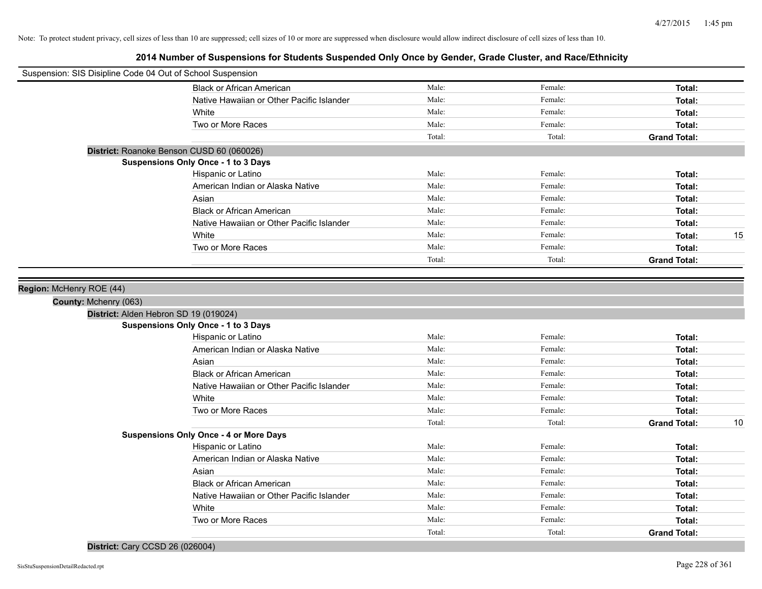Note: To protect student privacy, cell sizes of less than 10 are suppressed; cell sizes of 10 or more are suppressed when disclosure would allow indirect disclosure of cell sizes of less than 10.

## 2014 Number of Suspensions for Students Suspended Only Once by Gender, Grade Cluster, and Race/Ethnicity

Suspension: SIS Disipline Code 04 Out of School Suspension

| | Male | Female | Total | |
|---|---|---|---|---|
| Black or African American | Male: | Female: | **Total:** | |
| Native Hawaiian or Other Pacific Islander | Male: | Female: | **Total:** | |
| White | Male: | Female: | **Total:** | |
| Two or More Races | Male: | Female: | **Total:** | |
| | Total: | Total: | **Grand Total:** | |

**District:** Roanoke Benson CUSD 60 (060026)

**Suspensions Only Once - 1 to 3 Days**

| | Male | Female | Total | |
|---|---|---|---|---|
| Hispanic or Latino | Male: | Female: | **Total:** | |
| American Indian or Alaska Native | Male: | Female: | **Total:** | |
| Asian | Male: | Female: | **Total:** | |
| Black or African American | Male: | Female: | **Total:** | |
| Native Hawaiian or Other Pacific Islander | Male: | Female: | **Total:** | |
| White | Male: | Female: | **Total:** | 15 |
| Two or More Races | Male: | Female: | **Total:** | |
| | Total: | Total: | **Grand Total:** | |

**Region:** McHenry ROE (44)

**County:** Mchenry (063)

**District:** Alden Hebron SD 19 (019024)

**Suspensions Only Once - 1 to 3 Days**

| | Male | Female | Total | |
|---|---|---|---|---|
| Hispanic or Latino | Male: | Female: | **Total:** | |
| American Indian or Alaska Native | Male: | Female: | **Total:** | |
| Asian | Male: | Female: | **Total:** | |
| Black or African American | Male: | Female: | **Total:** | |
| Native Hawaiian or Other Pacific Islander | Male: | Female: | **Total:** | |
| White | Male: | Female: | **Total:** | |
| Two or More Races | Male: | Female: | **Total:** | |
| | Total: | Total: | **Grand Total:** | 10 |

**Suspensions Only Once - 4 or More Days**

| | Male | Female | Total | |
|---|---|---|---|---|
| Hispanic or Latino | Male: | Female: | **Total:** | |
| American Indian or Alaska Native | Male: | Female: | **Total:** | |
| Asian | Male: | Female: | **Total:** | |
| Black or African American | Male: | Female: | **Total:** | |
| Native Hawaiian or Other Pacific Islander | Male: | Female: | **Total:** | |
| White | Male: | Female: | **Total:** | |
| Two or More Races | Male: | Female: | **Total:** | |
| | Total: | Total: | **Grand Total:** | |

**District:** Cary CCSD 26 (026004)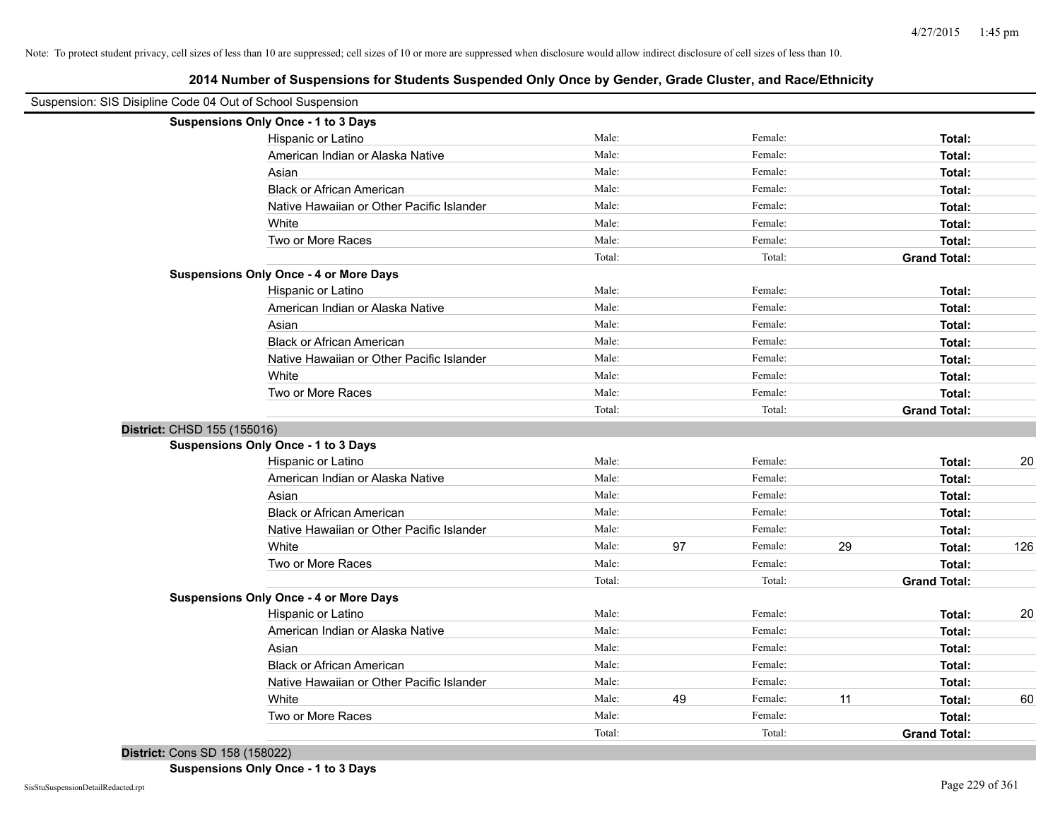Note: To protect student privacy, cell sizes of less than 10 are suppressed; cell sizes of 10 or more are suppressed when disclosure would allow indirect disclosure of cell sizes of less than 10.

## 2014 Number of Suspensions for Students Suspended Only Once by Gender, Grade Cluster, and Race/Ethnicity

Suspension: SIS Disipline Code 04 Out of School Suspension

**Suspensions Only Once - 1 to 3 Days**

| Race/Ethnicity | | Male | | Female | | Total |
|---|---|---|---|---|---|---|
| Hispanic or Latino | Male: | | Female: | | **Total:** | |
| American Indian or Alaska Native | Male: | | Female: | | **Total:** | |
| Asian | Male: | | Female: | | **Total:** | |
| Black or African American | Male: | | Female: | | **Total:** | |
| Native Hawaiian or Other Pacific Islander | Male: | | Female: | | **Total:** | |
| White | Male: | | Female: | | **Total:** | |
| Two or More Races | Male: | | Female: | | **Total:** | |
| | Total: | | Total: | | **Grand Total:** | |

**Suspensions Only Once - 4 or More Days**

| Race/Ethnicity | | Male | | Female | | Total |
|---|---|---|---|---|---|---|
| Hispanic or Latino | Male: | | Female: | | **Total:** | |
| American Indian or Alaska Native | Male: | | Female: | | **Total:** | |
| Asian | Male: | | Female: | | **Total:** | |
| Black or African American | Male: | | Female: | | **Total:** | |
| Native Hawaiian or Other Pacific Islander | Male: | | Female: | | **Total:** | |
| White | Male: | | Female: | | **Total:** | |
| Two or More Races | Male: | | Female: | | **Total:** | |
| | Total: | | Total: | | **Grand Total:** | |

**District:** CHSD 155 (155016)

**Suspensions Only Once - 1 to 3 Days**

| Race/Ethnicity | | Male | | Female | | Total |
|---|---|---|---|---|---|---|
| Hispanic or Latino | Male: | | Female: | | **Total:** | 20 |
| American Indian or Alaska Native | Male: | | Female: | | **Total:** | |
| Asian | Male: | | Female: | | **Total:** | |
| Black or African American | Male: | | Female: | | **Total:** | |
| Native Hawaiian or Other Pacific Islander | Male: | | Female: | | **Total:** | |
| White | Male: | 97 | Female: | 29 | **Total:** | 126 |
| Two or More Races | Male: | | Female: | | **Total:** | |
| | Total: | | Total: | | **Grand Total:** | |

**Suspensions Only Once - 4 or More Days**

| Race/Ethnicity | | Male | | Female | | Total |
|---|---|---|---|---|---|---|
| Hispanic or Latino | Male: | | Female: | | **Total:** | 20 |
| American Indian or Alaska Native | Male: | | Female: | | **Total:** | |
| Asian | Male: | | Female: | | **Total:** | |
| Black or African American | Male: | | Female: | | **Total:** | |
| Native Hawaiian or Other Pacific Islander | Male: | | Female: | | **Total:** | |
| White | Male: | 49 | Female: | 11 | **Total:** | 60 |
| Two or More Races | Male: | | Female: | | **Total:** | |
| | Total: | | Total: | | **Grand Total:** | |

**District:** Cons SD 158 (158022)

**Suspensions Only Once - 1 to 3 Days**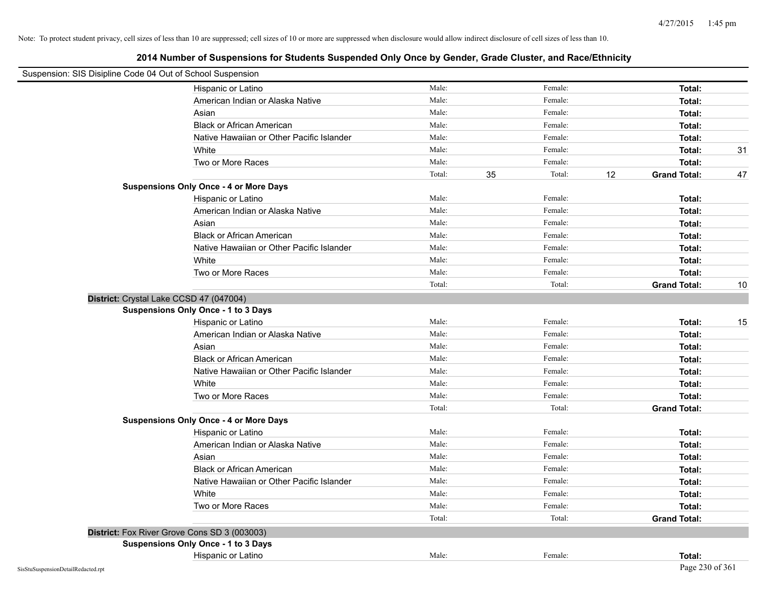Note: To protect student privacy, cell sizes of less than 10 are suppressed; cell sizes of 10 or more are suppressed when disclosure would allow indirect disclosure of cell sizes of less than 10.

## 2014 Number of Suspensions for Students Suspended Only Once by Gender, Grade Cluster, and Race/Ethnicity

Suspension: SIS Disipline Code 04 Out of School Suspension

| | | | | | | | |
|---|---|---|---|---|---|---|---|
| Hispanic or Latino | Male: | | Female: | | | Total: | |
| American Indian or Alaska Native | Male: | | Female: | | | Total: | |
| Asian | Male: | | Female: | | | Total: | |
| Black or African American | Male: | | Female: | | | Total: | |
| Native Hawaiian or Other Pacific Islander | Male: | | Female: | | | Total: | |
| White | Male: | | Female: | | | Total: | 31 |
| Two or More Races | Male: | | Female: | | | Total: | |
| | Total: | 35 | Total: | 12 | | Grand Total: | 47 |

**Suspensions Only Once - 4 or More Days**

| | | | | | | |
|---|---|---|---|---|---|---|
| Hispanic or Latino | Male: | | Female: | | Total: | |
| American Indian or Alaska Native | Male: | | Female: | | Total: | |
| Asian | Male: | | Female: | | Total: | |
| Black or African American | Male: | | Female: | | Total: | |
| Native Hawaiian or Other Pacific Islander | Male: | | Female: | | Total: | |
| White | Male: | | Female: | | Total: | |
| Two or More Races | Male: | | Female: | | Total: | |
| | Total: | | Total: | | Grand Total: | 10 |

**District:** Crystal Lake CCSD 47 (047004)

**Suspensions Only Once - 1 to 3 Days**

| | | | | | | |
|---|---|---|---|---|---|---|
| Hispanic or Latino | Male: | | Female: | | Total: | 15 |
| American Indian or Alaska Native | Male: | | Female: | | Total: | |
| Asian | Male: | | Female: | | Total: | |
| Black or African American | Male: | | Female: | | Total: | |
| Native Hawaiian or Other Pacific Islander | Male: | | Female: | | Total: | |
| White | Male: | | Female: | | Total: | |
| Two or More Races | Male: | | Female: | | Total: | |
| | Total: | | Total: | | Grand Total: | |

**Suspensions Only Once - 4 or More Days**

| | | | | | | |
|---|---|---|---|---|---|---|
| Hispanic or Latino | Male: | | Female: | | Total: | |
| American Indian or Alaska Native | Male: | | Female: | | Total: | |
| Asian | Male: | | Female: | | Total: | |
| Black or African American | Male: | | Female: | | Total: | |
| Native Hawaiian or Other Pacific Islander | Male: | | Female: | | Total: | |
| White | Male: | | Female: | | Total: | |
| Two or More Races | Male: | | Female: | | Total: | |
| | Total: | | Total: | | Grand Total: | |

**District:** Fox River Grove Cons SD 3 (003003)

**Suspensions Only Once - 1 to 3 Days**

| | | | | | | |
|---|---|---|---|---|---|---|
| Hispanic or Latino | Male: | | Female: | | Total: | |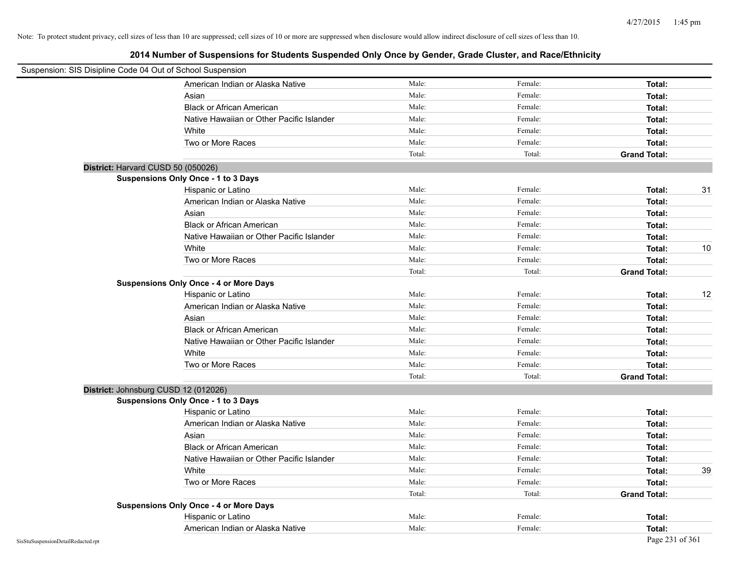Note: To protect student privacy, cell sizes of less than 10 are suppressed; cell sizes of 10 or more are suppressed when disclosure would allow indirect disclosure of cell sizes of less than 10.

## 2014 Number of Suspensions for Students Suspended Only Once by Gender, Grade Cluster, and Race/Ethnicity

Suspension: SIS Disipline Code 04 Out of School Suspension

| | | | | |
|---|---|---|---|---|
| American Indian or Alaska Native | Male: | Female: | **Total:** | |
| Asian | Male: | Female: | **Total:** | |
| Black or African American | Male: | Female: | **Total:** | |
| Native Hawaiian or Other Pacific Islander | Male: | Female: | **Total:** | |
| White | Male: | Female: | **Total:** | |
| Two or More Races | Male: | Female: | **Total:** | |
| | Total: | Total: | **Grand Total:** | |

**District:** Harvard CUSD 50 (050026)

**Suspensions Only Once - 1 to 3 Days**

| | | | | |
|---|---|---|---|---|
| Hispanic or Latino | Male: | Female: | **Total:** | 31 |
| American Indian or Alaska Native | Male: | Female: | **Total:** | |
| Asian | Male: | Female: | **Total:** | |
| Black or African American | Male: | Female: | **Total:** | |
| Native Hawaiian or Other Pacific Islander | Male: | Female: | **Total:** | |
| White | Male: | Female: | **Total:** | 10 |
| Two or More Races | Male: | Female: | **Total:** | |
| | Total: | Total: | **Grand Total:** | |

**Suspensions Only Once - 4 or More Days**

| | | | | |
|---|---|---|---|---|
| Hispanic or Latino | Male: | Female: | **Total:** | 12 |
| American Indian or Alaska Native | Male: | Female: | **Total:** | |
| Asian | Male: | Female: | **Total:** | |
| Black or African American | Male: | Female: | **Total:** | |
| Native Hawaiian or Other Pacific Islander | Male: | Female: | **Total:** | |
| White | Male: | Female: | **Total:** | |
| Two or More Races | Male: | Female: | **Total:** | |
| | Total: | Total: | **Grand Total:** | |

**District:** Johnsburg CUSD 12 (012026)

**Suspensions Only Once - 1 to 3 Days**

| | | | | |
|---|---|---|---|---|
| Hispanic or Latino | Male: | Female: | **Total:** | |
| American Indian or Alaska Native | Male: | Female: | **Total:** | |
| Asian | Male: | Female: | **Total:** | |
| Black or African American | Male: | Female: | **Total:** | |
| Native Hawaiian or Other Pacific Islander | Male: | Female: | **Total:** | |
| White | Male: | Female: | **Total:** | 39 |
| Two or More Races | Male: | Female: | **Total:** | |
| | Total: | Total: | **Grand Total:** | |

**Suspensions Only Once - 4 or More Days**

| | | | | |
|---|---|---|---|---|
| Hispanic or Latino | Male: | Female: | **Total:** | |
| American Indian or Alaska Native | Male: | Female: | **Total:** | |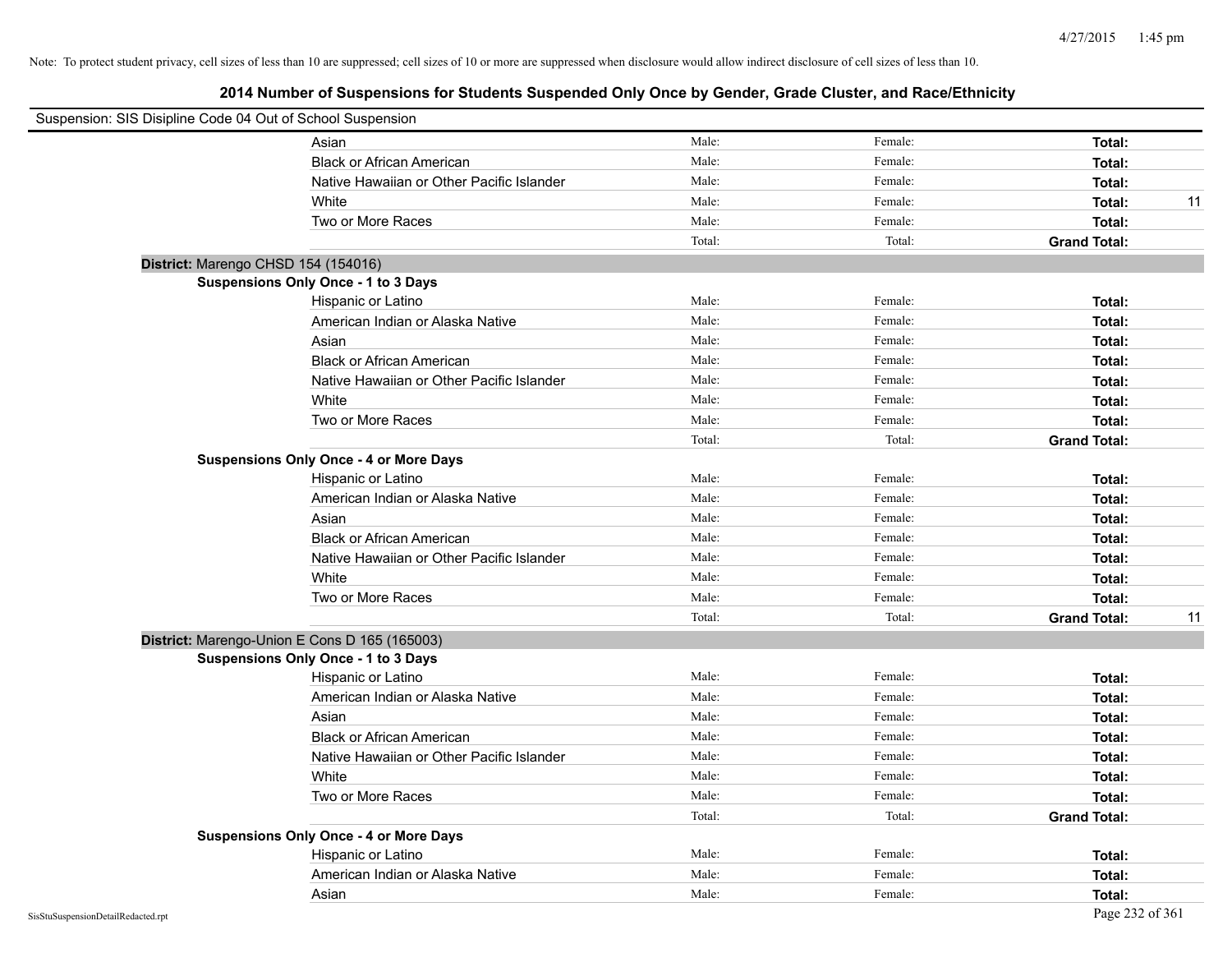Note: To protect student privacy, cell sizes of less than 10 are suppressed; cell sizes of 10 or more are suppressed when disclosure would allow indirect disclosure of cell sizes of less than 10.

## 2014 Number of Suspensions for Students Suspended Only Once by Gender, Grade Cluster, and Race/Ethnicity

Suspension: SIS Disipline Code 04 Out of School Suspension

| | | | | |
|---|---|---|---|---|
| Asian | Male: | Female: | **Total:** | |
| Black or African American | Male: | Female: | **Total:** | |
| Native Hawaiian or Other Pacific Islander | Male: | Female: | **Total:** | |
| White | Male: | Female: | **Total:** | 11 |
| Two or More Races | Male: | Female: | **Total:** | |
| | Total: | Total: | **Grand Total:** | |

**District:** Marengo CHSD 154 (154016)

**Suspensions Only Once - 1 to 3 Days**

| | | | | |
|---|---|---|---|---|
| Hispanic or Latino | Male: | Female: | **Total:** | |
| American Indian or Alaska Native | Male: | Female: | **Total:** | |
| Asian | Male: | Female: | **Total:** | |
| Black or African American | Male: | Female: | **Total:** | |
| Native Hawaiian or Other Pacific Islander | Male: | Female: | **Total:** | |
| White | Male: | Female: | **Total:** | |
| Two or More Races | Male: | Female: | **Total:** | |
| | Total: | Total: | **Grand Total:** | |

**Suspensions Only Once - 4 or More Days**

| | | | | |
|---|---|---|---|---|
| Hispanic or Latino | Male: | Female: | **Total:** | |
| American Indian or Alaska Native | Male: | Female: | **Total:** | |
| Asian | Male: | Female: | **Total:** | |
| Black or African American | Male: | Female: | **Total:** | |
| Native Hawaiian or Other Pacific Islander | Male: | Female: | **Total:** | |
| White | Male: | Female: | **Total:** | |
| Two or More Races | Male: | Female: | **Total:** | |
| | Total: | Total: | **Grand Total:** | 11 |

**District:** Marengo-Union E Cons D 165 (165003)

**Suspensions Only Once - 1 to 3 Days**

| | | | | |
|---|---|---|---|---|
| Hispanic or Latino | Male: | Female: | **Total:** | |
| American Indian or Alaska Native | Male: | Female: | **Total:** | |
| Asian | Male: | Female: | **Total:** | |
| Black or African American | Male: | Female: | **Total:** | |
| Native Hawaiian or Other Pacific Islander | Male: | Female: | **Total:** | |
| White | Male: | Female: | **Total:** | |
| Two or More Races | Male: | Female: | **Total:** | |
| | Total: | Total: | **Grand Total:** | |

**Suspensions Only Once - 4 or More Days**

| | | | | |
|---|---|---|---|---|
| Hispanic or Latino | Male: | Female: | **Total:** | |
| American Indian or Alaska Native | Male: | Female: | **Total:** | |
| Asian | Male: | Female: | **Total:** | |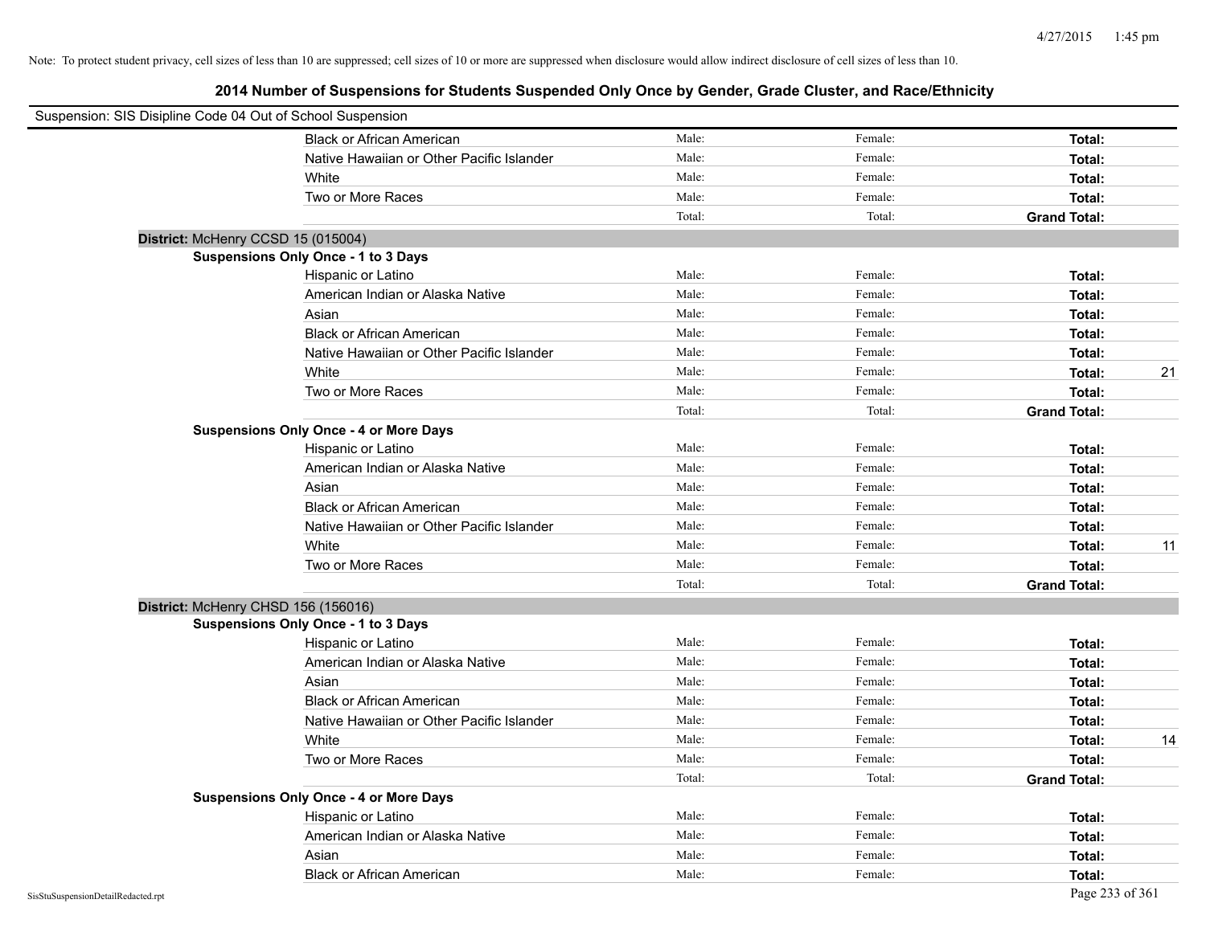Note: To protect student privacy, cell sizes of less than 10 are suppressed; cell sizes of 10 or more are suppressed when disclosure would allow indirect disclosure of cell sizes of less than 10.

## 2014 Number of Suspensions for Students Suspended Only Once by Gender, Grade Cluster, and Race/Ethnicity

Suspension: SIS Disipline Code 04 Out of School Suspension

| | | | | |
|---|---|---|---|---|
| Black or African American | Male: | Female: | **Total:** | |
| Native Hawaiian or Other Pacific Islander | Male: | Female: | **Total:** | |
| White | Male: | Female: | **Total:** | |
| Two or More Races | Male: | Female: | **Total:** | |
| | Total: | Total: | **Grand Total:** | |

**District:** McHenry CCSD 15 (015004)

**Suspensions Only Once - 1 to 3 Days**

| | | | | |
|---|---|---|---|---|
| Hispanic or Latino | Male: | Female: | **Total:** | |
| American Indian or Alaska Native | Male: | Female: | **Total:** | |
| Asian | Male: | Female: | **Total:** | |
| Black or African American | Male: | Female: | **Total:** | |
| Native Hawaiian or Other Pacific Islander | Male: | Female: | **Total:** | |
| White | Male: | Female: | **Total:** | 21 |
| Two or More Races | Male: | Female: | **Total:** | |
| | Total: | Total: | **Grand Total:** | |

**Suspensions Only Once - 4 or More Days**

| | | | | |
|---|---|---|---|---|
| Hispanic or Latino | Male: | Female: | **Total:** | |
| American Indian or Alaska Native | Male: | Female: | **Total:** | |
| Asian | Male: | Female: | **Total:** | |
| Black or African American | Male: | Female: | **Total:** | |
| Native Hawaiian or Other Pacific Islander | Male: | Female: | **Total:** | |
| White | Male: | Female: | **Total:** | 11 |
| Two or More Races | Male: | Female: | **Total:** | |
| | Total: | Total: | **Grand Total:** | |

**District:** McHenry CHSD 156 (156016)

**Suspensions Only Once - 1 to 3 Days**

| | | | | |
|---|---|---|---|---|
| Hispanic or Latino | Male: | Female: | **Total:** | |
| American Indian or Alaska Native | Male: | Female: | **Total:** | |
| Asian | Male: | Female: | **Total:** | |
| Black or African American | Male: | Female: | **Total:** | |
| Native Hawaiian or Other Pacific Islander | Male: | Female: | **Total:** | |
| White | Male: | Female: | **Total:** | 14 |
| Two or More Races | Male: | Female: | **Total:** | |
| | Total: | Total: | **Grand Total:** | |

**Suspensions Only Once - 4 or More Days**

| | | | | |
|---|---|---|---|---|
| Hispanic or Latino | Male: | Female: | **Total:** | |
| American Indian or Alaska Native | Male: | Female: | **Total:** | |
| Asian | Male: | Female: | **Total:** | |
| Black or African American | Male: | Female: | **Total:** | |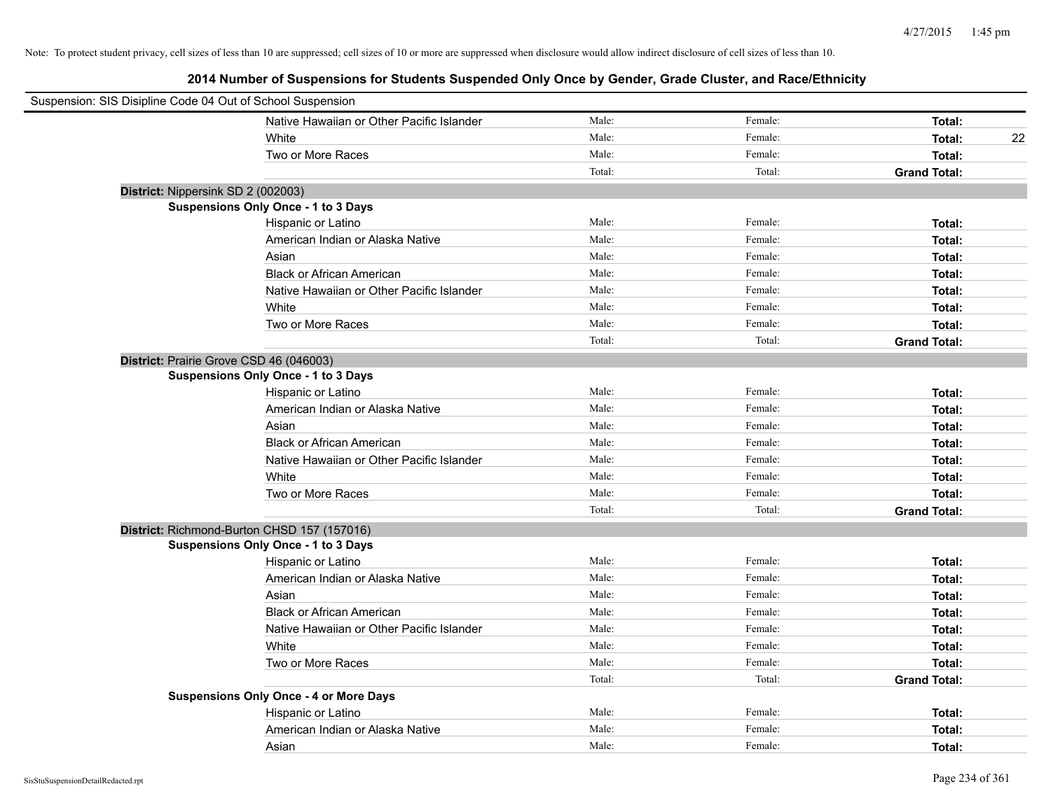Note: To protect student privacy, cell sizes of less than 10 are suppressed; cell sizes of 10 or more are suppressed when disclosure would allow indirect disclosure of cell sizes of less than 10.

## 2014 Number of Suspensions for Students Suspended Only Once by Gender, Grade Cluster, and Race/Ethnicity

Suspension: SIS Disipline Code 04 Out of School Suspension

| | | | | |
|---|---|---|---|---|
| Native Hawaiian or Other Pacific Islander | Male: | Female: | **Total:** | |
| White | Male: | Female: | **Total:** | 22 |
| Two or More Races | Male: | Female: | **Total:** | |
| | Total: | Total: | **Grand Total:** | |

**District:** Nippersink SD 2 (002003)

**Suspensions Only Once - 1 to 3 Days**

| | | | | |
|---|---|---|---|---|
| Hispanic or Latino | Male: | Female: | **Total:** | |
| American Indian or Alaska Native | Male: | Female: | **Total:** | |
| Asian | Male: | Female: | **Total:** | |
| Black or African American | Male: | Female: | **Total:** | |
| Native Hawaiian or Other Pacific Islander | Male: | Female: | **Total:** | |
| White | Male: | Female: | **Total:** | |
| Two or More Races | Male: | Female: | **Total:** | |
| | Total: | Total: | **Grand Total:** | |

**District:** Prairie Grove CSD 46 (046003)

**Suspensions Only Once - 1 to 3 Days**

| | | | | |
|---|---|---|---|---|
| Hispanic or Latino | Male: | Female: | **Total:** | |
| American Indian or Alaska Native | Male: | Female: | **Total:** | |
| Asian | Male: | Female: | **Total:** | |
| Black or African American | Male: | Female: | **Total:** | |
| Native Hawaiian or Other Pacific Islander | Male: | Female: | **Total:** | |
| White | Male: | Female: | **Total:** | |
| Two or More Races | Male: | Female: | **Total:** | |
| | Total: | Total: | **Grand Total:** | |

**District:** Richmond-Burton CHSD 157 (157016)

**Suspensions Only Once - 1 to 3 Days**

| | | | | |
|---|---|---|---|---|
| Hispanic or Latino | Male: | Female: | **Total:** | |
| American Indian or Alaska Native | Male: | Female: | **Total:** | |
| Asian | Male: | Female: | **Total:** | |
| Black or African American | Male: | Female: | **Total:** | |
| Native Hawaiian or Other Pacific Islander | Male: | Female: | **Total:** | |
| White | Male: | Female: | **Total:** | |
| Two or More Races | Male: | Female: | **Total:** | |
| | Total: | Total: | **Grand Total:** | |

**Suspensions Only Once - 4 or More Days**

| | | | | |
|---|---|---|---|---|
| Hispanic or Latino | Male: | Female: | **Total:** | |
| American Indian or Alaska Native | Male: | Female: | **Total:** | |
| Asian | Male: | Female: | **Total:** | |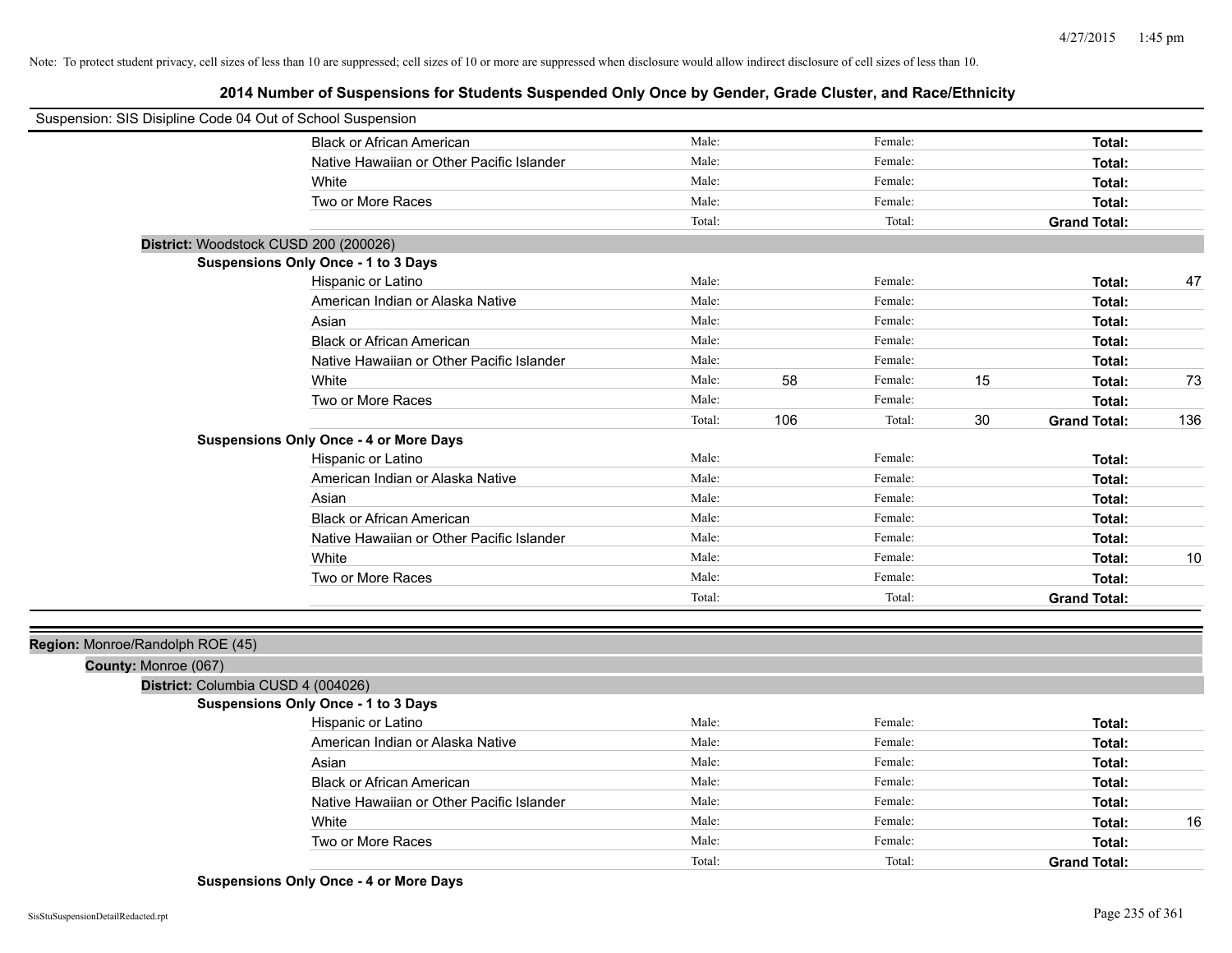Note: To protect student privacy, cell sizes of less than 10 are suppressed; cell sizes of 10 or more are suppressed when disclosure would allow indirect disclosure of cell sizes of less than 10.

# 2014 Number of Suspensions for Students Suspended Only Once by Gender, Grade Cluster, and Race/Ethnicity

Suspension: SIS Disipline Code 04 Out of School Suspension

| | | | | | |
|---|---|---|---|---|---|
| Black or African American | Male: | | Female: | | Total: |
| Native Hawaiian or Other Pacific Islander | Male: | | Female: | | Total: |
| White | Male: | | Female: | | Total: |
| Two or More Races | Male: | | Female: | | Total: |
| | Total: | | Total: | | Grand Total: |

**District:** Woodstock CUSD 200 (200026)

**Suspensions Only Once - 1 to 3 Days**

| | | | | | | |
|---|---|---|---|---|---|---|
| Hispanic or Latino | Male: | | Female: | | Total: | 47 |
| American Indian or Alaska Native | Male: | | Female: | | Total: | |
| Asian | Male: | | Female: | | Total: | |
| Black or African American | Male: | | Female: | | Total: | |
| Native Hawaiian or Other Pacific Islander | Male: | | Female: | | Total: | |
| White | Male: | 58 | Female: | 15 | Total: | 73 |
| Two or More Races | Male: | | Female: | | Total: | |
| | Total: | 106 | Total: | 30 | Grand Total: | 136 |

**Suspensions Only Once - 4 or More Days**

| | | | | | | |
|---|---|---|---|---|---|---|
| Hispanic or Latino | Male: | | Female: | | Total: | |
| American Indian or Alaska Native | Male: | | Female: | | Total: | |
| Asian | Male: | | Female: | | Total: | |
| Black or African American | Male: | | Female: | | Total: | |
| Native Hawaiian or Other Pacific Islander | Male: | | Female: | | Total: | |
| White | Male: | | Female: | | Total: | 10 |
| Two or More Races | Male: | | Female: | | Total: | |
| | Total: | | Total: | | Grand Total: | |

**Region:** Monroe/Randolph ROE (45)

**County:** Monroe (067)

**District:** Columbia CUSD 4 (004026)

**Suspensions Only Once - 1 to 3 Days**

| | | | | | | |
|---|---|---|---|---|---|---|
| Hispanic or Latino | Male: | | Female: | | Total: | |
| American Indian or Alaska Native | Male: | | Female: | | Total: | |
| Asian | Male: | | Female: | | Total: | |
| Black or African American | Male: | | Female: | | Total: | |
| Native Hawaiian or Other Pacific Islander | Male: | | Female: | | Total: | |
| White | Male: | | Female: | | Total: | 16 |
| Two or More Races | Male: | | Female: | | Total: | |
| | Total: | | Total: | | Grand Total: | |

**Suspensions Only Once - 4 or More Days**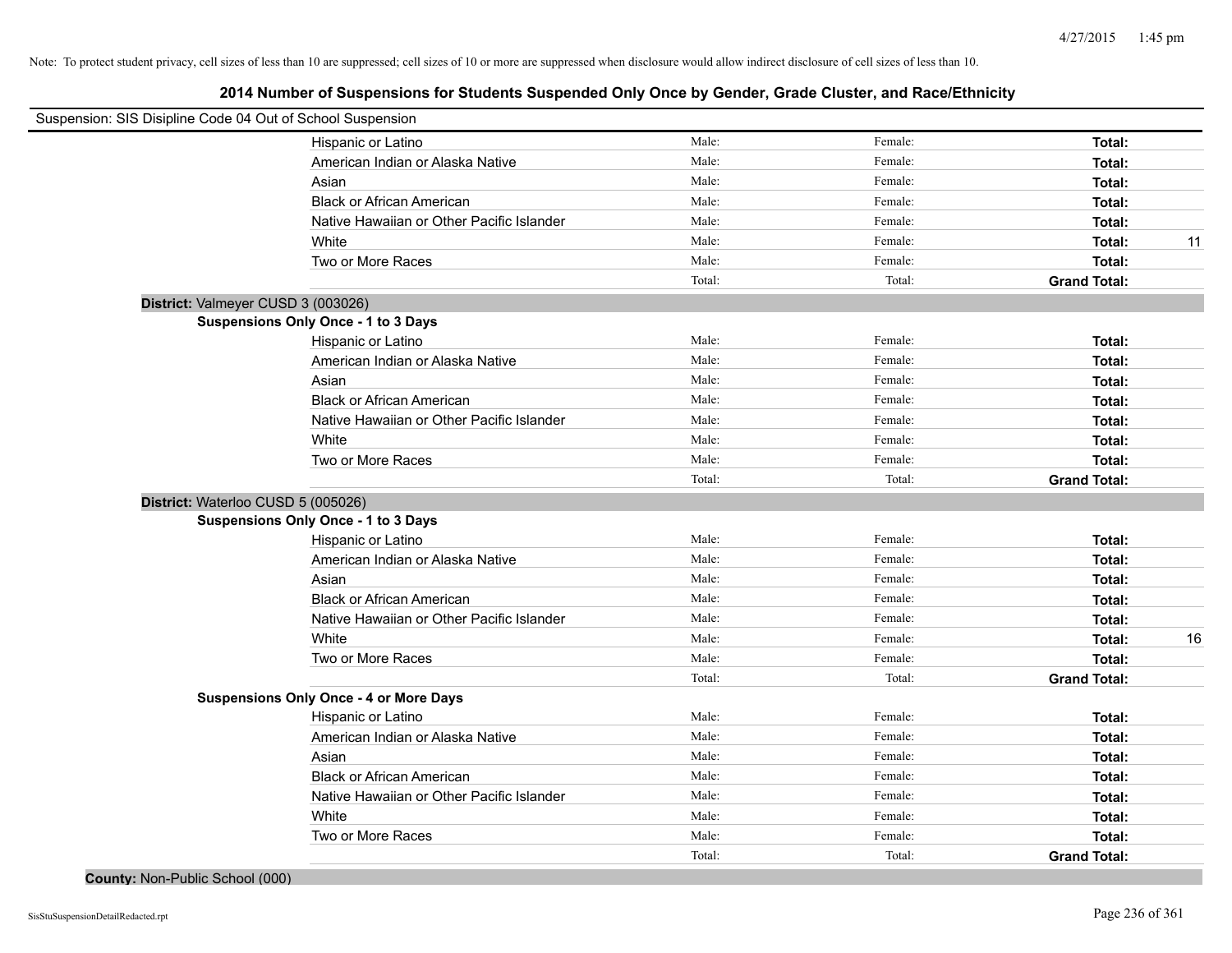Note: To protect student privacy, cell sizes of less than 10 are suppressed; cell sizes of 10 or more are suppressed when disclosure would allow indirect disclosure of cell sizes of less than 10.

## 2014 Number of Suspensions for Students Suspended Only Once by Gender, Grade Cluster, and Race/Ethnicity

Suspension: SIS Disipline Code 04 Out of School Suspension

| | Male: | Female: | Total: | |
|---|---|---|---|---|
| Hispanic or Latino | Male: | Female: | **Total:** | |
| American Indian or Alaska Native | Male: | Female: | **Total:** | |
| Asian | Male: | Female: | **Total:** | |
| Black or African American | Male: | Female: | **Total:** | |
| Native Hawaiian or Other Pacific Islander | Male: | Female: | **Total:** | |
| White | Male: | Female: | **Total:** | 11 |
| Two or More Races | Male: | Female: | **Total:** | |
| | Total: | Total: | **Grand Total:** | |

**District:** Valmeyer CUSD 3 (003026)

**Suspensions Only Once - 1 to 3 Days**

| | | | | |
|---|---|---|---|---|
| Hispanic or Latino | Male: | Female: | **Total:** | |
| American Indian or Alaska Native | Male: | Female: | **Total:** | |
| Asian | Male: | Female: | **Total:** | |
| Black or African American | Male: | Female: | **Total:** | |
| Native Hawaiian or Other Pacific Islander | Male: | Female: | **Total:** | |
| White | Male: | Female: | **Total:** | |
| Two or More Races | Male: | Female: | **Total:** | |
| | Total: | Total: | **Grand Total:** | |

**District:** Waterloo CUSD 5 (005026)

**Suspensions Only Once - 1 to 3 Days**

| | | | | |
|---|---|---|---|---|
| Hispanic or Latino | Male: | Female: | **Total:** | |
| American Indian or Alaska Native | Male: | Female: | **Total:** | |
| Asian | Male: | Female: | **Total:** | |
| Black or African American | Male: | Female: | **Total:** | |
| Native Hawaiian or Other Pacific Islander | Male: | Female: | **Total:** | |
| White | Male: | Female: | **Total:** | 16 |
| Two or More Races | Male: | Female: | **Total:** | |
| | Total: | Total: | **Grand Total:** | |

**Suspensions Only Once - 4 or More Days**

| | | | | |
|---|---|---|---|---|
| Hispanic or Latino | Male: | Female: | **Total:** | |
| American Indian or Alaska Native | Male: | Female: | **Total:** | |
| Asian | Male: | Female: | **Total:** | |
| Black or African American | Male: | Female: | **Total:** | |
| Native Hawaiian or Other Pacific Islander | Male: | Female: | **Total:** | |
| White | Male: | Female: | **Total:** | |
| Two or More Races | Male: | Female: | **Total:** | |
| | Total: | Total: | **Grand Total:** | |

**County:** Non-Public School (000)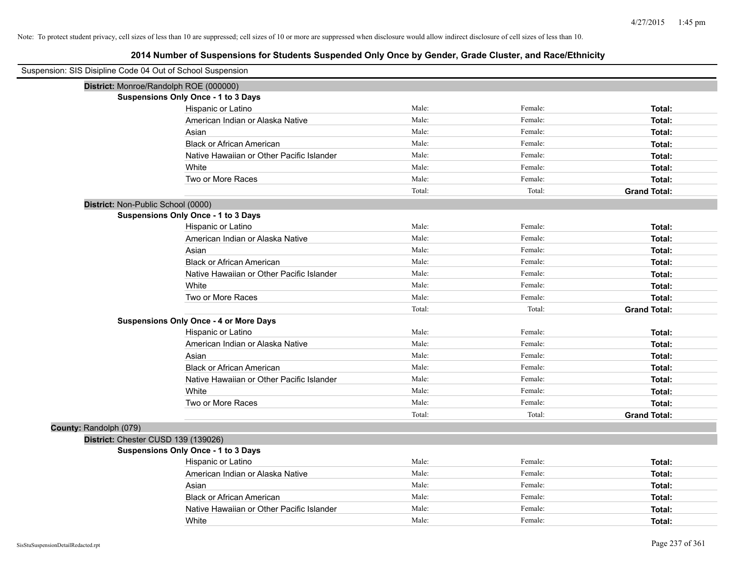Note: To protect student privacy, cell sizes of less than 10 are suppressed; cell sizes of 10 or more are suppressed when disclosure would allow indirect disclosure of cell sizes of less than 10.

# 2014 Number of Suspensions for Students Suspended Only Once by Gender, Grade Cluster, and Race/Ethnicity

Suspension: SIS Disipline Code 04 Out of School Suspension

**District:** Monroe/Randolph ROE (000000)

**Suspensions Only Once - 1 to 3 Days**

| | | | |
|---|---|---|---|
| Hispanic or Latino | Male: | Female: | **Total:** |
| American Indian or Alaska Native | Male: | Female: | **Total:** |
| Asian | Male: | Female: | **Total:** |
| Black or African American | Male: | Female: | **Total:** |
| Native Hawaiian or Other Pacific Islander | Male: | Female: | **Total:** |
| White | Male: | Female: | **Total:** |
| Two or More Races | Male: | Female: | **Total:** |
| | Total: | Total: | **Grand Total:** |

**District:** Non-Public School (0000)

**Suspensions Only Once - 1 to 3 Days**

| | | | |
|---|---|---|---|
| Hispanic or Latino | Male: | Female: | **Total:** |
| American Indian or Alaska Native | Male: | Female: | **Total:** |
| Asian | Male: | Female: | **Total:** |
| Black or African American | Male: | Female: | **Total:** |
| Native Hawaiian or Other Pacific Islander | Male: | Female: | **Total:** |
| White | Male: | Female: | **Total:** |
| Two or More Races | Male: | Female: | **Total:** |
| | Total: | Total: | **Grand Total:** |

**Suspensions Only Once - 4 or More Days**

| | | | |
|---|---|---|---|
| Hispanic or Latino | Male: | Female: | **Total:** |
| American Indian or Alaska Native | Male: | Female: | **Total:** |
| Asian | Male: | Female: | **Total:** |
| Black or African American | Male: | Female: | **Total:** |
| Native Hawaiian or Other Pacific Islander | Male: | Female: | **Total:** |
| White | Male: | Female: | **Total:** |
| Two or More Races | Male: | Female: | **Total:** |
| | Total: | Total: | **Grand Total:** |

**County:** Randolph (079)

**District:** Chester CUSD 139 (139026)

**Suspensions Only Once - 1 to 3 Days**

| | | | |
|---|---|---|---|
| Hispanic or Latino | Male: | Female: | **Total:** |
| American Indian or Alaska Native | Male: | Female: | **Total:** |
| Asian | Male: | Female: | **Total:** |
| Black or African American | Male: | Female: | **Total:** |
| Native Hawaiian or Other Pacific Islander | Male: | Female: | **Total:** |
| White | Male: | Female: | **Total:** |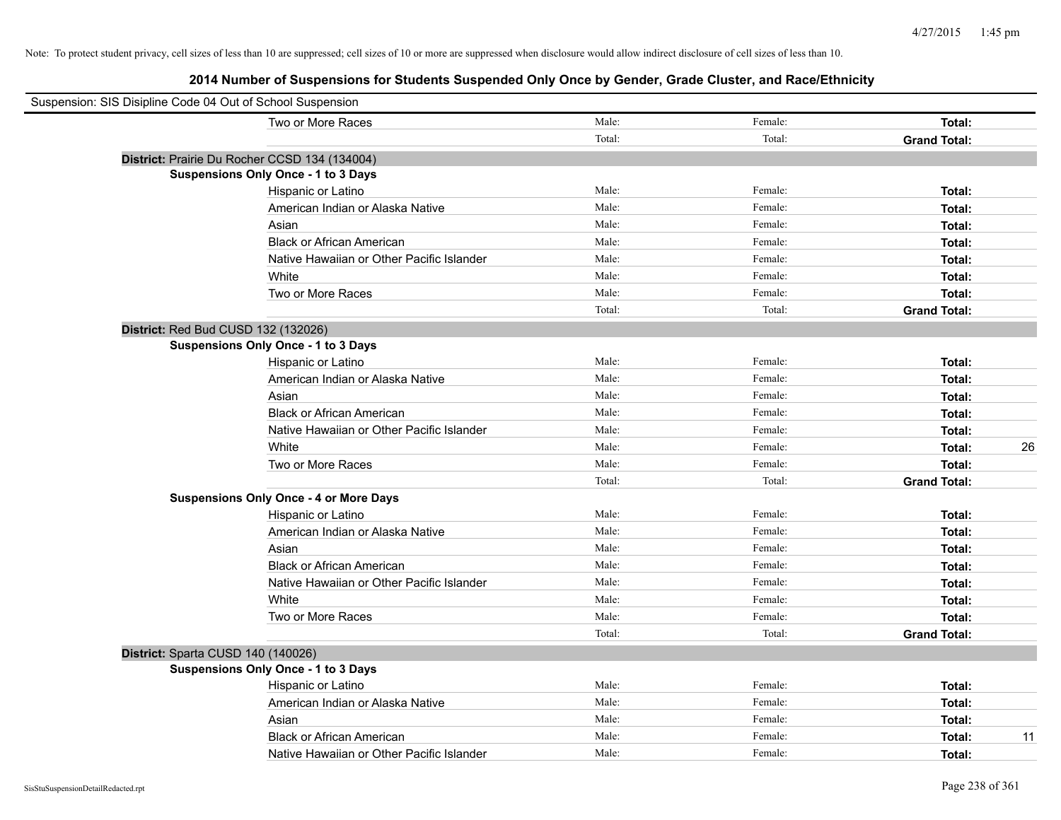Note: To protect student privacy, cell sizes of less than 10 are suppressed; cell sizes of 10 or more are suppressed when disclosure would allow indirect disclosure of cell sizes of less than 10.

## 2014 Number of Suspensions for Students Suspended Only Once by Gender, Grade Cluster, and Race/Ethnicity

Suspension: SIS Disipline Code 04 Out of School Suspension

| | | | | |
|---|---|---|---|---|
| Two or More Races | Male: | Female: | **Total:** | |
| | Total: | Total: | **Grand Total:** | |

**District:** Prairie Du Rocher CCSD 134 (134004)

**Suspensions Only Once - 1 to 3 Days**

| | | | | |
|---|---|---|---|---|
| Hispanic or Latino | Male: | Female: | **Total:** | |
| American Indian or Alaska Native | Male: | Female: | **Total:** | |
| Asian | Male: | Female: | **Total:** | |
| Black or African American | Male: | Female: | **Total:** | |
| Native Hawaiian or Other Pacific Islander | Male: | Female: | **Total:** | |
| White | Male: | Female: | **Total:** | |
| Two or More Races | Male: | Female: | **Total:** | |
| | Total: | Total: | **Grand Total:** | |

**District:** Red Bud CUSD 132 (132026)

**Suspensions Only Once - 1 to 3 Days**

| | | | | |
|---|---|---|---|---|
| Hispanic or Latino | Male: | Female: | **Total:** | |
| American Indian or Alaska Native | Male: | Female: | **Total:** | |
| Asian | Male: | Female: | **Total:** | |
| Black or African American | Male: | Female: | **Total:** | |
| Native Hawaiian or Other Pacific Islander | Male: | Female: | **Total:** | |
| White | Male: | Female: | **Total:** | 26 |
| Two or More Races | Male: | Female: | **Total:** | |
| | Total: | Total: | **Grand Total:** | |

**Suspensions Only Once - 4 or More Days**

| | | | | |
|---|---|---|---|---|
| Hispanic or Latino | Male: | Female: | **Total:** | |
| American Indian or Alaska Native | Male: | Female: | **Total:** | |
| Asian | Male: | Female: | **Total:** | |
| Black or African American | Male: | Female: | **Total:** | |
| Native Hawaiian or Other Pacific Islander | Male: | Female: | **Total:** | |
| White | Male: | Female: | **Total:** | |
| Two or More Races | Male: | Female: | **Total:** | |
| | Total: | Total: | **Grand Total:** | |

**District:** Sparta CUSD 140 (140026)

**Suspensions Only Once - 1 to 3 Days**

| | | | | |
|---|---|---|---|---|
| Hispanic or Latino | Male: | Female: | **Total:** | |
| American Indian or Alaska Native | Male: | Female: | **Total:** | |
| Asian | Male: | Female: | **Total:** | |
| Black or African American | Male: | Female: | **Total:** | 11 |
| Native Hawaiian or Other Pacific Islander | Male: | Female: | **Total:** | |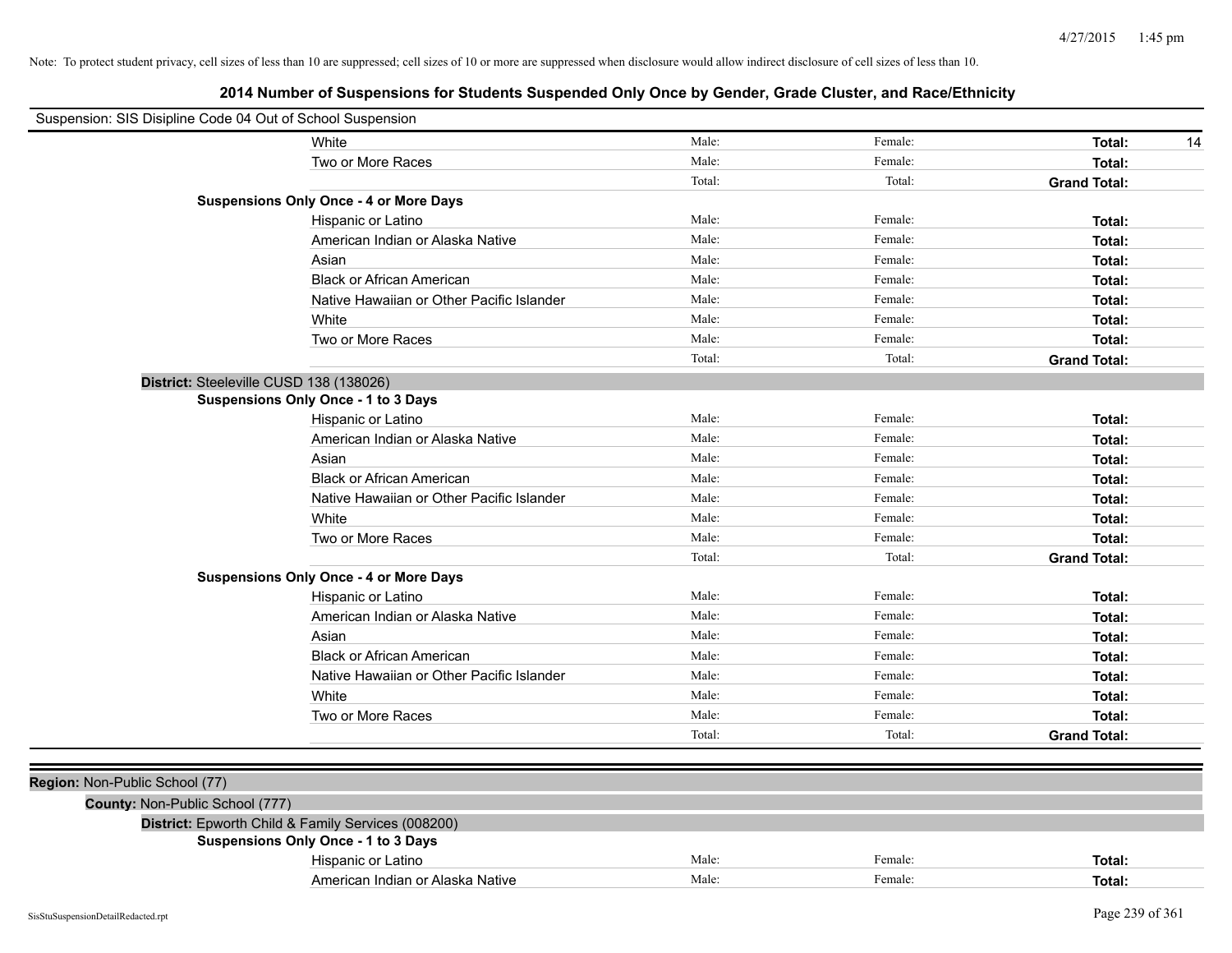Note: To protect student privacy, cell sizes of less than 10 are suppressed; cell sizes of 10 or more are suppressed when disclosure would allow indirect disclosure of cell sizes of less than 10.

## 2014 Number of Suspensions for Students Suspended Only Once by Gender, Grade Cluster, and Race/Ethnicity

Suspension: SIS Disipline Code 04 Out of School Suspension

| | Male: | Female: | Total: | |
|---|---|---|---|---|
| White | Male: | Female: | **Total:** | 14 |
| Two or More Races | Male: | Female: | **Total:** | |
| | Total: | Total: | **Grand Total:** | |

**Suspensions Only Once - 4 or More Days**

| | | | | |
|---|---|---|---|---|
| Hispanic or Latino | Male: | Female: | **Total:** | |
| American Indian or Alaska Native | Male: | Female: | **Total:** | |
| Asian | Male: | Female: | **Total:** | |
| Black or African American | Male: | Female: | **Total:** | |
| Native Hawaiian or Other Pacific Islander | Male: | Female: | **Total:** | |
| White | Male: | Female: | **Total:** | |
| Two or More Races | Male: | Female: | **Total:** | |
| | Total: | Total: | **Grand Total:** | |

**District:** Steeleville CUSD 138 (138026)

**Suspensions Only Once - 1 to 3 Days**

| | | | | |
|---|---|---|---|---|
| Hispanic or Latino | Male: | Female: | **Total:** | |
| American Indian or Alaska Native | Male: | Female: | **Total:** | |
| Asian | Male: | Female: | **Total:** | |
| Black or African American | Male: | Female: | **Total:** | |
| Native Hawaiian or Other Pacific Islander | Male: | Female: | **Total:** | |
| White | Male: | Female: | **Total:** | |
| Two or More Races | Male: | Female: | **Total:** | |
| | Total: | Total: | **Grand Total:** | |

**Suspensions Only Once - 4 or More Days**

| | | | | |
|---|---|---|---|---|
| Hispanic or Latino | Male: | Female: | **Total:** | |
| American Indian or Alaska Native | Male: | Female: | **Total:** | |
| Asian | Male: | Female: | **Total:** | |
| Black or African American | Male: | Female: | **Total:** | |
| Native Hawaiian or Other Pacific Islander | Male: | Female: | **Total:** | |
| White | Male: | Female: | **Total:** | |
| Two or More Races | Male: | Female: | **Total:** | |
| | Total: | Total: | **Grand Total:** | |

**Region:** Non-Public School (77)

**County:** Non-Public School (777)

**District:** Epworth Child & Family Services (008200)

**Suspensions Only Once - 1 to 3 Days**

| | | | | |
|---|---|---|---|---|
| Hispanic or Latino | Male: | Female: | **Total:** | |
| American Indian or Alaska Native | Male: | Female: | **Total:** | |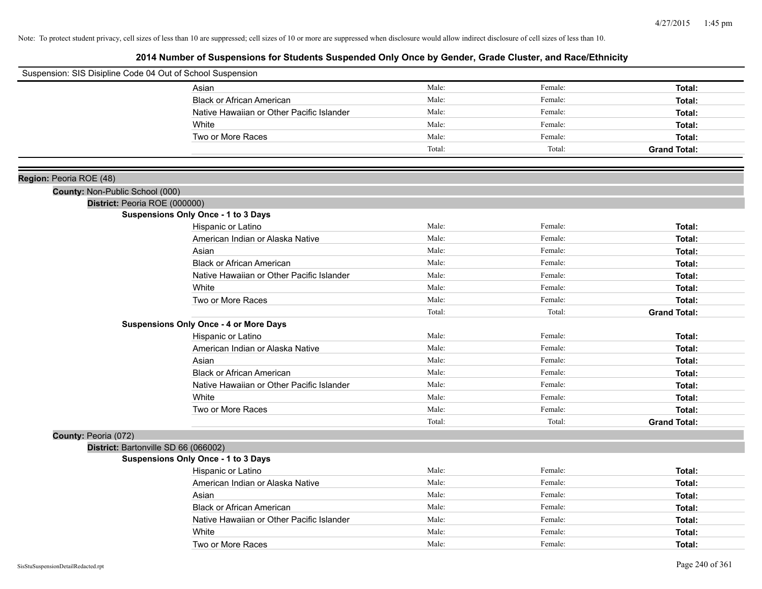Note: To protect student privacy, cell sizes of less than 10 are suppressed; cell sizes of 10 or more are suppressed when disclosure would allow indirect disclosure of cell sizes of less than 10.

## 2014 Number of Suspensions for Students Suspended Only Once by Gender, Grade Cluster, and Race/Ethnicity

Suspension: SIS Disipline Code 04 Out of School Suspension

| | Male | Female | Total |
|---|---|---|---|
| Asian | Male: | Female: | **Total:** |
| Black or African American | Male: | Female: | **Total:** |
| Native Hawaiian or Other Pacific Islander | Male: | Female: | **Total:** |
| White | Male: | Female: | **Total:** |
| Two or More Races | Male: | Female: | **Total:** |
| | Total: | Total: | **Grand Total:** |

**Region:** Peoria ROE (48)

**County:** Non-Public School (000)

**District:** Peoria ROE (000000)

**Suspensions Only Once - 1 to 3 Days**

| | Male | Female | Total |
|---|---|---|---|
| Hispanic or Latino | Male: | Female: | **Total:** |
| American Indian or Alaska Native | Male: | Female: | **Total:** |
| Asian | Male: | Female: | **Total:** |
| Black or African American | Male: | Female: | **Total:** |
| Native Hawaiian or Other Pacific Islander | Male: | Female: | **Total:** |
| White | Male: | Female: | **Total:** |
| Two or More Races | Male: | Female: | **Total:** |
| | Total: | Total: | **Grand Total:** |

**Suspensions Only Once - 4 or More Days**

| | Male | Female | Total |
|---|---|---|---|
| Hispanic or Latino | Male: | Female: | **Total:** |
| American Indian or Alaska Native | Male: | Female: | **Total:** |
| Asian | Male: | Female: | **Total:** |
| Black or African American | Male: | Female: | **Total:** |
| Native Hawaiian or Other Pacific Islander | Male: | Female: | **Total:** |
| White | Male: | Female: | **Total:** |
| Two or More Races | Male: | Female: | **Total:** |
| | Total: | Total: | **Grand Total:** |

**County:** Peoria (072)

**District:** Bartonville SD 66 (066002)

**Suspensions Only Once - 1 to 3 Days**

| | Male | Female | Total |
|---|---|---|---|
| Hispanic or Latino | Male: | Female: | **Total:** |
| American Indian or Alaska Native | Male: | Female: | **Total:** |
| Asian | Male: | Female: | **Total:** |
| Black or African American | Male: | Female: | **Total:** |
| Native Hawaiian or Other Pacific Islander | Male: | Female: | **Total:** |
| White | Male: | Female: | **Total:** |
| Two or More Races | Male: | Female: | **Total:** |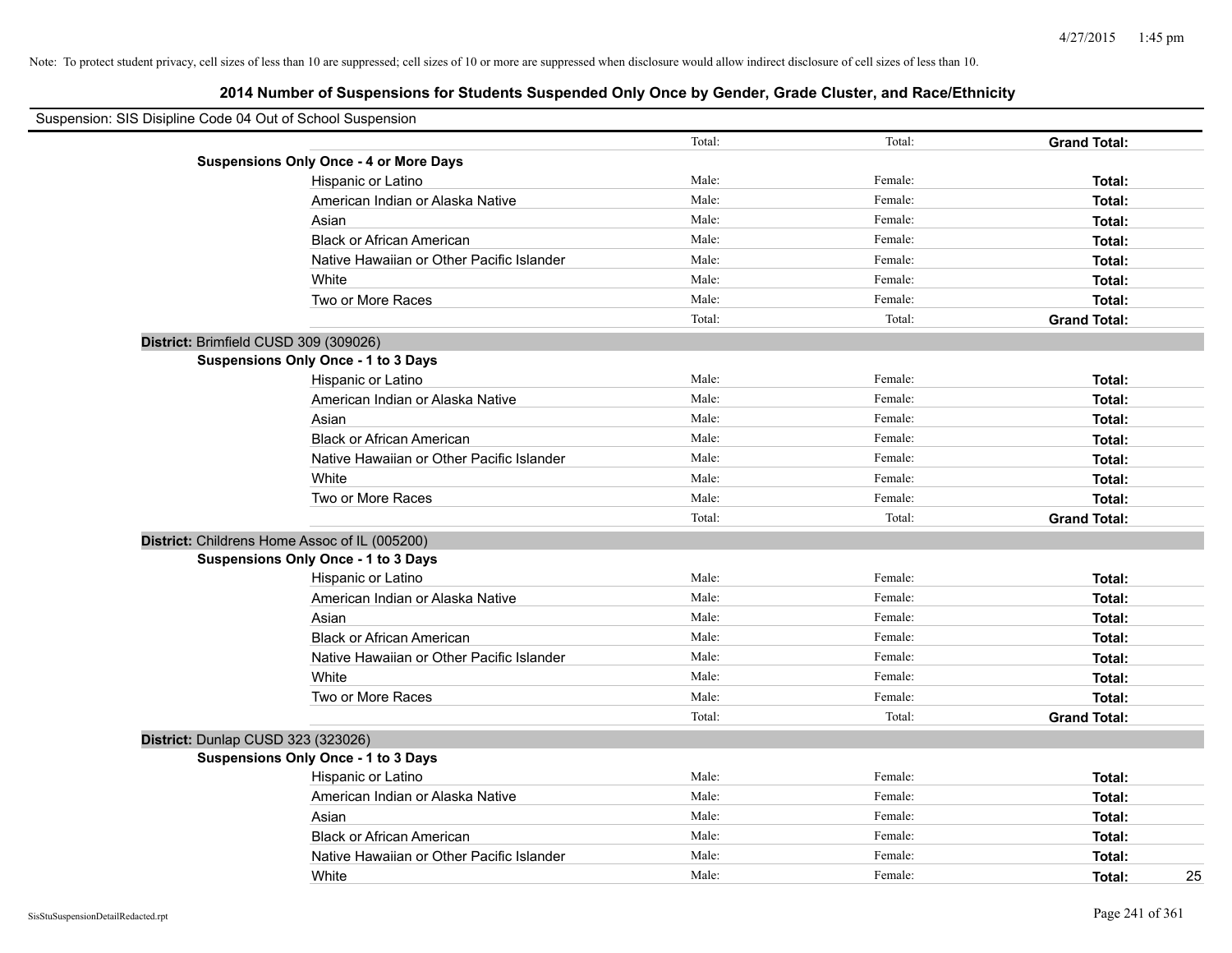Note: To protect student privacy, cell sizes of less than 10 are suppressed; cell sizes of 10 or more are suppressed when disclosure would allow indirect disclosure of cell sizes of less than 10.

## 2014 Number of Suspensions for Students Suspended Only Once by Gender, Grade Cluster, and Race/Ethnicity

Suspension: SIS Disipline Code 04 Out of School Suspension

| | | | | |
|---|---|---|---|---|
| | Total: | Total: | **Grand Total:** | |
| **Suspensions Only Once - 4 or More Days** | | | | |
| Hispanic or Latino | Male: | Female: | **Total:** | |
| American Indian or Alaska Native | Male: | Female: | **Total:** | |
| Asian | Male: | Female: | **Total:** | |
| Black or African American | Male: | Female: | **Total:** | |
| Native Hawaiian or Other Pacific Islander | Male: | Female: | **Total:** | |
| White | Male: | Female: | **Total:** | |
| Two or More Races | Male: | Female: | **Total:** | |
| | Total: | Total: | **Grand Total:** | |
| **District:** Brimfield CUSD 309 (309026) | | | | |
| **Suspensions Only Once - 1 to 3 Days** | | | | |
| Hispanic or Latino | Male: | Female: | **Total:** | |
| American Indian or Alaska Native | Male: | Female: | **Total:** | |
| Asian | Male: | Female: | **Total:** | |
| Black or African American | Male: | Female: | **Total:** | |
| Native Hawaiian or Other Pacific Islander | Male: | Female: | **Total:** | |
| White | Male: | Female: | **Total:** | |
| Two or More Races | Male: | Female: | **Total:** | |
| | Total: | Total: | **Grand Total:** | |
| **District:** Childrens Home Assoc of IL (005200) | | | | |
| **Suspensions Only Once - 1 to 3 Days** | | | | |
| Hispanic or Latino | Male: | Female: | **Total:** | |
| American Indian or Alaska Native | Male: | Female: | **Total:** | |
| Asian | Male: | Female: | **Total:** | |
| Black or African American | Male: | Female: | **Total:** | |
| Native Hawaiian or Other Pacific Islander | Male: | Female: | **Total:** | |
| White | Male: | Female: | **Total:** | |
| Two or More Races | Male: | Female: | **Total:** | |
| | Total: | Total: | **Grand Total:** | |
| **District:** Dunlap CUSD 323 (323026) | | | | |
| **Suspensions Only Once - 1 to 3 Days** | | | | |
| Hispanic or Latino | Male: | Female: | **Total:** | |
| American Indian or Alaska Native | Male: | Female: | **Total:** | |
| Asian | Male: | Female: | **Total:** | |
| Black or African American | Male: | Female: | **Total:** | |
| Native Hawaiian or Other Pacific Islander | Male: | Female: | **Total:** | |
| White | Male: | Female: | **Total:** | 25 |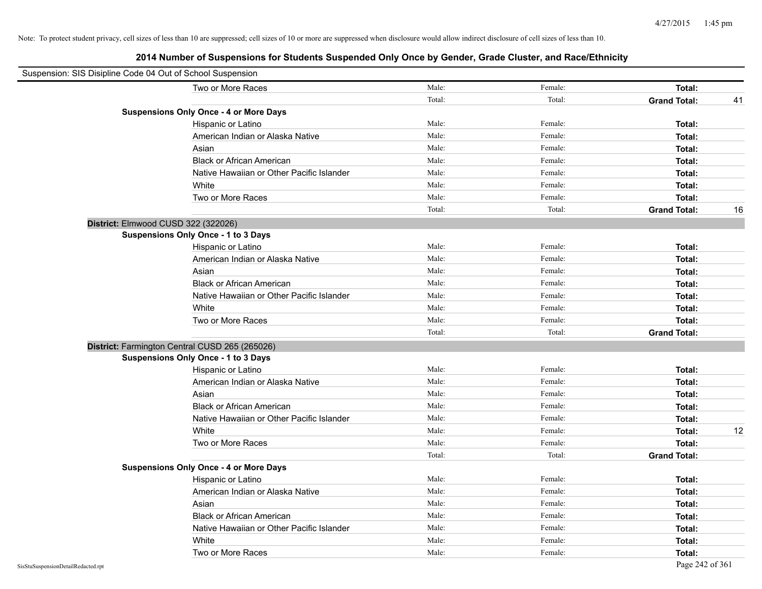Note: To protect student privacy, cell sizes of less than 10 are suppressed; cell sizes of 10 or more are suppressed when disclosure would allow indirect disclosure of cell sizes of less than 10.

# 2014 Number of Suspensions for Students Suspended Only Once by Gender, Grade Cluster, and Race/Ethnicity

Suspension: SIS Disipline Code 04 Out of School Suspension

| | | | | |
|---|---|---|---|---|
| Two or More Races | Male: | Female: | **Total:** | |
| | Total: | Total: | **Grand Total:** | 41 |
| **Suspensions Only Once - 4 or More Days** | | | | |
| Hispanic or Latino | Male: | Female: | **Total:** | |
| American Indian or Alaska Native | Male: | Female: | **Total:** | |
| Asian | Male: | Female: | **Total:** | |
| Black or African American | Male: | Female: | **Total:** | |
| Native Hawaiian or Other Pacific Islander | Male: | Female: | **Total:** | |
| White | Male: | Female: | **Total:** | |
| Two or More Races | Male: | Female: | **Total:** | |
| | Total: | Total: | **Grand Total:** | 16 |

**District:** Elmwood CUSD 322 (322026)

| | | | | |
|---|---|---|---|---|
| **Suspensions Only Once - 1 to 3 Days** | | | | |
| Hispanic or Latino | Male: | Female: | **Total:** | |
| American Indian or Alaska Native | Male: | Female: | **Total:** | |
| Asian | Male: | Female: | **Total:** | |
| Black or African American | Male: | Female: | **Total:** | |
| Native Hawaiian or Other Pacific Islander | Male: | Female: | **Total:** | |
| White | Male: | Female: | **Total:** | |
| Two or More Races | Male: | Female: | **Total:** | |
| | Total: | Total: | **Grand Total:** | |

**District:** Farmington Central CUSD 265 (265026)

| | | | | |
|---|---|---|---|---|
| **Suspensions Only Once - 1 to 3 Days** | | | | |
| Hispanic or Latino | Male: | Female: | **Total:** | |
| American Indian or Alaska Native | Male: | Female: | **Total:** | |
| Asian | Male: | Female: | **Total:** | |
| Black or African American | Male: | Female: | **Total:** | |
| Native Hawaiian or Other Pacific Islander | Male: | Female: | **Total:** | |
| White | Male: | Female: | **Total:** | 12 |
| Two or More Races | Male: | Female: | **Total:** | |
| | Total: | Total: | **Grand Total:** | |
| **Suspensions Only Once - 4 or More Days** | | | | |
| Hispanic or Latino | Male: | Female: | **Total:** | |
| American Indian or Alaska Native | Male: | Female: | **Total:** | |
| Asian | Male: | Female: | **Total:** | |
| Black or African American | Male: | Female: | **Total:** | |
| Native Hawaiian or Other Pacific Islander | Male: | Female: | **Total:** | |
| White | Male: | Female: | **Total:** | |
| Two or More Races | Male: | Female: | **Total:** | |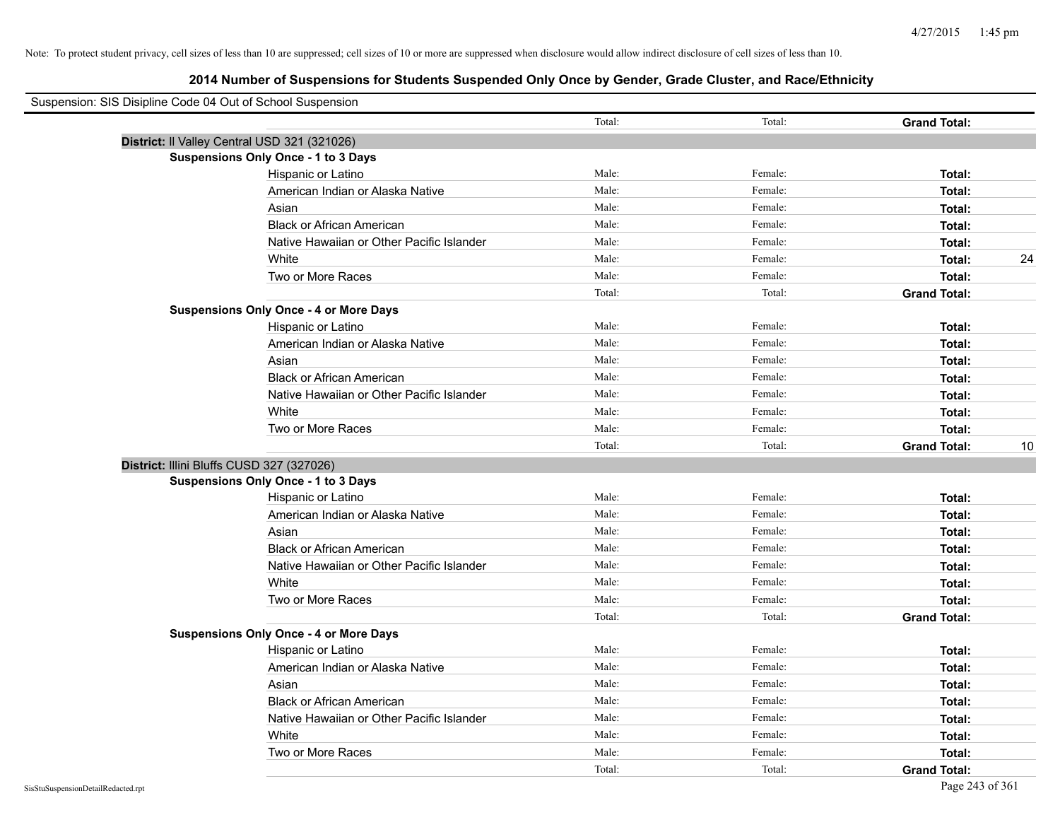Note: To protect student privacy, cell sizes of less than 10 are suppressed; cell sizes of 10 or more are suppressed when disclosure would allow indirect disclosure of cell sizes of less than 10.

## 2014 Number of Suspensions for Students Suspended Only Once by Gender, Grade Cluster, and Race/Ethnicity

Suspension: SIS Disipline Code 04 Out of School Suspension

| | | | | | |
|---|---|---|---|---|---|
| | | Total: | Total: | **Grand Total:** | |
| **District:** Il Valley Central USD 321 (321026) | | | | | |
| **Suspensions Only Once - 1 to 3 Days** | | | | | |
| | Hispanic or Latino | Male: | Female: | **Total:** | |
| | American Indian or Alaska Native | Male: | Female: | **Total:** | |
| | Asian | Male: | Female: | **Total:** | |
| | Black or African American | Male: | Female: | **Total:** | |
| | Native Hawaiian or Other Pacific Islander | Male: | Female: | **Total:** | |
| | White | Male: | Female: | **Total:** | 24 |
| | Two or More Races | Male: | Female: | **Total:** | |
| | | Total: | Total: | **Grand Total:** | |
| **Suspensions Only Once - 4 or More Days** | | | | | |
| | Hispanic or Latino | Male: | Female: | **Total:** | |
| | American Indian or Alaska Native | Male: | Female: | **Total:** | |
| | Asian | Male: | Female: | **Total:** | |
| | Black or African American | Male: | Female: | **Total:** | |
| | Native Hawaiian or Other Pacific Islander | Male: | Female: | **Total:** | |
| | White | Male: | Female: | **Total:** | |
| | Two or More Races | Male: | Female: | **Total:** | |
| | | Total: | Total: | **Grand Total:** | 10 |
| **District:** Illini Bluffs CUSD 327 (327026) | | | | | |
| **Suspensions Only Once - 1 to 3 Days** | | | | | |
| | Hispanic or Latino | Male: | Female: | **Total:** | |
| | American Indian or Alaska Native | Male: | Female: | **Total:** | |
| | Asian | Male: | Female: | **Total:** | |
| | Black or African American | Male: | Female: | **Total:** | |
| | Native Hawaiian or Other Pacific Islander | Male: | Female: | **Total:** | |
| | White | Male: | Female: | **Total:** | |
| | Two or More Races | Male: | Female: | **Total:** | |
| | | Total: | Total: | **Grand Total:** | |
| **Suspensions Only Once - 4 or More Days** | | | | | |
| | Hispanic or Latino | Male: | Female: | **Total:** | |
| | American Indian or Alaska Native | Male: | Female: | **Total:** | |
| | Asian | Male: | Female: | **Total:** | |
| | Black or African American | Male: | Female: | **Total:** | |
| | Native Hawaiian or Other Pacific Islander | Male: | Female: | **Total:** | |
| | White | Male: | Female: | **Total:** | |
| | Two or More Races | Male: | Female: | **Total:** | |
| | | Total: | Total: | **Grand Total:** | |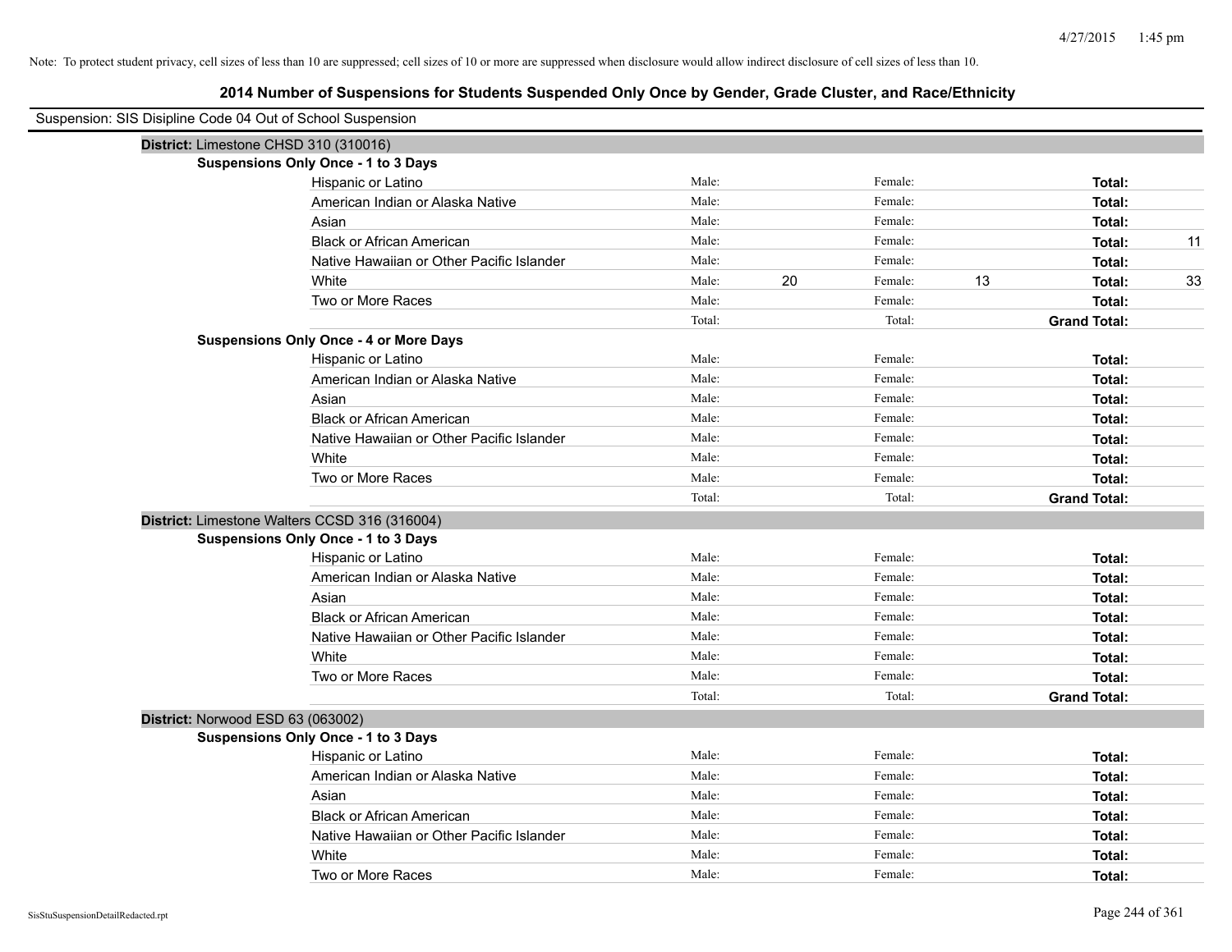Note: To protect student privacy, cell sizes of less than 10 are suppressed; cell sizes of 10 or more are suppressed when disclosure would allow indirect disclosure of cell sizes of less than 10.

## 2014 Number of Suspensions for Students Suspended Only Once by Gender, Grade Cluster, and Race/Ethnicity

Suspension: SIS Disipline Code 04 Out of School Suspension

### District: Limestone CHSD 310 (310016)

**Suspensions Only Once - 1 to 3 Days**

| Race/Ethnicity | Male: | | Female: | | Total: | |
|---|---|---|---|---|---|---|
| Hispanic or Latino | Male: | | Female: | | **Total:** | |
| American Indian or Alaska Native | Male: | | Female: | | **Total:** | |
| Asian | Male: | | Female: | | **Total:** | |
| Black or African American | Male: | | Female: | | **Total:** | 11 |
| Native Hawaiian or Other Pacific Islander | Male: | | Female: | | **Total:** | |
| White | Male: | 20 | Female: | 13 | **Total:** | 33 |
| Two or More Races | Male: | | Female: | | **Total:** | |
| | Total: | | Total: | | **Grand Total:** | |

**Suspensions Only Once - 4 or More Days**

| Race/Ethnicity | Male: | | Female: | | Total: | |
|---|---|---|---|---|---|---|
| Hispanic or Latino | Male: | | Female: | | **Total:** | |
| American Indian or Alaska Native | Male: | | Female: | | **Total:** | |
| Asian | Male: | | Female: | | **Total:** | |
| Black or African American | Male: | | Female: | | **Total:** | |
| Native Hawaiian or Other Pacific Islander | Male: | | Female: | | **Total:** | |
| White | Male: | | Female: | | **Total:** | |
| Two or More Races | Male: | | Female: | | **Total:** | |
| | Total: | | Total: | | **Grand Total:** | |

### District: Limestone Walters CCSD 316 (316004)

**Suspensions Only Once - 1 to 3 Days**

| Race/Ethnicity | Male: | | Female: | | Total: | |
|---|---|---|---|---|---|---|
| Hispanic or Latino | Male: | | Female: | | **Total:** | |
| American Indian or Alaska Native | Male: | | Female: | | **Total:** | |
| Asian | Male: | | Female: | | **Total:** | |
| Black or African American | Male: | | Female: | | **Total:** | |
| Native Hawaiian or Other Pacific Islander | Male: | | Female: | | **Total:** | |
| White | Male: | | Female: | | **Total:** | |
| Two or More Races | Male: | | Female: | | **Total:** | |
| | Total: | | Total: | | **Grand Total:** | |

### District: Norwood ESD 63 (063002)

**Suspensions Only Once - 1 to 3 Days**

| Race/Ethnicity | Male: | | Female: | | Total: | |
|---|---|---|---|---|---|---|
| Hispanic or Latino | Male: | | Female: | | **Total:** | |
| American Indian or Alaska Native | Male: | | Female: | | **Total:** | |
| Asian | Male: | | Female: | | **Total:** | |
| Black or African American | Male: | | Female: | | **Total:** | |
| Native Hawaiian or Other Pacific Islander | Male: | | Female: | | **Total:** | |
| White | Male: | | Female: | | **Total:** | |
| Two or More Races | Male: | | Female: | | **Total:** | |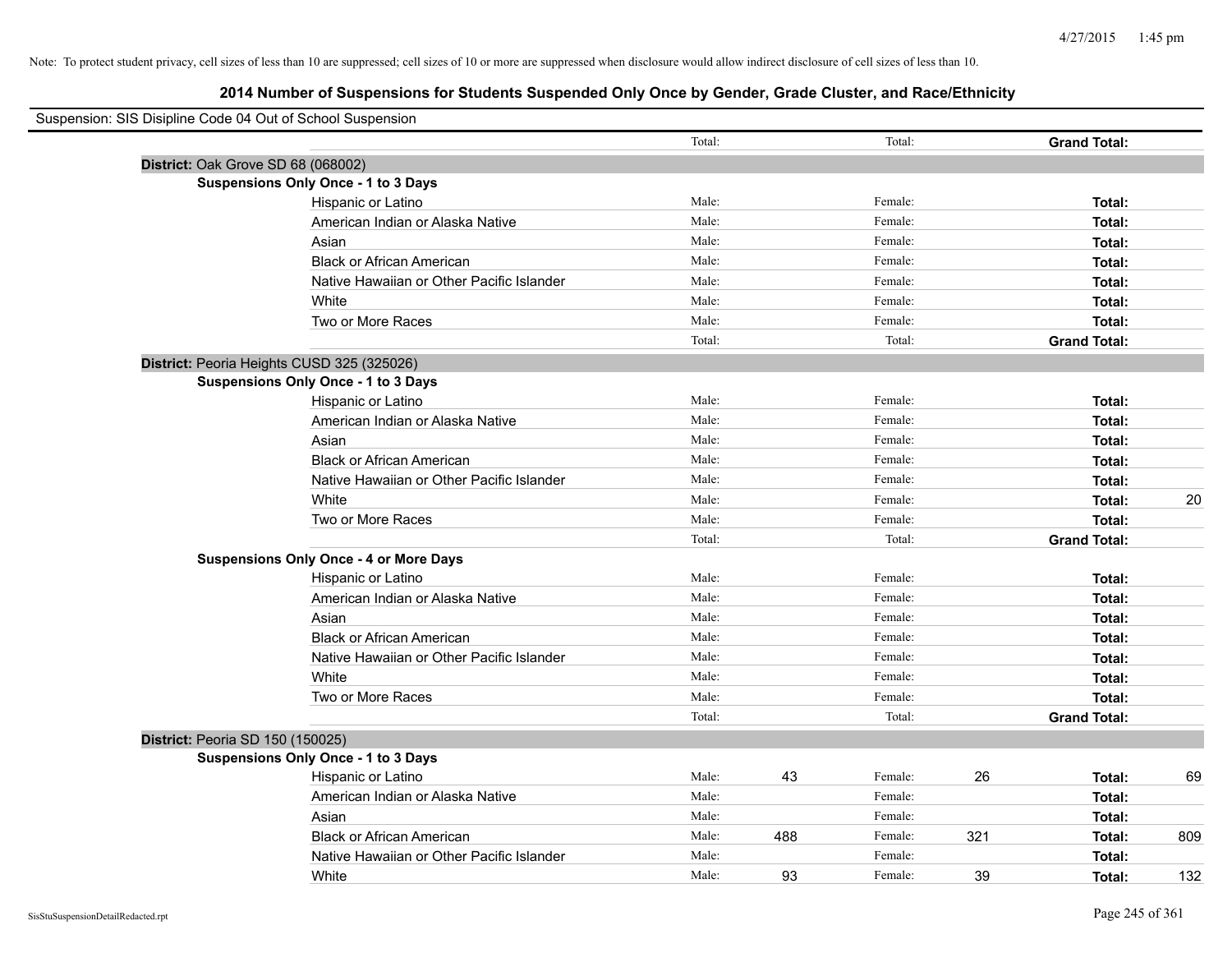Note: To protect student privacy, cell sizes of less than 10 are suppressed; cell sizes of 10 or more are suppressed when disclosure would allow indirect disclosure of cell sizes of less than 10.

## 2014 Number of Suspensions for Students Suspended Only Once by Gender, Grade Cluster, and Race/Ethnicity

Suspension: SIS Disipline Code 04 Out of School Suspension

| | | | | | | |
|---|---|---|---|---|---|---|
| | Total: | | Total: | | **Grand Total:** | |
| **District:** Oak Grove SD 68 (068002) | | | | | | |
| **Suspensions Only Once - 1 to 3 Days** | | | | | | |
| Hispanic or Latino | Male: | | Female: | | **Total:** | |
| American Indian or Alaska Native | Male: | | Female: | | **Total:** | |
| Asian | Male: | | Female: | | **Total:** | |
| Black or African American | Male: | | Female: | | **Total:** | |
| Native Hawaiian or Other Pacific Islander | Male: | | Female: | | **Total:** | |
| White | Male: | | Female: | | **Total:** | |
| Two or More Races | Male: | | Female: | | **Total:** | |
| | Total: | | Total: | | **Grand Total:** | |
| **District:** Peoria Heights CUSD 325 (325026) | | | | | | |
| **Suspensions Only Once - 1 to 3 Days** | | | | | | |
| Hispanic or Latino | Male: | | Female: | | **Total:** | |
| American Indian or Alaska Native | Male: | | Female: | | **Total:** | |
| Asian | Male: | | Female: | | **Total:** | |
| Black or African American | Male: | | Female: | | **Total:** | |
| Native Hawaiian or Other Pacific Islander | Male: | | Female: | | **Total:** | |
| White | Male: | | Female: | | **Total:** | 20 |
| Two or More Races | Male: | | Female: | | **Total:** | |
| | Total: | | Total: | | **Grand Total:** | |
| **Suspensions Only Once - 4 or More Days** | | | | | | |
| Hispanic or Latino | Male: | | Female: | | **Total:** | |
| American Indian or Alaska Native | Male: | | Female: | | **Total:** | |
| Asian | Male: | | Female: | | **Total:** | |
| Black or African American | Male: | | Female: | | **Total:** | |
| Native Hawaiian or Other Pacific Islander | Male: | | Female: | | **Total:** | |
| White | Male: | | Female: | | **Total:** | |
| Two or More Races | Male: | | Female: | | **Total:** | |
| | Total: | | Total: | | **Grand Total:** | |
| **District:** Peoria SD 150 (150025) | | | | | | |
| **Suspensions Only Once - 1 to 3 Days** | | | | | | |
| Hispanic or Latino | Male: | 43 | Female: | 26 | **Total:** | 69 |
| American Indian or Alaska Native | Male: | | Female: | | **Total:** | |
| Asian | Male: | | Female: | | **Total:** | |
| Black or African American | Male: | 488 | Female: | 321 | **Total:** | 809 |
| Native Hawaiian or Other Pacific Islander | Male: | | Female: | | **Total:** | |
| White | Male: | 93 | Female: | 39 | **Total:** | 132 |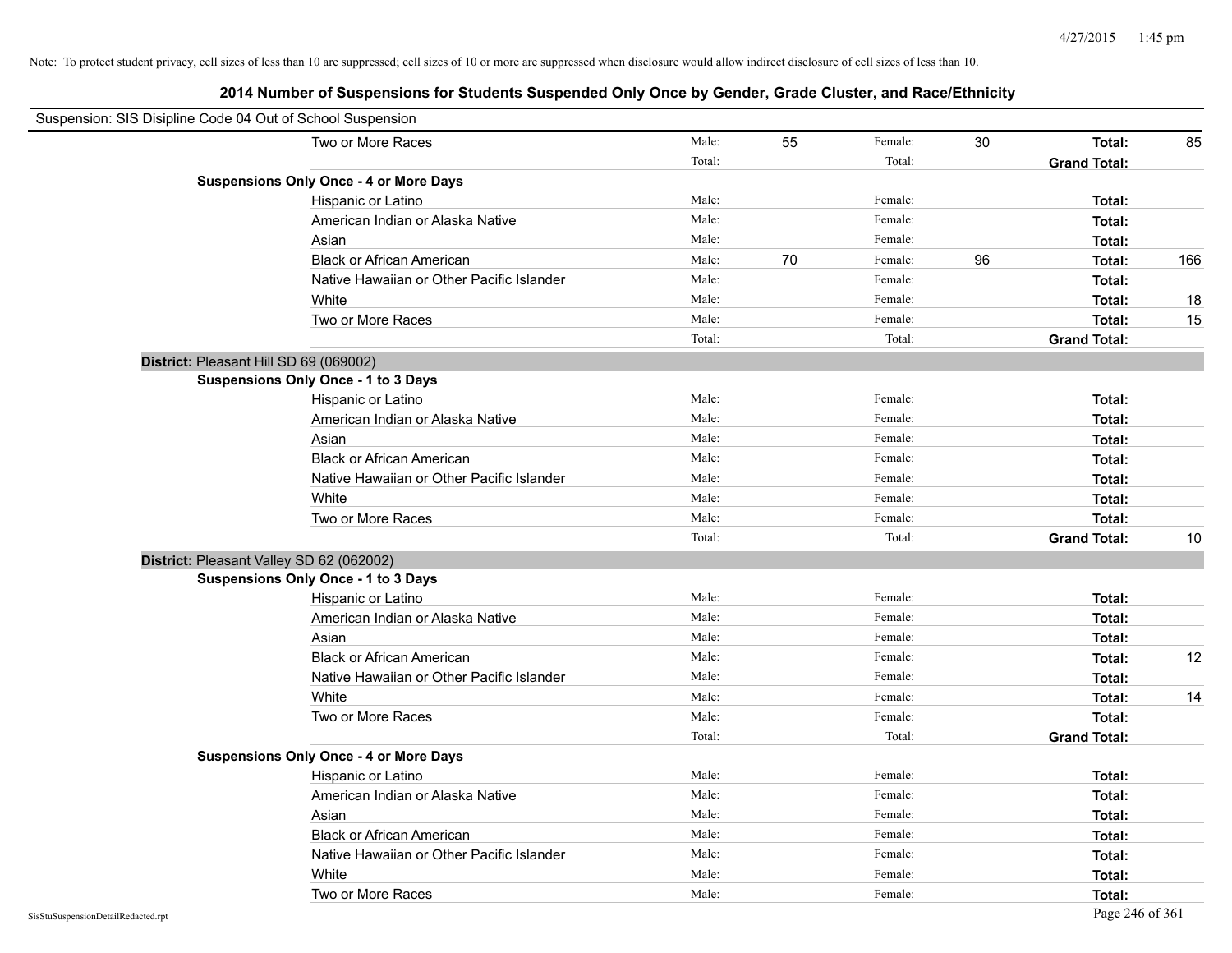Note: To protect student privacy, cell sizes of less than 10 are suppressed; cell sizes of 10 or more are suppressed when disclosure would allow indirect disclosure of cell sizes of less than 10.

## 2014 Number of Suspensions for Students Suspended Only Once by Gender, Grade Cluster, and Race/Ethnicity

Suspension: SIS Disipline Code 04 Out of School Suspension

| | | | | | | |
|---|---|---|---|---|---|---|
| Two or More Races | Male: | 55 | Female: | 30 | **Total:** | 85 |
| | Total: | | Total: | | **Grand Total:** | |
| **Suspensions Only Once - 4 or More Days** | | | | | | |
| Hispanic or Latino | Male: | | Female: | | **Total:** | |
| American Indian or Alaska Native | Male: | | Female: | | **Total:** | |
| Asian | Male: | | Female: | | **Total:** | |
| Black or African American | Male: | 70 | Female: | 96 | **Total:** | 166 |
| Native Hawaiian or Other Pacific Islander | Male: | | Female: | | **Total:** | |
| White | Male: | | Female: | | **Total:** | 18 |
| Two or More Races | Male: | | Female: | | **Total:** | 15 |
| | Total: | | Total: | | **Grand Total:** | |

**District:** Pleasant Hill SD 69 (069002)

| | | | | | | |
|---|---|---|---|---|---|---|
| **Suspensions Only Once - 1 to 3 Days** | | | | | | |
| Hispanic or Latino | Male: | | Female: | | **Total:** | |
| American Indian or Alaska Native | Male: | | Female: | | **Total:** | |
| Asian | Male: | | Female: | | **Total:** | |
| Black or African American | Male: | | Female: | | **Total:** | |
| Native Hawaiian or Other Pacific Islander | Male: | | Female: | | **Total:** | |
| White | Male: | | Female: | | **Total:** | |
| Two or More Races | Male: | | Female: | | **Total:** | |
| | Total: | | Total: | | **Grand Total:** | 10 |

**District:** Pleasant Valley SD 62 (062002)

| | | | | | | |
|---|---|---|---|---|---|---|
| **Suspensions Only Once - 1 to 3 Days** | | | | | | |
| Hispanic or Latino | Male: | | Female: | | **Total:** | |
| American Indian or Alaska Native | Male: | | Female: | | **Total:** | |
| Asian | Male: | | Female: | | **Total:** | |
| Black or African American | Male: | | Female: | | **Total:** | 12 |
| Native Hawaiian or Other Pacific Islander | Male: | | Female: | | **Total:** | |
| White | Male: | | Female: | | **Total:** | 14 |
| Two or More Races | Male: | | Female: | | **Total:** | |
| | Total: | | Total: | | **Grand Total:** | |
| **Suspensions Only Once - 4 or More Days** | | | | | | |
| Hispanic or Latino | Male: | | Female: | | **Total:** | |
| American Indian or Alaska Native | Male: | | Female: | | **Total:** | |
| Asian | Male: | | Female: | | **Total:** | |
| Black or African American | Male: | | Female: | | **Total:** | |
| Native Hawaiian or Other Pacific Islander | Male: | | Female: | | **Total:** | |
| White | Male: | | Female: | | **Total:** | |
| Two or More Races | Male: | | Female: | | **Total:** | |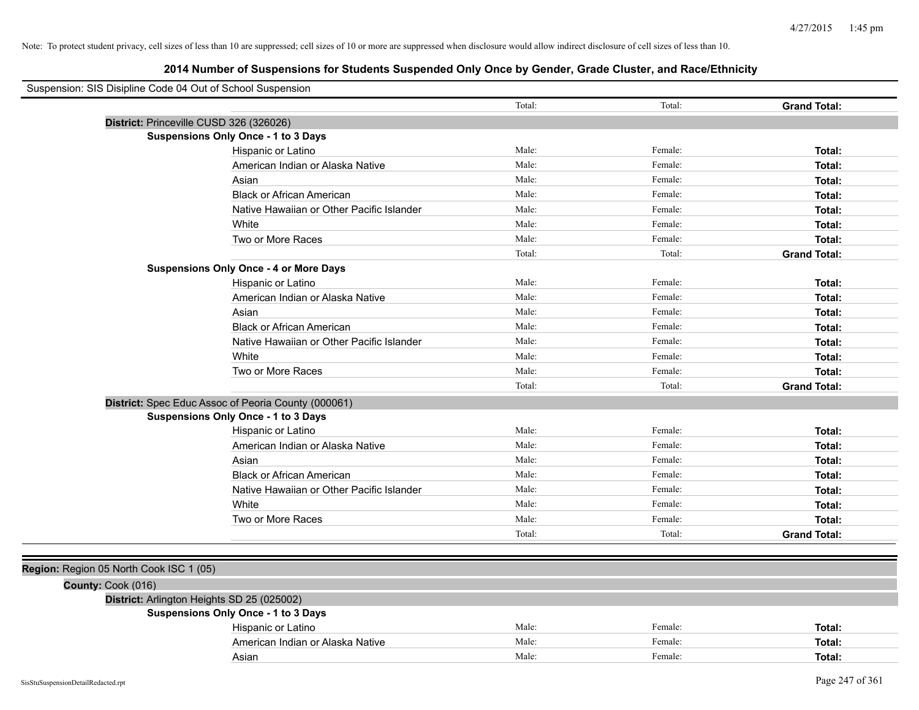Note: To protect student privacy, cell sizes of less than 10 are suppressed; cell sizes of 10 or more are suppressed when disclosure would allow indirect disclosure of cell sizes of less than 10.

# 2014 Number of Suspensions for Students Suspended Only Once by Gender, Grade Cluster, and Race/Ethnicity

Suspension: SIS Disipline Code 04 Out of School Suspension

| | | Total: | Total: | **Grand Total:** |
|---|---|---|---|---|
| **District:** Princeville CUSD 326 (326026) | | | | |
| **Suspensions Only Once - 1 to 3 Days** | | | | |
| | Hispanic or Latino | Male: | Female: | **Total:** |
| | American Indian or Alaska Native | Male: | Female: | **Total:** |
| | Asian | Male: | Female: | **Total:** |
| | Black or African American | Male: | Female: | **Total:** |
| | Native Hawaiian or Other Pacific Islander | Male: | Female: | **Total:** |
| | White | Male: | Female: | **Total:** |
| | Two or More Races | Male: | Female: | **Total:** |
| | | Total: | Total: | **Grand Total:** |
| **Suspensions Only Once - 4 or More Days** | | | | |
| | Hispanic or Latino | Male: | Female: | **Total:** |
| | American Indian or Alaska Native | Male: | Female: | **Total:** |
| | Asian | Male: | Female: | **Total:** |
| | Black or African American | Male: | Female: | **Total:** |
| | Native Hawaiian or Other Pacific Islander | Male: | Female: | **Total:** |
| | White | Male: | Female: | **Total:** |
| | Two or More Races | Male: | Female: | **Total:** |
| | | Total: | Total: | **Grand Total:** |
| **District:** Spec Educ Assoc of Peoria County (000061) | | | | |
| **Suspensions Only Once - 1 to 3 Days** | | | | |
| | Hispanic or Latino | Male: | Female: | **Total:** |
| | American Indian or Alaska Native | Male: | Female: | **Total:** |
| | Asian | Male: | Female: | **Total:** |
| | Black or African American | Male: | Female: | **Total:** |
| | Native Hawaiian or Other Pacific Islander | Male: | Female: | **Total:** |
| | White | Male: | Female: | **Total:** |
| | Two or More Races | Male: | Female: | **Total:** |
| | | Total: | Total: | **Grand Total:** |

**Region:** Region 05 North Cook ISC 1 (05)

**County:** Cook (016)

| | | | | |
|---|---|---|---|---|
| **District:** Arlington Heights SD 25 (025002) | | | | |
| **Suspensions Only Once - 1 to 3 Days** | | | | |
| | Hispanic or Latino | Male: | Female: | **Total:** |
| | American Indian or Alaska Native | Male: | Female: | **Total:** |
| | Asian | Male: | Female: | **Total:** |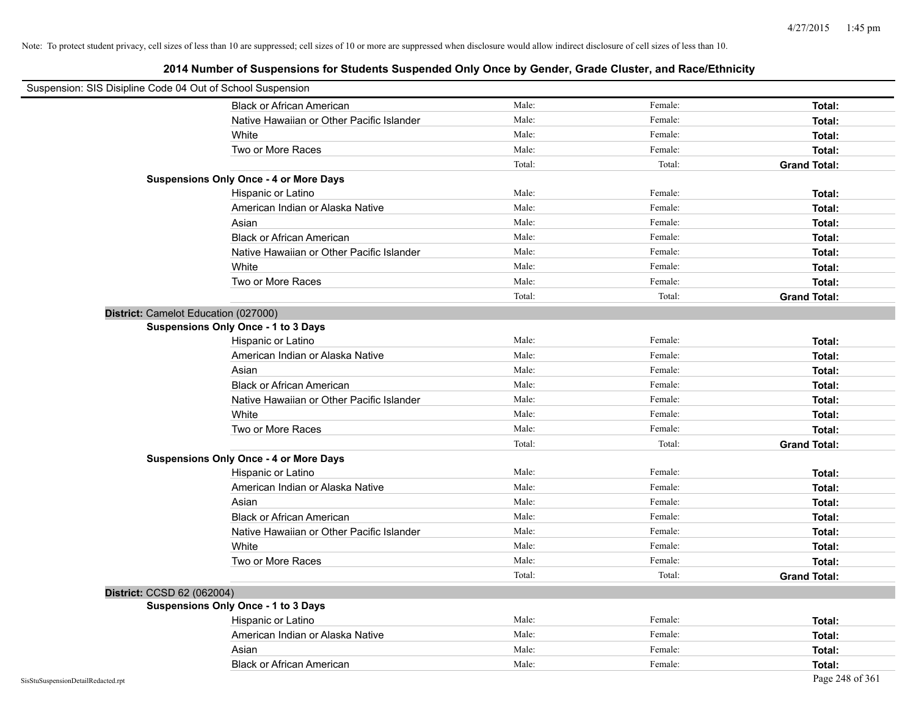Note: To protect student privacy, cell sizes of less than 10 are suppressed; cell sizes of 10 or more are suppressed when disclosure would allow indirect disclosure of cell sizes of less than 10.

# 2014 Number of Suspensions for Students Suspended Only Once by Gender, Grade Cluster, and Race/Ethnicity

Suspension: SIS Disipline Code 04 Out of School Suspension

| | | | |
|---|---|---|---|
| Black or African American | Male: | Female: | **Total:** |
| Native Hawaiian or Other Pacific Islander | Male: | Female: | **Total:** |
| White | Male: | Female: | **Total:** |
| Two or More Races | Male: | Female: | **Total:** |
| | Total: | Total: | **Grand Total:** |

**Suspensions Only Once - 4 or More Days**

| | | | |
|---|---|---|---|
| Hispanic or Latino | Male: | Female: | **Total:** |
| American Indian or Alaska Native | Male: | Female: | **Total:** |
| Asian | Male: | Female: | **Total:** |
| Black or African American | Male: | Female: | **Total:** |
| Native Hawaiian or Other Pacific Islander | Male: | Female: | **Total:** |
| White | Male: | Female: | **Total:** |
| Two or More Races | Male: | Female: | **Total:** |
| | Total: | Total: | **Grand Total:** |

**District:** Camelot Education (027000)

**Suspensions Only Once - 1 to 3 Days**

| | | | |
|---|---|---|---|
| Hispanic or Latino | Male: | Female: | **Total:** |
| American Indian or Alaska Native | Male: | Female: | **Total:** |
| Asian | Male: | Female: | **Total:** |
| Black or African American | Male: | Female: | **Total:** |
| Native Hawaiian or Other Pacific Islander | Male: | Female: | **Total:** |
| White | Male: | Female: | **Total:** |
| Two or More Races | Male: | Female: | **Total:** |
| | Total: | Total: | **Grand Total:** |

**Suspensions Only Once - 4 or More Days**

| | | | |
|---|---|---|---|
| Hispanic or Latino | Male: | Female: | **Total:** |
| American Indian or Alaska Native | Male: | Female: | **Total:** |
| Asian | Male: | Female: | **Total:** |
| Black or African American | Male: | Female: | **Total:** |
| Native Hawaiian or Other Pacific Islander | Male: | Female: | **Total:** |
| White | Male: | Female: | **Total:** |
| Two or More Races | Male: | Female: | **Total:** |
| | Total: | Total: | **Grand Total:** |

**District:** CCSD 62 (062004)

**Suspensions Only Once - 1 to 3 Days**

| | | | |
|---|---|---|---|
| Hispanic or Latino | Male: | Female: | **Total:** |
| American Indian or Alaska Native | Male: | Female: | **Total:** |
| Asian | Male: | Female: | **Total:** |
| Black or African American | Male: | Female: | **Total:** |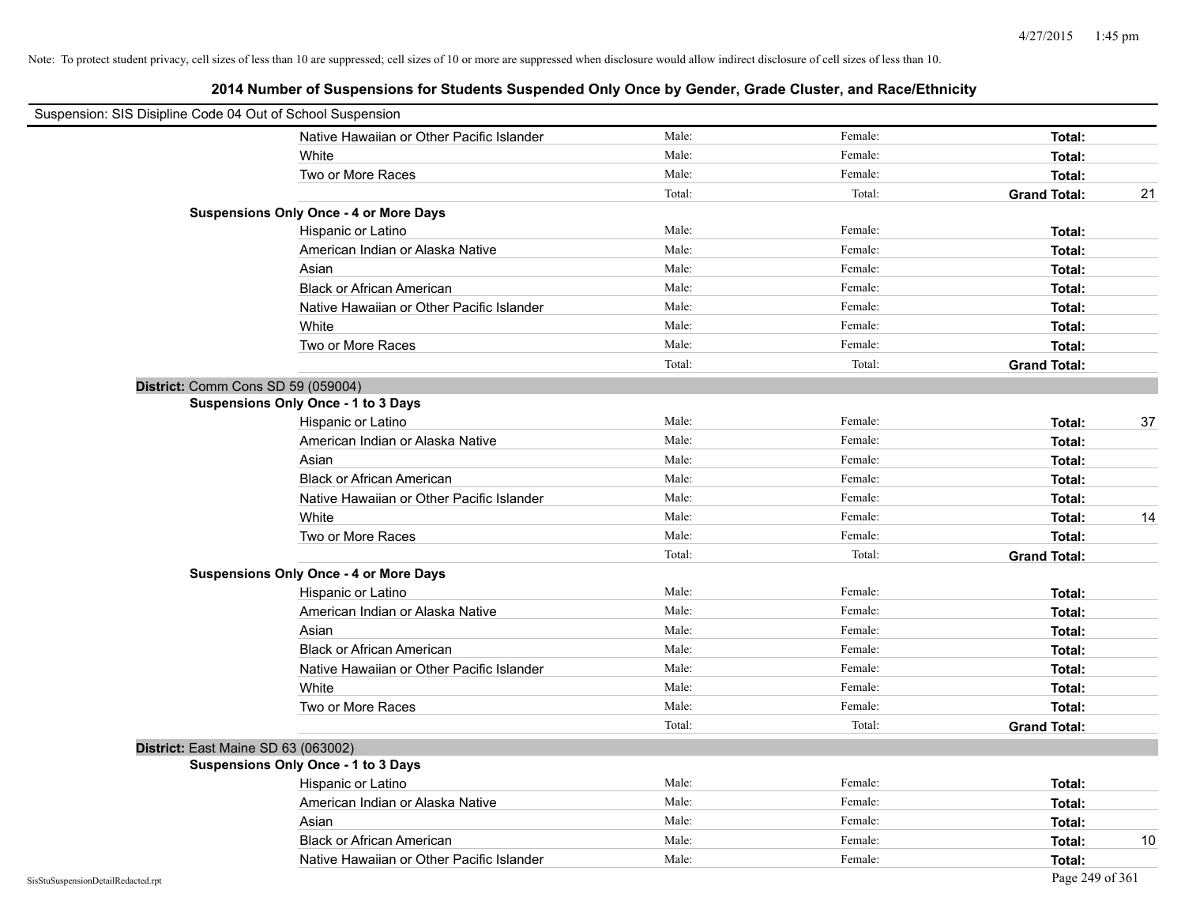Note: To protect student privacy, cell sizes of less than 10 are suppressed; cell sizes of 10 or more are suppressed when disclosure would allow indirect disclosure of cell sizes of less than 10.

## 2014 Number of Suspensions for Students Suspended Only Once by Gender, Grade Cluster, and Race/Ethnicity

Suspension: SIS Disipline Code 04 Out of School Suspension

| | | | | |
|---|---|---|---|---|
| Native Hawaiian or Other Pacific Islander | Male: | Female: | **Total:** | |
| White | Male: | Female: | **Total:** | |
| Two or More Races | Male: | Female: | **Total:** | |
| | Total: | Total: | **Grand Total:** | 21 |
| **Suspensions Only Once - 4 or More Days** | | | | |
| Hispanic or Latino | Male: | Female: | **Total:** | |
| American Indian or Alaska Native | Male: | Female: | **Total:** | |
| Asian | Male: | Female: | **Total:** | |
| Black or African American | Male: | Female: | **Total:** | |
| Native Hawaiian or Other Pacific Islander | Male: | Female: | **Total:** | |
| White | Male: | Female: | **Total:** | |
| Two or More Races | Male: | Female: | **Total:** | |
| | Total: | Total: | **Grand Total:** | |

**District:** Comm Cons SD 59 (059004)

| | | | | |
|---|---|---|---|---|
| **Suspensions Only Once - 1 to 3 Days** | | | | |
| Hispanic or Latino | Male: | Female: | **Total:** | 37 |
| American Indian or Alaska Native | Male: | Female: | **Total:** | |
| Asian | Male: | Female: | **Total:** | |
| Black or African American | Male: | Female: | **Total:** | |
| Native Hawaiian or Other Pacific Islander | Male: | Female: | **Total:** | |
| White | Male: | Female: | **Total:** | 14 |
| Two or More Races | Male: | Female: | **Total:** | |
| | Total: | Total: | **Grand Total:** | |
| **Suspensions Only Once - 4 or More Days** | | | | |
| Hispanic or Latino | Male: | Female: | **Total:** | |
| American Indian or Alaska Native | Male: | Female: | **Total:** | |
| Asian | Male: | Female: | **Total:** | |
| Black or African American | Male: | Female: | **Total:** | |
| Native Hawaiian or Other Pacific Islander | Male: | Female: | **Total:** | |
| White | Male: | Female: | **Total:** | |
| Two or More Races | Male: | Female: | **Total:** | |
| | Total: | Total: | **Grand Total:** | |

**District:** East Maine SD 63 (063002)

| | | | | |
|---|---|---|---|---|
| **Suspensions Only Once - 1 to 3 Days** | | | | |
| Hispanic or Latino | Male: | Female: | **Total:** | |
| American Indian or Alaska Native | Male: | Female: | **Total:** | |
| Asian | Male: | Female: | **Total:** | |
| Black or African American | Male: | Female: | **Total:** | 10 |
| Native Hawaiian or Other Pacific Islander | Male: | Female: | **Total:** | |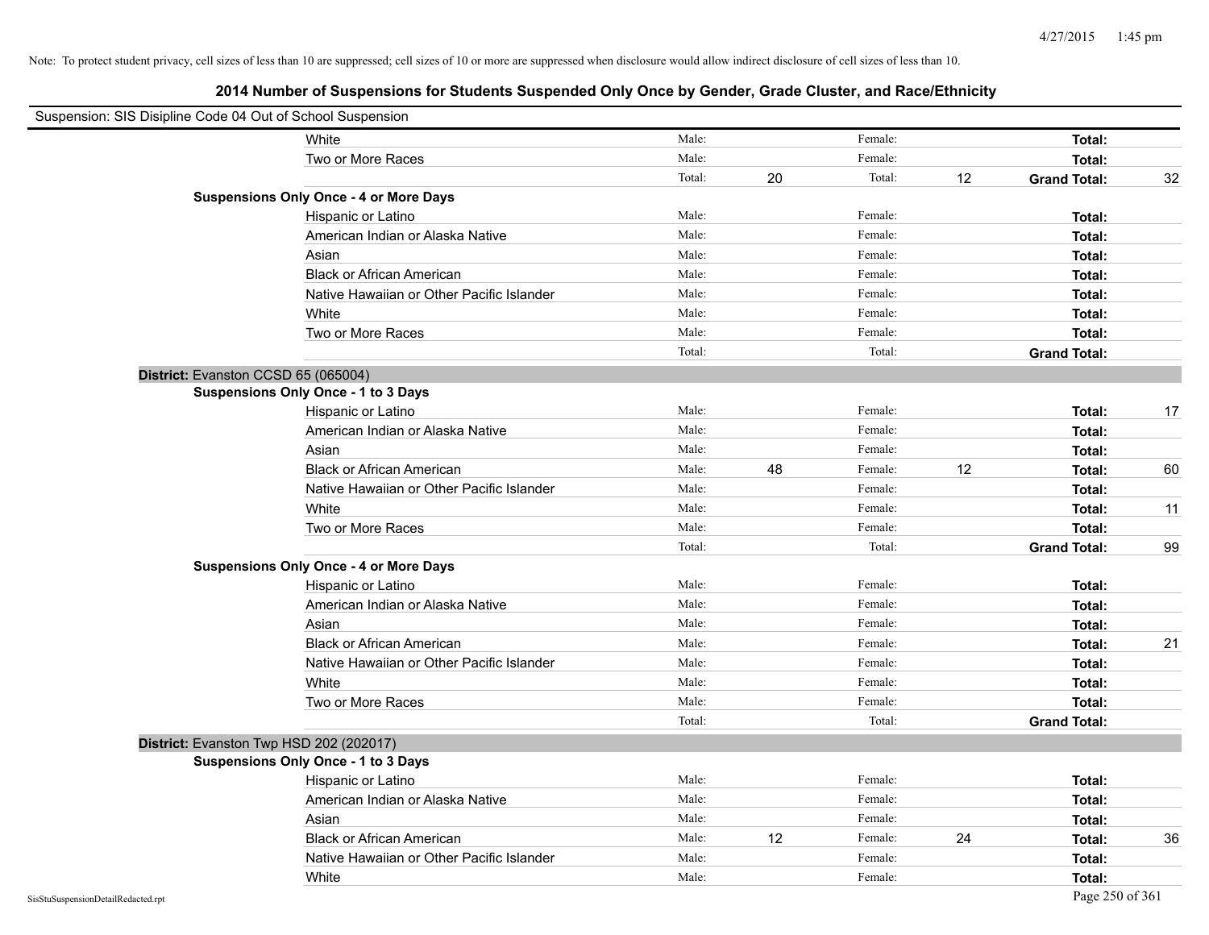Note: To protect student privacy, cell sizes of less than 10 are suppressed; cell sizes of 10 or more are suppressed when disclosure would allow indirect disclosure of cell sizes of less than 10.

## 2014 Number of Suspensions for Students Suspended Only Once by Gender, Grade Cluster, and Race/Ethnicity

Suspension: SIS Disipline Code 04 Out of School Suspension

| | | | | | |
|---|---|---|---|---|---|
| White | Male: | | Female: | | **Total:** | |
| Two or More Races | Male: | | Female: | | **Total:** | |
| | Total: | 20 | Total: | 12 | **Grand Total:** | 32 |

**Suspensions Only Once - 4 or More Days**

| | | | | | | |
|---|---|---|---|---|---|---|
| Hispanic or Latino | Male: | | Female: | | **Total:** | |
| American Indian or Alaska Native | Male: | | Female: | | **Total:** | |
| Asian | Male: | | Female: | | **Total:** | |
| Black or African American | Male: | | Female: | | **Total:** | |
| Native Hawaiian or Other Pacific Islander | Male: | | Female: | | **Total:** | |
| White | Male: | | Female: | | **Total:** | |
| Two or More Races | Male: | | Female: | | **Total:** | |
| | Total: | | Total: | | **Grand Total:** | |

**District:** Evanston CCSD 65 (065004)

**Suspensions Only Once - 1 to 3 Days**

| | | | | | | |
|---|---|---|---|---|---|---|
| Hispanic or Latino | Male: | | Female: | | **Total:** | 17 |
| American Indian or Alaska Native | Male: | | Female: | | **Total:** | |
| Asian | Male: | | Female: | | **Total:** | |
| Black or African American | Male: | 48 | Female: | 12 | **Total:** | 60 |
| Native Hawaiian or Other Pacific Islander | Male: | | Female: | | **Total:** | |
| White | Male: | | Female: | | **Total:** | 11 |
| Two or More Races | Male: | | Female: | | **Total:** | |
| | Total: | | Total: | | **Grand Total:** | 99 |

**Suspensions Only Once - 4 or More Days**

| | | | | | | |
|---|---|---|---|---|---|---|
| Hispanic or Latino | Male: | | Female: | | **Total:** | |
| American Indian or Alaska Native | Male: | | Female: | | **Total:** | |
| Asian | Male: | | Female: | | **Total:** | |
| Black or African American | Male: | | Female: | | **Total:** | 21 |
| Native Hawaiian or Other Pacific Islander | Male: | | Female: | | **Total:** | |
| White | Male: | | Female: | | **Total:** | |
| Two or More Races | Male: | | Female: | | **Total:** | |
| | Total: | | Total: | | **Grand Total:** | |

**District:** Evanston Twp HSD 202 (202017)

**Suspensions Only Once - 1 to 3 Days**

| | | | | | | |
|---|---|---|---|---|---|---|
| Hispanic or Latino | Male: | | Female: | | **Total:** | |
| American Indian or Alaska Native | Male: | | Female: | | **Total:** | |
| Asian | Male: | | Female: | | **Total:** | |
| Black or African American | Male: | 12 | Female: | 24 | **Total:** | 36 |
| Native Hawaiian or Other Pacific Islander | Male: | | Female: | | **Total:** | |
| White | Male: | | Female: | | **Total:** | |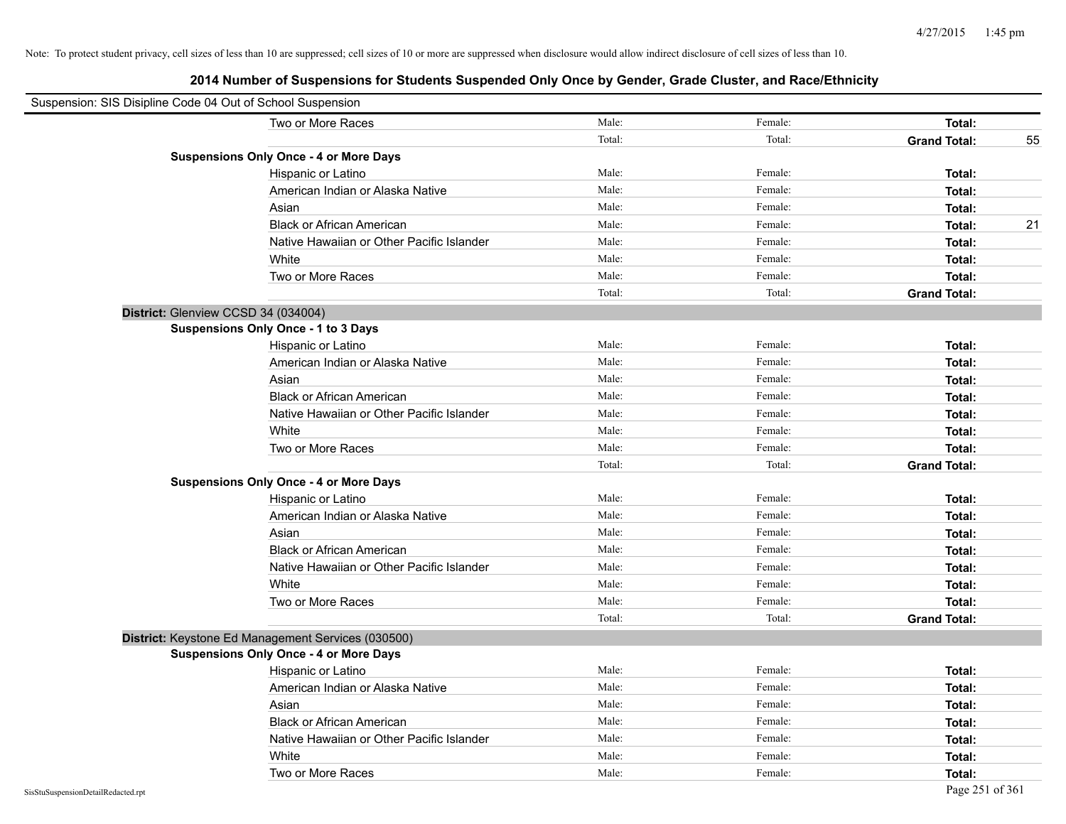Note: To protect student privacy, cell sizes of less than 10 are suppressed; cell sizes of 10 or more are suppressed when disclosure would allow indirect disclosure of cell sizes of less than 10.

## 2014 Number of Suspensions for Students Suspended Only Once by Gender, Grade Cluster, and Race/Ethnicity

Suspension: SIS Disipline Code 04 Out of School Suspension

| | | | | |
|---|---|---|---|---|
| Two or More Races | Male: | Female: | **Total:** | |
| | Total: | Total: | **Grand Total:** | 55 |
| **Suspensions Only Once - 4 or More Days** | | | | |
| Hispanic or Latino | Male: | Female: | **Total:** | |
| American Indian or Alaska Native | Male: | Female: | **Total:** | |
| Asian | Male: | Female: | **Total:** | |
| Black or African American | Male: | Female: | **Total:** | 21 |
| Native Hawaiian or Other Pacific Islander | Male: | Female: | **Total:** | |
| White | Male: | Female: | **Total:** | |
| Two or More Races | Male: | Female: | **Total:** | |
| | Total: | Total: | **Grand Total:** | |

**District:** Glenview CCSD 34 (034004)

| | | | | |
|---|---|---|---|---|
| **Suspensions Only Once - 1 to 3 Days** | | | | |
| Hispanic or Latino | Male: | Female: | **Total:** | |
| American Indian or Alaska Native | Male: | Female: | **Total:** | |
| Asian | Male: | Female: | **Total:** | |
| Black or African American | Male: | Female: | **Total:** | |
| Native Hawaiian or Other Pacific Islander | Male: | Female: | **Total:** | |
| White | Male: | Female: | **Total:** | |
| Two or More Races | Male: | Female: | **Total:** | |
| | Total: | Total: | **Grand Total:** | |
| **Suspensions Only Once - 4 or More Days** | | | | |
| Hispanic or Latino | Male: | Female: | **Total:** | |
| American Indian or Alaska Native | Male: | Female: | **Total:** | |
| Asian | Male: | Female: | **Total:** | |
| Black or African American | Male: | Female: | **Total:** | |
| Native Hawaiian or Other Pacific Islander | Male: | Female: | **Total:** | |
| White | Male: | Female: | **Total:** | |
| Two or More Races | Male: | Female: | **Total:** | |
| | Total: | Total: | **Grand Total:** | |

**District:** Keystone Ed Management Services (030500)

| | | | | |
|---|---|---|---|---|
| **Suspensions Only Once - 4 or More Days** | | | | |
| Hispanic or Latino | Male: | Female: | **Total:** | |
| American Indian or Alaska Native | Male: | Female: | **Total:** | |
| Asian | Male: | Female: | **Total:** | |
| Black or African American | Male: | Female: | **Total:** | |
| Native Hawaiian or Other Pacific Islander | Male: | Female: | **Total:** | |
| White | Male: | Female: | **Total:** | |
| Two or More Races | Male: | Female: | **Total:** | |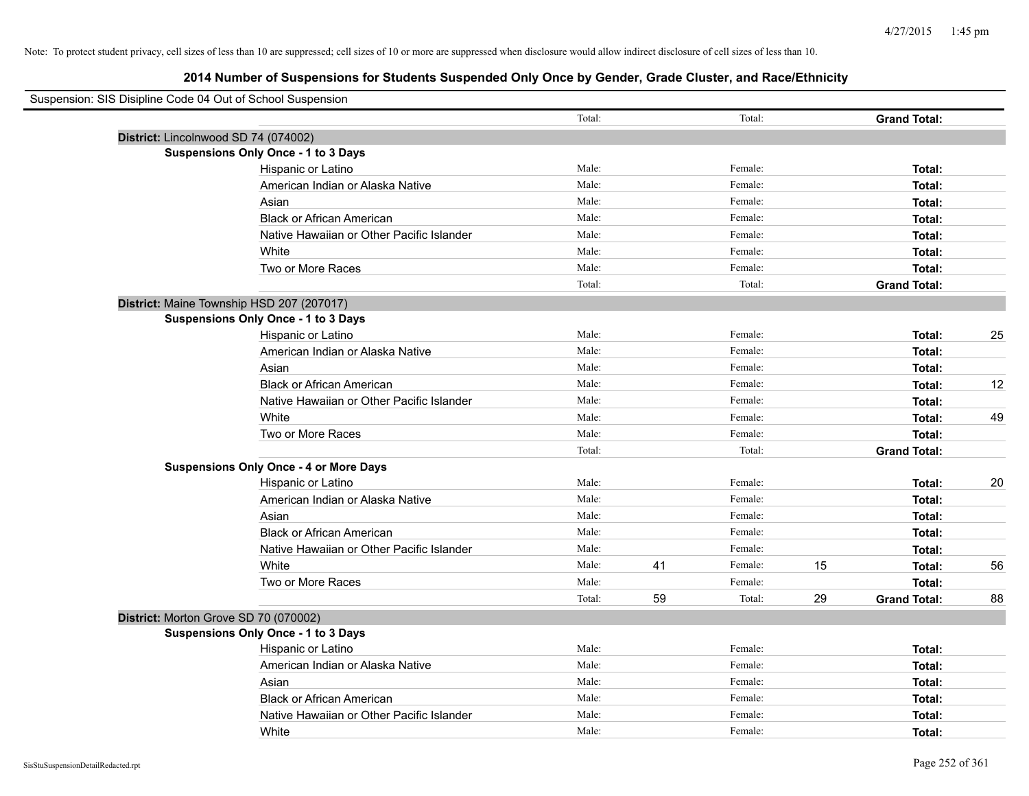Note: To protect student privacy, cell sizes of less than 10 are suppressed; cell sizes of 10 or more are suppressed when disclosure would allow indirect disclosure of cell sizes of less than 10.

## 2014 Number of Suspensions for Students Suspended Only Once by Gender, Grade Cluster, and Race/Ethnicity

Suspension: SIS Disipline Code 04 Out of School Suspension

| | | | | | | | |
|---|---|---|---|---|---|---|---|
| | Total: | | Total: | | **Grand Total:** | |
| **District:** Lincolnwood SD 74 (074002) | | | | | | |
| **Suspensions Only Once - 1 to 3 Days** | | | | | | |
| Hispanic or Latino | Male: | | Female: | | **Total:** | |
| American Indian or Alaska Native | Male: | | Female: | | **Total:** | |
| Asian | Male: | | Female: | | **Total:** | |
| Black or African American | Male: | | Female: | | **Total:** | |
| Native Hawaiian or Other Pacific Islander | Male: | | Female: | | **Total:** | |
| White | Male: | | Female: | | **Total:** | |
| Two or More Races | Male: | | Female: | | **Total:** | |
| | Total: | | Total: | | **Grand Total:** | |
| **District:** Maine Township HSD 207 (207017) | | | | | | |
| **Suspensions Only Once - 1 to 3 Days** | | | | | | |
| Hispanic or Latino | Male: | | Female: | | **Total:** | 25 |
| American Indian or Alaska Native | Male: | | Female: | | **Total:** | |
| Asian | Male: | | Female: | | **Total:** | |
| Black or African American | Male: | | Female: | | **Total:** | 12 |
| Native Hawaiian or Other Pacific Islander | Male: | | Female: | | **Total:** | |
| White | Male: | | Female: | | **Total:** | 49 |
| Two or More Races | Male: | | Female: | | **Total:** | |
| | Total: | | Total: | | **Grand Total:** | |
| **Suspensions Only Once - 4 or More Days** | | | | | | |
| Hispanic or Latino | Male: | | Female: | | **Total:** | 20 |
| American Indian or Alaska Native | Male: | | Female: | | **Total:** | |
| Asian | Male: | | Female: | | **Total:** | |
| Black or African American | Male: | | Female: | | **Total:** | |
| Native Hawaiian or Other Pacific Islander | Male: | | Female: | | **Total:** | |
| White | Male: | 41 | Female: | 15 | **Total:** | 56 |
| Two or More Races | Male: | | Female: | | **Total:** | |
| | Total: | 59 | Total: | 29 | **Grand Total:** | 88 |
| **District:** Morton Grove SD 70 (070002) | | | | | | |
| **Suspensions Only Once - 1 to 3 Days** | | | | | | |
| Hispanic or Latino | Male: | | Female: | | **Total:** | |
| American Indian or Alaska Native | Male: | | Female: | | **Total:** | |
| Asian | Male: | | Female: | | **Total:** | |
| Black or African American | Male: | | Female: | | **Total:** | |
| Native Hawaiian or Other Pacific Islander | Male: | | Female: | | **Total:** | |
| White | Male: | | Female: | | **Total:** | |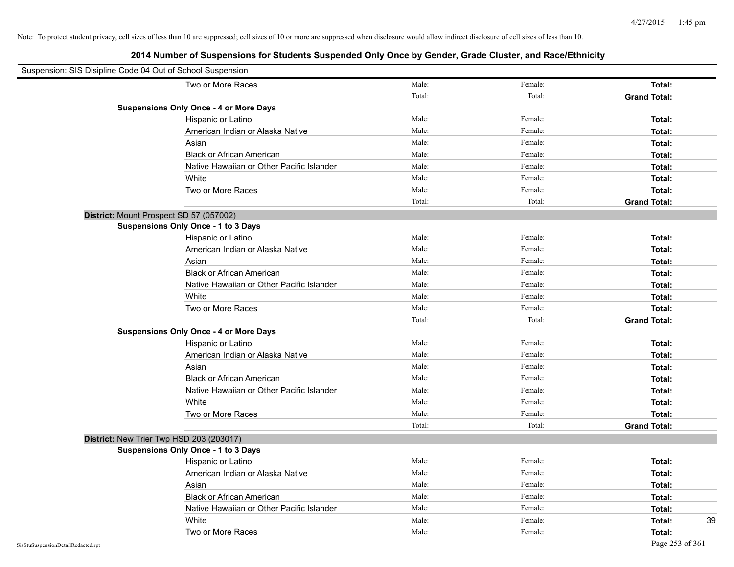Note: To protect student privacy, cell sizes of less than 10 are suppressed; cell sizes of 10 or more are suppressed when disclosure would allow indirect disclosure of cell sizes of less than 10.

## 2014 Number of Suspensions for Students Suspended Only Once by Gender, Grade Cluster, and Race/Ethnicity

Suspension: SIS Disipline Code 04 Out of School Suspension

| | | | | |
|---|---|---|---|---|
| Two or More Races | Male: | Female: | **Total:** | |
| | Total: | Total: | **Grand Total:** | |
| **Suspensions Only Once - 4 or More Days** | | | | |
| Hispanic or Latino | Male: | Female: | **Total:** | |
| American Indian or Alaska Native | Male: | Female: | **Total:** | |
| Asian | Male: | Female: | **Total:** | |
| Black or African American | Male: | Female: | **Total:** | |
| Native Hawaiian or Other Pacific Islander | Male: | Female: | **Total:** | |
| White | Male: | Female: | **Total:** | |
| Two or More Races | Male: | Female: | **Total:** | |
| | Total: | Total: | **Grand Total:** | |
| **District:** Mount Prospect SD 57 (057002) | | | | |
| **Suspensions Only Once - 1 to 3 Days** | | | | |
| Hispanic or Latino | Male: | Female: | **Total:** | |
| American Indian or Alaska Native | Male: | Female: | **Total:** | |
| Asian | Male: | Female: | **Total:** | |
| Black or African American | Male: | Female: | **Total:** | |
| Native Hawaiian or Other Pacific Islander | Male: | Female: | **Total:** | |
| White | Male: | Female: | **Total:** | |
| Two or More Races | Male: | Female: | **Total:** | |
| | Total: | Total: | **Grand Total:** | |
| **Suspensions Only Once - 4 or More Days** | | | | |
| Hispanic or Latino | Male: | Female: | **Total:** | |
| American Indian or Alaska Native | Male: | Female: | **Total:** | |
| Asian | Male: | Female: | **Total:** | |
| Black or African American | Male: | Female: | **Total:** | |
| Native Hawaiian or Other Pacific Islander | Male: | Female: | **Total:** | |
| White | Male: | Female: | **Total:** | |
| Two or More Races | Male: | Female: | **Total:** | |
| | Total: | Total: | **Grand Total:** | |
| **District:** New Trier Twp HSD 203 (203017) | | | | |
| **Suspensions Only Once - 1 to 3 Days** | | | | |
| Hispanic or Latino | Male: | Female: | **Total:** | |
| American Indian or Alaska Native | Male: | Female: | **Total:** | |
| Asian | Male: | Female: | **Total:** | |
| Black or African American | Male: | Female: | **Total:** | |
| Native Hawaiian or Other Pacific Islander | Male: | Female: | **Total:** | |
| White | Male: | Female: | **Total:** | 39 |
| Two or More Races | Male: | Female: | **Total:** | |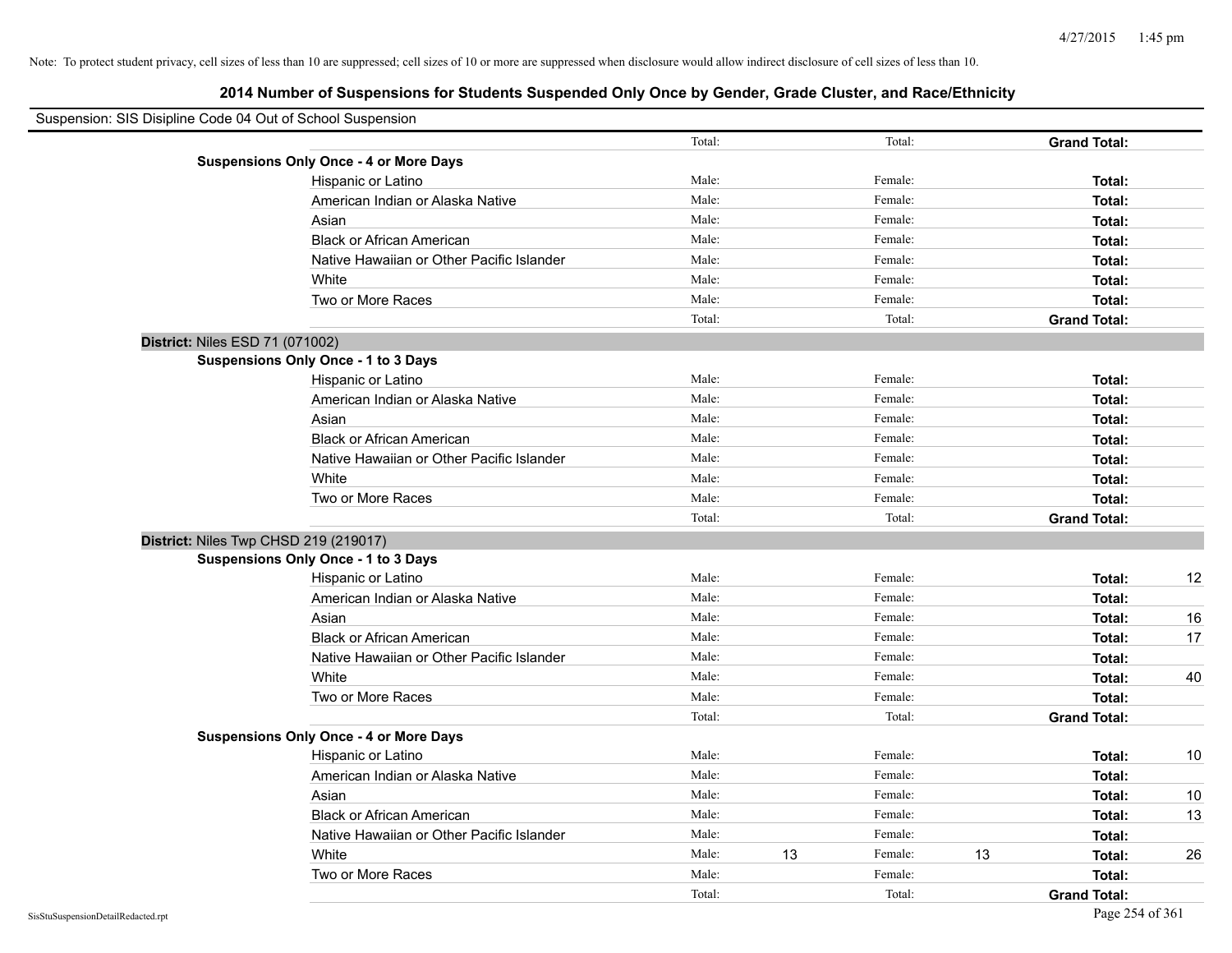Note: To protect student privacy, cell sizes of less than 10 are suppressed; cell sizes of 10 or more are suppressed when disclosure would allow indirect disclosure of cell sizes of less than 10.

## 2014 Number of Suspensions for Students Suspended Only Once by Gender, Grade Cluster, and Race/Ethnicity

Suspension: SIS Disipline Code 04 Out of School Suspension

| | | | | | | | |
|---|---|---|---|---|---|---|---|
| | | Total: | | Total: | | **Grand Total:** | |
| **Suspensions Only Once - 4 or More Days** | | | | | | | |
| | Hispanic or Latino | Male: | | Female: | | **Total:** | |
| | American Indian or Alaska Native | Male: | | Female: | | **Total:** | |
| | Asian | Male: | | Female: | | **Total:** | |
| | Black or African American | Male: | | Female: | | **Total:** | |
| | Native Hawaiian or Other Pacific Islander | Male: | | Female: | | **Total:** | |
| | White | Male: | | Female: | | **Total:** | |
| | Two or More Races | Male: | | Female: | | **Total:** | |
| | | Total: | | Total: | | **Grand Total:** | |
| **District:** Niles ESD 71 (071002) | | | | | | | |
| **Suspensions Only Once - 1 to 3 Days** | | | | | | | |
| | Hispanic or Latino | Male: | | Female: | | **Total:** | |
| | American Indian or Alaska Native | Male: | | Female: | | **Total:** | |
| | Asian | Male: | | Female: | | **Total:** | |
| | Black or African American | Male: | | Female: | | **Total:** | |
| | Native Hawaiian or Other Pacific Islander | Male: | | Female: | | **Total:** | |
| | White | Male: | | Female: | | **Total:** | |
| | Two or More Races | Male: | | Female: | | **Total:** | |
| | | Total: | | Total: | | **Grand Total:** | |
| **District:** Niles Twp CHSD 219 (219017) | | | | | | | |
| **Suspensions Only Once - 1 to 3 Days** | | | | | | | |
| | Hispanic or Latino | Male: | | Female: | | **Total:** | 12 |
| | American Indian or Alaska Native | Male: | | Female: | | **Total:** | |
| | Asian | Male: | | Female: | | **Total:** | 16 |
| | Black or African American | Male: | | Female: | | **Total:** | 17 |
| | Native Hawaiian or Other Pacific Islander | Male: | | Female: | | **Total:** | |
| | White | Male: | | Female: | | **Total:** | 40 |
| | Two or More Races | Male: | | Female: | | **Total:** | |
| | | Total: | | Total: | | **Grand Total:** | |
| **Suspensions Only Once - 4 or More Days** | | | | | | | |
| | Hispanic or Latino | Male: | | Female: | | **Total:** | 10 |
| | American Indian or Alaska Native | Male: | | Female: | | **Total:** | |
| | Asian | Male: | | Female: | | **Total:** | 10 |
| | Black or African American | Male: | | Female: | | **Total:** | 13 |
| | Native Hawaiian or Other Pacific Islander | Male: | | Female: | | **Total:** | |
| | White | Male: | 13 | Female: | 13 | **Total:** | 26 |
| | Two or More Races | Male: | | Female: | | **Total:** | |
| | | Total: | | Total: | | **Grand Total:** | |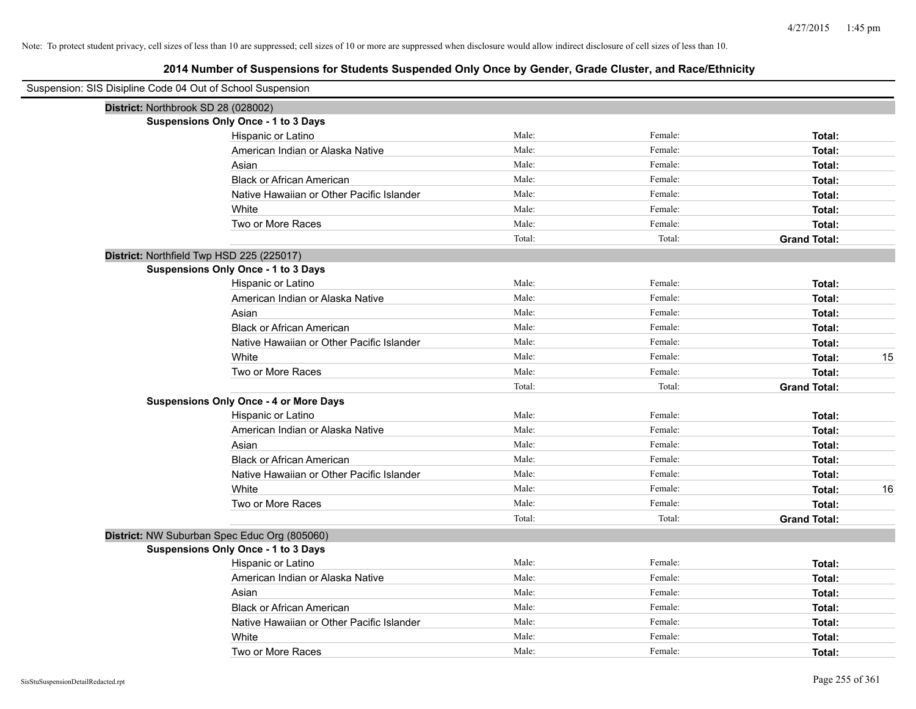Note: To protect student privacy, cell sizes of less than 10 are suppressed; cell sizes of 10 or more are suppressed when disclosure would allow indirect disclosure of cell sizes of less than 10.

## 2014 Number of Suspensions for Students Suspended Only Once by Gender, Grade Cluster, and Race/Ethnicity

Suspension: SIS Disipline Code 04 Out of School Suspension

### District: Northbrook SD 28 (028002)

**Suspensions Only Once - 1 to 3 Days**

| Race/Ethnicity | Male | Female | Total |
|---|---|---|---|
| Hispanic or Latino | Male: | Female: | **Total:** |
| American Indian or Alaska Native | Male: | Female: | **Total:** |
| Asian | Male: | Female: | **Total:** |
| Black or African American | Male: | Female: | **Total:** |
| Native Hawaiian or Other Pacific Islander | Male: | Female: | **Total:** |
| White | Male: | Female: | **Total:** |
| Two or More Races | Male: | Female: | **Total:** |
| | Total: | Total: | **Grand Total:** |

### District: Northfield Twp HSD 225 (225017)

**Suspensions Only Once - 1 to 3 Days**

| Race/Ethnicity | Male | Female | Total |
|---|---|---|---|
| Hispanic or Latino | Male: | Female: | **Total:** |
| American Indian or Alaska Native | Male: | Female: | **Total:** |
| Asian | Male: | Female: | **Total:** |
| Black or African American | Male: | Female: | **Total:** |
| Native Hawaiian or Other Pacific Islander | Male: | Female: | **Total:** |
| White | Male: | Female: | **Total:** 15 |
| Two or More Races | Male: | Female: | **Total:** |
| | Total: | Total: | **Grand Total:** |

**Suspensions Only Once - 4 or More Days**

| Race/Ethnicity | Male | Female | Total |
|---|---|---|---|
| Hispanic or Latino | Male: | Female: | **Total:** |
| American Indian or Alaska Native | Male: | Female: | **Total:** |
| Asian | Male: | Female: | **Total:** |
| Black or African American | Male: | Female: | **Total:** |
| Native Hawaiian or Other Pacific Islander | Male: | Female: | **Total:** |
| White | Male: | Female: | **Total:** 16 |
| Two or More Races | Male: | Female: | **Total:** |
| | Total: | Total: | **Grand Total:** |

### District: NW Suburban Spec Educ Org (805060)

**Suspensions Only Once - 1 to 3 Days**

| Race/Ethnicity | Male | Female | Total |
|---|---|---|---|
| Hispanic or Latino | Male: | Female: | **Total:** |
| American Indian or Alaska Native | Male: | Female: | **Total:** |
| Asian | Male: | Female: | **Total:** |
| Black or African American | Male: | Female: | **Total:** |
| Native Hawaiian or Other Pacific Islander | Male: | Female: | **Total:** |
| White | Male: | Female: | **Total:** |
| Two or More Races | Male: | Female: | **Total:** |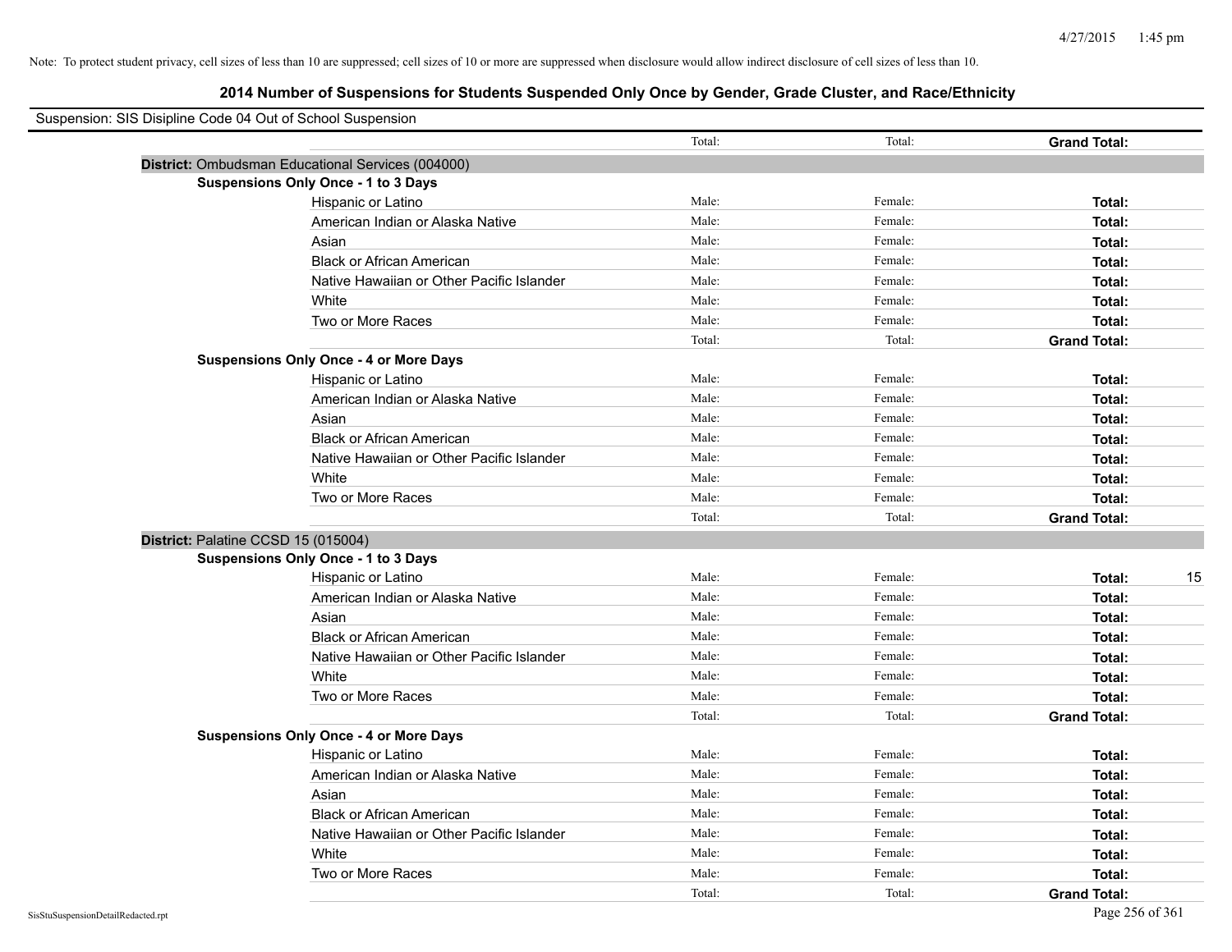Note: To protect student privacy, cell sizes of less than 10 are suppressed; cell sizes of 10 or more are suppressed when disclosure would allow indirect disclosure of cell sizes of less than 10.

## 2014 Number of Suspensions for Students Suspended Only Once by Gender, Grade Cluster, and Race/Ethnicity

Suspension: SIS Disipline Code 04 Out of School Suspension

| | Total: | Total: | Grand Total: |
|---|---|---|---|

**District:** Ombudsman Educational Services (004000)

**Suspensions Only Once - 1 to 3 Days**

| | | | |
|---|---|---|---|
| Hispanic or Latino | Male: | Female: | Total: |
| American Indian or Alaska Native | Male: | Female: | Total: |
| Asian | Male: | Female: | Total: |
| Black or African American | Male: | Female: | Total: |
| Native Hawaiian or Other Pacific Islander | Male: | Female: | Total: |
| White | Male: | Female: | Total: |
| Two or More Races | Male: | Female: | Total: |
| | Total: | Total: | Grand Total: |

**Suspensions Only Once - 4 or More Days**

| | | | |
|---|---|---|---|
| Hispanic or Latino | Male: | Female: | Total: |
| American Indian or Alaska Native | Male: | Female: | Total: |
| Asian | Male: | Female: | Total: |
| Black or African American | Male: | Female: | Total: |
| Native Hawaiian or Other Pacific Islander | Male: | Female: | Total: |
| White | Male: | Female: | Total: |
| Two or More Races | Male: | Female: | Total: |
| | Total: | Total: | Grand Total: |

**District:** Palatine CCSD 15 (015004)

**Suspensions Only Once - 1 to 3 Days**

| | | | |
|---|---|---|---|
| Hispanic or Latino | Male: | Female: | Total: 15 |
| American Indian or Alaska Native | Male: | Female: | Total: |
| Asian | Male: | Female: | Total: |
| Black or African American | Male: | Female: | Total: |
| Native Hawaiian or Other Pacific Islander | Male: | Female: | Total: |
| White | Male: | Female: | Total: |
| Two or More Races | Male: | Female: | Total: |
| | Total: | Total: | Grand Total: |

**Suspensions Only Once - 4 or More Days**

| | | | |
|---|---|---|---|
| Hispanic or Latino | Male: | Female: | Total: |
| American Indian or Alaska Native | Male: | Female: | Total: |
| Asian | Male: | Female: | Total: |
| Black or African American | Male: | Female: | Total: |
| Native Hawaiian or Other Pacific Islander | Male: | Female: | Total: |
| White | Male: | Female: | Total: |
| Two or More Races | Male: | Female: | Total: |
| | Total: | Total: | Grand Total: |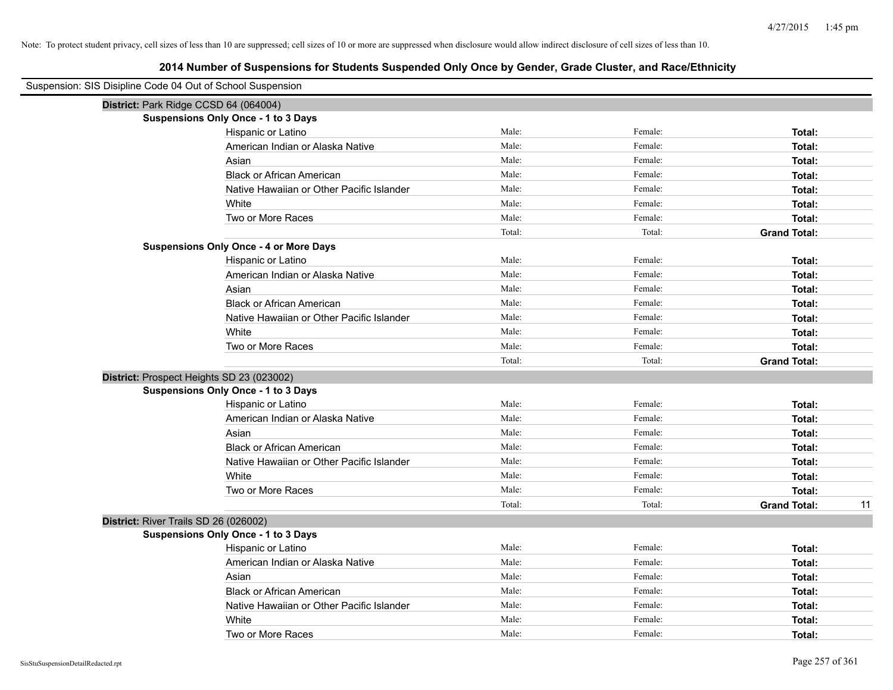Note: To protect student privacy, cell sizes of less than 10 are suppressed; cell sizes of 10 or more are suppressed when disclosure would allow indirect disclosure of cell sizes of less than 10.

## 2014 Number of Suspensions for Students Suspended Only Once by Gender, Grade Cluster, and Race/Ethnicity

Suspension: SIS Disipline Code 04 Out of School Suspension

**District:** Park Ridge CCSD 64 (064004)

**Suspensions Only Once - 1 to 3 Days**

| | | | | |
|---|---|---|---|---|
| Hispanic or Latino | Male: | Female: | **Total:** | |
| American Indian or Alaska Native | Male: | Female: | **Total:** | |
| Asian | Male: | Female: | **Total:** | |
| Black or African American | Male: | Female: | **Total:** | |
| Native Hawaiian or Other Pacific Islander | Male: | Female: | **Total:** | |
| White | Male: | Female: | **Total:** | |
| Two or More Races | Male: | Female: | **Total:** | |
| | Total: | Total: | **Grand Total:** | |

**Suspensions Only Once - 4 or More Days**

| | | | | |
|---|---|---|---|---|
| Hispanic or Latino | Male: | Female: | **Total:** | |
| American Indian or Alaska Native | Male: | Female: | **Total:** | |
| Asian | Male: | Female: | **Total:** | |
| Black or African American | Male: | Female: | **Total:** | |
| Native Hawaiian or Other Pacific Islander | Male: | Female: | **Total:** | |
| White | Male: | Female: | **Total:** | |
| Two or More Races | Male: | Female: | **Total:** | |
| | Total: | Total: | **Grand Total:** | |

**District:** Prospect Heights SD 23 (023002)

**Suspensions Only Once - 1 to 3 Days**

| | | | | |
|---|---|---|---|---|
| Hispanic or Latino | Male: | Female: | **Total:** | |
| American Indian or Alaska Native | Male: | Female: | **Total:** | |
| Asian | Male: | Female: | **Total:** | |
| Black or African American | Male: | Female: | **Total:** | |
| Native Hawaiian or Other Pacific Islander | Male: | Female: | **Total:** | |
| White | Male: | Female: | **Total:** | |
| Two or More Races | Male: | Female: | **Total:** | |
| | Total: | Total: | **Grand Total:** | 11 |

**District:** River Trails SD 26 (026002)

**Suspensions Only Once - 1 to 3 Days**

| | | | | |
|---|---|---|---|---|
| Hispanic or Latino | Male: | Female: | **Total:** | |
| American Indian or Alaska Native | Male: | Female: | **Total:** | |
| Asian | Male: | Female: | **Total:** | |
| Black or African American | Male: | Female: | **Total:** | |
| Native Hawaiian or Other Pacific Islander | Male: | Female: | **Total:** | |
| White | Male: | Female: | **Total:** | |
| Two or More Races | Male: | Female: | **Total:** | |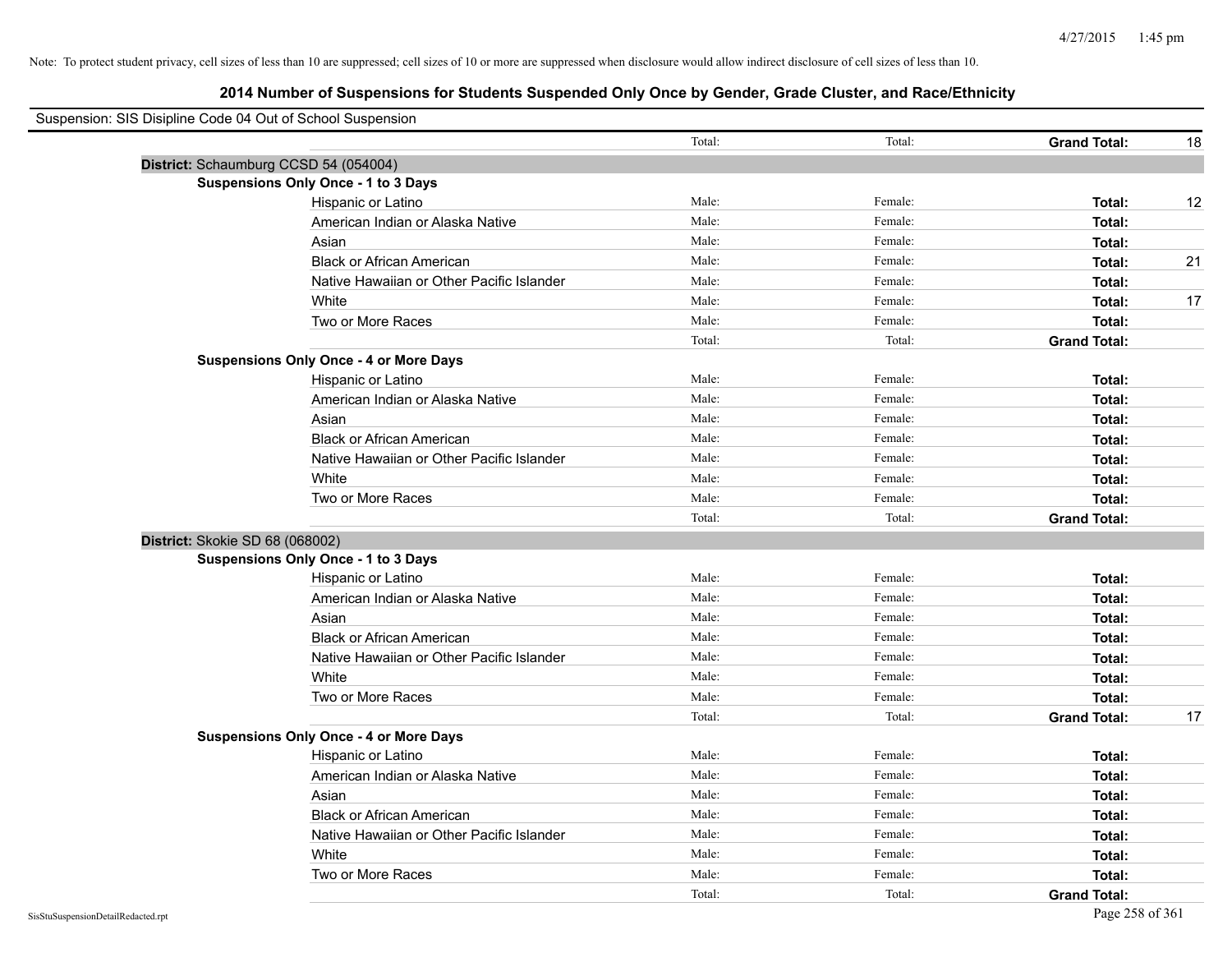Note: To protect student privacy, cell sizes of less than 10 are suppressed; cell sizes of 10 or more are suppressed when disclosure would allow indirect disclosure of cell sizes of less than 10.

## 2014 Number of Suspensions for Students Suspended Only Once by Gender, Grade Cluster, and Race/Ethnicity

Suspension: SIS Disipline Code 04 Out of School Suspension

| | | | | |
|---|---|---|---|---|
| | Total: | Total: | **Grand Total:** | 18 |
| **District:** Schaumburg CCSD 54 (054004) | | | | |
| **Suspensions Only Once - 1 to 3 Days** | | | | |
| Hispanic or Latino | Male: | Female: | **Total:** | 12 |
| American Indian or Alaska Native | Male: | Female: | **Total:** | |
| Asian | Male: | Female: | **Total:** | |
| Black or African American | Male: | Female: | **Total:** | 21 |
| Native Hawaiian or Other Pacific Islander | Male: | Female: | **Total:** | |
| White | Male: | Female: | **Total:** | 17 |
| Two or More Races | Male: | Female: | **Total:** | |
| | Total: | Total: | **Grand Total:** | |
| **Suspensions Only Once - 4 or More Days** | | | | |
| Hispanic or Latino | Male: | Female: | **Total:** | |
| American Indian or Alaska Native | Male: | Female: | **Total:** | |
| Asian | Male: | Female: | **Total:** | |
| Black or African American | Male: | Female: | **Total:** | |
| Native Hawaiian or Other Pacific Islander | Male: | Female: | **Total:** | |
| White | Male: | Female: | **Total:** | |
| Two or More Races | Male: | Female: | **Total:** | |
| | Total: | Total: | **Grand Total:** | |
| **District:** Skokie SD 68 (068002) | | | | |
| **Suspensions Only Once - 1 to 3 Days** | | | | |
| Hispanic or Latino | Male: | Female: | **Total:** | |
| American Indian or Alaska Native | Male: | Female: | **Total:** | |
| Asian | Male: | Female: | **Total:** | |
| Black or African American | Male: | Female: | **Total:** | |
| Native Hawaiian or Other Pacific Islander | Male: | Female: | **Total:** | |
| White | Male: | Female: | **Total:** | |
| Two or More Races | Male: | Female: | **Total:** | |
| | Total: | Total: | **Grand Total:** | 17 |
| **Suspensions Only Once - 4 or More Days** | | | | |
| Hispanic or Latino | Male: | Female: | **Total:** | |
| American Indian or Alaska Native | Male: | Female: | **Total:** | |
| Asian | Male: | Female: | **Total:** | |
| Black or African American | Male: | Female: | **Total:** | |
| Native Hawaiian or Other Pacific Islander | Male: | Female: | **Total:** | |
| White | Male: | Female: | **Total:** | |
| Two or More Races | Male: | Female: | **Total:** | |
| | Total: | Total: | **Grand Total:** | |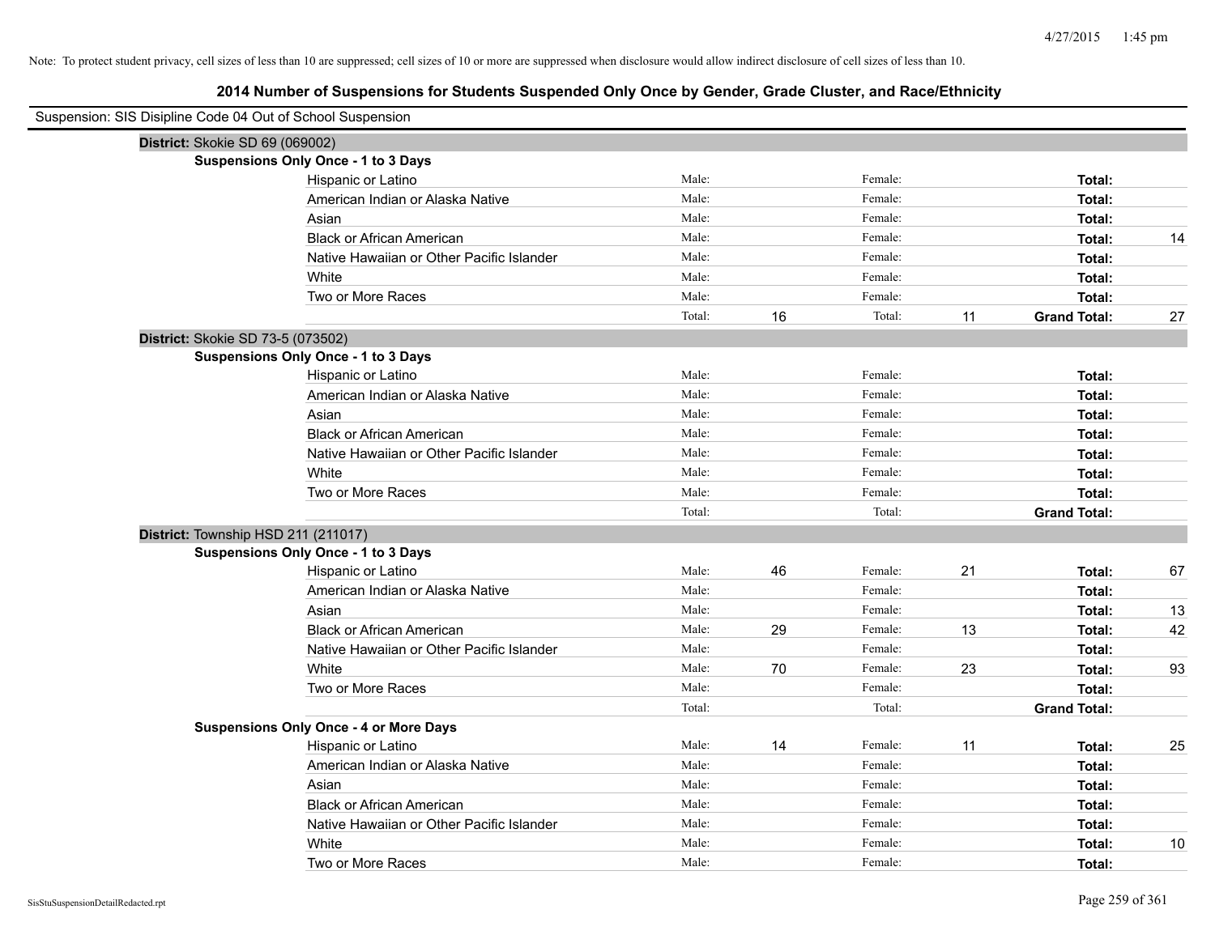Note: To protect student privacy, cell sizes of less than 10 are suppressed; cell sizes of 10 or more are suppressed when disclosure would allow indirect disclosure of cell sizes of less than 10.

## 2014 Number of Suspensions for Students Suspended Only Once by Gender, Grade Cluster, and Race/Ethnicity

Suspension: SIS Disipline Code 04 Out of School Suspension

### District: Skokie SD 69 (069002)

**Suspensions Only Once - 1 to 3 Days**

| Race/Ethnicity | Male: | | Female: | | Total: | |
|---|---|---|---|---|---|---|
| Hispanic or Latino | Male: | | Female: | | **Total:** | |
| American Indian or Alaska Native | Male: | | Female: | | **Total:** | |
| Asian | Male: | | Female: | | **Total:** | |
| Black or African American | Male: | | Female: | | **Total:** | 14 |
| Native Hawaiian or Other Pacific Islander | Male: | | Female: | | **Total:** | |
| White | Male: | | Female: | | **Total:** | |
| Two or More Races | Male: | | Female: | | **Total:** | |
| | Total: | 16 | Total: | 11 | **Grand Total:** | 27 |

### District: Skokie SD 73-5 (073502)

**Suspensions Only Once - 1 to 3 Days**

| Race/Ethnicity | Male: | | Female: | | Total: | |
|---|---|---|---|---|---|---|
| Hispanic or Latino | Male: | | Female: | | **Total:** | |
| American Indian or Alaska Native | Male: | | Female: | | **Total:** | |
| Asian | Male: | | Female: | | **Total:** | |
| Black or African American | Male: | | Female: | | **Total:** | |
| Native Hawaiian or Other Pacific Islander | Male: | | Female: | | **Total:** | |
| White | Male: | | Female: | | **Total:** | |
| Two or More Races | Male: | | Female: | | **Total:** | |
| | Total: | | Total: | | **Grand Total:** | |

### District: Township HSD 211 (211017)

**Suspensions Only Once - 1 to 3 Days**

| Race/Ethnicity | Male: | | Female: | | Total: | |
|---|---|---|---|---|---|---|
| Hispanic or Latino | Male: | 46 | Female: | 21 | **Total:** | 67 |
| American Indian or Alaska Native | Male: | | Female: | | **Total:** | |
| Asian | Male: | | Female: | | **Total:** | 13 |
| Black or African American | Male: | 29 | Female: | 13 | **Total:** | 42 |
| Native Hawaiian or Other Pacific Islander | Male: | | Female: | | **Total:** | |
| White | Male: | 70 | Female: | 23 | **Total:** | 93 |
| Two or More Races | Male: | | Female: | | **Total:** | |
| | Total: | | Total: | | **Grand Total:** | |

**Suspensions Only Once - 4 or More Days**

| Race/Ethnicity | Male: | | Female: | | Total: | |
|---|---|---|---|---|---|---|
| Hispanic or Latino | Male: | 14 | Female: | 11 | **Total:** | 25 |
| American Indian or Alaska Native | Male: | | Female: | | **Total:** | |
| Asian | Male: | | Female: | | **Total:** | |
| Black or African American | Male: | | Female: | | **Total:** | |
| Native Hawaiian or Other Pacific Islander | Male: | | Female: | | **Total:** | |
| White | Male: | | Female: | | **Total:** | 10 |
| Two or More Races | Male: | | Female: | | **Total:** | |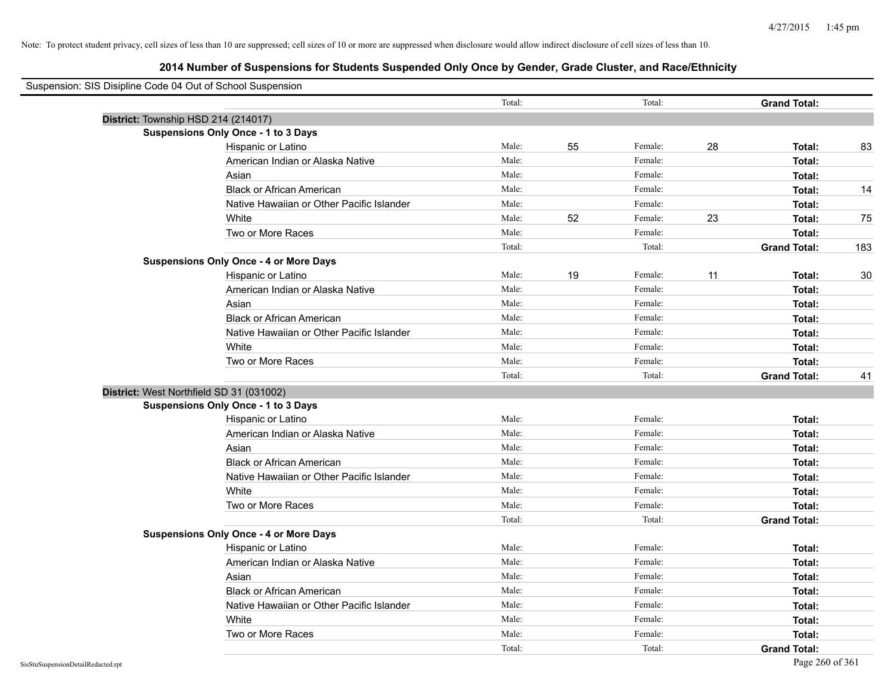Note: To protect student privacy, cell sizes of less than 10 are suppressed; cell sizes of 10 or more are suppressed when disclosure would allow indirect disclosure of cell sizes of less than 10.

## 2014 Number of Suspensions for Students Suspended Only Once by Gender, Grade Cluster, and Race/Ethnicity

Suspension: SIS Disipline Code 04 Out of School Suspension

| | | | | | | | |
|---|---|---|---|---|---|---|---|
| | Total: | | Total: | | **Grand Total:** | |
| **District:** Township HSD 214 (214017) | | | | | | | |
| **Suspensions Only Once - 1 to 3 Days** | | | | | | | |
| Hispanic or Latino | Male: | 55 | Female: | 28 | **Total:** | 83 |
| American Indian or Alaska Native | Male: | | Female: | | **Total:** | |
| Asian | Male: | | Female: | | **Total:** | |
| Black or African American | Male: | | Female: | | **Total:** | 14 |
| Native Hawaiian or Other Pacific Islander | Male: | | Female: | | **Total:** | |
| White | Male: | 52 | Female: | 23 | **Total:** | 75 |
| Two or More Races | Male: | | Female: | | **Total:** | |
| | Total: | | Total: | | **Grand Total:** | 183 |
| **Suspensions Only Once - 4 or More Days** | | | | | | |
| Hispanic or Latino | Male: | 19 | Female: | 11 | **Total:** | 30 |
| American Indian or Alaska Native | Male: | | Female: | | **Total:** | |
| Asian | Male: | | Female: | | **Total:** | |
| Black or African American | Male: | | Female: | | **Total:** | |
| Native Hawaiian or Other Pacific Islander | Male: | | Female: | | **Total:** | |
| White | Male: | | Female: | | **Total:** | |
| Two or More Races | Male: | | Female: | | **Total:** | |
| | Total: | | Total: | | **Grand Total:** | 41 |
| **District:** West Northfield SD 31 (031002) | | | | | | |
| **Suspensions Only Once - 1 to 3 Days** | | | | | | |
| Hispanic or Latino | Male: | | Female: | | **Total:** | |
| American Indian or Alaska Native | Male: | | Female: | | **Total:** | |
| Asian | Male: | | Female: | | **Total:** | |
| Black or African American | Male: | | Female: | | **Total:** | |
| Native Hawaiian or Other Pacific Islander | Male: | | Female: | | **Total:** | |
| White | Male: | | Female: | | **Total:** | |
| Two or More Races | Male: | | Female: | | **Total:** | |
| | Total: | | Total: | | **Grand Total:** | |
| **Suspensions Only Once - 4 or More Days** | | | | | | |
| Hispanic or Latino | Male: | | Female: | | **Total:** | |
| American Indian or Alaska Native | Male: | | Female: | | **Total:** | |
| Asian | Male: | | Female: | | **Total:** | |
| Black or African American | Male: | | Female: | | **Total:** | |
| Native Hawaiian or Other Pacific Islander | Male: | | Female: | | **Total:** | |
| White | Male: | | Female: | | **Total:** | |
| Two or More Races | Male: | | Female: | | **Total:** | |
| | Total: | | Total: | | **Grand Total:** | |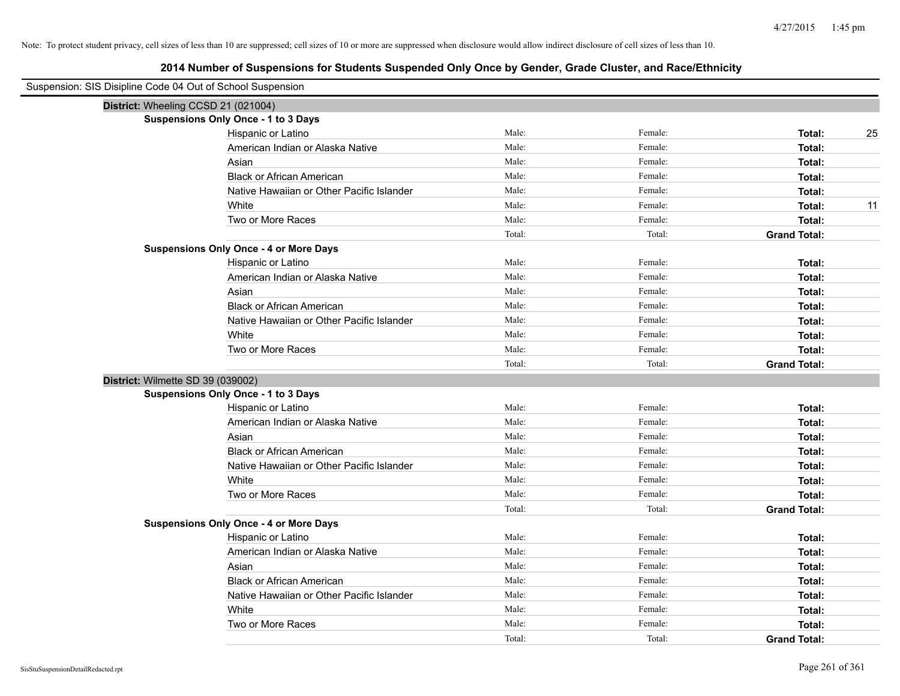Note: To protect student privacy, cell sizes of less than 10 are suppressed; cell sizes of 10 or more are suppressed when disclosure would allow indirect disclosure of cell sizes of less than 10.

## 2014 Number of Suspensions for Students Suspended Only Once by Gender, Grade Cluster, and Race/Ethnicity

Suspension: SIS Disipline Code 04 Out of School Suspension

**District:** Wheeling CCSD 21 (021004)

**Suspensions Only Once - 1 to 3 Days**

| | | | | |
|---|---|---|---|---|
| Hispanic or Latino | Male: | Female: | **Total:** | 25 |
| American Indian or Alaska Native | Male: | Female: | **Total:** | |
| Asian | Male: | Female: | **Total:** | |
| Black or African American | Male: | Female: | **Total:** | |
| Native Hawaiian or Other Pacific Islander | Male: | Female: | **Total:** | |
| White | Male: | Female: | **Total:** | 11 |
| Two or More Races | Male: | Female: | **Total:** | |
| | Total: | Total: | **Grand Total:** | |

**Suspensions Only Once - 4 or More Days**

| | | | | |
|---|---|---|---|---|
| Hispanic or Latino | Male: | Female: | **Total:** | |
| American Indian or Alaska Native | Male: | Female: | **Total:** | |
| Asian | Male: | Female: | **Total:** | |
| Black or African American | Male: | Female: | **Total:** | |
| Native Hawaiian or Other Pacific Islander | Male: | Female: | **Total:** | |
| White | Male: | Female: | **Total:** | |
| Two or More Races | Male: | Female: | **Total:** | |
| | Total: | Total: | **Grand Total:** | |

**District:** Wilmette SD 39 (039002)

**Suspensions Only Once - 1 to 3 Days**

| | | | | |
|---|---|---|---|---|
| Hispanic or Latino | Male: | Female: | **Total:** | |
| American Indian or Alaska Native | Male: | Female: | **Total:** | |
| Asian | Male: | Female: | **Total:** | |
| Black or African American | Male: | Female: | **Total:** | |
| Native Hawaiian or Other Pacific Islander | Male: | Female: | **Total:** | |
| White | Male: | Female: | **Total:** | |
| Two or More Races | Male: | Female: | **Total:** | |
| | Total: | Total: | **Grand Total:** | |

**Suspensions Only Once - 4 or More Days**

| | | | | |
|---|---|---|---|---|
| Hispanic or Latino | Male: | Female: | **Total:** | |
| American Indian or Alaska Native | Male: | Female: | **Total:** | |
| Asian | Male: | Female: | **Total:** | |
| Black or African American | Male: | Female: | **Total:** | |
| Native Hawaiian or Other Pacific Islander | Male: | Female: | **Total:** | |
| White | Male: | Female: | **Total:** | |
| Two or More Races | Male: | Female: | **Total:** | |
| | Total: | Total: | **Grand Total:** | |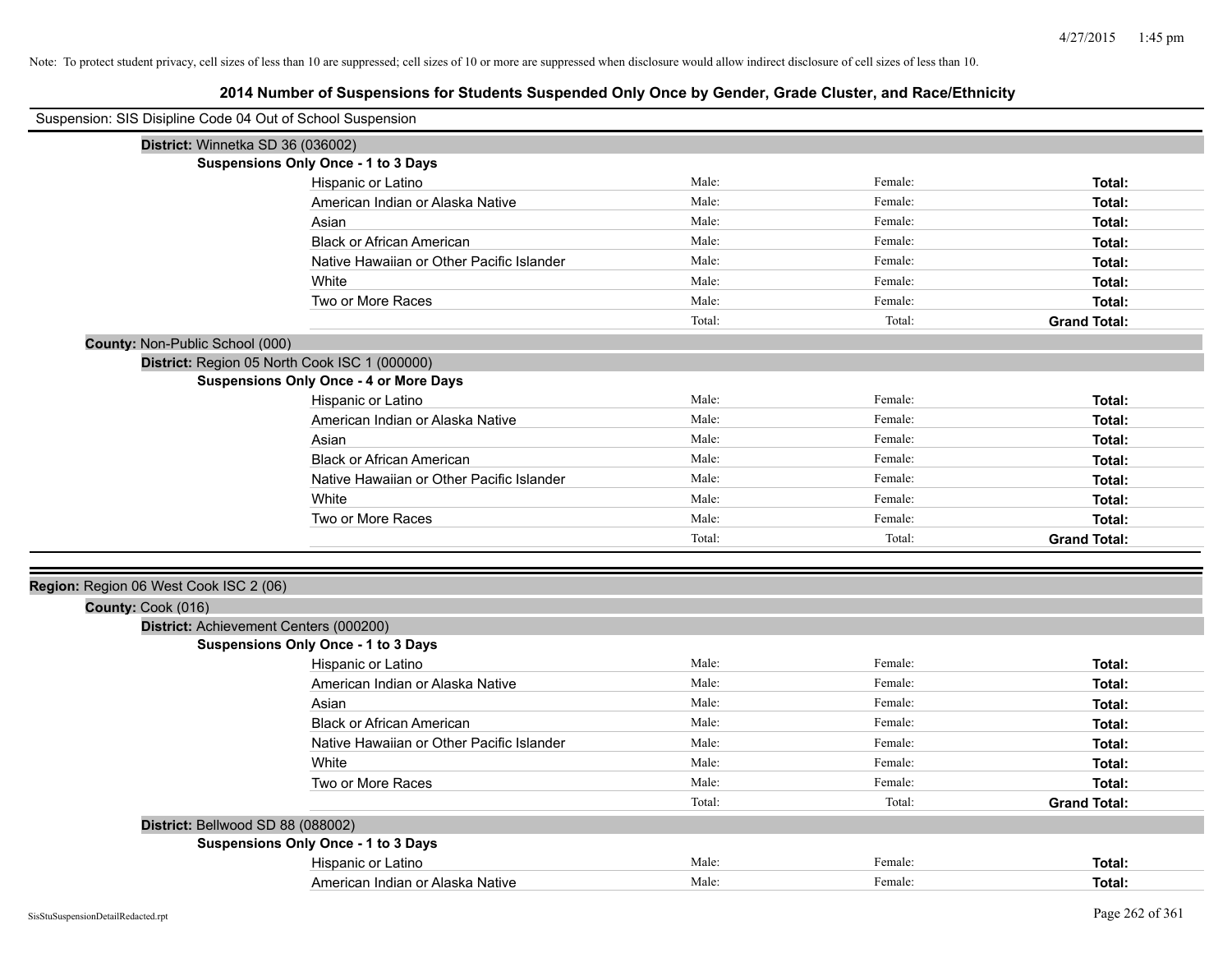Note: To protect student privacy, cell sizes of less than 10 are suppressed; cell sizes of 10 or more are suppressed when disclosure would allow indirect disclosure of cell sizes of less than 10.

## 2014 Number of Suspensions for Students Suspended Only Once by Gender, Grade Cluster, and Race/Ethnicity

Suspension: SIS Disipline Code 04 Out of School Suspension

**District:** Winnetka SD 36 (036002)

**Suspensions Only Once - 1 to 3 Days**

| | | | |
|---|---|---|---|
| Hispanic or Latino | Male: | Female: | **Total:** |
| American Indian or Alaska Native | Male: | Female: | **Total:** |
| Asian | Male: | Female: | **Total:** |
| Black or African American | Male: | Female: | **Total:** |
| Native Hawaiian or Other Pacific Islander | Male: | Female: | **Total:** |
| White | Male: | Female: | **Total:** |
| Two or More Races | Male: | Female: | **Total:** |
| | Total: | Total: | **Grand Total:** |

**County:** Non-Public School (000)

**District:** Region 05 North Cook ISC 1 (000000)

**Suspensions Only Once - 4 or More Days**

| | | | |
|---|---|---|---|
| Hispanic or Latino | Male: | Female: | **Total:** |
| American Indian or Alaska Native | Male: | Female: | **Total:** |
| Asian | Male: | Female: | **Total:** |
| Black or African American | Male: | Female: | **Total:** |
| Native Hawaiian or Other Pacific Islander | Male: | Female: | **Total:** |
| White | Male: | Female: | **Total:** |
| Two or More Races | Male: | Female: | **Total:** |
| | Total: | Total: | **Grand Total:** |

**Region:** Region 06 West Cook ISC 2 (06)

**County:** Cook (016)

**District:** Achievement Centers (000200)

**Suspensions Only Once - 1 to 3 Days**

| | | | |
|---|---|---|---|
| Hispanic or Latino | Male: | Female: | **Total:** |
| American Indian or Alaska Native | Male: | Female: | **Total:** |
| Asian | Male: | Female: | **Total:** |
| Black or African American | Male: | Female: | **Total:** |
| Native Hawaiian or Other Pacific Islander | Male: | Female: | **Total:** |
| White | Male: | Female: | **Total:** |
| Two or More Races | Male: | Female: | **Total:** |
| | Total: | Total: | **Grand Total:** |

**District:** Bellwood SD 88 (088002)

**Suspensions Only Once - 1 to 3 Days**

| | | | |
|---|---|---|---|
| Hispanic or Latino | Male: | Female: | **Total:** |
| American Indian or Alaska Native | Male: | Female: | **Total:** |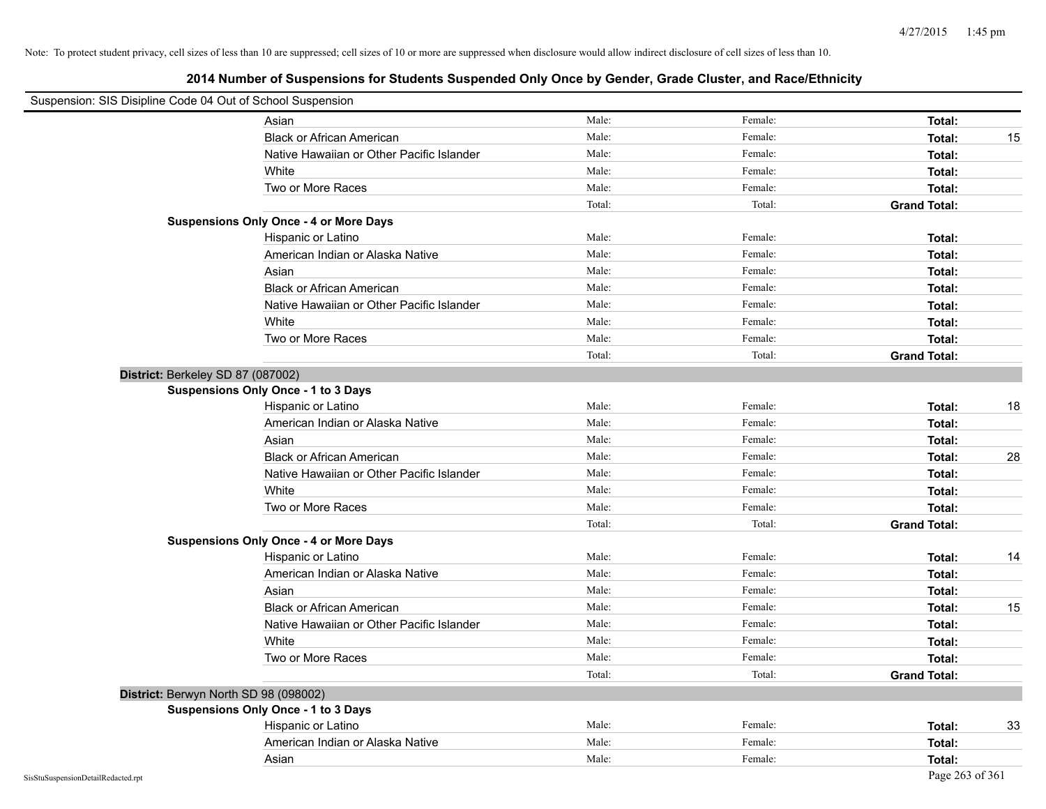Note: To protect student privacy, cell sizes of less than 10 are suppressed; cell sizes of 10 or more are suppressed when disclosure would allow indirect disclosure of cell sizes of less than 10.

## 2014 Number of Suspensions for Students Suspended Only Once by Gender, Grade Cluster, and Race/Ethnicity

Suspension: SIS Disipline Code 04 Out of School Suspension

| | | | | |
|---|---|---|---|---|
| Asian | Male: | Female: | **Total:** | |
| Black or African American | Male: | Female: | **Total:** | 15 |
| Native Hawaiian or Other Pacific Islander | Male: | Female: | **Total:** | |
| White | Male: | Female: | **Total:** | |
| Two or More Races | Male: | Female: | **Total:** | |
| | Total: | Total: | **Grand Total:** | |

**Suspensions Only Once - 4 or More Days**

| | | | | |
|---|---|---|---|---|
| Hispanic or Latino | Male: | Female: | **Total:** | |
| American Indian or Alaska Native | Male: | Female: | **Total:** | |
| Asian | Male: | Female: | **Total:** | |
| Black or African American | Male: | Female: | **Total:** | |
| Native Hawaiian or Other Pacific Islander | Male: | Female: | **Total:** | |
| White | Male: | Female: | **Total:** | |
| Two or More Races | Male: | Female: | **Total:** | |
| | Total: | Total: | **Grand Total:** | |

**District:** Berkeley SD 87 (087002)

**Suspensions Only Once - 1 to 3 Days**

| | | | | |
|---|---|---|---|---|
| Hispanic or Latino | Male: | Female: | **Total:** | 18 |
| American Indian or Alaska Native | Male: | Female: | **Total:** | |
| Asian | Male: | Female: | **Total:** | |
| Black or African American | Male: | Female: | **Total:** | 28 |
| Native Hawaiian or Other Pacific Islander | Male: | Female: | **Total:** | |
| White | Male: | Female: | **Total:** | |
| Two or More Races | Male: | Female: | **Total:** | |
| | Total: | Total: | **Grand Total:** | |

**Suspensions Only Once - 4 or More Days**

| | | | | |
|---|---|---|---|---|
| Hispanic or Latino | Male: | Female: | **Total:** | 14 |
| American Indian or Alaska Native | Male: | Female: | **Total:** | |
| Asian | Male: | Female: | **Total:** | |
| Black or African American | Male: | Female: | **Total:** | 15 |
| Native Hawaiian or Other Pacific Islander | Male: | Female: | **Total:** | |
| White | Male: | Female: | **Total:** | |
| Two or More Races | Male: | Female: | **Total:** | |
| | Total: | Total: | **Grand Total:** | |

**District:** Berwyn North SD 98 (098002)

**Suspensions Only Once - 1 to 3 Days**

| | | | | |
|---|---|---|---|---|
| Hispanic or Latino | Male: | Female: | **Total:** | 33 |
| American Indian or Alaska Native | Male: | Female: | **Total:** | |
| Asian | Male: | Female: | **Total:** | |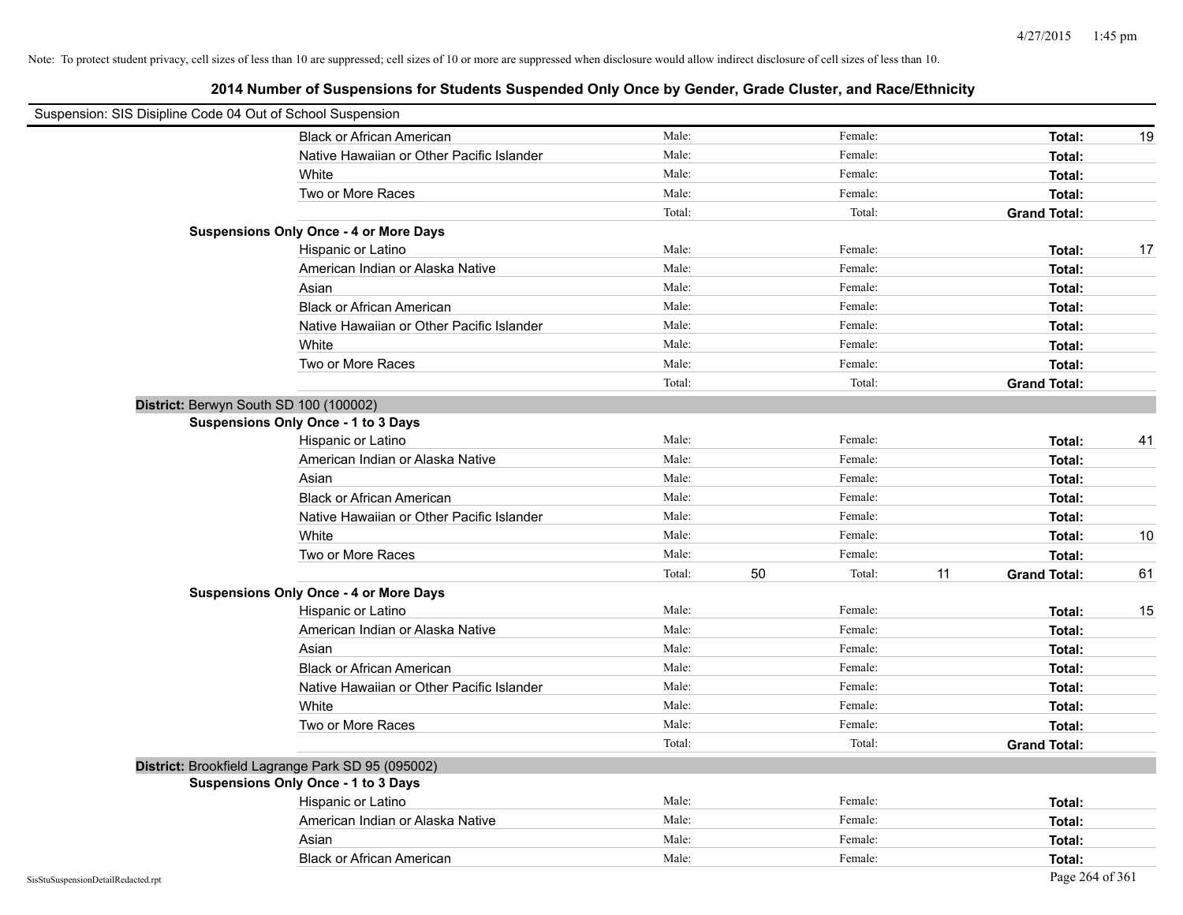Note: To protect student privacy, cell sizes of less than 10 are suppressed; cell sizes of 10 or more are suppressed when disclosure would allow indirect disclosure of cell sizes of less than 10.

## 2014 Number of Suspensions for Students Suspended Only Once by Gender, Grade Cluster, and Race/Ethnicity

Suspension: SIS Disipline Code 04 Out of School Suspension

| | | | | | | |
|---|---|---|---|---|---|---|
| Black or African American | Male: | | Female: | | Total: | 19 |
| Native Hawaiian or Other Pacific Islander | Male: | | Female: | | Total: | |
| White | Male: | | Female: | | Total: | |
| Two or More Races | Male: | | Female: | | Total: | |
| | Total: | | Total: | | Grand Total: | |

**Suspensions Only Once - 4 or More Days**

| | | | | | | |
|---|---|---|---|---|---|---|
| Hispanic or Latino | Male: | | Female: | | Total: | 17 |
| American Indian or Alaska Native | Male: | | Female: | | Total: | |
| Asian | Male: | | Female: | | Total: | |
| Black or African American | Male: | | Female: | | Total: | |
| Native Hawaiian or Other Pacific Islander | Male: | | Female: | | Total: | |
| White | Male: | | Female: | | Total: | |
| Two or More Races | Male: | | Female: | | Total: | |
| | Total: | | Total: | | Grand Total: | |

**District:** Berwyn South SD 100 (100002)

**Suspensions Only Once - 1 to 3 Days**

| | | | | | | |
|---|---|---|---|---|---|---|
| Hispanic or Latino | Male: | | Female: | | Total: | 41 |
| American Indian or Alaska Native | Male: | | Female: | | Total: | |
| Asian | Male: | | Female: | | Total: | |
| Black or African American | Male: | | Female: | | Total: | |
| Native Hawaiian or Other Pacific Islander | Male: | | Female: | | Total: | |
| White | Male: | | Female: | | Total: | 10 |
| Two or More Races | Male: | | Female: | | Total: | |
| | Total: | 50 | Total: | 11 | Grand Total: | 61 |

**Suspensions Only Once - 4 or More Days**

| | | | | | | |
|---|---|---|---|---|---|---|
| Hispanic or Latino | Male: | | Female: | | Total: | 15 |
| American Indian or Alaska Native | Male: | | Female: | | Total: | |
| Asian | Male: | | Female: | | Total: | |
| Black or African American | Male: | | Female: | | Total: | |
| Native Hawaiian or Other Pacific Islander | Male: | | Female: | | Total: | |
| White | Male: | | Female: | | Total: | |
| Two or More Races | Male: | | Female: | | Total: | |
| | Total: | | Total: | | Grand Total: | |

**District:** Brookfield Lagrange Park SD 95 (095002)

**Suspensions Only Once - 1 to 3 Days**

| | | | | | | |
|---|---|---|---|---|---|---|
| Hispanic or Latino | Male: | | Female: | | Total: | |
| American Indian or Alaska Native | Male: | | Female: | | Total: | |
| Asian | Male: | | Female: | | Total: | |
| Black or African American | Male: | | Female: | | Total: | |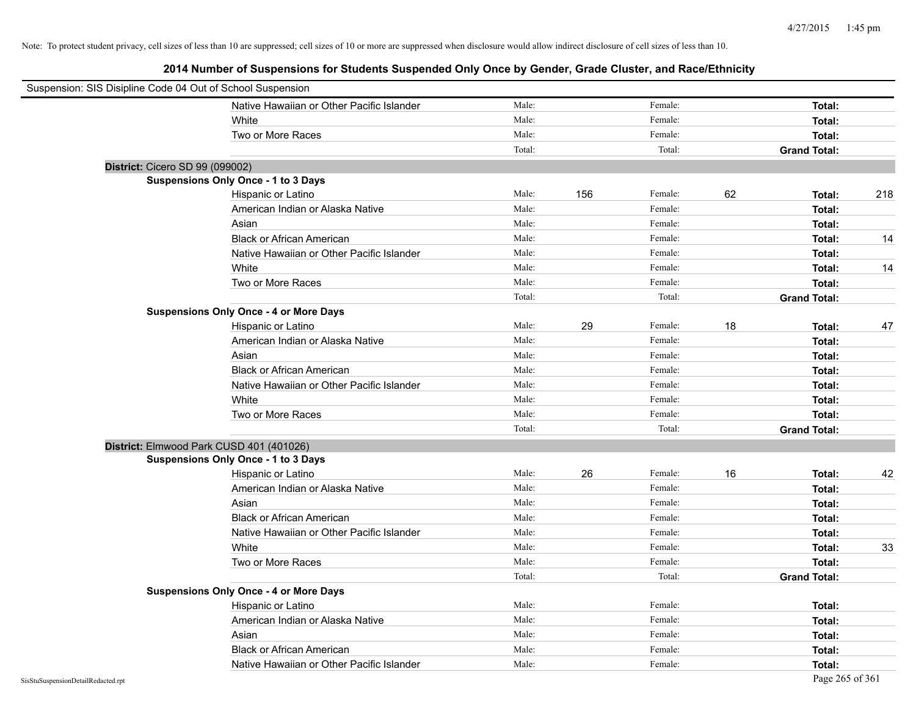Note: To protect student privacy, cell sizes of less than 10 are suppressed; cell sizes of 10 or more are suppressed when disclosure would allow indirect disclosure of cell sizes of less than 10.

# 2014 Number of Suspensions for Students Suspended Only Once by Gender, Grade Cluster, and Race/Ethnicity

Suspension: SIS Disipline Code 04 Out of School Suspension

| | | | | | | |
|---|---|---|---|---|---|---|
| Native Hawaiian or Other Pacific Islander | Male: | | Female: | | **Total:** | |
| White | Male: | | Female: | | **Total:** | |
| Two or More Races | Male: | | Female: | | **Total:** | |
| | Total: | | Total: | | **Grand Total:** | |

**District:** Cicero SD 99 (099002)

**Suspensions Only Once - 1 to 3 Days**

| | | | | | | |
|---|---|---|---|---|---|---|
| Hispanic or Latino | Male: | 156 | Female: | 62 | **Total:** | 218 |
| American Indian or Alaska Native | Male: | | Female: | | **Total:** | |
| Asian | Male: | | Female: | | **Total:** | |
| Black or African American | Male: | | Female: | | **Total:** | 14 |
| Native Hawaiian or Other Pacific Islander | Male: | | Female: | | **Total:** | |
| White | Male: | | Female: | | **Total:** | 14 |
| Two or More Races | Male: | | Female: | | **Total:** | |
| | Total: | | Total: | | **Grand Total:** | |

**Suspensions Only Once - 4 or More Days**

| | | | | | | |
|---|---|---|---|---|---|---|
| Hispanic or Latino | Male: | 29 | Female: | 18 | **Total:** | 47 |
| American Indian or Alaska Native | Male: | | Female: | | **Total:** | |
| Asian | Male: | | Female: | | **Total:** | |
| Black or African American | Male: | | Female: | | **Total:** | |
| Native Hawaiian or Other Pacific Islander | Male: | | Female: | | **Total:** | |
| White | Male: | | Female: | | **Total:** | |
| Two or More Races | Male: | | Female: | | **Total:** | |
| | Total: | | Total: | | **Grand Total:** | |

**District:** Elmwood Park CUSD 401 (401026)

**Suspensions Only Once - 1 to 3 Days**

| | | | | | | |
|---|---|---|---|---|---|---|
| Hispanic or Latino | Male: | 26 | Female: | 16 | **Total:** | 42 |
| American Indian or Alaska Native | Male: | | Female: | | **Total:** | |
| Asian | Male: | | Female: | | **Total:** | |
| Black or African American | Male: | | Female: | | **Total:** | |
| Native Hawaiian or Other Pacific Islander | Male: | | Female: | | **Total:** | |
| White | Male: | | Female: | | **Total:** | 33 |
| Two or More Races | Male: | | Female: | | **Total:** | |
| | Total: | | Total: | | **Grand Total:** | |

**Suspensions Only Once - 4 or More Days**

| | | | | | | |
|---|---|---|---|---|---|---|
| Hispanic or Latino | Male: | | Female: | | **Total:** | |
| American Indian or Alaska Native | Male: | | Female: | | **Total:** | |
| Asian | Male: | | Female: | | **Total:** | |
| Black or African American | Male: | | Female: | | **Total:** | |
| Native Hawaiian or Other Pacific Islander | Male: | | Female: | | **Total:** | |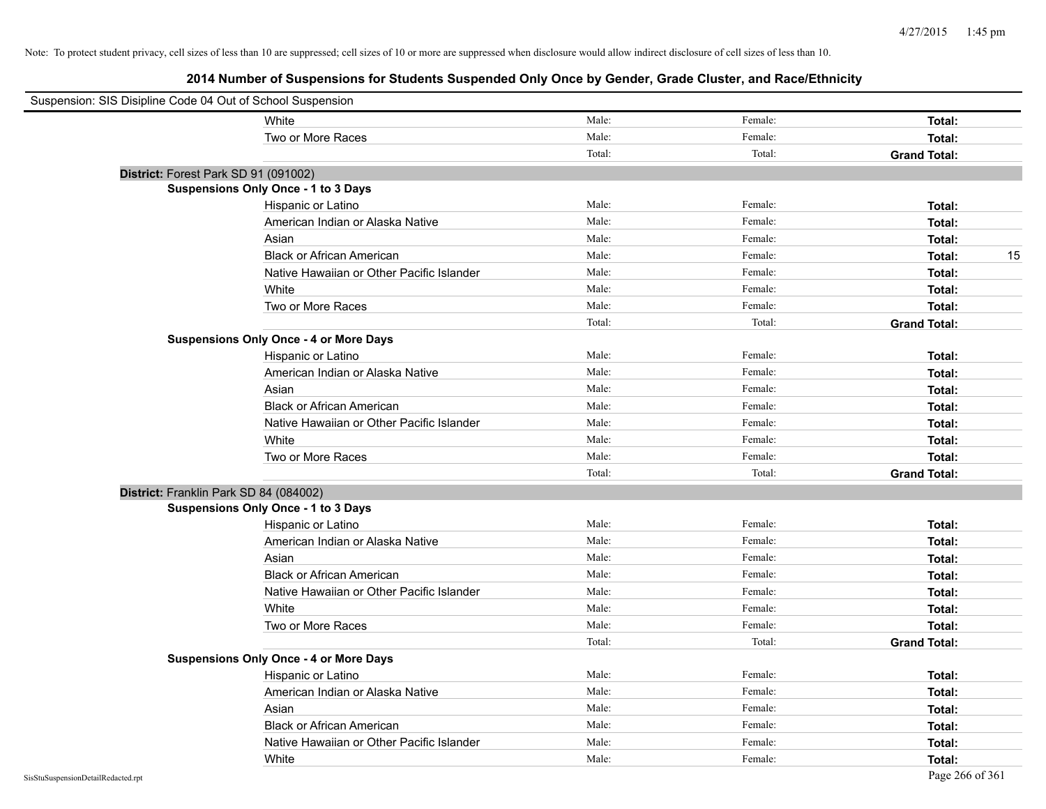Note: To protect student privacy, cell sizes of less than 10 are suppressed; cell sizes of 10 or more are suppressed when disclosure would allow indirect disclosure of cell sizes of less than 10.

## 2014 Number of Suspensions for Students Suspended Only Once by Gender, Grade Cluster, and Race/Ethnicity

Suspension: SIS Disipline Code 04 Out of School Suspension

| | | | | |
|---|---|---|---|---|
| White | Male: | Female: | **Total:** | |
| Two or More Races | Male: | Female: | **Total:** | |
| | Total: | Total: | **Grand Total:** | |

**District:** Forest Park SD 91 (091002)

**Suspensions Only Once - 1 to 3 Days**

| | | | | |
|---|---|---|---|---|
| Hispanic or Latino | Male: | Female: | **Total:** | |
| American Indian or Alaska Native | Male: | Female: | **Total:** | |
| Asian | Male: | Female: | **Total:** | |
| Black or African American | Male: | Female: | **Total:** | 15 |
| Native Hawaiian or Other Pacific Islander | Male: | Female: | **Total:** | |
| White | Male: | Female: | **Total:** | |
| Two or More Races | Male: | Female: | **Total:** | |
| | Total: | Total: | **Grand Total:** | |

**Suspensions Only Once - 4 or More Days**

| | | | | |
|---|---|---|---|---|
| Hispanic or Latino | Male: | Female: | **Total:** | |
| American Indian or Alaska Native | Male: | Female: | **Total:** | |
| Asian | Male: | Female: | **Total:** | |
| Black or African American | Male: | Female: | **Total:** | |
| Native Hawaiian or Other Pacific Islander | Male: | Female: | **Total:** | |
| White | Male: | Female: | **Total:** | |
| Two or More Races | Male: | Female: | **Total:** | |
| | Total: | Total: | **Grand Total:** | |

**District:** Franklin Park SD 84 (084002)

**Suspensions Only Once - 1 to 3 Days**

| | | | | |
|---|---|---|---|---|
| Hispanic or Latino | Male: | Female: | **Total:** | |
| American Indian or Alaska Native | Male: | Female: | **Total:** | |
| Asian | Male: | Female: | **Total:** | |
| Black or African American | Male: | Female: | **Total:** | |
| Native Hawaiian or Other Pacific Islander | Male: | Female: | **Total:** | |
| White | Male: | Female: | **Total:** | |
| Two or More Races | Male: | Female: | **Total:** | |
| | Total: | Total: | **Grand Total:** | |

**Suspensions Only Once - 4 or More Days**

| | | | | |
|---|---|---|---|---|
| Hispanic or Latino | Male: | Female: | **Total:** | |
| American Indian or Alaska Native | Male: | Female: | **Total:** | |
| Asian | Male: | Female: | **Total:** | |
| Black or African American | Male: | Female: | **Total:** | |
| Native Hawaiian or Other Pacific Islander | Male: | Female: | **Total:** | |
| White | Male: | Female: | **Total:** | |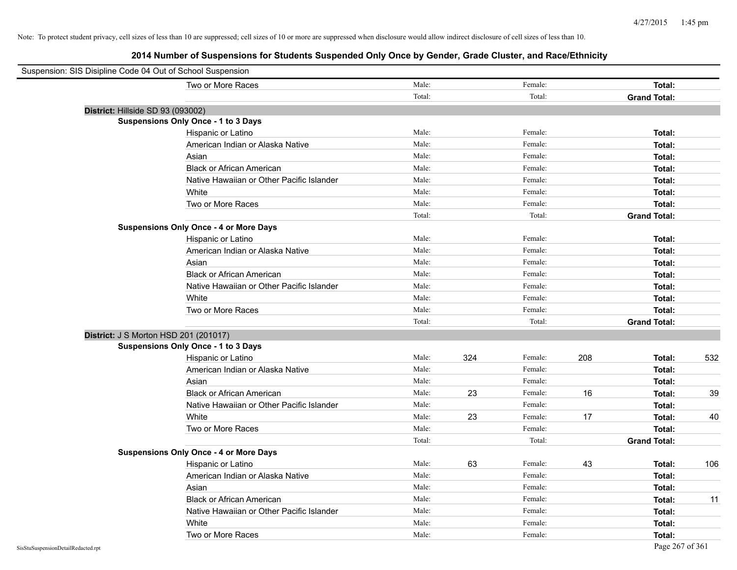Note: To protect student privacy, cell sizes of less than 10 are suppressed; cell sizes of 10 or more are suppressed when disclosure would allow indirect disclosure of cell sizes of less than 10.

## 2014 Number of Suspensions for Students Suspended Only Once by Gender, Grade Cluster, and Race/Ethnicity

Suspension: SIS Disipline Code 04 Out of School Suspension

| | | | | | | |
|---|---|---|---|---|---|---|
| Two or More Races | Male: | | Female: | | **Total:** | |
| | Total: | | Total: | | **Grand Total:** | |

**District:** Hillside SD 93 (093002)

**Suspensions Only Once - 1 to 3 Days**

| | | | | | | |
|---|---|---|---|---|---|---|
| Hispanic or Latino | Male: | | Female: | | **Total:** | |
| American Indian or Alaska Native | Male: | | Female: | | **Total:** | |
| Asian | Male: | | Female: | | **Total:** | |
| Black or African American | Male: | | Female: | | **Total:** | |
| Native Hawaiian or Other Pacific Islander | Male: | | Female: | | **Total:** | |
| White | Male: | | Female: | | **Total:** | |
| Two or More Races | Male: | | Female: | | **Total:** | |
| | Total: | | Total: | | **Grand Total:** | |

**Suspensions Only Once - 4 or More Days**

| | | | | | | |
|---|---|---|---|---|---|---|
| Hispanic or Latino | Male: | | Female: | | **Total:** | |
| American Indian or Alaska Native | Male: | | Female: | | **Total:** | |
| Asian | Male: | | Female: | | **Total:** | |
| Black or African American | Male: | | Female: | | **Total:** | |
| Native Hawaiian or Other Pacific Islander | Male: | | Female: | | **Total:** | |
| White | Male: | | Female: | | **Total:** | |
| Two or More Races | Male: | | Female: | | **Total:** | |
| | Total: | | Total: | | **Grand Total:** | |

**District:** J S Morton HSD 201 (201017)

**Suspensions Only Once - 1 to 3 Days**

| | | | | | | |
|---|---|---|---|---|---|---|
| Hispanic or Latino | Male: | 324 | Female: | 208 | **Total:** | 532 |
| American Indian or Alaska Native | Male: | | Female: | | **Total:** | |
| Asian | Male: | | Female: | | **Total:** | |
| Black or African American | Male: | 23 | Female: | 16 | **Total:** | 39 |
| Native Hawaiian or Other Pacific Islander | Male: | | Female: | | **Total:** | |
| White | Male: | 23 | Female: | 17 | **Total:** | 40 |
| Two or More Races | Male: | | Female: | | **Total:** | |
| | Total: | | Total: | | **Grand Total:** | |

**Suspensions Only Once - 4 or More Days**

| | | | | | | |
|---|---|---|---|---|---|---|
| Hispanic or Latino | Male: | 63 | Female: | 43 | **Total:** | 106 |
| American Indian or Alaska Native | Male: | | Female: | | **Total:** | |
| Asian | Male: | | Female: | | **Total:** | |
| Black or African American | Male: | | Female: | | **Total:** | 11 |
| Native Hawaiian or Other Pacific Islander | Male: | | Female: | | **Total:** | |
| White | Male: | | Female: | | **Total:** | |
| Two or More Races | Male: | | Female: | | **Total:** | |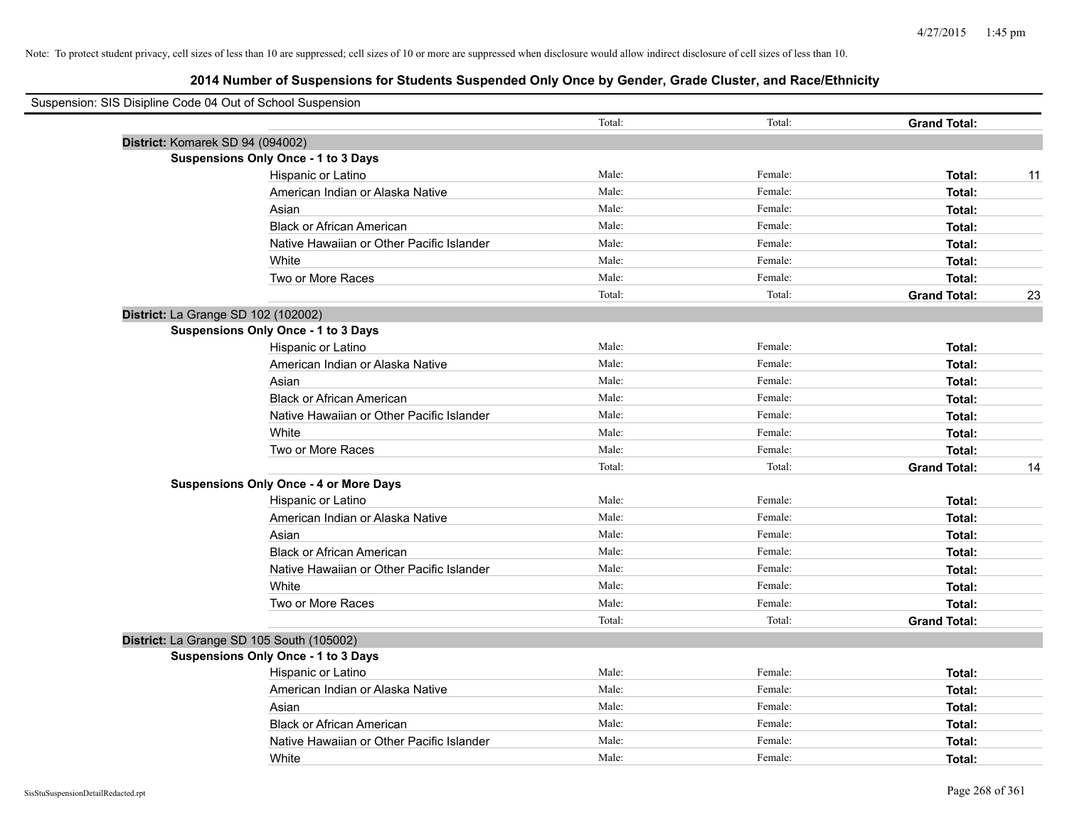Note: To protect student privacy, cell sizes of less than 10 are suppressed; cell sizes of 10 or more are suppressed when disclosure would allow indirect disclosure of cell sizes of less than 10.

## 2014 Number of Suspensions for Students Suspended Only Once by Gender, Grade Cluster, and Race/Ethnicity

Suspension: SIS Disipline Code 04 Out of School Suspension

| | | Total: | Total: | Grand Total: | |
|---|---|---|---|---|---|
| **District:** Komarek SD 94 (094002) | | | | | |
| **Suspensions Only Once - 1 to 3 Days** | | | | | |
| | Hispanic or Latino | Male: | Female: | **Total:** | 11 |
| | American Indian or Alaska Native | Male: | Female: | **Total:** | |
| | Asian | Male: | Female: | **Total:** | |
| | Black or African American | Male: | Female: | **Total:** | |
| | Native Hawaiian or Other Pacific Islander | Male: | Female: | **Total:** | |
| | White | Male: | Female: | **Total:** | |
| | Two or More Races | Male: | Female: | **Total:** | |
| | | Total: | Total: | **Grand Total:** | 23 |
| **District:** La Grange SD 102 (102002) | | | | | |
| **Suspensions Only Once - 1 to 3 Days** | | | | | |
| | Hispanic or Latino | Male: | Female: | **Total:** | |
| | American Indian or Alaska Native | Male: | Female: | **Total:** | |
| | Asian | Male: | Female: | **Total:** | |
| | Black or African American | Male: | Female: | **Total:** | |
| | Native Hawaiian or Other Pacific Islander | Male: | Female: | **Total:** | |
| | White | Male: | Female: | **Total:** | |
| | Two or More Races | Male: | Female: | **Total:** | |
| | | Total: | Total: | **Grand Total:** | 14 |
| **Suspensions Only Once - 4 or More Days** | | | | | |
| | Hispanic or Latino | Male: | Female: | **Total:** | |
| | American Indian or Alaska Native | Male: | Female: | **Total:** | |
| | Asian | Male: | Female: | **Total:** | |
| | Black or African American | Male: | Female: | **Total:** | |
| | Native Hawaiian or Other Pacific Islander | Male: | Female: | **Total:** | |
| | White | Male: | Female: | **Total:** | |
| | Two or More Races | Male: | Female: | **Total:** | |
| | | Total: | Total: | **Grand Total:** | |
| **District:** La Grange SD 105 South (105002) | | | | | |
| **Suspensions Only Once - 1 to 3 Days** | | | | | |
| | Hispanic or Latino | Male: | Female: | **Total:** | |
| | American Indian or Alaska Native | Male: | Female: | **Total:** | |
| | Asian | Male: | Female: | **Total:** | |
| | Black or African American | Male: | Female: | **Total:** | |
| | Native Hawaiian or Other Pacific Islander | Male: | Female: | **Total:** | |
| | White | Male: | Female: | **Total:** | |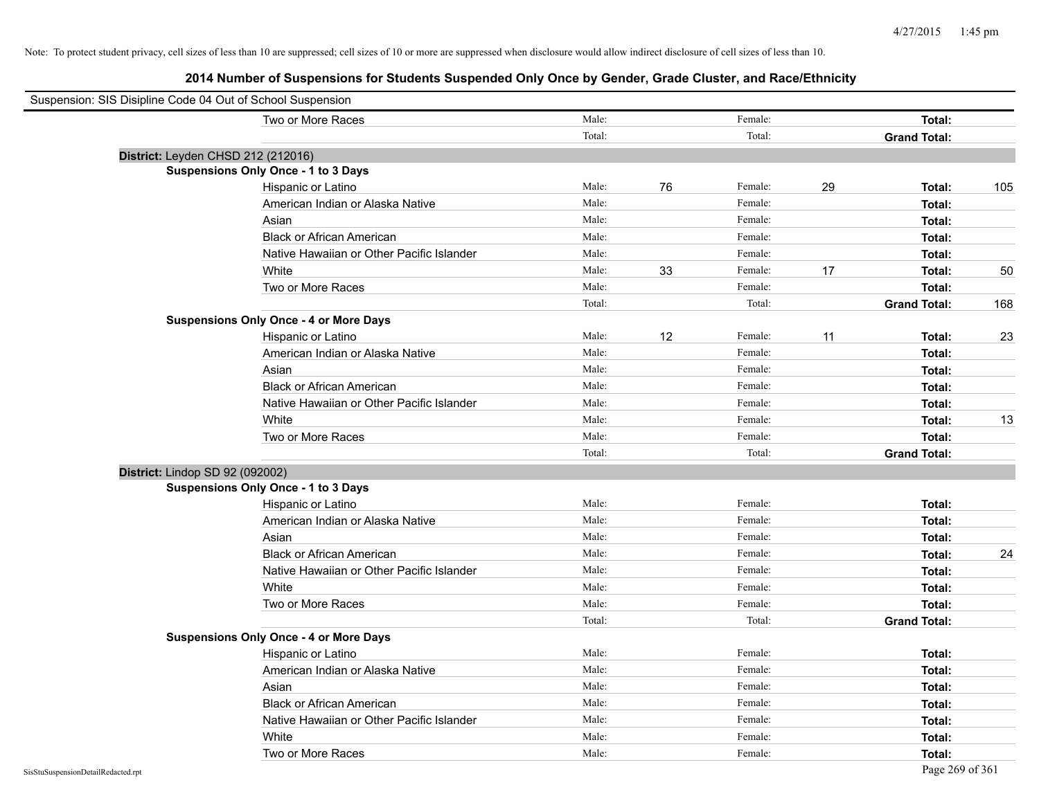Note: To protect student privacy, cell sizes of less than 10 are suppressed; cell sizes of 10 or more are suppressed when disclosure would allow indirect disclosure of cell sizes of less than 10.

## 2014 Number of Suspensions for Students Suspended Only Once by Gender, Grade Cluster, and Race/Ethnicity

Suspension: SIS Disipline Code 04 Out of School Suspension

| | Male: | | Female: | | | |
|---|---|---|---|---|---|---|
| Two or More Races | Male: | | Female: | | **Total:** | |
| | Total: | | Total: | | **Grand Total:** | |

**District:** Leyden CHSD 212 (212016)

**Suspensions Only Once - 1 to 3 Days**

| Race/Ethnicity | | Male | | Female | | Total |
|---|---|---|---|---|---|---|
| Hispanic or Latino | Male: | 76 | Female: | 29 | **Total:** | 105 |
| American Indian or Alaska Native | Male: | | Female: | | **Total:** | |
| Asian | Male: | | Female: | | **Total:** | |
| Black or African American | Male: | | Female: | | **Total:** | |
| Native Hawaiian or Other Pacific Islander | Male: | | Female: | | **Total:** | |
| White | Male: | 33 | Female: | 17 | **Total:** | 50 |
| Two or More Races | Male: | | Female: | | **Total:** | |
| | Total: | | Total: | | **Grand Total:** | 168 |

**Suspensions Only Once - 4 or More Days**

| Race/Ethnicity | | Male | | Female | | Total |
|---|---|---|---|---|---|---|
| Hispanic or Latino | Male: | 12 | Female: | 11 | **Total:** | 23 |
| American Indian or Alaska Native | Male: | | Female: | | **Total:** | |
| Asian | Male: | | Female: | | **Total:** | |
| Black or African American | Male: | | Female: | | **Total:** | |
| Native Hawaiian or Other Pacific Islander | Male: | | Female: | | **Total:** | |
| White | Male: | | Female: | | **Total:** | 13 |
| Two or More Races | Male: | | Female: | | **Total:** | |
| | Total: | | Total: | | **Grand Total:** | |

**District:** Lindop SD 92 (092002)

**Suspensions Only Once - 1 to 3 Days**

| Race/Ethnicity | | Male | | Female | | Total |
|---|---|---|---|---|---|---|
| Hispanic or Latino | Male: | | Female: | | **Total:** | |
| American Indian or Alaska Native | Male: | | Female: | | **Total:** | |
| Asian | Male: | | Female: | | **Total:** | |
| Black or African American | Male: | | Female: | | **Total:** | 24 |
| Native Hawaiian or Other Pacific Islander | Male: | | Female: | | **Total:** | |
| White | Male: | | Female: | | **Total:** | |
| Two or More Races | Male: | | Female: | | **Total:** | |
| | Total: | | Total: | | **Grand Total:** | |

**Suspensions Only Once - 4 or More Days**

| Race/Ethnicity | | Male | | Female | | Total |
|---|---|---|---|---|---|---|
| Hispanic or Latino | Male: | | Female: | | **Total:** | |
| American Indian or Alaska Native | Male: | | Female: | | **Total:** | |
| Asian | Male: | | Female: | | **Total:** | |
| Black or African American | Male: | | Female: | | **Total:** | |
| Native Hawaiian or Other Pacific Islander | Male: | | Female: | | **Total:** | |
| White | Male: | | Female: | | **Total:** | |
| Two or More Races | Male: | | Female: | | **Total:** | |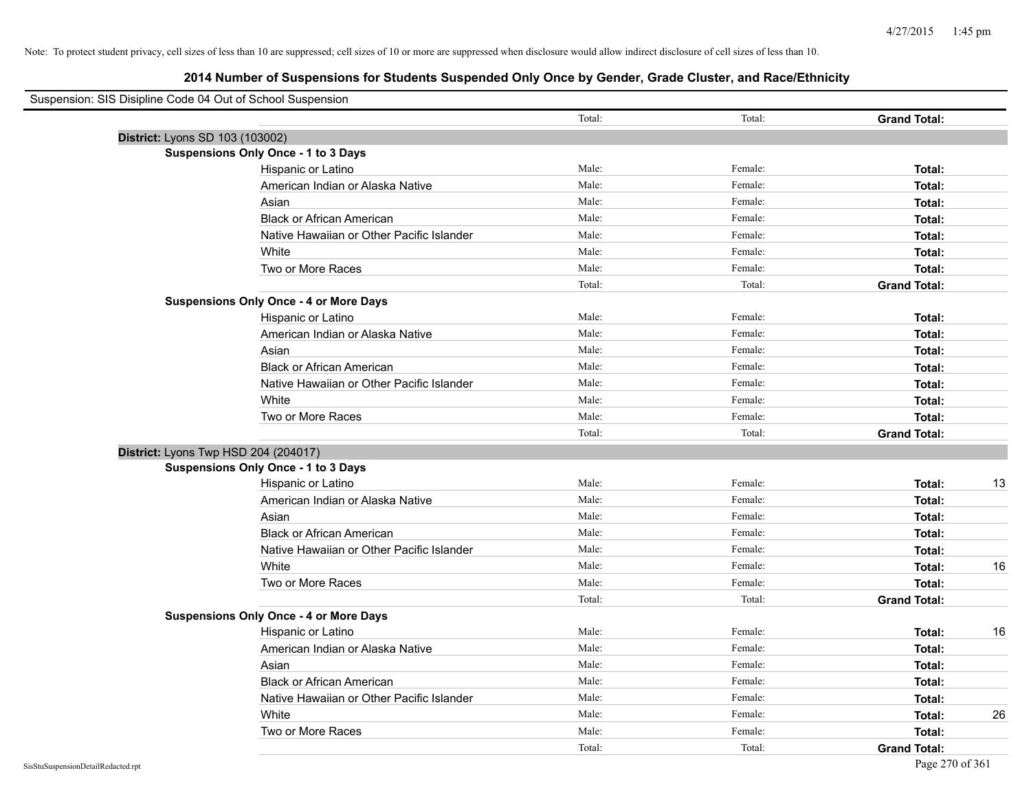Note: To protect student privacy, cell sizes of less than 10 are suppressed; cell sizes of 10 or more are suppressed when disclosure would allow indirect disclosure of cell sizes of less than 10.

## 2014 Number of Suspensions for Students Suspended Only Once by Gender, Grade Cluster, and Race/Ethnicity

Suspension: SIS Disipline Code 04 Out of School Suspension

| | | | | |
|---|---|---|---|---|
| | Total: | Total: | **Grand Total:** | |
| **District:** Lyons SD 103 (103002) | | | | |
| **Suspensions Only Once - 1 to 3 Days** | | | | |
| Hispanic or Latino | Male: | Female: | **Total:** | |
| American Indian or Alaska Native | Male: | Female: | **Total:** | |
| Asian | Male: | Female: | **Total:** | |
| Black or African American | Male: | Female: | **Total:** | |
| Native Hawaiian or Other Pacific Islander | Male: | Female: | **Total:** | |
| White | Male: | Female: | **Total:** | |
| Two or More Races | Male: | Female: | **Total:** | |
| | Total: | Total: | **Grand Total:** | |
| **Suspensions Only Once - 4 or More Days** | | | | |
| Hispanic or Latino | Male: | Female: | **Total:** | |
| American Indian or Alaska Native | Male: | Female: | **Total:** | |
| Asian | Male: | Female: | **Total:** | |
| Black or African American | Male: | Female: | **Total:** | |
| Native Hawaiian or Other Pacific Islander | Male: | Female: | **Total:** | |
| White | Male: | Female: | **Total:** | |
| Two or More Races | Male: | Female: | **Total:** | |
| | Total: | Total: | **Grand Total:** | |
| **District:** Lyons Twp HSD 204 (204017) | | | | |
| **Suspensions Only Once - 1 to 3 Days** | | | | |
| Hispanic or Latino | Male: | Female: | **Total:** | 13 |
| American Indian or Alaska Native | Male: | Female: | **Total:** | |
| Asian | Male: | Female: | **Total:** | |
| Black or African American | Male: | Female: | **Total:** | |
| Native Hawaiian or Other Pacific Islander | Male: | Female: | **Total:** | |
| White | Male: | Female: | **Total:** | 16 |
| Two or More Races | Male: | Female: | **Total:** | |
| | Total: | Total: | **Grand Total:** | |
| **Suspensions Only Once - 4 or More Days** | | | | |
| Hispanic or Latino | Male: | Female: | **Total:** | 16 |
| American Indian or Alaska Native | Male: | Female: | **Total:** | |
| Asian | Male: | Female: | **Total:** | |
| Black or African American | Male: | Female: | **Total:** | |
| Native Hawaiian or Other Pacific Islander | Male: | Female: | **Total:** | |
| White | Male: | Female: | **Total:** | 26 |
| Two or More Races | Male: | Female: | **Total:** | |
| | Total: | Total: | **Grand Total:** | |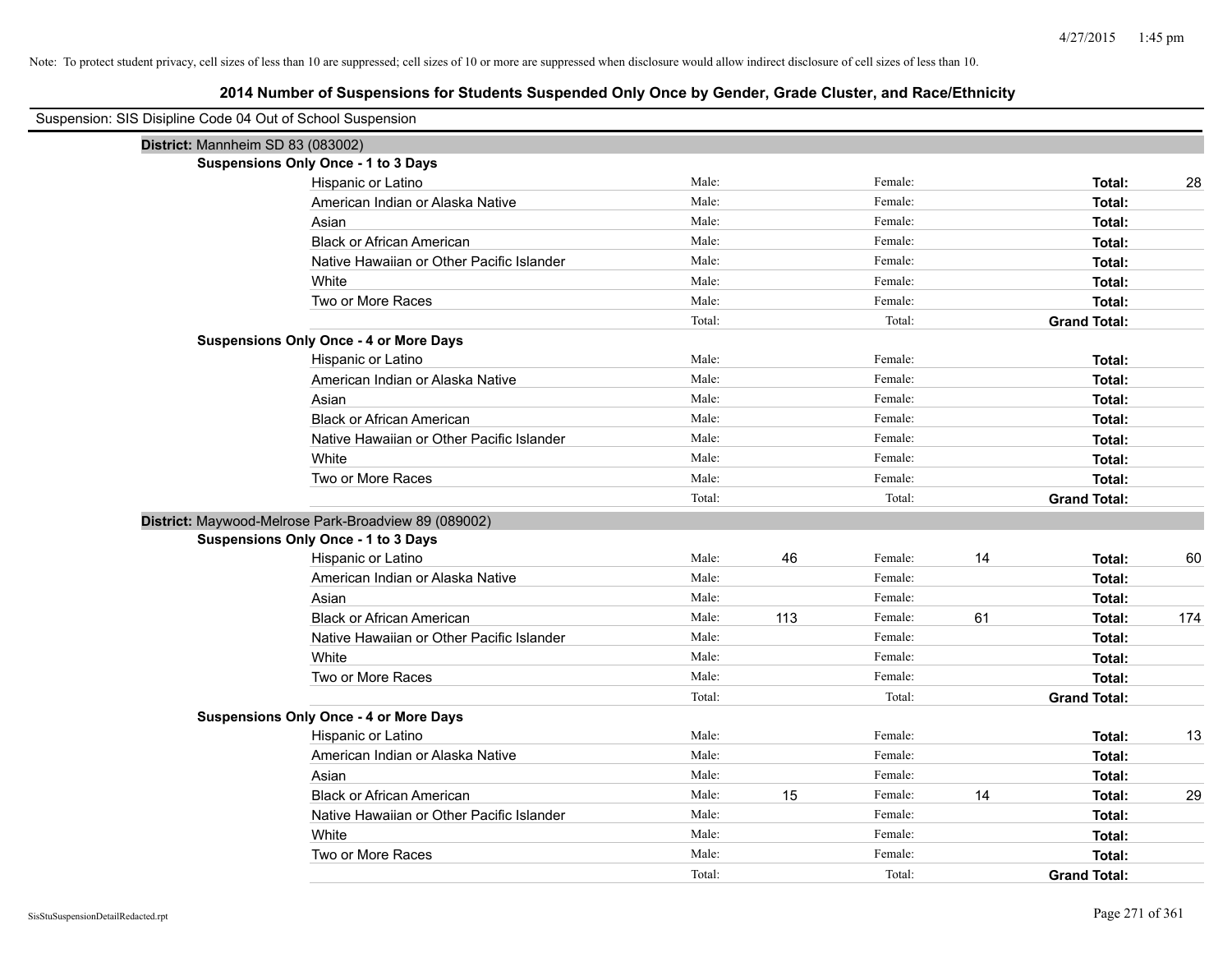Note: To protect student privacy, cell sizes of less than 10 are suppressed; cell sizes of 10 or more are suppressed when disclosure would allow indirect disclosure of cell sizes of less than 10.

# 2014 Number of Suspensions for Students Suspended Only Once by Gender, Grade Cluster, and Race/Ethnicity

Suspension: SIS Disipline Code 04 Out of School Suspension

## District: Mannheim SD 83 (083002)

### Suspensions Only Once - 1 to 3 Days

| Race/Ethnicity | Male: | | Female: | | Total: | |
|---|---|---|---|---|---|---|
| Hispanic or Latino | Male: | | Female: | | **Total:** | 28 |
| American Indian or Alaska Native | Male: | | Female: | | **Total:** | |
| Asian | Male: | | Female: | | **Total:** | |
| Black or African American | Male: | | Female: | | **Total:** | |
| Native Hawaiian or Other Pacific Islander | Male: | | Female: | | **Total:** | |
| White | Male: | | Female: | | **Total:** | |
| Two or More Races | Male: | | Female: | | **Total:** | |
| | Total: | | Total: | | **Grand Total:** | |

### Suspensions Only Once - 4 or More Days

| Race/Ethnicity | Male: | | Female: | | Total: | |
|---|---|---|---|---|---|---|
| Hispanic or Latino | Male: | | Female: | | **Total:** | |
| American Indian or Alaska Native | Male: | | Female: | | **Total:** | |
| Asian | Male: | | Female: | | **Total:** | |
| Black or African American | Male: | | Female: | | **Total:** | |
| Native Hawaiian or Other Pacific Islander | Male: | | Female: | | **Total:** | |
| White | Male: | | Female: | | **Total:** | |
| Two or More Races | Male: | | Female: | | **Total:** | |
| | Total: | | Total: | | **Grand Total:** | |

## District: Maywood-Melrose Park-Broadview 89 (089002)

### Suspensions Only Once - 1 to 3 Days

| Race/Ethnicity | Male: | | Female: | | Total: | |
|---|---|---|---|---|---|---|
| Hispanic or Latino | Male: | 46 | Female: | 14 | **Total:** | 60 |
| American Indian or Alaska Native | Male: | | Female: | | **Total:** | |
| Asian | Male: | | Female: | | **Total:** | |
| Black or African American | Male: | 113 | Female: | 61 | **Total:** | 174 |
| Native Hawaiian or Other Pacific Islander | Male: | | Female: | | **Total:** | |
| White | Male: | | Female: | | **Total:** | |
| Two or More Races | Male: | | Female: | | **Total:** | |
| | Total: | | Total: | | **Grand Total:** | |

### Suspensions Only Once - 4 or More Days

| Race/Ethnicity | Male: | | Female: | | Total: | |
|---|---|---|---|---|---|---|
| Hispanic or Latino | Male: | | Female: | | **Total:** | 13 |
| American Indian or Alaska Native | Male: | | Female: | | **Total:** | |
| Asian | Male: | | Female: | | **Total:** | |
| Black or African American | Male: | 15 | Female: | 14 | **Total:** | 29 |
| Native Hawaiian or Other Pacific Islander | Male: | | Female: | | **Total:** | |
| White | Male: | | Female: | | **Total:** | |
| Two or More Races | Male: | | Female: | | **Total:** | |
| | Total: | | Total: | | **Grand Total:** | |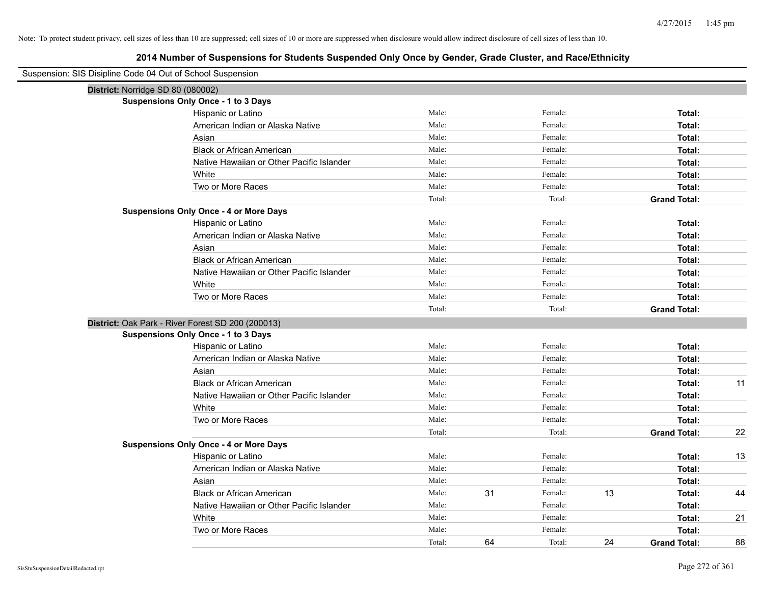Note: To protect student privacy, cell sizes of less than 10 are suppressed; cell sizes of 10 or more are suppressed when disclosure would allow indirect disclosure of cell sizes of less than 10.

## 2014 Number of Suspensions for Students Suspended Only Once by Gender, Grade Cluster, and Race/Ethnicity

Suspension: SIS Disipline Code 04 Out of School Suspension

**District:** Norridge SD 80 (080002)

**Suspensions Only Once - 1 to 3 Days**

| | | | | | | |
|---|---|---|---|---|---|---|
| Hispanic or Latino | Male: | | Female: | | **Total:** | |
| American Indian or Alaska Native | Male: | | Female: | | **Total:** | |
| Asian | Male: | | Female: | | **Total:** | |
| Black or African American | Male: | | Female: | | **Total:** | |
| Native Hawaiian or Other Pacific Islander | Male: | | Female: | | **Total:** | |
| White | Male: | | Female: | | **Total:** | |
| Two or More Races | Male: | | Female: | | **Total:** | |
| | Total: | | Total: | | **Grand Total:** | |

**Suspensions Only Once - 4 or More Days**

| | | | | | | |
|---|---|---|---|---|---|---|
| Hispanic or Latino | Male: | | Female: | | **Total:** | |
| American Indian or Alaska Native | Male: | | Female: | | **Total:** | |
| Asian | Male: | | Female: | | **Total:** | |
| Black or African American | Male: | | Female: | | **Total:** | |
| Native Hawaiian or Other Pacific Islander | Male: | | Female: | | **Total:** | |
| White | Male: | | Female: | | **Total:** | |
| Two or More Races | Male: | | Female: | | **Total:** | |
| | Total: | | Total: | | **Grand Total:** | |

**District:** Oak Park - River Forest SD 200 (200013)

**Suspensions Only Once - 1 to 3 Days**

| | | | | | | |
|---|---|---|---|---|---|---|
| Hispanic or Latino | Male: | | Female: | | **Total:** | |
| American Indian or Alaska Native | Male: | | Female: | | **Total:** | |
| Asian | Male: | | Female: | | **Total:** | |
| Black or African American | Male: | | Female: | | **Total:** | 11 |
| Native Hawaiian or Other Pacific Islander | Male: | | Female: | | **Total:** | |
| White | Male: | | Female: | | **Total:** | |
| Two or More Races | Male: | | Female: | | **Total:** | |
| | Total: | | Total: | | **Grand Total:** | 22 |

**Suspensions Only Once - 4 or More Days**

| | | | | | | |
|---|---|---|---|---|---|---|
| Hispanic or Latino | Male: | | Female: | | **Total:** | 13 |
| American Indian or Alaska Native | Male: | | Female: | | **Total:** | |
| Asian | Male: | | Female: | | **Total:** | |
| Black or African American | Male: | 31 | Female: | 13 | **Total:** | 44 |
| Native Hawaiian or Other Pacific Islander | Male: | | Female: | | **Total:** | |
| White | Male: | | Female: | | **Total:** | 21 |
| Two or More Races | Male: | | Female: | | **Total:** | |
| | Total: | 64 | Total: | 24 | **Grand Total:** | 88 |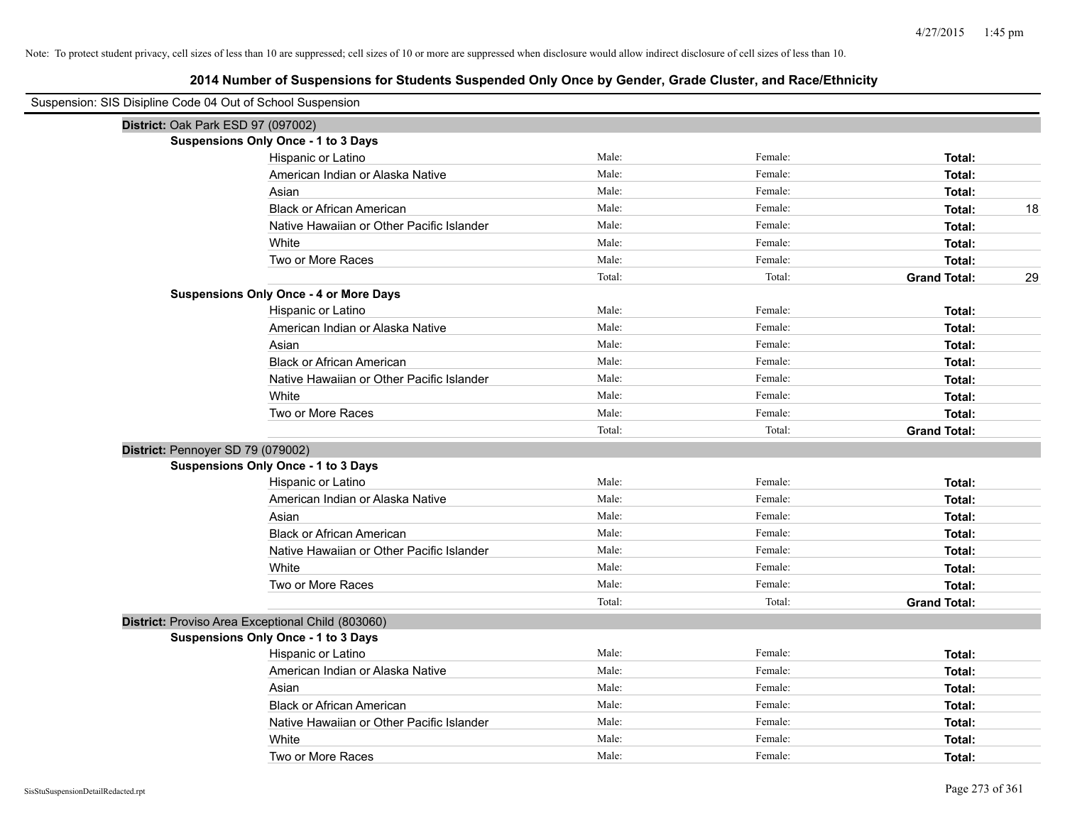Note: To protect student privacy, cell sizes of less than 10 are suppressed; cell sizes of 10 or more are suppressed when disclosure would allow indirect disclosure of cell sizes of less than 10.

## 2014 Number of Suspensions for Students Suspended Only Once by Gender, Grade Cluster, and Race/Ethnicity

Suspension: SIS Disipline Code 04 Out of School Suspension

**District:** Oak Park ESD 97 (097002)

**Suspensions Only Once - 1 to 3 Days**

| | | | | |
|---|---|---|---|---|
| Hispanic or Latino | Male: | Female: | **Total:** | |
| American Indian or Alaska Native | Male: | Female: | **Total:** | |
| Asian | Male: | Female: | **Total:** | |
| Black or African American | Male: | Female: | **Total:** | 18 |
| Native Hawaiian or Other Pacific Islander | Male: | Female: | **Total:** | |
| White | Male: | Female: | **Total:** | |
| Two or More Races | Male: | Female: | **Total:** | |
| | Total: | Total: | **Grand Total:** | 29 |

**Suspensions Only Once - 4 or More Days**

| | | | | |
|---|---|---|---|---|
| Hispanic or Latino | Male: | Female: | **Total:** | |
| American Indian or Alaska Native | Male: | Female: | **Total:** | |
| Asian | Male: | Female: | **Total:** | |
| Black or African American | Male: | Female: | **Total:** | |
| Native Hawaiian or Other Pacific Islander | Male: | Female: | **Total:** | |
| White | Male: | Female: | **Total:** | |
| Two or More Races | Male: | Female: | **Total:** | |
| | Total: | Total: | **Grand Total:** | |

**District:** Pennoyer SD 79 (079002)

**Suspensions Only Once - 1 to 3 Days**

| | | | | |
|---|---|---|---|---|
| Hispanic or Latino | Male: | Female: | **Total:** | |
| American Indian or Alaska Native | Male: | Female: | **Total:** | |
| Asian | Male: | Female: | **Total:** | |
| Black or African American | Male: | Female: | **Total:** | |
| Native Hawaiian or Other Pacific Islander | Male: | Female: | **Total:** | |
| White | Male: | Female: | **Total:** | |
| Two or More Races | Male: | Female: | **Total:** | |
| | Total: | Total: | **Grand Total:** | |

**District:** Proviso Area Exceptional Child (803060)

**Suspensions Only Once - 1 to 3 Days**

| | | | | |
|---|---|---|---|---|
| Hispanic or Latino | Male: | Female: | **Total:** | |
| American Indian or Alaska Native | Male: | Female: | **Total:** | |
| Asian | Male: | Female: | **Total:** | |
| Black or African American | Male: | Female: | **Total:** | |
| Native Hawaiian or Other Pacific Islander | Male: | Female: | **Total:** | |
| White | Male: | Female: | **Total:** | |
| Two or More Races | Male: | Female: | **Total:** | |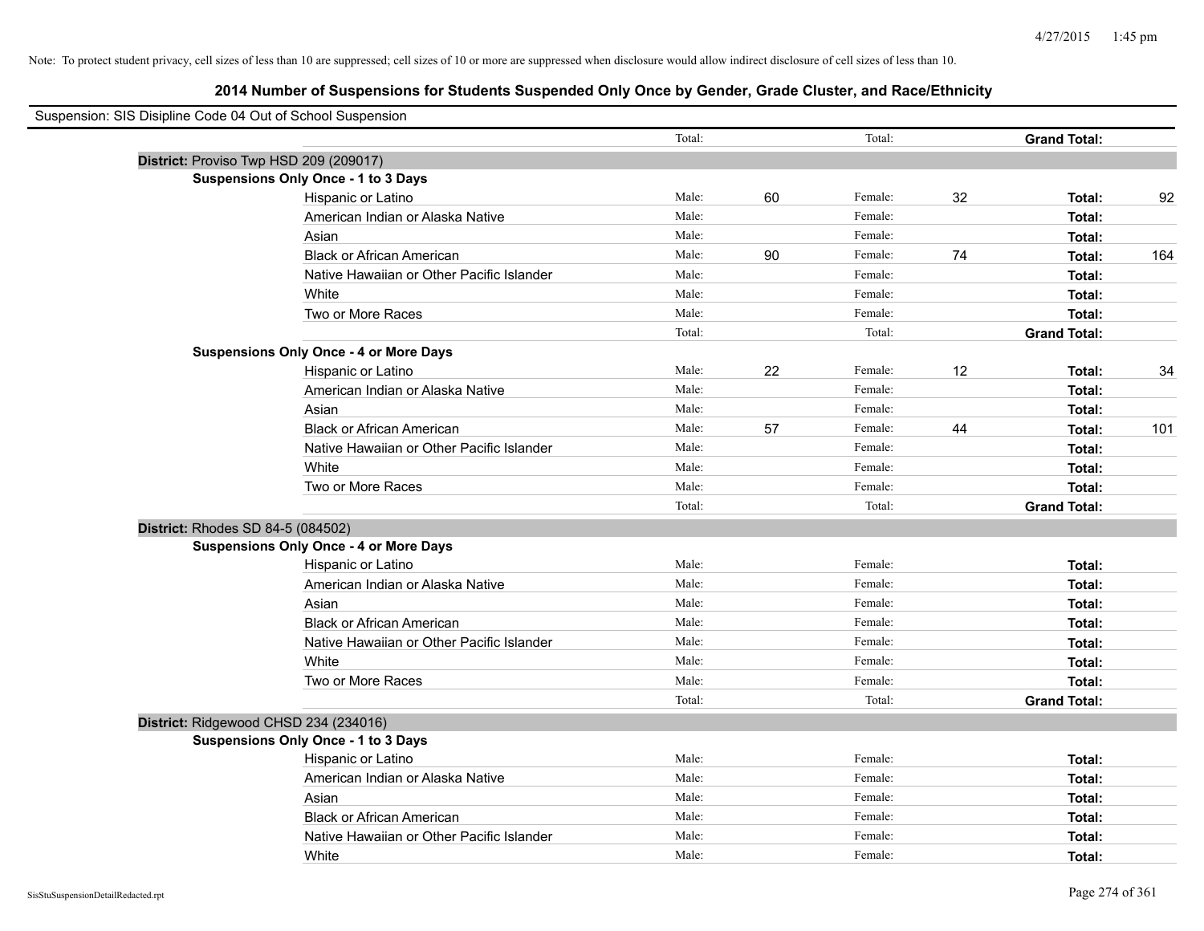Note: To protect student privacy, cell sizes of less than 10 are suppressed; cell sizes of 10 or more are suppressed when disclosure would allow indirect disclosure of cell sizes of less than 10.

## 2014 Number of Suspensions for Students Suspended Only Once by Gender, Grade Cluster, and Race/Ethnicity

Suspension: SIS Disipline Code 04 Out of School Suspension

| | | Total: | | Total: | | Grand Total: | |
|---|---|---|---|---|---|---|---|
| **District:** Proviso Twp HSD 209 (209017) | | | | | | | |
| **Suspensions Only Once - 1 to 3 Days** | | | | | | | |
| | Hispanic or Latino | Male: | 60 | Female: | 32 | **Total:** | 92 |
| | American Indian or Alaska Native | Male: | | Female: | | **Total:** | |
| | Asian | Male: | | Female: | | **Total:** | |
| | Black or African American | Male: | 90 | Female: | 74 | **Total:** | 164 |
| | Native Hawaiian or Other Pacific Islander | Male: | | Female: | | **Total:** | |
| | White | Male: | | Female: | | **Total:** | |
| | Two or More Races | Male: | | Female: | | **Total:** | |
| | | Total: | | Total: | | **Grand Total:** | |
| **Suspensions Only Once - 4 or More Days** | | | | | | | |
| | Hispanic or Latino | Male: | 22 | Female: | 12 | **Total:** | 34 |
| | American Indian or Alaska Native | Male: | | Female: | | **Total:** | |
| | Asian | Male: | | Female: | | **Total:** | |
| | Black or African American | Male: | 57 | Female: | 44 | **Total:** | 101 |
| | Native Hawaiian or Other Pacific Islander | Male: | | Female: | | **Total:** | |
| | White | Male: | | Female: | | **Total:** | |
| | Two or More Races | Male: | | Female: | | **Total:** | |
| | | Total: | | Total: | | **Grand Total:** | |
| **District:** Rhodes SD 84-5 (084502) | | | | | | | |
| **Suspensions Only Once - 4 or More Days** | | | | | | | |
| | Hispanic or Latino | Male: | | Female: | | **Total:** | |
| | American Indian or Alaska Native | Male: | | Female: | | **Total:** | |
| | Asian | Male: | | Female: | | **Total:** | |
| | Black or African American | Male: | | Female: | | **Total:** | |
| | Native Hawaiian or Other Pacific Islander | Male: | | Female: | | **Total:** | |
| | White | Male: | | Female: | | **Total:** | |
| | Two or More Races | Male: | | Female: | | **Total:** | |
| | | Total: | | Total: | | **Grand Total:** | |
| **District:** Ridgewood CHSD 234 (234016) | | | | | | | |
| **Suspensions Only Once - 1 to 3 Days** | | | | | | | |
| | Hispanic or Latino | Male: | | Female: | | **Total:** | |
| | American Indian or Alaska Native | Male: | | Female: | | **Total:** | |
| | Asian | Male: | | Female: | | **Total:** | |
| | Black or African American | Male: | | Female: | | **Total:** | |
| | Native Hawaiian or Other Pacific Islander | Male: | | Female: | | **Total:** | |
| | White | Male: | | Female: | | **Total:** | |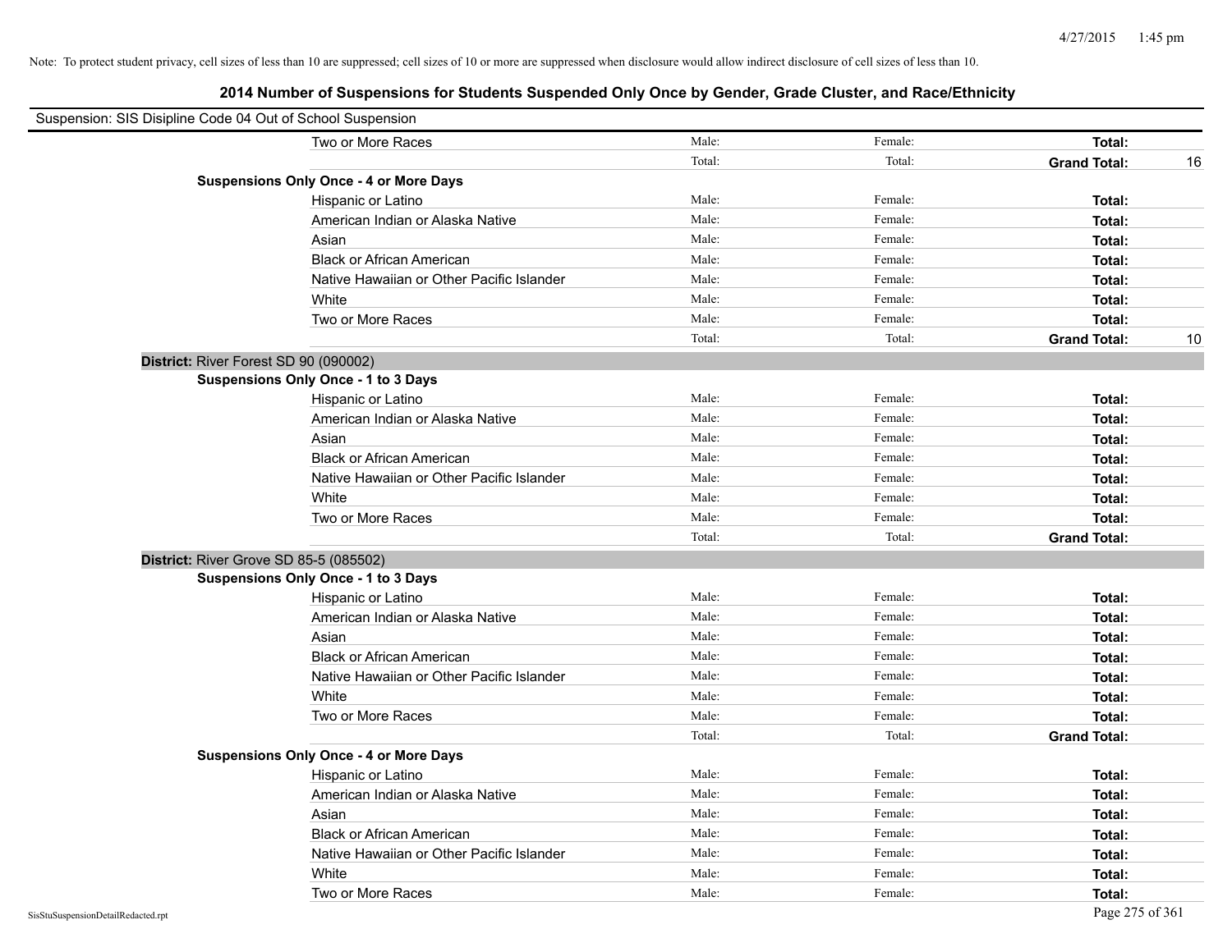Note: To protect student privacy, cell sizes of less than 10 are suppressed; cell sizes of 10 or more are suppressed when disclosure would allow indirect disclosure of cell sizes of less than 10.

## 2014 Number of Suspensions for Students Suspended Only Once by Gender, Grade Cluster, and Race/Ethnicity

Suspension: SIS Disipline Code 04 Out of School Suspension

| | | | | | |
|---|---|---|---|---|---|
| | Two or More Races | Male: | Female: | **Total:** | |
| | | Total: | Total: | **Grand Total:** | 16 |
| **Suspensions Only Once - 4 or More Days** | | | | | |
| | Hispanic or Latino | Male: | Female: | **Total:** | |
| | American Indian or Alaska Native | Male: | Female: | **Total:** | |
| | Asian | Male: | Female: | **Total:** | |
| | Black or African American | Male: | Female: | **Total:** | |
| | Native Hawaiian or Other Pacific Islander | Male: | Female: | **Total:** | |
| | White | Male: | Female: | **Total:** | |
| | Two or More Races | Male: | Female: | **Total:** | |
| | | Total: | Total: | **Grand Total:** | 10 |
| **District:** River Forest SD 90 (090002) | | | | | |
| **Suspensions Only Once - 1 to 3 Days** | | | | | |
| | Hispanic or Latino | Male: | Female: | **Total:** | |
| | American Indian or Alaska Native | Male: | Female: | **Total:** | |
| | Asian | Male: | Female: | **Total:** | |
| | Black or African American | Male: | Female: | **Total:** | |
| | Native Hawaiian or Other Pacific Islander | Male: | Female: | **Total:** | |
| | White | Male: | Female: | **Total:** | |
| | Two or More Races | Male: | Female: | **Total:** | |
| | | Total: | Total: | **Grand Total:** | |
| **District:** River Grove SD 85-5 (085502) | | | | | |
| **Suspensions Only Once - 1 to 3 Days** | | | | | |
| | Hispanic or Latino | Male: | Female: | **Total:** | |
| | American Indian or Alaska Native | Male: | Female: | **Total:** | |
| | Asian | Male: | Female: | **Total:** | |
| | Black or African American | Male: | Female: | **Total:** | |
| | Native Hawaiian or Other Pacific Islander | Male: | Female: | **Total:** | |
| | White | Male: | Female: | **Total:** | |
| | Two or More Races | Male: | Female: | **Total:** | |
| | | Total: | Total: | **Grand Total:** | |
| **Suspensions Only Once - 4 or More Days** | | | | | |
| | Hispanic or Latino | Male: | Female: | **Total:** | |
| | American Indian or Alaska Native | Male: | Female: | **Total:** | |
| | Asian | Male: | Female: | **Total:** | |
| | Black or African American | Male: | Female: | **Total:** | |
| | Native Hawaiian or Other Pacific Islander | Male: | Female: | **Total:** | |
| | White | Male: | Female: | **Total:** | |
| | Two or More Races | Male: | Female: | **Total:** | |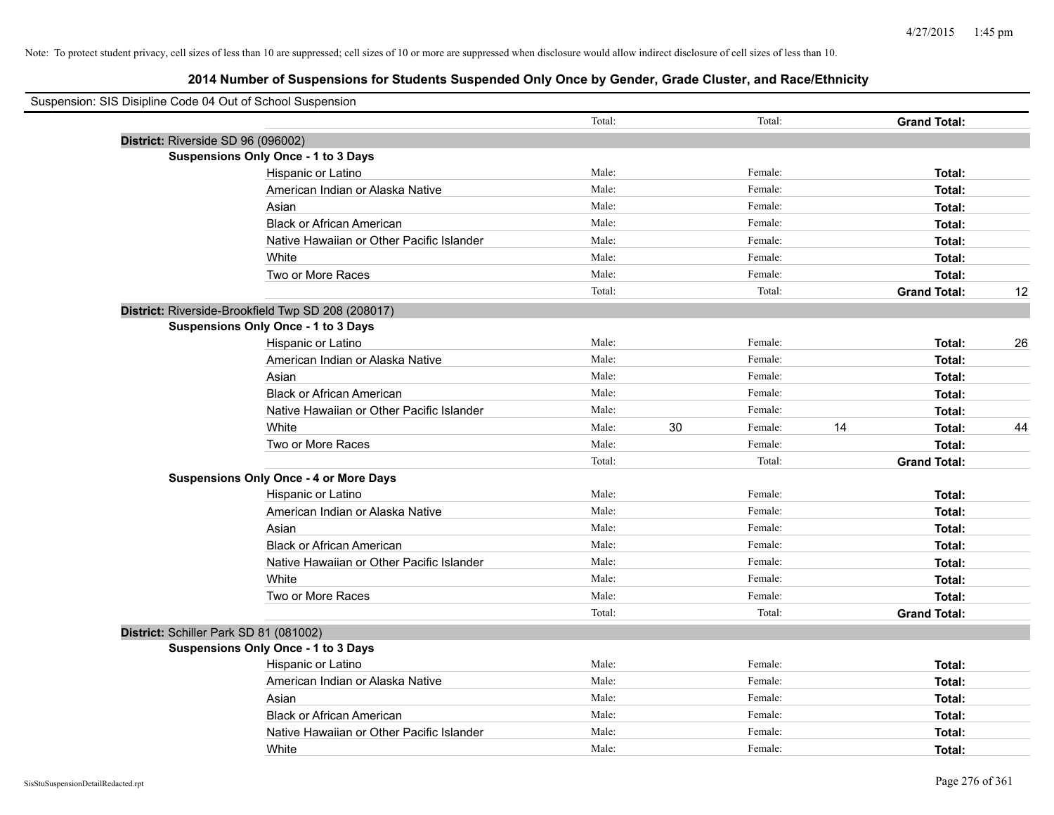Note: To protect student privacy, cell sizes of less than 10 are suppressed; cell sizes of 10 or more are suppressed when disclosure would allow indirect disclosure of cell sizes of less than 10.

## 2014 Number of Suspensions for Students Suspended Only Once by Gender, Grade Cluster, and Race/Ethnicity

Suspension: SIS Disipline Code 04 Out of School Suspension

| | | | | | | |
|---|---|---|---|---|---|---|
| | Total: | | Total: | | **Grand Total:** | |
| **District:** Riverside SD 96 (096002) | | | | | | |
| **Suspensions Only Once - 1 to 3 Days** | | | | | | |
| Hispanic or Latino | Male: | | Female: | | **Total:** | |
| American Indian or Alaska Native | Male: | | Female: | | **Total:** | |
| Asian | Male: | | Female: | | **Total:** | |
| Black or African American | Male: | | Female: | | **Total:** | |
| Native Hawaiian or Other Pacific Islander | Male: | | Female: | | **Total:** | |
| White | Male: | | Female: | | **Total:** | |
| Two or More Races | Male: | | Female: | | **Total:** | |
| | Total: | | Total: | | **Grand Total:** | 12 |
| **District:** Riverside-Brookfield Twp SD 208 (208017) | | | | | | |
| **Suspensions Only Once - 1 to 3 Days** | | | | | | |
| Hispanic or Latino | Male: | | Female: | | **Total:** | 26 |
| American Indian or Alaska Native | Male: | | Female: | | **Total:** | |
| Asian | Male: | | Female: | | **Total:** | |
| Black or African American | Male: | | Female: | | **Total:** | |
| Native Hawaiian or Other Pacific Islander | Male: | | Female: | | **Total:** | |
| White | Male: | 30 | Female: | 14 | **Total:** | 44 |
| Two or More Races | Male: | | Female: | | **Total:** | |
| | Total: | | Total: | | **Grand Total:** | |
| **Suspensions Only Once - 4 or More Days** | | | | | | |
| Hispanic or Latino | Male: | | Female: | | **Total:** | |
| American Indian or Alaska Native | Male: | | Female: | | **Total:** | |
| Asian | Male: | | Female: | | **Total:** | |
| Black or African American | Male: | | Female: | | **Total:** | |
| Native Hawaiian or Other Pacific Islander | Male: | | Female: | | **Total:** | |
| White | Male: | | Female: | | **Total:** | |
| Two or More Races | Male: | | Female: | | **Total:** | |
| | Total: | | Total: | | **Grand Total:** | |
| **District:** Schiller Park SD 81 (081002) | | | | | | |
| **Suspensions Only Once - 1 to 3 Days** | | | | | | |
| Hispanic or Latino | Male: | | Female: | | **Total:** | |
| American Indian or Alaska Native | Male: | | Female: | | **Total:** | |
| Asian | Male: | | Female: | | **Total:** | |
| Black or African American | Male: | | Female: | | **Total:** | |
| Native Hawaiian or Other Pacific Islander | Male: | | Female: | | **Total:** | |
| White | Male: | | Female: | | **Total:** | |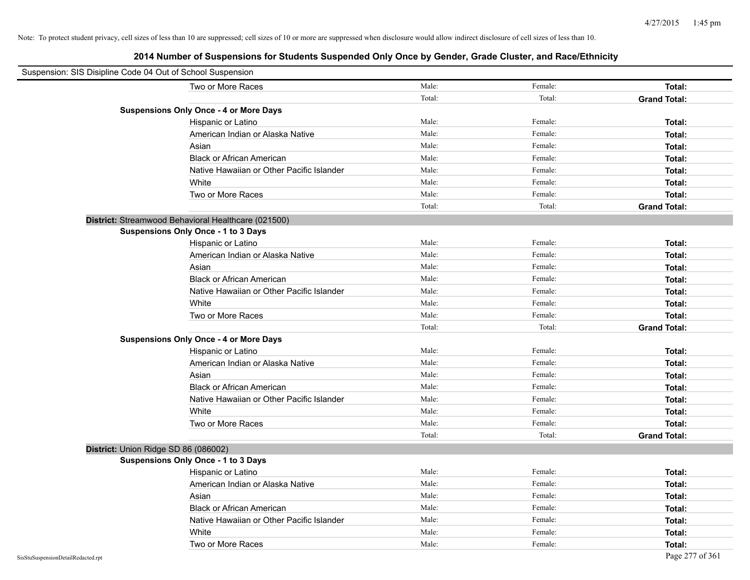Note: To protect student privacy, cell sizes of less than 10 are suppressed; cell sizes of 10 or more are suppressed when disclosure would allow indirect disclosure of cell sizes of less than 10.

## 2014 Number of Suspensions for Students Suspended Only Once by Gender, Grade Cluster, and Race/Ethnicity

Suspension: SIS Disipline Code 04 Out of School Suspension

| | | Male: | Female: | **Total:** |
|---|---|---|---|---|
| | Two or More Races | Male: | Female: | **Total:** |
| | | Total: | Total: | **Grand Total:** |
| **Suspensions Only Once - 4 or More Days** | | | | |
| | Hispanic or Latino | Male: | Female: | **Total:** |
| | American Indian or Alaska Native | Male: | Female: | **Total:** |
| | Asian | Male: | Female: | **Total:** |
| | Black or African American | Male: | Female: | **Total:** |
| | Native Hawaiian or Other Pacific Islander | Male: | Female: | **Total:** |
| | White | Male: | Female: | **Total:** |
| | Two or More Races | Male: | Female: | **Total:** |
| | | Total: | Total: | **Grand Total:** |

**District:** Streamwood Behavioral Healthcare (021500)

| | | | | |
|---|---|---|---|---|
| **Suspensions Only Once - 1 to 3 Days** | | | | |
| | Hispanic or Latino | Male: | Female: | **Total:** |
| | American Indian or Alaska Native | Male: | Female: | **Total:** |
| | Asian | Male: | Female: | **Total:** |
| | Black or African American | Male: | Female: | **Total:** |
| | Native Hawaiian or Other Pacific Islander | Male: | Female: | **Total:** |
| | White | Male: | Female: | **Total:** |
| | Two or More Races | Male: | Female: | **Total:** |
| | | Total: | Total: | **Grand Total:** |
| **Suspensions Only Once - 4 or More Days** | | | | |
| | Hispanic or Latino | Male: | Female: | **Total:** |
| | American Indian or Alaska Native | Male: | Female: | **Total:** |
| | Asian | Male: | Female: | **Total:** |
| | Black or African American | Male: | Female: | **Total:** |
| | Native Hawaiian or Other Pacific Islander | Male: | Female: | **Total:** |
| | White | Male: | Female: | **Total:** |
| | Two or More Races | Male: | Female: | **Total:** |
| | | Total: | Total: | **Grand Total:** |

**District:** Union Ridge SD 86 (086002)

| | | | | |
|---|---|---|---|---|
| **Suspensions Only Once - 1 to 3 Days** | | | | |
| | Hispanic or Latino | Male: | Female: | **Total:** |
| | American Indian or Alaska Native | Male: | Female: | **Total:** |
| | Asian | Male: | Female: | **Total:** |
| | Black or African American | Male: | Female: | **Total:** |
| | Native Hawaiian or Other Pacific Islander | Male: | Female: | **Total:** |
| | White | Male: | Female: | **Total:** |
| | Two or More Races | Male: | Female: | **Total:** |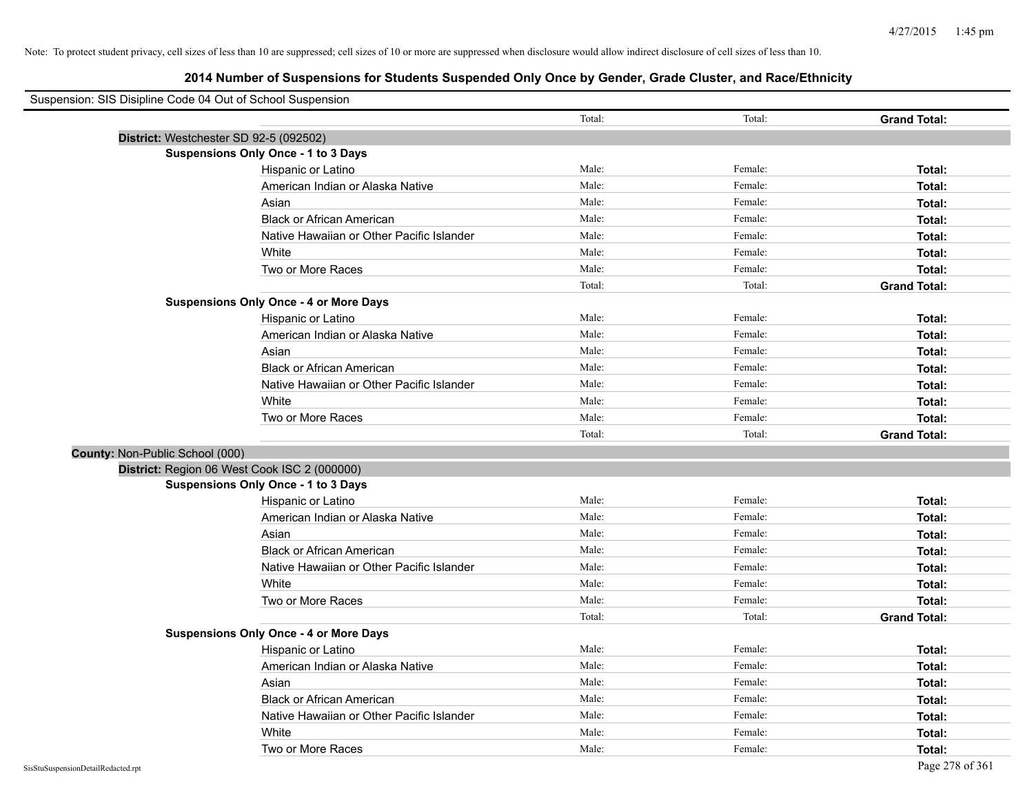Note: To protect student privacy, cell sizes of less than 10 are suppressed; cell sizes of 10 or more are suppressed when disclosure would allow indirect disclosure of cell sizes of less than 10.

## 2014 Number of Suspensions for Students Suspended Only Once by Gender, Grade Cluster, and Race/Ethnicity

Suspension: SIS Disipline Code 04 Out of School Suspension

| | | Total: | Total: | **Grand Total:** |
|---|---|---|---|---|
| **District:** Westchester SD 92-5 (092502) | | | | |
| **Suspensions Only Once - 1 to 3 Days** | | | | |
| | Hispanic or Latino | Male: | Female: | **Total:** |
| | American Indian or Alaska Native | Male: | Female: | **Total:** |
| | Asian | Male: | Female: | **Total:** |
| | Black or African American | Male: | Female: | **Total:** |
| | Native Hawaiian or Other Pacific Islander | Male: | Female: | **Total:** |
| | White | Male: | Female: | **Total:** |
| | Two or More Races | Male: | Female: | **Total:** |
| | | Total: | Total: | **Grand Total:** |
| **Suspensions Only Once - 4 or More Days** | | | | |
| | Hispanic or Latino | Male: | Female: | **Total:** |
| | American Indian or Alaska Native | Male: | Female: | **Total:** |
| | Asian | Male: | Female: | **Total:** |
| | Black or African American | Male: | Female: | **Total:** |
| | Native Hawaiian or Other Pacific Islander | Male: | Female: | **Total:** |
| | White | Male: | Female: | **Total:** |
| | Two or More Races | Male: | Female: | **Total:** |
| | | Total: | Total: | **Grand Total:** |
| **County:** Non-Public School (000) | | | | |
| **District:** Region 06 West Cook ISC 2 (000000) | | | | |
| **Suspensions Only Once - 1 to 3 Days** | | | | |
| | Hispanic or Latino | Male: | Female: | **Total:** |
| | American Indian or Alaska Native | Male: | Female: | **Total:** |
| | Asian | Male: | Female: | **Total:** |
| | Black or African American | Male: | Female: | **Total:** |
| | Native Hawaiian or Other Pacific Islander | Male: | Female: | **Total:** |
| | White | Male: | Female: | **Total:** |
| | Two or More Races | Male: | Female: | **Total:** |
| | | Total: | Total: | **Grand Total:** |
| **Suspensions Only Once - 4 or More Days** | | | | |
| | Hispanic or Latino | Male: | Female: | **Total:** |
| | American Indian or Alaska Native | Male: | Female: | **Total:** |
| | Asian | Male: | Female: | **Total:** |
| | Black or African American | Male: | Female: | **Total:** |
| | Native Hawaiian or Other Pacific Islander | Male: | Female: | **Total:** |
| | White | Male: | Female: | **Total:** |
| | Two or More Races | Male: | Female: | **Total:** |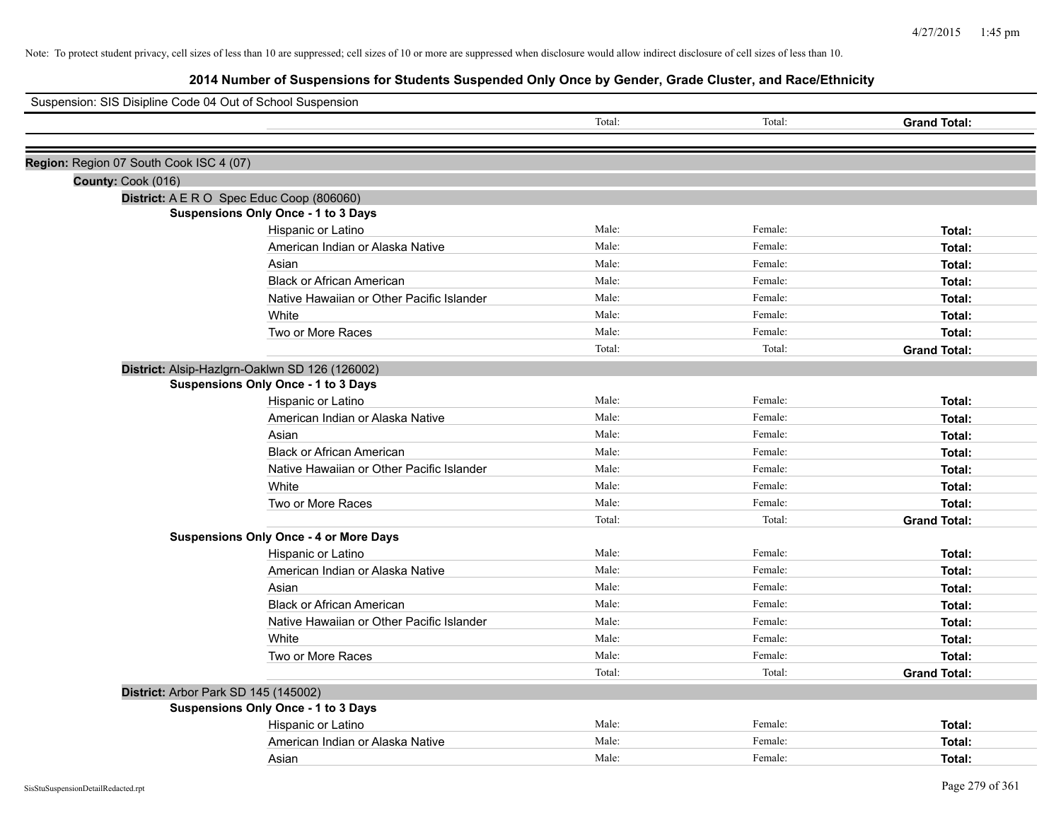Note: To protect student privacy, cell sizes of less than 10 are suppressed; cell sizes of 10 or more are suppressed when disclosure would allow indirect disclosure of cell sizes of less than 10.

# 2014 Number of Suspensions for Students Suspended Only Once by Gender, Grade Cluster, and Race/Ethnicity

Suspension: SIS Disipline Code 04 Out of School Suspension

| | Total: | Total: | **Grand Total:** |
|---|---|---|---|

**Region:** Region 07 South Cook ISC 4 (07)

**County:** Cook (016)

**District:** A E R O Spec Educ Coop (806060)

**Suspensions Only Once - 1 to 3 Days**

| | | | |
|---|---|---|---|
| Hispanic or Latino | Male: | Female: | **Total:** |
| American Indian or Alaska Native | Male: | Female: | **Total:** |
| Asian | Male: | Female: | **Total:** |
| Black or African American | Male: | Female: | **Total:** |
| Native Hawaiian or Other Pacific Islander | Male: | Female: | **Total:** |
| White | Male: | Female: | **Total:** |
| Two or More Races | Male: | Female: | **Total:** |
| | Total: | Total: | **Grand Total:** |

**District:** Alsip-Hazlgrn-Oaklwn SD 126 (126002)

**Suspensions Only Once - 1 to 3 Days**

| | | | |
|---|---|---|---|
| Hispanic or Latino | Male: | Female: | **Total:** |
| American Indian or Alaska Native | Male: | Female: | **Total:** |
| Asian | Male: | Female: | **Total:** |
| Black or African American | Male: | Female: | **Total:** |
| Native Hawaiian or Other Pacific Islander | Male: | Female: | **Total:** |
| White | Male: | Female: | **Total:** |
| Two or More Races | Male: | Female: | **Total:** |
| | Total: | Total: | **Grand Total:** |

**Suspensions Only Once - 4 or More Days**

| | | | |
|---|---|---|---|
| Hispanic or Latino | Male: | Female: | **Total:** |
| American Indian or Alaska Native | Male: | Female: | **Total:** |
| Asian | Male: | Female: | **Total:** |
| Black or African American | Male: | Female: | **Total:** |
| Native Hawaiian or Other Pacific Islander | Male: | Female: | **Total:** |
| White | Male: | Female: | **Total:** |
| Two or More Races | Male: | Female: | **Total:** |
| | Total: | Total: | **Grand Total:** |

**District:** Arbor Park SD 145 (145002)

**Suspensions Only Once - 1 to 3 Days**

| | | | |
|---|---|---|---|
| Hispanic or Latino | Male: | Female: | **Total:** |
| American Indian or Alaska Native | Male: | Female: | **Total:** |
| Asian | Male: | Female: | **Total:** |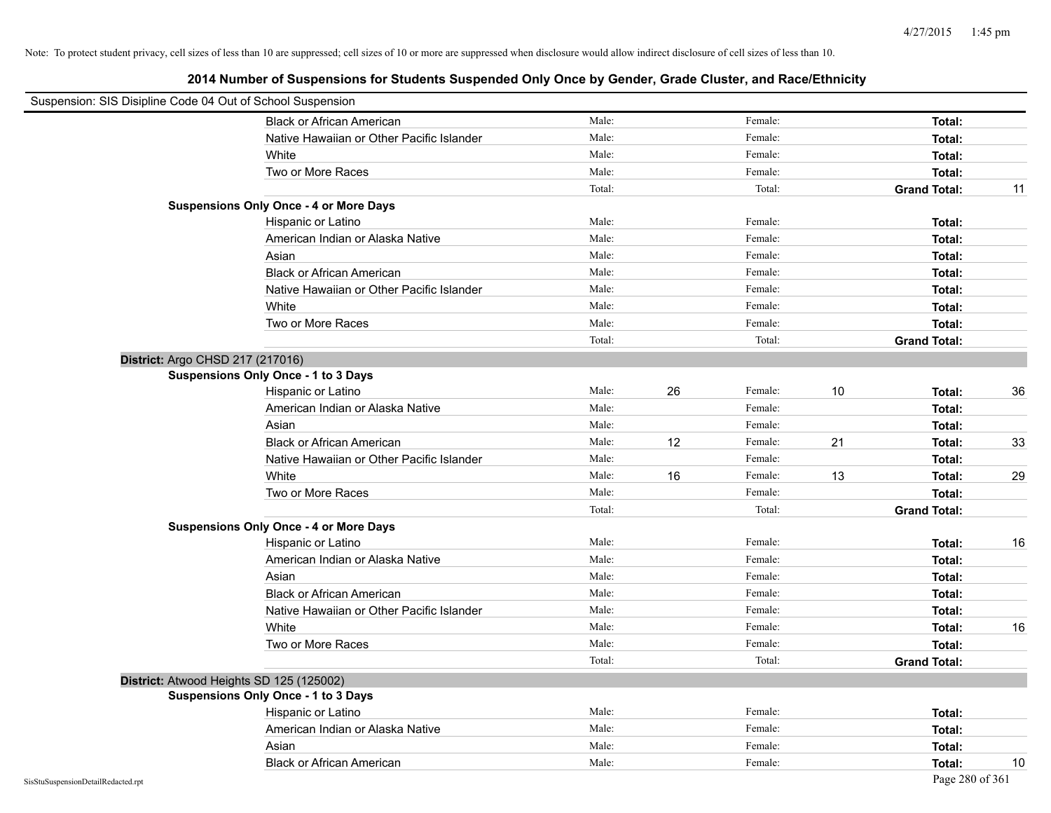Note: To protect student privacy, cell sizes of less than 10 are suppressed; cell sizes of 10 or more are suppressed when disclosure would allow indirect disclosure of cell sizes of less than 10.

## 2014 Number of Suspensions for Students Suspended Only Once by Gender, Grade Cluster, and Race/Ethnicity

Suspension: SIS Disipline Code 04 Out of School Suspension

| | | | | | | |
|---|---|---|---|---|---|---|
| Black or African American | Male: | | Female: | | **Total:** | |
| Native Hawaiian or Other Pacific Islander | Male: | | Female: | | **Total:** | |
| White | Male: | | Female: | | **Total:** | |
| Two or More Races | Male: | | Female: | | **Total:** | |
| | Total: | | Total: | | **Grand Total:** | 11 |

**Suspensions Only Once - 4 or More Days**

| | | | | | | |
|---|---|---|---|---|---|---|
| Hispanic or Latino | Male: | | Female: | | **Total:** | |
| American Indian or Alaska Native | Male: | | Female: | | **Total:** | |
| Asian | Male: | | Female: | | **Total:** | |
| Black or African American | Male: | | Female: | | **Total:** | |
| Native Hawaiian or Other Pacific Islander | Male: | | Female: | | **Total:** | |
| White | Male: | | Female: | | **Total:** | |
| Two or More Races | Male: | | Female: | | **Total:** | |
| | Total: | | Total: | | **Grand Total:** | |

**District:** Argo CHSD 217 (217016)

**Suspensions Only Once - 1 to 3 Days**

| | | | | | | |
|---|---|---|---|---|---|---|
| Hispanic or Latino | Male: | 26 | Female: | 10 | **Total:** | 36 |
| American Indian or Alaska Native | Male: | | Female: | | **Total:** | |
| Asian | Male: | | Female: | | **Total:** | |
| Black or African American | Male: | 12 | Female: | 21 | **Total:** | 33 |
| Native Hawaiian or Other Pacific Islander | Male: | | Female: | | **Total:** | |
| White | Male: | 16 | Female: | 13 | **Total:** | 29 |
| Two or More Races | Male: | | Female: | | **Total:** | |
| | Total: | | Total: | | **Grand Total:** | |

**Suspensions Only Once - 4 or More Days**

| | | | | | | |
|---|---|---|---|---|---|---|
| Hispanic or Latino | Male: | | Female: | | **Total:** | 16 |
| American Indian or Alaska Native | Male: | | Female: | | **Total:** | |
| Asian | Male: | | Female: | | **Total:** | |
| Black or African American | Male: | | Female: | | **Total:** | |
| Native Hawaiian or Other Pacific Islander | Male: | | Female: | | **Total:** | |
| White | Male: | | Female: | | **Total:** | 16 |
| Two or More Races | Male: | | Female: | | **Total:** | |
| | Total: | | Total: | | **Grand Total:** | |

**District:** Atwood Heights SD 125 (125002)

**Suspensions Only Once - 1 to 3 Days**

| | | | | | | |
|---|---|---|---|---|---|---|
| Hispanic or Latino | Male: | | Female: | | **Total:** | |
| American Indian or Alaska Native | Male: | | Female: | | **Total:** | |
| Asian | Male: | | Female: | | **Total:** | |
| Black or African American | Male: | | Female: | | **Total:** | 10 |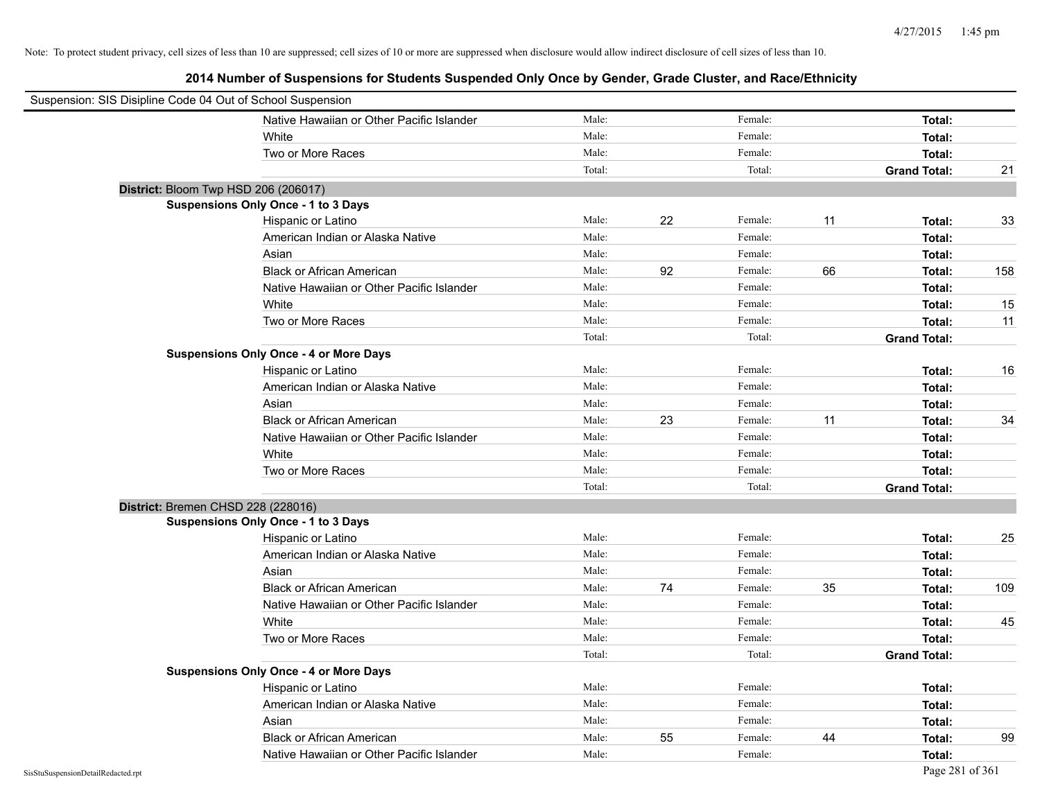Note: To protect student privacy, cell sizes of less than 10 are suppressed; cell sizes of 10 or more are suppressed when disclosure would allow indirect disclosure of cell sizes of less than 10.

## 2014 Number of Suspensions for Students Suspended Only Once by Gender, Grade Cluster, and Race/Ethnicity

Suspension: SIS Disipline Code 04 Out of School Suspension

| | | | | | | | |
|---|---|---|---|---|---|---|---|
| Native Hawaiian or Other Pacific Islander | Male: | | Female: | | **Total:** | |
| White | Male: | | Female: | | **Total:** | |
| Two or More Races | Male: | | Female: | | **Total:** | |
| | Total: | | Total: | | **Grand Total:** | 21 |

**District:** Bloom Twp HSD 206 (206017)

**Suspensions Only Once - 1 to 3 Days**

| | | | | | | |
|---|---|---|---|---|---|---|
| Hispanic or Latino | Male: | 22 | Female: | 11 | **Total:** | 33 |
| American Indian or Alaska Native | Male: | | Female: | | **Total:** | |
| Asian | Male: | | Female: | | **Total:** | |
| Black or African American | Male: | 92 | Female: | 66 | **Total:** | 158 |
| Native Hawaiian or Other Pacific Islander | Male: | | Female: | | **Total:** | |
| White | Male: | | Female: | | **Total:** | 15 |
| Two or More Races | Male: | | Female: | | **Total:** | 11 |
| | Total: | | Total: | | **Grand Total:** | |

**Suspensions Only Once - 4 or More Days**

| | | | | | | |
|---|---|---|---|---|---|---|
| Hispanic or Latino | Male: | | Female: | | **Total:** | 16 |
| American Indian or Alaska Native | Male: | | Female: | | **Total:** | |
| Asian | Male: | | Female: | | **Total:** | |
| Black or African American | Male: | 23 | Female: | 11 | **Total:** | 34 |
| Native Hawaiian or Other Pacific Islander | Male: | | Female: | | **Total:** | |
| White | Male: | | Female: | | **Total:** | |
| Two or More Races | Male: | | Female: | | **Total:** | |
| | Total: | | Total: | | **Grand Total:** | |

**District:** Bremen CHSD 228 (228016)

**Suspensions Only Once - 1 to 3 Days**

| | | | | | | |
|---|---|---|---|---|---|---|
| Hispanic or Latino | Male: | | Female: | | **Total:** | 25 |
| American Indian or Alaska Native | Male: | | Female: | | **Total:** | |
| Asian | Male: | | Female: | | **Total:** | |
| Black or African American | Male: | 74 | Female: | 35 | **Total:** | 109 |
| Native Hawaiian or Other Pacific Islander | Male: | | Female: | | **Total:** | |
| White | Male: | | Female: | | **Total:** | 45 |
| Two or More Races | Male: | | Female: | | **Total:** | |
| | Total: | | Total: | | **Grand Total:** | |

**Suspensions Only Once - 4 or More Days**

| | | | | | | |
|---|---|---|---|---|---|---|
| Hispanic or Latino | Male: | | Female: | | **Total:** | |
| American Indian or Alaska Native | Male: | | Female: | | **Total:** | |
| Asian | Male: | | Female: | | **Total:** | |
| Black or African American | Male: | 55 | Female: | 44 | **Total:** | 99 |
| Native Hawaiian or Other Pacific Islander | Male: | | Female: | | **Total:** | |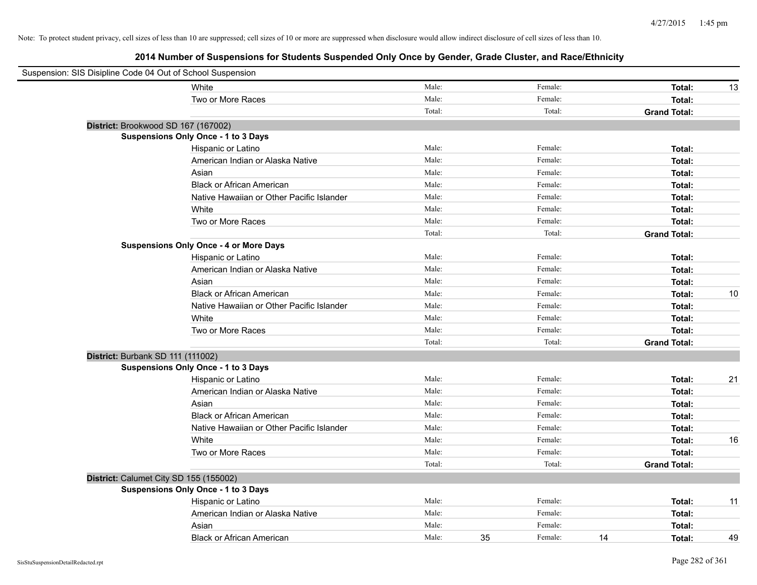Note: To protect student privacy, cell sizes of less than 10 are suppressed; cell sizes of 10 or more are suppressed when disclosure would allow indirect disclosure of cell sizes of less than 10.

# 2014 Number of Suspensions for Students Suspended Only Once by Gender, Grade Cluster, and Race/Ethnicity

Suspension: SIS Disipline Code 04 Out of School Suspension

| | | | | | | | |
|---|---|---|---|---|---|---|---|
| White | Male: | | Female: | | **Total:** | 13 |
| Two or More Races | Male: | | Female: | | **Total:** | |
| | Total: | | Total: | | **Grand Total:** | |

**District:** Brookwood SD 167 (167002)

**Suspensions Only Once - 1 to 3 Days**

| | | | | | | |
|---|---|---|---|---|---|---|
| Hispanic or Latino | Male: | | Female: | | **Total:** | |
| American Indian or Alaska Native | Male: | | Female: | | **Total:** | |
| Asian | Male: | | Female: | | **Total:** | |
| Black or African American | Male: | | Female: | | **Total:** | |
| Native Hawaiian or Other Pacific Islander | Male: | | Female: | | **Total:** | |
| White | Male: | | Female: | | **Total:** | |
| Two or More Races | Male: | | Female: | | **Total:** | |
| | Total: | | Total: | | **Grand Total:** | |

**Suspensions Only Once - 4 or More Days**

| | | | | | | |
|---|---|---|---|---|---|---|
| Hispanic or Latino | Male: | | Female: | | **Total:** | |
| American Indian or Alaska Native | Male: | | Female: | | **Total:** | |
| Asian | Male: | | Female: | | **Total:** | |
| Black or African American | Male: | | Female: | | **Total:** | 10 |
| Native Hawaiian or Other Pacific Islander | Male: | | Female: | | **Total:** | |
| White | Male: | | Female: | | **Total:** | |
| Two or More Races | Male: | | Female: | | **Total:** | |
| | Total: | | Total: | | **Grand Total:** | |

**District:** Burbank SD 111 (111002)

**Suspensions Only Once - 1 to 3 Days**

| | | | | | | |
|---|---|---|---|---|---|---|
| Hispanic or Latino | Male: | | Female: | | **Total:** | 21 |
| American Indian or Alaska Native | Male: | | Female: | | **Total:** | |
| Asian | Male: | | Female: | | **Total:** | |
| Black or African American | Male: | | Female: | | **Total:** | |
| Native Hawaiian or Other Pacific Islander | Male: | | Female: | | **Total:** | |
| White | Male: | | Female: | | **Total:** | 16 |
| Two or More Races | Male: | | Female: | | **Total:** | |
| | Total: | | Total: | | **Grand Total:** | |

**District:** Calumet City SD 155 (155002)

**Suspensions Only Once - 1 to 3 Days**

| | | | | | | |
|---|---|---|---|---|---|---|
| Hispanic or Latino | Male: | | Female: | | **Total:** | 11 |
| American Indian or Alaska Native | Male: | | Female: | | **Total:** | |
| Asian | Male: | | Female: | | **Total:** | |
| Black or African American | Male: | 35 | Female: | 14 | **Total:** | 49 |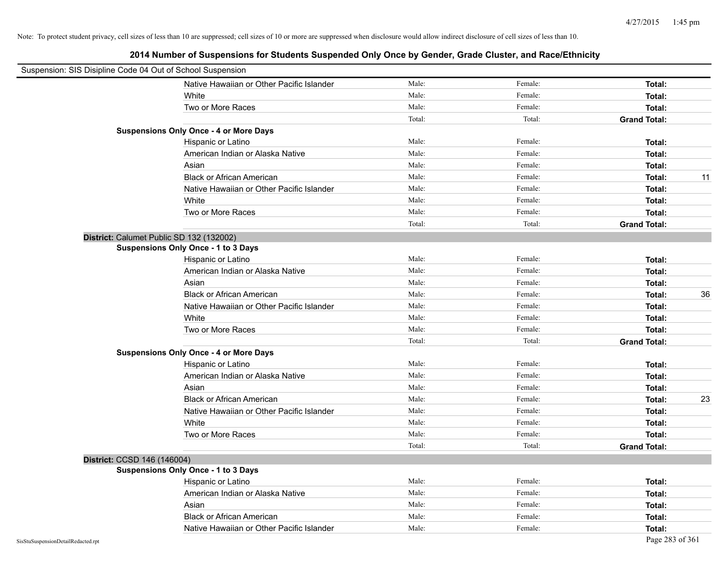Note: To protect student privacy, cell sizes of less than 10 are suppressed; cell sizes of 10 or more are suppressed when disclosure would allow indirect disclosure of cell sizes of less than 10.

## 2014 Number of Suspensions for Students Suspended Only Once by Gender, Grade Cluster, and Race/Ethnicity

Suspension: SIS Disipline Code 04 Out of School Suspension

| | | | | |
|---|---|---|---|---|
| Native Hawaiian or Other Pacific Islander | Male: | Female: | **Total:** | |
| White | Male: | Female: | **Total:** | |
| Two or More Races | Male: | Female: | **Total:** | |
| | Total: | Total: | **Grand Total:** | |
| **Suspensions Only Once - 4 or More Days** | | | | |
| Hispanic or Latino | Male: | Female: | **Total:** | |
| American Indian or Alaska Native | Male: | Female: | **Total:** | |
| Asian | Male: | Female: | **Total:** | |
| Black or African American | Male: | Female: | **Total:** | 11 |
| Native Hawaiian or Other Pacific Islander | Male: | Female: | **Total:** | |
| White | Male: | Female: | **Total:** | |
| Two or More Races | Male: | Female: | **Total:** | |
| | Total: | Total: | **Grand Total:** | |

**District:** Calumet Public SD 132 (132002)

| | | | | |
|---|---|---|---|---|
| **Suspensions Only Once - 1 to 3 Days** | | | | |
| Hispanic or Latino | Male: | Female: | **Total:** | |
| American Indian or Alaska Native | Male: | Female: | **Total:** | |
| Asian | Male: | Female: | **Total:** | |
| Black or African American | Male: | Female: | **Total:** | 36 |
| Native Hawaiian or Other Pacific Islander | Male: | Female: | **Total:** | |
| White | Male: | Female: | **Total:** | |
| Two or More Races | Male: | Female: | **Total:** | |
| | Total: | Total: | **Grand Total:** | |
| **Suspensions Only Once - 4 or More Days** | | | | |
| Hispanic or Latino | Male: | Female: | **Total:** | |
| American Indian or Alaska Native | Male: | Female: | **Total:** | |
| Asian | Male: | Female: | **Total:** | |
| Black or African American | Male: | Female: | **Total:** | 23 |
| Native Hawaiian or Other Pacific Islander | Male: | Female: | **Total:** | |
| White | Male: | Female: | **Total:** | |
| Two or More Races | Male: | Female: | **Total:** | |
| | Total: | Total: | **Grand Total:** | |

**District:** CCSD 146 (146004)

| | | | | |
|---|---|---|---|---|
| **Suspensions Only Once - 1 to 3 Days** | | | | |
| Hispanic or Latino | Male: | Female: | **Total:** | |
| American Indian or Alaska Native | Male: | Female: | **Total:** | |
| Asian | Male: | Female: | **Total:** | |
| Black or African American | Male: | Female: | **Total:** | |
| Native Hawaiian or Other Pacific Islander | Male: | Female: | **Total:** | |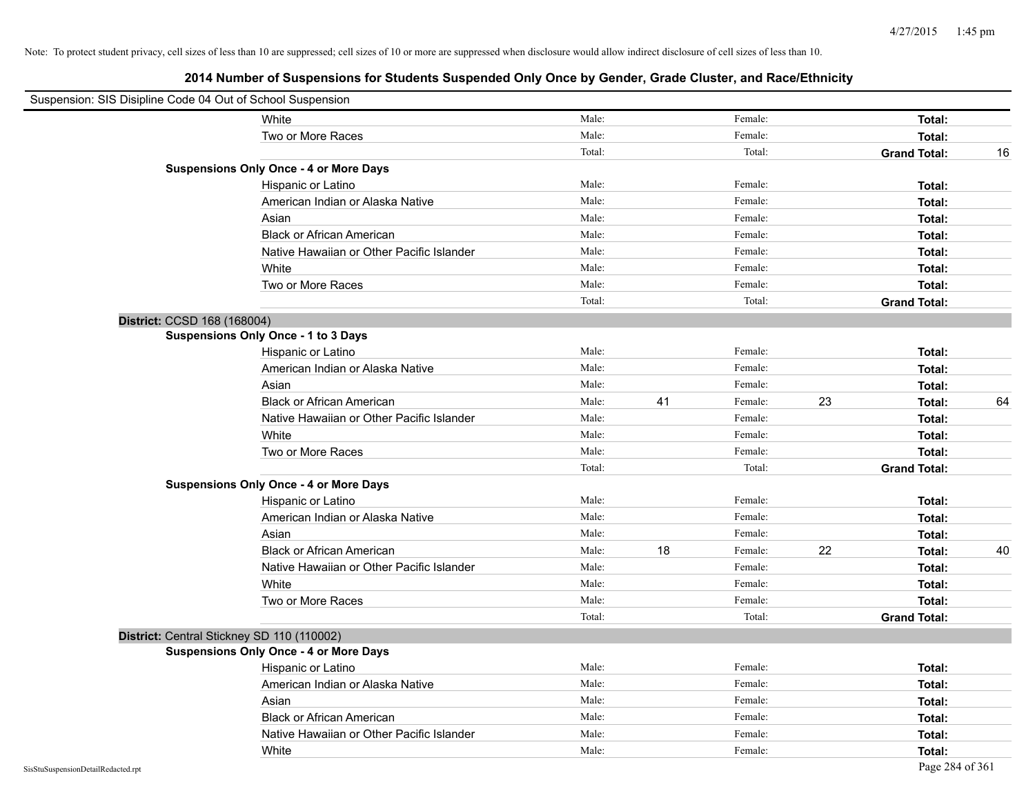Note: To protect student privacy, cell sizes of less than 10 are suppressed; cell sizes of 10 or more are suppressed when disclosure would allow indirect disclosure of cell sizes of less than 10.

## 2014 Number of Suspensions for Students Suspended Only Once by Gender, Grade Cluster, and Race/Ethnicity

Suspension: SIS Disipline Code 04 Out of School Suspension

| | | | | | | |
|---|---|---|---|---|---|---|
| White | Male: | | Female: | | **Total:** | |
| Two or More Races | Male: | | Female: | | **Total:** | |
| | Total: | | Total: | | **Grand Total:** | 16 |

**Suspensions Only Once - 4 or More Days**

| | | | | | | |
|---|---|---|---|---|---|---|
| Hispanic or Latino | Male: | | Female: | | **Total:** | |
| American Indian or Alaska Native | Male: | | Female: | | **Total:** | |
| Asian | Male: | | Female: | | **Total:** | |
| Black or African American | Male: | | Female: | | **Total:** | |
| Native Hawaiian or Other Pacific Islander | Male: | | Female: | | **Total:** | |
| White | Male: | | Female: | | **Total:** | |
| Two or More Races | Male: | | Female: | | **Total:** | |
| | Total: | | Total: | | **Grand Total:** | |

**District:** CCSD 168 (168004)

**Suspensions Only Once - 1 to 3 Days**

| | | | | | | |
|---|---|---|---|---|---|---|
| Hispanic or Latino | Male: | | Female: | | **Total:** | |
| American Indian or Alaska Native | Male: | | Female: | | **Total:** | |
| Asian | Male: | | Female: | | **Total:** | |
| Black or African American | Male: | 41 | Female: | 23 | **Total:** | 64 |
| Native Hawaiian or Other Pacific Islander | Male: | | Female: | | **Total:** | |
| White | Male: | | Female: | | **Total:** | |
| Two or More Races | Male: | | Female: | | **Total:** | |
| | Total: | | Total: | | **Grand Total:** | |

**Suspensions Only Once - 4 or More Days**

| | | | | | | |
|---|---|---|---|---|---|---|
| Hispanic or Latino | Male: | | Female: | | **Total:** | |
| American Indian or Alaska Native | Male: | | Female: | | **Total:** | |
| Asian | Male: | | Female: | | **Total:** | |
| Black or African American | Male: | 18 | Female: | 22 | **Total:** | 40 |
| Native Hawaiian or Other Pacific Islander | Male: | | Female: | | **Total:** | |
| White | Male: | | Female: | | **Total:** | |
| Two or More Races | Male: | | Female: | | **Total:** | |
| | Total: | | Total: | | **Grand Total:** | |

**District:** Central Stickney SD 110 (110002)

**Suspensions Only Once - 4 or More Days**

| | | | | | | |
|---|---|---|---|---|---|---|
| Hispanic or Latino | Male: | | Female: | | **Total:** | |
| American Indian or Alaska Native | Male: | | Female: | | **Total:** | |
| Asian | Male: | | Female: | | **Total:** | |
| Black or African American | Male: | | Female: | | **Total:** | |
| Native Hawaiian or Other Pacific Islander | Male: | | Female: | | **Total:** | |
| White | Male: | | Female: | | **Total:** | |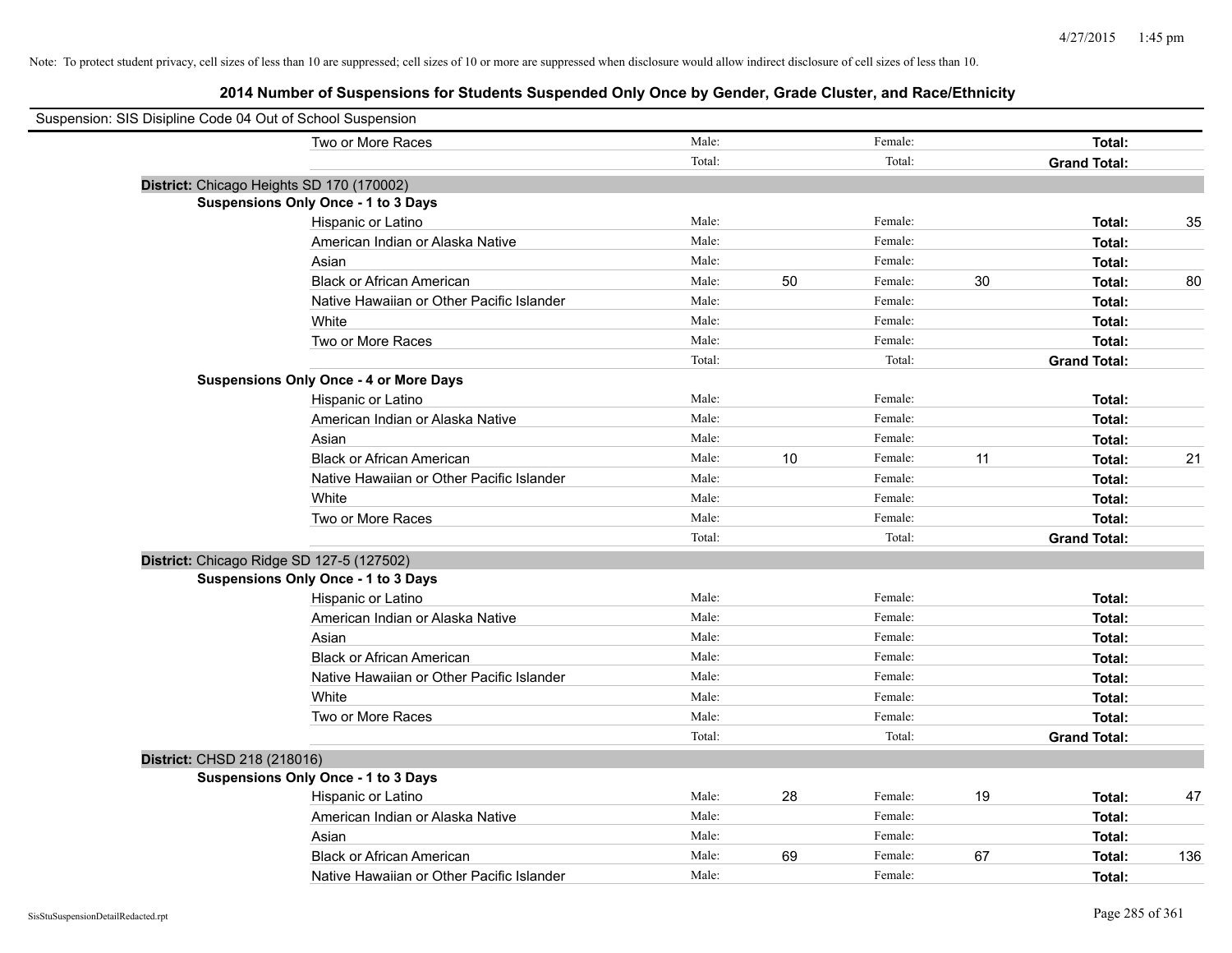Note: To protect student privacy, cell sizes of less than 10 are suppressed; cell sizes of 10 or more are suppressed when disclosure would allow indirect disclosure of cell sizes of less than 10.

## 2014 Number of Suspensions for Students Suspended Only Once by Gender, Grade Cluster, and Race/Ethnicity

Suspension: SIS Disipline Code 04 Out of School Suspension

| | | | | | | | |
|---|---|---|---|---|---|---|---|
| Two or More Races | Male: | | Female: | | **Total:** | |
| | Total: | | Total: | | **Grand Total:** | |

**District:** Chicago Heights SD 170 (170002)

**Suspensions Only Once - 1 to 3 Days**

| | | | | | | |
|---|---|---|---|---|---|---|
| Hispanic or Latino | Male: | | Female: | | **Total:** | 35 |
| American Indian or Alaska Native | Male: | | Female: | | **Total:** | |
| Asian | Male: | | Female: | | **Total:** | |
| Black or African American | Male: | 50 | Female: | 30 | **Total:** | 80 |
| Native Hawaiian or Other Pacific Islander | Male: | | Female: | | **Total:** | |
| White | Male: | | Female: | | **Total:** | |
| Two or More Races | Male: | | Female: | | **Total:** | |
| | Total: | | Total: | | **Grand Total:** | |

**Suspensions Only Once - 4 or More Days**

| | | | | | | |
|---|---|---|---|---|---|---|
| Hispanic or Latino | Male: | | Female: | | **Total:** | |
| American Indian or Alaska Native | Male: | | Female: | | **Total:** | |
| Asian | Male: | | Female: | | **Total:** | |
| Black or African American | Male: | 10 | Female: | 11 | **Total:** | 21 |
| Native Hawaiian or Other Pacific Islander | Male: | | Female: | | **Total:** | |
| White | Male: | | Female: | | **Total:** | |
| Two or More Races | Male: | | Female: | | **Total:** | |
| | Total: | | Total: | | **Grand Total:** | |

**District:** Chicago Ridge SD 127-5 (127502)

**Suspensions Only Once - 1 to 3 Days**

| | | | | | | |
|---|---|---|---|---|---|---|
| Hispanic or Latino | Male: | | Female: | | **Total:** | |
| American Indian or Alaska Native | Male: | | Female: | | **Total:** | |
| Asian | Male: | | Female: | | **Total:** | |
| Black or African American | Male: | | Female: | | **Total:** | |
| Native Hawaiian or Other Pacific Islander | Male: | | Female: | | **Total:** | |
| White | Male: | | Female: | | **Total:** | |
| Two or More Races | Male: | | Female: | | **Total:** | |
| | Total: | | Total: | | **Grand Total:** | |

**District:** CHSD 218 (218016)

**Suspensions Only Once - 1 to 3 Days**

| | | | | | | |
|---|---|---|---|---|---|---|
| Hispanic or Latino | Male: | 28 | Female: | 19 | **Total:** | 47 |
| American Indian or Alaska Native | Male: | | Female: | | **Total:** | |
| Asian | Male: | | Female: | | **Total:** | |
| Black or African American | Male: | 69 | Female: | 67 | **Total:** | 136 |
| Native Hawaiian or Other Pacific Islander | Male: | | Female: | | **Total:** | |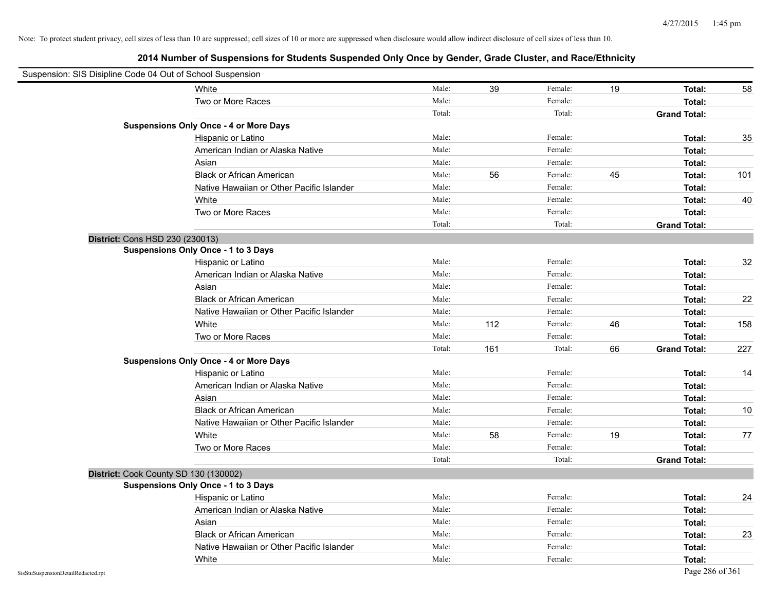Note: To protect student privacy, cell sizes of less than 10 are suppressed; cell sizes of 10 or more are suppressed when disclosure would allow indirect disclosure of cell sizes of less than 10.

## 2014 Number of Suspensions for Students Suspended Only Once by Gender, Grade Cluster, and Race/Ethnicity

Suspension: SIS Disipline Code 04 Out of School Suspension

| | | | | | | | |
|---|---|---|---|---|---|---|---|
| White | Male: | 39 | Female: | 19 | **Total:** | 58 |
| Two or More Races | Male: | | Female: | | **Total:** | |
| | Total: | | Total: | | **Grand Total:** | |
| **Suspensions Only Once - 4 or More Days** | | | | | | |
| Hispanic or Latino | Male: | | Female: | | **Total:** | 35 |
| American Indian or Alaska Native | Male: | | Female: | | **Total:** | |
| Asian | Male: | | Female: | | **Total:** | |
| Black or African American | Male: | 56 | Female: | 45 | **Total:** | 101 |
| Native Hawaiian or Other Pacific Islander | Male: | | Female: | | **Total:** | |
| White | Male: | | Female: | | **Total:** | 40 |
| Two or More Races | Male: | | Female: | | **Total:** | |
| | Total: | | Total: | | **Grand Total:** | |

**District:** Cons HSD 230 (230013)

| | | | | | | |
|---|---|---|---|---|---|---|
| **Suspensions Only Once - 1 to 3 Days** | | | | | | |
| Hispanic or Latino | Male: | | Female: | | **Total:** | 32 |
| American Indian or Alaska Native | Male: | | Female: | | **Total:** | |
| Asian | Male: | | Female: | | **Total:** | |
| Black or African American | Male: | | Female: | | **Total:** | 22 |
| Native Hawaiian or Other Pacific Islander | Male: | | Female: | | **Total:** | |
| White | Male: | 112 | Female: | 46 | **Total:** | 158 |
| Two or More Races | Male: | | Female: | | **Total:** | |
| | Total: | 161 | Total: | 66 | **Grand Total:** | 227 |
| **Suspensions Only Once - 4 or More Days** | | | | | | |
| Hispanic or Latino | Male: | | Female: | | **Total:** | 14 |
| American Indian or Alaska Native | Male: | | Female: | | **Total:** | |
| Asian | Male: | | Female: | | **Total:** | |
| Black or African American | Male: | | Female: | | **Total:** | 10 |
| Native Hawaiian or Other Pacific Islander | Male: | | Female: | | **Total:** | |
| White | Male: | 58 | Female: | 19 | **Total:** | 77 |
| Two or More Races | Male: | | Female: | | **Total:** | |
| | Total: | | Total: | | **Grand Total:** | |

**District:** Cook County SD 130 (130002)

| | | | | | | |
|---|---|---|---|---|---|---|
| **Suspensions Only Once - 1 to 3 Days** | | | | | | |
| Hispanic or Latino | Male: | | Female: | | **Total:** | 24 |
| American Indian or Alaska Native | Male: | | Female: | | **Total:** | |
| Asian | Male: | | Female: | | **Total:** | |
| Black or African American | Male: | | Female: | | **Total:** | 23 |
| Native Hawaiian or Other Pacific Islander | Male: | | Female: | | **Total:** | |
| White | Male: | | Female: | | **Total:** | |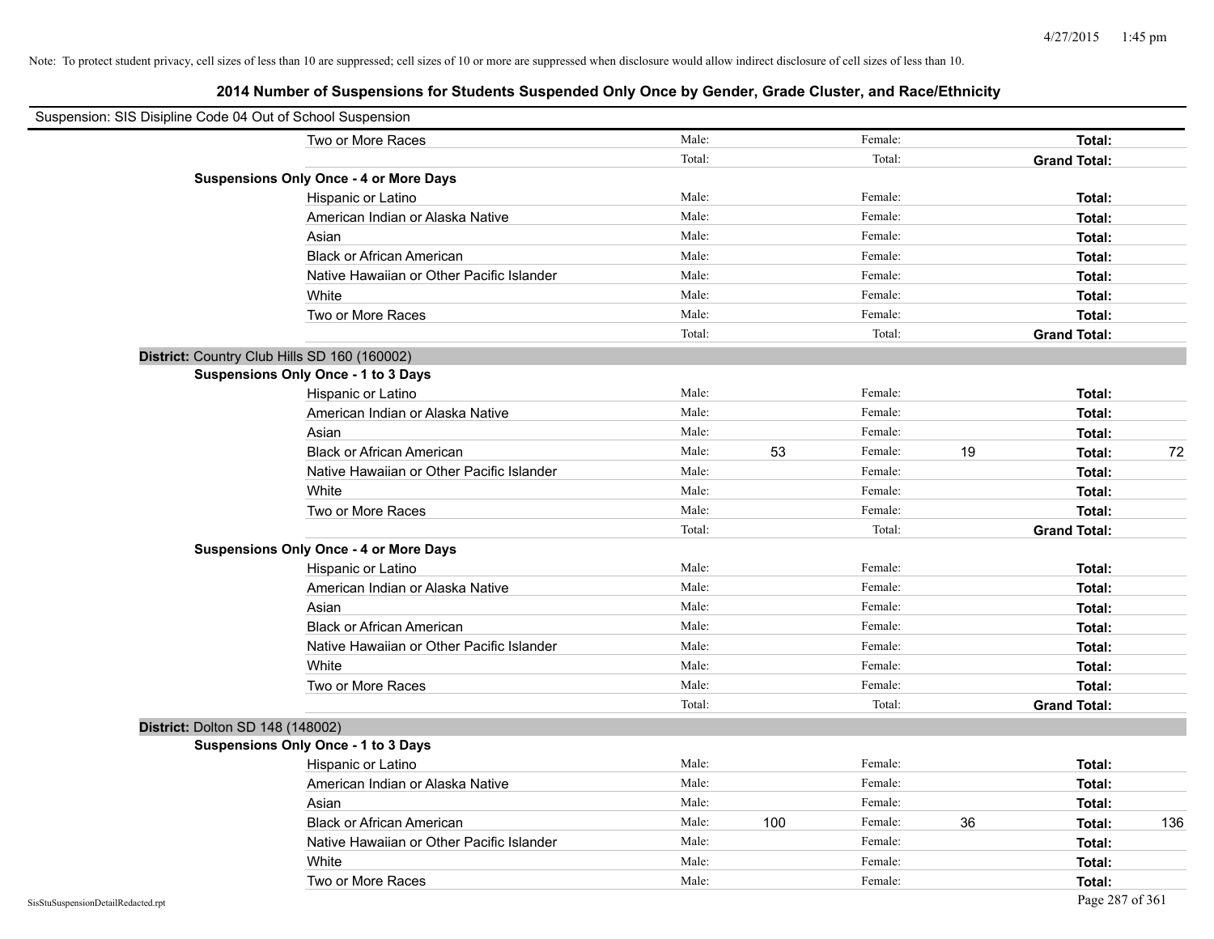Note: To protect student privacy, cell sizes of less than 10 are suppressed; cell sizes of 10 or more are suppressed when disclosure would allow indirect disclosure of cell sizes of less than 10.

## 2014 Number of Suspensions for Students Suspended Only Once by Gender, Grade Cluster, and Race/Ethnicity

Suspension: SIS Disipline Code 04 Out of School Suspension

| | | | | | | |
|---|---|---|---|---|---|---|
| Two or More Races | Male: | | Female: | | **Total:** | |
| | Total: | | Total: | | **Grand Total:** | |
| **Suspensions Only Once - 4 or More Days** | | | | | | |
| Hispanic or Latino | Male: | | Female: | | **Total:** | |
| American Indian or Alaska Native | Male: | | Female: | | **Total:** | |
| Asian | Male: | | Female: | | **Total:** | |
| Black or African American | Male: | | Female: | | **Total:** | |
| Native Hawaiian or Other Pacific Islander | Male: | | Female: | | **Total:** | |
| White | Male: | | Female: | | **Total:** | |
| Two or More Races | Male: | | Female: | | **Total:** | |
| | Total: | | Total: | | **Grand Total:** | |
| **District:** Country Club Hills SD 160 (160002) | | | | | | |
| **Suspensions Only Once - 1 to 3 Days** | | | | | | |
| Hispanic or Latino | Male: | | Female: | | **Total:** | |
| American Indian or Alaska Native | Male: | | Female: | | **Total:** | |
| Asian | Male: | | Female: | | **Total:** | |
| Black or African American | Male: | 53 | Female: | 19 | **Total:** | 72 |
| Native Hawaiian or Other Pacific Islander | Male: | | Female: | | **Total:** | |
| White | Male: | | Female: | | **Total:** | |
| Two or More Races | Male: | | Female: | | **Total:** | |
| | Total: | | Total: | | **Grand Total:** | |
| **Suspensions Only Once - 4 or More Days** | | | | | | |
| Hispanic or Latino | Male: | | Female: | | **Total:** | |
| American Indian or Alaska Native | Male: | | Female: | | **Total:** | |
| Asian | Male: | | Female: | | **Total:** | |
| Black or African American | Male: | | Female: | | **Total:** | |
| Native Hawaiian or Other Pacific Islander | Male: | | Female: | | **Total:** | |
| White | Male: | | Female: | | **Total:** | |
| Two or More Races | Male: | | Female: | | **Total:** | |
| | Total: | | Total: | | **Grand Total:** | |
| **District:** Dolton SD 148 (148002) | | | | | | |
| **Suspensions Only Once - 1 to 3 Days** | | | | | | |
| Hispanic or Latino | Male: | | Female: | | **Total:** | |
| American Indian or Alaska Native | Male: | | Female: | | **Total:** | |
| Asian | Male: | | Female: | | **Total:** | |
| Black or African American | Male: | 100 | Female: | 36 | **Total:** | 136 |
| Native Hawaiian or Other Pacific Islander | Male: | | Female: | | **Total:** | |
| White | Male: | | Female: | | **Total:** | |
| Two or More Races | Male: | | Female: | | **Total:** | |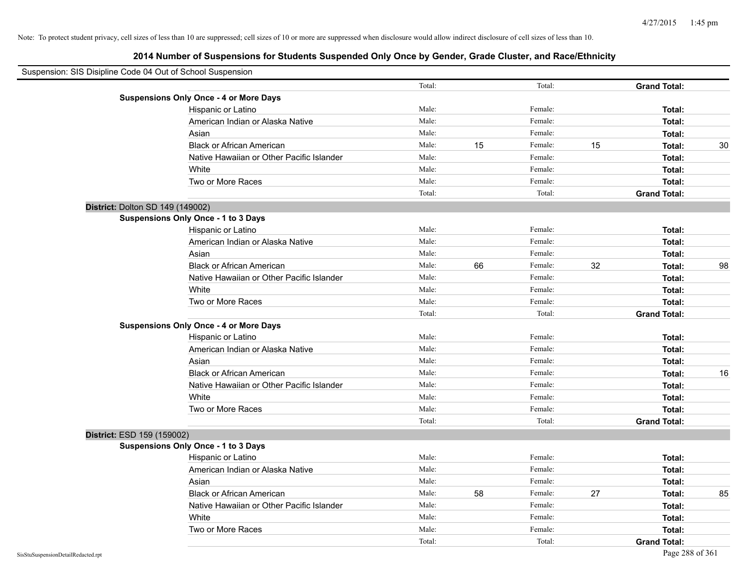Note: To protect student privacy, cell sizes of less than 10 are suppressed; cell sizes of 10 or more are suppressed when disclosure would allow indirect disclosure of cell sizes of less than 10.

## 2014 Number of Suspensions for Students Suspended Only Once by Gender, Grade Cluster, and Race/Ethnicity

Suspension: SIS Disipline Code 04 Out of School Suspension

| | | | | | | |
|---|---|---|---|---|---|---|
| | Total: | | Total: | | **Grand Total:** | |
| **Suspensions Only Once - 4 or More Days** | | | | | | |
| Hispanic or Latino | Male: | | Female: | | **Total:** | |
| American Indian or Alaska Native | Male: | | Female: | | **Total:** | |
| Asian | Male: | | Female: | | **Total:** | |
| Black or African American | Male: | 15 | Female: | 15 | **Total:** | 30 |
| Native Hawaiian or Other Pacific Islander | Male: | | Female: | | **Total:** | |
| White | Male: | | Female: | | **Total:** | |
| Two or More Races | Male: | | Female: | | **Total:** | |
| | Total: | | Total: | | **Grand Total:** | |
| **District:** Dolton SD 149 (149002) | | | | | | |
| **Suspensions Only Once - 1 to 3 Days** | | | | | | |
| Hispanic or Latino | Male: | | Female: | | **Total:** | |
| American Indian or Alaska Native | Male: | | Female: | | **Total:** | |
| Asian | Male: | | Female: | | **Total:** | |
| Black or African American | Male: | 66 | Female: | 32 | **Total:** | 98 |
| Native Hawaiian or Other Pacific Islander | Male: | | Female: | | **Total:** | |
| White | Male: | | Female: | | **Total:** | |
| Two or More Races | Male: | | Female: | | **Total:** | |
| | Total: | | Total: | | **Grand Total:** | |
| **Suspensions Only Once - 4 or More Days** | | | | | | |
| Hispanic or Latino | Male: | | Female: | | **Total:** | |
| American Indian or Alaska Native | Male: | | Female: | | **Total:** | |
| Asian | Male: | | Female: | | **Total:** | |
| Black or African American | Male: | | Female: | | **Total:** | 16 |
| Native Hawaiian or Other Pacific Islander | Male: | | Female: | | **Total:** | |
| White | Male: | | Female: | | **Total:** | |
| Two or More Races | Male: | | Female: | | **Total:** | |
| | Total: | | Total: | | **Grand Total:** | |
| **District:** ESD 159 (159002) | | | | | | |
| **Suspensions Only Once - 1 to 3 Days** | | | | | | |
| Hispanic or Latino | Male: | | Female: | | **Total:** | |
| American Indian or Alaska Native | Male: | | Female: | | **Total:** | |
| Asian | Male: | | Female: | | **Total:** | |
| Black or African American | Male: | 58 | Female: | 27 | **Total:** | 85 |
| Native Hawaiian or Other Pacific Islander | Male: | | Female: | | **Total:** | |
| White | Male: | | Female: | | **Total:** | |
| Two or More Races | Male: | | Female: | | **Total:** | |
| | Total: | | Total: | | **Grand Total:** | |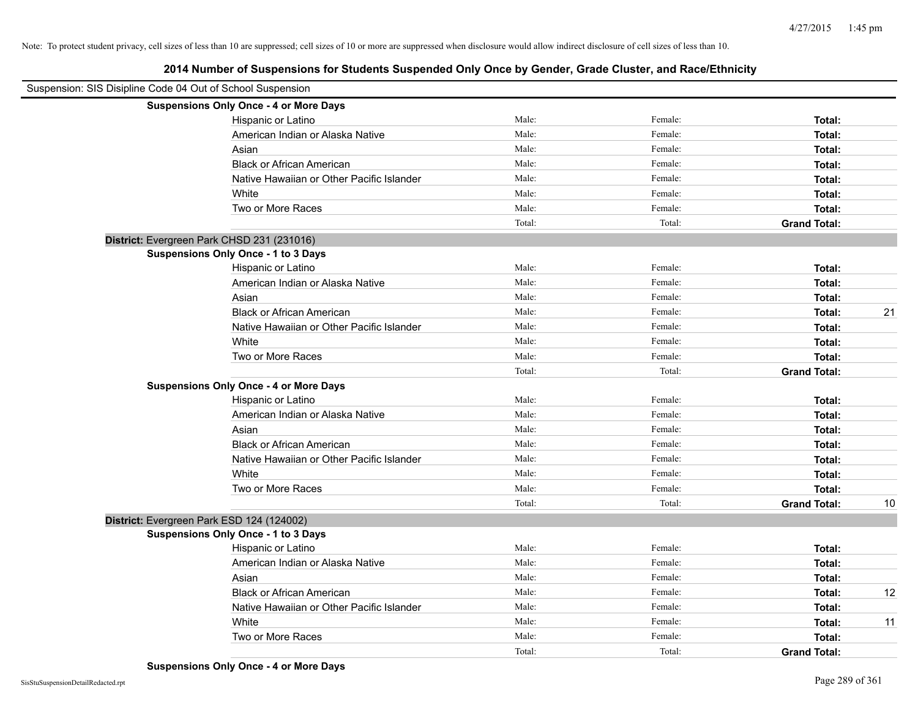Note: To protect student privacy, cell sizes of less than 10 are suppressed; cell sizes of 10 or more are suppressed when disclosure would allow indirect disclosure of cell sizes of less than 10.

## 2014 Number of Suspensions for Students Suspended Only Once by Gender, Grade Cluster, and Race/Ethnicity

Suspension: SIS Disipline Code 04 Out of School Suspension

**Suspensions Only Once - 4 or More Days**

| | | | | |
|---|---|---|---|---|
| Hispanic or Latino | Male: | Female: | **Total:** | |
| American Indian or Alaska Native | Male: | Female: | **Total:** | |
| Asian | Male: | Female: | **Total:** | |
| Black or African American | Male: | Female: | **Total:** | |
| Native Hawaiian or Other Pacific Islander | Male: | Female: | **Total:** | |
| White | Male: | Female: | **Total:** | |
| Two or More Races | Male: | Female: | **Total:** | |
| | Total: | Total: | **Grand Total:** | |

**District:** Evergreen Park CHSD 231 (231016)

**Suspensions Only Once - 1 to 3 Days**

| | | | | |
|---|---|---|---|---|
| Hispanic or Latino | Male: | Female: | **Total:** | |
| American Indian or Alaska Native | Male: | Female: | **Total:** | |
| Asian | Male: | Female: | **Total:** | |
| Black or African American | Male: | Female: | **Total:** | 21 |
| Native Hawaiian or Other Pacific Islander | Male: | Female: | **Total:** | |
| White | Male: | Female: | **Total:** | |
| Two or More Races | Male: | Female: | **Total:** | |
| | Total: | Total: | **Grand Total:** | |

**Suspensions Only Once - 4 or More Days**

| | | | | |
|---|---|---|---|---|
| Hispanic or Latino | Male: | Female: | **Total:** | |
| American Indian or Alaska Native | Male: | Female: | **Total:** | |
| Asian | Male: | Female: | **Total:** | |
| Black or African American | Male: | Female: | **Total:** | |
| Native Hawaiian or Other Pacific Islander | Male: | Female: | **Total:** | |
| White | Male: | Female: | **Total:** | |
| Two or More Races | Male: | Female: | **Total:** | |
| | Total: | Total: | **Grand Total:** | 10 |

**District:** Evergreen Park ESD 124 (124002)

**Suspensions Only Once - 1 to 3 Days**

| | | | | |
|---|---|---|---|---|
| Hispanic or Latino | Male: | Female: | **Total:** | |
| American Indian or Alaska Native | Male: | Female: | **Total:** | |
| Asian | Male: | Female: | **Total:** | |
| Black or African American | Male: | Female: | **Total:** | 12 |
| Native Hawaiian or Other Pacific Islander | Male: | Female: | **Total:** | |
| White | Male: | Female: | **Total:** | 11 |
| Two or More Races | Male: | Female: | **Total:** | |
| | Total: | Total: | **Grand Total:** | |

**Suspensions Only Once - 4 or More Days**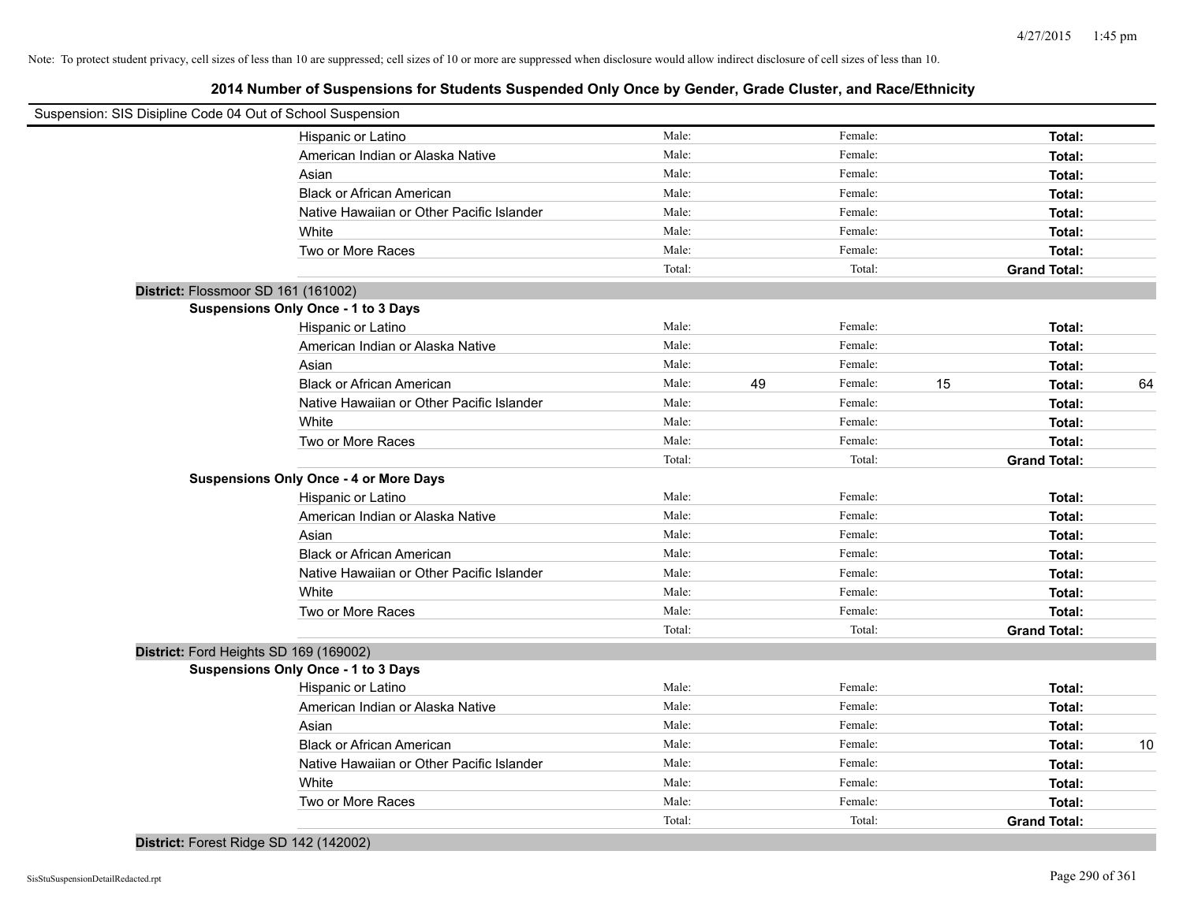Note: To protect student privacy, cell sizes of less than 10 are suppressed; cell sizes of 10 or more are suppressed when disclosure would allow indirect disclosure of cell sizes of less than 10.

## 2014 Number of Suspensions for Students Suspended Only Once by Gender, Grade Cluster, and Race/Ethnicity

Suspension: SIS Disipline Code 04 Out of School Suspension

| | Male: | | Female: | | Total: | |
|---|---|---|---|---|---|---|
| Hispanic or Latino | Male: | | Female: | | **Total:** | |
| American Indian or Alaska Native | Male: | | Female: | | **Total:** | |
| Asian | Male: | | Female: | | **Total:** | |
| Black or African American | Male: | | Female: | | **Total:** | |
| Native Hawaiian or Other Pacific Islander | Male: | | Female: | | **Total:** | |
| White | Male: | | Female: | | **Total:** | |
| Two or More Races | Male: | | Female: | | **Total:** | |
| | Total: | | Total: | | **Grand Total:** | |

**District:** Flossmoor SD 161 (161002)

**Suspensions Only Once - 1 to 3 Days**

| | | | | | | |
|---|---|---|---|---|---|---|
| Hispanic or Latino | Male: | | Female: | | **Total:** | |
| American Indian or Alaska Native | Male: | | Female: | | **Total:** | |
| Asian | Male: | | Female: | | **Total:** | |
| Black or African American | Male: | 49 | Female: | 15 | **Total:** | 64 |
| Native Hawaiian or Other Pacific Islander | Male: | | Female: | | **Total:** | |
| White | Male: | | Female: | | **Total:** | |
| Two or More Races | Male: | | Female: | | **Total:** | |
| | Total: | | Total: | | **Grand Total:** | |

**Suspensions Only Once - 4 or More Days**

| | | | | | | |
|---|---|---|---|---|---|---|
| Hispanic or Latino | Male: | | Female: | | **Total:** | |
| American Indian or Alaska Native | Male: | | Female: | | **Total:** | |
| Asian | Male: | | Female: | | **Total:** | |
| Black or African American | Male: | | Female: | | **Total:** | |
| Native Hawaiian or Other Pacific Islander | Male: | | Female: | | **Total:** | |
| White | Male: | | Female: | | **Total:** | |
| Two or More Races | Male: | | Female: | | **Total:** | |
| | Total: | | Total: | | **Grand Total:** | |

**District:** Ford Heights SD 169 (169002)

**Suspensions Only Once - 1 to 3 Days**

| | | | | | | |
|---|---|---|---|---|---|---|
| Hispanic or Latino | Male: | | Female: | | **Total:** | |
| American Indian or Alaska Native | Male: | | Female: | | **Total:** | |
| Asian | Male: | | Female: | | **Total:** | |
| Black or African American | Male: | | Female: | | **Total:** | 10 |
| Native Hawaiian or Other Pacific Islander | Male: | | Female: | | **Total:** | |
| White | Male: | | Female: | | **Total:** | |
| Two or More Races | Male: | | Female: | | **Total:** | |
| | Total: | | Total: | | **Grand Total:** | |

**District:** Forest Ridge SD 142 (142002)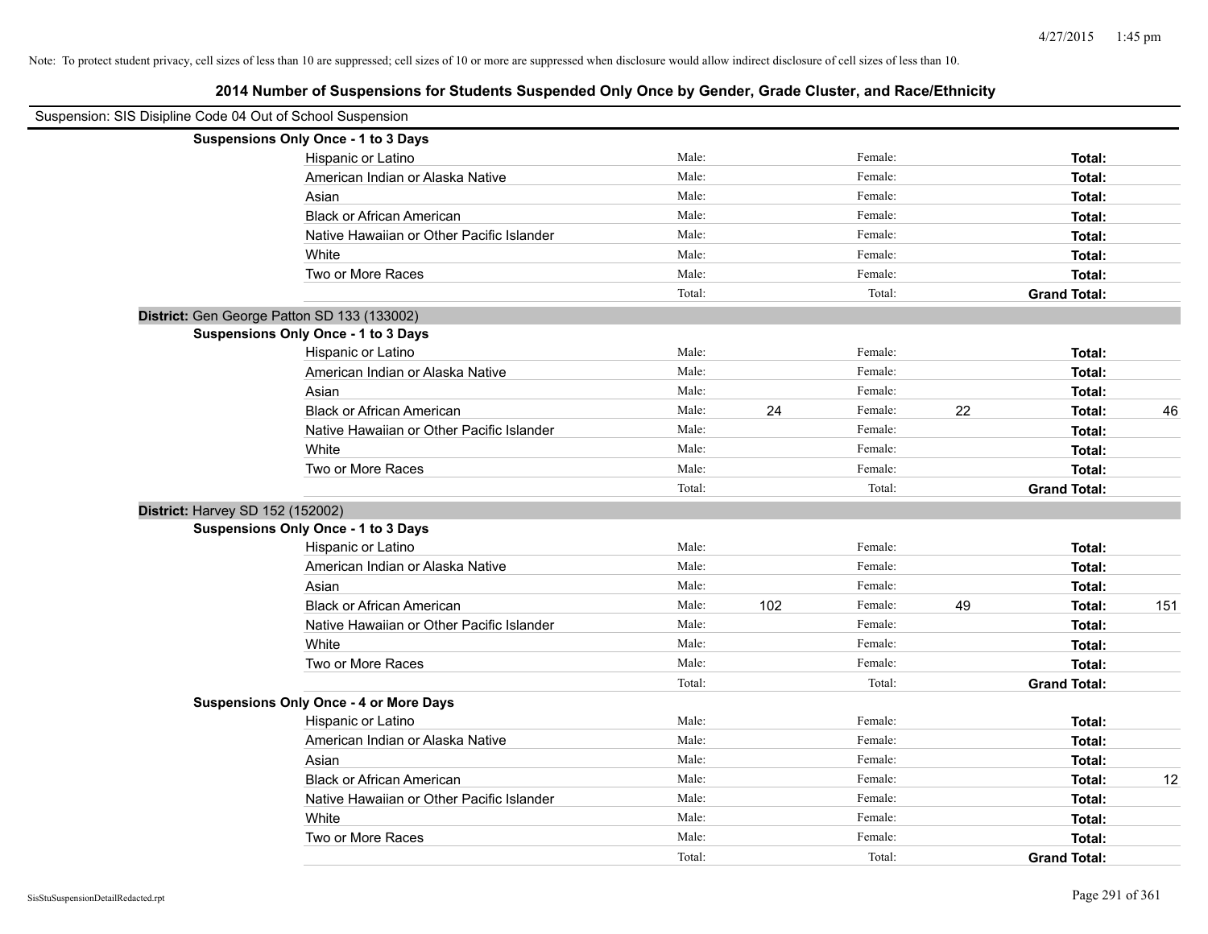Note: To protect student privacy, cell sizes of less than 10 are suppressed; cell sizes of 10 or more are suppressed when disclosure would allow indirect disclosure of cell sizes of less than 10.

## 2014 Number of Suspensions for Students Suspended Only Once by Gender, Grade Cluster, and Race/Ethnicity

Suspension: SIS Disipline Code 04 Out of School Suspension

**Suspensions Only Once - 1 to 3 Days**

| | | | | | | |
|---|---|---|---|---|---|---|
| Hispanic or Latino | Male: | | Female: | | **Total:** | |
| American Indian or Alaska Native | Male: | | Female: | | **Total:** | |
| Asian | Male: | | Female: | | **Total:** | |
| Black or African American | Male: | | Female: | | **Total:** | |
| Native Hawaiian or Other Pacific Islander | Male: | | Female: | | **Total:** | |
| White | Male: | | Female: | | **Total:** | |
| Two or More Races | Male: | | Female: | | **Total:** | |
| | Total: | | Total: | | **Grand Total:** | |

**District:** Gen George Patton SD 133 (133002)

**Suspensions Only Once - 1 to 3 Days**

| | | | | | | |
|---|---|---|---|---|---|---|
| Hispanic or Latino | Male: | | Female: | | **Total:** | |
| American Indian or Alaska Native | Male: | | Female: | | **Total:** | |
| Asian | Male: | | Female: | | **Total:** | |
| Black or African American | Male: | 24 | Female: | 22 | **Total:** | 46 |
| Native Hawaiian or Other Pacific Islander | Male: | | Female: | | **Total:** | |
| White | Male: | | Female: | | **Total:** | |
| Two or More Races | Male: | | Female: | | **Total:** | |
| | Total: | | Total: | | **Grand Total:** | |

**District:** Harvey SD 152 (152002)

**Suspensions Only Once - 1 to 3 Days**

| | | | | | | |
|---|---|---|---|---|---|---|
| Hispanic or Latino | Male: | | Female: | | **Total:** | |
| American Indian or Alaska Native | Male: | | Female: | | **Total:** | |
| Asian | Male: | | Female: | | **Total:** | |
| Black or African American | Male: | 102 | Female: | 49 | **Total:** | 151 |
| Native Hawaiian or Other Pacific Islander | Male: | | Female: | | **Total:** | |
| White | Male: | | Female: | | **Total:** | |
| Two or More Races | Male: | | Female: | | **Total:** | |
| | Total: | | Total: | | **Grand Total:** | |

**Suspensions Only Once - 4 or More Days**

| | | | | | | |
|---|---|---|---|---|---|---|
| Hispanic or Latino | Male: | | Female: | | **Total:** | |
| American Indian or Alaska Native | Male: | | Female: | | **Total:** | |
| Asian | Male: | | Female: | | **Total:** | |
| Black or African American | Male: | | Female: | | **Total:** | 12 |
| Native Hawaiian or Other Pacific Islander | Male: | | Female: | | **Total:** | |
| White | Male: | | Female: | | **Total:** | |
| Two or More Races | Male: | | Female: | | **Total:** | |
| | Total: | | Total: | | **Grand Total:** | |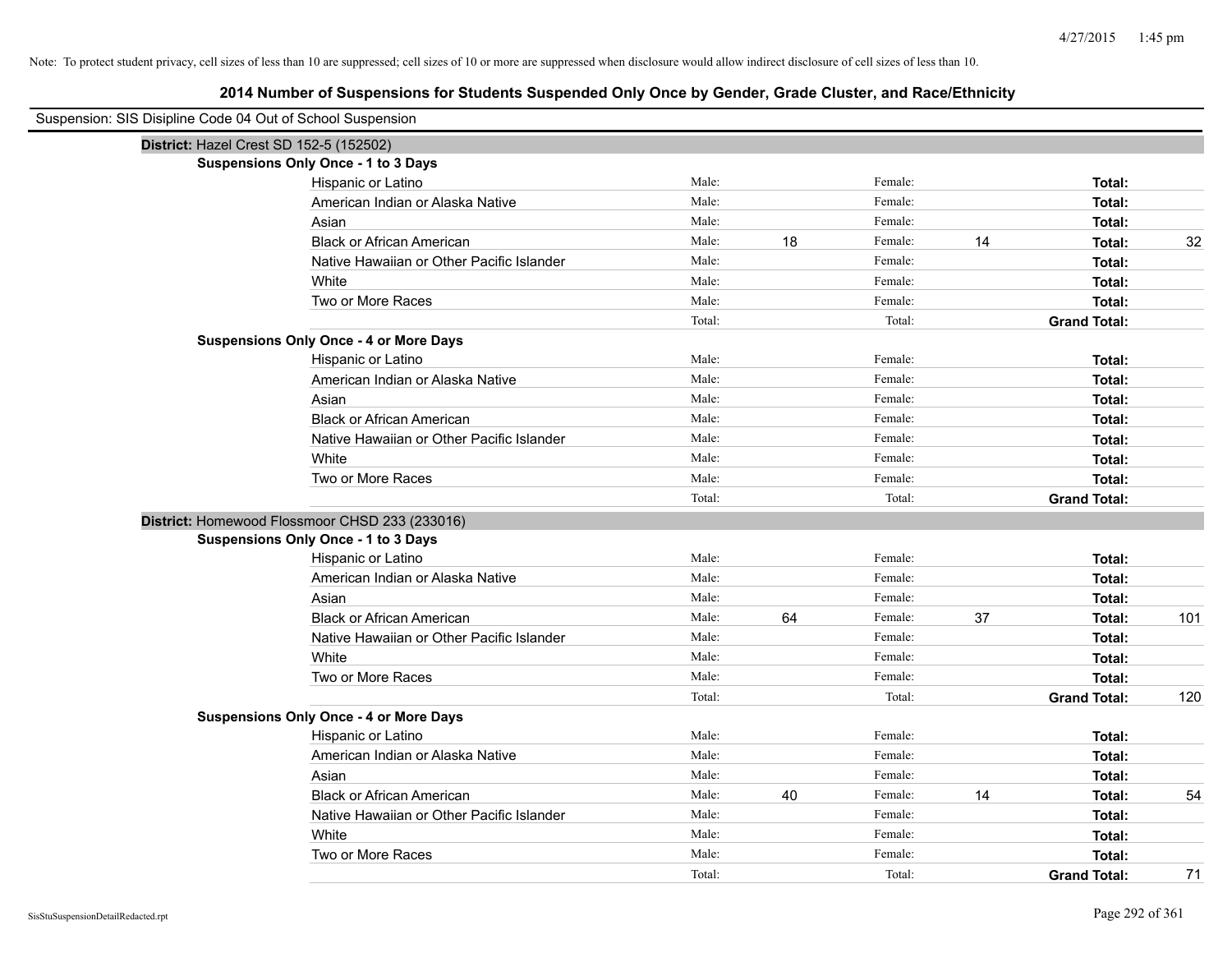Note: To protect student privacy, cell sizes of less than 10 are suppressed; cell sizes of 10 or more are suppressed when disclosure would allow indirect disclosure of cell sizes of less than 10.

## 2014 Number of Suspensions for Students Suspended Only Once by Gender, Grade Cluster, and Race/Ethnicity

Suspension: SIS Disipline Code 04 Out of School Suspension

### District: Hazel Crest SD 152-5 (152502)

**Suspensions Only Once - 1 to 3 Days**

| Race/Ethnicity | Male: | | Female: | | Total: | |
|---|---|---|---|---|---|---|
| Hispanic or Latino | Male: | | Female: | | **Total:** | |
| American Indian or Alaska Native | Male: | | Female: | | **Total:** | |
| Asian | Male: | | Female: | | **Total:** | |
| Black or African American | Male: | 18 | Female: | 14 | **Total:** | 32 |
| Native Hawaiian or Other Pacific Islander | Male: | | Female: | | **Total:** | |
| White | Male: | | Female: | | **Total:** | |
| Two or More Races | Male: | | Female: | | **Total:** | |
| | Total: | | Total: | | **Grand Total:** | |

**Suspensions Only Once - 4 or More Days**

| Race/Ethnicity | Male: | | Female: | | Total: | |
|---|---|---|---|---|---|---|
| Hispanic or Latino | Male: | | Female: | | **Total:** | |
| American Indian or Alaska Native | Male: | | Female: | | **Total:** | |
| Asian | Male: | | Female: | | **Total:** | |
| Black or African American | Male: | | Female: | | **Total:** | |
| Native Hawaiian or Other Pacific Islander | Male: | | Female: | | **Total:** | |
| White | Male: | | Female: | | **Total:** | |
| Two or More Races | Male: | | Female: | | **Total:** | |
| | Total: | | Total: | | **Grand Total:** | |

### District: Homewood Flossmoor CHSD 233 (233016)

**Suspensions Only Once - 1 to 3 Days**

| Race/Ethnicity | Male: | | Female: | | Total: | |
|---|---|---|---|---|---|---|
| Hispanic or Latino | Male: | | Female: | | **Total:** | |
| American Indian or Alaska Native | Male: | | Female: | | **Total:** | |
| Asian | Male: | | Female: | | **Total:** | |
| Black or African American | Male: | 64 | Female: | 37 | **Total:** | 101 |
| Native Hawaiian or Other Pacific Islander | Male: | | Female: | | **Total:** | |
| White | Male: | | Female: | | **Total:** | |
| Two or More Races | Male: | | Female: | | **Total:** | |
| | Total: | | Total: | | **Grand Total:** | 120 |

**Suspensions Only Once - 4 or More Days**

| Race/Ethnicity | Male: | | Female: | | Total: | |
|---|---|---|---|---|---|---|
| Hispanic or Latino | Male: | | Female: | | **Total:** | |
| American Indian or Alaska Native | Male: | | Female: | | **Total:** | |
| Asian | Male: | | Female: | | **Total:** | |
| Black or African American | Male: | 40 | Female: | 14 | **Total:** | 54 |
| Native Hawaiian or Other Pacific Islander | Male: | | Female: | | **Total:** | |
| White | Male: | | Female: | | **Total:** | |
| Two or More Races | Male: | | Female: | | **Total:** | |
| | Total: | | Total: | | **Grand Total:** | 71 |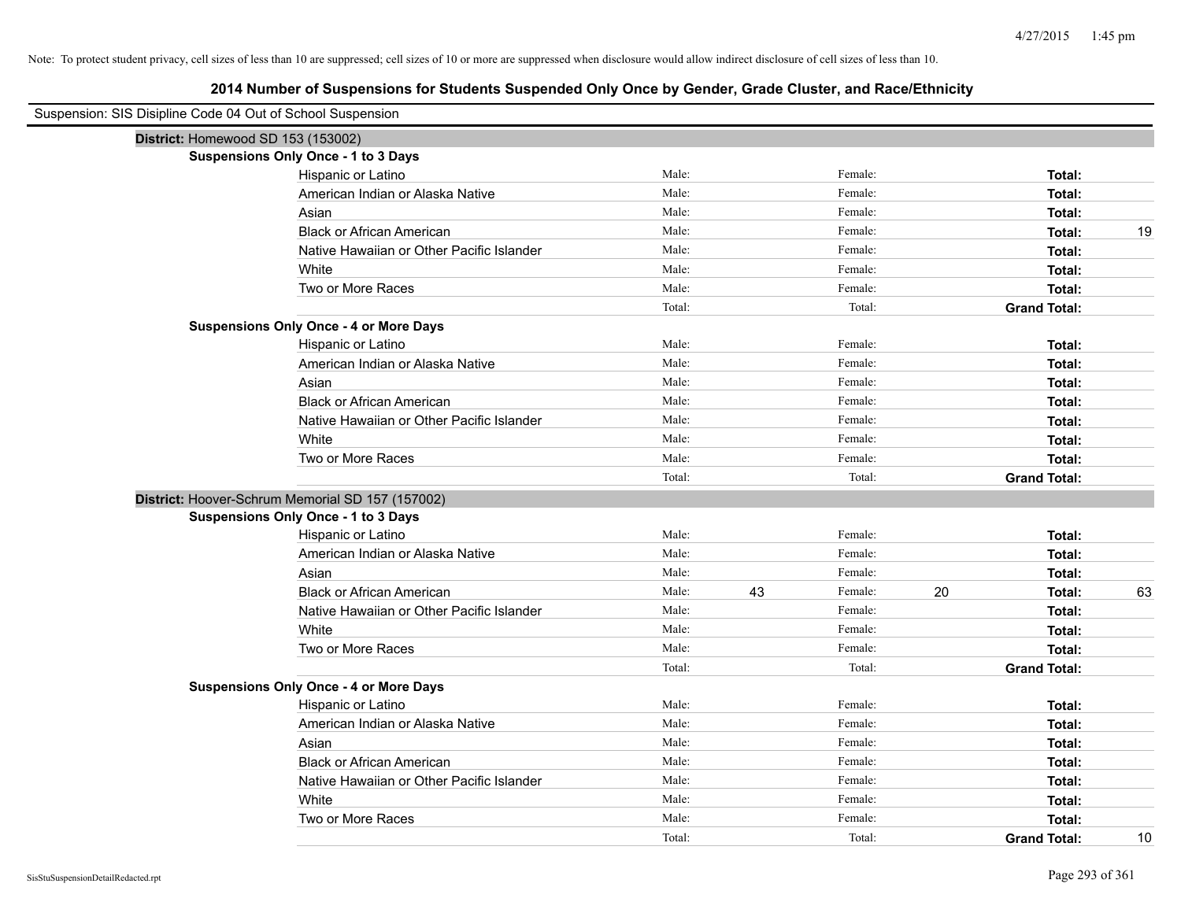Note: To protect student privacy, cell sizes of less than 10 are suppressed; cell sizes of 10 or more are suppressed when disclosure would allow indirect disclosure of cell sizes of less than 10.

## 2014 Number of Suspensions for Students Suspended Only Once by Gender, Grade Cluster, and Race/Ethnicity

Suspension: SIS Disipline Code 04 Out of School Suspension

**District:** Homewood SD 153 (153002)

**Suspensions Only Once - 1 to 3 Days**

| | | | | | | |
|---|---|---|---|---|---|---|
| Hispanic or Latino | Male: | | Female: | | **Total:** | |
| American Indian or Alaska Native | Male: | | Female: | | **Total:** | |
| Asian | Male: | | Female: | | **Total:** | |
| Black or African American | Male: | | Female: | | **Total:** | 19 |
| Native Hawaiian or Other Pacific Islander | Male: | | Female: | | **Total:** | |
| White | Male: | | Female: | | **Total:** | |
| Two or More Races | Male: | | Female: | | **Total:** | |
| | Total: | | Total: | | **Grand Total:** | |

**Suspensions Only Once - 4 or More Days**

| | | | | | | |
|---|---|---|---|---|---|---|
| Hispanic or Latino | Male: | | Female: | | **Total:** | |
| American Indian or Alaska Native | Male: | | Female: | | **Total:** | |
| Asian | Male: | | Female: | | **Total:** | |
| Black or African American | Male: | | Female: | | **Total:** | |
| Native Hawaiian or Other Pacific Islander | Male: | | Female: | | **Total:** | |
| White | Male: | | Female: | | **Total:** | |
| Two or More Races | Male: | | Female: | | **Total:** | |
| | Total: | | Total: | | **Grand Total:** | |

**District:** Hoover-Schrum Memorial SD 157 (157002)

**Suspensions Only Once - 1 to 3 Days**

| | | | | | | |
|---|---|---|---|---|---|---|
| Hispanic or Latino | Male: | | Female: | | **Total:** | |
| American Indian or Alaska Native | Male: | | Female: | | **Total:** | |
| Asian | Male: | | Female: | | **Total:** | |
| Black or African American | Male: | 43 | Female: | 20 | **Total:** | 63 |
| Native Hawaiian or Other Pacific Islander | Male: | | Female: | | **Total:** | |
| White | Male: | | Female: | | **Total:** | |
| Two or More Races | Male: | | Female: | | **Total:** | |
| | Total: | | Total: | | **Grand Total:** | |

**Suspensions Only Once - 4 or More Days**

| | | | | | | |
|---|---|---|---|---|---|---|
| Hispanic or Latino | Male: | | Female: | | **Total:** | |
| American Indian or Alaska Native | Male: | | Female: | | **Total:** | |
| Asian | Male: | | Female: | | **Total:** | |
| Black or African American | Male: | | Female: | | **Total:** | |
| Native Hawaiian or Other Pacific Islander | Male: | | Female: | | **Total:** | |
| White | Male: | | Female: | | **Total:** | |
| Two or More Races | Male: | | Female: | | **Total:** | |
| | Total: | | Total: | | **Grand Total:** | 10 |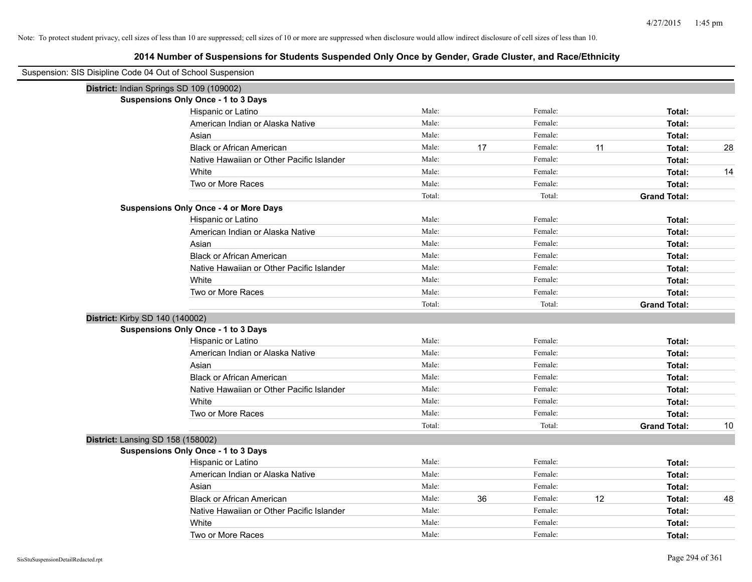Note: To protect student privacy, cell sizes of less than 10 are suppressed; cell sizes of 10 or more are suppressed when disclosure would allow indirect disclosure of cell sizes of less than 10.

## 2014 Number of Suspensions for Students Suspended Only Once by Gender, Grade Cluster, and Race/Ethnicity

Suspension: SIS Disipline Code 04 Out of School Suspension

**District:** Indian Springs SD 109 (109002)

**Suspensions Only Once - 1 to 3 Days**

| Race/Ethnicity | | | | | | |
|---|---|---|---|---|---|---|
| Hispanic or Latino | Male: | | Female: | | **Total:** | |
| American Indian or Alaska Native | Male: | | Female: | | **Total:** | |
| Asian | Male: | | Female: | | **Total:** | |
| Black or African American | Male: | 17 | Female: | 11 | **Total:** | 28 |
| Native Hawaiian or Other Pacific Islander | Male: | | Female: | | **Total:** | |
| White | Male: | | Female: | | **Total:** | 14 |
| Two or More Races | Male: | | Female: | | **Total:** | |
| | Total: | | Total: | | **Grand Total:** | |

**Suspensions Only Once - 4 or More Days**

| Race/Ethnicity | | | | | | |
|---|---|---|---|---|---|---|
| Hispanic or Latino | Male: | | Female: | | **Total:** | |
| American Indian or Alaska Native | Male: | | Female: | | **Total:** | |
| Asian | Male: | | Female: | | **Total:** | |
| Black or African American | Male: | | Female: | | **Total:** | |
| Native Hawaiian or Other Pacific Islander | Male: | | Female: | | **Total:** | |
| White | Male: | | Female: | | **Total:** | |
| Two or More Races | Male: | | Female: | | **Total:** | |
| | Total: | | Total: | | **Grand Total:** | |

**District:** Kirby SD 140 (140002)

**Suspensions Only Once - 1 to 3 Days**

| Race/Ethnicity | | | | | | |
|---|---|---|---|---|---|---|
| Hispanic or Latino | Male: | | Female: | | **Total:** | |
| American Indian or Alaska Native | Male: | | Female: | | **Total:** | |
| Asian | Male: | | Female: | | **Total:** | |
| Black or African American | Male: | | Female: | | **Total:** | |
| Native Hawaiian or Other Pacific Islander | Male: | | Female: | | **Total:** | |
| White | Male: | | Female: | | **Total:** | |
| Two or More Races | Male: | | Female: | | **Total:** | |
| | Total: | | Total: | | **Grand Total:** | 10 |

**District:** Lansing SD 158 (158002)

**Suspensions Only Once - 1 to 3 Days**

| Race/Ethnicity | | | | | | |
|---|---|---|---|---|---|---|
| Hispanic or Latino | Male: | | Female: | | **Total:** | |
| American Indian or Alaska Native | Male: | | Female: | | **Total:** | |
| Asian | Male: | | Female: | | **Total:** | |
| Black or African American | Male: | 36 | Female: | 12 | **Total:** | 48 |
| Native Hawaiian or Other Pacific Islander | Male: | | Female: | | **Total:** | |
| White | Male: | | Female: | | **Total:** | |
| Two or More Races | Male: | | Female: | | **Total:** | |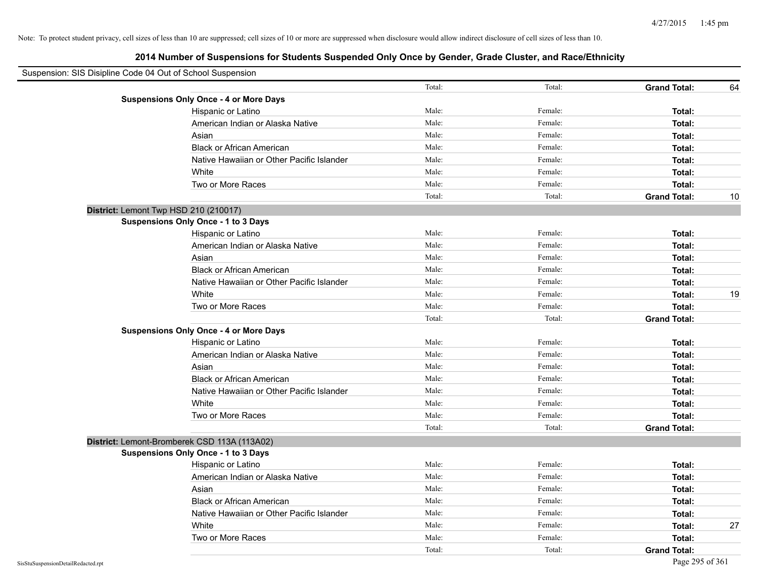Note: To protect student privacy, cell sizes of less than 10 are suppressed; cell sizes of 10 or more are suppressed when disclosure would allow indirect disclosure of cell sizes of less than 10.

## 2014 Number of Suspensions for Students Suspended Only Once by Gender, Grade Cluster, and Race/Ethnicity

Suspension: SIS Disipline Code 04 Out of School Suspension

| | | | | | |
|---|---|---|---|---|---|
| | | Total: | Total: | **Grand Total:** | 64 |
| **Suspensions Only Once - 4 or More Days** | | | | | |
| | Hispanic or Latino | Male: | Female: | **Total:** | |
| | American Indian or Alaska Native | Male: | Female: | **Total:** | |
| | Asian | Male: | Female: | **Total:** | |
| | Black or African American | Male: | Female: | **Total:** | |
| | Native Hawaiian or Other Pacific Islander | Male: | Female: | **Total:** | |
| | White | Male: | Female: | **Total:** | |
| | Two or More Races | Male: | Female: | **Total:** | |
| | | Total: | Total: | **Grand Total:** | 10 |

**District:** Lemont Twp HSD 210 (210017)

| | | | | | |
|---|---|---|---|---|---|
| **Suspensions Only Once - 1 to 3 Days** | | | | | |
| | Hispanic or Latino | Male: | Female: | **Total:** | |
| | American Indian or Alaska Native | Male: | Female: | **Total:** | |
| | Asian | Male: | Female: | **Total:** | |
| | Black or African American | Male: | Female: | **Total:** | |
| | Native Hawaiian or Other Pacific Islander | Male: | Female: | **Total:** | |
| | White | Male: | Female: | **Total:** | 19 |
| | Two or More Races | Male: | Female: | **Total:** | |
| | | Total: | Total: | **Grand Total:** | |
| **Suspensions Only Once - 4 or More Days** | | | | | |
| | Hispanic or Latino | Male: | Female: | **Total:** | |
| | American Indian or Alaska Native | Male: | Female: | **Total:** | |
| | Asian | Male: | Female: | **Total:** | |
| | Black or African American | Male: | Female: | **Total:** | |
| | Native Hawaiian or Other Pacific Islander | Male: | Female: | **Total:** | |
| | White | Male: | Female: | **Total:** | |
| | Two or More Races | Male: | Female: | **Total:** | |
| | | Total: | Total: | **Grand Total:** | |

**District:** Lemont-Bromberek CSD 113A (113A02)

| | | | | | |
|---|---|---|---|---|---|
| **Suspensions Only Once - 1 to 3 Days** | | | | | |
| | Hispanic or Latino | Male: | Female: | **Total:** | |
| | American Indian or Alaska Native | Male: | Female: | **Total:** | |
| | Asian | Male: | Female: | **Total:** | |
| | Black or African American | Male: | Female: | **Total:** | |
| | Native Hawaiian or Other Pacific Islander | Male: | Female: | **Total:** | |
| | White | Male: | Female: | **Total:** | 27 |
| | Two or More Races | Male: | Female: | **Total:** | |
| | | Total: | Total: | **Grand Total:** | |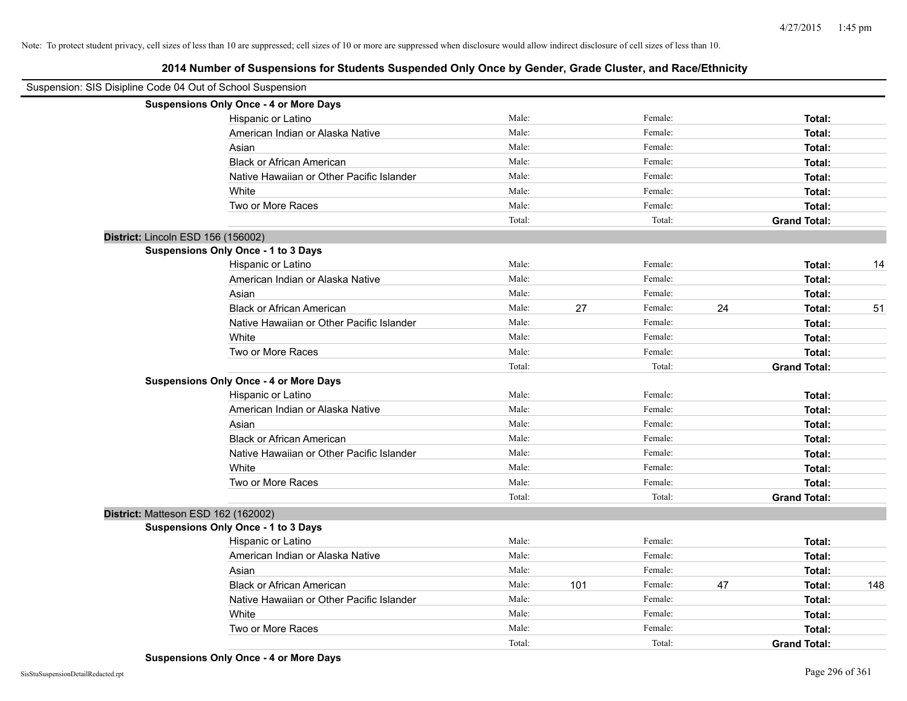Note: To protect student privacy, cell sizes of less than 10 are suppressed; cell sizes of 10 or more are suppressed when disclosure would allow indirect disclosure of cell sizes of less than 10.

## 2014 Number of Suspensions for Students Suspended Only Once by Gender, Grade Cluster, and Race/Ethnicity

Suspension: SIS Disipline Code 04 Out of School Suspension

**Suspensions Only Once - 4 or More Days**

| | Male: | | Female: | | Total: | |
|---|---|---|---|---|---|---|
| Hispanic or Latino | Male: | | Female: | | **Total:** | |
| American Indian or Alaska Native | Male: | | Female: | | **Total:** | |
| Asian | Male: | | Female: | | **Total:** | |
| Black or African American | Male: | | Female: | | **Total:** | |
| Native Hawaiian or Other Pacific Islander | Male: | | Female: | | **Total:** | |
| White | Male: | | Female: | | **Total:** | |
| Two or More Races | Male: | | Female: | | **Total:** | |
| | Total: | | Total: | | **Grand Total:** | |

**District:** Lincoln ESD 156 (156002)

**Suspensions Only Once - 1 to 3 Days**

| | Male: | | Female: | | Total: | |
|---|---|---|---|---|---|---|
| Hispanic or Latino | Male: | | Female: | | **Total:** | 14 |
| American Indian or Alaska Native | Male: | | Female: | | **Total:** | |
| Asian | Male: | | Female: | | **Total:** | |
| Black or African American | Male: | 27 | Female: | 24 | **Total:** | 51 |
| Native Hawaiian or Other Pacific Islander | Male: | | Female: | | **Total:** | |
| White | Male: | | Female: | | **Total:** | |
| Two or More Races | Male: | | Female: | | **Total:** | |
| | Total: | | Total: | | **Grand Total:** | |

**Suspensions Only Once - 4 or More Days**

| | Male: | | Female: | | Total: | |
|---|---|---|---|---|---|---|
| Hispanic or Latino | Male: | | Female: | | **Total:** | |
| American Indian or Alaska Native | Male: | | Female: | | **Total:** | |
| Asian | Male: | | Female: | | **Total:** | |
| Black or African American | Male: | | Female: | | **Total:** | |
| Native Hawaiian or Other Pacific Islander | Male: | | Female: | | **Total:** | |
| White | Male: | | Female: | | **Total:** | |
| Two or More Races | Male: | | Female: | | **Total:** | |
| | Total: | | Total: | | **Grand Total:** | |

**District:** Matteson ESD 162 (162002)

**Suspensions Only Once - 1 to 3 Days**

| | Male: | | Female: | | Total: | |
|---|---|---|---|---|---|---|
| Hispanic or Latino | Male: | | Female: | | **Total:** | |
| American Indian or Alaska Native | Male: | | Female: | | **Total:** | |
| Asian | Male: | | Female: | | **Total:** | |
| Black or African American | Male: | 101 | Female: | 47 | **Total:** | 148 |
| Native Hawaiian or Other Pacific Islander | Male: | | Female: | | **Total:** | |
| White | Male: | | Female: | | **Total:** | |
| Two or More Races | Male: | | Female: | | **Total:** | |
| | Total: | | Total: | | **Grand Total:** | |

**Suspensions Only Once - 4 or More Days**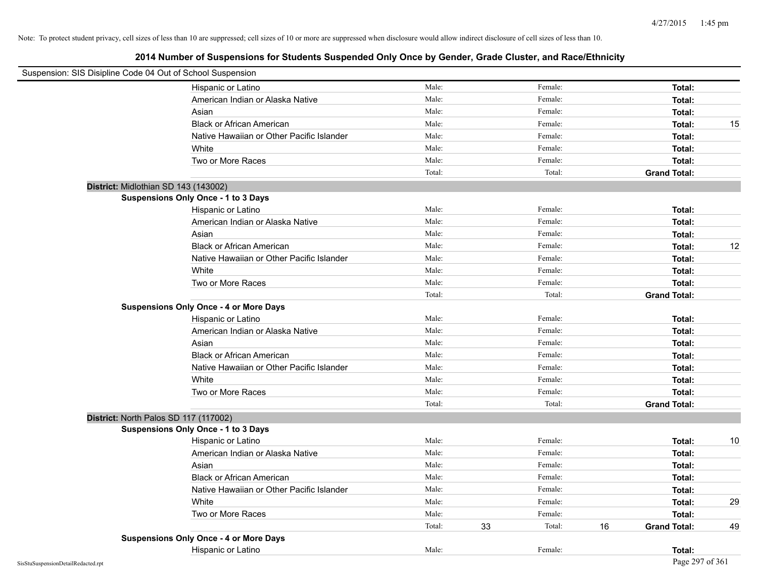Note: To protect student privacy, cell sizes of less than 10 are suppressed; cell sizes of 10 or more are suppressed when disclosure would allow indirect disclosure of cell sizes of less than 10.

## 2014 Number of Suspensions for Students Suspended Only Once by Gender, Grade Cluster, and Race/Ethnicity

Suspension: SIS Disipline Code 04 Out of School Suspension

| | | | | | | |
|---|---|---|---|---|---|---|
| Hispanic or Latino | Male: | | Female: | | **Total:** | |
| American Indian or Alaska Native | Male: | | Female: | | **Total:** | |
| Asian | Male: | | Female: | | **Total:** | |
| Black or African American | Male: | | Female: | | **Total:** | 15 |
| Native Hawaiian or Other Pacific Islander | Male: | | Female: | | **Total:** | |
| White | Male: | | Female: | | **Total:** | |
| Two or More Races | Male: | | Female: | | **Total:** | |
| | Total: | | Total: | | **Grand Total:** | |

**District:** Midlothian SD 143 (143002)

**Suspensions Only Once - 1 to 3 Days**

| | | | | | | |
|---|---|---|---|---|---|---|
| Hispanic or Latino | Male: | | Female: | | **Total:** | |
| American Indian or Alaska Native | Male: | | Female: | | **Total:** | |
| Asian | Male: | | Female: | | **Total:** | |
| Black or African American | Male: | | Female: | | **Total:** | 12 |
| Native Hawaiian or Other Pacific Islander | Male: | | Female: | | **Total:** | |
| White | Male: | | Female: | | **Total:** | |
| Two or More Races | Male: | | Female: | | **Total:** | |
| | Total: | | Total: | | **Grand Total:** | |

**Suspensions Only Once - 4 or More Days**

| | | | | | | |
|---|---|---|---|---|---|---|
| Hispanic or Latino | Male: | | Female: | | **Total:** | |
| American Indian or Alaska Native | Male: | | Female: | | **Total:** | |
| Asian | Male: | | Female: | | **Total:** | |
| Black or African American | Male: | | Female: | | **Total:** | |
| Native Hawaiian or Other Pacific Islander | Male: | | Female: | | **Total:** | |
| White | Male: | | Female: | | **Total:** | |
| Two or More Races | Male: | | Female: | | **Total:** | |
| | Total: | | Total: | | **Grand Total:** | |

**District:** North Palos SD 117 (117002)

**Suspensions Only Once - 1 to 3 Days**

| | | | | | | |
|---|---|---|---|---|---|---|
| Hispanic or Latino | Male: | | Female: | | **Total:** | 10 |
| American Indian or Alaska Native | Male: | | Female: | | **Total:** | |
| Asian | Male: | | Female: | | **Total:** | |
| Black or African American | Male: | | Female: | | **Total:** | |
| Native Hawaiian or Other Pacific Islander | Male: | | Female: | | **Total:** | |
| White | Male: | | Female: | | **Total:** | 29 |
| Two or More Races | Male: | | Female: | | **Total:** | |
| | Total: | 33 | Total: | 16 | **Grand Total:** | 49 |

**Suspensions Only Once - 4 or More Days**

| | | | | | | |
|---|---|---|---|---|---|---|
| Hispanic or Latino | Male: | | Female: | | **Total:** | |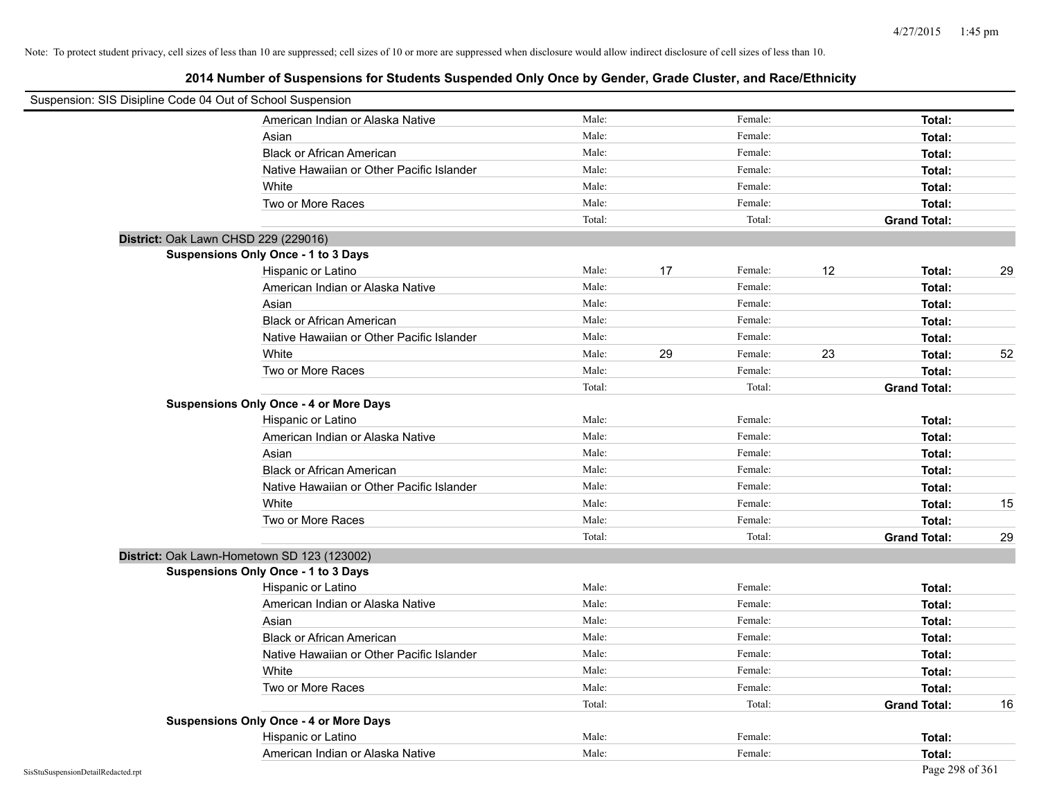Note: To protect student privacy, cell sizes of less than 10 are suppressed; cell sizes of 10 or more are suppressed when disclosure would allow indirect disclosure of cell sizes of less than 10.

## 2014 Number of Suspensions for Students Suspended Only Once by Gender, Grade Cluster, and Race/Ethnicity

Suspension: SIS Disipline Code 04 Out of School Suspension

| | | | | | | | |
|---|---|---|---|---|---|---|---|
| American Indian or Alaska Native | Male: | | Female: | | Total: | |
| Asian | Male: | | Female: | | Total: | |
| Black or African American | Male: | | Female: | | Total: | |
| Native Hawaiian or Other Pacific Islander | Male: | | Female: | | Total: | |
| White | Male: | | Female: | | Total: | |
| Two or More Races | Male: | | Female: | | Total: | |
| | Total: | | Total: | | **Grand Total:** | |

**District:** Oak Lawn CHSD 229 (229016)

**Suspensions Only Once - 1 to 3 Days**

| | | | | | | |
|---|---|---|---|---|---|---|
| Hispanic or Latino | Male: | 17 | Female: | 12 | **Total:** | 29 |
| American Indian or Alaska Native | Male: | | Female: | | **Total:** | |
| Asian | Male: | | Female: | | **Total:** | |
| Black or African American | Male: | | Female: | | **Total:** | |
| Native Hawaiian or Other Pacific Islander | Male: | | Female: | | **Total:** | |
| White | Male: | 29 | Female: | 23 | **Total:** | 52 |
| Two or More Races | Male: | | Female: | | **Total:** | |
| | Total: | | Total: | | **Grand Total:** | |

**Suspensions Only Once - 4 or More Days**

| | | | | | | |
|---|---|---|---|---|---|---|
| Hispanic or Latino | Male: | | Female: | | **Total:** | |
| American Indian or Alaska Native | Male: | | Female: | | **Total:** | |
| Asian | Male: | | Female: | | **Total:** | |
| Black or African American | Male: | | Female: | | **Total:** | |
| Native Hawaiian or Other Pacific Islander | Male: | | Female: | | **Total:** | |
| White | Male: | | Female: | | **Total:** | 15 |
| Two or More Races | Male: | | Female: | | **Total:** | |
| | Total: | | Total: | | **Grand Total:** | 29 |

**District:** Oak Lawn-Hometown SD 123 (123002)

**Suspensions Only Once - 1 to 3 Days**

| | | | | | | |
|---|---|---|---|---|---|---|
| Hispanic or Latino | Male: | | Female: | | **Total:** | |
| American Indian or Alaska Native | Male: | | Female: | | **Total:** | |
| Asian | Male: | | Female: | | **Total:** | |
| Black or African American | Male: | | Female: | | **Total:** | |
| Native Hawaiian or Other Pacific Islander | Male: | | Female: | | **Total:** | |
| White | Male: | | Female: | | **Total:** | |
| Two or More Races | Male: | | Female: | | **Total:** | |
| | Total: | | Total: | | **Grand Total:** | 16 |

**Suspensions Only Once - 4 or More Days**

| | | | | | | |
|---|---|---|---|---|---|---|
| Hispanic or Latino | Male: | | Female: | | **Total:** | |
| American Indian or Alaska Native | Male: | | Female: | | **Total:** | |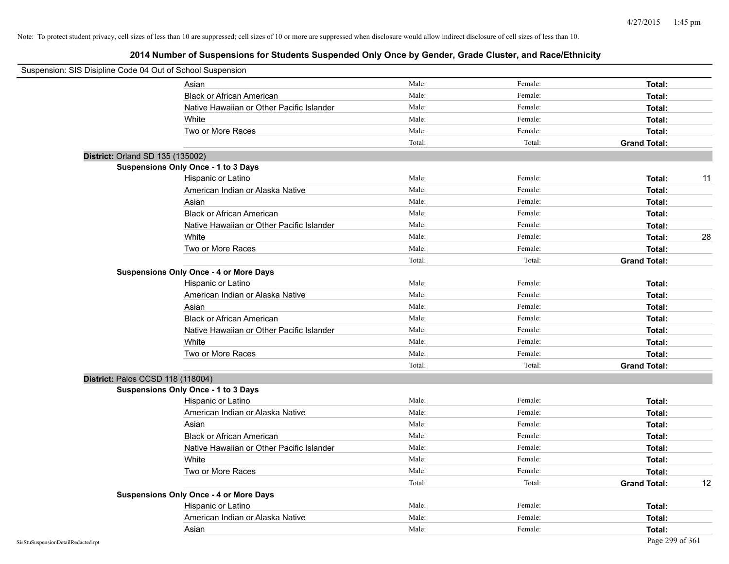Note: To protect student privacy, cell sizes of less than 10 are suppressed; cell sizes of 10 or more are suppressed when disclosure would allow indirect disclosure of cell sizes of less than 10.

## 2014 Number of Suspensions for Students Suspended Only Once by Gender, Grade Cluster, and Race/Ethnicity

Suspension: SIS Disipline Code 04 Out of School Suspension

| | Male: | Female: | Total: | |
|---|---|---|---|---|
| Asian | Male: | Female: | **Total:** | |
| Black or African American | Male: | Female: | **Total:** | |
| Native Hawaiian or Other Pacific Islander | Male: | Female: | **Total:** | |
| White | Male: | Female: | **Total:** | |
| Two or More Races | Male: | Female: | **Total:** | |
| | Total: | Total: | **Grand Total:** | |

**District:** Orland SD 135 (135002)

**Suspensions Only Once - 1 to 3 Days**

| | Male | Female | Total | |
|---|---|---|---|---|
| Hispanic or Latino | Male: | Female: | **Total:** | 11 |
| American Indian or Alaska Native | Male: | Female: | **Total:** | |
| Asian | Male: | Female: | **Total:** | |
| Black or African American | Male: | Female: | **Total:** | |
| Native Hawaiian or Other Pacific Islander | Male: | Female: | **Total:** | |
| White | Male: | Female: | **Total:** | 28 |
| Two or More Races | Male: | Female: | **Total:** | |
| | Total: | Total: | **Grand Total:** | |

**Suspensions Only Once - 4 or More Days**

| | Male | Female | Total | |
|---|---|---|---|---|
| Hispanic or Latino | Male: | Female: | **Total:** | |
| American Indian or Alaska Native | Male: | Female: | **Total:** | |
| Asian | Male: | Female: | **Total:** | |
| Black or African American | Male: | Female: | **Total:** | |
| Native Hawaiian or Other Pacific Islander | Male: | Female: | **Total:** | |
| White | Male: | Female: | **Total:** | |
| Two or More Races | Male: | Female: | **Total:** | |
| | Total: | Total: | **Grand Total:** | |

**District:** Palos CCSD 118 (118004)

**Suspensions Only Once - 1 to 3 Days**

| | Male | Female | Total | |
|---|---|---|---|---|
| Hispanic or Latino | Male: | Female: | **Total:** | |
| American Indian or Alaska Native | Male: | Female: | **Total:** | |
| Asian | Male: | Female: | **Total:** | |
| Black or African American | Male: | Female: | **Total:** | |
| Native Hawaiian or Other Pacific Islander | Male: | Female: | **Total:** | |
| White | Male: | Female: | **Total:** | |
| Two or More Races | Male: | Female: | **Total:** | |
| | Total: | Total: | **Grand Total:** | 12 |

**Suspensions Only Once - 4 or More Days**

| | Male | Female | Total | |
|---|---|---|---|---|
| Hispanic or Latino | Male: | Female: | **Total:** | |
| American Indian or Alaska Native | Male: | Female: | **Total:** | |
| Asian | Male: | Female: | **Total:** | |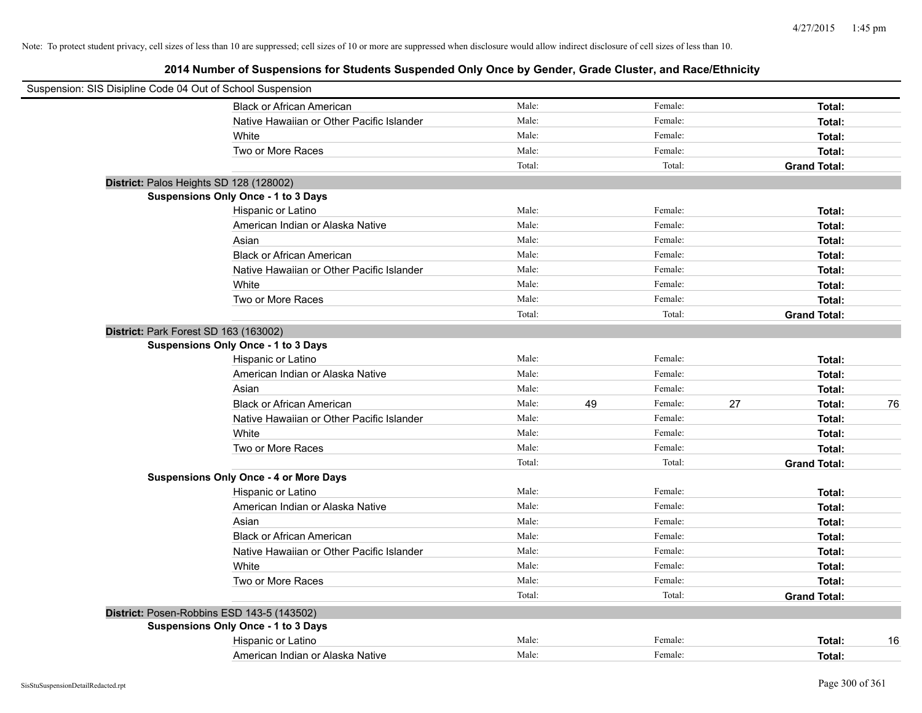Note: To protect student privacy, cell sizes of less than 10 are suppressed; cell sizes of 10 or more are suppressed when disclosure would allow indirect disclosure of cell sizes of less than 10.

## 2014 Number of Suspensions for Students Suspended Only Once by Gender, Grade Cluster, and Race/Ethnicity

Suspension: SIS Disipline Code 04 Out of School Suspension

| | | | | | | | |
|---|---|---|---|---|---|---|---|
| Black or African American | Male: | | Female: | | **Total:** | |
| Native Hawaiian or Other Pacific Islander | Male: | | Female: | | **Total:** | |
| White | Male: | | Female: | | **Total:** | |
| Two or More Races | Male: | | Female: | | **Total:** | |
| | Total: | | Total: | | **Grand Total:** | |

**District:** Palos Heights SD 128 (128002)

**Suspensions Only Once - 1 to 3 Days**

| | | | | | | |
|---|---|---|---|---|---|---|
| Hispanic or Latino | Male: | | Female: | | **Total:** | |
| American Indian or Alaska Native | Male: | | Female: | | **Total:** | |
| Asian | Male: | | Female: | | **Total:** | |
| Black or African American | Male: | | Female: | | **Total:** | |
| Native Hawaiian or Other Pacific Islander | Male: | | Female: | | **Total:** | |
| White | Male: | | Female: | | **Total:** | |
| Two or More Races | Male: | | Female: | | **Total:** | |
| | Total: | | Total: | | **Grand Total:** | |

**District:** Park Forest SD 163 (163002)

**Suspensions Only Once - 1 to 3 Days**

| | | | | | | |
|---|---|---|---|---|---|---|
| Hispanic or Latino | Male: | | Female: | | **Total:** | |
| American Indian or Alaska Native | Male: | | Female: | | **Total:** | |
| Asian | Male: | | Female: | | **Total:** | |
| Black or African American | Male: | 49 | Female: | 27 | **Total:** | 76 |
| Native Hawaiian or Other Pacific Islander | Male: | | Female: | | **Total:** | |
| White | Male: | | Female: | | **Total:** | |
| Two or More Races | Male: | | Female: | | **Total:** | |
| | Total: | | Total: | | **Grand Total:** | |

**Suspensions Only Once - 4 or More Days**

| | | | | | | |
|---|---|---|---|---|---|---|
| Hispanic or Latino | Male: | | Female: | | **Total:** | |
| American Indian or Alaska Native | Male: | | Female: | | **Total:** | |
| Asian | Male: | | Female: | | **Total:** | |
| Black or African American | Male: | | Female: | | **Total:** | |
| Native Hawaiian or Other Pacific Islander | Male: | | Female: | | **Total:** | |
| White | Male: | | Female: | | **Total:** | |
| Two or More Races | Male: | | Female: | | **Total:** | |
| | Total: | | Total: | | **Grand Total:** | |

**District:** Posen-Robbins ESD 143-5 (143502)

**Suspensions Only Once - 1 to 3 Days**

| | | | | | | |
|---|---|---|---|---|---|---|
| Hispanic or Latino | Male: | | Female: | | **Total:** | 16 |
| American Indian or Alaska Native | Male: | | Female: | | **Total:** | |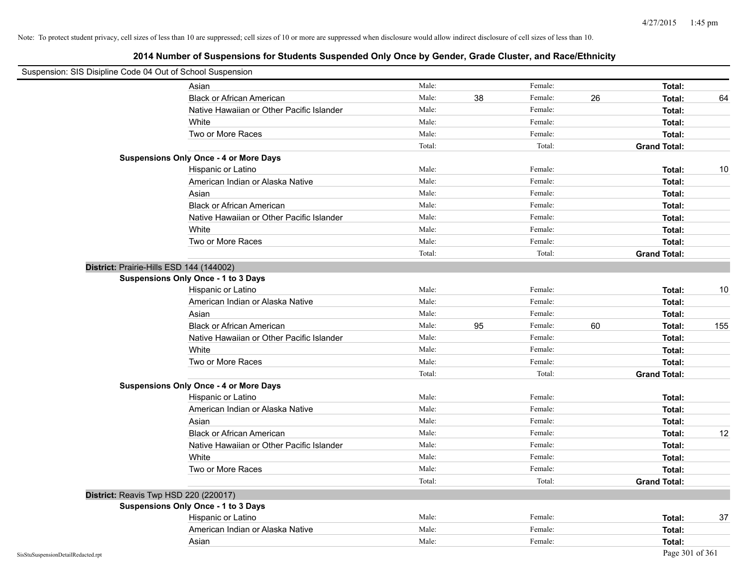Note: To protect student privacy, cell sizes of less than 10 are suppressed; cell sizes of 10 or more are suppressed when disclosure would allow indirect disclosure of cell sizes of less than 10.

## 2014 Number of Suspensions for Students Suspended Only Once by Gender, Grade Cluster, and Race/Ethnicity

Suspension: SIS Disipline Code 04 Out of School Suspension

| | | | | | | |
|---|---|---|---|---|---|---|
| Asian | Male: | | Female: | | **Total:** | |
| Black or African American | Male: | 38 | Female: | 26 | **Total:** | 64 |
| Native Hawaiian or Other Pacific Islander | Male: | | Female: | | **Total:** | |
| White | Male: | | Female: | | **Total:** | |
| Two or More Races | Male: | | Female: | | **Total:** | |
| | Total: | | Total: | | **Grand Total:** | |

**Suspensions Only Once - 4 or More Days**

| | | | | | | |
|---|---|---|---|---|---|---|
| Hispanic or Latino | Male: | | Female: | | **Total:** | 10 |
| American Indian or Alaska Native | Male: | | Female: | | **Total:** | |
| Asian | Male: | | Female: | | **Total:** | |
| Black or African American | Male: | | Female: | | **Total:** | |
| Native Hawaiian or Other Pacific Islander | Male: | | Female: | | **Total:** | |
| White | Male: | | Female: | | **Total:** | |
| Two or More Races | Male: | | Female: | | **Total:** | |
| | Total: | | Total: | | **Grand Total:** | |

**District:** Prairie-Hills ESD 144 (144002)

**Suspensions Only Once - 1 to 3 Days**

| | | | | | | |
|---|---|---|---|---|---|---|
| Hispanic or Latino | Male: | | Female: | | **Total:** | 10 |
| American Indian or Alaska Native | Male: | | Female: | | **Total:** | |
| Asian | Male: | | Female: | | **Total:** | |
| Black or African American | Male: | 95 | Female: | 60 | **Total:** | 155 |
| Native Hawaiian or Other Pacific Islander | Male: | | Female: | | **Total:** | |
| White | Male: | | Female: | | **Total:** | |
| Two or More Races | Male: | | Female: | | **Total:** | |
| | Total: | | Total: | | **Grand Total:** | |

**Suspensions Only Once - 4 or More Days**

| | | | | | | |
|---|---|---|---|---|---|---|
| Hispanic or Latino | Male: | | Female: | | **Total:** | |
| American Indian or Alaska Native | Male: | | Female: | | **Total:** | |
| Asian | Male: | | Female: | | **Total:** | |
| Black or African American | Male: | | Female: | | **Total:** | 12 |
| Native Hawaiian or Other Pacific Islander | Male: | | Female: | | **Total:** | |
| White | Male: | | Female: | | **Total:** | |
| Two or More Races | Male: | | Female: | | **Total:** | |
| | Total: | | Total: | | **Grand Total:** | |

**District:** Reavis Twp HSD 220 (220017)

**Suspensions Only Once - 1 to 3 Days**

| | | | | | | |
|---|---|---|---|---|---|---|
| Hispanic or Latino | Male: | | Female: | | **Total:** | 37 |
| American Indian or Alaska Native | Male: | | Female: | | **Total:** | |
| Asian | Male: | | Female: | | **Total:** | |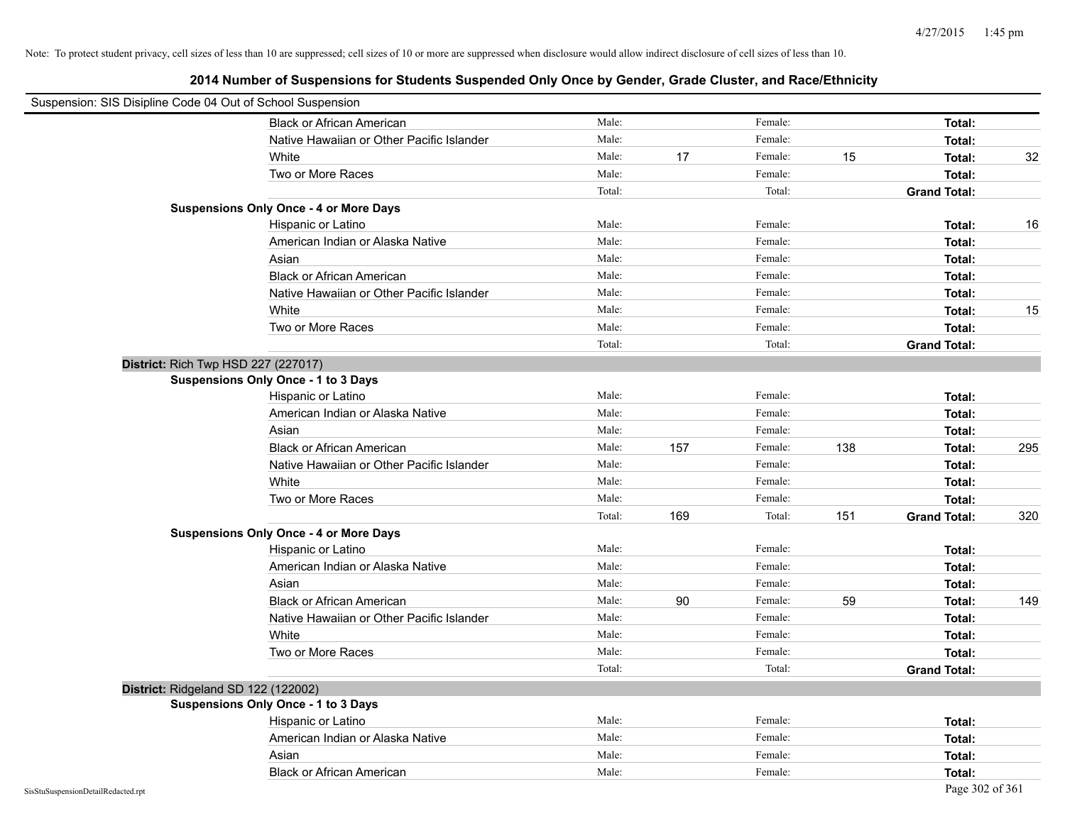Note: To protect student privacy, cell sizes of less than 10 are suppressed; cell sizes of 10 or more are suppressed when disclosure would allow indirect disclosure of cell sizes of less than 10.

## 2014 Number of Suspensions for Students Suspended Only Once by Gender, Grade Cluster, and Race/Ethnicity

Suspension: SIS Disipline Code 04 Out of School Suspension

| | | | | | | |
|---|---|---|---|---|---|---|
| Black or African American | Male: | | Female: | | **Total:** | |
| Native Hawaiian or Other Pacific Islander | Male: | | Female: | | **Total:** | |
| White | Male: | 17 | Female: | 15 | **Total:** | 32 |
| Two or More Races | Male: | | Female: | | **Total:** | |
| | Total: | | Total: | | **Grand Total:** | |

**Suspensions Only Once - 4 or More Days**

| | | | | | | |
|---|---|---|---|---|---|---|
| Hispanic or Latino | Male: | | Female: | | **Total:** | 16 |
| American Indian or Alaska Native | Male: | | Female: | | **Total:** | |
| Asian | Male: | | Female: | | **Total:** | |
| Black or African American | Male: | | Female: | | **Total:** | |
| Native Hawaiian or Other Pacific Islander | Male: | | Female: | | **Total:** | |
| White | Male: | | Female: | | **Total:** | 15 |
| Two or More Races | Male: | | Female: | | **Total:** | |
| | Total: | | Total: | | **Grand Total:** | |

**District:** Rich Twp HSD 227 (227017)

**Suspensions Only Once - 1 to 3 Days**

| | | | | | | |
|---|---|---|---|---|---|---|
| Hispanic or Latino | Male: | | Female: | | **Total:** | |
| American Indian or Alaska Native | Male: | | Female: | | **Total:** | |
| Asian | Male: | | Female: | | **Total:** | |
| Black or African American | Male: | 157 | Female: | 138 | **Total:** | 295 |
| Native Hawaiian or Other Pacific Islander | Male: | | Female: | | **Total:** | |
| White | Male: | | Female: | | **Total:** | |
| Two or More Races | Male: | | Female: | | **Total:** | |
| | Total: | 169 | Total: | 151 | **Grand Total:** | 320 |

**Suspensions Only Once - 4 or More Days**

| | | | | | | |
|---|---|---|---|---|---|---|
| Hispanic or Latino | Male: | | Female: | | **Total:** | |
| American Indian or Alaska Native | Male: | | Female: | | **Total:** | |
| Asian | Male: | | Female: | | **Total:** | |
| Black or African American | Male: | 90 | Female: | 59 | **Total:** | 149 |
| Native Hawaiian or Other Pacific Islander | Male: | | Female: | | **Total:** | |
| White | Male: | | Female: | | **Total:** | |
| Two or More Races | Male: | | Female: | | **Total:** | |
| | Total: | | Total: | | **Grand Total:** | |

**District:** Ridgeland SD 122 (122002)

**Suspensions Only Once - 1 to 3 Days**

| | | | | | | |
|---|---|---|---|---|---|---|
| Hispanic or Latino | Male: | | Female: | | **Total:** | |
| American Indian or Alaska Native | Male: | | Female: | | **Total:** | |
| Asian | Male: | | Female: | | **Total:** | |
| Black or African American | Male: | | Female: | | **Total:** | |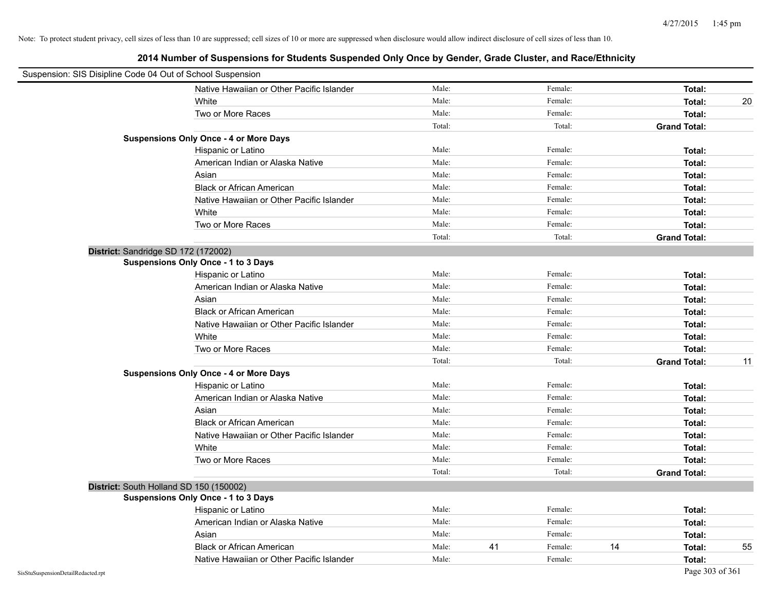Note: To protect student privacy, cell sizes of less than 10 are suppressed; cell sizes of 10 or more are suppressed when disclosure would allow indirect disclosure of cell sizes of less than 10.

## 2014 Number of Suspensions for Students Suspended Only Once by Gender, Grade Cluster, and Race/Ethnicity

Suspension: SIS Disipline Code 04 Out of School Suspension

| | Race/Ethnicity | Male | | Female | | Total | |
|---|---|---|---|---|---|---|---|
| | Native Hawaiian or Other Pacific Islander | Male: | | Female: | | **Total:** | |
| | White | Male: | | Female: | | **Total:** | 20 |
| | Two or More Races | Male: | | Female: | | **Total:** | |
| | | Total: | | Total: | | **Grand Total:** | |
| **Suspensions Only Once - 4 or More Days** | | | | | | | |
| | Hispanic or Latino | Male: | | Female: | | **Total:** | |
| | American Indian or Alaska Native | Male: | | Female: | | **Total:** | |
| | Asian | Male: | | Female: | | **Total:** | |
| | Black or African American | Male: | | Female: | | **Total:** | |
| | Native Hawaiian or Other Pacific Islander | Male: | | Female: | | **Total:** | |
| | White | Male: | | Female: | | **Total:** | |
| | Two or More Races | Male: | | Female: | | **Total:** | |
| | | Total: | | Total: | | **Grand Total:** | |
| **District:** Sandridge SD 172 (172002) | | | | | | | |
| **Suspensions Only Once - 1 to 3 Days** | | | | | | | |
| | Hispanic or Latino | Male: | | Female: | | **Total:** | |
| | American Indian or Alaska Native | Male: | | Female: | | **Total:** | |
| | Asian | Male: | | Female: | | **Total:** | |
| | Black or African American | Male: | | Female: | | **Total:** | |
| | Native Hawaiian or Other Pacific Islander | Male: | | Female: | | **Total:** | |
| | White | Male: | | Female: | | **Total:** | |
| | Two or More Races | Male: | | Female: | | **Total:** | |
| | | Total: | | Total: | | **Grand Total:** | 11 |
| **Suspensions Only Once - 4 or More Days** | | | | | | | |
| | Hispanic or Latino | Male: | | Female: | | **Total:** | |
| | American Indian or Alaska Native | Male: | | Female: | | **Total:** | |
| | Asian | Male: | | Female: | | **Total:** | |
| | Black or African American | Male: | | Female: | | **Total:** | |
| | Native Hawaiian or Other Pacific Islander | Male: | | Female: | | **Total:** | |
| | White | Male: | | Female: | | **Total:** | |
| | Two or More Races | Male: | | Female: | | **Total:** | |
| | | Total: | | Total: | | **Grand Total:** | |
| **District:** South Holland SD 150 (150002) | | | | | | | |
| **Suspensions Only Once - 1 to 3 Days** | | | | | | | |
| | Hispanic or Latino | Male: | | Female: | | **Total:** | |
| | American Indian or Alaska Native | Male: | | Female: | | **Total:** | |
| | Asian | Male: | | Female: | | **Total:** | |
| | Black or African American | Male: | 41 | Female: | 14 | **Total:** | 55 |
| | Native Hawaiian or Other Pacific Islander | Male: | | Female: | | **Total:** | |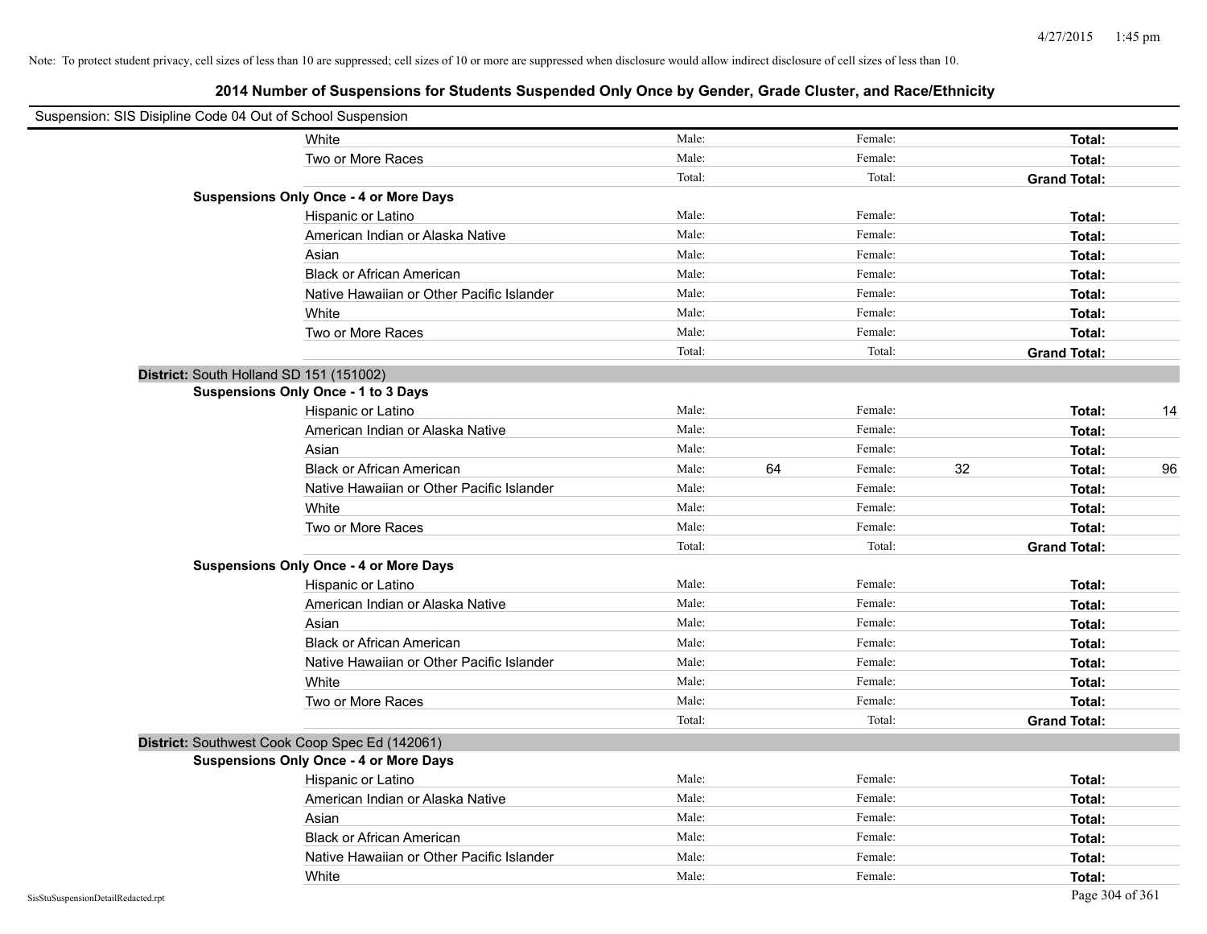Note: To protect student privacy, cell sizes of less than 10 are suppressed; cell sizes of 10 or more are suppressed when disclosure would allow indirect disclosure of cell sizes of less than 10.

## 2014 Number of Suspensions for Students Suspended Only Once by Gender, Grade Cluster, and Race/Ethnicity

Suspension: SIS Disipline Code 04 Out of School Suspension

| | | | | | |
|---|---|---|---|---|---|
| White | Male: | | Female: | | **Total:** |
| Two or More Races | Male: | | Female: | | **Total:** |
| | Total: | | Total: | | **Grand Total:** |

**Suspensions Only Once - 4 or More Days**

| | | | | | |
|---|---|---|---|---|---|
| Hispanic or Latino | Male: | | Female: | | **Total:** |
| American Indian or Alaska Native | Male: | | Female: | | **Total:** |
| Asian | Male: | | Female: | | **Total:** |
| Black or African American | Male: | | Female: | | **Total:** |
| Native Hawaiian or Other Pacific Islander | Male: | | Female: | | **Total:** |
| White | Male: | | Female: | | **Total:** |
| Two or More Races | Male: | | Female: | | **Total:** |
| | Total: | | Total: | | **Grand Total:** |

**District:** South Holland SD 151 (151002)

**Suspensions Only Once - 1 to 3 Days**

| | | | | | | |
|---|---|---|---|---|---|---|
| Hispanic or Latino | Male: | | Female: | | **Total:** | 14 |
| American Indian or Alaska Native | Male: | | Female: | | **Total:** | |
| Asian | Male: | | Female: | | **Total:** | |
| Black or African American | Male: | 64 | Female: | 32 | **Total:** | 96 |
| Native Hawaiian or Other Pacific Islander | Male: | | Female: | | **Total:** | |
| White | Male: | | Female: | | **Total:** | |
| Two or More Races | Male: | | Female: | | **Total:** | |
| | Total: | | Total: | | **Grand Total:** | |

**Suspensions Only Once - 4 or More Days**

| | | | | | |
|---|---|---|---|---|---|
| Hispanic or Latino | Male: | | Female: | | **Total:** |
| American Indian or Alaska Native | Male: | | Female: | | **Total:** |
| Asian | Male: | | Female: | | **Total:** |
| Black or African American | Male: | | Female: | | **Total:** |
| Native Hawaiian or Other Pacific Islander | Male: | | Female: | | **Total:** |
| White | Male: | | Female: | | **Total:** |
| Two or More Races | Male: | | Female: | | **Total:** |
| | Total: | | Total: | | **Grand Total:** |

**District:** Southwest Cook Coop Spec Ed (142061)

**Suspensions Only Once - 4 or More Days**

| | | | | | |
|---|---|---|---|---|---|
| Hispanic or Latino | Male: | | Female: | | **Total:** |
| American Indian or Alaska Native | Male: | | Female: | | **Total:** |
| Asian | Male: | | Female: | | **Total:** |
| Black or African American | Male: | | Female: | | **Total:** |
| Native Hawaiian or Other Pacific Islander | Male: | | Female: | | **Total:** |
| White | Male: | | Female: | | **Total:** |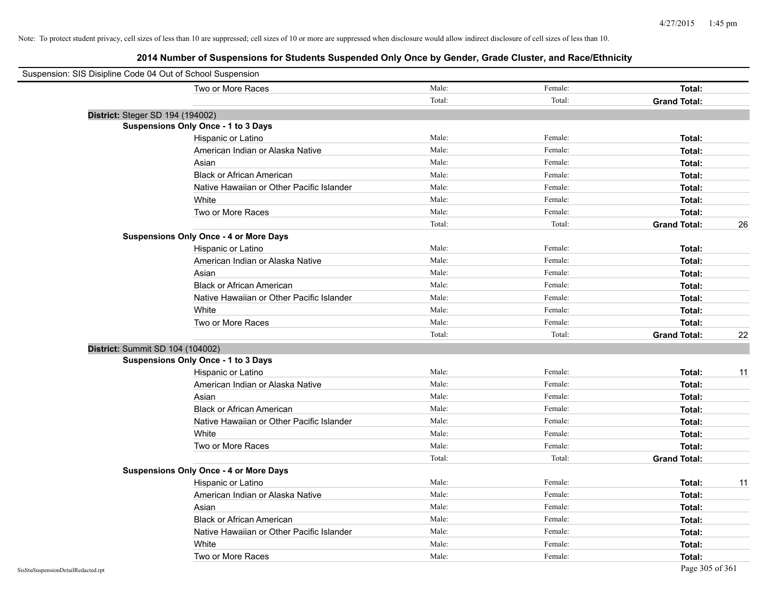Note: To protect student privacy, cell sizes of less than 10 are suppressed; cell sizes of 10 or more are suppressed when disclosure would allow indirect disclosure of cell sizes of less than 10.

## 2014 Number of Suspensions for Students Suspended Only Once by Gender, Grade Cluster, and Race/Ethnicity

Suspension: SIS Disipline Code 04 Out of School Suspension

| | | | | |
|---|---|---|---|---|
| Two or More Races | Male: | Female: | **Total:** | |
| | Total: | Total: | **Grand Total:** | |

**District:** Steger SD 194 (194002)

**Suspensions Only Once - 1 to 3 Days**

| | | | | |
|---|---|---|---|---|
| Hispanic or Latino | Male: | Female: | **Total:** | |
| American Indian or Alaska Native | Male: | Female: | **Total:** | |
| Asian | Male: | Female: | **Total:** | |
| Black or African American | Male: | Female: | **Total:** | |
| Native Hawaiian or Other Pacific Islander | Male: | Female: | **Total:** | |
| White | Male: | Female: | **Total:** | |
| Two or More Races | Male: | Female: | **Total:** | |
| | Total: | Total: | **Grand Total:** | 26 |

**Suspensions Only Once - 4 or More Days**

| | | | | |
|---|---|---|---|---|
| Hispanic or Latino | Male: | Female: | **Total:** | |
| American Indian or Alaska Native | Male: | Female: | **Total:** | |
| Asian | Male: | Female: | **Total:** | |
| Black or African American | Male: | Female: | **Total:** | |
| Native Hawaiian or Other Pacific Islander | Male: | Female: | **Total:** | |
| White | Male: | Female: | **Total:** | |
| Two or More Races | Male: | Female: | **Total:** | |
| | Total: | Total: | **Grand Total:** | 22 |

**District:** Summit SD 104 (104002)

**Suspensions Only Once - 1 to 3 Days**

| | | | | |
|---|---|---|---|---|
| Hispanic or Latino | Male: | Female: | **Total:** | 11 |
| American Indian or Alaska Native | Male: | Female: | **Total:** | |
| Asian | Male: | Female: | **Total:** | |
| Black or African American | Male: | Female: | **Total:** | |
| Native Hawaiian or Other Pacific Islander | Male: | Female: | **Total:** | |
| White | Male: | Female: | **Total:** | |
| Two or More Races | Male: | Female: | **Total:** | |
| | Total: | Total: | **Grand Total:** | |

**Suspensions Only Once - 4 or More Days**

| | | | | |
|---|---|---|---|---|
| Hispanic or Latino | Male: | Female: | **Total:** | 11 |
| American Indian or Alaska Native | Male: | Female: | **Total:** | |
| Asian | Male: | Female: | **Total:** | |
| Black or African American | Male: | Female: | **Total:** | |
| Native Hawaiian or Other Pacific Islander | Male: | Female: | **Total:** | |
| White | Male: | Female: | **Total:** | |
| Two or More Races | Male: | Female: | **Total:** | |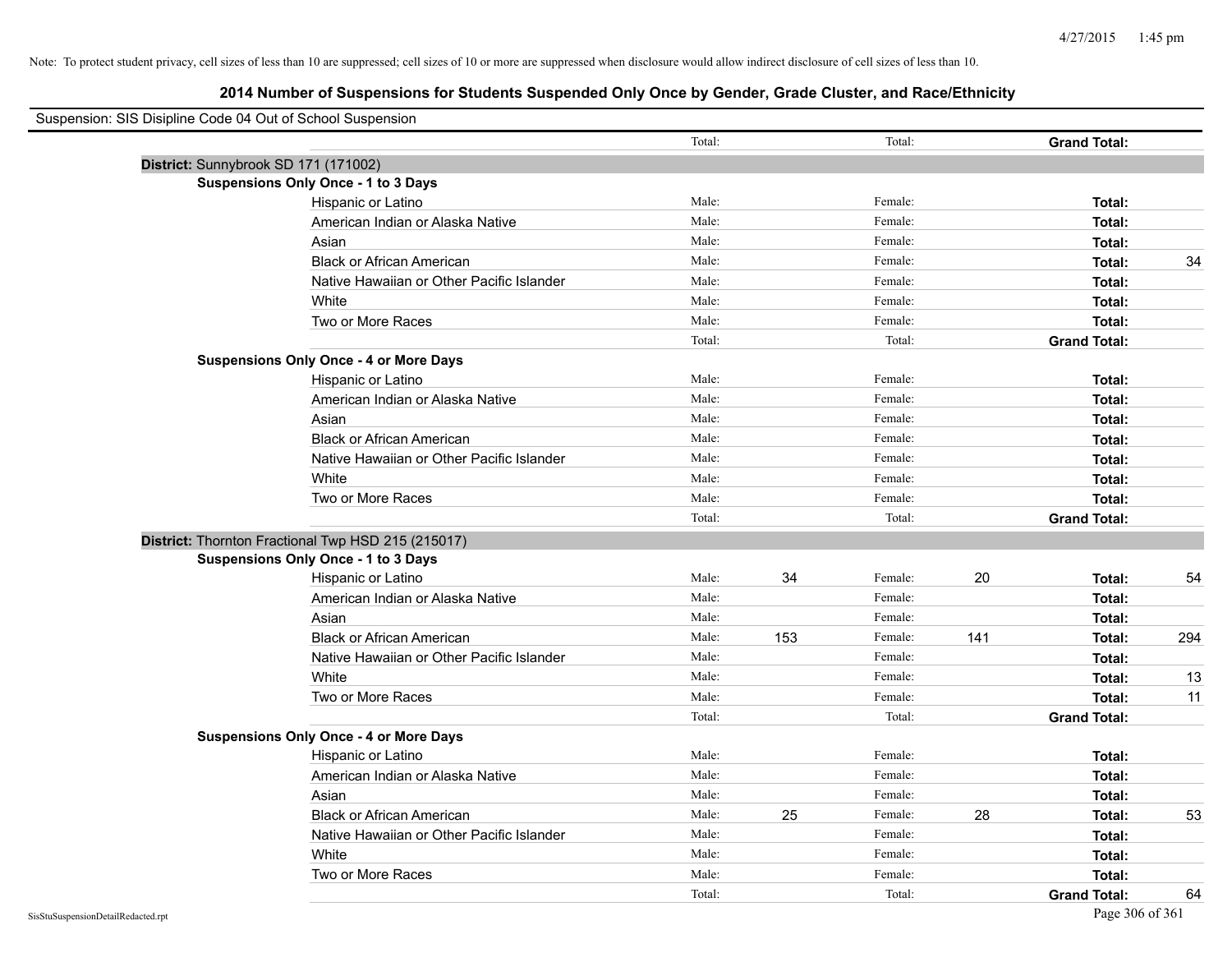Note: To protect student privacy, cell sizes of less than 10 are suppressed; cell sizes of 10 or more are suppressed when disclosure would allow indirect disclosure of cell sizes of less than 10.

## 2014 Number of Suspensions for Students Suspended Only Once by Gender, Grade Cluster, and Race/Ethnicity

Suspension: SIS Disipline Code 04 Out of School Suspension

| | | | | | | |
|---|---|---|---|---|---|---|
| | Total: | | Total: | | **Grand Total:** | |
| **District:** Sunnybrook SD 171 (171002) | | | | | | |
| **Suspensions Only Once - 1 to 3 Days** | | | | | | |
| Hispanic or Latino | Male: | | Female: | | **Total:** | |
| American Indian or Alaska Native | Male: | | Female: | | **Total:** | |
| Asian | Male: | | Female: | | **Total:** | |
| Black or African American | Male: | | Female: | | **Total:** | 34 |
| Native Hawaiian or Other Pacific Islander | Male: | | Female: | | **Total:** | |
| White | Male: | | Female: | | **Total:** | |
| Two or More Races | Male: | | Female: | | **Total:** | |
| | Total: | | Total: | | **Grand Total:** | |
| **Suspensions Only Once - 4 or More Days** | | | | | | |
| Hispanic or Latino | Male: | | Female: | | **Total:** | |
| American Indian or Alaska Native | Male: | | Female: | | **Total:** | |
| Asian | Male: | | Female: | | **Total:** | |
| Black or African American | Male: | | Female: | | **Total:** | |
| Native Hawaiian or Other Pacific Islander | Male: | | Female: | | **Total:** | |
| White | Male: | | Female: | | **Total:** | |
| Two or More Races | Male: | | Female: | | **Total:** | |
| | Total: | | Total: | | **Grand Total:** | |
| **District:** Thornton Fractional Twp HSD 215 (215017) | | | | | | |
| **Suspensions Only Once - 1 to 3 Days** | | | | | | |
| Hispanic or Latino | Male: | 34 | Female: | 20 | **Total:** | 54 |
| American Indian or Alaska Native | Male: | | Female: | | **Total:** | |
| Asian | Male: | | Female: | | **Total:** | |
| Black or African American | Male: | 153 | Female: | 141 | **Total:** | 294 |
| Native Hawaiian or Other Pacific Islander | Male: | | Female: | | **Total:** | |
| White | Male: | | Female: | | **Total:** | 13 |
| Two or More Races | Male: | | Female: | | **Total:** | 11 |
| | Total: | | Total: | | **Grand Total:** | |
| **Suspensions Only Once - 4 or More Days** | | | | | | |
| Hispanic or Latino | Male: | | Female: | | **Total:** | |
| American Indian or Alaska Native | Male: | | Female: | | **Total:** | |
| Asian | Male: | | Female: | | **Total:** | |
| Black or African American | Male: | 25 | Female: | 28 | **Total:** | 53 |
| Native Hawaiian or Other Pacific Islander | Male: | | Female: | | **Total:** | |
| White | Male: | | Female: | | **Total:** | |
| Two or More Races | Male: | | Female: | | **Total:** | |
| | Total: | | Total: | | **Grand Total:** | 64 |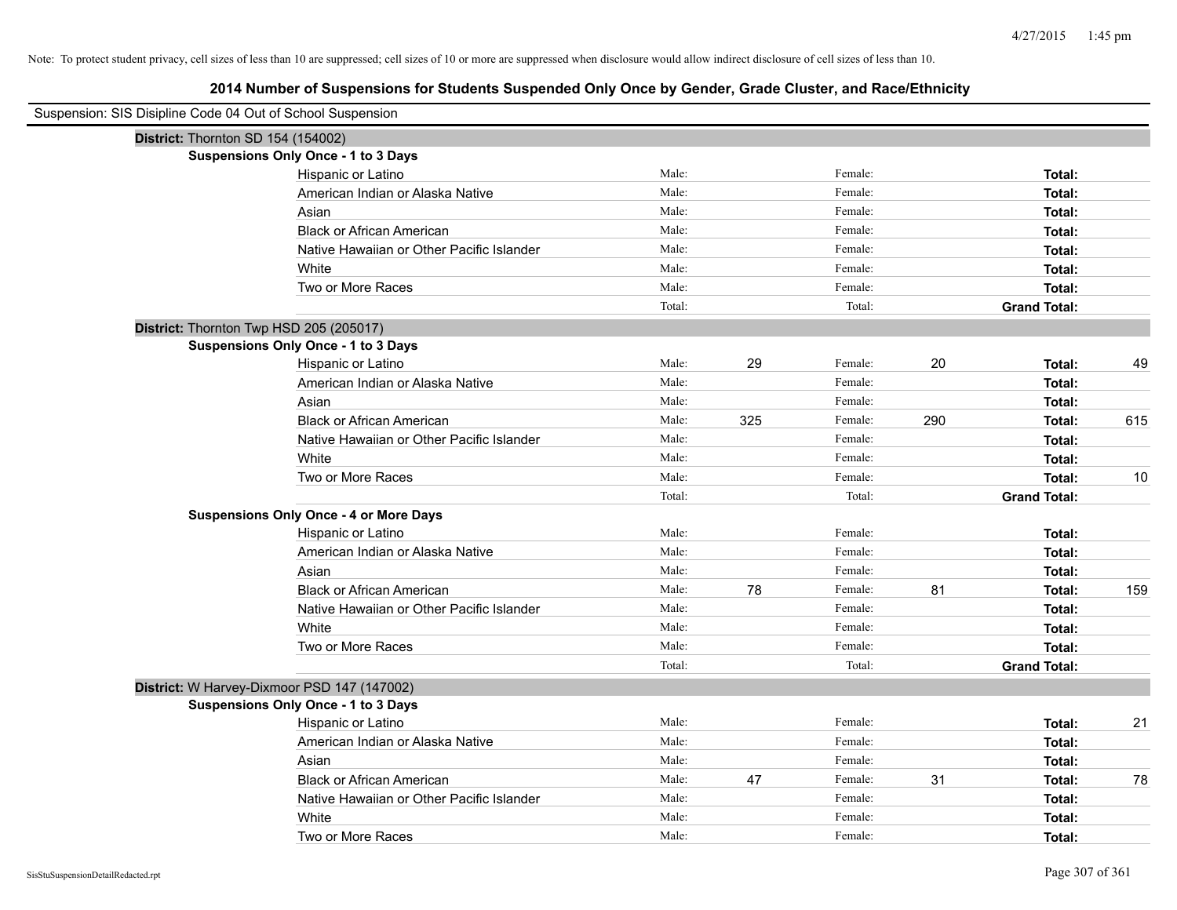Note: To protect student privacy, cell sizes of less than 10 are suppressed; cell sizes of 10 or more are suppressed when disclosure would allow indirect disclosure of cell sizes of less than 10.

## 2014 Number of Suspensions for Students Suspended Only Once by Gender, Grade Cluster, and Race/Ethnicity

Suspension: SIS Disipline Code 04 Out of School Suspension

**District:** Thornton SD 154 (154002)

**Suspensions Only Once - 1 to 3 Days**

| Race/Ethnicity | | Male | | Female | | Total |
|---|---|---|---|---|---|---|
| Hispanic or Latino | Male: | | Female: | | **Total:** | |
| American Indian or Alaska Native | Male: | | Female: | | **Total:** | |
| Asian | Male: | | Female: | | **Total:** | |
| Black or African American | Male: | | Female: | | **Total:** | |
| Native Hawaiian or Other Pacific Islander | Male: | | Female: | | **Total:** | |
| White | Male: | | Female: | | **Total:** | |
| Two or More Races | Male: | | Female: | | **Total:** | |
| | Total: | | Total: | | **Grand Total:** | |

**District:** Thornton Twp HSD 205 (205017)

**Suspensions Only Once - 1 to 3 Days**

| Race/Ethnicity | | Male | | Female | | Total |
|---|---|---|---|---|---|---|
| Hispanic or Latino | Male: | 29 | Female: | 20 | **Total:** | 49 |
| American Indian or Alaska Native | Male: | | Female: | | **Total:** | |
| Asian | Male: | | Female: | | **Total:** | |
| Black or African American | Male: | 325 | Female: | 290 | **Total:** | 615 |
| Native Hawaiian or Other Pacific Islander | Male: | | Female: | | **Total:** | |
| White | Male: | | Female: | | **Total:** | |
| Two or More Races | Male: | | Female: | | **Total:** | 10 |
| | Total: | | Total: | | **Grand Total:** | |

**Suspensions Only Once - 4 or More Days**

| Race/Ethnicity | | Male | | Female | | Total |
|---|---|---|---|---|---|---|
| Hispanic or Latino | Male: | | Female: | | **Total:** | |
| American Indian or Alaska Native | Male: | | Female: | | **Total:** | |
| Asian | Male: | | Female: | | **Total:** | |
| Black or African American | Male: | 78 | Female: | 81 | **Total:** | 159 |
| Native Hawaiian or Other Pacific Islander | Male: | | Female: | | **Total:** | |
| White | Male: | | Female: | | **Total:** | |
| Two or More Races | Male: | | Female: | | **Total:** | |
| | Total: | | Total: | | **Grand Total:** | |

**District:** W Harvey-Dixmoor PSD 147 (147002)

**Suspensions Only Once - 1 to 3 Days**

| Race/Ethnicity | | Male | | Female | | Total |
|---|---|---|---|---|---|---|
| Hispanic or Latino | Male: | | Female: | | **Total:** | 21 |
| American Indian or Alaska Native | Male: | | Female: | | **Total:** | |
| Asian | Male: | | Female: | | **Total:** | |
| Black or African American | Male: | 47 | Female: | 31 | **Total:** | 78 |
| Native Hawaiian or Other Pacific Islander | Male: | | Female: | | **Total:** | |
| White | Male: | | Female: | | **Total:** | |
| Two or More Races | Male: | | Female: | | **Total:** | |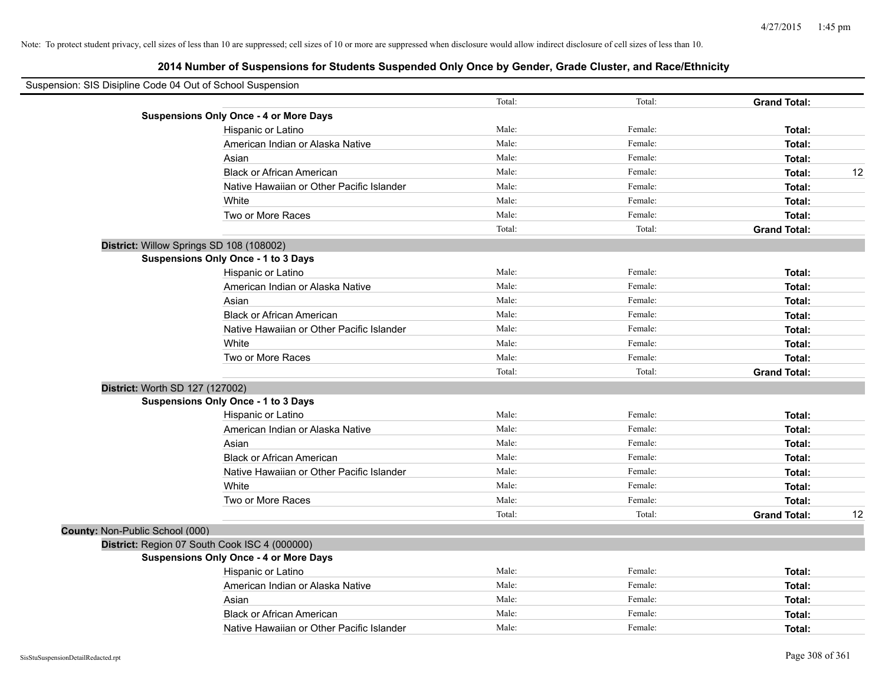Note: To protect student privacy, cell sizes of less than 10 are suppressed; cell sizes of 10 or more are suppressed when disclosure would allow indirect disclosure of cell sizes of less than 10.

## 2014 Number of Suspensions for Students Suspended Only Once by Gender, Grade Cluster, and Race/Ethnicity

Suspension: SIS Disipline Code 04 Out of School Suspension

| | | | | |
|---|---|---|---|---|
| | Total: | Total: | **Grand Total:** | |
| **Suspensions Only Once - 4 or More Days** | | | | |
| Hispanic or Latino | Male: | Female: | **Total:** | |
| American Indian or Alaska Native | Male: | Female: | **Total:** | |
| Asian | Male: | Female: | **Total:** | |
| Black or African American | Male: | Female: | **Total:** | 12 |
| Native Hawaiian or Other Pacific Islander | Male: | Female: | **Total:** | |
| White | Male: | Female: | **Total:** | |
| Two or More Races | Male: | Female: | **Total:** | |
| | Total: | Total: | **Grand Total:** | |
| **District:** Willow Springs SD 108 (108002) | | | | |
| **Suspensions Only Once - 1 to 3 Days** | | | | |
| Hispanic or Latino | Male: | Female: | **Total:** | |
| American Indian or Alaska Native | Male: | Female: | **Total:** | |
| Asian | Male: | Female: | **Total:** | |
| Black or African American | Male: | Female: | **Total:** | |
| Native Hawaiian or Other Pacific Islander | Male: | Female: | **Total:** | |
| White | Male: | Female: | **Total:** | |
| Two or More Races | Male: | Female: | **Total:** | |
| | Total: | Total: | **Grand Total:** | |
| **District:** Worth SD 127 (127002) | | | | |
| **Suspensions Only Once - 1 to 3 Days** | | | | |
| Hispanic or Latino | Male: | Female: | **Total:** | |
| American Indian or Alaska Native | Male: | Female: | **Total:** | |
| Asian | Male: | Female: | **Total:** | |
| Black or African American | Male: | Female: | **Total:** | |
| Native Hawaiian or Other Pacific Islander | Male: | Female: | **Total:** | |
| White | Male: | Female: | **Total:** | |
| Two or More Races | Male: | Female: | **Total:** | |
| | Total: | Total: | **Grand Total:** | 12 |
| **County:** Non-Public School (000) | | | | |
| **District:** Region 07 South Cook ISC 4 (000000) | | | | |
| **Suspensions Only Once - 4 or More Days** | | | | |
| Hispanic or Latino | Male: | Female: | **Total:** | |
| American Indian or Alaska Native | Male: | Female: | **Total:** | |
| Asian | Male: | Female: | **Total:** | |
| Black or African American | Male: | Female: | **Total:** | |
| Native Hawaiian or Other Pacific Islander | Male: | Female: | **Total:** | |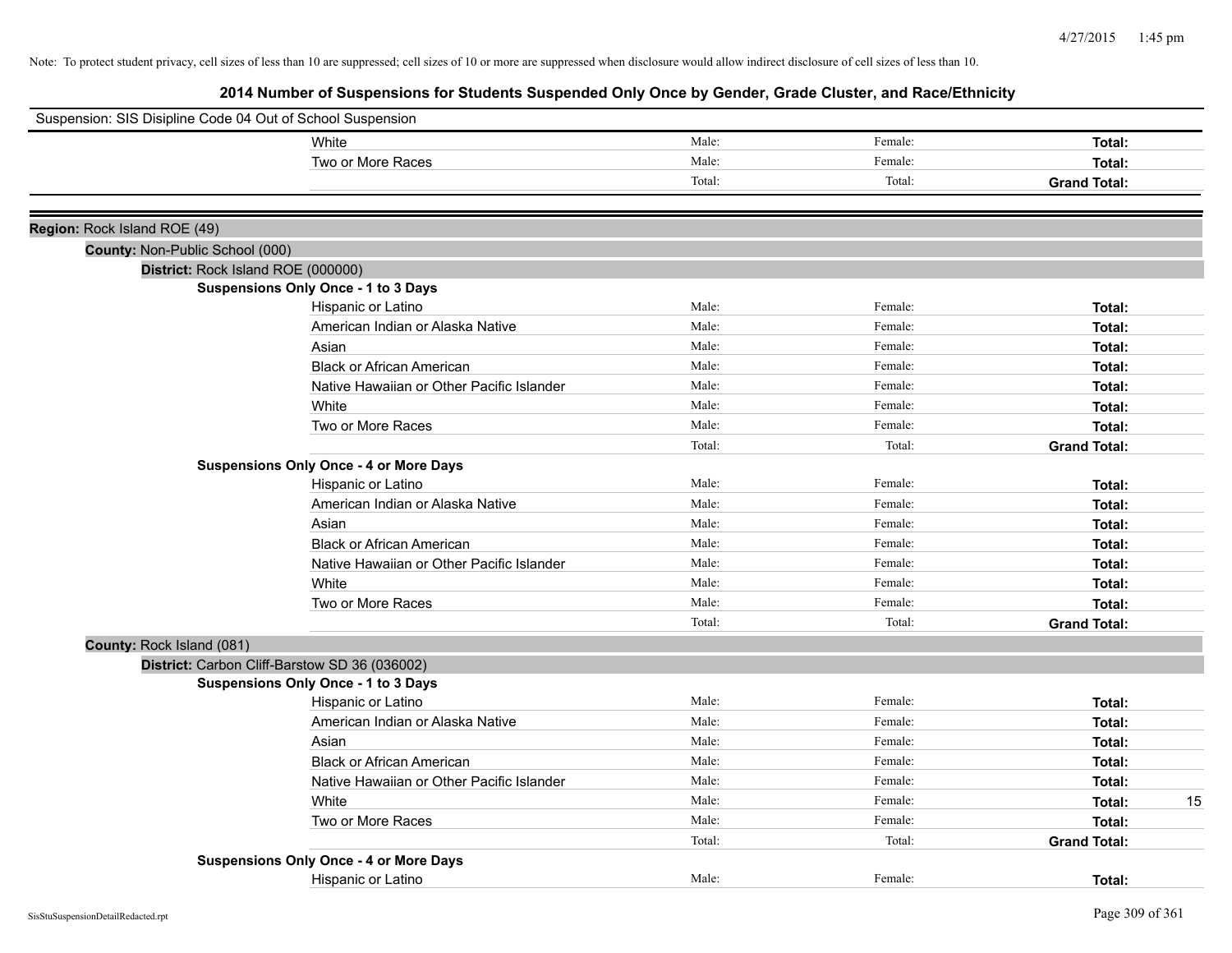Note: To protect student privacy, cell sizes of less than 10 are suppressed; cell sizes of 10 or more are suppressed when disclosure would allow indirect disclosure of cell sizes of less than 10.

## 2014 Number of Suspensions for Students Suspended Only Once by Gender, Grade Cluster, and Race/Ethnicity

Suspension: SIS Disipline Code 04 Out of School Suspension

| | Male: | Female: | Total: | |
|---|---|---|---|---|
| White | Male: | Female: | **Total:** | |
| Two or More Races | Male: | Female: | **Total:** | |
| | Total: | Total: | **Grand Total:** | |

**Region:** Rock Island ROE (49)

**County:** Non-Public School (000)

**District:** Rock Island ROE (000000)

**Suspensions Only Once - 1 to 3 Days**

| | | | | |
|---|---|---|---|---|
| Hispanic or Latino | Male: | Female: | **Total:** | |
| American Indian or Alaska Native | Male: | Female: | **Total:** | |
| Asian | Male: | Female: | **Total:** | |
| Black or African American | Male: | Female: | **Total:** | |
| Native Hawaiian or Other Pacific Islander | Male: | Female: | **Total:** | |
| White | Male: | Female: | **Total:** | |
| Two or More Races | Male: | Female: | **Total:** | |
| | Total: | Total: | **Grand Total:** | |

**Suspensions Only Once - 4 or More Days**

| | | | | |
|---|---|---|---|---|
| Hispanic or Latino | Male: | Female: | **Total:** | |
| American Indian or Alaska Native | Male: | Female: | **Total:** | |
| Asian | Male: | Female: | **Total:** | |
| Black or African American | Male: | Female: | **Total:** | |
| Native Hawaiian or Other Pacific Islander | Male: | Female: | **Total:** | |
| White | Male: | Female: | **Total:** | |
| Two or More Races | Male: | Female: | **Total:** | |
| | Total: | Total: | **Grand Total:** | |

**County:** Rock Island (081)

**District:** Carbon Cliff-Barstow SD 36 (036002)

**Suspensions Only Once - 1 to 3 Days**

| | | | | |
|---|---|---|---|---|
| Hispanic or Latino | Male: | Female: | **Total:** | |
| American Indian or Alaska Native | Male: | Female: | **Total:** | |
| Asian | Male: | Female: | **Total:** | |
| Black or African American | Male: | Female: | **Total:** | |
| Native Hawaiian or Other Pacific Islander | Male: | Female: | **Total:** | |
| White | Male: | Female: | **Total:** | 15 |
| Two or More Races | Male: | Female: | **Total:** | |
| | Total: | Total: | **Grand Total:** | |

**Suspensions Only Once - 4 or More Days**

| | | | | |
|---|---|---|---|---|
| Hispanic or Latino | Male: | Female: | **Total:** | |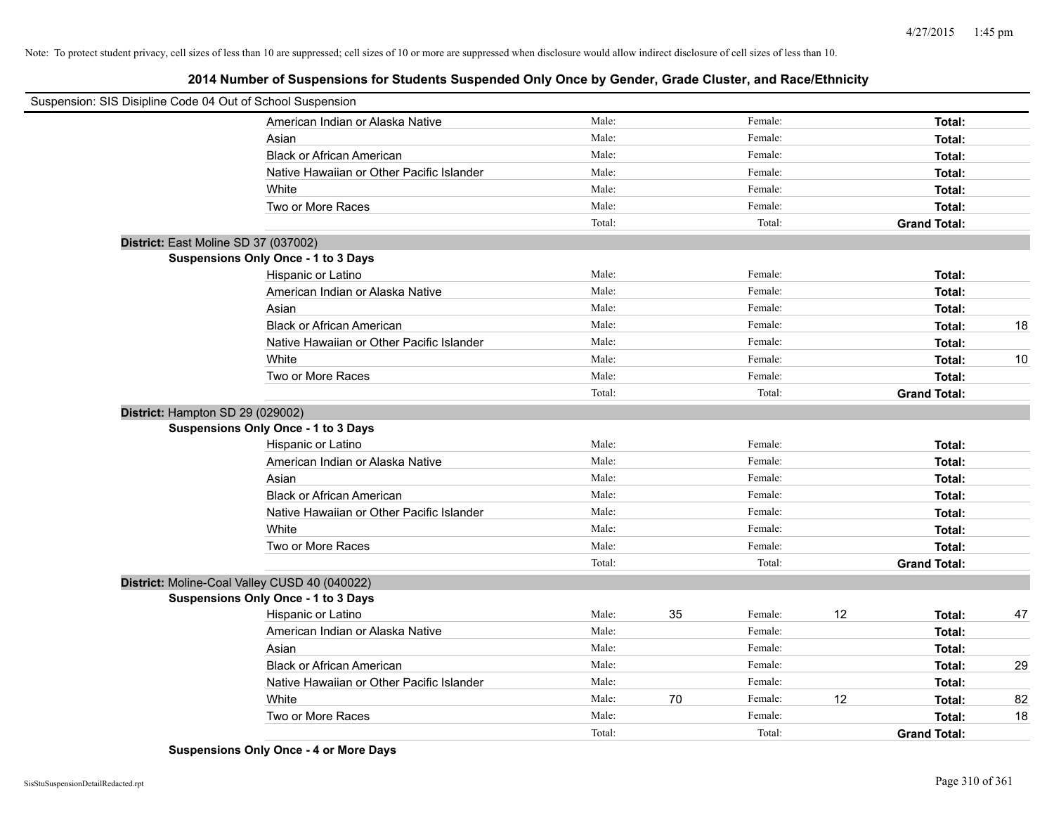Note: To protect student privacy, cell sizes of less than 10 are suppressed; cell sizes of 10 or more are suppressed when disclosure would allow indirect disclosure of cell sizes of less than 10.

## 2014 Number of Suspensions for Students Suspended Only Once by Gender, Grade Cluster, and Race/Ethnicity

Suspension: SIS Disipline Code 04 Out of School Suspension

| | | | | | | |
|---|---|---|---|---|---|---|
| American Indian or Alaska Native | Male: | | Female: | | **Total:** | |
| Asian | Male: | | Female: | | **Total:** | |
| Black or African American | Male: | | Female: | | **Total:** | |
| Native Hawaiian or Other Pacific Islander | Male: | | Female: | | **Total:** | |
| White | Male: | | Female: | | **Total:** | |
| Two or More Races | Male: | | Female: | | **Total:** | |
| | Total: | | Total: | | **Grand Total:** | |

**District:** East Moline SD 37 (037002)

**Suspensions Only Once - 1 to 3 Days**

| | | | | | | |
|---|---|---|---|---|---|---|
| Hispanic or Latino | Male: | | Female: | | **Total:** | |
| American Indian or Alaska Native | Male: | | Female: | | **Total:** | |
| Asian | Male: | | Female: | | **Total:** | |
| Black or African American | Male: | | Female: | | **Total:** | 18 |
| Native Hawaiian or Other Pacific Islander | Male: | | Female: | | **Total:** | |
| White | Male: | | Female: | | **Total:** | 10 |
| Two or More Races | Male: | | Female: | | **Total:** | |
| | Total: | | Total: | | **Grand Total:** | |

**District:** Hampton SD 29 (029002)

**Suspensions Only Once - 1 to 3 Days**

| | | | | | | |
|---|---|---|---|---|---|---|
| Hispanic or Latino | Male: | | Female: | | **Total:** | |
| American Indian or Alaska Native | Male: | | Female: | | **Total:** | |
| Asian | Male: | | Female: | | **Total:** | |
| Black or African American | Male: | | Female: | | **Total:** | |
| Native Hawaiian or Other Pacific Islander | Male: | | Female: | | **Total:** | |
| White | Male: | | Female: | | **Total:** | |
| Two or More Races | Male: | | Female: | | **Total:** | |
| | Total: | | Total: | | **Grand Total:** | |

**District:** Moline-Coal Valley CUSD 40 (040022)

**Suspensions Only Once - 1 to 3 Days**

| | | | | | | |
|---|---|---|---|---|---|---|
| Hispanic or Latino | Male: | 35 | Female: | 12 | **Total:** | 47 |
| American Indian or Alaska Native | Male: | | Female: | | **Total:** | |
| Asian | Male: | | Female: | | **Total:** | |
| Black or African American | Male: | | Female: | | **Total:** | 29 |
| Native Hawaiian or Other Pacific Islander | Male: | | Female: | | **Total:** | |
| White | Male: | 70 | Female: | 12 | **Total:** | 82 |
| Two or More Races | Male: | | Female: | | **Total:** | 18 |
| | Total: | | Total: | | **Grand Total:** | |

**Suspensions Only Once - 4 or More Days**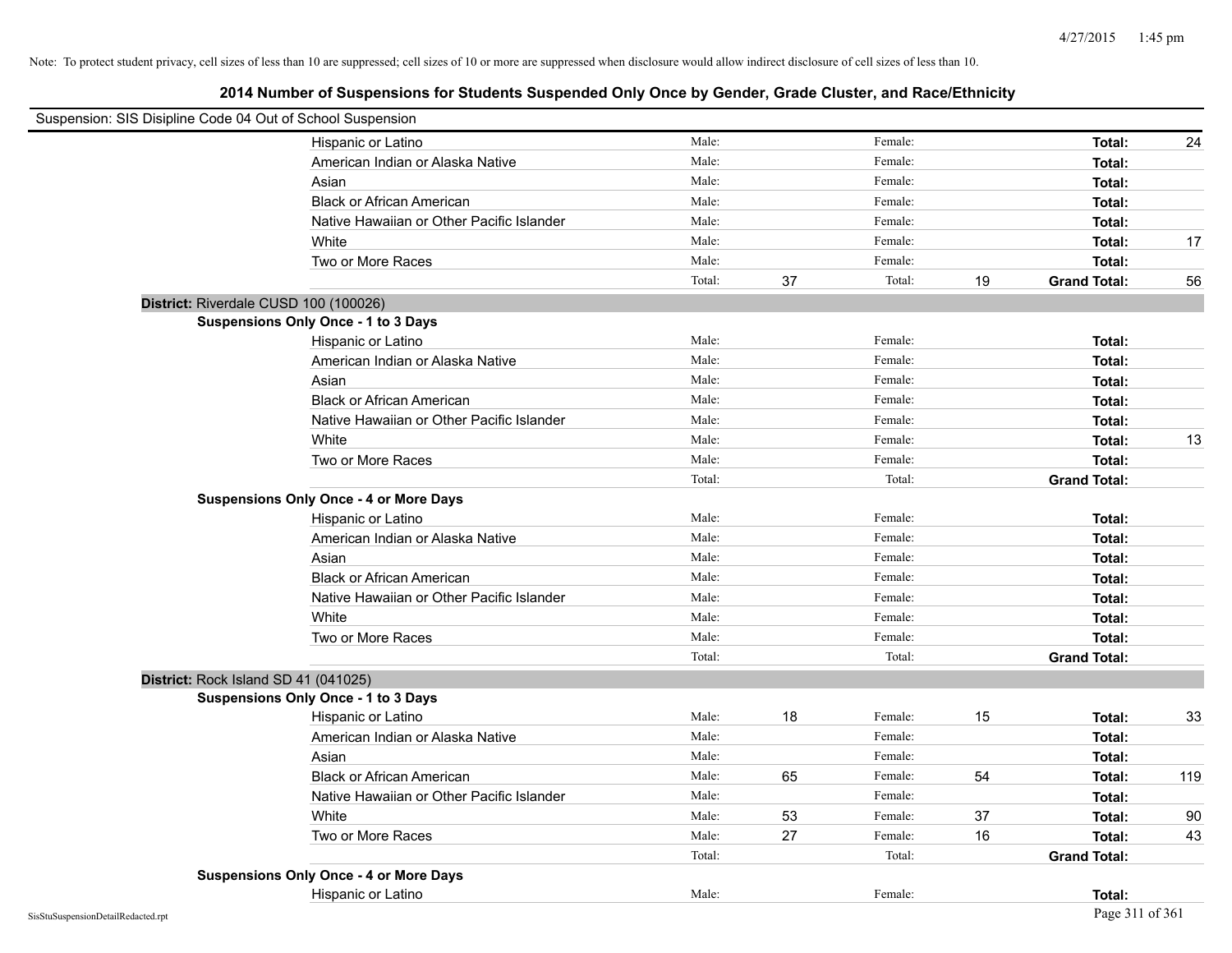Note: To protect student privacy, cell sizes of less than 10 are suppressed; cell sizes of 10 or more are suppressed when disclosure would allow indirect disclosure of cell sizes of less than 10.

## 2014 Number of Suspensions for Students Suspended Only Once by Gender, Grade Cluster, and Race/Ethnicity

Suspension: SIS Disipline Code 04 Out of School Suspension

| | | | | | |
|---|---|---|---|---|---|
| Hispanic or Latino | Male: | | Female: | | **Total:** 24 |
| American Indian or Alaska Native | Male: | | Female: | | **Total:** |
| Asian | Male: | | Female: | | **Total:** |
| Black or African American | Male: | | Female: | | **Total:** |
| Native Hawaiian or Other Pacific Islander | Male: | | Female: | | **Total:** |
| White | Male: | | Female: | | **Total:** 17 |
| Two or More Races | Male: | | Female: | | **Total:** |
| | Total: | 37 | Total: | 19 | **Grand Total:** 56 |

**District:** Riverdale CUSD 100 (100026)

**Suspensions Only Once - 1 to 3 Days**

| | | | | | |
|---|---|---|---|---|---|
| Hispanic or Latino | Male: | | Female: | | **Total:** |
| American Indian or Alaska Native | Male: | | Female: | | **Total:** |
| Asian | Male: | | Female: | | **Total:** |
| Black or African American | Male: | | Female: | | **Total:** |
| Native Hawaiian or Other Pacific Islander | Male: | | Female: | | **Total:** |
| White | Male: | | Female: | | **Total:** 13 |
| Two or More Races | Male: | | Female: | | **Total:** |
| | Total: | | Total: | | **Grand Total:** |

**Suspensions Only Once - 4 or More Days**

| | | | | | |
|---|---|---|---|---|---|
| Hispanic or Latino | Male: | | Female: | | **Total:** |
| American Indian or Alaska Native | Male: | | Female: | | **Total:** |
| Asian | Male: | | Female: | | **Total:** |
| Black or African American | Male: | | Female: | | **Total:** |
| Native Hawaiian or Other Pacific Islander | Male: | | Female: | | **Total:** |
| White | Male: | | Female: | | **Total:** |
| Two or More Races | Male: | | Female: | | **Total:** |
| | Total: | | Total: | | **Grand Total:** |

**District:** Rock Island SD 41 (041025)

**Suspensions Only Once - 1 to 3 Days**

| | | | | | |
|---|---|---|---|---|---|
| Hispanic or Latino | Male: | 18 | Female: | 15 | **Total:** 33 |
| American Indian or Alaska Native | Male: | | Female: | | **Total:** |
| Asian | Male: | | Female: | | **Total:** |
| Black or African American | Male: | 65 | Female: | 54 | **Total:** 119 |
| Native Hawaiian or Other Pacific Islander | Male: | | Female: | | **Total:** |
| White | Male: | 53 | Female: | 37 | **Total:** 90 |
| Two or More Races | Male: | 27 | Female: | 16 | **Total:** 43 |
| | Total: | | Total: | | **Grand Total:** |

**Suspensions Only Once - 4 or More Days**

| | | | | | |
|---|---|---|---|---|---|
| Hispanic or Latino | Male: | | Female: | | **Total:** |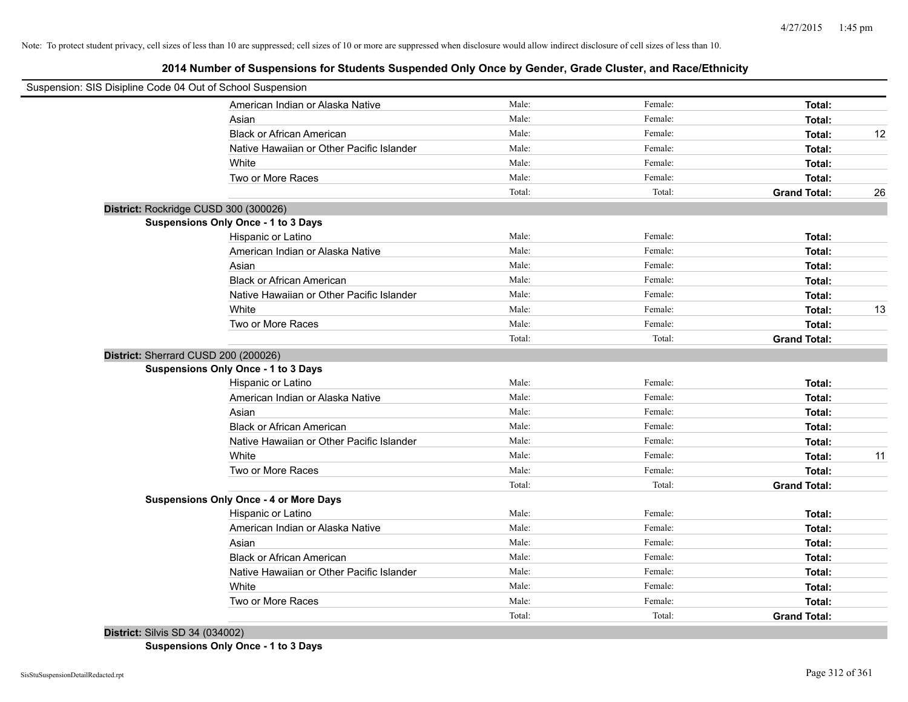Note: To protect student privacy, cell sizes of less than 10 are suppressed; cell sizes of 10 or more are suppressed when disclosure would allow indirect disclosure of cell sizes of less than 10.

## 2014 Number of Suspensions for Students Suspended Only Once by Gender, Grade Cluster, and Race/Ethnicity

Suspension: SIS Disipline Code 04 Out of School Suspension

| | Male | Female | Total | |
|---|---|---|---|---|
| American Indian or Alaska Native | Male: | Female: | **Total:** | |
| Asian | Male: | Female: | **Total:** | |
| Black or African American | Male: | Female: | **Total:** | 12 |
| Native Hawaiian or Other Pacific Islander | Male: | Female: | **Total:** | |
| White | Male: | Female: | **Total:** | |
| Two or More Races | Male: | Female: | **Total:** | |
| | Total: | Total: | **Grand Total:** | 26 |

**District:** Rockridge CUSD 300 (300026)

**Suspensions Only Once - 1 to 3 Days**

| | Male | Female | Total | |
|---|---|---|---|---|
| Hispanic or Latino | Male: | Female: | **Total:** | |
| American Indian or Alaska Native | Male: | Female: | **Total:** | |
| Asian | Male: | Female: | **Total:** | |
| Black or African American | Male: | Female: | **Total:** | |
| Native Hawaiian or Other Pacific Islander | Male: | Female: | **Total:** | |
| White | Male: | Female: | **Total:** | 13 |
| Two or More Races | Male: | Female: | **Total:** | |
| | Total: | Total: | **Grand Total:** | |

**District:** Sherrard CUSD 200 (200026)

**Suspensions Only Once - 1 to 3 Days**

| | Male | Female | Total | |
|---|---|---|---|---|
| Hispanic or Latino | Male: | Female: | **Total:** | |
| American Indian or Alaska Native | Male: | Female: | **Total:** | |
| Asian | Male: | Female: | **Total:** | |
| Black or African American | Male: | Female: | **Total:** | |
| Native Hawaiian or Other Pacific Islander | Male: | Female: | **Total:** | |
| White | Male: | Female: | **Total:** | 11 |
| Two or More Races | Male: | Female: | **Total:** | |
| | Total: | Total: | **Grand Total:** | |

**Suspensions Only Once - 4 or More Days**

| | Male | Female | Total | |
|---|---|---|---|---|
| Hispanic or Latino | Male: | Female: | **Total:** | |
| American Indian or Alaska Native | Male: | Female: | **Total:** | |
| Asian | Male: | Female: | **Total:** | |
| Black or African American | Male: | Female: | **Total:** | |
| Native Hawaiian or Other Pacific Islander | Male: | Female: | **Total:** | |
| White | Male: | Female: | **Total:** | |
| Two or More Races | Male: | Female: | **Total:** | |
| | Total: | Total: | **Grand Total:** | |

**District:** Silvis SD 34 (034002)

**Suspensions Only Once - 1 to 3 Days**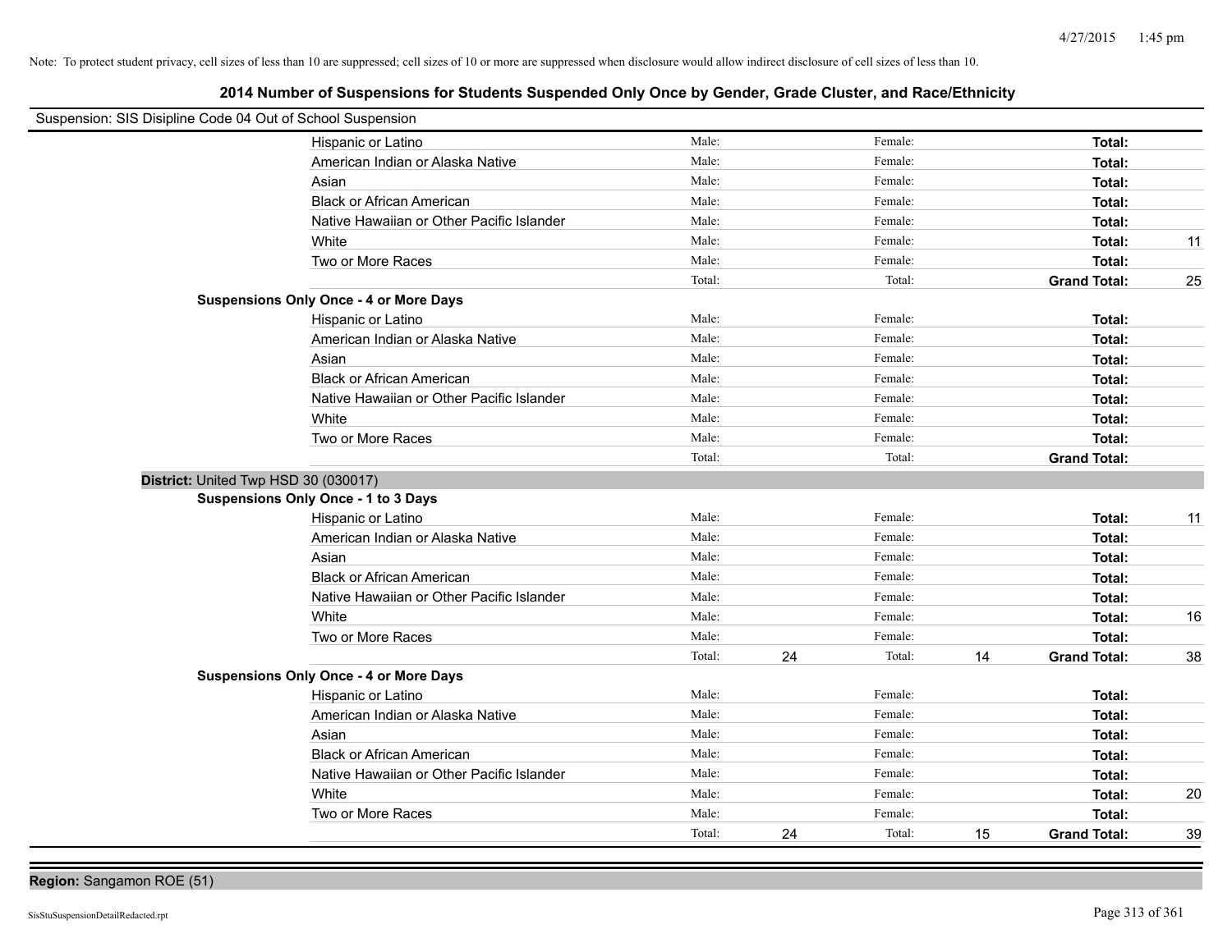Note: To protect student privacy, cell sizes of less than 10 are suppressed; cell sizes of 10 or more are suppressed when disclosure would allow indirect disclosure of cell sizes of less than 10.

## 2014 Number of Suspensions for Students Suspended Only Once by Gender, Grade Cluster, and Race/Ethnicity

Suspension: SIS Disipline Code 04 Out of School Suspension

| | | | | | | |
|---|---|---|---|---|---|---|
| Hispanic or Latino | Male: | | Female: | | **Total:** | |
| American Indian or Alaska Native | Male: | | Female: | | **Total:** | |
| Asian | Male: | | Female: | | **Total:** | |
| Black or African American | Male: | | Female: | | **Total:** | |
| Native Hawaiian or Other Pacific Islander | Male: | | Female: | | **Total:** | |
| White | Male: | | Female: | | **Total:** | 11 |
| Two or More Races | Male: | | Female: | | **Total:** | |
| | Total: | | Total: | | **Grand Total:** | 25 |

**Suspensions Only Once - 4 or More Days**

| | | | | | | |
|---|---|---|---|---|---|---|
| Hispanic or Latino | Male: | | Female: | | **Total:** | |
| American Indian or Alaska Native | Male: | | Female: | | **Total:** | |
| Asian | Male: | | Female: | | **Total:** | |
| Black or African American | Male: | | Female: | | **Total:** | |
| Native Hawaiian or Other Pacific Islander | Male: | | Female: | | **Total:** | |
| White | Male: | | Female: | | **Total:** | |
| Two or More Races | Male: | | Female: | | **Total:** | |
| | Total: | | Total: | | **Grand Total:** | |

**District:** United Twp HSD 30 (030017)

**Suspensions Only Once - 1 to 3 Days**

| | | | | | | |
|---|---|---|---|---|---|---|
| Hispanic or Latino | Male: | | Female: | | **Total:** | 11 |
| American Indian or Alaska Native | Male: | | Female: | | **Total:** | |
| Asian | Male: | | Female: | | **Total:** | |
| Black or African American | Male: | | Female: | | **Total:** | |
| Native Hawaiian or Other Pacific Islander | Male: | | Female: | | **Total:** | |
| White | Male: | | Female: | | **Total:** | 16 |
| Two or More Races | Male: | | Female: | | **Total:** | |
| | Total: | 24 | Total: | 14 | **Grand Total:** | 38 |

**Suspensions Only Once - 4 or More Days**

| | | | | | | |
|---|---|---|---|---|---|---|
| Hispanic or Latino | Male: | | Female: | | **Total:** | |
| American Indian or Alaska Native | Male: | | Female: | | **Total:** | |
| Asian | Male: | | Female: | | **Total:** | |
| Black or African American | Male: | | Female: | | **Total:** | |
| Native Hawaiian or Other Pacific Islander | Male: | | Female: | | **Total:** | |
| White | Male: | | Female: | | **Total:** | 20 |
| Two or More Races | Male: | | Female: | | **Total:** | |
| | Total: | 24 | Total: | 15 | **Grand Total:** | 39 |

**Region:** Sangamon ROE (51)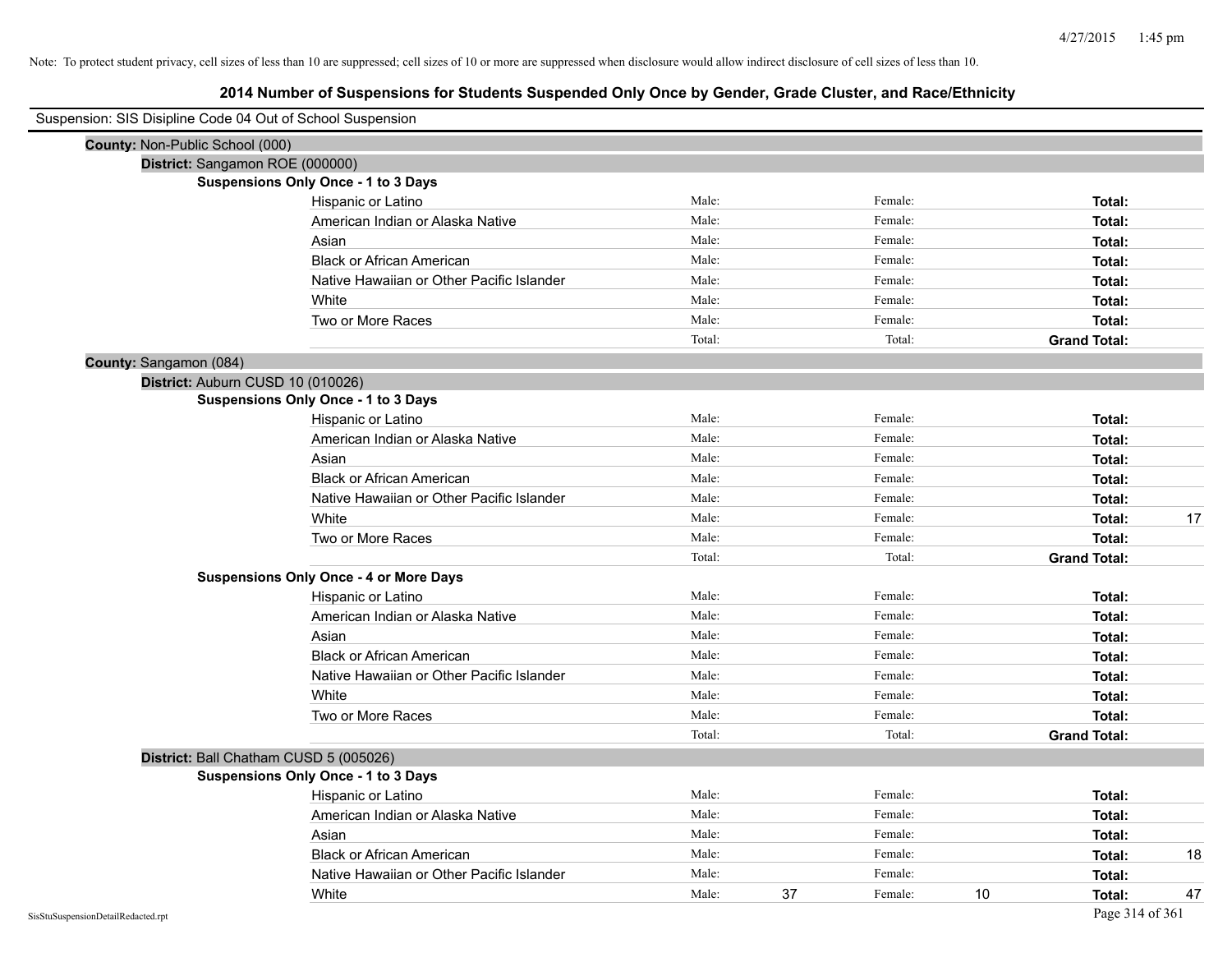Note: To protect student privacy, cell sizes of less than 10 are suppressed; cell sizes of 10 or more are suppressed when disclosure would allow indirect disclosure of cell sizes of less than 10.

# 2014 Number of Suspensions for Students Suspended Only Once by Gender, Grade Cluster, and Race/Ethnicity

Suspension: SIS Disipline Code 04 Out of School Suspension

**County:** Non-Public School (000)

**District:** Sangamon ROE (000000)

**Suspensions Only Once - 1 to 3 Days**

| Race/Ethnicity | Male: | | Female: | | Total: | |
|---|---|---|---|---|---|---|
| Hispanic or Latino | Male: | | Female: | | **Total:** | |
| American Indian or Alaska Native | Male: | | Female: | | **Total:** | |
| Asian | Male: | | Female: | | **Total:** | |
| Black or African American | Male: | | Female: | | **Total:** | |
| Native Hawaiian or Other Pacific Islander | Male: | | Female: | | **Total:** | |
| White | Male: | | Female: | | **Total:** | |
| Two or More Races | Male: | | Female: | | **Total:** | |
| | Total: | | Total: | | **Grand Total:** | |

**County:** Sangamon (084)

**District:** Auburn CUSD 10 (010026)

**Suspensions Only Once - 1 to 3 Days**

| Race/Ethnicity | Male: | | Female: | | Total: | |
|---|---|---|---|---|---|---|
| Hispanic or Latino | Male: | | Female: | | **Total:** | |
| American Indian or Alaska Native | Male: | | Female: | | **Total:** | |
| Asian | Male: | | Female: | | **Total:** | |
| Black or African American | Male: | | Female: | | **Total:** | |
| Native Hawaiian or Other Pacific Islander | Male: | | Female: | | **Total:** | |
| White | Male: | | Female: | | **Total:** | 17 |
| Two or More Races | Male: | | Female: | | **Total:** | |
| | Total: | | Total: | | **Grand Total:** | |

**Suspensions Only Once - 4 or More Days**

| Race/Ethnicity | Male: | | Female: | | Total: | |
|---|---|---|---|---|---|---|
| Hispanic or Latino | Male: | | Female: | | **Total:** | |
| American Indian or Alaska Native | Male: | | Female: | | **Total:** | |
| Asian | Male: | | Female: | | **Total:** | |
| Black or African American | Male: | | Female: | | **Total:** | |
| Native Hawaiian or Other Pacific Islander | Male: | | Female: | | **Total:** | |
| White | Male: | | Female: | | **Total:** | |
| Two or More Races | Male: | | Female: | | **Total:** | |
| | Total: | | Total: | | **Grand Total:** | |

**District:** Ball Chatham CUSD 5 (005026)

**Suspensions Only Once - 1 to 3 Days**

| Race/Ethnicity | Male: | | Female: | | Total: | |
|---|---|---|---|---|---|---|
| Hispanic or Latino | Male: | | Female: | | **Total:** | |
| American Indian or Alaska Native | Male: | | Female: | | **Total:** | |
| Asian | Male: | | Female: | | **Total:** | |
| Black or African American | Male: | | Female: | | **Total:** | 18 |
| Native Hawaiian or Other Pacific Islander | Male: | | Female: | | **Total:** | |
| White | Male: | 37 | Female: | 10 | **Total:** | 47 |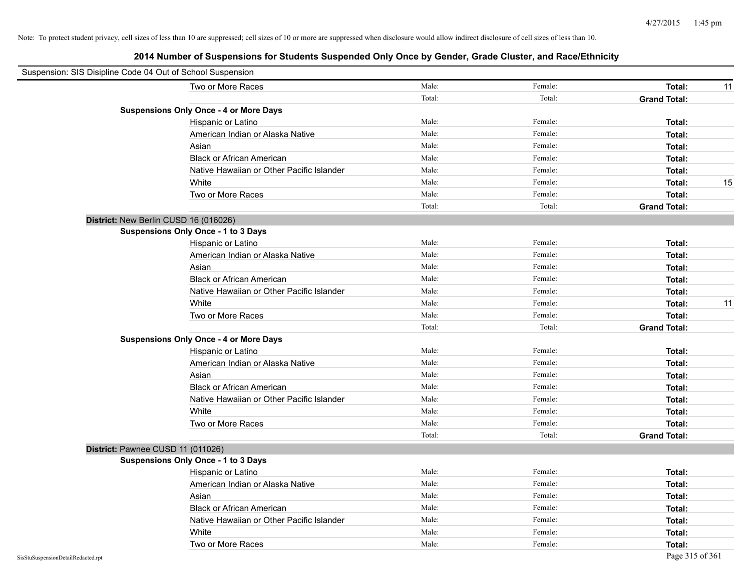Note: To protect student privacy, cell sizes of less than 10 are suppressed; cell sizes of 10 or more are suppressed when disclosure would allow indirect disclosure of cell sizes of less than 10.

## 2014 Number of Suspensions for Students Suspended Only Once by Gender, Grade Cluster, and Race/Ethnicity

Suspension: SIS Disipline Code 04 Out of School Suspension

| | | | | |
|---|---|---|---|---|
| Two or More Races | Male: | Female: | **Total:** | 11 |
| | Total: | Total: | **Grand Total:** | |
| **Suspensions Only Once - 4 or More Days** | | | | |
| Hispanic or Latino | Male: | Female: | **Total:** | |
| American Indian or Alaska Native | Male: | Female: | **Total:** | |
| Asian | Male: | Female: | **Total:** | |
| Black or African American | Male: | Female: | **Total:** | |
| Native Hawaiian or Other Pacific Islander | Male: | Female: | **Total:** | |
| White | Male: | Female: | **Total:** | 15 |
| Two or More Races | Male: | Female: | **Total:** | |
| | Total: | Total: | **Grand Total:** | |

**District:** New Berlin CUSD 16 (016026)

| | | | | |
|---|---|---|---|---|
| **Suspensions Only Once - 1 to 3 Days** | | | | |
| Hispanic or Latino | Male: | Female: | **Total:** | |
| American Indian or Alaska Native | Male: | Female: | **Total:** | |
| Asian | Male: | Female: | **Total:** | |
| Black or African American | Male: | Female: | **Total:** | |
| Native Hawaiian or Other Pacific Islander | Male: | Female: | **Total:** | |
| White | Male: | Female: | **Total:** | 11 |
| Two or More Races | Male: | Female: | **Total:** | |
| | Total: | Total: | **Grand Total:** | |
| **Suspensions Only Once - 4 or More Days** | | | | |
| Hispanic or Latino | Male: | Female: | **Total:** | |
| American Indian or Alaska Native | Male: | Female: | **Total:** | |
| Asian | Male: | Female: | **Total:** | |
| Black or African American | Male: | Female: | **Total:** | |
| Native Hawaiian or Other Pacific Islander | Male: | Female: | **Total:** | |
| White | Male: | Female: | **Total:** | |
| Two or More Races | Male: | Female: | **Total:** | |
| | Total: | Total: | **Grand Total:** | |

**District:** Pawnee CUSD 11 (011026)

| | | | | |
|---|---|---|---|---|
| **Suspensions Only Once - 1 to 3 Days** | | | | |
| Hispanic or Latino | Male: | Female: | **Total:** | |
| American Indian or Alaska Native | Male: | Female: | **Total:** | |
| Asian | Male: | Female: | **Total:** | |
| Black or African American | Male: | Female: | **Total:** | |
| Native Hawaiian or Other Pacific Islander | Male: | Female: | **Total:** | |
| White | Male: | Female: | **Total:** | |
| Two or More Races | Male: | Female: | **Total:** | |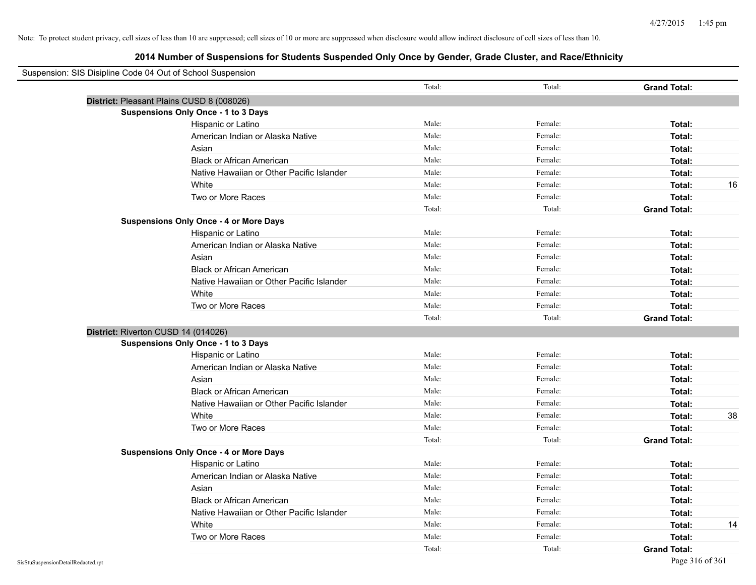Note: To protect student privacy, cell sizes of less than 10 are suppressed; cell sizes of 10 or more are suppressed when disclosure would allow indirect disclosure of cell sizes of less than 10.

# 2014 Number of Suspensions for Students Suspended Only Once by Gender, Grade Cluster, and Race/Ethnicity

Suspension: SIS Disipline Code 04 Out of School Suspension

| | | Total: | Total: | Grand Total: | |
|---|---|---|---|---|---|
| **District:** Pleasant Plains CUSD 8 (008026) | | | | | |
| **Suspensions Only Once - 1 to 3 Days** | | | | | |
| | Hispanic or Latino | Male: | Female: | **Total:** | |
| | American Indian or Alaska Native | Male: | Female: | **Total:** | |
| | Asian | Male: | Female: | **Total:** | |
| | Black or African American | Male: | Female: | **Total:** | |
| | Native Hawaiian or Other Pacific Islander | Male: | Female: | **Total:** | |
| | White | Male: | Female: | **Total:** | 16 |
| | Two or More Races | Male: | Female: | **Total:** | |
| | | Total: | Total: | **Grand Total:** | |
| **Suspensions Only Once - 4 or More Days** | | | | | |
| | Hispanic or Latino | Male: | Female: | **Total:** | |
| | American Indian or Alaska Native | Male: | Female: | **Total:** | |
| | Asian | Male: | Female: | **Total:** | |
| | Black or African American | Male: | Female: | **Total:** | |
| | Native Hawaiian or Other Pacific Islander | Male: | Female: | **Total:** | |
| | White | Male: | Female: | **Total:** | |
| | Two or More Races | Male: | Female: | **Total:** | |
| | | Total: | Total: | **Grand Total:** | |
| **District:** Riverton CUSD 14 (014026) | | | | | |
| **Suspensions Only Once - 1 to 3 Days** | | | | | |
| | Hispanic or Latino | Male: | Female: | **Total:** | |
| | American Indian or Alaska Native | Male: | Female: | **Total:** | |
| | Asian | Male: | Female: | **Total:** | |
| | Black or African American | Male: | Female: | **Total:** | |
| | Native Hawaiian or Other Pacific Islander | Male: | Female: | **Total:** | |
| | White | Male: | Female: | **Total:** | 38 |
| | Two or More Races | Male: | Female: | **Total:** | |
| | | Total: | Total: | **Grand Total:** | |
| **Suspensions Only Once - 4 or More Days** | | | | | |
| | Hispanic or Latino | Male: | Female: | **Total:** | |
| | American Indian or Alaska Native | Male: | Female: | **Total:** | |
| | Asian | Male: | Female: | **Total:** | |
| | Black or African American | Male: | Female: | **Total:** | |
| | Native Hawaiian or Other Pacific Islander | Male: | Female: | **Total:** | |
| | White | Male: | Female: | **Total:** | 14 |
| | Two or More Races | Male: | Female: | **Total:** | |
| | | Total: | Total: | **Grand Total:** | |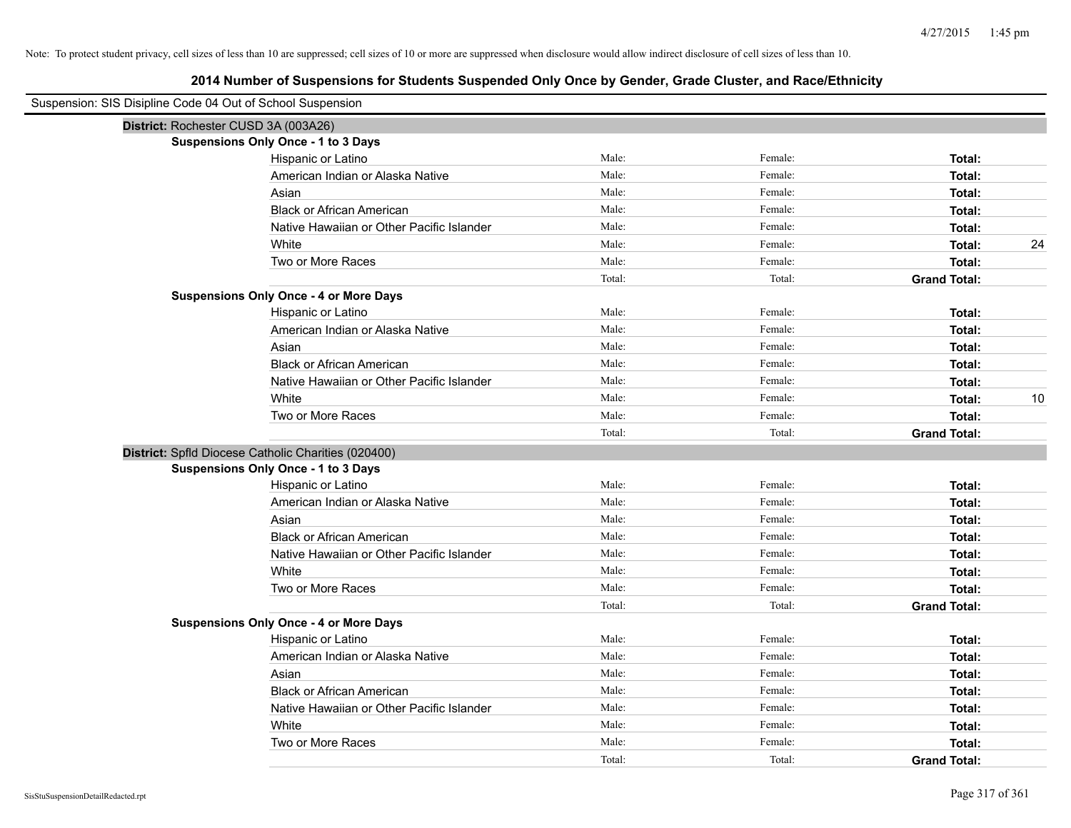Note: To protect student privacy, cell sizes of less than 10 are suppressed; cell sizes of 10 or more are suppressed when disclosure would allow indirect disclosure of cell sizes of less than 10.

## 2014 Number of Suspensions for Students Suspended Only Once by Gender, Grade Cluster, and Race/Ethnicity

Suspension: SIS Disipline Code 04 Out of School Suspension

**District:** Rochester CUSD 3A (003A26)

**Suspensions Only Once - 1 to 3 Days**

| | | | | |
|---|---|---|---|---|
| Hispanic or Latino | Male: | Female: | **Total:** | |
| American Indian or Alaska Native | Male: | Female: | **Total:** | |
| Asian | Male: | Female: | **Total:** | |
| Black or African American | Male: | Female: | **Total:** | |
| Native Hawaiian or Other Pacific Islander | Male: | Female: | **Total:** | |
| White | Male: | Female: | **Total:** | 24 |
| Two or More Races | Male: | Female: | **Total:** | |
| | Total: | Total: | **Grand Total:** | |

**Suspensions Only Once - 4 or More Days**

| | | | | |
|---|---|---|---|---|
| Hispanic or Latino | Male: | Female: | **Total:** | |
| American Indian or Alaska Native | Male: | Female: | **Total:** | |
| Asian | Male: | Female: | **Total:** | |
| Black or African American | Male: | Female: | **Total:** | |
| Native Hawaiian or Other Pacific Islander | Male: | Female: | **Total:** | |
| White | Male: | Female: | **Total:** | 10 |
| Two or More Races | Male: | Female: | **Total:** | |
| | Total: | Total: | **Grand Total:** | |

**District:** Spfld Diocese Catholic Charities (020400)

**Suspensions Only Once - 1 to 3 Days**

| | | | | |
|---|---|---|---|---|
| Hispanic or Latino | Male: | Female: | **Total:** | |
| American Indian or Alaska Native | Male: | Female: | **Total:** | |
| Asian | Male: | Female: | **Total:** | |
| Black or African American | Male: | Female: | **Total:** | |
| Native Hawaiian or Other Pacific Islander | Male: | Female: | **Total:** | |
| White | Male: | Female: | **Total:** | |
| Two or More Races | Male: | Female: | **Total:** | |
| | Total: | Total: | **Grand Total:** | |

**Suspensions Only Once - 4 or More Days**

| | | | | |
|---|---|---|---|---|
| Hispanic or Latino | Male: | Female: | **Total:** | |
| American Indian or Alaska Native | Male: | Female: | **Total:** | |
| Asian | Male: | Female: | **Total:** | |
| Black or African American | Male: | Female: | **Total:** | |
| Native Hawaiian or Other Pacific Islander | Male: | Female: | **Total:** | |
| White | Male: | Female: | **Total:** | |
| Two or More Races | Male: | Female: | **Total:** | |
| | Total: | Total: | **Grand Total:** | |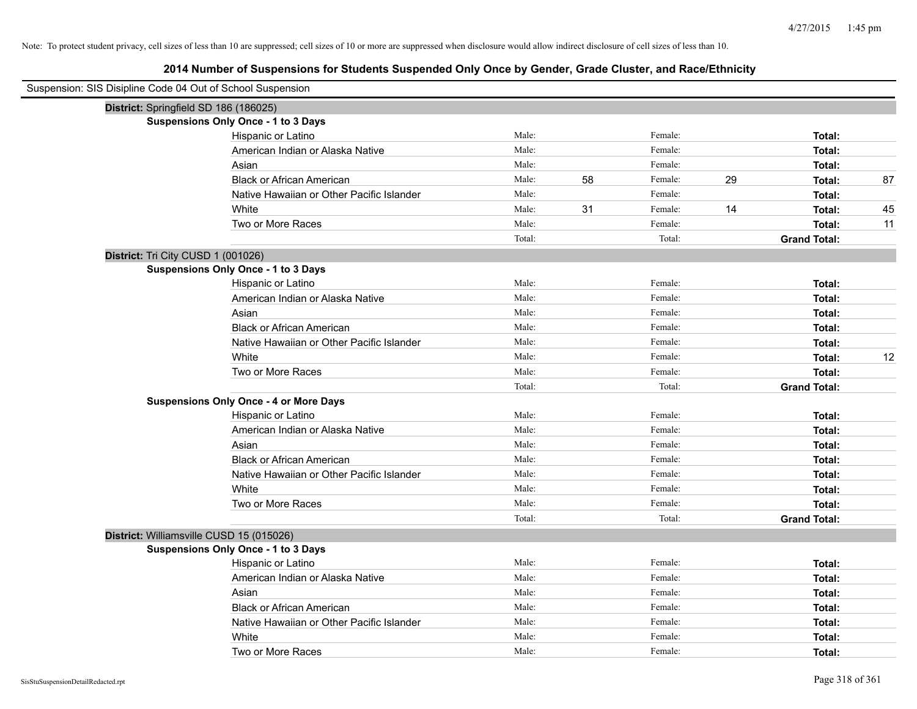Note: To protect student privacy, cell sizes of less than 10 are suppressed; cell sizes of 10 or more are suppressed when disclosure would allow indirect disclosure of cell sizes of less than 10.

## 2014 Number of Suspensions for Students Suspended Only Once by Gender, Grade Cluster, and Race/Ethnicity

Suspension: SIS Disipline Code 04 Out of School Suspension

### District: Springfield SD 186 (186025)

**Suspensions Only Once - 1 to 3 Days**

| Race/Ethnicity | Male: | | Female: | | Total: | |
|---|---|---|---|---|---|---|
| Hispanic or Latino | Male: | | Female: | | Total: | |
| American Indian or Alaska Native | Male: | | Female: | | Total: | |
| Asian | Male: | | Female: | | Total: | |
| Black or African American | Male: | 58 | Female: | 29 | Total: | 87 |
| Native Hawaiian or Other Pacific Islander | Male: | | Female: | | Total: | |
| White | Male: | 31 | Female: | 14 | Total: | 45 |
| Two or More Races | Male: | | Female: | | Total: | 11 |
| | Total: | | Total: | | Grand Total: | |

### District: Tri City CUSD 1 (001026)

**Suspensions Only Once - 1 to 3 Days**

| Race/Ethnicity | Male: | | Female: | | Total: | |
|---|---|---|---|---|---|---|
| Hispanic or Latino | Male: | | Female: | | Total: | |
| American Indian or Alaska Native | Male: | | Female: | | Total: | |
| Asian | Male: | | Female: | | Total: | |
| Black or African American | Male: | | Female: | | Total: | |
| Native Hawaiian or Other Pacific Islander | Male: | | Female: | | Total: | |
| White | Male: | | Female: | | Total: | 12 |
| Two or More Races | Male: | | Female: | | Total: | |
| | Total: | | Total: | | Grand Total: | |

**Suspensions Only Once - 4 or More Days**

| Race/Ethnicity | Male: | | Female: | | Total: | |
|---|---|---|---|---|---|---|
| Hispanic or Latino | Male: | | Female: | | Total: | |
| American Indian or Alaska Native | Male: | | Female: | | Total: | |
| Asian | Male: | | Female: | | Total: | |
| Black or African American | Male: | | Female: | | Total: | |
| Native Hawaiian or Other Pacific Islander | Male: | | Female: | | Total: | |
| White | Male: | | Female: | | Total: | |
| Two or More Races | Male: | | Female: | | Total: | |
| | Total: | | Total: | | Grand Total: | |

### District: Williamsville CUSD 15 (015026)

**Suspensions Only Once - 1 to 3 Days**

| Race/Ethnicity | Male: | | Female: | | Total: | |
|---|---|---|---|---|---|---|
| Hispanic or Latino | Male: | | Female: | | Total: | |
| American Indian or Alaska Native | Male: | | Female: | | Total: | |
| Asian | Male: | | Female: | | Total: | |
| Black or African American | Male: | | Female: | | Total: | |
| Native Hawaiian or Other Pacific Islander | Male: | | Female: | | Total: | |
| White | Male: | | Female: | | Total: | |
| Two or More Races | Male: | | Female: | | Total: | |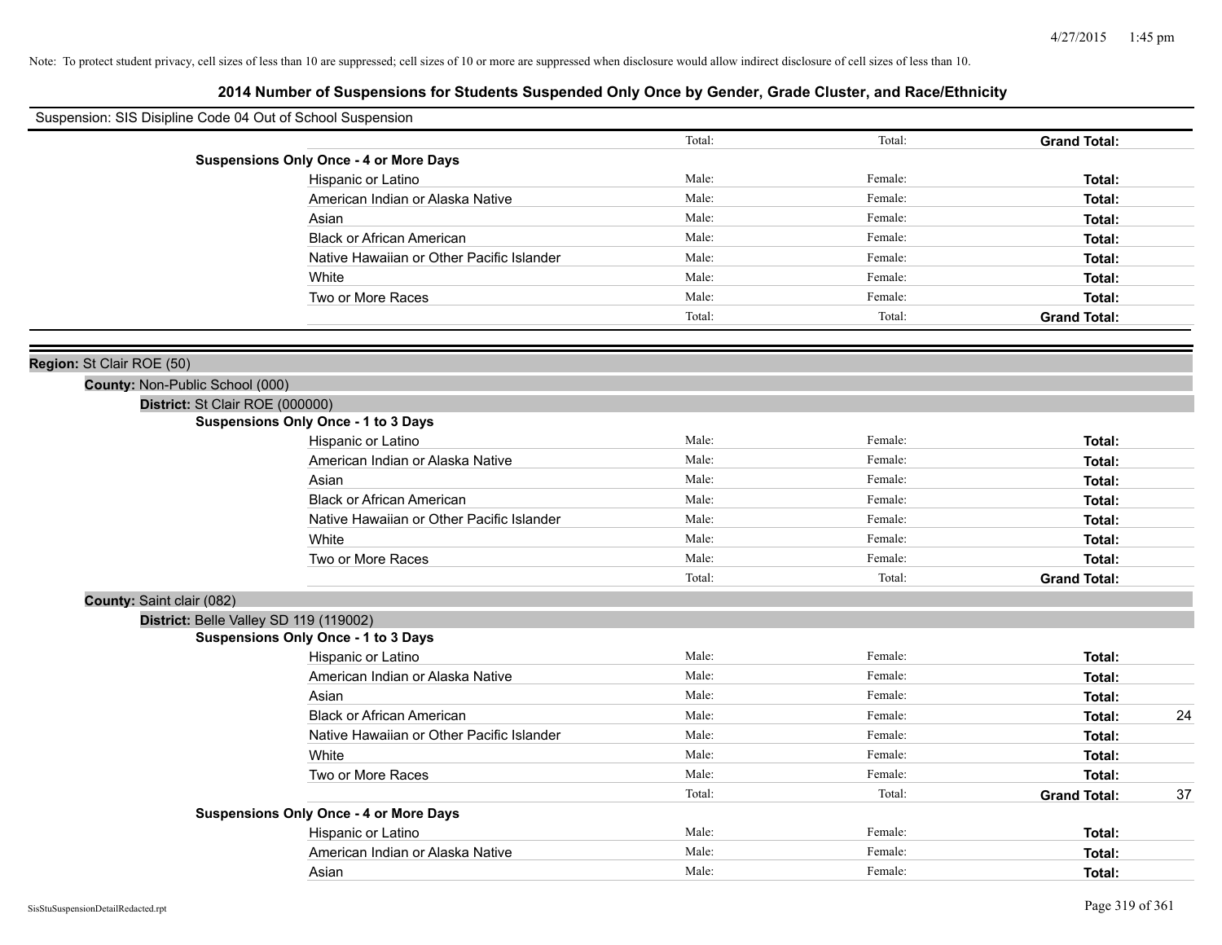Note: To protect student privacy, cell sizes of less than 10 are suppressed; cell sizes of 10 or more are suppressed when disclosure would allow indirect disclosure of cell sizes of less than 10.

# 2014 Number of Suspensions for Students Suspended Only Once by Gender, Grade Cluster, and Race/Ethnicity

Suspension: SIS Disipline Code 04 Out of School Suspension

| | | Total: | Total: | Grand Total: | |
|---|---|---|---|---|---|
| **Suspensions Only Once - 4 or More Days** | | | | | |
| | Hispanic or Latino | Male: | Female: | **Total:** | |
| | American Indian or Alaska Native | Male: | Female: | **Total:** | |
| | Asian | Male: | Female: | **Total:** | |
| | Black or African American | Male: | Female: | **Total:** | |
| | Native Hawaiian or Other Pacific Islander | Male: | Female: | **Total:** | |
| | White | Male: | Female: | **Total:** | |
| | Two or More Races | Male: | Female: | **Total:** | |
| | | Total: | Total: | **Grand Total:** | |

**Region:** St Clair ROE (50)

**County:** Non-Public School (000)

**District:** St Clair ROE (000000)

| | | | | | |
|---|---|---|---|---|---|
| **Suspensions Only Once - 1 to 3 Days** | | | | | |
| | Hispanic or Latino | Male: | Female: | **Total:** | |
| | American Indian or Alaska Native | Male: | Female: | **Total:** | |
| | Asian | Male: | Female: | **Total:** | |
| | Black or African American | Male: | Female: | **Total:** | |
| | Native Hawaiian or Other Pacific Islander | Male: | Female: | **Total:** | |
| | White | Male: | Female: | **Total:** | |
| | Two or More Races | Male: | Female: | **Total:** | |
| | | Total: | Total: | **Grand Total:** | |

**County:** Saint clair (082)

**District:** Belle Valley SD 119 (119002)

| | | | | | |
|---|---|---|---|---|---|
| **Suspensions Only Once - 1 to 3 Days** | | | | | |
| | Hispanic or Latino | Male: | Female: | **Total:** | |
| | American Indian or Alaska Native | Male: | Female: | **Total:** | |
| | Asian | Male: | Female: | **Total:** | |
| | Black or African American | Male: | Female: | **Total:** | 24 |
| | Native Hawaiian or Other Pacific Islander | Male: | Female: | **Total:** | |
| | White | Male: | Female: | **Total:** | |
| | Two or More Races | Male: | Female: | **Total:** | |
| | | Total: | Total: | **Grand Total:** | 37 |
| **Suspensions Only Once - 4 or More Days** | | | | | |
| | Hispanic or Latino | Male: | Female: | **Total:** | |
| | American Indian or Alaska Native | Male: | Female: | **Total:** | |
| | Asian | Male: | Female: | **Total:** | |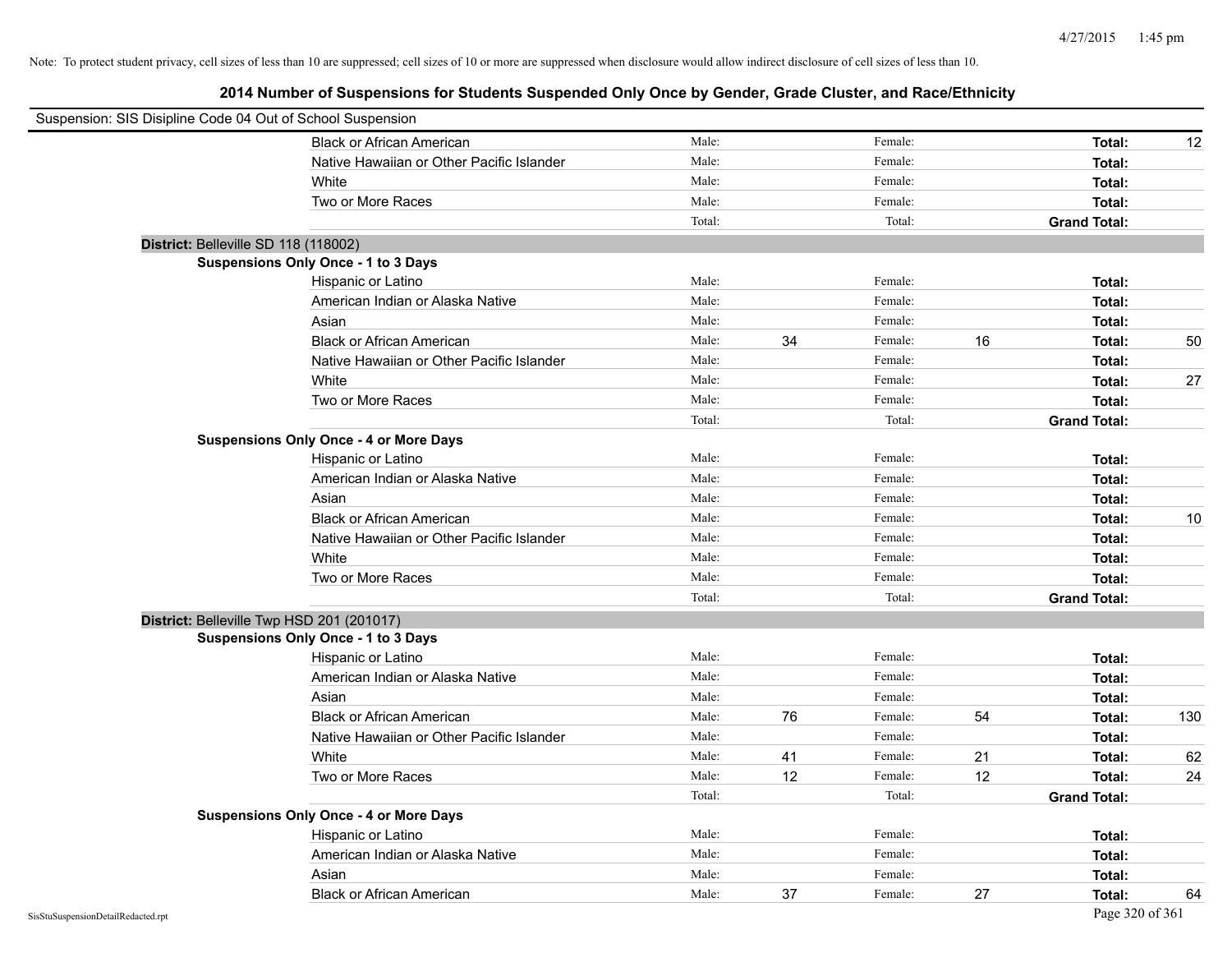Note: To protect student privacy, cell sizes of less than 10 are suppressed; cell sizes of 10 or more are suppressed when disclosure would allow indirect disclosure of cell sizes of less than 10.

## 2014 Number of Suspensions for Students Suspended Only Once by Gender, Grade Cluster, and Race/Ethnicity

Suspension: SIS Disipline Code 04 Out of School Suspension

| | | | | | | |
|---|---|---|---|---|---|---|
| Black or African American | Male: | | Female: | | **Total:** | 12 |
| Native Hawaiian or Other Pacific Islander | Male: | | Female: | | **Total:** | |
| White | Male: | | Female: | | **Total:** | |
| Two or More Races | Male: | | Female: | | **Total:** | |
| | Total: | | Total: | | **Grand Total:** | |

**District:** Belleville SD 118 (118002)

**Suspensions Only Once - 1 to 3 Days**

| | | | | | | |
|---|---|---|---|---|---|---|
| Hispanic or Latino | Male: | | Female: | | **Total:** | |
| American Indian or Alaska Native | Male: | | Female: | | **Total:** | |
| Asian | Male: | | Female: | | **Total:** | |
| Black or African American | Male: | 34 | Female: | 16 | **Total:** | 50 |
| Native Hawaiian or Other Pacific Islander | Male: | | Female: | | **Total:** | |
| White | Male: | | Female: | | **Total:** | 27 |
| Two or More Races | Male: | | Female: | | **Total:** | |
| | Total: | | Total: | | **Grand Total:** | |

**Suspensions Only Once - 4 or More Days**

| | | | | | | |
|---|---|---|---|---|---|---|
| Hispanic or Latino | Male: | | Female: | | **Total:** | |
| American Indian or Alaska Native | Male: | | Female: | | **Total:** | |
| Asian | Male: | | Female: | | **Total:** | |
| Black or African American | Male: | | Female: | | **Total:** | 10 |
| Native Hawaiian or Other Pacific Islander | Male: | | Female: | | **Total:** | |
| White | Male: | | Female: | | **Total:** | |
| Two or More Races | Male: | | Female: | | **Total:** | |
| | Total: | | Total: | | **Grand Total:** | |

**District:** Belleville Twp HSD 201 (201017)

**Suspensions Only Once - 1 to 3 Days**

| | | | | | | |
|---|---|---|---|---|---|---|
| Hispanic or Latino | Male: | | Female: | | **Total:** | |
| American Indian or Alaska Native | Male: | | Female: | | **Total:** | |
| Asian | Male: | | Female: | | **Total:** | |
| Black or African American | Male: | 76 | Female: | 54 | **Total:** | 130 |
| Native Hawaiian or Other Pacific Islander | Male: | | Female: | | **Total:** | |
| White | Male: | 41 | Female: | 21 | **Total:** | 62 |
| Two or More Races | Male: | 12 | Female: | 12 | **Total:** | 24 |
| | Total: | | Total: | | **Grand Total:** | |

**Suspensions Only Once - 4 or More Days**

| | | | | | | |
|---|---|---|---|---|---|---|
| Hispanic or Latino | Male: | | Female: | | **Total:** | |
| American Indian or Alaska Native | Male: | | Female: | | **Total:** | |
| Asian | Male: | | Female: | | **Total:** | |
| Black or African American | Male: | 37 | Female: | 27 | **Total:** | 64 |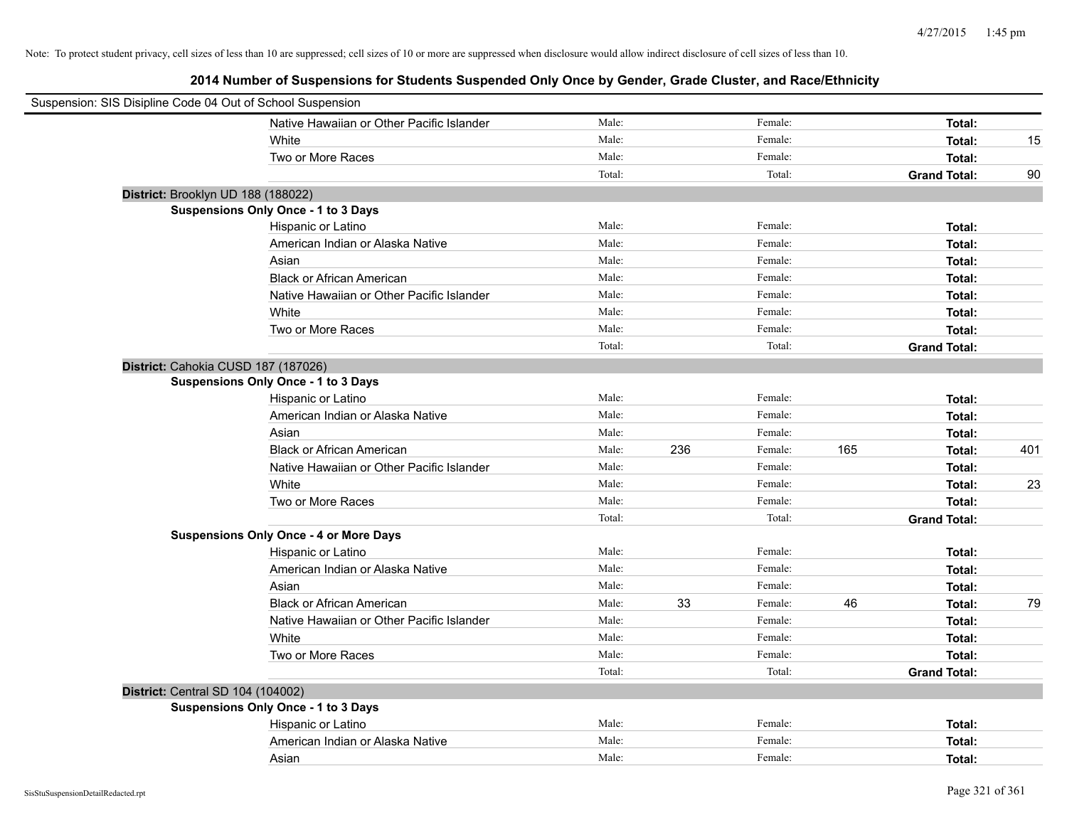Note: To protect student privacy, cell sizes of less than 10 are suppressed; cell sizes of 10 or more are suppressed when disclosure would allow indirect disclosure of cell sizes of less than 10.

## 2014 Number of Suspensions for Students Suspended Only Once by Gender, Grade Cluster, and Race/Ethnicity

Suspension: SIS Disipline Code 04 Out of School Suspension

| | | | | | | |
|---|---|---|---|---|---|---|
| Native Hawaiian or Other Pacific Islander | Male: | | Female: | | **Total:** | |
| White | Male: | | Female: | | **Total:** | 15 |
| Two or More Races | Male: | | Female: | | **Total:** | |
| | Total: | | Total: | | **Grand Total:** | 90 |

**District:** Brooklyn UD 188 (188022)

**Suspensions Only Once - 1 to 3 Days**

| | | | | | | |
|---|---|---|---|---|---|---|
| Hispanic or Latino | Male: | | Female: | | **Total:** | |
| American Indian or Alaska Native | Male: | | Female: | | **Total:** | |
| Asian | Male: | | Female: | | **Total:** | |
| Black or African American | Male: | | Female: | | **Total:** | |
| Native Hawaiian or Other Pacific Islander | Male: | | Female: | | **Total:** | |
| White | Male: | | Female: | | **Total:** | |
| Two or More Races | Male: | | Female: | | **Total:** | |
| | Total: | | Total: | | **Grand Total:** | |

**District:** Cahokia CUSD 187 (187026)

**Suspensions Only Once - 1 to 3 Days**

| | | | | | | |
|---|---|---|---|---|---|---|
| Hispanic or Latino | Male: | | Female: | | **Total:** | |
| American Indian or Alaska Native | Male: | | Female: | | **Total:** | |
| Asian | Male: | | Female: | | **Total:** | |
| Black or African American | Male: | 236 | Female: | 165 | **Total:** | 401 |
| Native Hawaiian or Other Pacific Islander | Male: | | Female: | | **Total:** | |
| White | Male: | | Female: | | **Total:** | 23 |
| Two or More Races | Male: | | Female: | | **Total:** | |
| | Total: | | Total: | | **Grand Total:** | |

**Suspensions Only Once - 4 or More Days**

| | | | | | | |
|---|---|---|---|---|---|---|
| Hispanic or Latino | Male: | | Female: | | **Total:** | |
| American Indian or Alaska Native | Male: | | Female: | | **Total:** | |
| Asian | Male: | | Female: | | **Total:** | |
| Black or African American | Male: | 33 | Female: | 46 | **Total:** | 79 |
| Native Hawaiian or Other Pacific Islander | Male: | | Female: | | **Total:** | |
| White | Male: | | Female: | | **Total:** | |
| Two or More Races | Male: | | Female: | | **Total:** | |
| | Total: | | Total: | | **Grand Total:** | |

**District:** Central SD 104 (104002)

**Suspensions Only Once - 1 to 3 Days**

| | | | | | | |
|---|---|---|---|---|---|---|
| Hispanic or Latino | Male: | | Female: | | **Total:** | |
| American Indian or Alaska Native | Male: | | Female: | | **Total:** | |
| Asian | Male: | | Female: | | **Total:** | |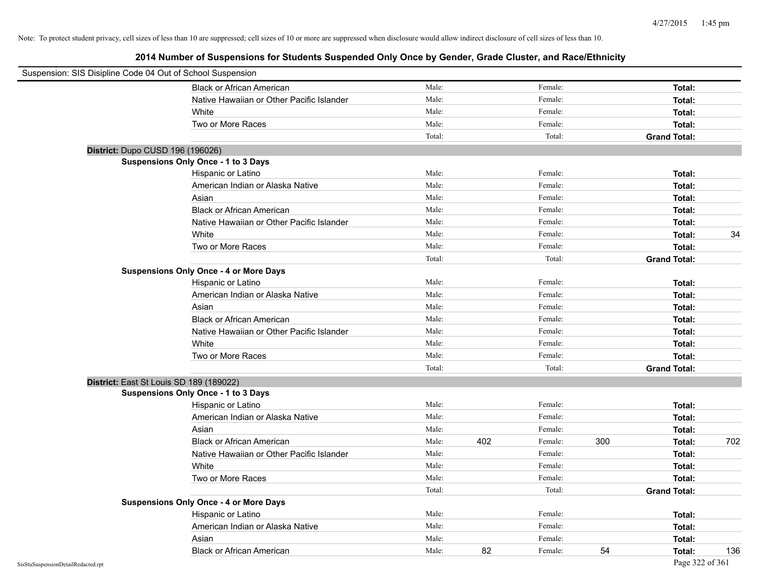Note: To protect student privacy, cell sizes of less than 10 are suppressed; cell sizes of 10 or more are suppressed when disclosure would allow indirect disclosure of cell sizes of less than 10.

## 2014 Number of Suspensions for Students Suspended Only Once by Gender, Grade Cluster, and Race/Ethnicity

Suspension: SIS Disipline Code 04 Out of School Suspension

| | Male: | | Female: | | | |
|---|---|---|---|---|---|---|
| Black or African American | Male: | | Female: | | **Total:** | |
| Native Hawaiian or Other Pacific Islander | Male: | | Female: | | **Total:** | |
| White | Male: | | Female: | | **Total:** | |
| Two or More Races | Male: | | Female: | | **Total:** | |
| | Total: | | Total: | | **Grand Total:** | |

**District:** Dupo CUSD 196 (196026)

**Suspensions Only Once - 1 to 3 Days**

| | | | | | | |
|---|---|---|---|---|---|---|
| Hispanic or Latino | Male: | | Female: | | **Total:** | |
| American Indian or Alaska Native | Male: | | Female: | | **Total:** | |
| Asian | Male: | | Female: | | **Total:** | |
| Black or African American | Male: | | Female: | | **Total:** | |
| Native Hawaiian or Other Pacific Islander | Male: | | Female: | | **Total:** | |
| White | Male: | | Female: | | **Total:** | 34 |
| Two or More Races | Male: | | Female: | | **Total:** | |
| | Total: | | Total: | | **Grand Total:** | |

**Suspensions Only Once - 4 or More Days**

| | | | | | | |
|---|---|---|---|---|---|---|
| Hispanic or Latino | Male: | | Female: | | **Total:** | |
| American Indian or Alaska Native | Male: | | Female: | | **Total:** | |
| Asian | Male: | | Female: | | **Total:** | |
| Black or African American | Male: | | Female: | | **Total:** | |
| Native Hawaiian or Other Pacific Islander | Male: | | Female: | | **Total:** | |
| White | Male: | | Female: | | **Total:** | |
| Two or More Races | Male: | | Female: | | **Total:** | |
| | Total: | | Total: | | **Grand Total:** | |

**District:** East St Louis SD 189 (189022)

**Suspensions Only Once - 1 to 3 Days**

| | | | | | | |
|---|---|---|---|---|---|---|
| Hispanic or Latino | Male: | | Female: | | **Total:** | |
| American Indian or Alaska Native | Male: | | Female: | | **Total:** | |
| Asian | Male: | | Female: | | **Total:** | |
| Black or African American | Male: | 402 | Female: | 300 | **Total:** | 702 |
| Native Hawaiian or Other Pacific Islander | Male: | | Female: | | **Total:** | |
| White | Male: | | Female: | | **Total:** | |
| Two or More Races | Male: | | Female: | | **Total:** | |
| | Total: | | Total: | | **Grand Total:** | |

**Suspensions Only Once - 4 or More Days**

| | | | | | | |
|---|---|---|---|---|---|---|
| Hispanic or Latino | Male: | | Female: | | **Total:** | |
| American Indian or Alaska Native | Male: | | Female: | | **Total:** | |
| Asian | Male: | | Female: | | **Total:** | |
| Black or African American | Male: | 82 | Female: | 54 | **Total:** | 136 |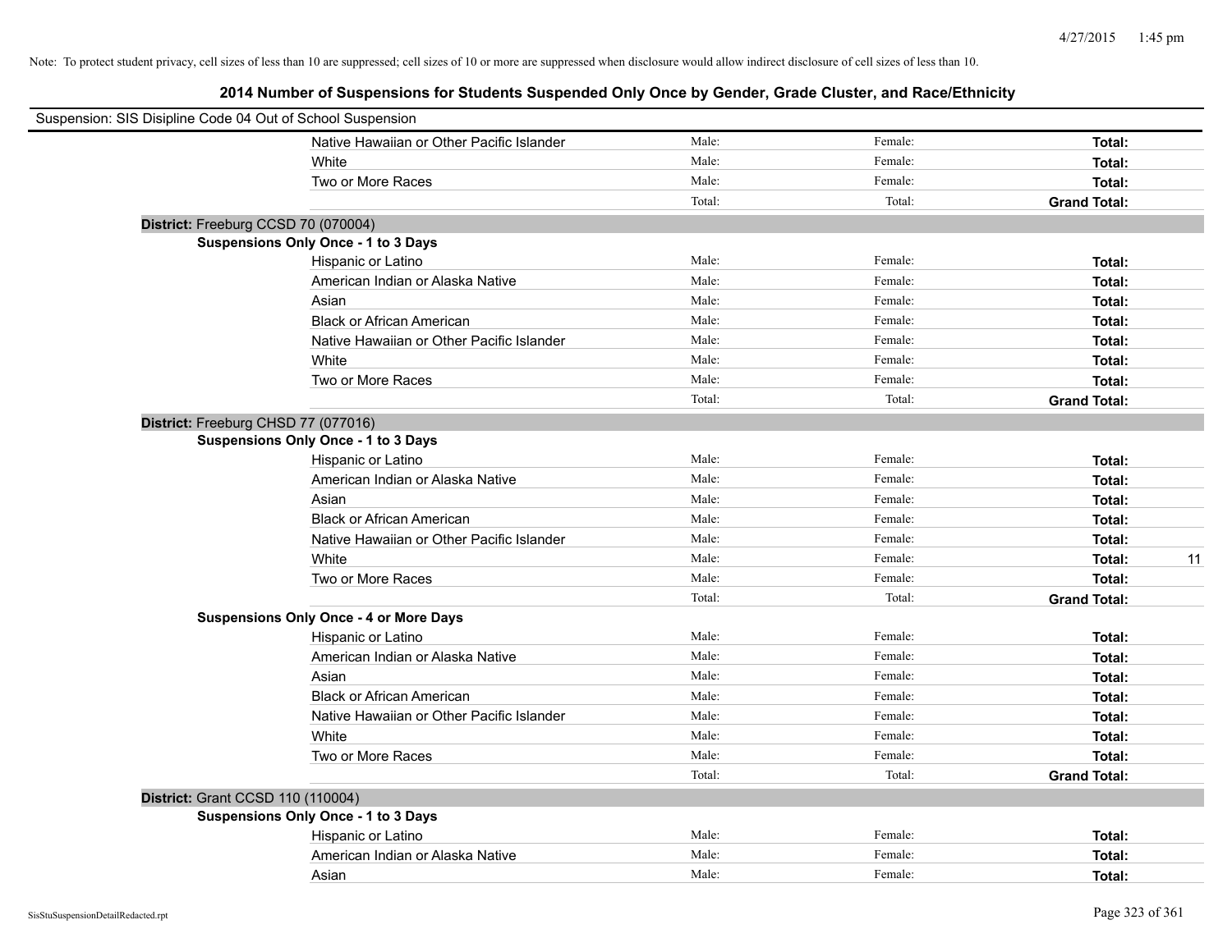Note: To protect student privacy, cell sizes of less than 10 are suppressed; cell sizes of 10 or more are suppressed when disclosure would allow indirect disclosure of cell sizes of less than 10.

## 2014 Number of Suspensions for Students Suspended Only Once by Gender, Grade Cluster, and Race/Ethnicity

Suspension: SIS Disipline Code 04 Out of School Suspension

| | | | | |
|---|---|---|---|---|
| Native Hawaiian or Other Pacific Islander | Male: | Female: | **Total:** | |
| White | Male: | Female: | **Total:** | |
| Two or More Races | Male: | Female: | **Total:** | |
| | Total: | Total: | **Grand Total:** | |

**District:** Freeburg CCSD 70 (070004)

**Suspensions Only Once - 1 to 3 Days**

| | | | | |
|---|---|---|---|---|
| Hispanic or Latino | Male: | Female: | **Total:** | |
| American Indian or Alaska Native | Male: | Female: | **Total:** | |
| Asian | Male: | Female: | **Total:** | |
| Black or African American | Male: | Female: | **Total:** | |
| Native Hawaiian or Other Pacific Islander | Male: | Female: | **Total:** | |
| White | Male: | Female: | **Total:** | |
| Two or More Races | Male: | Female: | **Total:** | |
| | Total: | Total: | **Grand Total:** | |

**District:** Freeburg CHSD 77 (077016)

**Suspensions Only Once - 1 to 3 Days**

| | | | | |
|---|---|---|---|---|
| Hispanic or Latino | Male: | Female: | **Total:** | |
| American Indian or Alaska Native | Male: | Female: | **Total:** | |
| Asian | Male: | Female: | **Total:** | |
| Black or African American | Male: | Female: | **Total:** | |
| Native Hawaiian or Other Pacific Islander | Male: | Female: | **Total:** | |
| White | Male: | Female: | **Total:** | 11 |
| Two or More Races | Male: | Female: | **Total:** | |
| | Total: | Total: | **Grand Total:** | |

**Suspensions Only Once - 4 or More Days**

| | | | | |
|---|---|---|---|---|
| Hispanic or Latino | Male: | Female: | **Total:** | |
| American Indian or Alaska Native | Male: | Female: | **Total:** | |
| Asian | Male: | Female: | **Total:** | |
| Black or African American | Male: | Female: | **Total:** | |
| Native Hawaiian or Other Pacific Islander | Male: | Female: | **Total:** | |
| White | Male: | Female: | **Total:** | |
| Two or More Races | Male: | Female: | **Total:** | |
| | Total: | Total: | **Grand Total:** | |

**District:** Grant CCSD 110 (110004)

**Suspensions Only Once - 1 to 3 Days**

| | | | | |
|---|---|---|---|---|
| Hispanic or Latino | Male: | Female: | **Total:** | |
| American Indian or Alaska Native | Male: | Female: | **Total:** | |
| Asian | Male: | Female: | **Total:** | |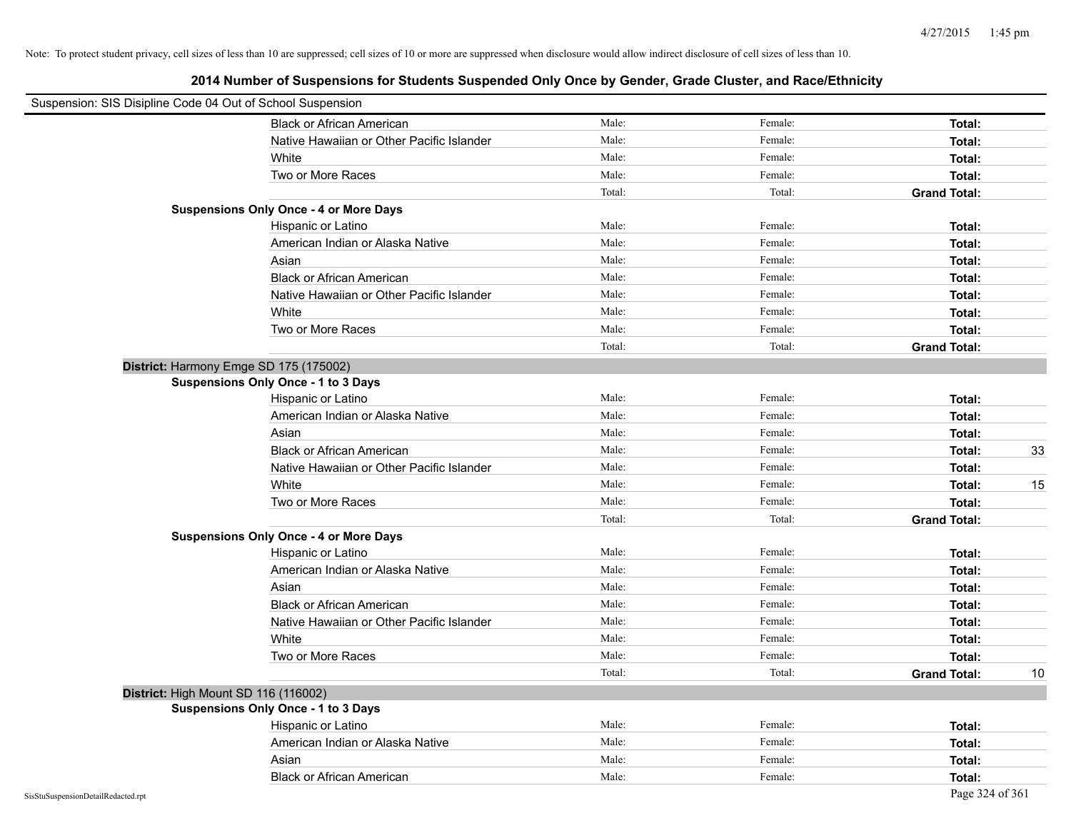Note: To protect student privacy, cell sizes of less than 10 are suppressed; cell sizes of 10 or more are suppressed when disclosure would allow indirect disclosure of cell sizes of less than 10.

## 2014 Number of Suspensions for Students Suspended Only Once by Gender, Grade Cluster, and Race/Ethnicity

Suspension: SIS Disipline Code 04 Out of School Suspension

| | | | | | |
|---|---|---|---|---|---|
| | Black or African American | Male: | Female: | **Total:** | |
| | Native Hawaiian or Other Pacific Islander | Male: | Female: | **Total:** | |
| | White | Male: | Female: | **Total:** | |
| | Two or More Races | Male: | Female: | **Total:** | |
| | | Total: | Total: | **Grand Total:** | |
| **Suspensions Only Once - 4 or More Days** | | | | | |
| | Hispanic or Latino | Male: | Female: | **Total:** | |
| | American Indian or Alaska Native | Male: | Female: | **Total:** | |
| | Asian | Male: | Female: | **Total:** | |
| | Black or African American | Male: | Female: | **Total:** | |
| | Native Hawaiian or Other Pacific Islander | Male: | Female: | **Total:** | |
| | White | Male: | Female: | **Total:** | |
| | Two or More Races | Male: | Female: | **Total:** | |
| | | Total: | Total: | **Grand Total:** | |
| **District:** Harmony Emge SD 175 (175002) | | | | | |
| **Suspensions Only Once - 1 to 3 Days** | | | | | |
| | Hispanic or Latino | Male: | Female: | **Total:** | |
| | American Indian or Alaska Native | Male: | Female: | **Total:** | |
| | Asian | Male: | Female: | **Total:** | |
| | Black or African American | Male: | Female: | **Total:** | 33 |
| | Native Hawaiian or Other Pacific Islander | Male: | Female: | **Total:** | |
| | White | Male: | Female: | **Total:** | 15 |
| | Two or More Races | Male: | Female: | **Total:** | |
| | | Total: | Total: | **Grand Total:** | |
| **Suspensions Only Once - 4 or More Days** | | | | | |
| | Hispanic or Latino | Male: | Female: | **Total:** | |
| | American Indian or Alaska Native | Male: | Female: | **Total:** | |
| | Asian | Male: | Female: | **Total:** | |
| | Black or African American | Male: | Female: | **Total:** | |
| | Native Hawaiian or Other Pacific Islander | Male: | Female: | **Total:** | |
| | White | Male: | Female: | **Total:** | |
| | Two or More Races | Male: | Female: | **Total:** | |
| | | Total: | Total: | **Grand Total:** | 10 |
| **District:** High Mount SD 116 (116002) | | | | | |
| **Suspensions Only Once - 1 to 3 Days** | | | | | |
| | Hispanic or Latino | Male: | Female: | **Total:** | |
| | American Indian or Alaska Native | Male: | Female: | **Total:** | |
| | Asian | Male: | Female: | **Total:** | |
| | Black or African American | Male: | Female: | **Total:** | |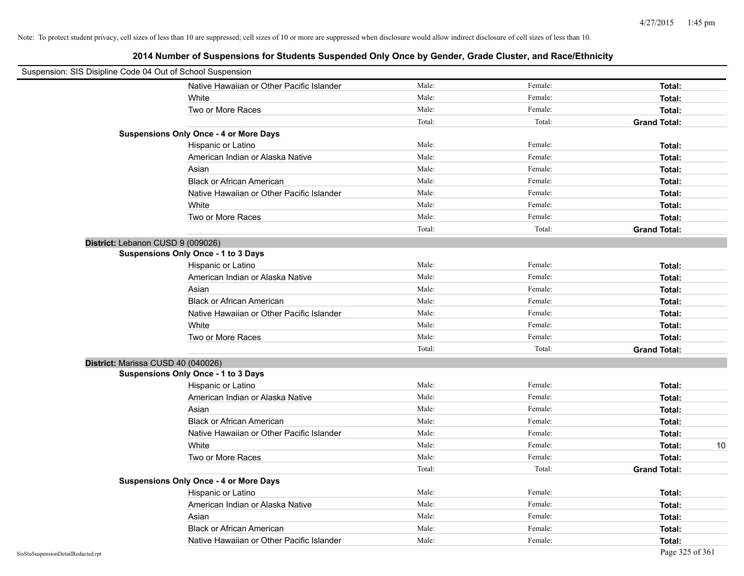Note: To protect student privacy, cell sizes of less than 10 are suppressed; cell sizes of 10 or more are suppressed when disclosure would allow indirect disclosure of cell sizes of less than 10.

## 2014 Number of Suspensions for Students Suspended Only Once by Gender, Grade Cluster, and Race/Ethnicity

Suspension: SIS Disipline Code 04 Out of School Suspension

| | | | | |
|---|---|---|---|---|
| Native Hawaiian or Other Pacific Islander | Male: | Female: | **Total:** | |
| White | Male: | Female: | **Total:** | |
| Two or More Races | Male: | Female: | **Total:** | |
| | Total: | Total: | **Grand Total:** | |

**Suspensions Only Once - 4 or More Days**

| | | | | |
|---|---|---|---|---|
| Hispanic or Latino | Male: | Female: | **Total:** | |
| American Indian or Alaska Native | Male: | Female: | **Total:** | |
| Asian | Male: | Female: | **Total:** | |
| Black or African American | Male: | Female: | **Total:** | |
| Native Hawaiian or Other Pacific Islander | Male: | Female: | **Total:** | |
| White | Male: | Female: | **Total:** | |
| Two or More Races | Male: | Female: | **Total:** | |
| | Total: | Total: | **Grand Total:** | |

### District: Lebanon CUSD 9 (009026)

**Suspensions Only Once - 1 to 3 Days**

| | | | | |
|---|---|---|---|---|
| Hispanic or Latino | Male: | Female: | **Total:** | |
| American Indian or Alaska Native | Male: | Female: | **Total:** | |
| Asian | Male: | Female: | **Total:** | |
| Black or African American | Male: | Female: | **Total:** | |
| Native Hawaiian or Other Pacific Islander | Male: | Female: | **Total:** | |
| White | Male: | Female: | **Total:** | |
| Two or More Races | Male: | Female: | **Total:** | |
| | Total: | Total: | **Grand Total:** | |

### District: Marissa CUSD 40 (040026)

**Suspensions Only Once - 1 to 3 Days**

| | | | | |
|---|---|---|---|---|
| Hispanic or Latino | Male: | Female: | **Total:** | |
| American Indian or Alaska Native | Male: | Female: | **Total:** | |
| Asian | Male: | Female: | **Total:** | |
| Black or African American | Male: | Female: | **Total:** | |
| Native Hawaiian or Other Pacific Islander | Male: | Female: | **Total:** | |
| White | Male: | Female: | **Total:** | 10 |
| Two or More Races | Male: | Female: | **Total:** | |
| | Total: | Total: | **Grand Total:** | |

**Suspensions Only Once - 4 or More Days**

| | | | | |
|---|---|---|---|---|
| Hispanic or Latino | Male: | Female: | **Total:** | |
| American Indian or Alaska Native | Male: | Female: | **Total:** | |
| Asian | Male: | Female: | **Total:** | |
| Black or African American | Male: | Female: | **Total:** | |
| Native Hawaiian or Other Pacific Islander | Male: | Female: | **Total:** | |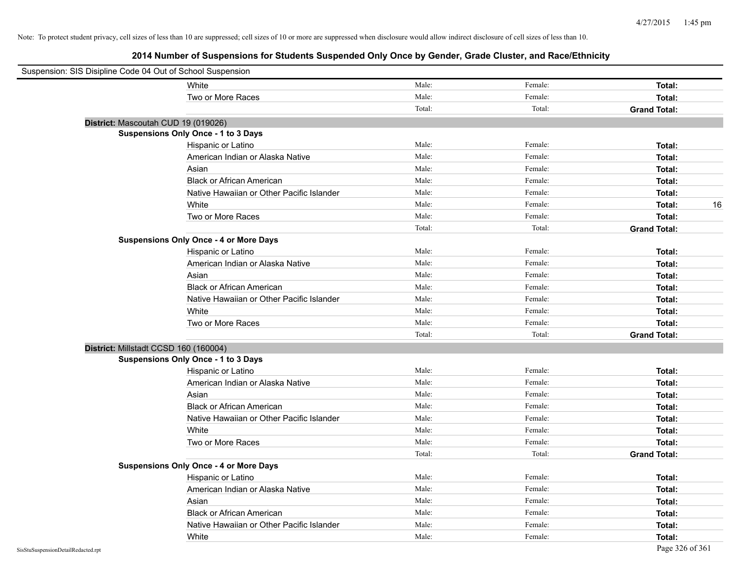Note: To protect student privacy, cell sizes of less than 10 are suppressed; cell sizes of 10 or more are suppressed when disclosure would allow indirect disclosure of cell sizes of less than 10.

## 2014 Number of Suspensions for Students Suspended Only Once by Gender, Grade Cluster, and Race/Ethnicity

Suspension: SIS Disipline Code 04 Out of School Suspension

| | Male | Female | Total |
|---|---|---|---|
| White | Male: | Female: | **Total:** |
| Two or More Races | Male: | Female: | **Total:** |
| | Total: | Total: | **Grand Total:** |

**District:** Mascoutah CUD 19 (019026)

**Suspensions Only Once - 1 to 3 Days**

| | Male | Female | Total |
|---|---|---|---|
| Hispanic or Latino | Male: | Female: | **Total:** |
| American Indian or Alaska Native | Male: | Female: | **Total:** |
| Asian | Male: | Female: | **Total:** |
| Black or African American | Male: | Female: | **Total:** |
| Native Hawaiian or Other Pacific Islander | Male: | Female: | **Total:** |
| White | Male: | Female: | **Total:** 16 |
| Two or More Races | Male: | Female: | **Total:** |
| | Total: | Total: | **Grand Total:** |

**Suspensions Only Once - 4 or More Days**

| | Male | Female | Total |
|---|---|---|---|
| Hispanic or Latino | Male: | Female: | **Total:** |
| American Indian or Alaska Native | Male: | Female: | **Total:** |
| Asian | Male: | Female: | **Total:** |
| Black or African American | Male: | Female: | **Total:** |
| Native Hawaiian or Other Pacific Islander | Male: | Female: | **Total:** |
| White | Male: | Female: | **Total:** |
| Two or More Races | Male: | Female: | **Total:** |
| | Total: | Total: | **Grand Total:** |

**District:** Millstadt CCSD 160 (160004)

**Suspensions Only Once - 1 to 3 Days**

| | Male | Female | Total |
|---|---|---|---|
| Hispanic or Latino | Male: | Female: | **Total:** |
| American Indian or Alaska Native | Male: | Female: | **Total:** |
| Asian | Male: | Female: | **Total:** |
| Black or African American | Male: | Female: | **Total:** |
| Native Hawaiian or Other Pacific Islander | Male: | Female: | **Total:** |
| White | Male: | Female: | **Total:** |
| Two or More Races | Male: | Female: | **Total:** |
| | Total: | Total: | **Grand Total:** |

**Suspensions Only Once - 4 or More Days**

| | Male | Female | Total |
|---|---|---|---|
| Hispanic or Latino | Male: | Female: | **Total:** |
| American Indian or Alaska Native | Male: | Female: | **Total:** |
| Asian | Male: | Female: | **Total:** |
| Black or African American | Male: | Female: | **Total:** |
| Native Hawaiian or Other Pacific Islander | Male: | Female: | **Total:** |
| White | Male: | Female: | **Total:** |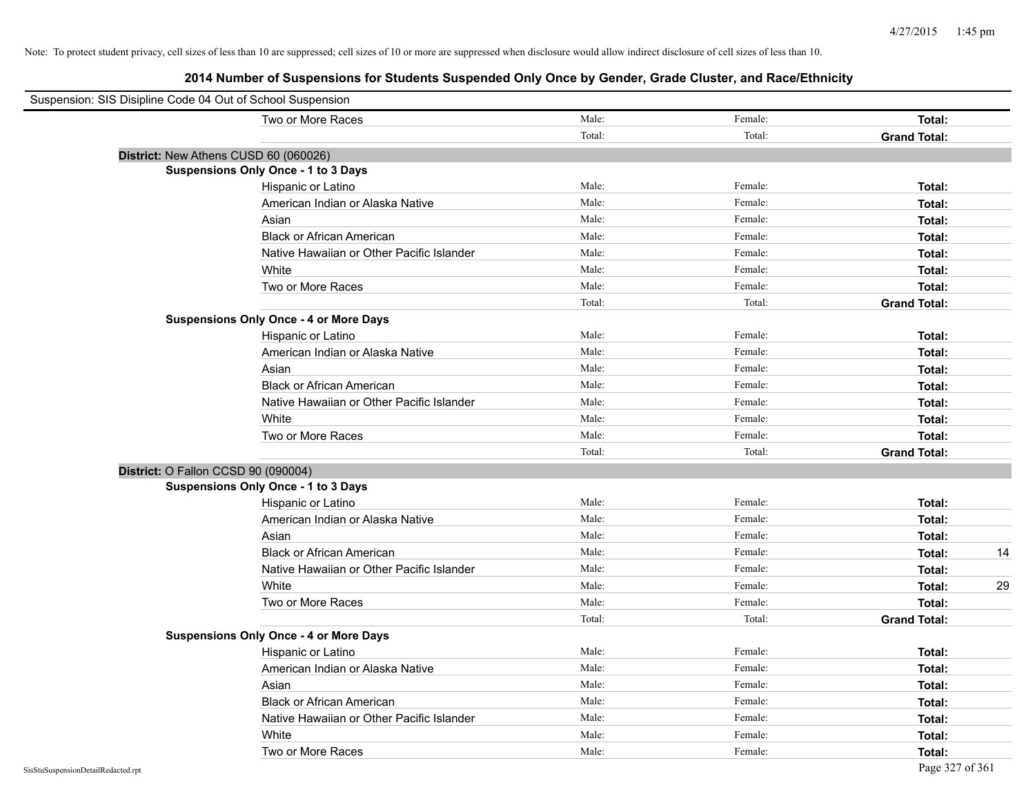Note: To protect student privacy, cell sizes of less than 10 are suppressed; cell sizes of 10 or more are suppressed when disclosure would allow indirect disclosure of cell sizes of less than 10.

## 2014 Number of Suspensions for Students Suspended Only Once by Gender, Grade Cluster, and Race/Ethnicity

Suspension: SIS Disipline Code 04 Out of School Suspension

| | | | | |
|---|---|---|---|---|
| Two or More Races | Male: | Female: | **Total:** | |
| | Total: | Total: | **Grand Total:** | |

**District:** New Athens CUSD 60 (060026)

**Suspensions Only Once - 1 to 3 Days**

| | | | | |
|---|---|---|---|---|
| Hispanic or Latino | Male: | Female: | **Total:** | |
| American Indian or Alaska Native | Male: | Female: | **Total:** | |
| Asian | Male: | Female: | **Total:** | |
| Black or African American | Male: | Female: | **Total:** | |
| Native Hawaiian or Other Pacific Islander | Male: | Female: | **Total:** | |
| White | Male: | Female: | **Total:** | |
| Two or More Races | Male: | Female: | **Total:** | |
| | Total: | Total: | **Grand Total:** | |

**Suspensions Only Once - 4 or More Days**

| | | | | |
|---|---|---|---|---|
| Hispanic or Latino | Male: | Female: | **Total:** | |
| American Indian or Alaska Native | Male: | Female: | **Total:** | |
| Asian | Male: | Female: | **Total:** | |
| Black or African American | Male: | Female: | **Total:** | |
| Native Hawaiian or Other Pacific Islander | Male: | Female: | **Total:** | |
| White | Male: | Female: | **Total:** | |
| Two or More Races | Male: | Female: | **Total:** | |
| | Total: | Total: | **Grand Total:** | |

**District:** O Fallon CCSD 90 (090004)

**Suspensions Only Once - 1 to 3 Days**

| | | | | |
|---|---|---|---|---|
| Hispanic or Latino | Male: | Female: | **Total:** | |
| American Indian or Alaska Native | Male: | Female: | **Total:** | |
| Asian | Male: | Female: | **Total:** | |
| Black or African American | Male: | Female: | **Total:** | 14 |
| Native Hawaiian or Other Pacific Islander | Male: | Female: | **Total:** | |
| White | Male: | Female: | **Total:** | 29 |
| Two or More Races | Male: | Female: | **Total:** | |
| | Total: | Total: | **Grand Total:** | |

**Suspensions Only Once - 4 or More Days**

| | | | | |
|---|---|---|---|---|
| Hispanic or Latino | Male: | Female: | **Total:** | |
| American Indian or Alaska Native | Male: | Female: | **Total:** | |
| Asian | Male: | Female: | **Total:** | |
| Black or African American | Male: | Female: | **Total:** | |
| Native Hawaiian or Other Pacific Islander | Male: | Female: | **Total:** | |
| White | Male: | Female: | **Total:** | |
| Two or More Races | Male: | Female: | **Total:** | |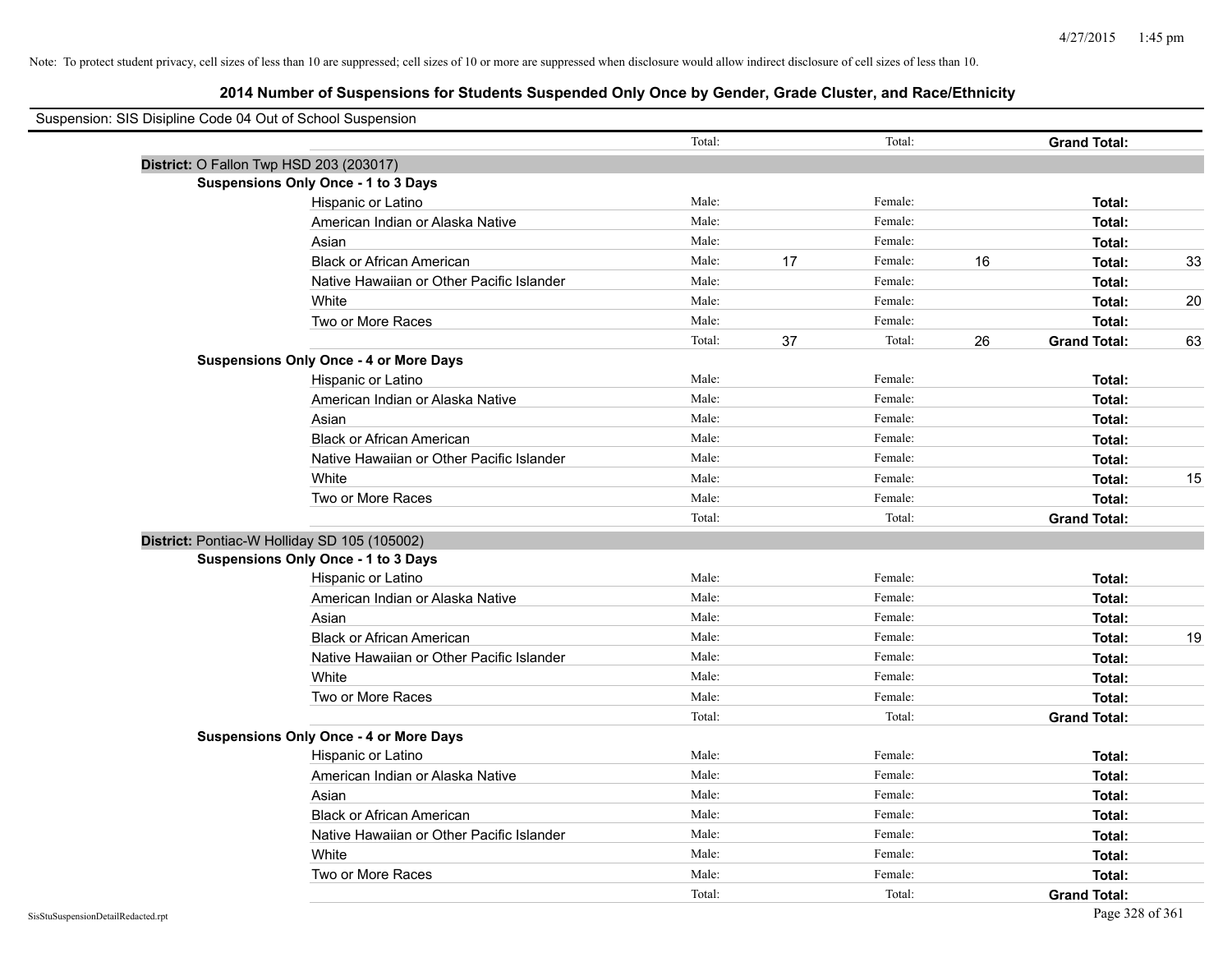Note: To protect student privacy, cell sizes of less than 10 are suppressed; cell sizes of 10 or more are suppressed when disclosure would allow indirect disclosure of cell sizes of less than 10.

## 2014 Number of Suspensions for Students Suspended Only Once by Gender, Grade Cluster, and Race/Ethnicity

Suspension: SIS Disipline Code 04 Out of School Suspension

| | | | | | | |
|---|---|---|---|---|---|---|
| | Total: | | Total: | | **Grand Total:** | |
| **District:** O Fallon Twp HSD 203 (203017) | | | | | | |
| **Suspensions Only Once - 1 to 3 Days** | | | | | | |
| Hispanic or Latino | Male: | | Female: | | **Total:** | |
| American Indian or Alaska Native | Male: | | Female: | | **Total:** | |
| Asian | Male: | | Female: | | **Total:** | |
| Black or African American | Male: | 17 | Female: | 16 | **Total:** | 33 |
| Native Hawaiian or Other Pacific Islander | Male: | | Female: | | **Total:** | |
| White | Male: | | Female: | | **Total:** | 20 |
| Two or More Races | Male: | | Female: | | **Total:** | |
| | Total: | 37 | Total: | 26 | **Grand Total:** | 63 |
| **Suspensions Only Once - 4 or More Days** | | | | | | |
| Hispanic or Latino | Male: | | Female: | | **Total:** | |
| American Indian or Alaska Native | Male: | | Female: | | **Total:** | |
| Asian | Male: | | Female: | | **Total:** | |
| Black or African American | Male: | | Female: | | **Total:** | |
| Native Hawaiian or Other Pacific Islander | Male: | | Female: | | **Total:** | |
| White | Male: | | Female: | | **Total:** | 15 |
| Two or More Races | Male: | | Female: | | **Total:** | |
| | Total: | | Total: | | **Grand Total:** | |
| **District:** Pontiac-W Holliday SD 105 (105002) | | | | | | |
| **Suspensions Only Once - 1 to 3 Days** | | | | | | |
| Hispanic or Latino | Male: | | Female: | | **Total:** | |
| American Indian or Alaska Native | Male: | | Female: | | **Total:** | |
| Asian | Male: | | Female: | | **Total:** | |
| Black or African American | Male: | | Female: | | **Total:** | 19 |
| Native Hawaiian or Other Pacific Islander | Male: | | Female: | | **Total:** | |
| White | Male: | | Female: | | **Total:** | |
| Two or More Races | Male: | | Female: | | **Total:** | |
| | Total: | | Total: | | **Grand Total:** | |
| **Suspensions Only Once - 4 or More Days** | | | | | | |
| Hispanic or Latino | Male: | | Female: | | **Total:** | |
| American Indian or Alaska Native | Male: | | Female: | | **Total:** | |
| Asian | Male: | | Female: | | **Total:** | |
| Black or African American | Male: | | Female: | | **Total:** | |
| Native Hawaiian or Other Pacific Islander | Male: | | Female: | | **Total:** | |
| White | Male: | | Female: | | **Total:** | |
| Two or More Races | Male: | | Female: | | **Total:** | |
| | Total: | | Total: | | **Grand Total:** | |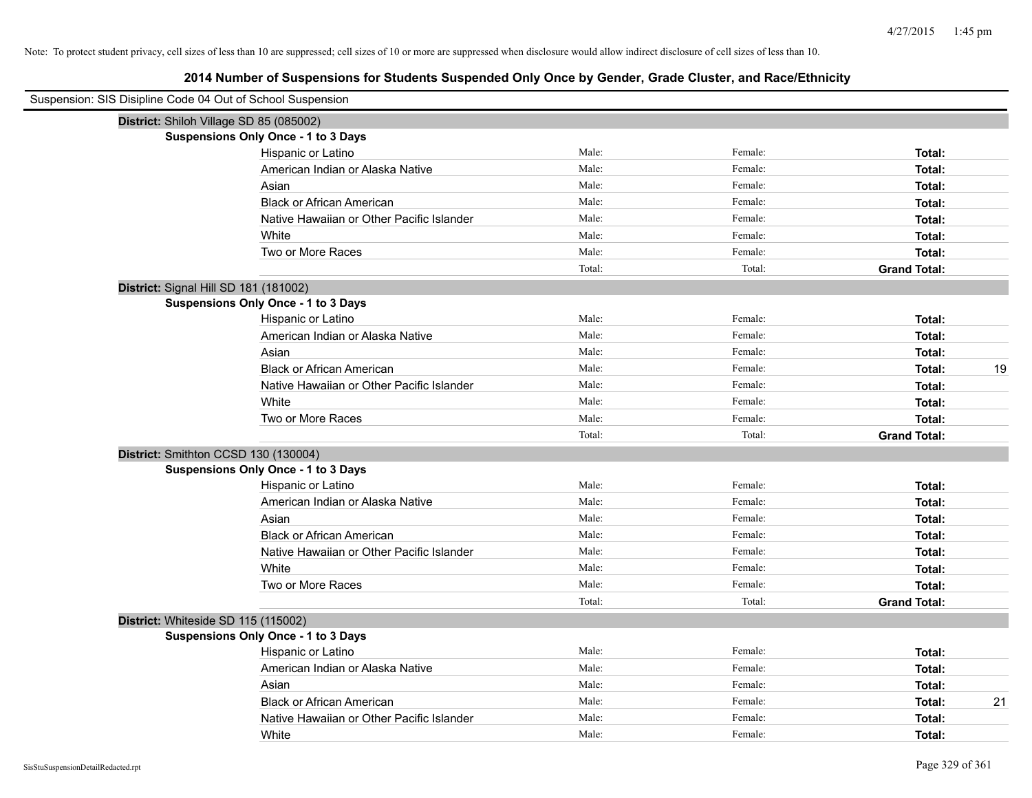Note: To protect student privacy, cell sizes of less than 10 are suppressed; cell sizes of 10 or more are suppressed when disclosure would allow indirect disclosure of cell sizes of less than 10.

## 2014 Number of Suspensions for Students Suspended Only Once by Gender, Grade Cluster, and Race/Ethnicity

Suspension: SIS Disipline Code 04 Out of School Suspension

**District:** Shiloh Village SD 85 (085002)

**Suspensions Only Once - 1 to 3 Days**

| Race/Ethnicity | Male: | Female: | Total: |
|---|---|---|---|
| Hispanic or Latino | | | |
| American Indian or Alaska Native | | | |
| Asian | | | |
| Black or African American | | | |
| Native Hawaiian or Other Pacific Islander | | | |
| White | | | |
| Two or More Races | | | |
| | Total: | Total: | **Grand Total:** |

**District:** Signal Hill SD 181 (181002)

**Suspensions Only Once - 1 to 3 Days**

| Race/Ethnicity | Male: | Female: | Total: |
|---|---|---|---|
| Hispanic or Latino | | | |
| American Indian or Alaska Native | | | |
| Asian | | | |
| Black or African American | | | 19 |
| Native Hawaiian or Other Pacific Islander | | | |
| White | | | |
| Two or More Races | | | |
| | Total: | Total: | **Grand Total:** |

**District:** Smithton CCSD 130 (130004)

**Suspensions Only Once - 1 to 3 Days**

| Race/Ethnicity | Male: | Female: | Total: |
|---|---|---|---|
| Hispanic or Latino | | | |
| American Indian or Alaska Native | | | |
| Asian | | | |
| Black or African American | | | |
| Native Hawaiian or Other Pacific Islander | | | |
| White | | | |
| Two or More Races | | | |
| | Total: | Total: | **Grand Total:** |

**District:** Whiteside SD 115 (115002)

**Suspensions Only Once - 1 to 3 Days**

| Race/Ethnicity | Male: | Female: | Total: |
|---|---|---|---|
| Hispanic or Latino | | | |
| American Indian or Alaska Native | | | |
| Asian | | | |
| Black or African American | | | 21 |
| Native Hawaiian or Other Pacific Islander | | | |
| White | | | |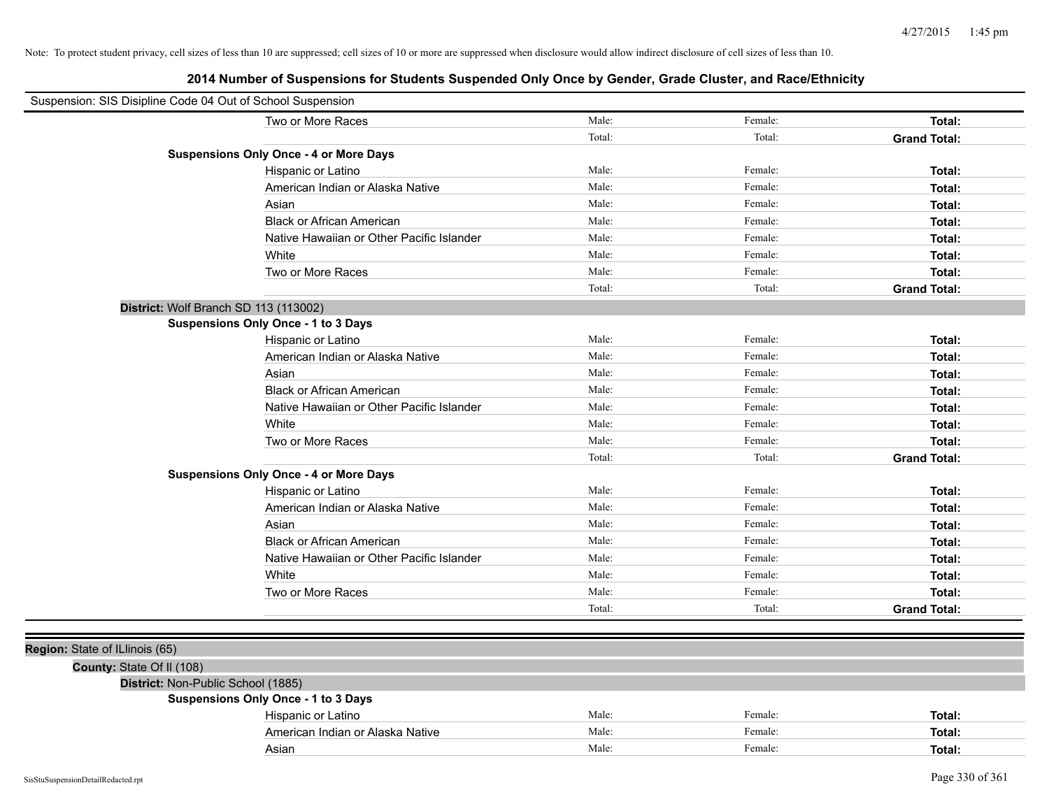Note: To protect student privacy, cell sizes of less than 10 are suppressed; cell sizes of 10 or more are suppressed when disclosure would allow indirect disclosure of cell sizes of less than 10.

## 2014 Number of Suspensions for Students Suspended Only Once by Gender, Grade Cluster, and Race/Ethnicity

Suspension: SIS Disipline Code 04 Out of School Suspension

| | | | |
|---|---|---|---|
| Two or More Races | Male: | Female: | **Total:** |
| | Total: | Total: | **Grand Total:** |

**Suspensions Only Once - 4 or More Days**

| | | | |
|---|---|---|---|
| Hispanic or Latino | Male: | Female: | **Total:** |
| American Indian or Alaska Native | Male: | Female: | **Total:** |
| Asian | Male: | Female: | **Total:** |
| Black or African American | Male: | Female: | **Total:** |
| Native Hawaiian or Other Pacific Islander | Male: | Female: | **Total:** |
| White | Male: | Female: | **Total:** |
| Two or More Races | Male: | Female: | **Total:** |
| | Total: | Total: | **Grand Total:** |

**District:** Wolf Branch SD 113 (113002)

**Suspensions Only Once - 1 to 3 Days**

| | | | |
|---|---|---|---|
| Hispanic or Latino | Male: | Female: | **Total:** |
| American Indian or Alaska Native | Male: | Female: | **Total:** |
| Asian | Male: | Female: | **Total:** |
| Black or African American | Male: | Female: | **Total:** |
| Native Hawaiian or Other Pacific Islander | Male: | Female: | **Total:** |
| White | Male: | Female: | **Total:** |
| Two or More Races | Male: | Female: | **Total:** |
| | Total: | Total: | **Grand Total:** |

**Suspensions Only Once - 4 or More Days**

| | | | |
|---|---|---|---|
| Hispanic or Latino | Male: | Female: | **Total:** |
| American Indian or Alaska Native | Male: | Female: | **Total:** |
| Asian | Male: | Female: | **Total:** |
| Black or African American | Male: | Female: | **Total:** |
| Native Hawaiian or Other Pacific Islander | Male: | Female: | **Total:** |
| White | Male: | Female: | **Total:** |
| Two or More Races | Male: | Female: | **Total:** |
| | Total: | Total: | **Grand Total:** |

**Region:** State of ILlinois (65)

**County:** State Of Il (108)

**District:** Non-Public School (1885)

**Suspensions Only Once - 1 to 3 Days**

| | | | |
|---|---|---|---|
| Hispanic or Latino | Male: | Female: | **Total:** |
| American Indian or Alaska Native | Male: | Female: | **Total:** |
| Asian | Male: | Female: | **Total:** |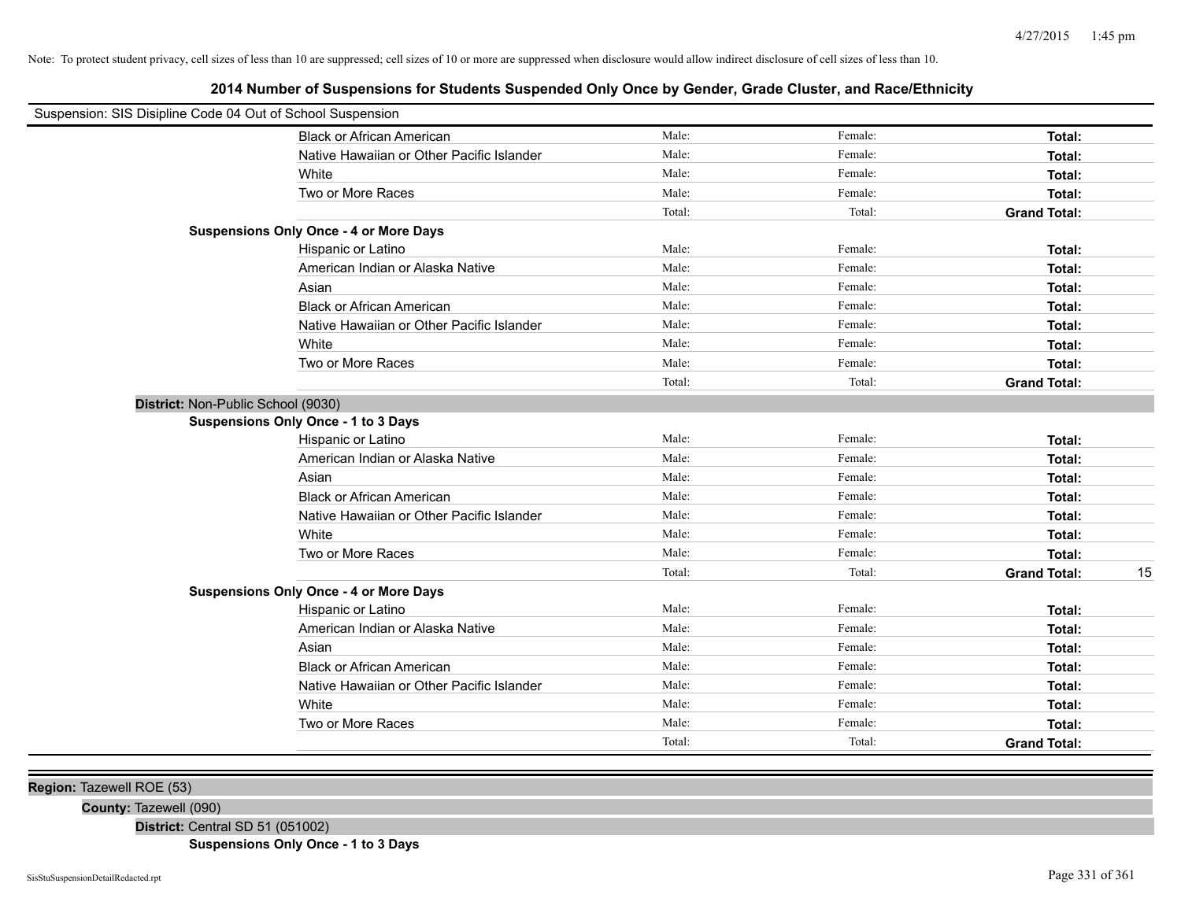Note: To protect student privacy, cell sizes of less than 10 are suppressed; cell sizes of 10 or more are suppressed when disclosure would allow indirect disclosure of cell sizes of less than 10.

# 2014 Number of Suspensions for Students Suspended Only Once by Gender, Grade Cluster, and Race/Ethnicity

Suspension: SIS Disipline Code 04 Out of School Suspension

| | Male | Female | Total | |
|---|---|---|---|---|
| Black or African American | Male: | Female: | **Total:** | |
| Native Hawaiian or Other Pacific Islander | Male: | Female: | **Total:** | |
| White | Male: | Female: | **Total:** | |
| Two or More Races | Male: | Female: | **Total:** | |
| | Total: | Total: | **Grand Total:** | |

**Suspensions Only Once - 4 or More Days**

| | Male | Female | Total | |
|---|---|---|---|---|
| Hispanic or Latino | Male: | Female: | **Total:** | |
| American Indian or Alaska Native | Male: | Female: | **Total:** | |
| Asian | Male: | Female: | **Total:** | |
| Black or African American | Male: | Female: | **Total:** | |
| Native Hawaiian or Other Pacific Islander | Male: | Female: | **Total:** | |
| White | Male: | Female: | **Total:** | |
| Two or More Races | Male: | Female: | **Total:** | |
| | Total: | Total: | **Grand Total:** | |

**District:** Non-Public School (9030)

**Suspensions Only Once - 1 to 3 Days**

| | Male | Female | Total | |
|---|---|---|---|---|
| Hispanic or Latino | Male: | Female: | **Total:** | |
| American Indian or Alaska Native | Male: | Female: | **Total:** | |
| Asian | Male: | Female: | **Total:** | |
| Black or African American | Male: | Female: | **Total:** | |
| Native Hawaiian or Other Pacific Islander | Male: | Female: | **Total:** | |
| White | Male: | Female: | **Total:** | |
| Two or More Races | Male: | Female: | **Total:** | |
| | Total: | Total: | **Grand Total:** | 15 |

**Suspensions Only Once - 4 or More Days**

| | Male | Female | Total | |
|---|---|---|---|---|
| Hispanic or Latino | Male: | Female: | **Total:** | |
| American Indian or Alaska Native | Male: | Female: | **Total:** | |
| Asian | Male: | Female: | **Total:** | |
| Black or African American | Male: | Female: | **Total:** | |
| Native Hawaiian or Other Pacific Islander | Male: | Female: | **Total:** | |
| White | Male: | Female: | **Total:** | |
| Two or More Races | Male: | Female: | **Total:** | |
| | Total: | Total: | **Grand Total:** | |

**Region:** Tazewell ROE (53)

**County:** Tazewell (090)

**District:** Central SD 51 (051002)

**Suspensions Only Once - 1 to 3 Days**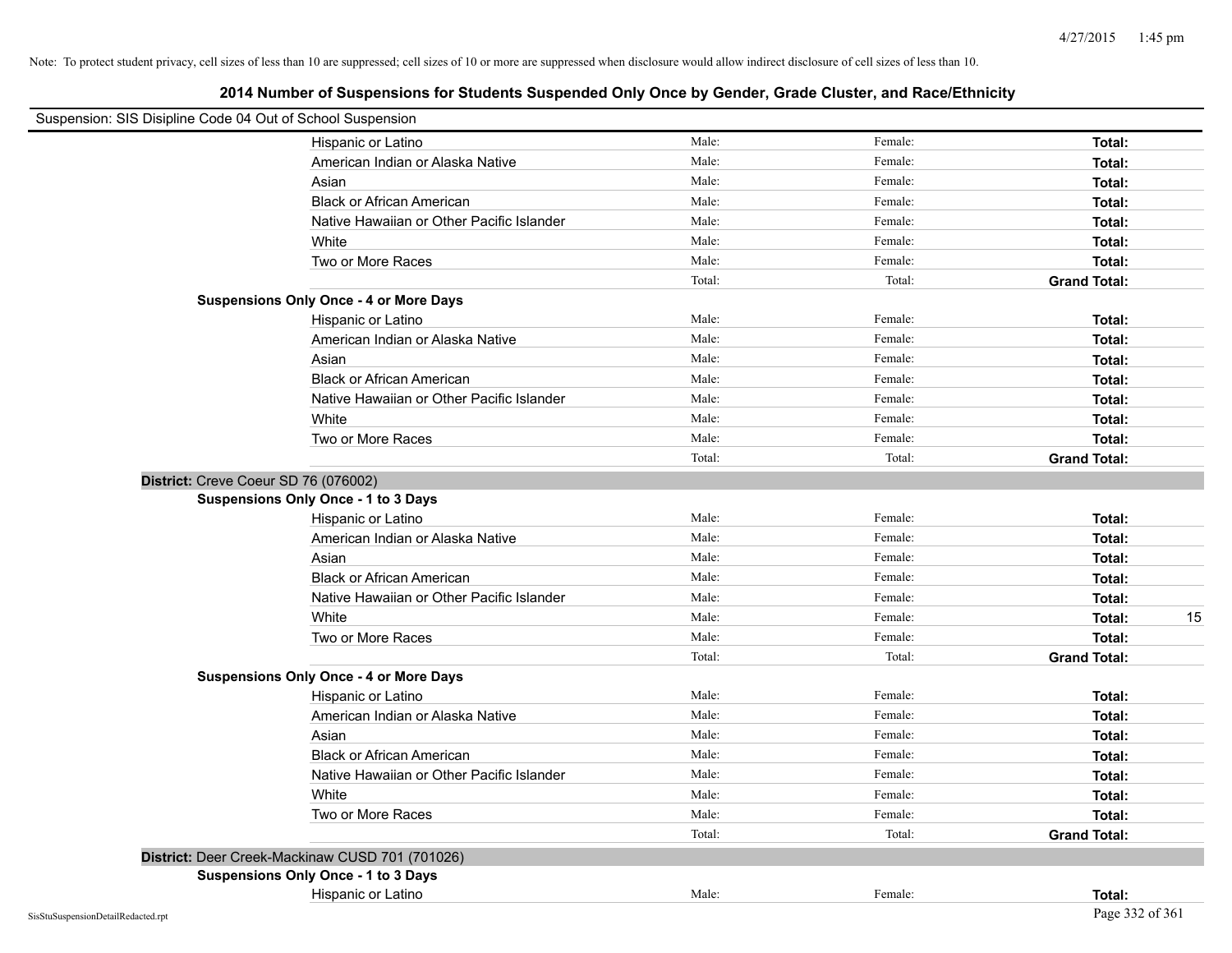Note: To protect student privacy, cell sizes of less than 10 are suppressed; cell sizes of 10 or more are suppressed when disclosure would allow indirect disclosure of cell sizes of less than 10.

## 2014 Number of Suspensions for Students Suspended Only Once by Gender, Grade Cluster, and Race/Ethnicity

Suspension: SIS Disipline Code 04 Out of School Suspension

| | | | | |
|---|---|---|---|---|
| Hispanic or Latino | Male: | Female: | **Total:** | |
| American Indian or Alaska Native | Male: | Female: | **Total:** | |
| Asian | Male: | Female: | **Total:** | |
| Black or African American | Male: | Female: | **Total:** | |
| Native Hawaiian or Other Pacific Islander | Male: | Female: | **Total:** | |
| White | Male: | Female: | **Total:** | |
| Two or More Races | Male: | Female: | **Total:** | |
| | Total: | Total: | **Grand Total:** | |
| **Suspensions Only Once - 4 or More Days** | | | | |
| Hispanic or Latino | Male: | Female: | **Total:** | |
| American Indian or Alaska Native | Male: | Female: | **Total:** | |
| Asian | Male: | Female: | **Total:** | |
| Black or African American | Male: | Female: | **Total:** | |
| Native Hawaiian or Other Pacific Islander | Male: | Female: | **Total:** | |
| White | Male: | Female: | **Total:** | |
| Two or More Races | Male: | Female: | **Total:** | |
| | Total: | Total: | **Grand Total:** | |

**District:** Creve Coeur SD 76 (076002)

| | | | | |
|---|---|---|---|---|
| **Suspensions Only Once - 1 to 3 Days** | | | | |
| Hispanic or Latino | Male: | Female: | **Total:** | |
| American Indian or Alaska Native | Male: | Female: | **Total:** | |
| Asian | Male: | Female: | **Total:** | |
| Black or African American | Male: | Female: | **Total:** | |
| Native Hawaiian or Other Pacific Islander | Male: | Female: | **Total:** | |
| White | Male: | Female: | **Total:** | 15 |
| Two or More Races | Male: | Female: | **Total:** | |
| | Total: | Total: | **Grand Total:** | |
| **Suspensions Only Once - 4 or More Days** | | | | |
| Hispanic or Latino | Male: | Female: | **Total:** | |
| American Indian or Alaska Native | Male: | Female: | **Total:** | |
| Asian | Male: | Female: | **Total:** | |
| Black or African American | Male: | Female: | **Total:** | |
| Native Hawaiian or Other Pacific Islander | Male: | Female: | **Total:** | |
| White | Male: | Female: | **Total:** | |
| Two or More Races | Male: | Female: | **Total:** | |
| | Total: | Total: | **Grand Total:** | |

**District:** Deer Creek-Mackinaw CUSD 701 (701026)

| | | | | |
|---|---|---|---|---|
| **Suspensions Only Once - 1 to 3 Days** | | | | |
| Hispanic or Latino | Male: | Female: | **Total:** | |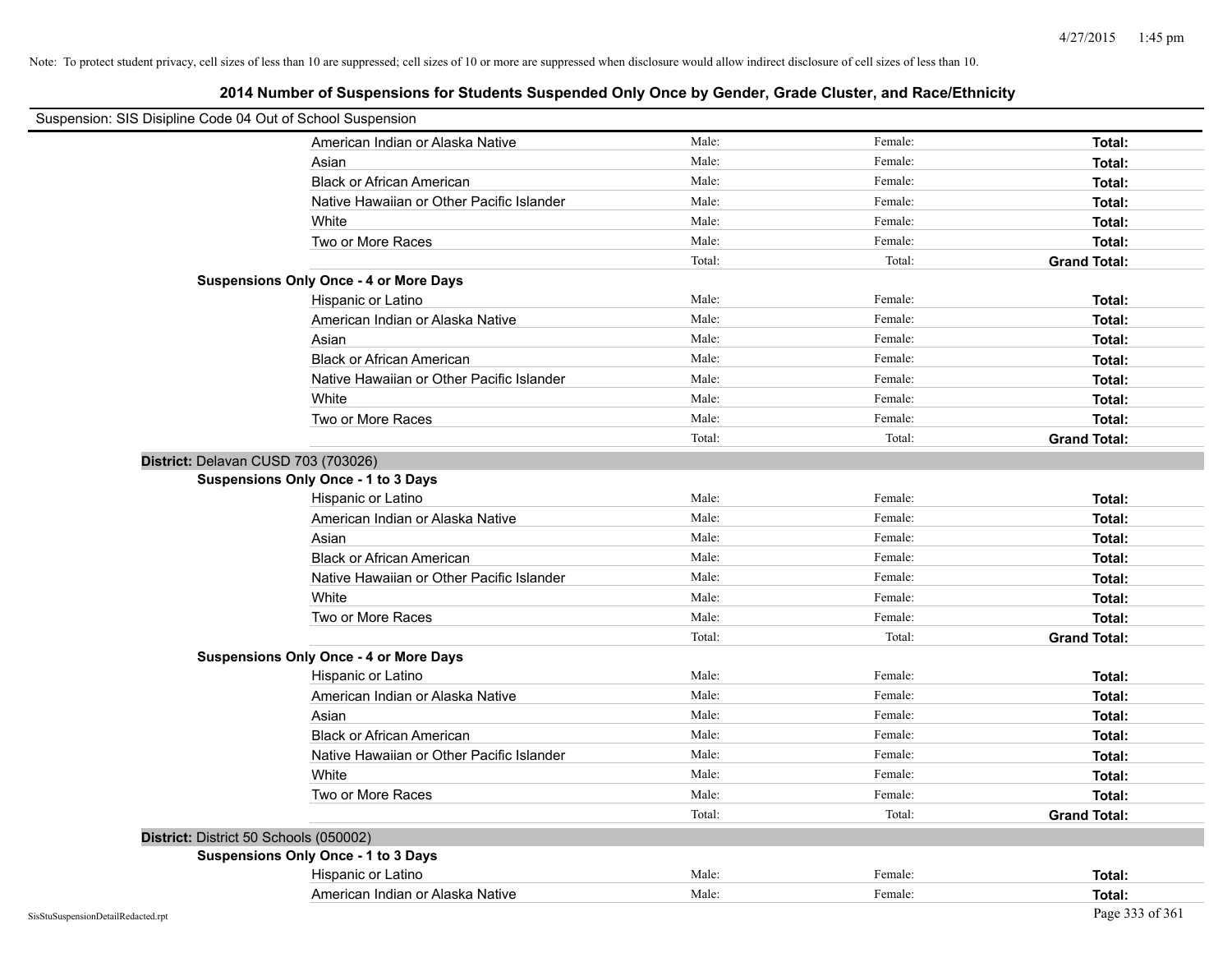Note: To protect student privacy, cell sizes of less than 10 are suppressed; cell sizes of 10 or more are suppressed when disclosure would allow indirect disclosure of cell sizes of less than 10.

## 2014 Number of Suspensions for Students Suspended Only Once by Gender, Grade Cluster, and Race/Ethnicity

Suspension: SIS Disipline Code 04 Out of School Suspension

| | | | |
|---|---|---|---|
| American Indian or Alaska Native | Male: | Female: | **Total:** |
| Asian | Male: | Female: | **Total:** |
| Black or African American | Male: | Female: | **Total:** |
| Native Hawaiian or Other Pacific Islander | Male: | Female: | **Total:** |
| White | Male: | Female: | **Total:** |
| Two or More Races | Male: | Female: | **Total:** |
| | Total: | Total: | **Grand Total:** |

**Suspensions Only Once - 4 or More Days**

| | | | |
|---|---|---|---|
| Hispanic or Latino | Male: | Female: | **Total:** |
| American Indian or Alaska Native | Male: | Female: | **Total:** |
| Asian | Male: | Female: | **Total:** |
| Black or African American | Male: | Female: | **Total:** |
| Native Hawaiian or Other Pacific Islander | Male: | Female: | **Total:** |
| White | Male: | Female: | **Total:** |
| Two or More Races | Male: | Female: | **Total:** |
| | Total: | Total: | **Grand Total:** |

**District:** Delavan CUSD 703 (703026)

**Suspensions Only Once - 1 to 3 Days**

| | | | |
|---|---|---|---|
| Hispanic or Latino | Male: | Female: | **Total:** |
| American Indian or Alaska Native | Male: | Female: | **Total:** |
| Asian | Male: | Female: | **Total:** |
| Black or African American | Male: | Female: | **Total:** |
| Native Hawaiian or Other Pacific Islander | Male: | Female: | **Total:** |
| White | Male: | Female: | **Total:** |
| Two or More Races | Male: | Female: | **Total:** |
| | Total: | Total: | **Grand Total:** |

**Suspensions Only Once - 4 or More Days**

| | | | |
|---|---|---|---|
| Hispanic or Latino | Male: | Female: | **Total:** |
| American Indian or Alaska Native | Male: | Female: | **Total:** |
| Asian | Male: | Female: | **Total:** |
| Black or African American | Male: | Female: | **Total:** |
| Native Hawaiian or Other Pacific Islander | Male: | Female: | **Total:** |
| White | Male: | Female: | **Total:** |
| Two or More Races | Male: | Female: | **Total:** |
| | Total: | Total: | **Grand Total:** |

**District:** District 50 Schools (050002)

**Suspensions Only Once - 1 to 3 Days**

| | | | |
|---|---|---|---|
| Hispanic or Latino | Male: | Female: | **Total:** |
| American Indian or Alaska Native | Male: | Female: | **Total:** |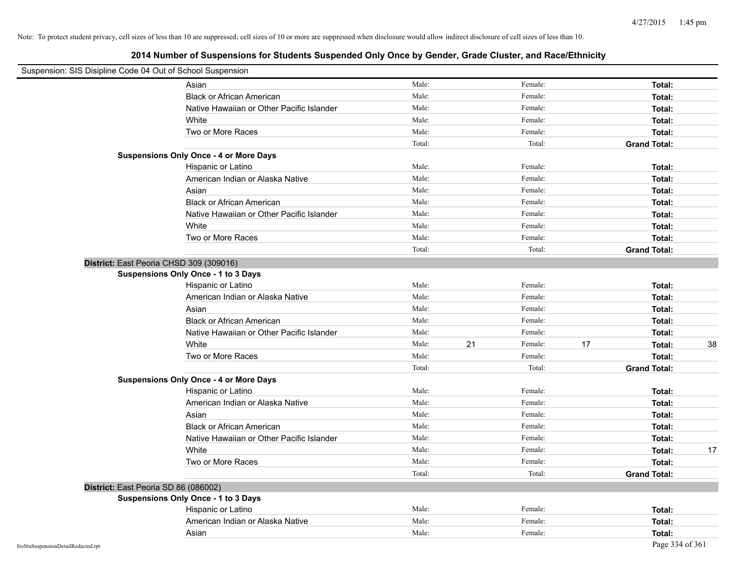Note: To protect student privacy, cell sizes of less than 10 are suppressed; cell sizes of 10 or more are suppressed when disclosure would allow indirect disclosure of cell sizes of less than 10.

## 2014 Number of Suspensions for Students Suspended Only Once by Gender, Grade Cluster, and Race/Ethnicity

Suspension: SIS Disipline Code 04 Out of School Suspension

| | | | | | | |
|---|---|---|---|---|---|---|
| Asian | Male: | | Female: | | **Total:** | |
| Black or African American | Male: | | Female: | | **Total:** | |
| Native Hawaiian or Other Pacific Islander | Male: | | Female: | | **Total:** | |
| White | Male: | | Female: | | **Total:** | |
| Two or More Races | Male: | | Female: | | **Total:** | |
| | Total: | | Total: | | **Grand Total:** | |

**Suspensions Only Once - 4 or More Days**

| | | | | | | |
|---|---|---|---|---|---|---|
| Hispanic or Latino | Male: | | Female: | | **Total:** | |
| American Indian or Alaska Native | Male: | | Female: | | **Total:** | |
| Asian | Male: | | Female: | | **Total:** | |
| Black or African American | Male: | | Female: | | **Total:** | |
| Native Hawaiian or Other Pacific Islander | Male: | | Female: | | **Total:** | |
| White | Male: | | Female: | | **Total:** | |
| Two or More Races | Male: | | Female: | | **Total:** | |
| | Total: | | Total: | | **Grand Total:** | |

**District:** East Peoria CHSD 309 (309016)

**Suspensions Only Once - 1 to 3 Days**

| | | | | | | |
|---|---|---|---|---|---|---|
| Hispanic or Latino | Male: | | Female: | | **Total:** | |
| American Indian or Alaska Native | Male: | | Female: | | **Total:** | |
| Asian | Male: | | Female: | | **Total:** | |
| Black or African American | Male: | | Female: | | **Total:** | |
| Native Hawaiian or Other Pacific Islander | Male: | | Female: | | **Total:** | |
| White | Male: | 21 | Female: | 17 | **Total:** | 38 |
| Two or More Races | Male: | | Female: | | **Total:** | |
| | Total: | | Total: | | **Grand Total:** | |

**Suspensions Only Once - 4 or More Days**

| | | | | | | |
|---|---|---|---|---|---|---|
| Hispanic or Latino | Male: | | Female: | | **Total:** | |
| American Indian or Alaska Native | Male: | | Female: | | **Total:** | |
| Asian | Male: | | Female: | | **Total:** | |
| Black or African American | Male: | | Female: | | **Total:** | |
| Native Hawaiian or Other Pacific Islander | Male: | | Female: | | **Total:** | |
| White | Male: | | Female: | | **Total:** | 17 |
| Two or More Races | Male: | | Female: | | **Total:** | |
| | Total: | | Total: | | **Grand Total:** | |

**District:** East Peoria SD 86 (086002)

**Suspensions Only Once - 1 to 3 Days**

| | | | | | | |
|---|---|---|---|---|---|---|
| Hispanic or Latino | Male: | | Female: | | **Total:** | |
| American Indian or Alaska Native | Male: | | Female: | | **Total:** | |
| Asian | Male: | | Female: | | **Total:** | |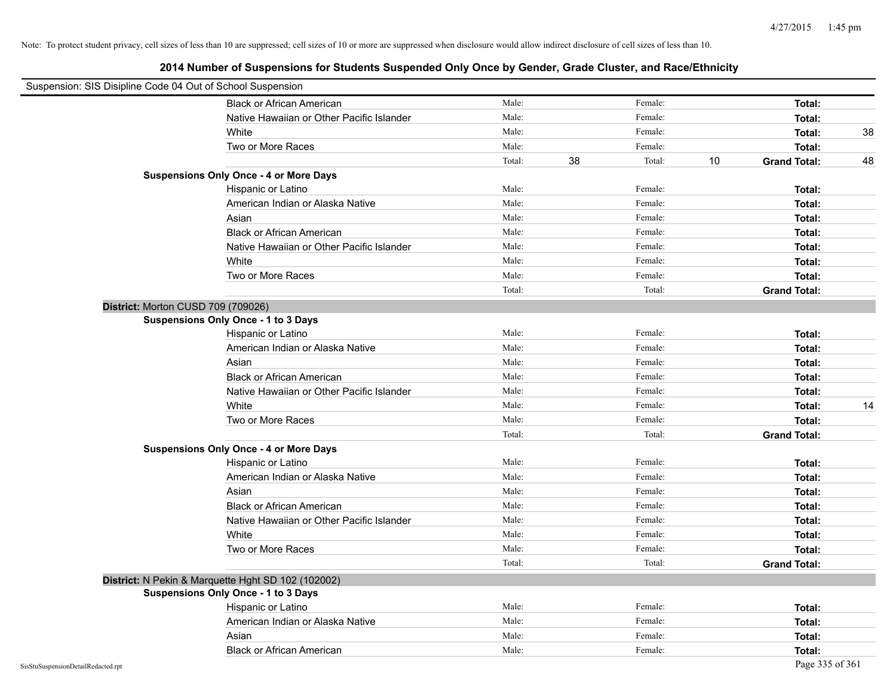Note: To protect student privacy, cell sizes of less than 10 are suppressed; cell sizes of 10 or more are suppressed when disclosure would allow indirect disclosure of cell sizes of less than 10.

## 2014 Number of Suspensions for Students Suspended Only Once by Gender, Grade Cluster, and Race/Ethnicity

Suspension: SIS Disipline Code 04 Out of School Suspension

| | | | | | | |
|---|---|---|---|---|---|---|
| Black or African American | Male: | | Female: | | **Total:** | |
| Native Hawaiian or Other Pacific Islander | Male: | | Female: | | **Total:** | |
| White | Male: | | Female: | | **Total:** | 38 |
| Two or More Races | Male: | | Female: | | **Total:** | |
| | Total: | 38 | Total: | 10 | **Grand Total:** | 48 |

**Suspensions Only Once - 4 or More Days**

| | | | | | | |
|---|---|---|---|---|---|---|
| Hispanic or Latino | Male: | | Female: | | **Total:** | |
| American Indian or Alaska Native | Male: | | Female: | | **Total:** | |
| Asian | Male: | | Female: | | **Total:** | |
| Black or African American | Male: | | Female: | | **Total:** | |
| Native Hawaiian or Other Pacific Islander | Male: | | Female: | | **Total:** | |
| White | Male: | | Female: | | **Total:** | |
| Two or More Races | Male: | | Female: | | **Total:** | |
| | Total: | | Total: | | **Grand Total:** | |

### District: Morton CUSD 709 (709026)

**Suspensions Only Once - 1 to 3 Days**

| | | | | | | |
|---|---|---|---|---|---|---|
| Hispanic or Latino | Male: | | Female: | | **Total:** | |
| American Indian or Alaska Native | Male: | | Female: | | **Total:** | |
| Asian | Male: | | Female: | | **Total:** | |
| Black or African American | Male: | | Female: | | **Total:** | |
| Native Hawaiian or Other Pacific Islander | Male: | | Female: | | **Total:** | |
| White | Male: | | Female: | | **Total:** | 14 |
| Two or More Races | Male: | | Female: | | **Total:** | |
| | Total: | | Total: | | **Grand Total:** | |

**Suspensions Only Once - 4 or More Days**

| | | | | | | |
|---|---|---|---|---|---|---|
| Hispanic or Latino | Male: | | Female: | | **Total:** | |
| American Indian or Alaska Native | Male: | | Female: | | **Total:** | |
| Asian | Male: | | Female: | | **Total:** | |
| Black or African American | Male: | | Female: | | **Total:** | |
| Native Hawaiian or Other Pacific Islander | Male: | | Female: | | **Total:** | |
| White | Male: | | Female: | | **Total:** | |
| Two or More Races | Male: | | Female: | | **Total:** | |
| | Total: | | Total: | | **Grand Total:** | |

### District: N Pekin & Marquette Hght SD 102 (102002)

**Suspensions Only Once - 1 to 3 Days**

| | | | | | | |
|---|---|---|---|---|---|---|
| Hispanic or Latino | Male: | | Female: | | **Total:** | |
| American Indian or Alaska Native | Male: | | Female: | | **Total:** | |
| Asian | Male: | | Female: | | **Total:** | |
| Black or African American | Male: | | Female: | | **Total:** | |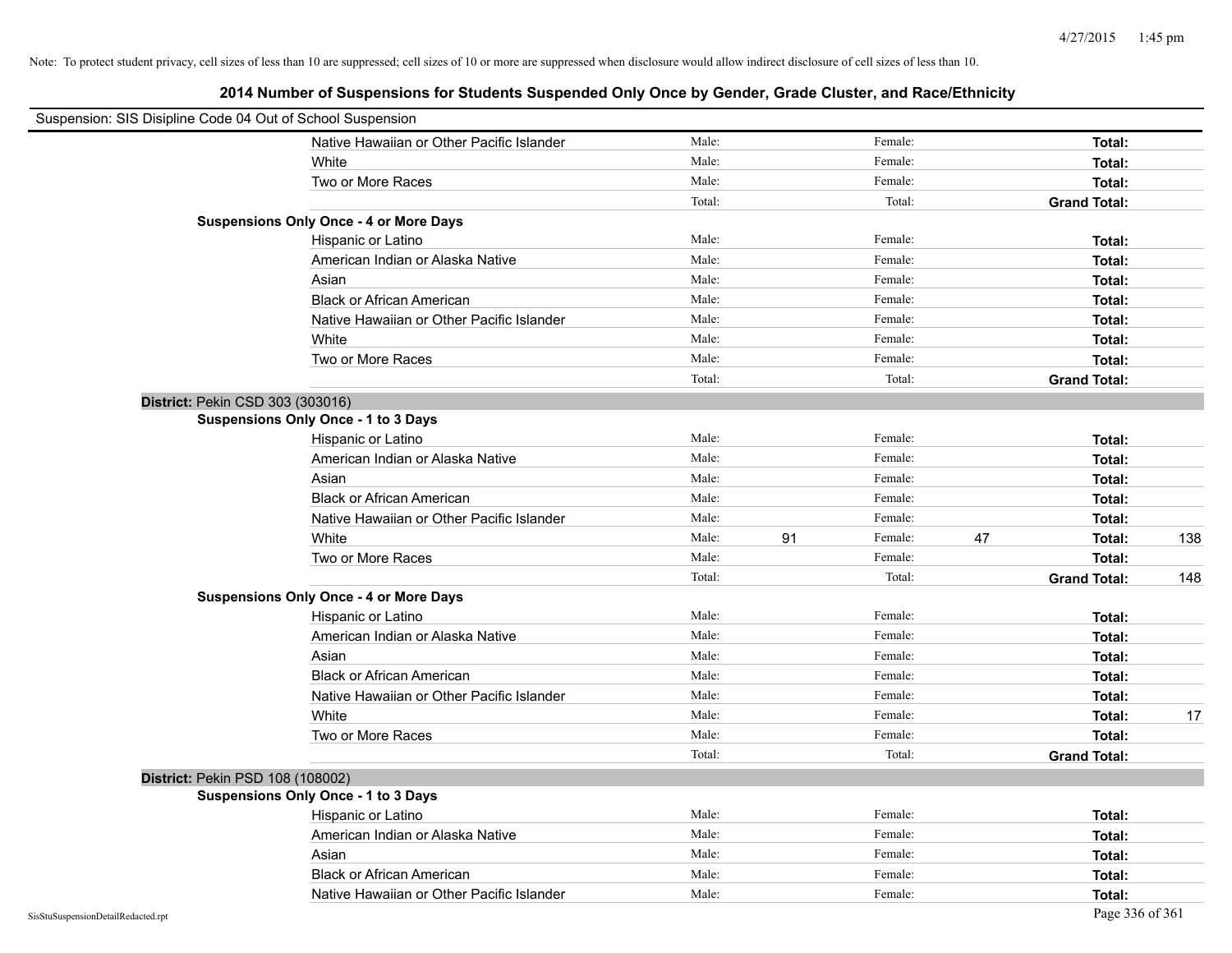Note: To protect student privacy, cell sizes of less than 10 are suppressed; cell sizes of 10 or more are suppressed when disclosure would allow indirect disclosure of cell sizes of less than 10.

## 2014 Number of Suspensions for Students Suspended Only Once by Gender, Grade Cluster, and Race/Ethnicity

Suspension: SIS Disipline Code 04 Out of School Suspension

| | | | | | | | |
|---|---|---|---|---|---|---|---|
| Native Hawaiian or Other Pacific Islander | Male: | | Female: | | **Total:** | |
| White | Male: | | Female: | | **Total:** | |
| Two or More Races | Male: | | Female: | | **Total:** | |
| | Total: | | Total: | | **Grand Total:** | |

**Suspensions Only Once - 4 or More Days**

| | | | | | | |
|---|---|---|---|---|---|---|
| Hispanic or Latino | Male: | | Female: | | **Total:** | |
| American Indian or Alaska Native | Male: | | Female: | | **Total:** | |
| Asian | Male: | | Female: | | **Total:** | |
| Black or African American | Male: | | Female: | | **Total:** | |
| Native Hawaiian or Other Pacific Islander | Male: | | Female: | | **Total:** | |
| White | Male: | | Female: | | **Total:** | |
| Two or More Races | Male: | | Female: | | **Total:** | |
| | Total: | | Total: | | **Grand Total:** | |

**District:** Pekin CSD 303 (303016)

**Suspensions Only Once - 1 to 3 Days**

| | | | | | | |
|---|---|---|---|---|---|---|
| Hispanic or Latino | Male: | | Female: | | **Total:** | |
| American Indian or Alaska Native | Male: | | Female: | | **Total:** | |
| Asian | Male: | | Female: | | **Total:** | |
| Black or African American | Male: | | Female: | | **Total:** | |
| Native Hawaiian or Other Pacific Islander | Male: | | Female: | | **Total:** | |
| White | Male: | 91 | Female: | 47 | **Total:** | 138 |
| Two or More Races | Male: | | Female: | | **Total:** | |
| | Total: | | Total: | | **Grand Total:** | 148 |

**Suspensions Only Once - 4 or More Days**

| | | | | | | |
|---|---|---|---|---|---|---|
| Hispanic or Latino | Male: | | Female: | | **Total:** | |
| American Indian or Alaska Native | Male: | | Female: | | **Total:** | |
| Asian | Male: | | Female: | | **Total:** | |
| Black or African American | Male: | | Female: | | **Total:** | |
| Native Hawaiian or Other Pacific Islander | Male: | | Female: | | **Total:** | |
| White | Male: | | Female: | | **Total:** | 17 |
| Two or More Races | Male: | | Female: | | **Total:** | |
| | Total: | | Total: | | **Grand Total:** | |

**District:** Pekin PSD 108 (108002)

**Suspensions Only Once - 1 to 3 Days**

| | | | | | | |
|---|---|---|---|---|---|---|
| Hispanic or Latino | Male: | | Female: | | **Total:** | |
| American Indian or Alaska Native | Male: | | Female: | | **Total:** | |
| Asian | Male: | | Female: | | **Total:** | |
| Black or African American | Male: | | Female: | | **Total:** | |
| Native Hawaiian or Other Pacific Islander | Male: | | Female: | | **Total:** | |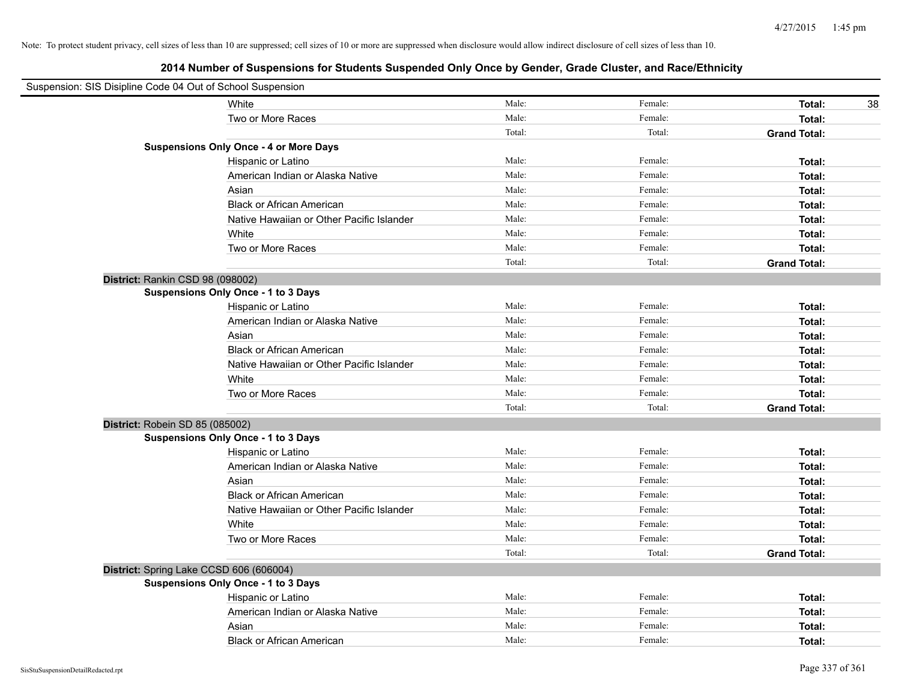Note: To protect student privacy, cell sizes of less than 10 are suppressed; cell sizes of 10 or more are suppressed when disclosure would allow indirect disclosure of cell sizes of less than 10.

# 2014 Number of Suspensions for Students Suspended Only Once by Gender, Grade Cluster, and Race/Ethnicity

Suspension: SIS Disipline Code 04 Out of School Suspension

| | | | | |
|---|---|---|---|---|
| White | Male: | Female: | **Total:** | 38 |
| Two or More Races | Male: | Female: | **Total:** | |
| | Total: | Total: | **Grand Total:** | |
| **Suspensions Only Once - 4 or More Days** | | | | |
| Hispanic or Latino | Male: | Female: | **Total:** | |
| American Indian or Alaska Native | Male: | Female: | **Total:** | |
| Asian | Male: | Female: | **Total:** | |
| Black or African American | Male: | Female: | **Total:** | |
| Native Hawaiian or Other Pacific Islander | Male: | Female: | **Total:** | |
| White | Male: | Female: | **Total:** | |
| Two or More Races | Male: | Female: | **Total:** | |
| | Total: | Total: | **Grand Total:** | |
| **District:** Rankin CSD 98 (098002) | | | | |
| **Suspensions Only Once - 1 to 3 Days** | | | | |
| Hispanic or Latino | Male: | Female: | **Total:** | |
| American Indian or Alaska Native | Male: | Female: | **Total:** | |
| Asian | Male: | Female: | **Total:** | |
| Black or African American | Male: | Female: | **Total:** | |
| Native Hawaiian or Other Pacific Islander | Male: | Female: | **Total:** | |
| White | Male: | Female: | **Total:** | |
| Two or More Races | Male: | Female: | **Total:** | |
| | Total: | Total: | **Grand Total:** | |
| **District:** Robein SD 85 (085002) | | | | |
| **Suspensions Only Once - 1 to 3 Days** | | | | |
| Hispanic or Latino | Male: | Female: | **Total:** | |
| American Indian or Alaska Native | Male: | Female: | **Total:** | |
| Asian | Male: | Female: | **Total:** | |
| Black or African American | Male: | Female: | **Total:** | |
| Native Hawaiian or Other Pacific Islander | Male: | Female: | **Total:** | |
| White | Male: | Female: | **Total:** | |
| Two or More Races | Male: | Female: | **Total:** | |
| | Total: | Total: | **Grand Total:** | |
| **District:** Spring Lake CCSD 606 (606004) | | | | |
| **Suspensions Only Once - 1 to 3 Days** | | | | |
| Hispanic or Latino | Male: | Female: | **Total:** | |
| American Indian or Alaska Native | Male: | Female: | **Total:** | |
| Asian | Male: | Female: | **Total:** | |
| Black or African American | Male: | Female: | **Total:** | |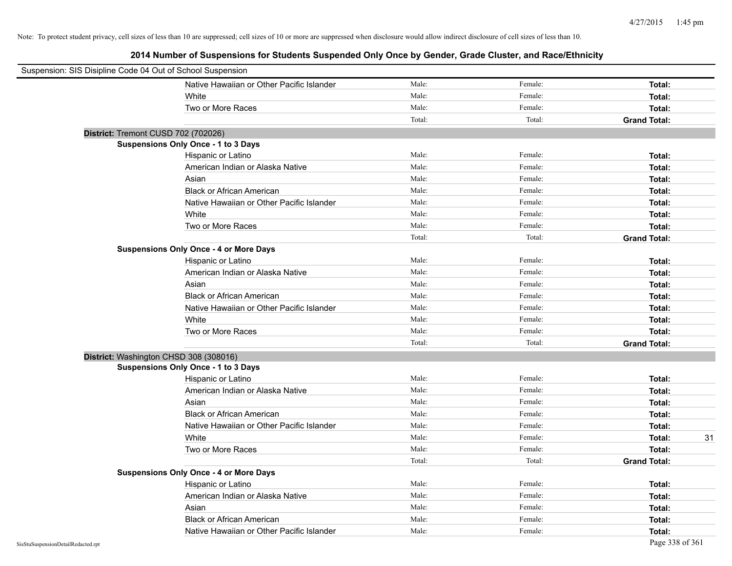Note: To protect student privacy, cell sizes of less than 10 are suppressed; cell sizes of 10 or more are suppressed when disclosure would allow indirect disclosure of cell sizes of less than 10.

# 2014 Number of Suspensions for Students Suspended Only Once by Gender, Grade Cluster, and Race/Ethnicity

Suspension: SIS Disipline Code 04 Out of School Suspension

| | | | | |
|---|---|---|---|---|
| Native Hawaiian or Other Pacific Islander | Male: | Female: | **Total:** | |
| White | Male: | Female: | **Total:** | |
| Two or More Races | Male: | Female: | **Total:** | |
| | Total: | Total: | **Grand Total:** | |

**District:** Tremont CUSD 702 (702026)

**Suspensions Only Once - 1 to 3 Days**

| | | | | |
|---|---|---|---|---|
| Hispanic or Latino | Male: | Female: | **Total:** | |
| American Indian or Alaska Native | Male: | Female: | **Total:** | |
| Asian | Male: | Female: | **Total:** | |
| Black or African American | Male: | Female: | **Total:** | |
| Native Hawaiian or Other Pacific Islander | Male: | Female: | **Total:** | |
| White | Male: | Female: | **Total:** | |
| Two or More Races | Male: | Female: | **Total:** | |
| | Total: | Total: | **Grand Total:** | |

**Suspensions Only Once - 4 or More Days**

| | | | | |
|---|---|---|---|---|
| Hispanic or Latino | Male: | Female: | **Total:** | |
| American Indian or Alaska Native | Male: | Female: | **Total:** | |
| Asian | Male: | Female: | **Total:** | |
| Black or African American | Male: | Female: | **Total:** | |
| Native Hawaiian or Other Pacific Islander | Male: | Female: | **Total:** | |
| White | Male: | Female: | **Total:** | |
| Two or More Races | Male: | Female: | **Total:** | |
| | Total: | Total: | **Grand Total:** | |

**District:** Washington CHSD 308 (308016)

**Suspensions Only Once - 1 to 3 Days**

| | | | | |
|---|---|---|---|---|
| Hispanic or Latino | Male: | Female: | **Total:** | |
| American Indian or Alaska Native | Male: | Female: | **Total:** | |
| Asian | Male: | Female: | **Total:** | |
| Black or African American | Male: | Female: | **Total:** | |
| Native Hawaiian or Other Pacific Islander | Male: | Female: | **Total:** | |
| White | Male: | Female: | **Total:** | 31 |
| Two or More Races | Male: | Female: | **Total:** | |
| | Total: | Total: | **Grand Total:** | |

**Suspensions Only Once - 4 or More Days**

| | | | | |
|---|---|---|---|---|
| Hispanic or Latino | Male: | Female: | **Total:** | |
| American Indian or Alaska Native | Male: | Female: | **Total:** | |
| Asian | Male: | Female: | **Total:** | |
| Black or African American | Male: | Female: | **Total:** | |
| Native Hawaiian or Other Pacific Islander | Male: | Female: | **Total:** | |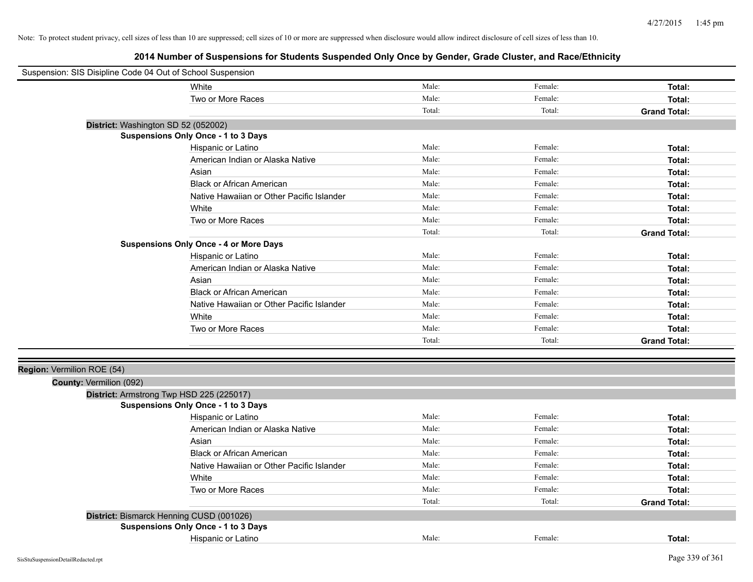Note: To protect student privacy, cell sizes of less than 10 are suppressed; cell sizes of 10 or more are suppressed when disclosure would allow indirect disclosure of cell sizes of less than 10.

# 2014 Number of Suspensions for Students Suspended Only Once by Gender, Grade Cluster, and Race/Ethnicity

Suspension: SIS Disipline Code 04 Out of School Suspension

| | | | |
|---|---|---|---|
| White | Male: | Female: | **Total:** |
| Two or More Races | Male: | Female: | **Total:** |
| | Total: | Total: | **Grand Total:** |

**District:** Washington SD 52 (052002)

**Suspensions Only Once - 1 to 3 Days**

| | | | |
|---|---|---|---|
| Hispanic or Latino | Male: | Female: | **Total:** |
| American Indian or Alaska Native | Male: | Female: | **Total:** |
| Asian | Male: | Female: | **Total:** |
| Black or African American | Male: | Female: | **Total:** |
| Native Hawaiian or Other Pacific Islander | Male: | Female: | **Total:** |
| White | Male: | Female: | **Total:** |
| Two or More Races | Male: | Female: | **Total:** |
| | Total: | Total: | **Grand Total:** |

**Suspensions Only Once - 4 or More Days**

| | | | |
|---|---|---|---|
| Hispanic or Latino | Male: | Female: | **Total:** |
| American Indian or Alaska Native | Male: | Female: | **Total:** |
| Asian | Male: | Female: | **Total:** |
| Black or African American | Male: | Female: | **Total:** |
| Native Hawaiian or Other Pacific Islander | Male: | Female: | **Total:** |
| White | Male: | Female: | **Total:** |
| Two or More Races | Male: | Female: | **Total:** |
| | Total: | Total: | **Grand Total:** |

**Region:** Vermilion ROE (54)

**County:** Vermilion (092)

**District:** Armstrong Twp HSD 225 (225017)

**Suspensions Only Once - 1 to 3 Days**

| | | | |
|---|---|---|---|
| Hispanic or Latino | Male: | Female: | **Total:** |
| American Indian or Alaska Native | Male: | Female: | **Total:** |
| Asian | Male: | Female: | **Total:** |
| Black or African American | Male: | Female: | **Total:** |
| Native Hawaiian or Other Pacific Islander | Male: | Female: | **Total:** |
| White | Male: | Female: | **Total:** |
| Two or More Races | Male: | Female: | **Total:** |
| | Total: | Total: | **Grand Total:** |

**District:** Bismarck Henning CUSD (001026)

**Suspensions Only Once - 1 to 3 Days**

| | | | |
|---|---|---|---|
| Hispanic or Latino | Male: | Female: | **Total:** |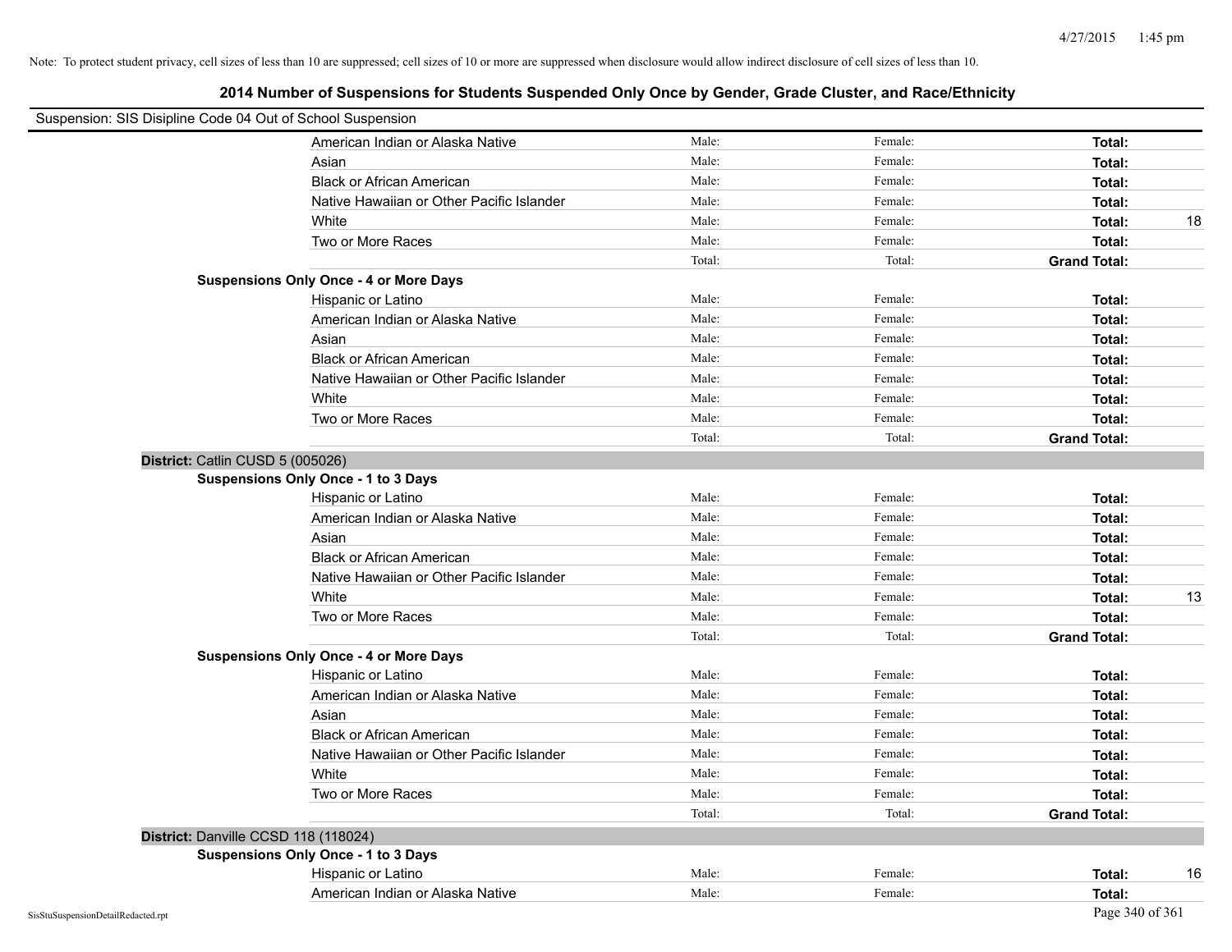Note: To protect student privacy, cell sizes of less than 10 are suppressed; cell sizes of 10 or more are suppressed when disclosure would allow indirect disclosure of cell sizes of less than 10.

## 2014 Number of Suspensions for Students Suspended Only Once by Gender, Grade Cluster, and Race/Ethnicity

Suspension: SIS Disipline Code 04 Out of School Suspension

| | | | | |
|---|---|---|---|---|
| American Indian or Alaska Native | Male: | Female: | **Total:** | |
| Asian | Male: | Female: | **Total:** | |
| Black or African American | Male: | Female: | **Total:** | |
| Native Hawaiian or Other Pacific Islander | Male: | Female: | **Total:** | |
| White | Male: | Female: | **Total:** | 18 |
| Two or More Races | Male: | Female: | **Total:** | |
| | Total: | Total: | **Grand Total:** | |

**Suspensions Only Once - 4 or More Days**

| | | | | |
|---|---|---|---|---|
| Hispanic or Latino | Male: | Female: | **Total:** | |
| American Indian or Alaska Native | Male: | Female: | **Total:** | |
| Asian | Male: | Female: | **Total:** | |
| Black or African American | Male: | Female: | **Total:** | |
| Native Hawaiian or Other Pacific Islander | Male: | Female: | **Total:** | |
| White | Male: | Female: | **Total:** | |
| Two or More Races | Male: | Female: | **Total:** | |
| | Total: | Total: | **Grand Total:** | |

### District: Catlin CUSD 5 (005026)

**Suspensions Only Once - 1 to 3 Days**

| | | | | |
|---|---|---|---|---|
| Hispanic or Latino | Male: | Female: | **Total:** | |
| American Indian or Alaska Native | Male: | Female: | **Total:** | |
| Asian | Male: | Female: | **Total:** | |
| Black or African American | Male: | Female: | **Total:** | |
| Native Hawaiian or Other Pacific Islander | Male: | Female: | **Total:** | |
| White | Male: | Female: | **Total:** | 13 |
| Two or More Races | Male: | Female: | **Total:** | |
| | Total: | Total: | **Grand Total:** | |

**Suspensions Only Once - 4 or More Days**

| | | | | |
|---|---|---|---|---|
| Hispanic or Latino | Male: | Female: | **Total:** | |
| American Indian or Alaska Native | Male: | Female: | **Total:** | |
| Asian | Male: | Female: | **Total:** | |
| Black or African American | Male: | Female: | **Total:** | |
| Native Hawaiian or Other Pacific Islander | Male: | Female: | **Total:** | |
| White | Male: | Female: | **Total:** | |
| Two or More Races | Male: | Female: | **Total:** | |
| | Total: | Total: | **Grand Total:** | |

### District: Danville CCSD 118 (118024)

**Suspensions Only Once - 1 to 3 Days**

| | | | | |
|---|---|---|---|---|
| Hispanic or Latino | Male: | Female: | **Total:** | 16 |
| American Indian or Alaska Native | Male: | Female: | **Total:** | |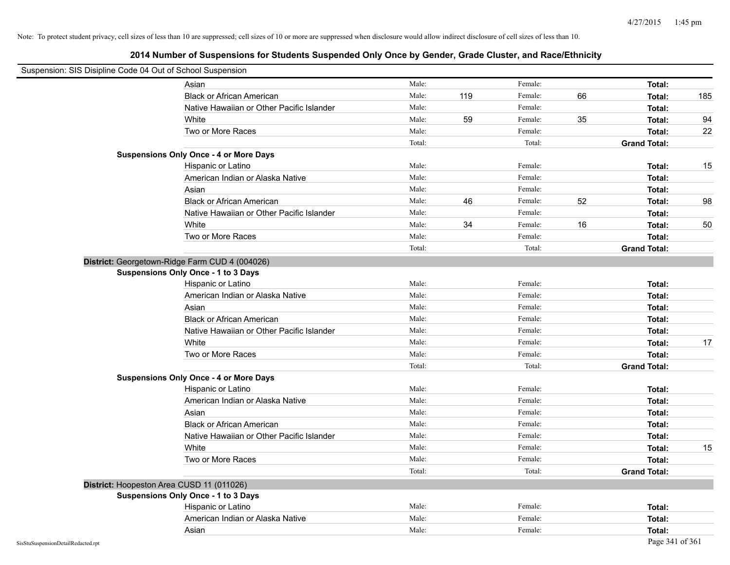Note: To protect student privacy, cell sizes of less than 10 are suppressed; cell sizes of 10 or more are suppressed when disclosure would allow indirect disclosure of cell sizes of less than 10.

## 2014 Number of Suspensions for Students Suspended Only Once by Gender, Grade Cluster, and Race/Ethnicity

Suspension: SIS Disipline Code 04 Out of School Suspension

| | | | | | | |
|---|---|---|---|---|---|---|
| Asian | Male: | | Female: | | Total: | |
| Black or African American | Male: | 119 | Female: | 66 | Total: | 185 |
| Native Hawaiian or Other Pacific Islander | Male: | | Female: | | Total: | |
| White | Male: | 59 | Female: | 35 | Total: | 94 |
| Two or More Races | Male: | | Female: | | Total: | 22 |
| | Total: | | Total: | | Grand Total: | |

**Suspensions Only Once - 4 or More Days**

| | | | | | | |
|---|---|---|---|---|---|---|
| Hispanic or Latino | Male: | | Female: | | Total: | 15 |
| American Indian or Alaska Native | Male: | | Female: | | Total: | |
| Asian | Male: | | Female: | | Total: | |
| Black or African American | Male: | 46 | Female: | 52 | Total: | 98 |
| Native Hawaiian or Other Pacific Islander | Male: | | Female: | | Total: | |
| White | Male: | 34 | Female: | 16 | Total: | 50 |
| Two or More Races | Male: | | Female: | | Total: | |
| | Total: | | Total: | | Grand Total: | |

**District:** Georgetown-Ridge Farm CUD 4 (004026)

**Suspensions Only Once - 1 to 3 Days**

| | | | | | | |
|---|---|---|---|---|---|---|
| Hispanic or Latino | Male: | | Female: | | Total: | |
| American Indian or Alaska Native | Male: | | Female: | | Total: | |
| Asian | Male: | | Female: | | Total: | |
| Black or African American | Male: | | Female: | | Total: | |
| Native Hawaiian or Other Pacific Islander | Male: | | Female: | | Total: | |
| White | Male: | | Female: | | Total: | 17 |
| Two or More Races | Male: | | Female: | | Total: | |
| | Total: | | Total: | | Grand Total: | |

**Suspensions Only Once - 4 or More Days**

| | | | | | | |
|---|---|---|---|---|---|---|
| Hispanic or Latino | Male: | | Female: | | Total: | |
| American Indian or Alaska Native | Male: | | Female: | | Total: | |
| Asian | Male: | | Female: | | Total: | |
| Black or African American | Male: | | Female: | | Total: | |
| Native Hawaiian or Other Pacific Islander | Male: | | Female: | | Total: | |
| White | Male: | | Female: | | Total: | 15 |
| Two or More Races | Male: | | Female: | | Total: | |
| | Total: | | Total: | | Grand Total: | |

**District:** Hoopeston Area CUSD 11 (011026)

**Suspensions Only Once - 1 to 3 Days**

| | | | | | | |
|---|---|---|---|---|---|---|
| Hispanic or Latino | Male: | | Female: | | Total: | |
| American Indian or Alaska Native | Male: | | Female: | | Total: | |
| Asian | Male: | | Female: | | Total: | |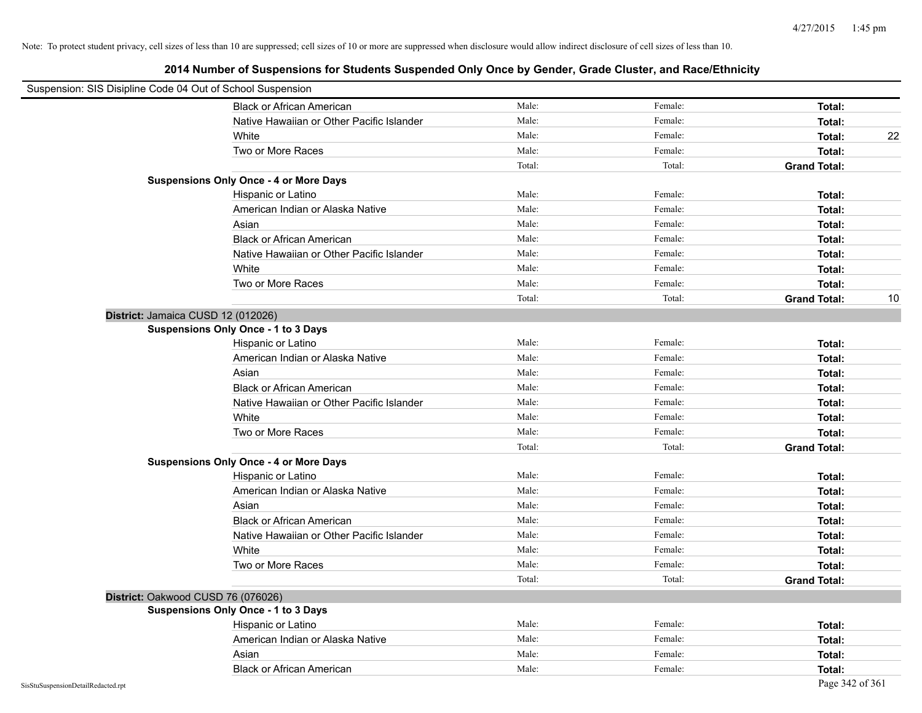Note: To protect student privacy, cell sizes of less than 10 are suppressed; cell sizes of 10 or more are suppressed when disclosure would allow indirect disclosure of cell sizes of less than 10.

## 2014 Number of Suspensions for Students Suspended Only Once by Gender, Grade Cluster, and Race/Ethnicity

Suspension: SIS Disipline Code 04 Out of School Suspension

| | | | | |
|---|---|---|---|---|
| Black or African American | Male: | Female: | **Total:** | |
| Native Hawaiian or Other Pacific Islander | Male: | Female: | **Total:** | |
| White | Male: | Female: | **Total:** | 22 |
| Two or More Races | Male: | Female: | **Total:** | |
| | Total: | Total: | **Grand Total:** | |

**Suspensions Only Once - 4 or More Days**

| | | | | |
|---|---|---|---|---|
| Hispanic or Latino | Male: | Female: | **Total:** | |
| American Indian or Alaska Native | Male: | Female: | **Total:** | |
| Asian | Male: | Female: | **Total:** | |
| Black or African American | Male: | Female: | **Total:** | |
| Native Hawaiian or Other Pacific Islander | Male: | Female: | **Total:** | |
| White | Male: | Female: | **Total:** | |
| Two or More Races | Male: | Female: | **Total:** | |
| | Total: | Total: | **Grand Total:** | 10 |

**District:** Jamaica CUSD 12 (012026)

**Suspensions Only Once - 1 to 3 Days**

| | | | | |
|---|---|---|---|---|
| Hispanic or Latino | Male: | Female: | **Total:** | |
| American Indian or Alaska Native | Male: | Female: | **Total:** | |
| Asian | Male: | Female: | **Total:** | |
| Black or African American | Male: | Female: | **Total:** | |
| Native Hawaiian or Other Pacific Islander | Male: | Female: | **Total:** | |
| White | Male: | Female: | **Total:** | |
| Two or More Races | Male: | Female: | **Total:** | |
| | Total: | Total: | **Grand Total:** | |

**Suspensions Only Once - 4 or More Days**

| | | | | |
|---|---|---|---|---|
| Hispanic or Latino | Male: | Female: | **Total:** | |
| American Indian or Alaska Native | Male: | Female: | **Total:** | |
| Asian | Male: | Female: | **Total:** | |
| Black or African American | Male: | Female: | **Total:** | |
| Native Hawaiian or Other Pacific Islander | Male: | Female: | **Total:** | |
| White | Male: | Female: | **Total:** | |
| Two or More Races | Male: | Female: | **Total:** | |
| | Total: | Total: | **Grand Total:** | |

**District:** Oakwood CUSD 76 (076026)

**Suspensions Only Once - 1 to 3 Days**

| | | | | |
|---|---|---|---|---|
| Hispanic or Latino | Male: | Female: | **Total:** | |
| American Indian or Alaska Native | Male: | Female: | **Total:** | |
| Asian | Male: | Female: | **Total:** | |
| Black or African American | Male: | Female: | **Total:** | |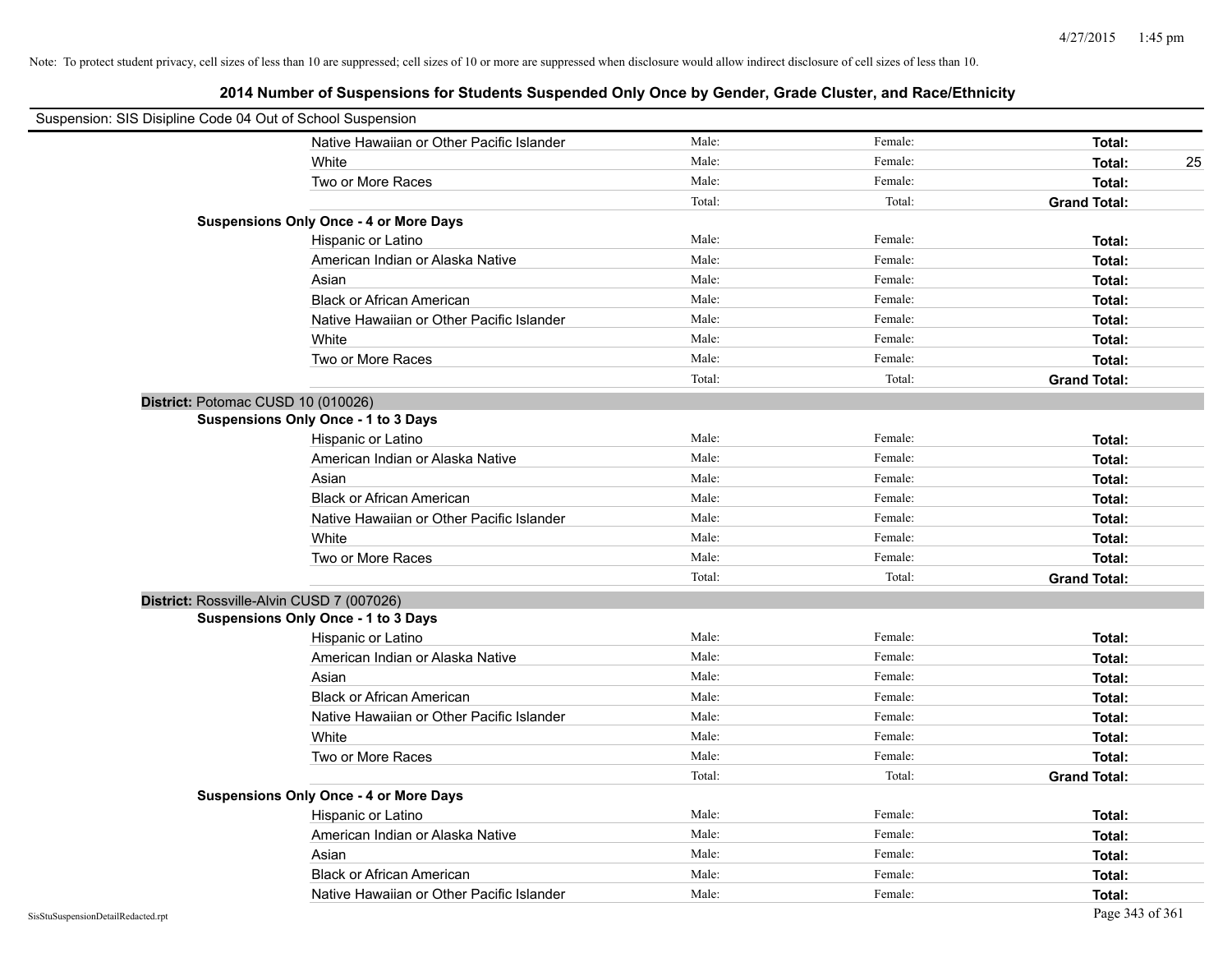Note: To protect student privacy, cell sizes of less than 10 are suppressed; cell sizes of 10 or more are suppressed when disclosure would allow indirect disclosure of cell sizes of less than 10.

## 2014 Number of Suspensions for Students Suspended Only Once by Gender, Grade Cluster, and Race/Ethnicity

Suspension: SIS Disipline Code 04 Out of School Suspension

| | | | | |
|---|---|---|---|---|
| Native Hawaiian or Other Pacific Islander | Male: | Female: | **Total:** | |
| White | Male: | Female: | **Total:** | 25 |
| Two or More Races | Male: | Female: | **Total:** | |
| | Total: | Total: | **Grand Total:** | |

**Suspensions Only Once - 4 or More Days**

| | | | | |
|---|---|---|---|---|
| Hispanic or Latino | Male: | Female: | **Total:** | |
| American Indian or Alaska Native | Male: | Female: | **Total:** | |
| Asian | Male: | Female: | **Total:** | |
| Black or African American | Male: | Female: | **Total:** | |
| Native Hawaiian or Other Pacific Islander | Male: | Female: | **Total:** | |
| White | Male: | Female: | **Total:** | |
| Two or More Races | Male: | Female: | **Total:** | |
| | Total: | Total: | **Grand Total:** | |

**District:** Potomac CUSD 10 (010026)

**Suspensions Only Once - 1 to 3 Days**

| | | | | |
|---|---|---|---|---|
| Hispanic or Latino | Male: | Female: | **Total:** | |
| American Indian or Alaska Native | Male: | Female: | **Total:** | |
| Asian | Male: | Female: | **Total:** | |
| Black or African American | Male: | Female: | **Total:** | |
| Native Hawaiian or Other Pacific Islander | Male: | Female: | **Total:** | |
| White | Male: | Female: | **Total:** | |
| Two or More Races | Male: | Female: | **Total:** | |
| | Total: | Total: | **Grand Total:** | |

**District:** Rossville-Alvin CUSD 7 (007026)

**Suspensions Only Once - 1 to 3 Days**

| | | | | |
|---|---|---|---|---|
| Hispanic or Latino | Male: | Female: | **Total:** | |
| American Indian or Alaska Native | Male: | Female: | **Total:** | |
| Asian | Male: | Female: | **Total:** | |
| Black or African American | Male: | Female: | **Total:** | |
| Native Hawaiian or Other Pacific Islander | Male: | Female: | **Total:** | |
| White | Male: | Female: | **Total:** | |
| Two or More Races | Male: | Female: | **Total:** | |
| | Total: | Total: | **Grand Total:** | |

**Suspensions Only Once - 4 or More Days**

| | | | | |
|---|---|---|---|---|
| Hispanic or Latino | Male: | Female: | **Total:** | |
| American Indian or Alaska Native | Male: | Female: | **Total:** | |
| Asian | Male: | Female: | **Total:** | |
| Black or African American | Male: | Female: | **Total:** | |
| Native Hawaiian or Other Pacific Islander | Male: | Female: | **Total:** | |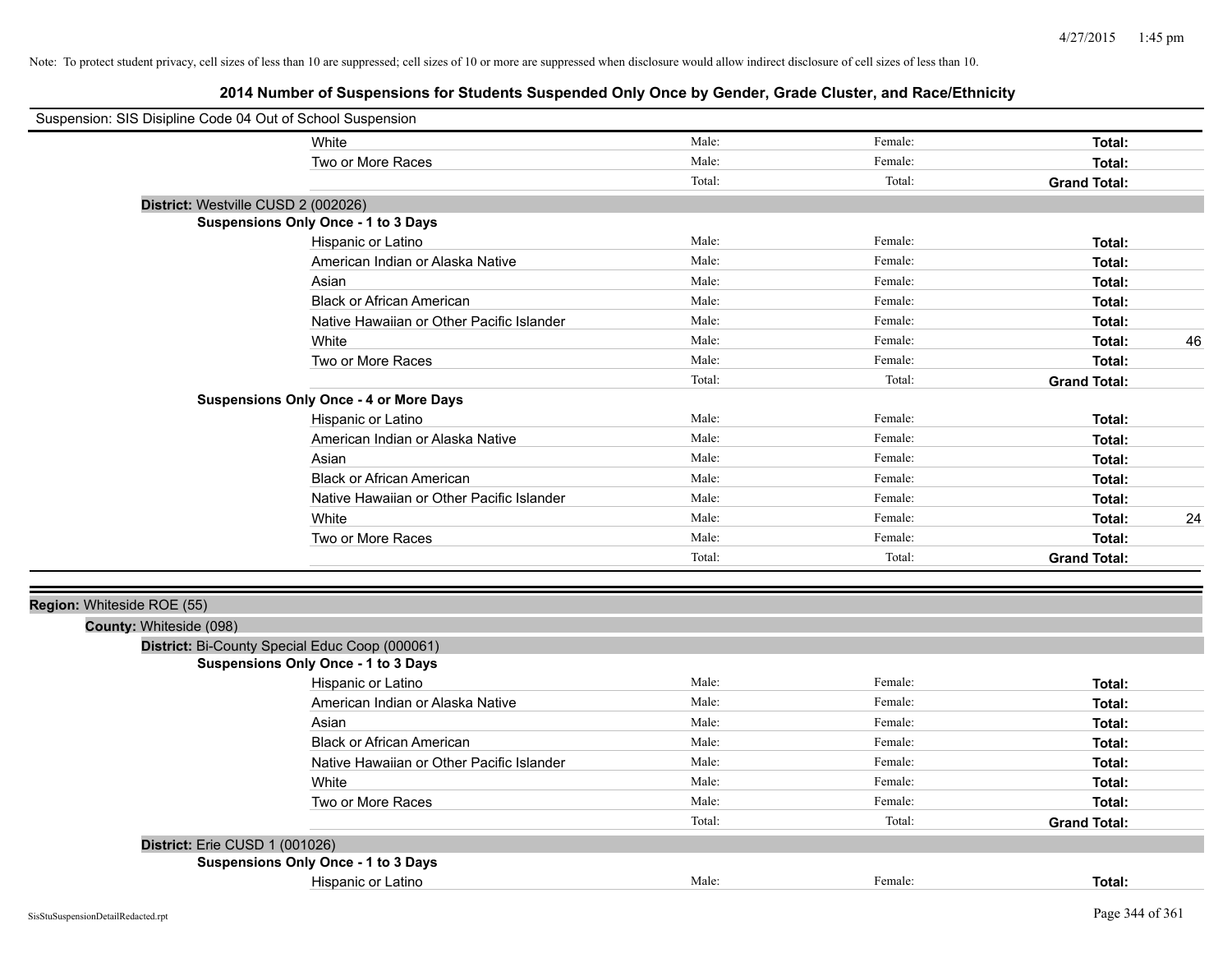Note: To protect student privacy, cell sizes of less than 10 are suppressed; cell sizes of 10 or more are suppressed when disclosure would allow indirect disclosure of cell sizes of less than 10.

# 2014 Number of Suspensions for Students Suspended Only Once by Gender, Grade Cluster, and Race/Ethnicity

Suspension: SIS Disipline Code 04 Out of School Suspension

| | | | | |
|---|---|---|---|---|
| White | Male: | Female: | **Total:** | |
| Two or More Races | Male: | Female: | **Total:** | |
| | Total: | Total: | **Grand Total:** | |

**District:** Westville CUSD 2 (002026)

**Suspensions Only Once - 1 to 3 Days**

| | | | | |
|---|---|---|---|---|
| Hispanic or Latino | Male: | Female: | **Total:** | |
| American Indian or Alaska Native | Male: | Female: | **Total:** | |
| Asian | Male: | Female: | **Total:** | |
| Black or African American | Male: | Female: | **Total:** | |
| Native Hawaiian or Other Pacific Islander | Male: | Female: | **Total:** | |
| White | Male: | Female: | **Total:** | 46 |
| Two or More Races | Male: | Female: | **Total:** | |
| | Total: | Total: | **Grand Total:** | |

**Suspensions Only Once - 4 or More Days**

| | | | | |
|---|---|---|---|---|
| Hispanic or Latino | Male: | Female: | **Total:** | |
| American Indian or Alaska Native | Male: | Female: | **Total:** | |
| Asian | Male: | Female: | **Total:** | |
| Black or African American | Male: | Female: | **Total:** | |
| Native Hawaiian or Other Pacific Islander | Male: | Female: | **Total:** | |
| White | Male: | Female: | **Total:** | 24 |
| Two or More Races | Male: | Female: | **Total:** | |
| | Total: | Total: | **Grand Total:** | |

**Region:** Whiteside ROE (55)

**County:** Whiteside (098)

**District:** Bi-County Special Educ Coop (000061)

**Suspensions Only Once - 1 to 3 Days**

| | | | | |
|---|---|---|---|---|
| Hispanic or Latino | Male: | Female: | **Total:** | |
| American Indian or Alaska Native | Male: | Female: | **Total:** | |
| Asian | Male: | Female: | **Total:** | |
| Black or African American | Male: | Female: | **Total:** | |
| Native Hawaiian or Other Pacific Islander | Male: | Female: | **Total:** | |
| White | Male: | Female: | **Total:** | |
| Two or More Races | Male: | Female: | **Total:** | |
| | Total: | Total: | **Grand Total:** | |

**District:** Erie CUSD 1 (001026)

**Suspensions Only Once - 1 to 3 Days**

| | | | | |
|---|---|---|---|---|
| Hispanic or Latino | Male: | Female: | **Total:** | |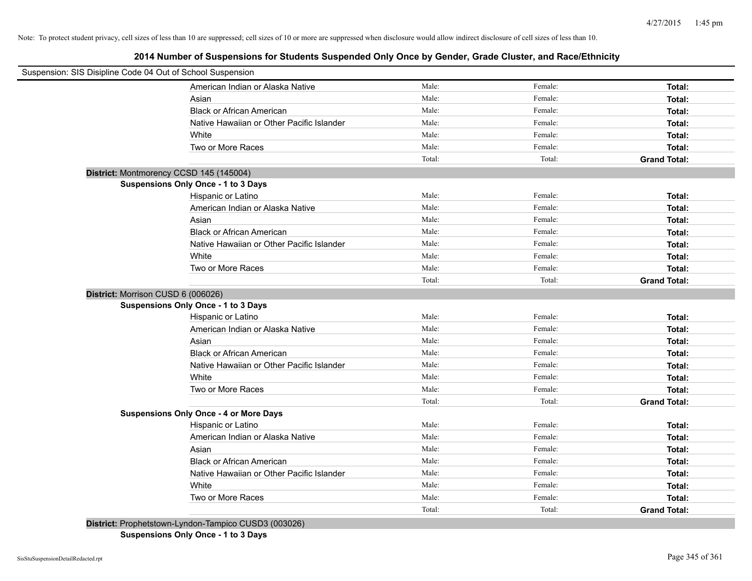Note: To protect student privacy, cell sizes of less than 10 are suppressed; cell sizes of 10 or more are suppressed when disclosure would allow indirect disclosure of cell sizes of less than 10.

## 2014 Number of Suspensions for Students Suspended Only Once by Gender, Grade Cluster, and Race/Ethnicity

Suspension: SIS Disipline Code 04 Out of School Suspension

| | | | |
|---|---|---|---|
| American Indian or Alaska Native | Male: | Female: | **Total:** |
| Asian | Male: | Female: | **Total:** |
| Black or African American | Male: | Female: | **Total:** |
| Native Hawaiian or Other Pacific Islander | Male: | Female: | **Total:** |
| White | Male: | Female: | **Total:** |
| Two or More Races | Male: | Female: | **Total:** |
| | Total: | Total: | **Grand Total:** |

**District:** Montmorency CCSD 145 (145004)

**Suspensions Only Once - 1 to 3 Days**

| | | | |
|---|---|---|---|
| Hispanic or Latino | Male: | Female: | **Total:** |
| American Indian or Alaska Native | Male: | Female: | **Total:** |
| Asian | Male: | Female: | **Total:** |
| Black or African American | Male: | Female: | **Total:** |
| Native Hawaiian or Other Pacific Islander | Male: | Female: | **Total:** |
| White | Male: | Female: | **Total:** |
| Two or More Races | Male: | Female: | **Total:** |
| | Total: | Total: | **Grand Total:** |

**District:** Morrison CUSD 6 (006026)

**Suspensions Only Once - 1 to 3 Days**

| | | | |
|---|---|---|---|
| Hispanic or Latino | Male: | Female: | **Total:** |
| American Indian or Alaska Native | Male: | Female: | **Total:** |
| Asian | Male: | Female: | **Total:** |
| Black or African American | Male: | Female: | **Total:** |
| Native Hawaiian or Other Pacific Islander | Male: | Female: | **Total:** |
| White | Male: | Female: | **Total:** |
| Two or More Races | Male: | Female: | **Total:** |
| | Total: | Total: | **Grand Total:** |

**Suspensions Only Once - 4 or More Days**

| | | | |
|---|---|---|---|
| Hispanic or Latino | Male: | Female: | **Total:** |
| American Indian or Alaska Native | Male: | Female: | **Total:** |
| Asian | Male: | Female: | **Total:** |
| Black or African American | Male: | Female: | **Total:** |
| Native Hawaiian or Other Pacific Islander | Male: | Female: | **Total:** |
| White | Male: | Female: | **Total:** |
| Two or More Races | Male: | Female: | **Total:** |
| | Total: | Total: | **Grand Total:** |

**District:** Prophetstown-Lyndon-Tampico CUSD3 (003026)

**Suspensions Only Once - 1 to 3 Days**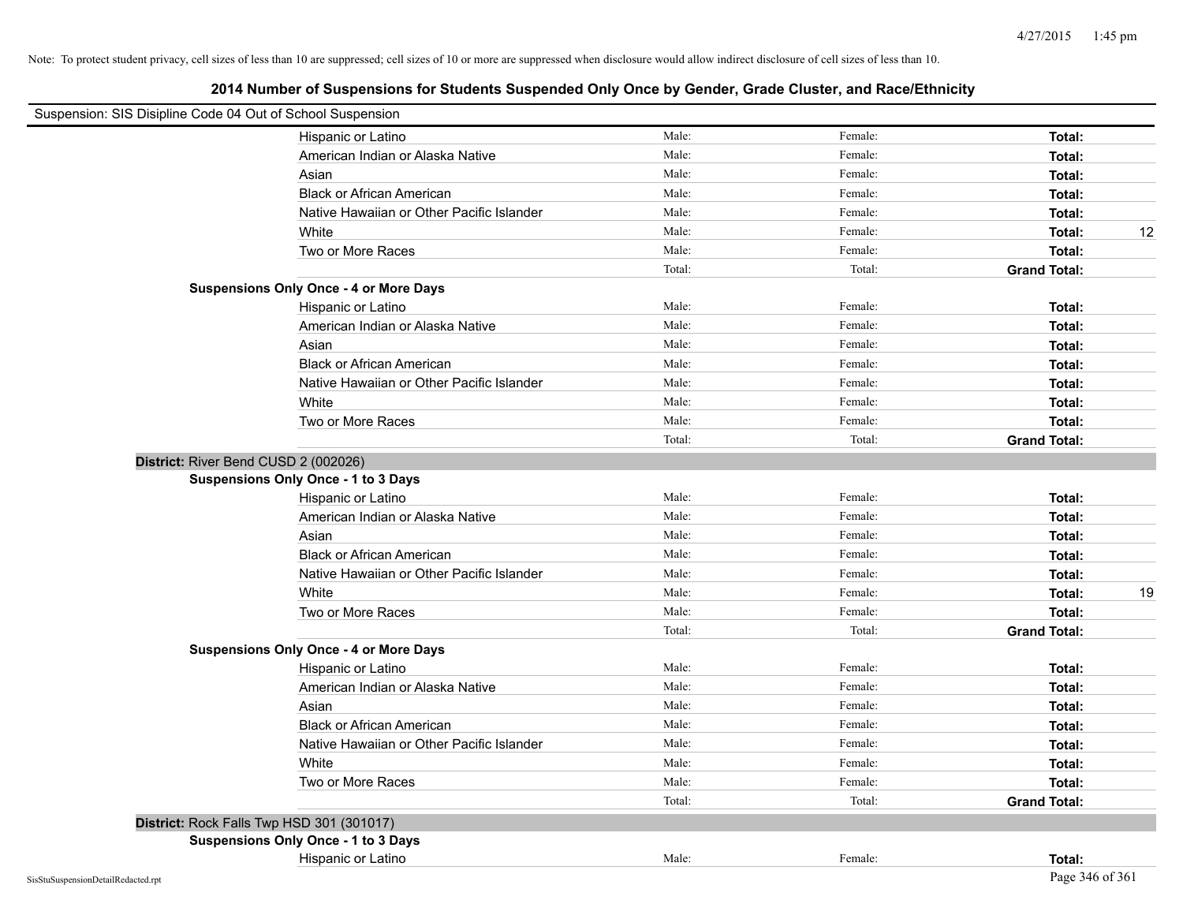Note: To protect student privacy, cell sizes of less than 10 are suppressed; cell sizes of 10 or more are suppressed when disclosure would allow indirect disclosure of cell sizes of less than 10.

## 2014 Number of Suspensions for Students Suspended Only Once by Gender, Grade Cluster, and Race/Ethnicity

Suspension: SIS Disipline Code 04 Out of School Suspension

| | | | | |
|---|---|---|---|---|
| Hispanic or Latino | Male: | Female: | **Total:** | |
| American Indian or Alaska Native | Male: | Female: | **Total:** | |
| Asian | Male: | Female: | **Total:** | |
| Black or African American | Male: | Female: | **Total:** | |
| Native Hawaiian or Other Pacific Islander | Male: | Female: | **Total:** | |
| White | Male: | Female: | **Total:** | 12 |
| Two or More Races | Male: | Female: | **Total:** | |
| | Total: | Total: | **Grand Total:** | |

**Suspensions Only Once - 4 or More Days**

| | | | | |
|---|---|---|---|---|
| Hispanic or Latino | Male: | Female: | **Total:** | |
| American Indian or Alaska Native | Male: | Female: | **Total:** | |
| Asian | Male: | Female: | **Total:** | |
| Black or African American | Male: | Female: | **Total:** | |
| Native Hawaiian or Other Pacific Islander | Male: | Female: | **Total:** | |
| White | Male: | Female: | **Total:** | |
| Two or More Races | Male: | Female: | **Total:** | |
| | Total: | Total: | **Grand Total:** | |

**District:** River Bend CUSD 2 (002026)

**Suspensions Only Once - 1 to 3 Days**

| | | | | |
|---|---|---|---|---|
| Hispanic or Latino | Male: | Female: | **Total:** | |
| American Indian or Alaska Native | Male: | Female: | **Total:** | |
| Asian | Male: | Female: | **Total:** | |
| Black or African American | Male: | Female: | **Total:** | |
| Native Hawaiian or Other Pacific Islander | Male: | Female: | **Total:** | |
| White | Male: | Female: | **Total:** | 19 |
| Two or More Races | Male: | Female: | **Total:** | |
| | Total: | Total: | **Grand Total:** | |

**Suspensions Only Once - 4 or More Days**

| | | | | |
|---|---|---|---|---|
| Hispanic or Latino | Male: | Female: | **Total:** | |
| American Indian or Alaska Native | Male: | Female: | **Total:** | |
| Asian | Male: | Female: | **Total:** | |
| Black or African American | Male: | Female: | **Total:** | |
| Native Hawaiian or Other Pacific Islander | Male: | Female: | **Total:** | |
| White | Male: | Female: | **Total:** | |
| Two or More Races | Male: | Female: | **Total:** | |
| | Total: | Total: | **Grand Total:** | |

**District:** Rock Falls Twp HSD 301 (301017)

**Suspensions Only Once - 1 to 3 Days**

| | | | | |
|---|---|---|---|---|
| Hispanic or Latino | Male: | Female: | **Total:** | |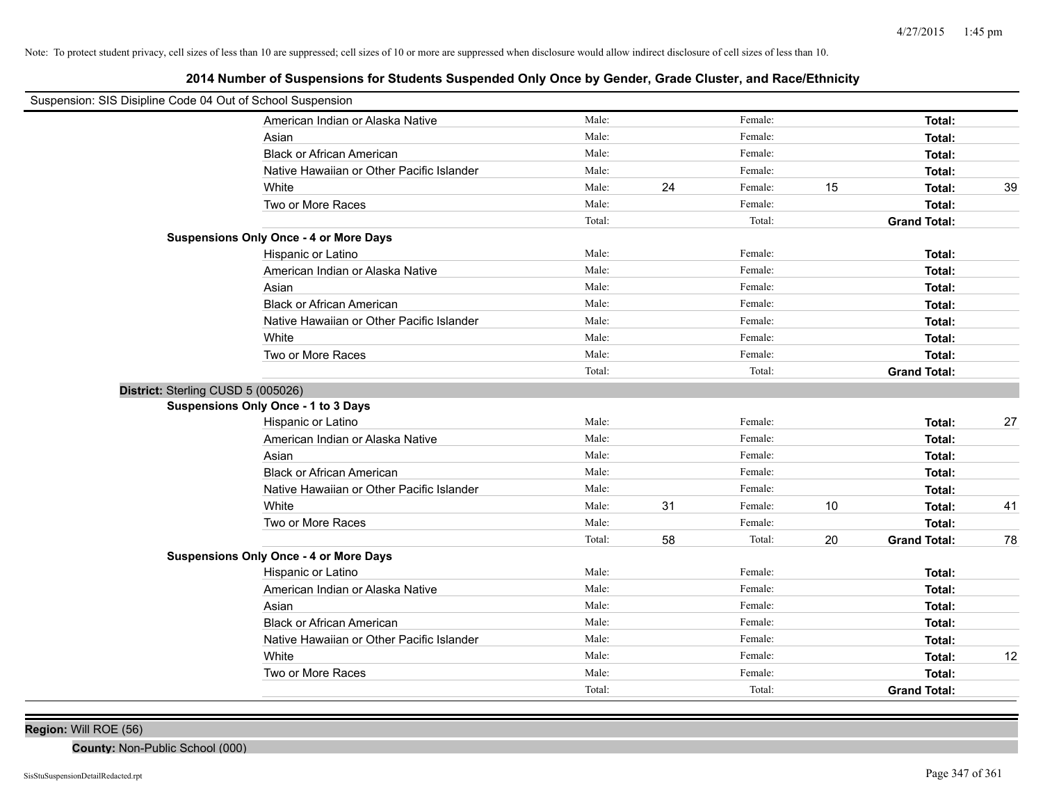Note: To protect student privacy, cell sizes of less than 10 are suppressed; cell sizes of 10 or more are suppressed when disclosure would allow indirect disclosure of cell sizes of less than 10.

## 2014 Number of Suspensions for Students Suspended Only Once by Gender, Grade Cluster, and Race/Ethnicity

Suspension: SIS Disipline Code 04 Out of School Suspension

| | | | | | | |
|---|---|---|---|---|---|---|
| American Indian or Alaska Native | Male: | | Female: | | **Total:** | |
| Asian | Male: | | Female: | | **Total:** | |
| Black or African American | Male: | | Female: | | **Total:** | |
| Native Hawaiian or Other Pacific Islander | Male: | | Female: | | **Total:** | |
| White | Male: | 24 | Female: | 15 | **Total:** | 39 |
| Two or More Races | Male: | | Female: | | **Total:** | |
| | Total: | | Total: | | **Grand Total:** | |

**Suspensions Only Once - 4 or More Days**

| | | | | | | |
|---|---|---|---|---|---|---|
| Hispanic or Latino | Male: | | Female: | | **Total:** | |
| American Indian or Alaska Native | Male: | | Female: | | **Total:** | |
| Asian | Male: | | Female: | | **Total:** | |
| Black or African American | Male: | | Female: | | **Total:** | |
| Native Hawaiian or Other Pacific Islander | Male: | | Female: | | **Total:** | |
| White | Male: | | Female: | | **Total:** | |
| Two or More Races | Male: | | Female: | | **Total:** | |
| | Total: | | Total: | | **Grand Total:** | |

**District:** Sterling CUSD 5 (005026)

**Suspensions Only Once - 1 to 3 Days**

| | | | | | | |
|---|---|---|---|---|---|---|
| Hispanic or Latino | Male: | | Female: | | **Total:** | 27 |
| American Indian or Alaska Native | Male: | | Female: | | **Total:** | |
| Asian | Male: | | Female: | | **Total:** | |
| Black or African American | Male: | | Female: | | **Total:** | |
| Native Hawaiian or Other Pacific Islander | Male: | | Female: | | **Total:** | |
| White | Male: | 31 | Female: | 10 | **Total:** | 41 |
| Two or More Races | Male: | | Female: | | **Total:** | |
| | Total: | 58 | Total: | 20 | **Grand Total:** | 78 |

**Suspensions Only Once - 4 or More Days**

| | | | | | | |
|---|---|---|---|---|---|---|
| Hispanic or Latino | Male: | | Female: | | **Total:** | |
| American Indian or Alaska Native | Male: | | Female: | | **Total:** | |
| Asian | Male: | | Female: | | **Total:** | |
| Black or African American | Male: | | Female: | | **Total:** | |
| Native Hawaiian or Other Pacific Islander | Male: | | Female: | | **Total:** | |
| White | Male: | | Female: | | **Total:** | 12 |
| Two or More Races | Male: | | Female: | | **Total:** | |
| | Total: | | Total: | | **Grand Total:** | |

**Region:** Will ROE (56)

**County:** Non-Public School (000)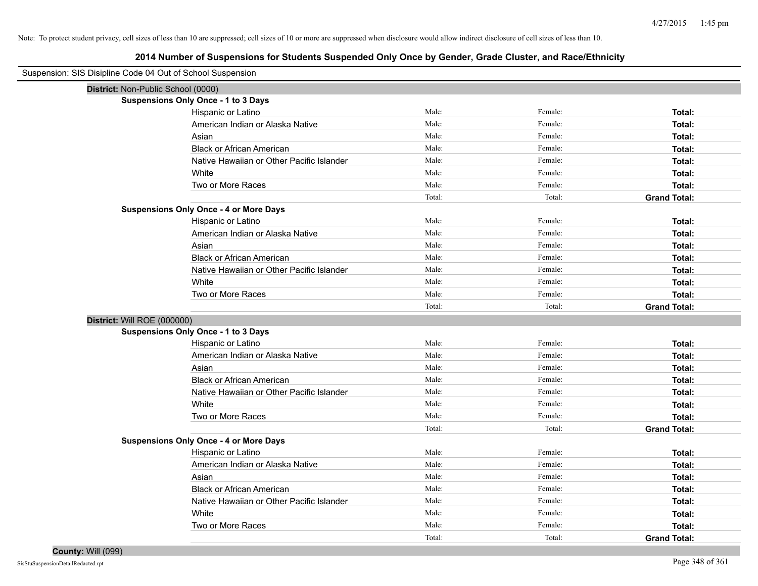Note: To protect student privacy, cell sizes of less than 10 are suppressed; cell sizes of 10 or more are suppressed when disclosure would allow indirect disclosure of cell sizes of less than 10.

## 2014 Number of Suspensions for Students Suspended Only Once by Gender, Grade Cluster, and Race/Ethnicity

Suspension: SIS Disipline Code 04 Out of School Suspension

**District:** Non-Public School (0000)

**Suspensions Only Once - 1 to 3 Days**

| | | | |
|---|---|---|---|
| Hispanic or Latino | Male: | Female: | **Total:** |
| American Indian or Alaska Native | Male: | Female: | **Total:** |
| Asian | Male: | Female: | **Total:** |
| Black or African American | Male: | Female: | **Total:** |
| Native Hawaiian or Other Pacific Islander | Male: | Female: | **Total:** |
| White | Male: | Female: | **Total:** |
| Two or More Races | Male: | Female: | **Total:** |
| | Total: | Total: | **Grand Total:** |

**Suspensions Only Once - 4 or More Days**

| | | | |
|---|---|---|---|
| Hispanic or Latino | Male: | Female: | **Total:** |
| American Indian or Alaska Native | Male: | Female: | **Total:** |
| Asian | Male: | Female: | **Total:** |
| Black or African American | Male: | Female: | **Total:** |
| Native Hawaiian or Other Pacific Islander | Male: | Female: | **Total:** |
| White | Male: | Female: | **Total:** |
| Two or More Races | Male: | Female: | **Total:** |
| | Total: | Total: | **Grand Total:** |

**District:** Will ROE (000000)

**Suspensions Only Once - 1 to 3 Days**

| | | | |
|---|---|---|---|
| Hispanic or Latino | Male: | Female: | **Total:** |
| American Indian or Alaska Native | Male: | Female: | **Total:** |
| Asian | Male: | Female: | **Total:** |
| Black or African American | Male: | Female: | **Total:** |
| Native Hawaiian or Other Pacific Islander | Male: | Female: | **Total:** |
| White | Male: | Female: | **Total:** |
| Two or More Races | Male: | Female: | **Total:** |
| | Total: | Total: | **Grand Total:** |

**Suspensions Only Once - 4 or More Days**

| | | | |
|---|---|---|---|
| Hispanic or Latino | Male: | Female: | **Total:** |
| American Indian or Alaska Native | Male: | Female: | **Total:** |
| Asian | Male: | Female: | **Total:** |
| Black or African American | Male: | Female: | **Total:** |
| Native Hawaiian or Other Pacific Islander | Male: | Female: | **Total:** |
| White | Male: | Female: | **Total:** |
| Two or More Races | Male: | Female: | **Total:** |
| | Total: | Total: | **Grand Total:** |

**County:** Will (099)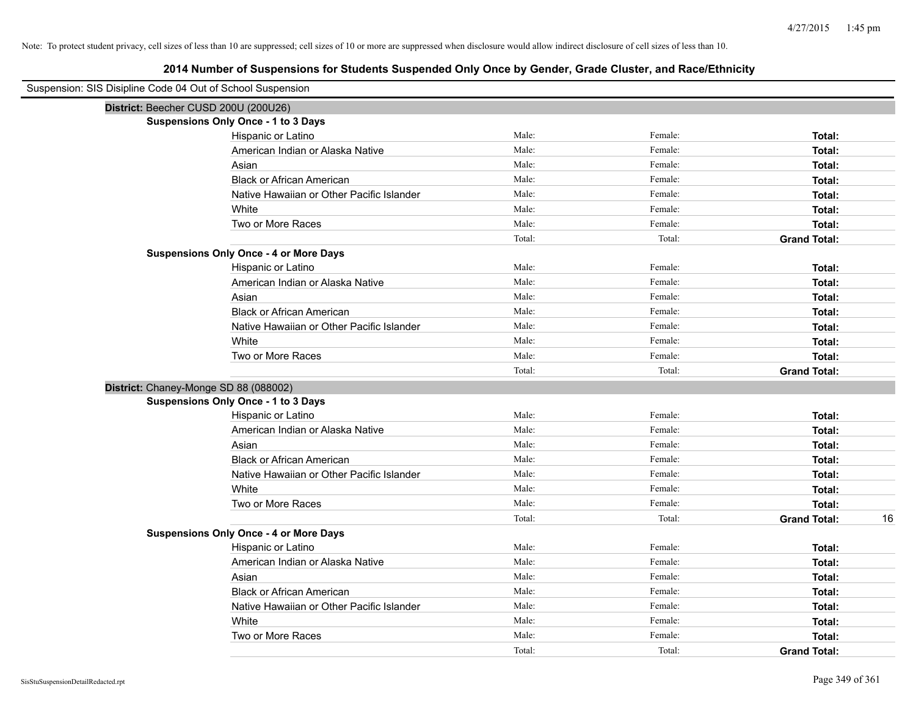Note: To protect student privacy, cell sizes of less than 10 are suppressed; cell sizes of 10 or more are suppressed when disclosure would allow indirect disclosure of cell sizes of less than 10.

# 2014 Number of Suspensions for Students Suspended Only Once by Gender, Grade Cluster, and Race/Ethnicity

Suspension: SIS Disipline Code 04 Out of School Suspension

## District: Beecher CUSD 200U (200U26)

### Suspensions Only Once - 1 to 3 Days

| | | | | |
|---|---|---|---|---|
| Hispanic or Latino | Male: | Female: | **Total:** | |
| American Indian or Alaska Native | Male: | Female: | **Total:** | |
| Asian | Male: | Female: | **Total:** | |
| Black or African American | Male: | Female: | **Total:** | |
| Native Hawaiian or Other Pacific Islander | Male: | Female: | **Total:** | |
| White | Male: | Female: | **Total:** | |
| Two or More Races | Male: | Female: | **Total:** | |
| | Total: | Total: | **Grand Total:** | |

### Suspensions Only Once - 4 or More Days

| | | | | |
|---|---|---|---|---|
| Hispanic or Latino | Male: | Female: | **Total:** | |
| American Indian or Alaska Native | Male: | Female: | **Total:** | |
| Asian | Male: | Female: | **Total:** | |
| Black or African American | Male: | Female: | **Total:** | |
| Native Hawaiian or Other Pacific Islander | Male: | Female: | **Total:** | |
| White | Male: | Female: | **Total:** | |
| Two or More Races | Male: | Female: | **Total:** | |
| | Total: | Total: | **Grand Total:** | |

## District: Chaney-Monge SD 88 (088002)

### Suspensions Only Once - 1 to 3 Days

| | | | | |
|---|---|---|---|---|
| Hispanic or Latino | Male: | Female: | **Total:** | |
| American Indian or Alaska Native | Male: | Female: | **Total:** | |
| Asian | Male: | Female: | **Total:** | |
| Black or African American | Male: | Female: | **Total:** | |
| Native Hawaiian or Other Pacific Islander | Male: | Female: | **Total:** | |
| White | Male: | Female: | **Total:** | |
| Two or More Races | Male: | Female: | **Total:** | |
| | Total: | Total: | **Grand Total:** | 16 |

### Suspensions Only Once - 4 or More Days

| | | | | |
|---|---|---|---|---|
| Hispanic or Latino | Male: | Female: | **Total:** | |
| American Indian or Alaska Native | Male: | Female: | **Total:** | |
| Asian | Male: | Female: | **Total:** | |
| Black or African American | Male: | Female: | **Total:** | |
| Native Hawaiian or Other Pacific Islander | Male: | Female: | **Total:** | |
| White | Male: | Female: | **Total:** | |
| Two or More Races | Male: | Female: | **Total:** | |
| | Total: | Total: | **Grand Total:** | |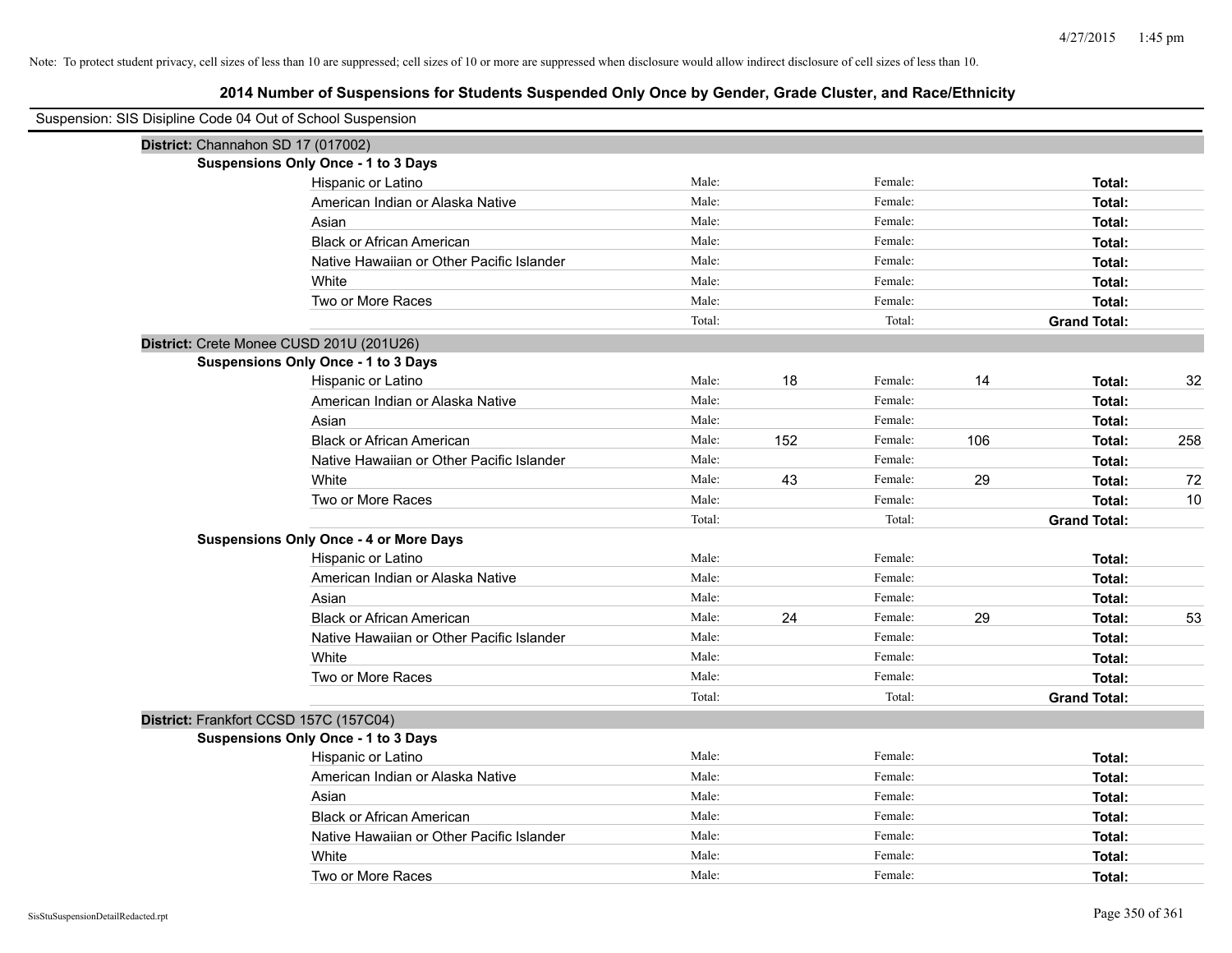Note: To protect student privacy, cell sizes of less than 10 are suppressed; cell sizes of 10 or more are suppressed when disclosure would allow indirect disclosure of cell sizes of less than 10.

## 2014 Number of Suspensions for Students Suspended Only Once by Gender, Grade Cluster, and Race/Ethnicity

Suspension: SIS Disipline Code 04 Out of School Suspension

**District:** Channahon SD 17 (017002)

**Suspensions Only Once - 1 to 3 Days**

| | | | | | | |
|---|---|---|---|---|---|---|
| Hispanic or Latino | Male: | | Female: | | **Total:** | |
| American Indian or Alaska Native | Male: | | Female: | | **Total:** | |
| Asian | Male: | | Female: | | **Total:** | |
| Black or African American | Male: | | Female: | | **Total:** | |
| Native Hawaiian or Other Pacific Islander | Male: | | Female: | | **Total:** | |
| White | Male: | | Female: | | **Total:** | |
| Two or More Races | Male: | | Female: | | **Total:** | |
| | Total: | | Total: | | **Grand Total:** | |

**District:** Crete Monee CUSD 201U (201U26)

**Suspensions Only Once - 1 to 3 Days**

| | | | | | | |
|---|---|---|---|---|---|---|
| Hispanic or Latino | Male: | 18 | Female: | 14 | **Total:** | 32 |
| American Indian or Alaska Native | Male: | | Female: | | **Total:** | |
| Asian | Male: | | Female: | | **Total:** | |
| Black or African American | Male: | 152 | Female: | 106 | **Total:** | 258 |
| Native Hawaiian or Other Pacific Islander | Male: | | Female: | | **Total:** | |
| White | Male: | 43 | Female: | 29 | **Total:** | 72 |
| Two or More Races | Male: | | Female: | | **Total:** | 10 |
| | Total: | | Total: | | **Grand Total:** | |

**Suspensions Only Once - 4 or More Days**

| | | | | | | |
|---|---|---|---|---|---|---|
| Hispanic or Latino | Male: | | Female: | | **Total:** | |
| American Indian or Alaska Native | Male: | | Female: | | **Total:** | |
| Asian | Male: | | Female: | | **Total:** | |
| Black or African American | Male: | 24 | Female: | 29 | **Total:** | 53 |
| Native Hawaiian or Other Pacific Islander | Male: | | Female: | | **Total:** | |
| White | Male: | | Female: | | **Total:** | |
| Two or More Races | Male: | | Female: | | **Total:** | |
| | Total: | | Total: | | **Grand Total:** | |

**District:** Frankfort CCSD 157C (157C04)

**Suspensions Only Once - 1 to 3 Days**

| | | | | | | |
|---|---|---|---|---|---|---|
| Hispanic or Latino | Male: | | Female: | | **Total:** | |
| American Indian or Alaska Native | Male: | | Female: | | **Total:** | |
| Asian | Male: | | Female: | | **Total:** | |
| Black or African American | Male: | | Female: | | **Total:** | |
| Native Hawaiian or Other Pacific Islander | Male: | | Female: | | **Total:** | |
| White | Male: | | Female: | | **Total:** | |
| Two or More Races | Male: | | Female: | | **Total:** | |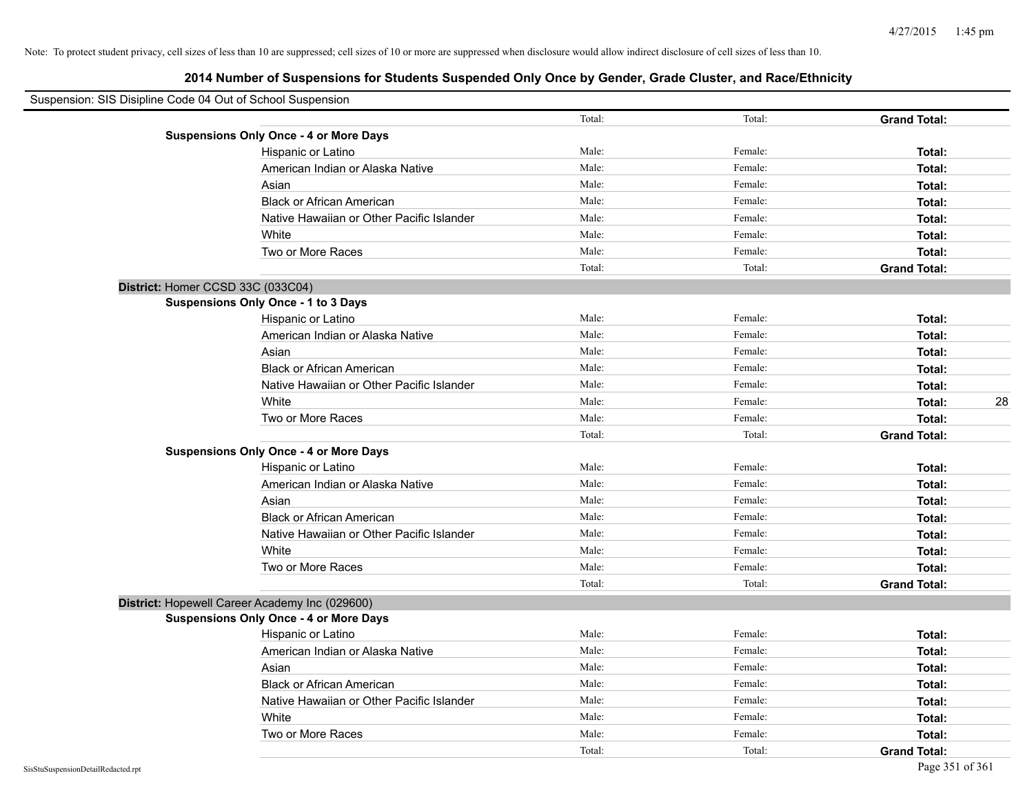Note: To protect student privacy, cell sizes of less than 10 are suppressed; cell sizes of 10 or more are suppressed when disclosure would allow indirect disclosure of cell sizes of less than 10.

## 2014 Number of Suspensions for Students Suspended Only Once by Gender, Grade Cluster, and Race/Ethnicity

Suspension: SIS Disipline Code 04 Out of School Suspension

| | | | | |
|---|---|---|---|---|
| | Total: | Total: | **Grand Total:** | |
| **Suspensions Only Once - 4 or More Days** | | | | |
| Hispanic or Latino | Male: | Female: | **Total:** | |
| American Indian or Alaska Native | Male: | Female: | **Total:** | |
| Asian | Male: | Female: | **Total:** | |
| Black or African American | Male: | Female: | **Total:** | |
| Native Hawaiian or Other Pacific Islander | Male: | Female: | **Total:** | |
| White | Male: | Female: | **Total:** | |
| Two or More Races | Male: | Female: | **Total:** | |
| | Total: | Total: | **Grand Total:** | |

**District:** Homer CCSD 33C (033C04)

| | | | | |
|---|---|---|---|---|
| **Suspensions Only Once - 1 to 3 Days** | | | | |
| Hispanic or Latino | Male: | Female: | **Total:** | |
| American Indian or Alaska Native | Male: | Female: | **Total:** | |
| Asian | Male: | Female: | **Total:** | |
| Black or African American | Male: | Female: | **Total:** | |
| Native Hawaiian or Other Pacific Islander | Male: | Female: | **Total:** | |
| White | Male: | Female: | **Total:** | 28 |
| Two or More Races | Male: | Female: | **Total:** | |
| | Total: | Total: | **Grand Total:** | |
| **Suspensions Only Once - 4 or More Days** | | | | |
| Hispanic or Latino | Male: | Female: | **Total:** | |
| American Indian or Alaska Native | Male: | Female: | **Total:** | |
| Asian | Male: | Female: | **Total:** | |
| Black or African American | Male: | Female: | **Total:** | |
| Native Hawaiian or Other Pacific Islander | Male: | Female: | **Total:** | |
| White | Male: | Female: | **Total:** | |
| Two or More Races | Male: | Female: | **Total:** | |
| | Total: | Total: | **Grand Total:** | |

**District:** Hopewell Career Academy Inc (029600)

| | | | | |
|---|---|---|---|---|
| **Suspensions Only Once - 4 or More Days** | | | | |
| Hispanic or Latino | Male: | Female: | **Total:** | |
| American Indian or Alaska Native | Male: | Female: | **Total:** | |
| Asian | Male: | Female: | **Total:** | |
| Black or African American | Male: | Female: | **Total:** | |
| Native Hawaiian or Other Pacific Islander | Male: | Female: | **Total:** | |
| White | Male: | Female: | **Total:** | |
| Two or More Races | Male: | Female: | **Total:** | |
| | Total: | Total: | **Grand Total:** | |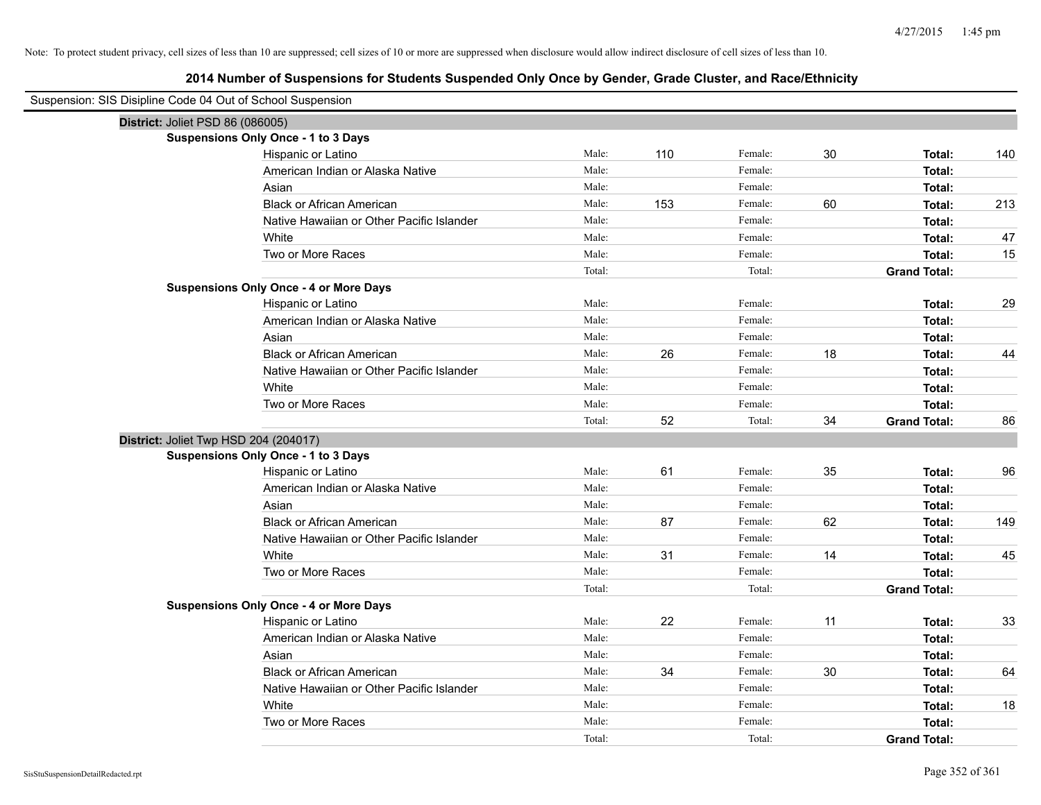Note: To protect student privacy, cell sizes of less than 10 are suppressed; cell sizes of 10 or more are suppressed when disclosure would allow indirect disclosure of cell sizes of less than 10.

## 2014 Number of Suspensions for Students Suspended Only Once by Gender, Grade Cluster, and Race/Ethnicity

Suspension: SIS Disipline Code 04 Out of School Suspension

### District: Joliet PSD 86 (086005)

**Suspensions Only Once - 1 to 3 Days**

| Race/Ethnicity | | Male | | Female | | Total |
|---|---|---|---|---|---|---|
| Hispanic or Latino | Male: | 110 | Female: | 30 | **Total:** | 140 |
| American Indian or Alaska Native | Male: | | Female: | | **Total:** | |
| Asian | Male: | | Female: | | **Total:** | |
| Black or African American | Male: | 153 | Female: | 60 | **Total:** | 213 |
| Native Hawaiian or Other Pacific Islander | Male: | | Female: | | **Total:** | |
| White | Male: | | Female: | | **Total:** | 47 |
| Two or More Races | Male: | | Female: | | **Total:** | 15 |
| | Total: | | Total: | | **Grand Total:** | |

**Suspensions Only Once - 4 or More Days**

| Race/Ethnicity | | Male | | Female | | Total |
|---|---|---|---|---|---|---|
| Hispanic or Latino | Male: | | Female: | | **Total:** | 29 |
| American Indian or Alaska Native | Male: | | Female: | | **Total:** | |
| Asian | Male: | | Female: | | **Total:** | |
| Black or African American | Male: | 26 | Female: | 18 | **Total:** | 44 |
| Native Hawaiian or Other Pacific Islander | Male: | | Female: | | **Total:** | |
| White | Male: | | Female: | | **Total:** | |
| Two or More Races | Male: | | Female: | | **Total:** | |
| | Total: | 52 | Total: | 34 | **Grand Total:** | 86 |

### District: Joliet Twp HSD 204 (204017)

**Suspensions Only Once - 1 to 3 Days**

| Race/Ethnicity | | Male | | Female | | Total |
|---|---|---|---|---|---|---|
| Hispanic or Latino | Male: | 61 | Female: | 35 | **Total:** | 96 |
| American Indian or Alaska Native | Male: | | Female: | | **Total:** | |
| Asian | Male: | | Female: | | **Total:** | |
| Black or African American | Male: | 87 | Female: | 62 | **Total:** | 149 |
| Native Hawaiian or Other Pacific Islander | Male: | | Female: | | **Total:** | |
| White | Male: | 31 | Female: | 14 | **Total:** | 45 |
| Two or More Races | Male: | | Female: | | **Total:** | |
| | Total: | | Total: | | **Grand Total:** | |

**Suspensions Only Once - 4 or More Days**

| Race/Ethnicity | | Male | | Female | | Total |
|---|---|---|---|---|---|---|
| Hispanic or Latino | Male: | 22 | Female: | 11 | **Total:** | 33 |
| American Indian or Alaska Native | Male: | | Female: | | **Total:** | |
| Asian | Male: | | Female: | | **Total:** | |
| Black or African American | Male: | 34 | Female: | 30 | **Total:** | 64 |
| Native Hawaiian or Other Pacific Islander | Male: | | Female: | | **Total:** | |
| White | Male: | | Female: | | **Total:** | 18 |
| Two or More Races | Male: | | Female: | | **Total:** | |
| | Total: | | Total: | | **Grand Total:** | |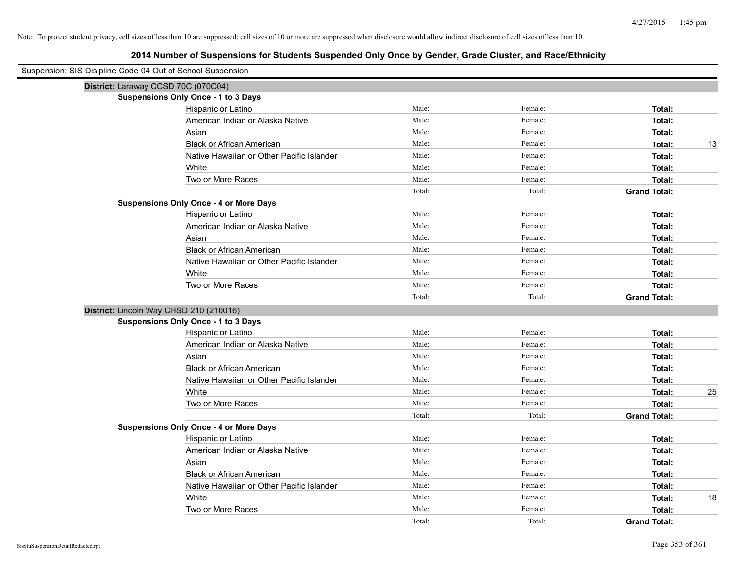Note: To protect student privacy, cell sizes of less than 10 are suppressed; cell sizes of 10 or more are suppressed when disclosure would allow indirect disclosure of cell sizes of less than 10.

# 2014 Number of Suspensions for Students Suspended Only Once by Gender, Grade Cluster, and Race/Ethnicity

Suspension: SIS Disipline Code 04 Out of School Suspension

**District:** Laraway CCSD 70C (070C04)

**Suspensions Only Once - 1 to 3 Days**

| | | | | |
|---|---|---|---|---|
| Hispanic or Latino | Male: | Female: | **Total:** | |
| American Indian or Alaska Native | Male: | Female: | **Total:** | |
| Asian | Male: | Female: | **Total:** | |
| Black or African American | Male: | Female: | **Total:** | 13 |
| Native Hawaiian or Other Pacific Islander | Male: | Female: | **Total:** | |
| White | Male: | Female: | **Total:** | |
| Two or More Races | Male: | Female: | **Total:** | |
| | Total: | Total: | **Grand Total:** | |

**Suspensions Only Once - 4 or More Days**

| | | | | |
|---|---|---|---|---|
| Hispanic or Latino | Male: | Female: | **Total:** | |
| American Indian or Alaska Native | Male: | Female: | **Total:** | |
| Asian | Male: | Female: | **Total:** | |
| Black or African American | Male: | Female: | **Total:** | |
| Native Hawaiian or Other Pacific Islander | Male: | Female: | **Total:** | |
| White | Male: | Female: | **Total:** | |
| Two or More Races | Male: | Female: | **Total:** | |
| | Total: | Total: | **Grand Total:** | |

**District:** Lincoln Way CHSD 210 (210016)

**Suspensions Only Once - 1 to 3 Days**

| | | | | |
|---|---|---|---|---|
| Hispanic or Latino | Male: | Female: | **Total:** | |
| American Indian or Alaska Native | Male: | Female: | **Total:** | |
| Asian | Male: | Female: | **Total:** | |
| Black or African American | Male: | Female: | **Total:** | |
| Native Hawaiian or Other Pacific Islander | Male: | Female: | **Total:** | |
| White | Male: | Female: | **Total:** | 25 |
| Two or More Races | Male: | Female: | **Total:** | |
| | Total: | Total: | **Grand Total:** | |

**Suspensions Only Once - 4 or More Days**

| | | | | |
|---|---|---|---|---|
| Hispanic or Latino | Male: | Female: | **Total:** | |
| American Indian or Alaska Native | Male: | Female: | **Total:** | |
| Asian | Male: | Female: | **Total:** | |
| Black or African American | Male: | Female: | **Total:** | |
| Native Hawaiian or Other Pacific Islander | Male: | Female: | **Total:** | |
| White | Male: | Female: | **Total:** | 18 |
| Two or More Races | Male: | Female: | **Total:** | |
| | Total: | Total: | **Grand Total:** | |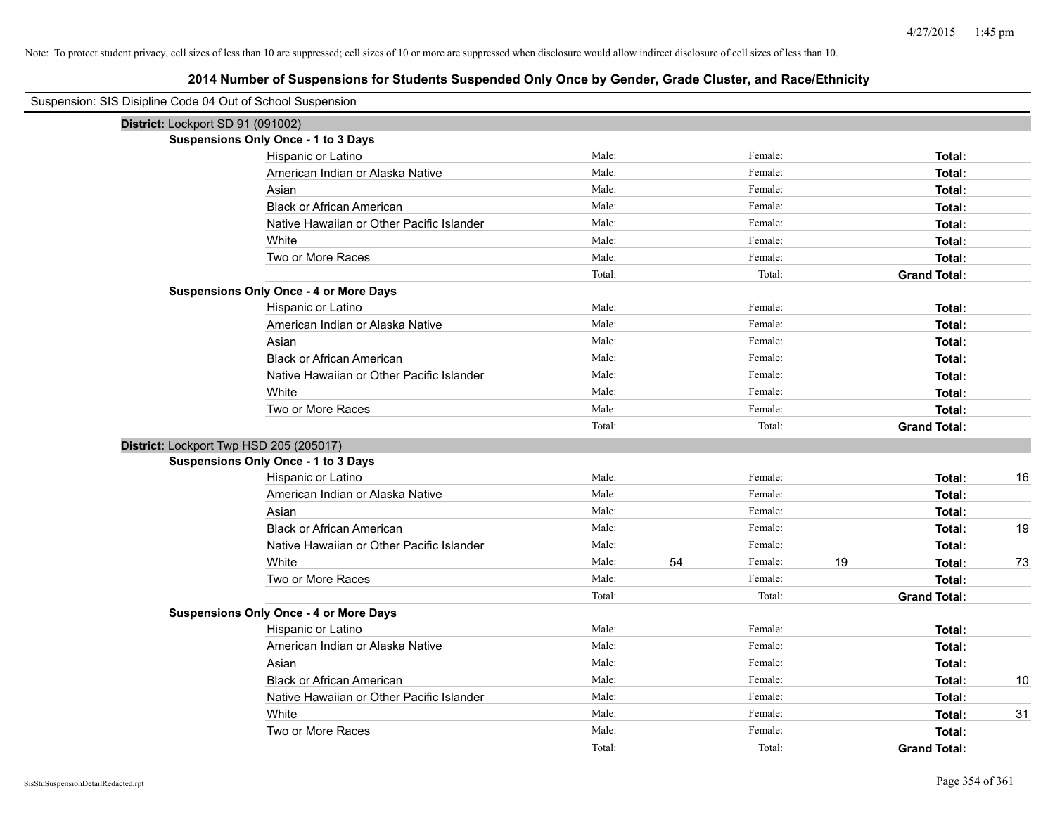Note: To protect student privacy, cell sizes of less than 10 are suppressed; cell sizes of 10 or more are suppressed when disclosure would allow indirect disclosure of cell sizes of less than 10.

## 2014 Number of Suspensions for Students Suspended Only Once by Gender, Grade Cluster, and Race/Ethnicity

Suspension: SIS Disipline Code 04 Out of School Suspension

**District:** Lockport SD 91 (091002)

**Suspensions Only Once - 1 to 3 Days**

| Race/Ethnicity | | Male | | Female | | Total |
|---|---|---|---|---|---|---|
| Hispanic or Latino | Male: | | Female: | | **Total:** | |
| American Indian or Alaska Native | Male: | | Female: | | **Total:** | |
| Asian | Male: | | Female: | | **Total:** | |
| Black or African American | Male: | | Female: | | **Total:** | |
| Native Hawaiian or Other Pacific Islander | Male: | | Female: | | **Total:** | |
| White | Male: | | Female: | | **Total:** | |
| Two or More Races | Male: | | Female: | | **Total:** | |
| | Total: | | Total: | | **Grand Total:** | |

**Suspensions Only Once - 4 or More Days**

| Race/Ethnicity | | Male | | Female | | Total |
|---|---|---|---|---|---|---|
| Hispanic or Latino | Male: | | Female: | | **Total:** | |
| American Indian or Alaska Native | Male: | | Female: | | **Total:** | |
| Asian | Male: | | Female: | | **Total:** | |
| Black or African American | Male: | | Female: | | **Total:** | |
| Native Hawaiian or Other Pacific Islander | Male: | | Female: | | **Total:** | |
| White | Male: | | Female: | | **Total:** | |
| Two or More Races | Male: | | Female: | | **Total:** | |
| | Total: | | Total: | | **Grand Total:** | |

**District:** Lockport Twp HSD 205 (205017)

**Suspensions Only Once - 1 to 3 Days**

| Race/Ethnicity | | Male | | Female | | Total |
|---|---|---|---|---|---|---|
| Hispanic or Latino | Male: | | Female: | | **Total:** | 16 |
| American Indian or Alaska Native | Male: | | Female: | | **Total:** | |
| Asian | Male: | | Female: | | **Total:** | |
| Black or African American | Male: | | Female: | | **Total:** | 19 |
| Native Hawaiian or Other Pacific Islander | Male: | | Female: | | **Total:** | |
| White | Male: | 54 | Female: | 19 | **Total:** | 73 |
| Two or More Races | Male: | | Female: | | **Total:** | |
| | Total: | | Total: | | **Grand Total:** | |

**Suspensions Only Once - 4 or More Days**

| Race/Ethnicity | | Male | | Female | | Total |
|---|---|---|---|---|---|---|
| Hispanic or Latino | Male: | | Female: | | **Total:** | |
| American Indian or Alaska Native | Male: | | Female: | | **Total:** | |
| Asian | Male: | | Female: | | **Total:** | |
| Black or African American | Male: | | Female: | | **Total:** | 10 |
| Native Hawaiian or Other Pacific Islander | Male: | | Female: | | **Total:** | |
| White | Male: | | Female: | | **Total:** | 31 |
| Two or More Races | Male: | | Female: | | **Total:** | |
| | Total: | | Total: | | **Grand Total:** | |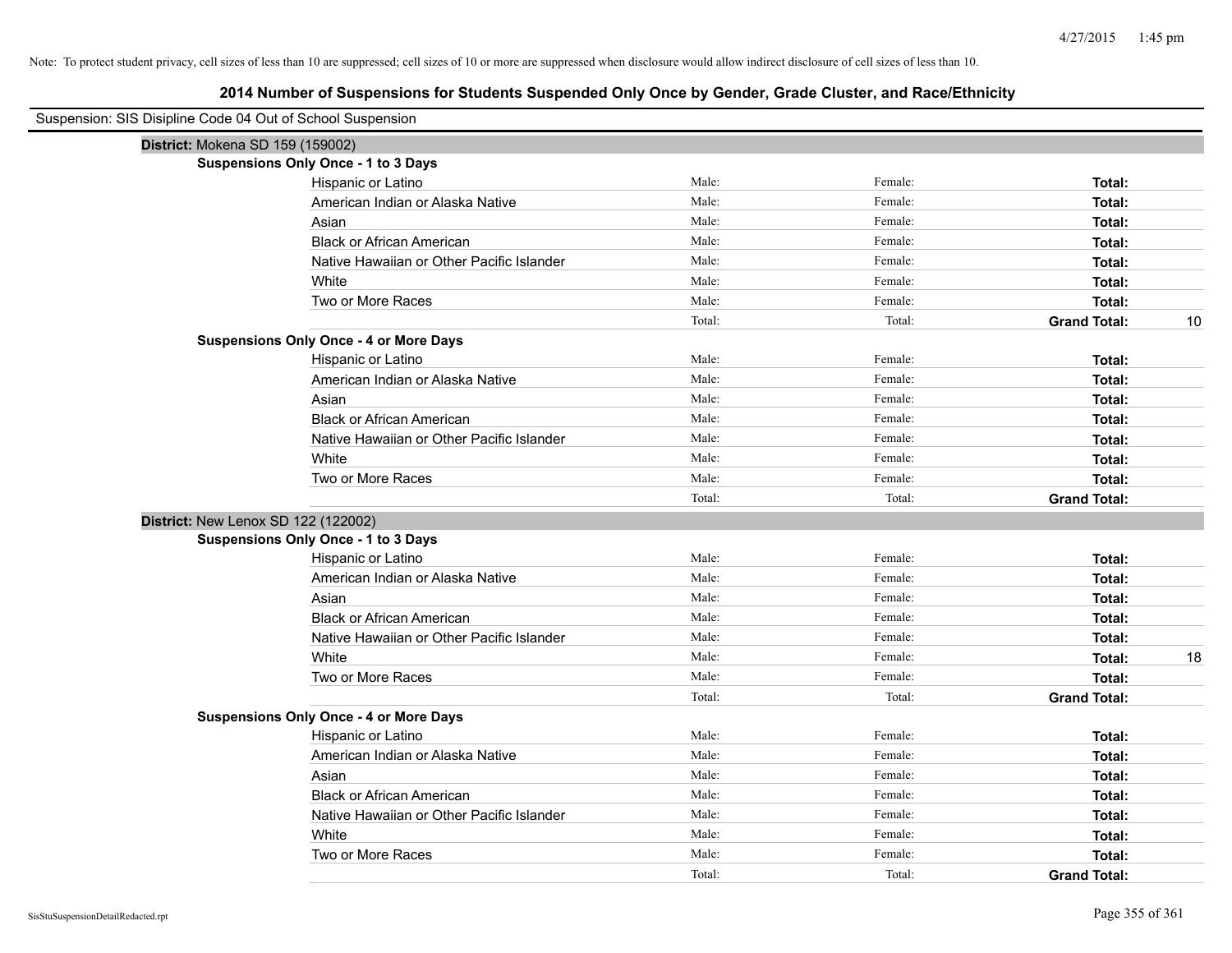Note: To protect student privacy, cell sizes of less than 10 are suppressed; cell sizes of 10 or more are suppressed when disclosure would allow indirect disclosure of cell sizes of less than 10.

# 2014 Number of Suspensions for Students Suspended Only Once by Gender, Grade Cluster, and Race/Ethnicity

Suspension: SIS Disipline Code 04 Out of School Suspension

**District:** Mokena SD 159 (159002)

**Suspensions Only Once - 1 to 3 Days**

| | | | | |
|---|---|---|---|---|
| Hispanic or Latino | Male: | Female: | **Total:** | |
| American Indian or Alaska Native | Male: | Female: | **Total:** | |
| Asian | Male: | Female: | **Total:** | |
| Black or African American | Male: | Female: | **Total:** | |
| Native Hawaiian or Other Pacific Islander | Male: | Female: | **Total:** | |
| White | Male: | Female: | **Total:** | |
| Two or More Races | Male: | Female: | **Total:** | |
| | Total: | Total: | **Grand Total:** | 10 |

**Suspensions Only Once - 4 or More Days**

| | | | | |
|---|---|---|---|---|
| Hispanic or Latino | Male: | Female: | **Total:** | |
| American Indian or Alaska Native | Male: | Female: | **Total:** | |
| Asian | Male: | Female: | **Total:** | |
| Black or African American | Male: | Female: | **Total:** | |
| Native Hawaiian or Other Pacific Islander | Male: | Female: | **Total:** | |
| White | Male: | Female: | **Total:** | |
| Two or More Races | Male: | Female: | **Total:** | |
| | Total: | Total: | **Grand Total:** | |

**District:** New Lenox SD 122 (122002)

**Suspensions Only Once - 1 to 3 Days**

| | | | | |
|---|---|---|---|---|
| Hispanic or Latino | Male: | Female: | **Total:** | |
| American Indian or Alaska Native | Male: | Female: | **Total:** | |
| Asian | Male: | Female: | **Total:** | |
| Black or African American | Male: | Female: | **Total:** | |
| Native Hawaiian or Other Pacific Islander | Male: | Female: | **Total:** | |
| White | Male: | Female: | **Total:** | 18 |
| Two or More Races | Male: | Female: | **Total:** | |
| | Total: | Total: | **Grand Total:** | |

**Suspensions Only Once - 4 or More Days**

| | | | | |
|---|---|---|---|---|
| Hispanic or Latino | Male: | Female: | **Total:** | |
| American Indian or Alaska Native | Male: | Female: | **Total:** | |
| Asian | Male: | Female: | **Total:** | |
| Black or African American | Male: | Female: | **Total:** | |
| Native Hawaiian or Other Pacific Islander | Male: | Female: | **Total:** | |
| White | Male: | Female: | **Total:** | |
| Two or More Races | Male: | Female: | **Total:** | |
| | Total: | Total: | **Grand Total:** | |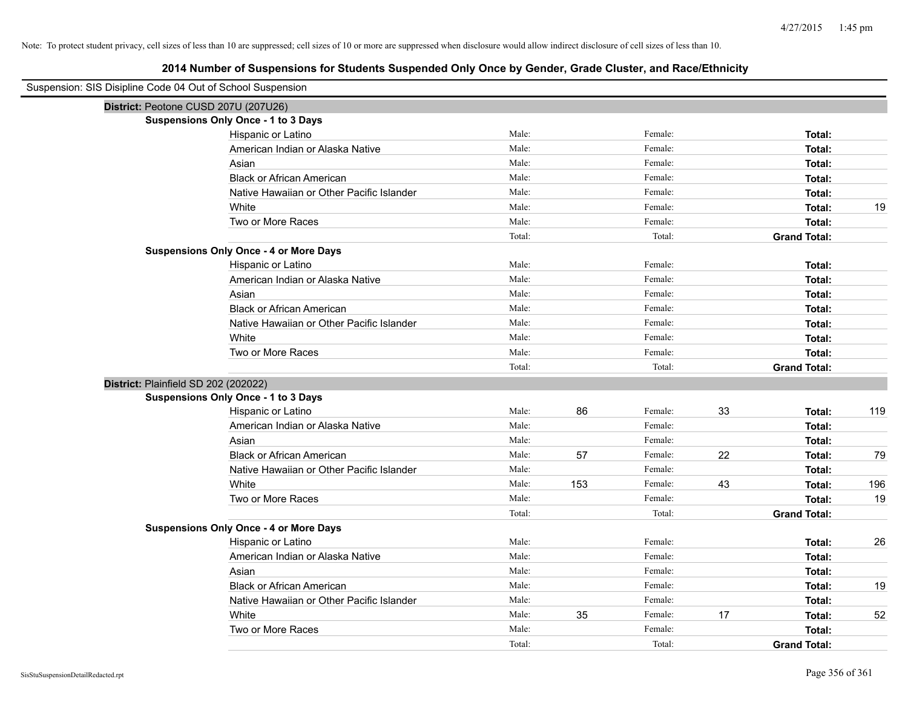Note: To protect student privacy, cell sizes of less than 10 are suppressed; cell sizes of 10 or more are suppressed when disclosure would allow indirect disclosure of cell sizes of less than 10.

## 2014 Number of Suspensions for Students Suspended Only Once by Gender, Grade Cluster, and Race/Ethnicity

Suspension: SIS Disipline Code 04 Out of School Suspension

**District:** Peotone CUSD 207U (207U26)

**Suspensions Only Once - 1 to 3 Days**

| | | | | | | |
|---|---|---|---|---|---|---|
| Hispanic or Latino | Male: | | Female: | | **Total:** | |
| American Indian or Alaska Native | Male: | | Female: | | **Total:** | |
| Asian | Male: | | Female: | | **Total:** | |
| Black or African American | Male: | | Female: | | **Total:** | |
| Native Hawaiian or Other Pacific Islander | Male: | | Female: | | **Total:** | |
| White | Male: | | Female: | | **Total:** | 19 |
| Two or More Races | Male: | | Female: | | **Total:** | |
| | Total: | | Total: | | **Grand Total:** | |

**Suspensions Only Once - 4 or More Days**

| | | | | | | |
|---|---|---|---|---|---|---|
| Hispanic or Latino | Male: | | Female: | | **Total:** | |
| American Indian or Alaska Native | Male: | | Female: | | **Total:** | |
| Asian | Male: | | Female: | | **Total:** | |
| Black or African American | Male: | | Female: | | **Total:** | |
| Native Hawaiian or Other Pacific Islander | Male: | | Female: | | **Total:** | |
| White | Male: | | Female: | | **Total:** | |
| Two or More Races | Male: | | Female: | | **Total:** | |
| | Total: | | Total: | | **Grand Total:** | |

**District:** Plainfield SD 202 (202022)

**Suspensions Only Once - 1 to 3 Days**

| | | | | | | |
|---|---|---|---|---|---|---|
| Hispanic or Latino | Male: | 86 | Female: | 33 | **Total:** | 119 |
| American Indian or Alaska Native | Male: | | Female: | | **Total:** | |
| Asian | Male: | | Female: | | **Total:** | |
| Black or African American | Male: | 57 | Female: | 22 | **Total:** | 79 |
| Native Hawaiian or Other Pacific Islander | Male: | | Female: | | **Total:** | |
| White | Male: | 153 | Female: | 43 | **Total:** | 196 |
| Two or More Races | Male: | | Female: | | **Total:** | 19 |
| | Total: | | Total: | | **Grand Total:** | |

**Suspensions Only Once - 4 or More Days**

| | | | | | | |
|---|---|---|---|---|---|---|
| Hispanic or Latino | Male: | | Female: | | **Total:** | 26 |
| American Indian or Alaska Native | Male: | | Female: | | **Total:** | |
| Asian | Male: | | Female: | | **Total:** | |
| Black or African American | Male: | | Female: | | **Total:** | 19 |
| Native Hawaiian or Other Pacific Islander | Male: | | Female: | | **Total:** | |
| White | Male: | 35 | Female: | 17 | **Total:** | 52 |
| Two or More Races | Male: | | Female: | | **Total:** | |
| | Total: | | Total: | | **Grand Total:** | |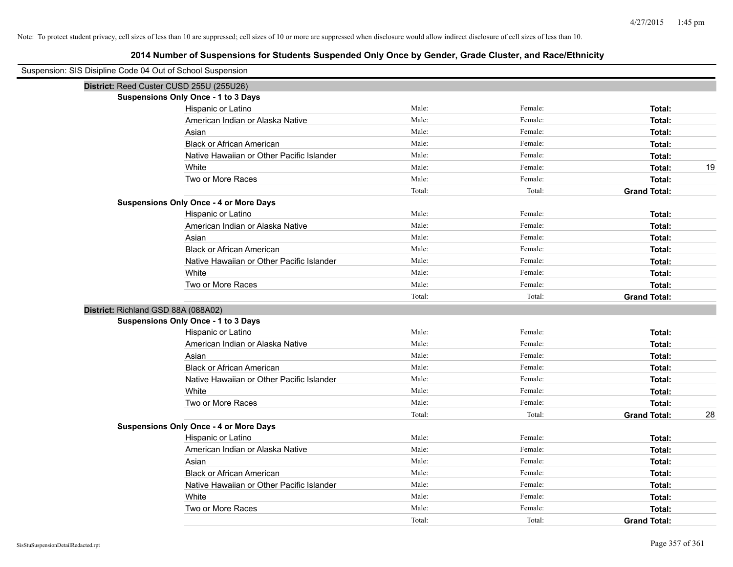Note: To protect student privacy, cell sizes of less than 10 are suppressed; cell sizes of 10 or more are suppressed when disclosure would allow indirect disclosure of cell sizes of less than 10.

## 2014 Number of Suspensions for Students Suspended Only Once by Gender, Grade Cluster, and Race/Ethnicity

Suspension: SIS Disipline Code 04 Out of School Suspension

### District: Reed Custer CUSD 255U (255U26)

**Suspensions Only Once - 1 to 3 Days**

| | | | | |
|---|---|---|---|---|
| Hispanic or Latino | Male: | Female: | **Total:** | |
| American Indian or Alaska Native | Male: | Female: | **Total:** | |
| Asian | Male: | Female: | **Total:** | |
| Black or African American | Male: | Female: | **Total:** | |
| Native Hawaiian or Other Pacific Islander | Male: | Female: | **Total:** | |
| White | Male: | Female: | **Total:** | 19 |
| Two or More Races | Male: | Female: | **Total:** | |
| | Total: | Total: | **Grand Total:** | |

**Suspensions Only Once - 4 or More Days**

| | | | | |
|---|---|---|---|---|
| Hispanic or Latino | Male: | Female: | **Total:** | |
| American Indian or Alaska Native | Male: | Female: | **Total:** | |
| Asian | Male: | Female: | **Total:** | |
| Black or African American | Male: | Female: | **Total:** | |
| Native Hawaiian or Other Pacific Islander | Male: | Female: | **Total:** | |
| White | Male: | Female: | **Total:** | |
| Two or More Races | Male: | Female: | **Total:** | |
| | Total: | Total: | **Grand Total:** | |

### District: Richland GSD 88A (088A02)

**Suspensions Only Once - 1 to 3 Days**

| | | | | |
|---|---|---|---|---|
| Hispanic or Latino | Male: | Female: | **Total:** | |
| American Indian or Alaska Native | Male: | Female: | **Total:** | |
| Asian | Male: | Female: | **Total:** | |
| Black or African American | Male: | Female: | **Total:** | |
| Native Hawaiian or Other Pacific Islander | Male: | Female: | **Total:** | |
| White | Male: | Female: | **Total:** | |
| Two or More Races | Male: | Female: | **Total:** | |
| | Total: | Total: | **Grand Total:** | 28 |

**Suspensions Only Once - 4 or More Days**

| | | | | |
|---|---|---|---|---|
| Hispanic or Latino | Male: | Female: | **Total:** | |
| American Indian or Alaska Native | Male: | Female: | **Total:** | |
| Asian | Male: | Female: | **Total:** | |
| Black or African American | Male: | Female: | **Total:** | |
| Native Hawaiian or Other Pacific Islander | Male: | Female: | **Total:** | |
| White | Male: | Female: | **Total:** | |
| Two or More Races | Male: | Female: | **Total:** | |
| | Total: | Total: | **Grand Total:** | |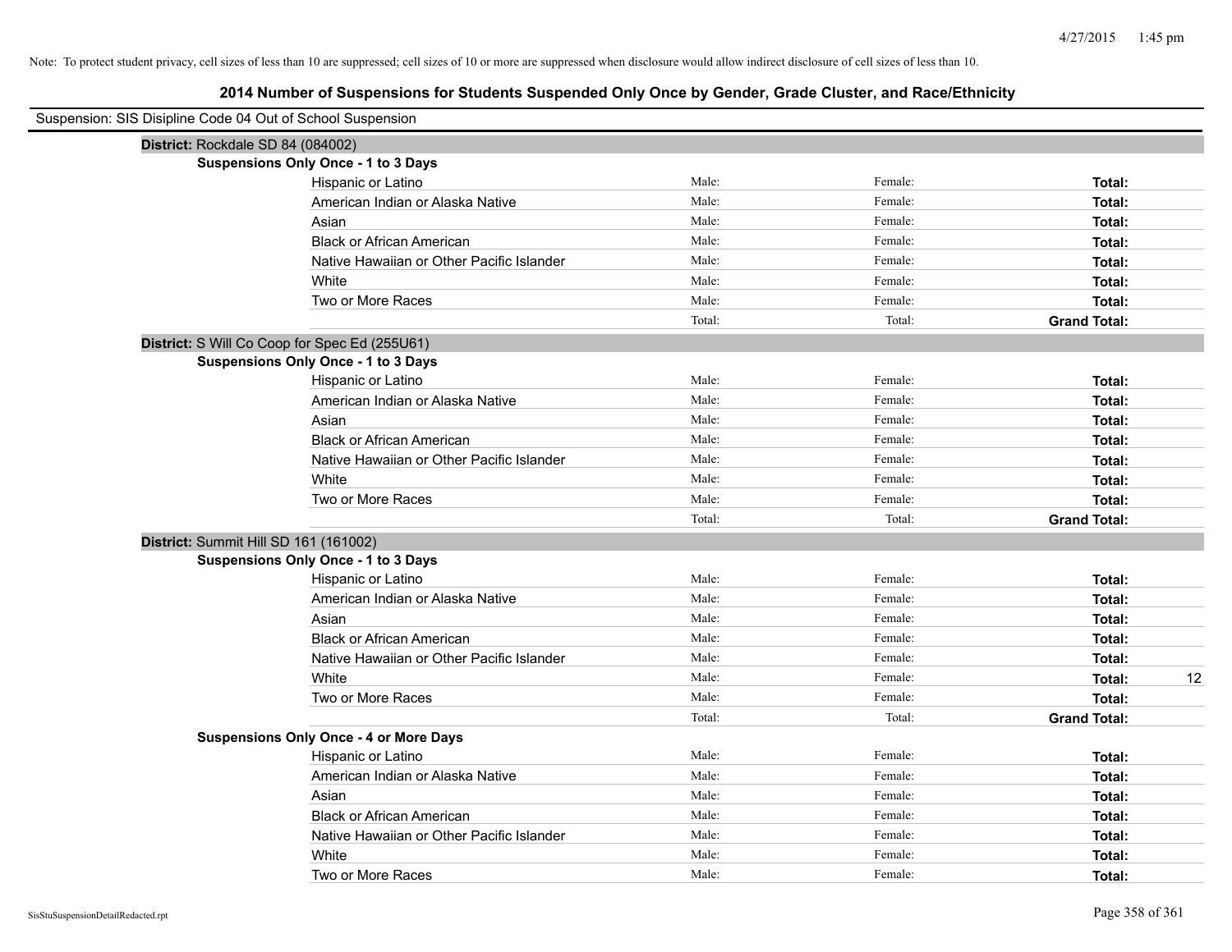Note: To protect student privacy, cell sizes of less than 10 are suppressed; cell sizes of 10 or more are suppressed when disclosure would allow indirect disclosure of cell sizes of less than 10.

## 2014 Number of Suspensions for Students Suspended Only Once by Gender, Grade Cluster, and Race/Ethnicity

Suspension: SIS Disipline Code 04 Out of School Suspension

**District:** Rockdale SD 84 (084002)

**Suspensions Only Once - 1 to 3 Days**

| Race/Ethnicity | Male: | Female: | Total: | |
|---|---|---|---|---|
| Hispanic or Latino | Male: | Female: | **Total:** | |
| American Indian or Alaska Native | Male: | Female: | **Total:** | |
| Asian | Male: | Female: | **Total:** | |
| Black or African American | Male: | Female: | **Total:** | |
| Native Hawaiian or Other Pacific Islander | Male: | Female: | **Total:** | |
| White | Male: | Female: | **Total:** | |
| Two or More Races | Male: | Female: | **Total:** | |
| | Total: | Total: | **Grand Total:** | |

**District:** S Will Co Coop for Spec Ed (255U61)

**Suspensions Only Once - 1 to 3 Days**

| Race/Ethnicity | Male: | Female: | Total: | |
|---|---|---|---|---|
| Hispanic or Latino | Male: | Female: | **Total:** | |
| American Indian or Alaska Native | Male: | Female: | **Total:** | |
| Asian | Male: | Female: | **Total:** | |
| Black or African American | Male: | Female: | **Total:** | |
| Native Hawaiian or Other Pacific Islander | Male: | Female: | **Total:** | |
| White | Male: | Female: | **Total:** | |
| Two or More Races | Male: | Female: | **Total:** | |
| | Total: | Total: | **Grand Total:** | |

**District:** Summit Hill SD 161 (161002)

**Suspensions Only Once - 1 to 3 Days**

| Race/Ethnicity | Male: | Female: | Total: | |
|---|---|---|---|---|
| Hispanic or Latino | Male: | Female: | **Total:** | |
| American Indian or Alaska Native | Male: | Female: | **Total:** | |
| Asian | Male: | Female: | **Total:** | |
| Black or African American | Male: | Female: | **Total:** | |
| Native Hawaiian or Other Pacific Islander | Male: | Female: | **Total:** | |
| White | Male: | Female: | **Total:** | 12 |
| Two or More Races | Male: | Female: | **Total:** | |
| | Total: | Total: | **Grand Total:** | |

**Suspensions Only Once - 4 or More Days**

| Race/Ethnicity | Male: | Female: | Total: | |
|---|---|---|---|---|
| Hispanic or Latino | Male: | Female: | **Total:** | |
| American Indian or Alaska Native | Male: | Female: | **Total:** | |
| Asian | Male: | Female: | **Total:** | |
| Black or African American | Male: | Female: | **Total:** | |
| Native Hawaiian or Other Pacific Islander | Male: | Female: | **Total:** | |
| White | Male: | Female: | **Total:** | |
| Two or More Races | Male: | Female: | **Total:** | |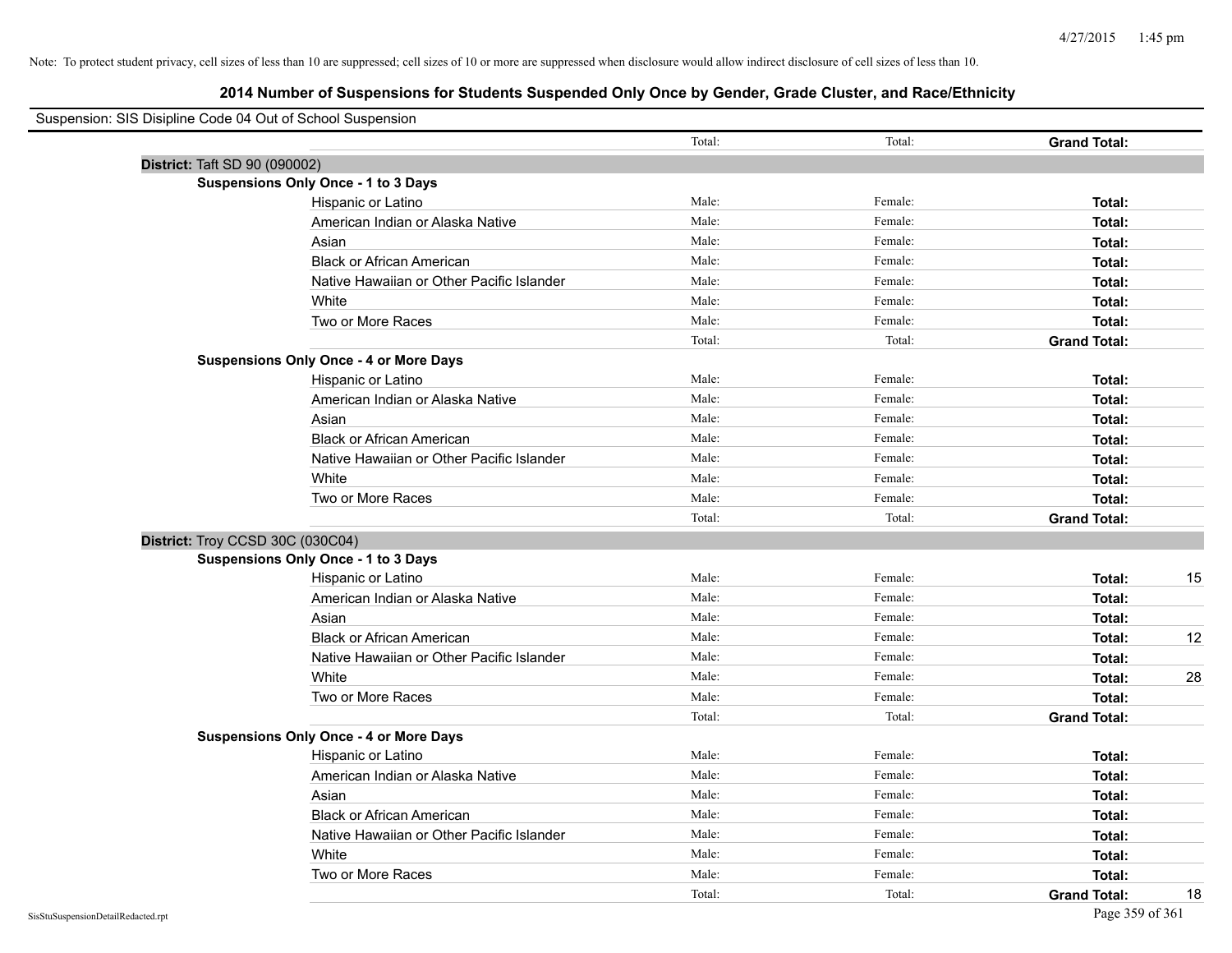Note: To protect student privacy, cell sizes of less than 10 are suppressed; cell sizes of 10 or more are suppressed when disclosure would allow indirect disclosure of cell sizes of less than 10.

# 2014 Number of Suspensions for Students Suspended Only Once by Gender, Grade Cluster, and Race/Ethnicity

Suspension: SIS Disipline Code 04 Out of School Suspension

| | | Total: | Total: | **Grand Total:** | |
|---|---|---|---|---|---|
| **District:** Taft SD 90 (090002) | | | | | |
| **Suspensions Only Once - 1 to 3 Days** | | | | | |
| | Hispanic or Latino | Male: | Female: | **Total:** | |
| | American Indian or Alaska Native | Male: | Female: | **Total:** | |
| | Asian | Male: | Female: | **Total:** | |
| | Black or African American | Male: | Female: | **Total:** | |
| | Native Hawaiian or Other Pacific Islander | Male: | Female: | **Total:** | |
| | White | Male: | Female: | **Total:** | |
| | Two or More Races | Male: | Female: | **Total:** | |
| | | Total: | Total: | **Grand Total:** | |
| **Suspensions Only Once - 4 or More Days** | | | | | |
| | Hispanic or Latino | Male: | Female: | **Total:** | |
| | American Indian or Alaska Native | Male: | Female: | **Total:** | |
| | Asian | Male: | Female: | **Total:** | |
| | Black or African American | Male: | Female: | **Total:** | |
| | Native Hawaiian or Other Pacific Islander | Male: | Female: | **Total:** | |
| | White | Male: | Female: | **Total:** | |
| | Two or More Races | Male: | Female: | **Total:** | |
| | | Total: | Total: | **Grand Total:** | |
| **District:** Troy CCSD 30C (030C04) | | | | | |
| **Suspensions Only Once - 1 to 3 Days** | | | | | |
| | Hispanic or Latino | Male: | Female: | **Total:** | 15 |
| | American Indian or Alaska Native | Male: | Female: | **Total:** | |
| | Asian | Male: | Female: | **Total:** | |
| | Black or African American | Male: | Female: | **Total:** | 12 |
| | Native Hawaiian or Other Pacific Islander | Male: | Female: | **Total:** | |
| | White | Male: | Female: | **Total:** | 28 |
| | Two or More Races | Male: | Female: | **Total:** | |
| | | Total: | Total: | **Grand Total:** | |
| **Suspensions Only Once - 4 or More Days** | | | | | |
| | Hispanic or Latino | Male: | Female: | **Total:** | |
| | American Indian or Alaska Native | Male: | Female: | **Total:** | |
| | Asian | Male: | Female: | **Total:** | |
| | Black or African American | Male: | Female: | **Total:** | |
| | Native Hawaiian or Other Pacific Islander | Male: | Female: | **Total:** | |
| | White | Male: | Female: | **Total:** | |
| | Two or More Races | Male: | Female: | **Total:** | |
| | | Total: | Total: | **Grand Total:** | 18 |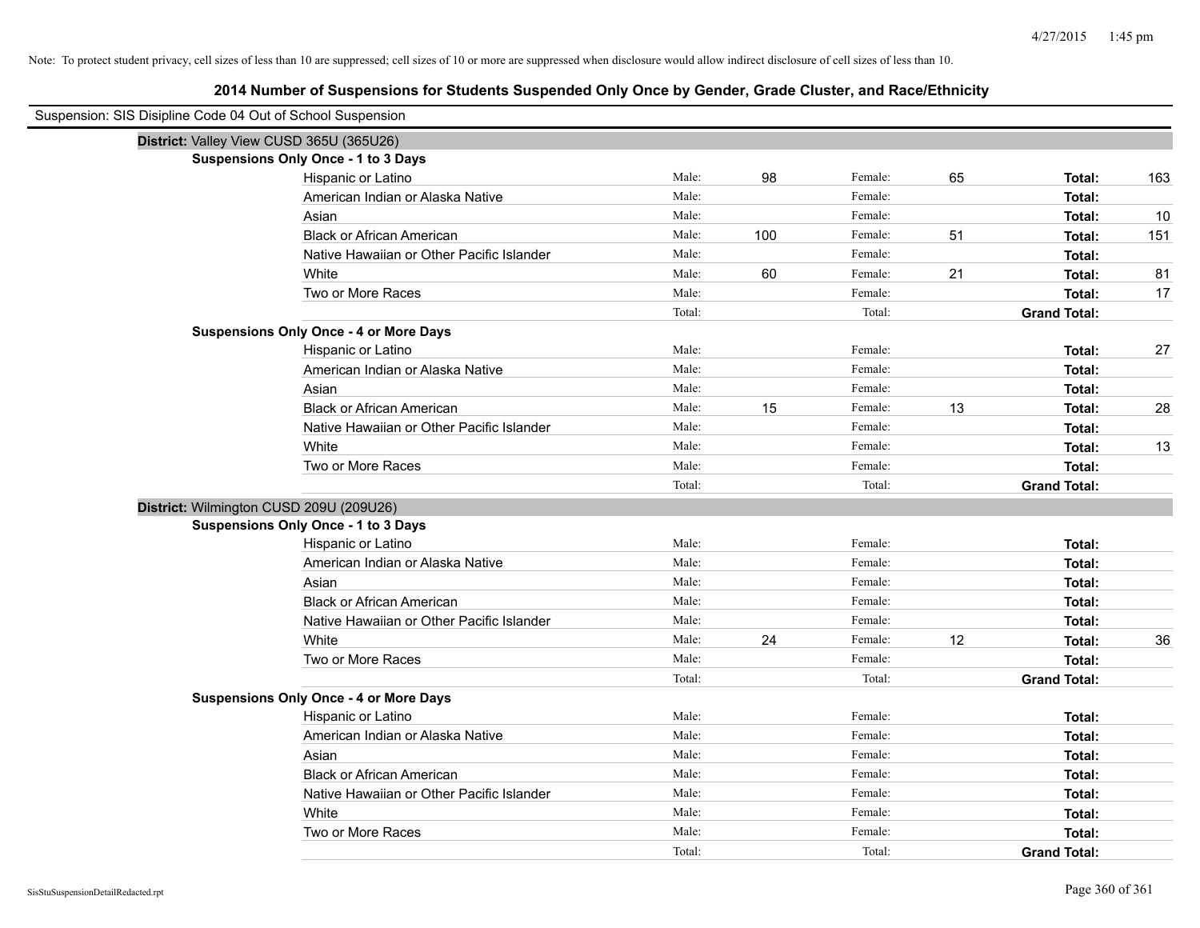Note: To protect student privacy, cell sizes of less than 10 are suppressed; cell sizes of 10 or more are suppressed when disclosure would allow indirect disclosure of cell sizes of less than 10.

# 2014 Number of Suspensions for Students Suspended Only Once by Gender, Grade Cluster, and Race/Ethnicity

Suspension: SIS Disipline Code 04 Out of School Suspension

## District: Valley View CUSD 365U (365U26)

### Suspensions Only Once - 1 to 3 Days

| Race/Ethnicity | Male: | | Female: | | Total: | |
|---|---|---|---|---|---|---|
| Hispanic or Latino | Male: | 98 | Female: | 65 | **Total:** | 163 |
| American Indian or Alaska Native | Male: | | Female: | | **Total:** | |
| Asian | Male: | | Female: | | **Total:** | 10 |
| Black or African American | Male: | 100 | Female: | 51 | **Total:** | 151 |
| Native Hawaiian or Other Pacific Islander | Male: | | Female: | | **Total:** | |
| White | Male: | 60 | Female: | 21 | **Total:** | 81 |
| Two or More Races | Male: | | Female: | | **Total:** | 17 |
| | Total: | | Total: | | **Grand Total:** | |

### Suspensions Only Once - 4 or More Days

| Race/Ethnicity | Male: | | Female: | | Total: | |
|---|---|---|---|---|---|---|
| Hispanic or Latino | Male: | | Female: | | **Total:** | 27 |
| American Indian or Alaska Native | Male: | | Female: | | **Total:** | |
| Asian | Male: | | Female: | | **Total:** | |
| Black or African American | Male: | 15 | Female: | 13 | **Total:** | 28 |
| Native Hawaiian or Other Pacific Islander | Male: | | Female: | | **Total:** | |
| White | Male: | | Female: | | **Total:** | 13 |
| Two or More Races | Male: | | Female: | | **Total:** | |
| | Total: | | Total: | | **Grand Total:** | |

## District: Wilmington CUSD 209U (209U26)

### Suspensions Only Once - 1 to 3 Days

| Race/Ethnicity | Male: | | Female: | | Total: | |
|---|---|---|---|---|---|---|
| Hispanic or Latino | Male: | | Female: | | **Total:** | |
| American Indian or Alaska Native | Male: | | Female: | | **Total:** | |
| Asian | Male: | | Female: | | **Total:** | |
| Black or African American | Male: | | Female: | | **Total:** | |
| Native Hawaiian or Other Pacific Islander | Male: | | Female: | | **Total:** | |
| White | Male: | 24 | Female: | 12 | **Total:** | 36 |
| Two or More Races | Male: | | Female: | | **Total:** | |
| | Total: | | Total: | | **Grand Total:** | |

### Suspensions Only Once - 4 or More Days

| Race/Ethnicity | Male: | | Female: | | Total: | |
|---|---|---|---|---|---|---|
| Hispanic or Latino | Male: | | Female: | | **Total:** | |
| American Indian or Alaska Native | Male: | | Female: | | **Total:** | |
| Asian | Male: | | Female: | | **Total:** | |
| Black or African American | Male: | | Female: | | **Total:** | |
| Native Hawaiian or Other Pacific Islander | Male: | | Female: | | **Total:** | |
| White | Male: | | Female: | | **Total:** | |
| Two or More Races | Male: | | Female: | | **Total:** | |
| | Total: | | Total: | | **Grand Total:** | |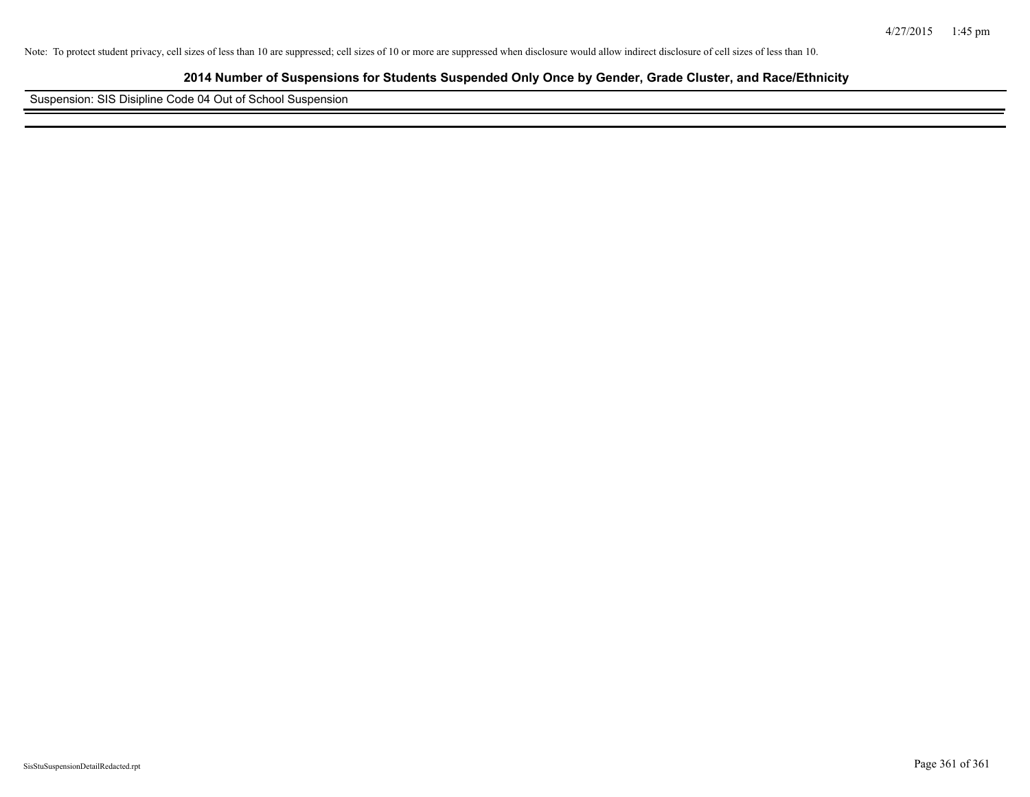Note: To protect student privacy, cell sizes of less than 10 are suppressed; cell sizes of 10 or more are suppressed when disclosure would allow indirect disclosure of cell sizes of less than 10.

## 2014 Number of Suspensions for Students Suspended Only Once by Gender, Grade Cluster, and Race/Ethnicity

Suspension: SIS Disipline Code 04 Out of School Suspension